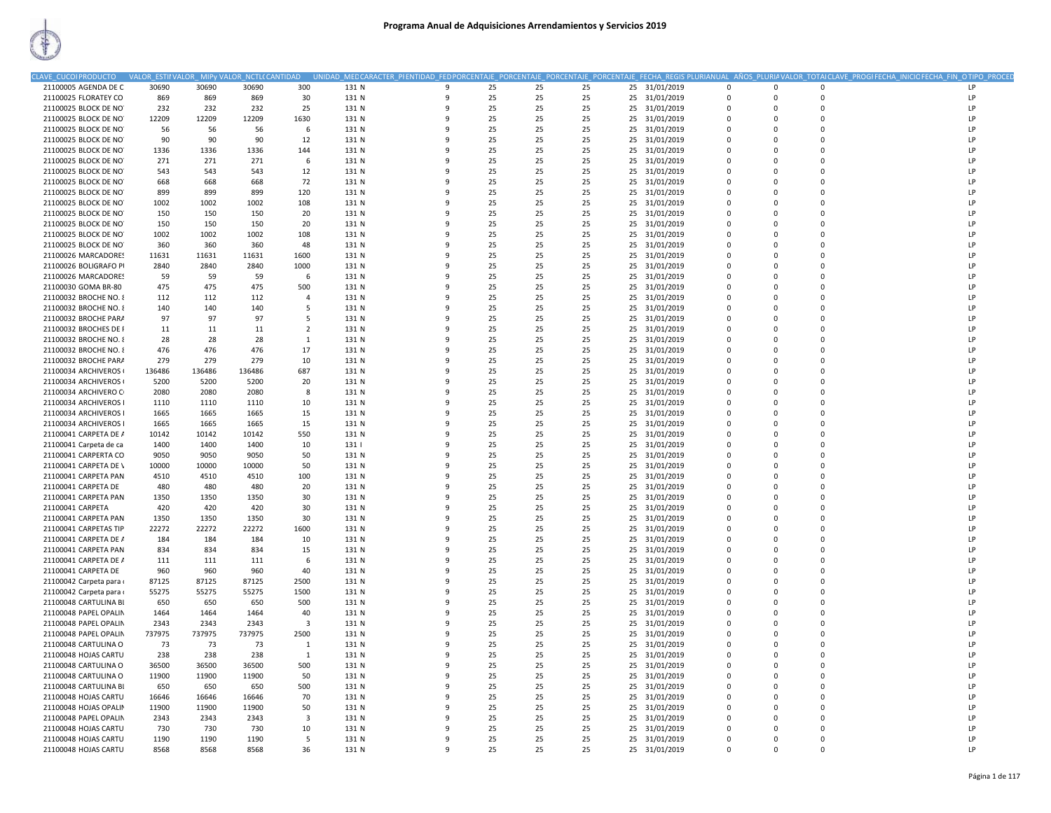# Programa Anual de Adquisiciones Arrendamientos y Servicios 2019

| CLAVE_CUCOI | PRODUCTO | VALOR_ESTII | VALOR_MIPy | VALOR_NCTLC | CANTIDAD | UNIDAD_MED | CARACTER_PI | ENTIDAD_FED | PORCENTAJE_ | PORCENTAJE_ | PORCENTAJE_ | PORCENTAJE_ | FECHA_REGIS | PLURIANUAL | AÑOS_PLURIA | VALOR_TOTAI | CLAVE_PROGI | FECHA_INICIO | FECHA_FIN_O | TIPO_PROCED |
|---|---|---|---|---|---|---|---|---|---|---|---|---|---|---|---|---|---|---|---|---|
| 21100005 | AGENDA DE C | 30690 | 30690 | 30690 | 300 | 131 | N | 9 | 25 | 25 | 25 | 25 | 31/01/2019 | 0 | 0 | 0 | | | | LP |
| 21100025 | FLORATEY CO | 869 | 869 | 869 | 30 | 131 | N | 9 | 25 | 25 | 25 | 25 | 31/01/2019 | 0 | 0 | 0 | | | | LP |
| 21100025 | BLOCK DE NO | 232 | 232 | 232 | 25 | 131 | N | 9 | 25 | 25 | 25 | 25 | 31/01/2019 | 0 | 0 | 0 | | | | LP |
| 21100025 | BLOCK DE NO | 12209 | 12209 | 12209 | 1630 | 131 | N | 9 | 25 | 25 | 25 | 25 | 31/01/2019 | 0 | 0 | 0 | | | | LP |
| 21100025 | BLOCK DE NO | 56 | 56 | 56 | 6 | 131 | N | 9 | 25 | 25 | 25 | 25 | 31/01/2019 | 0 | 0 | 0 | | | | LP |
| 21100025 | BLOCK DE NO | 90 | 90 | 90 | 12 | 131 | N | 9 | 25 | 25 | 25 | 25 | 31/01/2019 | 0 | 0 | 0 | | | | LP |
| 21100025 | BLOCK DE NO | 1336 | 1336 | 1336 | 144 | 131 | N | 9 | 25 | 25 | 25 | 25 | 31/01/2019 | 0 | 0 | 0 | | | | LP |
| 21100025 | BLOCK DE NO | 271 | 271 | 271 | 6 | 131 | N | 9 | 25 | 25 | 25 | 25 | 31/01/2019 | 0 | 0 | 0 | | | | LP |
| 21100025 | BLOCK DE NO | 543 | 543 | 543 | 12 | 131 | N | 9 | 25 | 25 | 25 | 25 | 31/01/2019 | 0 | 0 | 0 | | | | LP |
| 21100025 | BLOCK DE NO | 668 | 668 | 668 | 72 | 131 | N | 9 | 25 | 25 | 25 | 25 | 31/01/2019 | 0 | 0 | 0 | | | | LP |
| 21100025 | BLOCK DE NO | 899 | 899 | 899 | 120 | 131 | N | 9 | 25 | 25 | 25 | 25 | 31/01/2019 | 0 | 0 | 0 | | | | LP |
| 21100025 | BLOCK DE NO | 1002 | 1002 | 1002 | 108 | 131 | N | 9 | 25 | 25 | 25 | 25 | 31/01/2019 | 0 | 0 | 0 | | | | LP |
| 21100025 | BLOCK DE NO | 150 | 150 | 150 | 20 | 131 | N | 9 | 25 | 25 | 25 | 25 | 31/01/2019 | 0 | 0 | 0 | | | | LP |
| 21100025 | BLOCK DE NO | 150 | 150 | 150 | 20 | 131 | N | 9 | 25 | 25 | 25 | 25 | 31/01/2019 | 0 | 0 | 0 | | | | LP |
| 21100025 | BLOCK DE NO | 1002 | 1002 | 1002 | 108 | 131 | N | 9 | 25 | 25 | 25 | 25 | 31/01/2019 | 0 | 0 | 0 | | | | LP |
| 21100025 | BLOCK DE NO | 360 | 360 | 360 | 48 | 131 | N | 9 | 25 | 25 | 25 | 25 | 31/01/2019 | 0 | 0 | 0 | | | | LP |
| 21100026 | MARCADORES | 11631 | 11631 | 11631 | 1600 | 131 | N | 9 | 25 | 25 | 25 | 25 | 31/01/2019 | 0 | 0 | 0 | | | | LP |
| 21100026 | BOLIGRAFO PI | 2840 | 2840 | 2840 | 1000 | 131 | N | 9 | 25 | 25 | 25 | 25 | 31/01/2019 | 0 | 0 | 0 | | | | LP |
| 21100026 | MARCADORES | 59 | 59 | 59 | 6 | 131 | N | 9 | 25 | 25 | 25 | 25 | 31/01/2019 | 0 | 0 | 0 | | | | LP |
| 21100030 | GOMA BR-80 | 475 | 475 | 475 | 500 | 131 | N | 9 | 25 | 25 | 25 | 25 | 31/01/2019 | 0 | 0 | 0 | | | | LP |
| 21100032 | BROCHE NO. 8 | 112 | 112 | 112 | 4 | 131 | N | 9 | 25 | 25 | 25 | 25 | 31/01/2019 | 0 | 0 | 0 | | | | LP |
| 21100032 | BROCHE NO. 8 | 140 | 140 | 140 | 5 | 131 | N | 9 | 25 | 25 | 25 | 25 | 31/01/2019 | 0 | 0 | 0 | | | | LP |
| 21100032 | BROCHE PARA | 97 | 97 | 97 | 5 | 131 | N | 9 | 25 | 25 | 25 | 25 | 31/01/2019 | 0 | 0 | 0 | | | | LP |
| 21100032 | BROCHES DE I | 11 | 11 | 11 | 2 | 131 | N | 9 | 25 | 25 | 25 | 25 | 31/01/2019 | 0 | 0 | 0 | | | | LP |
| 21100032 | BROCHE NO. 8 | 28 | 28 | 28 | 1 | 131 | N | 9 | 25 | 25 | 25 | 25 | 31/01/2019 | 0 | 0 | 0 | | | | LP |
| 21100032 | BROCHE NO. 8 | 476 | 476 | 476 | 17 | 131 | N | 9 | 25 | 25 | 25 | 25 | 31/01/2019 | 0 | 0 | 0 | | | | LP |
| 21100032 | BROCHE PARA | 279 | 279 | 279 | 10 | 131 | N | 9 | 25 | 25 | 25 | 25 | 31/01/2019 | 0 | 0 | 0 | | | | LP |
| 21100034 | ARCHIVEROS | 136486 | 136486 | 136486 | 687 | 131 | N | 9 | 25 | 25 | 25 | 25 | 31/01/2019 | 0 | 0 | 0 | | | | LP |
| 21100034 | ARCHIVEROS | 5200 | 5200 | 5200 | 20 | 131 | N | 9 | 25 | 25 | 25 | 25 | 31/01/2019 | 0 | 0 | 0 | | | | LP |
| 21100034 | ARCHIVERO C | 2080 | 2080 | 2080 | 8 | 131 | N | 9 | 25 | 25 | 25 | 25 | 31/01/2019 | 0 | 0 | 0 | | | | LP |
| 21100034 | ARCHIVEROS I | 1110 | 1110 | 1110 | 10 | 131 | N | 9 | 25 | 25 | 25 | 25 | 31/01/2019 | 0 | 0 | 0 | | | | LP |
| 21100034 | ARCHIVEROS I | 1665 | 1665 | 1665 | 15 | 131 | N | 9 | 25 | 25 | 25 | 25 | 31/01/2019 | 0 | 0 | 0 | | | | LP |
| 21100034 | ARCHIVEROS I | 1665 | 1665 | 1665 | 15 | 131 | N | 9 | 25 | 25 | 25 | 25 | 31/01/2019 | 0 | 0 | 0 | | | | LP |
| 21100041 | CARPETA DE A | 10142 | 10142 | 10142 | 550 | 131 | N | 9 | 25 | 25 | 25 | 25 | 31/01/2019 | 0 | 0 | 0 | | | | LP |
| 21100041 | Carpeta de ca | 1400 | 1400 | 1400 | 10 | 131 | I | 9 | 25 | 25 | 25 | 25 | 31/01/2019 | 0 | 0 | 0 | | | | LP |
| 21100041 | CARPERTA CO | 9050 | 9050 | 9050 | 50 | 131 | N | 9 | 25 | 25 | 25 | 25 | 31/01/2019 | 0 | 0 | 0 | | | | LP |
| 21100041 | CARPETA DE V | 10000 | 10000 | 10000 | 50 | 131 | N | 9 | 25 | 25 | 25 | 25 | 31/01/2019 | 0 | 0 | 0 | | | | LP |
| 21100041 | CARPETA PAN | 4510 | 4510 | 4510 | 100 | 131 | N | 9 | 25 | 25 | 25 | 25 | 31/01/2019 | 0 | 0 | 0 | | | | LP |
| 21100041 | CARPETA DE | 480 | 480 | 480 | 20 | 131 | N | 9 | 25 | 25 | 25 | 25 | 31/01/2019 | 0 | 0 | 0 | | | | LP |
| 21100041 | CARPETA PAN | 1350 | 1350 | 1350 | 30 | 131 | N | 9 | 25 | 25 | 25 | 25 | 31/01/2019 | 0 | 0 | 0 | | | | LP |
| 21100041 | CARPETA | 420 | 420 | 420 | 30 | 131 | N | 9 | 25 | 25 | 25 | 25 | 31/01/2019 | 0 | 0 | 0 | | | | LP |
| 21100041 | CARPETA PAN | 1350 | 1350 | 1350 | 30 | 131 | N | 9 | 25 | 25 | 25 | 25 | 31/01/2019 | 0 | 0 | 0 | | | | LP |
| 21100041 | CARPETAS TIP | 22272 | 22272 | 22272 | 1600 | 131 | N | 9 | 25 | 25 | 25 | 25 | 31/01/2019 | 0 | 0 | 0 | | | | LP |
| 21100041 | CARPETA DE A | 184 | 184 | 184 | 10 | 131 | N | 9 | 25 | 25 | 25 | 25 | 31/01/2019 | 0 | 0 | 0 | | | | LP |
| 21100041 | CARPETA PAN | 834 | 834 | 834 | 15 | 131 | N | 9 | 25 | 25 | 25 | 25 | 31/01/2019 | 0 | 0 | 0 | | | | LP |
| 21100041 | CARPETA DE A | 111 | 111 | 111 | 6 | 131 | N | 9 | 25 | 25 | 25 | 25 | 31/01/2019 | 0 | 0 | 0 | | | | LP |
| 21100041 | CARPETA DE | 960 | 960 | 960 | 40 | 131 | N | 9 | 25 | 25 | 25 | 25 | 31/01/2019 | 0 | 0 | 0 | | | | LP |
| 21100042 | Carpeta para | 87125 | 87125 | 87125 | 2500 | 131 | N | 9 | 25 | 25 | 25 | 25 | 31/01/2019 | 0 | 0 | 0 | | | | LP |
| 21100042 | Carpeta para | 55275 | 55275 | 55275 | 1500 | 131 | N | 9 | 25 | 25 | 25 | 25 | 31/01/2019 | 0 | 0 | 0 | | | | LP |
| 21100048 | CARTULINA BI | 650 | 650 | 650 | 500 | 131 | N | 9 | 25 | 25 | 25 | 25 | 31/01/2019 | 0 | 0 | 0 | | | | LP |
| 21100048 | PAPEL OPALIN | 1464 | 1464 | 1464 | 40 | 131 | N | 9 | 25 | 25 | 25 | 25 | 31/01/2019 | 0 | 0 | 0 | | | | LP |
| 21100048 | PAPEL OPALIN | 2343 | 2343 | 2343 | 3 | 131 | N | 9 | 25 | 25 | 25 | 25 | 31/01/2019 | 0 | 0 | 0 | | | | LP |
| 21100048 | PAPEL OPALIN | 737975 | 737975 | 737975 | 2500 | 131 | N | 9 | 25 | 25 | 25 | 25 | 31/01/2019 | 0 | 0 | 0 | | | | LP |
| 21100048 | CARTULINA O | 73 | 73 | 73 | 1 | 131 | N | 9 | 25 | 25 | 25 | 25 | 31/01/2019 | 0 | 0 | 0 | | | | LP |
| 21100048 | HOJAS CARTU | 238 | 238 | 238 | 1 | 131 | N | 9 | 25 | 25 | 25 | 25 | 31/01/2019 | 0 | 0 | 0 | | | | LP |
| 21100048 | CARTULINA O | 36500 | 36500 | 36500 | 500 | 131 | N | 9 | 25 | 25 | 25 | 25 | 31/01/2019 | 0 | 0 | 0 | | | | LP |
| 21100048 | CARTULINA O | 11900 | 11900 | 11900 | 50 | 131 | N | 9 | 25 | 25 | 25 | 25 | 31/01/2019 | 0 | 0 | 0 | | | | LP |
| 21100048 | CARTULINA BI | 650 | 650 | 650 | 500 | 131 | N | 9 | 25 | 25 | 25 | 25 | 31/01/2019 | 0 | 0 | 0 | | | | LP |
| 21100048 | HOJAS CARTU | 16646 | 16646 | 16646 | 70 | 131 | N | 9 | 25 | 25 | 25 | 25 | 31/01/2019 | 0 | 0 | 0 | | | | LP |
| 21100048 | HOJAS OPALIN | 11900 | 11900 | 11900 | 50 | 131 | N | 9 | 25 | 25 | 25 | 25 | 31/01/2019 | 0 | 0 | 0 | | | | LP |
| 21100048 | PAPEL OPALIN | 2343 | 2343 | 2343 | 3 | 131 | N | 9 | 25 | 25 | 25 | 25 | 31/01/2019 | 0 | 0 | 0 | | | | LP |
| 21100048 | HOJAS CARTU | 730 | 730 | 730 | 10 | 131 | N | 9 | 25 | 25 | 25 | 25 | 31/01/2019 | 0 | 0 | 0 | | | | LP |
| 21100048 | HOJAS CARTU | 1190 | 1190 | 1190 | 5 | 131 | N | 9 | 25 | 25 | 25 | 25 | 31/01/2019 | 0 | 0 | 0 | | | | LP |
| 21100048 | HOJAS CARTU | 8568 | 8568 | 8568 | 36 | 131 | N | 9 | 25 | 25 | 25 | 25 | 31/01/2019 | 0 | 0 | 0 | | | | LP |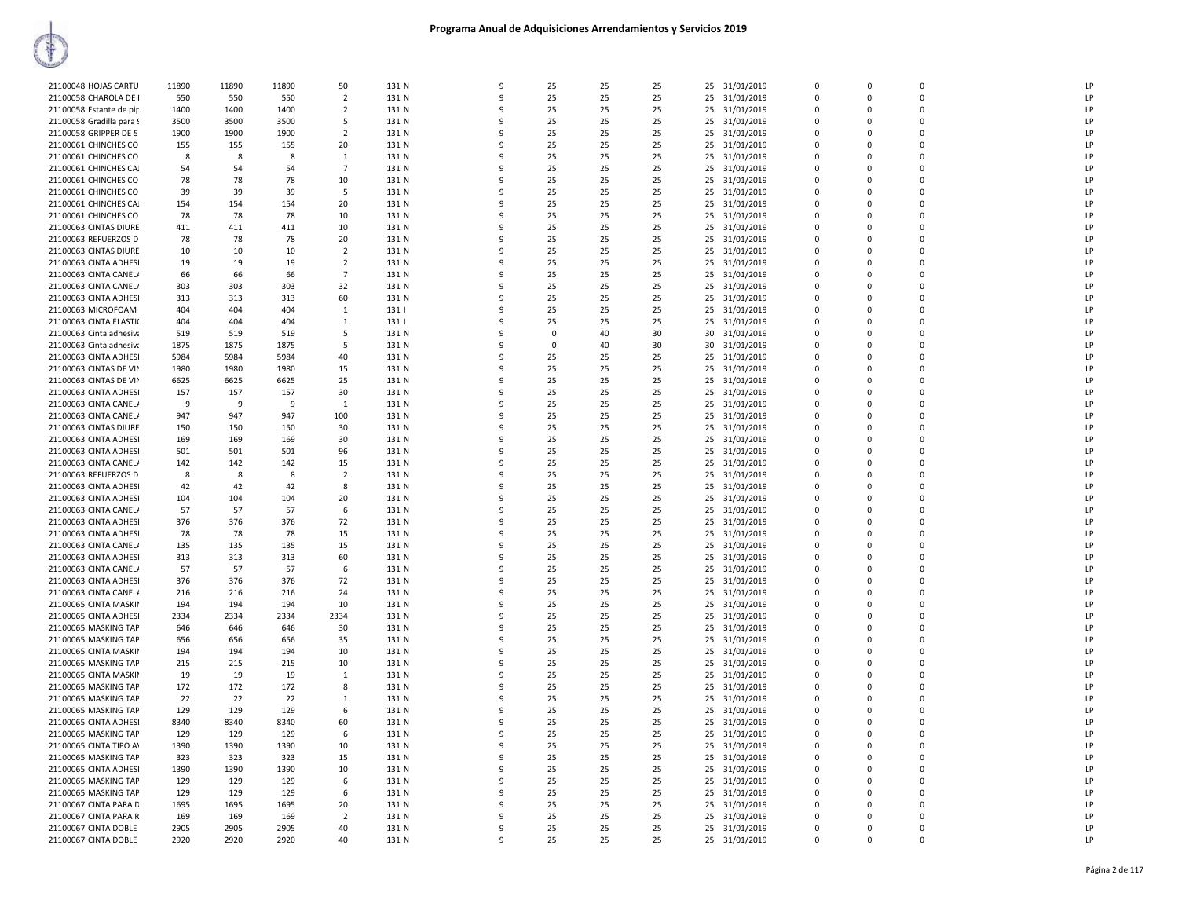# Programa Anual de Adquisiciones Arrendamientos y Servicios 2019

| | | | | | | | | | | | | | | | | | |
|---|---|---|---|---|---|---|---|---|---|---|---|---|---|---|---|---|---|
| 21100048 HOJAS CARTU | 11890 | 11890 | 11890 | 50 | 131 N | 9 | 25 | 25 | 25 | 25 | 31/01/2019 | 0 | 0 | 0 | LP |
| 21100058 CHAROLA DE I | 550 | 550 | 550 | 2 | 131 N | 9 | 25 | 25 | 25 | 25 | 31/01/2019 | 0 | 0 | 0 | LP |
| 21100058 Estante de pip | 1400 | 1400 | 1400 | 2 | 131 N | 9 | 25 | 25 | 25 | 25 | 31/01/2019 | 0 | 0 | 0 | LP |
| 21100058 Gradilla para ! | 3500 | 3500 | 3500 | 5 | 131 N | 9 | 25 | 25 | 25 | 25 | 31/01/2019 | 0 | 0 | 0 | LP |
| 21100058 GRIPPER DE 5 | 1900 | 1900 | 1900 | 2 | 131 N | 9 | 25 | 25 | 25 | 25 | 31/01/2019 | 0 | 0 | 0 | LP |
| 21100061 CHINCHES CO | 155 | 155 | 155 | 20 | 131 N | 9 | 25 | 25 | 25 | 25 | 31/01/2019 | 0 | 0 | 0 | LP |
| 21100061 CHINCHES CO | 8 | 8 | 8 | 1 | 131 N | 9 | 25 | 25 | 25 | 25 | 31/01/2019 | 0 | 0 | 0 | LP |
| 21100061 CHINCHES CA | 54 | 54 | 54 | 7 | 131 N | 9 | 25 | 25 | 25 | 25 | 31/01/2019 | 0 | 0 | 0 | LP |
| 21100061 CHINCHES CO | 78 | 78 | 78 | 10 | 131 N | 9 | 25 | 25 | 25 | 25 | 31/01/2019 | 0 | 0 | 0 | LP |
| 21100061 CHINCHES CO | 39 | 39 | 39 | 5 | 131 N | 9 | 25 | 25 | 25 | 25 | 31/01/2019 | 0 | 0 | 0 | LP |
| 21100061 CHINCHES CA | 154 | 154 | 154 | 20 | 131 N | 9 | 25 | 25 | 25 | 25 | 31/01/2019 | 0 | 0 | 0 | LP |
| 21100061 CHINCHES CO | 78 | 78 | 78 | 10 | 131 N | 9 | 25 | 25 | 25 | 25 | 31/01/2019 | 0 | 0 | 0 | LP |
| 21100063 CINTAS DIURE | 411 | 411 | 411 | 10 | 131 N | 9 | 25 | 25 | 25 | 25 | 31/01/2019 | 0 | 0 | 0 | LP |
| 21100063 REFUERZOS D | 78 | 78 | 78 | 20 | 131 N | 9 | 25 | 25 | 25 | 25 | 31/01/2019 | 0 | 0 | 0 | LP |
| 21100063 CINTAS DIURE | 10 | 10 | 10 | 2 | 131 N | 9 | 25 | 25 | 25 | 25 | 31/01/2019 | 0 | 0 | 0 | LP |
| 21100063 CINTA ADHESI | 19 | 19 | 19 | 2 | 131 N | 9 | 25 | 25 | 25 | 25 | 31/01/2019 | 0 | 0 | 0 | LP |
| 21100063 CINTA CANELA | 66 | 66 | 66 | 7 | 131 N | 9 | 25 | 25 | 25 | 25 | 31/01/2019 | 0 | 0 | 0 | LP |
| 21100063 CINTA CANELA | 303 | 303 | 303 | 32 | 131 N | 9 | 25 | 25 | 25 | 25 | 31/01/2019 | 0 | 0 | 0 | LP |
| 21100063 CINTA ADHESI | 313 | 313 | 313 | 60 | 131 N | 9 | 25 | 25 | 25 | 25 | 31/01/2019 | 0 | 0 | 0 | LP |
| 21100063 MICROFOAM | 404 | 404 | 404 | 1 | 131 I | 9 | 25 | 25 | 25 | 25 | 31/01/2019 | 0 | 0 | 0 | LP |
| 21100063 CINTA ELASTIC | 404 | 404 | 404 | 1 | 131 I | 9 | 25 | 25 | 25 | 25 | 31/01/2019 | 0 | 0 | 0 | LP |
| 21100063 Cinta adhesiva | 519 | 519 | 519 | 5 | 131 N | 9 | 0 | 40 | 30 | 30 | 31/01/2019 | 0 | 0 | 0 | LP |
| 21100063 Cinta adhesiva | 1875 | 1875 | 1875 | 5 | 131 N | 9 | 0 | 40 | 30 | 30 | 31/01/2019 | 0 | 0 | 0 | LP |
| 21100063 CINTA ADHESI | 5984 | 5984 | 5984 | 40 | 131 N | 9 | 25 | 25 | 25 | 25 | 31/01/2019 | 0 | 0 | 0 | LP |
| 21100063 CINTAS DE VIN | 1980 | 1980 | 1980 | 15 | 131 N | 9 | 25 | 25 | 25 | 25 | 31/01/2019 | 0 | 0 | 0 | LP |
| 21100063 CINTAS DE VIN | 6625 | 6625 | 6625 | 25 | 131 N | 9 | 25 | 25 | 25 | 25 | 31/01/2019 | 0 | 0 | 0 | LP |
| 21100063 CINTA ADHESI | 157 | 157 | 157 | 30 | 131 N | 9 | 25 | 25 | 25 | 25 | 31/01/2019 | 0 | 0 | 0 | LP |
| 21100063 CINTA CANELA | 9 | 9 | 9 | 1 | 131 N | 9 | 25 | 25 | 25 | 25 | 31/01/2019 | 0 | 0 | 0 | LP |
| 21100063 CINTA CANELA | 947 | 947 | 947 | 100 | 131 N | 9 | 25 | 25 | 25 | 25 | 31/01/2019 | 0 | 0 | 0 | LP |
| 21100063 CINTAS DIURE | 150 | 150 | 150 | 30 | 131 N | 9 | 25 | 25 | 25 | 25 | 31/01/2019 | 0 | 0 | 0 | LP |
| 21100063 CINTA ADHESI | 169 | 169 | 169 | 30 | 131 N | 9 | 25 | 25 | 25 | 25 | 31/01/2019 | 0 | 0 | 0 | LP |
| 21100063 CINTA ADHESI | 501 | 501 | 501 | 96 | 131 N | 9 | 25 | 25 | 25 | 25 | 31/01/2019 | 0 | 0 | 0 | LP |
| 21100063 CINTA CANELA | 142 | 142 | 142 | 15 | 131 N | 9 | 25 | 25 | 25 | 25 | 31/01/2019 | 0 | 0 | 0 | LP |
| 21100063 REFUERZOS D | 8 | 8 | 8 | 2 | 131 N | 9 | 25 | 25 | 25 | 25 | 31/01/2019 | 0 | 0 | 0 | LP |
| 21100063 CINTA ADHESI | 42 | 42 | 42 | 8 | 131 N | 9 | 25 | 25 | 25 | 25 | 31/01/2019 | 0 | 0 | 0 | LP |
| 21100063 CINTA ADHESI | 104 | 104 | 104 | 20 | 131 N | 9 | 25 | 25 | 25 | 25 | 31/01/2019 | 0 | 0 | 0 | LP |
| 21100063 CINTA CANELA | 57 | 57 | 57 | 6 | 131 N | 9 | 25 | 25 | 25 | 25 | 31/01/2019 | 0 | 0 | 0 | LP |
| 21100063 CINTA ADHESI | 376 | 376 | 376 | 72 | 131 N | 9 | 25 | 25 | 25 | 25 | 31/01/2019 | 0 | 0 | 0 | LP |
| 21100063 CINTA ADHESI | 78 | 78 | 78 | 15 | 131 N | 9 | 25 | 25 | 25 | 25 | 31/01/2019 | 0 | 0 | 0 | LP |
| 21100063 CINTA CANELA | 135 | 135 | 135 | 15 | 131 N | 9 | 25 | 25 | 25 | 25 | 31/01/2019 | 0 | 0 | 0 | LP |
| 21100063 CINTA ADHESI | 313 | 313 | 313 | 60 | 131 N | 9 | 25 | 25 | 25 | 25 | 31/01/2019 | 0 | 0 | 0 | LP |
| 21100063 CINTA CANELA | 57 | 57 | 57 | 6 | 131 N | 9 | 25 | 25 | 25 | 25 | 31/01/2019 | 0 | 0 | 0 | LP |
| 21100063 CINTA ADHESI | 376 | 376 | 376 | 72 | 131 N | 9 | 25 | 25 | 25 | 25 | 31/01/2019 | 0 | 0 | 0 | LP |
| 21100063 CINTA CANELA | 216 | 216 | 216 | 24 | 131 N | 9 | 25 | 25 | 25 | 25 | 31/01/2019 | 0 | 0 | 0 | LP |
| 21100065 CINTA MASKIN | 194 | 194 | 194 | 10 | 131 N | 9 | 25 | 25 | 25 | 25 | 31/01/2019 | 0 | 0 | 0 | LP |
| 21100065 CINTA ADHESI | 2334 | 2334 | 2334 | 2334 | 131 N | 9 | 25 | 25 | 25 | 25 | 31/01/2019 | 0 | 0 | 0 | LP |
| 21100065 MASKING TAP | 646 | 646 | 646 | 30 | 131 N | 9 | 25 | 25 | 25 | 25 | 31/01/2019 | 0 | 0 | 0 | LP |
| 21100065 MASKING TAP | 656 | 656 | 656 | 35 | 131 N | 9 | 25 | 25 | 25 | 25 | 31/01/2019 | 0 | 0 | 0 | LP |
| 21100065 CINTA MASKIN | 194 | 194 | 194 | 10 | 131 N | 9 | 25 | 25 | 25 | 25 | 31/01/2019 | 0 | 0 | 0 | LP |
| 21100065 MASKING TAP | 215 | 215 | 215 | 10 | 131 N | 9 | 25 | 25 | 25 | 25 | 31/01/2019 | 0 | 0 | 0 | LP |
| 21100065 CINTA MASKIN | 19 | 19 | 19 | 1 | 131 N | 9 | 25 | 25 | 25 | 25 | 31/01/2019 | 0 | 0 | 0 | LP |
| 21100065 MASKING TAP | 172 | 172 | 172 | 8 | 131 N | 9 | 25 | 25 | 25 | 25 | 31/01/2019 | 0 | 0 | 0 | LP |
| 21100065 MASKING TAP | 22 | 22 | 22 | 1 | 131 N | 9 | 25 | 25 | 25 | 25 | 31/01/2019 | 0 | 0 | 0 | LP |
| 21100065 MASKING TAP | 129 | 129 | 129 | 6 | 131 N | 9 | 25 | 25 | 25 | 25 | 31/01/2019 | 0 | 0 | 0 | LP |
| 21100065 CINTA ADHESI | 8340 | 8340 | 8340 | 60 | 131 N | 9 | 25 | 25 | 25 | 25 | 31/01/2019 | 0 | 0 | 0 | LP |
| 21100065 MASKING TAP | 129 | 129 | 129 | 6 | 131 N | 9 | 25 | 25 | 25 | 25 | 31/01/2019 | 0 | 0 | 0 | LP |
| 21100065 CINTA TIPO AV | 1390 | 1390 | 1390 | 10 | 131 N | 9 | 25 | 25 | 25 | 25 | 31/01/2019 | 0 | 0 | 0 | LP |
| 21100065 MASKING TAP | 323 | 323 | 323 | 15 | 131 N | 9 | 25 | 25 | 25 | 25 | 31/01/2019 | 0 | 0 | 0 | LP |
| 21100065 CINTA ADHESI | 1390 | 1390 | 1390 | 10 | 131 N | 9 | 25 | 25 | 25 | 25 | 31/01/2019 | 0 | 0 | 0 | LP |
| 21100065 MASKING TAP | 129 | 129 | 129 | 6 | 131 N | 9 | 25 | 25 | 25 | 25 | 31/01/2019 | 0 | 0 | 0 | LP |
| 21100065 MASKING TAP | 129 | 129 | 129 | 6 | 131 N | 9 | 25 | 25 | 25 | 25 | 31/01/2019 | 0 | 0 | 0 | LP |
| 21100067 CINTA PARA D | 1695 | 1695 | 1695 | 20 | 131 N | 9 | 25 | 25 | 25 | 25 | 31/01/2019 | 0 | 0 | 0 | LP |
| 21100067 CINTA PARA R | 169 | 169 | 169 | 2 | 131 N | 9 | 25 | 25 | 25 | 25 | 31/01/2019 | 0 | 0 | 0 | LP |
| 21100067 CINTA DOBLE | 2905 | 2905 | 2905 | 40 | 131 N | 9 | 25 | 25 | 25 | 25 | 31/01/2019 | 0 | 0 | 0 | LP |
| 21100067 CINTA DOBLE | 2920 | 2920 | 2920 | 40 | 131 N | 9 | 25 | 25 | 25 | 25 | 31/01/2019 | 0 | 0 | 0 | LP |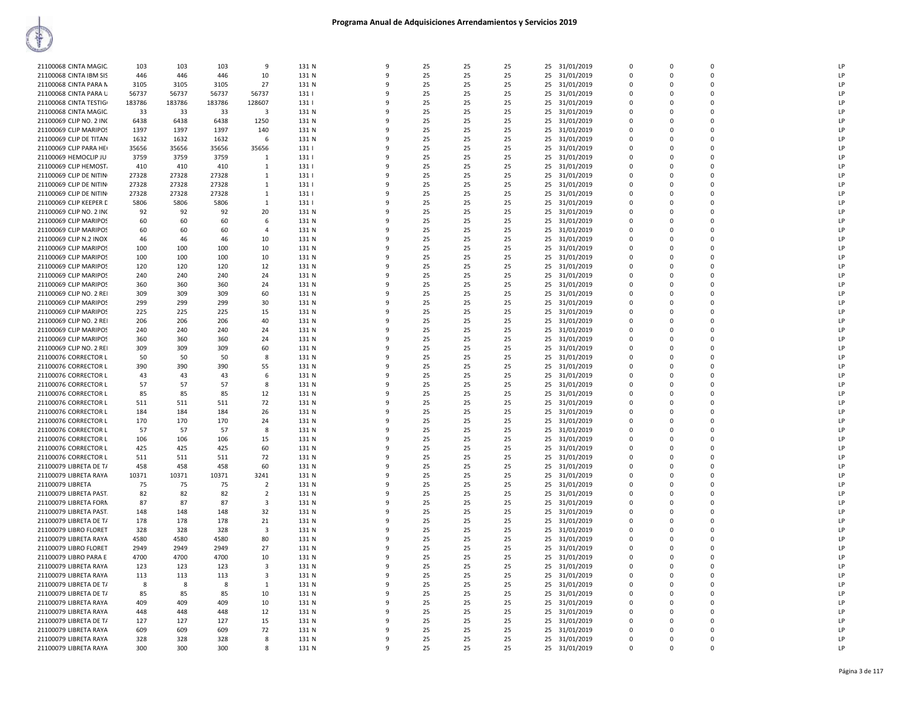# Programa Anual de Adquisiciones Arrendamientos y Servicios 2019

| | | | | | | | | | | | | | | | |
|---|---|---|---|---|---|---|---|---|---|---|---|---|---|---|---|
| 21100068 CINTA MAGIC. | 103 | 103 | 103 | 9 | 131 N | 9 | 25 | 25 | 25 | 25 | 31/01/2019 | 0 | 0 | 0 | LP |
| 21100068 CINTA IBM SIS | 446 | 446 | 446 | 10 | 131 N | 9 | 25 | 25 | 25 | 25 | 31/01/2019 | 0 | 0 | 0 | LP |
| 21100068 CINTA PARA N | 3105 | 3105 | 3105 | 27 | 131 N | 9 | 25 | 25 | 25 | 25 | 31/01/2019 | 0 | 0 | 0 | LP |
| 21100068 CINTA PARA U | 56737 | 56737 | 56737 | 56737 | 131 I | 9 | 25 | 25 | 25 | 25 | 31/01/2019 | 0 | 0 | 0 | LP |
| 21100068 CINTA TESTIG | 183786 | 183786 | 183786 | 128607 | 131 I | 9 | 25 | 25 | 25 | 25 | 31/01/2019 | 0 | 0 | 0 | LP |
| 21100068 CINTA MAGIC. | 33 | 33 | 33 | 3 | 131 N | 9 | 25 | 25 | 25 | 25 | 31/01/2019 | 0 | 0 | 0 | LP |
| 21100069 CLIP NO. 2 INC | 6438 | 6438 | 6438 | 1250 | 131 N | 9 | 25 | 25 | 25 | 25 | 31/01/2019 | 0 | 0 | 0 | LP |
| 21100069 CLIP MARIPOS | 1397 | 1397 | 1397 | 140 | 131 N | 9 | 25 | 25 | 25 | 25 | 31/01/2019 | 0 | 0 | 0 | LP |
| 21100069 CLIP DE TITAN | 1632 | 1632 | 1632 | 6 | 131 N | 9 | 25 | 25 | 25 | 25 | 31/01/2019 | 0 | 0 | 0 | LP |
| 21100069 CLIP PARA HE | 35656 | 35656 | 35656 | 35656 | 131 I | 9 | 25 | 25 | 25 | 25 | 31/01/2019 | 0 | 0 | 0 | LP |
| 21100069 HEMOCLIP JU | 3759 | 3759 | 3759 | 1 | 131 I | 9 | 25 | 25 | 25 | 25 | 31/01/2019 | 0 | 0 | 0 | LP |
| 21100069 CLIP HEMOST. | 410 | 410 | 410 | 1 | 131 I | 9 | 25 | 25 | 25 | 25 | 31/01/2019 | 0 | 0 | 0 | LP |
| 21100069 CLIP DE NITIN | 27328 | 27328 | 27328 | 1 | 131 I | 9 | 25 | 25 | 25 | 25 | 31/01/2019 | 0 | 0 | 0 | LP |
| 21100069 CLIP DE NITIN | 27328 | 27328 | 27328 | 1 | 131 I | 9 | 25 | 25 | 25 | 25 | 31/01/2019 | 0 | 0 | 0 | LP |
| 21100069 CLIP DE NITIN | 27328 | 27328 | 27328 | 1 | 131 I | 9 | 25 | 25 | 25 | 25 | 31/01/2019 | 0 | 0 | 0 | LP |
| 21100069 CLIP KEEPER D | 5806 | 5806 | 5806 | 1 | 131 I | 9 | 25 | 25 | 25 | 25 | 31/01/2019 | 0 | 0 | 0 | LP |
| 21100069 CLIP NO. 2 INC | 92 | 92 | 92 | 20 | 131 N | 9 | 25 | 25 | 25 | 25 | 31/01/2019 | 0 | 0 | 0 | LP |
| 21100069 CLIP MARIPOS | 60 | 60 | 60 | 6 | 131 N | 9 | 25 | 25 | 25 | 25 | 31/01/2019 | 0 | 0 | 0 | LP |
| 21100069 CLIP MARIPOS | 60 | 60 | 60 | 4 | 131 N | 9 | 25 | 25 | 25 | 25 | 31/01/2019 | 0 | 0 | 0 | LP |
| 21100069 CLIP N.2 INOX | 46 | 46 | 46 | 10 | 131 N | 9 | 25 | 25 | 25 | 25 | 31/01/2019 | 0 | 0 | 0 | LP |
| 21100069 CLIP MARIPOS | 100 | 100 | 100 | 10 | 131 N | 9 | 25 | 25 | 25 | 25 | 31/01/2019 | 0 | 0 | 0 | LP |
| 21100069 CLIP MARIPOS | 100 | 100 | 100 | 10 | 131 N | 9 | 25 | 25 | 25 | 25 | 31/01/2019 | 0 | 0 | 0 | LP |
| 21100069 CLIP MARIPOS | 120 | 120 | 120 | 12 | 131 N | 9 | 25 | 25 | 25 | 25 | 31/01/2019 | 0 | 0 | 0 | LP |
| 21100069 CLIP MARIPOS | 240 | 240 | 240 | 24 | 131 N | 9 | 25 | 25 | 25 | 25 | 31/01/2019 | 0 | 0 | 0 | LP |
| 21100069 CLIP MARIPOS | 360 | 360 | 360 | 24 | 131 N | 9 | 25 | 25 | 25 | 25 | 31/01/2019 | 0 | 0 | 0 | LP |
| 21100069 CLIP NO. 2 REI | 309 | 309 | 309 | 60 | 131 N | 9 | 25 | 25 | 25 | 25 | 31/01/2019 | 0 | 0 | 0 | LP |
| 21100069 CLIP MARIPOS | 299 | 299 | 299 | 30 | 131 N | 9 | 25 | 25 | 25 | 25 | 31/01/2019 | 0 | 0 | 0 | LP |
| 21100069 CLIP MARIPOS | 225 | 225 | 225 | 15 | 131 N | 9 | 25 | 25 | 25 | 25 | 31/01/2019 | 0 | 0 | 0 | LP |
| 21100069 CLIP NO. 2 REI | 206 | 206 | 206 | 40 | 131 N | 9 | 25 | 25 | 25 | 25 | 31/01/2019 | 0 | 0 | 0 | LP |
| 21100069 CLIP MARIPOS | 240 | 240 | 240 | 24 | 131 N | 9 | 25 | 25 | 25 | 25 | 31/01/2019 | 0 | 0 | 0 | LP |
| 21100069 CLIP MARIPOS | 360 | 360 | 360 | 24 | 131 N | 9 | 25 | 25 | 25 | 25 | 31/01/2019 | 0 | 0 | 0 | LP |
| 21100069 CLIP NO. 2 REI | 309 | 309 | 309 | 60 | 131 N | 9 | 25 | 25 | 25 | 25 | 31/01/2019 | 0 | 0 | 0 | LP |
| 21100076 CORRECTOR L | 50 | 50 | 50 | 8 | 131 N | 9 | 25 | 25 | 25 | 25 | 31/01/2019 | 0 | 0 | 0 | LP |
| 21100076 CORRECTOR L | 390 | 390 | 390 | 55 | 131 N | 9 | 25 | 25 | 25 | 25 | 31/01/2019 | 0 | 0 | 0 | LP |
| 21100076 CORRECTOR L | 43 | 43 | 43 | 6 | 131 N | 9 | 25 | 25 | 25 | 25 | 31/01/2019 | 0 | 0 | 0 | LP |
| 21100076 CORRECTOR L | 57 | 57 | 57 | 8 | 131 N | 9 | 25 | 25 | 25 | 25 | 31/01/2019 | 0 | 0 | 0 | LP |
| 21100076 CORRECTOR L | 85 | 85 | 85 | 12 | 131 N | 9 | 25 | 25 | 25 | 25 | 31/01/2019 | 0 | 0 | 0 | LP |
| 21100076 CORRECTOR L | 511 | 511 | 511 | 72 | 131 N | 9 | 25 | 25 | 25 | 25 | 31/01/2019 | 0 | 0 | 0 | LP |
| 21100076 CORRECTOR L | 184 | 184 | 184 | 26 | 131 N | 9 | 25 | 25 | 25 | 25 | 31/01/2019 | 0 | 0 | 0 | LP |
| 21100076 CORRECTOR L | 170 | 170 | 170 | 24 | 131 N | 9 | 25 | 25 | 25 | 25 | 31/01/2019 | 0 | 0 | 0 | LP |
| 21100076 CORRECTOR L | 57 | 57 | 57 | 8 | 131 N | 9 | 25 | 25 | 25 | 25 | 31/01/2019 | 0 | 0 | 0 | LP |
| 21100076 CORRECTOR L | 106 | 106 | 106 | 15 | 131 N | 9 | 25 | 25 | 25 | 25 | 31/01/2019 | 0 | 0 | 0 | LP |
| 21100076 CORRECTOR L | 425 | 425 | 425 | 60 | 131 N | 9 | 25 | 25 | 25 | 25 | 31/01/2019 | 0 | 0 | 0 | LP |
| 21100076 CORRECTOR L | 511 | 511 | 511 | 72 | 131 N | 9 | 25 | 25 | 25 | 25 | 31/01/2019 | 0 | 0 | 0 | LP |
| 21100079 LIBRETA DE TA | 458 | 458 | 458 | 60 | 131 N | 9 | 25 | 25 | 25 | 25 | 31/01/2019 | 0 | 0 | 0 | LP |
| 21100079 LIBRETA RAYA | 10371 | 10371 | 10371 | 3241 | 131 N | 9 | 25 | 25 | 25 | 25 | 31/01/2019 | 0 | 0 | 0 | LP |
| 21100079 LIBRETA | 75 | 75 | 75 | 2 | 131 N | 9 | 25 | 25 | 25 | 25 | 31/01/2019 | 0 | 0 | 0 | LP |
| 21100079 LIBRETA PAST. | 82 | 82 | 82 | 2 | 131 N | 9 | 25 | 25 | 25 | 25 | 31/01/2019 | 0 | 0 | 0 | LP |
| 21100079 LIBRETA FORM | 87 | 87 | 87 | 3 | 131 N | 9 | 25 | 25 | 25 | 25 | 31/01/2019 | 0 | 0 | 0 | LP |
| 21100079 LIBRETA PAST. | 148 | 148 | 148 | 32 | 131 N | 9 | 25 | 25 | 25 | 25 | 31/01/2019 | 0 | 0 | 0 | LP |
| 21100079 LIBRETA DE TA | 178 | 178 | 178 | 21 | 131 N | 9 | 25 | 25 | 25 | 25 | 31/01/2019 | 0 | 0 | 0 | LP |
| 21100079 LIBRO FLORET | 328 | 328 | 328 | 3 | 131 N | 9 | 25 | 25 | 25 | 25 | 31/01/2019 | 0 | 0 | 0 | LP |
| 21100079 LIBRETA RAYA | 4580 | 4580 | 4580 | 80 | 131 N | 9 | 25 | 25 | 25 | 25 | 31/01/2019 | 0 | 0 | 0 | LP |
| 21100079 LIBRO FLORET | 2949 | 2949 | 2949 | 27 | 131 N | 9 | 25 | 25 | 25 | 25 | 31/01/2019 | 0 | 0 | 0 | LP |
| 21100079 LIBRO PARA E | 4700 | 4700 | 4700 | 10 | 131 N | 9 | 25 | 25 | 25 | 25 | 31/01/2019 | 0 | 0 | 0 | LP |
| 21100079 LIBRETA RAYA | 123 | 123 | 123 | 3 | 131 N | 9 | 25 | 25 | 25 | 25 | 31/01/2019 | 0 | 0 | 0 | LP |
| 21100079 LIBRETA RAYA | 113 | 113 | 113 | 3 | 131 N | 9 | 25 | 25 | 25 | 25 | 31/01/2019 | 0 | 0 | 0 | LP |
| 21100079 LIBRETA DE TA | 8 | 8 | 8 | 1 | 131 N | 9 | 25 | 25 | 25 | 25 | 31/01/2019 | 0 | 0 | 0 | LP |
| 21100079 LIBRETA DE TA | 85 | 85 | 85 | 10 | 131 N | 9 | 25 | 25 | 25 | 25 | 31/01/2019 | 0 | 0 | 0 | LP |
| 21100079 LIBRETA RAYA | 409 | 409 | 409 | 10 | 131 N | 9 | 25 | 25 | 25 | 25 | 31/01/2019 | 0 | 0 | 0 | LP |
| 21100079 LIBRETA RAYA | 448 | 448 | 448 | 12 | 131 N | 9 | 25 | 25 | 25 | 25 | 31/01/2019 | 0 | 0 | 0 | LP |
| 21100079 LIBRETA DE TA | 127 | 127 | 127 | 15 | 131 N | 9 | 25 | 25 | 25 | 25 | 31/01/2019 | 0 | 0 | 0 | LP |
| 21100079 LIBRETA RAYA | 609 | 609 | 609 | 72 | 131 N | 9 | 25 | 25 | 25 | 25 | 31/01/2019 | 0 | 0 | 0 | LP |
| 21100079 LIBRETA RAYA | 328 | 328 | 328 | 8 | 131 N | 9 | 25 | 25 | 25 | 25 | 31/01/2019 | 0 | 0 | 0 | LP |
| 21100079 LIBRETA RAYA | 300 | 300 | 300 | 8 | 131 N | 9 | 25 | 25 | 25 | 25 | 31/01/2019 | 0 | 0 | 0 | LP |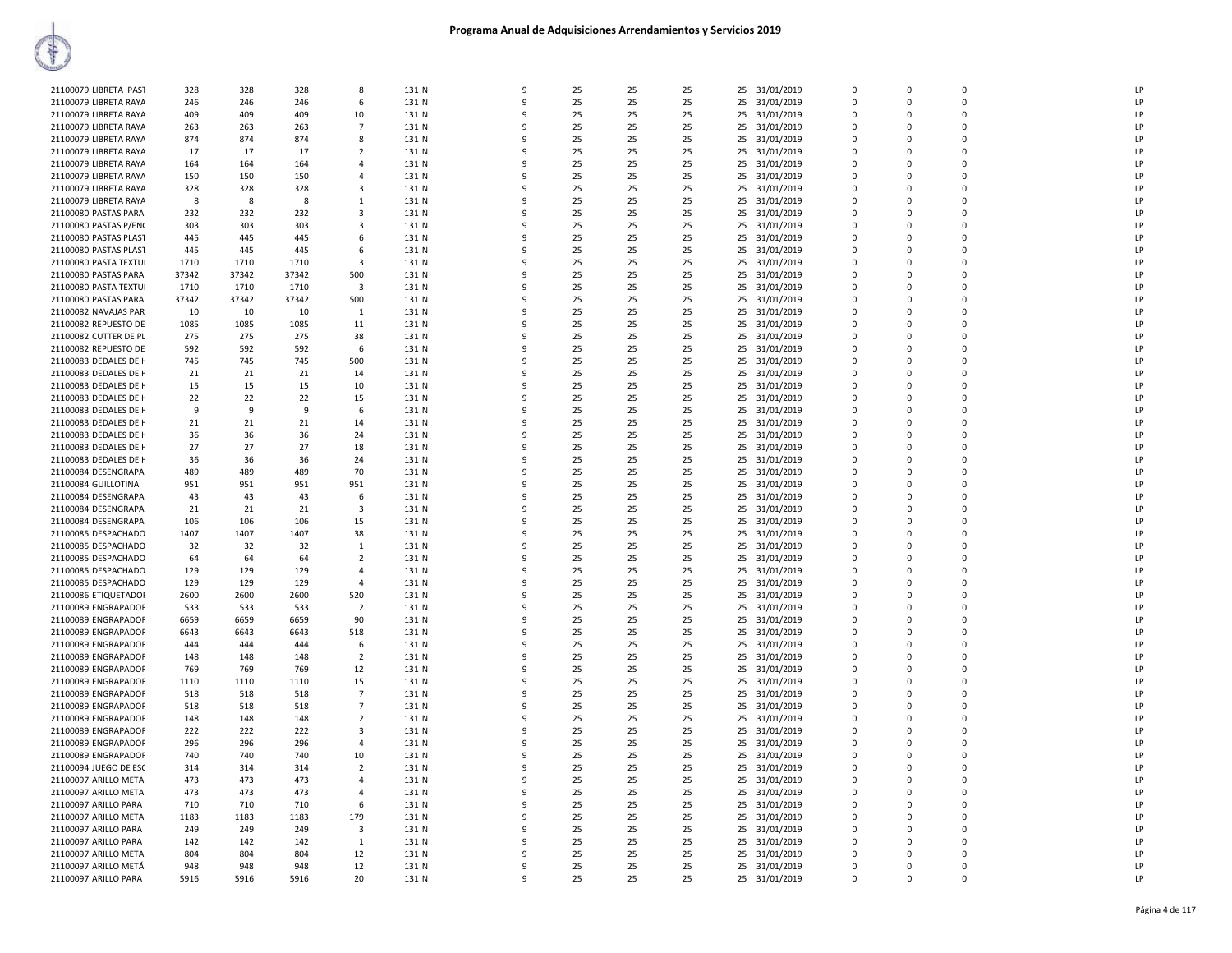# Programa Anual de Adquisiciones Arrendamientos y Servicios 2019

| | | | | | | | | | | | | | | | | |
|---|---|---|---|---|---|---|---|---|---|---|---|---|---|---|---|---|
| 21100079 LIBRETA PAST | 328 | 328 | 328 | 8 | 131 N | 9 | 25 | 25 | 25 | 25 | 31/01/2019 | 0 | 0 | 0 | | LP |
| 21100079 LIBRETA RAYA | 246 | 246 | 246 | 6 | 131 N | 9 | 25 | 25 | 25 | 25 | 31/01/2019 | 0 | 0 | 0 | | LP |
| 21100079 LIBRETA RAYA | 409 | 409 | 409 | 10 | 131 N | 9 | 25 | 25 | 25 | 25 | 31/01/2019 | 0 | 0 | 0 | | LP |
| 21100079 LIBRETA RAYA | 263 | 263 | 263 | 7 | 131 N | 9 | 25 | 25 | 25 | 25 | 31/01/2019 | 0 | 0 | 0 | | LP |
| 21100079 LIBRETA RAYA | 874 | 874 | 874 | 8 | 131 N | 9 | 25 | 25 | 25 | 25 | 31/01/2019 | 0 | 0 | 0 | | LP |
| 21100079 LIBRETA RAYA | 17 | 17 | 17 | 2 | 131 N | 9 | 25 | 25 | 25 | 25 | 31/01/2019 | 0 | 0 | 0 | | LP |
| 21100079 LIBRETA RAYA | 164 | 164 | 164 | 4 | 131 N | 9 | 25 | 25 | 25 | 25 | 31/01/2019 | 0 | 0 | 0 | | LP |
| 21100079 LIBRETA RAYA | 150 | 150 | 150 | 4 | 131 N | 9 | 25 | 25 | 25 | 25 | 31/01/2019 | 0 | 0 | 0 | | LP |
| 21100079 LIBRETA RAYA | 328 | 328 | 328 | 3 | 131 N | 9 | 25 | 25 | 25 | 25 | 31/01/2019 | 0 | 0 | 0 | | LP |
| 21100079 LIBRETA RAYA | 8 | 8 | 8 | 1 | 131 N | 9 | 25 | 25 | 25 | 25 | 31/01/2019 | 0 | 0 | 0 | | LP |
| 21100080 PASTAS PARA | 232 | 232 | 232 | 3 | 131 N | 9 | 25 | 25 | 25 | 25 | 31/01/2019 | 0 | 0 | 0 | | LP |
| 21100080 PASTAS P/ENC | 303 | 303 | 303 | 3 | 131 N | 9 | 25 | 25 | 25 | 25 | 31/01/2019 | 0 | 0 | 0 | | LP |
| 21100080 PASTAS PLAST | 445 | 445 | 445 | 6 | 131 N | 9 | 25 | 25 | 25 | 25 | 31/01/2019 | 0 | 0 | 0 | | LP |
| 21100080 PASTAS PLAST | 445 | 445 | 445 | 6 | 131 N | 9 | 25 | 25 | 25 | 25 | 31/01/2019 | 0 | 0 | 0 | | LP |
| 21100080 PASTA TEXTUI | 1710 | 1710 | 1710 | 3 | 131 N | 9 | 25 | 25 | 25 | 25 | 31/01/2019 | 0 | 0 | 0 | | LP |
| 21100080 PASTAS PARA | 37342 | 37342 | 37342 | 500 | 131 N | 9 | 25 | 25 | 25 | 25 | 31/01/2019 | 0 | 0 | 0 | | LP |
| 21100080 PASTA TEXTUI | 1710 | 1710 | 1710 | 3 | 131 N | 9 | 25 | 25 | 25 | 25 | 31/01/2019 | 0 | 0 | 0 | | LP |
| 21100080 PASTAS PARA | 37342 | 37342 | 37342 | 500 | 131 N | 9 | 25 | 25 | 25 | 25 | 31/01/2019 | 0 | 0 | 0 | | LP |
| 21100082 NAVAJAS PAR | 10 | 10 | 10 | 1 | 131 N | 9 | 25 | 25 | 25 | 25 | 31/01/2019 | 0 | 0 | 0 | | LP |
| 21100082 REPUESTO DE | 1085 | 1085 | 1085 | 11 | 131 N | 9 | 25 | 25 | 25 | 25 | 31/01/2019 | 0 | 0 | 0 | | LP |
| 21100082 CUTTER DE PL | 275 | 275 | 275 | 38 | 131 N | 9 | 25 | 25 | 25 | 25 | 31/01/2019 | 0 | 0 | 0 | | LP |
| 21100082 REPUESTO DE | 592 | 592 | 592 | 6 | 131 N | 9 | 25 | 25 | 25 | 25 | 31/01/2019 | 0 | 0 | 0 | | LP |
| 21100083 DEDALES DE H | 745 | 745 | 745 | 500 | 131 N | 9 | 25 | 25 | 25 | 25 | 31/01/2019 | 0 | 0 | 0 | | LP |
| 21100083 DEDALES DE H | 21 | 21 | 21 | 14 | 131 N | 9 | 25 | 25 | 25 | 25 | 31/01/2019 | 0 | 0 | 0 | | LP |
| 21100083 DEDALES DE H | 15 | 15 | 15 | 10 | 131 N | 9 | 25 | 25 | 25 | 25 | 31/01/2019 | 0 | 0 | 0 | | LP |
| 21100083 DEDALES DE H | 22 | 22 | 22 | 15 | 131 N | 9 | 25 | 25 | 25 | 25 | 31/01/2019 | 0 | 0 | 0 | | LP |
| 21100083 DEDALES DE H | 9 | 9 | 9 | 6 | 131 N | 9 | 25 | 25 | 25 | 25 | 31/01/2019 | 0 | 0 | 0 | | LP |
| 21100083 DEDALES DE H | 21 | 21 | 21 | 14 | 131 N | 9 | 25 | 25 | 25 | 25 | 31/01/2019 | 0 | 0 | 0 | | LP |
| 21100083 DEDALES DE H | 36 | 36 | 36 | 24 | 131 N | 9 | 25 | 25 | 25 | 25 | 31/01/2019 | 0 | 0 | 0 | | LP |
| 21100083 DEDALES DE H | 27 | 27 | 27 | 18 | 131 N | 9 | 25 | 25 | 25 | 25 | 31/01/2019 | 0 | 0 | 0 | | LP |
| 21100083 DEDALES DE H | 36 | 36 | 36 | 24 | 131 N | 9 | 25 | 25 | 25 | 25 | 31/01/2019 | 0 | 0 | 0 | | LP |
| 21100084 DESENGRAPA | 489 | 489 | 489 | 70 | 131 N | 9 | 25 | 25 | 25 | 25 | 31/01/2019 | 0 | 0 | 0 | | LP |
| 21100084 GUILLOTINA | 951 | 951 | 951 | 951 | 131 N | 9 | 25 | 25 | 25 | 25 | 31/01/2019 | 0 | 0 | 0 | | LP |
| 21100084 DESENGRAPA | 43 | 43 | 43 | 6 | 131 N | 9 | 25 | 25 | 25 | 25 | 31/01/2019 | 0 | 0 | 0 | | LP |
| 21100084 DESENGRAPA | 21 | 21 | 21 | 3 | 131 N | 9 | 25 | 25 | 25 | 25 | 31/01/2019 | 0 | 0 | 0 | | LP |
| 21100084 DESENGRAPA | 106 | 106 | 106 | 15 | 131 N | 9 | 25 | 25 | 25 | 25 | 31/01/2019 | 0 | 0 | 0 | | LP |
| 21100085 DESPACHADO | 1407 | 1407 | 1407 | 38 | 131 N | 9 | 25 | 25 | 25 | 25 | 31/01/2019 | 0 | 0 | 0 | | LP |
| 21100085 DESPACHADO | 32 | 32 | 32 | 1 | 131 N | 9 | 25 | 25 | 25 | 25 | 31/01/2019 | 0 | 0 | 0 | | LP |
| 21100085 DESPACHADO | 64 | 64 | 64 | 2 | 131 N | 9 | 25 | 25 | 25 | 25 | 31/01/2019 | 0 | 0 | 0 | | LP |
| 21100085 DESPACHADO | 129 | 129 | 129 | 4 | 131 N | 9 | 25 | 25 | 25 | 25 | 31/01/2019 | 0 | 0 | 0 | | LP |
| 21100085 DESPACHADO | 129 | 129 | 129 | 4 | 131 N | 9 | 25 | 25 | 25 | 25 | 31/01/2019 | 0 | 0 | 0 | | LP |
| 21100086 ETIQUETADOF | 2600 | 2600 | 2600 | 520 | 131 N | 9 | 25 | 25 | 25 | 25 | 31/01/2019 | 0 | 0 | 0 | | LP |
| 21100089 ENGRAPADOF | 533 | 533 | 533 | 2 | 131 N | 9 | 25 | 25 | 25 | 25 | 31/01/2019 | 0 | 0 | 0 | | LP |
| 21100089 ENGRAPADOF | 6659 | 6659 | 6659 | 90 | 131 N | 9 | 25 | 25 | 25 | 25 | 31/01/2019 | 0 | 0 | 0 | | LP |
| 21100089 ENGRAPADOF | 6643 | 6643 | 6643 | 518 | 131 N | 9 | 25 | 25 | 25 | 25 | 31/01/2019 | 0 | 0 | 0 | | LP |
| 21100089 ENGRAPADOF | 444 | 444 | 444 | 6 | 131 N | 9 | 25 | 25 | 25 | 25 | 31/01/2019 | 0 | 0 | 0 | | LP |
| 21100089 ENGRAPADOF | 148 | 148 | 148 | 2 | 131 N | 9 | 25 | 25 | 25 | 25 | 31/01/2019 | 0 | 0 | 0 | | LP |
| 21100089 ENGRAPADOF | 769 | 769 | 769 | 12 | 131 N | 9 | 25 | 25 | 25 | 25 | 31/01/2019 | 0 | 0 | 0 | | LP |
| 21100089 ENGRAPADOF | 1110 | 1110 | 1110 | 15 | 131 N | 9 | 25 | 25 | 25 | 25 | 31/01/2019 | 0 | 0 | 0 | | LP |
| 21100089 ENGRAPADOF | 518 | 518 | 518 | 7 | 131 N | 9 | 25 | 25 | 25 | 25 | 31/01/2019 | 0 | 0 | 0 | | LP |
| 21100089 ENGRAPADOF | 518 | 518 | 518 | 7 | 131 N | 9 | 25 | 25 | 25 | 25 | 31/01/2019 | 0 | 0 | 0 | | LP |
| 21100089 ENGRAPADOF | 148 | 148 | 148 | 2 | 131 N | 9 | 25 | 25 | 25 | 25 | 31/01/2019 | 0 | 0 | 0 | | LP |
| 21100089 ENGRAPADOF | 222 | 222 | 222 | 3 | 131 N | 9 | 25 | 25 | 25 | 25 | 31/01/2019 | 0 | 0 | 0 | | LP |
| 21100089 ENGRAPADOF | 296 | 296 | 296 | 4 | 131 N | 9 | 25 | 25 | 25 | 25 | 31/01/2019 | 0 | 0 | 0 | | LP |
| 21100089 ENGRAPADOF | 740 | 740 | 740 | 10 | 131 N | 9 | 25 | 25 | 25 | 25 | 31/01/2019 | 0 | 0 | 0 | | LP |
| 21100094 JUEGO DE ESC | 314 | 314 | 314 | 2 | 131 N | 9 | 25 | 25 | 25 | 25 | 31/01/2019 | 0 | 0 | 0 | | LP |
| 21100097 ARILLO METAI | 473 | 473 | 473 | 4 | 131 N | 9 | 25 | 25 | 25 | 25 | 31/01/2019 | 0 | 0 | 0 | | LP |
| 21100097 ARILLO METAI | 473 | 473 | 473 | 4 | 131 N | 9 | 25 | 25 | 25 | 25 | 31/01/2019 | 0 | 0 | 0 | | LP |
| 21100097 ARILLO PARA | 710 | 710 | 710 | 6 | 131 N | 9 | 25 | 25 | 25 | 25 | 31/01/2019 | 0 | 0 | 0 | | LP |
| 21100097 ARILLO METAI | 1183 | 1183 | 1183 | 179 | 131 N | 9 | 25 | 25 | 25 | 25 | 31/01/2019 | 0 | 0 | 0 | | LP |
| 21100097 ARILLO PARA | 249 | 249 | 249 | 3 | 131 N | 9 | 25 | 25 | 25 | 25 | 31/01/2019 | 0 | 0 | 0 | | LP |
| 21100097 ARILLO PARA | 142 | 142 | 142 | 1 | 131 N | 9 | 25 | 25 | 25 | 25 | 31/01/2019 | 0 | 0 | 0 | | LP |
| 21100097 ARILLO METAI | 804 | 804 | 804 | 12 | 131 N | 9 | 25 | 25 | 25 | 25 | 31/01/2019 | 0 | 0 | 0 | | LP |
| 21100097 ARILLO METÁI | 948 | 948 | 948 | 12 | 131 N | 9 | 25 | 25 | 25 | 25 | 31/01/2019 | 0 | 0 | 0 | | LP |
| 21100097 ARILLO PARA | 5916 | 5916 | 5916 | 20 | 131 N | 9 | 25 | 25 | 25 | 25 | 31/01/2019 | 0 | 0 | 0 | | LP |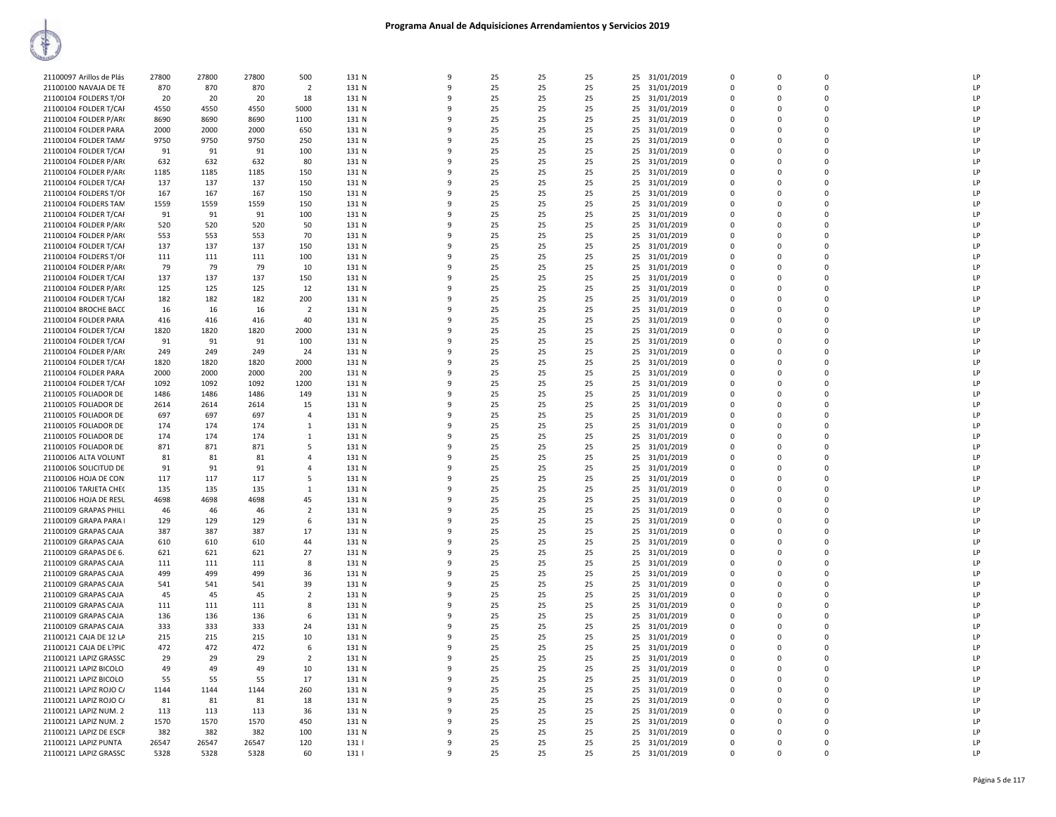# Programa Anual de Adquisiciones Arrendamientos y Servicios 2019

| | | | | | | | | | | | | | | | | |
|---|---|---|---|---|---|---|---|---|---|---|---|---|---|---|---|---|
| 21100097 Arillos de Plás | 27800 | 27800 | 27800 | 500 | 131 N | 9 | 25 | 25 | 25 | 25 | 31/01/2019 | 0 | 0 | 0 | LP |
| 21100100 NAVAJA DE TE | 870 | 870 | 870 | 2 | 131 N | 9 | 25 | 25 | 25 | 25 | 31/01/2019 | 0 | 0 | 0 | LP |
| 21100104 FOLDERS T/OI | 20 | 20 | 20 | 18 | 131 N | 9 | 25 | 25 | 25 | 25 | 31/01/2019 | 0 | 0 | 0 | LP |
| 21100104 FOLDER T/CAI | 4550 | 4550 | 4550 | 5000 | 131 N | 9 | 25 | 25 | 25 | 25 | 31/01/2019 | 0 | 0 | 0 | LP |
| 21100104 FOLDER P/ARC | 8690 | 8690 | 8690 | 1100 | 131 N | 9 | 25 | 25 | 25 | 25 | 31/01/2019 | 0 | 0 | 0 | LP |
| 21100104 FOLDER PARA | 2000 | 2000 | 2000 | 650 | 131 N | 9 | 25 | 25 | 25 | 25 | 31/01/2019 | 0 | 0 | 0 | LP |
| 21100104 FOLDER TAMA | 9750 | 9750 | 9750 | 250 | 131 N | 9 | 25 | 25 | 25 | 25 | 31/01/2019 | 0 | 0 | 0 | LP |
| 21100104 FOLDER T/CAI | 91 | 91 | 91 | 100 | 131 N | 9 | 25 | 25 | 25 | 25 | 31/01/2019 | 0 | 0 | 0 | LP |
| 21100104 FOLDER P/ARC | 632 | 632 | 632 | 80 | 131 N | 9 | 25 | 25 | 25 | 25 | 31/01/2019 | 0 | 0 | 0 | LP |
| 21100104 FOLDER P/ARC | 1185 | 1185 | 1185 | 150 | 131 N | 9 | 25 | 25 | 25 | 25 | 31/01/2019 | 0 | 0 | 0 | LP |
| 21100104 FOLDER T/CAI | 137 | 137 | 137 | 150 | 131 N | 9 | 25 | 25 | 25 | 25 | 31/01/2019 | 0 | 0 | 0 | LP |
| 21100104 FOLDERS T/OI | 167 | 167 | 167 | 150 | 131 N | 9 | 25 | 25 | 25 | 25 | 31/01/2019 | 0 | 0 | 0 | LP |
| 21100104 FOLDERS TAM | 1559 | 1559 | 1559 | 150 | 131 N | 9 | 25 | 25 | 25 | 25 | 31/01/2019 | 0 | 0 | 0 | LP |
| 21100104 FOLDER T/CAI | 91 | 91 | 91 | 100 | 131 N | 9 | 25 | 25 | 25 | 25 | 31/01/2019 | 0 | 0 | 0 | LP |
| 21100104 FOLDER P/ARC | 520 | 520 | 520 | 50 | 131 N | 9 | 25 | 25 | 25 | 25 | 31/01/2019 | 0 | 0 | 0 | LP |
| 21100104 FOLDER P/ARC | 553 | 553 | 553 | 70 | 131 N | 9 | 25 | 25 | 25 | 25 | 31/01/2019 | 0 | 0 | 0 | LP |
| 21100104 FOLDER T/CAI | 137 | 137 | 137 | 150 | 131 N | 9 | 25 | 25 | 25 | 25 | 31/01/2019 | 0 | 0 | 0 | LP |
| 21100104 FOLDERS T/OI | 111 | 111 | 111 | 100 | 131 N | 9 | 25 | 25 | 25 | 25 | 31/01/2019 | 0 | 0 | 0 | LP |
| 21100104 FOLDER P/ARC | 79 | 79 | 79 | 10 | 131 N | 9 | 25 | 25 | 25 | 25 | 31/01/2019 | 0 | 0 | 0 | LP |
| 21100104 FOLDER T/CAI | 137 | 137 | 137 | 150 | 131 N | 9 | 25 | 25 | 25 | 25 | 31/01/2019 | 0 | 0 | 0 | LP |
| 21100104 FOLDER P/ARC | 125 | 125 | 125 | 12 | 131 N | 9 | 25 | 25 | 25 | 25 | 31/01/2019 | 0 | 0 | 0 | LP |
| 21100104 FOLDER T/CAI | 182 | 182 | 182 | 200 | 131 N | 9 | 25 | 25 | 25 | 25 | 31/01/2019 | 0 | 0 | 0 | LP |
| 21100104 BROCHE BACC | 16 | 16 | 16 | 2 | 131 N | 9 | 25 | 25 | 25 | 25 | 31/01/2019 | 0 | 0 | 0 | LP |
| 21100104 FOLDER PARA | 416 | 416 | 416 | 40 | 131 N | 9 | 25 | 25 | 25 | 25 | 31/01/2019 | 0 | 0 | 0 | LP |
| 21100104 FOLDER T/CAI | 1820 | 1820 | 1820 | 2000 | 131 N | 9 | 25 | 25 | 25 | 25 | 31/01/2019 | 0 | 0 | 0 | LP |
| 21100104 FOLDER T/CAI | 91 | 91 | 91 | 100 | 131 N | 9 | 25 | 25 | 25 | 25 | 31/01/2019 | 0 | 0 | 0 | LP |
| 21100104 FOLDER P/ARC | 249 | 249 | 249 | 24 | 131 N | 9 | 25 | 25 | 25 | 25 | 31/01/2019 | 0 | 0 | 0 | LP |
| 21100104 FOLDER T/CAI | 1820 | 1820 | 1820 | 2000 | 131 N | 9 | 25 | 25 | 25 | 25 | 31/01/2019 | 0 | 0 | 0 | LP |
| 21100104 FOLDER PARA | 2000 | 2000 | 2000 | 200 | 131 N | 9 | 25 | 25 | 25 | 25 | 31/01/2019 | 0 | 0 | 0 | LP |
| 21100104 FOLDER T/CAI | 1092 | 1092 | 1092 | 1200 | 131 N | 9 | 25 | 25 | 25 | 25 | 31/01/2019 | 0 | 0 | 0 | LP |
| 21100105 FOLIADOR DE | 1486 | 1486 | 1486 | 149 | 131 N | 9 | 25 | 25 | 25 | 25 | 31/01/2019 | 0 | 0 | 0 | LP |
| 21100105 FOLIADOR DE | 2614 | 2614 | 2614 | 15 | 131 N | 9 | 25 | 25 | 25 | 25 | 31/01/2019 | 0 | 0 | 0 | LP |
| 21100105 FOLIADOR DE | 697 | 697 | 697 | 4 | 131 N | 9 | 25 | 25 | 25 | 25 | 31/01/2019 | 0 | 0 | 0 | LP |
| 21100105 FOLIADOR DE | 174 | 174 | 174 | 1 | 131 N | 9 | 25 | 25 | 25 | 25 | 31/01/2019 | 0 | 0 | 0 | LP |
| 21100105 FOLIADOR DE | 174 | 174 | 174 | 1 | 131 N | 9 | 25 | 25 | 25 | 25 | 31/01/2019 | 0 | 0 | 0 | LP |
| 21100105 FOLIADOR DE | 871 | 871 | 871 | 5 | 131 N | 9 | 25 | 25 | 25 | 25 | 31/01/2019 | 0 | 0 | 0 | LP |
| 21100106 ALTA VOLUNT | 81 | 81 | 81 | 4 | 131 N | 9 | 25 | 25 | 25 | 25 | 31/01/2019 | 0 | 0 | 0 | LP |
| 21100106 SOLICITUD DE | 91 | 91 | 91 | 4 | 131 N | 9 | 25 | 25 | 25 | 25 | 31/01/2019 | 0 | 0 | 0 | LP |
| 21100106 HOJA DE CON | 117 | 117 | 117 | 5 | 131 N | 9 | 25 | 25 | 25 | 25 | 31/01/2019 | 0 | 0 | 0 | LP |
| 21100106 TARJETA CHEC | 135 | 135 | 135 | 1 | 131 N | 9 | 25 | 25 | 25 | 25 | 31/01/2019 | 0 | 0 | 0 | LP |
| 21100106 HOJA DE RESU | 4698 | 4698 | 4698 | 45 | 131 N | 9 | 25 | 25 | 25 | 25 | 31/01/2019 | 0 | 0 | 0 | LP |
| 21100109 GRAPAS PHILL | 46 | 46 | 46 | 2 | 131 N | 9 | 25 | 25 | 25 | 25 | 31/01/2019 | 0 | 0 | 0 | LP |
| 21100109 GRAPA PARA I | 129 | 129 | 129 | 6 | 131 N | 9 | 25 | 25 | 25 | 25 | 31/01/2019 | 0 | 0 | 0 | LP |
| 21100109 GRAPAS CAJA | 387 | 387 | 387 | 17 | 131 N | 9 | 25 | 25 | 25 | 25 | 31/01/2019 | 0 | 0 | 0 | LP |
| 21100109 GRAPAS CAJA | 610 | 610 | 610 | 44 | 131 N | 9 | 25 | 25 | 25 | 25 | 31/01/2019 | 0 | 0 | 0 | LP |
| 21100109 GRAPAS DE 6. | 621 | 621 | 621 | 27 | 131 N | 9 | 25 | 25 | 25 | 25 | 31/01/2019 | 0 | 0 | 0 | LP |
| 21100109 GRAPAS CAJA | 111 | 111 | 111 | 8 | 131 N | 9 | 25 | 25 | 25 | 25 | 31/01/2019 | 0 | 0 | 0 | LP |
| 21100109 GRAPAS CAJA | 499 | 499 | 499 | 36 | 131 N | 9 | 25 | 25 | 25 | 25 | 31/01/2019 | 0 | 0 | 0 | LP |
| 21100109 GRAPAS CAJA | 541 | 541 | 541 | 39 | 131 N | 9 | 25 | 25 | 25 | 25 | 31/01/2019 | 0 | 0 | 0 | LP |
| 21100109 GRAPAS CAJA | 45 | 45 | 45 | 2 | 131 N | 9 | 25 | 25 | 25 | 25 | 31/01/2019 | 0 | 0 | 0 | LP |
| 21100109 GRAPAS CAJA | 111 | 111 | 111 | 8 | 131 N | 9 | 25 | 25 | 25 | 25 | 31/01/2019 | 0 | 0 | 0 | LP |
| 21100109 GRAPAS CAJA | 136 | 136 | 136 | 6 | 131 N | 9 | 25 | 25 | 25 | 25 | 31/01/2019 | 0 | 0 | 0 | LP |
| 21100109 GRAPAS CAJA | 333 | 333 | 333 | 24 | 131 N | 9 | 25 | 25 | 25 | 25 | 31/01/2019 | 0 | 0 | 0 | LP |
| 21100121 CAJA DE 12 LA | 215 | 215 | 215 | 10 | 131 N | 9 | 25 | 25 | 25 | 25 | 31/01/2019 | 0 | 0 | 0 | LP |
| 21100121 CAJA DE L?PIC | 472 | 472 | 472 | 6 | 131 N | 9 | 25 | 25 | 25 | 25 | 31/01/2019 | 0 | 0 | 0 | LP |
| 21100121 LAPIZ GRASSC | 29 | 29 | 29 | 2 | 131 N | 9 | 25 | 25 | 25 | 25 | 31/01/2019 | 0 | 0 | 0 | LP |
| 21100121 LAPIZ BICOLO | 49 | 49 | 49 | 10 | 131 N | 9 | 25 | 25 | 25 | 25 | 31/01/2019 | 0 | 0 | 0 | LP |
| 21100121 LAPIZ BICOLO | 55 | 55 | 55 | 17 | 131 N | 9 | 25 | 25 | 25 | 25 | 31/01/2019 | 0 | 0 | 0 | LP |
| 21100121 LAPIZ ROJO C/ | 1144 | 1144 | 1144 | 260 | 131 N | 9 | 25 | 25 | 25 | 25 | 31/01/2019 | 0 | 0 | 0 | LP |
| 21100121 LAPIZ ROJO C/ | 81 | 81 | 81 | 18 | 131 N | 9 | 25 | 25 | 25 | 25 | 31/01/2019 | 0 | 0 | 0 | LP |
| 21100121 LAPIZ NUM. 2 | 113 | 113 | 113 | 36 | 131 N | 9 | 25 | 25 | 25 | 25 | 31/01/2019 | 0 | 0 | 0 | LP |
| 21100121 LAPIZ NUM. 2 | 1570 | 1570 | 1570 | 450 | 131 N | 9 | 25 | 25 | 25 | 25 | 31/01/2019 | 0 | 0 | 0 | LP |
| 21100121 LAPIZ DE ESCF | 382 | 382 | 382 | 100 | 131 N | 9 | 25 | 25 | 25 | 25 | 31/01/2019 | 0 | 0 | 0 | LP |
| 21100121 LAPIZ PUNTA | 26547 | 26547 | 26547 | 120 | 131 I | 9 | 25 | 25 | 25 | 25 | 31/01/2019 | 0 | 0 | 0 | LP |
| 21100121 LAPIZ GRASSC | 5328 | 5328 | 5328 | 60 | 131 I | 9 | 25 | 25 | 25 | 25 | 31/01/2019 | 0 | 0 | 0 | LP |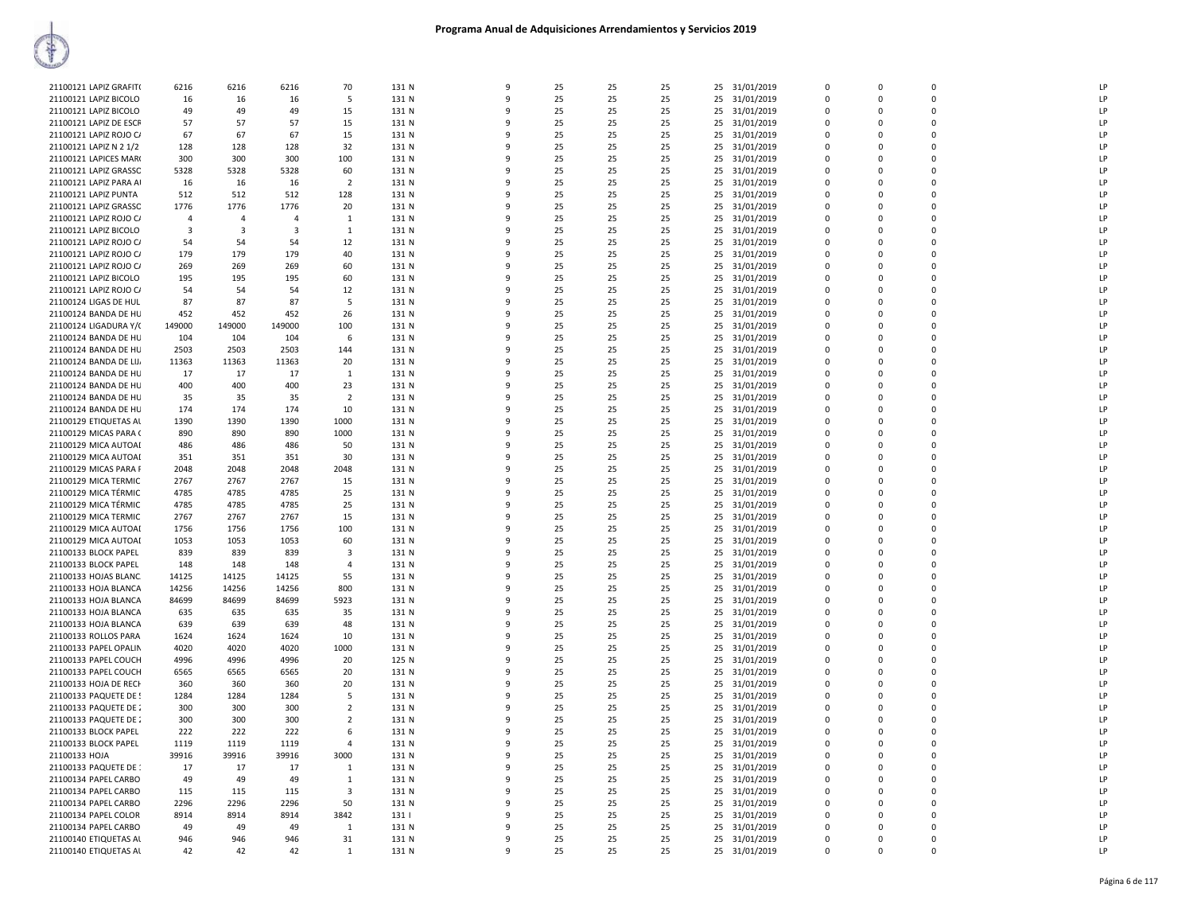# Programa Anual de Adquisiciones Arrendamientos y Servicios 2019

| | | | | | | | | | | | | | | | | |
|---|---|---|---|---|---|---|---|---|---|---|---|---|---|---|---|---|
| 21100121 LAPIZ GRAFIT( | 6216 | 6216 | 6216 | 70 | 131 N | 9 | 25 | 25 | 25 | 25 | 31/01/2019 | 0 | 0 | 0 | | LP |
| 21100121 LAPIZ BICOLO | 16 | 16 | 16 | 5 | 131 N | 9 | 25 | 25 | 25 | 25 | 31/01/2019 | 0 | 0 | 0 | | LP |
| 21100121 LAPIZ BICOLO | 49 | 49 | 49 | 15 | 131 N | 9 | 25 | 25 | 25 | 25 | 31/01/2019 | 0 | 0 | 0 | | LP |
| 21100121 LAPIZ DE ESCR | 57 | 57 | 57 | 15 | 131 N | 9 | 25 | 25 | 25 | 25 | 31/01/2019 | 0 | 0 | 0 | | LP |
| 21100121 LAPIZ ROJO C/ | 67 | 67 | 67 | 15 | 131 N | 9 | 25 | 25 | 25 | 25 | 31/01/2019 | 0 | 0 | 0 | | LP |
| 21100121 LAPIZ N 2 1/2 | 128 | 128 | 128 | 32 | 131 N | 9 | 25 | 25 | 25 | 25 | 31/01/2019 | 0 | 0 | 0 | | LP |
| 21100121 LAPICES MAR( | 300 | 300 | 300 | 100 | 131 N | 9 | 25 | 25 | 25 | 25 | 31/01/2019 | 0 | 0 | 0 | | LP |
| 21100121 LAPIZ GRASSC | 5328 | 5328 | 5328 | 60 | 131 N | 9 | 25 | 25 | 25 | 25 | 31/01/2019 | 0 | 0 | 0 | | LP |
| 21100121 LAPIZ PARA A | 16 | 16 | 16 | 2 | 131 N | 9 | 25 | 25 | 25 | 25 | 31/01/2019 | 0 | 0 | 0 | | LP |
| 21100121 LAPIZ PUNTA | 512 | 512 | 512 | 128 | 131 N | 9 | 25 | 25 | 25 | 25 | 31/01/2019 | 0 | 0 | 0 | | LP |
| 21100121 LAPIZ GRASSC | 1776 | 1776 | 1776 | 20 | 131 N | 9 | 25 | 25 | 25 | 25 | 31/01/2019 | 0 | 0 | 0 | | LP |
| 21100121 LAPIZ ROJO C/ | 4 | 4 | 4 | 1 | 131 N | 9 | 25 | 25 | 25 | 25 | 31/01/2019 | 0 | 0 | 0 | | LP |
| 21100121 LAPIZ BICOLO | 3 | 3 | 3 | 1 | 131 N | 9 | 25 | 25 | 25 | 25 | 31/01/2019 | 0 | 0 | 0 | | LP |
| 21100121 LAPIZ ROJO C/ | 54 | 54 | 54 | 12 | 131 N | 9 | 25 | 25 | 25 | 25 | 31/01/2019 | 0 | 0 | 0 | | LP |
| 21100121 LAPIZ ROJO C/ | 179 | 179 | 179 | 40 | 131 N | 9 | 25 | 25 | 25 | 25 | 31/01/2019 | 0 | 0 | 0 | | LP |
| 21100121 LAPIZ ROJO C/ | 269 | 269 | 269 | 60 | 131 N | 9 | 25 | 25 | 25 | 25 | 31/01/2019 | 0 | 0 | 0 | | LP |
| 21100121 LAPIZ BICOLO | 195 | 195 | 195 | 60 | 131 N | 9 | 25 | 25 | 25 | 25 | 31/01/2019 | 0 | 0 | 0 | | LP |
| 21100121 LAPIZ ROJO C/ | 54 | 54 | 54 | 12 | 131 N | 9 | 25 | 25 | 25 | 25 | 31/01/2019 | 0 | 0 | 0 | | LP |
| 21100124 LIGAS DE HUL | 87 | 87 | 87 | 5 | 131 N | 9 | 25 | 25 | 25 | 25 | 31/01/2019 | 0 | 0 | 0 | | LP |
| 21100124 BANDA DE HU | 452 | 452 | 452 | 26 | 131 N | 9 | 25 | 25 | 25 | 25 | 31/01/2019 | 0 | 0 | 0 | | LP |
| 21100124 LIGADURA Y/( | 149000 | 149000 | 149000 | 100 | 131 N | 9 | 25 | 25 | 25 | 25 | 31/01/2019 | 0 | 0 | 0 | | LP |
| 21100124 BANDA DE HU | 104 | 104 | 104 | 6 | 131 N | 9 | 25 | 25 | 25 | 25 | 31/01/2019 | 0 | 0 | 0 | | LP |
| 21100124 BANDA DE HU | 2503 | 2503 | 2503 | 144 | 131 N | 9 | 25 | 25 | 25 | 25 | 31/01/2019 | 0 | 0 | 0 | | LP |
| 21100124 BANDA DE LIJ | 11363 | 11363 | 11363 | 20 | 131 N | 9 | 25 | 25 | 25 | 25 | 31/01/2019 | 0 | 0 | 0 | | LP |
| 21100124 BANDA DE HU | 17 | 17 | 17 | 1 | 131 N | 9 | 25 | 25 | 25 | 25 | 31/01/2019 | 0 | 0 | 0 | | LP |
| 21100124 BANDA DE HU | 400 | 400 | 400 | 23 | 131 N | 9 | 25 | 25 | 25 | 25 | 31/01/2019 | 0 | 0 | 0 | | LP |
| 21100124 BANDA DE HU | 35 | 35 | 35 | 2 | 131 N | 9 | 25 | 25 | 25 | 25 | 31/01/2019 | 0 | 0 | 0 | | LP |
| 21100124 BANDA DE HU | 174 | 174 | 174 | 10 | 131 N | 9 | 25 | 25 | 25 | 25 | 31/01/2019 | 0 | 0 | 0 | | LP |
| 21100129 ETIQUETAS AU | 1390 | 1390 | 1390 | 1000 | 131 N | 9 | 25 | 25 | 25 | 25 | 31/01/2019 | 0 | 0 | 0 | | LP |
| 21100129 MICAS PARA ( | 890 | 890 | 890 | 1000 | 131 N | 9 | 25 | 25 | 25 | 25 | 31/01/2019 | 0 | 0 | 0 | | LP |
| 21100129 MICA AUTOAI | 486 | 486 | 486 | 50 | 131 N | 9 | 25 | 25 | 25 | 25 | 31/01/2019 | 0 | 0 | 0 | | LP |
| 21100129 MICA AUTOAI | 351 | 351 | 351 | 30 | 131 N | 9 | 25 | 25 | 25 | 25 | 31/01/2019 | 0 | 0 | 0 | | LP |
| 21100129 MICAS PARA F | 2048 | 2048 | 2048 | 2048 | 131 N | 9 | 25 | 25 | 25 | 25 | 31/01/2019 | 0 | 0 | 0 | | LP |
| 21100129 MICA TERMIC | 2767 | 2767 | 2767 | 15 | 131 N | 9 | 25 | 25 | 25 | 25 | 31/01/2019 | 0 | 0 | 0 | | LP |
| 21100129 MICA TÉRMIC | 4785 | 4785 | 4785 | 25 | 131 N | 9 | 25 | 25 | 25 | 25 | 31/01/2019 | 0 | 0 | 0 | | LP |
| 21100129 MICA TÉRMIC | 4785 | 4785 | 4785 | 25 | 131 N | 9 | 25 | 25 | 25 | 25 | 31/01/2019 | 0 | 0 | 0 | | LP |
| 21100129 MICA TERMIC | 2767 | 2767 | 2767 | 15 | 131 N | 9 | 25 | 25 | 25 | 25 | 31/01/2019 | 0 | 0 | 0 | | LP |
| 21100129 MICA AUTOAI | 1756 | 1756 | 1756 | 100 | 131 N | 9 | 25 | 25 | 25 | 25 | 31/01/2019 | 0 | 0 | 0 | | LP |
| 21100129 MICA AUTOAI | 1053 | 1053 | 1053 | 60 | 131 N | 9 | 25 | 25 | 25 | 25 | 31/01/2019 | 0 | 0 | 0 | | LP |
| 21100133 BLOCK PAPEL | 839 | 839 | 839 | 3 | 131 N | 9 | 25 | 25 | 25 | 25 | 31/01/2019 | 0 | 0 | 0 | | LP |
| 21100133 BLOCK PAPEL | 148 | 148 | 148 | 4 | 131 N | 9 | 25 | 25 | 25 | 25 | 31/01/2019 | 0 | 0 | 0 | | LP |
| 21100133 HOJAS BLANC | 14125 | 14125 | 14125 | 55 | 131 N | 9 | 25 | 25 | 25 | 25 | 31/01/2019 | 0 | 0 | 0 | | LP |
| 21100133 HOJA BLANCA | 14256 | 14256 | 14256 | 800 | 131 N | 9 | 25 | 25 | 25 | 25 | 31/01/2019 | 0 | 0 | 0 | | LP |
| 21100133 HOJA BLANCA | 84699 | 84699 | 84699 | 5923 | 131 N | 9 | 25 | 25 | 25 | 25 | 31/01/2019 | 0 | 0 | 0 | | LP |
| 21100133 HOJA BLANCA | 635 | 635 | 635 | 35 | 131 N | 9 | 25 | 25 | 25 | 25 | 31/01/2019 | 0 | 0 | 0 | | LP |
| 21100133 HOJA BLANCA | 639 | 639 | 639 | 48 | 131 N | 9 | 25 | 25 | 25 | 25 | 31/01/2019 | 0 | 0 | 0 | | LP |
| 21100133 ROLLOS PARA | 1624 | 1624 | 1624 | 10 | 131 N | 9 | 25 | 25 | 25 | 25 | 31/01/2019 | 0 | 0 | 0 | | LP |
| 21100133 PAPEL OPALIN | 4020 | 4020 | 4020 | 1000 | 131 N | 9 | 25 | 25 | 25 | 25 | 31/01/2019 | 0 | 0 | 0 | | LP |
| 21100133 PAPEL COUCH | 4996 | 4996 | 4996 | 20 | 125 N | 9 | 25 | 25 | 25 | 25 | 31/01/2019 | 0 | 0 | 0 | | LP |
| 21100133 PAPEL COUCH | 6565 | 6565 | 6565 | 20 | 131 N | 9 | 25 | 25 | 25 | 25 | 31/01/2019 | 0 | 0 | 0 | | LP |
| 21100133 HOJA DE RECI | 360 | 360 | 360 | 20 | 131 N | 9 | 25 | 25 | 25 | 25 | 31/01/2019 | 0 | 0 | 0 | | LP |
| 21100133 PAQUETE DE ! | 1284 | 1284 | 1284 | 5 | 131 N | 9 | 25 | 25 | 25 | 25 | 31/01/2019 | 0 | 0 | 0 | | LP |
| 21100133 PAQUETE DE : | 300 | 300 | 300 | 2 | 131 N | 9 | 25 | 25 | 25 | 25 | 31/01/2019 | 0 | 0 | 0 | | LP |
| 21100133 PAQUETE DE : | 300 | 300 | 300 | 2 | 131 N | 9 | 25 | 25 | 25 | 25 | 31/01/2019 | 0 | 0 | 0 | | LP |
| 21100133 BLOCK PAPEL | 222 | 222 | 222 | 6 | 131 N | 9 | 25 | 25 | 25 | 25 | 31/01/2019 | 0 | 0 | 0 | | LP |
| 21100133 BLOCK PAPEL | 1119 | 1119 | 1119 | 4 | 131 N | 9 | 25 | 25 | 25 | 25 | 31/01/2019 | 0 | 0 | 0 | | LP |
| 21100133 HOJA | 39916 | 39916 | 39916 | 3000 | 131 N | 9 | 25 | 25 | 25 | 25 | 31/01/2019 | 0 | 0 | 0 | | LP |
| 21100133 PAQUETE DE : | 17 | 17 | 17 | 1 | 131 N | 9 | 25 | 25 | 25 | 25 | 31/01/2019 | 0 | 0 | 0 | | LP |
| 21100134 PAPEL CARBO | 49 | 49 | 49 | 1 | 131 N | 9 | 25 | 25 | 25 | 25 | 31/01/2019 | 0 | 0 | 0 | | LP |
| 21100134 PAPEL CARBO | 115 | 115 | 115 | 3 | 131 N | 9 | 25 | 25 | 25 | 25 | 31/01/2019 | 0 | 0 | 0 | | LP |
| 21100134 PAPEL CARBO | 2296 | 2296 | 2296 | 50 | 131 N | 9 | 25 | 25 | 25 | 25 | 31/01/2019 | 0 | 0 | 0 | | LP |
| 21100134 PAPEL COLOR | 8914 | 8914 | 8914 | 3842 | 131 I | 9 | 25 | 25 | 25 | 25 | 31/01/2019 | 0 | 0 | 0 | | LP |
| 21100134 PAPEL CARBO | 49 | 49 | 49 | 1 | 131 N | 9 | 25 | 25 | 25 | 25 | 31/01/2019 | 0 | 0 | 0 | | LP |
| 21100140 ETIQUETAS AU | 946 | 946 | 946 | 31 | 131 N | 9 | 25 | 25 | 25 | 25 | 31/01/2019 | 0 | 0 | 0 | | LP |
| 21100140 ETIQUETAS AU | 42 | 42 | 42 | 1 | 131 N | 9 | 25 | 25 | 25 | 25 | 31/01/2019 | 0 | 0 | 0 | | LP |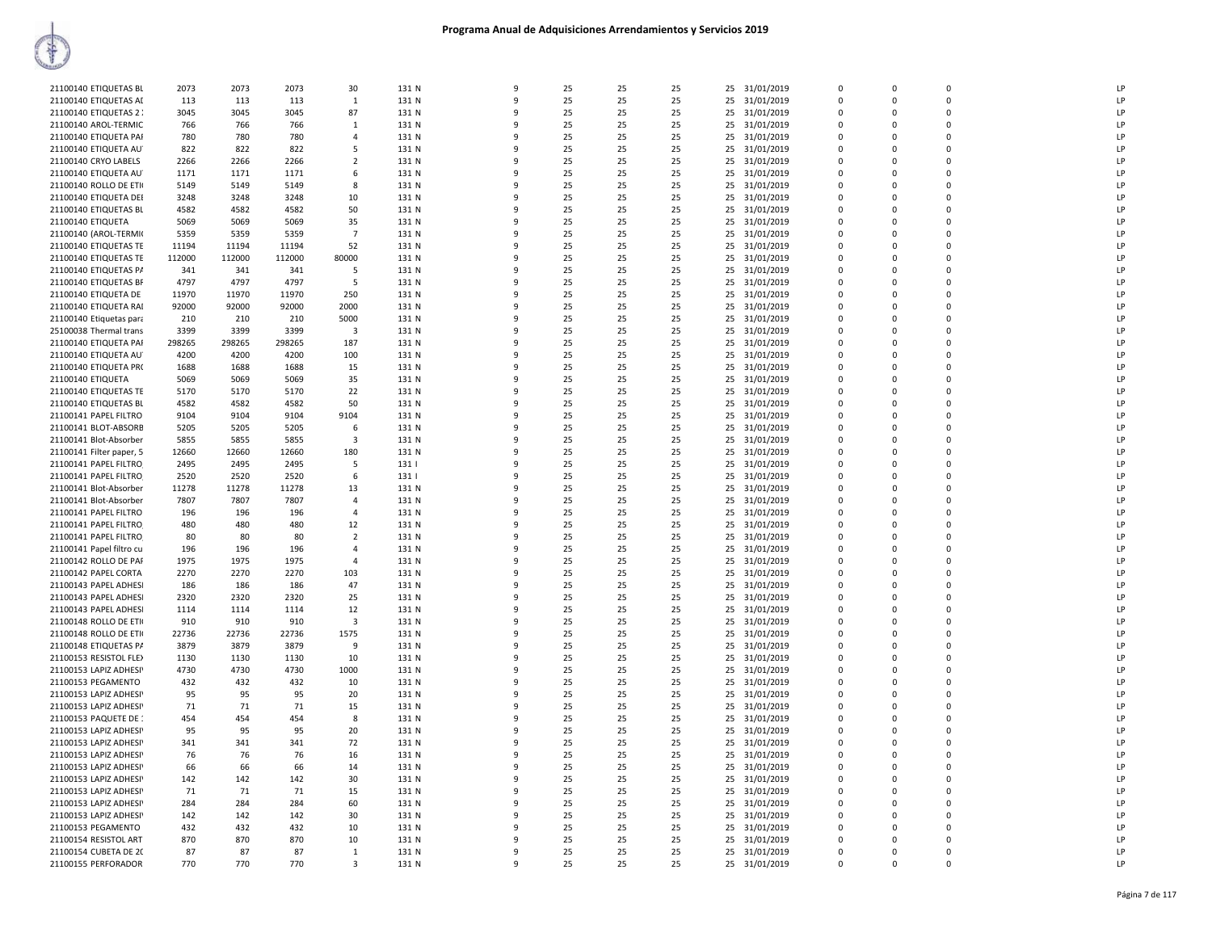# Programa Anual de Adquisiciones Arrendamientos y Servicios 2019

| | | | | | | | | | | | | | | | | |
|---|---|---|---|---|---|---|---|---|---|---|---|---|---|---|---|---|
| 21100140 ETIQUETAS BL | 2073 | 2073 | 2073 | 30 | 131 N | 9 | 25 | 25 | 25 | 25 | 31/01/2019 | 0 | 0 | 0 | | LP |
| 21100140 ETIQUETAS AI | 113 | 113 | 113 | 1 | 131 N | 9 | 25 | 25 | 25 | 25 | 31/01/2019 | 0 | 0 | 0 | | LP |
| 21100140 ETIQUETAS 2 | 3045 | 3045 | 3045 | 87 | 131 N | 9 | 25 | 25 | 25 | 25 | 31/01/2019 | 0 | 0 | 0 | | LP |
| 21100140 AROL-TERMIC | 766 | 766 | 766 | 1 | 131 N | 9 | 25 | 25 | 25 | 25 | 31/01/2019 | 0 | 0 | 0 | | LP |
| 21100140 ETIQUETA PAI | 780 | 780 | 780 | 4 | 131 N | 9 | 25 | 25 | 25 | 25 | 31/01/2019 | 0 | 0 | 0 | | LP |
| 21100140 ETIQUETA AU | 822 | 822 | 822 | 5 | 131 N | 9 | 25 | 25 | 25 | 25 | 31/01/2019 | 0 | 0 | 0 | | LP |
| 21100140 CRYO LABELS | 2266 | 2266 | 2266 | 2 | 131 N | 9 | 25 | 25 | 25 | 25 | 31/01/2019 | 0 | 0 | 0 | | LP |
| 21100140 ETIQUETA AU | 1171 | 1171 | 1171 | 6 | 131 N | 9 | 25 | 25 | 25 | 25 | 31/01/2019 | 0 | 0 | 0 | | LP |
| 21100140 ROLLO DE ETI | 5149 | 5149 | 5149 | 8 | 131 N | 9 | 25 | 25 | 25 | 25 | 31/01/2019 | 0 | 0 | 0 | | LP |
| 21100140 ETIQUETA DEI | 3248 | 3248 | 3248 | 10 | 131 N | 9 | 25 | 25 | 25 | 25 | 31/01/2019 | 0 | 0 | 0 | | LP |
| 21100140 ETIQUETAS BL | 4582 | 4582 | 4582 | 50 | 131 N | 9 | 25 | 25 | 25 | 25 | 31/01/2019 | 0 | 0 | 0 | | LP |
| 21100140 ETIQUETA | 5069 | 5069 | 5069 | 35 | 131 N | 9 | 25 | 25 | 25 | 25 | 31/01/2019 | 0 | 0 | 0 | | LP |
| 21100140 (AROL-TERMI( | 5359 | 5359 | 5359 | 7 | 131 N | 9 | 25 | 25 | 25 | 25 | 31/01/2019 | 0 | 0 | 0 | | LP |
| 21100140 ETIQUETAS TE | 11194 | 11194 | 11194 | 52 | 131 N | 9 | 25 | 25 | 25 | 25 | 31/01/2019 | 0 | 0 | 0 | | LP |
| 21100140 ETIQUETAS TE | 112000 | 112000 | 112000 | 80000 | 131 N | 9 | 25 | 25 | 25 | 25 | 31/01/2019 | 0 | 0 | 0 | | LP |
| 21100140 ETIQUETAS PA | 341 | 341 | 341 | 5 | 131 N | 9 | 25 | 25 | 25 | 25 | 31/01/2019 | 0 | 0 | 0 | | LP |
| 21100140 ETIQUETAS BF | 4797 | 4797 | 4797 | 5 | 131 N | 9 | 25 | 25 | 25 | 25 | 31/01/2019 | 0 | 0 | 0 | | LP |
| 21100140 ETIQUETA DE | 11970 | 11970 | 11970 | 250 | 131 N | 9 | 25 | 25 | 25 | 25 | 31/01/2019 | 0 | 0 | 0 | | LP |
| 21100140 ETIQUETA RAI | 92000 | 92000 | 92000 | 2000 | 131 N | 9 | 25 | 25 | 25 | 25 | 31/01/2019 | 0 | 0 | 0 | | LP |
| 21100140 Etiquetas para | 210 | 210 | 210 | 5000 | 131 N | 9 | 25 | 25 | 25 | 25 | 31/01/2019 | 0 | 0 | 0 | | LP |
| 25100038 Thermal trans | 3399 | 3399 | 3399 | 3 | 131 N | 9 | 25 | 25 | 25 | 25 | 31/01/2019 | 0 | 0 | 0 | | LP |
| 21100140 ETIQUETA PAI | 298265 | 298265 | 298265 | 187 | 131 N | 9 | 25 | 25 | 25 | 25 | 31/01/2019 | 0 | 0 | 0 | | LP |
| 21100140 ETIQUETA AU | 4200 | 4200 | 4200 | 100 | 131 N | 9 | 25 | 25 | 25 | 25 | 31/01/2019 | 0 | 0 | 0 | | LP |
| 21100140 ETIQUETA PR( | 1688 | 1688 | 1688 | 15 | 131 N | 9 | 25 | 25 | 25 | 25 | 31/01/2019 | 0 | 0 | 0 | | LP |
| 21100140 ETIQUETA | 5069 | 5069 | 5069 | 35 | 131 N | 9 | 25 | 25 | 25 | 25 | 31/01/2019 | 0 | 0 | 0 | | LP |
| 21100140 ETIQUETAS TE | 5170 | 5170 | 5170 | 22 | 131 N | 9 | 25 | 25 | 25 | 25 | 31/01/2019 | 0 | 0 | 0 | | LP |
| 21100140 ETIQUETAS BL | 4582 | 4582 | 4582 | 50 | 131 N | 9 | 25 | 25 | 25 | 25 | 31/01/2019 | 0 | 0 | 0 | | LP |
| 21100141 PAPEL FILTRO | 9104 | 9104 | 9104 | 9104 | 131 N | 9 | 25 | 25 | 25 | 25 | 31/01/2019 | 0 | 0 | 0 | | LP |
| 21100141 BLOT-ABSORB | 5205 | 5205 | 5205 | 6 | 131 N | 9 | 25 | 25 | 25 | 25 | 31/01/2019 | 0 | 0 | 0 | | LP |
| 21100141 Blot-Absorber | 5855 | 5855 | 5855 | 3 | 131 N | 9 | 25 | 25 | 25 | 25 | 31/01/2019 | 0 | 0 | 0 | | LP |
| 21100141 Filter paper, S | 12660 | 12660 | 12660 | 180 | 131 N | 9 | 25 | 25 | 25 | 25 | 31/01/2019 | 0 | 0 | 0 | | LP |
| 21100141 PAPEL FILTRO | 2495 | 2495 | 2495 | 5 | 131 I | 9 | 25 | 25 | 25 | 25 | 31/01/2019 | 0 | 0 | 0 | | LP |
| 21100141 PAPEL FILTRO | 2520 | 2520 | 2520 | 6 | 131 I | 9 | 25 | 25 | 25 | 25 | 31/01/2019 | 0 | 0 | 0 | | LP |
| 21100141 Blot-Absorber | 11278 | 11278 | 11278 | 13 | 131 N | 9 | 25 | 25 | 25 | 25 | 31/01/2019 | 0 | 0 | 0 | | LP |
| 21100141 Blot-Absorber | 7807 | 7807 | 7807 | 4 | 131 N | 9 | 25 | 25 | 25 | 25 | 31/01/2019 | 0 | 0 | 0 | | LP |
| 21100141 PAPEL FILTRO | 196 | 196 | 196 | 4 | 131 N | 9 | 25 | 25 | 25 | 25 | 31/01/2019 | 0 | 0 | 0 | | LP |
| 21100141 PAPEL FILTRO | 480 | 480 | 480 | 12 | 131 N | 9 | 25 | 25 | 25 | 25 | 31/01/2019 | 0 | 0 | 0 | | LP |
| 21100141 PAPEL FILTRO | 80 | 80 | 80 | 2 | 131 N | 9 | 25 | 25 | 25 | 25 | 31/01/2019 | 0 | 0 | 0 | | LP |
| 21100141 Papel filtro cu | 196 | 196 | 196 | 4 | 131 N | 9 | 25 | 25 | 25 | 25 | 31/01/2019 | 0 | 0 | 0 | | LP |
| 21100142 ROLLO DE PAI | 1975 | 1975 | 1975 | 4 | 131 N | 9 | 25 | 25 | 25 | 25 | 31/01/2019 | 0 | 0 | 0 | | LP |
| 21100142 PAPEL CORTA | 2270 | 2270 | 2270 | 103 | 131 N | 9 | 25 | 25 | 25 | 25 | 31/01/2019 | 0 | 0 | 0 | | LP |
| 21100143 PAPEL ADHESI | 186 | 186 | 186 | 47 | 131 N | 9 | 25 | 25 | 25 | 25 | 31/01/2019 | 0 | 0 | 0 | | LP |
| 21100143 PAPEL ADHESI | 2320 | 2320 | 2320 | 25 | 131 N | 9 | 25 | 25 | 25 | 25 | 31/01/2019 | 0 | 0 | 0 | | LP |
| 21100143 PAPEL ADHESI | 1114 | 1114 | 1114 | 12 | 131 N | 9 | 25 | 25 | 25 | 25 | 31/01/2019 | 0 | 0 | 0 | | LP |
| 21100148 ROLLO DE ETI | 910 | 910 | 910 | 3 | 131 N | 9 | 25 | 25 | 25 | 25 | 31/01/2019 | 0 | 0 | 0 | | LP |
| 21100148 ROLLO DE ETI | 22736 | 22736 | 22736 | 1575 | 131 N | 9 | 25 | 25 | 25 | 25 | 31/01/2019 | 0 | 0 | 0 | | LP |
| 21100148 ETIQUETAS PA | 3879 | 3879 | 3879 | 9 | 131 N | 9 | 25 | 25 | 25 | 25 | 31/01/2019 | 0 | 0 | 0 | | LP |
| 21100153 RESISTOL FLEX | 1130 | 1130 | 1130 | 10 | 131 N | 9 | 25 | 25 | 25 | 25 | 31/01/2019 | 0 | 0 | 0 | | LP |
| 21100153 LAPIZ ADHESI | 4730 | 4730 | 4730 | 1000 | 131 N | 9 | 25 | 25 | 25 | 25 | 31/01/2019 | 0 | 0 | 0 | | LP |
| 21100153 PEGAMENTO | 432 | 432 | 432 | 10 | 131 N | 9 | 25 | 25 | 25 | 25 | 31/01/2019 | 0 | 0 | 0 | | LP |
| 21100153 LAPIZ ADHESI | 95 | 95 | 95 | 20 | 131 N | 9 | 25 | 25 | 25 | 25 | 31/01/2019 | 0 | 0 | 0 | | LP |
| 21100153 LAPIZ ADHESI | 71 | 71 | 71 | 15 | 131 N | 9 | 25 | 25 | 25 | 25 | 31/01/2019 | 0 | 0 | 0 | | LP |
| 21100153 PAQUETE DE | 454 | 454 | 454 | 8 | 131 N | 9 | 25 | 25 | 25 | 25 | 31/01/2019 | 0 | 0 | 0 | | LP |
| 21100153 LAPIZ ADHESI | 95 | 95 | 95 | 20 | 131 N | 9 | 25 | 25 | 25 | 25 | 31/01/2019 | 0 | 0 | 0 | | LP |
| 21100153 LAPIZ ADHESI | 341 | 341 | 341 | 72 | 131 N | 9 | 25 | 25 | 25 | 25 | 31/01/2019 | 0 | 0 | 0 | | LP |
| 21100153 LAPIZ ADHESI | 76 | 76 | 76 | 16 | 131 N | 9 | 25 | 25 | 25 | 25 | 31/01/2019 | 0 | 0 | 0 | | LP |
| 21100153 LAPIZ ADHESI | 66 | 66 | 66 | 14 | 131 N | 9 | 25 | 25 | 25 | 25 | 31/01/2019 | 0 | 0 | 0 | | LP |
| 21100153 LAPIZ ADHESI | 142 | 142 | 142 | 30 | 131 N | 9 | 25 | 25 | 25 | 25 | 31/01/2019 | 0 | 0 | 0 | | LP |
| 21100153 LAPIZ ADHESI | 71 | 71 | 71 | 15 | 131 N | 9 | 25 | 25 | 25 | 25 | 31/01/2019 | 0 | 0 | 0 | | LP |
| 21100153 LAPIZ ADHESI | 284 | 284 | 284 | 60 | 131 N | 9 | 25 | 25 | 25 | 25 | 31/01/2019 | 0 | 0 | 0 | | LP |
| 21100153 LAPIZ ADHESI | 142 | 142 | 142 | 30 | 131 N | 9 | 25 | 25 | 25 | 25 | 31/01/2019 | 0 | 0 | 0 | | LP |
| 21100153 PEGAMENTO | 432 | 432 | 432 | 10 | 131 N | 9 | 25 | 25 | 25 | 25 | 31/01/2019 | 0 | 0 | 0 | | LP |
| 21100154 RESISTOL ART | 870 | 870 | 870 | 10 | 131 N | 9 | 25 | 25 | 25 | 25 | 31/01/2019 | 0 | 0 | 0 | | LP |
| 21100154 CUBETA DE 2( | 87 | 87 | 87 | 1 | 131 N | 9 | 25 | 25 | 25 | 25 | 31/01/2019 | 0 | 0 | 0 | | LP |
| 21100155 PERFORADOR | 770 | 770 | 770 | 3 | 131 N | 9 | 25 | 25 | 25 | 25 | 31/01/2019 | 0 | 0 | 0 | | LP |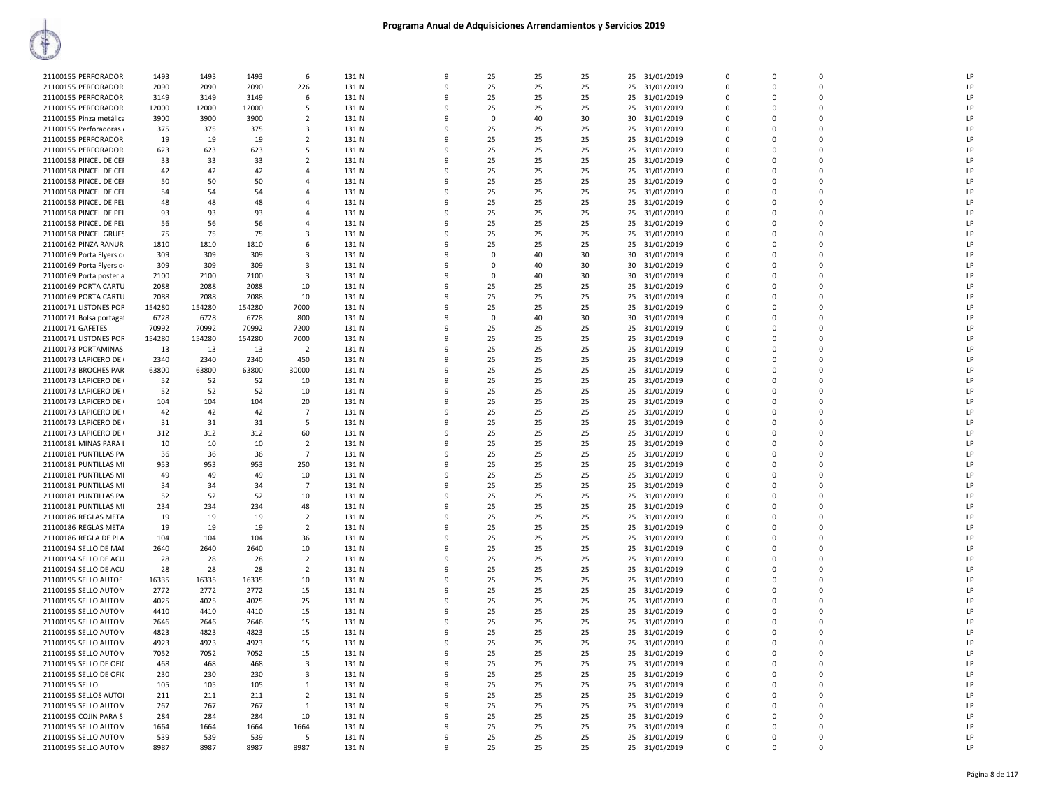# Programa Anual de Adquisiciones Arrendamientos y Servicios 2019

| | | | | | | | | | | | | | | | | |
|---|---|---|---|---|---|---|---|---|---|---|---|---|---|---|---|---|
| 21100155 PERFORADOR | 1493 | 1493 | 1493 | 6 | 131 N | 9 | 25 | 25 | 25 | 25 | 31/01/2019 | 0 | 0 | 0 | | LP |
| 21100155 PERFORADOR | 2090 | 2090 | 2090 | 226 | 131 N | 9 | 25 | 25 | 25 | 25 | 31/01/2019 | 0 | 0 | 0 | | LP |
| 21100155 PERFORADOR | 3149 | 3149 | 3149 | 6 | 131 N | 9 | 25 | 25 | 25 | 25 | 31/01/2019 | 0 | 0 | 0 | | LP |
| 21100155 PERFORADOR | 12000 | 12000 | 12000 | 5 | 131 N | 9 | 25 | 25 | 25 | 25 | 31/01/2019 | 0 | 0 | 0 | | LP |
| 21100155 Pinza metálica | 3900 | 3900 | 3900 | 2 | 131 N | 9 | 0 | 40 | 30 | 30 | 31/01/2019 | 0 | 0 | 0 | | LP |
| 21100155 Perforadoras | 375 | 375 | 375 | 3 | 131 N | 9 | 25 | 25 | 25 | 25 | 31/01/2019 | 0 | 0 | 0 | | LP |
| 21100155 PERFORADOR | 19 | 19 | 19 | 2 | 131 N | 9 | 25 | 25 | 25 | 25 | 31/01/2019 | 0 | 0 | 0 | | LP |
| 21100155 PERFORADOR | 623 | 623 | 623 | 5 | 131 N | 9 | 25 | 25 | 25 | 25 | 31/01/2019 | 0 | 0 | 0 | | LP |
| 21100158 PINCEL DE CEI | 33 | 33 | 33 | 2 | 131 N | 9 | 25 | 25 | 25 | 25 | 31/01/2019 | 0 | 0 | 0 | | LP |
| 21100158 PINCEL DE CEI | 42 | 42 | 42 | 4 | 131 N | 9 | 25 | 25 | 25 | 25 | 31/01/2019 | 0 | 0 | 0 | | LP |
| 21100158 PINCEL DE CEI | 50 | 50 | 50 | 4 | 131 N | 9 | 25 | 25 | 25 | 25 | 31/01/2019 | 0 | 0 | 0 | | LP |
| 21100158 PINCEL DE CEI | 54 | 54 | 54 | 4 | 131 N | 9 | 25 | 25 | 25 | 25 | 31/01/2019 | 0 | 0 | 0 | | LP |
| 21100158 PINCEL DE PEI | 48 | 48 | 48 | 4 | 131 N | 9 | 25 | 25 | 25 | 25 | 31/01/2019 | 0 | 0 | 0 | | LP |
| 21100158 PINCEL DE PEI | 93 | 93 | 93 | 4 | 131 N | 9 | 25 | 25 | 25 | 25 | 31/01/2019 | 0 | 0 | 0 | | LP |
| 21100158 PINCEL DE PEI | 56 | 56 | 56 | 4 | 131 N | 9 | 25 | 25 | 25 | 25 | 31/01/2019 | 0 | 0 | 0 | | LP |
| 21100158 PINCEL GRUES | 75 | 75 | 75 | 3 | 131 N | 9 | 25 | 25 | 25 | 25 | 31/01/2019 | 0 | 0 | 0 | | LP |
| 21100162 PINZA RANUR | 1810 | 1810 | 1810 | 6 | 131 N | 9 | 25 | 25 | 25 | 25 | 31/01/2019 | 0 | 0 | 0 | | LP |
| 21100169 Porta Flyers d | 309 | 309 | 309 | 3 | 131 N | 9 | 0 | 40 | 30 | 30 | 31/01/2019 | 0 | 0 | 0 | | LP |
| 21100169 Porta Flyers d | 309 | 309 | 309 | 3 | 131 N | 9 | 0 | 40 | 30 | 30 | 31/01/2019 | 0 | 0 | 0 | | LP |
| 21100169 Porta poster a | 2100 | 2100 | 2100 | 3 | 131 N | 9 | 0 | 40 | 30 | 30 | 31/01/2019 | 0 | 0 | 0 | | LP |
| 21100169 PORTA CARTU | 2088 | 2088 | 2088 | 10 | 131 N | 9 | 25 | 25 | 25 | 25 | 31/01/2019 | 0 | 0 | 0 | | LP |
| 21100169 PORTA CARTU | 2088 | 2088 | 2088 | 10 | 131 N | 9 | 25 | 25 | 25 | 25 | 31/01/2019 | 0 | 0 | 0 | | LP |
| 21100171 LISTONES POF | 154280 | 154280 | 154280 | 7000 | 131 N | 9 | 25 | 25 | 25 | 25 | 31/01/2019 | 0 | 0 | 0 | | LP |
| 21100171 Bolsa portaga | 6728 | 6728 | 6728 | 800 | 131 N | 9 | 0 | 40 | 30 | 30 | 31/01/2019 | 0 | 0 | 0 | | LP |
| 21100171 GAFETES | 70992 | 70992 | 70992 | 7200 | 131 N | 9 | 25 | 25 | 25 | 25 | 31/01/2019 | 0 | 0 | 0 | | LP |
| 21100171 LISTONES POF | 154280 | 154280 | 154280 | 7000 | 131 N | 9 | 25 | 25 | 25 | 25 | 31/01/2019 | 0 | 0 | 0 | | LP |
| 21100173 PORTAMINAS | 13 | 13 | 13 | 2 | 131 N | 9 | 25 | 25 | 25 | 25 | 31/01/2019 | 0 | 0 | 0 | | LP |
| 21100173 LAPICERO DE | 2340 | 2340 | 2340 | 450 | 131 N | 9 | 25 | 25 | 25 | 25 | 31/01/2019 | 0 | 0 | 0 | | LP |
| 21100173 BROCHES PAR | 63800 | 63800 | 63800 | 30000 | 131 N | 9 | 25 | 25 | 25 | 25 | 31/01/2019 | 0 | 0 | 0 | | LP |
| 21100173 LAPICERO DE | 52 | 52 | 52 | 10 | 131 N | 9 | 25 | 25 | 25 | 25 | 31/01/2019 | 0 | 0 | 0 | | LP |
| 21100173 LAPICERO DE | 52 | 52 | 52 | 10 | 131 N | 9 | 25 | 25 | 25 | 25 | 31/01/2019 | 0 | 0 | 0 | | LP |
| 21100173 LAPICERO DE | 104 | 104 | 104 | 20 | 131 N | 9 | 25 | 25 | 25 | 25 | 31/01/2019 | 0 | 0 | 0 | | LP |
| 21100173 LAPICERO DE | 42 | 42 | 42 | 7 | 131 N | 9 | 25 | 25 | 25 | 25 | 31/01/2019 | 0 | 0 | 0 | | LP |
| 21100173 LAPICERO DE | 31 | 31 | 31 | 5 | 131 N | 9 | 25 | 25 | 25 | 25 | 31/01/2019 | 0 | 0 | 0 | | LP |
| 21100173 LAPICERO DE | 312 | 312 | 312 | 60 | 131 N | 9 | 25 | 25 | 25 | 25 | 31/01/2019 | 0 | 0 | 0 | | LP |
| 21100181 MINAS PARA I | 10 | 10 | 10 | 2 | 131 N | 9 | 25 | 25 | 25 | 25 | 31/01/2019 | 0 | 0 | 0 | | LP |
| 21100181 PUNTILLAS PA | 36 | 36 | 36 | 7 | 131 N | 9 | 25 | 25 | 25 | 25 | 31/01/2019 | 0 | 0 | 0 | | LP |
| 21100181 PUNTILLAS MI | 953 | 953 | 953 | 250 | 131 N | 9 | 25 | 25 | 25 | 25 | 31/01/2019 | 0 | 0 | 0 | | LP |
| 21100181 PUNTILLAS MI | 49 | 49 | 49 | 10 | 131 N | 9 | 25 | 25 | 25 | 25 | 31/01/2019 | 0 | 0 | 0 | | LP |
| 21100181 PUNTILLAS MI | 34 | 34 | 34 | 7 | 131 N | 9 | 25 | 25 | 25 | 25 | 31/01/2019 | 0 | 0 | 0 | | LP |
| 21100181 PUNTILLAS PA | 52 | 52 | 52 | 10 | 131 N | 9 | 25 | 25 | 25 | 25 | 31/01/2019 | 0 | 0 | 0 | | LP |
| 21100181 PUNTILLAS MI | 234 | 234 | 234 | 48 | 131 N | 9 | 25 | 25 | 25 | 25 | 31/01/2019 | 0 | 0 | 0 | | LP |
| 21100186 REGLAS META | 19 | 19 | 19 | 2 | 131 N | 9 | 25 | 25 | 25 | 25 | 31/01/2019 | 0 | 0 | 0 | | LP |
| 21100186 REGLAS META | 19 | 19 | 19 | 2 | 131 N | 9 | 25 | 25 | 25 | 25 | 31/01/2019 | 0 | 0 | 0 | | LP |
| 21100186 REGLA DE PLA | 104 | 104 | 104 | 36 | 131 N | 9 | 25 | 25 | 25 | 25 | 31/01/2019 | 0 | 0 | 0 | | LP |
| 21100194 SELLO DE MAI | 2640 | 2640 | 2640 | 10 | 131 N | 9 | 25 | 25 | 25 | 25 | 31/01/2019 | 0 | 0 | 0 | | LP |
| 21100194 SELLO DE ACU | 28 | 28 | 28 | 2 | 131 N | 9 | 25 | 25 | 25 | 25 | 31/01/2019 | 0 | 0 | 0 | | LP |
| 21100194 SELLO DE ACU | 28 | 28 | 28 | 2 | 131 N | 9 | 25 | 25 | 25 | 25 | 31/01/2019 | 0 | 0 | 0 | | LP |
| 21100195 SELLO AUTOE | 16335 | 16335 | 16335 | 10 | 131 N | 9 | 25 | 25 | 25 | 25 | 31/01/2019 | 0 | 0 | 0 | | LP |
| 21100195 SELLO AUTON | 2772 | 2772 | 2772 | 15 | 131 N | 9 | 25 | 25 | 25 | 25 | 31/01/2019 | 0 | 0 | 0 | | LP |
| 21100195 SELLO AUTON | 4025 | 4025 | 4025 | 25 | 131 N | 9 | 25 | 25 | 25 | 25 | 31/01/2019 | 0 | 0 | 0 | | LP |
| 21100195 SELLO AUTON | 4410 | 4410 | 4410 | 15 | 131 N | 9 | 25 | 25 | 25 | 25 | 31/01/2019 | 0 | 0 | 0 | | LP |
| 21100195 SELLO AUTON | 2646 | 2646 | 2646 | 15 | 131 N | 9 | 25 | 25 | 25 | 25 | 31/01/2019 | 0 | 0 | 0 | | LP |
| 21100195 SELLO AUTON | 4823 | 4823 | 4823 | 15 | 131 N | 9 | 25 | 25 | 25 | 25 | 31/01/2019 | 0 | 0 | 0 | | LP |
| 21100195 SELLO AUTON | 4923 | 4923 | 4923 | 15 | 131 N | 9 | 25 | 25 | 25 | 25 | 31/01/2019 | 0 | 0 | 0 | | LP |
| 21100195 SELLO AUTON | 7052 | 7052 | 7052 | 15 | 131 N | 9 | 25 | 25 | 25 | 25 | 31/01/2019 | 0 | 0 | 0 | | LP |
| 21100195 SELLO DE OFIC | 468 | 468 | 468 | 3 | 131 N | 9 | 25 | 25 | 25 | 25 | 31/01/2019 | 0 | 0 | 0 | | LP |
| 21100195 SELLO DE OFIC | 230 | 230 | 230 | 3 | 131 N | 9 | 25 | 25 | 25 | 25 | 31/01/2019 | 0 | 0 | 0 | | LP |
| 21100195 SELLO | 105 | 105 | 105 | 1 | 131 N | 9 | 25 | 25 | 25 | 25 | 31/01/2019 | 0 | 0 | 0 | | LP |
| 21100195 SELLOS AUTOI | 211 | 211 | 211 | 2 | 131 N | 9 | 25 | 25 | 25 | 25 | 31/01/2019 | 0 | 0 | 0 | | LP |
| 21100195 SELLO AUTON | 267 | 267 | 267 | 1 | 131 N | 9 | 25 | 25 | 25 | 25 | 31/01/2019 | 0 | 0 | 0 | | LP |
| 21100195 COJIN PARA S | 284 | 284 | 284 | 10 | 131 N | 9 | 25 | 25 | 25 | 25 | 31/01/2019 | 0 | 0 | 0 | | LP |
| 21100195 SELLO AUTON | 1664 | 1664 | 1664 | 1664 | 131 N | 9 | 25 | 25 | 25 | 25 | 31/01/2019 | 0 | 0 | 0 | | LP |
| 21100195 SELLO AUTON | 539 | 539 | 539 | 5 | 131 N | 9 | 25 | 25 | 25 | 25 | 31/01/2019 | 0 | 0 | 0 | | LP |
| 21100195 SELLO AUTON | 8987 | 8987 | 8987 | 8987 | 131 N | 9 | 25 | 25 | 25 | 25 | 31/01/2019 | 0 | 0 | 0 | | LP |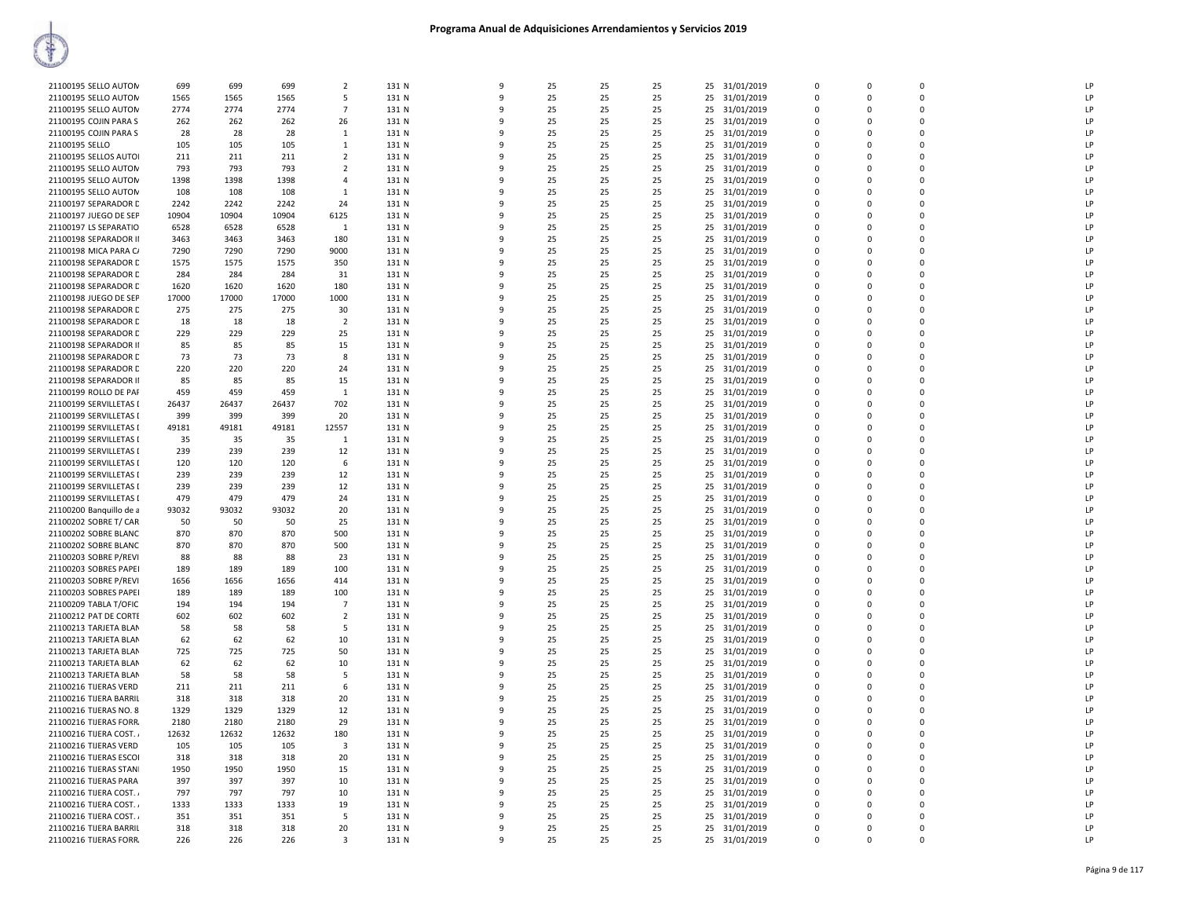# Programa Anual de Adquisiciones Arrendamientos y Servicios 2019

| | | | | | | | | | | | | | | | | |
|---|---|---|---|---|---|---|---|---|---|---|---|---|---|---|---|---|
| 21100195 SELLO AUTON | 699 | 699 | 699 | 2 | 131 N | 9 | 25 | 25 | 25 | 25 | 31/01/2019 | 0 | 0 | 0 | | LP |
| 21100195 SELLO AUTON | 1565 | 1565 | 1565 | 5 | 131 N | 9 | 25 | 25 | 25 | 25 | 31/01/2019 | 0 | 0 | 0 | | LP |
| 21100195 SELLO AUTON | 2774 | 2774 | 2774 | 7 | 131 N | 9 | 25 | 25 | 25 | 25 | 31/01/2019 | 0 | 0 | 0 | | LP |
| 21100195 COJIN PARA S | 262 | 262 | 262 | 26 | 131 N | 9 | 25 | 25 | 25 | 25 | 31/01/2019 | 0 | 0 | 0 | | LP |
| 21100195 COJIN PARA S | 28 | 28 | 28 | 1 | 131 N | 9 | 25 | 25 | 25 | 25 | 31/01/2019 | 0 | 0 | 0 | | LP |
| 21100195 SELLO | 105 | 105 | 105 | 1 | 131 N | 9 | 25 | 25 | 25 | 25 | 31/01/2019 | 0 | 0 | 0 | | LP |
| 21100195 SELLOS AUTOI | 211 | 211 | 211 | 2 | 131 N | 9 | 25 | 25 | 25 | 25 | 31/01/2019 | 0 | 0 | 0 | | LP |
| 21100195 SELLO AUTON | 793 | 793 | 793 | 2 | 131 N | 9 | 25 | 25 | 25 | 25 | 31/01/2019 | 0 | 0 | 0 | | LP |
| 21100195 SELLO AUTON | 1398 | 1398 | 1398 | 4 | 131 N | 9 | 25 | 25 | 25 | 25 | 31/01/2019 | 0 | 0 | 0 | | LP |
| 21100195 SELLO AUTON | 108 | 108 | 108 | 1 | 131 N | 9 | 25 | 25 | 25 | 25 | 31/01/2019 | 0 | 0 | 0 | | LP |
| 21100197 SEPARADOR D | 2242 | 2242 | 2242 | 24 | 131 N | 9 | 25 | 25 | 25 | 25 | 31/01/2019 | 0 | 0 | 0 | | LP |
| 21100197 JUEGO DE SEP | 10904 | 10904 | 10904 | 6125 | 131 N | 9 | 25 | 25 | 25 | 25 | 31/01/2019 | 0 | 0 | 0 | | LP |
| 21100197 LS SEPARATIO | 6528 | 6528 | 6528 | 1 | 131 N | 9 | 25 | 25 | 25 | 25 | 31/01/2019 | 0 | 0 | 0 | | LP |
| 21100198 SEPARADOR II | 3463 | 3463 | 3463 | 180 | 131 N | 9 | 25 | 25 | 25 | 25 | 31/01/2019 | 0 | 0 | 0 | | LP |
| 21100198 MICA PARA CA | 7290 | 7290 | 7290 | 9000 | 131 N | 9 | 25 | 25 | 25 | 25 | 31/01/2019 | 0 | 0 | 0 | | LP |
| 21100198 SEPARADOR D | 1575 | 1575 | 1575 | 350 | 131 N | 9 | 25 | 25 | 25 | 25 | 31/01/2019 | 0 | 0 | 0 | | LP |
| 21100198 SEPARADOR D | 284 | 284 | 284 | 31 | 131 N | 9 | 25 | 25 | 25 | 25 | 31/01/2019 | 0 | 0 | 0 | | LP |
| 21100198 SEPARADOR D | 1620 | 1620 | 1620 | 180 | 131 N | 9 | 25 | 25 | 25 | 25 | 31/01/2019 | 0 | 0 | 0 | | LP |
| 21100198 JUEGO DE SEP | 17000 | 17000 | 17000 | 1000 | 131 N | 9 | 25 | 25 | 25 | 25 | 31/01/2019 | 0 | 0 | 0 | | LP |
| 21100198 SEPARADOR D | 275 | 275 | 275 | 30 | 131 N | 9 | 25 | 25 | 25 | 25 | 31/01/2019 | 0 | 0 | 0 | | LP |
| 21100198 SEPARADOR D | 18 | 18 | 18 | 2 | 131 N | 9 | 25 | 25 | 25 | 25 | 31/01/2019 | 0 | 0 | 0 | | LP |
| 21100198 SEPARADOR D | 229 | 229 | 229 | 25 | 131 N | 9 | 25 | 25 | 25 | 25 | 31/01/2019 | 0 | 0 | 0 | | LP |
| 21100198 SEPARADOR II | 85 | 85 | 85 | 15 | 131 N | 9 | 25 | 25 | 25 | 25 | 31/01/2019 | 0 | 0 | 0 | | LP |
| 21100198 SEPARADOR D | 73 | 73 | 73 | 8 | 131 N | 9 | 25 | 25 | 25 | 25 | 31/01/2019 | 0 | 0 | 0 | | LP |
| 21100198 SEPARADOR D | 220 | 220 | 220 | 24 | 131 N | 9 | 25 | 25 | 25 | 25 | 31/01/2019 | 0 | 0 | 0 | | LP |
| 21100198 SEPARADOR II | 85 | 85 | 85 | 15 | 131 N | 9 | 25 | 25 | 25 | 25 | 31/01/2019 | 0 | 0 | 0 | | LP |
| 21100199 ROLLO DE PAF | 459 | 459 | 459 | 1 | 131 N | 9 | 25 | 25 | 25 | 25 | 31/01/2019 | 0 | 0 | 0 | | LP |
| 21100199 SERVILLETAS I | 26437 | 26437 | 26437 | 702 | 131 N | 9 | 25 | 25 | 25 | 25 | 31/01/2019 | 0 | 0 | 0 | | LP |
| 21100199 SERVILLETAS I | 399 | 399 | 399 | 20 | 131 N | 9 | 25 | 25 | 25 | 25 | 31/01/2019 | 0 | 0 | 0 | | LP |
| 21100199 SERVILLETAS I | 49181 | 49181 | 49181 | 12557 | 131 N | 9 | 25 | 25 | 25 | 25 | 31/01/2019 | 0 | 0 | 0 | | LP |
| 21100199 SERVILLETAS I | 35 | 35 | 35 | 1 | 131 N | 9 | 25 | 25 | 25 | 25 | 31/01/2019 | 0 | 0 | 0 | | LP |
| 21100199 SERVILLETAS I | 239 | 239 | 239 | 12 | 131 N | 9 | 25 | 25 | 25 | 25 | 31/01/2019 | 0 | 0 | 0 | | LP |
| 21100199 SERVILLETAS I | 120 | 120 | 120 | 6 | 131 N | 9 | 25 | 25 | 25 | 25 | 31/01/2019 | 0 | 0 | 0 | | LP |
| 21100199 SERVILLETAS I | 239 | 239 | 239 | 12 | 131 N | 9 | 25 | 25 | 25 | 25 | 31/01/2019 | 0 | 0 | 0 | | LP |
| 21100199 SERVILLETAS I | 239 | 239 | 239 | 12 | 131 N | 9 | 25 | 25 | 25 | 25 | 31/01/2019 | 0 | 0 | 0 | | LP |
| 21100199 SERVILLETAS I | 479 | 479 | 479 | 24 | 131 N | 9 | 25 | 25 | 25 | 25 | 31/01/2019 | 0 | 0 | 0 | | LP |
| 21100200 Banquillo de a | 93032 | 93032 | 93032 | 20 | 131 N | 9 | 25 | 25 | 25 | 25 | 31/01/2019 | 0 | 0 | 0 | | LP |
| 21100202 SOBRE T/ CAR | 50 | 50 | 50 | 25 | 131 N | 9 | 25 | 25 | 25 | 25 | 31/01/2019 | 0 | 0 | 0 | | LP |
| 21100202 SOBRE BLANC | 870 | 870 | 870 | 500 | 131 N | 9 | 25 | 25 | 25 | 25 | 31/01/2019 | 0 | 0 | 0 | | LP |
| 21100202 SOBRE BLANC | 870 | 870 | 870 | 500 | 131 N | 9 | 25 | 25 | 25 | 25 | 31/01/2019 | 0 | 0 | 0 | | LP |
| 21100203 SOBRE P/REVI | 88 | 88 | 88 | 23 | 131 N | 9 | 25 | 25 | 25 | 25 | 31/01/2019 | 0 | 0 | 0 | | LP |
| 21100203 SOBRES PAPEI | 189 | 189 | 189 | 100 | 131 N | 9 | 25 | 25 | 25 | 25 | 31/01/2019 | 0 | 0 | 0 | | LP |
| 21100203 SOBRE P/REVI | 1656 | 1656 | 1656 | 414 | 131 N | 9 | 25 | 25 | 25 | 25 | 31/01/2019 | 0 | 0 | 0 | | LP |
| 21100203 SOBRES PAPEI | 189 | 189 | 189 | 100 | 131 N | 9 | 25 | 25 | 25 | 25 | 31/01/2019 | 0 | 0 | 0 | | LP |
| 21100209 TABLA T/OFIC | 194 | 194 | 194 | 7 | 131 N | 9 | 25 | 25 | 25 | 25 | 31/01/2019 | 0 | 0 | 0 | | LP |
| 21100212 PAT DE CORTE | 602 | 602 | 602 | 2 | 131 N | 9 | 25 | 25 | 25 | 25 | 31/01/2019 | 0 | 0 | 0 | | LP |
| 21100213 TARJETA BLAN | 58 | 58 | 58 | 5 | 131 N | 9 | 25 | 25 | 25 | 25 | 31/01/2019 | 0 | 0 | 0 | | LP |
| 21100213 TARJETA BLAN | 62 | 62 | 62 | 10 | 131 N | 9 | 25 | 25 | 25 | 25 | 31/01/2019 | 0 | 0 | 0 | | LP |
| 21100213 TARJETA BLAN | 725 | 725 | 725 | 50 | 131 N | 9 | 25 | 25 | 25 | 25 | 31/01/2019 | 0 | 0 | 0 | | LP |
| 21100213 TARJETA BLAN | 62 | 62 | 62 | 10 | 131 N | 9 | 25 | 25 | 25 | 25 | 31/01/2019 | 0 | 0 | 0 | | LP |
| 21100213 TARJETA BLAN | 58 | 58 | 58 | 5 | 131 N | 9 | 25 | 25 | 25 | 25 | 31/01/2019 | 0 | 0 | 0 | | LP |
| 21100216 TIJERAS VERD | 211 | 211 | 211 | 6 | 131 N | 9 | 25 | 25 | 25 | 25 | 31/01/2019 | 0 | 0 | 0 | | LP |
| 21100216 TIJERA BARRIL | 318 | 318 | 318 | 20 | 131 N | 9 | 25 | 25 | 25 | 25 | 31/01/2019 | 0 | 0 | 0 | | LP |
| 21100216 TIJERAS NO. 8 | 1329 | 1329 | 1329 | 12 | 131 N | 9 | 25 | 25 | 25 | 25 | 31/01/2019 | 0 | 0 | 0 | | LP |
| 21100216 TIJERAS FORR. | 2180 | 2180 | 2180 | 29 | 131 N | 9 | 25 | 25 | 25 | 25 | 31/01/2019 | 0 | 0 | 0 | | LP |
| 21100216 TIJERA COST. | 12632 | 12632 | 12632 | 180 | 131 N | 9 | 25 | 25 | 25 | 25 | 31/01/2019 | 0 | 0 | 0 | | LP |
| 21100216 TIJERAS VERD | 105 | 105 | 105 | 3 | 131 N | 9 | 25 | 25 | 25 | 25 | 31/01/2019 | 0 | 0 | 0 | | LP |
| 21100216 TIJERAS ESCOI | 318 | 318 | 318 | 20 | 131 N | 9 | 25 | 25 | 25 | 25 | 31/01/2019 | 0 | 0 | 0 | | LP |
| 21100216 TIJERAS STANI | 1950 | 1950 | 1950 | 15 | 131 N | 9 | 25 | 25 | 25 | 25 | 31/01/2019 | 0 | 0 | 0 | | LP |
| 21100216 TIJERAS PARA | 397 | 397 | 397 | 10 | 131 N | 9 | 25 | 25 | 25 | 25 | 31/01/2019 | 0 | 0 | 0 | | LP |
| 21100216 TIJERA COST. | 797 | 797 | 797 | 10 | 131 N | 9 | 25 | 25 | 25 | 25 | 31/01/2019 | 0 | 0 | 0 | | LP |
| 21100216 TIJERA COST. | 1333 | 1333 | 1333 | 19 | 131 N | 9 | 25 | 25 | 25 | 25 | 31/01/2019 | 0 | 0 | 0 | | LP |
| 21100216 TIJERA COST. | 351 | 351 | 351 | 5 | 131 N | 9 | 25 | 25 | 25 | 25 | 31/01/2019 | 0 | 0 | 0 | | LP |
| 21100216 TIJERA BARRIL | 318 | 318 | 318 | 20 | 131 N | 9 | 25 | 25 | 25 | 25 | 31/01/2019 | 0 | 0 | 0 | | LP |
| 21100216 TIJERAS FORR. | 226 | 226 | 226 | 3 | 131 N | 9 | 25 | 25 | 25 | 25 | 31/01/2019 | 0 | 0 | 0 | | LP |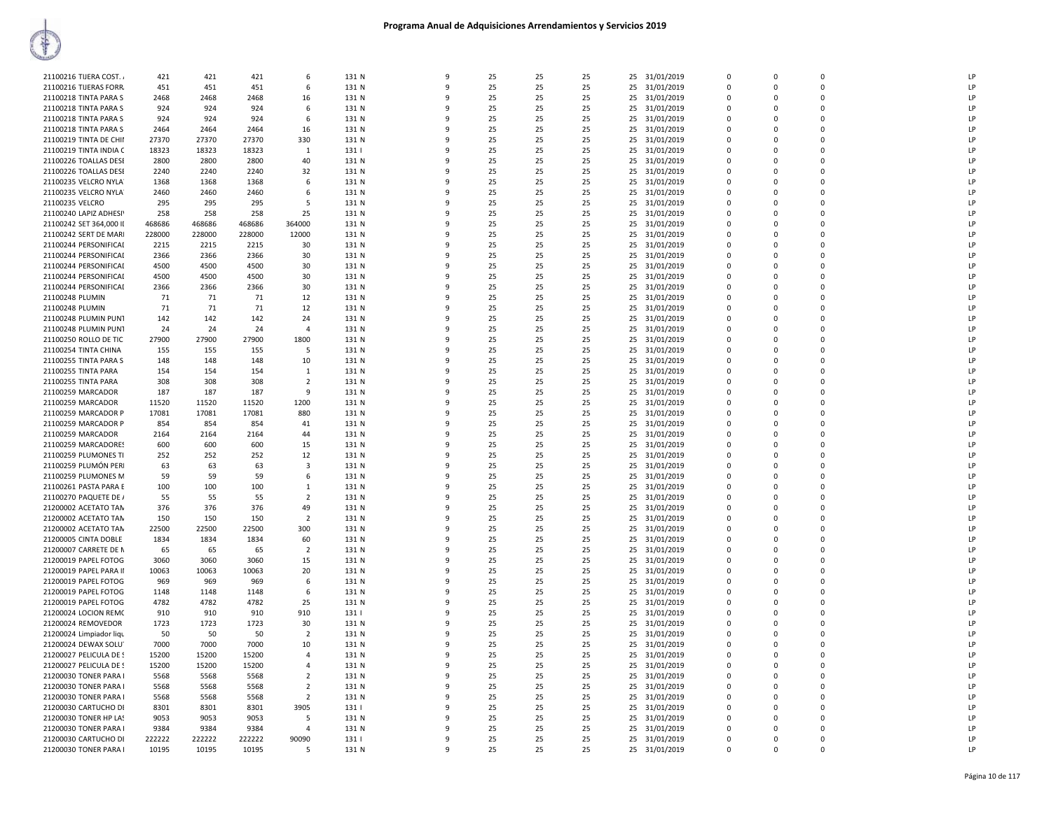# Programa Anual de Adquisiciones Arrendamientos y Servicios 2019

| | | | | | | | | | | | | | | | | |
|---|---|---|---|---|---|---|---|---|---|---|---|---|---|---|---|---|
| 21100216 TIJERA COST. / | 421 | 421 | 421 | 6 | 131 N | 9 | 25 | 25 | 25 | 25 | 31/01/2019 | 0 | 0 | 0 | | LP |
| 21100216 TIJERAS FORR. | 451 | 451 | 451 | 6 | 131 N | 9 | 25 | 25 | 25 | 25 | 31/01/2019 | 0 | 0 | 0 | | LP |
| 21100218 TINTA PARA S | 2468 | 2468 | 2468 | 16 | 131 N | 9 | 25 | 25 | 25 | 25 | 31/01/2019 | 0 | 0 | 0 | | LP |
| 21100218 TINTA PARA S | 924 | 924 | 924 | 6 | 131 N | 9 | 25 | 25 | 25 | 25 | 31/01/2019 | 0 | 0 | 0 | | LP |
| 21100218 TINTA PARA S | 924 | 924 | 924 | 6 | 131 N | 9 | 25 | 25 | 25 | 25 | 31/01/2019 | 0 | 0 | 0 | | LP |
| 21100218 TINTA PARA S | 2464 | 2464 | 2464 | 16 | 131 N | 9 | 25 | 25 | 25 | 25 | 31/01/2019 | 0 | 0 | 0 | | LP |
| 21100219 TINTA DE CHII | 27370 | 27370 | 27370 | 330 | 131 N | 9 | 25 | 25 | 25 | 25 | 31/01/2019 | 0 | 0 | 0 | | LP |
| 21100219 TINTA INDIA C | 18323 | 18323 | 18323 | 1 | 131 I | 9 | 25 | 25 | 25 | 25 | 31/01/2019 | 0 | 0 | 0 | | LP |
| 21100226 TOALLAS DESI | 2800 | 2800 | 2800 | 40 | 131 N | 9 | 25 | 25 | 25 | 25 | 31/01/2019 | 0 | 0 | 0 | | LP |
| 21100226 TOALLAS DESI | 2240 | 2240 | 2240 | 32 | 131 N | 9 | 25 | 25 | 25 | 25 | 31/01/2019 | 0 | 0 | 0 | | LP |
| 21100235 VELCRO NYLA | 1368 | 1368 | 1368 | 6 | 131 N | 9 | 25 | 25 | 25 | 25 | 31/01/2019 | 0 | 0 | 0 | | LP |
| 21100235 VELCRO NYLA | 2460 | 2460 | 2460 | 6 | 131 N | 9 | 25 | 25 | 25 | 25 | 31/01/2019 | 0 | 0 | 0 | | LP |
| 21100235 VELCRO | 295 | 295 | 295 | 5 | 131 N | 9 | 25 | 25 | 25 | 25 | 31/01/2019 | 0 | 0 | 0 | | LP |
| 21100240 LAPIZ ADHESI | 258 | 258 | 258 | 25 | 131 N | 9 | 25 | 25 | 25 | 25 | 31/01/2019 | 0 | 0 | 0 | | LP |
| 21100242 SET 364,000 II | 468686 | 468686 | 468686 | 364000 | 131 N | 9 | 25 | 25 | 25 | 25 | 31/01/2019 | 0 | 0 | 0 | | LP |
| 21100242 SERT DE MARI | 228000 | 228000 | 228000 | 12000 | 131 N | 9 | 25 | 25 | 25 | 25 | 31/01/2019 | 0 | 0 | 0 | | LP |
| 21100244 PERSONIFICAI | 2215 | 2215 | 2215 | 30 | 131 N | 9 | 25 | 25 | 25 | 25 | 31/01/2019 | 0 | 0 | 0 | | LP |
| 21100244 PERSONIFICAI | 2366 | 2366 | 2366 | 30 | 131 N | 9 | 25 | 25 | 25 | 25 | 31/01/2019 | 0 | 0 | 0 | | LP |
| 21100244 PERSONIFICAI | 4500 | 4500 | 4500 | 30 | 131 N | 9 | 25 | 25 | 25 | 25 | 31/01/2019 | 0 | 0 | 0 | | LP |
| 21100244 PERSONIFICAI | 4500 | 4500 | 4500 | 30 | 131 N | 9 | 25 | 25 | 25 | 25 | 31/01/2019 | 0 | 0 | 0 | | LP |
| 21100244 PERSONIFICAI | 2366 | 2366 | 2366 | 30 | 131 N | 9 | 25 | 25 | 25 | 25 | 31/01/2019 | 0 | 0 | 0 | | LP |
| 21100248 PLUMIN | 71 | 71 | 71 | 12 | 131 N | 9 | 25 | 25 | 25 | 25 | 31/01/2019 | 0 | 0 | 0 | | LP |
| 21100248 PLUMIN | 71 | 71 | 71 | 12 | 131 N | 9 | 25 | 25 | 25 | 25 | 31/01/2019 | 0 | 0 | 0 | | LP |
| 21100248 PLUMIN PUNT | 142 | 142 | 142 | 24 | 131 N | 9 | 25 | 25 | 25 | 25 | 31/01/2019 | 0 | 0 | 0 | | LP |
| 21100248 PLUMIN PUNT | 24 | 24 | 24 | 4 | 131 N | 9 | 25 | 25 | 25 | 25 | 31/01/2019 | 0 | 0 | 0 | | LP |
| 21100250 ROLLO DE TIC | 27900 | 27900 | 27900 | 1800 | 131 N | 9 | 25 | 25 | 25 | 25 | 31/01/2019 | 0 | 0 | 0 | | LP |
| 21100254 TINTA CHINA | 155 | 155 | 155 | 5 | 131 N | 9 | 25 | 25 | 25 | 25 | 31/01/2019 | 0 | 0 | 0 | | LP |
| 21100255 TINTA PARA S | 148 | 148 | 148 | 10 | 131 N | 9 | 25 | 25 | 25 | 25 | 31/01/2019 | 0 | 0 | 0 | | LP |
| 21100255 TINTA PARA | 154 | 154 | 154 | 1 | 131 N | 9 | 25 | 25 | 25 | 25 | 31/01/2019 | 0 | 0 | 0 | | LP |
| 21100255 TINTA PARA | 308 | 308 | 308 | 2 | 131 N | 9 | 25 | 25 | 25 | 25 | 31/01/2019 | 0 | 0 | 0 | | LP |
| 21100259 MARCADOR | 187 | 187 | 187 | 9 | 131 N | 9 | 25 | 25 | 25 | 25 | 31/01/2019 | 0 | 0 | 0 | | LP |
| 21100259 MARCADOR | 11520 | 11520 | 11520 | 1200 | 131 N | 9 | 25 | 25 | 25 | 25 | 31/01/2019 | 0 | 0 | 0 | | LP |
| 21100259 MARCADOR P | 17081 | 17081 | 17081 | 880 | 131 N | 9 | 25 | 25 | 25 | 25 | 31/01/2019 | 0 | 0 | 0 | | LP |
| 21100259 MARCADOR P | 854 | 854 | 854 | 41 | 131 N | 9 | 25 | 25 | 25 | 25 | 31/01/2019 | 0 | 0 | 0 | | LP |
| 21100259 MARCADOR | 2164 | 2164 | 2164 | 44 | 131 N | 9 | 25 | 25 | 25 | 25 | 31/01/2019 | 0 | 0 | 0 | | LP |
| 21100259 MARCADORES | 600 | 600 | 600 | 15 | 131 N | 9 | 25 | 25 | 25 | 25 | 31/01/2019 | 0 | 0 | 0 | | LP |
| 21100259 PLUMONES TI | 252 | 252 | 252 | 12 | 131 N | 9 | 25 | 25 | 25 | 25 | 31/01/2019 | 0 | 0 | 0 | | LP |
| 21100259 PLUMÓN PERI | 63 | 63 | 63 | 3 | 131 N | 9 | 25 | 25 | 25 | 25 | 31/01/2019 | 0 | 0 | 0 | | LP |
| 21100259 PLUMONES M | 59 | 59 | 59 | 6 | 131 N | 9 | 25 | 25 | 25 | 25 | 31/01/2019 | 0 | 0 | 0 | | LP |
| 21100261 PASTA PARA E | 100 | 100 | 100 | 1 | 131 N | 9 | 25 | 25 | 25 | 25 | 31/01/2019 | 0 | 0 | 0 | | LP |
| 21100270 PAQUETE DE / | 55 | 55 | 55 | 2 | 131 N | 9 | 25 | 25 | 25 | 25 | 31/01/2019 | 0 | 0 | 0 | | LP |
| 21200002 ACETATO TAN | 376 | 376 | 376 | 49 | 131 N | 9 | 25 | 25 | 25 | 25 | 31/01/2019 | 0 | 0 | 0 | | LP |
| 21200002 ACETATO TAN | 150 | 150 | 150 | 2 | 131 N | 9 | 25 | 25 | 25 | 25 | 31/01/2019 | 0 | 0 | 0 | | LP |
| 21200002 ACETATO TAN | 22500 | 22500 | 22500 | 300 | 131 N | 9 | 25 | 25 | 25 | 25 | 31/01/2019 | 0 | 0 | 0 | | LP |
| 21200005 CINTA DOBLE | 1834 | 1834 | 1834 | 60 | 131 N | 9 | 25 | 25 | 25 | 25 | 31/01/2019 | 0 | 0 | 0 | | LP |
| 21200007 CARRETE DE N | 65 | 65 | 65 | 2 | 131 N | 9 | 25 | 25 | 25 | 25 | 31/01/2019 | 0 | 0 | 0 | | LP |
| 21200019 PAPEL FOTOG | 3060 | 3060 | 3060 | 15 | 131 N | 9 | 25 | 25 | 25 | 25 | 31/01/2019 | 0 | 0 | 0 | | LP |
| 21200019 PAPEL PARA II | 10063 | 10063 | 10063 | 20 | 131 N | 9 | 25 | 25 | 25 | 25 | 31/01/2019 | 0 | 0 | 0 | | LP |
| 21200019 PAPEL FOTOG | 969 | 969 | 969 | 6 | 131 N | 9 | 25 | 25 | 25 | 25 | 31/01/2019 | 0 | 0 | 0 | | LP |
| 21200019 PAPEL FOTOG | 1148 | 1148 | 1148 | 6 | 131 N | 9 | 25 | 25 | 25 | 25 | 31/01/2019 | 0 | 0 | 0 | | LP |
| 21200019 PAPEL FOTOG | 4782 | 4782 | 4782 | 25 | 131 N | 9 | 25 | 25 | 25 | 25 | 31/01/2019 | 0 | 0 | 0 | | LP |
| 21200024 LOCION REMO | 910 | 910 | 910 | 910 | 131 I | 9 | 25 | 25 | 25 | 25 | 31/01/2019 | 0 | 0 | 0 | | LP |
| 21200024 REMOVEDOR | 1723 | 1723 | 1723 | 30 | 131 N | 9 | 25 | 25 | 25 | 25 | 31/01/2019 | 0 | 0 | 0 | | LP |
| 21200024 Limpiador liqu | 50 | 50 | 50 | 2 | 131 N | 9 | 25 | 25 | 25 | 25 | 31/01/2019 | 0 | 0 | 0 | | LP |
| 21200024 DEWAX SOLU | 7000 | 7000 | 7000 | 10 | 131 N | 9 | 25 | 25 | 25 | 25 | 31/01/2019 | 0 | 0 | 0 | | LP |
| 21200027 PELICULA DE S | 15200 | 15200 | 15200 | 4 | 131 N | 9 | 25 | 25 | 25 | 25 | 31/01/2019 | 0 | 0 | 0 | | LP |
| 21200027 PELICULA DE S | 15200 | 15200 | 15200 | 4 | 131 N | 9 | 25 | 25 | 25 | 25 | 31/01/2019 | 0 | 0 | 0 | | LP |
| 21200030 TONER PARA I | 5568 | 5568 | 5568 | 2 | 131 N | 9 | 25 | 25 | 25 | 25 | 31/01/2019 | 0 | 0 | 0 | | LP |
| 21200030 TONER PARA I | 5568 | 5568 | 5568 | 2 | 131 N | 9 | 25 | 25 | 25 | 25 | 31/01/2019 | 0 | 0 | 0 | | LP |
| 21200030 TONER PARA I | 5568 | 5568 | 5568 | 2 | 131 N | 9 | 25 | 25 | 25 | 25 | 31/01/2019 | 0 | 0 | 0 | | LP |
| 21200030 CARTUCHO DI | 8301 | 8301 | 8301 | 3905 | 131 I | 9 | 25 | 25 | 25 | 25 | 31/01/2019 | 0 | 0 | 0 | | LP |
| 21200030 TONER HP LAS | 9053 | 9053 | 9053 | 5 | 131 N | 9 | 25 | 25 | 25 | 25 | 31/01/2019 | 0 | 0 | 0 | | LP |
| 21200030 TONER PARA I | 9384 | 9384 | 9384 | 4 | 131 N | 9 | 25 | 25 | 25 | 25 | 31/01/2019 | 0 | 0 | 0 | | LP |
| 21200030 CARTUCHO DI | 222222 | 222222 | 222222 | 90090 | 131 I | 9 | 25 | 25 | 25 | 25 | 31/01/2019 | 0 | 0 | 0 | | LP |
| 21200030 TONER PARA I | 10195 | 10195 | 10195 | 5 | 131 N | 9 | 25 | 25 | 25 | 25 | 31/01/2019 | 0 | 0 | 0 | | LP |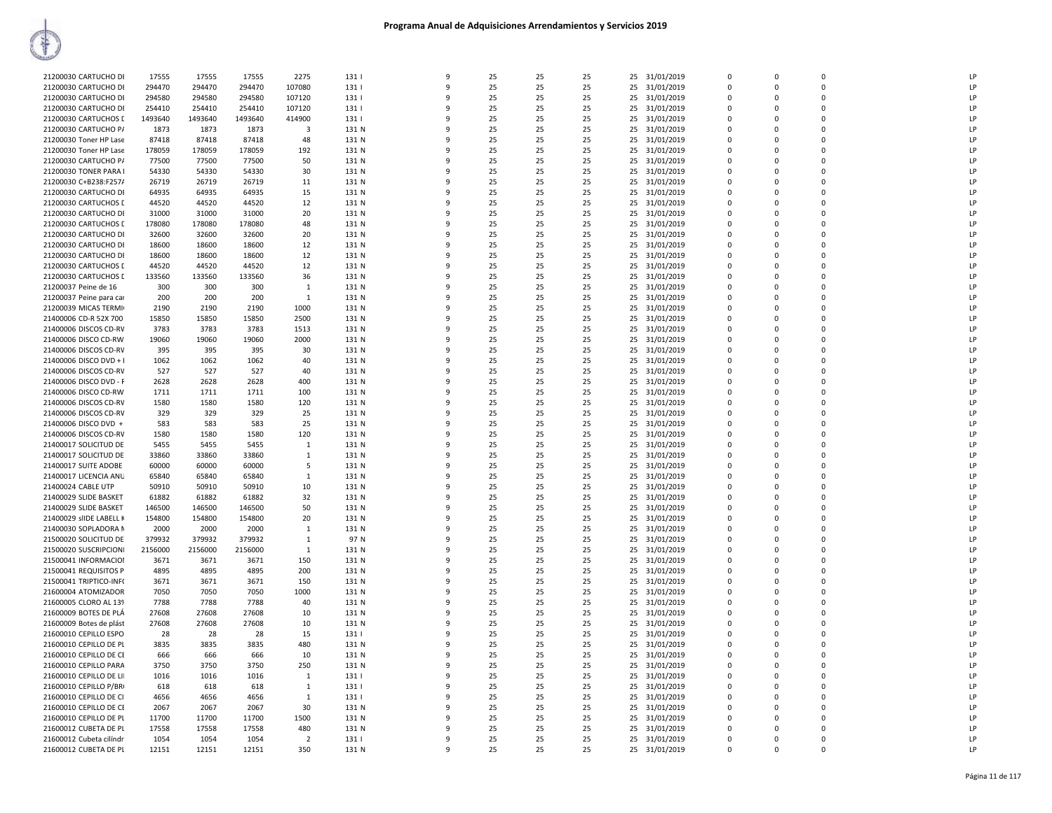# Programa Anual de Adquisiciones Arrendamientos y Servicios 2019

| | | | | | | | | | | | | | | | |
|---|---|---|---|---|---|---|---|---|---|---|---|---|---|---|---|
| 21200030 CARTUCHO DI | 17555 | 17555 | 17555 | 2275 | 131 I | 9 | 25 | 25 | 25 | 25 | 31/01/2019 | 0 | 0 | 0 | LP |
| 21200030 CARTUCHO DI | 294470 | 294470 | 294470 | 107080 | 131 I | 9 | 25 | 25 | 25 | 25 | 31/01/2019 | 0 | 0 | 0 | LP |
| 21200030 CARTUCHO DI | 294580 | 294580 | 294580 | 107120 | 131 I | 9 | 25 | 25 | 25 | 25 | 31/01/2019 | 0 | 0 | 0 | LP |
| 21200030 CARTUCHO DI | 254410 | 254410 | 254410 | 107120 | 131 I | 9 | 25 | 25 | 25 | 25 | 31/01/2019 | 0 | 0 | 0 | LP |
| 21200030 CARTUCHOS D | 1493640 | 1493640 | 1493640 | 414900 | 131 I | 9 | 25 | 25 | 25 | 25 | 31/01/2019 | 0 | 0 | 0 | LP |
| 21200030 CARTUCHO PA | 1873 | 1873 | 1873 | 3 | 131 N | 9 | 25 | 25 | 25 | 25 | 31/01/2019 | 0 | 0 | 0 | LP |
| 21200030 Toner HP Lase | 87418 | 87418 | 87418 | 48 | 131 N | 9 | 25 | 25 | 25 | 25 | 31/01/2019 | 0 | 0 | 0 | LP |
| 21200030 Toner HP Lase | 178059 | 178059 | 178059 | 192 | 131 N | 9 | 25 | 25 | 25 | 25 | 31/01/2019 | 0 | 0 | 0 | LP |
| 21200030 CARTUCHO PA | 77500 | 77500 | 77500 | 50 | 131 N | 9 | 25 | 25 | 25 | 25 | 31/01/2019 | 0 | 0 | 0 | LP |
| 21200030 TONER PARA I | 54330 | 54330 | 54330 | 30 | 131 N | 9 | 25 | 25 | 25 | 25 | 31/01/2019 | 0 | 0 | 0 | LP |
| 21200030 C+B238:F257A | 26719 | 26719 | 26719 | 11 | 131 N | 9 | 25 | 25 | 25 | 25 | 31/01/2019 | 0 | 0 | 0 | LP |
| 21200030 CARTUCHO DI | 64935 | 64935 | 64935 | 15 | 131 N | 9 | 25 | 25 | 25 | 25 | 31/01/2019 | 0 | 0 | 0 | LP |
| 21200030 CARTUCHOS D | 44520 | 44520 | 44520 | 12 | 131 N | 9 | 25 | 25 | 25 | 25 | 31/01/2019 | 0 | 0 | 0 | LP |
| 21200030 CARTUCHO DI | 31000 | 31000 | 31000 | 20 | 131 N | 9 | 25 | 25 | 25 | 25 | 31/01/2019 | 0 | 0 | 0 | LP |
| 21200030 CARTUCHOS D | 178080 | 178080 | 178080 | 48 | 131 N | 9 | 25 | 25 | 25 | 25 | 31/01/2019 | 0 | 0 | 0 | LP |
| 21200030 CARTUCHO DI | 32600 | 32600 | 32600 | 20 | 131 N | 9 | 25 | 25 | 25 | 25 | 31/01/2019 | 0 | 0 | 0 | LP |
| 21200030 CARTUCHO DI | 18600 | 18600 | 18600 | 12 | 131 N | 9 | 25 | 25 | 25 | 25 | 31/01/2019 | 0 | 0 | 0 | LP |
| 21200030 CARTUCHO DI | 18600 | 18600 | 18600 | 12 | 131 N | 9 | 25 | 25 | 25 | 25 | 31/01/2019 | 0 | 0 | 0 | LP |
| 21200030 CARTUCHOS D | 44520 | 44520 | 44520 | 12 | 131 N | 9 | 25 | 25 | 25 | 25 | 31/01/2019 | 0 | 0 | 0 | LP |
| 21200030 CARTUCHOS D | 133560 | 133560 | 133560 | 36 | 131 N | 9 | 25 | 25 | 25 | 25 | 31/01/2019 | 0 | 0 | 0 | LP |
| 21200037 Peine de 16 | 300 | 300 | 300 | 1 | 131 N | 9 | 25 | 25 | 25 | 25 | 31/01/2019 | 0 | 0 | 0 | LP |
| 21200037 Peine para car | 200 | 200 | 200 | 1 | 131 N | 9 | 25 | 25 | 25 | 25 | 31/01/2019 | 0 | 0 | 0 | LP |
| 21200039 MICAS TERMI | 2190 | 2190 | 2190 | 1000 | 131 N | 9 | 25 | 25 | 25 | 25 | 31/01/2019 | 0 | 0 | 0 | LP |
| 21400006 CD-R 52X 700 | 15850 | 15850 | 15850 | 2500 | 131 N | 9 | 25 | 25 | 25 | 25 | 31/01/2019 | 0 | 0 | 0 | LP |
| 21400006 DISCOS CD-RV | 3783 | 3783 | 3783 | 1513 | 131 N | 9 | 25 | 25 | 25 | 25 | 31/01/2019 | 0 | 0 | 0 | LP |
| 21400006 DISCO CD-RW | 19060 | 19060 | 19060 | 2000 | 131 N | 9 | 25 | 25 | 25 | 25 | 31/01/2019 | 0 | 0 | 0 | LP |
| 21400006 DISCOS CD-RV | 395 | 395 | 395 | 30 | 131 N | 9 | 25 | 25 | 25 | 25 | 31/01/2019 | 0 | 0 | 0 | LP |
| 21400006 DISCO DVD + I | 1062 | 1062 | 1062 | 40 | 131 N | 9 | 25 | 25 | 25 | 25 | 31/01/2019 | 0 | 0 | 0 | LP |
| 21400006 DISCOS CD-RV | 527 | 527 | 527 | 40 | 131 N | 9 | 25 | 25 | 25 | 25 | 31/01/2019 | 0 | 0 | 0 | LP |
| 21400006 DISCO DVD - F | 2628 | 2628 | 2628 | 400 | 131 N | 9 | 25 | 25 | 25 | 25 | 31/01/2019 | 0 | 0 | 0 | LP |
| 21400006 DISCO CD-RW | 1711 | 1711 | 1711 | 100 | 131 N | 9 | 25 | 25 | 25 | 25 | 31/01/2019 | 0 | 0 | 0 | LP |
| 21400006 DISCOS CD-RV | 1580 | 1580 | 1580 | 120 | 131 N | 9 | 25 | 25 | 25 | 25 | 31/01/2019 | 0 | 0 | 0 | LP |
| 21400006 DISCOS CD-RV | 329 | 329 | 329 | 25 | 131 N | 9 | 25 | 25 | 25 | 25 | 31/01/2019 | 0 | 0 | 0 | LP |
| 21400006 DISCO DVD + | 583 | 583 | 583 | 25 | 131 N | 9 | 25 | 25 | 25 | 25 | 31/01/2019 | 0 | 0 | 0 | LP |
| 21400006 DISCOS CD-RV | 1580 | 1580 | 1580 | 120 | 131 N | 9 | 25 | 25 | 25 | 25 | 31/01/2019 | 0 | 0 | 0 | LP |
| 21400017 SOLICITUD DE | 5455 | 5455 | 5455 | 1 | 131 N | 9 | 25 | 25 | 25 | 25 | 31/01/2019 | 0 | 0 | 0 | LP |
| 21400017 SOLICITUD DE | 33860 | 33860 | 33860 | 1 | 131 N | 9 | 25 | 25 | 25 | 25 | 31/01/2019 | 0 | 0 | 0 | LP |
| 21400017 SUITE ADOBE | 60000 | 60000 | 60000 | 5 | 131 N | 9 | 25 | 25 | 25 | 25 | 31/01/2019 | 0 | 0 | 0 | LP |
| 21400017 LICENCIA ANU | 65840 | 65840 | 65840 | 1 | 131 N | 9 | 25 | 25 | 25 | 25 | 31/01/2019 | 0 | 0 | 0 | LP |
| 21400024 CABLE UTP | 50910 | 50910 | 50910 | 10 | 131 N | 9 | 25 | 25 | 25 | 25 | 31/01/2019 | 0 | 0 | 0 | LP |
| 21400029 SLIDE BASKET | 61882 | 61882 | 61882 | 32 | 131 N | 9 | 25 | 25 | 25 | 25 | 31/01/2019 | 0 | 0 | 0 | LP |
| 21400029 SLIDE BASKET | 146500 | 146500 | 146500 | 50 | 131 N | 9 | 25 | 25 | 25 | 25 | 31/01/2019 | 0 | 0 | 0 | LP |
| 21400029 sIIDE LABELL K | 154800 | 154800 | 154800 | 20 | 131 N | 9 | 25 | 25 | 25 | 25 | 31/01/2019 | 0 | 0 | 0 | LP |
| 21400030 SOPLADORA N | 2000 | 2000 | 2000 | 1 | 131 N | 9 | 25 | 25 | 25 | 25 | 31/01/2019 | 0 | 0 | 0 | LP |
| 21500020 SOLICITUD DE | 379932 | 379932 | 379932 | 1 | 97 N | 9 | 25 | 25 | 25 | 25 | 31/01/2019 | 0 | 0 | 0 | LP |
| 21500020 SUSCRIPCIONI | 2156000 | 2156000 | 2156000 | 1 | 131 N | 9 | 25 | 25 | 25 | 25 | 31/01/2019 | 0 | 0 | 0 | LP |
| 21500041 INFORMACIOI | 3671 | 3671 | 3671 | 150 | 131 N | 9 | 25 | 25 | 25 | 25 | 31/01/2019 | 0 | 0 | 0 | LP |
| 21500041 REQUISITOS P | 4895 | 4895 | 4895 | 200 | 131 N | 9 | 25 | 25 | 25 | 25 | 31/01/2019 | 0 | 0 | 0 | LP |
| 21500041 TRIPTICO-INF( | 3671 | 3671 | 3671 | 150 | 131 N | 9 | 25 | 25 | 25 | 25 | 31/01/2019 | 0 | 0 | 0 | LP |
| 21600004 ATOMIZADOR | 7050 | 7050 | 7050 | 1000 | 131 N | 9 | 25 | 25 | 25 | 25 | 31/01/2019 | 0 | 0 | 0 | LP |
| 21600005 CLORO AL 13% | 7788 | 7788 | 7788 | 40 | 131 N | 9 | 25 | 25 | 25 | 25 | 31/01/2019 | 0 | 0 | 0 | LP |
| 21600009 BOTES DE PLÁ | 27608 | 27608 | 27608 | 10 | 131 N | 9 | 25 | 25 | 25 | 25 | 31/01/2019 | 0 | 0 | 0 | LP |
| 21600009 Botes de plást | 27608 | 27608 | 27608 | 10 | 131 N | 9 | 25 | 25 | 25 | 25 | 31/01/2019 | 0 | 0 | 0 | LP |
| 21600010 CEPILLO ESPO | 28 | 28 | 28 | 15 | 131 I | 9 | 25 | 25 | 25 | 25 | 31/01/2019 | 0 | 0 | 0 | LP |
| 21600010 CEPILLO DE PL | 3835 | 3835 | 3835 | 480 | 131 N | 9 | 25 | 25 | 25 | 25 | 31/01/2019 | 0 | 0 | 0 | LP |
| 21600010 CEPILLO DE CE | 666 | 666 | 666 | 10 | 131 N | 9 | 25 | 25 | 25 | 25 | 31/01/2019 | 0 | 0 | 0 | LP |
| 21600010 CEPILLO PARA | 3750 | 3750 | 3750 | 250 | 131 N | 9 | 25 | 25 | 25 | 25 | 31/01/2019 | 0 | 0 | 0 | LP |
| 21600010 CEPILLO DE LI | 1016 | 1016 | 1016 | 1 | 131 I | 9 | 25 | 25 | 25 | 25 | 31/01/2019 | 0 | 0 | 0 | LP |
| 21600010 CEPILLO P/BR | 618 | 618 | 618 | 1 | 131 I | 9 | 25 | 25 | 25 | 25 | 31/01/2019 | 0 | 0 | 0 | LP |
| 21600010 CEPILLO DE CI | 4656 | 4656 | 4656 | 1 | 131 I | 9 | 25 | 25 | 25 | 25 | 31/01/2019 | 0 | 0 | 0 | LP |
| 21600010 CEPILLO DE CE | 2067 | 2067 | 2067 | 30 | 131 N | 9 | 25 | 25 | 25 | 25 | 31/01/2019 | 0 | 0 | 0 | LP |
| 21600010 CEPILLO DE PL | 11700 | 11700 | 11700 | 1500 | 131 N | 9 | 25 | 25 | 25 | 25 | 31/01/2019 | 0 | 0 | 0 | LP |
| 21600012 CUBETA DE PL | 17558 | 17558 | 17558 | 480 | 131 N | 9 | 25 | 25 | 25 | 25 | 31/01/2019 | 0 | 0 | 0 | LP |
| 21600012 Cubeta cilíndr | 1054 | 1054 | 1054 | 2 | 131 I | 9 | 25 | 25 | 25 | 25 | 31/01/2019 | 0 | 0 | 0 | LP |
| 21600012 CUBETA DE PL | 12151 | 12151 | 12151 | 350 | 131 N | 9 | 25 | 25 | 25 | 25 | 31/01/2019 | 0 | 0 | 0 | LP |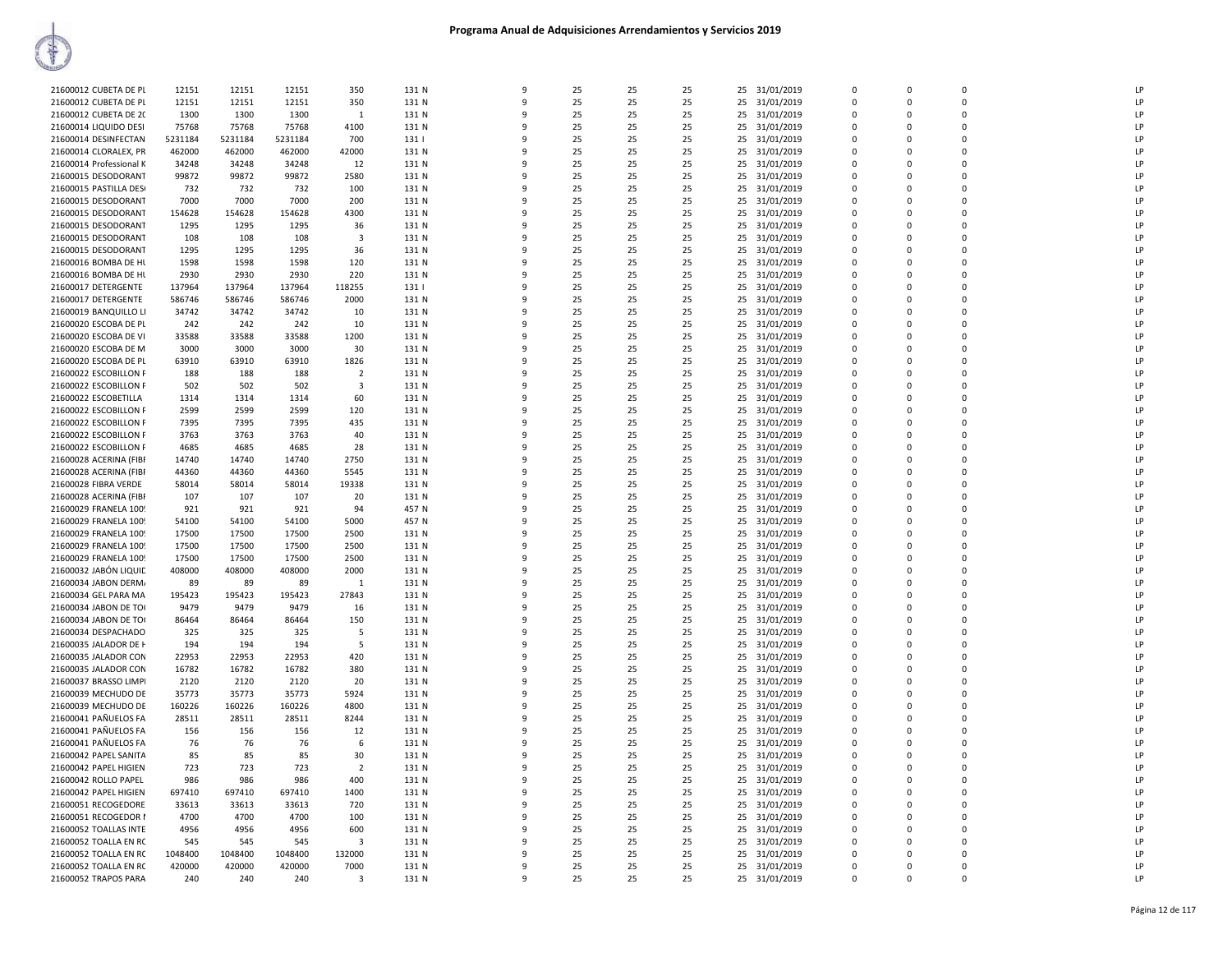# Programa Anual de Adquisiciones Arrendamientos y Servicios 2019

| | | | | | | | | | | | | | | | | |
|---|---|---|---|---|---|---|---|---|---|---|---|---|---|---|---|---|
| 21600012 CUBETA DE PL | 12151 | 12151 | 12151 | 350 | 131 N | 9 | 25 | 25 | 25 | 25 | 31/01/2019 | 0 | 0 | 0 | | LP |
| 21600012 CUBETA DE PL | 12151 | 12151 | 12151 | 350 | 131 N | 9 | 25 | 25 | 25 | 25 | 31/01/2019 | 0 | 0 | 0 | | LP |
| 21600012 CUBETA DE 20 | 1300 | 1300 | 1300 | 1 | 131 N | 9 | 25 | 25 | 25 | 25 | 31/01/2019 | 0 | 0 | 0 | | LP |
| 21600014 LIQUIDO DESI | 75768 | 75768 | 75768 | 4100 | 131 N | 9 | 25 | 25 | 25 | 25 | 31/01/2019 | 0 | 0 | 0 | | LP |
| 21600014 DESINFECTAN | 5231184 | 5231184 | 5231184 | 700 | 131 I | 9 | 25 | 25 | 25 | 25 | 31/01/2019 | 0 | 0 | 0 | | LP |
| 21600014 CLORALEX, PR | 462000 | 462000 | 462000 | 42000 | 131 N | 9 | 25 | 25 | 25 | 25 | 31/01/2019 | 0 | 0 | 0 | | LP |
| 21600014 Professional K | 34248 | 34248 | 34248 | 12 | 131 N | 9 | 25 | 25 | 25 | 25 | 31/01/2019 | 0 | 0 | 0 | | LP |
| 21600015 DESODORANT | 99872 | 99872 | 99872 | 2580 | 131 N | 9 | 25 | 25 | 25 | 25 | 31/01/2019 | 0 | 0 | 0 | | LP |
| 21600015 PASTILLA DES | 732 | 732 | 732 | 100 | 131 N | 9 | 25 | 25 | 25 | 25 | 31/01/2019 | 0 | 0 | 0 | | LP |
| 21600015 DESODORANT | 7000 | 7000 | 7000 | 200 | 131 N | 9 | 25 | 25 | 25 | 25 | 31/01/2019 | 0 | 0 | 0 | | LP |
| 21600015 DESODORANT | 154628 | 154628 | 154628 | 4300 | 131 N | 9 | 25 | 25 | 25 | 25 | 31/01/2019 | 0 | 0 | 0 | | LP |
| 21600015 DESODORANT | 1295 | 1295 | 1295 | 36 | 131 N | 9 | 25 | 25 | 25 | 25 | 31/01/2019 | 0 | 0 | 0 | | LP |
| 21600015 DESODORANT | 108 | 108 | 108 | 3 | 131 N | 9 | 25 | 25 | 25 | 25 | 31/01/2019 | 0 | 0 | 0 | | LP |
| 21600015 DESODORANT | 1295 | 1295 | 1295 | 36 | 131 N | 9 | 25 | 25 | 25 | 25 | 31/01/2019 | 0 | 0 | 0 | | LP |
| 21600016 BOMBA DE HU | 1598 | 1598 | 1598 | 120 | 131 N | 9 | 25 | 25 | 25 | 25 | 31/01/2019 | 0 | 0 | 0 | | LP |
| 21600016 BOMBA DE HU | 2930 | 2930 | 2930 | 220 | 131 N | 9 | 25 | 25 | 25 | 25 | 31/01/2019 | 0 | 0 | 0 | | LP |
| 21600017 DETERGENTE | 137964 | 137964 | 137964 | 118255 | 131 I | 9 | 25 | 25 | 25 | 25 | 31/01/2019 | 0 | 0 | 0 | | LP |
| 21600017 DETERGENTE | 586746 | 586746 | 586746 | 2000 | 131 N | 9 | 25 | 25 | 25 | 25 | 31/01/2019 | 0 | 0 | 0 | | LP |
| 21600019 BANQUILLO LI | 34742 | 34742 | 34742 | 10 | 131 N | 9 | 25 | 25 | 25 | 25 | 31/01/2019 | 0 | 0 | 0 | | LP |
| 21600020 ESCOBA DE PL | 242 | 242 | 242 | 10 | 131 N | 9 | 25 | 25 | 25 | 25 | 31/01/2019 | 0 | 0 | 0 | | LP |
| 21600020 ESCOBA DE VI | 33588 | 33588 | 33588 | 1200 | 131 N | 9 | 25 | 25 | 25 | 25 | 31/01/2019 | 0 | 0 | 0 | | LP |
| 21600020 ESCOBA DE M | 3000 | 3000 | 3000 | 30 | 131 N | 9 | 25 | 25 | 25 | 25 | 31/01/2019 | 0 | 0 | 0 | | LP |
| 21600020 ESCOBA DE PL | 63910 | 63910 | 63910 | 1826 | 131 N | 9 | 25 | 25 | 25 | 25 | 31/01/2019 | 0 | 0 | 0 | | LP |
| 21600022 ESCOBILLON F | 188 | 188 | 188 | 2 | 131 N | 9 | 25 | 25 | 25 | 25 | 31/01/2019 | 0 | 0 | 0 | | LP |
| 21600022 ESCOBILLON F | 502 | 502 | 502 | 3 | 131 N | 9 | 25 | 25 | 25 | 25 | 31/01/2019 | 0 | 0 | 0 | | LP |
| 21600022 ESCOBETILLA | 1314 | 1314 | 1314 | 60 | 131 N | 9 | 25 | 25 | 25 | 25 | 31/01/2019 | 0 | 0 | 0 | | LP |
| 21600022 ESCOBILLON F | 2599 | 2599 | 2599 | 120 | 131 N | 9 | 25 | 25 | 25 | 25 | 31/01/2019 | 0 | 0 | 0 | | LP |
| 21600022 ESCOBILLON F | 7395 | 7395 | 7395 | 435 | 131 N | 9 | 25 | 25 | 25 | 25 | 31/01/2019 | 0 | 0 | 0 | | LP |
| 21600022 ESCOBILLON F | 3763 | 3763 | 3763 | 40 | 131 N | 9 | 25 | 25 | 25 | 25 | 31/01/2019 | 0 | 0 | 0 | | LP |
| 21600022 ESCOBILLON F | 4685 | 4685 | 4685 | 28 | 131 N | 9 | 25 | 25 | 25 | 25 | 31/01/2019 | 0 | 0 | 0 | | LP |
| 21600028 ACERINA (FIBI | 14740 | 14740 | 14740 | 2750 | 131 N | 9 | 25 | 25 | 25 | 25 | 31/01/2019 | 0 | 0 | 0 | | LP |
| 21600028 ACERINA (FIBI | 44360 | 44360 | 44360 | 5545 | 131 N | 9 | 25 | 25 | 25 | 25 | 31/01/2019 | 0 | 0 | 0 | | LP |
| 21600028 FIBRA VERDE | 58014 | 58014 | 58014 | 19338 | 131 N | 9 | 25 | 25 | 25 | 25 | 31/01/2019 | 0 | 0 | 0 | | LP |
| 21600028 ACERINA (FIBI | 107 | 107 | 107 | 20 | 131 N | 9 | 25 | 25 | 25 | 25 | 31/01/2019 | 0 | 0 | 0 | | LP |
| 21600029 FRANELA 100 | 921 | 921 | 921 | 94 | 457 N | 9 | 25 | 25 | 25 | 25 | 31/01/2019 | 0 | 0 | 0 | | LP |
| 21600029 FRANELA 100 | 54100 | 54100 | 54100 | 5000 | 457 N | 9 | 25 | 25 | 25 | 25 | 31/01/2019 | 0 | 0 | 0 | | LP |
| 21600029 FRANELA 100 | 17500 | 17500 | 17500 | 2500 | 131 N | 9 | 25 | 25 | 25 | 25 | 31/01/2019 | 0 | 0 | 0 | | LP |
| 21600029 FRANELA 100 | 17500 | 17500 | 17500 | 2500 | 131 N | 9 | 25 | 25 | 25 | 25 | 31/01/2019 | 0 | 0 | 0 | | LP |
| 21600029 FRANELA 100 | 17500 | 17500 | 17500 | 2500 | 131 N | 9 | 25 | 25 | 25 | 25 | 31/01/2019 | 0 | 0 | 0 | | LP |
| 21600032 JABÓN LIQUID | 408000 | 408000 | 408000 | 2000 | 131 N | 9 | 25 | 25 | 25 | 25 | 31/01/2019 | 0 | 0 | 0 | | LP |
| 21600034 JABON DERM | 89 | 89 | 89 | 1 | 131 N | 9 | 25 | 25 | 25 | 25 | 31/01/2019 | 0 | 0 | 0 | | LP |
| 21600034 GEL PARA MA | 195423 | 195423 | 195423 | 27843 | 131 N | 9 | 25 | 25 | 25 | 25 | 31/01/2019 | 0 | 0 | 0 | | LP |
| 21600034 JABON DE TO | 9479 | 9479 | 9479 | 16 | 131 N | 9 | 25 | 25 | 25 | 25 | 31/01/2019 | 0 | 0 | 0 | | LP |
| 21600034 JABON DE TO | 86464 | 86464 | 86464 | 150 | 131 N | 9 | 25 | 25 | 25 | 25 | 31/01/2019 | 0 | 0 | 0 | | LP |
| 21600034 DESPACHADO | 325 | 325 | 325 | 5 | 131 N | 9 | 25 | 25 | 25 | 25 | 31/01/2019 | 0 | 0 | 0 | | LP |
| 21600035 JALADOR DE H | 194 | 194 | 194 | 5 | 131 N | 9 | 25 | 25 | 25 | 25 | 31/01/2019 | 0 | 0 | 0 | | LP |
| 21600035 JALADOR CON | 22953 | 22953 | 22953 | 420 | 131 N | 9 | 25 | 25 | 25 | 25 | 31/01/2019 | 0 | 0 | 0 | | LP |
| 21600035 JALADOR CON | 16782 | 16782 | 16782 | 380 | 131 N | 9 | 25 | 25 | 25 | 25 | 31/01/2019 | 0 | 0 | 0 | | LP |
| 21600037 BRASSO LIMPI | 2120 | 2120 | 2120 | 20 | 131 N | 9 | 25 | 25 | 25 | 25 | 31/01/2019 | 0 | 0 | 0 | | LP |
| 21600039 MECHUDO DE | 35773 | 35773 | 35773 | 5924 | 131 N | 9 | 25 | 25 | 25 | 25 | 31/01/2019 | 0 | 0 | 0 | | LP |
| 21600039 MECHUDO DE | 160226 | 160226 | 160226 | 4800 | 131 N | 9 | 25 | 25 | 25 | 25 | 31/01/2019 | 0 | 0 | 0 | | LP |
| 21600041 PAÑUELOS FA | 28511 | 28511 | 28511 | 8244 | 131 N | 9 | 25 | 25 | 25 | 25 | 31/01/2019 | 0 | 0 | 0 | | LP |
| 21600041 PAÑUELOS FA | 156 | 156 | 156 | 12 | 131 N | 9 | 25 | 25 | 25 | 25 | 31/01/2019 | 0 | 0 | 0 | | LP |
| 21600041 PAÑUELOS FA | 76 | 76 | 76 | 6 | 131 N | 9 | 25 | 25 | 25 | 25 | 31/01/2019 | 0 | 0 | 0 | | LP |
| 21600042 PAPEL SANITA | 85 | 85 | 85 | 30 | 131 N | 9 | 25 | 25 | 25 | 25 | 31/01/2019 | 0 | 0 | 0 | | LP |
| 21600042 PAPEL HIGIEN | 723 | 723 | 723 | 2 | 131 N | 9 | 25 | 25 | 25 | 25 | 31/01/2019 | 0 | 0 | 0 | | LP |
| 21600042 ROLLO PAPEL | 986 | 986 | 986 | 400 | 131 N | 9 | 25 | 25 | 25 | 25 | 31/01/2019 | 0 | 0 | 0 | | LP |
| 21600042 PAPEL HIGIEN | 697410 | 697410 | 697410 | 1400 | 131 N | 9 | 25 | 25 | 25 | 25 | 31/01/2019 | 0 | 0 | 0 | | LP |
| 21600051 RECOGEDORE | 33613 | 33613 | 33613 | 720 | 131 N | 9 | 25 | 25 | 25 | 25 | 31/01/2019 | 0 | 0 | 0 | | LP |
| 21600051 RECOGEDOR I | 4700 | 4700 | 4700 | 100 | 131 N | 9 | 25 | 25 | 25 | 25 | 31/01/2019 | 0 | 0 | 0 | | LP |
| 21600052 TOALLAS INTE | 4956 | 4956 | 4956 | 600 | 131 N | 9 | 25 | 25 | 25 | 25 | 31/01/2019 | 0 | 0 | 0 | | LP |
| 21600052 TOALLA EN RC | 545 | 545 | 545 | 3 | 131 N | 9 | 25 | 25 | 25 | 25 | 31/01/2019 | 0 | 0 | 0 | | LP |
| 21600052 TOALLA EN RC | 1048400 | 1048400 | 1048400 | 132000 | 131 N | 9 | 25 | 25 | 25 | 25 | 31/01/2019 | 0 | 0 | 0 | | LP |
| 21600052 TOALLA EN RC | 420000 | 420000 | 420000 | 7000 | 131 N | 9 | 25 | 25 | 25 | 25 | 31/01/2019 | 0 | 0 | 0 | | LP |
| 21600052 TRAPOS PARA | 240 | 240 | 240 | 3 | 131 N | 9 | 25 | 25 | 25 | 25 | 31/01/2019 | 0 | 0 | 0 | | LP |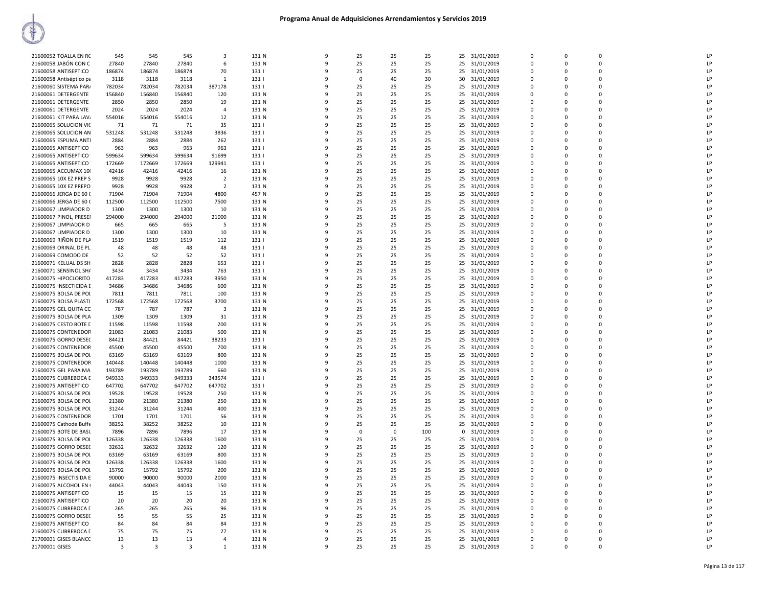# Programa Anual de Adquisiciones Arrendamientos y Servicios 2019

| | | | | | | | | | | | | | | | | |
|---|---|---|---|---|---|---|---|---|---|---|---|---|---|---|---|---|
| 21600052 TOALLA EN RC | 545 | 545 | 545 | 3 | 131 N | 9 | 25 | 25 | 25 | 25 | 31/01/2019 | 0 | 0 | 0 | | LP |
| 21600058 JABÓN CON C | 27840 | 27840 | 27840 | 6 | 131 N | 9 | 25 | 25 | 25 | 25 | 31/01/2019 | 0 | 0 | 0 | | LP |
| 21600058 ANTISEPTICO | 186874 | 186874 | 186874 | 70 | 131 I | 9 | 25 | 25 | 25 | 25 | 31/01/2019 | 0 | 0 | 0 | | LP |
| 21600058 Antiséptico pa | 3118 | 3118 | 3118 | 1 | 131 I | 9 | 0 | 40 | 30 | 30 | 31/01/2019 | 0 | 0 | 0 | | LP |
| 21600060 SISTEMA PAR/ | 782034 | 782034 | 782034 | 387178 | 131 I | 9 | 25 | 25 | 25 | 25 | 31/01/2019 | 0 | 0 | 0 | | LP |
| 21600061 DETERGENTE | 156840 | 156840 | 156840 | 120 | 131 N | 9 | 25 | 25 | 25 | 25 | 31/01/2019 | 0 | 0 | 0 | | LP |
| 21600061 DETERGENTE | 2850 | 2850 | 2850 | 19 | 131 N | 9 | 25 | 25 | 25 | 25 | 31/01/2019 | 0 | 0 | 0 | | LP |
| 21600061 DETERGENTE | 2024 | 2024 | 2024 | 4 | 131 N | 9 | 25 | 25 | 25 | 25 | 31/01/2019 | 0 | 0 | 0 | | LP |
| 21600061 KIT PARA LAV/ | 554016 | 554016 | 554016 | 12 | 131 N | 9 | 25 | 25 | 25 | 25 | 31/01/2019 | 0 | 0 | 0 | | LP |
| 21600065 SOLUCION VIC | 71 | 71 | 71 | 35 | 131 I | 9 | 25 | 25 | 25 | 25 | 31/01/2019 | 0 | 0 | 0 | | LP |
| 21600065 SOLUCION AN | 531248 | 531248 | 531248 | 3836 | 131 I | 9 | 25 | 25 | 25 | 25 | 31/01/2019 | 0 | 0 | 0 | | LP |
| 21600065 ESPUMA ANTI | 2884 | 2884 | 2884 | 262 | 131 I | 9 | 25 | 25 | 25 | 25 | 31/01/2019 | 0 | 0 | 0 | | LP |
| 21600065 ANTISEPTICO | 963 | 963 | 963 | 963 | 131 I | 9 | 25 | 25 | 25 | 25 | 31/01/2019 | 0 | 0 | 0 | | LP |
| 21600065 ANTISEPTICO | 599634 | 599634 | 599634 | 91699 | 131 I | 9 | 25 | 25 | 25 | 25 | 31/01/2019 | 0 | 0 | 0 | | LP |
| 21600065 ANTISEPTICO | 172669 | 172669 | 172669 | 129941 | 131 I | 9 | 25 | 25 | 25 | 25 | 31/01/2019 | 0 | 0 | 0 | | LP |
| 21600065 ACCUMAX 10( | 42416 | 42416 | 42416 | 16 | 131 N | 9 | 25 | 25 | 25 | 25 | 31/01/2019 | 0 | 0 | 0 | | LP |
| 21600065 10X EZ PREP S | 9928 | 9928 | 9928 | 2 | 131 N | 9 | 25 | 25 | 25 | 25 | 31/01/2019 | 0 | 0 | 0 | | LP |
| 21600065 10X EZ PREPO | 9928 | 9928 | 9928 | 2 | 131 N | 9 | 25 | 25 | 25 | 25 | 31/01/2019 | 0 | 0 | 0 | | LP |
| 21600066 JERGA DE 60 ( | 71904 | 71904 | 71904 | 4800 | 457 N | 9 | 25 | 25 | 25 | 25 | 31/01/2019 | 0 | 0 | 0 | | LP |
| 21600066 JERGA DE 60 ( | 112500 | 112500 | 112500 | 7500 | 131 N | 9 | 25 | 25 | 25 | 25 | 31/01/2019 | 0 | 0 | 0 | | LP |
| 21600067 LIMPIADOR D | 1300 | 1300 | 1300 | 10 | 131 N | 9 | 25 | 25 | 25 | 25 | 31/01/2019 | 0 | 0 | 0 | | LP |
| 21600067 PINOL, PRESEI | 294000 | 294000 | 294000 | 21000 | 131 N | 9 | 25 | 25 | 25 | 25 | 31/01/2019 | 0 | 0 | 0 | | LP |
| 21600067 LIMPIADOR D | 665 | 665 | 665 | 5 | 131 N | 9 | 25 | 25 | 25 | 25 | 31/01/2019 | 0 | 0 | 0 | | LP |
| 21600067 LIMPIADOR D | 1300 | 1300 | 1300 | 10 | 131 N | 9 | 25 | 25 | 25 | 25 | 31/01/2019 | 0 | 0 | 0 | | LP |
| 21600069 RIÑON DE PLA | 1519 | 1519 | 1519 | 112 | 131 I | 9 | 25 | 25 | 25 | 25 | 31/01/2019 | 0 | 0 | 0 | | LP |
| 21600069 ORINAL DE PL | 48 | 48 | 48 | 48 | 131 I | 9 | 25 | 25 | 25 | 25 | 31/01/2019 | 0 | 0 | 0 | | LP |
| 21600069 COMODO DE | 52 | 52 | 52 | 52 | 131 I | 9 | 25 | 25 | 25 | 25 | 31/01/2019 | 0 | 0 | 0 | | LP |
| 21600071 KELUAL DS SH | 2828 | 2828 | 2828 | 653 | 131 I | 9 | 25 | 25 | 25 | 25 | 31/01/2019 | 0 | 0 | 0 | | LP |
| 21600071 SENSINOL SH/ | 3434 | 3434 | 3434 | 763 | 131 I | 9 | 25 | 25 | 25 | 25 | 31/01/2019 | 0 | 0 | 0 | | LP |
| 21600075 HIPOCLORITO | 417283 | 417283 | 417283 | 3950 | 131 N | 9 | 25 | 25 | 25 | 25 | 31/01/2019 | 0 | 0 | 0 | | LP |
| 21600075 INSECTICIDA E | 34686 | 34686 | 34686 | 600 | 131 N | 9 | 25 | 25 | 25 | 25 | 31/01/2019 | 0 | 0 | 0 | | LP |
| 21600075 BOLSA DE POL | 7811 | 7811 | 7811 | 100 | 131 N | 9 | 25 | 25 | 25 | 25 | 31/01/2019 | 0 | 0 | 0 | | LP |
| 21600075 BOLSA PLASTI | 172568 | 172568 | 172568 | 3700 | 131 N | 9 | 25 | 25 | 25 | 25 | 31/01/2019 | 0 | 0 | 0 | | LP |
| 21600075 GEL QUITA CC | 787 | 787 | 787 | 3 | 131 N | 9 | 25 | 25 | 25 | 25 | 31/01/2019 | 0 | 0 | 0 | | LP |
| 21600075 BOLSA DE PLA | 1309 | 1309 | 1309 | 31 | 131 N | 9 | 25 | 25 | 25 | 25 | 31/01/2019 | 0 | 0 | 0 | | LP |
| 21600075 CESTO BOTE D | 11598 | 11598 | 11598 | 200 | 131 N | 9 | 25 | 25 | 25 | 25 | 31/01/2019 | 0 | 0 | 0 | | LP |
| 21600075 CONTENEDOR | 21083 | 21083 | 21083 | 500 | 131 N | 9 | 25 | 25 | 25 | 25 | 31/01/2019 | 0 | 0 | 0 | | LP |
| 21600075 GORRO DESEC | 84421 | 84421 | 84421 | 38233 | 131 I | 9 | 25 | 25 | 25 | 25 | 31/01/2019 | 0 | 0 | 0 | | LP |
| 21600075 CONTENEDOR | 45500 | 45500 | 45500 | 700 | 131 N | 9 | 25 | 25 | 25 | 25 | 31/01/2019 | 0 | 0 | 0 | | LP |
| 21600075 BOLSA DE POL | 63169 | 63169 | 63169 | 800 | 131 N | 9 | 25 | 25 | 25 | 25 | 31/01/2019 | 0 | 0 | 0 | | LP |
| 21600075 CONTENEDOR | 140448 | 140448 | 140448 | 1000 | 131 N | 9 | 25 | 25 | 25 | 25 | 31/01/2019 | 0 | 0 | 0 | | LP |
| 21600075 GEL PARA MA | 193789 | 193789 | 193789 | 660 | 131 N | 9 | 25 | 25 | 25 | 25 | 31/01/2019 | 0 | 0 | 0 | | LP |
| 21600075 CUBREBOCA D | 949333 | 949333 | 949333 | 343574 | 131 I | 9 | 25 | 25 | 25 | 25 | 31/01/2019 | 0 | 0 | 0 | | LP |
| 21600075 ANTISEPTICO | 647702 | 647702 | 647702 | 647702 | 131 I | 9 | 25 | 25 | 25 | 25 | 31/01/2019 | 0 | 0 | 0 | | LP |
| 21600075 BOLSA DE POL | 19528 | 19528 | 19528 | 250 | 131 N | 9 | 25 | 25 | 25 | 25 | 31/01/2019 | 0 | 0 | 0 | | LP |
| 21600075 BOLSA DE POL | 21380 | 21380 | 21380 | 250 | 131 N | 9 | 25 | 25 | 25 | 25 | 31/01/2019 | 0 | 0 | 0 | | LP |
| 21600075 BOLSA DE POL | 31244 | 31244 | 31244 | 400 | 131 N | 9 | 25 | 25 | 25 | 25 | 31/01/2019 | 0 | 0 | 0 | | LP |
| 21600075 CONTENEDOR | 1701 | 1701 | 1701 | 56 | 131 N | 9 | 25 | 25 | 25 | 25 | 31/01/2019 | 0 | 0 | 0 | | LP |
| 21600075 Cathode Buffe | 38252 | 38252 | 38252 | 10 | 131 N | 9 | 25 | 25 | 25 | 25 | 31/01/2019 | 0 | 0 | 0 | | LP |
| 21600075 BOTE DE BASL | 7896 | 7896 | 7896 | 17 | 131 N | 9 | 0 | 0 | 100 | 0 | 31/01/2019 | 0 | 0 | 0 | | LP |
| 21600075 BOLSA DE POL | 126338 | 126338 | 126338 | 1600 | 131 N | 9 | 25 | 25 | 25 | 25 | 31/01/2019 | 0 | 0 | 0 | | LP |
| 21600075 GORRO DESEC | 32632 | 32632 | 32632 | 120 | 131 N | 9 | 25 | 25 | 25 | 25 | 31/01/2019 | 0 | 0 | 0 | | LP |
| 21600075 BOLSA DE POL | 63169 | 63169 | 63169 | 800 | 131 N | 9 | 25 | 25 | 25 | 25 | 31/01/2019 | 0 | 0 | 0 | | LP |
| 21600075 BOLSA DE POL | 126338 | 126338 | 126338 | 1600 | 131 N | 9 | 25 | 25 | 25 | 25 | 31/01/2019 | 0 | 0 | 0 | | LP |
| 21600075 BOLSA DE POL | 15792 | 15792 | 15792 | 200 | 131 N | 9 | 25 | 25 | 25 | 25 | 31/01/2019 | 0 | 0 | 0 | | LP |
| 21600075 INSECTISIDA E | 90000 | 90000 | 90000 | 2000 | 131 N | 9 | 25 | 25 | 25 | 25 | 31/01/2019 | 0 | 0 | 0 | | LP |
| 21600075 ALCOHOL EN ( | 44043 | 44043 | 44043 | 150 | 131 N | 9 | 25 | 25 | 25 | 25 | 31/01/2019 | 0 | 0 | 0 | | LP |
| 21600075 ANTISEPTICO | 15 | 15 | 15 | 15 | 131 N | 9 | 25 | 25 | 25 | 25 | 31/01/2019 | 0 | 0 | 0 | | LP |
| 21600075 ANTISEPTICO | 20 | 20 | 20 | 20 | 131 N | 9 | 25 | 25 | 25 | 25 | 31/01/2019 | 0 | 0 | 0 | | LP |
| 21600075 CUBREBOCA D | 265 | 265 | 265 | 96 | 131 N | 9 | 25 | 25 | 25 | 25 | 31/01/2019 | 0 | 0 | 0 | | LP |
| 21600075 GORRO DESEC | 55 | 55 | 55 | 25 | 131 N | 9 | 25 | 25 | 25 | 25 | 31/01/2019 | 0 | 0 | 0 | | LP |
| 21600075 ANTISEPTICO | 84 | 84 | 84 | 84 | 131 N | 9 | 25 | 25 | 25 | 25 | 31/01/2019 | 0 | 0 | 0 | | LP |
| 21600075 CUBREBOCA D | 75 | 75 | 75 | 27 | 131 N | 9 | 25 | 25 | 25 | 25 | 31/01/2019 | 0 | 0 | 0 | | LP |
| 21700001 GISES BLANCC | 13 | 13 | 13 | 4 | 131 N | 9 | 25 | 25 | 25 | 25 | 31/01/2019 | 0 | 0 | 0 | | LP |
| 21700001 GISES | 3 | 3 | 3 | 1 | 131 N | 9 | 25 | 25 | 25 | 25 | 31/01/2019 | 0 | 0 | 0 | | LP |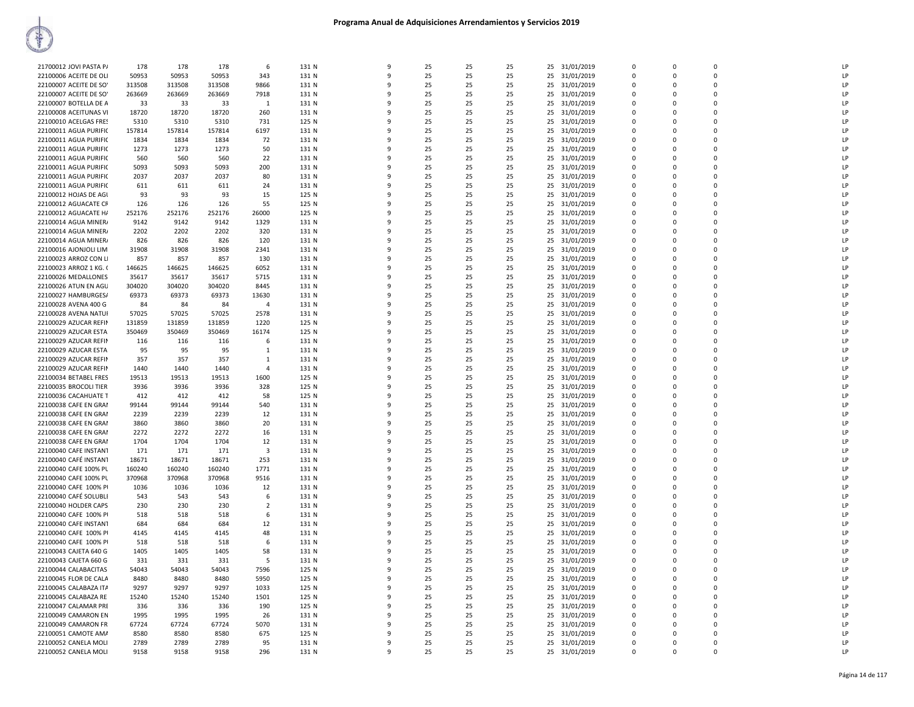# Programa Anual de Adquisiciones Arrendamientos y Servicios 2019

| | | | | | | | | | | | | | | | |
|---|---|---|---|---|---|---|---|---|---|---|---|---|---|---|---|
| 21700012 JOVI PASTA P/ | 178 | 178 | 178 | 6 | 131 N | 9 | 25 | 25 | 25 | 25 | 31/01/2019 | 0 | 0 | 0 | LP |
| 22100006 ACEITE DE OLI | 50953 | 50953 | 50953 | 343 | 131 N | 9 | 25 | 25 | 25 | 25 | 31/01/2019 | 0 | 0 | 0 | LP |
| 22100007 ACEITE DE SO' | 313508 | 313508 | 313508 | 9866 | 131 N | 9 | 25 | 25 | 25 | 25 | 31/01/2019 | 0 | 0 | 0 | LP |
| 22100007 ACEITE DE SO' | 263669 | 263669 | 263669 | 7918 | 131 N | 9 | 25 | 25 | 25 | 25 | 31/01/2019 | 0 | 0 | 0 | LP |
| 22100007 BOTELLA DE A | 33 | 33 | 33 | 1 | 131 N | 9 | 25 | 25 | 25 | 25 | 31/01/2019 | 0 | 0 | 0 | LP |
| 22100008 ACEITUNAS VI | 18720 | 18720 | 18720 | 260 | 131 N | 9 | 25 | 25 | 25 | 25 | 31/01/2019 | 0 | 0 | 0 | LP |
| 22100010 ACELGAS FRES | 5310 | 5310 | 5310 | 731 | 125 N | 9 | 25 | 25 | 25 | 25 | 31/01/2019 | 0 | 0 | 0 | LP |
| 22100011 AGUA PURIFIC | 157814 | 157814 | 157814 | 6197 | 131 N | 9 | 25 | 25 | 25 | 25 | 31/01/2019 | 0 | 0 | 0 | LP |
| 22100011 AGUA PURIFIC | 1834 | 1834 | 1834 | 72 | 131 N | 9 | 25 | 25 | 25 | 25 | 31/01/2019 | 0 | 0 | 0 | LP |
| 22100011 AGUA PURIFIC | 1273 | 1273 | 1273 | 50 | 131 N | 9 | 25 | 25 | 25 | 25 | 31/01/2019 | 0 | 0 | 0 | LP |
| 22100011 AGUA PURIFIC | 560 | 560 | 560 | 22 | 131 N | 9 | 25 | 25 | 25 | 25 | 31/01/2019 | 0 | 0 | 0 | LP |
| 22100011 AGUA PURIFIC | 5093 | 5093 | 5093 | 200 | 131 N | 9 | 25 | 25 | 25 | 25 | 31/01/2019 | 0 | 0 | 0 | LP |
| 22100011 AGUA PURIFIC | 2037 | 2037 | 2037 | 80 | 131 N | 9 | 25 | 25 | 25 | 25 | 31/01/2019 | 0 | 0 | 0 | LP |
| 22100011 AGUA PURIFIC | 611 | 611 | 611 | 24 | 131 N | 9 | 25 | 25 | 25 | 25 | 31/01/2019 | 0 | 0 | 0 | LP |
| 22100012 HOJAS DE AGU | 93 | 93 | 93 | 15 | 125 N | 9 | 25 | 25 | 25 | 25 | 31/01/2019 | 0 | 0 | 0 | LP |
| 22100012 AGUACATE CR | 126 | 126 | 126 | 55 | 125 N | 9 | 25 | 25 | 25 | 25 | 31/01/2019 | 0 | 0 | 0 | LP |
| 22100012 AGUACATE H/ | 252176 | 252176 | 252176 | 26000 | 125 N | 9 | 25 | 25 | 25 | 25 | 31/01/2019 | 0 | 0 | 0 | LP |
| 22100014 AGUA MINER/ | 9142 | 9142 | 9142 | 1329 | 131 N | 9 | 25 | 25 | 25 | 25 | 31/01/2019 | 0 | 0 | 0 | LP |
| 22100014 AGUA MINER/ | 2202 | 2202 | 2202 | 320 | 131 N | 9 | 25 | 25 | 25 | 25 | 31/01/2019 | 0 | 0 | 0 | LP |
| 22100014 AGUA MINER/ | 826 | 826 | 826 | 120 | 131 N | 9 | 25 | 25 | 25 | 25 | 31/01/2019 | 0 | 0 | 0 | LP |
| 22100016 AJONJOLI LIM | 31908 | 31908 | 31908 | 2341 | 131 N | 9 | 25 | 25 | 25 | 25 | 31/01/2019 | 0 | 0 | 0 | LP |
| 22100023 ARROZ CON LI | 857 | 857 | 857 | 130 | 131 N | 9 | 25 | 25 | 25 | 25 | 31/01/2019 | 0 | 0 | 0 | LP |
| 22100023 ARROZ 1 KG. ( | 146625 | 146625 | 146625 | 6052 | 131 N | 9 | 25 | 25 | 25 | 25 | 31/01/2019 | 0 | 0 | 0 | LP |
| 22100026 MEDALLONES | 35617 | 35617 | 35617 | 5715 | 131 N | 9 | 25 | 25 | 25 | 25 | 31/01/2019 | 0 | 0 | 0 | LP |
| 22100026 ATUN EN AGU | 304020 | 304020 | 304020 | 8445 | 131 N | 9 | 25 | 25 | 25 | 25 | 31/01/2019 | 0 | 0 | 0 | LP |
| 22100027 HAMBURGES/ | 69373 | 69373 | 69373 | 13630 | 131 N | 9 | 25 | 25 | 25 | 25 | 31/01/2019 | 0 | 0 | 0 | LP |
| 22100028 AVENA 400 G | 84 | 84 | 84 | 4 | 131 N | 9 | 25 | 25 | 25 | 25 | 31/01/2019 | 0 | 0 | 0 | LP |
| 22100028 AVENA NATUI | 57025 | 57025 | 57025 | 2578 | 131 N | 9 | 25 | 25 | 25 | 25 | 31/01/2019 | 0 | 0 | 0 | LP |
| 22100029 AZUCAR REFIN | 131859 | 131859 | 131859 | 1220 | 125 N | 9 | 25 | 25 | 25 | 25 | 31/01/2019 | 0 | 0 | 0 | LP |
| 22100029 AZUCAR ESTA | 350469 | 350469 | 350469 | 16174 | 125 N | 9 | 25 | 25 | 25 | 25 | 31/01/2019 | 0 | 0 | 0 | LP |
| 22100029 AZUCAR REFIN | 116 | 116 | 116 | 6 | 131 N | 9 | 25 | 25 | 25 | 25 | 31/01/2019 | 0 | 0 | 0 | LP |
| 22100029 AZUCAR ESTA | 95 | 95 | 95 | 1 | 131 N | 9 | 25 | 25 | 25 | 25 | 31/01/2019 | 0 | 0 | 0 | LP |
| 22100029 AZUCAR REFIN | 357 | 357 | 357 | 1 | 131 N | 9 | 25 | 25 | 25 | 25 | 31/01/2019 | 0 | 0 | 0 | LP |
| 22100029 AZUCAR REFIN | 1440 | 1440 | 1440 | 4 | 131 N | 9 | 25 | 25 | 25 | 25 | 31/01/2019 | 0 | 0 | 0 | LP |
| 22100034 BETABEL FRES | 19513 | 19513 | 19513 | 1600 | 125 N | 9 | 25 | 25 | 25 | 25 | 31/01/2019 | 0 | 0 | 0 | LP |
| 22100035 BROCOLI TIER | 3936 | 3936 | 3936 | 328 | 125 N | 9 | 25 | 25 | 25 | 25 | 31/01/2019 | 0 | 0 | 0 | LP |
| 22100036 CACAHUATE T | 412 | 412 | 412 | 58 | 125 N | 9 | 25 | 25 | 25 | 25 | 31/01/2019 | 0 | 0 | 0 | LP |
| 22100038 CAFE EN GRAI | 99144 | 99144 | 99144 | 540 | 131 N | 9 | 25 | 25 | 25 | 25 | 31/01/2019 | 0 | 0 | 0 | LP |
| 22100038 CAFE EN GRAI | 2239 | 2239 | 2239 | 12 | 131 N | 9 | 25 | 25 | 25 | 25 | 31/01/2019 | 0 | 0 | 0 | LP |
| 22100038 CAFE EN GRAI | 3860 | 3860 | 3860 | 20 | 131 N | 9 | 25 | 25 | 25 | 25 | 31/01/2019 | 0 | 0 | 0 | LP |
| 22100038 CAFE EN GRAI | 2272 | 2272 | 2272 | 16 | 131 N | 9 | 25 | 25 | 25 | 25 | 31/01/2019 | 0 | 0 | 0 | LP |
| 22100038 CAFE EN GRAI | 1704 | 1704 | 1704 | 12 | 131 N | 9 | 25 | 25 | 25 | 25 | 31/01/2019 | 0 | 0 | 0 | LP |
| 22100040 CAFE INSTANT | 171 | 171 | 171 | 3 | 131 N | 9 | 25 | 25 | 25 | 25 | 31/01/2019 | 0 | 0 | 0 | LP |
| 22100040 CAFÉ INSTANT | 18671 | 18671 | 18671 | 253 | 131 N | 9 | 25 | 25 | 25 | 25 | 31/01/2019 | 0 | 0 | 0 | LP |
| 22100040 CAFE 100% PL | 160240 | 160240 | 160240 | 1771 | 131 N | 9 | 25 | 25 | 25 | 25 | 31/01/2019 | 0 | 0 | 0 | LP |
| 22100040 CAFE 100% PL | 370968 | 370968 | 370968 | 9516 | 131 N | 9 | 25 | 25 | 25 | 25 | 31/01/2019 | 0 | 0 | 0 | LP |
| 22100040 CAFE 100% PI | 1036 | 1036 | 1036 | 12 | 131 N | 9 | 25 | 25 | 25 | 25 | 31/01/2019 | 0 | 0 | 0 | LP |
| 22100040 CAFÉ SOLUBLI | 543 | 543 | 543 | 6 | 131 N | 9 | 25 | 25 | 25 | 25 | 31/01/2019 | 0 | 0 | 0 | LP |
| 22100040 HOLDER CAPS | 230 | 230 | 230 | 2 | 131 N | 9 | 25 | 25 | 25 | 25 | 31/01/2019 | 0 | 0 | 0 | LP |
| 22100040 CAFE 100% PI | 518 | 518 | 518 | 6 | 131 N | 9 | 25 | 25 | 25 | 25 | 31/01/2019 | 0 | 0 | 0 | LP |
| 22100040 CAFE INSTANT | 684 | 684 | 684 | 12 | 131 N | 9 | 25 | 25 | 25 | 25 | 31/01/2019 | 0 | 0 | 0 | LP |
| 22100040 CAFE 100% PI | 4145 | 4145 | 4145 | 48 | 131 N | 9 | 25 | 25 | 25 | 25 | 31/01/2019 | 0 | 0 | 0 | LP |
| 22100040 CAFE 100% PI | 518 | 518 | 518 | 6 | 131 N | 9 | 25 | 25 | 25 | 25 | 31/01/2019 | 0 | 0 | 0 | LP |
| 22100043 CAJETA 640 G | 1405 | 1405 | 1405 | 58 | 131 N | 9 | 25 | 25 | 25 | 25 | 31/01/2019 | 0 | 0 | 0 | LP |
| 22100043 CAJETA 660 G | 331 | 331 | 331 | 5 | 131 N | 9 | 25 | 25 | 25 | 25 | 31/01/2019 | 0 | 0 | 0 | LP |
| 22100044 CALABACITAS | 54043 | 54043 | 54043 | 7596 | 125 N | 9 | 25 | 25 | 25 | 25 | 31/01/2019 | 0 | 0 | 0 | LP |
| 22100045 FLOR DE CALA | 8480 | 8480 | 8480 | 5950 | 125 N | 9 | 25 | 25 | 25 | 25 | 31/01/2019 | 0 | 0 | 0 | LP |
| 22100045 CALABAZA ITA | 9297 | 9297 | 9297 | 1033 | 125 N | 9 | 25 | 25 | 25 | 25 | 31/01/2019 | 0 | 0 | 0 | LP |
| 22100045 CALABAZA RE | 15240 | 15240 | 15240 | 1501 | 125 N | 9 | 25 | 25 | 25 | 25 | 31/01/2019 | 0 | 0 | 0 | LP |
| 22100047 CALAMAR PRE | 336 | 336 | 336 | 190 | 125 N | 9 | 25 | 25 | 25 | 25 | 31/01/2019 | 0 | 0 | 0 | LP |
| 22100049 CAMARON EN | 1995 | 1995 | 1995 | 26 | 131 N | 9 | 25 | 25 | 25 | 25 | 31/01/2019 | 0 | 0 | 0 | LP |
| 22100049 CAMARON FR | 67724 | 67724 | 67724 | 5070 | 131 N | 9 | 25 | 25 | 25 | 25 | 31/01/2019 | 0 | 0 | 0 | LP |
| 22100051 CAMOTE AMA | 8580 | 8580 | 8580 | 675 | 125 N | 9 | 25 | 25 | 25 | 25 | 31/01/2019 | 0 | 0 | 0 | LP |
| 22100052 CANELA MOLI | 2789 | 2789 | 2789 | 95 | 131 N | 9 | 25 | 25 | 25 | 25 | 31/01/2019 | 0 | 0 | 0 | LP |
| 22100052 CANELA MOLI | 9158 | 9158 | 9158 | 296 | 131 N | 9 | 25 | 25 | 25 | 25 | 31/01/2019 | 0 | 0 | 0 | LP |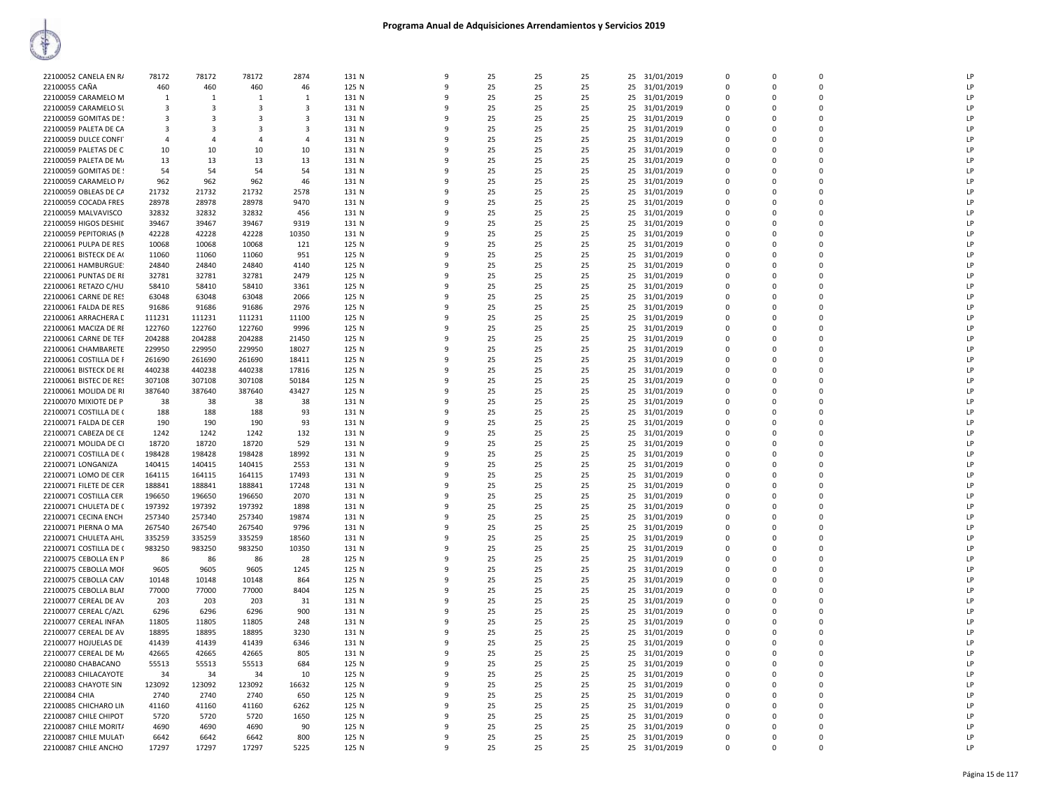# Programa Anual de Adquisiciones Arrendamientos y Servicios 2019

| | | | | | | | | | | | | | | | | |
|---|---|---|---|---|---|---|---|---|---|---|---|---|---|---|---|---|
| 22100052 CANELA EN RA | 78172 | 78172 | 78172 | 2874 | 131 N | 9 | 25 | 25 | 25 | 25 | 31/01/2019 | 0 | 0 | 0 | LP |
| 22100055 CAÑA | 460 | 460 | 460 | 46 | 125 N | 9 | 25 | 25 | 25 | 25 | 31/01/2019 | 0 | 0 | 0 | LP |
| 22100059 CARAMELO M | 1 | 1 | 1 | 1 | 131 N | 9 | 25 | 25 | 25 | 25 | 31/01/2019 | 0 | 0 | 0 | LP |
| 22100059 CARAMELO SU | 3 | 3 | 3 | 3 | 131 N | 9 | 25 | 25 | 25 | 25 | 31/01/2019 | 0 | 0 | 0 | LP |
| 22100059 GOMITAS DE S | 3 | 3 | 3 | 3 | 131 N | 9 | 25 | 25 | 25 | 25 | 31/01/2019 | 0 | 0 | 0 | LP |
| 22100059 PALETA DE CA | 3 | 3 | 3 | 3 | 131 N | 9 | 25 | 25 | 25 | 25 | 31/01/2019 | 0 | 0 | 0 | LP |
| 22100059 DULCE CONFI | 4 | 4 | 4 | 4 | 131 N | 9 | 25 | 25 | 25 | 25 | 31/01/2019 | 0 | 0 | 0 | LP |
| 22100059 PALETAS DE C | 10 | 10 | 10 | 10 | 131 N | 9 | 25 | 25 | 25 | 25 | 31/01/2019 | 0 | 0 | 0 | LP |
| 22100059 PALETA DE MA | 13 | 13 | 13 | 13 | 131 N | 9 | 25 | 25 | 25 | 25 | 31/01/2019 | 0 | 0 | 0 | LP |
| 22100059 GOMITAS DE S | 54 | 54 | 54 | 54 | 131 N | 9 | 25 | 25 | 25 | 25 | 31/01/2019 | 0 | 0 | 0 | LP |
| 22100059 CARAMELO PA | 962 | 962 | 962 | 46 | 131 N | 9 | 25 | 25 | 25 | 25 | 31/01/2019 | 0 | 0 | 0 | LP |
| 22100059 OBLEAS DE CA | 21732 | 21732 | 21732 | 2578 | 131 N | 9 | 25 | 25 | 25 | 25 | 31/01/2019 | 0 | 0 | 0 | LP |
| 22100059 COCADA FRES | 28978 | 28978 | 28978 | 9470 | 131 N | 9 | 25 | 25 | 25 | 25 | 31/01/2019 | 0 | 0 | 0 | LP |
| 22100059 MALVAVISCO | 32832 | 32832 | 32832 | 456 | 131 N | 9 | 25 | 25 | 25 | 25 | 31/01/2019 | 0 | 0 | 0 | LP |
| 22100059 HIGOS DESHID | 39467 | 39467 | 39467 | 9319 | 131 N | 9 | 25 | 25 | 25 | 25 | 31/01/2019 | 0 | 0 | 0 | LP |
| 22100059 PEPITORIAS (M | 42228 | 42228 | 42228 | 10350 | 131 N | 9 | 25 | 25 | 25 | 25 | 31/01/2019 | 0 | 0 | 0 | LP |
| 22100061 PULPA DE RES | 10068 | 10068 | 10068 | 121 | 125 N | 9 | 25 | 25 | 25 | 25 | 31/01/2019 | 0 | 0 | 0 | LP |
| 22100061 BISTECK DE AG | 11060 | 11060 | 11060 | 951 | 125 N | 9 | 25 | 25 | 25 | 25 | 31/01/2019 | 0 | 0 | 0 | LP |
| 22100061 HAMBURGUES | 24840 | 24840 | 24840 | 4140 | 125 N | 9 | 25 | 25 | 25 | 25 | 31/01/2019 | 0 | 0 | 0 | LP |
| 22100061 PUNTAS DE RE | 32781 | 32781 | 32781 | 2479 | 125 N | 9 | 25 | 25 | 25 | 25 | 31/01/2019 | 0 | 0 | 0 | LP |
| 22100061 RETAZO C/HU | 58410 | 58410 | 58410 | 3361 | 125 N | 9 | 25 | 25 | 25 | 25 | 31/01/2019 | 0 | 0 | 0 | LP |
| 22100061 CARNE DE RES | 63048 | 63048 | 63048 | 2066 | 125 N | 9 | 25 | 25 | 25 | 25 | 31/01/2019 | 0 | 0 | 0 | LP |
| 22100061 FALDA DE RES | 91686 | 91686 | 91686 | 2976 | 125 N | 9 | 25 | 25 | 25 | 25 | 31/01/2019 | 0 | 0 | 0 | LP |
| 22100061 ARRACHERA D | 111231 | 111231 | 111231 | 11100 | 125 N | 9 | 25 | 25 | 25 | 25 | 31/01/2019 | 0 | 0 | 0 | LP |
| 22100061 MACIZA DE RE | 122760 | 122760 | 122760 | 9996 | 125 N | 9 | 25 | 25 | 25 | 25 | 31/01/2019 | 0 | 0 | 0 | LP |
| 22100061 CARNE DE TER | 204288 | 204288 | 204288 | 21450 | 125 N | 9 | 25 | 25 | 25 | 25 | 31/01/2019 | 0 | 0 | 0 | LP |
| 22100061 CHAMBARETE | 229950 | 229950 | 229950 | 18027 | 125 N | 9 | 25 | 25 | 25 | 25 | 31/01/2019 | 0 | 0 | 0 | LP |
| 22100061 COSTILLA DE R | 261690 | 261690 | 261690 | 18411 | 125 N | 9 | 25 | 25 | 25 | 25 | 31/01/2019 | 0 | 0 | 0 | LP |
| 22100061 BISTECK DE RE | 440238 | 440238 | 440238 | 17816 | 125 N | 9 | 25 | 25 | 25 | 25 | 31/01/2019 | 0 | 0 | 0 | LP |
| 22100061 BISTEC DE RES | 307108 | 307108 | 307108 | 50184 | 125 N | 9 | 25 | 25 | 25 | 25 | 31/01/2019 | 0 | 0 | 0 | LP |
| 22100061 MOLIDA DE RE | 387640 | 387640 | 387640 | 43427 | 125 N | 9 | 25 | 25 | 25 | 25 | 31/01/2019 | 0 | 0 | 0 | LP |
| 22100070 MIXIOTE DE P | 38 | 38 | 38 | 38 | 131 N | 9 | 25 | 25 | 25 | 25 | 31/01/2019 | 0 | 0 | 0 | LP |
| 22100071 COSTILLA DE C | 188 | 188 | 188 | 93 | 131 N | 9 | 25 | 25 | 25 | 25 | 31/01/2019 | 0 | 0 | 0 | LP |
| 22100071 FALDA DE CER | 190 | 190 | 190 | 93 | 131 N | 9 | 25 | 25 | 25 | 25 | 31/01/2019 | 0 | 0 | 0 | LP |
| 22100071 CABEZA DE CE | 1242 | 1242 | 1242 | 132 | 131 N | 9 | 25 | 25 | 25 | 25 | 31/01/2019 | 0 | 0 | 0 | LP |
| 22100071 MOLIDA DE CE | 18720 | 18720 | 18720 | 529 | 131 N | 9 | 25 | 25 | 25 | 25 | 31/01/2019 | 0 | 0 | 0 | LP |
| 22100071 COSTILLA DE C | 198428 | 198428 | 198428 | 18992 | 131 N | 9 | 25 | 25 | 25 | 25 | 31/01/2019 | 0 | 0 | 0 | LP |
| 22100071 LONGANIZA | 140415 | 140415 | 140415 | 2553 | 131 N | 9 | 25 | 25 | 25 | 25 | 31/01/2019 | 0 | 0 | 0 | LP |
| 22100071 LOMO DE CER | 164115 | 164115 | 164115 | 17493 | 131 N | 9 | 25 | 25 | 25 | 25 | 31/01/2019 | 0 | 0 | 0 | LP |
| 22100071 FILETE DE CER | 188841 | 188841 | 188841 | 17248 | 131 N | 9 | 25 | 25 | 25 | 25 | 31/01/2019 | 0 | 0 | 0 | LP |
| 22100071 COSTILLA CER | 196650 | 196650 | 196650 | 2070 | 131 N | 9 | 25 | 25 | 25 | 25 | 31/01/2019 | 0 | 0 | 0 | LP |
| 22100071 CHULETA DE C | 197392 | 197392 | 197392 | 1898 | 131 N | 9 | 25 | 25 | 25 | 25 | 31/01/2019 | 0 | 0 | 0 | LP |
| 22100071 CECINA ENCH | 257340 | 257340 | 257340 | 19874 | 131 N | 9 | 25 | 25 | 25 | 25 | 31/01/2019 | 0 | 0 | 0 | LP |
| 22100071 PIERNA O MA | 267540 | 267540 | 267540 | 9796 | 131 N | 9 | 25 | 25 | 25 | 25 | 31/01/2019 | 0 | 0 | 0 | LP |
| 22100071 CHULETA AHU | 335259 | 335259 | 335259 | 18560 | 131 N | 9 | 25 | 25 | 25 | 25 | 31/01/2019 | 0 | 0 | 0 | LP |
| 22100071 COSTILLA DE C | 983250 | 983250 | 983250 | 10350 | 131 N | 9 | 25 | 25 | 25 | 25 | 31/01/2019 | 0 | 0 | 0 | LP |
| 22100075 CEBOLLA EN P | 86 | 86 | 86 | 28 | 125 N | 9 | 25 | 25 | 25 | 25 | 31/01/2019 | 0 | 0 | 0 | LP |
| 22100075 CEBOLLA MOR | 9605 | 9605 | 9605 | 1245 | 125 N | 9 | 25 | 25 | 25 | 25 | 31/01/2019 | 0 | 0 | 0 | LP |
| 22100075 CEBOLLA CAM | 10148 | 10148 | 10148 | 864 | 125 N | 9 | 25 | 25 | 25 | 25 | 31/01/2019 | 0 | 0 | 0 | LP |
| 22100075 CEBOLLA BLAN | 77000 | 77000 | 77000 | 8404 | 125 N | 9 | 25 | 25 | 25 | 25 | 31/01/2019 | 0 | 0 | 0 | LP |
| 22100077 CEREAL DE AV | 203 | 203 | 203 | 31 | 131 N | 9 | 25 | 25 | 25 | 25 | 31/01/2019 | 0 | 0 | 0 | LP |
| 22100077 CEREAL C/AZU | 6296 | 6296 | 6296 | 900 | 131 N | 9 | 25 | 25 | 25 | 25 | 31/01/2019 | 0 | 0 | 0 | LP |
| 22100077 CEREAL INFAN | 11805 | 11805 | 11805 | 248 | 131 N | 9 | 25 | 25 | 25 | 25 | 31/01/2019 | 0 | 0 | 0 | LP |
| 22100077 CEREAL DE AV | 18895 | 18895 | 18895 | 3230 | 131 N | 9 | 25 | 25 | 25 | 25 | 31/01/2019 | 0 | 0 | 0 | LP |
| 22100077 HOJUELAS DE | 41439 | 41439 | 41439 | 6346 | 131 N | 9 | 25 | 25 | 25 | 25 | 31/01/2019 | 0 | 0 | 0 | LP |
| 22100077 CEREAL DE MA | 42665 | 42665 | 42665 | 805 | 131 N | 9 | 25 | 25 | 25 | 25 | 31/01/2019 | 0 | 0 | 0 | LP |
| 22100080 CHABACANO | 55513 | 55513 | 55513 | 684 | 125 N | 9 | 25 | 25 | 25 | 25 | 31/01/2019 | 0 | 0 | 0 | LP |
| 22100083 CHILACAYOTE | 34 | 34 | 34 | 10 | 125 N | 9 | 25 | 25 | 25 | 25 | 31/01/2019 | 0 | 0 | 0 | LP |
| 22100083 CHAYOTE SIN | 123092 | 123092 | 123092 | 16632 | 125 N | 9 | 25 | 25 | 25 | 25 | 31/01/2019 | 0 | 0 | 0 | LP |
| 22100084 CHIA | 2740 | 2740 | 2740 | 650 | 125 N | 9 | 25 | 25 | 25 | 25 | 31/01/2019 | 0 | 0 | 0 | LP |
| 22100085 CHICHARO LIM | 41160 | 41160 | 41160 | 6262 | 125 N | 9 | 25 | 25 | 25 | 25 | 31/01/2019 | 0 | 0 | 0 | LP |
| 22100087 CHILE CHIPOT | 5720 | 5720 | 5720 | 1650 | 125 N | 9 | 25 | 25 | 25 | 25 | 31/01/2019 | 0 | 0 | 0 | LP |
| 22100087 CHILE MORITA | 4690 | 4690 | 4690 | 90 | 125 N | 9 | 25 | 25 | 25 | 25 | 31/01/2019 | 0 | 0 | 0 | LP |
| 22100087 CHILE MULATO | 6642 | 6642 | 6642 | 800 | 125 N | 9 | 25 | 25 | 25 | 25 | 31/01/2019 | 0 | 0 | 0 | LP |
| 22100087 CHILE ANCHO | 17297 | 17297 | 17297 | 5225 | 125 N | 9 | 25 | 25 | 25 | 25 | 31/01/2019 | 0 | 0 | 0 | LP |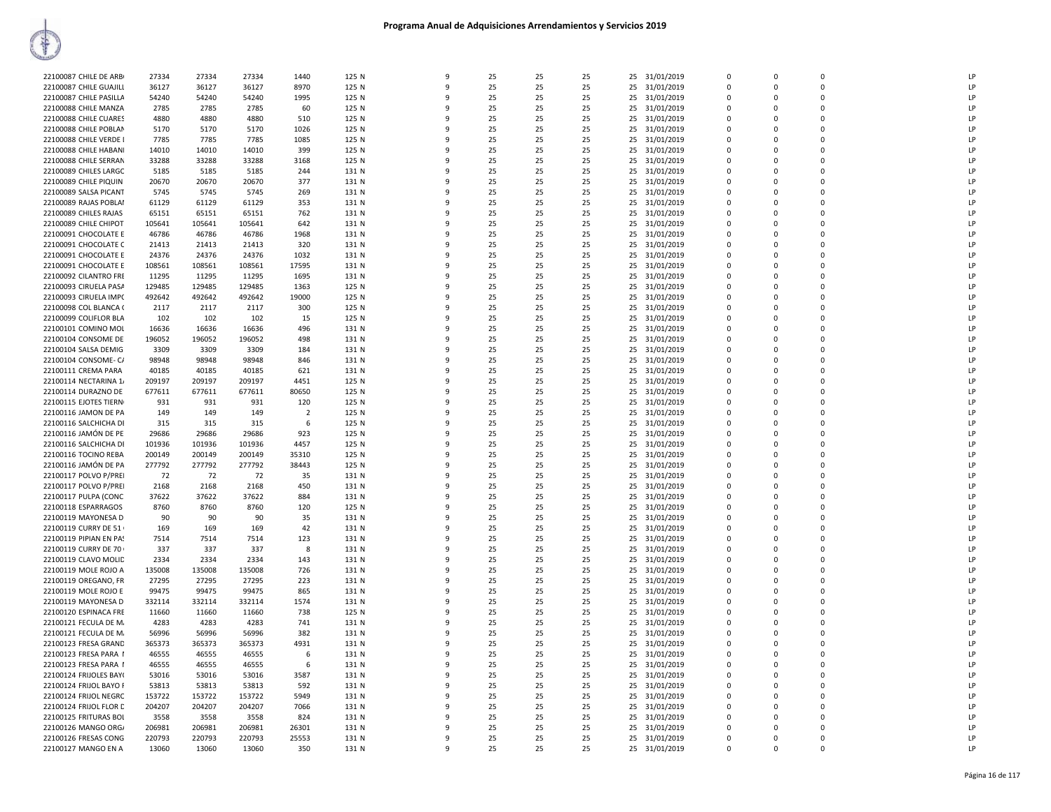# Programa Anual de Adquisiciones Arrendamientos y Servicios 2019

| | | | | | | | | | | | | | | | | |
|---|---|---|---|---|---|---|---|---|---|---|---|---|---|---|---|---|
| 22100087 CHILE DE ARB | 27334 | 27334 | 27334 | 1440 | 125 N | 9 | 25 | 25 | 25 | 25 | 31/01/2019 | 0 | 0 | 0 | | LP |
| 22100087 CHILE GUAJILL | 36127 | 36127 | 36127 | 8970 | 125 N | 9 | 25 | 25 | 25 | 25 | 31/01/2019 | 0 | 0 | 0 | | LP |
| 22100087 CHILE PASILLA | 54240 | 54240 | 54240 | 1995 | 125 N | 9 | 25 | 25 | 25 | 25 | 31/01/2019 | 0 | 0 | 0 | | LP |
| 22100088 CHILE MANZA | 2785 | 2785 | 2785 | 60 | 125 N | 9 | 25 | 25 | 25 | 25 | 31/01/2019 | 0 | 0 | 0 | | LP |
| 22100088 CHILE CUARES | 4880 | 4880 | 4880 | 510 | 125 N | 9 | 25 | 25 | 25 | 25 | 31/01/2019 | 0 | 0 | 0 | | LP |
| 22100088 CHILE POBLAN | 5170 | 5170 | 5170 | 1026 | 125 N | 9 | 25 | 25 | 25 | 25 | 31/01/2019 | 0 | 0 | 0 | | LP |
| 22100088 CHILE VERDE I | 7785 | 7785 | 7785 | 1085 | 125 N | 9 | 25 | 25 | 25 | 25 | 31/01/2019 | 0 | 0 | 0 | | LP |
| 22100088 CHILE HABANI | 14010 | 14010 | 14010 | 399 | 125 N | 9 | 25 | 25 | 25 | 25 | 31/01/2019 | 0 | 0 | 0 | | LP |
| 22100088 CHILE SERRAN | 33288 | 33288 | 33288 | 3168 | 125 N | 9 | 25 | 25 | 25 | 25 | 31/01/2019 | 0 | 0 | 0 | | LP |
| 22100089 CHILES LARGC | 5185 | 5185 | 5185 | 244 | 131 N | 9 | 25 | 25 | 25 | 25 | 31/01/2019 | 0 | 0 | 0 | | LP |
| 22100089 CHILE PIQUIN | 20670 | 20670 | 20670 | 377 | 131 N | 9 | 25 | 25 | 25 | 25 | 31/01/2019 | 0 | 0 | 0 | | LP |
| 22100089 SALSA PICANT | 5745 | 5745 | 5745 | 269 | 131 N | 9 | 25 | 25 | 25 | 25 | 31/01/2019 | 0 | 0 | 0 | | LP |
| 22100089 RAJAS POBLAI | 61129 | 61129 | 61129 | 353 | 131 N | 9 | 25 | 25 | 25 | 25 | 31/01/2019 | 0 | 0 | 0 | | LP |
| 22100089 CHILES RAJAS | 65151 | 65151 | 65151 | 762 | 131 N | 9 | 25 | 25 | 25 | 25 | 31/01/2019 | 0 | 0 | 0 | | LP |
| 22100089 CHILE CHIPOT | 105641 | 105641 | 105641 | 642 | 131 N | 9 | 25 | 25 | 25 | 25 | 31/01/2019 | 0 | 0 | 0 | | LP |
| 22100091 CHOCOLATE E | 46786 | 46786 | 46786 | 1968 | 131 N | 9 | 25 | 25 | 25 | 25 | 31/01/2019 | 0 | 0 | 0 | | LP |
| 22100091 CHOCOLATE C | 21413 | 21413 | 21413 | 320 | 131 N | 9 | 25 | 25 | 25 | 25 | 31/01/2019 | 0 | 0 | 0 | | LP |
| 22100091 CHOCOLATE E | 24376 | 24376 | 24376 | 1032 | 131 N | 9 | 25 | 25 | 25 | 25 | 31/01/2019 | 0 | 0 | 0 | | LP |
| 22100091 CHOCOLATE E | 108561 | 108561 | 108561 | 17595 | 131 N | 9 | 25 | 25 | 25 | 25 | 31/01/2019 | 0 | 0 | 0 | | LP |
| 22100092 CILANTRO FRE | 11295 | 11295 | 11295 | 1695 | 131 N | 9 | 25 | 25 | 25 | 25 | 31/01/2019 | 0 | 0 | 0 | | LP |
| 22100093 CIRUELA PASA | 129485 | 129485 | 129485 | 1363 | 125 N | 9 | 25 | 25 | 25 | 25 | 31/01/2019 | 0 | 0 | 0 | | LP |
| 22100093 CIRUELA IMPC | 492642 | 492642 | 492642 | 19000 | 125 N | 9 | 25 | 25 | 25 | 25 | 31/01/2019 | 0 | 0 | 0 | | LP |
| 22100098 COL BLANCA ( | 2117 | 2117 | 2117 | 300 | 125 N | 9 | 25 | 25 | 25 | 25 | 31/01/2019 | 0 | 0 | 0 | | LP |
| 22100099 COLIFLOR BLA | 102 | 102 | 102 | 15 | 125 N | 9 | 25 | 25 | 25 | 25 | 31/01/2019 | 0 | 0 | 0 | | LP |
| 22100101 COMINO MOL | 16636 | 16636 | 16636 | 496 | 131 N | 9 | 25 | 25 | 25 | 25 | 31/01/2019 | 0 | 0 | 0 | | LP |
| 22100104 CONSOME DE | 196052 | 196052 | 196052 | 498 | 131 N | 9 | 25 | 25 | 25 | 25 | 31/01/2019 | 0 | 0 | 0 | | LP |
| 22100104 SALSA DEMIG | 3309 | 3309 | 3309 | 184 | 131 N | 9 | 25 | 25 | 25 | 25 | 31/01/2019 | 0 | 0 | 0 | | LP |
| 22100104 CONSOME- CA | 98948 | 98948 | 98948 | 846 | 131 N | 9 | 25 | 25 | 25 | 25 | 31/01/2019 | 0 | 0 | 0 | | LP |
| 22100111 CREMA PARA | 40185 | 40185 | 40185 | 621 | 131 N | 9 | 25 | 25 | 25 | 25 | 31/01/2019 | 0 | 0 | 0 | | LP |
| 22100114 NECTARINA 1/ | 209197 | 209197 | 209197 | 4451 | 125 N | 9 | 25 | 25 | 25 | 25 | 31/01/2019 | 0 | 0 | 0 | | LP |
| 22100114 DURAZNO DE | 677611 | 677611 | 677611 | 80650 | 125 N | 9 | 25 | 25 | 25 | 25 | 31/01/2019 | 0 | 0 | 0 | | LP |
| 22100115 EJOTES TIERN | 931 | 931 | 931 | 120 | 125 N | 9 | 25 | 25 | 25 | 25 | 31/01/2019 | 0 | 0 | 0 | | LP |
| 22100116 JAMON DE PA | 149 | 149 | 149 | 2 | 125 N | 9 | 25 | 25 | 25 | 25 | 31/01/2019 | 0 | 0 | 0 | | LP |
| 22100116 SALCHICHA DI | 315 | 315 | 315 | 6 | 125 N | 9 | 25 | 25 | 25 | 25 | 31/01/2019 | 0 | 0 | 0 | | LP |
| 22100116 JAMÓN DE PE | 29686 | 29686 | 29686 | 923 | 125 N | 9 | 25 | 25 | 25 | 25 | 31/01/2019 | 0 | 0 | 0 | | LP |
| 22100116 SALCHICHA DI | 101936 | 101936 | 101936 | 4457 | 125 N | 9 | 25 | 25 | 25 | 25 | 31/01/2019 | 0 | 0 | 0 | | LP |
| 22100116 TOCINO REBA | 200149 | 200149 | 200149 | 35310 | 125 N | 9 | 25 | 25 | 25 | 25 | 31/01/2019 | 0 | 0 | 0 | | LP |
| 22100116 JAMÓN DE PA | 277792 | 277792 | 277792 | 38443 | 125 N | 9 | 25 | 25 | 25 | 25 | 31/01/2019 | 0 | 0 | 0 | | LP |
| 22100117 POLVO P/PREI | 72 | 72 | 72 | 35 | 131 N | 9 | 25 | 25 | 25 | 25 | 31/01/2019 | 0 | 0 | 0 | | LP |
| 22100117 POLVO P/PREI | 2168 | 2168 | 2168 | 450 | 131 N | 9 | 25 | 25 | 25 | 25 | 31/01/2019 | 0 | 0 | 0 | | LP |
| 22100117 PULPA (CONC | 37622 | 37622 | 37622 | 884 | 131 N | 9 | 25 | 25 | 25 | 25 | 31/01/2019 | 0 | 0 | 0 | | LP |
| 22100118 ESPARRAGOS | 8760 | 8760 | 8760 | 120 | 125 N | 9 | 25 | 25 | 25 | 25 | 31/01/2019 | 0 | 0 | 0 | | LP |
| 22100119 MAYONESA D | 90 | 90 | 90 | 35 | 131 N | 9 | 25 | 25 | 25 | 25 | 31/01/2019 | 0 | 0 | 0 | | LP |
| 22100119 CURRY DE 51 | 169 | 169 | 169 | 42 | 131 N | 9 | 25 | 25 | 25 | 25 | 31/01/2019 | 0 | 0 | 0 | | LP |
| 22100119 PIPIAN EN PA! | 7514 | 7514 | 7514 | 123 | 131 N | 9 | 25 | 25 | 25 | 25 | 31/01/2019 | 0 | 0 | 0 | | LP |
| 22100119 CURRY DE 70 | 337 | 337 | 337 | 8 | 131 N | 9 | 25 | 25 | 25 | 25 | 31/01/2019 | 0 | 0 | 0 | | LP |
| 22100119 CLAVO MOLID | 2334 | 2334 | 2334 | 143 | 131 N | 9 | 25 | 25 | 25 | 25 | 31/01/2019 | 0 | 0 | 0 | | LP |
| 22100119 MOLE ROJO A | 135008 | 135008 | 135008 | 726 | 131 N | 9 | 25 | 25 | 25 | 25 | 31/01/2019 | 0 | 0 | 0 | | LP |
| 22100119 OREGANO, FR | 27295 | 27295 | 27295 | 223 | 131 N | 9 | 25 | 25 | 25 | 25 | 31/01/2019 | 0 | 0 | 0 | | LP |
| 22100119 MOLE ROJO E | 99475 | 99475 | 99475 | 865 | 131 N | 9 | 25 | 25 | 25 | 25 | 31/01/2019 | 0 | 0 | 0 | | LP |
| 22100119 MAYONESA D | 332114 | 332114 | 332114 | 1574 | 131 N | 9 | 25 | 25 | 25 | 25 | 31/01/2019 | 0 | 0 | 0 | | LP |
| 22100120 ESPINACA FRE | 11660 | 11660 | 11660 | 738 | 125 N | 9 | 25 | 25 | 25 | 25 | 31/01/2019 | 0 | 0 | 0 | | LP |
| 22100121 FECULA DE MA | 4283 | 4283 | 4283 | 741 | 131 N | 9 | 25 | 25 | 25 | 25 | 31/01/2019 | 0 | 0 | 0 | | LP |
| 22100121 FECULA DE MA | 56996 | 56996 | 56996 | 382 | 131 N | 9 | 25 | 25 | 25 | 25 | 31/01/2019 | 0 | 0 | 0 | | LP |
| 22100123 FRESA GRAND | 365373 | 365373 | 365373 | 4931 | 131 N | 9 | 25 | 25 | 25 | 25 | 31/01/2019 | 0 | 0 | 0 | | LP |
| 22100123 FRESA PARA I | 46555 | 46555 | 46555 | 6 | 131 N | 9 | 25 | 25 | 25 | 25 | 31/01/2019 | 0 | 0 | 0 | | LP |
| 22100123 FRESA PARA I | 46555 | 46555 | 46555 | 6 | 131 N | 9 | 25 | 25 | 25 | 25 | 31/01/2019 | 0 | 0 | 0 | | LP |
| 22100124 FRIJOLES BAY( | 53016 | 53016 | 53016 | 3587 | 131 N | 9 | 25 | 25 | 25 | 25 | 31/01/2019 | 0 | 0 | 0 | | LP |
| 22100124 FRIJOL BAYO I | 53813 | 53813 | 53813 | 592 | 131 N | 9 | 25 | 25 | 25 | 25 | 31/01/2019 | 0 | 0 | 0 | | LP |
| 22100124 FRIJOL NEGRC | 153722 | 153722 | 153722 | 5949 | 131 N | 9 | 25 | 25 | 25 | 25 | 31/01/2019 | 0 | 0 | 0 | | LP |
| 22100124 FRIJOL FLOR D | 204207 | 204207 | 204207 | 7066 | 131 N | 9 | 25 | 25 | 25 | 25 | 31/01/2019 | 0 | 0 | 0 | | LP |
| 22100125 FRITURAS BOL | 3558 | 3558 | 3558 | 824 | 131 N | 9 | 25 | 25 | 25 | 25 | 31/01/2019 | 0 | 0 | 0 | | LP |
| 22100126 MANGO ORGA | 206981 | 206981 | 206981 | 26301 | 131 N | 9 | 25 | 25 | 25 | 25 | 31/01/2019 | 0 | 0 | 0 | | LP |
| 22100126 FRESAS CONG | 220793 | 220793 | 220793 | 25553 | 131 N | 9 | 25 | 25 | 25 | 25 | 31/01/2019 | 0 | 0 | 0 | | LP |
| 22100127 MANGO EN A | 13060 | 13060 | 13060 | 350 | 131 N | 9 | 25 | 25 | 25 | 25 | 31/01/2019 | 0 | 0 | 0 | | LP |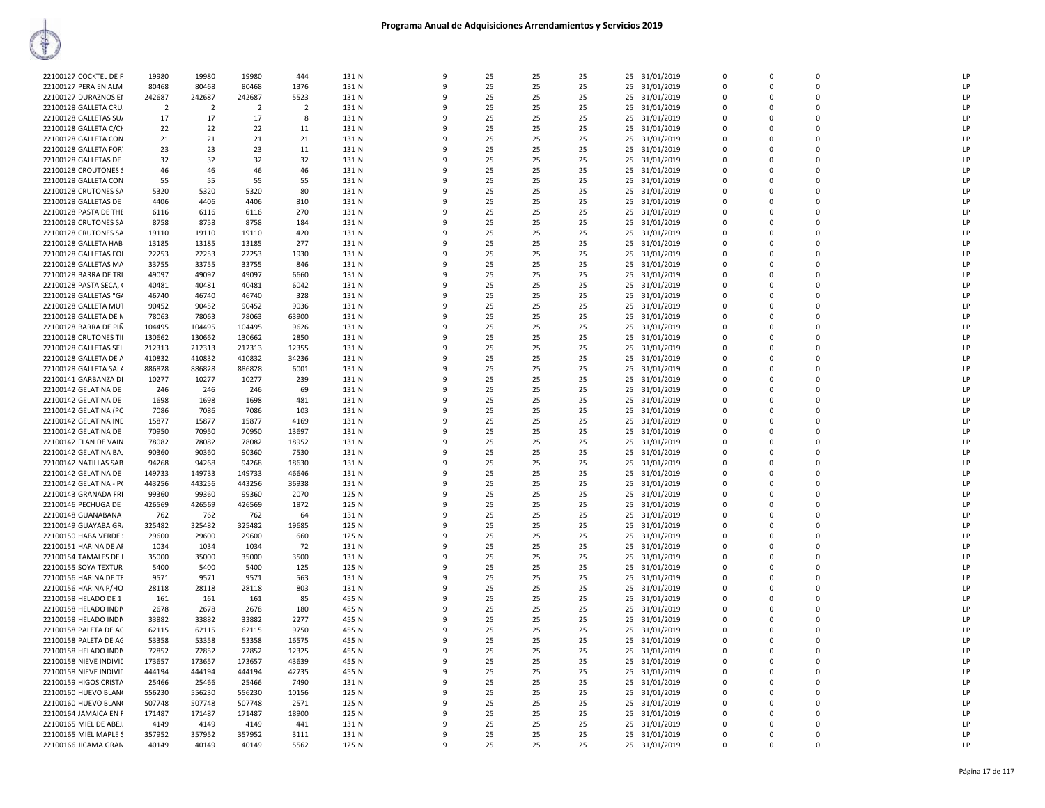# Programa Anual de Adquisiciones Arrendamientos y Servicios 2019

| | | | | | | | | | | | | | | | | |
|---|---|---|---|---|---|---|---|---|---|---|---|---|---|---|---|---|
| 22100127 COCKTEL DE F | 19980 | 19980 | 19980 | 444 | 131 N | 9 | 25 | 25 | 25 | 25 | 31/01/2019 | 0 | 0 | 0 | | LP |
| 22100127 PERA EN ALM | 80468 | 80468 | 80468 | 1376 | 131 N | 9 | 25 | 25 | 25 | 25 | 31/01/2019 | 0 | 0 | 0 | | LP |
| 22100127 DURAZNOS EN | 242687 | 242687 | 242687 | 5523 | 131 N | 9 | 25 | 25 | 25 | 25 | 31/01/2019 | 0 | 0 | 0 | | LP |
| 22100128 GALLETA CRU. | 2 | 2 | 2 | 2 | 131 N | 9 | 25 | 25 | 25 | 25 | 31/01/2019 | 0 | 0 | 0 | | LP |
| 22100128 GALLETAS SU/ | 17 | 17 | 17 | 8 | 131 N | 9 | 25 | 25 | 25 | 25 | 31/01/2019 | 0 | 0 | 0 | | LP |
| 22100128 GALLETA C/CH | 22 | 22 | 22 | 11 | 131 N | 9 | 25 | 25 | 25 | 25 | 31/01/2019 | 0 | 0 | 0 | | LP |
| 22100128 GALLETA CON | 21 | 21 | 21 | 21 | 131 N | 9 | 25 | 25 | 25 | 25 | 31/01/2019 | 0 | 0 | 0 | | LP |
| 22100128 GALLETA FOR | 23 | 23 | 23 | 11 | 131 N | 9 | 25 | 25 | 25 | 25 | 31/01/2019 | 0 | 0 | 0 | | LP |
| 22100128 GALLETAS DE | 32 | 32 | 32 | 32 | 131 N | 9 | 25 | 25 | 25 | 25 | 31/01/2019 | 0 | 0 | 0 | | LP |
| 22100128 CROUTONES S | 46 | 46 | 46 | 46 | 131 N | 9 | 25 | 25 | 25 | 25 | 31/01/2019 | 0 | 0 | 0 | | LP |
| 22100128 GALLETA CON | 55 | 55 | 55 | 55 | 131 N | 9 | 25 | 25 | 25 | 25 | 31/01/2019 | 0 | 0 | 0 | | LP |
| 22100128 CRUTONES SA | 5320 | 5320 | 5320 | 80 | 131 N | 9 | 25 | 25 | 25 | 25 | 31/01/2019 | 0 | 0 | 0 | | LP |
| 22100128 GALLETAS DE | 4406 | 4406 | 4406 | 810 | 131 N | 9 | 25 | 25 | 25 | 25 | 31/01/2019 | 0 | 0 | 0 | | LP |
| 22100128 PASTA DE THE | 6116 | 6116 | 6116 | 270 | 131 N | 9 | 25 | 25 | 25 | 25 | 31/01/2019 | 0 | 0 | 0 | | LP |
| 22100128 CRUTONES SA | 8758 | 8758 | 8758 | 184 | 131 N | 9 | 25 | 25 | 25 | 25 | 31/01/2019 | 0 | 0 | 0 | | LP |
| 22100128 CRUTONES SA | 19110 | 19110 | 19110 | 420 | 131 N | 9 | 25 | 25 | 25 | 25 | 31/01/2019 | 0 | 0 | 0 | | LP |
| 22100128 GALLETA HAB. | 13185 | 13185 | 13185 | 277 | 131 N | 9 | 25 | 25 | 25 | 25 | 31/01/2019 | 0 | 0 | 0 | | LP |
| 22100128 GALLETAS FOI | 22253 | 22253 | 22253 | 1930 | 131 N | 9 | 25 | 25 | 25 | 25 | 31/01/2019 | 0 | 0 | 0 | | LP |
| 22100128 GALLETAS MA | 33755 | 33755 | 33755 | 846 | 131 N | 9 | 25 | 25 | 25 | 25 | 31/01/2019 | 0 | 0 | 0 | | LP |
| 22100128 BARRA DE TRI | 49097 | 49097 | 49097 | 6660 | 131 N | 9 | 25 | 25 | 25 | 25 | 31/01/2019 | 0 | 0 | 0 | | LP |
| 22100128 PASTA SECA, ( | 40481 | 40481 | 40481 | 6042 | 131 N | 9 | 25 | 25 | 25 | 25 | 31/01/2019 | 0 | 0 | 0 | | LP |
| 22100128 GALLETAS "G/ | 46740 | 46740 | 46740 | 328 | 131 N | 9 | 25 | 25 | 25 | 25 | 31/01/2019 | 0 | 0 | 0 | | LP |
| 22100128 GALLETA MUT | 90452 | 90452 | 90452 | 9036 | 131 N | 9 | 25 | 25 | 25 | 25 | 31/01/2019 | 0 | 0 | 0 | | LP |
| 22100128 GALLETA DE N | 78063 | 78063 | 78063 | 63900 | 131 N | 9 | 25 | 25 | 25 | 25 | 31/01/2019 | 0 | 0 | 0 | | LP |
| 22100128 BARRA DE PIÑ | 104495 | 104495 | 104495 | 9626 | 131 N | 9 | 25 | 25 | 25 | 25 | 31/01/2019 | 0 | 0 | 0 | | LP |
| 22100128 CRUTONES TII | 130662 | 130662 | 130662 | 2850 | 131 N | 9 | 25 | 25 | 25 | 25 | 31/01/2019 | 0 | 0 | 0 | | LP |
| 22100128 GALLETAS SEL | 212313 | 212313 | 212313 | 12355 | 131 N | 9 | 25 | 25 | 25 | 25 | 31/01/2019 | 0 | 0 | 0 | | LP |
| 22100128 GALLETA DE A | 410832 | 410832 | 410832 | 34236 | 131 N | 9 | 25 | 25 | 25 | 25 | 31/01/2019 | 0 | 0 | 0 | | LP |
| 22100128 GALLETA SAL/ | 886828 | 886828 | 886828 | 6001 | 131 N | 9 | 25 | 25 | 25 | 25 | 31/01/2019 | 0 | 0 | 0 | | LP |
| 22100141 GARBANZA DE | 10277 | 10277 | 10277 | 239 | 131 N | 9 | 25 | 25 | 25 | 25 | 31/01/2019 | 0 | 0 | 0 | | LP |
| 22100142 GELATINA DE | 246 | 246 | 246 | 69 | 131 N | 9 | 25 | 25 | 25 | 25 | 31/01/2019 | 0 | 0 | 0 | | LP |
| 22100142 GELATINA DE | 1698 | 1698 | 1698 | 481 | 131 N | 9 | 25 | 25 | 25 | 25 | 31/01/2019 | 0 | 0 | 0 | | LP |
| 22100142 GELATINA (PC | 7086 | 7086 | 7086 | 103 | 131 N | 9 | 25 | 25 | 25 | 25 | 31/01/2019 | 0 | 0 | 0 | | LP |
| 22100142 GELATINA INC | 15877 | 15877 | 15877 | 4169 | 131 N | 9 | 25 | 25 | 25 | 25 | 31/01/2019 | 0 | 0 | 0 | | LP |
| 22100142 GELATINA DE | 70950 | 70950 | 70950 | 13697 | 131 N | 9 | 25 | 25 | 25 | 25 | 31/01/2019 | 0 | 0 | 0 | | LP |
| 22100142 FLAN DE VAIN | 78082 | 78082 | 78082 | 18952 | 131 N | 9 | 25 | 25 | 25 | 25 | 31/01/2019 | 0 | 0 | 0 | | LP |
| 22100142 GELATINA BAJ | 90360 | 90360 | 90360 | 7530 | 131 N | 9 | 25 | 25 | 25 | 25 | 31/01/2019 | 0 | 0 | 0 | | LP |
| 22100142 NATILLAS SAB | 94268 | 94268 | 94268 | 18630 | 131 N | 9 | 25 | 25 | 25 | 25 | 31/01/2019 | 0 | 0 | 0 | | LP |
| 22100142 GELATINA DE | 149733 | 149733 | 149733 | 46646 | 131 N | 9 | 25 | 25 | 25 | 25 | 31/01/2019 | 0 | 0 | 0 | | LP |
| 22100142 GELATINA - PC | 443256 | 443256 | 443256 | 36938 | 131 N | 9 | 25 | 25 | 25 | 25 | 31/01/2019 | 0 | 0 | 0 | | LP |
| 22100143 GRANADA FRE | 99360 | 99360 | 99360 | 2070 | 125 N | 9 | 25 | 25 | 25 | 25 | 31/01/2019 | 0 | 0 | 0 | | LP |
| 22100146 PECHUGA DE | 426569 | 426569 | 426569 | 1872 | 125 N | 9 | 25 | 25 | 25 | 25 | 31/01/2019 | 0 | 0 | 0 | | LP |
| 22100148 GUANABANA | 762 | 762 | 762 | 64 | 131 N | 9 | 25 | 25 | 25 | 25 | 31/01/2019 | 0 | 0 | 0 | | LP |
| 22100149 GUAYABA GR/ | 325482 | 325482 | 325482 | 19685 | 125 N | 9 | 25 | 25 | 25 | 25 | 31/01/2019 | 0 | 0 | 0 | | LP |
| 22100150 HABA VERDE | 29600 | 29600 | 29600 | 660 | 125 N | 9 | 25 | 25 | 25 | 25 | 31/01/2019 | 0 | 0 | 0 | | LP |
| 22100151 HARINA DE AF | 1034 | 1034 | 1034 | 72 | 131 N | 9 | 25 | 25 | 25 | 25 | 31/01/2019 | 0 | 0 | 0 | | LP |
| 22100154 TAMALES DE I | 35000 | 35000 | 35000 | 3500 | 131 N | 9 | 25 | 25 | 25 | 25 | 31/01/2019 | 0 | 0 | 0 | | LP |
| 22100155 SOYA TEXTUR | 5400 | 5400 | 5400 | 125 | 125 N | 9 | 25 | 25 | 25 | 25 | 31/01/2019 | 0 | 0 | 0 | | LP |
| 22100156 HARINA DE TF | 9571 | 9571 | 9571 | 563 | 131 N | 9 | 25 | 25 | 25 | 25 | 31/01/2019 | 0 | 0 | 0 | | LP |
| 22100156 HARINA P/HO | 28118 | 28118 | 28118 | 803 | 131 N | 9 | 25 | 25 | 25 | 25 | 31/01/2019 | 0 | 0 | 0 | | LP |
| 22100158 HELADO DE 1 | 161 | 161 | 161 | 85 | 455 N | 9 | 25 | 25 | 25 | 25 | 31/01/2019 | 0 | 0 | 0 | | LP |
| 22100158 HELADO INDI\ | 2678 | 2678 | 2678 | 180 | 455 N | 9 | 25 | 25 | 25 | 25 | 31/01/2019 | 0 | 0 | 0 | | LP |
| 22100158 HELADO INDI\ | 33882 | 33882 | 33882 | 2277 | 455 N | 9 | 25 | 25 | 25 | 25 | 31/01/2019 | 0 | 0 | 0 | | LP |
| 22100158 PALETA DE AG | 62115 | 62115 | 62115 | 9750 | 455 N | 9 | 25 | 25 | 25 | 25 | 31/01/2019 | 0 | 0 | 0 | | LP |
| 22100158 PALETA DE AG | 53358 | 53358 | 53358 | 16575 | 455 N | 9 | 25 | 25 | 25 | 25 | 31/01/2019 | 0 | 0 | 0 | | LP |
| 22100158 HELADO INDI\ | 72852 | 72852 | 72852 | 12325 | 455 N | 9 | 25 | 25 | 25 | 25 | 31/01/2019 | 0 | 0 | 0 | | LP |
| 22100158 NIEVE INDIVIC | 173657 | 173657 | 173657 | 43639 | 455 N | 9 | 25 | 25 | 25 | 25 | 31/01/2019 | 0 | 0 | 0 | | LP |
| 22100158 NIEVE INDIVIC | 444194 | 444194 | 444194 | 42735 | 455 N | 9 | 25 | 25 | 25 | 25 | 31/01/2019 | 0 | 0 | 0 | | LP |
| 22100159 HIGOS CRISTA | 25466 | 25466 | 25466 | 7490 | 131 N | 9 | 25 | 25 | 25 | 25 | 31/01/2019 | 0 | 0 | 0 | | LP |
| 22100160 HUEVO BLANC | 556230 | 556230 | 556230 | 10156 | 125 N | 9 | 25 | 25 | 25 | 25 | 31/01/2019 | 0 | 0 | 0 | | LP |
| 22100160 HUEVO BLANC | 507748 | 507748 | 507748 | 2571 | 125 N | 9 | 25 | 25 | 25 | 25 | 31/01/2019 | 0 | 0 | 0 | | LP |
| 22100164 JAMAICA EN F | 171487 | 171487 | 171487 | 18900 | 125 N | 9 | 25 | 25 | 25 | 25 | 31/01/2019 | 0 | 0 | 0 | | LP |
| 22100165 MIEL DE ABEJ. | 4149 | 4149 | 4149 | 441 | 131 N | 9 | 25 | 25 | 25 | 25 | 31/01/2019 | 0 | 0 | 0 | | LP |
| 22100165 MIEL MAPLE S | 357952 | 357952 | 357952 | 3111 | 131 N | 9 | 25 | 25 | 25 | 25 | 31/01/2019 | 0 | 0 | 0 | | LP |
| 22100166 JICAMA GRAN | 40149 | 40149 | 40149 | 5562 | 125 N | 9 | 25 | 25 | 25 | 25 | 31/01/2019 | 0 | 0 | 0 | | LP |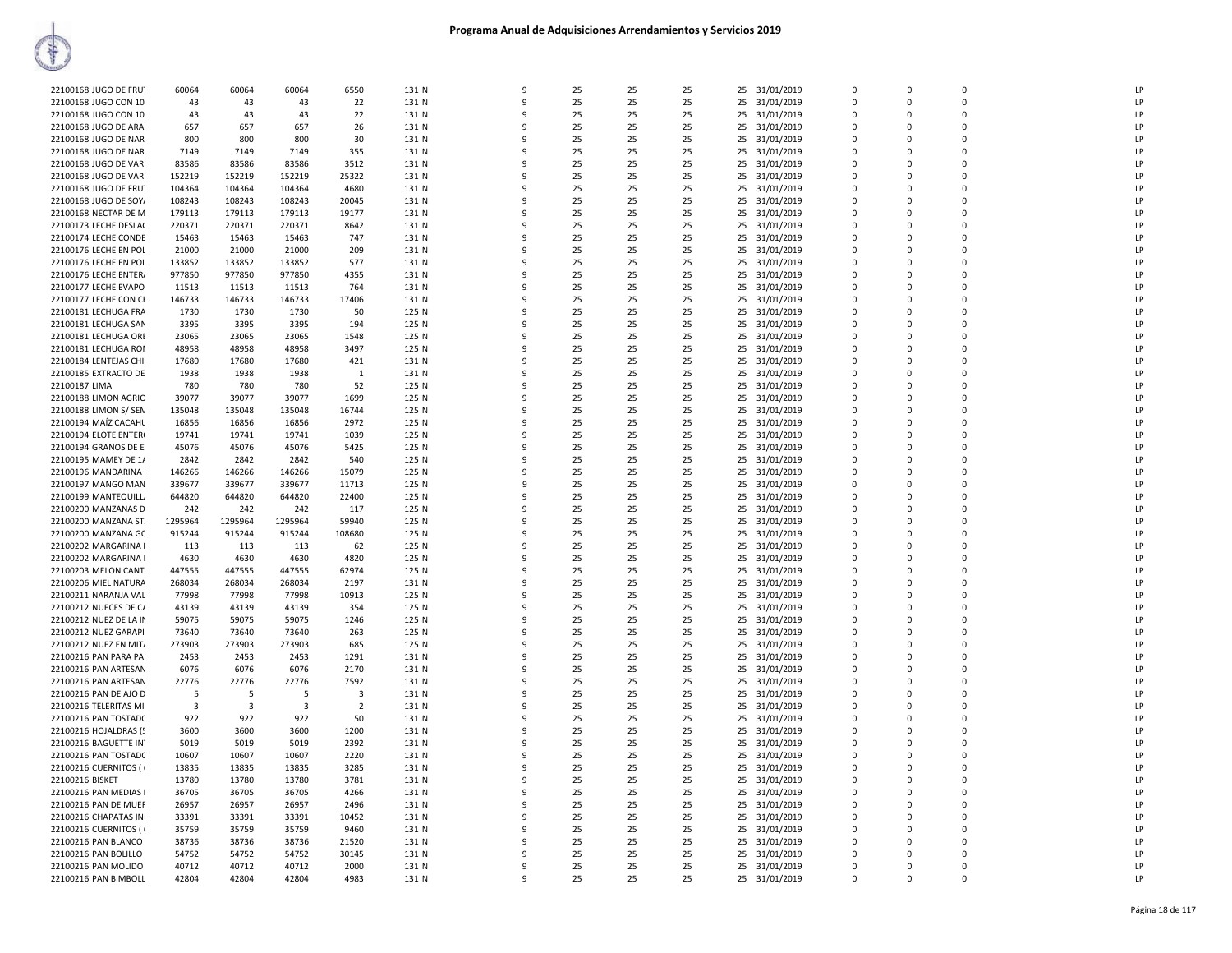# Programa Anual de Adquisiciones Arrendamientos y Servicios 2019

| | | | | | | | | | | | | | | | | |
|---|---|---|---|---|---|---|---|---|---|---|---|---|---|---|---|---|
| 22100168 JUGO DE FRU | 60064 | 60064 | 60064 | 6550 | 131 N | 9 | 25 | 25 | 25 | 25 | 31/01/2019 | 0 | 0 | 0 | | LP |
| 22100168 JUGO CON 10 | 43 | 43 | 43 | 22 | 131 N | 9 | 25 | 25 | 25 | 25 | 31/01/2019 | 0 | 0 | 0 | | LP |
| 22100168 JUGO CON 10 | 43 | 43 | 43 | 22 | 131 N | 9 | 25 | 25 | 25 | 25 | 31/01/2019 | 0 | 0 | 0 | | LP |
| 22100168 JUGO DE ARA | 657 | 657 | 657 | 26 | 131 N | 9 | 25 | 25 | 25 | 25 | 31/01/2019 | 0 | 0 | 0 | | LP |
| 22100168 JUGO DE NAR | 800 | 800 | 800 | 30 | 131 N | 9 | 25 | 25 | 25 | 25 | 31/01/2019 | 0 | 0 | 0 | | LP |
| 22100168 JUGO DE NAR | 7149 | 7149 | 7149 | 355 | 131 N | 9 | 25 | 25 | 25 | 25 | 31/01/2019 | 0 | 0 | 0 | | LP |
| 22100168 JUGO DE VARI | 83586 | 83586 | 83586 | 3512 | 131 N | 9 | 25 | 25 | 25 | 25 | 31/01/2019 | 0 | 0 | 0 | | LP |
| 22100168 JUGO DE VARI | 152219 | 152219 | 152219 | 25322 | 131 N | 9 | 25 | 25 | 25 | 25 | 31/01/2019 | 0 | 0 | 0 | | LP |
| 22100168 JUGO DE FRU | 104364 | 104364 | 104364 | 4680 | 131 N | 9 | 25 | 25 | 25 | 25 | 31/01/2019 | 0 | 0 | 0 | | LP |
| 22100168 JUGO DE SOY | 108243 | 108243 | 108243 | 20045 | 131 N | 9 | 25 | 25 | 25 | 25 | 31/01/2019 | 0 | 0 | 0 | | LP |
| 22100168 NECTAR DE M | 179113 | 179113 | 179113 | 19177 | 131 N | 9 | 25 | 25 | 25 | 25 | 31/01/2019 | 0 | 0 | 0 | | LP |
| 22100173 LECHE DESLA | 220371 | 220371 | 220371 | 8642 | 131 N | 9 | 25 | 25 | 25 | 25 | 31/01/2019 | 0 | 0 | 0 | | LP |
| 22100174 LECHE CONDE | 15463 | 15463 | 15463 | 747 | 131 N | 9 | 25 | 25 | 25 | 25 | 31/01/2019 | 0 | 0 | 0 | | LP |
| 22100176 LECHE EN POL | 21000 | 21000 | 21000 | 209 | 131 N | 9 | 25 | 25 | 25 | 25 | 31/01/2019 | 0 | 0 | 0 | | LP |
| 22100176 LECHE EN POL | 133852 | 133852 | 133852 | 577 | 131 N | 9 | 25 | 25 | 25 | 25 | 31/01/2019 | 0 | 0 | 0 | | LP |
| 22100176 LECHE ENTER | 977850 | 977850 | 977850 | 4355 | 131 N | 9 | 25 | 25 | 25 | 25 | 31/01/2019 | 0 | 0 | 0 | | LP |
| 22100177 LECHE EVAPO | 11513 | 11513 | 11513 | 764 | 131 N | 9 | 25 | 25 | 25 | 25 | 31/01/2019 | 0 | 0 | 0 | | LP |
| 22100177 LECHE CON C | 146733 | 146733 | 146733 | 17406 | 131 N | 9 | 25 | 25 | 25 | 25 | 31/01/2019 | 0 | 0 | 0 | | LP |
| 22100181 LECHUGA FRA | 1730 | 1730 | 1730 | 50 | 125 N | 9 | 25 | 25 | 25 | 25 | 31/01/2019 | 0 | 0 | 0 | | LP |
| 22100181 LECHUGA SAN | 3395 | 3395 | 3395 | 194 | 125 N | 9 | 25 | 25 | 25 | 25 | 31/01/2019 | 0 | 0 | 0 | | LP |
| 22100181 LECHUGA ORE | 23065 | 23065 | 23065 | 1548 | 125 N | 9 | 25 | 25 | 25 | 25 | 31/01/2019 | 0 | 0 | 0 | | LP |
| 22100181 LECHUGA RON | 48958 | 48958 | 48958 | 3497 | 125 N | 9 | 25 | 25 | 25 | 25 | 31/01/2019 | 0 | 0 | 0 | | LP |
| 22100184 LENTEJAS CHI | 17680 | 17680 | 17680 | 421 | 131 N | 9 | 25 | 25 | 25 | 25 | 31/01/2019 | 0 | 0 | 0 | | LP |
| 22100185 EXTRACTO DE | 1938 | 1938 | 1938 | 1 | 131 N | 9 | 25 | 25 | 25 | 25 | 31/01/2019 | 0 | 0 | 0 | | LP |
| 22100187 LIMA | 780 | 780 | 780 | 52 | 125 N | 9 | 25 | 25 | 25 | 25 | 31/01/2019 | 0 | 0 | 0 | | LP |
| 22100188 LIMON AGRIO | 39077 | 39077 | 39077 | 1699 | 125 N | 9 | 25 | 25 | 25 | 25 | 31/01/2019 | 0 | 0 | 0 | | LP |
| 22100188 LIMON S/ SEN | 135048 | 135048 | 135048 | 16744 | 125 N | 9 | 25 | 25 | 25 | 25 | 31/01/2019 | 0 | 0 | 0 | | LP |
| 22100194 MAÍZ CACAHU | 16856 | 16856 | 16856 | 2972 | 125 N | 9 | 25 | 25 | 25 | 25 | 31/01/2019 | 0 | 0 | 0 | | LP |
| 22100194 ELOTE ENTER | 19741 | 19741 | 19741 | 1039 | 125 N | 9 | 25 | 25 | 25 | 25 | 31/01/2019 | 0 | 0 | 0 | | LP |
| 22100194 GRANOS DE E | 45076 | 45076 | 45076 | 5425 | 125 N | 9 | 25 | 25 | 25 | 25 | 31/01/2019 | 0 | 0 | 0 | | LP |
| 22100195 MAMEY DE 1/ | 2842 | 2842 | 2842 | 540 | 125 N | 9 | 25 | 25 | 25 | 25 | 31/01/2019 | 0 | 0 | 0 | | LP |
| 22100196 MANDARINA | 146266 | 146266 | 146266 | 15079 | 125 N | 9 | 25 | 25 | 25 | 25 | 31/01/2019 | 0 | 0 | 0 | | LP |
| 22100197 MANGO MAN | 339677 | 339677 | 339677 | 11713 | 125 N | 9 | 25 | 25 | 25 | 25 | 31/01/2019 | 0 | 0 | 0 | | LP |
| 22100199 MANTEQUILL | 644820 | 644820 | 644820 | 22400 | 125 N | 9 | 25 | 25 | 25 | 25 | 31/01/2019 | 0 | 0 | 0 | | LP |
| 22100200 MANZANAS D | 242 | 242 | 242 | 117 | 125 N | 9 | 25 | 25 | 25 | 25 | 31/01/2019 | 0 | 0 | 0 | | LP |
| 22100200 MANZANA ST | 1295964 | 1295964 | 1295964 | 59940 | 125 N | 9 | 25 | 25 | 25 | 25 | 31/01/2019 | 0 | 0 | 0 | | LP |
| 22100200 MANZANA GC | 915244 | 915244 | 915244 | 108680 | 125 N | 9 | 25 | 25 | 25 | 25 | 31/01/2019 | 0 | 0 | 0 | | LP |
| 22100202 MARGARINA | 113 | 113 | 113 | 62 | 125 N | 9 | 25 | 25 | 25 | 25 | 31/01/2019 | 0 | 0 | 0 | | LP |
| 22100202 MARGARINA | 4630 | 4630 | 4630 | 4820 | 125 N | 9 | 25 | 25 | 25 | 25 | 31/01/2019 | 0 | 0 | 0 | | LP |
| 22100203 MELON CANT | 447555 | 447555 | 447555 | 62974 | 125 N | 9 | 25 | 25 | 25 | 25 | 31/01/2019 | 0 | 0 | 0 | | LP |
| 22100206 MIEL NATURA | 268034 | 268034 | 268034 | 2197 | 131 N | 9 | 25 | 25 | 25 | 25 | 31/01/2019 | 0 | 0 | 0 | | LP |
| 22100211 NARANJA VAL | 77998 | 77998 | 77998 | 10913 | 125 N | 9 | 25 | 25 | 25 | 25 | 31/01/2019 | 0 | 0 | 0 | | LP |
| 22100212 NUECES DE C | 43139 | 43139 | 43139 | 354 | 125 N | 9 | 25 | 25 | 25 | 25 | 31/01/2019 | 0 | 0 | 0 | | LP |
| 22100212 NUEZ DE LA IN | 59075 | 59075 | 59075 | 1246 | 125 N | 9 | 25 | 25 | 25 | 25 | 31/01/2019 | 0 | 0 | 0 | | LP |
| 22100212 NUEZ GARAPI | 73640 | 73640 | 73640 | 263 | 125 N | 9 | 25 | 25 | 25 | 25 | 31/01/2019 | 0 | 0 | 0 | | LP |
| 22100212 NUEZ EN MIT | 273903 | 273903 | 273903 | 685 | 125 N | 9 | 25 | 25 | 25 | 25 | 31/01/2019 | 0 | 0 | 0 | | LP |
| 22100216 PAN PARA PA | 2453 | 2453 | 2453 | 1291 | 131 N | 9 | 25 | 25 | 25 | 25 | 31/01/2019 | 0 | 0 | 0 | | LP |
| 22100216 PAN ARTESAN | 6076 | 6076 | 6076 | 2170 | 131 N | 9 | 25 | 25 | 25 | 25 | 31/01/2019 | 0 | 0 | 0 | | LP |
| 22100216 PAN ARTESAN | 22776 | 22776 | 22776 | 7592 | 131 N | 9 | 25 | 25 | 25 | 25 | 31/01/2019 | 0 | 0 | 0 | | LP |
| 22100216 PAN DE AJO D | 5 | 5 | 5 | 3 | 131 N | 9 | 25 | 25 | 25 | 25 | 31/01/2019 | 0 | 0 | 0 | | LP |
| 22100216 TELERITAS MI | 3 | 3 | 3 | 2 | 131 N | 9 | 25 | 25 | 25 | 25 | 31/01/2019 | 0 | 0 | 0 | | LP |
| 22100216 PAN TOSTADC | 922 | 922 | 922 | 50 | 131 N | 9 | 25 | 25 | 25 | 25 | 31/01/2019 | 0 | 0 | 0 | | LP |
| 22100216 HOJALDRAS (! | 3600 | 3600 | 3600 | 1200 | 131 N | 9 | 25 | 25 | 25 | 25 | 31/01/2019 | 0 | 0 | 0 | | LP |
| 22100216 BAGUETTE IN | 5019 | 5019 | 5019 | 2392 | 131 N | 9 | 25 | 25 | 25 | 25 | 31/01/2019 | 0 | 0 | 0 | | LP |
| 22100216 PAN TOSTADC | 10607 | 10607 | 10607 | 2220 | 131 N | 9 | 25 | 25 | 25 | 25 | 31/01/2019 | 0 | 0 | 0 | | LP |
| 22100216 CUERNITOS ( | 13835 | 13835 | 13835 | 3285 | 131 N | 9 | 25 | 25 | 25 | 25 | 31/01/2019 | 0 | 0 | 0 | | LP |
| 22100216 BISKET | 13780 | 13780 | 13780 | 3781 | 131 N | 9 | 25 | 25 | 25 | 25 | 31/01/2019 | 0 | 0 | 0 | | LP |
| 22100216 PAN MEDIAS | 36705 | 36705 | 36705 | 4266 | 131 N | 9 | 25 | 25 | 25 | 25 | 31/01/2019 | 0 | 0 | 0 | | LP |
| 22100216 PAN DE MUEF | 26957 | 26957 | 26957 | 2496 | 131 N | 9 | 25 | 25 | 25 | 25 | 31/01/2019 | 0 | 0 | 0 | | LP |
| 22100216 CHAPATAS IN | 33391 | 33391 | 33391 | 10452 | 131 N | 9 | 25 | 25 | 25 | 25 | 31/01/2019 | 0 | 0 | 0 | | LP |
| 22100216 CUERNITOS ( | 35759 | 35759 | 35759 | 9460 | 131 N | 9 | 25 | 25 | 25 | 25 | 31/01/2019 | 0 | 0 | 0 | | LP |
| 22100216 PAN BLANCO | 38736 | 38736 | 38736 | 21520 | 131 N | 9 | 25 | 25 | 25 | 25 | 31/01/2019 | 0 | 0 | 0 | | LP |
| 22100216 PAN BOLILLO | 54752 | 54752 | 54752 | 30145 | 131 N | 9 | 25 | 25 | 25 | 25 | 31/01/2019 | 0 | 0 | 0 | | LP |
| 22100216 PAN MOLIDO | 40712 | 40712 | 40712 | 2000 | 131 N | 9 | 25 | 25 | 25 | 25 | 31/01/2019 | 0 | 0 | 0 | | LP |
| 22100216 PAN BIMBOLL | 42804 | 42804 | 42804 | 4983 | 131 N | 9 | 25 | 25 | 25 | 25 | 31/01/2019 | 0 | 0 | 0 | | LP |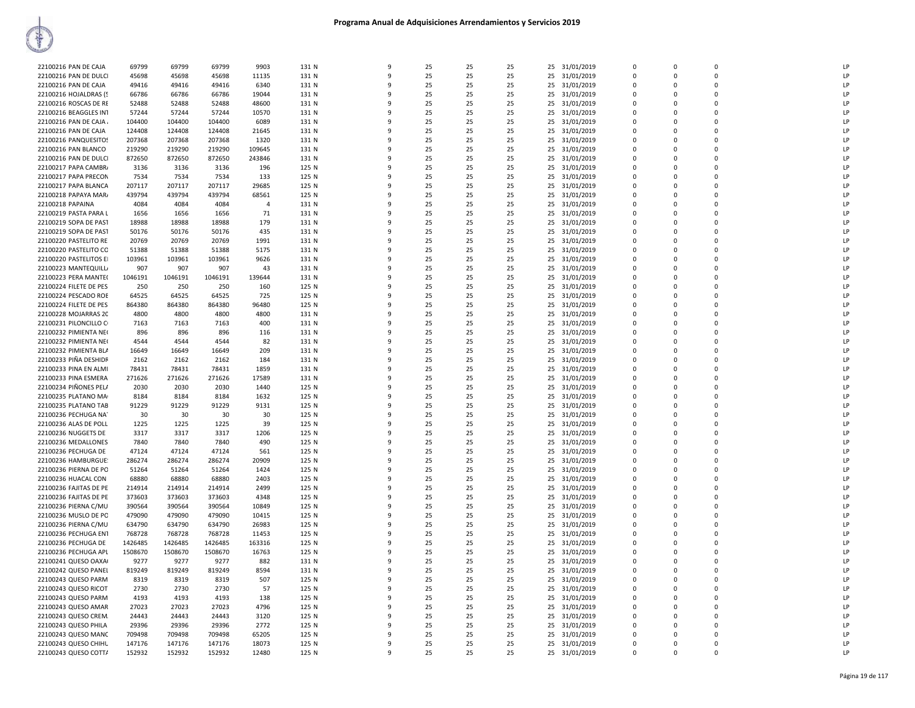# Programa Anual de Adquisiciones Arrendamientos y Servicios 2019

| | | | | | | | | | | | | | | | | | |
|---|---|---|---|---|---|---|---|---|---|---|---|---|---|---|---|---|---|
| 22100216 PAN DE CAJA | 69799 | 69799 | 69799 | 9903 | 131 N | 9 | 25 | 25 | 25 | 25 | 31/01/2019 | 0 | 0 | 0 | LP |
| 22100216 PAN DE DULC | 45698 | 45698 | 45698 | 11135 | 131 N | 9 | 25 | 25 | 25 | 25 | 31/01/2019 | 0 | 0 | 0 | LP |
| 22100216 PAN DE CAJA | 49416 | 49416 | 49416 | 6340 | 131 N | 9 | 25 | 25 | 25 | 25 | 31/01/2019 | 0 | 0 | 0 | LP |
| 22100216 HOJALDRAS (5 | 66786 | 66786 | 66786 | 19044 | 131 N | 9 | 25 | 25 | 25 | 25 | 31/01/2019 | 0 | 0 | 0 | LP |
| 22100216 ROSCAS DE RE | 52488 | 52488 | 52488 | 48600 | 131 N | 9 | 25 | 25 | 25 | 25 | 31/01/2019 | 0 | 0 | 0 | LP |
| 22100216 BEAGGLES INT | 57244 | 57244 | 57244 | 10570 | 131 N | 9 | 25 | 25 | 25 | 25 | 31/01/2019 | 0 | 0 | 0 | LP |
| 22100216 PAN DE CAJA | 104400 | 104400 | 104400 | 6089 | 131 N | 9 | 25 | 25 | 25 | 25 | 31/01/2019 | 0 | 0 | 0 | LP |
| 22100216 PAN DE CAJA | 124408 | 124408 | 124408 | 21645 | 131 N | 9 | 25 | 25 | 25 | 25 | 31/01/2019 | 0 | 0 | 0 | LP |
| 22100216 PANQUESITOS | 207368 | 207368 | 207368 | 1320 | 131 N | 9 | 25 | 25 | 25 | 25 | 31/01/2019 | 0 | 0 | 0 | LP |
| 22100216 PAN BLANCO | 219290 | 219290 | 219290 | 109645 | 131 N | 9 | 25 | 25 | 25 | 25 | 31/01/2019 | 0 | 0 | 0 | LP |
| 22100216 PAN DE DULC | 872650 | 872650 | 872650 | 243846 | 131 N | 9 | 25 | 25 | 25 | 25 | 31/01/2019 | 0 | 0 | 0 | LP |
| 22100217 PAPA CAMBR | 3136 | 3136 | 3136 | 196 | 125 N | 9 | 25 | 25 | 25 | 25 | 31/01/2019 | 0 | 0 | 0 | LP |
| 22100217 PAPA PRECON | 7534 | 7534 | 7534 | 133 | 125 N | 9 | 25 | 25 | 25 | 25 | 31/01/2019 | 0 | 0 | 0 | LP |
| 22100217 PAPA BLANCA | 207117 | 207117 | 207117 | 29685 | 125 N | 9 | 25 | 25 | 25 | 25 | 31/01/2019 | 0 | 0 | 0 | LP |
| 22100218 PAPAYA MAR | 439794 | 439794 | 439794 | 68561 | 125 N | 9 | 25 | 25 | 25 | 25 | 31/01/2019 | 0 | 0 | 0 | LP |
| 22100218 PAPAINA | 4084 | 4084 | 4084 | 4 | 131 N | 9 | 25 | 25 | 25 | 25 | 31/01/2019 | 0 | 0 | 0 | LP |
| 22100219 PASTA PARA L | 1656 | 1656 | 1656 | 71 | 131 N | 9 | 25 | 25 | 25 | 25 | 31/01/2019 | 0 | 0 | 0 | LP |
| 22100219 SOPA DE PAST | 18988 | 18988 | 18988 | 179 | 131 N | 9 | 25 | 25 | 25 | 25 | 31/01/2019 | 0 | 0 | 0 | LP |
| 22100219 SOPA DE PAST | 50176 | 50176 | 50176 | 435 | 131 N | 9 | 25 | 25 | 25 | 25 | 31/01/2019 | 0 | 0 | 0 | LP |
| 22100220 PASTELITO RE | 20769 | 20769 | 20769 | 1991 | 131 N | 9 | 25 | 25 | 25 | 25 | 31/01/2019 | 0 | 0 | 0 | LP |
| 22100220 PASTELITO CO | 51388 | 51388 | 51388 | 5175 | 131 N | 9 | 25 | 25 | 25 | 25 | 31/01/2019 | 0 | 0 | 0 | LP |
| 22100220 PASTELITOS E | 103961 | 103961 | 103961 | 9626 | 131 N | 9 | 25 | 25 | 25 | 25 | 31/01/2019 | 0 | 0 | 0 | LP |
| 22100223 MANTEQUILL | 907 | 907 | 907 | 43 | 131 N | 9 | 25 | 25 | 25 | 25 | 31/01/2019 | 0 | 0 | 0 | LP |
| 22100223 PERA MANTE | 1046191 | 1046191 | 1046191 | 139644 | 131 N | 9 | 25 | 25 | 25 | 25 | 31/01/2019 | 0 | 0 | 0 | LP |
| 22100224 FILETE DE PES | 250 | 250 | 250 | 160 | 125 N | 9 | 25 | 25 | 25 | 25 | 31/01/2019 | 0 | 0 | 0 | LP |
| 22100224 PESCADO ROE | 64525 | 64525 | 64525 | 725 | 125 N | 9 | 25 | 25 | 25 | 25 | 31/01/2019 | 0 | 0 | 0 | LP |
| 22100224 FILETE DE PES | 864380 | 864380 | 864380 | 96480 | 125 N | 9 | 25 | 25 | 25 | 25 | 31/01/2019 | 0 | 0 | 0 | LP |
| 22100228 MOJARRAS 2C | 4800 | 4800 | 4800 | 4800 | 131 N | 9 | 25 | 25 | 25 | 25 | 31/01/2019 | 0 | 0 | 0 | LP |
| 22100231 PILONCILLO C | 7163 | 7163 | 7163 | 400 | 131 N | 9 | 25 | 25 | 25 | 25 | 31/01/2019 | 0 | 0 | 0 | LP |
| 22100232 PIMIENTA NE | 896 | 896 | 896 | 116 | 131 N | 9 | 25 | 25 | 25 | 25 | 31/01/2019 | 0 | 0 | 0 | LP |
| 22100232 PIMIENTA NE | 4544 | 4544 | 4544 | 82 | 131 N | 9 | 25 | 25 | 25 | 25 | 31/01/2019 | 0 | 0 | 0 | LP |
| 22100232 PIMIENTA BL | 16649 | 16649 | 16649 | 209 | 131 N | 9 | 25 | 25 | 25 | 25 | 31/01/2019 | 0 | 0 | 0 | LP |
| 22100233 PIÑA DESHIDR | 2162 | 2162 | 2162 | 184 | 131 N | 9 | 25 | 25 | 25 | 25 | 31/01/2019 | 0 | 0 | 0 | LP |
| 22100233 PINA EN ALMI | 78431 | 78431 | 78431 | 1859 | 131 N | 9 | 25 | 25 | 25 | 25 | 31/01/2019 | 0 | 0 | 0 | LP |
| 22100233 PINA ESMERA | 271626 | 271626 | 271626 | 17589 | 131 N | 9 | 25 | 25 | 25 | 25 | 31/01/2019 | 0 | 0 | 0 | LP |
| 22100234 PIÑONES PEL | 2030 | 2030 | 2030 | 1440 | 125 N | 9 | 25 | 25 | 25 | 25 | 31/01/2019 | 0 | 0 | 0 | LP |
| 22100235 PLATANO MA | 8184 | 8184 | 8184 | 1632 | 125 N | 9 | 25 | 25 | 25 | 25 | 31/01/2019 | 0 | 0 | 0 | LP |
| 22100235 PLATANO TAB | 91229 | 91229 | 91229 | 9131 | 125 N | 9 | 25 | 25 | 25 | 25 | 31/01/2019 | 0 | 0 | 0 | LP |
| 22100236 PECHUGA NA | 30 | 30 | 30 | 30 | 125 N | 9 | 25 | 25 | 25 | 25 | 31/01/2019 | 0 | 0 | 0 | LP |
| 22100236 ALAS DE POLL | 1225 | 1225 | 1225 | 39 | 125 N | 9 | 25 | 25 | 25 | 25 | 31/01/2019 | 0 | 0 | 0 | LP |
| 22100236 NUGGETS DE | 3317 | 3317 | 3317 | 1206 | 125 N | 9 | 25 | 25 | 25 | 25 | 31/01/2019 | 0 | 0 | 0 | LP |
| 22100236 MEDALLONES | 7840 | 7840 | 7840 | 490 | 125 N | 9 | 25 | 25 | 25 | 25 | 31/01/2019 | 0 | 0 | 0 | LP |
| 22100236 PECHUGA DE | 47124 | 47124 | 47124 | 561 | 125 N | 9 | 25 | 25 | 25 | 25 | 31/01/2019 | 0 | 0 | 0 | LP |
| 22100236 HAMBURGUE | 286274 | 286274 | 286274 | 20909 | 125 N | 9 | 25 | 25 | 25 | 25 | 31/01/2019 | 0 | 0 | 0 | LP |
| 22100236 PIERNA DE PO | 51264 | 51264 | 51264 | 1424 | 125 N | 9 | 25 | 25 | 25 | 25 | 31/01/2019 | 0 | 0 | 0 | LP |
| 22100236 HUACAL CON | 68880 | 68880 | 68880 | 2403 | 125 N | 9 | 25 | 25 | 25 | 25 | 31/01/2019 | 0 | 0 | 0 | LP |
| 22100236 FAJITAS DE PE | 214914 | 214914 | 214914 | 2499 | 125 N | 9 | 25 | 25 | 25 | 25 | 31/01/2019 | 0 | 0 | 0 | LP |
| 22100236 FAJITAS DE PE | 373603 | 373603 | 373603 | 4348 | 125 N | 9 | 25 | 25 | 25 | 25 | 31/01/2019 | 0 | 0 | 0 | LP |
| 22100236 PIERNA C/MU | 390564 | 390564 | 390564 | 10849 | 125 N | 9 | 25 | 25 | 25 | 25 | 31/01/2019 | 0 | 0 | 0 | LP |
| 22100236 MUSLO DE PO | 479090 | 479090 | 479090 | 10415 | 125 N | 9 | 25 | 25 | 25 | 25 | 31/01/2019 | 0 | 0 | 0 | LP |
| 22100236 PIERNA C/MU | 634790 | 634790 | 634790 | 26983 | 125 N | 9 | 25 | 25 | 25 | 25 | 31/01/2019 | 0 | 0 | 0 | LP |
| 22100236 PECHUGA ENT | 768728 | 768728 | 768728 | 11453 | 125 N | 9 | 25 | 25 | 25 | 25 | 31/01/2019 | 0 | 0 | 0 | LP |
| 22100236 PECHUGA DE | 1426485 | 1426485 | 1426485 | 163316 | 125 N | 9 | 25 | 25 | 25 | 25 | 31/01/2019 | 0 | 0 | 0 | LP |
| 22100236 PECHUGA APL | 1508670 | 1508670 | 1508670 | 16763 | 125 N | 9 | 25 | 25 | 25 | 25 | 31/01/2019 | 0 | 0 | 0 | LP |
| 22100241 QUESO OAXA | 9277 | 9277 | 9277 | 882 | 131 N | 9 | 25 | 25 | 25 | 25 | 31/01/2019 | 0 | 0 | 0 | LP |
| 22100242 QUESO PANEL | 819249 | 819249 | 819249 | 8594 | 131 N | 9 | 25 | 25 | 25 | 25 | 31/01/2019 | 0 | 0 | 0 | LP |
| 22100243 QUESO PARM | 8319 | 8319 | 8319 | 507 | 125 N | 9 | 25 | 25 | 25 | 25 | 31/01/2019 | 0 | 0 | 0 | LP |
| 22100243 QUESO RICOT | 2730 | 2730 | 2730 | 57 | 125 N | 9 | 25 | 25 | 25 | 25 | 31/01/2019 | 0 | 0 | 0 | LP |
| 22100243 QUESO PARM | 4193 | 4193 | 4193 | 138 | 125 N | 9 | 25 | 25 | 25 | 25 | 31/01/2019 | 0 | 0 | 0 | LP |
| 22100243 QUESO AMAR | 27023 | 27023 | 27023 | 4796 | 125 N | 9 | 25 | 25 | 25 | 25 | 31/01/2019 | 0 | 0 | 0 | LP |
| 22100243 QUESO CREM | 24443 | 24443 | 24443 | 3120 | 125 N | 9 | 25 | 25 | 25 | 25 | 31/01/2019 | 0 | 0 | 0 | LP |
| 22100243 QUESO PHILA | 29396 | 29396 | 29396 | 2772 | 125 N | 9 | 25 | 25 | 25 | 25 | 31/01/2019 | 0 | 0 | 0 | LP |
| 22100243 QUESO MANC | 709498 | 709498 | 709498 | 65205 | 125 N | 9 | 25 | 25 | 25 | 25 | 31/01/2019 | 0 | 0 | 0 | LP |
| 22100243 QUESO CHIHU | 147176 | 147176 | 147176 | 18073 | 125 N | 9 | 25 | 25 | 25 | 25 | 31/01/2019 | 0 | 0 | 0 | LP |
| 22100243 QUESO COTT | 152932 | 152932 | 152932 | 12480 | 125 N | 9 | 25 | 25 | 25 | 25 | 31/01/2019 | 0 | 0 | 0 | LP |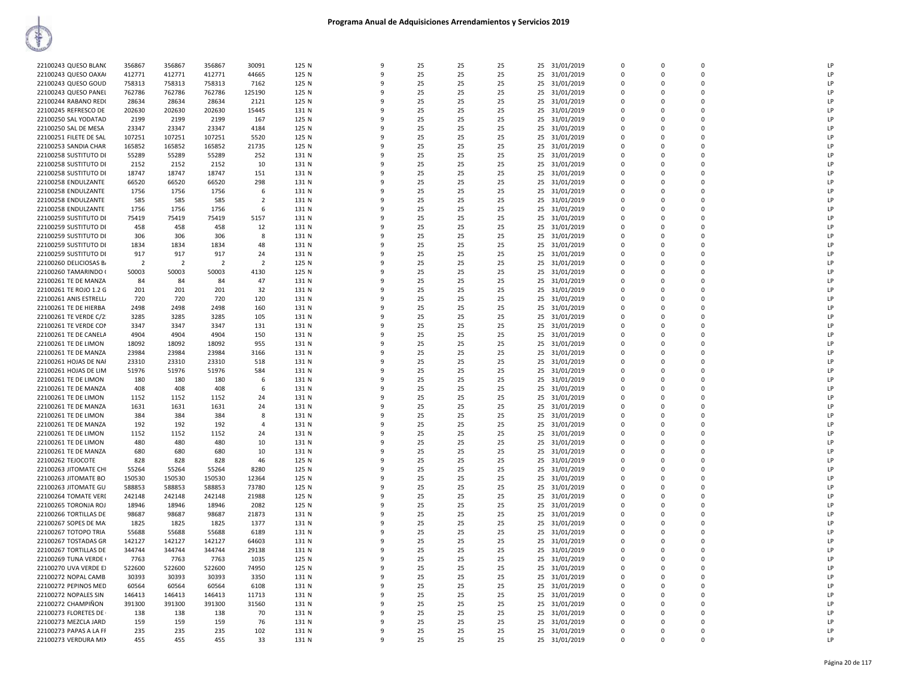# Programa Anual de Adquisiciones Arrendamientos y Servicios 2019

| | | | | | | | | | | | | | | | | |
|---|---|---|---|---|---|---|---|---|---|---|---|---|---|---|---|---|
| 22100243 QUESO BLANC | 356867 | 356867 | 356867 | 30091 | 125 N | 9 | 25 | 25 | 25 | 25 | 31/01/2019 | 0 | 0 | 0 | | LP |
| 22100243 QUESO OAXA( | 412771 | 412771 | 412771 | 44665 | 125 N | 9 | 25 | 25 | 25 | 25 | 31/01/2019 | 0 | 0 | 0 | | LP |
| 22100243 QUESO GOUD | 758313 | 758313 | 758313 | 7162 | 125 N | 9 | 25 | 25 | 25 | 25 | 31/01/2019 | 0 | 0 | 0 | | LP |
| 22100243 QUESO PANEL | 762786 | 762786 | 762786 | 125190 | 125 N | 9 | 25 | 25 | 25 | 25 | 31/01/2019 | 0 | 0 | 0 | | LP |
| 22100244 RABANO RED( | 28634 | 28634 | 28634 | 2121 | 125 N | 9 | 25 | 25 | 25 | 25 | 31/01/2019 | 0 | 0 | 0 | | LP |
| 22100245 REFRESCO DE | 202630 | 202630 | 202630 | 15445 | 131 N | 9 | 25 | 25 | 25 | 25 | 31/01/2019 | 0 | 0 | 0 | | LP |
| 22100250 SAL YODATAD | 2199 | 2199 | 2199 | 167 | 125 N | 9 | 25 | 25 | 25 | 25 | 31/01/2019 | 0 | 0 | 0 | | LP |
| 22100250 SAL DE MESA | 23347 | 23347 | 23347 | 4184 | 125 N | 9 | 25 | 25 | 25 | 25 | 31/01/2019 | 0 | 0 | 0 | | LP |
| 22100251 FILETE DE SAL | 107251 | 107251 | 107251 | 5520 | 125 N | 9 | 25 | 25 | 25 | 25 | 31/01/2019 | 0 | 0 | 0 | | LP |
| 22100253 SANDIA CHAR | 165852 | 165852 | 165852 | 21735 | 125 N | 9 | 25 | 25 | 25 | 25 | 31/01/2019 | 0 | 0 | 0 | | LP |
| 22100258 SUSTITUTO DI | 55289 | 55289 | 55289 | 252 | 131 N | 9 | 25 | 25 | 25 | 25 | 31/01/2019 | 0 | 0 | 0 | | LP |
| 22100258 SUSTITUTO DI | 2152 | 2152 | 2152 | 10 | 131 N | 9 | 25 | 25 | 25 | 25 | 31/01/2019 | 0 | 0 | 0 | | LP |
| 22100258 SUSTITUTO DI | 18747 | 18747 | 18747 | 151 | 131 N | 9 | 25 | 25 | 25 | 25 | 31/01/2019 | 0 | 0 | 0 | | LP |
| 22100258 ENDULZANTE | 66520 | 66520 | 66520 | 298 | 131 N | 9 | 25 | 25 | 25 | 25 | 31/01/2019 | 0 | 0 | 0 | | LP |
| 22100258 ENDULZANTE | 1756 | 1756 | 1756 | 6 | 131 N | 9 | 25 | 25 | 25 | 25 | 31/01/2019 | 0 | 0 | 0 | | LP |
| 22100258 ENDULZANTE | 585 | 585 | 585 | 2 | 131 N | 9 | 25 | 25 | 25 | 25 | 31/01/2019 | 0 | 0 | 0 | | LP |
| 22100258 ENDULZANTE | 1756 | 1756 | 1756 | 6 | 131 N | 9 | 25 | 25 | 25 | 25 | 31/01/2019 | 0 | 0 | 0 | | LP |
| 22100259 SUSTITUTO DI | 75419 | 75419 | 75419 | 5157 | 131 N | 9 | 25 | 25 | 25 | 25 | 31/01/2019 | 0 | 0 | 0 | | LP |
| 22100259 SUSTITUTO DI | 458 | 458 | 458 | 12 | 131 N | 9 | 25 | 25 | 25 | 25 | 31/01/2019 | 0 | 0 | 0 | | LP |
| 22100259 SUSTITUTO DI | 306 | 306 | 306 | 8 | 131 N | 9 | 25 | 25 | 25 | 25 | 31/01/2019 | 0 | 0 | 0 | | LP |
| 22100259 SUSTITUTO DI | 1834 | 1834 | 1834 | 48 | 131 N | 9 | 25 | 25 | 25 | 25 | 31/01/2019 | 0 | 0 | 0 | | LP |
| 22100259 SUSTITUTO DI | 917 | 917 | 917 | 24 | 131 N | 9 | 25 | 25 | 25 | 25 | 31/01/2019 | 0 | 0 | 0 | | LP |
| 22100260 DELICIOSAS B/ | 2 | 2 | 2 | 2 | 125 N | 9 | 25 | 25 | 25 | 25 | 31/01/2019 | 0 | 0 | 0 | | LP |
| 22100260 TAMARINDO ( | 50003 | 50003 | 50003 | 4130 | 125 N | 9 | 25 | 25 | 25 | 25 | 31/01/2019 | 0 | 0 | 0 | | LP |
| 22100261 TE DE MANZA | 84 | 84 | 84 | 47 | 131 N | 9 | 25 | 25 | 25 | 25 | 31/01/2019 | 0 | 0 | 0 | | LP |
| 22100261 TE ROJO 1.2 G | 201 | 201 | 201 | 32 | 131 N | 9 | 25 | 25 | 25 | 25 | 31/01/2019 | 0 | 0 | 0 | | LP |
| 22100261 ANIS ESTRELL/ | 720 | 720 | 720 | 120 | 131 N | 9 | 25 | 25 | 25 | 25 | 31/01/2019 | 0 | 0 | 0 | | LP |
| 22100261 TE DE HIERBA | 2498 | 2498 | 2498 | 160 | 131 N | 9 | 25 | 25 | 25 | 25 | 31/01/2019 | 0 | 0 | 0 | | LP |
| 22100261 TE VERDE C/2 | 3285 | 3285 | 3285 | 105 | 131 N | 9 | 25 | 25 | 25 | 25 | 31/01/2019 | 0 | 0 | 0 | | LP |
| 22100261 TE VERDE CON | 3347 | 3347 | 3347 | 131 | 131 N | 9 | 25 | 25 | 25 | 25 | 31/01/2019 | 0 | 0 | 0 | | LP |
| 22100261 TE DE CANELA | 4904 | 4904 | 4904 | 150 | 131 N | 9 | 25 | 25 | 25 | 25 | 31/01/2019 | 0 | 0 | 0 | | LP |
| 22100261 TE DE LIMON | 18092 | 18092 | 18092 | 955 | 131 N | 9 | 25 | 25 | 25 | 25 | 31/01/2019 | 0 | 0 | 0 | | LP |
| 22100261 TE DE MANZA | 23984 | 23984 | 23984 | 3166 | 131 N | 9 | 25 | 25 | 25 | 25 | 31/01/2019 | 0 | 0 | 0 | | LP |
| 22100261 HOJAS DE NAI | 23310 | 23310 | 23310 | 518 | 131 N | 9 | 25 | 25 | 25 | 25 | 31/01/2019 | 0 | 0 | 0 | | LP |
| 22100261 HOJAS DE LIM | 51976 | 51976 | 51976 | 584 | 131 N | 9 | 25 | 25 | 25 | 25 | 31/01/2019 | 0 | 0 | 0 | | LP |
| 22100261 TE DE LIMON | 180 | 180 | 180 | 6 | 131 N | 9 | 25 | 25 | 25 | 25 | 31/01/2019 | 0 | 0 | 0 | | LP |
| 22100261 TE DE MANZA | 408 | 408 | 408 | 6 | 131 N | 9 | 25 | 25 | 25 | 25 | 31/01/2019 | 0 | 0 | 0 | | LP |
| 22100261 TE DE LIMON | 1152 | 1152 | 1152 | 24 | 131 N | 9 | 25 | 25 | 25 | 25 | 31/01/2019 | 0 | 0 | 0 | | LP |
| 22100261 TE DE MANZA | 1631 | 1631 | 1631 | 24 | 131 N | 9 | 25 | 25 | 25 | 25 | 31/01/2019 | 0 | 0 | 0 | | LP |
| 22100261 TE DE LIMON | 384 | 384 | 384 | 8 | 131 N | 9 | 25 | 25 | 25 | 25 | 31/01/2019 | 0 | 0 | 0 | | LP |
| 22100261 TE DE MANZA | 192 | 192 | 192 | 4 | 131 N | 9 | 25 | 25 | 25 | 25 | 31/01/2019 | 0 | 0 | 0 | | LP |
| 22100261 TE DE LIMON | 1152 | 1152 | 1152 | 24 | 131 N | 9 | 25 | 25 | 25 | 25 | 31/01/2019 | 0 | 0 | 0 | | LP |
| 22100261 TE DE LIMON | 480 | 480 | 480 | 10 | 131 N | 9 | 25 | 25 | 25 | 25 | 31/01/2019 | 0 | 0 | 0 | | LP |
| 22100261 TE DE MANZA | 680 | 680 | 680 | 10 | 131 N | 9 | 25 | 25 | 25 | 25 | 31/01/2019 | 0 | 0 | 0 | | LP |
| 22100262 TEJOCOTE | 828 | 828 | 828 | 46 | 125 N | 9 | 25 | 25 | 25 | 25 | 31/01/2019 | 0 | 0 | 0 | | LP |
| 22100263 JITOMATE CHI | 55264 | 55264 | 55264 | 8280 | 125 N | 9 | 25 | 25 | 25 | 25 | 31/01/2019 | 0 | 0 | 0 | | LP |
| 22100263 JITOMATE BO | 150530 | 150530 | 150530 | 12364 | 125 N | 9 | 25 | 25 | 25 | 25 | 31/01/2019 | 0 | 0 | 0 | | LP |
| 22100263 JITOMATE GU | 588853 | 588853 | 588853 | 73780 | 125 N | 9 | 25 | 25 | 25 | 25 | 31/01/2019 | 0 | 0 | 0 | | LP |
| 22100264 TOMATE VERI | 242148 | 242148 | 242148 | 21988 | 125 N | 9 | 25 | 25 | 25 | 25 | 31/01/2019 | 0 | 0 | 0 | | LP |
| 22100265 TORONJA ROJ | 18946 | 18946 | 18946 | 2082 | 125 N | 9 | 25 | 25 | 25 | 25 | 31/01/2019 | 0 | 0 | 0 | | LP |
| 22100266 TORTILLAS DE | 98687 | 98687 | 98687 | 21873 | 131 N | 9 | 25 | 25 | 25 | 25 | 31/01/2019 | 0 | 0 | 0 | | LP |
| 22100267 SOPES DE MA | 1825 | 1825 | 1825 | 1377 | 131 N | 9 | 25 | 25 | 25 | 25 | 31/01/2019 | 0 | 0 | 0 | | LP |
| 22100267 TOTOPO TRIA | 55688 | 55688 | 55688 | 6189 | 131 N | 9 | 25 | 25 | 25 | 25 | 31/01/2019 | 0 | 0 | 0 | | LP |
| 22100267 TOSTADAS GR | 142127 | 142127 | 142127 | 64603 | 131 N | 9 | 25 | 25 | 25 | 25 | 31/01/2019 | 0 | 0 | 0 | | LP |
| 22100267 TORTILLAS DE | 344744 | 344744 | 344744 | 29138 | 131 N | 9 | 25 | 25 | 25 | 25 | 31/01/2019 | 0 | 0 | 0 | | LP |
| 22100269 TUNA VERDE ( | 7763 | 7763 | 7763 | 1035 | 125 N | 9 | 25 | 25 | 25 | 25 | 31/01/2019 | 0 | 0 | 0 | | LP |
| 22100270 UVA VERDE E) | 522600 | 522600 | 522600 | 74950 | 125 N | 9 | 25 | 25 | 25 | 25 | 31/01/2019 | 0 | 0 | 0 | | LP |
| 22100272 NOPAL CAMB | 30393 | 30393 | 30393 | 3350 | 131 N | 9 | 25 | 25 | 25 | 25 | 31/01/2019 | 0 | 0 | 0 | | LP |
| 22100272 PEPINOS MED | 60564 | 60564 | 60564 | 6108 | 131 N | 9 | 25 | 25 | 25 | 25 | 31/01/2019 | 0 | 0 | 0 | | LP |
| 22100272 NOPALES SIN | 146413 | 146413 | 146413 | 11713 | 131 N | 9 | 25 | 25 | 25 | 25 | 31/01/2019 | 0 | 0 | 0 | | LP |
| 22100272 CHAMPIÑON | 391300 | 391300 | 391300 | 31560 | 131 N | 9 | 25 | 25 | 25 | 25 | 31/01/2019 | 0 | 0 | 0 | | LP |
| 22100273 FLORETES DE | 138 | 138 | 138 | 70 | 131 N | 9 | 25 | 25 | 25 | 25 | 31/01/2019 | 0 | 0 | 0 | | LP |
| 22100273 MEZCLA JARD | 159 | 159 | 159 | 76 | 131 N | 9 | 25 | 25 | 25 | 25 | 31/01/2019 | 0 | 0 | 0 | | LP |
| 22100273 PAPAS A LA FI | 235 | 235 | 235 | 102 | 131 N | 9 | 25 | 25 | 25 | 25 | 31/01/2019 | 0 | 0 | 0 | | LP |
| 22100273 VERDURA MIX | 455 | 455 | 455 | 33 | 131 N | 9 | 25 | 25 | 25 | 25 | 31/01/2019 | 0 | 0 | 0 | | LP |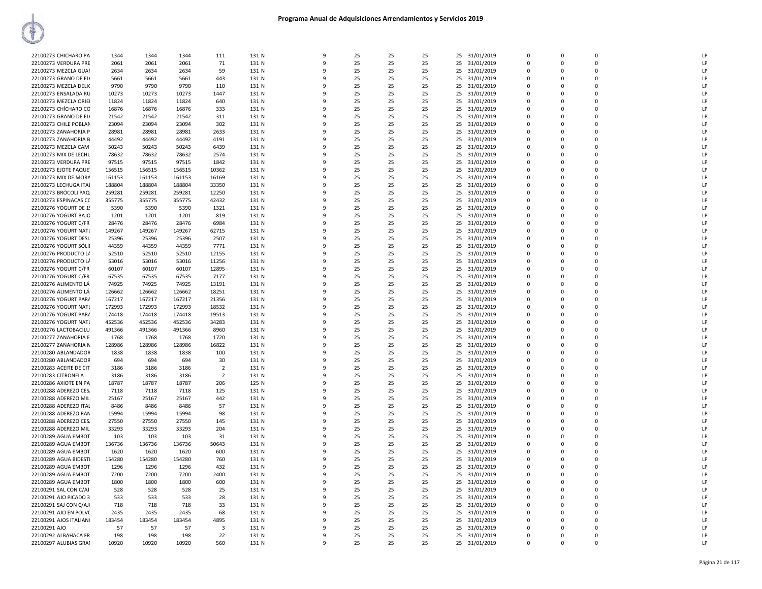# Programa Anual de Adquisiciones Arrendamientos y Servicios 2019

| | | | | | | | | | | | | | | | | |
|---|---|---|---|---|---|---|---|---|---|---|---|---|---|---|---|---|
| 22100273 CHICHARO PA | 1344 | 1344 | 1344 | 111 | 131 N | 9 | 25 | 25 | 25 | 25 | 31/01/2019 | 0 | 0 | 0 | | LP |
| 22100273 VERDURA PRE | 2061 | 2061 | 2061 | 71 | 131 N | 9 | 25 | 25 | 25 | 25 | 31/01/2019 | 0 | 0 | 0 | | LP |
| 22100273 MEZCLA GUAI | 2634 | 2634 | 2634 | 59 | 131 N | 9 | 25 | 25 | 25 | 25 | 31/01/2019 | 0 | 0 | 0 | | LP |
| 22100273 GRANO DE EL | 5661 | 5661 | 5661 | 443 | 131 N | 9 | 25 | 25 | 25 | 25 | 31/01/2019 | 0 | 0 | 0 | | LP |
| 22100273 MEZCLA DELIC | 9790 | 9790 | 9790 | 110 | 131 N | 9 | 25 | 25 | 25 | 25 | 31/01/2019 | 0 | 0 | 0 | | LP |
| 22100273 ENSALADA RU | 10273 | 10273 | 10273 | 1447 | 131 N | 9 | 25 | 25 | 25 | 25 | 31/01/2019 | 0 | 0 | 0 | | LP |
| 22100273 MEZCLA ORIEI | 11824 | 11824 | 11824 | 640 | 131 N | 9 | 25 | 25 | 25 | 25 | 31/01/2019 | 0 | 0 | 0 | | LP |
| 22100273 CHÍCHARO CO | 16876 | 16876 | 16876 | 333 | 131 N | 9 | 25 | 25 | 25 | 25 | 31/01/2019 | 0 | 0 | 0 | | LP |
| 22100273 GRANO DE EL | 21542 | 21542 | 21542 | 311 | 131 N | 9 | 25 | 25 | 25 | 25 | 31/01/2019 | 0 | 0 | 0 | | LP |
| 22100273 CHILE POBLAN | 23094 | 23094 | 23094 | 302 | 131 N | 9 | 25 | 25 | 25 | 25 | 31/01/2019 | 0 | 0 | 0 | | LP |
| 22100273 ZANAHORIA P | 28981 | 28981 | 28981 | 2633 | 131 N | 9 | 25 | 25 | 25 | 25 | 31/01/2019 | 0 | 0 | 0 | | LP |
| 22100273 ZANAHORIA B | 44492 | 44492 | 44492 | 4191 | 131 N | 9 | 25 | 25 | 25 | 25 | 31/01/2019 | 0 | 0 | 0 | | LP |
| 22100273 MEZCLA CAM | 50243 | 50243 | 50243 | 6439 | 131 N | 9 | 25 | 25 | 25 | 25 | 31/01/2019 | 0 | 0 | 0 | | LP |
| 22100273 MIX DE LECHU | 78632 | 78632 | 78632 | 2574 | 131 N | 9 | 25 | 25 | 25 | 25 | 31/01/2019 | 0 | 0 | 0 | | LP |
| 22100273 VERDURA PRE | 97515 | 97515 | 97515 | 1842 | 131 N | 9 | 25 | 25 | 25 | 25 | 31/01/2019 | 0 | 0 | 0 | | LP |
| 22100273 EJOTE PAQUE | 156515 | 156515 | 156515 | 10362 | 131 N | 9 | 25 | 25 | 25 | 25 | 31/01/2019 | 0 | 0 | 0 | | LP |
| 22100273 MIX DE MORA | 161153 | 161153 | 161153 | 16169 | 131 N | 9 | 25 | 25 | 25 | 25 | 31/01/2019 | 0 | 0 | 0 | | LP |
| 22100273 LECHUGA ITAI | 188804 | 188804 | 188804 | 33350 | 131 N | 9 | 25 | 25 | 25 | 25 | 31/01/2019 | 0 | 0 | 0 | | LP |
| 22100273 BRÓCOLI PAQ | 259281 | 259281 | 259281 | 12250 | 131 N | 9 | 25 | 25 | 25 | 25 | 31/01/2019 | 0 | 0 | 0 | | LP |
| 22100273 ESPINACAS CC | 355775 | 355775 | 355775 | 42432 | 131 N | 9 | 25 | 25 | 25 | 25 | 31/01/2019 | 0 | 0 | 0 | | LP |
| 22100276 YOGURT DE 1! | 5390 | 5390 | 5390 | 1321 | 131 N | 9 | 25 | 25 | 25 | 25 | 31/01/2019 | 0 | 0 | 0 | | LP |
| 22100276 YOGURT BAJO | 1201 | 1201 | 1201 | 819 | 131 N | 9 | 25 | 25 | 25 | 25 | 31/01/2019 | 0 | 0 | 0 | | LP |
| 22100276 YOGURT C/FR | 28476 | 28476 | 28476 | 6984 | 131 N | 9 | 25 | 25 | 25 | 25 | 31/01/2019 | 0 | 0 | 0 | | LP |
| 22100276 YOGURT NATU | 149267 | 149267 | 149267 | 62715 | 131 N | 9 | 25 | 25 | 25 | 25 | 31/01/2019 | 0 | 0 | 0 | | LP |
| 22100276 YOGURT DESL | 25396 | 25396 | 25396 | 2507 | 131 N | 9 | 25 | 25 | 25 | 25 | 31/01/2019 | 0 | 0 | 0 | | LP |
| 22100276 YOGURT SÓLII | 44359 | 44359 | 44359 | 7771 | 131 N | 9 | 25 | 25 | 25 | 25 | 31/01/2019 | 0 | 0 | 0 | | LP |
| 22100276 PRODUCTO LÁ | 52510 | 52510 | 52510 | 12155 | 131 N | 9 | 25 | 25 | 25 | 25 | 31/01/2019 | 0 | 0 | 0 | | LP |
| 22100276 PRODUCTO LÁ | 53016 | 53016 | 53016 | 11256 | 131 N | 9 | 25 | 25 | 25 | 25 | 31/01/2019 | 0 | 0 | 0 | | LP |
| 22100276 YOGURT C/FR | 60107 | 60107 | 60107 | 12895 | 131 N | 9 | 25 | 25 | 25 | 25 | 31/01/2019 | 0 | 0 | 0 | | LP |
| 22100276 YOGURT C/FR | 67535 | 67535 | 67535 | 7177 | 131 N | 9 | 25 | 25 | 25 | 25 | 31/01/2019 | 0 | 0 | 0 | | LP |
| 22100276 ALIMENTO LÁ | 74925 | 74925 | 74925 | 13191 | 131 N | 9 | 25 | 25 | 25 | 25 | 31/01/2019 | 0 | 0 | 0 | | LP |
| 22100276 ALIMENTO LÁ | 126662 | 126662 | 126662 | 18251 | 131 N | 9 | 25 | 25 | 25 | 25 | 31/01/2019 | 0 | 0 | 0 | | LP |
| 22100276 YOGURT PARA | 167217 | 167217 | 167217 | 21356 | 131 N | 9 | 25 | 25 | 25 | 25 | 31/01/2019 | 0 | 0 | 0 | | LP |
| 22100276 YOGURT NATU | 172993 | 172993 | 172993 | 18532 | 131 N | 9 | 25 | 25 | 25 | 25 | 31/01/2019 | 0 | 0 | 0 | | LP |
| 22100276 YOGURT PARA | 174418 | 174418 | 174418 | 19513 | 131 N | 9 | 25 | 25 | 25 | 25 | 31/01/2019 | 0 | 0 | 0 | | LP |
| 22100276 YOGURT NATU | 452536 | 452536 | 452536 | 34283 | 131 N | 9 | 25 | 25 | 25 | 25 | 31/01/2019 | 0 | 0 | 0 | | LP |
| 22100276 LACTOBACILU | 491366 | 491366 | 491366 | 8960 | 131 N | 9 | 25 | 25 | 25 | 25 | 31/01/2019 | 0 | 0 | 0 | | LP |
| 22100277 ZANAHORIA E | 1768 | 1768 | 1768 | 1720 | 131 N | 9 | 25 | 25 | 25 | 25 | 31/01/2019 | 0 | 0 | 0 | | LP |
| 22100277 ZANAHORIA N | 128986 | 128986 | 128986 | 16822 | 131 N | 9 | 25 | 25 | 25 | 25 | 31/01/2019 | 0 | 0 | 0 | | LP |
| 22100280 ABLANDADOR | 1838 | 1838 | 1838 | 100 | 131 N | 9 | 25 | 25 | 25 | 25 | 31/01/2019 | 0 | 0 | 0 | | LP |
| 22100280 ABLANDADOR | 694 | 694 | 694 | 30 | 131 N | 9 | 25 | 25 | 25 | 25 | 31/01/2019 | 0 | 0 | 0 | | LP |
| 22100283 ACEITE DE CIT | 3186 | 3186 | 3186 | 2 | 131 N | 9 | 25 | 25 | 25 | 25 | 31/01/2019 | 0 | 0 | 0 | | LP |
| 22100283 CITRONELA | 3186 | 3186 | 3186 | 2 | 131 N | 9 | 25 | 25 | 25 | 25 | 31/01/2019 | 0 | 0 | 0 | | LP |
| 22100286 AXIOTE EN PA | 18787 | 18787 | 18787 | 206 | 125 N | 9 | 25 | 25 | 25 | 25 | 31/01/2019 | 0 | 0 | 0 | | LP |
| 22100288 ADEREZO CES. | 7118 | 7118 | 7118 | 125 | 131 N | 9 | 25 | 25 | 25 | 25 | 31/01/2019 | 0 | 0 | 0 | | LP |
| 22100288 ADEREZO MIL | 25167 | 25167 | 25167 | 442 | 131 N | 9 | 25 | 25 | 25 | 25 | 31/01/2019 | 0 | 0 | 0 | | LP |
| 22100288 ADEREZO ITAL | 8486 | 8486 | 8486 | 57 | 131 N | 9 | 25 | 25 | 25 | 25 | 31/01/2019 | 0 | 0 | 0 | | LP |
| 22100288 ADEREZO RAN | 15994 | 15994 | 15994 | 98 | 131 N | 9 | 25 | 25 | 25 | 25 | 31/01/2019 | 0 | 0 | 0 | | LP |
| 22100288 ADEREZO CES. | 27550 | 27550 | 27550 | 145 | 131 N | 9 | 25 | 25 | 25 | 25 | 31/01/2019 | 0 | 0 | 0 | | LP |
| 22100288 ADEREZO MIL | 33293 | 33293 | 33293 | 204 | 131 N | 9 | 25 | 25 | 25 | 25 | 31/01/2019 | 0 | 0 | 0 | | LP |
| 22100289 AGUA EMBOT | 103 | 103 | 103 | 31 | 131 N | 9 | 25 | 25 | 25 | 25 | 31/01/2019 | 0 | 0 | 0 | | LP |
| 22100289 AGUA EMBOT | 136736 | 136736 | 136736 | 50643 | 131 N | 9 | 25 | 25 | 25 | 25 | 31/01/2019 | 0 | 0 | 0 | | LP |
| 22100289 AGUA EMBOT | 1620 | 1620 | 1620 | 600 | 131 N | 9 | 25 | 25 | 25 | 25 | 31/01/2019 | 0 | 0 | 0 | | LP |
| 22100289 AGUA BIDESTI | 154280 | 154280 | 154280 | 760 | 131 N | 9 | 25 | 25 | 25 | 25 | 31/01/2019 | 0 | 0 | 0 | | LP |
| 22100289 AGUA EMBOT | 1296 | 1296 | 1296 | 432 | 131 N | 9 | 25 | 25 | 25 | 25 | 31/01/2019 | 0 | 0 | 0 | | LP |
| 22100289 AGUA EMBOT | 7200 | 7200 | 7200 | 2400 | 131 N | 9 | 25 | 25 | 25 | 25 | 31/01/2019 | 0 | 0 | 0 | | LP |
| 22100289 AGUA EMBOT | 1800 | 1800 | 1800 | 600 | 131 N | 9 | 25 | 25 | 25 | 25 | 31/01/2019 | 0 | 0 | 0 | | LP |
| 22100291 SAL CON C/AJ | 528 | 528 | 528 | 25 | 131 N | 9 | 25 | 25 | 25 | 25 | 31/01/2019 | 0 | 0 | 0 | | LP |
| 22100291 AJO PICADO 3 | 533 | 533 | 533 | 28 | 131 N | 9 | 25 | 25 | 25 | 25 | 31/01/2019 | 0 | 0 | 0 | | LP |
| 22100291 SAJ CON C/AJ | 718 | 718 | 718 | 33 | 131 N | 9 | 25 | 25 | 25 | 25 | 31/01/2019 | 0 | 0 | 0 | | LP |
| 22100291 AJO EN POLVO | 2435 | 2435 | 2435 | 68 | 131 N | 9 | 25 | 25 | 25 | 25 | 31/01/2019 | 0 | 0 | 0 | | LP |
| 22100291 AJOS ITALIAN | 183454 | 183454 | 183454 | 4895 | 131 N | 9 | 25 | 25 | 25 | 25 | 31/01/2019 | 0 | 0 | 0 | | LP |
| 22100291 AJO | 57 | 57 | 57 | 3 | 131 N | 9 | 25 | 25 | 25 | 25 | 31/01/2019 | 0 | 0 | 0 | | LP |
| 22100292 ALBAHACA FR | 198 | 198 | 198 | 22 | 131 N | 9 | 25 | 25 | 25 | 25 | 31/01/2019 | 0 | 0 | 0 | | LP |
| 22100297 ALUBIAS GRAI | 10920 | 10920 | 10920 | 560 | 131 N | 9 | 25 | 25 | 25 | 25 | 31/01/2019 | 0 | 0 | 0 | | LP |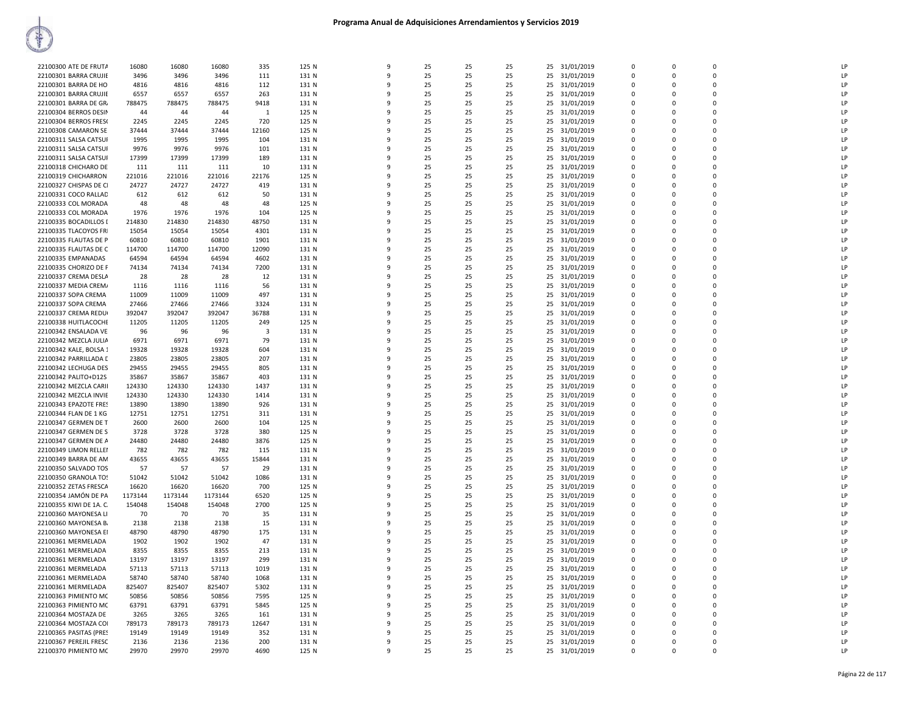# Programa Anual de Adquisiciones Arrendamientos y Servicios 2019

| | | | | | | | | | | | | | | | | | |
|---|---|---|---|---|---|---|---|---|---|---|---|---|---|---|---|---|---|
| 22100300 ATE DE FRUTA | 16080 | 16080 | 16080 | 335 | 125 N | 9 | 25 | 25 | 25 | 25 | 31/01/2019 | 0 | 0 | 0 | LP |
| 22100301 BARRA CRUJIE | 3496 | 3496 | 3496 | 111 | 131 N | 9 | 25 | 25 | 25 | 25 | 31/01/2019 | 0 | 0 | 0 | LP |
| 22100301 BARRA DE HO | 4816 | 4816 | 4816 | 112 | 131 N | 9 | 25 | 25 | 25 | 25 | 31/01/2019 | 0 | 0 | 0 | LP |
| 22100301 BARRA CRUJIE | 6557 | 6557 | 6557 | 263 | 131 N | 9 | 25 | 25 | 25 | 25 | 31/01/2019 | 0 | 0 | 0 | LP |
| 22100301 BARRA DE GR. | 788475 | 788475 | 788475 | 9418 | 131 N | 9 | 25 | 25 | 25 | 25 | 31/01/2019 | 0 | 0 | 0 | LP |
| 22100304 BERROS DESIN | 44 | 44 | 44 | 1 | 125 N | 9 | 25 | 25 | 25 | 25 | 31/01/2019 | 0 | 0 | 0 | LP |
| 22100304 BERROS FRES( | 2245 | 2245 | 2245 | 720 | 125 N | 9 | 25 | 25 | 25 | 25 | 31/01/2019 | 0 | 0 | 0 | LP |
| 22100308 CAMARON SE | 37444 | 37444 | 37444 | 12160 | 125 N | 9 | 25 | 25 | 25 | 25 | 31/01/2019 | 0 | 0 | 0 | LP |
| 22100311 SALSA CATSUI | 1995 | 1995 | 1995 | 104 | 131 N | 9 | 25 | 25 | 25 | 25 | 31/01/2019 | 0 | 0 | 0 | LP |
| 22100311 SALSA CATSUI | 9976 | 9976 | 9976 | 101 | 131 N | 9 | 25 | 25 | 25 | 25 | 31/01/2019 | 0 | 0 | 0 | LP |
| 22100311 SALSA CATSUI | 17399 | 17399 | 17399 | 189 | 131 N | 9 | 25 | 25 | 25 | 25 | 31/01/2019 | 0 | 0 | 0 | LP |
| 22100318 CHICHARO DE | 111 | 111 | 111 | 10 | 131 N | 9 | 25 | 25 | 25 | 25 | 31/01/2019 | 0 | 0 | 0 | LP |
| 22100319 CHICHARRON | 221016 | 221016 | 221016 | 22176 | 125 N | 9 | 25 | 25 | 25 | 25 | 31/01/2019 | 0 | 0 | 0 | LP |
| 22100327 CHISPAS DE CI | 24727 | 24727 | 24727 | 419 | 131 N | 9 | 25 | 25 | 25 | 25 | 31/01/2019 | 0 | 0 | 0 | LP |
| 22100331 COCO RALLAD | 612 | 612 | 612 | 50 | 131 N | 9 | 25 | 25 | 25 | 25 | 31/01/2019 | 0 | 0 | 0 | LP |
| 22100333 COL MORADA | 48 | 48 | 48 | 48 | 125 N | 9 | 25 | 25 | 25 | 25 | 31/01/2019 | 0 | 0 | 0 | LP |
| 22100333 COL MORADA | 1976 | 1976 | 1976 | 104 | 125 N | 9 | 25 | 25 | 25 | 25 | 31/01/2019 | 0 | 0 | 0 | LP |
| 22100335 BOCADILLOS I | 214830 | 214830 | 214830 | 48750 | 131 N | 9 | 25 | 25 | 25 | 25 | 31/01/2019 | 0 | 0 | 0 | LP |
| 22100335 TLACOYOS FRI | 15054 | 15054 | 15054 | 4301 | 131 N | 9 | 25 | 25 | 25 | 25 | 31/01/2019 | 0 | 0 | 0 | LP |
| 22100335 FLAUTAS DE P | 60810 | 60810 | 60810 | 1901 | 131 N | 9 | 25 | 25 | 25 | 25 | 31/01/2019 | 0 | 0 | 0 | LP |
| 22100335 FLAUTAS DE C | 114700 | 114700 | 114700 | 12090 | 131 N | 9 | 25 | 25 | 25 | 25 | 31/01/2019 | 0 | 0 | 0 | LP |
| 22100335 EMPANADAS | 64594 | 64594 | 64594 | 4602 | 131 N | 9 | 25 | 25 | 25 | 25 | 31/01/2019 | 0 | 0 | 0 | LP |
| 22100335 CHORIZO DE F | 74134 | 74134 | 74134 | 7200 | 131 N | 9 | 25 | 25 | 25 | 25 | 31/01/2019 | 0 | 0 | 0 | LP |
| 22100337 CREMA DESLA | 28 | 28 | 28 | 12 | 131 N | 9 | 25 | 25 | 25 | 25 | 31/01/2019 | 0 | 0 | 0 | LP |
| 22100337 MEDIA CREM/ | 1116 | 1116 | 1116 | 56 | 131 N | 9 | 25 | 25 | 25 | 25 | 31/01/2019 | 0 | 0 | 0 | LP |
| 22100337 SOPA CREMA | 11009 | 11009 | 11009 | 497 | 131 N | 9 | 25 | 25 | 25 | 25 | 31/01/2019 | 0 | 0 | 0 | LP |
| 22100337 SOPA CREMA | 27466 | 27466 | 27466 | 3324 | 131 N | 9 | 25 | 25 | 25 | 25 | 31/01/2019 | 0 | 0 | 0 | LP |
| 22100337 CREMA REDU | 392047 | 392047 | 392047 | 36788 | 131 N | 9 | 25 | 25 | 25 | 25 | 31/01/2019 | 0 | 0 | 0 | LP |
| 22100338 HUITLACOCHE | 11205 | 11205 | 11205 | 249 | 125 N | 9 | 25 | 25 | 25 | 25 | 31/01/2019 | 0 | 0 | 0 | LP |
| 22100342 ENSALADA VE | 96 | 96 | 96 | 3 | 131 N | 9 | 25 | 25 | 25 | 25 | 31/01/2019 | 0 | 0 | 0 | LP |
| 22100342 MEZCLA JULIA | 6971 | 6971 | 6971 | 79 | 131 N | 9 | 25 | 25 | 25 | 25 | 31/01/2019 | 0 | 0 | 0 | LP |
| 22100342 KALE, BOLSA 1 | 19328 | 19328 | 19328 | 604 | 131 N | 9 | 25 | 25 | 25 | 25 | 31/01/2019 | 0 | 0 | 0 | LP |
| 22100342 PARRILLADA I | 23805 | 23805 | 23805 | 207 | 131 N | 9 | 25 | 25 | 25 | 25 | 31/01/2019 | 0 | 0 | 0 | LP |
| 22100342 LECHUGA DES | 29455 | 29455 | 29455 | 805 | 131 N | 9 | 25 | 25 | 25 | 25 | 31/01/2019 | 0 | 0 | 0 | LP |
| 22100342 PALITO+D12S | 35867 | 35867 | 35867 | 403 | 131 N | 9 | 25 | 25 | 25 | 25 | 31/01/2019 | 0 | 0 | 0 | LP |
| 22100342 MEZCLA CARII | 124330 | 124330 | 124330 | 1437 | 131 N | 9 | 25 | 25 | 25 | 25 | 31/01/2019 | 0 | 0 | 0 | LP |
| 22100342 MEZCLA INVIE | 124330 | 124330 | 124330 | 1414 | 131 N | 9 | 25 | 25 | 25 | 25 | 31/01/2019 | 0 | 0 | 0 | LP |
| 22100343 EPAZOTE FRES | 13890 | 13890 | 13890 | 926 | 131 N | 9 | 25 | 25 | 25 | 25 | 31/01/2019 | 0 | 0 | 0 | LP |
| 22100344 FLAN DE 1 KG | 12751 | 12751 | 12751 | 311 | 131 N | 9 | 25 | 25 | 25 | 25 | 31/01/2019 | 0 | 0 | 0 | LP |
| 22100347 GERMEN DE T | 2600 | 2600 | 2600 | 104 | 125 N | 9 | 25 | 25 | 25 | 25 | 31/01/2019 | 0 | 0 | 0 | LP |
| 22100347 GERMEN DE S | 3728 | 3728 | 3728 | 380 | 125 N | 9 | 25 | 25 | 25 | 25 | 31/01/2019 | 0 | 0 | 0 | LP |
| 22100347 GERMEN DE A | 24480 | 24480 | 24480 | 3876 | 125 N | 9 | 25 | 25 | 25 | 25 | 31/01/2019 | 0 | 0 | 0 | LP |
| 22100349 LIMON RELLEI | 782 | 782 | 782 | 115 | 131 N | 9 | 25 | 25 | 25 | 25 | 31/01/2019 | 0 | 0 | 0 | LP |
| 22100349 BARRA DE AM | 43655 | 43655 | 43655 | 15844 | 131 N | 9 | 25 | 25 | 25 | 25 | 31/01/2019 | 0 | 0 | 0 | LP |
| 22100350 SALVADO TOS | 57 | 57 | 57 | 29 | 131 N | 9 | 25 | 25 | 25 | 25 | 31/01/2019 | 0 | 0 | 0 | LP |
| 22100350 GRANOLA TOS | 51042 | 51042 | 51042 | 1086 | 131 N | 9 | 25 | 25 | 25 | 25 | 31/01/2019 | 0 | 0 | 0 | LP |
| 22100352 ZETAS FRESCA | 16620 | 16620 | 16620 | 700 | 125 N | 9 | 25 | 25 | 25 | 25 | 31/01/2019 | 0 | 0 | 0 | LP |
| 22100354 JAMÓN DE PA | 1173144 | 1173144 | 1173144 | 6520 | 125 N | 9 | 25 | 25 | 25 | 25 | 31/01/2019 | 0 | 0 | 0 | LP |
| 22100355 KIWI DE 1A. C. | 154048 | 154048 | 154048 | 2700 | 125 N | 9 | 25 | 25 | 25 | 25 | 31/01/2019 | 0 | 0 | 0 | LP |
| 22100360 MAYONESA LI | 70 | 70 | 70 | 35 | 131 N | 9 | 25 | 25 | 25 | 25 | 31/01/2019 | 0 | 0 | 0 | LP |
| 22100360 MAYONESA B. | 2138 | 2138 | 2138 | 15 | 131 N | 9 | 25 | 25 | 25 | 25 | 31/01/2019 | 0 | 0 | 0 | LP |
| 22100360 MAYONESA EI | 48790 | 48790 | 48790 | 175 | 131 N | 9 | 25 | 25 | 25 | 25 | 31/01/2019 | 0 | 0 | 0 | LP |
| 22100361 MERMELADA | 1902 | 1902 | 1902 | 47 | 131 N | 9 | 25 | 25 | 25 | 25 | 31/01/2019 | 0 | 0 | 0 | LP |
| 22100361 MERMELADA | 8355 | 8355 | 8355 | 213 | 131 N | 9 | 25 | 25 | 25 | 25 | 31/01/2019 | 0 | 0 | 0 | LP |
| 22100361 MERMELADA | 13197 | 13197 | 13197 | 299 | 131 N | 9 | 25 | 25 | 25 | 25 | 31/01/2019 | 0 | 0 | 0 | LP |
| 22100361 MERMELADA | 57113 | 57113 | 57113 | 1019 | 131 N | 9 | 25 | 25 | 25 | 25 | 31/01/2019 | 0 | 0 | 0 | LP |
| 22100361 MERMELADA | 58740 | 58740 | 58740 | 1068 | 131 N | 9 | 25 | 25 | 25 | 25 | 31/01/2019 | 0 | 0 | 0 | LP |
| 22100361 MERMELADA | 825407 | 825407 | 825407 | 5302 | 131 N | 9 | 25 | 25 | 25 | 25 | 31/01/2019 | 0 | 0 | 0 | LP |
| 22100363 PIMIENTO MC | 50856 | 50856 | 50856 | 7595 | 125 N | 9 | 25 | 25 | 25 | 25 | 31/01/2019 | 0 | 0 | 0 | LP |
| 22100363 PIMIENTO MC | 63791 | 63791 | 63791 | 5845 | 125 N | 9 | 25 | 25 | 25 | 25 | 31/01/2019 | 0 | 0 | 0 | LP |
| 22100364 MOSTAZA DE | 3265 | 3265 | 3265 | 161 | 131 N | 9 | 25 | 25 | 25 | 25 | 31/01/2019 | 0 | 0 | 0 | LP |
| 22100364 MOSTAZA COI | 789173 | 789173 | 789173 | 12647 | 131 N | 9 | 25 | 25 | 25 | 25 | 31/01/2019 | 0 | 0 | 0 | LP |
| 22100365 PASITAS (PRES | 19149 | 19149 | 19149 | 352 | 131 N | 9 | 25 | 25 | 25 | 25 | 31/01/2019 | 0 | 0 | 0 | LP |
| 22100367 PEREJIL FRESC | 2136 | 2136 | 2136 | 200 | 131 N | 9 | 25 | 25 | 25 | 25 | 31/01/2019 | 0 | 0 | 0 | LP |
| 22100370 PIMIENTO MC | 29970 | 29970 | 29970 | 4690 | 125 N | 9 | 25 | 25 | 25 | 25 | 31/01/2019 | 0 | 0 | 0 | LP |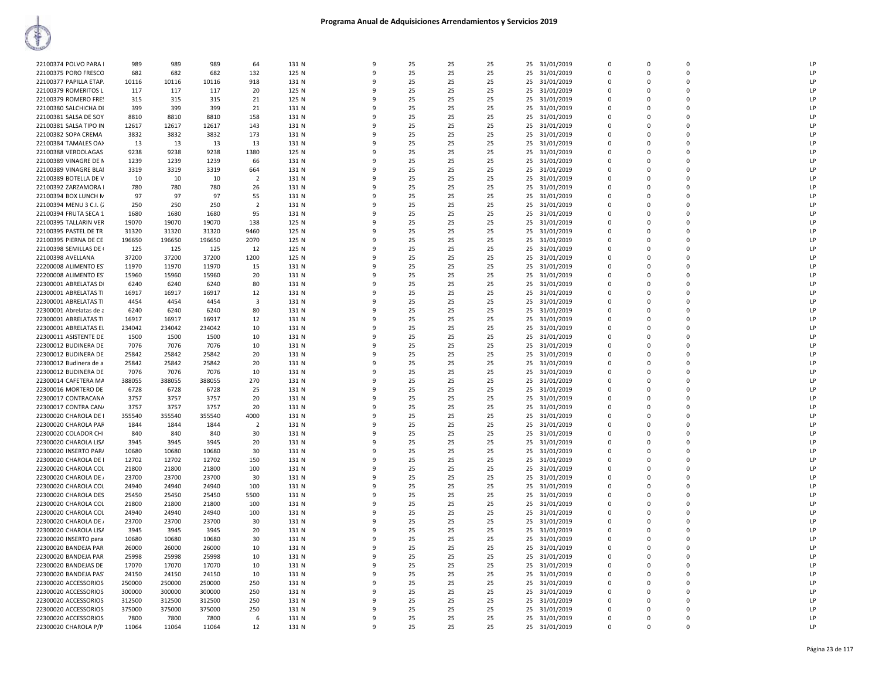# Programa Anual de Adquisiciones Arrendamientos y Servicios 2019

| | | | | | | | | | | | | | | | | |
|---|---|---|---|---|---|---|---|---|---|---|---|---|---|---|---|---|
| 22100374 POLVO PARA I | 989 | 989 | 989 | 64 | 131 N | 9 | 25 | 25 | 25 | 25 | 31/01/2019 | 0 | 0 | 0 | | LP |
| 22100375 PORO FRESCO | 682 | 682 | 682 | 132 | 125 N | 9 | 25 | 25 | 25 | 25 | 31/01/2019 | 0 | 0 | 0 | | LP |
| 22100377 PAPILLA ETAP. | 10116 | 10116 | 10116 | 918 | 131 N | 9 | 25 | 25 | 25 | 25 | 31/01/2019 | 0 | 0 | 0 | | LP |
| 22100379 ROMERITOS L | 117 | 117 | 117 | 20 | 125 N | 9 | 25 | 25 | 25 | 25 | 31/01/2019 | 0 | 0 | 0 | | LP |
| 22100379 ROMERO FRES | 315 | 315 | 315 | 21 | 125 N | 9 | 25 | 25 | 25 | 25 | 31/01/2019 | 0 | 0 | 0 | | LP |
| 22100380 SALCHICHA DI | 399 | 399 | 399 | 21 | 131 N | 9 | 25 | 25 | 25 | 25 | 31/01/2019 | 0 | 0 | 0 | | LP |
| 22100381 SALSA DE SOY | 8810 | 8810 | 8810 | 158 | 131 N | 9 | 25 | 25 | 25 | 25 | 31/01/2019 | 0 | 0 | 0 | | LP |
| 22100381 SALSA TIPO IN | 12617 | 12617 | 12617 | 143 | 131 N | 9 | 25 | 25 | 25 | 25 | 31/01/2019 | 0 | 0 | 0 | | LP |
| 22100382 SOPA CREMA | 3832 | 3832 | 3832 | 173 | 131 N | 9 | 25 | 25 | 25 | 25 | 31/01/2019 | 0 | 0 | 0 | | LP |
| 22100384 TAMALES OAX | 13 | 13 | 13 | 13 | 131 N | 9 | 25 | 25 | 25 | 25 | 31/01/2019 | 0 | 0 | 0 | | LP |
| 22100388 VERDOLAGAS | 9238 | 9238 | 9238 | 1380 | 125 N | 9 | 25 | 25 | 25 | 25 | 31/01/2019 | 0 | 0 | 0 | | LP |
| 22100389 VINAGRE DE M | 1239 | 1239 | 1239 | 66 | 131 N | 9 | 25 | 25 | 25 | 25 | 31/01/2019 | 0 | 0 | 0 | | LP |
| 22100389 VINAGRE BLAI | 3319 | 3319 | 3319 | 664 | 131 N | 9 | 25 | 25 | 25 | 25 | 31/01/2019 | 0 | 0 | 0 | | LP |
| 22100389 BOTELLA DE V | 10 | 10 | 10 | 2 | 131 N | 9 | 25 | 25 | 25 | 25 | 31/01/2019 | 0 | 0 | 0 | | LP |
| 22100392 ZARZAMORA I | 780 | 780 | 780 | 26 | 131 N | 9 | 25 | 25 | 25 | 25 | 31/01/2019 | 0 | 0 | 0 | | LP |
| 22100394 BOX LUNCH M | 97 | 97 | 97 | 55 | 131 N | 9 | 25 | 25 | 25 | 25 | 31/01/2019 | 0 | 0 | 0 | | LP |
| 22100394 MENU 3 C.I. (2 | 250 | 250 | 250 | 2 | 131 N | 9 | 25 | 25 | 25 | 25 | 31/01/2019 | 0 | 0 | 0 | | LP |
| 22100394 FRUTA SECA 1 | 1680 | 1680 | 1680 | 95 | 131 N | 9 | 25 | 25 | 25 | 25 | 31/01/2019 | 0 | 0 | 0 | | LP |
| 22100395 TALLARIN VER | 19070 | 19070 | 19070 | 138 | 125 N | 9 | 25 | 25 | 25 | 25 | 31/01/2019 | 0 | 0 | 0 | | LP |
| 22100395 PASTEL DE TR | 31320 | 31320 | 31320 | 9460 | 125 N | 9 | 25 | 25 | 25 | 25 | 31/01/2019 | 0 | 0 | 0 | | LP |
| 22100395 PIERNA DE CE | 196650 | 196650 | 196650 | 2070 | 125 N | 9 | 25 | 25 | 25 | 25 | 31/01/2019 | 0 | 0 | 0 | | LP |
| 22100398 SEMILLAS DE ( | 125 | 125 | 125 | 12 | 125 N | 9 | 25 | 25 | 25 | 25 | 31/01/2019 | 0 | 0 | 0 | | LP |
| 22100398 AVELLANA | 37200 | 37200 | 37200 | 1200 | 125 N | 9 | 25 | 25 | 25 | 25 | 31/01/2019 | 0 | 0 | 0 | | LP |
| 22200008 ALIMENTO ES | 11970 | 11970 | 11970 | 15 | 131 N | 9 | 25 | 25 | 25 | 25 | 31/01/2019 | 0 | 0 | 0 | | LP |
| 22200008 ALIMENTO ES | 15960 | 15960 | 15960 | 20 | 131 N | 9 | 25 | 25 | 25 | 25 | 31/01/2019 | 0 | 0 | 0 | | LP |
| 22300001 ABRELATAS DI | 6240 | 6240 | 6240 | 80 | 131 N | 9 | 25 | 25 | 25 | 25 | 31/01/2019 | 0 | 0 | 0 | | LP |
| 22300001 ABRELATAS TI | 16917 | 16917 | 16917 | 12 | 131 N | 9 | 25 | 25 | 25 | 25 | 31/01/2019 | 0 | 0 | 0 | | LP |
| 22300001 ABRELATAS TI | 4454 | 4454 | 4454 | 3 | 131 N | 9 | 25 | 25 | 25 | 25 | 31/01/2019 | 0 | 0 | 0 | | LP |
| 22300001 Abrelatas de a | 6240 | 6240 | 6240 | 80 | 131 N | 9 | 25 | 25 | 25 | 25 | 31/01/2019 | 0 | 0 | 0 | | LP |
| 22300001 ABRELATAS TI | 16917 | 16917 | 16917 | 12 | 131 N | 9 | 25 | 25 | 25 | 25 | 31/01/2019 | 0 | 0 | 0 | | LP |
| 22300001 ABRELATAS EL | 234042 | 234042 | 234042 | 10 | 131 N | 9 | 25 | 25 | 25 | 25 | 31/01/2019 | 0 | 0 | 0 | | LP |
| 22300011 ASISTENTE DE | 1500 | 1500 | 1500 | 10 | 131 N | 9 | 25 | 25 | 25 | 25 | 31/01/2019 | 0 | 0 | 0 | | LP |
| 22300012 BUDINERA DE | 7076 | 7076 | 7076 | 10 | 131 N | 9 | 25 | 25 | 25 | 25 | 31/01/2019 | 0 | 0 | 0 | | LP |
| 22300012 BUDINERA DE | 25842 | 25842 | 25842 | 20 | 131 N | 9 | 25 | 25 | 25 | 25 | 31/01/2019 | 0 | 0 | 0 | | LP |
| 22300012 Budinera de a | 25842 | 25842 | 25842 | 20 | 131 N | 9 | 25 | 25 | 25 | 25 | 31/01/2019 | 0 | 0 | 0 | | LP |
| 22300012 BUDINERA DE | 7076 | 7076 | 7076 | 10 | 131 N | 9 | 25 | 25 | 25 | 25 | 31/01/2019 | 0 | 0 | 0 | | LP |
| 22300014 CAFETERA MA | 388055 | 388055 | 388055 | 270 | 131 N | 9 | 25 | 25 | 25 | 25 | 31/01/2019 | 0 | 0 | 0 | | LP |
| 22300016 MORTERO DE | 6728 | 6728 | 6728 | 25 | 131 N | 9 | 25 | 25 | 25 | 25 | 31/01/2019 | 0 | 0 | 0 | | LP |
| 22300017 CONTRACANA | 3757 | 3757 | 3757 | 20 | 131 N | 9 | 25 | 25 | 25 | 25 | 31/01/2019 | 0 | 0 | 0 | | LP |
| 22300017 CONTRA CANA | 3757 | 3757 | 3757 | 20 | 131 N | 9 | 25 | 25 | 25 | 25 | 31/01/2019 | 0 | 0 | 0 | | LP |
| 22300020 CHAROLA DE I | 355540 | 355540 | 355540 | 4000 | 131 N | 9 | 25 | 25 | 25 | 25 | 31/01/2019 | 0 | 0 | 0 | | LP |
| 22300020 CHAROLA PAR | 1844 | 1844 | 1844 | 2 | 131 N | 9 | 25 | 25 | 25 | 25 | 31/01/2019 | 0 | 0 | 0 | | LP |
| 22300020 COLADOR CHI | 840 | 840 | 840 | 30 | 131 N | 9 | 25 | 25 | 25 | 25 | 31/01/2019 | 0 | 0 | 0 | | LP |
| 22300020 CHAROLA LISA | 3945 | 3945 | 3945 | 20 | 131 N | 9 | 25 | 25 | 25 | 25 | 31/01/2019 | 0 | 0 | 0 | | LP |
| 22300020 INSERTO PARA | 10680 | 10680 | 10680 | 30 | 131 N | 9 | 25 | 25 | 25 | 25 | 31/01/2019 | 0 | 0 | 0 | | LP |
| 22300020 CHAROLA DE I | 12702 | 12702 | 12702 | 150 | 131 N | 9 | 25 | 25 | 25 | 25 | 31/01/2019 | 0 | 0 | 0 | | LP |
| 22300020 CHAROLA COL | 21800 | 21800 | 21800 | 100 | 131 N | 9 | 25 | 25 | 25 | 25 | 31/01/2019 | 0 | 0 | 0 | | LP |
| 22300020 CHAROLA DE A | 23700 | 23700 | 23700 | 30 | 131 N | 9 | 25 | 25 | 25 | 25 | 31/01/2019 | 0 | 0 | 0 | | LP |
| 22300020 CHAROLA COL | 24940 | 24940 | 24940 | 100 | 131 N | 9 | 25 | 25 | 25 | 25 | 31/01/2019 | 0 | 0 | 0 | | LP |
| 22300020 CHAROLA DES | 25450 | 25450 | 25450 | 5500 | 131 N | 9 | 25 | 25 | 25 | 25 | 31/01/2019 | 0 | 0 | 0 | | LP |
| 22300020 CHAROLA COL | 21800 | 21800 | 21800 | 100 | 131 N | 9 | 25 | 25 | 25 | 25 | 31/01/2019 | 0 | 0 | 0 | | LP |
| 22300020 CHAROLA COL | 24940 | 24940 | 24940 | 100 | 131 N | 9 | 25 | 25 | 25 | 25 | 31/01/2019 | 0 | 0 | 0 | | LP |
| 22300020 CHAROLA DE A | 23700 | 23700 | 23700 | 30 | 131 N | 9 | 25 | 25 | 25 | 25 | 31/01/2019 | 0 | 0 | 0 | | LP |
| 22300020 CHAROLA LISA | 3945 | 3945 | 3945 | 20 | 131 N | 9 | 25 | 25 | 25 | 25 | 31/01/2019 | 0 | 0 | 0 | | LP |
| 22300020 INSERTO para | 10680 | 10680 | 10680 | 30 | 131 N | 9 | 25 | 25 | 25 | 25 | 31/01/2019 | 0 | 0 | 0 | | LP |
| 22300020 BANDEJA PAR | 26000 | 26000 | 26000 | 10 | 131 N | 9 | 25 | 25 | 25 | 25 | 31/01/2019 | 0 | 0 | 0 | | LP |
| 22300020 BANDEJA PAR | 25998 | 25998 | 25998 | 10 | 131 N | 9 | 25 | 25 | 25 | 25 | 31/01/2019 | 0 | 0 | 0 | | LP |
| 22300020 BANDEJAS DE | 17070 | 17070 | 17070 | 10 | 131 N | 9 | 25 | 25 | 25 | 25 | 31/01/2019 | 0 | 0 | 0 | | LP |
| 22300020 BANDEJA PAS | 24150 | 24150 | 24150 | 10 | 131 N | 9 | 25 | 25 | 25 | 25 | 31/01/2019 | 0 | 0 | 0 | | LP |
| 22300020 ACCESSORIOS | 250000 | 250000 | 250000 | 250 | 131 N | 9 | 25 | 25 | 25 | 25 | 31/01/2019 | 0 | 0 | 0 | | LP |
| 22300020 ACCESSORIOS | 300000 | 300000 | 300000 | 250 | 131 N | 9 | 25 | 25 | 25 | 25 | 31/01/2019 | 0 | 0 | 0 | | LP |
| 22300020 ACCESSORIOS | 312500 | 312500 | 312500 | 250 | 131 N | 9 | 25 | 25 | 25 | 25 | 31/01/2019 | 0 | 0 | 0 | | LP |
| 22300020 ACCESSORIOS | 375000 | 375000 | 375000 | 250 | 131 N | 9 | 25 | 25 | 25 | 25 | 31/01/2019 | 0 | 0 | 0 | | LP |
| 22300020 ACCESSORIOS | 7800 | 7800 | 7800 | 6 | 131 N | 9 | 25 | 25 | 25 | 25 | 31/01/2019 | 0 | 0 | 0 | | LP |
| 22300020 CHAROLA P/P | 11064 | 11064 | 11064 | 12 | 131 N | 9 | 25 | 25 | 25 | 25 | 31/01/2019 | 0 | 0 | 0 | | LP |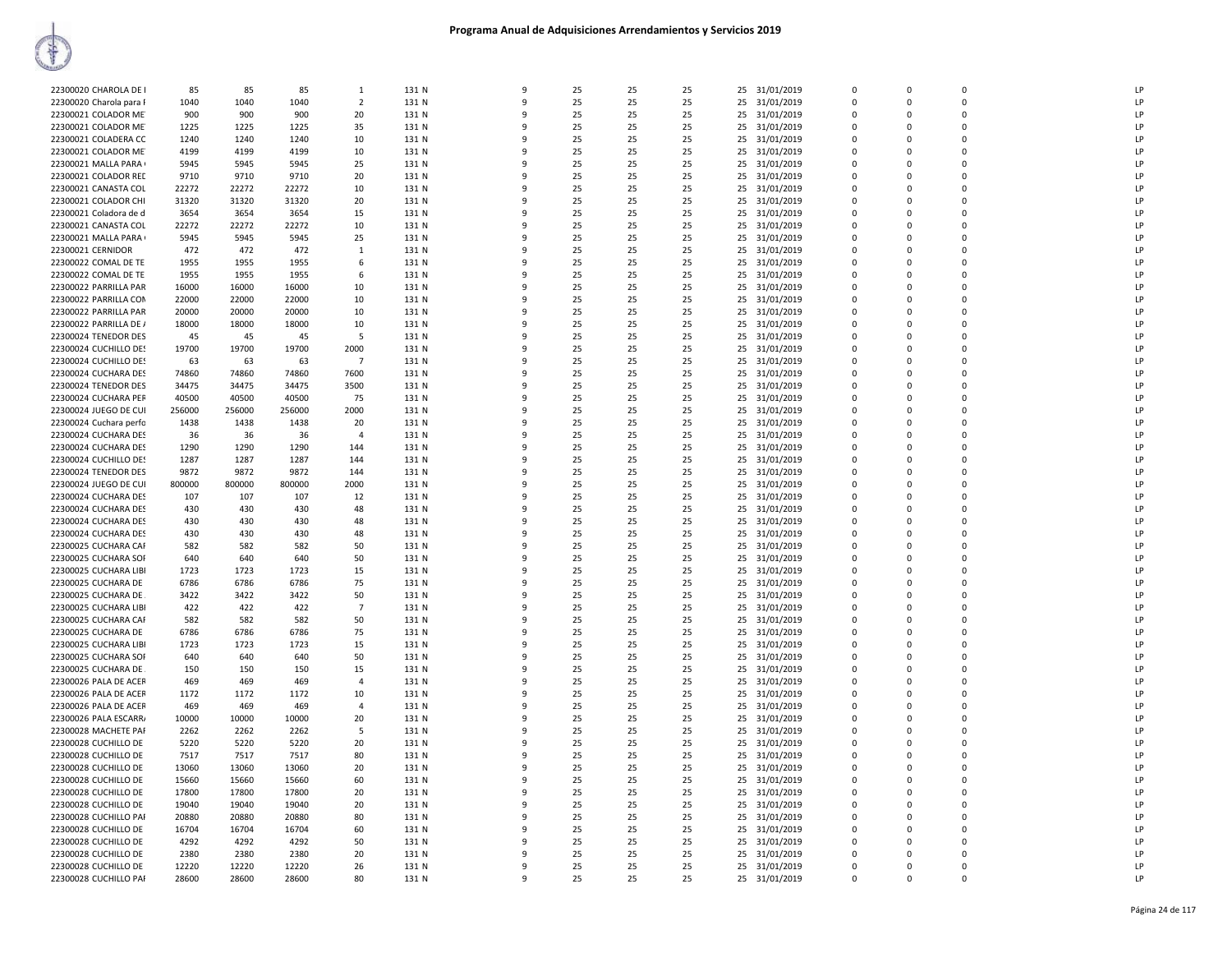# Programa Anual de Adquisiciones Arrendamientos y Servicios 2019

| | | | | | | | | | | | | | | | | |
|---|---|---|---|---|---|---|---|---|---|---|---|---|---|---|---|---|
| 22300020 CHAROLA DE I | 85 | 85 | 85 | 1 | 131 N | 9 | 25 | 25 | 25 | 25 | 31/01/2019 | 0 | 0 | 0 | | LP |
| 22300020 Charola para I | 1040 | 1040 | 1040 | 2 | 131 N | 9 | 25 | 25 | 25 | 25 | 31/01/2019 | 0 | 0 | 0 | | LP |
| 22300021 COLADOR ME | 900 | 900 | 900 | 20 | 131 N | 9 | 25 | 25 | 25 | 25 | 31/01/2019 | 0 | 0 | 0 | | LP |
| 22300021 COLADOR ME | 1225 | 1225 | 1225 | 35 | 131 N | 9 | 25 | 25 | 25 | 25 | 31/01/2019 | 0 | 0 | 0 | | LP |
| 22300021 COLADERA CC | 1240 | 1240 | 1240 | 10 | 131 N | 9 | 25 | 25 | 25 | 25 | 31/01/2019 | 0 | 0 | 0 | | LP |
| 22300021 COLADOR ME | 4199 | 4199 | 4199 | 10 | 131 N | 9 | 25 | 25 | 25 | 25 | 31/01/2019 | 0 | 0 | 0 | | LP |
| 22300021 MALLA PARA | 5945 | 5945 | 5945 | 25 | 131 N | 9 | 25 | 25 | 25 | 25 | 31/01/2019 | 0 | 0 | 0 | | LP |
| 22300021 COLADOR REI | 9710 | 9710 | 9710 | 20 | 131 N | 9 | 25 | 25 | 25 | 25 | 31/01/2019 | 0 | 0 | 0 | | LP |
| 22300021 CANASTA COL | 22272 | 22272 | 22272 | 10 | 131 N | 9 | 25 | 25 | 25 | 25 | 31/01/2019 | 0 | 0 | 0 | | LP |
| 22300021 COLADOR CHI | 31320 | 31320 | 31320 | 20 | 131 N | 9 | 25 | 25 | 25 | 25 | 31/01/2019 | 0 | 0 | 0 | | LP |
| 22300021 Coladora de d | 3654 | 3654 | 3654 | 15 | 131 N | 9 | 25 | 25 | 25 | 25 | 31/01/2019 | 0 | 0 | 0 | | LP |
| 22300021 CANASTA COL | 22272 | 22272 | 22272 | 10 | 131 N | 9 | 25 | 25 | 25 | 25 | 31/01/2019 | 0 | 0 | 0 | | LP |
| 22300021 MALLA PARA | 5945 | 5945 | 5945 | 25 | 131 N | 9 | 25 | 25 | 25 | 25 | 31/01/2019 | 0 | 0 | 0 | | LP |
| 22300021 CERNIDOR | 472 | 472 | 472 | 1 | 131 N | 9 | 25 | 25 | 25 | 25 | 31/01/2019 | 0 | 0 | 0 | | LP |
| 22300022 COMAL DE TE | 1955 | 1955 | 1955 | 6 | 131 N | 9 | 25 | 25 | 25 | 25 | 31/01/2019 | 0 | 0 | 0 | | LP |
| 22300022 COMAL DE TE | 1955 | 1955 | 1955 | 6 | 131 N | 9 | 25 | 25 | 25 | 25 | 31/01/2019 | 0 | 0 | 0 | | LP |
| 22300022 PARRILLA PAR | 16000 | 16000 | 16000 | 10 | 131 N | 9 | 25 | 25 | 25 | 25 | 31/01/2019 | 0 | 0 | 0 | | LP |
| 22300022 PARRILLA CON | 22000 | 22000 | 22000 | 10 | 131 N | 9 | 25 | 25 | 25 | 25 | 31/01/2019 | 0 | 0 | 0 | | LP |
| 22300022 PARRILLA PAR | 20000 | 20000 | 20000 | 10 | 131 N | 9 | 25 | 25 | 25 | 25 | 31/01/2019 | 0 | 0 | 0 | | LP |
| 22300022 PARRILLA DE / | 18000 | 18000 | 18000 | 10 | 131 N | 9 | 25 | 25 | 25 | 25 | 31/01/2019 | 0 | 0 | 0 | | LP |
| 22300024 TENEDOR DES | 45 | 45 | 45 | 5 | 131 N | 9 | 25 | 25 | 25 | 25 | 31/01/2019 | 0 | 0 | 0 | | LP |
| 22300024 CUCHILLO DE! | 19700 | 19700 | 19700 | 2000 | 131 N | 9 | 25 | 25 | 25 | 25 | 31/01/2019 | 0 | 0 | 0 | | LP |
| 22300024 CUCHILLO DE! | 63 | 63 | 63 | 7 | 131 N | 9 | 25 | 25 | 25 | 25 | 31/01/2019 | 0 | 0 | 0 | | LP |
| 22300024 CUCHARA DES | 74860 | 74860 | 74860 | 7600 | 131 N | 9 | 25 | 25 | 25 | 25 | 31/01/2019 | 0 | 0 | 0 | | LP |
| 22300024 TENEDOR DES | 34475 | 34475 | 34475 | 3500 | 131 N | 9 | 25 | 25 | 25 | 25 | 31/01/2019 | 0 | 0 | 0 | | LP |
| 22300024 CUCHARA PEF | 40500 | 40500 | 40500 | 75 | 131 N | 9 | 25 | 25 | 25 | 25 | 31/01/2019 | 0 | 0 | 0 | | LP |
| 22300024 JUEGO DE CUI | 256000 | 256000 | 256000 | 2000 | 131 N | 9 | 25 | 25 | 25 | 25 | 31/01/2019 | 0 | 0 | 0 | | LP |
| 22300024 Cuchara perfo | 1438 | 1438 | 1438 | 20 | 131 N | 9 | 25 | 25 | 25 | 25 | 31/01/2019 | 0 | 0 | 0 | | LP |
| 22300024 CUCHARA DES | 36 | 36 | 36 | 4 | 131 N | 9 | 25 | 25 | 25 | 25 | 31/01/2019 | 0 | 0 | 0 | | LP |
| 22300024 CUCHARA DES | 1290 | 1290 | 1290 | 144 | 131 N | 9 | 25 | 25 | 25 | 25 | 31/01/2019 | 0 | 0 | 0 | | LP |
| 22300024 CUCHILLO DE! | 1287 | 1287 | 1287 | 144 | 131 N | 9 | 25 | 25 | 25 | 25 | 31/01/2019 | 0 | 0 | 0 | | LP |
| 22300024 TENEDOR DES | 9872 | 9872 | 9872 | 144 | 131 N | 9 | 25 | 25 | 25 | 25 | 31/01/2019 | 0 | 0 | 0 | | LP |
| 22300024 JUEGO DE CUI | 800000 | 800000 | 800000 | 2000 | 131 N | 9 | 25 | 25 | 25 | 25 | 31/01/2019 | 0 | 0 | 0 | | LP |
| 22300024 CUCHARA DES | 107 | 107 | 107 | 12 | 131 N | 9 | 25 | 25 | 25 | 25 | 31/01/2019 | 0 | 0 | 0 | | LP |
| 22300024 CUCHARA DES | 430 | 430 | 430 | 48 | 131 N | 9 | 25 | 25 | 25 | 25 | 31/01/2019 | 0 | 0 | 0 | | LP |
| 22300024 CUCHARA DES | 430 | 430 | 430 | 48 | 131 N | 9 | 25 | 25 | 25 | 25 | 31/01/2019 | 0 | 0 | 0 | | LP |
| 22300024 CUCHARA DES | 430 | 430 | 430 | 48 | 131 N | 9 | 25 | 25 | 25 | 25 | 31/01/2019 | 0 | 0 | 0 | | LP |
| 22300025 CUCHARA CAF | 582 | 582 | 582 | 50 | 131 N | 9 | 25 | 25 | 25 | 25 | 31/01/2019 | 0 | 0 | 0 | | LP |
| 22300025 CUCHARA SOF | 640 | 640 | 640 | 50 | 131 N | 9 | 25 | 25 | 25 | 25 | 31/01/2019 | 0 | 0 | 0 | | LP |
| 22300025 CUCHARA LIBI | 1723 | 1723 | 1723 | 15 | 131 N | 9 | 25 | 25 | 25 | 25 | 31/01/2019 | 0 | 0 | 0 | | LP |
| 22300025 CUCHARA DE | 6786 | 6786 | 6786 | 75 | 131 N | 9 | 25 | 25 | 25 | 25 | 31/01/2019 | 0 | 0 | 0 | | LP |
| 22300025 CUCHARA DE | 3422 | 3422 | 3422 | 50 | 131 N | 9 | 25 | 25 | 25 | 25 | 31/01/2019 | 0 | 0 | 0 | | LP |
| 22300025 CUCHARA LIBI | 422 | 422 | 422 | 7 | 131 N | 9 | 25 | 25 | 25 | 25 | 31/01/2019 | 0 | 0 | 0 | | LP |
| 22300025 CUCHARA CAF | 582 | 582 | 582 | 50 | 131 N | 9 | 25 | 25 | 25 | 25 | 31/01/2019 | 0 | 0 | 0 | | LP |
| 22300025 CUCHARA DE | 6786 | 6786 | 6786 | 75 | 131 N | 9 | 25 | 25 | 25 | 25 | 31/01/2019 | 0 | 0 | 0 | | LP |
| 22300025 CUCHARA LIBI | 1723 | 1723 | 1723 | 15 | 131 N | 9 | 25 | 25 | 25 | 25 | 31/01/2019 | 0 | 0 | 0 | | LP |
| 22300025 CUCHARA SOF | 640 | 640 | 640 | 50 | 131 N | 9 | 25 | 25 | 25 | 25 | 31/01/2019 | 0 | 0 | 0 | | LP |
| 22300025 CUCHARA DE | 150 | 150 | 150 | 15 | 131 N | 9 | 25 | 25 | 25 | 25 | 31/01/2019 | 0 | 0 | 0 | | LP |
| 22300026 PALA DE ACER | 469 | 469 | 469 | 4 | 131 N | 9 | 25 | 25 | 25 | 25 | 31/01/2019 | 0 | 0 | 0 | | LP |
| 22300026 PALA DE ACER | 1172 | 1172 | 1172 | 10 | 131 N | 9 | 25 | 25 | 25 | 25 | 31/01/2019 | 0 | 0 | 0 | | LP |
| 22300026 PALA DE ACER | 469 | 469 | 469 | 4 | 131 N | 9 | 25 | 25 | 25 | 25 | 31/01/2019 | 0 | 0 | 0 | | LP |
| 22300026 PALA ESCARR/ | 10000 | 10000 | 10000 | 20 | 131 N | 9 | 25 | 25 | 25 | 25 | 31/01/2019 | 0 | 0 | 0 | | LP |
| 22300028 MACHETE PAF | 2262 | 2262 | 2262 | 5 | 131 N | 9 | 25 | 25 | 25 | 25 | 31/01/2019 | 0 | 0 | 0 | | LP |
| 22300028 CUCHILLO DE | 5220 | 5220 | 5220 | 20 | 131 N | 9 | 25 | 25 | 25 | 25 | 31/01/2019 | 0 | 0 | 0 | | LP |
| 22300028 CUCHILLO DE | 7517 | 7517 | 7517 | 80 | 131 N | 9 | 25 | 25 | 25 | 25 | 31/01/2019 | 0 | 0 | 0 | | LP |
| 22300028 CUCHILLO DE | 13060 | 13060 | 13060 | 20 | 131 N | 9 | 25 | 25 | 25 | 25 | 31/01/2019 | 0 | 0 | 0 | | LP |
| 22300028 CUCHILLO DE | 15660 | 15660 | 15660 | 60 | 131 N | 9 | 25 | 25 | 25 | 25 | 31/01/2019 | 0 | 0 | 0 | | LP |
| 22300028 CUCHILLO DE | 17800 | 17800 | 17800 | 20 | 131 N | 9 | 25 | 25 | 25 | 25 | 31/01/2019 | 0 | 0 | 0 | | LP |
| 22300028 CUCHILLO DE | 19040 | 19040 | 19040 | 20 | 131 N | 9 | 25 | 25 | 25 | 25 | 31/01/2019 | 0 | 0 | 0 | | LP |
| 22300028 CUCHILLO PAF | 20880 | 20880 | 20880 | 80 | 131 N | 9 | 25 | 25 | 25 | 25 | 31/01/2019 | 0 | 0 | 0 | | LP |
| 22300028 CUCHILLO DE | 16704 | 16704 | 16704 | 60 | 131 N | 9 | 25 | 25 | 25 | 25 | 31/01/2019 | 0 | 0 | 0 | | LP |
| 22300028 CUCHILLO DE | 4292 | 4292 | 4292 | 50 | 131 N | 9 | 25 | 25 | 25 | 25 | 31/01/2019 | 0 | 0 | 0 | | LP |
| 22300028 CUCHILLO DE | 2380 | 2380 | 2380 | 20 | 131 N | 9 | 25 | 25 | 25 | 25 | 31/01/2019 | 0 | 0 | 0 | | LP |
| 22300028 CUCHILLO DE | 12220 | 12220 | 12220 | 26 | 131 N | 9 | 25 | 25 | 25 | 25 | 31/01/2019 | 0 | 0 | 0 | | LP |
| 22300028 CUCHILLO PAF | 28600 | 28600 | 28600 | 80 | 131 N | 9 | 25 | 25 | 25 | 25 | 31/01/2019 | 0 | 0 | 0 | | LP |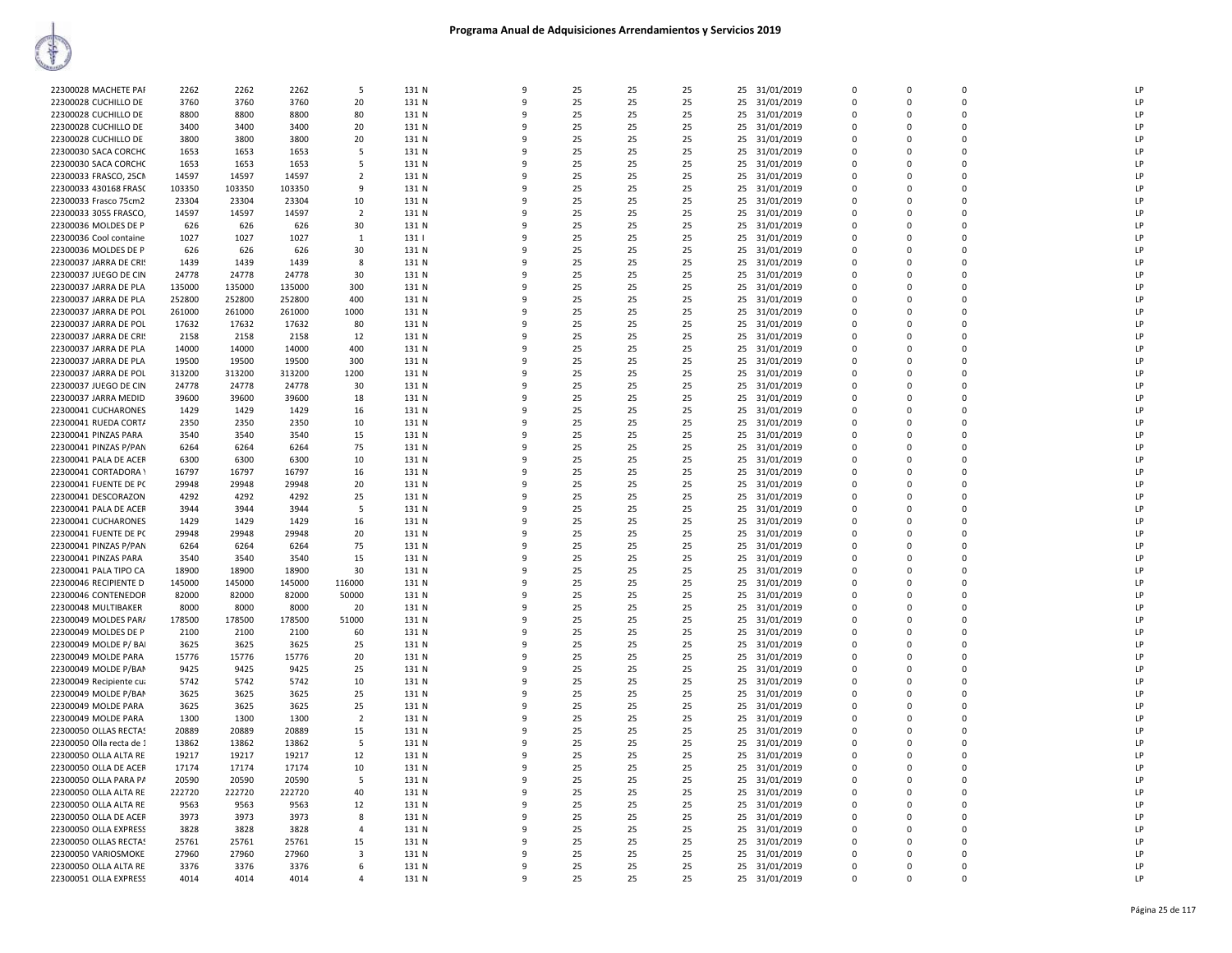# Programa Anual de Adquisiciones Arrendamientos y Servicios 2019

| | | | | | | | | | | | | | | | | |
|---|---|---|---|---|---|---|---|---|---|---|---|---|---|---|---|---|
| 22300028 MACHETE PAI | 2262 | 2262 | 2262 | 5 | 131 N | 9 | 25 | 25 | 25 | 25 | 31/01/2019 | 0 | 0 | 0 | | LP |
| 22300028 CUCHILLO DE | 3760 | 3760 | 3760 | 20 | 131 N | 9 | 25 | 25 | 25 | 25 | 31/01/2019 | 0 | 0 | 0 | | LP |
| 22300028 CUCHILLO DE | 8800 | 8800 | 8800 | 80 | 131 N | 9 | 25 | 25 | 25 | 25 | 31/01/2019 | 0 | 0 | 0 | | LP |
| 22300028 CUCHILLO DE | 3400 | 3400 | 3400 | 20 | 131 N | 9 | 25 | 25 | 25 | 25 | 31/01/2019 | 0 | 0 | 0 | | LP |
| 22300028 CUCHILLO DE | 3800 | 3800 | 3800 | 20 | 131 N | 9 | 25 | 25 | 25 | 25 | 31/01/2019 | 0 | 0 | 0 | | LP |
| 22300030 SACA CORCHO | 1653 | 1653 | 1653 | 5 | 131 N | 9 | 25 | 25 | 25 | 25 | 31/01/2019 | 0 | 0 | 0 | | LP |
| 22300030 SACA CORCHO | 1653 | 1653 | 1653 | 5 | 131 N | 9 | 25 | 25 | 25 | 25 | 31/01/2019 | 0 | 0 | 0 | | LP |
| 22300033 FRASCO, 25CN | 14597 | 14597 | 14597 | 2 | 131 N | 9 | 25 | 25 | 25 | 25 | 31/01/2019 | 0 | 0 | 0 | | LP |
| 22300033 430168 FRASC | 103350 | 103350 | 103350 | 9 | 131 N | 9 | 25 | 25 | 25 | 25 | 31/01/2019 | 0 | 0 | 0 | | LP |
| 22300033 Frasco 75cm2 | 23304 | 23304 | 23304 | 10 | 131 N | 9 | 25 | 25 | 25 | 25 | 31/01/2019 | 0 | 0 | 0 | | LP |
| 22300033 3055 FRASCO, | 14597 | 14597 | 14597 | 2 | 131 N | 9 | 25 | 25 | 25 | 25 | 31/01/2019 | 0 | 0 | 0 | | LP |
| 22300036 MOLDES DE P | 626 | 626 | 626 | 30 | 131 N | 9 | 25 | 25 | 25 | 25 | 31/01/2019 | 0 | 0 | 0 | | LP |
| 22300036 Cool containe | 1027 | 1027 | 1027 | 1 | 131 I | 9 | 25 | 25 | 25 | 25 | 31/01/2019 | 0 | 0 | 0 | | LP |
| 22300036 MOLDES DE P | 626 | 626 | 626 | 30 | 131 N | 9 | 25 | 25 | 25 | 25 | 31/01/2019 | 0 | 0 | 0 | | LP |
| 22300037 JARRA DE CRIS | 1439 | 1439 | 1439 | 8 | 131 N | 9 | 25 | 25 | 25 | 25 | 31/01/2019 | 0 | 0 | 0 | | LP |
| 22300037 JUEGO DE CIN | 24778 | 24778 | 24778 | 30 | 131 N | 9 | 25 | 25 | 25 | 25 | 31/01/2019 | 0 | 0 | 0 | | LP |
| 22300037 JARRA DE PLA | 135000 | 135000 | 135000 | 300 | 131 N | 9 | 25 | 25 | 25 | 25 | 31/01/2019 | 0 | 0 | 0 | | LP |
| 22300037 JARRA DE PLA | 252800 | 252800 | 252800 | 400 | 131 N | 9 | 25 | 25 | 25 | 25 | 31/01/2019 | 0 | 0 | 0 | | LP |
| 22300037 JARRA DE POL | 261000 | 261000 | 261000 | 1000 | 131 N | 9 | 25 | 25 | 25 | 25 | 31/01/2019 | 0 | 0 | 0 | | LP |
| 22300037 JARRA DE POL | 17632 | 17632 | 17632 | 80 | 131 N | 9 | 25 | 25 | 25 | 25 | 31/01/2019 | 0 | 0 | 0 | | LP |
| 22300037 JARRA DE CRIS | 2158 | 2158 | 2158 | 12 | 131 N | 9 | 25 | 25 | 25 | 25 | 31/01/2019 | 0 | 0 | 0 | | LP |
| 22300037 JARRA DE PLA | 14000 | 14000 | 14000 | 400 | 131 N | 9 | 25 | 25 | 25 | 25 | 31/01/2019 | 0 | 0 | 0 | | LP |
| 22300037 JARRA DE PLA | 19500 | 19500 | 19500 | 300 | 131 N | 9 | 25 | 25 | 25 | 25 | 31/01/2019 | 0 | 0 | 0 | | LP |
| 22300037 JARRA DE POL | 313200 | 313200 | 313200 | 1200 | 131 N | 9 | 25 | 25 | 25 | 25 | 31/01/2019 | 0 | 0 | 0 | | LP |
| 22300037 JUEGO DE CIN | 24778 | 24778 | 24778 | 30 | 131 N | 9 | 25 | 25 | 25 | 25 | 31/01/2019 | 0 | 0 | 0 | | LP |
| 22300037 JARRA MEDID | 39600 | 39600 | 39600 | 18 | 131 N | 9 | 25 | 25 | 25 | 25 | 31/01/2019 | 0 | 0 | 0 | | LP |
| 22300041 CUCHARONES | 1429 | 1429 | 1429 | 16 | 131 N | 9 | 25 | 25 | 25 | 25 | 31/01/2019 | 0 | 0 | 0 | | LP |
| 22300041 RUEDA CORTA | 2350 | 2350 | 2350 | 10 | 131 N | 9 | 25 | 25 | 25 | 25 | 31/01/2019 | 0 | 0 | 0 | | LP |
| 22300041 PINZAS PARA | 3540 | 3540 | 3540 | 15 | 131 N | 9 | 25 | 25 | 25 | 25 | 31/01/2019 | 0 | 0 | 0 | | LP |
| 22300041 PINZAS P/PAN | 6264 | 6264 | 6264 | 75 | 131 N | 9 | 25 | 25 | 25 | 25 | 31/01/2019 | 0 | 0 | 0 | | LP |
| 22300041 PALA DE ACER | 6300 | 6300 | 6300 | 10 | 131 N | 9 | 25 | 25 | 25 | 25 | 31/01/2019 | 0 | 0 | 0 | | LP |
| 22300041 CORTADORA Y | 16797 | 16797 | 16797 | 16 | 131 N | 9 | 25 | 25 | 25 | 25 | 31/01/2019 | 0 | 0 | 0 | | LP |
| 22300041 FUENTE DE PC | 29948 | 29948 | 29948 | 20 | 131 N | 9 | 25 | 25 | 25 | 25 | 31/01/2019 | 0 | 0 | 0 | | LP |
| 22300041 DESCORAZON | 4292 | 4292 | 4292 | 25 | 131 N | 9 | 25 | 25 | 25 | 25 | 31/01/2019 | 0 | 0 | 0 | | LP |
| 22300041 PALA DE ACER | 3944 | 3944 | 3944 | 5 | 131 N | 9 | 25 | 25 | 25 | 25 | 31/01/2019 | 0 | 0 | 0 | | LP |
| 22300041 CUCHARONES | 1429 | 1429 | 1429 | 16 | 131 N | 9 | 25 | 25 | 25 | 25 | 31/01/2019 | 0 | 0 | 0 | | LP |
| 22300041 FUENTE DE PC | 29948 | 29948 | 29948 | 20 | 131 N | 9 | 25 | 25 | 25 | 25 | 31/01/2019 | 0 | 0 | 0 | | LP |
| 22300041 PINZAS P/PAN | 6264 | 6264 | 6264 | 75 | 131 N | 9 | 25 | 25 | 25 | 25 | 31/01/2019 | 0 | 0 | 0 | | LP |
| 22300041 PINZAS PARA | 3540 | 3540 | 3540 | 15 | 131 N | 9 | 25 | 25 | 25 | 25 | 31/01/2019 | 0 | 0 | 0 | | LP |
| 22300041 PALA TIPO CA | 18900 | 18900 | 18900 | 30 | 131 N | 9 | 25 | 25 | 25 | 25 | 31/01/2019 | 0 | 0 | 0 | | LP |
| 22300046 RECIPIENTE D | 145000 | 145000 | 145000 | 116000 | 131 N | 9 | 25 | 25 | 25 | 25 | 31/01/2019 | 0 | 0 | 0 | | LP |
| 22300046 CONTENEDOR | 82000 | 82000 | 82000 | 50000 | 131 N | 9 | 25 | 25 | 25 | 25 | 31/01/2019 | 0 | 0 | 0 | | LP |
| 22300048 MULTIBAKER | 8000 | 8000 | 8000 | 20 | 131 N | 9 | 25 | 25 | 25 | 25 | 31/01/2019 | 0 | 0 | 0 | | LP |
| 22300049 MOLDES PARA | 178500 | 178500 | 178500 | 51000 | 131 N | 9 | 25 | 25 | 25 | 25 | 31/01/2019 | 0 | 0 | 0 | | LP |
| 22300049 MOLDES DE P | 2100 | 2100 | 2100 | 60 | 131 N | 9 | 25 | 25 | 25 | 25 | 31/01/2019 | 0 | 0 | 0 | | LP |
| 22300049 MOLDE P/ BAI | 3625 | 3625 | 3625 | 25 | 131 N | 9 | 25 | 25 | 25 | 25 | 31/01/2019 | 0 | 0 | 0 | | LP |
| 22300049 MOLDE PARA | 15776 | 15776 | 15776 | 20 | 131 N | 9 | 25 | 25 | 25 | 25 | 31/01/2019 | 0 | 0 | 0 | | LP |
| 22300049 MOLDE P/BAN | 9425 | 9425 | 9425 | 25 | 131 N | 9 | 25 | 25 | 25 | 25 | 31/01/2019 | 0 | 0 | 0 | | LP |
| 22300049 Recipiente cu | 5742 | 5742 | 5742 | 10 | 131 N | 9 | 25 | 25 | 25 | 25 | 31/01/2019 | 0 | 0 | 0 | | LP |
| 22300049 MOLDE P/BAN | 3625 | 3625 | 3625 | 25 | 131 N | 9 | 25 | 25 | 25 | 25 | 31/01/2019 | 0 | 0 | 0 | | LP |
| 22300049 MOLDE PARA | 3625 | 3625 | 3625 | 25 | 131 N | 9 | 25 | 25 | 25 | 25 | 31/01/2019 | 0 | 0 | 0 | | LP |
| 22300049 MOLDE PARA | 1300 | 1300 | 1300 | 2 | 131 N | 9 | 25 | 25 | 25 | 25 | 31/01/2019 | 0 | 0 | 0 | | LP |
| 22300050 OLLAS RECTAS | 20889 | 20889 | 20889 | 15 | 131 N | 9 | 25 | 25 | 25 | 25 | 31/01/2019 | 0 | 0 | 0 | | LP |
| 22300050 Olla recta de 1 | 13862 | 13862 | 13862 | 5 | 131 N | 9 | 25 | 25 | 25 | 25 | 31/01/2019 | 0 | 0 | 0 | | LP |
| 22300050 OLLA ALTA RE | 19217 | 19217 | 19217 | 12 | 131 N | 9 | 25 | 25 | 25 | 25 | 31/01/2019 | 0 | 0 | 0 | | LP |
| 22300050 OLLA DE ACER | 17174 | 17174 | 17174 | 10 | 131 N | 9 | 25 | 25 | 25 | 25 | 31/01/2019 | 0 | 0 | 0 | | LP |
| 22300050 OLLA PARA PA | 20590 | 20590 | 20590 | 5 | 131 N | 9 | 25 | 25 | 25 | 25 | 31/01/2019 | 0 | 0 | 0 | | LP |
| 22300050 OLLA ALTA RE | 222720 | 222720 | 222720 | 40 | 131 N | 9 | 25 | 25 | 25 | 25 | 31/01/2019 | 0 | 0 | 0 | | LP |
| 22300050 OLLA ALTA RE | 9563 | 9563 | 9563 | 12 | 131 N | 9 | 25 | 25 | 25 | 25 | 31/01/2019 | 0 | 0 | 0 | | LP |
| 22300050 OLLA DE ACER | 3973 | 3973 | 3973 | 8 | 131 N | 9 | 25 | 25 | 25 | 25 | 31/01/2019 | 0 | 0 | 0 | | LP |
| 22300050 OLLA EXPRESS | 3828 | 3828 | 3828 | 4 | 131 N | 9 | 25 | 25 | 25 | 25 | 31/01/2019 | 0 | 0 | 0 | | LP |
| 22300050 OLLAS RECTAS | 25761 | 25761 | 25761 | 15 | 131 N | 9 | 25 | 25 | 25 | 25 | 31/01/2019 | 0 | 0 | 0 | | LP |
| 22300050 VARIOSMOKE | 27960 | 27960 | 27960 | 3 | 131 N | 9 | 25 | 25 | 25 | 25 | 31/01/2019 | 0 | 0 | 0 | | LP |
| 22300050 OLLA ALTA RE | 3376 | 3376 | 3376 | 6 | 131 N | 9 | 25 | 25 | 25 | 25 | 31/01/2019 | 0 | 0 | 0 | | LP |
| 22300051 OLLA EXPRESS | 4014 | 4014 | 4014 | 4 | 131 N | 9 | 25 | 25 | 25 | 25 | 31/01/2019 | 0 | 0 | 0 | | LP |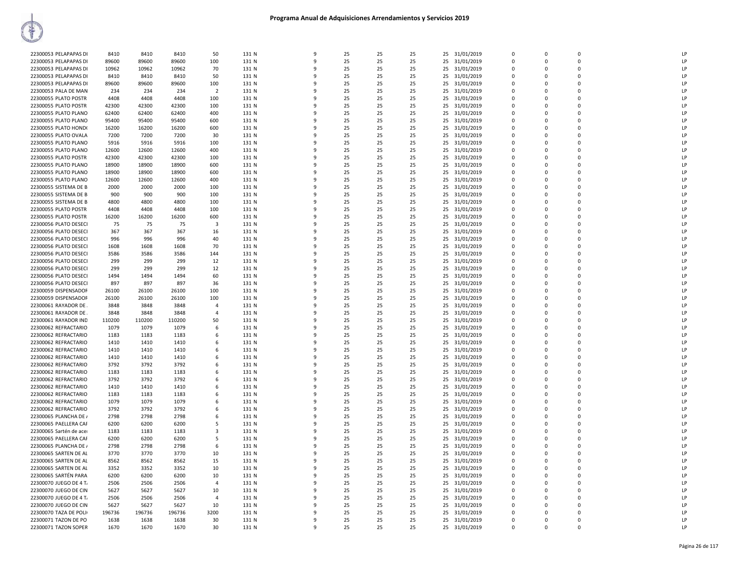# Programa Anual de Adquisiciones Arrendamientos y Servicios 2019

| | | | | | | | | | | | | | | | | |
|---|---|---|---|---|---|---|---|---|---|---|---|---|---|---|---|---|
| 22300053 PELAPAPAS DI | 8410 | 8410 | 8410 | 50 | 131 N | 9 | 25 | 25 | 25 | 25 | 31/01/2019 | 0 | 0 | 0 | | LP |
| 22300053 PELAPAPAS DI | 89600 | 89600 | 89600 | 100 | 131 N | 9 | 25 | 25 | 25 | 25 | 31/01/2019 | 0 | 0 | 0 | | LP |
| 22300053 PELAPAPAS DI | 10962 | 10962 | 10962 | 70 | 131 N | 9 | 25 | 25 | 25 | 25 | 31/01/2019 | 0 | 0 | 0 | | LP |
| 22300053 PELAPAPAS DI | 8410 | 8410 | 8410 | 50 | 131 N | 9 | 25 | 25 | 25 | 25 | 31/01/2019 | 0 | 0 | 0 | | LP |
| 22300053 PELAPAPAS DI | 89600 | 89600 | 89600 | 100 | 131 N | 9 | 25 | 25 | 25 | 25 | 31/01/2019 | 0 | 0 | 0 | | LP |
| 22300053 PALA DE MAN | 234 | 234 | 234 | 2 | 131 N | 9 | 25 | 25 | 25 | 25 | 31/01/2019 | 0 | 0 | 0 | | LP |
| 22300055 PLATO POSTR | 4408 | 4408 | 4408 | 100 | 131 N | 9 | 25 | 25 | 25 | 25 | 31/01/2019 | 0 | 0 | 0 | | LP |
| 22300055 PLATO POSTR | 42300 | 42300 | 42300 | 100 | 131 N | 9 | 25 | 25 | 25 | 25 | 31/01/2019 | 0 | 0 | 0 | | LP |
| 22300055 PLATO PLANO | 62400 | 62400 | 62400 | 400 | 131 N | 9 | 25 | 25 | 25 | 25 | 31/01/2019 | 0 | 0 | 0 | | LP |
| 22300055 PLATO PLANO | 95400 | 95400 | 95400 | 600 | 131 N | 9 | 25 | 25 | 25 | 25 | 31/01/2019 | 0 | 0 | 0 | | LP |
| 22300055 PLATO HOND( | 16200 | 16200 | 16200 | 600 | 131 N | 9 | 25 | 25 | 25 | 25 | 31/01/2019 | 0 | 0 | 0 | | LP |
| 22300055 PLATO OVALA | 7200 | 7200 | 7200 | 30 | 131 N | 9 | 25 | 25 | 25 | 25 | 31/01/2019 | 0 | 0 | 0 | | LP |
| 22300055 PLATO PLANO | 5916 | 5916 | 5916 | 100 | 131 N | 9 | 25 | 25 | 25 | 25 | 31/01/2019 | 0 | 0 | 0 | | LP |
| 22300055 PLATO PLANO | 12600 | 12600 | 12600 | 400 | 131 N | 9 | 25 | 25 | 25 | 25 | 31/01/2019 | 0 | 0 | 0 | | LP |
| 22300055 PLATO POSTR | 42300 | 42300 | 42300 | 100 | 131 N | 9 | 25 | 25 | 25 | 25 | 31/01/2019 | 0 | 0 | 0 | | LP |
| 22300055 PLATO PLANO | 18900 | 18900 | 18900 | 600 | 131 N | 9 | 25 | 25 | 25 | 25 | 31/01/2019 | 0 | 0 | 0 | | LP |
| 22300055 PLATO PLANO | 18900 | 18900 | 18900 | 600 | 131 N | 9 | 25 | 25 | 25 | 25 | 31/01/2019 | 0 | 0 | 0 | | LP |
| 22300055 PLATO PLANO | 12600 | 12600 | 12600 | 400 | 131 N | 9 | 25 | 25 | 25 | 25 | 31/01/2019 | 0 | 0 | 0 | | LP |
| 22300055 SISTEMA DE B | 2000 | 2000 | 2000 | 100 | 131 N | 9 | 25 | 25 | 25 | 25 | 31/01/2019 | 0 | 0 | 0 | | LP |
| 22300055 SISTEMA DE B | 900 | 900 | 900 | 100 | 131 N | 9 | 25 | 25 | 25 | 25 | 31/01/2019 | 0 | 0 | 0 | | LP |
| 22300055 SISTEMA DE B | 4800 | 4800 | 4800 | 100 | 131 N | 9 | 25 | 25 | 25 | 25 | 31/01/2019 | 0 | 0 | 0 | | LP |
| 22300055 PLATO POSTR | 4408 | 4408 | 4408 | 100 | 131 N | 9 | 25 | 25 | 25 | 25 | 31/01/2019 | 0 | 0 | 0 | | LP |
| 22300055 PLATO POSTR | 16200 | 16200 | 16200 | 600 | 131 N | 9 | 25 | 25 | 25 | 25 | 31/01/2019 | 0 | 0 | 0 | | LP |
| 22300056 PLATO DESECI | 75 | 75 | 75 | 3 | 131 N | 9 | 25 | 25 | 25 | 25 | 31/01/2019 | 0 | 0 | 0 | | LP |
| 22300056 PLATO DESECI | 367 | 367 | 367 | 16 | 131 N | 9 | 25 | 25 | 25 | 25 | 31/01/2019 | 0 | 0 | 0 | | LP |
| 22300056 PLATO DESECI | 996 | 996 | 996 | 40 | 131 N | 9 | 25 | 25 | 25 | 25 | 31/01/2019 | 0 | 0 | 0 | | LP |
| 22300056 PLATO DESECI | 1608 | 1608 | 1608 | 70 | 131 N | 9 | 25 | 25 | 25 | 25 | 31/01/2019 | 0 | 0 | 0 | | LP |
| 22300056 PLATO DESECI | 3586 | 3586 | 3586 | 144 | 131 N | 9 | 25 | 25 | 25 | 25 | 31/01/2019 | 0 | 0 | 0 | | LP |
| 22300056 PLATO DESECI | 299 | 299 | 299 | 12 | 131 N | 9 | 25 | 25 | 25 | 25 | 31/01/2019 | 0 | 0 | 0 | | LP |
| 22300056 PLATO DESECI | 299 | 299 | 299 | 12 | 131 N | 9 | 25 | 25 | 25 | 25 | 31/01/2019 | 0 | 0 | 0 | | LP |
| 22300056 PLATO DESECI | 1494 | 1494 | 1494 | 60 | 131 N | 9 | 25 | 25 | 25 | 25 | 31/01/2019 | 0 | 0 | 0 | | LP |
| 22300056 PLATO DESECI | 897 | 897 | 897 | 36 | 131 N | 9 | 25 | 25 | 25 | 25 | 31/01/2019 | 0 | 0 | 0 | | LP |
| 22300059 DISPENSADOF | 26100 | 26100 | 26100 | 100 | 131 N | 9 | 25 | 25 | 25 | 25 | 31/01/2019 | 0 | 0 | 0 | | LP |
| 22300059 DISPENSADOF | 26100 | 26100 | 26100 | 100 | 131 N | 9 | 25 | 25 | 25 | 25 | 31/01/2019 | 0 | 0 | 0 | | LP |
| 22300061 RAYADOR DE . | 3848 | 3848 | 3848 | 4 | 131 N | 9 | 25 | 25 | 25 | 25 | 31/01/2019 | 0 | 0 | 0 | | LP |
| 22300061 RAYADOR DE . | 3848 | 3848 | 3848 | 4 | 131 N | 9 | 25 | 25 | 25 | 25 | 31/01/2019 | 0 | 0 | 0 | | LP |
| 22300061 RAYADOR IND | 110200 | 110200 | 110200 | 50 | 131 N | 9 | 25 | 25 | 25 | 25 | 31/01/2019 | 0 | 0 | 0 | | LP |
| 22300062 REFRACTARIO | 1079 | 1079 | 1079 | 6 | 131 N | 9 | 25 | 25 | 25 | 25 | 31/01/2019 | 0 | 0 | 0 | | LP |
| 22300062 REFRACTARIO | 1183 | 1183 | 1183 | 6 | 131 N | 9 | 25 | 25 | 25 | 25 | 31/01/2019 | 0 | 0 | 0 | | LP |
| 22300062 REFRACTARIO | 1410 | 1410 | 1410 | 6 | 131 N | 9 | 25 | 25 | 25 | 25 | 31/01/2019 | 0 | 0 | 0 | | LP |
| 22300062 REFRACTARIO | 1410 | 1410 | 1410 | 6 | 131 N | 9 | 25 | 25 | 25 | 25 | 31/01/2019 | 0 | 0 | 0 | | LP |
| 22300062 REFRACTARIO | 1410 | 1410 | 1410 | 6 | 131 N | 9 | 25 | 25 | 25 | 25 | 31/01/2019 | 0 | 0 | 0 | | LP |
| 22300062 REFRACTARIO | 3792 | 3792 | 3792 | 6 | 131 N | 9 | 25 | 25 | 25 | 25 | 31/01/2019 | 0 | 0 | 0 | | LP |
| 22300062 REFRACTARIO | 1183 | 1183 | 1183 | 6 | 131 N | 9 | 25 | 25 | 25 | 25 | 31/01/2019 | 0 | 0 | 0 | | LP |
| 22300062 REFRACTARIO | 3792 | 3792 | 3792 | 6 | 131 N | 9 | 25 | 25 | 25 | 25 | 31/01/2019 | 0 | 0 | 0 | | LP |
| 22300062 REFRACTARIO | 1410 | 1410 | 1410 | 6 | 131 N | 9 | 25 | 25 | 25 | 25 | 31/01/2019 | 0 | 0 | 0 | | LP |
| 22300062 REFRACTARIO | 1183 | 1183 | 1183 | 6 | 131 N | 9 | 25 | 25 | 25 | 25 | 31/01/2019 | 0 | 0 | 0 | | LP |
| 22300062 REFRACTARIO | 1079 | 1079 | 1079 | 6 | 131 N | 9 | 25 | 25 | 25 | 25 | 31/01/2019 | 0 | 0 | 0 | | LP |
| 22300062 REFRACTARIO | 3792 | 3792 | 3792 | 6 | 131 N | 9 | 25 | 25 | 25 | 25 | 31/01/2019 | 0 | 0 | 0 | | LP |
| 22300065 PLANCHA DE / | 2798 | 2798 | 2798 | 6 | 131 N | 9 | 25 | 25 | 25 | 25 | 31/01/2019 | 0 | 0 | 0 | | LP |
| 22300065 PAELLERA CAI | 6200 | 6200 | 6200 | 5 | 131 N | 9 | 25 | 25 | 25 | 25 | 31/01/2019 | 0 | 0 | 0 | | LP |
| 22300065 Sartén de acei | 1183 | 1183 | 1183 | 3 | 131 N | 9 | 25 | 25 | 25 | 25 | 31/01/2019 | 0 | 0 | 0 | | LP |
| 22300065 PAELLERA CAI | 6200 | 6200 | 6200 | 5 | 131 N | 9 | 25 | 25 | 25 | 25 | 31/01/2019 | 0 | 0 | 0 | | LP |
| 22300065 PLANCHA DE / | 2798 | 2798 | 2798 | 6 | 131 N | 9 | 25 | 25 | 25 | 25 | 31/01/2019 | 0 | 0 | 0 | | LP |
| 22300065 SARTEN DE AL | 3770 | 3770 | 3770 | 10 | 131 N | 9 | 25 | 25 | 25 | 25 | 31/01/2019 | 0 | 0 | 0 | | LP |
| 22300065 SARTEN DE AL | 8562 | 8562 | 8562 | 15 | 131 N | 9 | 25 | 25 | 25 | 25 | 31/01/2019 | 0 | 0 | 0 | | LP |
| 22300065 SARTEN DE AL | 3352 | 3352 | 3352 | 10 | 131 N | 9 | 25 | 25 | 25 | 25 | 31/01/2019 | 0 | 0 | 0 | | LP |
| 22300065 SARTÉN PARA | 6200 | 6200 | 6200 | 10 | 131 N | 9 | 25 | 25 | 25 | 25 | 31/01/2019 | 0 | 0 | 0 | | LP |
| 22300070 JUEGO DE 4 T. | 2506 | 2506 | 2506 | 4 | 131 N | 9 | 25 | 25 | 25 | 25 | 31/01/2019 | 0 | 0 | 0 | | LP |
| 22300070 JUEGO DE CIN | 5627 | 5627 | 5627 | 10 | 131 N | 9 | 25 | 25 | 25 | 25 | 31/01/2019 | 0 | 0 | 0 | | LP |
| 22300070 JUEGO DE 4 T. | 2506 | 2506 | 2506 | 4 | 131 N | 9 | 25 | 25 | 25 | 25 | 31/01/2019 | 0 | 0 | 0 | | LP |
| 22300070 JUEGO DE CIN | 5627 | 5627 | 5627 | 10 | 131 N | 9 | 25 | 25 | 25 | 25 | 31/01/2019 | 0 | 0 | 0 | | LP |
| 22300070 TAZA DE POLI | 196736 | 196736 | 196736 | 3200 | 131 N | 9 | 25 | 25 | 25 | 25 | 31/01/2019 | 0 | 0 | 0 | | LP |
| 22300071 TAZON DE PO | 1638 | 1638 | 1638 | 30 | 131 N | 9 | 25 | 25 | 25 | 25 | 31/01/2019 | 0 | 0 | 0 | | LP |
| 22300071 TAZON SOPER | 1670 | 1670 | 1670 | 30 | 131 N | 9 | 25 | 25 | 25 | 25 | 31/01/2019 | 0 | 0 | 0 | | LP |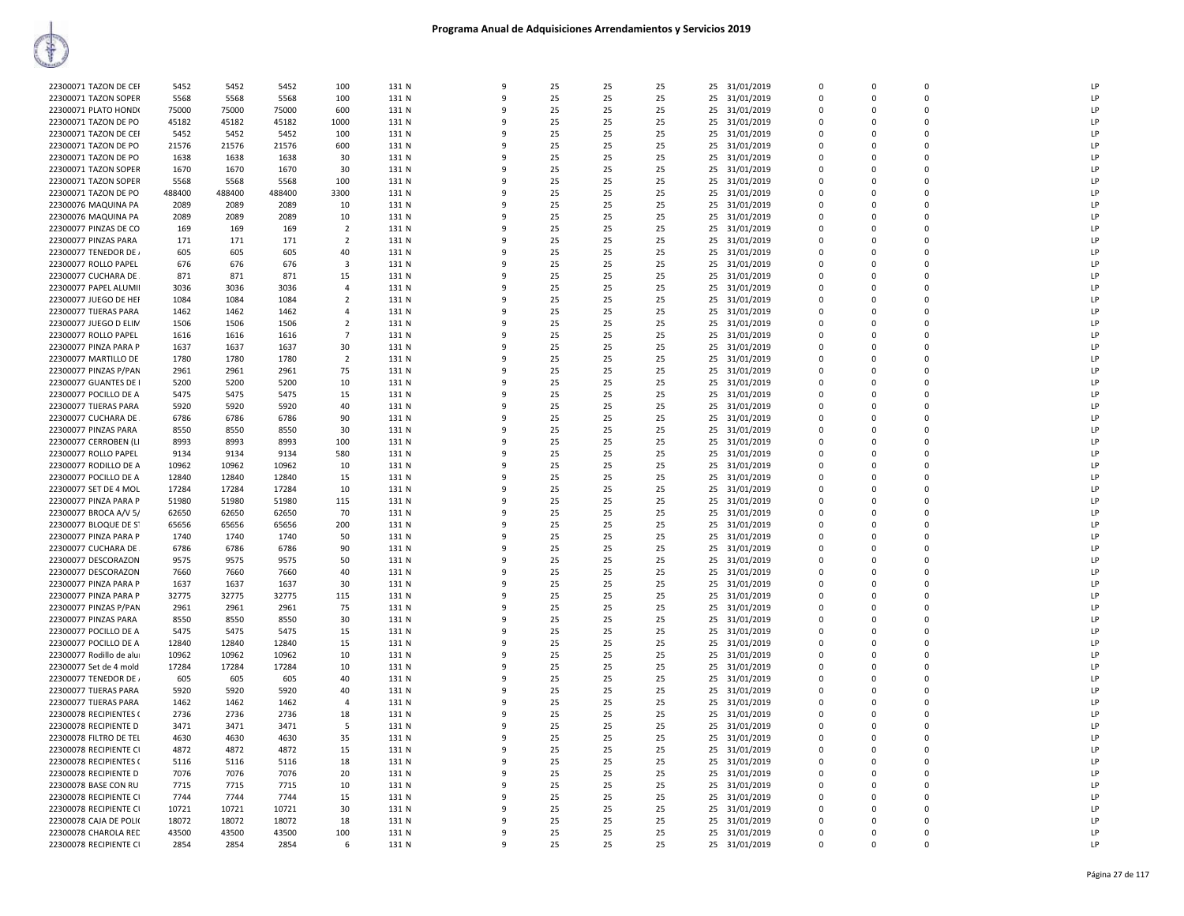# Programa Anual de Adquisiciones Arrendamientos y Servicios 2019

| | | | | | | | | | | | | | | | | |
|---|---|---|---|---|---|---|---|---|---|---|---|---|---|---|---|---|
| 22300071 TAZON DE CEI | 5452 | 5452 | 5452 | 100 | 131 N | 9 | 25 | 25 | 25 | 25 | 31/01/2019 | 0 | 0 | 0 | | LP |
| 22300071 TAZON SOPER | 5568 | 5568 | 5568 | 100 | 131 N | 9 | 25 | 25 | 25 | 25 | 31/01/2019 | 0 | 0 | 0 | | LP |
| 22300071 PLATO HOND( | 75000 | 75000 | 75000 | 600 | 131 N | 9 | 25 | 25 | 25 | 25 | 31/01/2019 | 0 | 0 | 0 | | LP |
| 22300071 TAZON DE PO | 45182 | 45182 | 45182 | 1000 | 131 N | 9 | 25 | 25 | 25 | 25 | 31/01/2019 | 0 | 0 | 0 | | LP |
| 22300071 TAZON DE CEI | 5452 | 5452 | 5452 | 100 | 131 N | 9 | 25 | 25 | 25 | 25 | 31/01/2019 | 0 | 0 | 0 | | LP |
| 22300071 TAZON DE PO | 21576 | 21576 | 21576 | 600 | 131 N | 9 | 25 | 25 | 25 | 25 | 31/01/2019 | 0 | 0 | 0 | | LP |
| 22300071 TAZON DE PO | 1638 | 1638 | 1638 | 30 | 131 N | 9 | 25 | 25 | 25 | 25 | 31/01/2019 | 0 | 0 | 0 | | LP |
| 22300071 TAZON SOPER | 1670 | 1670 | 1670 | 30 | 131 N | 9 | 25 | 25 | 25 | 25 | 31/01/2019 | 0 | 0 | 0 | | LP |
| 22300071 TAZON SOPER | 5568 | 5568 | 5568 | 100 | 131 N | 9 | 25 | 25 | 25 | 25 | 31/01/2019 | 0 | 0 | 0 | | LP |
| 22300071 TAZON DE PO | 488400 | 488400 | 488400 | 3300 | 131 N | 9 | 25 | 25 | 25 | 25 | 31/01/2019 | 0 | 0 | 0 | | LP |
| 22300076 MAQUINA PA | 2089 | 2089 | 2089 | 10 | 131 N | 9 | 25 | 25 | 25 | 25 | 31/01/2019 | 0 | 0 | 0 | | LP |
| 22300076 MAQUINA PA | 2089 | 2089 | 2089 | 10 | 131 N | 9 | 25 | 25 | 25 | 25 | 31/01/2019 | 0 | 0 | 0 | | LP |
| 22300077 PINZAS DE CO | 169 | 169 | 169 | 2 | 131 N | 9 | 25 | 25 | 25 | 25 | 31/01/2019 | 0 | 0 | 0 | | LP |
| 22300077 PINZAS PARA | 171 | 171 | 171 | 2 | 131 N | 9 | 25 | 25 | 25 | 25 | 31/01/2019 | 0 | 0 | 0 | | LP |
| 22300077 TENEDOR DE / | 605 | 605 | 605 | 40 | 131 N | 9 | 25 | 25 | 25 | 25 | 31/01/2019 | 0 | 0 | 0 | | LP |
| 22300077 ROLLO PAPEL | 676 | 676 | 676 | 3 | 131 N | 9 | 25 | 25 | 25 | 25 | 31/01/2019 | 0 | 0 | 0 | | LP |
| 22300077 CUCHARA DE | 871 | 871 | 871 | 15 | 131 N | 9 | 25 | 25 | 25 | 25 | 31/01/2019 | 0 | 0 | 0 | | LP |
| 22300077 PAPEL ALUMII | 3036 | 3036 | 3036 | 4 | 131 N | 9 | 25 | 25 | 25 | 25 | 31/01/2019 | 0 | 0 | 0 | | LP |
| 22300077 JUEGO DE HEI | 1084 | 1084 | 1084 | 2 | 131 N | 9 | 25 | 25 | 25 | 25 | 31/01/2019 | 0 | 0 | 0 | | LP |
| 22300077 TIJERAS PARA | 1462 | 1462 | 1462 | 4 | 131 N | 9 | 25 | 25 | 25 | 25 | 31/01/2019 | 0 | 0 | 0 | | LP |
| 22300077 JUEGO D ELIM | 1506 | 1506 | 1506 | 2 | 131 N | 9 | 25 | 25 | 25 | 25 | 31/01/2019 | 0 | 0 | 0 | | LP |
| 22300077 ROLLO PAPEL | 1616 | 1616 | 1616 | 7 | 131 N | 9 | 25 | 25 | 25 | 25 | 31/01/2019 | 0 | 0 | 0 | | LP |
| 22300077 PINZA PARA P | 1637 | 1637 | 1637 | 30 | 131 N | 9 | 25 | 25 | 25 | 25 | 31/01/2019 | 0 | 0 | 0 | | LP |
| 22300077 MARTILLO DE | 1780 | 1780 | 1780 | 2 | 131 N | 9 | 25 | 25 | 25 | 25 | 31/01/2019 | 0 | 0 | 0 | | LP |
| 22300077 PINZAS P/PAN | 2961 | 2961 | 2961 | 75 | 131 N | 9 | 25 | 25 | 25 | 25 | 31/01/2019 | 0 | 0 | 0 | | LP |
| 22300077 GUANTES DE I | 5200 | 5200 | 5200 | 10 | 131 N | 9 | 25 | 25 | 25 | 25 | 31/01/2019 | 0 | 0 | 0 | | LP |
| 22300077 POCILLO DE A | 5475 | 5475 | 5475 | 15 | 131 N | 9 | 25 | 25 | 25 | 25 | 31/01/2019 | 0 | 0 | 0 | | LP |
| 22300077 TIJERAS PARA | 5920 | 5920 | 5920 | 40 | 131 N | 9 | 25 | 25 | 25 | 25 | 31/01/2019 | 0 | 0 | 0 | | LP |
| 22300077 CUCHARA DE | 6786 | 6786 | 6786 | 90 | 131 N | 9 | 25 | 25 | 25 | 25 | 31/01/2019 | 0 | 0 | 0 | | LP |
| 22300077 PINZAS PARA | 8550 | 8550 | 8550 | 30 | 131 N | 9 | 25 | 25 | 25 | 25 | 31/01/2019 | 0 | 0 | 0 | | LP |
| 22300077 CERROBEN (LI | 8993 | 8993 | 8993 | 100 | 131 N | 9 | 25 | 25 | 25 | 25 | 31/01/2019 | 0 | 0 | 0 | | LP |
| 22300077 ROLLO PAPEL | 9134 | 9134 | 9134 | 580 | 131 N | 9 | 25 | 25 | 25 | 25 | 31/01/2019 | 0 | 0 | 0 | | LP |
| 22300077 RODILLO DE A | 10962 | 10962 | 10962 | 10 | 131 N | 9 | 25 | 25 | 25 | 25 | 31/01/2019 | 0 | 0 | 0 | | LP |
| 22300077 POCILLO DE A | 12840 | 12840 | 12840 | 15 | 131 N | 9 | 25 | 25 | 25 | 25 | 31/01/2019 | 0 | 0 | 0 | | LP |
| 22300077 SET DE 4 MOL | 17284 | 17284 | 17284 | 10 | 131 N | 9 | 25 | 25 | 25 | 25 | 31/01/2019 | 0 | 0 | 0 | | LP |
| 22300077 PINZA PARA P | 51980 | 51980 | 51980 | 115 | 131 N | 9 | 25 | 25 | 25 | 25 | 31/01/2019 | 0 | 0 | 0 | | LP |
| 22300077 BROCA A/V 5/ | 62650 | 62650 | 62650 | 70 | 131 N | 9 | 25 | 25 | 25 | 25 | 31/01/2019 | 0 | 0 | 0 | | LP |
| 22300077 BLOQUE DE ST | 65656 | 65656 | 65656 | 200 | 131 N | 9 | 25 | 25 | 25 | 25 | 31/01/2019 | 0 | 0 | 0 | | LP |
| 22300077 PINZA PARA P | 1740 | 1740 | 1740 | 50 | 131 N | 9 | 25 | 25 | 25 | 25 | 31/01/2019 | 0 | 0 | 0 | | LP |
| 22300077 CUCHARA DE | 6786 | 6786 | 6786 | 90 | 131 N | 9 | 25 | 25 | 25 | 25 | 31/01/2019 | 0 | 0 | 0 | | LP |
| 22300077 DESCORAZON | 9575 | 9575 | 9575 | 50 | 131 N | 9 | 25 | 25 | 25 | 25 | 31/01/2019 | 0 | 0 | 0 | | LP |
| 22300077 DESCORAZON | 7660 | 7660 | 7660 | 40 | 131 N | 9 | 25 | 25 | 25 | 25 | 31/01/2019 | 0 | 0 | 0 | | LP |
| 22300077 PINZA PARA P | 1637 | 1637 | 1637 | 30 | 131 N | 9 | 25 | 25 | 25 | 25 | 31/01/2019 | 0 | 0 | 0 | | LP |
| 22300077 PINZA PARA P | 32775 | 32775 | 32775 | 115 | 131 N | 9 | 25 | 25 | 25 | 25 | 31/01/2019 | 0 | 0 | 0 | | LP |
| 22300077 PINZAS P/PAN | 2961 | 2961 | 2961 | 75 | 131 N | 9 | 25 | 25 | 25 | 25 | 31/01/2019 | 0 | 0 | 0 | | LP |
| 22300077 PINZAS PARA | 8550 | 8550 | 8550 | 30 | 131 N | 9 | 25 | 25 | 25 | 25 | 31/01/2019 | 0 | 0 | 0 | | LP |
| 22300077 POCILLO DE A | 5475 | 5475 | 5475 | 15 | 131 N | 9 | 25 | 25 | 25 | 25 | 31/01/2019 | 0 | 0 | 0 | | LP |
| 22300077 POCILLO DE A | 12840 | 12840 | 12840 | 15 | 131 N | 9 | 25 | 25 | 25 | 25 | 31/01/2019 | 0 | 0 | 0 | | LP |
| 22300077 Rodillo de alu | 10962 | 10962 | 10962 | 10 | 131 N | 9 | 25 | 25 | 25 | 25 | 31/01/2019 | 0 | 0 | 0 | | LP |
| 22300077 Set de 4 mold | 17284 | 17284 | 17284 | 10 | 131 N | 9 | 25 | 25 | 25 | 25 | 31/01/2019 | 0 | 0 | 0 | | LP |
| 22300077 TENEDOR DE / | 605 | 605 | 605 | 40 | 131 N | 9 | 25 | 25 | 25 | 25 | 31/01/2019 | 0 | 0 | 0 | | LP |
| 22300077 TIJERAS PARA | 5920 | 5920 | 5920 | 40 | 131 N | 9 | 25 | 25 | 25 | 25 | 31/01/2019 | 0 | 0 | 0 | | LP |
| 22300077 TIJERAS PARA | 1462 | 1462 | 1462 | 4 | 131 N | 9 | 25 | 25 | 25 | 25 | 31/01/2019 | 0 | 0 | 0 | | LP |
| 22300078 RECIPIENTES ( | 2736 | 2736 | 2736 | 18 | 131 N | 9 | 25 | 25 | 25 | 25 | 31/01/2019 | 0 | 0 | 0 | | LP |
| 22300078 RECIPIENTE D | 3471 | 3471 | 3471 | 5 | 131 N | 9 | 25 | 25 | 25 | 25 | 31/01/2019 | 0 | 0 | 0 | | LP |
| 22300078 FILTRO DE TEL | 4630 | 4630 | 4630 | 35 | 131 N | 9 | 25 | 25 | 25 | 25 | 31/01/2019 | 0 | 0 | 0 | | LP |
| 22300078 RECIPIENTE CI | 4872 | 4872 | 4872 | 15 | 131 N | 9 | 25 | 25 | 25 | 25 | 31/01/2019 | 0 | 0 | 0 | | LP |
| 22300078 RECIPIENTES ( | 5116 | 5116 | 5116 | 18 | 131 N | 9 | 25 | 25 | 25 | 25 | 31/01/2019 | 0 | 0 | 0 | | LP |
| 22300078 RECIPIENTE D | 7076 | 7076 | 7076 | 20 | 131 N | 9 | 25 | 25 | 25 | 25 | 31/01/2019 | 0 | 0 | 0 | | LP |
| 22300078 BASE CON RU | 7715 | 7715 | 7715 | 10 | 131 N | 9 | 25 | 25 | 25 | 25 | 31/01/2019 | 0 | 0 | 0 | | LP |
| 22300078 RECIPIENTE CI | 7744 | 7744 | 7744 | 15 | 131 N | 9 | 25 | 25 | 25 | 25 | 31/01/2019 | 0 | 0 | 0 | | LP |
| 22300078 RECIPIENTE CI | 10721 | 10721 | 10721 | 30 | 131 N | 9 | 25 | 25 | 25 | 25 | 31/01/2019 | 0 | 0 | 0 | | LP |
| 22300078 CAJA DE POLI( | 18072 | 18072 | 18072 | 18 | 131 N | 9 | 25 | 25 | 25 | 25 | 31/01/2019 | 0 | 0 | 0 | | LP |
| 22300078 CHAROLA REC | 43500 | 43500 | 43500 | 100 | 131 N | 9 | 25 | 25 | 25 | 25 | 31/01/2019 | 0 | 0 | 0 | | LP |
| 22300078 RECIPIENTE CI | 2854 | 2854 | 2854 | 6 | 131 N | 9 | 25 | 25 | 25 | 25 | 31/01/2019 | 0 | 0 | 0 | | LP |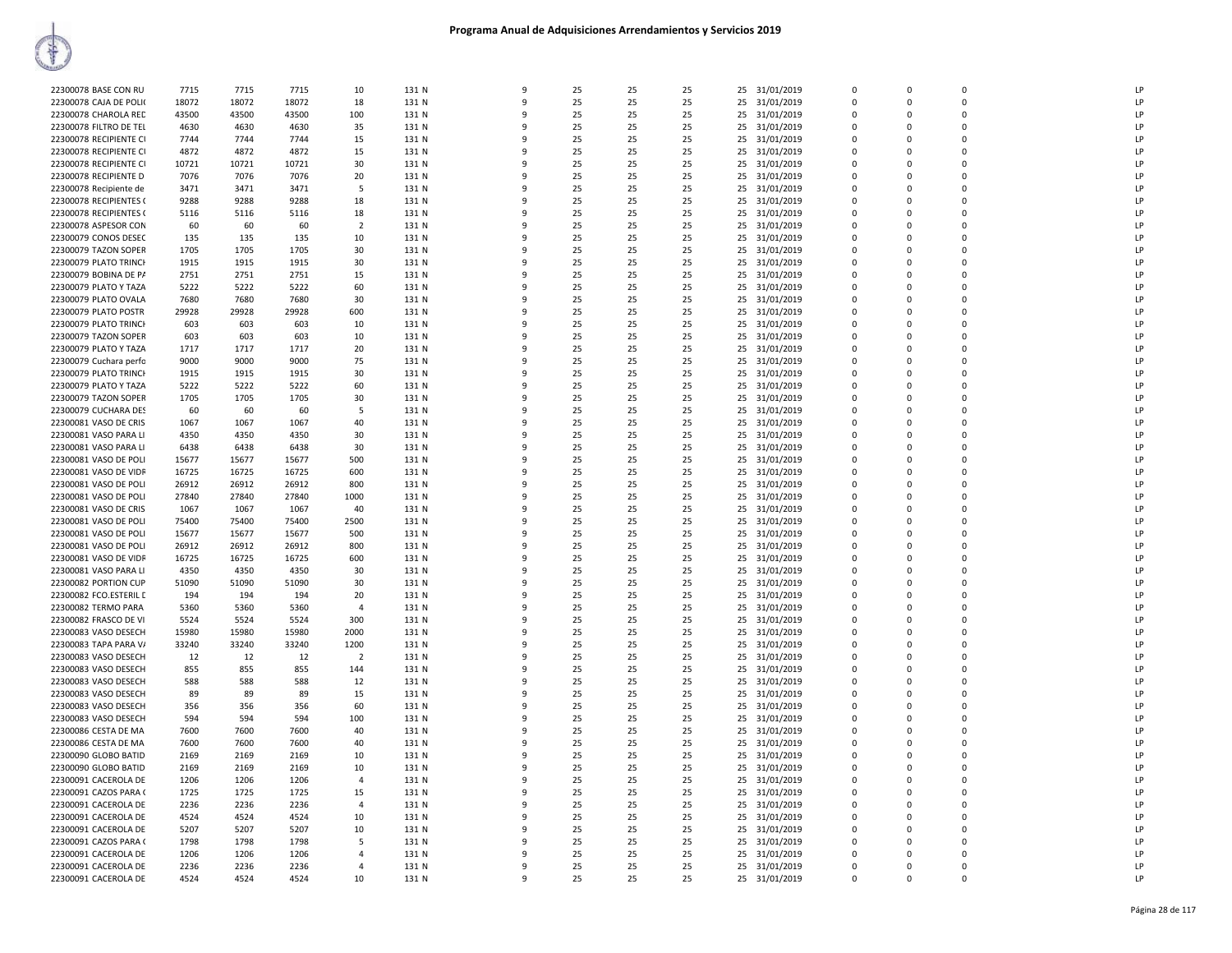# Programa Anual de Adquisiciones Arrendamientos y Servicios 2019

| | | | | | | | | | | | | | | | |
|---|---|---|---|---|---|---|---|---|---|---|---|---|---|---|---|
| 22300078 BASE CON RU | 7715 | 7715 | 7715 | 10 | 131 N | 9 | 25 | 25 | 25 | 25 | 31/01/2019 | 0 | 0 | 0 | LP |
| 22300078 CAJA DE POLI( | 18072 | 18072 | 18072 | 18 | 131 N | 9 | 25 | 25 | 25 | 25 | 31/01/2019 | 0 | 0 | 0 | LP |
| 22300078 CHAROLA REC | 43500 | 43500 | 43500 | 100 | 131 N | 9 | 25 | 25 | 25 | 25 | 31/01/2019 | 0 | 0 | 0 | LP |
| 22300078 FILTRO DE TEL | 4630 | 4630 | 4630 | 35 | 131 N | 9 | 25 | 25 | 25 | 25 | 31/01/2019 | 0 | 0 | 0 | LP |
| 22300078 RECIPIENTE CI | 7744 | 7744 | 7744 | 15 | 131 N | 9 | 25 | 25 | 25 | 25 | 31/01/2019 | 0 | 0 | 0 | LP |
| 22300078 RECIPIENTE CI | 4872 | 4872 | 4872 | 15 | 131 N | 9 | 25 | 25 | 25 | 25 | 31/01/2019 | 0 | 0 | 0 | LP |
| 22300078 RECIPIENTE CI | 10721 | 10721 | 10721 | 30 | 131 N | 9 | 25 | 25 | 25 | 25 | 31/01/2019 | 0 | 0 | 0 | LP |
| 22300078 RECIPIENTE D | 7076 | 7076 | 7076 | 20 | 131 N | 9 | 25 | 25 | 25 | 25 | 31/01/2019 | 0 | 0 | 0 | LP |
| 22300078 Recipiente de | 3471 | 3471 | 3471 | 5 | 131 N | 9 | 25 | 25 | 25 | 25 | 31/01/2019 | 0 | 0 | 0 | LP |
| 22300078 RECIPIENTES ( | 9288 | 9288 | 9288 | 18 | 131 N | 9 | 25 | 25 | 25 | 25 | 31/01/2019 | 0 | 0 | 0 | LP |
| 22300078 RECIPIENTES ( | 5116 | 5116 | 5116 | 18 | 131 N | 9 | 25 | 25 | 25 | 25 | 31/01/2019 | 0 | 0 | 0 | LP |
| 22300078 ASPESOR CON | 60 | 60 | 60 | 2 | 131 N | 9 | 25 | 25 | 25 | 25 | 31/01/2019 | 0 | 0 | 0 | LP |
| 22300079 CONOS DESEC | 135 | 135 | 135 | 10 | 131 N | 9 | 25 | 25 | 25 | 25 | 31/01/2019 | 0 | 0 | 0 | LP |
| 22300079 TAZON SOPER | 1705 | 1705 | 1705 | 30 | 131 N | 9 | 25 | 25 | 25 | 25 | 31/01/2019 | 0 | 0 | 0 | LP |
| 22300079 PLATO TRINCH | 1915 | 1915 | 1915 | 30 | 131 N | 9 | 25 | 25 | 25 | 25 | 31/01/2019 | 0 | 0 | 0 | LP |
| 22300079 BOBINA DE PA | 2751 | 2751 | 2751 | 15 | 131 N | 9 | 25 | 25 | 25 | 25 | 31/01/2019 | 0 | 0 | 0 | LP |
| 22300079 PLATO Y TAZA | 5222 | 5222 | 5222 | 60 | 131 N | 9 | 25 | 25 | 25 | 25 | 31/01/2019 | 0 | 0 | 0 | LP |
| 22300079 PLATO OVALA | 7680 | 7680 | 7680 | 30 | 131 N | 9 | 25 | 25 | 25 | 25 | 31/01/2019 | 0 | 0 | 0 | LP |
| 22300079 PLATO POSTR | 29928 | 29928 | 29928 | 600 | 131 N | 9 | 25 | 25 | 25 | 25 | 31/01/2019 | 0 | 0 | 0 | LP |
| 22300079 PLATO TRINCH | 603 | 603 | 603 | 10 | 131 N | 9 | 25 | 25 | 25 | 25 | 31/01/2019 | 0 | 0 | 0 | LP |
| 22300079 TAZON SOPER | 603 | 603 | 603 | 10 | 131 N | 9 | 25 | 25 | 25 | 25 | 31/01/2019 | 0 | 0 | 0 | LP |
| 22300079 PLATO Y TAZA | 1717 | 1717 | 1717 | 20 | 131 N | 9 | 25 | 25 | 25 | 25 | 31/01/2019 | 0 | 0 | 0 | LP |
| 22300079 Cuchara perfo | 9000 | 9000 | 9000 | 75 | 131 N | 9 | 25 | 25 | 25 | 25 | 31/01/2019 | 0 | 0 | 0 | LP |
| 22300079 PLATO TRINCH | 1915 | 1915 | 1915 | 30 | 131 N | 9 | 25 | 25 | 25 | 25 | 31/01/2019 | 0 | 0 | 0 | LP |
| 22300079 PLATO Y TAZA | 5222 | 5222 | 5222 | 60 | 131 N | 9 | 25 | 25 | 25 | 25 | 31/01/2019 | 0 | 0 | 0 | LP |
| 22300079 TAZON SOPER | 1705 | 1705 | 1705 | 30 | 131 N | 9 | 25 | 25 | 25 | 25 | 31/01/2019 | 0 | 0 | 0 | LP |
| 22300079 CUCHARA DES | 60 | 60 | 60 | 5 | 131 N | 9 | 25 | 25 | 25 | 25 | 31/01/2019 | 0 | 0 | 0 | LP |
| 22300081 VASO DE CRIS | 1067 | 1067 | 1067 | 40 | 131 N | 9 | 25 | 25 | 25 | 25 | 31/01/2019 | 0 | 0 | 0 | LP |
| 22300081 VASO PARA LI | 4350 | 4350 | 4350 | 30 | 131 N | 9 | 25 | 25 | 25 | 25 | 31/01/2019 | 0 | 0 | 0 | LP |
| 22300081 VASO PARA LI | 6438 | 6438 | 6438 | 30 | 131 N | 9 | 25 | 25 | 25 | 25 | 31/01/2019 | 0 | 0 | 0 | LP |
| 22300081 VASO DE POLI | 15677 | 15677 | 15677 | 500 | 131 N | 9 | 25 | 25 | 25 | 25 | 31/01/2019 | 0 | 0 | 0 | LP |
| 22300081 VASO DE VIDR | 16725 | 16725 | 16725 | 600 | 131 N | 9 | 25 | 25 | 25 | 25 | 31/01/2019 | 0 | 0 | 0 | LP |
| 22300081 VASO DE POLI | 26912 | 26912 | 26912 | 800 | 131 N | 9 | 25 | 25 | 25 | 25 | 31/01/2019 | 0 | 0 | 0 | LP |
| 22300081 VASO DE POLI | 27840 | 27840 | 27840 | 1000 | 131 N | 9 | 25 | 25 | 25 | 25 | 31/01/2019 | 0 | 0 | 0 | LP |
| 22300081 VASO DE CRIS | 1067 | 1067 | 1067 | 40 | 131 N | 9 | 25 | 25 | 25 | 25 | 31/01/2019 | 0 | 0 | 0 | LP |
| 22300081 VASO DE POLI | 75400 | 75400 | 75400 | 2500 | 131 N | 9 | 25 | 25 | 25 | 25 | 31/01/2019 | 0 | 0 | 0 | LP |
| 22300081 VASO DE POLI | 15677 | 15677 | 15677 | 500 | 131 N | 9 | 25 | 25 | 25 | 25 | 31/01/2019 | 0 | 0 | 0 | LP |
| 22300081 VASO DE POLI | 26912 | 26912 | 26912 | 800 | 131 N | 9 | 25 | 25 | 25 | 25 | 31/01/2019 | 0 | 0 | 0 | LP |
| 22300081 VASO DE VIDR | 16725 | 16725 | 16725 | 600 | 131 N | 9 | 25 | 25 | 25 | 25 | 31/01/2019 | 0 | 0 | 0 | LP |
| 22300081 VASO PARA LI | 4350 | 4350 | 4350 | 30 | 131 N | 9 | 25 | 25 | 25 | 25 | 31/01/2019 | 0 | 0 | 0 | LP |
| 22300082 PORTION CUP | 51090 | 51090 | 51090 | 30 | 131 N | 9 | 25 | 25 | 25 | 25 | 31/01/2019 | 0 | 0 | 0 | LP |
| 22300082 FCO.ESTERIL D | 194 | 194 | 194 | 20 | 131 N | 9 | 25 | 25 | 25 | 25 | 31/01/2019 | 0 | 0 | 0 | LP |
| 22300082 TERMO PARA | 5360 | 5360 | 5360 | 4 | 131 N | 9 | 25 | 25 | 25 | 25 | 31/01/2019 | 0 | 0 | 0 | LP |
| 22300082 FRASCO DE VI | 5524 | 5524 | 5524 | 300 | 131 N | 9 | 25 | 25 | 25 | 25 | 31/01/2019 | 0 | 0 | 0 | LP |
| 22300083 VASO DESECH | 15980 | 15980 | 15980 | 2000 | 131 N | 9 | 25 | 25 | 25 | 25 | 31/01/2019 | 0 | 0 | 0 | LP |
| 22300083 TAPA PARA VA | 33240 | 33240 | 33240 | 1200 | 131 N | 9 | 25 | 25 | 25 | 25 | 31/01/2019 | 0 | 0 | 0 | LP |
| 22300083 VASO DESECH | 12 | 12 | 12 | 2 | 131 N | 9 | 25 | 25 | 25 | 25 | 31/01/2019 | 0 | 0 | 0 | LP |
| 22300083 VASO DESECH | 855 | 855 | 855 | 144 | 131 N | 9 | 25 | 25 | 25 | 25 | 31/01/2019 | 0 | 0 | 0 | LP |
| 22300083 VASO DESECH | 588 | 588 | 588 | 12 | 131 N | 9 | 25 | 25 | 25 | 25 | 31/01/2019 | 0 | 0 | 0 | LP |
| 22300083 VASO DESECH | 89 | 89 | 89 | 15 | 131 N | 9 | 25 | 25 | 25 | 25 | 31/01/2019 | 0 | 0 | 0 | LP |
| 22300083 VASO DESECH | 356 | 356 | 356 | 60 | 131 N | 9 | 25 | 25 | 25 | 25 | 31/01/2019 | 0 | 0 | 0 | LP |
| 22300083 VASO DESECH | 594 | 594 | 594 | 100 | 131 N | 9 | 25 | 25 | 25 | 25 | 31/01/2019 | 0 | 0 | 0 | LP |
| 22300086 CESTA DE MA | 7600 | 7600 | 7600 | 40 | 131 N | 9 | 25 | 25 | 25 | 25 | 31/01/2019 | 0 | 0 | 0 | LP |
| 22300086 CESTA DE MA | 7600 | 7600 | 7600 | 40 | 131 N | 9 | 25 | 25 | 25 | 25 | 31/01/2019 | 0 | 0 | 0 | LP |
| 22300090 GLOBO BATID | 2169 | 2169 | 2169 | 10 | 131 N | 9 | 25 | 25 | 25 | 25 | 31/01/2019 | 0 | 0 | 0 | LP |
| 22300090 GLOBO BATID | 2169 | 2169 | 2169 | 10 | 131 N | 9 | 25 | 25 | 25 | 25 | 31/01/2019 | 0 | 0 | 0 | LP |
| 22300091 CACEROLA DE | 1206 | 1206 | 1206 | 4 | 131 N | 9 | 25 | 25 | 25 | 25 | 31/01/2019 | 0 | 0 | 0 | LP |
| 22300091 CAZOS PARA ( | 1725 | 1725 | 1725 | 15 | 131 N | 9 | 25 | 25 | 25 | 25 | 31/01/2019 | 0 | 0 | 0 | LP |
| 22300091 CACEROLA DE | 2236 | 2236 | 2236 | 4 | 131 N | 9 | 25 | 25 | 25 | 25 | 31/01/2019 | 0 | 0 | 0 | LP |
| 22300091 CACEROLA DE | 4524 | 4524 | 4524 | 10 | 131 N | 9 | 25 | 25 | 25 | 25 | 31/01/2019 | 0 | 0 | 0 | LP |
| 22300091 CACEROLA DE | 5207 | 5207 | 5207 | 10 | 131 N | 9 | 25 | 25 | 25 | 25 | 31/01/2019 | 0 | 0 | 0 | LP |
| 22300091 CAZOS PARA ( | 1798 | 1798 | 1798 | 5 | 131 N | 9 | 25 | 25 | 25 | 25 | 31/01/2019 | 0 | 0 | 0 | LP |
| 22300091 CACEROLA DE | 1206 | 1206 | 1206 | 4 | 131 N | 9 | 25 | 25 | 25 | 25 | 31/01/2019 | 0 | 0 | 0 | LP |
| 22300091 CACEROLA DE | 2236 | 2236 | 2236 | 4 | 131 N | 9 | 25 | 25 | 25 | 25 | 31/01/2019 | 0 | 0 | 0 | LP |
| 22300091 CACEROLA DE | 4524 | 4524 | 4524 | 10 | 131 N | 9 | 25 | 25 | 25 | 25 | 31/01/2019 | 0 | 0 | 0 | LP |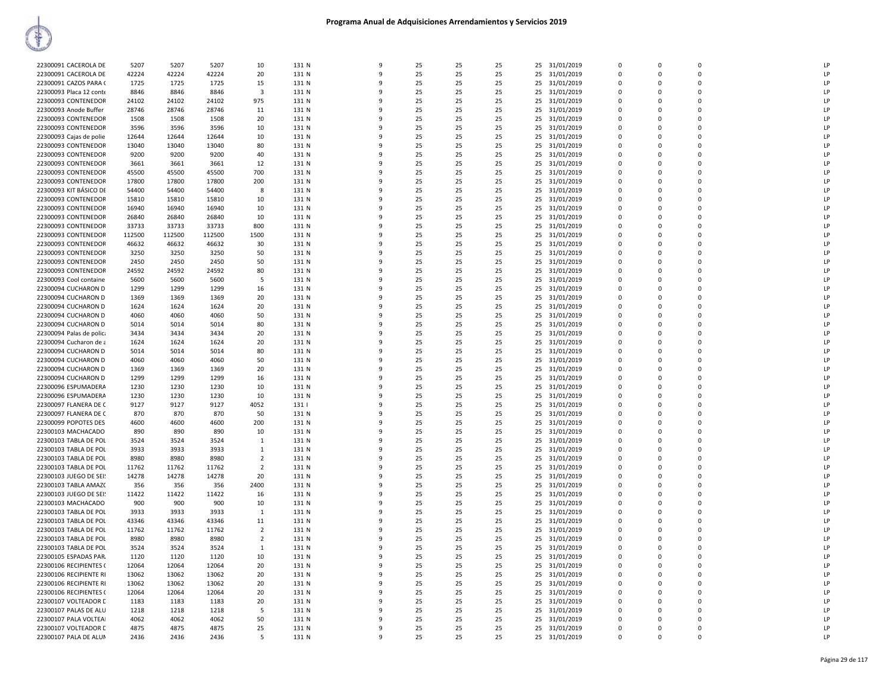# Programa Anual de Adquisiciones Arrendamientos y Servicios 2019

| | | | | | | | | | | | | | | | | |
|---|---|---|---|---|---|---|---|---|---|---|---|---|---|---|---|---|
| 22300091 CACEROLA DE | 5207 | 5207 | 5207 | 10 | 131 N | 9 | 25 | 25 | 25 | 25 | 31/01/2019 | 0 | 0 | 0 | | LP |
| 22300091 CACEROLA DE | 42224 | 42224 | 42224 | 20 | 131 N | 9 | 25 | 25 | 25 | 25 | 31/01/2019 | 0 | 0 | 0 | | LP |
| 22300091 CAZOS PARA ( | 1725 | 1725 | 1725 | 15 | 131 N | 9 | 25 | 25 | 25 | 25 | 31/01/2019 | 0 | 0 | 0 | | LP |
| 22300093 Placa 12 conte | 8846 | 8846 | 8846 | 3 | 131 N | 9 | 25 | 25 | 25 | 25 | 31/01/2019 | 0 | 0 | 0 | | LP |
| 22300093 CONTENEDOR | 24102 | 24102 | 24102 | 975 | 131 N | 9 | 25 | 25 | 25 | 25 | 31/01/2019 | 0 | 0 | 0 | | LP |
| 22300093 Anode Buffer | 28746 | 28746 | 28746 | 11 | 131 N | 9 | 25 | 25 | 25 | 25 | 31/01/2019 | 0 | 0 | 0 | | LP |
| 22300093 CONTENEDOR | 1508 | 1508 | 1508 | 20 | 131 N | 9 | 25 | 25 | 25 | 25 | 31/01/2019 | 0 | 0 | 0 | | LP |
| 22300093 CONTENEDOR | 3596 | 3596 | 3596 | 10 | 131 N | 9 | 25 | 25 | 25 | 25 | 31/01/2019 | 0 | 0 | 0 | | LP |
| 22300093 Cajas de polie | 12644 | 12644 | 12644 | 10 | 131 N | 9 | 25 | 25 | 25 | 25 | 31/01/2019 | 0 | 0 | 0 | | LP |
| 22300093 CONTENEDOR | 13040 | 13040 | 13040 | 80 | 131 N | 9 | 25 | 25 | 25 | 25 | 31/01/2019 | 0 | 0 | 0 | | LP |
| 22300093 CONTENEDOR | 9200 | 9200 | 9200 | 40 | 131 N | 9 | 25 | 25 | 25 | 25 | 31/01/2019 | 0 | 0 | 0 | | LP |
| 22300093 CONTENEDOR | 3661 | 3661 | 3661 | 12 | 131 N | 9 | 25 | 25 | 25 | 25 | 31/01/2019 | 0 | 0 | 0 | | LP |
| 22300093 CONTENEDOR | 45500 | 45500 | 45500 | 700 | 131 N | 9 | 25 | 25 | 25 | 25 | 31/01/2019 | 0 | 0 | 0 | | LP |
| 22300093 CONTENEDOR | 17800 | 17800 | 17800 | 200 | 131 N | 9 | 25 | 25 | 25 | 25 | 31/01/2019 | 0 | 0 | 0 | | LP |
| 22300093 KIT BÁSICO DE | 54400 | 54400 | 54400 | 8 | 131 N | 9 | 25 | 25 | 25 | 25 | 31/01/2019 | 0 | 0 | 0 | | LP |
| 22300093 CONTENEDOR | 15810 | 15810 | 15810 | 10 | 131 N | 9 | 25 | 25 | 25 | 25 | 31/01/2019 | 0 | 0 | 0 | | LP |
| 22300093 CONTENEDOR | 16940 | 16940 | 16940 | 10 | 131 N | 9 | 25 | 25 | 25 | 25 | 31/01/2019 | 0 | 0 | 0 | | LP |
| 22300093 CONTENEDOR | 26840 | 26840 | 26840 | 10 | 131 N | 9 | 25 | 25 | 25 | 25 | 31/01/2019 | 0 | 0 | 0 | | LP |
| 22300093 CONTENEDOR | 33733 | 33733 | 33733 | 800 | 131 N | 9 | 25 | 25 | 25 | 25 | 31/01/2019 | 0 | 0 | 0 | | LP |
| 22300093 CONTENEDOR | 112500 | 112500 | 112500 | 1500 | 131 N | 9 | 25 | 25 | 25 | 25 | 31/01/2019 | 0 | 0 | 0 | | LP |
| 22300093 CONTENEDOR | 46632 | 46632 | 46632 | 30 | 131 N | 9 | 25 | 25 | 25 | 25 | 31/01/2019 | 0 | 0 | 0 | | LP |
| 22300093 CONTENEDOR | 3250 | 3250 | 3250 | 50 | 131 N | 9 | 25 | 25 | 25 | 25 | 31/01/2019 | 0 | 0 | 0 | | LP |
| 22300093 CONTENEDOR | 2450 | 2450 | 2450 | 50 | 131 N | 9 | 25 | 25 | 25 | 25 | 31/01/2019 | 0 | 0 | 0 | | LP |
| 22300093 CONTENEDOR | 24592 | 24592 | 24592 | 80 | 131 N | 9 | 25 | 25 | 25 | 25 | 31/01/2019 | 0 | 0 | 0 | | LP |
| 22300093 Cool containe | 5600 | 5600 | 5600 | 5 | 131 N | 9 | 25 | 25 | 25 | 25 | 31/01/2019 | 0 | 0 | 0 | | LP |
| 22300094 CUCHARON D | 1299 | 1299 | 1299 | 16 | 131 N | 9 | 25 | 25 | 25 | 25 | 31/01/2019 | 0 | 0 | 0 | | LP |
| 22300094 CUCHARON D | 1369 | 1369 | 1369 | 20 | 131 N | 9 | 25 | 25 | 25 | 25 | 31/01/2019 | 0 | 0 | 0 | | LP |
| 22300094 CUCHARON D | 1624 | 1624 | 1624 | 20 | 131 N | 9 | 25 | 25 | 25 | 25 | 31/01/2019 | 0 | 0 | 0 | | LP |
| 22300094 CUCHARON D | 4060 | 4060 | 4060 | 50 | 131 N | 9 | 25 | 25 | 25 | 25 | 31/01/2019 | 0 | 0 | 0 | | LP |
| 22300094 CUCHARON D | 5014 | 5014 | 5014 | 80 | 131 N | 9 | 25 | 25 | 25 | 25 | 31/01/2019 | 0 | 0 | 0 | | LP |
| 22300094 Palas de polic | 3434 | 3434 | 3434 | 20 | 131 N | 9 | 25 | 25 | 25 | 25 | 31/01/2019 | 0 | 0 | 0 | | LP |
| 22300094 Cucharon de a | 1624 | 1624 | 1624 | 20 | 131 N | 9 | 25 | 25 | 25 | 25 | 31/01/2019 | 0 | 0 | 0 | | LP |
| 22300094 CUCHARON D | 5014 | 5014 | 5014 | 80 | 131 N | 9 | 25 | 25 | 25 | 25 | 31/01/2019 | 0 | 0 | 0 | | LP |
| 22300094 CUCHARON D | 4060 | 4060 | 4060 | 50 | 131 N | 9 | 25 | 25 | 25 | 25 | 31/01/2019 | 0 | 0 | 0 | | LP |
| 22300094 CUCHARON D | 1369 | 1369 | 1369 | 20 | 131 N | 9 | 25 | 25 | 25 | 25 | 31/01/2019 | 0 | 0 | 0 | | LP |
| 22300094 CUCHARON D | 1299 | 1299 | 1299 | 16 | 131 N | 9 | 25 | 25 | 25 | 25 | 31/01/2019 | 0 | 0 | 0 | | LP |
| 22300096 ESPUMADERA | 1230 | 1230 | 1230 | 10 | 131 N | 9 | 25 | 25 | 25 | 25 | 31/01/2019 | 0 | 0 | 0 | | LP |
| 22300096 ESPUMADERA | 1230 | 1230 | 1230 | 10 | 131 N | 9 | 25 | 25 | 25 | 25 | 31/01/2019 | 0 | 0 | 0 | | LP |
| 22300097 FLANERA DE C | 9127 | 9127 | 9127 | 4052 | 131 I | 9 | 25 | 25 | 25 | 25 | 31/01/2019 | 0 | 0 | 0 | | LP |
| 22300097 FLANERA DE C | 870 | 870 | 870 | 50 | 131 N | 9 | 25 | 25 | 25 | 25 | 31/01/2019 | 0 | 0 | 0 | | LP |
| 22300099 POPOTES DES | 4600 | 4600 | 4600 | 200 | 131 N | 9 | 25 | 25 | 25 | 25 | 31/01/2019 | 0 | 0 | 0 | | LP |
| 22300103 MACHACADO | 890 | 890 | 890 | 10 | 131 N | 9 | 25 | 25 | 25 | 25 | 31/01/2019 | 0 | 0 | 0 | | LP |
| 22300103 TABLA DE POL | 3524 | 3524 | 3524 | 1 | 131 N | 9 | 25 | 25 | 25 | 25 | 31/01/2019 | 0 | 0 | 0 | | LP |
| 22300103 TABLA DE POL | 3933 | 3933 | 3933 | 1 | 131 N | 9 | 25 | 25 | 25 | 25 | 31/01/2019 | 0 | 0 | 0 | | LP |
| 22300103 TABLA DE POL | 8980 | 8980 | 8980 | 2 | 131 N | 9 | 25 | 25 | 25 | 25 | 31/01/2019 | 0 | 0 | 0 | | LP |
| 22300103 TABLA DE POL | 11762 | 11762 | 11762 | 2 | 131 N | 9 | 25 | 25 | 25 | 25 | 31/01/2019 | 0 | 0 | 0 | | LP |
| 22300103 JUEGO DE SEI | 14278 | 14278 | 14278 | 20 | 131 N | 9 | 25 | 25 | 25 | 25 | 31/01/2019 | 0 | 0 | 0 | | LP |
| 22300103 TABLA AMAZ( | 356 | 356 | 356 | 2400 | 131 N | 9 | 25 | 25 | 25 | 25 | 31/01/2019 | 0 | 0 | 0 | | LP |
| 22300103 JUEGO DE SEI | 11422 | 11422 | 11422 | 16 | 131 N | 9 | 25 | 25 | 25 | 25 | 31/01/2019 | 0 | 0 | 0 | | LP |
| 22300103 MACHACADO | 900 | 900 | 900 | 10 | 131 N | 9 | 25 | 25 | 25 | 25 | 31/01/2019 | 0 | 0 | 0 | | LP |
| 22300103 TABLA DE POL | 3933 | 3933 | 3933 | 1 | 131 N | 9 | 25 | 25 | 25 | 25 | 31/01/2019 | 0 | 0 | 0 | | LP |
| 22300103 TABLA DE POL | 43346 | 43346 | 43346 | 11 | 131 N | 9 | 25 | 25 | 25 | 25 | 31/01/2019 | 0 | 0 | 0 | | LP |
| 22300103 TABLA DE POL | 11762 | 11762 | 11762 | 2 | 131 N | 9 | 25 | 25 | 25 | 25 | 31/01/2019 | 0 | 0 | 0 | | LP |
| 22300103 TABLA DE POL | 8980 | 8980 | 8980 | 2 | 131 N | 9 | 25 | 25 | 25 | 25 | 31/01/2019 | 0 | 0 | 0 | | LP |
| 22300103 TABLA DE POL | 3524 | 3524 | 3524 | 1 | 131 N | 9 | 25 | 25 | 25 | 25 | 31/01/2019 | 0 | 0 | 0 | | LP |
| 22300105 ESPADAS PAR. | 1120 | 1120 | 1120 | 10 | 131 N | 9 | 25 | 25 | 25 | 25 | 31/01/2019 | 0 | 0 | 0 | | LP |
| 22300106 RECIPIENTES ( | 12064 | 12064 | 12064 | 20 | 131 N | 9 | 25 | 25 | 25 | 25 | 31/01/2019 | 0 | 0 | 0 | | LP |
| 22300106 RECIPIENTE RI | 13062 | 13062 | 13062 | 20 | 131 N | 9 | 25 | 25 | 25 | 25 | 31/01/2019 | 0 | 0 | 0 | | LP |
| 22300106 RECIPIENTE RI | 13062 | 13062 | 13062 | 20 | 131 N | 9 | 25 | 25 | 25 | 25 | 31/01/2019 | 0 | 0 | 0 | | LP |
| 22300106 RECIPIENTES ( | 12064 | 12064 | 12064 | 20 | 131 N | 9 | 25 | 25 | 25 | 25 | 31/01/2019 | 0 | 0 | 0 | | LP |
| 22300107 VOLTEADOR D | 1183 | 1183 | 1183 | 20 | 131 N | 9 | 25 | 25 | 25 | 25 | 31/01/2019 | 0 | 0 | 0 | | LP |
| 22300107 PALAS DE ALU | 1218 | 1218 | 1218 | 5 | 131 N | 9 | 25 | 25 | 25 | 25 | 31/01/2019 | 0 | 0 | 0 | | LP |
| 22300107 PALA VOLTEAI | 4062 | 4062 | 4062 | 50 | 131 N | 9 | 25 | 25 | 25 | 25 | 31/01/2019 | 0 | 0 | 0 | | LP |
| 22300107 VOLTEADOR D | 4875 | 4875 | 4875 | 25 | 131 N | 9 | 25 | 25 | 25 | 25 | 31/01/2019 | 0 | 0 | 0 | | LP |
| 22300107 PALA DE ALUN | 2436 | 2436 | 2436 | 5 | 131 N | 9 | 25 | 25 | 25 | 25 | 31/01/2019 | 0 | 0 | 0 | | LP |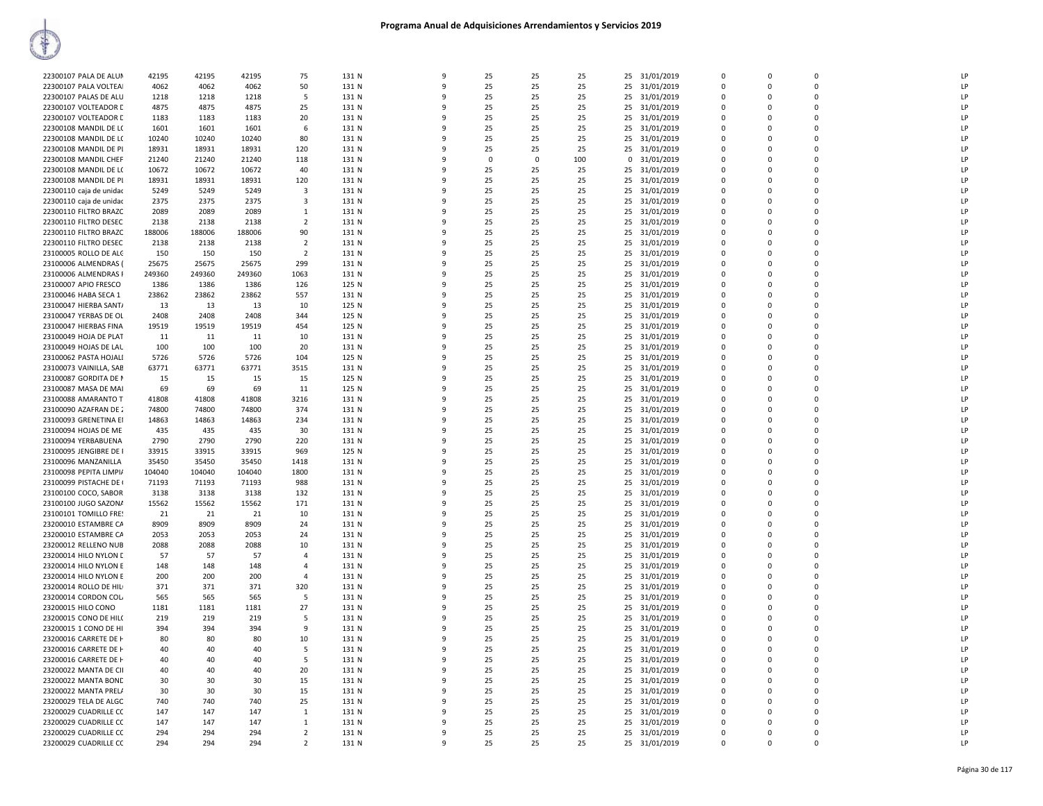# Programa Anual de Adquisiciones Arrendamientos y Servicios 2019

| | | | | | | | | | | | | | | | |
|---|---|---|---|---|---|---|---|---|---|---|---|---|---|---|---|
| 22300107 PALA DE ALUN | 42195 | 42195 | 42195 | 75 | 131 N | 9 | 25 | 25 | 25 | 25 | 31/01/2019 | 0 | 0 | 0 | LP |
| 22300107 PALA VOLTEAI | 4062 | 4062 | 4062 | 50 | 131 N | 9 | 25 | 25 | 25 | 25 | 31/01/2019 | 0 | 0 | 0 | LP |
| 22300107 PALAS DE ALU | 1218 | 1218 | 1218 | 5 | 131 N | 9 | 25 | 25 | 25 | 25 | 31/01/2019 | 0 | 0 | 0 | LP |
| 22300107 VOLTEADOR D | 4875 | 4875 | 4875 | 25 | 131 N | 9 | 25 | 25 | 25 | 25 | 31/01/2019 | 0 | 0 | 0 | LP |
| 22300107 VOLTEADOR D | 1183 | 1183 | 1183 | 20 | 131 N | 9 | 25 | 25 | 25 | 25 | 31/01/2019 | 0 | 0 | 0 | LP |
| 22300108 MANDIL DE LC | 1601 | 1601 | 1601 | 6 | 131 N | 9 | 25 | 25 | 25 | 25 | 31/01/2019 | 0 | 0 | 0 | LP |
| 22300108 MANDIL DE LC | 10240 | 10240 | 10240 | 80 | 131 N | 9 | 25 | 25 | 25 | 25 | 31/01/2019 | 0 | 0 | 0 | LP |
| 22300108 MANDIL DE PI | 18931 | 18931 | 18931 | 120 | 131 N | 9 | 25 | 25 | 25 | 25 | 31/01/2019 | 0 | 0 | 0 | LP |
| 22300108 MANDIL CHEF | 21240 | 21240 | 21240 | 118 | 131 N | 9 | 0 | 0 | 100 | 0 | 31/01/2019 | 0 | 0 | 0 | LP |
| 22300108 MANDIL DE LC | 10672 | 10672 | 10672 | 40 | 131 N | 9 | 25 | 25 | 25 | 25 | 31/01/2019 | 0 | 0 | 0 | LP |
| 22300108 MANDIL DE PI | 18931 | 18931 | 18931 | 120 | 131 N | 9 | 25 | 25 | 25 | 25 | 31/01/2019 | 0 | 0 | 0 | LP |
| 22300110 caja de unidad | 5249 | 5249 | 5249 | 3 | 131 N | 9 | 25 | 25 | 25 | 25 | 31/01/2019 | 0 | 0 | 0 | LP |
| 22300110 caja de unidad | 2375 | 2375 | 2375 | 3 | 131 N | 9 | 25 | 25 | 25 | 25 | 31/01/2019 | 0 | 0 | 0 | LP |
| 22300110 FILTRO BRAZC | 2089 | 2089 | 2089 | 1 | 131 N | 9 | 25 | 25 | 25 | 25 | 31/01/2019 | 0 | 0 | 0 | LP |
| 22300110 FILTRO DESEC | 2138 | 2138 | 2138 | 2 | 131 N | 9 | 25 | 25 | 25 | 25 | 31/01/2019 | 0 | 0 | 0 | LP |
| 22300110 FILTRO BRAZC | 188006 | 188006 | 188006 | 90 | 131 N | 9 | 25 | 25 | 25 | 25 | 31/01/2019 | 0 | 0 | 0 | LP |
| 22300110 FILTRO DESEC | 2138 | 2138 | 2138 | 2 | 131 N | 9 | 25 | 25 | 25 | 25 | 31/01/2019 | 0 | 0 | 0 | LP |
| 23100005 ROLLO DE ALC | 150 | 150 | 150 | 2 | 131 N | 9 | 25 | 25 | 25 | 25 | 31/01/2019 | 0 | 0 | 0 | LP |
| 23100006 ALMENDRAS ( | 25675 | 25675 | 25675 | 299 | 131 N | 9 | 25 | 25 | 25 | 25 | 31/01/2019 | 0 | 0 | 0 | LP |
| 23100006 ALMENDRAS I | 249360 | 249360 | 249360 | 1063 | 131 N | 9 | 25 | 25 | 25 | 25 | 31/01/2019 | 0 | 0 | 0 | LP |
| 23100007 APIO FRESCO | 1386 | 1386 | 1386 | 126 | 125 N | 9 | 25 | 25 | 25 | 25 | 31/01/2019 | 0 | 0 | 0 | LP |
| 23100046 HABA SECA 1 | 23862 | 23862 | 23862 | 557 | 131 N | 9 | 25 | 25 | 25 | 25 | 31/01/2019 | 0 | 0 | 0 | LP |
| 23100047 HIERBA SANTA | 13 | 13 | 13 | 10 | 125 N | 9 | 25 | 25 | 25 | 25 | 31/01/2019 | 0 | 0 | 0 | LP |
| 23100047 YERBAS DE OL | 2408 | 2408 | 2408 | 344 | 125 N | 9 | 25 | 25 | 25 | 25 | 31/01/2019 | 0 | 0 | 0 | LP |
| 23100047 HIERBAS FINA | 19519 | 19519 | 19519 | 454 | 125 N | 9 | 25 | 25 | 25 | 25 | 31/01/2019 | 0 | 0 | 0 | LP |
| 23100049 HOJA DE PLAT | 11 | 11 | 11 | 10 | 131 N | 9 | 25 | 25 | 25 | 25 | 31/01/2019 | 0 | 0 | 0 | LP |
| 23100049 HOJAS DE LAL | 100 | 100 | 100 | 20 | 131 N | 9 | 25 | 25 | 25 | 25 | 31/01/2019 | 0 | 0 | 0 | LP |
| 23100062 PASTA HOJALI | 5726 | 5726 | 5726 | 104 | 125 N | 9 | 25 | 25 | 25 | 25 | 31/01/2019 | 0 | 0 | 0 | LP |
| 23100073 VAINILLA, SAE | 63771 | 63771 | 63771 | 3515 | 131 N | 9 | 25 | 25 | 25 | 25 | 31/01/2019 | 0 | 0 | 0 | LP |
| 23100087 GORDITA DE I | 15 | 15 | 15 | 15 | 125 N | 9 | 25 | 25 | 25 | 25 | 31/01/2019 | 0 | 0 | 0 | LP |
| 23100087 MASA DE MAI | 69 | 69 | 69 | 11 | 125 N | 9 | 25 | 25 | 25 | 25 | 31/01/2019 | 0 | 0 | 0 | LP |
| 23100088 AMARANTO T | 41808 | 41808 | 41808 | 3216 | 131 N | 9 | 25 | 25 | 25 | 25 | 31/01/2019 | 0 | 0 | 0 | LP |
| 23100090 AZAFRAN DE | 74800 | 74800 | 74800 | 374 | 131 N | 9 | 25 | 25 | 25 | 25 | 31/01/2019 | 0 | 0 | 0 | LP |
| 23100093 GRENETINA EI | 14863 | 14863 | 14863 | 234 | 131 N | 9 | 25 | 25 | 25 | 25 | 31/01/2019 | 0 | 0 | 0 | LP |
| 23100094 HOJAS DE ME | 435 | 435 | 435 | 30 | 131 N | 9 | 25 | 25 | 25 | 25 | 31/01/2019 | 0 | 0 | 0 | LP |
| 23100094 YERBABUENA | 2790 | 2790 | 2790 | 220 | 131 N | 9 | 25 | 25 | 25 | 25 | 31/01/2019 | 0 | 0 | 0 | LP |
| 23100095 JENGIBRE DE I | 33915 | 33915 | 33915 | 969 | 125 N | 9 | 25 | 25 | 25 | 25 | 31/01/2019 | 0 | 0 | 0 | LP |
| 23100096 MANZANILLA | 35450 | 35450 | 35450 | 1418 | 131 N | 9 | 25 | 25 | 25 | 25 | 31/01/2019 | 0 | 0 | 0 | LP |
| 23100098 PEPITA LIMPIA | 104040 | 104040 | 104040 | 1800 | 131 N | 9 | 25 | 25 | 25 | 25 | 31/01/2019 | 0 | 0 | 0 | LP |
| 23100099 PISTACHE DE | 71193 | 71193 | 71193 | 988 | 131 N | 9 | 25 | 25 | 25 | 25 | 31/01/2019 | 0 | 0 | 0 | LP |
| 23100100 COCO, SABOR | 3138 | 3138 | 3138 | 132 | 131 N | 9 | 25 | 25 | 25 | 25 | 31/01/2019 | 0 | 0 | 0 | LP |
| 23100100 JUGO SAZONA | 15562 | 15562 | 15562 | 171 | 131 N | 9 | 25 | 25 | 25 | 25 | 31/01/2019 | 0 | 0 | 0 | LP |
| 23100101 TOMILLO FRES | 21 | 21 | 21 | 10 | 131 N | 9 | 25 | 25 | 25 | 25 | 31/01/2019 | 0 | 0 | 0 | LP |
| 23200010 ESTAMBRE CA | 8909 | 8909 | 8909 | 24 | 131 N | 9 | 25 | 25 | 25 | 25 | 31/01/2019 | 0 | 0 | 0 | LP |
| 23200010 ESTAMBRE CA | 2053 | 2053 | 2053 | 24 | 131 N | 9 | 25 | 25 | 25 | 25 | 31/01/2019 | 0 | 0 | 0 | LP |
| 23200012 RELLENO NUB | 2088 | 2088 | 2088 | 10 | 131 N | 9 | 25 | 25 | 25 | 25 | 31/01/2019 | 0 | 0 | 0 | LP |
| 23200014 HILO NYLON D | 57 | 57 | 57 | 4 | 131 N | 9 | 25 | 25 | 25 | 25 | 31/01/2019 | 0 | 0 | 0 | LP |
| 23200014 HILO NYLON E | 148 | 148 | 148 | 4 | 131 N | 9 | 25 | 25 | 25 | 25 | 31/01/2019 | 0 | 0 | 0 | LP |
| 23200014 HILO NYLON E | 200 | 200 | 200 | 4 | 131 N | 9 | 25 | 25 | 25 | 25 | 31/01/2019 | 0 | 0 | 0 | LP |
| 23200014 ROLLO DE HIL | 371 | 371 | 371 | 320 | 131 N | 9 | 25 | 25 | 25 | 25 | 31/01/2019 | 0 | 0 | 0 | LP |
| 23200014 CORDON COL | 565 | 565 | 565 | 5 | 131 N | 9 | 25 | 25 | 25 | 25 | 31/01/2019 | 0 | 0 | 0 | LP |
| 23200015 HILO CONO | 1181 | 1181 | 1181 | 27 | 131 N | 9 | 25 | 25 | 25 | 25 | 31/01/2019 | 0 | 0 | 0 | LP |
| 23200015 CONO DE HIL | 219 | 219 | 219 | 5 | 131 N | 9 | 25 | 25 | 25 | 25 | 31/01/2019 | 0 | 0 | 0 | LP |
| 23200015 1 CONO DE HI | 394 | 394 | 394 | 9 | 131 N | 9 | 25 | 25 | 25 | 25 | 31/01/2019 | 0 | 0 | 0 | LP |
| 23200016 CARRETE DE H | 80 | 80 | 80 | 10 | 131 N | 9 | 25 | 25 | 25 | 25 | 31/01/2019 | 0 | 0 | 0 | LP |
| 23200016 CARRETE DE H | 40 | 40 | 40 | 5 | 131 N | 9 | 25 | 25 | 25 | 25 | 31/01/2019 | 0 | 0 | 0 | LP |
| 23200016 CARRETE DE H | 40 | 40 | 40 | 5 | 131 N | 9 | 25 | 25 | 25 | 25 | 31/01/2019 | 0 | 0 | 0 | LP |
| 23200022 MANTA DE CII | 40 | 40 | 40 | 20 | 131 N | 9 | 25 | 25 | 25 | 25 | 31/01/2019 | 0 | 0 | 0 | LP |
| 23200022 MANTA BOND | 30 | 30 | 30 | 15 | 131 N | 9 | 25 | 25 | 25 | 25 | 31/01/2019 | 0 | 0 | 0 | LP |
| 23200022 MANTA PRELA | 30 | 30 | 30 | 15 | 131 N | 9 | 25 | 25 | 25 | 25 | 31/01/2019 | 0 | 0 | 0 | LP |
| 23200029 TELA DE ALGC | 740 | 740 | 740 | 25 | 131 N | 9 | 25 | 25 | 25 | 25 | 31/01/2019 | 0 | 0 | 0 | LP |
| 23200029 CUADRILLE CC | 147 | 147 | 147 | 1 | 131 N | 9 | 25 | 25 | 25 | 25 | 31/01/2019 | 0 | 0 | 0 | LP |
| 23200029 CUADRILLE CC | 147 | 147 | 147 | 1 | 131 N | 9 | 25 | 25 | 25 | 25 | 31/01/2019 | 0 | 0 | 0 | LP |
| 23200029 CUADRILLE CC | 294 | 294 | 294 | 2 | 131 N | 9 | 25 | 25 | 25 | 25 | 31/01/2019 | 0 | 0 | 0 | LP |
| 23200029 CUADRILLE CC | 294 | 294 | 294 | 2 | 131 N | 9 | 25 | 25 | 25 | 25 | 31/01/2019 | 0 | 0 | 0 | LP |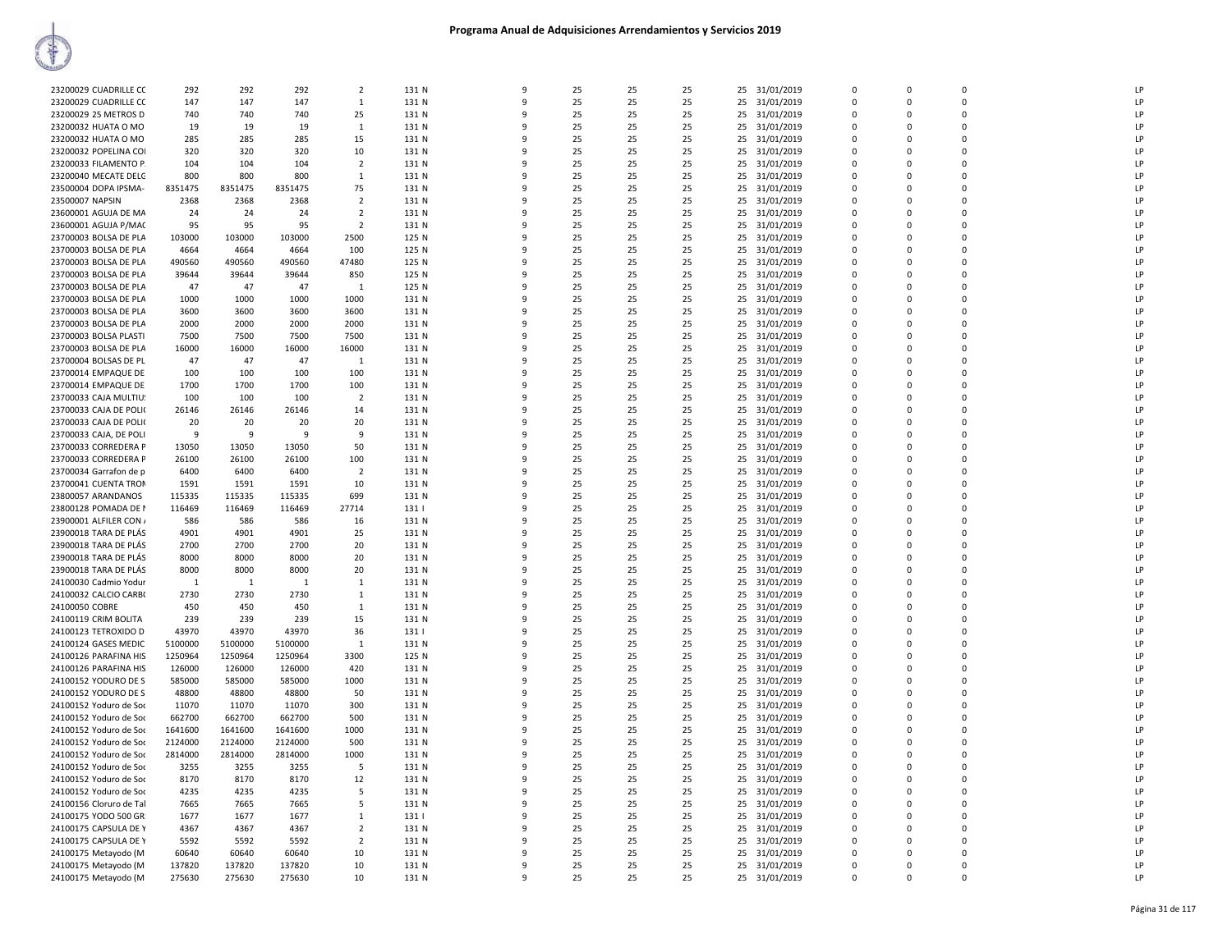# Programa Anual de Adquisiciones Arrendamientos y Servicios 2019

| | | | | | | | | | | | | | | | | |
|---|---|---|---|---|---|---|---|---|---|---|---|---|---|---|---|---|
| 23200029 CUADRILLE CC | 292 | 292 | 292 | 2 | 131 N | 9 | 25 | 25 | 25 | 25 | 31/01/2019 | 0 | 0 | 0 | | LP |
| 23200029 CUADRILLE CC | 147 | 147 | 147 | 1 | 131 N | 9 | 25 | 25 | 25 | 25 | 31/01/2019 | 0 | 0 | 0 | | LP |
| 23200029 25 METROS D | 740 | 740 | 740 | 25 | 131 N | 9 | 25 | 25 | 25 | 25 | 31/01/2019 | 0 | 0 | 0 | | LP |
| 23200032 HUATA O MO | 19 | 19 | 19 | 1 | 131 N | 9 | 25 | 25 | 25 | 25 | 31/01/2019 | 0 | 0 | 0 | | LP |
| 23200032 HUATA O MO | 285 | 285 | 285 | 15 | 131 N | 9 | 25 | 25 | 25 | 25 | 31/01/2019 | 0 | 0 | 0 | | LP |
| 23200032 POPELINA COI | 320 | 320 | 320 | 10 | 131 N | 9 | 25 | 25 | 25 | 25 | 31/01/2019 | 0 | 0 | 0 | | LP |
| 23200033 FILAMENTO P. | 104 | 104 | 104 | 2 | 131 N | 9 | 25 | 25 | 25 | 25 | 31/01/2019 | 0 | 0 | 0 | | LP |
| 23200040 MECATE DELG | 800 | 800 | 800 | 1 | 131 N | 9 | 25 | 25 | 25 | 25 | 31/01/2019 | 0 | 0 | 0 | | LP |
| 23500004 DOPA IPSMA- | 8351475 | 8351475 | 8351475 | 75 | 131 N | 9 | 25 | 25 | 25 | 25 | 31/01/2019 | 0 | 0 | 0 | | LP |
| 23500007 NAPSIN | 2368 | 2368 | 2368 | 2 | 131 N | 9 | 25 | 25 | 25 | 25 | 31/01/2019 | 0 | 0 | 0 | | LP |
| 23600001 AGUJA DE MA | 24 | 24 | 24 | 2 | 131 N | 9 | 25 | 25 | 25 | 25 | 31/01/2019 | 0 | 0 | 0 | | LP |
| 23600001 AGUJA P/MAC | 95 | 95 | 95 | 2 | 131 N | 9 | 25 | 25 | 25 | 25 | 31/01/2019 | 0 | 0 | 0 | | LP |
| 23700003 BOLSA DE PLA | 103000 | 103000 | 103000 | 2500 | 125 N | 9 | 25 | 25 | 25 | 25 | 31/01/2019 | 0 | 0 | 0 | | LP |
| 23700003 BOLSA DE PLA | 4664 | 4664 | 4664 | 100 | 125 N | 9 | 25 | 25 | 25 | 25 | 31/01/2019 | 0 | 0 | 0 | | LP |
| 23700003 BOLSA DE PLA | 490560 | 490560 | 490560 | 47480 | 125 N | 9 | 25 | 25 | 25 | 25 | 31/01/2019 | 0 | 0 | 0 | | LP |
| 23700003 BOLSA DE PLA | 39644 | 39644 | 39644 | 850 | 125 N | 9 | 25 | 25 | 25 | 25 | 31/01/2019 | 0 | 0 | 0 | | LP |
| 23700003 BOLSA DE PLA | 47 | 47 | 47 | 1 | 125 N | 9 | 25 | 25 | 25 | 25 | 31/01/2019 | 0 | 0 | 0 | | LP |
| 23700003 BOLSA DE PLA | 1000 | 1000 | 1000 | 1000 | 131 N | 9 | 25 | 25 | 25 | 25 | 31/01/2019 | 0 | 0 | 0 | | LP |
| 23700003 BOLSA DE PLA | 3600 | 3600 | 3600 | 3600 | 131 N | 9 | 25 | 25 | 25 | 25 | 31/01/2019 | 0 | 0 | 0 | | LP |
| 23700003 BOLSA DE PLA | 2000 | 2000 | 2000 | 2000 | 131 N | 9 | 25 | 25 | 25 | 25 | 31/01/2019 | 0 | 0 | 0 | | LP |
| 23700003 BOLSA PLASTI | 7500 | 7500 | 7500 | 7500 | 131 N | 9 | 25 | 25 | 25 | 25 | 31/01/2019 | 0 | 0 | 0 | | LP |
| 23700003 BOLSA DE PLA | 16000 | 16000 | 16000 | 16000 | 131 N | 9 | 25 | 25 | 25 | 25 | 31/01/2019 | 0 | 0 | 0 | | LP |
| 23700004 BOLSAS DE PL | 47 | 47 | 47 | 1 | 131 N | 9 | 25 | 25 | 25 | 25 | 31/01/2019 | 0 | 0 | 0 | | LP |
| 23700014 EMPAQUE DE | 100 | 100 | 100 | 100 | 131 N | 9 | 25 | 25 | 25 | 25 | 31/01/2019 | 0 | 0 | 0 | | LP |
| 23700014 EMPAQUE DE | 1700 | 1700 | 1700 | 100 | 131 N | 9 | 25 | 25 | 25 | 25 | 31/01/2019 | 0 | 0 | 0 | | LP |
| 23700033 CAJA MULTIU: | 100 | 100 | 100 | 2 | 131 N | 9 | 25 | 25 | 25 | 25 | 31/01/2019 | 0 | 0 | 0 | | LP |
| 23700033 CAJA DE POLI( | 26146 | 26146 | 26146 | 14 | 131 N | 9 | 25 | 25 | 25 | 25 | 31/01/2019 | 0 | 0 | 0 | | LP |
| 23700033 CAJA DE POLI( | 20 | 20 | 20 | 20 | 131 N | 9 | 25 | 25 | 25 | 25 | 31/01/2019 | 0 | 0 | 0 | | LP |
| 23700033 CAJA, DE POLI | 9 | 9 | 9 | 9 | 131 N | 9 | 25 | 25 | 25 | 25 | 31/01/2019 | 0 | 0 | 0 | | LP |
| 23700033 CORREDERA P | 13050 | 13050 | 13050 | 50 | 131 N | 9 | 25 | 25 | 25 | 25 | 31/01/2019 | 0 | 0 | 0 | | LP |
| 23700033 CORREDERA P | 26100 | 26100 | 26100 | 100 | 131 N | 9 | 25 | 25 | 25 | 25 | 31/01/2019 | 0 | 0 | 0 | | LP |
| 23700034 Garrafon de p | 6400 | 6400 | 6400 | 2 | 131 N | 9 | 25 | 25 | 25 | 25 | 31/01/2019 | 0 | 0 | 0 | | LP |
| 23700041 CUENTA TRON | 1591 | 1591 | 1591 | 10 | 131 N | 9 | 25 | 25 | 25 | 25 | 31/01/2019 | 0 | 0 | 0 | | LP |
| 23800057 ARANDANOS | 115335 | 115335 | 115335 | 699 | 131 N | 9 | 25 | 25 | 25 | 25 | 31/01/2019 | 0 | 0 | 0 | | LP |
| 23800128 POMADA DE N | 116469 | 116469 | 116469 | 27714 | 131 I | 9 | 25 | 25 | 25 | 25 | 31/01/2019 | 0 | 0 | 0 | | LP |
| 23900001 ALFILER CON / | 586 | 586 | 586 | 16 | 131 N | 9 | 25 | 25 | 25 | 25 | 31/01/2019 | 0 | 0 | 0 | | LP |
| 23900018 TARA DE PLÁS | 4901 | 4901 | 4901 | 25 | 131 N | 9 | 25 | 25 | 25 | 25 | 31/01/2019 | 0 | 0 | 0 | | LP |
| 23900018 TARA DE PLÁS | 2700 | 2700 | 2700 | 20 | 131 N | 9 | 25 | 25 | 25 | 25 | 31/01/2019 | 0 | 0 | 0 | | LP |
| 23900018 TARA DE PLÁS | 8000 | 8000 | 8000 | 20 | 131 N | 9 | 25 | 25 | 25 | 25 | 31/01/2019 | 0 | 0 | 0 | | LP |
| 23900018 TARA DE PLÁS | 8000 | 8000 | 8000 | 20 | 131 N | 9 | 25 | 25 | 25 | 25 | 31/01/2019 | 0 | 0 | 0 | | LP |
| 24100030 Cadmio Yodur | 1 | 1 | 1 | 1 | 131 N | 9 | 25 | 25 | 25 | 25 | 31/01/2019 | 0 | 0 | 0 | | LP |
| 24100032 CALCIO CARB( | 2730 | 2730 | 2730 | 1 | 131 N | 9 | 25 | 25 | 25 | 25 | 31/01/2019 | 0 | 0 | 0 | | LP |
| 24100050 COBRE | 450 | 450 | 450 | 1 | 131 N | 9 | 25 | 25 | 25 | 25 | 31/01/2019 | 0 | 0 | 0 | | LP |
| 24100119 CRIM BOLITA | 239 | 239 | 239 | 15 | 131 N | 9 | 25 | 25 | 25 | 25 | 31/01/2019 | 0 | 0 | 0 | | LP |
| 24100123 TETROXIDO D | 43970 | 43970 | 43970 | 36 | 131 I | 9 | 25 | 25 | 25 | 25 | 31/01/2019 | 0 | 0 | 0 | | LP |
| 24100124 GASES MEDIC | 5100000 | 5100000 | 5100000 | 1 | 131 N | 9 | 25 | 25 | 25 | 25 | 31/01/2019 | 0 | 0 | 0 | | LP |
| 24100126 PARAFINA HIS | 1250964 | 1250964 | 1250964 | 3300 | 125 N | 9 | 25 | 25 | 25 | 25 | 31/01/2019 | 0 | 0 | 0 | | LP |
| 24100126 PARAFINA HIS | 126000 | 126000 | 126000 | 420 | 131 N | 9 | 25 | 25 | 25 | 25 | 31/01/2019 | 0 | 0 | 0 | | LP |
| 24100152 YODURO DE S | 585000 | 585000 | 585000 | 1000 | 131 N | 9 | 25 | 25 | 25 | 25 | 31/01/2019 | 0 | 0 | 0 | | LP |
| 24100152 YODURO DE S | 48800 | 48800 | 48800 | 50 | 131 N | 9 | 25 | 25 | 25 | 25 | 31/01/2019 | 0 | 0 | 0 | | LP |
| 24100152 Yoduro de Soc | 11070 | 11070 | 11070 | 300 | 131 N | 9 | 25 | 25 | 25 | 25 | 31/01/2019 | 0 | 0 | 0 | | LP |
| 24100152 Yoduro de Soc | 662700 | 662700 | 662700 | 500 | 131 N | 9 | 25 | 25 | 25 | 25 | 31/01/2019 | 0 | 0 | 0 | | LP |
| 24100152 Yoduro de Soc | 1641600 | 1641600 | 1641600 | 1000 | 131 N | 9 | 25 | 25 | 25 | 25 | 31/01/2019 | 0 | 0 | 0 | | LP |
| 24100152 Yoduro de Soc | 2124000 | 2124000 | 2124000 | 500 | 131 N | 9 | 25 | 25 | 25 | 25 | 31/01/2019 | 0 | 0 | 0 | | LP |
| 24100152 Yoduro de Soc | 2814000 | 2814000 | 2814000 | 1000 | 131 N | 9 | 25 | 25 | 25 | 25 | 31/01/2019 | 0 | 0 | 0 | | LP |
| 24100152 Yoduro de Soc | 3255 | 3255 | 3255 | 5 | 131 N | 9 | 25 | 25 | 25 | 25 | 31/01/2019 | 0 | 0 | 0 | | LP |
| 24100152 Yoduro de Soc | 8170 | 8170 | 8170 | 12 | 131 N | 9 | 25 | 25 | 25 | 25 | 31/01/2019 | 0 | 0 | 0 | | LP |
| 24100152 Yoduro de Soc | 4235 | 4235 | 4235 | 5 | 131 N | 9 | 25 | 25 | 25 | 25 | 31/01/2019 | 0 | 0 | 0 | | LP |
| 24100156 Cloruro de Tal | 7665 | 7665 | 7665 | 5 | 131 N | 9 | 25 | 25 | 25 | 25 | 31/01/2019 | 0 | 0 | 0 | | LP |
| 24100175 YODO 500 GR | 1677 | 1677 | 1677 | 1 | 131 I | 9 | 25 | 25 | 25 | 25 | 31/01/2019 | 0 | 0 | 0 | | LP |
| 24100175 CAPSULA DE Y | 4367 | 4367 | 4367 | 2 | 131 N | 9 | 25 | 25 | 25 | 25 | 31/01/2019 | 0 | 0 | 0 | | LP |
| 24100175 CAPSULA DE Y | 5592 | 5592 | 5592 | 2 | 131 N | 9 | 25 | 25 | 25 | 25 | 31/01/2019 | 0 | 0 | 0 | | LP |
| 24100175 Metayodo (M | 60640 | 60640 | 60640 | 10 | 131 N | 9 | 25 | 25 | 25 | 25 | 31/01/2019 | 0 | 0 | 0 | | LP |
| 24100175 Metayodo (M | 137820 | 137820 | 137820 | 10 | 131 N | 9 | 25 | 25 | 25 | 25 | 31/01/2019 | 0 | 0 | 0 | | LP |
| 24100175 Metayodo (M | 275630 | 275630 | 275630 | 10 | 131 N | 9 | 25 | 25 | 25 | 25 | 31/01/2019 | 0 | 0 | 0 | | LP |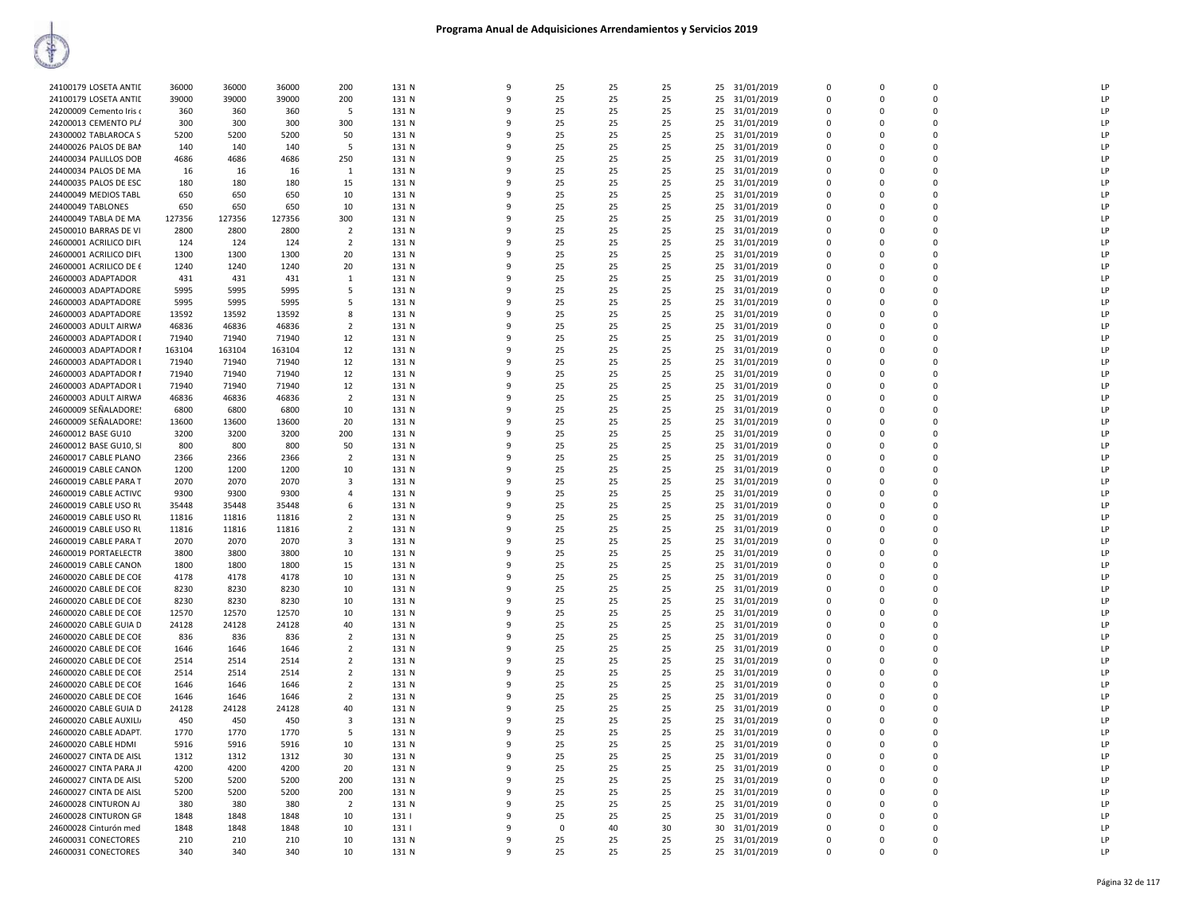# Programa Anual de Adquisiciones Arrendamientos y Servicios 2019

| | | | | | | | | | | | | | | | | | |
|---|---|---|---|---|---|---|---|---|---|---|---|---|---|---|---|---|---|
| 24100179 LOSETA ANTID | 36000 | 36000 | 36000 | 200 | 131 N | 9 | 25 | 25 | 25 | 25 | 31/01/2019 | 0 | 0 | 0 | LP |
| 24100179 LOSETA ANTID | 39000 | 39000 | 39000 | 200 | 131 N | 9 | 25 | 25 | 25 | 25 | 31/01/2019 | 0 | 0 | 0 | LP |
| 24200009 Cemento Iris c | 360 | 360 | 360 | 5 | 131 N | 9 | 25 | 25 | 25 | 25 | 31/01/2019 | 0 | 0 | 0 | LP |
| 24200013 CEMENTO PLÁ | 300 | 300 | 300 | 300 | 131 N | 9 | 25 | 25 | 25 | 25 | 31/01/2019 | 0 | 0 | 0 | LP |
| 24300002 TABLAROCA S | 5200 | 5200 | 5200 | 50 | 131 N | 9 | 25 | 25 | 25 | 25 | 31/01/2019 | 0 | 0 | 0 | LP |
| 24400026 PALOS DE BAN | 140 | 140 | 140 | 5 | 131 N | 9 | 25 | 25 | 25 | 25 | 31/01/2019 | 0 | 0 | 0 | LP |
| 24400034 PALILLOS DOB | 4686 | 4686 | 4686 | 250 | 131 N | 9 | 25 | 25 | 25 | 25 | 31/01/2019 | 0 | 0 | 0 | LP |
| 24400034 PALOS DE MA | 16 | 16 | 16 | 1 | 131 N | 9 | 25 | 25 | 25 | 25 | 31/01/2019 | 0 | 0 | 0 | LP |
| 24400035 PALOS DE ESC | 180 | 180 | 180 | 15 | 131 N | 9 | 25 | 25 | 25 | 25 | 31/01/2019 | 0 | 0 | 0 | LP |
| 24400049 MEDIOS TABL | 650 | 650 | 650 | 10 | 131 N | 9 | 25 | 25 | 25 | 25 | 31/01/2019 | 0 | 0 | 0 | LP |
| 24400049 TABLONES | 650 | 650 | 650 | 10 | 131 N | 9 | 25 | 25 | 25 | 25 | 31/01/2019 | 0 | 0 | 0 | LP |
| 24400049 TABLA DE MA | 127356 | 127356 | 127356 | 300 | 131 N | 9 | 25 | 25 | 25 | 25 | 31/01/2019 | 0 | 0 | 0 | LP |
| 24500010 BARRAS DE VI | 2800 | 2800 | 2800 | 2 | 131 N | 9 | 25 | 25 | 25 | 25 | 31/01/2019 | 0 | 0 | 0 | LP |
| 24600001 ACRILICO DIFU | 124 | 124 | 124 | 2 | 131 N | 9 | 25 | 25 | 25 | 25 | 31/01/2019 | 0 | 0 | 0 | LP |
| 24600001 ACRILICO DIFU | 1300 | 1300 | 1300 | 20 | 131 N | 9 | 25 | 25 | 25 | 25 | 31/01/2019 | 0 | 0 | 0 | LP |
| 24600001 ACRILICO DE 6 | 1240 | 1240 | 1240 | 20 | 131 N | 9 | 25 | 25 | 25 | 25 | 31/01/2019 | 0 | 0 | 0 | LP |
| 24600003 ADAPTADOR | 431 | 431 | 431 | 1 | 131 N | 9 | 25 | 25 | 25 | 25 | 31/01/2019 | 0 | 0 | 0 | LP |
| 24600003 ADAPTADORE | 5995 | 5995 | 5995 | 5 | 131 N | 9 | 25 | 25 | 25 | 25 | 31/01/2019 | 0 | 0 | 0 | LP |
| 24600003 ADAPTADORE | 5995 | 5995 | 5995 | 5 | 131 N | 9 | 25 | 25 | 25 | 25 | 31/01/2019 | 0 | 0 | 0 | LP |
| 24600003 ADAPTADORE | 13592 | 13592 | 13592 | 8 | 131 N | 9 | 25 | 25 | 25 | 25 | 31/01/2019 | 0 | 0 | 0 | LP |
| 24600003 ADULT AIRWA | 46836 | 46836 | 46836 | 2 | 131 N | 9 | 25 | 25 | 25 | 25 | 31/01/2019 | 0 | 0 | 0 | LP |
| 24600003 ADAPTADOR I | 71940 | 71940 | 71940 | 12 | 131 N | 9 | 25 | 25 | 25 | 25 | 31/01/2019 | 0 | 0 | 0 | LP |
| 24600003 ADAPTADOR I | 163104 | 163104 | 163104 | 12 | 131 N | 9 | 25 | 25 | 25 | 25 | 31/01/2019 | 0 | 0 | 0 | LP |
| 24600003 ADAPTADOR L | 71940 | 71940 | 71940 | 12 | 131 N | 9 | 25 | 25 | 25 | 25 | 31/01/2019 | 0 | 0 | 0 | LP |
| 24600003 ADAPTADOR I | 71940 | 71940 | 71940 | 12 | 131 N | 9 | 25 | 25 | 25 | 25 | 31/01/2019 | 0 | 0 | 0 | LP |
| 24600003 ADAPTADOR L | 71940 | 71940 | 71940 | 12 | 131 N | 9 | 25 | 25 | 25 | 25 | 31/01/2019 | 0 | 0 | 0 | LP |
| 24600003 ADULT AIRWA | 46836 | 46836 | 46836 | 2 | 131 N | 9 | 25 | 25 | 25 | 25 | 31/01/2019 | 0 | 0 | 0 | LP |
| 24600009 SEÑALADORES | 6800 | 6800 | 6800 | 10 | 131 N | 9 | 25 | 25 | 25 | 25 | 31/01/2019 | 0 | 0 | 0 | LP |
| 24600009 SEÑALADORES | 13600 | 13600 | 13600 | 20 | 131 N | 9 | 25 | 25 | 25 | 25 | 31/01/2019 | 0 | 0 | 0 | LP |
| 24600012 BASE GU10 | 3200 | 3200 | 3200 | 200 | 131 N | 9 | 25 | 25 | 25 | 25 | 31/01/2019 | 0 | 0 | 0 | LP |
| 24600012 BASE GU10, SI | 800 | 800 | 800 | 50 | 131 N | 9 | 25 | 25 | 25 | 25 | 31/01/2019 | 0 | 0 | 0 | LP |
| 24600017 CABLE PLANO | 2366 | 2366 | 2366 | 2 | 131 N | 9 | 25 | 25 | 25 | 25 | 31/01/2019 | 0 | 0 | 0 | LP |
| 24600019 CABLE CANON | 1200 | 1200 | 1200 | 10 | 131 N | 9 | 25 | 25 | 25 | 25 | 31/01/2019 | 0 | 0 | 0 | LP |
| 24600019 CABLE PARA T | 2070 | 2070 | 2070 | 3 | 131 N | 9 | 25 | 25 | 25 | 25 | 31/01/2019 | 0 | 0 | 0 | LP |
| 24600019 CABLE ACTIVO | 9300 | 9300 | 9300 | 4 | 131 N | 9 | 25 | 25 | 25 | 25 | 31/01/2019 | 0 | 0 | 0 | LP |
| 24600019 CABLE USO RU | 35448 | 35448 | 35448 | 6 | 131 N | 9 | 25 | 25 | 25 | 25 | 31/01/2019 | 0 | 0 | 0 | LP |
| 24600019 CABLE USO RU | 11816 | 11816 | 11816 | 2 | 131 N | 9 | 25 | 25 | 25 | 25 | 31/01/2019 | 0 | 0 | 0 | LP |
| 24600019 CABLE USO RU | 11816 | 11816 | 11816 | 2 | 131 N | 9 | 25 | 25 | 25 | 25 | 31/01/2019 | 0 | 0 | 0 | LP |
| 24600019 CABLE PARA T | 2070 | 2070 | 2070 | 3 | 131 N | 9 | 25 | 25 | 25 | 25 | 31/01/2019 | 0 | 0 | 0 | LP |
| 24600019 PORTAELECTR | 3800 | 3800 | 3800 | 10 | 131 N | 9 | 25 | 25 | 25 | 25 | 31/01/2019 | 0 | 0 | 0 | LP |
| 24600019 CABLE CANON | 1800 | 1800 | 1800 | 15 | 131 N | 9 | 25 | 25 | 25 | 25 | 31/01/2019 | 0 | 0 | 0 | LP |
| 24600020 CABLE DE COE | 4178 | 4178 | 4178 | 10 | 131 N | 9 | 25 | 25 | 25 | 25 | 31/01/2019 | 0 | 0 | 0 | LP |
| 24600020 CABLE DE COE | 8230 | 8230 | 8230 | 10 | 131 N | 9 | 25 | 25 | 25 | 25 | 31/01/2019 | 0 | 0 | 0 | LP |
| 24600020 CABLE DE COE | 8230 | 8230 | 8230 | 10 | 131 N | 9 | 25 | 25 | 25 | 25 | 31/01/2019 | 0 | 0 | 0 | LP |
| 24600020 CABLE DE COE | 12570 | 12570 | 12570 | 10 | 131 N | 9 | 25 | 25 | 25 | 25 | 31/01/2019 | 0 | 0 | 0 | LP |
| 24600020 CABLE GUIA D | 24128 | 24128 | 24128 | 40 | 131 N | 9 | 25 | 25 | 25 | 25 | 31/01/2019 | 0 | 0 | 0 | LP |
| 24600020 CABLE DE COE | 836 | 836 | 836 | 2 | 131 N | 9 | 25 | 25 | 25 | 25 | 31/01/2019 | 0 | 0 | 0 | LP |
| 24600020 CABLE DE COE | 1646 | 1646 | 1646 | 2 | 131 N | 9 | 25 | 25 | 25 | 25 | 31/01/2019 | 0 | 0 | 0 | LP |
| 24600020 CABLE DE COE | 2514 | 2514 | 2514 | 2 | 131 N | 9 | 25 | 25 | 25 | 25 | 31/01/2019 | 0 | 0 | 0 | LP |
| 24600020 CABLE DE COE | 2514 | 2514 | 2514 | 2 | 131 N | 9 | 25 | 25 | 25 | 25 | 31/01/2019 | 0 | 0 | 0 | LP |
| 24600020 CABLE DE COE | 1646 | 1646 | 1646 | 2 | 131 N | 9 | 25 | 25 | 25 | 25 | 31/01/2019 | 0 | 0 | 0 | LP |
| 24600020 CABLE DE COE | 1646 | 1646 | 1646 | 2 | 131 N | 9 | 25 | 25 | 25 | 25 | 31/01/2019 | 0 | 0 | 0 | LP |
| 24600020 CABLE GUIA D | 24128 | 24128 | 24128 | 40 | 131 N | 9 | 25 | 25 | 25 | 25 | 31/01/2019 | 0 | 0 | 0 | LP |
| 24600020 CABLE AUXILI | 450 | 450 | 450 | 3 | 131 N | 9 | 25 | 25 | 25 | 25 | 31/01/2019 | 0 | 0 | 0 | LP |
| 24600020 CABLE ADAPT. | 1770 | 1770 | 1770 | 5 | 131 N | 9 | 25 | 25 | 25 | 25 | 31/01/2019 | 0 | 0 | 0 | LP |
| 24600020 CABLE HDMI | 5916 | 5916 | 5916 | 10 | 131 N | 9 | 25 | 25 | 25 | 25 | 31/01/2019 | 0 | 0 | 0 | LP |
| 24600027 CINTA DE AISL | 1312 | 1312 | 1312 | 30 | 131 N | 9 | 25 | 25 | 25 | 25 | 31/01/2019 | 0 | 0 | 0 | LP |
| 24600027 CINTA PARA JI | 4200 | 4200 | 4200 | 20 | 131 N | 9 | 25 | 25 | 25 | 25 | 31/01/2019 | 0 | 0 | 0 | LP |
| 24600027 CINTA DE AISL | 5200 | 5200 | 5200 | 200 | 131 N | 9 | 25 | 25 | 25 | 25 | 31/01/2019 | 0 | 0 | 0 | LP |
| 24600027 CINTA DE AISL | 5200 | 5200 | 5200 | 200 | 131 N | 9 | 25 | 25 | 25 | 25 | 31/01/2019 | 0 | 0 | 0 | LP |
| 24600028 CINTURON AJ | 380 | 380 | 380 | 2 | 131 N | 9 | 25 | 25 | 25 | 25 | 31/01/2019 | 0 | 0 | 0 | LP |
| 24600028 CINTURON GR | 1848 | 1848 | 1848 | 10 | 131 I | 9 | 25 | 25 | 25 | 25 | 31/01/2019 | 0 | 0 | 0 | LP |
| 24600028 Cinturón med | 1848 | 1848 | 1848 | 10 | 131 I | 9 | 0 | 40 | 30 | 30 | 31/01/2019 | 0 | 0 | 0 | LP |
| 24600031 CONECTORES | 210 | 210 | 210 | 10 | 131 N | 9 | 25 | 25 | 25 | 25 | 31/01/2019 | 0 | 0 | 0 | LP |
| 24600031 CONECTORES | 340 | 340 | 340 | 10 | 131 N | 9 | 25 | 25 | 25 | 25 | 31/01/2019 | 0 | 0 | 0 | LP |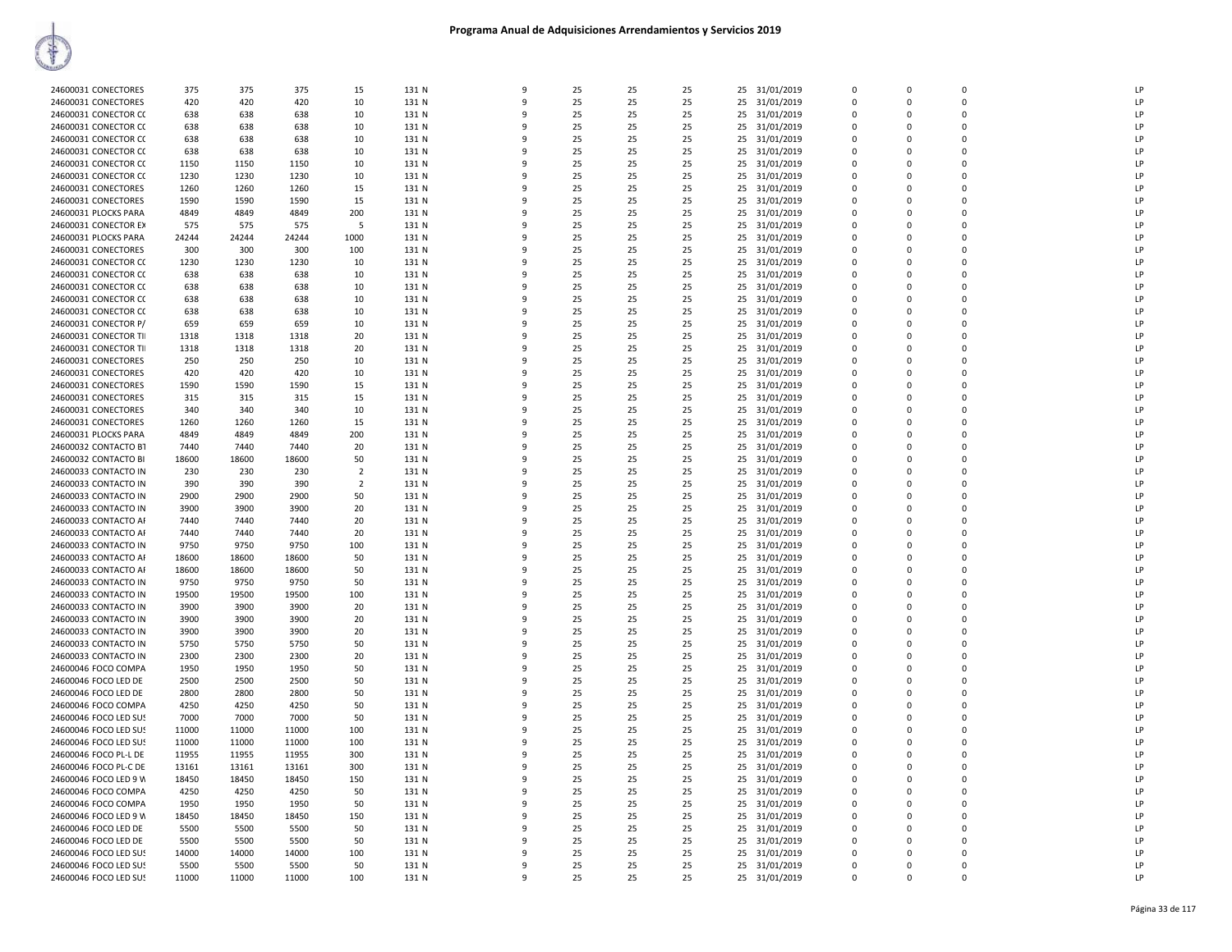# Programa Anual de Adquisiciones Arrendamientos y Servicios 2019

| | | | | | | | | | | | | | | | |
|---|---|---|---|---|---|---|---|---|---|---|---|---|---|---|---|
| 24600031 CONECTORES | 375 | 375 | 375 | 15 | 131 N | 9 | 25 | 25 | 25 | 25 | 31/01/2019 | 0 | 0 | 0 | LP |
| 24600031 CONECTORES | 420 | 420 | 420 | 10 | 131 N | 9 | 25 | 25 | 25 | 25 | 31/01/2019 | 0 | 0 | 0 | LP |
| 24600031 CONECTOR CC | 638 | 638 | 638 | 10 | 131 N | 9 | 25 | 25 | 25 | 25 | 31/01/2019 | 0 | 0 | 0 | LP |
| 24600031 CONECTOR CC | 638 | 638 | 638 | 10 | 131 N | 9 | 25 | 25 | 25 | 25 | 31/01/2019 | 0 | 0 | 0 | LP |
| 24600031 CONECTOR CC | 638 | 638 | 638 | 10 | 131 N | 9 | 25 | 25 | 25 | 25 | 31/01/2019 | 0 | 0 | 0 | LP |
| 24600031 CONECTOR CC | 638 | 638 | 638 | 10 | 131 N | 9 | 25 | 25 | 25 | 25 | 31/01/2019 | 0 | 0 | 0 | LP |
| 24600031 CONECTOR CC | 1150 | 1150 | 1150 | 10 | 131 N | 9 | 25 | 25 | 25 | 25 | 31/01/2019 | 0 | 0 | 0 | LP |
| 24600031 CONECTOR CC | 1230 | 1230 | 1230 | 10 | 131 N | 9 | 25 | 25 | 25 | 25 | 31/01/2019 | 0 | 0 | 0 | LP |
| 24600031 CONECTORES | 1260 | 1260 | 1260 | 15 | 131 N | 9 | 25 | 25 | 25 | 25 | 31/01/2019 | 0 | 0 | 0 | LP |
| 24600031 CONECTORES | 1590 | 1590 | 1590 | 15 | 131 N | 9 | 25 | 25 | 25 | 25 | 31/01/2019 | 0 | 0 | 0 | LP |
| 24600031 PLOCKS PARA | 4849 | 4849 | 4849 | 200 | 131 N | 9 | 25 | 25 | 25 | 25 | 31/01/2019 | 0 | 0 | 0 | LP |
| 24600031 CONECTOR EX | 575 | 575 | 575 | 5 | 131 N | 9 | 25 | 25 | 25 | 25 | 31/01/2019 | 0 | 0 | 0 | LP |
| 24600031 PLOCKS PARA | 24244 | 24244 | 24244 | 1000 | 131 N | 9 | 25 | 25 | 25 | 25 | 31/01/2019 | 0 | 0 | 0 | LP |
| 24600031 CONECTORES | 300 | 300 | 300 | 100 | 131 N | 9 | 25 | 25 | 25 | 25 | 31/01/2019 | 0 | 0 | 0 | LP |
| 24600031 CONECTOR CC | 1230 | 1230 | 1230 | 10 | 131 N | 9 | 25 | 25 | 25 | 25 | 31/01/2019 | 0 | 0 | 0 | LP |
| 24600031 CONECTOR CC | 638 | 638 | 638 | 10 | 131 N | 9 | 25 | 25 | 25 | 25 | 31/01/2019 | 0 | 0 | 0 | LP |
| 24600031 CONECTOR CC | 638 | 638 | 638 | 10 | 131 N | 9 | 25 | 25 | 25 | 25 | 31/01/2019 | 0 | 0 | 0 | LP |
| 24600031 CONECTOR CC | 638 | 638 | 638 | 10 | 131 N | 9 | 25 | 25 | 25 | 25 | 31/01/2019 | 0 | 0 | 0 | LP |
| 24600031 CONECTOR CC | 638 | 638 | 638 | 10 | 131 N | 9 | 25 | 25 | 25 | 25 | 31/01/2019 | 0 | 0 | 0 | LP |
| 24600031 CONECTOR P/ | 659 | 659 | 659 | 10 | 131 N | 9 | 25 | 25 | 25 | 25 | 31/01/2019 | 0 | 0 | 0 | LP |
| 24600031 CONECTOR TI | 1318 | 1318 | 1318 | 20 | 131 N | 9 | 25 | 25 | 25 | 25 | 31/01/2019 | 0 | 0 | 0 | LP |
| 24600031 CONECTOR TI | 1318 | 1318 | 1318 | 20 | 131 N | 9 | 25 | 25 | 25 | 25 | 31/01/2019 | 0 | 0 | 0 | LP |
| 24600031 CONECTORES | 250 | 250 | 250 | 10 | 131 N | 9 | 25 | 25 | 25 | 25 | 31/01/2019 | 0 | 0 | 0 | LP |
| 24600031 CONECTORES | 420 | 420 | 420 | 10 | 131 N | 9 | 25 | 25 | 25 | 25 | 31/01/2019 | 0 | 0 | 0 | LP |
| 24600031 CONECTORES | 1590 | 1590 | 1590 | 15 | 131 N | 9 | 25 | 25 | 25 | 25 | 31/01/2019 | 0 | 0 | 0 | LP |
| 24600031 CONECTORES | 315 | 315 | 315 | 15 | 131 N | 9 | 25 | 25 | 25 | 25 | 31/01/2019 | 0 | 0 | 0 | LP |
| 24600031 CONECTORES | 340 | 340 | 340 | 10 | 131 N | 9 | 25 | 25 | 25 | 25 | 31/01/2019 | 0 | 0 | 0 | LP |
| 24600031 CONECTORES | 1260 | 1260 | 1260 | 15 | 131 N | 9 | 25 | 25 | 25 | 25 | 31/01/2019 | 0 | 0 | 0 | LP |
| 24600031 PLOCKS PARA | 4849 | 4849 | 4849 | 200 | 131 N | 9 | 25 | 25 | 25 | 25 | 31/01/2019 | 0 | 0 | 0 | LP |
| 24600032 CONTACTO BI | 7440 | 7440 | 7440 | 20 | 131 N | 9 | 25 | 25 | 25 | 25 | 31/01/2019 | 0 | 0 | 0 | LP |
| 24600032 CONTACTO BI | 18600 | 18600 | 18600 | 50 | 131 N | 9 | 25 | 25 | 25 | 25 | 31/01/2019 | 0 | 0 | 0 | LP |
| 24600033 CONTACTO IN | 230 | 230 | 230 | 2 | 131 N | 9 | 25 | 25 | 25 | 25 | 31/01/2019 | 0 | 0 | 0 | LP |
| 24600033 CONTACTO IN | 390 | 390 | 390 | 2 | 131 N | 9 | 25 | 25 | 25 | 25 | 31/01/2019 | 0 | 0 | 0 | LP |
| 24600033 CONTACTO IN | 2900 | 2900 | 2900 | 50 | 131 N | 9 | 25 | 25 | 25 | 25 | 31/01/2019 | 0 | 0 | 0 | LP |
| 24600033 CONTACTO IN | 3900 | 3900 | 3900 | 20 | 131 N | 9 | 25 | 25 | 25 | 25 | 31/01/2019 | 0 | 0 | 0 | LP |
| 24600033 CONTACTO AI | 7440 | 7440 | 7440 | 20 | 131 N | 9 | 25 | 25 | 25 | 25 | 31/01/2019 | 0 | 0 | 0 | LP |
| 24600033 CONTACTO AI | 7440 | 7440 | 7440 | 20 | 131 N | 9 | 25 | 25 | 25 | 25 | 31/01/2019 | 0 | 0 | 0 | LP |
| 24600033 CONTACTO IN | 9750 | 9750 | 9750 | 100 | 131 N | 9 | 25 | 25 | 25 | 25 | 31/01/2019 | 0 | 0 | 0 | LP |
| 24600033 CONTACTO AI | 18600 | 18600 | 18600 | 50 | 131 N | 9 | 25 | 25 | 25 | 25 | 31/01/2019 | 0 | 0 | 0 | LP |
| 24600033 CONTACTO AI | 18600 | 18600 | 18600 | 50 | 131 N | 9 | 25 | 25 | 25 | 25 | 31/01/2019 | 0 | 0 | 0 | LP |
| 24600033 CONTACTO IN | 9750 | 9750 | 9750 | 50 | 131 N | 9 | 25 | 25 | 25 | 25 | 31/01/2019 | 0 | 0 | 0 | LP |
| 24600033 CONTACTO IN | 19500 | 19500 | 19500 | 100 | 131 N | 9 | 25 | 25 | 25 | 25 | 31/01/2019 | 0 | 0 | 0 | LP |
| 24600033 CONTACTO IN | 3900 | 3900 | 3900 | 20 | 131 N | 9 | 25 | 25 | 25 | 25 | 31/01/2019 | 0 | 0 | 0 | LP |
| 24600033 CONTACTO IN | 3900 | 3900 | 3900 | 20 | 131 N | 9 | 25 | 25 | 25 | 25 | 31/01/2019 | 0 | 0 | 0 | LP |
| 24600033 CONTACTO IN | 3900 | 3900 | 3900 | 20 | 131 N | 9 | 25 | 25 | 25 | 25 | 31/01/2019 | 0 | 0 | 0 | LP |
| 24600033 CONTACTO IN | 5750 | 5750 | 5750 | 50 | 131 N | 9 | 25 | 25 | 25 | 25 | 31/01/2019 | 0 | 0 | 0 | LP |
| 24600033 CONTACTO IN | 2300 | 2300 | 2300 | 20 | 131 N | 9 | 25 | 25 | 25 | 25 | 31/01/2019 | 0 | 0 | 0 | LP |
| 24600046 FOCO COMPA | 1950 | 1950 | 1950 | 50 | 131 N | 9 | 25 | 25 | 25 | 25 | 31/01/2019 | 0 | 0 | 0 | LP |
| 24600046 FOCO LED DE | 2500 | 2500 | 2500 | 50 | 131 N | 9 | 25 | 25 | 25 | 25 | 31/01/2019 | 0 | 0 | 0 | LP |
| 24600046 FOCO LED DE | 2800 | 2800 | 2800 | 50 | 131 N | 9 | 25 | 25 | 25 | 25 | 31/01/2019 | 0 | 0 | 0 | LP |
| 24600046 FOCO COMPA | 4250 | 4250 | 4250 | 50 | 131 N | 9 | 25 | 25 | 25 | 25 | 31/01/2019 | 0 | 0 | 0 | LP |
| 24600046 FOCO LED SUS | 7000 | 7000 | 7000 | 50 | 131 N | 9 | 25 | 25 | 25 | 25 | 31/01/2019 | 0 | 0 | 0 | LP |
| 24600046 FOCO LED SUS | 11000 | 11000 | 11000 | 100 | 131 N | 9 | 25 | 25 | 25 | 25 | 31/01/2019 | 0 | 0 | 0 | LP |
| 24600046 FOCO LED SUS | 11000 | 11000 | 11000 | 100 | 131 N | 9 | 25 | 25 | 25 | 25 | 31/01/2019 | 0 | 0 | 0 | LP |
| 24600046 FOCO PL-L DE | 11955 | 11955 | 11955 | 300 | 131 N | 9 | 25 | 25 | 25 | 25 | 31/01/2019 | 0 | 0 | 0 | LP |
| 24600046 FOCO PL-C DE | 13161 | 13161 | 13161 | 300 | 131 N | 9 | 25 | 25 | 25 | 25 | 31/01/2019 | 0 | 0 | 0 | LP |
| 24600046 FOCO LED 9 W | 18450 | 18450 | 18450 | 150 | 131 N | 9 | 25 | 25 | 25 | 25 | 31/01/2019 | 0 | 0 | 0 | LP |
| 24600046 FOCO COMPA | 4250 | 4250 | 4250 | 50 | 131 N | 9 | 25 | 25 | 25 | 25 | 31/01/2019 | 0 | 0 | 0 | LP |
| 24600046 FOCO COMPA | 1950 | 1950 | 1950 | 50 | 131 N | 9 | 25 | 25 | 25 | 25 | 31/01/2019 | 0 | 0 | 0 | LP |
| 24600046 FOCO LED 9 W | 18450 | 18450 | 18450 | 150 | 131 N | 9 | 25 | 25 | 25 | 25 | 31/01/2019 | 0 | 0 | 0 | LP |
| 24600046 FOCO LED DE | 5500 | 5500 | 5500 | 50 | 131 N | 9 | 25 | 25 | 25 | 25 | 31/01/2019 | 0 | 0 | 0 | LP |
| 24600046 FOCO LED DE | 5500 | 5500 | 5500 | 50 | 131 N | 9 | 25 | 25 | 25 | 25 | 31/01/2019 | 0 | 0 | 0 | LP |
| 24600046 FOCO LED SUS | 14000 | 14000 | 14000 | 100 | 131 N | 9 | 25 | 25 | 25 | 25 | 31/01/2019 | 0 | 0 | 0 | LP |
| 24600046 FOCO LED SUS | 5500 | 5500 | 5500 | 50 | 131 N | 9 | 25 | 25 | 25 | 25 | 31/01/2019 | 0 | 0 | 0 | LP |
| 24600046 FOCO LED SUS | 11000 | 11000 | 11000 | 100 | 131 N | 9 | 25 | 25 | 25 | 25 | 31/01/2019 | 0 | 0 | 0 | LP |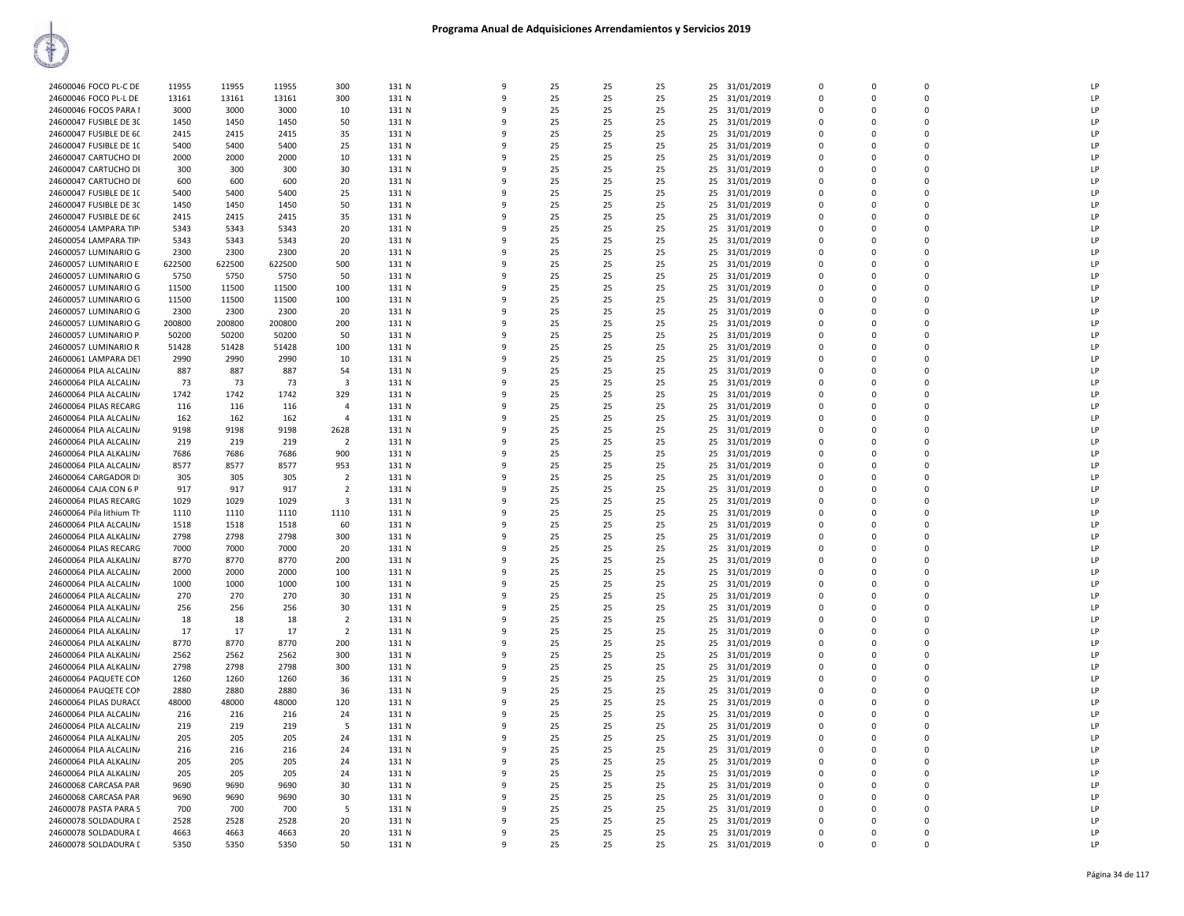# Programa Anual de Adquisiciones Arrendamientos y Servicios 2019

| | | | | | | | | | | | | | | | | |
|---|---|---|---|---|---|---|---|---|---|---|---|---|---|---|---|---|
| 24600046 FOCO PL-C DE | 11955 | 11955 | 11955 | 300 | 131 N | 9 | 25 | 25 | 25 | 25 | 31/01/2019 | 0 | 0 | 0 | | LP |
| 24600046 FOCO PL-L DE | 13161 | 13161 | 13161 | 300 | 131 N | 9 | 25 | 25 | 25 | 25 | 31/01/2019 | 0 | 0 | 0 | | LP |
| 24600046 FOCOS PARA I | 3000 | 3000 | 3000 | 10 | 131 N | 9 | 25 | 25 | 25 | 25 | 31/01/2019 | 0 | 0 | 0 | | LP |
| 24600047 FUSIBLE DE 3C | 1450 | 1450 | 1450 | 50 | 131 N | 9 | 25 | 25 | 25 | 25 | 31/01/2019 | 0 | 0 | 0 | | LP |
| 24600047 FUSIBLE DE 6C | 2415 | 2415 | 2415 | 35 | 131 N | 9 | 25 | 25 | 25 | 25 | 31/01/2019 | 0 | 0 | 0 | | LP |
| 24600047 FUSIBLE DE 1C | 5400 | 5400 | 5400 | 25 | 131 N | 9 | 25 | 25 | 25 | 25 | 31/01/2019 | 0 | 0 | 0 | | LP |
| 24600047 CARTUCHO DI | 2000 | 2000 | 2000 | 10 | 131 N | 9 | 25 | 25 | 25 | 25 | 31/01/2019 | 0 | 0 | 0 | | LP |
| 24600047 CARTUCHO DI | 300 | 300 | 300 | 30 | 131 N | 9 | 25 | 25 | 25 | 25 | 31/01/2019 | 0 | 0 | 0 | | LP |
| 24600047 CARTUCHO DI | 600 | 600 | 600 | 20 | 131 N | 9 | 25 | 25 | 25 | 25 | 31/01/2019 | 0 | 0 | 0 | | LP |
| 24600047 FUSIBLE DE 1C | 5400 | 5400 | 5400 | 25 | 131 N | 9 | 25 | 25 | 25 | 25 | 31/01/2019 | 0 | 0 | 0 | | LP |
| 24600047 FUSIBLE DE 3C | 1450 | 1450 | 1450 | 50 | 131 N | 9 | 25 | 25 | 25 | 25 | 31/01/2019 | 0 | 0 | 0 | | LP |
| 24600047 FUSIBLE DE 6C | 2415 | 2415 | 2415 | 35 | 131 N | 9 | 25 | 25 | 25 | 25 | 31/01/2019 | 0 | 0 | 0 | | LP |
| 24600054 LAMPARA TIP | 5343 | 5343 | 5343 | 20 | 131 N | 9 | 25 | 25 | 25 | 25 | 31/01/2019 | 0 | 0 | 0 | | LP |
| 24600054 LAMPARA TIP | 5343 | 5343 | 5343 | 20 | 131 N | 9 | 25 | 25 | 25 | 25 | 31/01/2019 | 0 | 0 | 0 | | LP |
| 24600057 LUMINARIO G | 2300 | 2300 | 2300 | 20 | 131 N | 9 | 25 | 25 | 25 | 25 | 31/01/2019 | 0 | 0 | 0 | | LP |
| 24600057 LUMINARIO E | 622500 | 622500 | 622500 | 500 | 131 N | 9 | 25 | 25 | 25 | 25 | 31/01/2019 | 0 | 0 | 0 | | LP |
| 24600057 LUMINARIO G | 5750 | 5750 | 5750 | 50 | 131 N | 9 | 25 | 25 | 25 | 25 | 31/01/2019 | 0 | 0 | 0 | | LP |
| 24600057 LUMINARIO G | 11500 | 11500 | 11500 | 100 | 131 N | 9 | 25 | 25 | 25 | 25 | 31/01/2019 | 0 | 0 | 0 | | LP |
| 24600057 LUMINARIO G | 11500 | 11500 | 11500 | 100 | 131 N | 9 | 25 | 25 | 25 | 25 | 31/01/2019 | 0 | 0 | 0 | | LP |
| 24600057 LUMINARIO G | 2300 | 2300 | 2300 | 20 | 131 N | 9 | 25 | 25 | 25 | 25 | 31/01/2019 | 0 | 0 | 0 | | LP |
| 24600057 LUMINARIO G | 200800 | 200800 | 200800 | 200 | 131 N | 9 | 25 | 25 | 25 | 25 | 31/01/2019 | 0 | 0 | 0 | | LP |
| 24600057 LUMINARIO P. | 50200 | 50200 | 50200 | 50 | 131 N | 9 | 25 | 25 | 25 | 25 | 31/01/2019 | 0 | 0 | 0 | | LP |
| 24600057 LUMINARIO R | 51428 | 51428 | 51428 | 100 | 131 N | 9 | 25 | 25 | 25 | 25 | 31/01/2019 | 0 | 0 | 0 | | LP |
| 24600061 LAMPARA DET | 2990 | 2990 | 2990 | 10 | 131 N | 9 | 25 | 25 | 25 | 25 | 31/01/2019 | 0 | 0 | 0 | | LP |
| 24600064 PILA ALCALIN | 887 | 887 | 887 | 54 | 131 N | 9 | 25 | 25 | 25 | 25 | 31/01/2019 | 0 | 0 | 0 | | LP |
| 24600064 PILA ALCALIN | 73 | 73 | 73 | 3 | 131 N | 9 | 25 | 25 | 25 | 25 | 31/01/2019 | 0 | 0 | 0 | | LP |
| 24600064 PILA ALCALIN | 1742 | 1742 | 1742 | 329 | 131 N | 9 | 25 | 25 | 25 | 25 | 31/01/2019 | 0 | 0 | 0 | | LP |
| 24600064 PILAS RECARG | 116 | 116 | 116 | 4 | 131 N | 9 | 25 | 25 | 25 | 25 | 31/01/2019 | 0 | 0 | 0 | | LP |
| 24600064 PILA ALCALIN | 162 | 162 | 162 | 4 | 131 N | 9 | 25 | 25 | 25 | 25 | 31/01/2019 | 0 | 0 | 0 | | LP |
| 24600064 PILA ALCALIN | 9198 | 9198 | 9198 | 2628 | 131 N | 9 | 25 | 25 | 25 | 25 | 31/01/2019 | 0 | 0 | 0 | | LP |
| 24600064 PILA ALCALIN | 219 | 219 | 219 | 2 | 131 N | 9 | 25 | 25 | 25 | 25 | 31/01/2019 | 0 | 0 | 0 | | LP |
| 24600064 PILA ALKALIN | 7686 | 7686 | 7686 | 900 | 131 N | 9 | 25 | 25 | 25 | 25 | 31/01/2019 | 0 | 0 | 0 | | LP |
| 24600064 PILA ALCALIN | 8577 | 8577 | 8577 | 953 | 131 N | 9 | 25 | 25 | 25 | 25 | 31/01/2019 | 0 | 0 | 0 | | LP |
| 24600064 CARGADOR DI | 305 | 305 | 305 | 2 | 131 N | 9 | 25 | 25 | 25 | 25 | 31/01/2019 | 0 | 0 | 0 | | LP |
| 24600064 CAJA CON 6 P | 917 | 917 | 917 | 2 | 131 N | 9 | 25 | 25 | 25 | 25 | 31/01/2019 | 0 | 0 | 0 | | LP |
| 24600064 PILAS RECARG | 1029 | 1029 | 1029 | 3 | 131 N | 9 | 25 | 25 | 25 | 25 | 31/01/2019 | 0 | 0 | 0 | | LP |
| 24600064 Pila lithium Th | 1110 | 1110 | 1110 | 1110 | 131 N | 9 | 25 | 25 | 25 | 25 | 31/01/2019 | 0 | 0 | 0 | | LP |
| 24600064 PILA ALCALIN | 1518 | 1518 | 1518 | 60 | 131 N | 9 | 25 | 25 | 25 | 25 | 31/01/2019 | 0 | 0 | 0 | | LP |
| 24600064 PILA ALKALIN | 2798 | 2798 | 2798 | 300 | 131 N | 9 | 25 | 25 | 25 | 25 | 31/01/2019 | 0 | 0 | 0 | | LP |
| 24600064 PILAS RECARG | 7000 | 7000 | 7000 | 20 | 131 N | 9 | 25 | 25 | 25 | 25 | 31/01/2019 | 0 | 0 | 0 | | LP |
| 24600064 PILA ALKALIN | 8770 | 8770 | 8770 | 200 | 131 N | 9 | 25 | 25 | 25 | 25 | 31/01/2019 | 0 | 0 | 0 | | LP |
| 24600064 PILA ALCALIN | 2000 | 2000 | 2000 | 100 | 131 N | 9 | 25 | 25 | 25 | 25 | 31/01/2019 | 0 | 0 | 0 | | LP |
| 24600064 PILA ALCALIN | 1000 | 1000 | 1000 | 100 | 131 N | 9 | 25 | 25 | 25 | 25 | 31/01/2019 | 0 | 0 | 0 | | LP |
| 24600064 PILA ALCALIN | 270 | 270 | 270 | 30 | 131 N | 9 | 25 | 25 | 25 | 25 | 31/01/2019 | 0 | 0 | 0 | | LP |
| 24600064 PILA ALKALIN | 256 | 256 | 256 | 30 | 131 N | 9 | 25 | 25 | 25 | 25 | 31/01/2019 | 0 | 0 | 0 | | LP |
| 24600064 PILA ALCALIN | 18 | 18 | 18 | 2 | 131 N | 9 | 25 | 25 | 25 | 25 | 31/01/2019 | 0 | 0 | 0 | | LP |
| 24600064 PILA ALKALIN | 17 | 17 | 17 | 2 | 131 N | 9 | 25 | 25 | 25 | 25 | 31/01/2019 | 0 | 0 | 0 | | LP |
| 24600064 PILA ALKALIN | 8770 | 8770 | 8770 | 200 | 131 N | 9 | 25 | 25 | 25 | 25 | 31/01/2019 | 0 | 0 | 0 | | LP |
| 24600064 PILA ALKALIN | 2562 | 2562 | 2562 | 300 | 131 N | 9 | 25 | 25 | 25 | 25 | 31/01/2019 | 0 | 0 | 0 | | LP |
| 24600064 PILA ALKALIN | 2798 | 2798 | 2798 | 300 | 131 N | 9 | 25 | 25 | 25 | 25 | 31/01/2019 | 0 | 0 | 0 | | LP |
| 24600064 PAQUETE CON | 1260 | 1260 | 1260 | 36 | 131 N | 9 | 25 | 25 | 25 | 25 | 31/01/2019 | 0 | 0 | 0 | | LP |
| 24600064 PAUQETE CON | 2880 | 2880 | 2880 | 36 | 131 N | 9 | 25 | 25 | 25 | 25 | 31/01/2019 | 0 | 0 | 0 | | LP |
| 24600064 PILAS DURACO | 48000 | 48000 | 48000 | 120 | 131 N | 9 | 25 | 25 | 25 | 25 | 31/01/2019 | 0 | 0 | 0 | | LP |
| 24600064 PILA ALCALIN | 216 | 216 | 216 | 24 | 131 N | 9 | 25 | 25 | 25 | 25 | 31/01/2019 | 0 | 0 | 0 | | LP |
| 24600064 PILA ALCALIN | 219 | 219 | 219 | 5 | 131 N | 9 | 25 | 25 | 25 | 25 | 31/01/2019 | 0 | 0 | 0 | | LP |
| 24600064 PILA ALKALIN | 205 | 205 | 205 | 24 | 131 N | 9 | 25 | 25 | 25 | 25 | 31/01/2019 | 0 | 0 | 0 | | LP |
| 24600064 PILA ALCALIN | 216 | 216 | 216 | 24 | 131 N | 9 | 25 | 25 | 25 | 25 | 31/01/2019 | 0 | 0 | 0 | | LP |
| 24600064 PILA ALKALIN | 205 | 205 | 205 | 24 | 131 N | 9 | 25 | 25 | 25 | 25 | 31/01/2019 | 0 | 0 | 0 | | LP |
| 24600064 PILA ALKALIN | 205 | 205 | 205 | 24 | 131 N | 9 | 25 | 25 | 25 | 25 | 31/01/2019 | 0 | 0 | 0 | | LP |
| 24600068 CARCASA PAR | 9690 | 9690 | 9690 | 30 | 131 N | 9 | 25 | 25 | 25 | 25 | 31/01/2019 | 0 | 0 | 0 | | LP |
| 24600068 CARCASA PAR | 9690 | 9690 | 9690 | 30 | 131 N | 9 | 25 | 25 | 25 | 25 | 31/01/2019 | 0 | 0 | 0 | | LP |
| 24600078 PASTA PARA S | 700 | 700 | 700 | 5 | 131 N | 9 | 25 | 25 | 25 | 25 | 31/01/2019 | 0 | 0 | 0 | | LP |
| 24600078 SOLDADURA D | 2528 | 2528 | 2528 | 20 | 131 N | 9 | 25 | 25 | 25 | 25 | 31/01/2019 | 0 | 0 | 0 | | LP |
| 24600078 SOLDADURA D | 4663 | 4663 | 4663 | 20 | 131 N | 9 | 25 | 25 | 25 | 25 | 31/01/2019 | 0 | 0 | 0 | | LP |
| 24600078 SOLDADURA D | 5350 | 5350 | 5350 | 50 | 131 N | 9 | 25 | 25 | 25 | 25 | 31/01/2019 | 0 | 0 | 0 | | LP |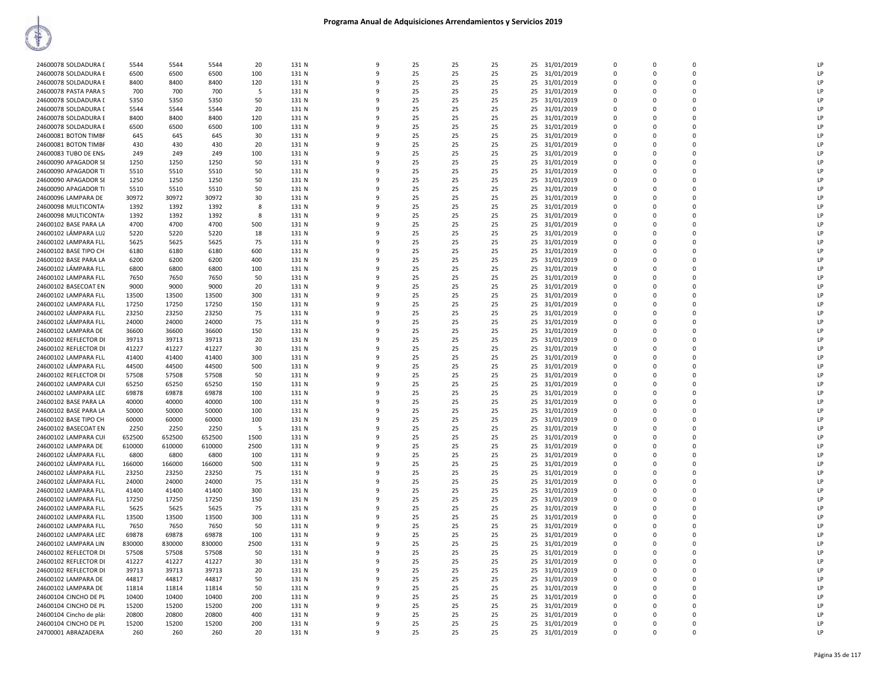# Programa Anual de Adquisiciones Arrendamientos y Servicios 2019

| | | | | | | | | | | | | | | | |
|---|---|---|---|---|---|---|---|---|---|---|---|---|---|---|---|
| 24600078 SOLDADURA I | 5544 | 5544 | 5544 | 20 | 131 N | 9 | 25 | 25 | 25 | 25 | 31/01/2019 | 0 | 0 | 0 | LP |
| 24600078 SOLDADURA E | 6500 | 6500 | 6500 | 100 | 131 N | 9 | 25 | 25 | 25 | 25 | 31/01/2019 | 0 | 0 | 0 | LP |
| 24600078 SOLDADURA E | 8400 | 8400 | 8400 | 120 | 131 N | 9 | 25 | 25 | 25 | 25 | 31/01/2019 | 0 | 0 | 0 | LP |
| 24600078 PASTA PARA S | 700 | 700 | 700 | 5 | 131 N | 9 | 25 | 25 | 25 | 25 | 31/01/2019 | 0 | 0 | 0 | LP |
| 24600078 SOLDADURA I | 5350 | 5350 | 5350 | 50 | 131 N | 9 | 25 | 25 | 25 | 25 | 31/01/2019 | 0 | 0 | 0 | LP |
| 24600078 SOLDADURA I | 5544 | 5544 | 5544 | 20 | 131 N | 9 | 25 | 25 | 25 | 25 | 31/01/2019 | 0 | 0 | 0 | LP |
| 24600078 SOLDADURA E | 8400 | 8400 | 8400 | 120 | 131 N | 9 | 25 | 25 | 25 | 25 | 31/01/2019 | 0 | 0 | 0 | LP |
| 24600078 SOLDADURA E | 6500 | 6500 | 6500 | 100 | 131 N | 9 | 25 | 25 | 25 | 25 | 31/01/2019 | 0 | 0 | 0 | LP |
| 24600081 BOTON TIMBI | 645 | 645 | 645 | 30 | 131 N | 9 | 25 | 25 | 25 | 25 | 31/01/2019 | 0 | 0 | 0 | LP |
| 24600081 BOTON TIMBI | 430 | 430 | 430 | 20 | 131 N | 9 | 25 | 25 | 25 | 25 | 31/01/2019 | 0 | 0 | 0 | LP |
| 24600083 TUBO DE ENS/ | 249 | 249 | 249 | 100 | 131 N | 9 | 25 | 25 | 25 | 25 | 31/01/2019 | 0 | 0 | 0 | LP |
| 24600090 APAGADOR SI | 1250 | 1250 | 1250 | 50 | 131 N | 9 | 25 | 25 | 25 | 25 | 31/01/2019 | 0 | 0 | 0 | LP |
| 24600090 APAGADOR TI | 5510 | 5510 | 5510 | 50 | 131 N | 9 | 25 | 25 | 25 | 25 | 31/01/2019 | 0 | 0 | 0 | LP |
| 24600090 APAGADOR SI | 1250 | 1250 | 1250 | 50 | 131 N | 9 | 25 | 25 | 25 | 25 | 31/01/2019 | 0 | 0 | 0 | LP |
| 24600090 APAGADOR TI | 5510 | 5510 | 5510 | 50 | 131 N | 9 | 25 | 25 | 25 | 25 | 31/01/2019 | 0 | 0 | 0 | LP |
| 24600096 LAMPARA DE | 30972 | 30972 | 30972 | 30 | 131 N | 9 | 25 | 25 | 25 | 25 | 31/01/2019 | 0 | 0 | 0 | LP |
| 24600098 MULTICONTA | 1392 | 1392 | 1392 | 8 | 131 N | 9 | 25 | 25 | 25 | 25 | 31/01/2019 | 0 | 0 | 0 | LP |
| 24600098 MULTICONTA | 1392 | 1392 | 1392 | 8 | 131 N | 9 | 25 | 25 | 25 | 25 | 31/01/2019 | 0 | 0 | 0 | LP |
| 24600102 BASE PARA LA | 4700 | 4700 | 4700 | 500 | 131 N | 9 | 25 | 25 | 25 | 25 | 31/01/2019 | 0 | 0 | 0 | LP |
| 24600102 LÁMPARA LUZ | 5220 | 5220 | 5220 | 18 | 131 N | 9 | 25 | 25 | 25 | 25 | 31/01/2019 | 0 | 0 | 0 | LP |
| 24600102 LAMPARA FLU | 5625 | 5625 | 5625 | 75 | 131 N | 9 | 25 | 25 | 25 | 25 | 31/01/2019 | 0 | 0 | 0 | LP |
| 24600102 BASE TIPO CH | 6180 | 6180 | 6180 | 600 | 131 N | 9 | 25 | 25 | 25 | 25 | 31/01/2019 | 0 | 0 | 0 | LP |
| 24600102 BASE PARA LA | 6200 | 6200 | 6200 | 400 | 131 N | 9 | 25 | 25 | 25 | 25 | 31/01/2019 | 0 | 0 | 0 | LP |
| 24600102 LÁMPARA FLU | 6800 | 6800 | 6800 | 100 | 131 N | 9 | 25 | 25 | 25 | 25 | 31/01/2019 | 0 | 0 | 0 | LP |
| 24600102 LAMPARA FLU | 7650 | 7650 | 7650 | 50 | 131 N | 9 | 25 | 25 | 25 | 25 | 31/01/2019 | 0 | 0 | 0 | LP |
| 24600102 BASECOAT EN | 9000 | 9000 | 9000 | 20 | 131 N | 9 | 25 | 25 | 25 | 25 | 31/01/2019 | 0 | 0 | 0 | LP |
| 24600102 LAMPARA FLU | 13500 | 13500 | 13500 | 300 | 131 N | 9 | 25 | 25 | 25 | 25 | 31/01/2019 | 0 | 0 | 0 | LP |
| 24600102 LAMPARA FLU | 17250 | 17250 | 17250 | 150 | 131 N | 9 | 25 | 25 | 25 | 25 | 31/01/2019 | 0 | 0 | 0 | LP |
| 24600102 LÁMPARA FLU | 23250 | 23250 | 23250 | 75 | 131 N | 9 | 25 | 25 | 25 | 25 | 31/01/2019 | 0 | 0 | 0 | LP |
| 24600102 LÁMPARA FLU | 24000 | 24000 | 24000 | 75 | 131 N | 9 | 25 | 25 | 25 | 25 | 31/01/2019 | 0 | 0 | 0 | LP |
| 24600102 LAMPARA DE | 36600 | 36600 | 36600 | 150 | 131 N | 9 | 25 | 25 | 25 | 25 | 31/01/2019 | 0 | 0 | 0 | LP |
| 24600102 REFLECTOR DI | 39713 | 39713 | 39713 | 20 | 131 N | 9 | 25 | 25 | 25 | 25 | 31/01/2019 | 0 | 0 | 0 | LP |
| 24600102 REFLECTOR DI | 41227 | 41227 | 41227 | 30 | 131 N | 9 | 25 | 25 | 25 | 25 | 31/01/2019 | 0 | 0 | 0 | LP |
| 24600102 LAMPARA FLU | 41400 | 41400 | 41400 | 300 | 131 N | 9 | 25 | 25 | 25 | 25 | 31/01/2019 | 0 | 0 | 0 | LP |
| 24600102 LÁMPARA FLU | 44500 | 44500 | 44500 | 500 | 131 N | 9 | 25 | 25 | 25 | 25 | 31/01/2019 | 0 | 0 | 0 | LP |
| 24600102 REFLECTOR DI | 57508 | 57508 | 57508 | 50 | 131 N | 9 | 25 | 25 | 25 | 25 | 31/01/2019 | 0 | 0 | 0 | LP |
| 24600102 LAMPARA CUI | 65250 | 65250 | 65250 | 150 | 131 N | 9 | 25 | 25 | 25 | 25 | 31/01/2019 | 0 | 0 | 0 | LP |
| 24600102 LAMPARA LED | 69878 | 69878 | 69878 | 100 | 131 N | 9 | 25 | 25 | 25 | 25 | 31/01/2019 | 0 | 0 | 0 | LP |
| 24600102 BASE PARA LA | 40000 | 40000 | 40000 | 100 | 131 N | 9 | 25 | 25 | 25 | 25 | 31/01/2019 | 0 | 0 | 0 | LP |
| 24600102 BASE PARA LA | 50000 | 50000 | 50000 | 100 | 131 N | 9 | 25 | 25 | 25 | 25 | 31/01/2019 | 0 | 0 | 0 | LP |
| 24600102 BASE TIPO CH | 60000 | 60000 | 60000 | 100 | 131 N | 9 | 25 | 25 | 25 | 25 | 31/01/2019 | 0 | 0 | 0 | LP |
| 24600102 BASECOAT EN | 2250 | 2250 | 2250 | 5 | 131 N | 9 | 25 | 25 | 25 | 25 | 31/01/2019 | 0 | 0 | 0 | LP |
| 24600102 LAMPARA CUI | 652500 | 652500 | 652500 | 1500 | 131 N | 9 | 25 | 25 | 25 | 25 | 31/01/2019 | 0 | 0 | 0 | LP |
| 24600102 LAMPARA DE | 610000 | 610000 | 610000 | 2500 | 131 N | 9 | 25 | 25 | 25 | 25 | 31/01/2019 | 0 | 0 | 0 | LP |
| 24600102 LÁMPARA FLU | 6800 | 6800 | 6800 | 100 | 131 N | 9 | 25 | 25 | 25 | 25 | 31/01/2019 | 0 | 0 | 0 | LP |
| 24600102 LÁMPARA FLU | 166000 | 166000 | 166000 | 500 | 131 N | 9 | 25 | 25 | 25 | 25 | 31/01/2019 | 0 | 0 | 0 | LP |
| 24600102 LÁMPARA FLU | 23250 | 23250 | 23250 | 75 | 131 N | 9 | 25 | 25 | 25 | 25 | 31/01/2019 | 0 | 0 | 0 | LP |
| 24600102 LÁMPARA FLU | 24000 | 24000 | 24000 | 75 | 131 N | 9 | 25 | 25 | 25 | 25 | 31/01/2019 | 0 | 0 | 0 | LP |
| 24600102 LAMPARA FLU | 41400 | 41400 | 41400 | 300 | 131 N | 9 | 25 | 25 | 25 | 25 | 31/01/2019 | 0 | 0 | 0 | LP |
| 24600102 LAMPARA FLU | 17250 | 17250 | 17250 | 150 | 131 N | 9 | 25 | 25 | 25 | 25 | 31/01/2019 | 0 | 0 | 0 | LP |
| 24600102 LAMPARA FLU | 5625 | 5625 | 5625 | 75 | 131 N | 9 | 25 | 25 | 25 | 25 | 31/01/2019 | 0 | 0 | 0 | LP |
| 24600102 LAMPARA FLU | 13500 | 13500 | 13500 | 300 | 131 N | 9 | 25 | 25 | 25 | 25 | 31/01/2019 | 0 | 0 | 0 | LP |
| 24600102 LAMPARA FLU | 7650 | 7650 | 7650 | 50 | 131 N | 9 | 25 | 25 | 25 | 25 | 31/01/2019 | 0 | 0 | 0 | LP |
| 24600102 LAMPARA LED | 69878 | 69878 | 69878 | 100 | 131 N | 9 | 25 | 25 | 25 | 25 | 31/01/2019 | 0 | 0 | 0 | LP |
| 24600102 LAMPARA LIN | 830000 | 830000 | 830000 | 2500 | 131 N | 9 | 25 | 25 | 25 | 25 | 31/01/2019 | 0 | 0 | 0 | LP |
| 24600102 REFLECTOR DI | 57508 | 57508 | 57508 | 50 | 131 N | 9 | 25 | 25 | 25 | 25 | 31/01/2019 | 0 | 0 | 0 | LP |
| 24600102 REFLECTOR DI | 41227 | 41227 | 41227 | 30 | 131 N | 9 | 25 | 25 | 25 | 25 | 31/01/2019 | 0 | 0 | 0 | LP |
| 24600102 REFLECTOR DI | 39713 | 39713 | 39713 | 20 | 131 N | 9 | 25 | 25 | 25 | 25 | 31/01/2019 | 0 | 0 | 0 | LP |
| 24600102 LAMPARA DE | 44817 | 44817 | 44817 | 50 | 131 N | 9 | 25 | 25 | 25 | 25 | 31/01/2019 | 0 | 0 | 0 | LP |
| 24600102 LAMPARA DE | 11814 | 11814 | 11814 | 50 | 131 N | 9 | 25 | 25 | 25 | 25 | 31/01/2019 | 0 | 0 | 0 | LP |
| 24600104 CINCHO DE PL | 10400 | 10400 | 10400 | 200 | 131 N | 9 | 25 | 25 | 25 | 25 | 31/01/2019 | 0 | 0 | 0 | LP |
| 24600104 CINCHO DE PL | 15200 | 15200 | 15200 | 200 | 131 N | 9 | 25 | 25 | 25 | 25 | 31/01/2019 | 0 | 0 | 0 | LP |
| 24600104 Cincho de plá | 20800 | 20800 | 20800 | 400 | 131 N | 9 | 25 | 25 | 25 | 25 | 31/01/2019 | 0 | 0 | 0 | LP |
| 24600104 CINCHO DE PL | 15200 | 15200 | 15200 | 200 | 131 N | 9 | 25 | 25 | 25 | 25 | 31/01/2019 | 0 | 0 | 0 | LP |
| 24700001 ABRAZADERA | 260 | 260 | 260 | 20 | 131 N | 9 | 25 | 25 | 25 | 25 | 31/01/2019 | 0 | 0 | 0 | LP |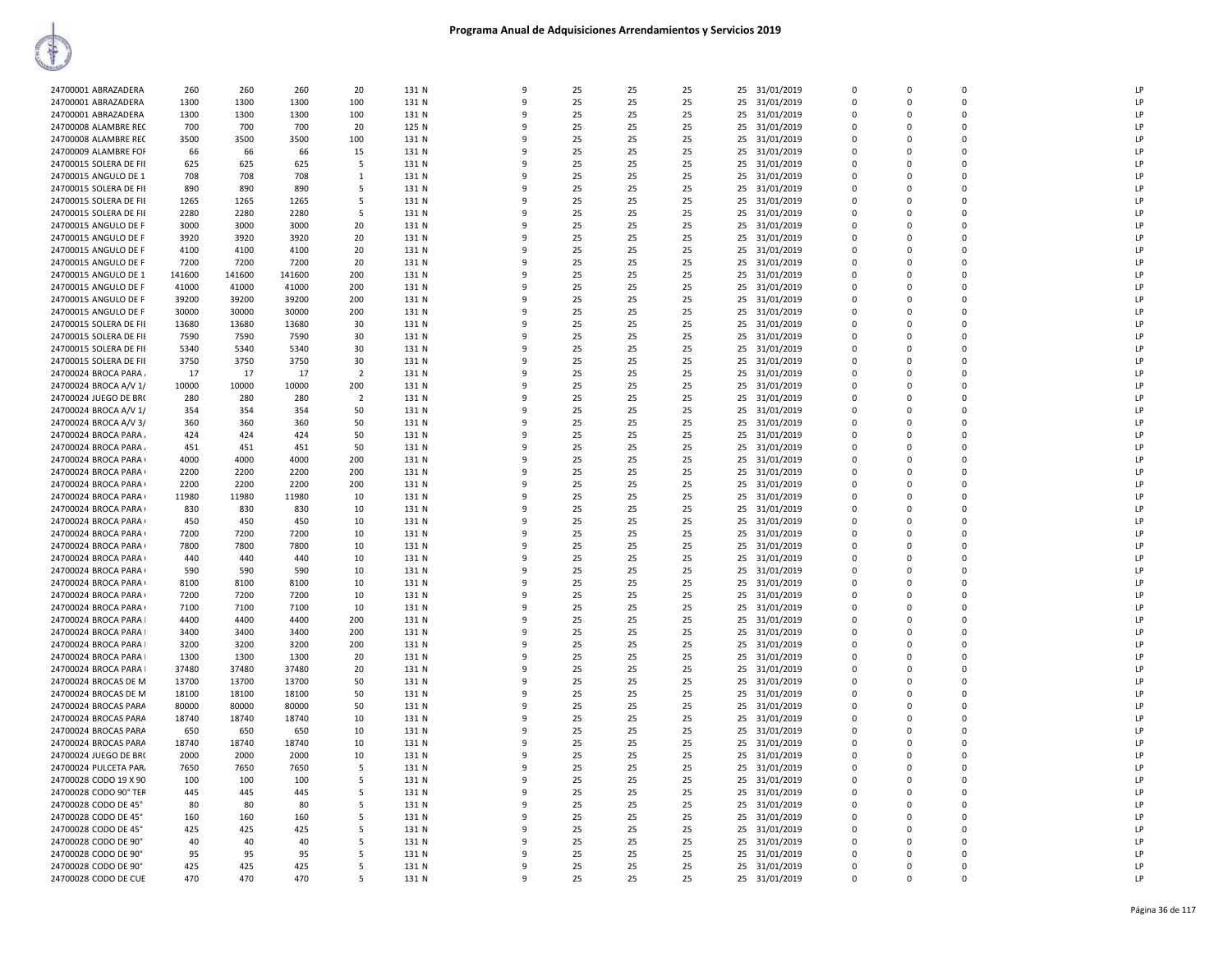# Programa Anual de Adquisiciones Arrendamientos y Servicios 2019

| | | | | | | | | | | | | | | | | |
|---|---|---|---|---|---|---|---|---|---|---|---|---|---|---|---|---|
| 24700001 ABRAZADERA | 260 | 260 | 260 | 20 | 131 N | 9 | 25 | 25 | 25 | 25 | 31/01/2019 | 0 | 0 | 0 | | LP |
| 24700001 ABRAZADERA | 1300 | 1300 | 1300 | 100 | 131 N | 9 | 25 | 25 | 25 | 25 | 31/01/2019 | 0 | 0 | 0 | | LP |
| 24700001 ABRAZADERA | 1300 | 1300 | 1300 | 100 | 131 N | 9 | 25 | 25 | 25 | 25 | 31/01/2019 | 0 | 0 | 0 | | LP |
| 24700008 ALAMBRE REC | 700 | 700 | 700 | 20 | 125 N | 9 | 25 | 25 | 25 | 25 | 31/01/2019 | 0 | 0 | 0 | | LP |
| 24700008 ALAMBRE REC | 3500 | 3500 | 3500 | 100 | 131 N | 9 | 25 | 25 | 25 | 25 | 31/01/2019 | 0 | 0 | 0 | | LP |
| 24700009 ALAMBRE FOF | 66 | 66 | 66 | 15 | 131 N | 9 | 25 | 25 | 25 | 25 | 31/01/2019 | 0 | 0 | 0 | | LP |
| 24700015 SOLERA DE FII | 625 | 625 | 625 | 5 | 131 N | 9 | 25 | 25 | 25 | 25 | 31/01/2019 | 0 | 0 | 0 | | LP |
| 24700015 ANGULO DE 1 | 708 | 708 | 708 | 1 | 131 N | 9 | 25 | 25 | 25 | 25 | 31/01/2019 | 0 | 0 | 0 | | LP |
| 24700015 SOLERA DE FII | 890 | 890 | 890 | 5 | 131 N | 9 | 25 | 25 | 25 | 25 | 31/01/2019 | 0 | 0 | 0 | | LP |
| 24700015 SOLERA DE FII | 1265 | 1265 | 1265 | 5 | 131 N | 9 | 25 | 25 | 25 | 25 | 31/01/2019 | 0 | 0 | 0 | | LP |
| 24700015 SOLERA DE FII | 2280 | 2280 | 2280 | 5 | 131 N | 9 | 25 | 25 | 25 | 25 | 31/01/2019 | 0 | 0 | 0 | | LP |
| 24700015 ANGULO DE F | 3000 | 3000 | 3000 | 20 | 131 N | 9 | 25 | 25 | 25 | 25 | 31/01/2019 | 0 | 0 | 0 | | LP |
| 24700015 ANGULO DE F | 3920 | 3920 | 3920 | 20 | 131 N | 9 | 25 | 25 | 25 | 25 | 31/01/2019 | 0 | 0 | 0 | | LP |
| 24700015 ANGULO DE F | 4100 | 4100 | 4100 | 20 | 131 N | 9 | 25 | 25 | 25 | 25 | 31/01/2019 | 0 | 0 | 0 | | LP |
| 24700015 ANGULO DE F | 7200 | 7200 | 7200 | 20 | 131 N | 9 | 25 | 25 | 25 | 25 | 31/01/2019 | 0 | 0 | 0 | | LP |
| 24700015 ANGULO DE 1 | 141600 | 141600 | 141600 | 200 | 131 N | 9 | 25 | 25 | 25 | 25 | 31/01/2019 | 0 | 0 | 0 | | LP |
| 24700015 ANGULO DE F | 41000 | 41000 | 41000 | 200 | 131 N | 9 | 25 | 25 | 25 | 25 | 31/01/2019 | 0 | 0 | 0 | | LP |
| 24700015 ANGULO DE F | 39200 | 39200 | 39200 | 200 | 131 N | 9 | 25 | 25 | 25 | 25 | 31/01/2019 | 0 | 0 | 0 | | LP |
| 24700015 ANGULO DE F | 30000 | 30000 | 30000 | 200 | 131 N | 9 | 25 | 25 | 25 | 25 | 31/01/2019 | 0 | 0 | 0 | | LP |
| 24700015 SOLERA DE FII | 13680 | 13680 | 13680 | 30 | 131 N | 9 | 25 | 25 | 25 | 25 | 31/01/2019 | 0 | 0 | 0 | | LP |
| 24700015 SOLERA DE FII | 7590 | 7590 | 7590 | 30 | 131 N | 9 | 25 | 25 | 25 | 25 | 31/01/2019 | 0 | 0 | 0 | | LP |
| 24700015 SOLERA DE FII | 5340 | 5340 | 5340 | 30 | 131 N | 9 | 25 | 25 | 25 | 25 | 31/01/2019 | 0 | 0 | 0 | | LP |
| 24700015 SOLERA DE FII | 3750 | 3750 | 3750 | 30 | 131 N | 9 | 25 | 25 | 25 | 25 | 31/01/2019 | 0 | 0 | 0 | | LP |
| 24700024 BROCA PARA | 17 | 17 | 17 | 2 | 131 N | 9 | 25 | 25 | 25 | 25 | 31/01/2019 | 0 | 0 | 0 | | LP |
| 24700024 BROCA A/V 1/ | 10000 | 10000 | 10000 | 200 | 131 N | 9 | 25 | 25 | 25 | 25 | 31/01/2019 | 0 | 0 | 0 | | LP |
| 24700024 JUEGO DE BR( | 280 | 280 | 280 | 2 | 131 N | 9 | 25 | 25 | 25 | 25 | 31/01/2019 | 0 | 0 | 0 | | LP |
| 24700024 BROCA A/V 1/ | 354 | 354 | 354 | 50 | 131 N | 9 | 25 | 25 | 25 | 25 | 31/01/2019 | 0 | 0 | 0 | | LP |
| 24700024 BROCA A/V 3/ | 360 | 360 | 360 | 50 | 131 N | 9 | 25 | 25 | 25 | 25 | 31/01/2019 | 0 | 0 | 0 | | LP |
| 24700024 BROCA PARA | 424 | 424 | 424 | 50 | 131 N | 9 | 25 | 25 | 25 | 25 | 31/01/2019 | 0 | 0 | 0 | | LP |
| 24700024 BROCA PARA | 451 | 451 | 451 | 50 | 131 N | 9 | 25 | 25 | 25 | 25 | 31/01/2019 | 0 | 0 | 0 | | LP |
| 24700024 BROCA PARA | 4000 | 4000 | 4000 | 200 | 131 N | 9 | 25 | 25 | 25 | 25 | 31/01/2019 | 0 | 0 | 0 | | LP |
| 24700024 BROCA PARA | 2200 | 2200 | 2200 | 200 | 131 N | 9 | 25 | 25 | 25 | 25 | 31/01/2019 | 0 | 0 | 0 | | LP |
| 24700024 BROCA PARA | 2200 | 2200 | 2200 | 200 | 131 N | 9 | 25 | 25 | 25 | 25 | 31/01/2019 | 0 | 0 | 0 | | LP |
| 24700024 BROCA PARA | 11980 | 11980 | 11980 | 10 | 131 N | 9 | 25 | 25 | 25 | 25 | 31/01/2019 | 0 | 0 | 0 | | LP |
| 24700024 BROCA PARA | 830 | 830 | 830 | 10 | 131 N | 9 | 25 | 25 | 25 | 25 | 31/01/2019 | 0 | 0 | 0 | | LP |
| 24700024 BROCA PARA | 450 | 450 | 450 | 10 | 131 N | 9 | 25 | 25 | 25 | 25 | 31/01/2019 | 0 | 0 | 0 | | LP |
| 24700024 BROCA PARA | 7200 | 7200 | 7200 | 10 | 131 N | 9 | 25 | 25 | 25 | 25 | 31/01/2019 | 0 | 0 | 0 | | LP |
| 24700024 BROCA PARA | 7800 | 7800 | 7800 | 10 | 131 N | 9 | 25 | 25 | 25 | 25 | 31/01/2019 | 0 | 0 | 0 | | LP |
| 24700024 BROCA PARA | 440 | 440 | 440 | 10 | 131 N | 9 | 25 | 25 | 25 | 25 | 31/01/2019 | 0 | 0 | 0 | | LP |
| 24700024 BROCA PARA | 590 | 590 | 590 | 10 | 131 N | 9 | 25 | 25 | 25 | 25 | 31/01/2019 | 0 | 0 | 0 | | LP |
| 24700024 BROCA PARA | 8100 | 8100 | 8100 | 10 | 131 N | 9 | 25 | 25 | 25 | 25 | 31/01/2019 | 0 | 0 | 0 | | LP |
| 24700024 BROCA PARA | 7200 | 7200 | 7200 | 10 | 131 N | 9 | 25 | 25 | 25 | 25 | 31/01/2019 | 0 | 0 | 0 | | LP |
| 24700024 BROCA PARA | 7100 | 7100 | 7100 | 10 | 131 N | 9 | 25 | 25 | 25 | 25 | 31/01/2019 | 0 | 0 | 0 | | LP |
| 24700024 BROCA PARA | 4400 | 4400 | 4400 | 200 | 131 N | 9 | 25 | 25 | 25 | 25 | 31/01/2019 | 0 | 0 | 0 | | LP |
| 24700024 BROCA PARA | 3400 | 3400 | 3400 | 200 | 131 N | 9 | 25 | 25 | 25 | 25 | 31/01/2019 | 0 | 0 | 0 | | LP |
| 24700024 BROCA PARA | 3200 | 3200 | 3200 | 200 | 131 N | 9 | 25 | 25 | 25 | 25 | 31/01/2019 | 0 | 0 | 0 | | LP |
| 24700024 BROCA PARA | 1300 | 1300 | 1300 | 20 | 131 N | 9 | 25 | 25 | 25 | 25 | 31/01/2019 | 0 | 0 | 0 | | LP |
| 24700024 BROCA PARA | 37480 | 37480 | 37480 | 20 | 131 N | 9 | 25 | 25 | 25 | 25 | 31/01/2019 | 0 | 0 | 0 | | LP |
| 24700024 BROCAS DE M | 13700 | 13700 | 13700 | 50 | 131 N | 9 | 25 | 25 | 25 | 25 | 31/01/2019 | 0 | 0 | 0 | | LP |
| 24700024 BROCAS DE M | 18100 | 18100 | 18100 | 50 | 131 N | 9 | 25 | 25 | 25 | 25 | 31/01/2019 | 0 | 0 | 0 | | LP |
| 24700024 BROCAS PARA | 80000 | 80000 | 80000 | 50 | 131 N | 9 | 25 | 25 | 25 | 25 | 31/01/2019 | 0 | 0 | 0 | | LP |
| 24700024 BROCAS PARA | 18740 | 18740 | 18740 | 10 | 131 N | 9 | 25 | 25 | 25 | 25 | 31/01/2019 | 0 | 0 | 0 | | LP |
| 24700024 BROCAS PARA | 650 | 650 | 650 | 10 | 131 N | 9 | 25 | 25 | 25 | 25 | 31/01/2019 | 0 | 0 | 0 | | LP |
| 24700024 BROCAS PARA | 18740 | 18740 | 18740 | 10 | 131 N | 9 | 25 | 25 | 25 | 25 | 31/01/2019 | 0 | 0 | 0 | | LP |
| 24700024 JUEGO DE BR( | 2000 | 2000 | 2000 | 10 | 131 N | 9 | 25 | 25 | 25 | 25 | 31/01/2019 | 0 | 0 | 0 | | LP |
| 24700024 PULCETA PAR. | 7650 | 7650 | 7650 | 5 | 131 N | 9 | 25 | 25 | 25 | 25 | 31/01/2019 | 0 | 0 | 0 | | LP |
| 24700028 CODO 19 X 90 | 100 | 100 | 100 | 5 | 131 N | 9 | 25 | 25 | 25 | 25 | 31/01/2019 | 0 | 0 | 0 | | LP |
| 24700028 CODO 90° TEF | 445 | 445 | 445 | 5 | 131 N | 9 | 25 | 25 | 25 | 25 | 31/01/2019 | 0 | 0 | 0 | | LP |
| 24700028 CODO DE 45° | 80 | 80 | 80 | 5 | 131 N | 9 | 25 | 25 | 25 | 25 | 31/01/2019 | 0 | 0 | 0 | | LP |
| 24700028 CODO DE 45° | 160 | 160 | 160 | 5 | 131 N | 9 | 25 | 25 | 25 | 25 | 31/01/2019 | 0 | 0 | 0 | | LP |
| 24700028 CODO DE 45° | 425 | 425 | 425 | 5 | 131 N | 9 | 25 | 25 | 25 | 25 | 31/01/2019 | 0 | 0 | 0 | | LP |
| 24700028 CODO DE 90° | 40 | 40 | 40 | 5 | 131 N | 9 | 25 | 25 | 25 | 25 | 31/01/2019 | 0 | 0 | 0 | | LP |
| 24700028 CODO DE 90° | 95 | 95 | 95 | 5 | 131 N | 9 | 25 | 25 | 25 | 25 | 31/01/2019 | 0 | 0 | 0 | | LP |
| 24700028 CODO DE 90° | 425 | 425 | 425 | 5 | 131 N | 9 | 25 | 25 | 25 | 25 | 31/01/2019 | 0 | 0 | 0 | | LP |
| 24700028 CODO DE CUE | 470 | 470 | 470 | 5 | 131 N | 9 | 25 | 25 | 25 | 25 | 31/01/2019 | 0 | 0 | 0 | | LP |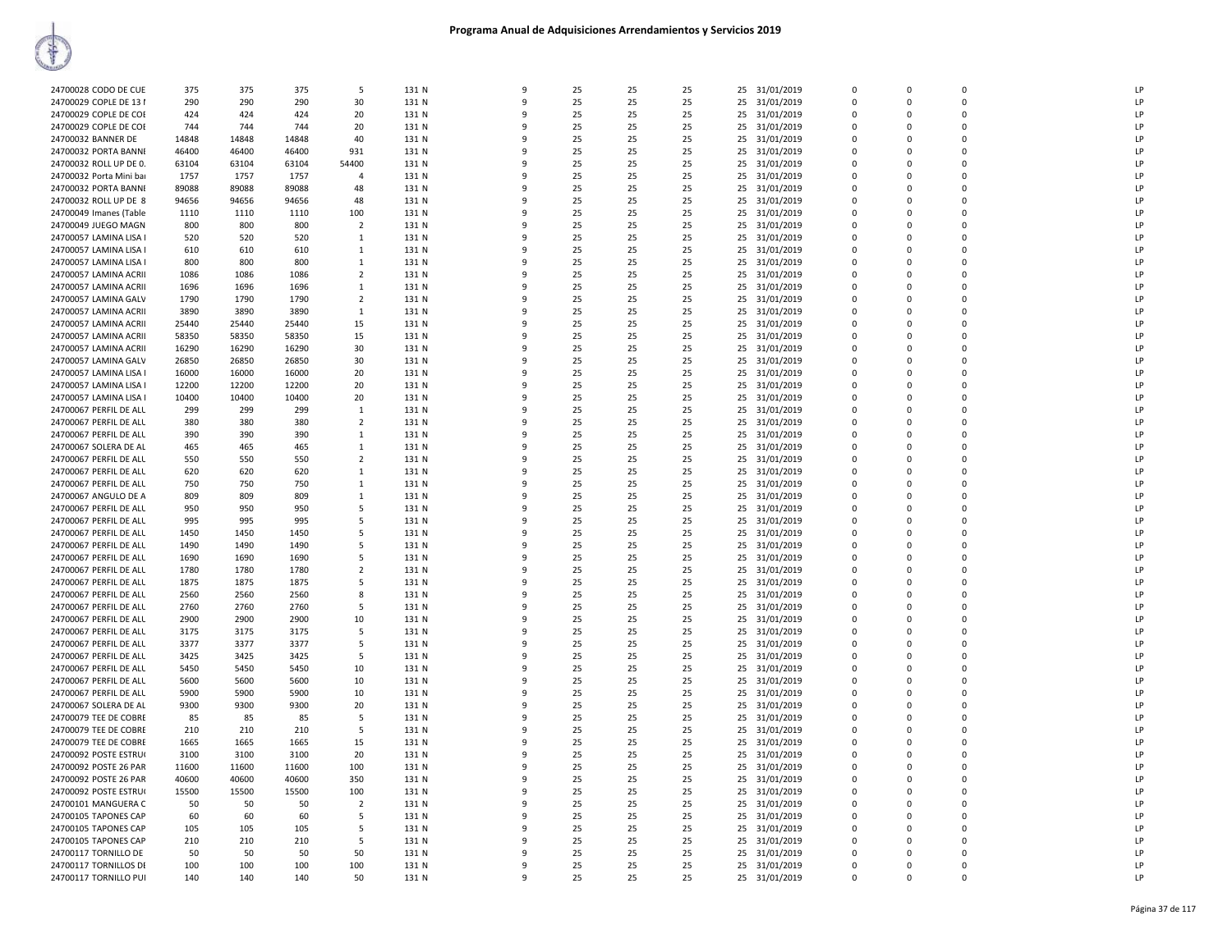# Programa Anual de Adquisiciones Arrendamientos y Servicios 2019

| | | | | | | | | | | | | | | | |
|---|---|---|---|---|---|---|---|---|---|---|---|---|---|---|---|
| 24700028 CODO DE CUE | 375 | 375 | 375 | 5 | 131 N | 9 | 25 | 25 | 25 | 25 | 31/01/2019 | 0 | 0 | 0 | LP |
| 24700029 COPLE DE 13 I | 290 | 290 | 290 | 30 | 131 N | 9 | 25 | 25 | 25 | 25 | 31/01/2019 | 0 | 0 | 0 | LP |
| 24700029 COPLE DE COI | 424 | 424 | 424 | 20 | 131 N | 9 | 25 | 25 | 25 | 25 | 31/01/2019 | 0 | 0 | 0 | LP |
| 24700029 COPLE DE COI | 744 | 744 | 744 | 20 | 131 N | 9 | 25 | 25 | 25 | 25 | 31/01/2019 | 0 | 0 | 0 | LP |
| 24700032 BANNER DE | 14848 | 14848 | 14848 | 40 | 131 N | 9 | 25 | 25 | 25 | 25 | 31/01/2019 | 0 | 0 | 0 | LP |
| 24700032 PORTA BANNI | 46400 | 46400 | 46400 | 931 | 131 N | 9 | 25 | 25 | 25 | 25 | 31/01/2019 | 0 | 0 | 0 | LP |
| 24700032 ROLL UP DE 0. | 63104 | 63104 | 63104 | 54400 | 131 N | 9 | 25 | 25 | 25 | 25 | 31/01/2019 | 0 | 0 | 0 | LP |
| 24700032 Porta Mini bai | 1757 | 1757 | 1757 | 4 | 131 N | 9 | 25 | 25 | 25 | 25 | 31/01/2019 | 0 | 0 | 0 | LP |
| 24700032 PORTA BANNI | 89088 | 89088 | 89088 | 48 | 131 N | 9 | 25 | 25 | 25 | 25 | 31/01/2019 | 0 | 0 | 0 | LP |
| 24700032 ROLL UP DE 8 | 94656 | 94656 | 94656 | 48 | 131 N | 9 | 25 | 25 | 25 | 25 | 31/01/2019 | 0 | 0 | 0 | LP |
| 24700049 Imanes (Table | 1110 | 1110 | 1110 | 100 | 131 N | 9 | 25 | 25 | 25 | 25 | 31/01/2019 | 0 | 0 | 0 | LP |
| 24700049 JUEGO MAGN | 800 | 800 | 800 | 2 | 131 N | 9 | 25 | 25 | 25 | 25 | 31/01/2019 | 0 | 0 | 0 | LP |
| 24700057 LAMINA LISA I | 520 | 520 | 520 | 1 | 131 N | 9 | 25 | 25 | 25 | 25 | 31/01/2019 | 0 | 0 | 0 | LP |
| 24700057 LAMINA LISA I | 610 | 610 | 610 | 1 | 131 N | 9 | 25 | 25 | 25 | 25 | 31/01/2019 | 0 | 0 | 0 | LP |
| 24700057 LAMINA LISA I | 800 | 800 | 800 | 1 | 131 N | 9 | 25 | 25 | 25 | 25 | 31/01/2019 | 0 | 0 | 0 | LP |
| 24700057 LAMINA ACRII | 1086 | 1086 | 1086 | 2 | 131 N | 9 | 25 | 25 | 25 | 25 | 31/01/2019 | 0 | 0 | 0 | LP |
| 24700057 LAMINA ACRII | 1696 | 1696 | 1696 | 1 | 131 N | 9 | 25 | 25 | 25 | 25 | 31/01/2019 | 0 | 0 | 0 | LP |
| 24700057 LAMINA GALV | 1790 | 1790 | 1790 | 2 | 131 N | 9 | 25 | 25 | 25 | 25 | 31/01/2019 | 0 | 0 | 0 | LP |
| 24700057 LAMINA ACRII | 3890 | 3890 | 3890 | 1 | 131 N | 9 | 25 | 25 | 25 | 25 | 31/01/2019 | 0 | 0 | 0 | LP |
| 24700057 LAMINA ACRII | 25440 | 25440 | 25440 | 15 | 131 N | 9 | 25 | 25 | 25 | 25 | 31/01/2019 | 0 | 0 | 0 | LP |
| 24700057 LAMINA ACRII | 58350 | 58350 | 58350 | 15 | 131 N | 9 | 25 | 25 | 25 | 25 | 31/01/2019 | 0 | 0 | 0 | LP |
| 24700057 LAMINA ACRII | 16290 | 16290 | 16290 | 30 | 131 N | 9 | 25 | 25 | 25 | 25 | 31/01/2019 | 0 | 0 | 0 | LP |
| 24700057 LAMINA GALV | 26850 | 26850 | 26850 | 30 | 131 N | 9 | 25 | 25 | 25 | 25 | 31/01/2019 | 0 | 0 | 0 | LP |
| 24700057 LAMINA LISA I | 16000 | 16000 | 16000 | 20 | 131 N | 9 | 25 | 25 | 25 | 25 | 31/01/2019 | 0 | 0 | 0 | LP |
| 24700057 LAMINA LISA I | 12200 | 12200 | 12200 | 20 | 131 N | 9 | 25 | 25 | 25 | 25 | 31/01/2019 | 0 | 0 | 0 | LP |
| 24700057 LAMINA LISA I | 10400 | 10400 | 10400 | 20 | 131 N | 9 | 25 | 25 | 25 | 25 | 31/01/2019 | 0 | 0 | 0 | LP |
| 24700067 PERFIL DE ALL | 299 | 299 | 299 | 1 | 131 N | 9 | 25 | 25 | 25 | 25 | 31/01/2019 | 0 | 0 | 0 | LP |
| 24700067 PERFIL DE ALL | 380 | 380 | 380 | 2 | 131 N | 9 | 25 | 25 | 25 | 25 | 31/01/2019 | 0 | 0 | 0 | LP |
| 24700067 PERFIL DE ALL | 390 | 390 | 390 | 1 | 131 N | 9 | 25 | 25 | 25 | 25 | 31/01/2019 | 0 | 0 | 0 | LP |
| 24700067 SOLERA DE AL | 465 | 465 | 465 | 1 | 131 N | 9 | 25 | 25 | 25 | 25 | 31/01/2019 | 0 | 0 | 0 | LP |
| 24700067 PERFIL DE ALL | 550 | 550 | 550 | 2 | 131 N | 9 | 25 | 25 | 25 | 25 | 31/01/2019 | 0 | 0 | 0 | LP |
| 24700067 PERFIL DE ALL | 620 | 620 | 620 | 1 | 131 N | 9 | 25 | 25 | 25 | 25 | 31/01/2019 | 0 | 0 | 0 | LP |
| 24700067 PERFIL DE ALL | 750 | 750 | 750 | 1 | 131 N | 9 | 25 | 25 | 25 | 25 | 31/01/2019 | 0 | 0 | 0 | LP |
| 24700067 ANGULO DE A | 809 | 809 | 809 | 1 | 131 N | 9 | 25 | 25 | 25 | 25 | 31/01/2019 | 0 | 0 | 0 | LP |
| 24700067 PERFIL DE ALL | 950 | 950 | 950 | 5 | 131 N | 9 | 25 | 25 | 25 | 25 | 31/01/2019 | 0 | 0 | 0 | LP |
| 24700067 PERFIL DE ALL | 995 | 995 | 995 | 5 | 131 N | 9 | 25 | 25 | 25 | 25 | 31/01/2019 | 0 | 0 | 0 | LP |
| 24700067 PERFIL DE ALL | 1450 | 1450 | 1450 | 5 | 131 N | 9 | 25 | 25 | 25 | 25 | 31/01/2019 | 0 | 0 | 0 | LP |
| 24700067 PERFIL DE ALL | 1490 | 1490 | 1490 | 5 | 131 N | 9 | 25 | 25 | 25 | 25 | 31/01/2019 | 0 | 0 | 0 | LP |
| 24700067 PERFIL DE ALL | 1690 | 1690 | 1690 | 5 | 131 N | 9 | 25 | 25 | 25 | 25 | 31/01/2019 | 0 | 0 | 0 | LP |
| 24700067 PERFIL DE ALL | 1780 | 1780 | 1780 | 2 | 131 N | 9 | 25 | 25 | 25 | 25 | 31/01/2019 | 0 | 0 | 0 | LP |
| 24700067 PERFIL DE ALL | 1875 | 1875 | 1875 | 5 | 131 N | 9 | 25 | 25 | 25 | 25 | 31/01/2019 | 0 | 0 | 0 | LP |
| 24700067 PERFIL DE ALL | 2560 | 2560 | 2560 | 8 | 131 N | 9 | 25 | 25 | 25 | 25 | 31/01/2019 | 0 | 0 | 0 | LP |
| 24700067 PERFIL DE ALL | 2760 | 2760 | 2760 | 5 | 131 N | 9 | 25 | 25 | 25 | 25 | 31/01/2019 | 0 | 0 | 0 | LP |
| 24700067 PERFIL DE ALL | 2900 | 2900 | 2900 | 10 | 131 N | 9 | 25 | 25 | 25 | 25 | 31/01/2019 | 0 | 0 | 0 | LP |
| 24700067 PERFIL DE ALL | 3175 | 3175 | 3175 | 5 | 131 N | 9 | 25 | 25 | 25 | 25 | 31/01/2019 | 0 | 0 | 0 | LP |
| 24700067 PERFIL DE ALL | 3377 | 3377 | 3377 | 5 | 131 N | 9 | 25 | 25 | 25 | 25 | 31/01/2019 | 0 | 0 | 0 | LP |
| 24700067 PERFIL DE ALL | 3425 | 3425 | 3425 | 5 | 131 N | 9 | 25 | 25 | 25 | 25 | 31/01/2019 | 0 | 0 | 0 | LP |
| 24700067 PERFIL DE ALL | 5450 | 5450 | 5450 | 10 | 131 N | 9 | 25 | 25 | 25 | 25 | 31/01/2019 | 0 | 0 | 0 | LP |
| 24700067 PERFIL DE ALL | 5600 | 5600 | 5600 | 10 | 131 N | 9 | 25 | 25 | 25 | 25 | 31/01/2019 | 0 | 0 | 0 | LP |
| 24700067 PERFIL DE ALL | 5900 | 5900 | 5900 | 10 | 131 N | 9 | 25 | 25 | 25 | 25 | 31/01/2019 | 0 | 0 | 0 | LP |
| 24700067 SOLERA DE AL | 9300 | 9300 | 9300 | 20 | 131 N | 9 | 25 | 25 | 25 | 25 | 31/01/2019 | 0 | 0 | 0 | LP |
| 24700079 TEE DE COBRE | 85 | 85 | 85 | 5 | 131 N | 9 | 25 | 25 | 25 | 25 | 31/01/2019 | 0 | 0 | 0 | LP |
| 24700079 TEE DE COBRE | 210 | 210 | 210 | 5 | 131 N | 9 | 25 | 25 | 25 | 25 | 31/01/2019 | 0 | 0 | 0 | LP |
| 24700079 TEE DE COBRE | 1665 | 1665 | 1665 | 15 | 131 N | 9 | 25 | 25 | 25 | 25 | 31/01/2019 | 0 | 0 | 0 | LP |
| 24700092 POSTE ESTRU | 3100 | 3100 | 3100 | 20 | 131 N | 9 | 25 | 25 | 25 | 25 | 31/01/2019 | 0 | 0 | 0 | LP |
| 24700092 POSTE 26 PAR | 11600 | 11600 | 11600 | 100 | 131 N | 9 | 25 | 25 | 25 | 25 | 31/01/2019 | 0 | 0 | 0 | LP |
| 24700092 POSTE 26 PAR | 40600 | 40600 | 40600 | 350 | 131 N | 9 | 25 | 25 | 25 | 25 | 31/01/2019 | 0 | 0 | 0 | LP |
| 24700092 POSTE ESTRU | 15500 | 15500 | 15500 | 100 | 131 N | 9 | 25 | 25 | 25 | 25 | 31/01/2019 | 0 | 0 | 0 | LP |
| 24700101 MANGUERA C | 50 | 50 | 50 | 2 | 131 N | 9 | 25 | 25 | 25 | 25 | 31/01/2019 | 0 | 0 | 0 | LP |
| 24700105 TAPONES CAP | 60 | 60 | 60 | 5 | 131 N | 9 | 25 | 25 | 25 | 25 | 31/01/2019 | 0 | 0 | 0 | LP |
| 24700105 TAPONES CAP | 105 | 105 | 105 | 5 | 131 N | 9 | 25 | 25 | 25 | 25 | 31/01/2019 | 0 | 0 | 0 | LP |
| 24700105 TAPONES CAP | 210 | 210 | 210 | 5 | 131 N | 9 | 25 | 25 | 25 | 25 | 31/01/2019 | 0 | 0 | 0 | LP |
| 24700117 TORNILLO DE | 50 | 50 | 50 | 50 | 131 N | 9 | 25 | 25 | 25 | 25 | 31/01/2019 | 0 | 0 | 0 | LP |
| 24700117 TORNILLOS DI | 100 | 100 | 100 | 100 | 131 N | 9 | 25 | 25 | 25 | 25 | 31/01/2019 | 0 | 0 | 0 | LP |
| 24700117 TORNILLO PUI | 140 | 140 | 140 | 50 | 131 N | 9 | 25 | 25 | 25 | 25 | 31/01/2019 | 0 | 0 | 0 | LP |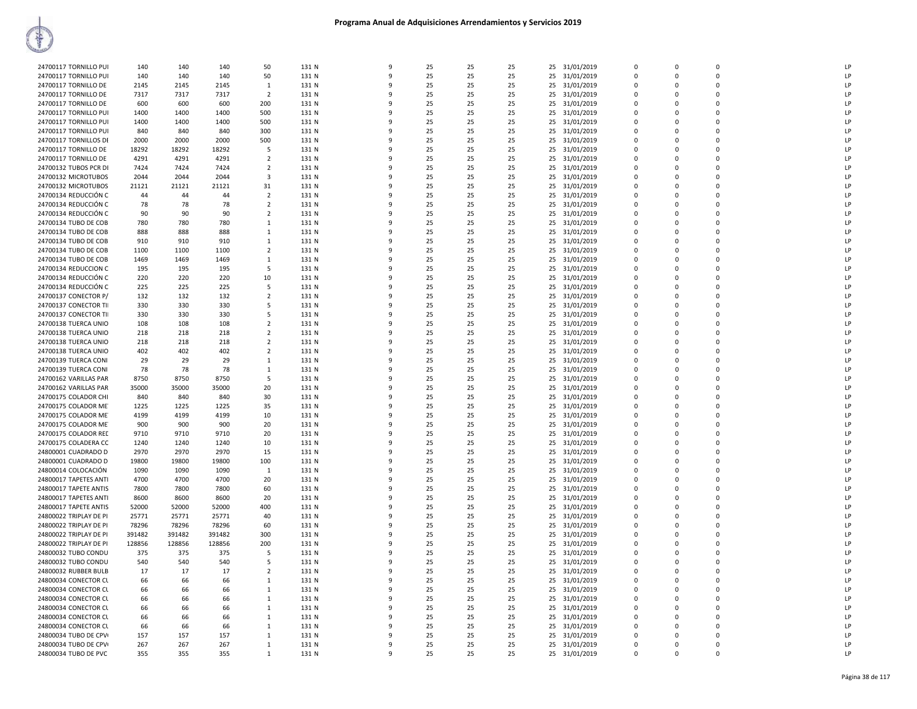# Programa Anual de Adquisiciones Arrendamientos y Servicios 2019

| | | | | | | | | | | | | | | | | |
|---|---|---|---|---|---|---|---|---|---|---|---|---|---|---|---|---|
| 24700117 TORNILLO PUI | 140 | 140 | 140 | 50 | 131 N | 9 | 25 | 25 | 25 | 25 | 31/01/2019 | 0 | 0 | 0 | | LP |
| 24700117 TORNILLO PUI | 140 | 140 | 140 | 50 | 131 N | 9 | 25 | 25 | 25 | 25 | 31/01/2019 | 0 | 0 | 0 | | LP |
| 24700117 TORNILLO DE | 2145 | 2145 | 2145 | 1 | 131 N | 9 | 25 | 25 | 25 | 25 | 31/01/2019 | 0 | 0 | 0 | | LP |
| 24700117 TORNILLO DE | 7317 | 7317 | 7317 | 2 | 131 N | 9 | 25 | 25 | 25 | 25 | 31/01/2019 | 0 | 0 | 0 | | LP |
| 24700117 TORNILLO DE | 600 | 600 | 600 | 200 | 131 N | 9 | 25 | 25 | 25 | 25 | 31/01/2019 | 0 | 0 | 0 | | LP |
| 24700117 TORNILLO PUI | 1400 | 1400 | 1400 | 500 | 131 N | 9 | 25 | 25 | 25 | 25 | 31/01/2019 | 0 | 0 | 0 | | LP |
| 24700117 TORNILLO PUI | 1400 | 1400 | 1400 | 500 | 131 N | 9 | 25 | 25 | 25 | 25 | 31/01/2019 | 0 | 0 | 0 | | LP |
| 24700117 TORNILLO PUI | 840 | 840 | 840 | 300 | 131 N | 9 | 25 | 25 | 25 | 25 | 31/01/2019 | 0 | 0 | 0 | | LP |
| 24700117 TORNILLOS DE | 2000 | 2000 | 2000 | 500 | 131 N | 9 | 25 | 25 | 25 | 25 | 31/01/2019 | 0 | 0 | 0 | | LP |
| 24700117 TORNILLO DE | 18292 | 18292 | 18292 | 5 | 131 N | 9 | 25 | 25 | 25 | 25 | 31/01/2019 | 0 | 0 | 0 | | LP |
| 24700117 TORNILLO DE | 4291 | 4291 | 4291 | 2 | 131 N | 9 | 25 | 25 | 25 | 25 | 31/01/2019 | 0 | 0 | 0 | | LP |
| 24700132 TUBOS PCR DI | 7424 | 7424 | 7424 | 2 | 131 N | 9 | 25 | 25 | 25 | 25 | 31/01/2019 | 0 | 0 | 0 | | LP |
| 24700132 MICROTUBOS | 2044 | 2044 | 2044 | 3 | 131 N | 9 | 25 | 25 | 25 | 25 | 31/01/2019 | 0 | 0 | 0 | | LP |
| 24700132 MICROTUBOS | 21121 | 21121 | 21121 | 31 | 131 N | 9 | 25 | 25 | 25 | 25 | 31/01/2019 | 0 | 0 | 0 | | LP |
| 24700134 REDUCCIÓN C | 44 | 44 | 44 | 2 | 131 N | 9 | 25 | 25 | 25 | 25 | 31/01/2019 | 0 | 0 | 0 | | LP |
| 24700134 REDUCCIÓN C | 78 | 78 | 78 | 2 | 131 N | 9 | 25 | 25 | 25 | 25 | 31/01/2019 | 0 | 0 | 0 | | LP |
| 24700134 REDUCCIÓN C | 90 | 90 | 90 | 2 | 131 N | 9 | 25 | 25 | 25 | 25 | 31/01/2019 | 0 | 0 | 0 | | LP |
| 24700134 TUBO DE COB | 780 | 780 | 780 | 1 | 131 N | 9 | 25 | 25 | 25 | 25 | 31/01/2019 | 0 | 0 | 0 | | LP |
| 24700134 TUBO DE COB | 888 | 888 | 888 | 1 | 131 N | 9 | 25 | 25 | 25 | 25 | 31/01/2019 | 0 | 0 | 0 | | LP |
| 24700134 TUBO DE COB | 910 | 910 | 910 | 1 | 131 N | 9 | 25 | 25 | 25 | 25 | 31/01/2019 | 0 | 0 | 0 | | LP |
| 24700134 TUBO DE COB | 1100 | 1100 | 1100 | 2 | 131 N | 9 | 25 | 25 | 25 | 25 | 31/01/2019 | 0 | 0 | 0 | | LP |
| 24700134 TUBO DE COB | 1469 | 1469 | 1469 | 1 | 131 N | 9 | 25 | 25 | 25 | 25 | 31/01/2019 | 0 | 0 | 0 | | LP |
| 24700134 REDUCCION C | 195 | 195 | 195 | 5 | 131 N | 9 | 25 | 25 | 25 | 25 | 31/01/2019 | 0 | 0 | 0 | | LP |
| 24700134 REDUCCIÓN C | 220 | 220 | 220 | 10 | 131 N | 9 | 25 | 25 | 25 | 25 | 31/01/2019 | 0 | 0 | 0 | | LP |
| 24700134 REDUCCIÓN C | 225 | 225 | 225 | 5 | 131 N | 9 | 25 | 25 | 25 | 25 | 31/01/2019 | 0 | 0 | 0 | | LP |
| 24700137 CONECTOR P/ | 132 | 132 | 132 | 2 | 131 N | 9 | 25 | 25 | 25 | 25 | 31/01/2019 | 0 | 0 | 0 | | LP |
| 24700137 CONECTOR TI | 330 | 330 | 330 | 5 | 131 N | 9 | 25 | 25 | 25 | 25 | 31/01/2019 | 0 | 0 | 0 | | LP |
| 24700137 CONECTOR TI | 330 | 330 | 330 | 5 | 131 N | 9 | 25 | 25 | 25 | 25 | 31/01/2019 | 0 | 0 | 0 | | LP |
| 24700138 TUERCA UNIO | 108 | 108 | 108 | 2 | 131 N | 9 | 25 | 25 | 25 | 25 | 31/01/2019 | 0 | 0 | 0 | | LP |
| 24700138 TUERCA UNIO | 218 | 218 | 218 | 2 | 131 N | 9 | 25 | 25 | 25 | 25 | 31/01/2019 | 0 | 0 | 0 | | LP |
| 24700138 TUERCA UNIO | 218 | 218 | 218 | 2 | 131 N | 9 | 25 | 25 | 25 | 25 | 31/01/2019 | 0 | 0 | 0 | | LP |
| 24700138 TUERCA UNIO | 402 | 402 | 402 | 2 | 131 N | 9 | 25 | 25 | 25 | 25 | 31/01/2019 | 0 | 0 | 0 | | LP |
| 24700139 TUERCA CONI | 29 | 29 | 29 | 1 | 131 N | 9 | 25 | 25 | 25 | 25 | 31/01/2019 | 0 | 0 | 0 | | LP |
| 24700139 TUERCA CONI | 78 | 78 | 78 | 1 | 131 N | 9 | 25 | 25 | 25 | 25 | 31/01/2019 | 0 | 0 | 0 | | LP |
| 24700162 VARILLAS PAR | 8750 | 8750 | 8750 | 5 | 131 N | 9 | 25 | 25 | 25 | 25 | 31/01/2019 | 0 | 0 | 0 | | LP |
| 24700162 VARILLAS PAR | 35000 | 35000 | 35000 | 20 | 131 N | 9 | 25 | 25 | 25 | 25 | 31/01/2019 | 0 | 0 | 0 | | LP |
| 24700175 COLADOR CHI | 840 | 840 | 840 | 30 | 131 N | 9 | 25 | 25 | 25 | 25 | 31/01/2019 | 0 | 0 | 0 | | LP |
| 24700175 COLADOR ME | 1225 | 1225 | 1225 | 35 | 131 N | 9 | 25 | 25 | 25 | 25 | 31/01/2019 | 0 | 0 | 0 | | LP |
| 24700175 COLADOR ME | 4199 | 4199 | 4199 | 10 | 131 N | 9 | 25 | 25 | 25 | 25 | 31/01/2019 | 0 | 0 | 0 | | LP |
| 24700175 COLADOR ME | 900 | 900 | 900 | 20 | 131 N | 9 | 25 | 25 | 25 | 25 | 31/01/2019 | 0 | 0 | 0 | | LP |
| 24700175 COLADOR RED | 9710 | 9710 | 9710 | 20 | 131 N | 9 | 25 | 25 | 25 | 25 | 31/01/2019 | 0 | 0 | 0 | | LP |
| 24700175 COLADERA CC | 1240 | 1240 | 1240 | 10 | 131 N | 9 | 25 | 25 | 25 | 25 | 31/01/2019 | 0 | 0 | 0 | | LP |
| 24800001 CUADRADO D | 2970 | 2970 | 2970 | 15 | 131 N | 9 | 25 | 25 | 25 | 25 | 31/01/2019 | 0 | 0 | 0 | | LP |
| 24800001 CUADRADO D | 19800 | 19800 | 19800 | 100 | 131 N | 9 | 25 | 25 | 25 | 25 | 31/01/2019 | 0 | 0 | 0 | | LP |
| 24800014 COLOCACIÓN | 1090 | 1090 | 1090 | 1 | 131 N | 9 | 25 | 25 | 25 | 25 | 31/01/2019 | 0 | 0 | 0 | | LP |
| 24800017 TAPETES ANTI | 4700 | 4700 | 4700 | 20 | 131 N | 9 | 25 | 25 | 25 | 25 | 31/01/2019 | 0 | 0 | 0 | | LP |
| 24800017 TAPETE ANTIS | 7800 | 7800 | 7800 | 60 | 131 N | 9 | 25 | 25 | 25 | 25 | 31/01/2019 | 0 | 0 | 0 | | LP |
| 24800017 TAPETES ANTI | 8600 | 8600 | 8600 | 20 | 131 N | 9 | 25 | 25 | 25 | 25 | 31/01/2019 | 0 | 0 | 0 | | LP |
| 24800017 TAPETE ANTIS | 52000 | 52000 | 52000 | 400 | 131 N | 9 | 25 | 25 | 25 | 25 | 31/01/2019 | 0 | 0 | 0 | | LP |
| 24800022 TRIPLAY DE PI | 25771 | 25771 | 25771 | 40 | 131 N | 9 | 25 | 25 | 25 | 25 | 31/01/2019 | 0 | 0 | 0 | | LP |
| 24800022 TRIPLAY DE PI | 78296 | 78296 | 78296 | 60 | 131 N | 9 | 25 | 25 | 25 | 25 | 31/01/2019 | 0 | 0 | 0 | | LP |
| 24800022 TRIPLAY DE PI | 391482 | 391482 | 391482 | 300 | 131 N | 9 | 25 | 25 | 25 | 25 | 31/01/2019 | 0 | 0 | 0 | | LP |
| 24800022 TRIPLAY DE PI | 128856 | 128856 | 128856 | 200 | 131 N | 9 | 25 | 25 | 25 | 25 | 31/01/2019 | 0 | 0 | 0 | | LP |
| 24800032 TUBO CONDU | 375 | 375 | 375 | 5 | 131 N | 9 | 25 | 25 | 25 | 25 | 31/01/2019 | 0 | 0 | 0 | | LP |
| 24800032 TUBO CONDU | 540 | 540 | 540 | 5 | 131 N | 9 | 25 | 25 | 25 | 25 | 31/01/2019 | 0 | 0 | 0 | | LP |
| 24800032 RUBBER BULB | 17 | 17 | 17 | 2 | 131 N | 9 | 25 | 25 | 25 | 25 | 31/01/2019 | 0 | 0 | 0 | | LP |
| 24800034 CONECTOR CL | 66 | 66 | 66 | 1 | 131 N | 9 | 25 | 25 | 25 | 25 | 31/01/2019 | 0 | 0 | 0 | | LP |
| 24800034 CONECTOR CL | 66 | 66 | 66 | 1 | 131 N | 9 | 25 | 25 | 25 | 25 | 31/01/2019 | 0 | 0 | 0 | | LP |
| 24800034 CONECTOR CL | 66 | 66 | 66 | 1 | 131 N | 9 | 25 | 25 | 25 | 25 | 31/01/2019 | 0 | 0 | 0 | | LP |
| 24800034 CONECTOR CL | 66 | 66 | 66 | 1 | 131 N | 9 | 25 | 25 | 25 | 25 | 31/01/2019 | 0 | 0 | 0 | | LP |
| 24800034 CONECTOR CL | 66 | 66 | 66 | 1 | 131 N | 9 | 25 | 25 | 25 | 25 | 31/01/2019 | 0 | 0 | 0 | | LP |
| 24800034 CONECTOR CL | 66 | 66 | 66 | 1 | 131 N | 9 | 25 | 25 | 25 | 25 | 31/01/2019 | 0 | 0 | 0 | | LP |
| 24800034 TUBO DE CPV | 157 | 157 | 157 | 1 | 131 N | 9 | 25 | 25 | 25 | 25 | 31/01/2019 | 0 | 0 | 0 | | LP |
| 24800034 TUBO DE CPV | 267 | 267 | 267 | 1 | 131 N | 9 | 25 | 25 | 25 | 25 | 31/01/2019 | 0 | 0 | 0 | | LP |
| 24800034 TUBO DE PVC | 355 | 355 | 355 | 1 | 131 N | 9 | 25 | 25 | 25 | 25 | 31/01/2019 | 0 | 0 | 0 | | LP |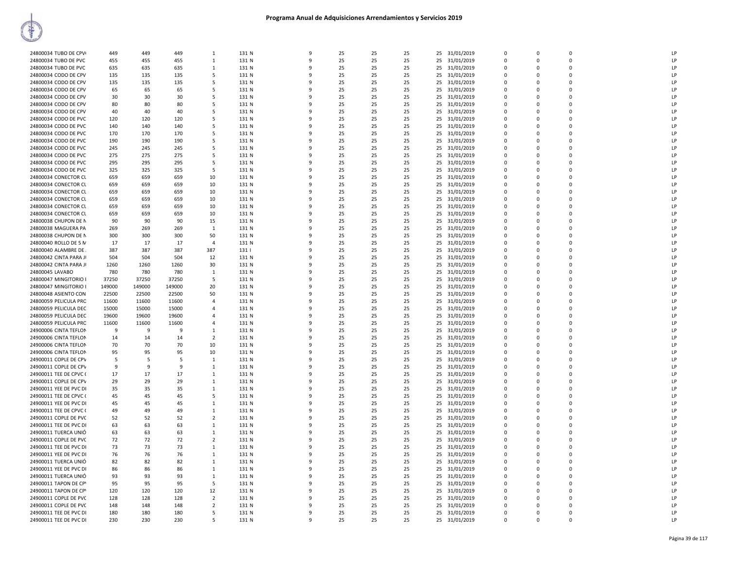# Programa Anual de Adquisiciones Arrendamientos y Servicios 2019

| | | | | | | | | | | | | | | | | |
|---|---|---|---|---|---|---|---|---|---|---|---|---|---|---|---|---|
| 24800034 TUBO DE CPV | 449 | 449 | 449 | 1 | 131 N | 9 | 25 | 25 | 25 | 25 | 31/01/2019 | 0 | 0 | 0 | | LP |
| 24800034 TUBO DE PVC | 455 | 455 | 455 | 1 | 131 N | 9 | 25 | 25 | 25 | 25 | 31/01/2019 | 0 | 0 | 0 | | LP |
| 24800034 TUBO DE PVC | 635 | 635 | 635 | 1 | 131 N | 9 | 25 | 25 | 25 | 25 | 31/01/2019 | 0 | 0 | 0 | | LP |
| 24800034 CODO DE CPV | 135 | 135 | 135 | 5 | 131 N | 9 | 25 | 25 | 25 | 25 | 31/01/2019 | 0 | 0 | 0 | | LP |
| 24800034 CODO DE CPV | 135 | 135 | 135 | 5 | 131 N | 9 | 25 | 25 | 25 | 25 | 31/01/2019 | 0 | 0 | 0 | | LP |
| 24800034 CODO DE CPV | 65 | 65 | 65 | 5 | 131 N | 9 | 25 | 25 | 25 | 25 | 31/01/2019 | 0 | 0 | 0 | | LP |
| 24800034 CODO DE CPV | 30 | 30 | 30 | 5 | 131 N | 9 | 25 | 25 | 25 | 25 | 31/01/2019 | 0 | 0 | 0 | | LP |
| 24800034 CODO DE CPV | 80 | 80 | 80 | 5 | 131 N | 9 | 25 | 25 | 25 | 25 | 31/01/2019 | 0 | 0 | 0 | | LP |
| 24800034 CODO DE CPV | 40 | 40 | 40 | 5 | 131 N | 9 | 25 | 25 | 25 | 25 | 31/01/2019 | 0 | 0 | 0 | | LP |
| 24800034 CODO DE PVC | 120 | 120 | 120 | 5 | 131 N | 9 | 25 | 25 | 25 | 25 | 31/01/2019 | 0 | 0 | 0 | | LP |
| 24800034 CODO DE PVC | 140 | 140 | 140 | 5 | 131 N | 9 | 25 | 25 | 25 | 25 | 31/01/2019 | 0 | 0 | 0 | | LP |
| 24800034 CODO DE PVC | 170 | 170 | 170 | 5 | 131 N | 9 | 25 | 25 | 25 | 25 | 31/01/2019 | 0 | 0 | 0 | | LP |
| 24800034 CODO DE PVC | 190 | 190 | 190 | 5 | 131 N | 9 | 25 | 25 | 25 | 25 | 31/01/2019 | 0 | 0 | 0 | | LP |
| 24800034 CODO DE PVC | 245 | 245 | 245 | 5 | 131 N | 9 | 25 | 25 | 25 | 25 | 31/01/2019 | 0 | 0 | 0 | | LP |
| 24800034 CODO DE PVC | 275 | 275 | 275 | 5 | 131 N | 9 | 25 | 25 | 25 | 25 | 31/01/2019 | 0 | 0 | 0 | | LP |
| 24800034 CODO DE PVC | 295 | 295 | 295 | 5 | 131 N | 9 | 25 | 25 | 25 | 25 | 31/01/2019 | 0 | 0 | 0 | | LP |
| 24800034 CODO DE PVC | 325 | 325 | 325 | 5 | 131 N | 9 | 25 | 25 | 25 | 25 | 31/01/2019 | 0 | 0 | 0 | | LP |
| 24800034 CONECTOR CL | 659 | 659 | 659 | 10 | 131 N | 9 | 25 | 25 | 25 | 25 | 31/01/2019 | 0 | 0 | 0 | | LP |
| 24800034 CONECTOR CL | 659 | 659 | 659 | 10 | 131 N | 9 | 25 | 25 | 25 | 25 | 31/01/2019 | 0 | 0 | 0 | | LP |
| 24800034 CONECTOR CL | 659 | 659 | 659 | 10 | 131 N | 9 | 25 | 25 | 25 | 25 | 31/01/2019 | 0 | 0 | 0 | | LP |
| 24800034 CONECTOR CL | 659 | 659 | 659 | 10 | 131 N | 9 | 25 | 25 | 25 | 25 | 31/01/2019 | 0 | 0 | 0 | | LP |
| 24800034 CONECTOR CL | 659 | 659 | 659 | 10 | 131 N | 9 | 25 | 25 | 25 | 25 | 31/01/2019 | 0 | 0 | 0 | | LP |
| 24800034 CONECTOR CL | 659 | 659 | 659 | 10 | 131 N | 9 | 25 | 25 | 25 | 25 | 31/01/2019 | 0 | 0 | 0 | | LP |
| 24800038 CHUPON DE N | 90 | 90 | 90 | 15 | 131 N | 9 | 25 | 25 | 25 | 25 | 31/01/2019 | 0 | 0 | 0 | | LP |
| 24800038 MAGUERA PA | 269 | 269 | 269 | 1 | 131 N | 9 | 25 | 25 | 25 | 25 | 31/01/2019 | 0 | 0 | 0 | | LP |
| 24800038 CHUPON DE N | 300 | 300 | 300 | 50 | 131 N | 9 | 25 | 25 | 25 | 25 | 31/01/2019 | 0 | 0 | 0 | | LP |
| 24800040 ROLLO DE 5 M | 17 | 17 | 17 | 4 | 131 N | 9 | 25 | 25 | 25 | 25 | 31/01/2019 | 0 | 0 | 0 | | LP |
| 24800040 ALAMBRE DE | 387 | 387 | 387 | 387 | 131 I | 9 | 25 | 25 | 25 | 25 | 31/01/2019 | 0 | 0 | 0 | | LP |
| 24800042 CINTA PARA JI | 504 | 504 | 504 | 12 | 131 N | 9 | 25 | 25 | 25 | 25 | 31/01/2019 | 0 | 0 | 0 | | LP |
| 24800042 CINTA PARA JI | 1260 | 1260 | 1260 | 30 | 131 N | 9 | 25 | 25 | 25 | 25 | 31/01/2019 | 0 | 0 | 0 | | LP |
| 24800045 LAVABO | 780 | 780 | 780 | 1 | 131 N | 9 | 25 | 25 | 25 | 25 | 31/01/2019 | 0 | 0 | 0 | | LP |
| 24800047 MINGITORIO I | 37250 | 37250 | 37250 | 5 | 131 N | 9 | 25 | 25 | 25 | 25 | 31/01/2019 | 0 | 0 | 0 | | LP |
| 24800047 MINGITORIO I | 149000 | 149000 | 149000 | 20 | 131 N | 9 | 25 | 25 | 25 | 25 | 31/01/2019 | 0 | 0 | 0 | | LP |
| 24800048 ASIENTO CON | 22500 | 22500 | 22500 | 50 | 131 N | 9 | 25 | 25 | 25 | 25 | 31/01/2019 | 0 | 0 | 0 | | LP |
| 24800059 PELICULA PRC | 11600 | 11600 | 11600 | 4 | 131 N | 9 | 25 | 25 | 25 | 25 | 31/01/2019 | 0 | 0 | 0 | | LP |
| 24800059 PELICULA DEC | 15000 | 15000 | 15000 | 4 | 131 N | 9 | 25 | 25 | 25 | 25 | 31/01/2019 | 0 | 0 | 0 | | LP |
| 24800059 PELICULA DEC | 19600 | 19600 | 19600 | 4 | 131 N | 9 | 25 | 25 | 25 | 25 | 31/01/2019 | 0 | 0 | 0 | | LP |
| 24800059 PELICULA PRC | 11600 | 11600 | 11600 | 4 | 131 N | 9 | 25 | 25 | 25 | 25 | 31/01/2019 | 0 | 0 | 0 | | LP |
| 24900006 CINTA TEFLON | 9 | 9 | 9 | 1 | 131 N | 9 | 25 | 25 | 25 | 25 | 31/01/2019 | 0 | 0 | 0 | | LP |
| 24900006 CINTA TEFLON | 14 | 14 | 14 | 2 | 131 N | 9 | 25 | 25 | 25 | 25 | 31/01/2019 | 0 | 0 | 0 | | LP |
| 24900006 CINTA TEFLON | 70 | 70 | 70 | 10 | 131 N | 9 | 25 | 25 | 25 | 25 | 31/01/2019 | 0 | 0 | 0 | | LP |
| 24900006 CINTA TEFLON | 95 | 95 | 95 | 10 | 131 N | 9 | 25 | 25 | 25 | 25 | 31/01/2019 | 0 | 0 | 0 | | LP |
| 24900011 COPLE DE CPV | 5 | 5 | 5 | 1 | 131 N | 9 | 25 | 25 | 25 | 25 | 31/01/2019 | 0 | 0 | 0 | | LP |
| 24900011 COPLE DE CPV | 9 | 9 | 9 | 1 | 131 N | 9 | 25 | 25 | 25 | 25 | 31/01/2019 | 0 | 0 | 0 | | LP |
| 24900011 TEE DE CPVC ( | 17 | 17 | 17 | 1 | 131 N | 9 | 25 | 25 | 25 | 25 | 31/01/2019 | 0 | 0 | 0 | | LP |
| 24900011 COPLE DE CPV | 29 | 29 | 29 | 1 | 131 N | 9 | 25 | 25 | 25 | 25 | 31/01/2019 | 0 | 0 | 0 | | LP |
| 24900011 YEE DE PVC DI | 35 | 35 | 35 | 1 | 131 N | 9 | 25 | 25 | 25 | 25 | 31/01/2019 | 0 | 0 | 0 | | LP |
| 24900011 TEE DE CPVC ( | 45 | 45 | 45 | 5 | 131 N | 9 | 25 | 25 | 25 | 25 | 31/01/2019 | 0 | 0 | 0 | | LP |
| 24900011 YEE DE PVC DI | 45 | 45 | 45 | 1 | 131 N | 9 | 25 | 25 | 25 | 25 | 31/01/2019 | 0 | 0 | 0 | | LP |
| 24900011 TEE DE CPVC ( | 49 | 49 | 49 | 1 | 131 N | 9 | 25 | 25 | 25 | 25 | 31/01/2019 | 0 | 0 | 0 | | LP |
| 24900011 COPLE DE PVC | 52 | 52 | 52 | 2 | 131 N | 9 | 25 | 25 | 25 | 25 | 31/01/2019 | 0 | 0 | 0 | | LP |
| 24900011 TEE DE PVC DI | 63 | 63 | 63 | 1 | 131 N | 9 | 25 | 25 | 25 | 25 | 31/01/2019 | 0 | 0 | 0 | | LP |
| 24900011 TUERCA UNIÓ | 63 | 63 | 63 | 1 | 131 N | 9 | 25 | 25 | 25 | 25 | 31/01/2019 | 0 | 0 | 0 | | LP |
| 24900011 COPLE DE PVC | 72 | 72 | 72 | 2 | 131 N | 9 | 25 | 25 | 25 | 25 | 31/01/2019 | 0 | 0 | 0 | | LP |
| 24900011 TEE DE PVC DI | 73 | 73 | 73 | 1 | 131 N | 9 | 25 | 25 | 25 | 25 | 31/01/2019 | 0 | 0 | 0 | | LP |
| 24900011 YEE DE PVC DI | 76 | 76 | 76 | 1 | 131 N | 9 | 25 | 25 | 25 | 25 | 31/01/2019 | 0 | 0 | 0 | | LP |
| 24900011 TUERCA UNIÓ | 82 | 82 | 82 | 1 | 131 N | 9 | 25 | 25 | 25 | 25 | 31/01/2019 | 0 | 0 | 0 | | LP |
| 24900011 YEE DE PVC DI | 86 | 86 | 86 | 1 | 131 N | 9 | 25 | 25 | 25 | 25 | 31/01/2019 | 0 | 0 | 0 | | LP |
| 24900011 TUERCA UNIÓ | 93 | 93 | 93 | 1 | 131 N | 9 | 25 | 25 | 25 | 25 | 31/01/2019 | 0 | 0 | 0 | | LP |
| 24900011 TAPON DE CP | 95 | 95 | 95 | 5 | 131 N | 9 | 25 | 25 | 25 | 25 | 31/01/2019 | 0 | 0 | 0 | | LP |
| 24900011 TAPON DE CP | 120 | 120 | 120 | 12 | 131 N | 9 | 25 | 25 | 25 | 25 | 31/01/2019 | 0 | 0 | 0 | | LP |
| 24900011 COPLE DE PVC | 128 | 128 | 128 | 2 | 131 N | 9 | 25 | 25 | 25 | 25 | 31/01/2019 | 0 | 0 | 0 | | LP |
| 24900011 COPLE DE PVC | 148 | 148 | 148 | 2 | 131 N | 9 | 25 | 25 | 25 | 25 | 31/01/2019 | 0 | 0 | 0 | | LP |
| 24900011 TEE DE PVC DI | 180 | 180 | 180 | 5 | 131 N | 9 | 25 | 25 | 25 | 25 | 31/01/2019 | 0 | 0 | 0 | | LP |
| 24900011 TEE DE PVC DI | 230 | 230 | 230 | 5 | 131 N | 9 | 25 | 25 | 25 | 25 | 31/01/2019 | 0 | 0 | 0 | | LP |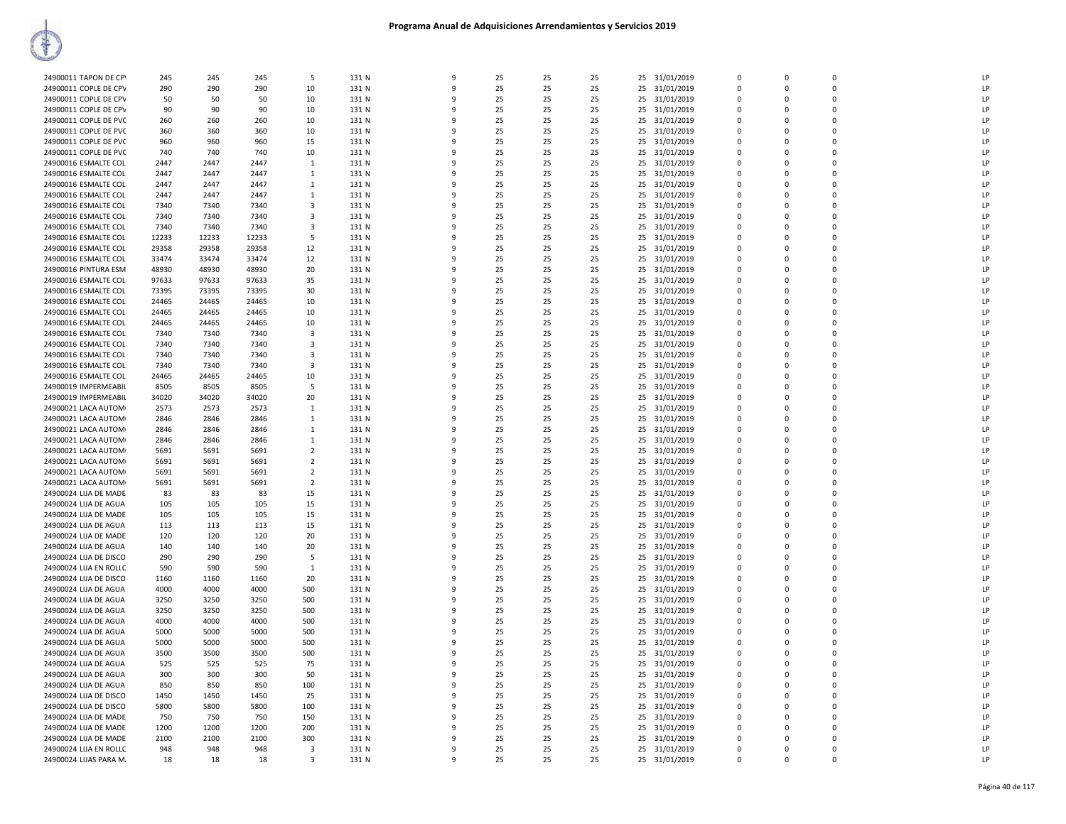# Programa Anual de Adquisiciones Arrendamientos y Servicios 2019

| | | | | | | | | | | | | | | | |
|---|---|---|---|---|---|---|---|---|---|---|---|---|---|---|---|
| 24900011 TAPON DE CP\ | 245 | 245 | 245 | 5 | 131 N | 9 | 25 | 25 | 25 | 25 | 31/01/2019 | 0 | 0 | 0 | LP |
| 24900011 COPLE DE CP\ | 290 | 290 | 290 | 10 | 131 N | 9 | 25 | 25 | 25 | 25 | 31/01/2019 | 0 | 0 | 0 | LP |
| 24900011 COPLE DE CP\ | 50 | 50 | 50 | 10 | 131 N | 9 | 25 | 25 | 25 | 25 | 31/01/2019 | 0 | 0 | 0 | LP |
| 24900011 COPLE DE CP\ | 90 | 90 | 90 | 10 | 131 N | 9 | 25 | 25 | 25 | 25 | 31/01/2019 | 0 | 0 | 0 | LP |
| 24900011 COPLE DE PVC | 260 | 260 | 260 | 10 | 131 N | 9 | 25 | 25 | 25 | 25 | 31/01/2019 | 0 | 0 | 0 | LP |
| 24900011 COPLE DE PVC | 360 | 360 | 360 | 10 | 131 N | 9 | 25 | 25 | 25 | 25 | 31/01/2019 | 0 | 0 | 0 | LP |
| 24900011 COPLE DE PVC | 960 | 960 | 960 | 15 | 131 N | 9 | 25 | 25 | 25 | 25 | 31/01/2019 | 0 | 0 | 0 | LP |
| 24900011 COPLE DE PVC | 740 | 740 | 740 | 10 | 131 N | 9 | 25 | 25 | 25 | 25 | 31/01/2019 | 0 | 0 | 0 | LP |
| 24900016 ESMALTE COL | 2447 | 2447 | 2447 | 1 | 131 N | 9 | 25 | 25 | 25 | 25 | 31/01/2019 | 0 | 0 | 0 | LP |
| 24900016 ESMALTE COL | 2447 | 2447 | 2447 | 1 | 131 N | 9 | 25 | 25 | 25 | 25 | 31/01/2019 | 0 | 0 | 0 | LP |
| 24900016 ESMALTE COL | 2447 | 2447 | 2447 | 1 | 131 N | 9 | 25 | 25 | 25 | 25 | 31/01/2019 | 0 | 0 | 0 | LP |
| 24900016 ESMALTE COL | 2447 | 2447 | 2447 | 1 | 131 N | 9 | 25 | 25 | 25 | 25 | 31/01/2019 | 0 | 0 | 0 | LP |
| 24900016 ESMALTE COL | 7340 | 7340 | 7340 | 3 | 131 N | 9 | 25 | 25 | 25 | 25 | 31/01/2019 | 0 | 0 | 0 | LP |
| 24900016 ESMALTE COL | 7340 | 7340 | 7340 | 3 | 131 N | 9 | 25 | 25 | 25 | 25 | 31/01/2019 | 0 | 0 | 0 | LP |
| 24900016 ESMALTE COL | 7340 | 7340 | 7340 | 3 | 131 N | 9 | 25 | 25 | 25 | 25 | 31/01/2019 | 0 | 0 | 0 | LP |
| 24900016 ESMALTE COL | 12233 | 12233 | 12233 | 5 | 131 N | 9 | 25 | 25 | 25 | 25 | 31/01/2019 | 0 | 0 | 0 | LP |
| 24900016 ESMALTE COL | 29358 | 29358 | 29358 | 12 | 131 N | 9 | 25 | 25 | 25 | 25 | 31/01/2019 | 0 | 0 | 0 | LP |
| 24900016 ESMALTE COL | 33474 | 33474 | 33474 | 12 | 131 N | 9 | 25 | 25 | 25 | 25 | 31/01/2019 | 0 | 0 | 0 | LP |
| 24900016 PINTURA ESM | 48930 | 48930 | 48930 | 20 | 131 N | 9 | 25 | 25 | 25 | 25 | 31/01/2019 | 0 | 0 | 0 | LP |
| 24900016 ESMALTE COL | 97633 | 97633 | 97633 | 35 | 131 N | 9 | 25 | 25 | 25 | 25 | 31/01/2019 | 0 | 0 | 0 | LP |
| 24900016 ESMALTE COL | 73395 | 73395 | 73395 | 30 | 131 N | 9 | 25 | 25 | 25 | 25 | 31/01/2019 | 0 | 0 | 0 | LP |
| 24900016 ESMALTE COL | 24465 | 24465 | 24465 | 10 | 131 N | 9 | 25 | 25 | 25 | 25 | 31/01/2019 | 0 | 0 | 0 | LP |
| 24900016 ESMALTE COL | 24465 | 24465 | 24465 | 10 | 131 N | 9 | 25 | 25 | 25 | 25 | 31/01/2019 | 0 | 0 | 0 | LP |
| 24900016 ESMALTE COL | 24465 | 24465 | 24465 | 10 | 131 N | 9 | 25 | 25 | 25 | 25 | 31/01/2019 | 0 | 0 | 0 | LP |
| 24900016 ESMALTE COL | 7340 | 7340 | 7340 | 3 | 131 N | 9 | 25 | 25 | 25 | 25 | 31/01/2019 | 0 | 0 | 0 | LP |
| 24900016 ESMALTE COL | 7340 | 7340 | 7340 | 3 | 131 N | 9 | 25 | 25 | 25 | 25 | 31/01/2019 | 0 | 0 | 0 | LP |
| 24900016 ESMALTE COL | 7340 | 7340 | 7340 | 3 | 131 N | 9 | 25 | 25 | 25 | 25 | 31/01/2019 | 0 | 0 | 0 | LP |
| 24900016 ESMALTE COL | 7340 | 7340 | 7340 | 3 | 131 N | 9 | 25 | 25 | 25 | 25 | 31/01/2019 | 0 | 0 | 0 | LP |
| 24900016 ESMALTE COL | 24465 | 24465 | 24465 | 10 | 131 N | 9 | 25 | 25 | 25 | 25 | 31/01/2019 | 0 | 0 | 0 | LP |
| 24900019 IMPERMEABIL | 8505 | 8505 | 8505 | 5 | 131 N | 9 | 25 | 25 | 25 | 25 | 31/01/2019 | 0 | 0 | 0 | LP |
| 24900019 IMPERMEABIL | 34020 | 34020 | 34020 | 20 | 131 N | 9 | 25 | 25 | 25 | 25 | 31/01/2019 | 0 | 0 | 0 | LP |
| 24900021 LACA AUTOM | 2573 | 2573 | 2573 | 1 | 131 N | 9 | 25 | 25 | 25 | 25 | 31/01/2019 | 0 | 0 | 0 | LP |
| 24900021 LACA AUTOM | 2846 | 2846 | 2846 | 1 | 131 N | 9 | 25 | 25 | 25 | 25 | 31/01/2019 | 0 | 0 | 0 | LP |
| 24900021 LACA AUTOM | 2846 | 2846 | 2846 | 1 | 131 N | 9 | 25 | 25 | 25 | 25 | 31/01/2019 | 0 | 0 | 0 | LP |
| 24900021 LACA AUTOM | 2846 | 2846 | 2846 | 1 | 131 N | 9 | 25 | 25 | 25 | 25 | 31/01/2019 | 0 | 0 | 0 | LP |
| 24900021 LACA AUTOM | 5691 | 5691 | 5691 | 2 | 131 N | 9 | 25 | 25 | 25 | 25 | 31/01/2019 | 0 | 0 | 0 | LP |
| 24900021 LACA AUTOM | 5691 | 5691 | 5691 | 2 | 131 N | 9 | 25 | 25 | 25 | 25 | 31/01/2019 | 0 | 0 | 0 | LP |
| 24900021 LACA AUTOM | 5691 | 5691 | 5691 | 2 | 131 N | 9 | 25 | 25 | 25 | 25 | 31/01/2019 | 0 | 0 | 0 | LP |
| 24900021 LACA AUTOM | 5691 | 5691 | 5691 | 2 | 131 N | 9 | 25 | 25 | 25 | 25 | 31/01/2019 | 0 | 0 | 0 | LP |
| 24900024 LIJA DE MADE | 83 | 83 | 83 | 15 | 131 N | 9 | 25 | 25 | 25 | 25 | 31/01/2019 | 0 | 0 | 0 | LP |
| 24900024 LIJA DE AGUA | 105 | 105 | 105 | 15 | 131 N | 9 | 25 | 25 | 25 | 25 | 31/01/2019 | 0 | 0 | 0 | LP |
| 24900024 LIJA DE MADE | 105 | 105 | 105 | 15 | 131 N | 9 | 25 | 25 | 25 | 25 | 31/01/2019 | 0 | 0 | 0 | LP |
| 24900024 LIJA DE AGUA | 113 | 113 | 113 | 15 | 131 N | 9 | 25 | 25 | 25 | 25 | 31/01/2019 | 0 | 0 | 0 | LP |
| 24900024 LIJA DE MADE | 120 | 120 | 120 | 20 | 131 N | 9 | 25 | 25 | 25 | 25 | 31/01/2019 | 0 | 0 | 0 | LP |
| 24900024 LIJA DE AGUA | 140 | 140 | 140 | 20 | 131 N | 9 | 25 | 25 | 25 | 25 | 31/01/2019 | 0 | 0 | 0 | LP |
| 24900024 LIJA DE DISCO | 290 | 290 | 290 | 5 | 131 N | 9 | 25 | 25 | 25 | 25 | 31/01/2019 | 0 | 0 | 0 | LP |
| 24900024 LIJA EN ROLLC | 590 | 590 | 590 | 1 | 131 N | 9 | 25 | 25 | 25 | 25 | 31/01/2019 | 0 | 0 | 0 | LP |
| 24900024 LIJA DE DISCO | 1160 | 1160 | 1160 | 20 | 131 N | 9 | 25 | 25 | 25 | 25 | 31/01/2019 | 0 | 0 | 0 | LP |
| 24900024 LIJA DE AGUA | 4000 | 4000 | 4000 | 500 | 131 N | 9 | 25 | 25 | 25 | 25 | 31/01/2019 | 0 | 0 | 0 | LP |
| 24900024 LIJA DE AGUA | 3250 | 3250 | 3250 | 500 | 131 N | 9 | 25 | 25 | 25 | 25 | 31/01/2019 | 0 | 0 | 0 | LP |
| 24900024 LIJA DE AGUA | 3250 | 3250 | 3250 | 500 | 131 N | 9 | 25 | 25 | 25 | 25 | 31/01/2019 | 0 | 0 | 0 | LP |
| 24900024 LIJA DE AGUA | 4000 | 4000 | 4000 | 500 | 131 N | 9 | 25 | 25 | 25 | 25 | 31/01/2019 | 0 | 0 | 0 | LP |
| 24900024 LIJA DE AGUA | 5000 | 5000 | 5000 | 500 | 131 N | 9 | 25 | 25 | 25 | 25 | 31/01/2019 | 0 | 0 | 0 | LP |
| 24900024 LIJA DE AGUA | 5000 | 5000 | 5000 | 500 | 131 N | 9 | 25 | 25 | 25 | 25 | 31/01/2019 | 0 | 0 | 0 | LP |
| 24900024 LIJA DE AGUA | 3500 | 3500 | 3500 | 500 | 131 N | 9 | 25 | 25 | 25 | 25 | 31/01/2019 | 0 | 0 | 0 | LP |
| 24900024 LIJA DE AGUA | 525 | 525 | 525 | 75 | 131 N | 9 | 25 | 25 | 25 | 25 | 31/01/2019 | 0 | 0 | 0 | LP |
| 24900024 LIJA DE AGUA | 300 | 300 | 300 | 50 | 131 N | 9 | 25 | 25 | 25 | 25 | 31/01/2019 | 0 | 0 | 0 | LP |
| 24900024 LIJA DE AGUA | 850 | 850 | 850 | 100 | 131 N | 9 | 25 | 25 | 25 | 25 | 31/01/2019 | 0 | 0 | 0 | LP |
| 24900024 LIJA DE DISCO | 1450 | 1450 | 1450 | 25 | 131 N | 9 | 25 | 25 | 25 | 25 | 31/01/2019 | 0 | 0 | 0 | LP |
| 24900024 LIJA DE DISCO | 5800 | 5800 | 5800 | 100 | 131 N | 9 | 25 | 25 | 25 | 25 | 31/01/2019 | 0 | 0 | 0 | LP |
| 24900024 LIJA DE MADE | 750 | 750 | 750 | 150 | 131 N | 9 | 25 | 25 | 25 | 25 | 31/01/2019 | 0 | 0 | 0 | LP |
| 24900024 LIJA DE MADE | 1200 | 1200 | 1200 | 200 | 131 N | 9 | 25 | 25 | 25 | 25 | 31/01/2019 | 0 | 0 | 0 | LP |
| 24900024 LIJA DE MADE | 2100 | 2100 | 2100 | 300 | 131 N | 9 | 25 | 25 | 25 | 25 | 31/01/2019 | 0 | 0 | 0 | LP |
| 24900024 LIJA EN ROLLC | 948 | 948 | 948 | 3 | 131 N | 9 | 25 | 25 | 25 | 25 | 31/01/2019 | 0 | 0 | 0 | LP |
| 24900024 LIJAS PARA M. | 18 | 18 | 18 | 3 | 131 N | 9 | 25 | 25 | 25 | 25 | 31/01/2019 | 0 | 0 | 0 | LP |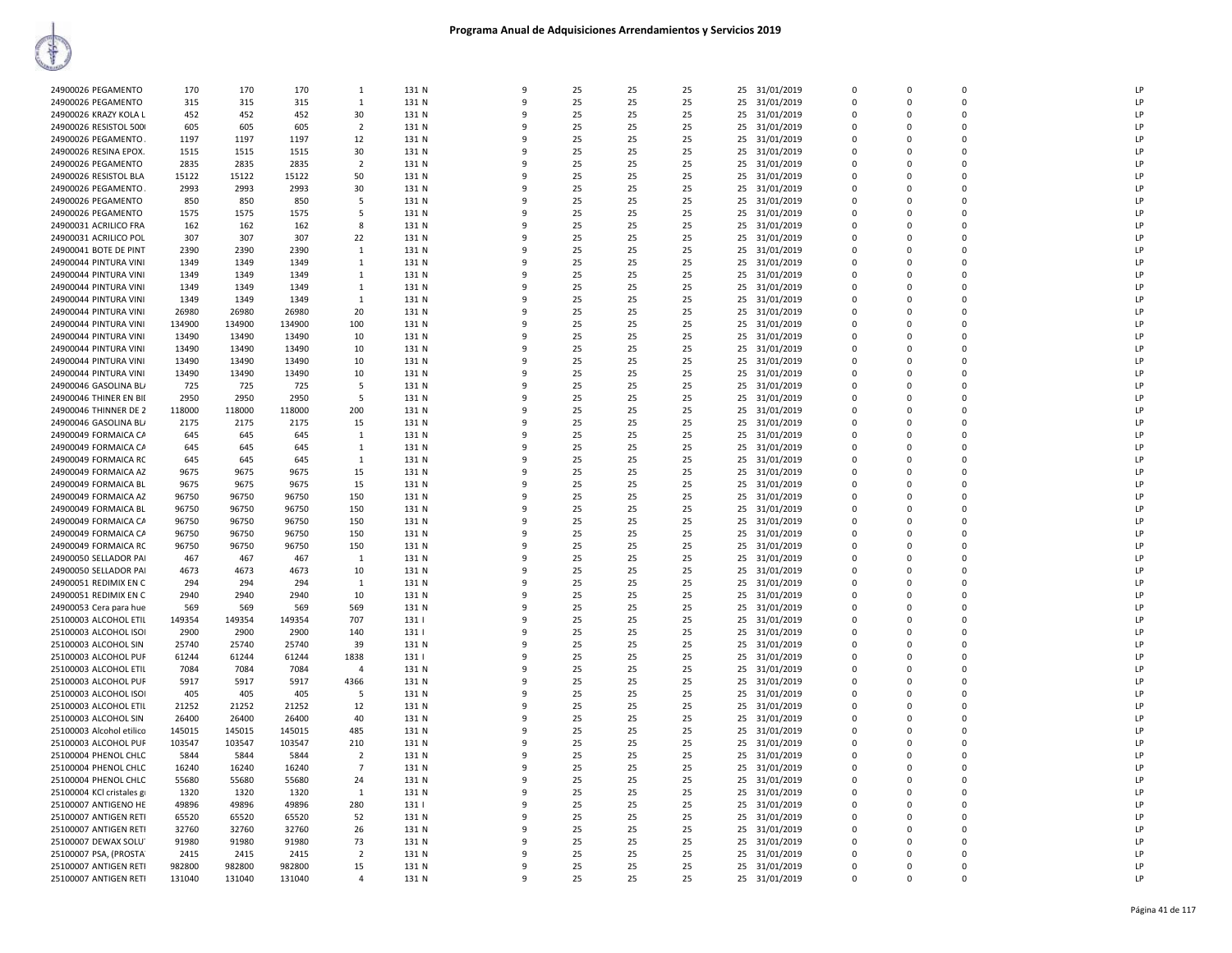# Programa Anual de Adquisiciones Arrendamientos y Servicios 2019

| | | | | | | | | | | | | | | | | |
|---|---|---|---|---|---|---|---|---|---|---|---|---|---|---|---|---|
| 24900026 PEGAMENTO | 170 | 170 | 170 | 1 | 131 N | 9 | 25 | 25 | 25 | 25 | 31/01/2019 | 0 | 0 | 0 | | LP |
| 24900026 PEGAMENTO | 315 | 315 | 315 | 1 | 131 N | 9 | 25 | 25 | 25 | 25 | 31/01/2019 | 0 | 0 | 0 | | LP |
| 24900026 KRAZY KOLA L | 452 | 452 | 452 | 30 | 131 N | 9 | 25 | 25 | 25 | 25 | 31/01/2019 | 0 | 0 | 0 | | LP |
| 24900026 RESISTOL 500 | 605 | 605 | 605 | 2 | 131 N | 9 | 25 | 25 | 25 | 25 | 31/01/2019 | 0 | 0 | 0 | | LP |
| 24900026 PEGAMENTO . | 1197 | 1197 | 1197 | 12 | 131 N | 9 | 25 | 25 | 25 | 25 | 31/01/2019 | 0 | 0 | 0 | | LP |
| 24900026 RESINA EPOX. | 1515 | 1515 | 1515 | 30 | 131 N | 9 | 25 | 25 | 25 | 25 | 31/01/2019 | 0 | 0 | 0 | | LP |
| 24900026 PEGAMENTO | 2835 | 2835 | 2835 | 2 | 131 N | 9 | 25 | 25 | 25 | 25 | 31/01/2019 | 0 | 0 | 0 | | LP |
| 24900026 RESISTOL BLA | 15122 | 15122 | 15122 | 50 | 131 N | 9 | 25 | 25 | 25 | 25 | 31/01/2019 | 0 | 0 | 0 | | LP |
| 24900026 PEGAMENTO . | 2993 | 2993 | 2993 | 30 | 131 N | 9 | 25 | 25 | 25 | 25 | 31/01/2019 | 0 | 0 | 0 | | LP |
| 24900026 PEGAMENTO | 850 | 850 | 850 | 5 | 131 N | 9 | 25 | 25 | 25 | 25 | 31/01/2019 | 0 | 0 | 0 | | LP |
| 24900026 PEGAMENTO | 1575 | 1575 | 1575 | 5 | 131 N | 9 | 25 | 25 | 25 | 25 | 31/01/2019 | 0 | 0 | 0 | | LP |
| 24900031 ACRILICO FRA | 162 | 162 | 162 | 8 | 131 N | 9 | 25 | 25 | 25 | 25 | 31/01/2019 | 0 | 0 | 0 | | LP |
| 24900031 ACRILICO POL | 307 | 307 | 307 | 22 | 131 N | 9 | 25 | 25 | 25 | 25 | 31/01/2019 | 0 | 0 | 0 | | LP |
| 24900041 BOTE DE PINT | 2390 | 2390 | 2390 | 1 | 131 N | 9 | 25 | 25 | 25 | 25 | 31/01/2019 | 0 | 0 | 0 | | LP |
| 24900044 PINTURA VINI | 1349 | 1349 | 1349 | 1 | 131 N | 9 | 25 | 25 | 25 | 25 | 31/01/2019 | 0 | 0 | 0 | | LP |
| 24900044 PINTURA VINI | 1349 | 1349 | 1349 | 1 | 131 N | 9 | 25 | 25 | 25 | 25 | 31/01/2019 | 0 | 0 | 0 | | LP |
| 24900044 PINTURA VINI | 1349 | 1349 | 1349 | 1 | 131 N | 9 | 25 | 25 | 25 | 25 | 31/01/2019 | 0 | 0 | 0 | | LP |
| 24900044 PINTURA VINI | 1349 | 1349 | 1349 | 1 | 131 N | 9 | 25 | 25 | 25 | 25 | 31/01/2019 | 0 | 0 | 0 | | LP |
| 24900044 PINTURA VINI | 26980 | 26980 | 26980 | 20 | 131 N | 9 | 25 | 25 | 25 | 25 | 31/01/2019 | 0 | 0 | 0 | | LP |
| 24900044 PINTURA VINI | 134900 | 134900 | 134900 | 100 | 131 N | 9 | 25 | 25 | 25 | 25 | 31/01/2019 | 0 | 0 | 0 | | LP |
| 24900044 PINTURA VINI | 13490 | 13490 | 13490 | 10 | 131 N | 9 | 25 | 25 | 25 | 25 | 31/01/2019 | 0 | 0 | 0 | | LP |
| 24900044 PINTURA VINI | 13490 | 13490 | 13490 | 10 | 131 N | 9 | 25 | 25 | 25 | 25 | 31/01/2019 | 0 | 0 | 0 | | LP |
| 24900044 PINTURA VINI | 13490 | 13490 | 13490 | 10 | 131 N | 9 | 25 | 25 | 25 | 25 | 31/01/2019 | 0 | 0 | 0 | | LP |
| 24900044 PINTURA VINI | 13490 | 13490 | 13490 | 10 | 131 N | 9 | 25 | 25 | 25 | 25 | 31/01/2019 | 0 | 0 | 0 | | LP |
| 24900046 GASOLINA BL/ | 725 | 725 | 725 | 5 | 131 N | 9 | 25 | 25 | 25 | 25 | 31/01/2019 | 0 | 0 | 0 | | LP |
| 24900046 THINER EN BI | 2950 | 2950 | 2950 | 5 | 131 N | 9 | 25 | 25 | 25 | 25 | 31/01/2019 | 0 | 0 | 0 | | LP |
| 24900046 THINNER DE 2 | 118000 | 118000 | 118000 | 200 | 131 N | 9 | 25 | 25 | 25 | 25 | 31/01/2019 | 0 | 0 | 0 | | LP |
| 24900046 GASOLINA BL/ | 2175 | 2175 | 2175 | 15 | 131 N | 9 | 25 | 25 | 25 | 25 | 31/01/2019 | 0 | 0 | 0 | | LP |
| 24900049 FORMAICA CA | 645 | 645 | 645 | 1 | 131 N | 9 | 25 | 25 | 25 | 25 | 31/01/2019 | 0 | 0 | 0 | | LP |
| 24900049 FORMAICA CA | 645 | 645 | 645 | 1 | 131 N | 9 | 25 | 25 | 25 | 25 | 31/01/2019 | 0 | 0 | 0 | | LP |
| 24900049 FORMAICA RC | 645 | 645 | 645 | 1 | 131 N | 9 | 25 | 25 | 25 | 25 | 31/01/2019 | 0 | 0 | 0 | | LP |
| 24900049 FORMAICA AZ | 9675 | 9675 | 9675 | 15 | 131 N | 9 | 25 | 25 | 25 | 25 | 31/01/2019 | 0 | 0 | 0 | | LP |
| 24900049 FORMAICA BL | 9675 | 9675 | 9675 | 15 | 131 N | 9 | 25 | 25 | 25 | 25 | 31/01/2019 | 0 | 0 | 0 | | LP |
| 24900049 FORMAICA AZ | 96750 | 96750 | 96750 | 150 | 131 N | 9 | 25 | 25 | 25 | 25 | 31/01/2019 | 0 | 0 | 0 | | LP |
| 24900049 FORMAICA BL | 96750 | 96750 | 96750 | 150 | 131 N | 9 | 25 | 25 | 25 | 25 | 31/01/2019 | 0 | 0 | 0 | | LP |
| 24900049 FORMAICA CA | 96750 | 96750 | 96750 | 150 | 131 N | 9 | 25 | 25 | 25 | 25 | 31/01/2019 | 0 | 0 | 0 | | LP |
| 24900049 FORMAICA CA | 96750 | 96750 | 96750 | 150 | 131 N | 9 | 25 | 25 | 25 | 25 | 31/01/2019 | 0 | 0 | 0 | | LP |
| 24900049 FORMAICA RC | 96750 | 96750 | 96750 | 150 | 131 N | 9 | 25 | 25 | 25 | 25 | 31/01/2019 | 0 | 0 | 0 | | LP |
| 24900050 SELLADOR PAI | 467 | 467 | 467 | 1 | 131 N | 9 | 25 | 25 | 25 | 25 | 31/01/2019 | 0 | 0 | 0 | | LP |
| 24900050 SELLADOR PAI | 4673 | 4673 | 4673 | 10 | 131 N | 9 | 25 | 25 | 25 | 25 | 31/01/2019 | 0 | 0 | 0 | | LP |
| 24900051 REDIMIX EN C | 294 | 294 | 294 | 1 | 131 N | 9 | 25 | 25 | 25 | 25 | 31/01/2019 | 0 | 0 | 0 | | LP |
| 24900051 REDIMIX EN C | 2940 | 2940 | 2940 | 10 | 131 N | 9 | 25 | 25 | 25 | 25 | 31/01/2019 | 0 | 0 | 0 | | LP |
| 24900053 Cera para hue | 569 | 569 | 569 | 569 | 131 N | 9 | 25 | 25 | 25 | 25 | 31/01/2019 | 0 | 0 | 0 | | LP |
| 25100003 ALCOHOL ETIL | 149354 | 149354 | 149354 | 707 | 131 I | 9 | 25 | 25 | 25 | 25 | 31/01/2019 | 0 | 0 | 0 | | LP |
| 25100003 ALCOHOL ISOI | 2900 | 2900 | 2900 | 140 | 131 I | 9 | 25 | 25 | 25 | 25 | 31/01/2019 | 0 | 0 | 0 | | LP |
| 25100003 ALCOHOL SIN | 25740 | 25740 | 25740 | 39 | 131 N | 9 | 25 | 25 | 25 | 25 | 31/01/2019 | 0 | 0 | 0 | | LP |
| 25100003 ALCOHOL PUF | 61244 | 61244 | 61244 | 1838 | 131 I | 9 | 25 | 25 | 25 | 25 | 31/01/2019 | 0 | 0 | 0 | | LP |
| 25100003 ALCOHOL ETIL | 7084 | 7084 | 7084 | 4 | 131 N | 9 | 25 | 25 | 25 | 25 | 31/01/2019 | 0 | 0 | 0 | | LP |
| 25100003 ALCOHOL PUF | 5917 | 5917 | 5917 | 4366 | 131 N | 9 | 25 | 25 | 25 | 25 | 31/01/2019 | 0 | 0 | 0 | | LP |
| 25100003 ALCOHOL ISOI | 405 | 405 | 405 | 5 | 131 N | 9 | 25 | 25 | 25 | 25 | 31/01/2019 | 0 | 0 | 0 | | LP |
| 25100003 ALCOHOL ETIL | 21252 | 21252 | 21252 | 12 | 131 N | 9 | 25 | 25 | 25 | 25 | 31/01/2019 | 0 | 0 | 0 | | LP |
| 25100003 ALCOHOL SIN | 26400 | 26400 | 26400 | 40 | 131 N | 9 | 25 | 25 | 25 | 25 | 31/01/2019 | 0 | 0 | 0 | | LP |
| 25100003 Alcohol etilico | 145015 | 145015 | 145015 | 485 | 131 N | 9 | 25 | 25 | 25 | 25 | 31/01/2019 | 0 | 0 | 0 | | LP |
| 25100003 ALCOHOL PUF | 103547 | 103547 | 103547 | 210 | 131 N | 9 | 25 | 25 | 25 | 25 | 31/01/2019 | 0 | 0 | 0 | | LP |
| 25100004 PHENOL CHLC | 5844 | 5844 | 5844 | 2 | 131 N | 9 | 25 | 25 | 25 | 25 | 31/01/2019 | 0 | 0 | 0 | | LP |
| 25100004 PHENOL CHLC | 16240 | 16240 | 16240 | 7 | 131 N | 9 | 25 | 25 | 25 | 25 | 31/01/2019 | 0 | 0 | 0 | | LP |
| 25100004 PHENOL CHLC | 55680 | 55680 | 55680 | 24 | 131 N | 9 | 25 | 25 | 25 | 25 | 31/01/2019 | 0 | 0 | 0 | | LP |
| 25100004 KCl cristales g | 1320 | 1320 | 1320 | 1 | 131 N | 9 | 25 | 25 | 25 | 25 | 31/01/2019 | 0 | 0 | 0 | | LP |
| 25100007 ANTIGENO HE | 49896 | 49896 | 49896 | 280 | 131 I | 9 | 25 | 25 | 25 | 25 | 31/01/2019 | 0 | 0 | 0 | | LP |
| 25100007 ANTIGEN RETI | 65520 | 65520 | 65520 | 52 | 131 N | 9 | 25 | 25 | 25 | 25 | 31/01/2019 | 0 | 0 | 0 | | LP |
| 25100007 ANTIGEN RETI | 32760 | 32760 | 32760 | 26 | 131 N | 9 | 25 | 25 | 25 | 25 | 31/01/2019 | 0 | 0 | 0 | | LP |
| 25100007 DEWAX SOLU | 91980 | 91980 | 91980 | 73 | 131 N | 9 | 25 | 25 | 25 | 25 | 31/01/2019 | 0 | 0 | 0 | | LP |
| 25100007 PSA, (PROSTA | 2415 | 2415 | 2415 | 2 | 131 N | 9 | 25 | 25 | 25 | 25 | 31/01/2019 | 0 | 0 | 0 | | LP |
| 25100007 ANTIGEN RETI | 982800 | 982800 | 982800 | 15 | 131 N | 9 | 25 | 25 | 25 | 25 | 31/01/2019 | 0 | 0 | 0 | | LP |
| 25100007 ANTIGEN RETI | 131040 | 131040 | 131040 | 4 | 131 N | 9 | 25 | 25 | 25 | 25 | 31/01/2019 | 0 | 0 | 0 | | LP |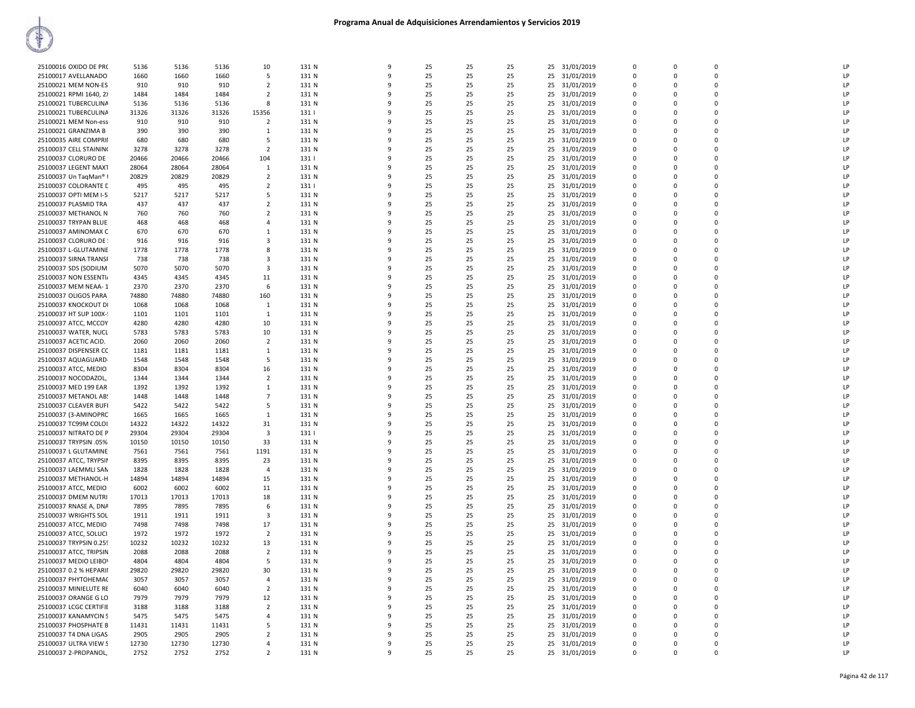# Programa Anual de Adquisiciones Arrendamientos y Servicios 2019

| | | | | | | | | | | | | | | | | |
|---|---|---|---|---|---|---|---|---|---|---|---|---|---|---|---|---|
| 25100016 OXIDO DE PR( | 5136 | 5136 | 5136 | 10 | 131 N | 9 | 25 | 25 | 25 | 25 | 31/01/2019 | 0 | 0 | 0 | | LP |
| 25100017 AVELLANADO | 1660 | 1660 | 1660 | 5 | 131 N | 9 | 25 | 25 | 25 | 25 | 31/01/2019 | 0 | 0 | 0 | | LP |
| 25100021 MEM NON-ES | 910 | 910 | 910 | 2 | 131 N | 9 | 25 | 25 | 25 | 25 | 31/01/2019 | 0 | 0 | 0 | | LP |
| 25100021 RPMI 1640, 2) | 1484 | 1484 | 1484 | 2 | 131 N | 9 | 25 | 25 | 25 | 25 | 31/01/2019 | 0 | 0 | 0 | | LP |
| 25100021 TUBERCULINA | 5136 | 5136 | 5136 | 8 | 131 N | 9 | 25 | 25 | 25 | 25 | 31/01/2019 | 0 | 0 | 0 | | LP |
| 25100021 TUBERCULINA | 31326 | 31326 | 31326 | 15356 | 131 I | 9 | 25 | 25 | 25 | 25 | 31/01/2019 | 0 | 0 | 0 | | LP |
| 25100021 MEM Non-ess | 910 | 910 | 910 | 2 | 131 N | 9 | 25 | 25 | 25 | 25 | 31/01/2019 | 0 | 0 | 0 | | LP |
| 25100021 GRANZIMA B | 390 | 390 | 390 | 1 | 131 N | 9 | 25 | 25 | 25 | 25 | 31/01/2019 | 0 | 0 | 0 | | LP |
| 25100035 AIRE COMPRII | 680 | 680 | 680 | 5 | 131 N | 9 | 25 | 25 | 25 | 25 | 31/01/2019 | 0 | 0 | 0 | | LP |
| 25100037 CELL STAININ( | 3278 | 3278 | 3278 | 2 | 131 N | 9 | 25 | 25 | 25 | 25 | 31/01/2019 | 0 | 0 | 0 | | LP |
| 25100037 CLORURO DE | 20466 | 20466 | 20466 | 104 | 131 I | 9 | 25 | 25 | 25 | 25 | 31/01/2019 | 0 | 0 | 0 | | LP |
| 25100037 LEGENT MAXT | 28064 | 28064 | 28064 | 1 | 131 N | 9 | 25 | 25 | 25 | 25 | 31/01/2019 | 0 | 0 | 0 | | LP |
| 25100037 Un TaqMan® I | 20829 | 20829 | 20829 | 2 | 131 N | 9 | 25 | 25 | 25 | 25 | 31/01/2019 | 0 | 0 | 0 | | LP |
| 25100037 COLORANTE D | 495 | 495 | 495 | 2 | 131 I | 9 | 25 | 25 | 25 | 25 | 31/01/2019 | 0 | 0 | 0 | | LP |
| 25100037 OPTI MEM I-5 | 5217 | 5217 | 5217 | 5 | 131 N | 9 | 25 | 25 | 25 | 25 | 31/01/2019 | 0 | 0 | 0 | | LP |
| 25100037 PLASMID TRA | 437 | 437 | 437 | 2 | 131 N | 9 | 25 | 25 | 25 | 25 | 31/01/2019 | 0 | 0 | 0 | | LP |
| 25100037 METHANOL N | 760 | 760 | 760 | 2 | 131 N | 9 | 25 | 25 | 25 | 25 | 31/01/2019 | 0 | 0 | 0 | | LP |
| 25100037 TRYPAN BLUE | 468 | 468 | 468 | 4 | 131 N | 9 | 25 | 25 | 25 | 25 | 31/01/2019 | 0 | 0 | 0 | | LP |
| 25100037 AMINOMAX C | 670 | 670 | 670 | 1 | 131 N | 9 | 25 | 25 | 25 | 25 | 31/01/2019 | 0 | 0 | 0 | | LP |
| 25100037 CLORURO DE | 916 | 916 | 916 | 3 | 131 N | 9 | 25 | 25 | 25 | 25 | 31/01/2019 | 0 | 0 | 0 | | LP |
| 25100037 L-GLUTAMINE | 1778 | 1778 | 1778 | 8 | 131 N | 9 | 25 | 25 | 25 | 25 | 31/01/2019 | 0 | 0 | 0 | | LP |
| 25100037 SIRNA TRANSI | 738 | 738 | 738 | 3 | 131 N | 9 | 25 | 25 | 25 | 25 | 31/01/2019 | 0 | 0 | 0 | | LP |
| 25100037 SDS (SODIUM | 5070 | 5070 | 5070 | 3 | 131 N | 9 | 25 | 25 | 25 | 25 | 31/01/2019 | 0 | 0 | 0 | | LP |
| 25100037 NON ESSENTI | 4345 | 4345 | 4345 | 11 | 131 N | 9 | 25 | 25 | 25 | 25 | 31/01/2019 | 0 | 0 | 0 | | LP |
| 25100037 MEM NEAA- 1 | 2370 | 2370 | 2370 | 6 | 131 N | 9 | 25 | 25 | 25 | 25 | 31/01/2019 | 0 | 0 | 0 | | LP |
| 25100037 OLIGOS PARA | 74880 | 74880 | 74880 | 160 | 131 N | 9 | 25 | 25 | 25 | 25 | 31/01/2019 | 0 | 0 | 0 | | LP |
| 25100037 KNOCKOUT DI | 1068 | 1068 | 1068 | 1 | 131 N | 9 | 25 | 25 | 25 | 25 | 31/01/2019 | 0 | 0 | 0 | | LP |
| 25100037 HT SUP 100X-! | 1101 | 1101 | 1101 | 1 | 131 N | 9 | 25 | 25 | 25 | 25 | 31/01/2019 | 0 | 0 | 0 | | LP |
| 25100037 ATCC, MCCOY | 4280 | 4280 | 4280 | 10 | 131 N | 9 | 25 | 25 | 25 | 25 | 31/01/2019 | 0 | 0 | 0 | | LP |
| 25100037 WATER, NUCL | 5783 | 5783 | 5783 | 10 | 131 N | 9 | 25 | 25 | 25 | 25 | 31/01/2019 | 0 | 0 | 0 | | LP |
| 25100037 ACETIC ACID. | 2060 | 2060 | 2060 | 2 | 131 N | 9 | 25 | 25 | 25 | 25 | 31/01/2019 | 0 | 0 | 0 | | LP |
| 25100037 DISPENSER CC | 1181 | 1181 | 1181 | 1 | 131 N | 9 | 25 | 25 | 25 | 25 | 31/01/2019 | 0 | 0 | 0 | | LP |
| 25100037 AQUAGUARD- | 1548 | 1548 | 1548 | 5 | 131 N | 9 | 25 | 25 | 25 | 25 | 31/01/2019 | 0 | 0 | 0 | | LP |
| 25100037 ATCC, MEDIO | 8304 | 8304 | 8304 | 16 | 131 N | 9 | 25 | 25 | 25 | 25 | 31/01/2019 | 0 | 0 | 0 | | LP |
| 25100037 NOCODAZOL, | 1344 | 1344 | 1344 | 2 | 131 N | 9 | 25 | 25 | 25 | 25 | 31/01/2019 | 0 | 0 | 0 | | LP |
| 25100037 MED 199 EAR | 1392 | 1392 | 1392 | 1 | 131 N | 9 | 25 | 25 | 25 | 25 | 31/01/2019 | 0 | 0 | 0 | | LP |
| 25100037 METANOL AB! | 1448 | 1448 | 1448 | 7 | 131 N | 9 | 25 | 25 | 25 | 25 | 31/01/2019 | 0 | 0 | 0 | | LP |
| 25100037 CLEAVER BUFI | 5422 | 5422 | 5422 | 5 | 131 N | 9 | 25 | 25 | 25 | 25 | 31/01/2019 | 0 | 0 | 0 | | LP |
| 25100037 (3-AMINOPRC | 1665 | 1665 | 1665 | 1 | 131 N | 9 | 25 | 25 | 25 | 25 | 31/01/2019 | 0 | 0 | 0 | | LP |
| 25100037 TC99M COLOI | 14322 | 14322 | 14322 | 31 | 131 N | 9 | 25 | 25 | 25 | 25 | 31/01/2019 | 0 | 0 | 0 | | LP |
| 25100037 NITRATO DE P | 29304 | 29304 | 29304 | 3 | 131 I | 9 | 25 | 25 | 25 | 25 | 31/01/2019 | 0 | 0 | 0 | | LP |
| 25100037 TRYPSIN .05% | 10150 | 10150 | 10150 | 33 | 131 N | 9 | 25 | 25 | 25 | 25 | 31/01/2019 | 0 | 0 | 0 | | LP |
| 25100037 L GLUTAMINE | 7561 | 7561 | 7561 | 1191 | 131 N | 9 | 25 | 25 | 25 | 25 | 31/01/2019 | 0 | 0 | 0 | | LP |
| 25100037 ATCC, TRYPSIN | 8395 | 8395 | 8395 | 23 | 131 N | 9 | 25 | 25 | 25 | 25 | 31/01/2019 | 0 | 0 | 0 | | LP |
| 25100037 LAEMMLI SAN | 1828 | 1828 | 1828 | 4 | 131 N | 9 | 25 | 25 | 25 | 25 | 31/01/2019 | 0 | 0 | 0 | | LP |
| 25100037 METHANOL-H | 14894 | 14894 | 14894 | 15 | 131 N | 9 | 25 | 25 | 25 | 25 | 31/01/2019 | 0 | 0 | 0 | | LP |
| 25100037 ATCC, MEDIO | 6002 | 6002 | 6002 | 11 | 131 N | 9 | 25 | 25 | 25 | 25 | 31/01/2019 | 0 | 0 | 0 | | LP |
| 25100037 DMEM NUTRI | 17013 | 17013 | 17013 | 18 | 131 N | 9 | 25 | 25 | 25 | 25 | 31/01/2019 | 0 | 0 | 0 | | LP |
| 25100037 RNASE A, DNA | 7895 | 7895 | 7895 | 6 | 131 N | 9 | 25 | 25 | 25 | 25 | 31/01/2019 | 0 | 0 | 0 | | LP |
| 25100037 WRIGHTS SOL | 1911 | 1911 | 1911 | 3 | 131 N | 9 | 25 | 25 | 25 | 25 | 31/01/2019 | 0 | 0 | 0 | | LP |
| 25100037 ATCC, MEDIO | 7498 | 7498 | 7498 | 17 | 131 N | 9 | 25 | 25 | 25 | 25 | 31/01/2019 | 0 | 0 | 0 | | LP |
| 25100037 ATCC, SOLUCI | 1972 | 1972 | 1972 | 2 | 131 N | 9 | 25 | 25 | 25 | 25 | 31/01/2019 | 0 | 0 | 0 | | LP |
| 25100037 TRYPSIN 0.25! | 10232 | 10232 | 10232 | 13 | 131 N | 9 | 25 | 25 | 25 | 25 | 31/01/2019 | 0 | 0 | 0 | | LP |
| 25100037 ATCC, TRIPSIN | 2088 | 2088 | 2088 | 2 | 131 N | 9 | 25 | 25 | 25 | 25 | 31/01/2019 | 0 | 0 | 0 | | LP |
| 25100037 MEDIO LEIBO' | 4804 | 4804 | 4804 | 5 | 131 N | 9 | 25 | 25 | 25 | 25 | 31/01/2019 | 0 | 0 | 0 | | LP |
| 25100037 0.2 % HEPARII | 29820 | 29820 | 29820 | 30 | 131 N | 9 | 25 | 25 | 25 | 25 | 31/01/2019 | 0 | 0 | 0 | | LP |
| 25100037 PHYTOHEMA( | 3057 | 3057 | 3057 | 4 | 131 N | 9 | 25 | 25 | 25 | 25 | 31/01/2019 | 0 | 0 | 0 | | LP |
| 25100037 MINIELUTE RE | 6040 | 6040 | 6040 | 2 | 131 N | 9 | 25 | 25 | 25 | 25 | 31/01/2019 | 0 | 0 | 0 | | LP |
| 25100037 ORANGE G LO | 7979 | 7979 | 7979 | 12 | 131 N | 9 | 25 | 25 | 25 | 25 | 31/01/2019 | 0 | 0 | 0 | | LP |
| 25100037 LCGC CERTIFIE | 3188 | 3188 | 3188 | 2 | 131 N | 9 | 25 | 25 | 25 | 25 | 31/01/2019 | 0 | 0 | 0 | | LP |
| 25100037 KANAMYCIN S | 5475 | 5475 | 5475 | 4 | 131 N | 9 | 25 | 25 | 25 | 25 | 31/01/2019 | 0 | 0 | 0 | | LP |
| 25100037 PHOSPHATE B | 11431 | 11431 | 11431 | 5 | 131 N | 9 | 25 | 25 | 25 | 25 | 31/01/2019 | 0 | 0 | 0 | | LP |
| 25100037 T4 DNA LIGAS | 2905 | 2905 | 2905 | 2 | 131 N | 9 | 25 | 25 | 25 | 25 | 31/01/2019 | 0 | 0 | 0 | | LP |
| 25100037 ULTRA VIEW S | 12730 | 12730 | 12730 | 4 | 131 N | 9 | 25 | 25 | 25 | 25 | 31/01/2019 | 0 | 0 | 0 | | LP |
| 25100037 2-PROPANOL, | 2752 | 2752 | 2752 | 2 | 131 N | 9 | 25 | 25 | 25 | 25 | 31/01/2019 | 0 | 0 | 0 | | LP |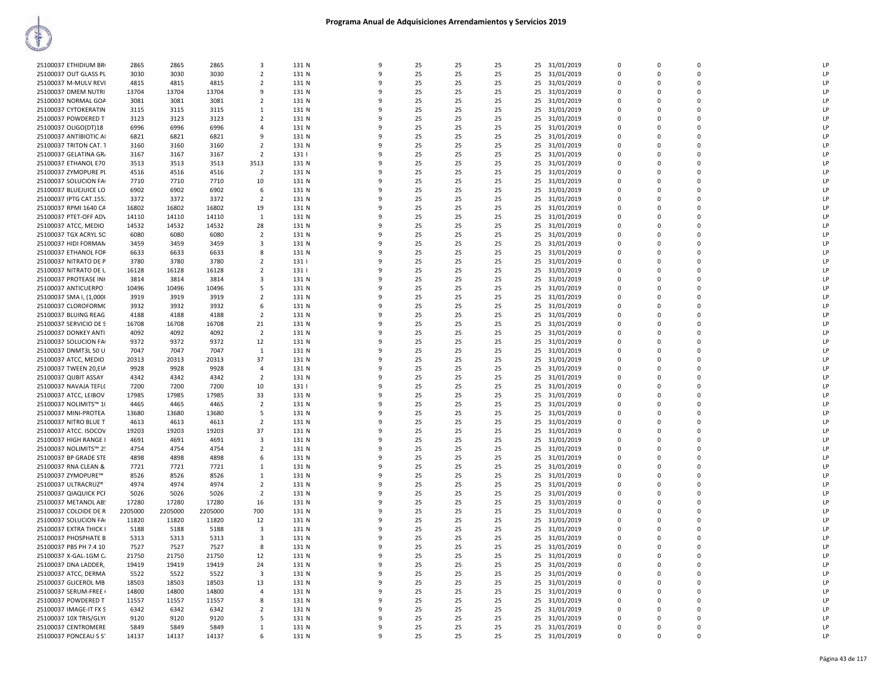# Programa Anual de Adquisiciones Arrendamientos y Servicios 2019

| | | | | | | | | | | | | | | | | |
|---|---|---|---|---|---|---|---|---|---|---|---|---|---|---|---|---|
| 25100037 ETHIDIUM BR | 2865 | 2865 | 2865 | 3 | 131 N | 9 | 25 | 25 | 25 | 25 | 31/01/2019 | 0 | 0 | 0 | | LP |
| 25100037 OUT GLASS PL | 3030 | 3030 | 3030 | 2 | 131 N | 9 | 25 | 25 | 25 | 25 | 31/01/2019 | 0 | 0 | 0 | | LP |
| 25100037 M-MULV REVI | 4815 | 4815 | 4815 | 2 | 131 N | 9 | 25 | 25 | 25 | 25 | 31/01/2019 | 0 | 0 | 0 | | LP |
| 25100037 DMEM NUTRI | 13704 | 13704 | 13704 | 9 | 131 N | 9 | 25 | 25 | 25 | 25 | 31/01/2019 | 0 | 0 | 0 | | LP |
| 25100037 NORMAL GOA | 3081 | 3081 | 3081 | 2 | 131 N | 9 | 25 | 25 | 25 | 25 | 31/01/2019 | 0 | 0 | 0 | | LP |
| 25100037 CYTOKERATIN | 3115 | 3115 | 3115 | 1 | 131 N | 9 | 25 | 25 | 25 | 25 | 31/01/2019 | 0 | 0 | 0 | | LP |
| 25100037 POWDERED T | 3123 | 3123 | 3123 | 2 | 131 N | 9 | 25 | 25 | 25 | 25 | 31/01/2019 | 0 | 0 | 0 | | LP |
| 25100037 OLIGO(DT)18 | 6996 | 6996 | 6996 | 4 | 131 N | 9 | 25 | 25 | 25 | 25 | 31/01/2019 | 0 | 0 | 0 | | LP |
| 25100037 ANTIBIOTIC A | 6821 | 6821 | 6821 | 9 | 131 N | 9 | 25 | 25 | 25 | 25 | 31/01/2019 | 0 | 0 | 0 | | LP |
| 25100037 TRITON CAT. 1 | 3160 | 3160 | 3160 | 2 | 131 N | 9 | 25 | 25 | 25 | 25 | 31/01/2019 | 0 | 0 | 0 | | LP |
| 25100037 GELATINA GR | 3167 | 3167 | 3167 | 2 | 131 I | 9 | 25 | 25 | 25 | 25 | 31/01/2019 | 0 | 0 | 0 | | LP |
| 25100037 ETHANOL E70 | 3513 | 3513 | 3513 | 3513 | 131 N | 9 | 25 | 25 | 25 | 25 | 31/01/2019 | 0 | 0 | 0 | | LP |
| 25100037 ZYMOPURE PL | 4516 | 4516 | 4516 | 2 | 131 N | 9 | 25 | 25 | 25 | 25 | 31/01/2019 | 0 | 0 | 0 | | LP |
| 25100037 SOLUCION FA | 7710 | 7710 | 7710 | 10 | 131 N | 9 | 25 | 25 | 25 | 25 | 31/01/2019 | 0 | 0 | 0 | | LP |
| 25100037 BLUEJUICE LO | 6902 | 6902 | 6902 | 6 | 131 N | 9 | 25 | 25 | 25 | 25 | 31/01/2019 | 0 | 0 | 0 | | LP |
| 25100037 IPTG CAT.155 | 3372 | 3372 | 3372 | 2 | 131 N | 9 | 25 | 25 | 25 | 25 | 31/01/2019 | 0 | 0 | 0 | | LP |
| 25100037 RPMI 1640 CA | 16802 | 16802 | 16802 | 19 | 131 N | 9 | 25 | 25 | 25 | 25 | 31/01/2019 | 0 | 0 | 0 | | LP |
| 25100037 PTET-OFF ADV | 14110 | 14110 | 14110 | 1 | 131 N | 9 | 25 | 25 | 25 | 25 | 31/01/2019 | 0 | 0 | 0 | | LP |
| 25100037 ATCC, MEDIO | 14532 | 14532 | 14532 | 28 | 131 N | 9 | 25 | 25 | 25 | 25 | 31/01/2019 | 0 | 0 | 0 | | LP |
| 25100037 TGX ACRYL SO | 6080 | 6080 | 6080 | 2 | 131 N | 9 | 25 | 25 | 25 | 25 | 31/01/2019 | 0 | 0 | 0 | | LP |
| 25100037 HIDI FORMAM | 3459 | 3459 | 3459 | 3 | 131 N | 9 | 25 | 25 | 25 | 25 | 31/01/2019 | 0 | 0 | 0 | | LP |
| 25100037 ETHANOL FOR | 6633 | 6633 | 6633 | 8 | 131 N | 9 | 25 | 25 | 25 | 25 | 31/01/2019 | 0 | 0 | 0 | | LP |
| 25100037 NITRATO DE P | 3780 | 3780 | 3780 | 2 | 131 I | 9 | 25 | 25 | 25 | 25 | 31/01/2019 | 0 | 0 | 0 | | LP |
| 25100037 NITRATO DE L | 16128 | 16128 | 16128 | 2 | 131 I | 9 | 25 | 25 | 25 | 25 | 31/01/2019 | 0 | 0 | 0 | | LP |
| 25100037 PROTEASE INH | 3814 | 3814 | 3814 | 3 | 131 N | 9 | 25 | 25 | 25 | 25 | 31/01/2019 | 0 | 0 | 0 | | LP |
| 25100037 ANTICUERPO | 10496 | 10496 | 10496 | 5 | 131 N | 9 | 25 | 25 | 25 | 25 | 31/01/2019 | 0 | 0 | 0 | | LP |
| 25100037 SMA I, (1,000 | 3919 | 3919 | 3919 | 2 | 131 N | 9 | 25 | 25 | 25 | 25 | 31/01/2019 | 0 | 0 | 0 | | LP |
| 25100037 CLOROFORMO | 3932 | 3932 | 3932 | 6 | 131 N | 9 | 25 | 25 | 25 | 25 | 31/01/2019 | 0 | 0 | 0 | | LP |
| 25100037 BLUING REAG | 4188 | 4188 | 4188 | 2 | 131 N | 9 | 25 | 25 | 25 | 25 | 31/01/2019 | 0 | 0 | 0 | | LP |
| 25100037 SERVICIO DE S | 16708 | 16708 | 16708 | 21 | 131 N | 9 | 25 | 25 | 25 | 25 | 31/01/2019 | 0 | 0 | 0 | | LP |
| 25100037 DONKEY ANTI | 4092 | 4092 | 4092 | 2 | 131 N | 9 | 25 | 25 | 25 | 25 | 31/01/2019 | 0 | 0 | 0 | | LP |
| 25100037 SOLUCION FA | 9372 | 9372 | 9372 | 12 | 131 N | 9 | 25 | 25 | 25 | 25 | 31/01/2019 | 0 | 0 | 0 | | LP |
| 25100037 DNMT3L 50 U | 7047 | 7047 | 7047 | 1 | 131 N | 9 | 25 | 25 | 25 | 25 | 31/01/2019 | 0 | 0 | 0 | | LP |
| 25100037 ATCC, MEDIO | 20313 | 20313 | 20313 | 37 | 131 N | 9 | 25 | 25 | 25 | 25 | 31/01/2019 | 0 | 0 | 0 | | LP |
| 25100037 TWEEN 20,EIA | 9928 | 9928 | 9928 | 4 | 131 N | 9 | 25 | 25 | 25 | 25 | 31/01/2019 | 0 | 0 | 0 | | LP |
| 25100037 QUBIT ASSAY | 4342 | 4342 | 4342 | 2 | 131 N | 9 | 25 | 25 | 25 | 25 | 31/01/2019 | 0 | 0 | 0 | | LP |
| 25100037 NAVAJA TEFLO | 7200 | 7200 | 7200 | 10 | 131 I | 9 | 25 | 25 | 25 | 25 | 31/01/2019 | 0 | 0 | 0 | | LP |
| 25100037 ATCC, LEIBOV | 17985 | 17985 | 17985 | 33 | 131 N | 9 | 25 | 25 | 25 | 25 | 31/01/2019 | 0 | 0 | 0 | | LP |
| 25100037 NOLIMITS™ 10 | 4465 | 4465 | 4465 | 2 | 131 N | 9 | 25 | 25 | 25 | 25 | 31/01/2019 | 0 | 0 | 0 | | LP |
| 25100037 MINI-PROTEA | 13680 | 13680 | 13680 | 5 | 131 N | 9 | 25 | 25 | 25 | 25 | 31/01/2019 | 0 | 0 | 0 | | LP |
| 25100037 NITRO BLUE T | 4613 | 4613 | 4613 | 2 | 131 N | 9 | 25 | 25 | 25 | 25 | 31/01/2019 | 0 | 0 | 0 | | LP |
| 25100037 ATCC. ISOCOV | 19203 | 19203 | 19203 | 37 | 131 N | 9 | 25 | 25 | 25 | 25 | 31/01/2019 | 0 | 0 | 0 | | LP |
| 25100037 HIGH RANGE I | 4691 | 4691 | 4691 | 3 | 131 N | 9 | 25 | 25 | 25 | 25 | 31/01/2019 | 0 | 0 | 0 | | LP |
| 25100037 NOLIMITS™ 2 | 4754 | 4754 | 4754 | 2 | 131 N | 9 | 25 | 25 | 25 | 25 | 31/01/2019 | 0 | 0 | 0 | | LP |
| 25100037 BP GRADE STE | 4898 | 4898 | 4898 | 6 | 131 N | 9 | 25 | 25 | 25 | 25 | 31/01/2019 | 0 | 0 | 0 | | LP |
| 25100037 RNA CLEAN & | 7721 | 7721 | 7721 | 1 | 131 N | 9 | 25 | 25 | 25 | 25 | 31/01/2019 | 0 | 0 | 0 | | LP |
| 25100037 ZYMOPURE™ | 8526 | 8526 | 8526 | 1 | 131 N | 9 | 25 | 25 | 25 | 25 | 31/01/2019 | 0 | 0 | 0 | | LP |
| 25100037 ULTRACRUZ® | 4974 | 4974 | 4974 | 2 | 131 N | 9 | 25 | 25 | 25 | 25 | 31/01/2019 | 0 | 0 | 0 | | LP |
| 25100037 QIAQUICK PCI | 5026 | 5026 | 5026 | 2 | 131 N | 9 | 25 | 25 | 25 | 25 | 31/01/2019 | 0 | 0 | 0 | | LP |
| 25100037 METANOL ABS | 17280 | 17280 | 17280 | 16 | 131 N | 9 | 25 | 25 | 25 | 25 | 31/01/2019 | 0 | 0 | 0 | | LP |
| 25100037 COLOIDE DE R | 2205000 | 2205000 | 2205000 | 700 | 131 N | 9 | 25 | 25 | 25 | 25 | 31/01/2019 | 0 | 0 | 0 | | LP |
| 25100037 SOLUCION FA | 11820 | 11820 | 11820 | 12 | 131 N | 9 | 25 | 25 | 25 | 25 | 31/01/2019 | 0 | 0 | 0 | | LP |
| 25100037 EXTRA THICK I | 5188 | 5188 | 5188 | 3 | 131 N | 9 | 25 | 25 | 25 | 25 | 31/01/2019 | 0 | 0 | 0 | | LP |
| 25100037 PHOSPHATE B | 5313 | 5313 | 5313 | 3 | 131 N | 9 | 25 | 25 | 25 | 25 | 31/01/2019 | 0 | 0 | 0 | | LP |
| 25100037 PBS PH 7.4 10 | 7527 | 7527 | 7527 | 8 | 131 N | 9 | 25 | 25 | 25 | 25 | 31/01/2019 | 0 | 0 | 0 | | LP |
| 25100037 X-GAL-1GM C | 21750 | 21750 | 21750 | 12 | 131 N | 9 | 25 | 25 | 25 | 25 | 31/01/2019 | 0 | 0 | 0 | | LP |
| 25100037 DNA LADDER, | 19419 | 19419 | 19419 | 24 | 131 N | 9 | 25 | 25 | 25 | 25 | 31/01/2019 | 0 | 0 | 0 | | LP |
| 25100037 ATCC, DERMA | 5522 | 5522 | 5522 | 3 | 131 N | 9 | 25 | 25 | 25 | 25 | 31/01/2019 | 0 | 0 | 0 | | LP |
| 25100037 GLICEROL MB | 18503 | 18503 | 18503 | 13 | 131 N | 9 | 25 | 25 | 25 | 25 | 31/01/2019 | 0 | 0 | 0 | | LP |
| 25100037 SERUM-FREE | 14800 | 14800 | 14800 | 4 | 131 N | 9 | 25 | 25 | 25 | 25 | 31/01/2019 | 0 | 0 | 0 | | LP |
| 25100037 POWDERED T | 11557 | 11557 | 11557 | 8 | 131 N | 9 | 25 | 25 | 25 | 25 | 31/01/2019 | 0 | 0 | 0 | | LP |
| 25100037 IMAGE-IT FX S | 6342 | 6342 | 6342 | 2 | 131 N | 9 | 25 | 25 | 25 | 25 | 31/01/2019 | 0 | 0 | 0 | | LP |
| 25100037 10X TRIS/GLY | 9120 | 9120 | 9120 | 5 | 131 N | 9 | 25 | 25 | 25 | 25 | 31/01/2019 | 0 | 0 | 0 | | LP |
| 25100037 CENTROMERE | 5849 | 5849 | 5849 | 1 | 131 N | 9 | 25 | 25 | 25 | 25 | 31/01/2019 | 0 | 0 | 0 | | LP |
| 25100037 PONCEAU S S | 14137 | 14137 | 14137 | 6 | 131 N | 9 | 25 | 25 | 25 | 25 | 31/01/2019 | 0 | 0 | 0 | | LP |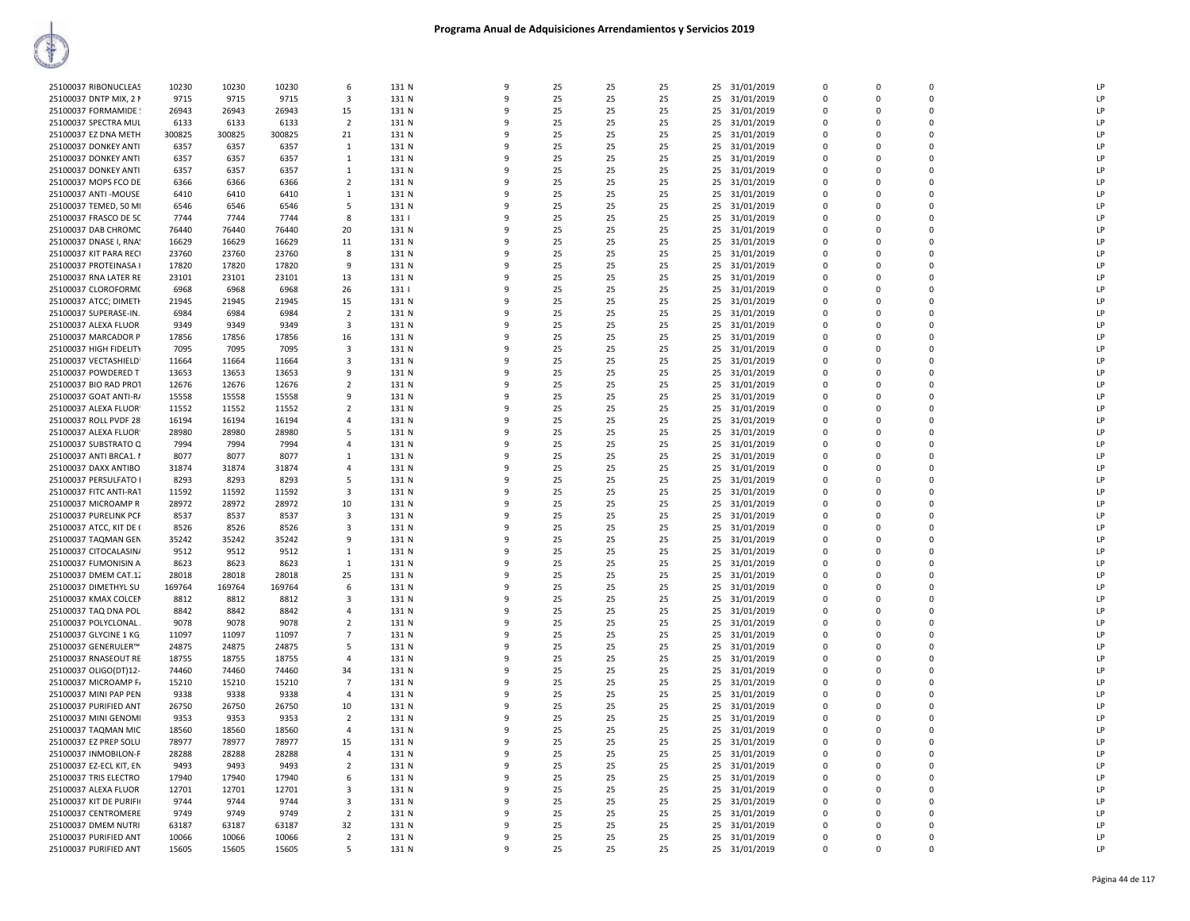# Programa Anual de Adquisiciones Arrendamientos y Servicios 2019

| | | | | | | | | | | | | | | | | |
|---|---|---|---|---|---|---|---|---|---|---|---|---|---|---|---|---|
| 25100037 RIBONUCLEAS | 10230 | 10230 | 10230 | 6 | 131 N | 9 | 25 | 25 | 25 | 25 | 31/01/2019 | 0 | 0 | 0 | | LP |
| 25100037 DNTP MIX, 2 M | 9715 | 9715 | 9715 | 3 | 131 N | 9 | 25 | 25 | 25 | 25 | 31/01/2019 | 0 | 0 | 0 | | LP |
| 25100037 FORMAMIDE | 26943 | 26943 | 26943 | 15 | 131 N | 9 | 25 | 25 | 25 | 25 | 31/01/2019 | 0 | 0 | 0 | | LP |
| 25100037 SPECTRA MUL | 6133 | 6133 | 6133 | 2 | 131 N | 9 | 25 | 25 | 25 | 25 | 31/01/2019 | 0 | 0 | 0 | | LP |
| 25100037 EZ DNA METH | 300825 | 300825 | 300825 | 21 | 131 N | 9 | 25 | 25 | 25 | 25 | 31/01/2019 | 0 | 0 | 0 | | LP |
| 25100037 DONKEY ANTI | 6357 | 6357 | 6357 | 1 | 131 N | 9 | 25 | 25 | 25 | 25 | 31/01/2019 | 0 | 0 | 0 | | LP |
| 25100037 DONKEY ANTI | 6357 | 6357 | 6357 | 1 | 131 N | 9 | 25 | 25 | 25 | 25 | 31/01/2019 | 0 | 0 | 0 | | LP |
| 25100037 DONKEY ANTI | 6357 | 6357 | 6357 | 1 | 131 N | 9 | 25 | 25 | 25 | 25 | 31/01/2019 | 0 | 0 | 0 | | LP |
| 25100037 MOPS FCO DE | 6366 | 6366 | 6366 | 2 | 131 N | 9 | 25 | 25 | 25 | 25 | 31/01/2019 | 0 | 0 | 0 | | LP |
| 25100037 ANTI -MOUSE | 6410 | 6410 | 6410 | 1 | 131 N | 9 | 25 | 25 | 25 | 25 | 31/01/2019 | 0 | 0 | 0 | | LP |
| 25100037 TEMED, 50 MI | 6546 | 6546 | 6546 | 5 | 131 N | 9 | 25 | 25 | 25 | 25 | 31/01/2019 | 0 | 0 | 0 | | LP |
| 25100037 FRASCO DE 5C | 7744 | 7744 | 7744 | 8 | 131 I | 9 | 25 | 25 | 25 | 25 | 31/01/2019 | 0 | 0 | 0 | | LP |
| 25100037 DAB CHROMC | 76440 | 76440 | 76440 | 20 | 131 N | 9 | 25 | 25 | 25 | 25 | 31/01/2019 | 0 | 0 | 0 | | LP |
| 25100037 DNASE I, RNA | 16629 | 16629 | 16629 | 11 | 131 N | 9 | 25 | 25 | 25 | 25 | 31/01/2019 | 0 | 0 | 0 | | LP |
| 25100037 KIT PARA RECI | 23760 | 23760 | 23760 | 8 | 131 N | 9 | 25 | 25 | 25 | 25 | 31/01/2019 | 0 | 0 | 0 | | LP |
| 25100037 PROTEINASA I | 17820 | 17820 | 17820 | 9 | 131 N | 9 | 25 | 25 | 25 | 25 | 31/01/2019 | 0 | 0 | 0 | | LP |
| 25100037 RNA LATER RE | 23101 | 23101 | 23101 | 13 | 131 N | 9 | 25 | 25 | 25 | 25 | 31/01/2019 | 0 | 0 | 0 | | LP |
| 25100037 CLOROFORMO | 6968 | 6968 | 6968 | 26 | 131 I | 9 | 25 | 25 | 25 | 25 | 31/01/2019 | 0 | 0 | 0 | | LP |
| 25100037 ATCC; DIMETH | 21945 | 21945 | 21945 | 15 | 131 N | 9 | 25 | 25 | 25 | 25 | 31/01/2019 | 0 | 0 | 0 | | LP |
| 25100037 SUPERASE-IN. | 6984 | 6984 | 6984 | 2 | 131 N | 9 | 25 | 25 | 25 | 25 | 31/01/2019 | 0 | 0 | 0 | | LP |
| 25100037 ALEXA FLUOR | 9349 | 9349 | 9349 | 3 | 131 N | 9 | 25 | 25 | 25 | 25 | 31/01/2019 | 0 | 0 | 0 | | LP |
| 25100037 MARCADOR P | 17856 | 17856 | 17856 | 16 | 131 N | 9 | 25 | 25 | 25 | 25 | 31/01/2019 | 0 | 0 | 0 | | LP |
| 25100037 HIGH FIDELITY | 7095 | 7095 | 7095 | 3 | 131 N | 9 | 25 | 25 | 25 | 25 | 31/01/2019 | 0 | 0 | 0 | | LP |
| 25100037 VECTASHIELD | 11664 | 11664 | 11664 | 3 | 131 N | 9 | 25 | 25 | 25 | 25 | 31/01/2019 | 0 | 0 | 0 | | LP |
| 25100037 POWDERED T | 13653 | 13653 | 13653 | 9 | 131 N | 9 | 25 | 25 | 25 | 25 | 31/01/2019 | 0 | 0 | 0 | | LP |
| 25100037 BIO RAD PROT | 12676 | 12676 | 12676 | 2 | 131 N | 9 | 25 | 25 | 25 | 25 | 31/01/2019 | 0 | 0 | 0 | | LP |
| 25100037 GOAT ANTI-RA | 15558 | 15558 | 15558 | 9 | 131 N | 9 | 25 | 25 | 25 | 25 | 31/01/2019 | 0 | 0 | 0 | | LP |
| 25100037 ALEXA FLUOR | 11552 | 11552 | 11552 | 2 | 131 N | 9 | 25 | 25 | 25 | 25 | 31/01/2019 | 0 | 0 | 0 | | LP |
| 25100037 ROLL PVDF 28 | 16194 | 16194 | 16194 | 4 | 131 N | 9 | 25 | 25 | 25 | 25 | 31/01/2019 | 0 | 0 | 0 | | LP |
| 25100037 ALEXA FLUOR | 28980 | 28980 | 28980 | 5 | 131 N | 9 | 25 | 25 | 25 | 25 | 31/01/2019 | 0 | 0 | 0 | | LP |
| 25100037 SUBSTRATO Q | 7994 | 7994 | 7994 | 4 | 131 N | 9 | 25 | 25 | 25 | 25 | 31/01/2019 | 0 | 0 | 0 | | LP |
| 25100037 ANTI BRCA1. I | 8077 | 8077 | 8077 | 1 | 131 N | 9 | 25 | 25 | 25 | 25 | 31/01/2019 | 0 | 0 | 0 | | LP |
| 25100037 DAXX ANTIBO | 31874 | 31874 | 31874 | 4 | 131 N | 9 | 25 | 25 | 25 | 25 | 31/01/2019 | 0 | 0 | 0 | | LP |
| 25100037 PERSULFATO I | 8293 | 8293 | 8293 | 5 | 131 N | 9 | 25 | 25 | 25 | 25 | 31/01/2019 | 0 | 0 | 0 | | LP |
| 25100037 FITC ANTI-RAT | 11592 | 11592 | 11592 | 3 | 131 N | 9 | 25 | 25 | 25 | 25 | 31/01/2019 | 0 | 0 | 0 | | LP |
| 25100037 MICROAMP R | 28972 | 28972 | 28972 | 10 | 131 N | 9 | 25 | 25 | 25 | 25 | 31/01/2019 | 0 | 0 | 0 | | LP |
| 25100037 PURELINK PCF | 8537 | 8537 | 8537 | 3 | 131 N | 9 | 25 | 25 | 25 | 25 | 31/01/2019 | 0 | 0 | 0 | | LP |
| 25100037 ATCC, KIT DE ( | 8526 | 8526 | 8526 | 3 | 131 N | 9 | 25 | 25 | 25 | 25 | 31/01/2019 | 0 | 0 | 0 | | LP |
| 25100037 TAQMAN GEN | 35242 | 35242 | 35242 | 9 | 131 N | 9 | 25 | 25 | 25 | 25 | 31/01/2019 | 0 | 0 | 0 | | LP |
| 25100037 CITOCALASIN/ | 9512 | 9512 | 9512 | 1 | 131 N | 9 | 25 | 25 | 25 | 25 | 31/01/2019 | 0 | 0 | 0 | | LP |
| 25100037 FUMONISIN A | 8623 | 8623 | 8623 | 1 | 131 N | 9 | 25 | 25 | 25 | 25 | 31/01/2019 | 0 | 0 | 0 | | LP |
| 25100037 DMEM CAT.12 | 28018 | 28018 | 28018 | 25 | 131 N | 9 | 25 | 25 | 25 | 25 | 31/01/2019 | 0 | 0 | 0 | | LP |
| 25100037 DIMETHYL SU | 169764 | 169764 | 169764 | 6 | 131 N | 9 | 25 | 25 | 25 | 25 | 31/01/2019 | 0 | 0 | 0 | | LP |
| 25100037 KMAX COLCEN | 8812 | 8812 | 8812 | 3 | 131 N | 9 | 25 | 25 | 25 | 25 | 31/01/2019 | 0 | 0 | 0 | | LP |
| 25100037 TAQ DNA POL | 8842 | 8842 | 8842 | 4 | 131 N | 9 | 25 | 25 | 25 | 25 | 31/01/2019 | 0 | 0 | 0 | | LP |
| 25100037 POLYCLONAL | 9078 | 9078 | 9078 | 2 | 131 N | 9 | 25 | 25 | 25 | 25 | 31/01/2019 | 0 | 0 | 0 | | LP |
| 25100037 GLYCINE 1 KG | 11097 | 11097 | 11097 | 7 | 131 N | 9 | 25 | 25 | 25 | 25 | 31/01/2019 | 0 | 0 | 0 | | LP |
| 25100037 GENERULER™ | 24875 | 24875 | 24875 | 5 | 131 N | 9 | 25 | 25 | 25 | 25 | 31/01/2019 | 0 | 0 | 0 | | LP |
| 25100037 RNASEOUT RE | 18755 | 18755 | 18755 | 4 | 131 N | 9 | 25 | 25 | 25 | 25 | 31/01/2019 | 0 | 0 | 0 | | LP |
| 25100037 OLIGO(DT)12- | 74460 | 74460 | 74460 | 34 | 131 N | 9 | 25 | 25 | 25 | 25 | 31/01/2019 | 0 | 0 | 0 | | LP |
| 25100037 MICROAMP F/ | 15210 | 15210 | 15210 | 7 | 131 N | 9 | 25 | 25 | 25 | 25 | 31/01/2019 | 0 | 0 | 0 | | LP |
| 25100037 MINI PAP PEN | 9338 | 9338 | 9338 | 4 | 131 N | 9 | 25 | 25 | 25 | 25 | 31/01/2019 | 0 | 0 | 0 | | LP |
| 25100037 PURIFIED ANT | 26750 | 26750 | 26750 | 10 | 131 N | 9 | 25 | 25 | 25 | 25 | 31/01/2019 | 0 | 0 | 0 | | LP |
| 25100037 MINI GENOMI | 9353 | 9353 | 9353 | 2 | 131 N | 9 | 25 | 25 | 25 | 25 | 31/01/2019 | 0 | 0 | 0 | | LP |
| 25100037 TAQMAN MIC | 18560 | 18560 | 18560 | 4 | 131 N | 9 | 25 | 25 | 25 | 25 | 31/01/2019 | 0 | 0 | 0 | | LP |
| 25100037 EZ PREP SOLU | 78977 | 78977 | 78977 | 15 | 131 N | 9 | 25 | 25 | 25 | 25 | 31/01/2019 | 0 | 0 | 0 | | LP |
| 25100037 INMOBILON-F | 28288 | 28288 | 28288 | 4 | 131 N | 9 | 25 | 25 | 25 | 25 | 31/01/2019 | 0 | 0 | 0 | | LP |
| 25100037 EZ-ECL KIT, EN | 9493 | 9493 | 9493 | 2 | 131 N | 9 | 25 | 25 | 25 | 25 | 31/01/2019 | 0 | 0 | 0 | | LP |
| 25100037 TRIS ELECTRO | 17940 | 17940 | 17940 | 6 | 131 N | 9 | 25 | 25 | 25 | 25 | 31/01/2019 | 0 | 0 | 0 | | LP |
| 25100037 ALEXA FLUOR | 12701 | 12701 | 12701 | 3 | 131 N | 9 | 25 | 25 | 25 | 25 | 31/01/2019 | 0 | 0 | 0 | | LP |
| 25100037 KIT DE PURIFI | 9744 | 9744 | 9744 | 3 | 131 N | 9 | 25 | 25 | 25 | 25 | 31/01/2019 | 0 | 0 | 0 | | LP |
| 25100037 CENTROMERE | 9749 | 9749 | 9749 | 2 | 131 N | 9 | 25 | 25 | 25 | 25 | 31/01/2019 | 0 | 0 | 0 | | LP |
| 25100037 DMEM NUTRI | 63187 | 63187 | 63187 | 32 | 131 N | 9 | 25 | 25 | 25 | 25 | 31/01/2019 | 0 | 0 | 0 | | LP |
| 25100037 PURIFIED ANT | 10066 | 10066 | 10066 | 2 | 131 N | 9 | 25 | 25 | 25 | 25 | 31/01/2019 | 0 | 0 | 0 | | LP |
| 25100037 PURIFIED ANT | 15605 | 15605 | 15605 | 5 | 131 N | 9 | 25 | 25 | 25 | 25 | 31/01/2019 | 0 | 0 | 0 | | LP |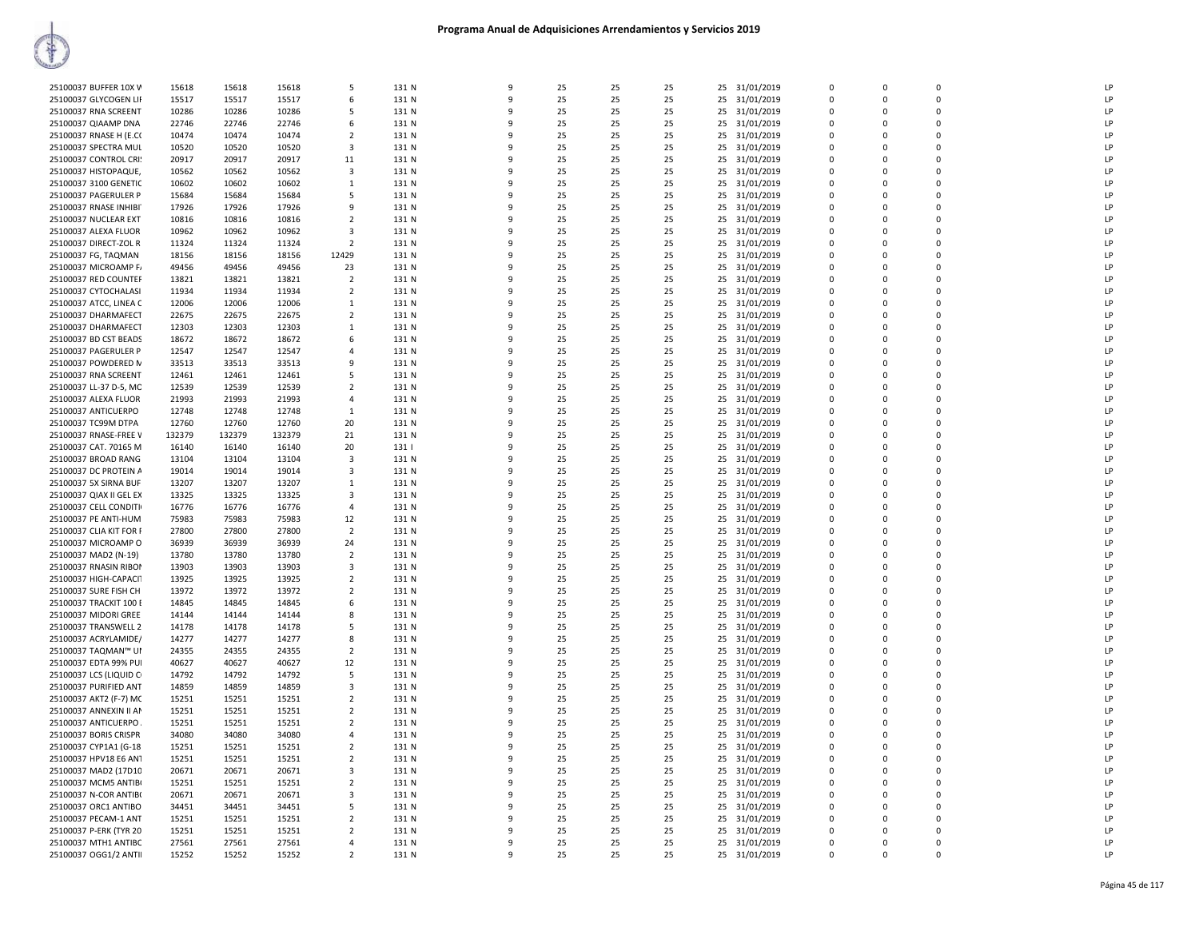# Programa Anual de Adquisiciones Arrendamientos y Servicios 2019

| | | | | | | | | | | | | | | | |
|---|---|---|---|---|---|---|---|---|---|---|---|---|---|---|---|
| 25100037 BUFFER 10X W | 15618 | 15618 | 15618 | 5 | 131 N | 9 | 25 | 25 | 25 | 25 | 31/01/2019 | 0 | 0 | 0 | LP |
| 25100037 GLYCOGEN LII | 15517 | 15517 | 15517 | 6 | 131 N | 9 | 25 | 25 | 25 | 25 | 31/01/2019 | 0 | 0 | 0 | LP |
| 25100037 RNA SCREENT | 10286 | 10286 | 10286 | 5 | 131 N | 9 | 25 | 25 | 25 | 25 | 31/01/2019 | 0 | 0 | 0 | LP |
| 25100037 QIAAMP DNA | 22746 | 22746 | 22746 | 6 | 131 N | 9 | 25 | 25 | 25 | 25 | 31/01/2019 | 0 | 0 | 0 | LP |
| 25100037 RNASE H (E.C( | 10474 | 10474 | 10474 | 2 | 131 N | 9 | 25 | 25 | 25 | 25 | 31/01/2019 | 0 | 0 | 0 | LP |
| 25100037 SPECTRA MUL | 10520 | 10520 | 10520 | 3 | 131 N | 9 | 25 | 25 | 25 | 25 | 31/01/2019 | 0 | 0 | 0 | LP |
| 25100037 CONTROL CRI! | 20917 | 20917 | 20917 | 11 | 131 N | 9 | 25 | 25 | 25 | 25 | 31/01/2019 | 0 | 0 | 0 | LP |
| 25100037 HISTOPAQUE, | 10562 | 10562 | 10562 | 3 | 131 N | 9 | 25 | 25 | 25 | 25 | 31/01/2019 | 0 | 0 | 0 | LP |
| 25100037 3100 GENETIC | 10602 | 10602 | 10602 | 1 | 131 N | 9 | 25 | 25 | 25 | 25 | 31/01/2019 | 0 | 0 | 0 | LP |
| 25100037 PAGERULER P | 15684 | 15684 | 15684 | 5 | 131 N | 9 | 25 | 25 | 25 | 25 | 31/01/2019 | 0 | 0 | 0 | LP |
| 25100037 RNASE INHIBI | 17926 | 17926 | 17926 | 9 | 131 N | 9 | 25 | 25 | 25 | 25 | 31/01/2019 | 0 | 0 | 0 | LP |
| 25100037 NUCLEAR EXT | 10816 | 10816 | 10816 | 2 | 131 N | 9 | 25 | 25 | 25 | 25 | 31/01/2019 | 0 | 0 | 0 | LP |
| 25100037 ALEXA FLUOR | 10962 | 10962 | 10962 | 3 | 131 N | 9 | 25 | 25 | 25 | 25 | 31/01/2019 | 0 | 0 | 0 | LP |
| 25100037 DIRECT-ZOL R | 11324 | 11324 | 11324 | 2 | 131 N | 9 | 25 | 25 | 25 | 25 | 31/01/2019 | 0 | 0 | 0 | LP |
| 25100037 FG, TAQMAN | 18156 | 18156 | 18156 | 12429 | 131 N | 9 | 25 | 25 | 25 | 25 | 31/01/2019 | 0 | 0 | 0 | LP |
| 25100037 MICROAMP F/ | 49456 | 49456 | 49456 | 23 | 131 N | 9 | 25 | 25 | 25 | 25 | 31/01/2019 | 0 | 0 | 0 | LP |
| 25100037 RED COUNTEF | 13821 | 13821 | 13821 | 2 | 131 N | 9 | 25 | 25 | 25 | 25 | 31/01/2019 | 0 | 0 | 0 | LP |
| 25100037 CYTOCHALASI | 11934 | 11934 | 11934 | 2 | 131 N | 9 | 25 | 25 | 25 | 25 | 31/01/2019 | 0 | 0 | 0 | LP |
| 25100037 ATCC, LINEA C | 12006 | 12006 | 12006 | 1 | 131 N | 9 | 25 | 25 | 25 | 25 | 31/01/2019 | 0 | 0 | 0 | LP |
| 25100037 DHARMAFECT | 22675 | 22675 | 22675 | 2 | 131 N | 9 | 25 | 25 | 25 | 25 | 31/01/2019 | 0 | 0 | 0 | LP |
| 25100037 DHARMAFECT | 12303 | 12303 | 12303 | 1 | 131 N | 9 | 25 | 25 | 25 | 25 | 31/01/2019 | 0 | 0 | 0 | LP |
| 25100037 BD CST BEADS | 18672 | 18672 | 18672 | 6 | 131 N | 9 | 25 | 25 | 25 | 25 | 31/01/2019 | 0 | 0 | 0 | LP |
| 25100037 PAGERULER P | 12547 | 12547 | 12547 | 4 | 131 N | 9 | 25 | 25 | 25 | 25 | 31/01/2019 | 0 | 0 | 0 | LP |
| 25100037 POWDERED N | 33513 | 33513 | 33513 | 9 | 131 N | 9 | 25 | 25 | 25 | 25 | 31/01/2019 | 0 | 0 | 0 | LP |
| 25100037 RNA SCREENT | 12461 | 12461 | 12461 | 5 | 131 N | 9 | 25 | 25 | 25 | 25 | 31/01/2019 | 0 | 0 | 0 | LP |
| 25100037 LL-37 D-5, MC | 12539 | 12539 | 12539 | 2 | 131 N | 9 | 25 | 25 | 25 | 25 | 31/01/2019 | 0 | 0 | 0 | LP |
| 25100037 ALEXA FLUOR | 21993 | 21993 | 21993 | 4 | 131 N | 9 | 25 | 25 | 25 | 25 | 31/01/2019 | 0 | 0 | 0 | LP |
| 25100037 ANTICUERPO | 12748 | 12748 | 12748 | 1 | 131 N | 9 | 25 | 25 | 25 | 25 | 31/01/2019 | 0 | 0 | 0 | LP |
| 25100037 TC99M DTPA | 12760 | 12760 | 12760 | 20 | 131 N | 9 | 25 | 25 | 25 | 25 | 31/01/2019 | 0 | 0 | 0 | LP |
| 25100037 RNASE-FREE V | 132379 | 132379 | 132379 | 21 | 131 N | 9 | 25 | 25 | 25 | 25 | 31/01/2019 | 0 | 0 | 0 | LP |
| 25100037 CAT. 70165 M | 16140 | 16140 | 16140 | 20 | 131 I | 9 | 25 | 25 | 25 | 25 | 31/01/2019 | 0 | 0 | 0 | LP |
| 25100037 BROAD RANG | 13104 | 13104 | 13104 | 3 | 131 N | 9 | 25 | 25 | 25 | 25 | 31/01/2019 | 0 | 0 | 0 | LP |
| 25100037 DC PROTEIN A | 19014 | 19014 | 19014 | 3 | 131 N | 9 | 25 | 25 | 25 | 25 | 31/01/2019 | 0 | 0 | 0 | LP |
| 25100037 5X SIRNA BUF | 13207 | 13207 | 13207 | 1 | 131 N | 9 | 25 | 25 | 25 | 25 | 31/01/2019 | 0 | 0 | 0 | LP |
| 25100037 QIAX II GEL EX | 13325 | 13325 | 13325 | 3 | 131 N | 9 | 25 | 25 | 25 | 25 | 31/01/2019 | 0 | 0 | 0 | LP |
| 25100037 CELL CONDITI | 16776 | 16776 | 16776 | 4 | 131 N | 9 | 25 | 25 | 25 | 25 | 31/01/2019 | 0 | 0 | 0 | LP |
| 25100037 PE ANTI-HUM | 75983 | 75983 | 75983 | 12 | 131 N | 9 | 25 | 25 | 25 | 25 | 31/01/2019 | 0 | 0 | 0 | LP |
| 25100037 CLIA KIT FOR I | 27800 | 27800 | 27800 | 2 | 131 N | 9 | 25 | 25 | 25 | 25 | 31/01/2019 | 0 | 0 | 0 | LP |
| 25100037 MICROAMP O | 36939 | 36939 | 36939 | 24 | 131 N | 9 | 25 | 25 | 25 | 25 | 31/01/2019 | 0 | 0 | 0 | LP |
| 25100037 MAD2 (N-19) | 13780 | 13780 | 13780 | 2 | 131 N | 9 | 25 | 25 | 25 | 25 | 31/01/2019 | 0 | 0 | 0 | LP |
| 25100037 RNASIN RIBON | 13903 | 13903 | 13903 | 3 | 131 N | 9 | 25 | 25 | 25 | 25 | 31/01/2019 | 0 | 0 | 0 | LP |
| 25100037 HIGH-CAPACIT | 13925 | 13925 | 13925 | 2 | 131 N | 9 | 25 | 25 | 25 | 25 | 31/01/2019 | 0 | 0 | 0 | LP |
| 25100037 SURE FISH CH | 13972 | 13972 | 13972 | 2 | 131 N | 9 | 25 | 25 | 25 | 25 | 31/01/2019 | 0 | 0 | 0 | LP |
| 25100037 TRACKIT 100 I | 14845 | 14845 | 14845 | 6 | 131 N | 9 | 25 | 25 | 25 | 25 | 31/01/2019 | 0 | 0 | 0 | LP |
| 25100037 MIDORI GREE | 14144 | 14144 | 14144 | 8 | 131 N | 9 | 25 | 25 | 25 | 25 | 31/01/2019 | 0 | 0 | 0 | LP |
| 25100037 TRANSWELL 2 | 14178 | 14178 | 14178 | 5 | 131 N | 9 | 25 | 25 | 25 | 25 | 31/01/2019 | 0 | 0 | 0 | LP |
| 25100037 ACRYLAMIDE/ | 14277 | 14277 | 14277 | 8 | 131 N | 9 | 25 | 25 | 25 | 25 | 31/01/2019 | 0 | 0 | 0 | LP |
| 25100037 TAQMAN™ UI | 24355 | 24355 | 24355 | 2 | 131 N | 9 | 25 | 25 | 25 | 25 | 31/01/2019 | 0 | 0 | 0 | LP |
| 25100037 EDTA 99% PUI | 40627 | 40627 | 40627 | 12 | 131 N | 9 | 25 | 25 | 25 | 25 | 31/01/2019 | 0 | 0 | 0 | LP |
| 25100037 LCS (LIQUID C | 14792 | 14792 | 14792 | 5 | 131 N | 9 | 25 | 25 | 25 | 25 | 31/01/2019 | 0 | 0 | 0 | LP |
| 25100037 PURIFIED ANT | 14859 | 14859 | 14859 | 3 | 131 N | 9 | 25 | 25 | 25 | 25 | 31/01/2019 | 0 | 0 | 0 | LP |
| 25100037 AKT2 (F-7) MC | 15251 | 15251 | 15251 | 2 | 131 N | 9 | 25 | 25 | 25 | 25 | 31/01/2019 | 0 | 0 | 0 | LP |
| 25100037 ANNEXIN II AN | 15251 | 15251 | 15251 | 2 | 131 N | 9 | 25 | 25 | 25 | 25 | 31/01/2019 | 0 | 0 | 0 | LP |
| 25100037 ANTICUERPO . | 15251 | 15251 | 15251 | 2 | 131 N | 9 | 25 | 25 | 25 | 25 | 31/01/2019 | 0 | 0 | 0 | LP |
| 25100037 BORIS CRISPR | 34080 | 34080 | 34080 | 4 | 131 N | 9 | 25 | 25 | 25 | 25 | 31/01/2019 | 0 | 0 | 0 | LP |
| 25100037 CYP1A1 (G-18 | 15251 | 15251 | 15251 | 2 | 131 N | 9 | 25 | 25 | 25 | 25 | 31/01/2019 | 0 | 0 | 0 | LP |
| 25100037 HPV18 E6 ANT | 15251 | 15251 | 15251 | 2 | 131 N | 9 | 25 | 25 | 25 | 25 | 31/01/2019 | 0 | 0 | 0 | LP |
| 25100037 MAD2 (17D10 | 20671 | 20671 | 20671 | 3 | 131 N | 9 | 25 | 25 | 25 | 25 | 31/01/2019 | 0 | 0 | 0 | LP |
| 25100037 MCM5 ANTIB( | 15251 | 15251 | 15251 | 2 | 131 N | 9 | 25 | 25 | 25 | 25 | 31/01/2019 | 0 | 0 | 0 | LP |
| 25100037 N-COR ANTIB( | 20671 | 20671 | 20671 | 3 | 131 N | 9 | 25 | 25 | 25 | 25 | 31/01/2019 | 0 | 0 | 0 | LP |
| 25100037 ORC1 ANTIBO | 34451 | 34451 | 34451 | 5 | 131 N | 9 | 25 | 25 | 25 | 25 | 31/01/2019 | 0 | 0 | 0 | LP |
| 25100037 PECAM-1 ANT | 15251 | 15251 | 15251 | 2 | 131 N | 9 | 25 | 25 | 25 | 25 | 31/01/2019 | 0 | 0 | 0 | LP |
| 25100037 P-ERK (TYR 20 | 15251 | 15251 | 15251 | 2 | 131 N | 9 | 25 | 25 | 25 | 25 | 31/01/2019 | 0 | 0 | 0 | LP |
| 25100037 MTH1 ANTIBC | 27561 | 27561 | 27561 | 4 | 131 N | 9 | 25 | 25 | 25 | 25 | 31/01/2019 | 0 | 0 | 0 | LP |
| 25100037 OGG1/2 ANTII | 15252 | 15252 | 15252 | 2 | 131 N | 9 | 25 | 25 | 25 | 25 | 31/01/2019 | 0 | 0 | 0 | LP |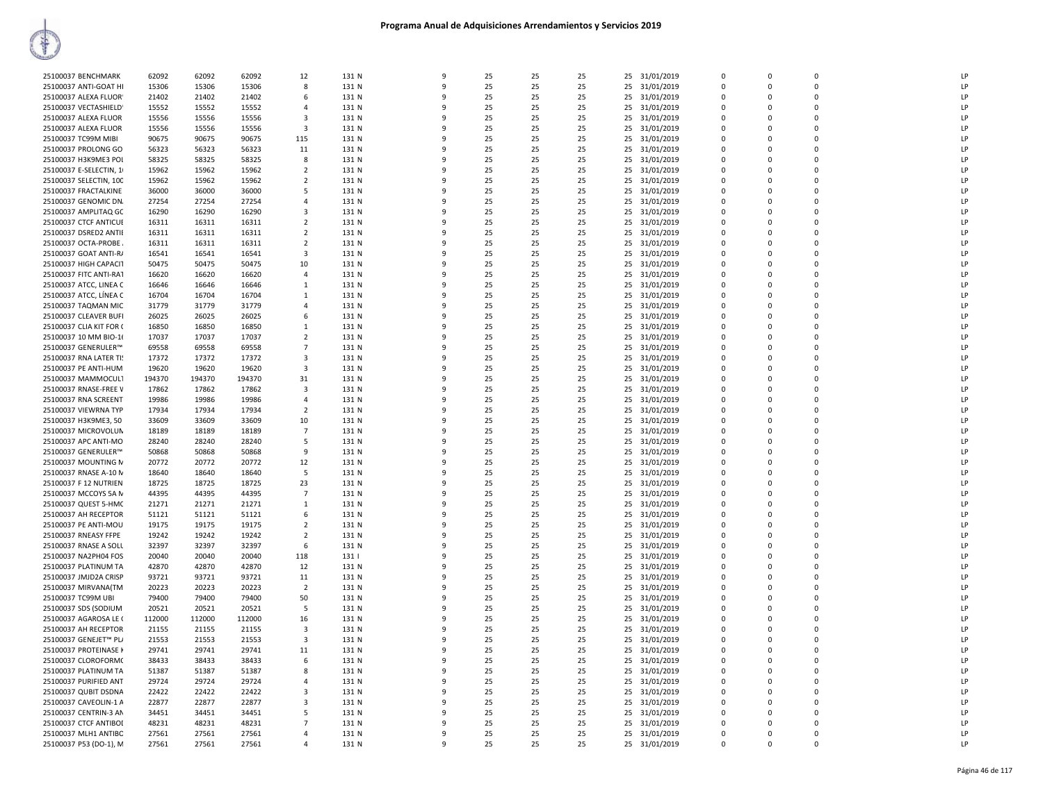# Programa Anual de Adquisiciones Arrendamientos y Servicios 2019

| | | | | | | | | | | | | | | | | |
|---|---|---|---|---|---|---|---|---|---|---|---|---|---|---|---|---|
| 25100037 BENCHMARK | 62092 | 62092 | 62092 | 12 | 131 N | 9 | 25 | 25 | 25 | 25 | 31/01/2019 | 0 | 0 | 0 | | LP |
| 25100037 ANTI-GOAT HI | 15306 | 15306 | 15306 | 8 | 131 N | 9 | 25 | 25 | 25 | 25 | 31/01/2019 | 0 | 0 | 0 | | LP |
| 25100037 ALEXA FLUOR | 21402 | 21402 | 21402 | 6 | 131 N | 9 | 25 | 25 | 25 | 25 | 31/01/2019 | 0 | 0 | 0 | | LP |
| 25100037 VECTASHIELD | 15552 | 15552 | 15552 | 4 | 131 N | 9 | 25 | 25 | 25 | 25 | 31/01/2019 | 0 | 0 | 0 | | LP |
| 25100037 ALEXA FLUOR | 15556 | 15556 | 15556 | 3 | 131 N | 9 | 25 | 25 | 25 | 25 | 31/01/2019 | 0 | 0 | 0 | | LP |
| 25100037 ALEXA FLUOR | 15556 | 15556 | 15556 | 3 | 131 N | 9 | 25 | 25 | 25 | 25 | 31/01/2019 | 0 | 0 | 0 | | LP |
| 25100037 TC99M MIBI | 90675 | 90675 | 90675 | 115 | 131 N | 9 | 25 | 25 | 25 | 25 | 31/01/2019 | 0 | 0 | 0 | | LP |
| 25100037 PROLONG GO | 56323 | 56323 | 56323 | 11 | 131 N | 9 | 25 | 25 | 25 | 25 | 31/01/2019 | 0 | 0 | 0 | | LP |
| 25100037 H3K9ME3 POL | 58325 | 58325 | 58325 | 8 | 131 N | 9 | 25 | 25 | 25 | 25 | 31/01/2019 | 0 | 0 | 0 | | LP |
| 25100037 E-SELECTIN, 1 | 15962 | 15962 | 15962 | 2 | 131 N | 9 | 25 | 25 | 25 | 25 | 31/01/2019 | 0 | 0 | 0 | | LP |
| 25100037 SELECTIN, 100 | 15962 | 15962 | 15962 | 2 | 131 N | 9 | 25 | 25 | 25 | 25 | 31/01/2019 | 0 | 0 | 0 | | LP |
| 25100037 FRACTALKINE | 36000 | 36000 | 36000 | 5 | 131 N | 9 | 25 | 25 | 25 | 25 | 31/01/2019 | 0 | 0 | 0 | | LP |
| 25100037 GENOMIC DN. | 27254 | 27254 | 27254 | 4 | 131 N | 9 | 25 | 25 | 25 | 25 | 31/01/2019 | 0 | 0 | 0 | | LP |
| 25100037 AMPLITAQ GC | 16290 | 16290 | 16290 | 3 | 131 N | 9 | 25 | 25 | 25 | 25 | 31/01/2019 | 0 | 0 | 0 | | LP |
| 25100037 CTCF ANTICUI | 16311 | 16311 | 16311 | 2 | 131 N | 9 | 25 | 25 | 25 | 25 | 31/01/2019 | 0 | 0 | 0 | | LP |
| 25100037 DSRED2 ANTII | 16311 | 16311 | 16311 | 2 | 131 N | 9 | 25 | 25 | 25 | 25 | 31/01/2019 | 0 | 0 | 0 | | LP |
| 25100037 OCTA-PROBE . | 16311 | 16311 | 16311 | 2 | 131 N | 9 | 25 | 25 | 25 | 25 | 31/01/2019 | 0 | 0 | 0 | | LP |
| 25100037 GOAT ANTI-R/ | 16541 | 16541 | 16541 | 3 | 131 N | 9 | 25 | 25 | 25 | 25 | 31/01/2019 | 0 | 0 | 0 | | LP |
| 25100037 HIGH CAPACIT | 50475 | 50475 | 50475 | 10 | 131 N | 9 | 25 | 25 | 25 | 25 | 31/01/2019 | 0 | 0 | 0 | | LP |
| 25100037 FITC ANTI-RAT | 16620 | 16620 | 16620 | 4 | 131 N | 9 | 25 | 25 | 25 | 25 | 31/01/2019 | 0 | 0 | 0 | | LP |
| 25100037 ATCC, LINEA C | 16646 | 16646 | 16646 | 1 | 131 N | 9 | 25 | 25 | 25 | 25 | 31/01/2019 | 0 | 0 | 0 | | LP |
| 25100037 ATCC, LÍNEA C | 16704 | 16704 | 16704 | 1 | 131 N | 9 | 25 | 25 | 25 | 25 | 31/01/2019 | 0 | 0 | 0 | | LP |
| 25100037 TAQMAN MIC | 31779 | 31779 | 31779 | 4 | 131 N | 9 | 25 | 25 | 25 | 25 | 31/01/2019 | 0 | 0 | 0 | | LP |
| 25100037 CLEAVER BUFI | 26025 | 26025 | 26025 | 6 | 131 N | 9 | 25 | 25 | 25 | 25 | 31/01/2019 | 0 | 0 | 0 | | LP |
| 25100037 CLIA KIT FOR ( | 16850 | 16850 | 16850 | 1 | 131 N | 9 | 25 | 25 | 25 | 25 | 31/01/2019 | 0 | 0 | 0 | | LP |
| 25100037 10 MM BIO-1( | 17037 | 17037 | 17037 | 2 | 131 N | 9 | 25 | 25 | 25 | 25 | 31/01/2019 | 0 | 0 | 0 | | LP |
| 25100037 GENERULER™ | 69558 | 69558 | 69558 | 7 | 131 N | 9 | 25 | 25 | 25 | 25 | 31/01/2019 | 0 | 0 | 0 | | LP |
| 25100037 RNA LATER TI! | 17372 | 17372 | 17372 | 3 | 131 N | 9 | 25 | 25 | 25 | 25 | 31/01/2019 | 0 | 0 | 0 | | LP |
| 25100037 PE ANTI-HUM | 19620 | 19620 | 19620 | 3 | 131 N | 9 | 25 | 25 | 25 | 25 | 31/01/2019 | 0 | 0 | 0 | | LP |
| 25100037 MAMMOCULT | 194370 | 194370 | 194370 | 31 | 131 N | 9 | 25 | 25 | 25 | 25 | 31/01/2019 | 0 | 0 | 0 | | LP |
| 25100037 RNASE-FREE V | 17862 | 17862 | 17862 | 3 | 131 N | 9 | 25 | 25 | 25 | 25 | 31/01/2019 | 0 | 0 | 0 | | LP |
| 25100037 RNA SCREENT | 19986 | 19986 | 19986 | 4 | 131 N | 9 | 25 | 25 | 25 | 25 | 31/01/2019 | 0 | 0 | 0 | | LP |
| 25100037 VIEWRNA TYP | 17934 | 17934 | 17934 | 2 | 131 N | 9 | 25 | 25 | 25 | 25 | 31/01/2019 | 0 | 0 | 0 | | LP |
| 25100037 H3K9ME3, 50 | 33609 | 33609 | 33609 | 10 | 131 N | 9 | 25 | 25 | 25 | 25 | 31/01/2019 | 0 | 0 | 0 | | LP |
| 25100037 MICROVOLUN | 18189 | 18189 | 18189 | 7 | 131 N | 9 | 25 | 25 | 25 | 25 | 31/01/2019 | 0 | 0 | 0 | | LP |
| 25100037 APC ANTI-MO | 28240 | 28240 | 28240 | 5 | 131 N | 9 | 25 | 25 | 25 | 25 | 31/01/2019 | 0 | 0 | 0 | | LP |
| 25100037 GENERULER™ | 50868 | 50868 | 50868 | 9 | 131 N | 9 | 25 | 25 | 25 | 25 | 31/01/2019 | 0 | 0 | 0 | | LP |
| 25100037 MOUNTING N | 20772 | 20772 | 20772 | 12 | 131 N | 9 | 25 | 25 | 25 | 25 | 31/01/2019 | 0 | 0 | 0 | | LP |
| 25100037 RNASE A-10 N | 18640 | 18640 | 18640 | 5 | 131 N | 9 | 25 | 25 | 25 | 25 | 31/01/2019 | 0 | 0 | 0 | | LP |
| 25100037 F 12 NUTRIEN | 18725 | 18725 | 18725 | 23 | 131 N | 9 | 25 | 25 | 25 | 25 | 31/01/2019 | 0 | 0 | 0 | | LP |
| 25100037 MCCOYS 5A N | 44395 | 44395 | 44395 | 7 | 131 N | 9 | 25 | 25 | 25 | 25 | 31/01/2019 | 0 | 0 | 0 | | LP |
| 25100037 QUEST 5-HMC | 21271 | 21271 | 21271 | 1 | 131 N | 9 | 25 | 25 | 25 | 25 | 31/01/2019 | 0 | 0 | 0 | | LP |
| 25100037 AH RECEPTOR | 51121 | 51121 | 51121 | 6 | 131 N | 9 | 25 | 25 | 25 | 25 | 31/01/2019 | 0 | 0 | 0 | | LP |
| 25100037 PE ANTI-MOU | 19175 | 19175 | 19175 | 2 | 131 N | 9 | 25 | 25 | 25 | 25 | 31/01/2019 | 0 | 0 | 0 | | LP |
| 25100037 RNEASY FFPE | 19242 | 19242 | 19242 | 2 | 131 N | 9 | 25 | 25 | 25 | 25 | 31/01/2019 | 0 | 0 | 0 | | LP |
| 25100037 RNASE A SOLL | 32397 | 32397 | 32397 | 6 | 131 N | 9 | 25 | 25 | 25 | 25 | 31/01/2019 | 0 | 0 | 0 | | LP |
| 25100037 NA2PH04 FOS | 20040 | 20040 | 20040 | 118 | 131 I | 9 | 25 | 25 | 25 | 25 | 31/01/2019 | 0 | 0 | 0 | | LP |
| 25100037 PLATINUM TA | 42870 | 42870 | 42870 | 12 | 131 N | 9 | 25 | 25 | 25 | 25 | 31/01/2019 | 0 | 0 | 0 | | LP |
| 25100037 JMJD2A CRISP | 93721 | 93721 | 93721 | 11 | 131 N | 9 | 25 | 25 | 25 | 25 | 31/01/2019 | 0 | 0 | 0 | | LP |
| 25100037 MIRVANA(TM | 20223 | 20223 | 20223 | 2 | 131 N | 9 | 25 | 25 | 25 | 25 | 31/01/2019 | 0 | 0 | 0 | | LP |
| 25100037 TC99M UBI | 79400 | 79400 | 79400 | 50 | 131 N | 9 | 25 | 25 | 25 | 25 | 31/01/2019 | 0 | 0 | 0 | | LP |
| 25100037 SDS (SODIUM | 20521 | 20521 | 20521 | 5 | 131 N | 9 | 25 | 25 | 25 | 25 | 31/01/2019 | 0 | 0 | 0 | | LP |
| 25100037 AGAROSA LE ( | 112000 | 112000 | 112000 | 16 | 131 N | 9 | 25 | 25 | 25 | 25 | 31/01/2019 | 0 | 0 | 0 | | LP |
| 25100037 AH RECEPTOR | 21155 | 21155 | 21155 | 3 | 131 N | 9 | 25 | 25 | 25 | 25 | 31/01/2019 | 0 | 0 | 0 | | LP |
| 25100037 GENEJET™ PL/ | 21553 | 21553 | 21553 | 3 | 131 N | 9 | 25 | 25 | 25 | 25 | 31/01/2019 | 0 | 0 | 0 | | LP |
| 25100037 PROTEINASE I | 29741 | 29741 | 29741 | 11 | 131 N | 9 | 25 | 25 | 25 | 25 | 31/01/2019 | 0 | 0 | 0 | | LP |
| 25100037 CLOROFORM( | 38433 | 38433 | 38433 | 6 | 131 N | 9 | 25 | 25 | 25 | 25 | 31/01/2019 | 0 | 0 | 0 | | LP |
| 25100037 PLATINUM TA | 51387 | 51387 | 51387 | 8 | 131 N | 9 | 25 | 25 | 25 | 25 | 31/01/2019 | 0 | 0 | 0 | | LP |
| 25100037 PURIFIED ANT | 29724 | 29724 | 29724 | 4 | 131 N | 9 | 25 | 25 | 25 | 25 | 31/01/2019 | 0 | 0 | 0 | | LP |
| 25100037 QUBIT DSDNA | 22422 | 22422 | 22422 | 3 | 131 N | 9 | 25 | 25 | 25 | 25 | 31/01/2019 | 0 | 0 | 0 | | LP |
| 25100037 CAVEOLIN-1 A | 22877 | 22877 | 22877 | 3 | 131 N | 9 | 25 | 25 | 25 | 25 | 31/01/2019 | 0 | 0 | 0 | | LP |
| 25100037 CENTRIN-3 AN | 34451 | 34451 | 34451 | 5 | 131 N | 9 | 25 | 25 | 25 | 25 | 31/01/2019 | 0 | 0 | 0 | | LP |
| 25100037 CTCF ANTIBOI | 48231 | 48231 | 48231 | 7 | 131 N | 9 | 25 | 25 | 25 | 25 | 31/01/2019 | 0 | 0 | 0 | | LP |
| 25100037 MLH1 ANTIBC | 27561 | 27561 | 27561 | 4 | 131 N | 9 | 25 | 25 | 25 | 25 | 31/01/2019 | 0 | 0 | 0 | | LP |
| 25100037 P53 (DO-1), M | 27561 | 27561 | 27561 | 4 | 131 N | 9 | 25 | 25 | 25 | 25 | 31/01/2019 | 0 | 0 | 0 | | LP |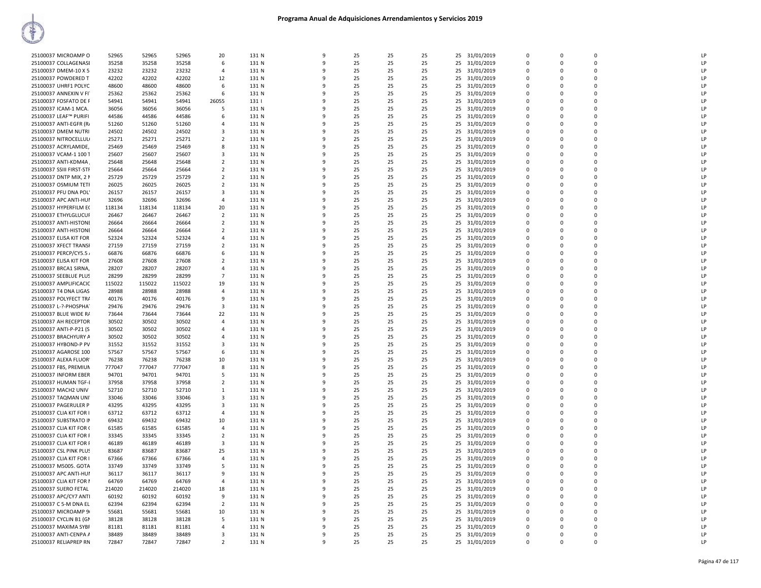# Programa Anual de Adquisiciones Arrendamientos y Servicios 2019

| | | | | | | | | | | | | | | | |
|---|---|---|---|---|---|---|---|---|---|---|---|---|---|---|---|
| 25100037 MICROAMP O | 52965 | 52965 | 52965 | 20 | 131 N | 9 | 25 | 25 | 25 | 25 | 31/01/2019 | 0 | 0 | 0 | LP |
| 25100037 COLLAGENASI | 35258 | 35258 | 35258 | 6 | 131 N | 9 | 25 | 25 | 25 | 25 | 31/01/2019 | 0 | 0 | 0 | LP |
| 25100037 DMEM-10 X 5 | 23232 | 23232 | 23232 | 4 | 131 N | 9 | 25 | 25 | 25 | 25 | 31/01/2019 | 0 | 0 | 0 | LP |
| 25100037 POWDERED T | 42202 | 42202 | 42202 | 12 | 131 N | 9 | 25 | 25 | 25 | 25 | 31/01/2019 | 0 | 0 | 0 | LP |
| 25100037 UHRF1 POLYC | 48600 | 48600 | 48600 | 6 | 131 N | 9 | 25 | 25 | 25 | 25 | 31/01/2019 | 0 | 0 | 0 | LP |
| 25100037 ANNEXIN V FI | 25362 | 25362 | 25362 | 6 | 131 N | 9 | 25 | 25 | 25 | 25 | 31/01/2019 | 0 | 0 | 0 | LP |
| 25100037 FOSFATO DE F | 54941 | 54941 | 54941 | 26055 | 131 I | 9 | 25 | 25 | 25 | 25 | 31/01/2019 | 0 | 0 | 0 | LP |
| 25100037 ICAM-1 MCA. | 36056 | 36056 | 36056 | 5 | 131 N | 9 | 25 | 25 | 25 | 25 | 31/01/2019 | 0 | 0 | 0 | LP |
| 25100037 LEAF™ PURIFI | 44586 | 44586 | 44586 | 6 | 131 N | 9 | 25 | 25 | 25 | 25 | 31/01/2019 | 0 | 0 | 0 | LP |
| 25100037 ANTI-EGFR (R/ | 51260 | 51260 | 51260 | 4 | 131 N | 9 | 25 | 25 | 25 | 25 | 31/01/2019 | 0 | 0 | 0 | LP |
| 25100037 DMEM NUTRI | 24502 | 24502 | 24502 | 3 | 131 N | 9 | 25 | 25 | 25 | 25 | 31/01/2019 | 0 | 0 | 0 | LP |
| 25100037 NITROCELLUL | 25271 | 25271 | 25271 | 2 | 131 N | 9 | 25 | 25 | 25 | 25 | 31/01/2019 | 0 | 0 | 0 | LP |
| 25100037 ACRYLAMIDE, | 25469 | 25469 | 25469 | 8 | 131 N | 9 | 25 | 25 | 25 | 25 | 31/01/2019 | 0 | 0 | 0 | LP |
| 25100037 VCAM-1 100 T | 25607 | 25607 | 25607 | 3 | 131 N | 9 | 25 | 25 | 25 | 25 | 31/01/2019 | 0 | 0 | 0 | LP |
| 25100037 ANTI-KDM4A , | 25648 | 25648 | 25648 | 2 | 131 N | 9 | 25 | 25 | 25 | 25 | 31/01/2019 | 0 | 0 | 0 | LP |
| 25100037 SSIII FIRST-STF | 25664 | 25664 | 25664 | 2 | 131 N | 9 | 25 | 25 | 25 | 25 | 31/01/2019 | 0 | 0 | 0 | LP |
| 25100037 DNTP MIX, 2 N | 25729 | 25729 | 25729 | 2 | 131 N | 9 | 25 | 25 | 25 | 25 | 31/01/2019 | 0 | 0 | 0 | LP |
| 25100037 OSMIUM TETI | 26025 | 26025 | 26025 | 2 | 131 N | 9 | 25 | 25 | 25 | 25 | 31/01/2019 | 0 | 0 | 0 | LP |
| 25100037 PFU DNA POL' | 26157 | 26157 | 26157 | 3 | 131 N | 9 | 25 | 25 | 25 | 25 | 31/01/2019 | 0 | 0 | 0 | LP |
| 25100037 APC ANTI-HUI | 32696 | 32696 | 32696 | 4 | 131 N | 9 | 25 | 25 | 25 | 25 | 31/01/2019 | 0 | 0 | 0 | LP |
| 25100037 HYPERFILM EC | 118134 | 118134 | 118134 | 20 | 131 N | 9 | 25 | 25 | 25 | 25 | 31/01/2019 | 0 | 0 | 0 | LP |
| 25100037 ETHYLGLUCUF | 26467 | 26467 | 26467 | 2 | 131 N | 9 | 25 | 25 | 25 | 25 | 31/01/2019 | 0 | 0 | 0 | LP |
| 25100037 ANTI-HISTONE | 26664 | 26664 | 26664 | 2 | 131 N | 9 | 25 | 25 | 25 | 25 | 31/01/2019 | 0 | 0 | 0 | LP |
| 25100037 ANTI-HISTONE | 26664 | 26664 | 26664 | 2 | 131 N | 9 | 25 | 25 | 25 | 25 | 31/01/2019 | 0 | 0 | 0 | LP |
| 25100037 ELISA KIT FOR | 52324 | 52324 | 52324 | 4 | 131 N | 9 | 25 | 25 | 25 | 25 | 31/01/2019 | 0 | 0 | 0 | LP |
| 25100037 XFECT TRANSI | 27159 | 27159 | 27159 | 2 | 131 N | 9 | 25 | 25 | 25 | 25 | 31/01/2019 | 0 | 0 | 0 | LP |
| 25100037 PERCP/CY5.5 / | 66876 | 66876 | 66876 | 6 | 131 N | 9 | 25 | 25 | 25 | 25 | 31/01/2019 | 0 | 0 | 0 | LP |
| 25100037 ELISA KIT FOR | 27608 | 27608 | 27608 | 2 | 131 N | 9 | 25 | 25 | 25 | 25 | 31/01/2019 | 0 | 0 | 0 | LP |
| 25100037 BRCA1 SIRNA, | 28207 | 28207 | 28207 | 4 | 131 N | 9 | 25 | 25 | 25 | 25 | 31/01/2019 | 0 | 0 | 0 | LP |
| 25100037 SEEBLUE PLUS | 28299 | 28299 | 28299 | 7 | 131 N | 9 | 25 | 25 | 25 | 25 | 31/01/2019 | 0 | 0 | 0 | LP |
| 25100037 AMPLIFICACIC | 115022 | 115022 | 115022 | 19 | 131 N | 9 | 25 | 25 | 25 | 25 | 31/01/2019 | 0 | 0 | 0 | LP |
| 25100037 T4 DNA LIGAS | 28988 | 28988 | 28988 | 4 | 131 N | 9 | 25 | 25 | 25 | 25 | 31/01/2019 | 0 | 0 | 0 | LP |
| 25100037 POLYFECT TRA | 40176 | 40176 | 40176 | 9 | 131 N | 9 | 25 | 25 | 25 | 25 | 31/01/2019 | 0 | 0 | 0 | LP |
| 25100037 L-?-PHOSPHA' | 29476 | 29476 | 29476 | 3 | 131 N | 9 | 25 | 25 | 25 | 25 | 31/01/2019 | 0 | 0 | 0 | LP |
| 25100037 BLUE WIDE RA | 73644 | 73644 | 73644 | 22 | 131 N | 9 | 25 | 25 | 25 | 25 | 31/01/2019 | 0 | 0 | 0 | LP |
| 25100037 AH RECEPTOR | 30502 | 30502 | 30502 | 4 | 131 N | 9 | 25 | 25 | 25 | 25 | 31/01/2019 | 0 | 0 | 0 | LP |
| 25100037 ANTI-P-P21 (S | 30502 | 30502 | 30502 | 4 | 131 N | 9 | 25 | 25 | 25 | 25 | 31/01/2019 | 0 | 0 | 0 | LP |
| 25100037 BRACHYURY A | 30502 | 30502 | 30502 | 4 | 131 N | 9 | 25 | 25 | 25 | 25 | 31/01/2019 | 0 | 0 | 0 | LP |
| 25100037 HYBOND-P PV | 31552 | 31552 | 31552 | 3 | 131 N | 9 | 25 | 25 | 25 | 25 | 31/01/2019 | 0 | 0 | 0 | LP |
| 25100037 AGAROSE 100 | 57567 | 57567 | 57567 | 6 | 131 N | 9 | 25 | 25 | 25 | 25 | 31/01/2019 | 0 | 0 | 0 | LP |
| 25100037 ALEXA FLUOR' | 76238 | 76238 | 76238 | 10 | 131 N | 9 | 25 | 25 | 25 | 25 | 31/01/2019 | 0 | 0 | 0 | LP |
| 25100037 FBS, PREMIUN | 777047 | 777047 | 777047 | 8 | 131 N | 9 | 25 | 25 | 25 | 25 | 31/01/2019 | 0 | 0 | 0 | LP |
| 25100037 INFORM EBER | 94701 | 94701 | 94701 | 5 | 131 N | 9 | 25 | 25 | 25 | 25 | 31/01/2019 | 0 | 0 | 0 | LP |
| 25100037 HUMAN TGF-I | 37958 | 37958 | 37958 | 2 | 131 N | 9 | 25 | 25 | 25 | 25 | 31/01/2019 | 0 | 0 | 0 | LP |
| 25100037 MACH2 UNIV | 52710 | 52710 | 52710 | 1 | 131 N | 9 | 25 | 25 | 25 | 25 | 31/01/2019 | 0 | 0 | 0 | LP |
| 25100037 TAQMAN UNI' | 33046 | 33046 | 33046 | 3 | 131 N | 9 | 25 | 25 | 25 | 25 | 31/01/2019 | 0 | 0 | 0 | LP |
| 25100037 PAGERULER P | 43295 | 43295 | 43295 | 3 | 131 N | 9 | 25 | 25 | 25 | 25 | 31/01/2019 | 0 | 0 | 0 | LP |
| 25100037 CLIA KIT FOR I | 63712 | 63712 | 63712 | 4 | 131 N | 9 | 25 | 25 | 25 | 25 | 31/01/2019 | 0 | 0 | 0 | LP |
| 25100037 SUBSTRATO IN | 69432 | 69432 | 69432 | 10 | 131 N | 9 | 25 | 25 | 25 | 25 | 31/01/2019 | 0 | 0 | 0 | LP |
| 25100037 CLIA KIT FOR ( | 61585 | 61585 | 61585 | 4 | 131 N | 9 | 25 | 25 | 25 | 25 | 31/01/2019 | 0 | 0 | 0 | LP |
| 25100037 CLIA KIT FOR F | 33345 | 33345 | 33345 | 2 | 131 N | 9 | 25 | 25 | 25 | 25 | 31/01/2019 | 0 | 0 | 0 | LP |
| 25100037 CLIA KIT FOR F | 46189 | 46189 | 46189 | 3 | 131 N | 9 | 25 | 25 | 25 | 25 | 31/01/2019 | 0 | 0 | 0 | LP |
| 25100037 CSL PINK PLUS | 83687 | 83687 | 83687 | 25 | 131 N | 9 | 25 | 25 | 25 | 25 | 31/01/2019 | 0 | 0 | 0 | LP |
| 25100037 CLIA KIT FOR I | 67366 | 67366 | 67366 | 4 | 131 N | 9 | 25 | 25 | 25 | 25 | 31/01/2019 | 0 | 0 | 0 | LP |
| 25100037 M5005. GOTA | 33749 | 33749 | 33749 | 5 | 131 N | 9 | 25 | 25 | 25 | 25 | 31/01/2019 | 0 | 0 | 0 | LP |
| 25100037 APC ANTI-HUI | 36117 | 36117 | 36117 | 9 | 131 N | 9 | 25 | 25 | 25 | 25 | 31/01/2019 | 0 | 0 | 0 | LP |
| 25100037 CLIA KIT FOR I | 64769 | 64769 | 64769 | 4 | 131 N | 9 | 25 | 25 | 25 | 25 | 31/01/2019 | 0 | 0 | 0 | LP |
| 25100037 SUERO FETAL | 214020 | 214020 | 214020 | 18 | 131 N | 9 | 25 | 25 | 25 | 25 | 31/01/2019 | 0 | 0 | 0 | LP |
| 25100037 APC/CY7 ANTI | 60192 | 60192 | 60192 | 9 | 131 N | 9 | 25 | 25 | 25 | 25 | 31/01/2019 | 0 | 0 | 0 | LP |
| 25100037 C 5-M DNA EL | 62394 | 62394 | 62394 | 2 | 131 N | 9 | 25 | 25 | 25 | 25 | 31/01/2019 | 0 | 0 | 0 | LP |
| 25100037 MICROAMP 9 | 55681 | 55681 | 55681 | 10 | 131 N | 9 | 25 | 25 | 25 | 25 | 31/01/2019 | 0 | 0 | 0 | LP |
| 25100037 CYCLIN B1 (GN | 38128 | 38128 | 38128 | 5 | 131 N | 9 | 25 | 25 | 25 | 25 | 31/01/2019 | 0 | 0 | 0 | LP |
| 25100037 MAXIMA SYBF | 81181 | 81181 | 81181 | 4 | 131 N | 9 | 25 | 25 | 25 | 25 | 31/01/2019 | 0 | 0 | 0 | LP |
| 25100037 ANTI-CENPA A | 38489 | 38489 | 38489 | 3 | 131 N | 9 | 25 | 25 | 25 | 25 | 31/01/2019 | 0 | 0 | 0 | LP |
| 25100037 RELIAPREP RN | 72847 | 72847 | 72847 | 2 | 131 N | 9 | 25 | 25 | 25 | 25 | 31/01/2019 | 0 | 0 | 0 | LP |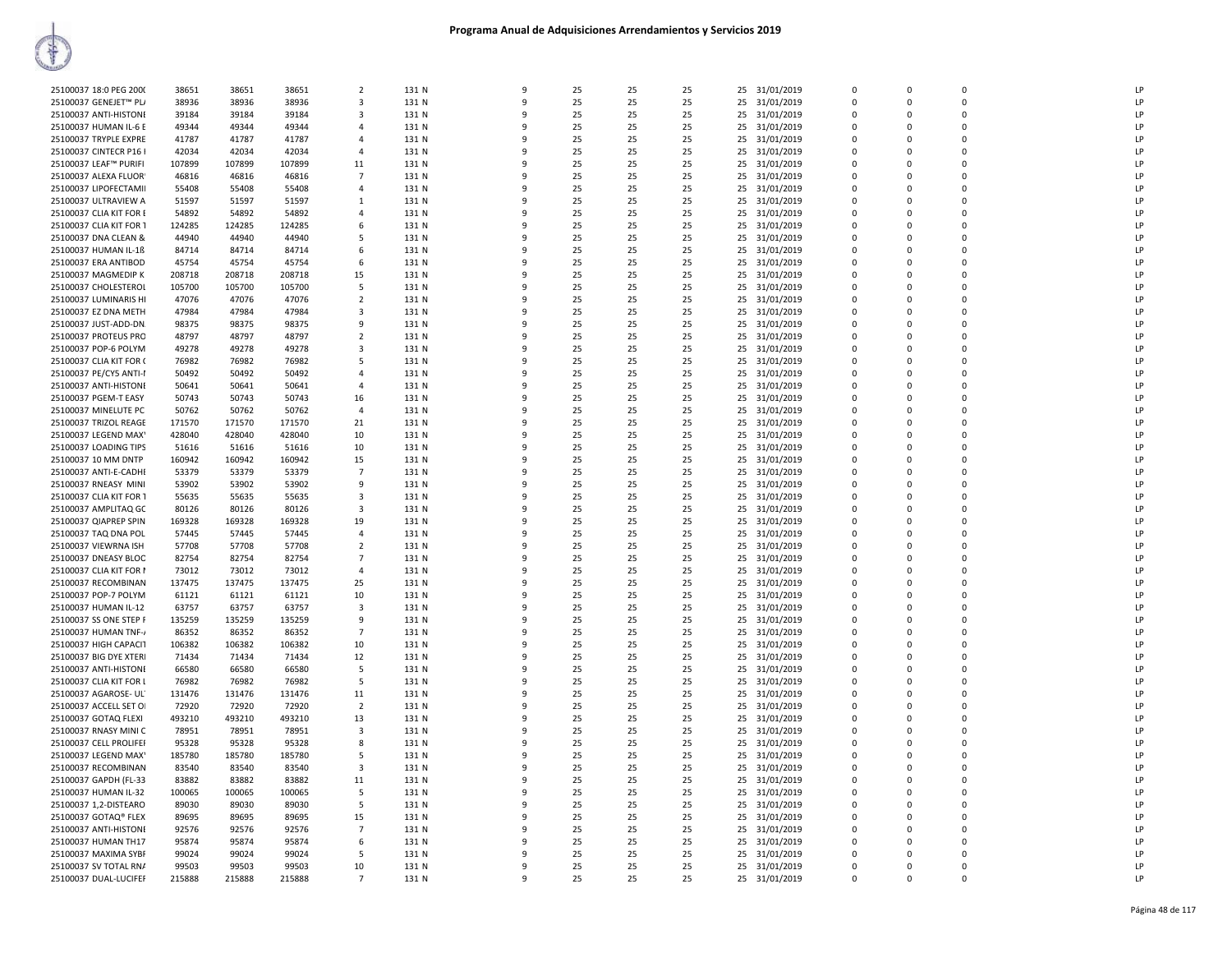# Programa Anual de Adquisiciones Arrendamientos y Servicios 2019

| | | | | | | | | | | | | | | | |
|---|---|---|---|---|---|---|---|---|---|---|---|---|---|---|---|
| 25100037 18:0 PEG 200( | 38651 | 38651 | 38651 | 2 | 131 N | 9 | 25 | 25 | 25 | 25 | 31/01/2019 | 0 | 0 | 0 | LP |
| 25100037 GENEJET™ PL/ | 38936 | 38936 | 38936 | 3 | 131 N | 9 | 25 | 25 | 25 | 25 | 31/01/2019 | 0 | 0 | 0 | LP |
| 25100037 ANTI-HISTONE | 39184 | 39184 | 39184 | 3 | 131 N | 9 | 25 | 25 | 25 | 25 | 31/01/2019 | 0 | 0 | 0 | LP |
| 25100037 HUMAN IL-6 E | 49344 | 49344 | 49344 | 4 | 131 N | 9 | 25 | 25 | 25 | 25 | 31/01/2019 | 0 | 0 | 0 | LP |
| 25100037 TRYPLE EXPRE | 41787 | 41787 | 41787 | 4 | 131 N | 9 | 25 | 25 | 25 | 25 | 31/01/2019 | 0 | 0 | 0 | LP |
| 25100037 CINTECR P16 I | 42034 | 42034 | 42034 | 4 | 131 N | 9 | 25 | 25 | 25 | 25 | 31/01/2019 | 0 | 0 | 0 | LP |
| 25100037 LEAF™ PURIFI | 107899 | 107899 | 107899 | 11 | 131 N | 9 | 25 | 25 | 25 | 25 | 31/01/2019 | 0 | 0 | 0 | LP |
| 25100037 ALEXA FLUOR' | 46816 | 46816 | 46816 | 7 | 131 N | 9 | 25 | 25 | 25 | 25 | 31/01/2019 | 0 | 0 | 0 | LP |
| 25100037 LIPOFECTAMII | 55408 | 55408 | 55408 | 4 | 131 N | 9 | 25 | 25 | 25 | 25 | 31/01/2019 | 0 | 0 | 0 | LP |
| 25100037 ULTRAVIEW A | 51597 | 51597 | 51597 | 1 | 131 N | 9 | 25 | 25 | 25 | 25 | 31/01/2019 | 0 | 0 | 0 | LP |
| 25100037 CLIA KIT FOR E | 54892 | 54892 | 54892 | 4 | 131 N | 9 | 25 | 25 | 25 | 25 | 31/01/2019 | 0 | 0 | 0 | LP |
| 25100037 CLIA KIT FOR T | 124285 | 124285 | 124285 | 6 | 131 N | 9 | 25 | 25 | 25 | 25 | 31/01/2019 | 0 | 0 | 0 | LP |
| 25100037 DNA CLEAN & | 44940 | 44940 | 44940 | 5 | 131 N | 9 | 25 | 25 | 25 | 25 | 31/01/2019 | 0 | 0 | 0 | LP |
| 25100037 HUMAN IL-1ß | 84714 | 84714 | 84714 | 6 | 131 N | 9 | 25 | 25 | 25 | 25 | 31/01/2019 | 0 | 0 | 0 | LP |
| 25100037 ERA ANTIBOD | 45754 | 45754 | 45754 | 6 | 131 N | 9 | 25 | 25 | 25 | 25 | 31/01/2019 | 0 | 0 | 0 | LP |
| 25100037 MAGMEDIP K | 208718 | 208718 | 208718 | 15 | 131 N | 9 | 25 | 25 | 25 | 25 | 31/01/2019 | 0 | 0 | 0 | LP |
| 25100037 CHOLESTEROL | 105700 | 105700 | 105700 | 5 | 131 N | 9 | 25 | 25 | 25 | 25 | 31/01/2019 | 0 | 0 | 0 | LP |
| 25100037 LUMINARIS HI | 47076 | 47076 | 47076 | 2 | 131 N | 9 | 25 | 25 | 25 | 25 | 31/01/2019 | 0 | 0 | 0 | LP |
| 25100037 EZ DNA METH | 47984 | 47984 | 47984 | 3 | 131 N | 9 | 25 | 25 | 25 | 25 | 31/01/2019 | 0 | 0 | 0 | LP |
| 25100037 JUST-ADD-DN. | 98375 | 98375 | 98375 | 9 | 131 N | 9 | 25 | 25 | 25 | 25 | 31/01/2019 | 0 | 0 | 0 | LP |
| 25100037 PROTEUS PRO | 48797 | 48797 | 48797 | 2 | 131 N | 9 | 25 | 25 | 25 | 25 | 31/01/2019 | 0 | 0 | 0 | LP |
| 25100037 POP-6 POLYM | 49278 | 49278 | 49278 | 3 | 131 N | 9 | 25 | 25 | 25 | 25 | 31/01/2019 | 0 | 0 | 0 | LP |
| 25100037 CLIA KIT FOR ( | 76982 | 76982 | 76982 | 5 | 131 N | 9 | 25 | 25 | 25 | 25 | 31/01/2019 | 0 | 0 | 0 | LP |
| 25100037 PE/CY5 ANTI-I | 50492 | 50492 | 50492 | 4 | 131 N | 9 | 25 | 25 | 25 | 25 | 31/01/2019 | 0 | 0 | 0 | LP |
| 25100037 ANTI-HISTONE | 50641 | 50641 | 50641 | 4 | 131 N | 9 | 25 | 25 | 25 | 25 | 31/01/2019 | 0 | 0 | 0 | LP |
| 25100037 PGEM-T EASY | 50743 | 50743 | 50743 | 16 | 131 N | 9 | 25 | 25 | 25 | 25 | 31/01/2019 | 0 | 0 | 0 | LP |
| 25100037 MINELUTE PC | 50762 | 50762 | 50762 | 4 | 131 N | 9 | 25 | 25 | 25 | 25 | 31/01/2019 | 0 | 0 | 0 | LP |
| 25100037 TRIZOL REAGE | 171570 | 171570 | 171570 | 21 | 131 N | 9 | 25 | 25 | 25 | 25 | 31/01/2019 | 0 | 0 | 0 | LP |
| 25100037 LEGEND MAX' | 428040 | 428040 | 428040 | 10 | 131 N | 9 | 25 | 25 | 25 | 25 | 31/01/2019 | 0 | 0 | 0 | LP |
| 25100037 LOADING TIPS | 51616 | 51616 | 51616 | 10 | 131 N | 9 | 25 | 25 | 25 | 25 | 31/01/2019 | 0 | 0 | 0 | LP |
| 25100037 10 MM DNTP | 160942 | 160942 | 160942 | 15 | 131 N | 9 | 25 | 25 | 25 | 25 | 31/01/2019 | 0 | 0 | 0 | LP |
| 25100037 ANTI-E-CADHI | 53379 | 53379 | 53379 | 7 | 131 N | 9 | 25 | 25 | 25 | 25 | 31/01/2019 | 0 | 0 | 0 | LP |
| 25100037 RNEASY MINI | 53902 | 53902 | 53902 | 9 | 131 N | 9 | 25 | 25 | 25 | 25 | 31/01/2019 | 0 | 0 | 0 | LP |
| 25100037 CLIA KIT FOR T | 55635 | 55635 | 55635 | 3 | 131 N | 9 | 25 | 25 | 25 | 25 | 31/01/2019 | 0 | 0 | 0 | LP |
| 25100037 AMPLITAQ GC | 80126 | 80126 | 80126 | 3 | 131 N | 9 | 25 | 25 | 25 | 25 | 31/01/2019 | 0 | 0 | 0 | LP |
| 25100037 QIAPREP SPIN | 169328 | 169328 | 169328 | 19 | 131 N | 9 | 25 | 25 | 25 | 25 | 31/01/2019 | 0 | 0 | 0 | LP |
| 25100037 TAQ DNA POL | 57445 | 57445 | 57445 | 4 | 131 N | 9 | 25 | 25 | 25 | 25 | 31/01/2019 | 0 | 0 | 0 | LP |
| 25100037 VIEWRNA ISH | 57708 | 57708 | 57708 | 2 | 131 N | 9 | 25 | 25 | 25 | 25 | 31/01/2019 | 0 | 0 | 0 | LP |
| 25100037 DNEASY BLOC | 82754 | 82754 | 82754 | 7 | 131 N | 9 | 25 | 25 | 25 | 25 | 31/01/2019 | 0 | 0 | 0 | LP |
| 25100037 CLIA KIT FOR I | 73012 | 73012 | 73012 | 4 | 131 N | 9 | 25 | 25 | 25 | 25 | 31/01/2019 | 0 | 0 | 0 | LP |
| 25100037 RECOMBINAN | 137475 | 137475 | 137475 | 25 | 131 N | 9 | 25 | 25 | 25 | 25 | 31/01/2019 | 0 | 0 | 0 | LP |
| 25100037 POP-7 POLYM | 61121 | 61121 | 61121 | 10 | 131 N | 9 | 25 | 25 | 25 | 25 | 31/01/2019 | 0 | 0 | 0 | LP |
| 25100037 HUMAN IL-12 | 63757 | 63757 | 63757 | 3 | 131 N | 9 | 25 | 25 | 25 | 25 | 31/01/2019 | 0 | 0 | 0 | LP |
| 25100037 SS ONE STEP F | 135259 | 135259 | 135259 | 9 | 131 N | 9 | 25 | 25 | 25 | 25 | 31/01/2019 | 0 | 0 | 0 | LP |
| 25100037 HUMAN TNF-/ | 86352 | 86352 | 86352 | 7 | 131 N | 9 | 25 | 25 | 25 | 25 | 31/01/2019 | 0 | 0 | 0 | LP |
| 25100037 HIGH CAPACIT | 106382 | 106382 | 106382 | 10 | 131 N | 9 | 25 | 25 | 25 | 25 | 31/01/2019 | 0 | 0 | 0 | LP |
| 25100037 BIG DYE XTERI | 71434 | 71434 | 71434 | 12 | 131 N | 9 | 25 | 25 | 25 | 25 | 31/01/2019 | 0 | 0 | 0 | LP |
| 25100037 ANTI-HISTONE | 66580 | 66580 | 66580 | 5 | 131 N | 9 | 25 | 25 | 25 | 25 | 31/01/2019 | 0 | 0 | 0 | LP |
| 25100037 CLIA KIT FOR L | 76982 | 76982 | 76982 | 5 | 131 N | 9 | 25 | 25 | 25 | 25 | 31/01/2019 | 0 | 0 | 0 | LP |
| 25100037 AGAROSE- UL' | 131476 | 131476 | 131476 | 11 | 131 N | 9 | 25 | 25 | 25 | 25 | 31/01/2019 | 0 | 0 | 0 | LP |
| 25100037 ACCELL SET OI | 72920 | 72920 | 72920 | 2 | 131 N | 9 | 25 | 25 | 25 | 25 | 31/01/2019 | 0 | 0 | 0 | LP |
| 25100037 GOTAQ FLEXI | 493210 | 493210 | 493210 | 13 | 131 N | 9 | 25 | 25 | 25 | 25 | 31/01/2019 | 0 | 0 | 0 | LP |
| 25100037 RNASY MINI C | 78951 | 78951 | 78951 | 3 | 131 N | 9 | 25 | 25 | 25 | 25 | 31/01/2019 | 0 | 0 | 0 | LP |
| 25100037 CELL PROLIFEI | 95328 | 95328 | 95328 | 8 | 131 N | 9 | 25 | 25 | 25 | 25 | 31/01/2019 | 0 | 0 | 0 | LP |
| 25100037 LEGEND MAX' | 185780 | 185780 | 185780 | 5 | 131 N | 9 | 25 | 25 | 25 | 25 | 31/01/2019 | 0 | 0 | 0 | LP |
| 25100037 RECOMBINAN | 83540 | 83540 | 83540 | 3 | 131 N | 9 | 25 | 25 | 25 | 25 | 31/01/2019 | 0 | 0 | 0 | LP |
| 25100037 GAPDH (FL-33 | 83882 | 83882 | 83882 | 11 | 131 N | 9 | 25 | 25 | 25 | 25 | 31/01/2019 | 0 | 0 | 0 | LP |
| 25100037 HUMAN IL-32 | 100065 | 100065 | 100065 | 5 | 131 N | 9 | 25 | 25 | 25 | 25 | 31/01/2019 | 0 | 0 | 0 | LP |
| 25100037 1,2-DISTEARO | 89030 | 89030 | 89030 | 5 | 131 N | 9 | 25 | 25 | 25 | 25 | 31/01/2019 | 0 | 0 | 0 | LP |
| 25100037 GOTAQ® FLEX | 89695 | 89695 | 89695 | 15 | 131 N | 9 | 25 | 25 | 25 | 25 | 31/01/2019 | 0 | 0 | 0 | LP |
| 25100037 ANTI-HISTONE | 92576 | 92576 | 92576 | 7 | 131 N | 9 | 25 | 25 | 25 | 25 | 31/01/2019 | 0 | 0 | 0 | LP |
| 25100037 HUMAN TH17 | 95874 | 95874 | 95874 | 6 | 131 N | 9 | 25 | 25 | 25 | 25 | 31/01/2019 | 0 | 0 | 0 | LP |
| 25100037 MAXIMA SYBI | 99024 | 99024 | 99024 | 5 | 131 N | 9 | 25 | 25 | 25 | 25 | 31/01/2019 | 0 | 0 | 0 | LP |
| 25100037 SV TOTAL RN/ | 99503 | 99503 | 99503 | 10 | 131 N | 9 | 25 | 25 | 25 | 25 | 31/01/2019 | 0 | 0 | 0 | LP |
| 25100037 DUAL-LUCIFEI | 215888 | 215888 | 215888 | 7 | 131 N | 9 | 25 | 25 | 25 | 25 | 31/01/2019 | 0 | 0 | 0 | LP |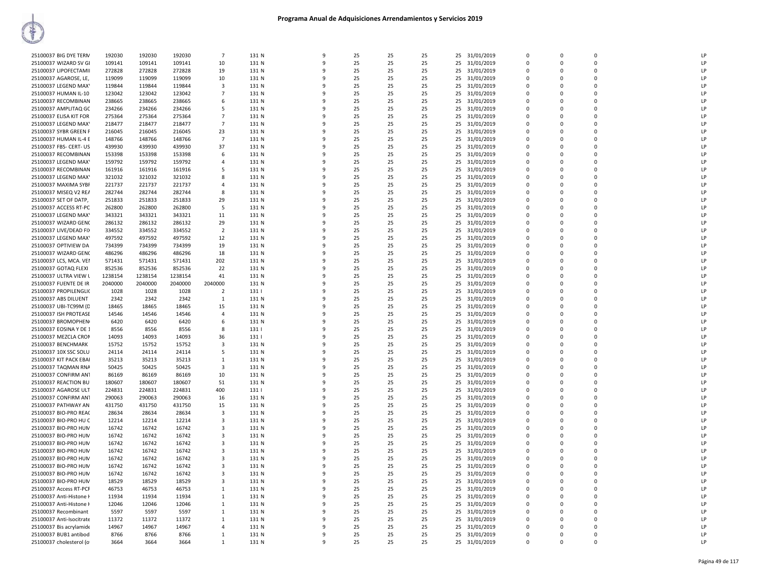# Programa Anual de Adquisiciones Arrendamientos y Servicios 2019

| | | | | | | | | | | | | | | | | |
|---|---|---|---|---|---|---|---|---|---|---|---|---|---|---|---|---|
| 25100037 BIG DYE TERM | 192030 | 192030 | 192030 | 7 | 131 N | 9 | 25 | 25 | 25 | 25 | 31/01/2019 | 0 | 0 | 0 | | LP |
| 25100037 WIZARD SV GI | 109141 | 109141 | 109141 | 10 | 131 N | 9 | 25 | 25 | 25 | 25 | 31/01/2019 | 0 | 0 | 0 | | LP |
| 25100037 LIPOFECTAMII | 272828 | 272828 | 272828 | 19 | 131 N | 9 | 25 | 25 | 25 | 25 | 31/01/2019 | 0 | 0 | 0 | | LP |
| 25100037 AGAROSE, LE, | 119099 | 119099 | 119099 | 10 | 131 N | 9 | 25 | 25 | 25 | 25 | 31/01/2019 | 0 | 0 | 0 | | LP |
| 25100037 LEGEND MAX' | 119844 | 119844 | 119844 | 3 | 131 N | 9 | 25 | 25 | 25 | 25 | 31/01/2019 | 0 | 0 | 0 | | LP |
| 25100037 HUMAN IL-10 | 123042 | 123042 | 123042 | 7 | 131 N | 9 | 25 | 25 | 25 | 25 | 31/01/2019 | 0 | 0 | 0 | | LP |
| 25100037 RECOMBINAN | 238665 | 238665 | 238665 | 6 | 131 N | 9 | 25 | 25 | 25 | 25 | 31/01/2019 | 0 | 0 | 0 | | LP |
| 25100037 AMPLITAQ GC | 234266 | 234266 | 234266 | 5 | 131 N | 9 | 25 | 25 | 25 | 25 | 31/01/2019 | 0 | 0 | 0 | | LP |
| 25100037 ELISA KIT FOR | 275364 | 275364 | 275364 | 7 | 131 N | 9 | 25 | 25 | 25 | 25 | 31/01/2019 | 0 | 0 | 0 | | LP |
| 25100037 LEGEND MAX' | 218477 | 218477 | 218477 | 7 | 131 N | 9 | 25 | 25 | 25 | 25 | 31/01/2019 | 0 | 0 | 0 | | LP |
| 25100037 SYBR GREEN F | 216045 | 216045 | 216045 | 23 | 131 N | 9 | 25 | 25 | 25 | 25 | 31/01/2019 | 0 | 0 | 0 | | LP |
| 25100037 HUMAN IL-4 E | 148766 | 148766 | 148766 | 7 | 131 N | 9 | 25 | 25 | 25 | 25 | 31/01/2019 | 0 | 0 | 0 | | LP |
| 25100037 FBS- CERT- US | 439930 | 439930 | 439930 | 37 | 131 N | 9 | 25 | 25 | 25 | 25 | 31/01/2019 | 0 | 0 | 0 | | LP |
| 25100037 RECOMBINAN | 153398 | 153398 | 153398 | 6 | 131 N | 9 | 25 | 25 | 25 | 25 | 31/01/2019 | 0 | 0 | 0 | | LP |
| 25100037 LEGEND MAX' | 159792 | 159792 | 159792 | 4 | 131 N | 9 | 25 | 25 | 25 | 25 | 31/01/2019 | 0 | 0 | 0 | | LP |
| 25100037 RECOMBINAN | 161916 | 161916 | 161916 | 5 | 131 N | 9 | 25 | 25 | 25 | 25 | 31/01/2019 | 0 | 0 | 0 | | LP |
| 25100037 LEGEND MAX' | 321032 | 321032 | 321032 | 8 | 131 N | 9 | 25 | 25 | 25 | 25 | 31/01/2019 | 0 | 0 | 0 | | LP |
| 25100037 MAXIMA SYBI | 221737 | 221737 | 221737 | 4 | 131 N | 9 | 25 | 25 | 25 | 25 | 31/01/2019 | 0 | 0 | 0 | | LP |
| 25100037 MISEQ V2 RE/ | 282744 | 282744 | 282744 | 8 | 131 N | 9 | 25 | 25 | 25 | 25 | 31/01/2019 | 0 | 0 | 0 | | LP |
| 25100037 SET OF DATP, | 251833 | 251833 | 251833 | 29 | 131 N | 9 | 25 | 25 | 25 | 25 | 31/01/2019 | 0 | 0 | 0 | | LP |
| 25100037 ACCESS RT-PC | 262800 | 262800 | 262800 | 5 | 131 N | 9 | 25 | 25 | 25 | 25 | 31/01/2019 | 0 | 0 | 0 | | LP |
| 25100037 LEGEND MAX' | 343321 | 343321 | 343321 | 11 | 131 N | 9 | 25 | 25 | 25 | 25 | 31/01/2019 | 0 | 0 | 0 | | LP |
| 25100037 WIZARD GENC | 286132 | 286132 | 286132 | 29 | 131 N | 9 | 25 | 25 | 25 | 25 | 31/01/2019 | 0 | 0 | 0 | | LP |
| 25100037 LIVE/DEAD FI) | 334552 | 334552 | 334552 | 2 | 131 N | 9 | 25 | 25 | 25 | 25 | 31/01/2019 | 0 | 0 | 0 | | LP |
| 25100037 LEGEND MAX' | 497592 | 497592 | 497592 | 12 | 131 N | 9 | 25 | 25 | 25 | 25 | 31/01/2019 | 0 | 0 | 0 | | LP |
| 25100037 OPTIVIEW DA | 734399 | 734399 | 734399 | 19 | 131 N | 9 | 25 | 25 | 25 | 25 | 31/01/2019 | 0 | 0 | 0 | | LP |
| 25100037 WIZARD GENC | 486296 | 486296 | 486296 | 18 | 131 N | 9 | 25 | 25 | 25 | 25 | 31/01/2019 | 0 | 0 | 0 | | LP |
| 25100037 LCS, MCA. VEI | 571431 | 571431 | 571431 | 202 | 131 N | 9 | 25 | 25 | 25 | 25 | 31/01/2019 | 0 | 0 | 0 | | LP |
| 25100037 GOTAQ FLEXI | 852536 | 852536 | 852536 | 22 | 131 N | 9 | 25 | 25 | 25 | 25 | 31/01/2019 | 0 | 0 | 0 | | LP |
| 25100037 ULTRA VIEW L | 1238154 | 1238154 | 1238154 | 41 | 131 N | 9 | 25 | 25 | 25 | 25 | 31/01/2019 | 0 | 0 | 0 | | LP |
| 25100037 FUENTE DE IR | 2040000 | 2040000 | 2040000 | 2040000 | 131 N | 9 | 25 | 25 | 25 | 25 | 31/01/2019 | 0 | 0 | 0 | | LP |
| 25100037 PROPILENGLI( | 1028 | 1028 | 1028 | 2 | 131 I | 9 | 25 | 25 | 25 | 25 | 31/01/2019 | 0 | 0 | 0 | | LP |
| 25100037 ABS DILUENT | 2342 | 2342 | 2342 | 1 | 131 N | 9 | 25 | 25 | 25 | 25 | 31/01/2019 | 0 | 0 | 0 | | LP |
| 25100037 UBI-TC99M (D | 18465 | 18465 | 18465 | 15 | 131 N | 9 | 25 | 25 | 25 | 25 | 31/01/2019 | 0 | 0 | 0 | | LP |
| 25100037 ISH PROTEASE | 14546 | 14546 | 14546 | 4 | 131 N | 9 | 25 | 25 | 25 | 25 | 31/01/2019 | 0 | 0 | 0 | | LP |
| 25100037 BROMOPHEN | 6420 | 6420 | 6420 | 6 | 131 N | 9 | 25 | 25 | 25 | 25 | 31/01/2019 | 0 | 0 | 0 | | LP |
| 25100037 EOSINA Y DE 1 | 8556 | 8556 | 8556 | 8 | 131 I | 9 | 25 | 25 | 25 | 25 | 31/01/2019 | 0 | 0 | 0 | | LP |
| 25100037 MEZCLA CROM | 14093 | 14093 | 14093 | 36 | 131 I | 9 | 25 | 25 | 25 | 25 | 31/01/2019 | 0 | 0 | 0 | | LP |
| 25100037 BENCHMARK | 15752 | 15752 | 15752 | 3 | 131 N | 9 | 25 | 25 | 25 | 25 | 31/01/2019 | 0 | 0 | 0 | | LP |
| 25100037 10X SSC SOLU | 24114 | 24114 | 24114 | 5 | 131 N | 9 | 25 | 25 | 25 | 25 | 31/01/2019 | 0 | 0 | 0 | | LP |
| 25100037 KIT PACK EBAI | 35213 | 35213 | 35213 | 1 | 131 N | 9 | 25 | 25 | 25 | 25 | 31/01/2019 | 0 | 0 | 0 | | LP |
| 25100037 TAQMAN RNA | 50425 | 50425 | 50425 | 3 | 131 N | 9 | 25 | 25 | 25 | 25 | 31/01/2019 | 0 | 0 | 0 | | LP |
| 25100037 CONFIRM ANT | 86169 | 86169 | 86169 | 10 | 131 N | 9 | 25 | 25 | 25 | 25 | 31/01/2019 | 0 | 0 | 0 | | LP |
| 25100037 REACTION BU | 180607 | 180607 | 180607 | 51 | 131 N | 9 | 25 | 25 | 25 | 25 | 31/01/2019 | 0 | 0 | 0 | | LP |
| 25100037 AGAROSE ULT | 224831 | 224831 | 224831 | 400 | 131 I | 9 | 25 | 25 | 25 | 25 | 31/01/2019 | 0 | 0 | 0 | | LP |
| 25100037 CONFIRM ANT | 290063 | 290063 | 290063 | 16 | 131 N | 9 | 25 | 25 | 25 | 25 | 31/01/2019 | 0 | 0 | 0 | | LP |
| 25100037 PATHWAY AN | 431750 | 431750 | 431750 | 15 | 131 N | 9 | 25 | 25 | 25 | 25 | 31/01/2019 | 0 | 0 | 0 | | LP |
| 25100037 BIO-PRO REA( | 28634 | 28634 | 28634 | 3 | 131 N | 9 | 25 | 25 | 25 | 25 | 31/01/2019 | 0 | 0 | 0 | | LP |
| 25100037 BIO-PRO HU C | 12214 | 12214 | 12214 | 3 | 131 N | 9 | 25 | 25 | 25 | 25 | 31/01/2019 | 0 | 0 | 0 | | LP |
| 25100037 BIO-PRO HUN | 16742 | 16742 | 16742 | 3 | 131 N | 9 | 25 | 25 | 25 | 25 | 31/01/2019 | 0 | 0 | 0 | | LP |
| 25100037 BIO-PRO HUN | 16742 | 16742 | 16742 | 3 | 131 N | 9 | 25 | 25 | 25 | 25 | 31/01/2019 | 0 | 0 | 0 | | LP |
| 25100037 BIO-PRO HUN | 16742 | 16742 | 16742 | 3 | 131 N | 9 | 25 | 25 | 25 | 25 | 31/01/2019 | 0 | 0 | 0 | | LP |
| 25100037 BIO-PRO HUN | 16742 | 16742 | 16742 | 3 | 131 N | 9 | 25 | 25 | 25 | 25 | 31/01/2019 | 0 | 0 | 0 | | LP |
| 25100037 BIO-PRO HUN | 16742 | 16742 | 16742 | 3 | 131 N | 9 | 25 | 25 | 25 | 25 | 31/01/2019 | 0 | 0 | 0 | | LP |
| 25100037 BIO-PRO HUN | 16742 | 16742 | 16742 | 3 | 131 N | 9 | 25 | 25 | 25 | 25 | 31/01/2019 | 0 | 0 | 0 | | LP |
| 25100037 BIO-PRO HUN | 16742 | 16742 | 16742 | 3 | 131 N | 9 | 25 | 25 | 25 | 25 | 31/01/2019 | 0 | 0 | 0 | | LP |
| 25100037 BIO-PRO HUN | 18529 | 18529 | 18529 | 3 | 131 N | 9 | 25 | 25 | 25 | 25 | 31/01/2019 | 0 | 0 | 0 | | LP |
| 25100037 Access RT-PCF | 46753 | 46753 | 46753 | 1 | 131 N | 9 | 25 | 25 | 25 | 25 | 31/01/2019 | 0 | 0 | 0 | | LP |
| 25100037 Anti-Histone F | 11934 | 11934 | 11934 | 1 | 131 N | 9 | 25 | 25 | 25 | 25 | 31/01/2019 | 0 | 0 | 0 | | LP |
| 25100037 Anti-Histone F | 12046 | 12046 | 12046 | 1 | 131 N | 9 | 25 | 25 | 25 | 25 | 31/01/2019 | 0 | 0 | 0 | | LP |
| 25100037 Recombinant | 5597 | 5597 | 5597 | 1 | 131 N | 9 | 25 | 25 | 25 | 25 | 31/01/2019 | 0 | 0 | 0 | | LP |
| 25100037 Anti-Isocitrate | 11372 | 11372 | 11372 | 1 | 131 N | 9 | 25 | 25 | 25 | 25 | 31/01/2019 | 0 | 0 | 0 | | LP |
| 25100037 Bis acrylamide | 14967 | 14967 | 14967 | 4 | 131 N | 9 | 25 | 25 | 25 | 25 | 31/01/2019 | 0 | 0 | 0 | | LP |
| 25100037 BUB1 antibod | 8766 | 8766 | 8766 | 1 | 131 N | 9 | 25 | 25 | 25 | 25 | 31/01/2019 | 0 | 0 | 0 | | LP |
| 25100037 cholesterol (o | 3664 | 3664 | 3664 | 1 | 131 N | 9 | 25 | 25 | 25 | 25 | 31/01/2019 | 0 | 0 | 0 | | LP |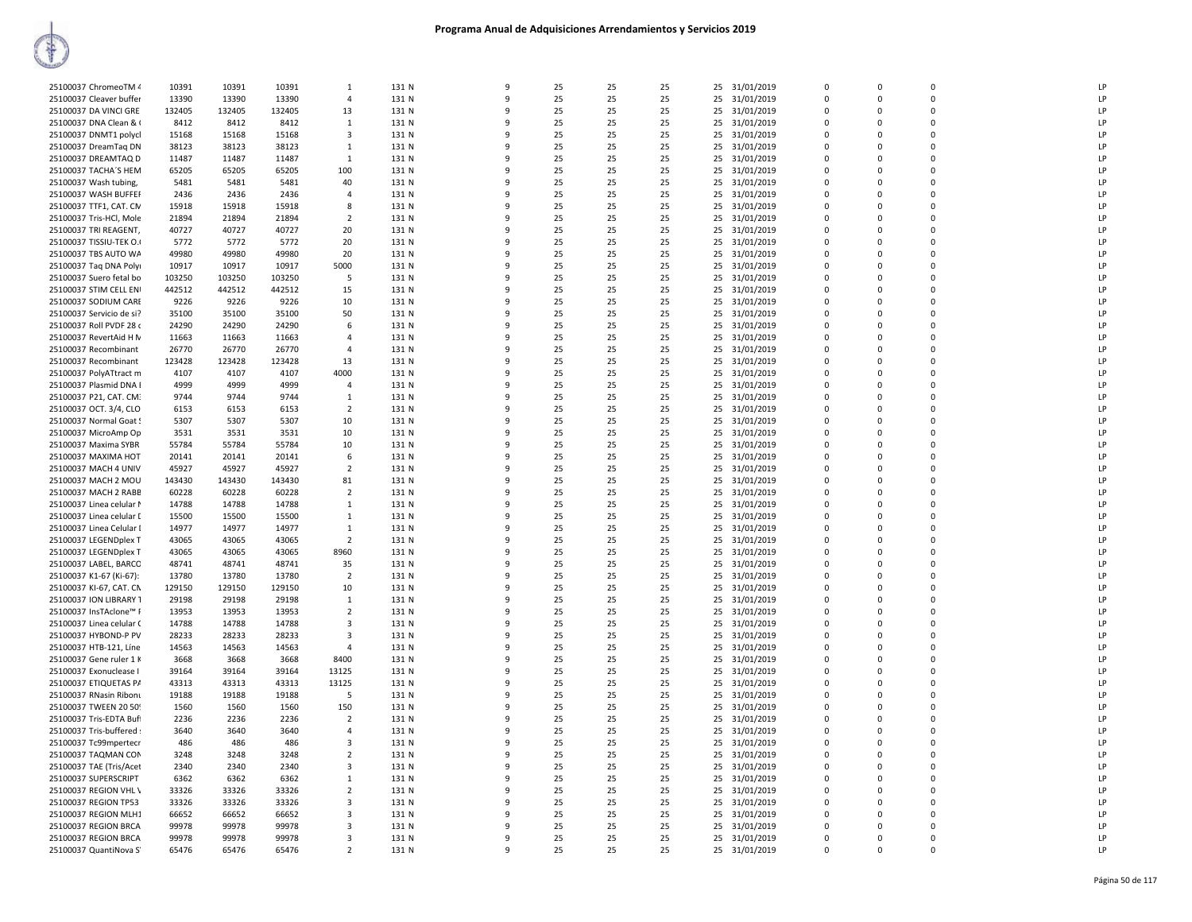# Programa Anual de Adquisiciones Arrendamientos y Servicios 2019

| | | | | | | | | | | | | | | | | |
|---|---|---|---|---|---|---|---|---|---|---|---|---|---|---|---|---|
| 25100037 ChromeoTM 4 | 10391 | 10391 | 10391 | 1 | 131 N | 9 | 25 | 25 | 25 | 25 | 31/01/2019 | 0 | 0 | 0 | | LP |
| 25100037 Cleaver buffer | 13390 | 13390 | 13390 | 4 | 131 N | 9 | 25 | 25 | 25 | 25 | 31/01/2019 | 0 | 0 | 0 | | LP |
| 25100037 DA VINCI GRE | 132405 | 132405 | 132405 | 13 | 131 N | 9 | 25 | 25 | 25 | 25 | 31/01/2019 | 0 | 0 | 0 | | LP |
| 25100037 DNA Clean & ( | 8412 | 8412 | 8412 | 1 | 131 N | 9 | 25 | 25 | 25 | 25 | 31/01/2019 | 0 | 0 | 0 | | LP |
| 25100037 DNMT1 polycl | 15168 | 15168 | 15168 | 3 | 131 N | 9 | 25 | 25 | 25 | 25 | 31/01/2019 | 0 | 0 | 0 | | LP |
| 25100037 DreamTaq DN | 38123 | 38123 | 38123 | 1 | 131 N | 9 | 25 | 25 | 25 | 25 | 31/01/2019 | 0 | 0 | 0 | | LP |
| 25100037 DREAMTAQ D | 11487 | 11487 | 11487 | 1 | 131 N | 9 | 25 | 25 | 25 | 25 | 31/01/2019 | 0 | 0 | 0 | | LP |
| 25100037 TACHA´S HEM | 65205 | 65205 | 65205 | 100 | 131 N | 9 | 25 | 25 | 25 | 25 | 31/01/2019 | 0 | 0 | 0 | | LP |
| 25100037 Wash tubing, | 5481 | 5481 | 5481 | 40 | 131 N | 9 | 25 | 25 | 25 | 25 | 31/01/2019 | 0 | 0 | 0 | | LP |
| 25100037 WASH BUFFEI | 2436 | 2436 | 2436 | 4 | 131 N | 9 | 25 | 25 | 25 | 25 | 31/01/2019 | 0 | 0 | 0 | | LP |
| 25100037 TTF1, CAT. CN | 15918 | 15918 | 15918 | 8 | 131 N | 9 | 25 | 25 | 25 | 25 | 31/01/2019 | 0 | 0 | 0 | | LP |
| 25100037 Tris-HCl, Mole | 21894 | 21894 | 21894 | 2 | 131 N | 9 | 25 | 25 | 25 | 25 | 31/01/2019 | 0 | 0 | 0 | | LP |
| 25100037 TRI REAGENT, | 40727 | 40727 | 40727 | 20 | 131 N | 9 | 25 | 25 | 25 | 25 | 31/01/2019 | 0 | 0 | 0 | | LP |
| 25100037 TISSIU-TEK O.( | 5772 | 5772 | 5772 | 20 | 131 N | 9 | 25 | 25 | 25 | 25 | 31/01/2019 | 0 | 0 | 0 | | LP |
| 25100037 TBS AUTO WA | 49980 | 49980 | 49980 | 20 | 131 N | 9 | 25 | 25 | 25 | 25 | 31/01/2019 | 0 | 0 | 0 | | LP |
| 25100037 Taq DNA Poly | 10917 | 10917 | 10917 | 5000 | 131 N | 9 | 25 | 25 | 25 | 25 | 31/01/2019 | 0 | 0 | 0 | | LP |
| 25100037 Suero fetal bo | 103250 | 103250 | 103250 | 5 | 131 N | 9 | 25 | 25 | 25 | 25 | 31/01/2019 | 0 | 0 | 0 | | LP |
| 25100037 STIM CELL EN | 442512 | 442512 | 442512 | 15 | 131 N | 9 | 25 | 25 | 25 | 25 | 31/01/2019 | 0 | 0 | 0 | | LP |
| 25100037 SODIUM CARE | 9226 | 9226 | 9226 | 10 | 131 N | 9 | 25 | 25 | 25 | 25 | 31/01/2019 | 0 | 0 | 0 | | LP |
| 25100037 Servicio de si? | 35100 | 35100 | 35100 | 50 | 131 N | 9 | 25 | 25 | 25 | 25 | 31/01/2019 | 0 | 0 | 0 | | LP |
| 25100037 Roll PVDF 28 c | 24290 | 24290 | 24290 | 6 | 131 N | 9 | 25 | 25 | 25 | 25 | 31/01/2019 | 0 | 0 | 0 | | LP |
| 25100037 RevertAid H M | 11663 | 11663 | 11663 | 4 | 131 N | 9 | 25 | 25 | 25 | 25 | 31/01/2019 | 0 | 0 | 0 | | LP |
| 25100037 Recombinant | 26770 | 26770 | 26770 | 4 | 131 N | 9 | 25 | 25 | 25 | 25 | 31/01/2019 | 0 | 0 | 0 | | LP |
| 25100037 Recombinant | 123428 | 123428 | 123428 | 13 | 131 N | 9 | 25 | 25 | 25 | 25 | 31/01/2019 | 0 | 0 | 0 | | LP |
| 25100037 PolyATtract m | 4107 | 4107 | 4107 | 4000 | 131 N | 9 | 25 | 25 | 25 | 25 | 31/01/2019 | 0 | 0 | 0 | | LP |
| 25100037 Plasmid DNA I | 4999 | 4999 | 4999 | 4 | 131 N | 9 | 25 | 25 | 25 | 25 | 31/01/2019 | 0 | 0 | 0 | | LP |
| 25100037 P21, CAT. CM: | 9744 | 9744 | 9744 | 1 | 131 N | 9 | 25 | 25 | 25 | 25 | 31/01/2019 | 0 | 0 | 0 | | LP |
| 25100037 OCT. 3/4, CLO | 6153 | 6153 | 6153 | 2 | 131 N | 9 | 25 | 25 | 25 | 25 | 31/01/2019 | 0 | 0 | 0 | | LP |
| 25100037 Normal Goat ! | 5307 | 5307 | 5307 | 10 | 131 N | 9 | 25 | 25 | 25 | 25 | 31/01/2019 | 0 | 0 | 0 | | LP |
| 25100037 MicroAmp Op | 3531 | 3531 | 3531 | 10 | 131 N | 9 | 25 | 25 | 25 | 25 | 31/01/2019 | 0 | 0 | 0 | | LP |
| 25100037 Maxima SYBR | 55784 | 55784 | 55784 | 10 | 131 N | 9 | 25 | 25 | 25 | 25 | 31/01/2019 | 0 | 0 | 0 | | LP |
| 25100037 MAXIMA HOT | 20141 | 20141 | 20141 | 6 | 131 N | 9 | 25 | 25 | 25 | 25 | 31/01/2019 | 0 | 0 | 0 | | LP |
| 25100037 MACH 4 UNIV | 45927 | 45927 | 45927 | 2 | 131 N | 9 | 25 | 25 | 25 | 25 | 31/01/2019 | 0 | 0 | 0 | | LP |
| 25100037 MACH 2 MOU | 143430 | 143430 | 143430 | 81 | 131 N | 9 | 25 | 25 | 25 | 25 | 31/01/2019 | 0 | 0 | 0 | | LP |
| 25100037 MACH 2 RABB | 60228 | 60228 | 60228 | 2 | 131 N | 9 | 25 | 25 | 25 | 25 | 31/01/2019 | 0 | 0 | 0 | | LP |
| 25100037 Linea celular N | 14788 | 14788 | 14788 | 1 | 131 N | 9 | 25 | 25 | 25 | 25 | 31/01/2019 | 0 | 0 | 0 | | LP |
| 25100037 Linea celular D | 15500 | 15500 | 15500 | 1 | 131 N | 9 | 25 | 25 | 25 | 25 | 31/01/2019 | 0 | 0 | 0 | | LP |
| 25100037 Linea Celular I | 14977 | 14977 | 14977 | 1 | 131 N | 9 | 25 | 25 | 25 | 25 | 31/01/2019 | 0 | 0 | 0 | | LP |
| 25100037 LEGENDplex T | 43065 | 43065 | 43065 | 2 | 131 N | 9 | 25 | 25 | 25 | 25 | 31/01/2019 | 0 | 0 | 0 | | LP |
| 25100037 LEGENDplex T | 43065 | 43065 | 43065 | 8960 | 131 N | 9 | 25 | 25 | 25 | 25 | 31/01/2019 | 0 | 0 | 0 | | LP |
| 25100037 LABEL, BARCO | 48741 | 48741 | 48741 | 35 | 131 N | 9 | 25 | 25 | 25 | 25 | 31/01/2019 | 0 | 0 | 0 | | LP |
| 25100037 K1-67 (Ki-67): | 13780 | 13780 | 13780 | 2 | 131 N | 9 | 25 | 25 | 25 | 25 | 31/01/2019 | 0 | 0 | 0 | | LP |
| 25100037 KI-67, CAT. CN | 129150 | 129150 | 129150 | 10 | 131 N | 9 | 25 | 25 | 25 | 25 | 31/01/2019 | 0 | 0 | 0 | | LP |
| 25100037 ION LIBRARY T | 29198 | 29198 | 29198 | 1 | 131 N | 9 | 25 | 25 | 25 | 25 | 31/01/2019 | 0 | 0 | 0 | | LP |
| 25100037 InsTAclone™ F | 13953 | 13953 | 13953 | 2 | 131 N | 9 | 25 | 25 | 25 | 25 | 31/01/2019 | 0 | 0 | 0 | | LP |
| 25100037 Linea celular C | 14788 | 14788 | 14788 | 3 | 131 N | 9 | 25 | 25 | 25 | 25 | 31/01/2019 | 0 | 0 | 0 | | LP |
| 25100037 HYBOND-P PV | 28233 | 28233 | 28233 | 3 | 131 N | 9 | 25 | 25 | 25 | 25 | 31/01/2019 | 0 | 0 | 0 | | LP |
| 25100037 HTB-121, Líne | 14563 | 14563 | 14563 | 4 | 131 N | 9 | 25 | 25 | 25 | 25 | 31/01/2019 | 0 | 0 | 0 | | LP |
| 25100037 Gene ruler 1 K | 3668 | 3668 | 3668 | 8400 | 131 N | 9 | 25 | 25 | 25 | 25 | 31/01/2019 | 0 | 0 | 0 | | LP |
| 25100037 Exonuclease I | 39164 | 39164 | 39164 | 13125 | 131 N | 9 | 25 | 25 | 25 | 25 | 31/01/2019 | 0 | 0 | 0 | | LP |
| 25100037 ETIQUETAS PA | 43313 | 43313 | 43313 | 13125 | 131 N | 9 | 25 | 25 | 25 | 25 | 31/01/2019 | 0 | 0 | 0 | | LP |
| 25100037 RNasin Ribonu | 19188 | 19188 | 19188 | 5 | 131 N | 9 | 25 | 25 | 25 | 25 | 31/01/2019 | 0 | 0 | 0 | | LP |
| 25100037 TWEEN 20 50! | 1560 | 1560 | 1560 | 150 | 131 N | 9 | 25 | 25 | 25 | 25 | 31/01/2019 | 0 | 0 | 0 | | LP |
| 25100037 Tris-EDTA Buf | 2236 | 2236 | 2236 | 2 | 131 N | 9 | 25 | 25 | 25 | 25 | 31/01/2019 | 0 | 0 | 0 | | LP |
| 25100037 Tris-buffered : | 3640 | 3640 | 3640 | 4 | 131 N | 9 | 25 | 25 | 25 | 25 | 31/01/2019 | 0 | 0 | 0 | | LP |
| 25100037 Tc99mpertecr | 486 | 486 | 486 | 3 | 131 N | 9 | 25 | 25 | 25 | 25 | 31/01/2019 | 0 | 0 | 0 | | LP |
| 25100037 TAQMAN CON | 3248 | 3248 | 3248 | 2 | 131 N | 9 | 25 | 25 | 25 | 25 | 31/01/2019 | 0 | 0 | 0 | | LP |
| 25100037 TAE (Tris/Acet | 2340 | 2340 | 2340 | 3 | 131 N | 9 | 25 | 25 | 25 | 25 | 31/01/2019 | 0 | 0 | 0 | | LP |
| 25100037 SUPERSCRIPT | 6362 | 6362 | 6362 | 1 | 131 N | 9 | 25 | 25 | 25 | 25 | 31/01/2019 | 0 | 0 | 0 | | LP |
| 25100037 REGION VHL V | 33326 | 33326 | 33326 | 2 | 131 N | 9 | 25 | 25 | 25 | 25 | 31/01/2019 | 0 | 0 | 0 | | LP |
| 25100037 REGION TP53 | 33326 | 33326 | 33326 | 3 | 131 N | 9 | 25 | 25 | 25 | 25 | 31/01/2019 | 0 | 0 | 0 | | LP |
| 25100037 REGION MLH1 | 66652 | 66652 | 66652 | 3 | 131 N | 9 | 25 | 25 | 25 | 25 | 31/01/2019 | 0 | 0 | 0 | | LP |
| 25100037 REGION BRCA | 99978 | 99978 | 99978 | 3 | 131 N | 9 | 25 | 25 | 25 | 25 | 31/01/2019 | 0 | 0 | 0 | | LP |
| 25100037 REGION BRCA | 99978 | 99978 | 99978 | 3 | 131 N | 9 | 25 | 25 | 25 | 25 | 31/01/2019 | 0 | 0 | 0 | | LP |
| 25100037 QuantiNova S | 65476 | 65476 | 65476 | 2 | 131 N | 9 | 25 | 25 | 25 | 25 | 31/01/2019 | 0 | 0 | 0 | | LP |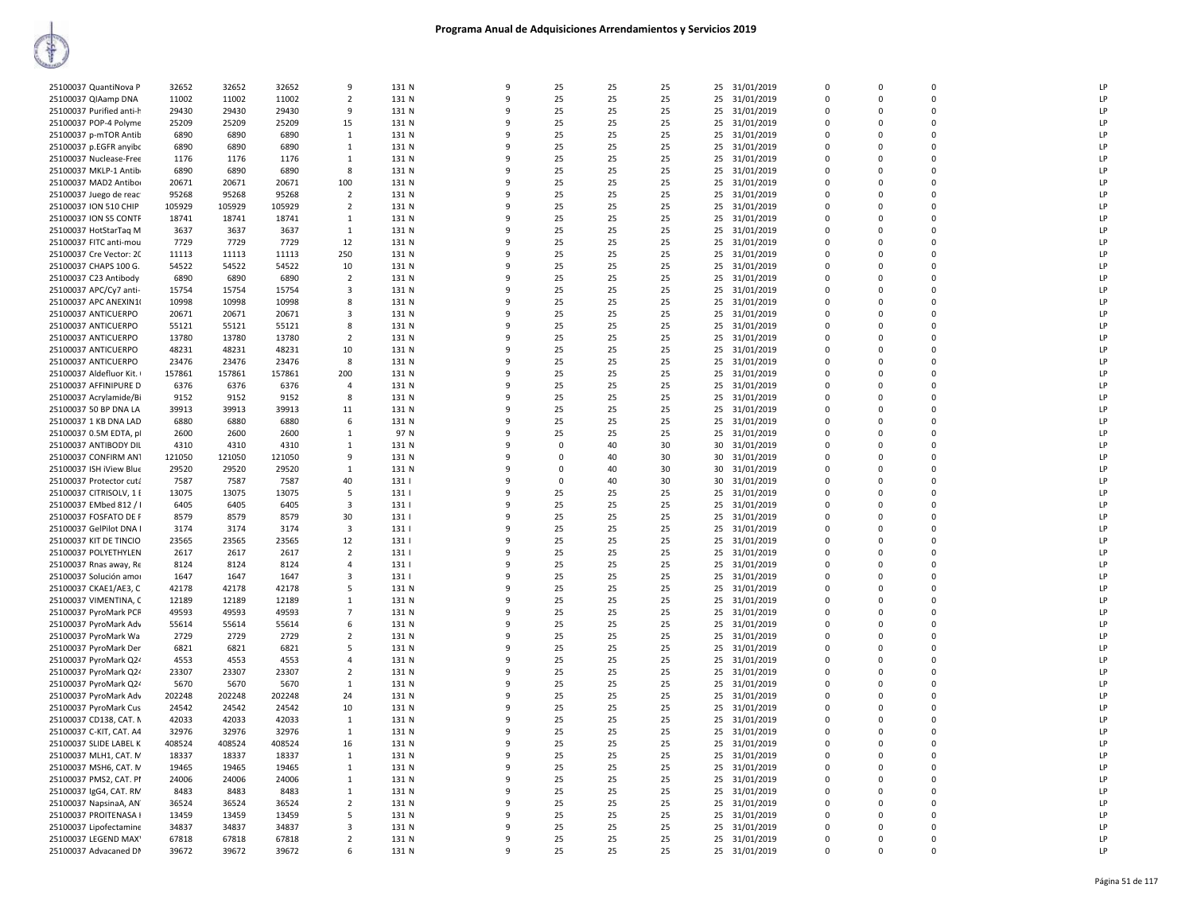# Programa Anual de Adquisiciones Arrendamientos y Servicios 2019

| | | | | | | | | | | | | | | | |
|---|---|---|---|---|---|---|---|---|---|---|---|---|---|---|---|
| 25100037 QuantiNova P | 32652 | 32652 | 32652 | 9 | 131 N | 9 | 25 | 25 | 25 | 25 | 31/01/2019 | 0 | 0 | 0 | LP |
| 25100037 QIAamp DNA | 11002 | 11002 | 11002 | 2 | 131 N | 9 | 25 | 25 | 25 | 25 | 31/01/2019 | 0 | 0 | 0 | LP |
| 25100037 Purified anti-h | 29430 | 29430 | 29430 | 9 | 131 N | 9 | 25 | 25 | 25 | 25 | 31/01/2019 | 0 | 0 | 0 | LP |
| 25100037 POP-4 Polyme | 25209 | 25209 | 25209 | 15 | 131 N | 9 | 25 | 25 | 25 | 25 | 31/01/2019 | 0 | 0 | 0 | LP |
| 25100037 p-mTOR Antib | 6890 | 6890 | 6890 | 1 | 131 N | 9 | 25 | 25 | 25 | 25 | 31/01/2019 | 0 | 0 | 0 | LP |
| 25100037 p.EGFR anyibo | 6890 | 6890 | 6890 | 1 | 131 N | 9 | 25 | 25 | 25 | 25 | 31/01/2019 | 0 | 0 | 0 | LP |
| 25100037 Nuclease-Free | 1176 | 1176 | 1176 | 1 | 131 N | 9 | 25 | 25 | 25 | 25 | 31/01/2019 | 0 | 0 | 0 | LP |
| 25100037 MKLP-1 Antib | 6890 | 6890 | 6890 | 8 | 131 N | 9 | 25 | 25 | 25 | 25 | 31/01/2019 | 0 | 0 | 0 | LP |
| 25100037 MAD2 Antibo | 20671 | 20671 | 20671 | 100 | 131 N | 9 | 25 | 25 | 25 | 25 | 31/01/2019 | 0 | 0 | 0 | LP |
| 25100037 Juego de reac | 95268 | 95268 | 95268 | 2 | 131 N | 9 | 25 | 25 | 25 | 25 | 31/01/2019 | 0 | 0 | 0 | LP |
| 25100037 ION 510 CHIP | 105929 | 105929 | 105929 | 2 | 131 N | 9 | 25 | 25 | 25 | 25 | 31/01/2019 | 0 | 0 | 0 | LP |
| 25100037 ION S5 CONTF | 18741 | 18741 | 18741 | 1 | 131 N | 9 | 25 | 25 | 25 | 25 | 31/01/2019 | 0 | 0 | 0 | LP |
| 25100037 HotStarTaq M | 3637 | 3637 | 3637 | 1 | 131 N | 9 | 25 | 25 | 25 | 25 | 31/01/2019 | 0 | 0 | 0 | LP |
| 25100037 FITC anti-mou | 7729 | 7729 | 7729 | 12 | 131 N | 9 | 25 | 25 | 25 | 25 | 31/01/2019 | 0 | 0 | 0 | LP |
| 25100037 Cre Vector: 2C | 11113 | 11113 | 11113 | 250 | 131 N | 9 | 25 | 25 | 25 | 25 | 31/01/2019 | 0 | 0 | 0 | LP |
| 25100037 CHAPS 100 G. | 54522 | 54522 | 54522 | 10 | 131 N | 9 | 25 | 25 | 25 | 25 | 31/01/2019 | 0 | 0 | 0 | LP |
| 25100037 C23 Antibody | 6890 | 6890 | 6890 | 2 | 131 N | 9 | 25 | 25 | 25 | 25 | 31/01/2019 | 0 | 0 | 0 | LP |
| 25100037 APC/Cy7 anti- | 15754 | 15754 | 15754 | 3 | 131 N | 9 | 25 | 25 | 25 | 25 | 31/01/2019 | 0 | 0 | 0 | LP |
| 25100037 APC ANEXIN1 | 10998 | 10998 | 10998 | 8 | 131 N | 9 | 25 | 25 | 25 | 25 | 31/01/2019 | 0 | 0 | 0 | LP |
| 25100037 ANTICUERPO | 20671 | 20671 | 20671 | 3 | 131 N | 9 | 25 | 25 | 25 | 25 | 31/01/2019 | 0 | 0 | 0 | LP |
| 25100037 ANTICUERPO | 55121 | 55121 | 55121 | 8 | 131 N | 9 | 25 | 25 | 25 | 25 | 31/01/2019 | 0 | 0 | 0 | LP |
| 25100037 ANTICUERPO | 13780 | 13780 | 13780 | 2 | 131 N | 9 | 25 | 25 | 25 | 25 | 31/01/2019 | 0 | 0 | 0 | LP |
| 25100037 ANTICUERPO | 48231 | 48231 | 48231 | 10 | 131 N | 9 | 25 | 25 | 25 | 25 | 31/01/2019 | 0 | 0 | 0 | LP |
| 25100037 ANTICUERPO | 23476 | 23476 | 23476 | 8 | 131 N | 9 | 25 | 25 | 25 | 25 | 31/01/2019 | 0 | 0 | 0 | LP |
| 25100037 Aldefluor Kit. | 157861 | 157861 | 157861 | 200 | 131 N | 9 | 25 | 25 | 25 | 25 | 31/01/2019 | 0 | 0 | 0 | LP |
| 25100037 AFFINIPURE D | 6376 | 6376 | 6376 | 4 | 131 N | 9 | 25 | 25 | 25 | 25 | 31/01/2019 | 0 | 0 | 0 | LP |
| 25100037 Acrylamide/Bi | 9152 | 9152 | 9152 | 8 | 131 N | 9 | 25 | 25 | 25 | 25 | 31/01/2019 | 0 | 0 | 0 | LP |
| 25100037 50 BP DNA LA | 39913 | 39913 | 39913 | 11 | 131 N | 9 | 25 | 25 | 25 | 25 | 31/01/2019 | 0 | 0 | 0 | LP |
| 25100037 1 KB DNA LAD | 6880 | 6880 | 6880 | 6 | 131 N | 9 | 25 | 25 | 25 | 25 | 31/01/2019 | 0 | 0 | 0 | LP |
| 25100037 0.5M EDTA, pl | 2600 | 2600 | 2600 | 1 | 97 N | 9 | 25 | 25 | 25 | 25 | 31/01/2019 | 0 | 0 | 0 | LP |
| 25100037 ANTIBODY DIL | 4310 | 4310 | 4310 | 1 | 131 N | 9 | 0 | 40 | 30 | 30 | 31/01/2019 | 0 | 0 | 0 | LP |
| 25100037 CONFIRM ANT | 121050 | 121050 | 121050 | 9 | 131 N | 9 | 0 | 40 | 30 | 30 | 31/01/2019 | 0 | 0 | 0 | LP |
| 25100037 ISH iView Blue | 29520 | 29520 | 29520 | 1 | 131 N | 9 | 0 | 40 | 30 | 30 | 31/01/2019 | 0 | 0 | 0 | LP |
| 25100037 Protector cutá | 7587 | 7587 | 7587 | 40 | 131 I | 9 | 0 | 40 | 30 | 30 | 31/01/2019 | 0 | 0 | 0 | LP |
| 25100037 CITRISOLV, 1 I | 13075 | 13075 | 13075 | 5 | 131 I | 9 | 25 | 25 | 25 | 25 | 31/01/2019 | 0 | 0 | 0 | LP |
| 25100037 EMbed 812 / I | 6405 | 6405 | 6405 | 3 | 131 I | 9 | 25 | 25 | 25 | 25 | 31/01/2019 | 0 | 0 | 0 | LP |
| 25100037 FOSFATO DE F | 8579 | 8579 | 8579 | 30 | 131 I | 9 | 25 | 25 | 25 | 25 | 31/01/2019 | 0 | 0 | 0 | LP |
| 25100037 GelPilot DNA I | 3174 | 3174 | 3174 | 3 | 131 I | 9 | 25 | 25 | 25 | 25 | 31/01/2019 | 0 | 0 | 0 | LP |
| 25100037 KIT DE TINCIO | 23565 | 23565 | 23565 | 12 | 131 I | 9 | 25 | 25 | 25 | 25 | 31/01/2019 | 0 | 0 | 0 | LP |
| 25100037 POLYETHYLEN | 2617 | 2617 | 2617 | 2 | 131 I | 9 | 25 | 25 | 25 | 25 | 31/01/2019 | 0 | 0 | 0 | LP |
| 25100037 Rnas away, Re | 8124 | 8124 | 8124 | 4 | 131 I | 9 | 25 | 25 | 25 | 25 | 31/01/2019 | 0 | 0 | 0 | LP |
| 25100037 Solución amor | 1647 | 1647 | 1647 | 3 | 131 I | 9 | 25 | 25 | 25 | 25 | 31/01/2019 | 0 | 0 | 0 | LP |
| 25100037 CKAE1/AE3, C | 42178 | 42178 | 42178 | 5 | 131 N | 9 | 25 | 25 | 25 | 25 | 31/01/2019 | 0 | 0 | 0 | LP |
| 25100037 VIMENTINA, C | 12189 | 12189 | 12189 | 1 | 131 N | 9 | 25 | 25 | 25 | 25 | 31/01/2019 | 0 | 0 | 0 | LP |
| 25100037 PyroMark PCF | 49593 | 49593 | 49593 | 7 | 131 N | 9 | 25 | 25 | 25 | 25 | 31/01/2019 | 0 | 0 | 0 | LP |
| 25100037 PyroMark Adv | 55614 | 55614 | 55614 | 6 | 131 N | 9 | 25 | 25 | 25 | 25 | 31/01/2019 | 0 | 0 | 0 | LP |
| 25100037 PyroMark Wa | 2729 | 2729 | 2729 | 2 | 131 N | 9 | 25 | 25 | 25 | 25 | 31/01/2019 | 0 | 0 | 0 | LP |
| 25100037 PyroMark Der | 6821 | 6821 | 6821 | 5 | 131 N | 9 | 25 | 25 | 25 | 25 | 31/01/2019 | 0 | 0 | 0 | LP |
| 25100037 PyroMark Q24 | 4553 | 4553 | 4553 | 4 | 131 N | 9 | 25 | 25 | 25 | 25 | 31/01/2019 | 0 | 0 | 0 | LP |
| 25100037 PyroMark Q24 | 23307 | 23307 | 23307 | 2 | 131 N | 9 | 25 | 25 | 25 | 25 | 31/01/2019 | 0 | 0 | 0 | LP |
| 25100037 PyroMark Q24 | 5670 | 5670 | 5670 | 1 | 131 N | 9 | 25 | 25 | 25 | 25 | 31/01/2019 | 0 | 0 | 0 | LP |
| 25100037 PyroMark Adv | 202248 | 202248 | 202248 | 24 | 131 N | 9 | 25 | 25 | 25 | 25 | 31/01/2019 | 0 | 0 | 0 | LP |
| 25100037 PyroMark Cus | 24542 | 24542 | 24542 | 10 | 131 N | 9 | 25 | 25 | 25 | 25 | 31/01/2019 | 0 | 0 | 0 | LP |
| 25100037 CD138, CAT. N | 42033 | 42033 | 42033 | 1 | 131 N | 9 | 25 | 25 | 25 | 25 | 31/01/2019 | 0 | 0 | 0 | LP |
| 25100037 C-KIT, CAT. A4 | 32976 | 32976 | 32976 | 1 | 131 N | 9 | 25 | 25 | 25 | 25 | 31/01/2019 | 0 | 0 | 0 | LP |
| 25100037 SLIDE LABEL K | 408524 | 408524 | 408524 | 16 | 131 N | 9 | 25 | 25 | 25 | 25 | 31/01/2019 | 0 | 0 | 0 | LP |
| 25100037 MLH1, CAT. M | 18337 | 18337 | 18337 | 1 | 131 N | 9 | 25 | 25 | 25 | 25 | 31/01/2019 | 0 | 0 | 0 | LP |
| 25100037 MSH6, CAT. M | 19465 | 19465 | 19465 | 1 | 131 N | 9 | 25 | 25 | 25 | 25 | 31/01/2019 | 0 | 0 | 0 | LP |
| 25100037 PMS2, CAT. PI | 24006 | 24006 | 24006 | 1 | 131 N | 9 | 25 | 25 | 25 | 25 | 31/01/2019 | 0 | 0 | 0 | LP |
| 25100037 IgG4, CAT. RM | 8483 | 8483 | 8483 | 1 | 131 N | 9 | 25 | 25 | 25 | 25 | 31/01/2019 | 0 | 0 | 0 | LP |
| 25100037 NapsinaA, AN | 36524 | 36524 | 36524 | 2 | 131 N | 9 | 25 | 25 | 25 | 25 | 31/01/2019 | 0 | 0 | 0 | LP |
| 25100037 PROITENASA I | 13459 | 13459 | 13459 | 5 | 131 N | 9 | 25 | 25 | 25 | 25 | 31/01/2019 | 0 | 0 | 0 | LP |
| 25100037 Lipofectamine | 34837 | 34837 | 34837 | 3 | 131 N | 9 | 25 | 25 | 25 | 25 | 31/01/2019 | 0 | 0 | 0 | LP |
| 25100037 LEGEND MAX' | 67818 | 67818 | 67818 | 2 | 131 N | 9 | 25 | 25 | 25 | 25 | 31/01/2019 | 0 | 0 | 0 | LP |
| 25100037 Advacaned DN | 39672 | 39672 | 39672 | 6 | 131 N | 9 | 25 | 25 | 25 | 25 | 31/01/2019 | 0 | 0 | 0 | LP |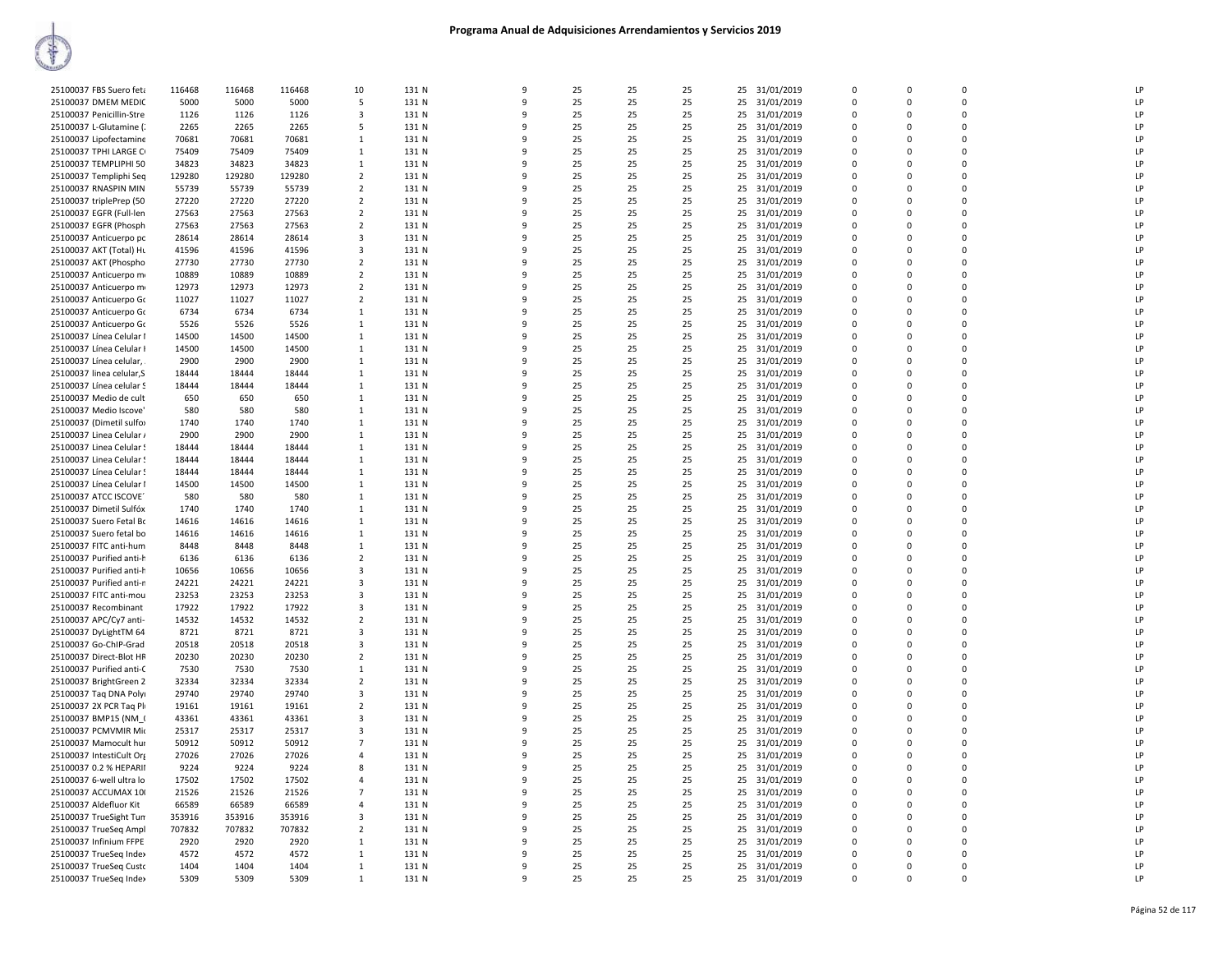# Programa Anual de Adquisiciones Arrendamientos y Servicios 2019

| | | | | | | | | | | | | | | | | |
|---|---|---|---|---|---|---|---|---|---|---|---|---|---|---|---|---|
| 25100037 FBS Suero feta | 116468 | 116468 | 116468 | 10 | 131 N | 9 | 25 | 25 | 25 | 25 | 31/01/2019 | 0 | 0 | 0 | | LP |
| 25100037 DMEM MEDIC | 5000 | 5000 | 5000 | 5 | 131 N | 9 | 25 | 25 | 25 | 25 | 31/01/2019 | 0 | 0 | 0 | | LP |
| 25100037 Penicillin-Stre | 1126 | 1126 | 1126 | 3 | 131 N | 9 | 25 | 25 | 25 | 25 | 31/01/2019 | 0 | 0 | 0 | | LP |
| 25100037 L-Glutamine (: | 2265 | 2265 | 2265 | 5 | 131 N | 9 | 25 | 25 | 25 | 25 | 31/01/2019 | 0 | 0 | 0 | | LP |
| 25100037 Lipofectamine | 70681 | 70681 | 70681 | 1 | 131 N | 9 | 25 | 25 | 25 | 25 | 31/01/2019 | 0 | 0 | 0 | | LP |
| 25100037 TPHI LARGE C | 75409 | 75409 | 75409 | 1 | 131 N | 9 | 25 | 25 | 25 | 25 | 31/01/2019 | 0 | 0 | 0 | | LP |
| 25100037 TEMPLIPHI 50 | 34823 | 34823 | 34823 | 1 | 131 N | 9 | 25 | 25 | 25 | 25 | 31/01/2019 | 0 | 0 | 0 | | LP |
| 25100037 Templiphi Seq | 129280 | 129280 | 129280 | 2 | 131 N | 9 | 25 | 25 | 25 | 25 | 31/01/2019 | 0 | 0 | 0 | | LP |
| 25100037 RNASPIN MIN | 55739 | 55739 | 55739 | 2 | 131 N | 9 | 25 | 25 | 25 | 25 | 31/01/2019 | 0 | 0 | 0 | | LP |
| 25100037 triplePrep (50 | 27220 | 27220 | 27220 | 2 | 131 N | 9 | 25 | 25 | 25 | 25 | 31/01/2019 | 0 | 0 | 0 | | LP |
| 25100037 EGFR (Full-len | 27563 | 27563 | 27563 | 2 | 131 N | 9 | 25 | 25 | 25 | 25 | 31/01/2019 | 0 | 0 | 0 | | LP |
| 25100037 EGFR (Phosph | 27563 | 27563 | 27563 | 2 | 131 N | 9 | 25 | 25 | 25 | 25 | 31/01/2019 | 0 | 0 | 0 | | LP |
| 25100037 Anticuerpo pc | 28614 | 28614 | 28614 | 3 | 131 N | 9 | 25 | 25 | 25 | 25 | 31/01/2019 | 0 | 0 | 0 | | LP |
| 25100037 AKT (Total) Hu | 41596 | 41596 | 41596 | 3 | 131 N | 9 | 25 | 25 | 25 | 25 | 31/01/2019 | 0 | 0 | 0 | | LP |
| 25100037 AKT (Phospho | 27730 | 27730 | 27730 | 2 | 131 N | 9 | 25 | 25 | 25 | 25 | 31/01/2019 | 0 | 0 | 0 | | LP |
| 25100037 Anticuerpo m | 10889 | 10889 | 10889 | 2 | 131 N | 9 | 25 | 25 | 25 | 25 | 31/01/2019 | 0 | 0 | 0 | | LP |
| 25100037 Anticuerpo m | 12973 | 12973 | 12973 | 2 | 131 N | 9 | 25 | 25 | 25 | 25 | 31/01/2019 | 0 | 0 | 0 | | LP |
| 25100037 Anticuerpo Gc | 11027 | 11027 | 11027 | 2 | 131 N | 9 | 25 | 25 | 25 | 25 | 31/01/2019 | 0 | 0 | 0 | | LP |
| 25100037 Anticuerpo Gc | 6734 | 6734 | 6734 | 1 | 131 N | 9 | 25 | 25 | 25 | 25 | 31/01/2019 | 0 | 0 | 0 | | LP |
| 25100037 Anticuerpo Gc | 5526 | 5526 | 5526 | 1 | 131 N | 9 | 25 | 25 | 25 | 25 | 31/01/2019 | 0 | 0 | 0 | | LP |
| 25100037 Línea Celular I | 14500 | 14500 | 14500 | 1 | 131 N | 9 | 25 | 25 | 25 | 25 | 31/01/2019 | 0 | 0 | 0 | | LP |
| 25100037 Línea Celular I | 14500 | 14500 | 14500 | 1 | 131 N | 9 | 25 | 25 | 25 | 25 | 31/01/2019 | 0 | 0 | 0 | | LP |
| 25100037 Línea celular, | 2900 | 2900 | 2900 | 1 | 131 N | 9 | 25 | 25 | 25 | 25 | 31/01/2019 | 0 | 0 | 0 | | LP |
| 25100037 linea celular,S | 18444 | 18444 | 18444 | 1 | 131 N | 9 | 25 | 25 | 25 | 25 | 31/01/2019 | 0 | 0 | 0 | | LP |
| 25100037 Línea celular S | 18444 | 18444 | 18444 | 1 | 131 N | 9 | 25 | 25 | 25 | 25 | 31/01/2019 | 0 | 0 | 0 | | LP |
| 25100037 Medio de cult | 650 | 650 | 650 | 1 | 131 N | 9 | 25 | 25 | 25 | 25 | 31/01/2019 | 0 | 0 | 0 | | LP |
| 25100037 Medio Iscove' | 580 | 580 | 580 | 1 | 131 N | 9 | 25 | 25 | 25 | 25 | 31/01/2019 | 0 | 0 | 0 | | LP |
| 25100037 (Dimetil sulfo | 1740 | 1740 | 1740 | 1 | 131 N | 9 | 25 | 25 | 25 | 25 | 31/01/2019 | 0 | 0 | 0 | | LP |
| 25100037 Linea Celular / | 2900 | 2900 | 2900 | 1 | 131 N | 9 | 25 | 25 | 25 | 25 | 31/01/2019 | 0 | 0 | 0 | | LP |
| 25100037 Linea Celular S | 18444 | 18444 | 18444 | 1 | 131 N | 9 | 25 | 25 | 25 | 25 | 31/01/2019 | 0 | 0 | 0 | | LP |
| 25100037 Linea Celular S | 18444 | 18444 | 18444 | 1 | 131 N | 9 | 25 | 25 | 25 | 25 | 31/01/2019 | 0 | 0 | 0 | | LP |
| 25100037 Línea Celular S | 18444 | 18444 | 18444 | 1 | 131 N | 9 | 25 | 25 | 25 | 25 | 31/01/2019 | 0 | 0 | 0 | | LP |
| 25100037 Línea Celular I | 14500 | 14500 | 14500 | 1 | 131 N | 9 | 25 | 25 | 25 | 25 | 31/01/2019 | 0 | 0 | 0 | | LP |
| 25100037 ATCC ISCOVE | 580 | 580 | 580 | 1 | 131 N | 9 | 25 | 25 | 25 | 25 | 31/01/2019 | 0 | 0 | 0 | | LP |
| 25100037 Dimetil Sulfóx | 1740 | 1740 | 1740 | 1 | 131 N | 9 | 25 | 25 | 25 | 25 | 31/01/2019 | 0 | 0 | 0 | | LP |
| 25100037 Suero Fetal Bc | 14616 | 14616 | 14616 | 1 | 131 N | 9 | 25 | 25 | 25 | 25 | 31/01/2019 | 0 | 0 | 0 | | LP |
| 25100037 Suero fetal bo | 14616 | 14616 | 14616 | 1 | 131 N | 9 | 25 | 25 | 25 | 25 | 31/01/2019 | 0 | 0 | 0 | | LP |
| 25100037 FITC anti-hum | 8448 | 8448 | 8448 | 1 | 131 N | 9 | 25 | 25 | 25 | 25 | 31/01/2019 | 0 | 0 | 0 | | LP |
| 25100037 Purified anti-h | 6136 | 6136 | 6136 | 2 | 131 N | 9 | 25 | 25 | 25 | 25 | 31/01/2019 | 0 | 0 | 0 | | LP |
| 25100037 Purified anti-h | 10656 | 10656 | 10656 | 3 | 131 N | 9 | 25 | 25 | 25 | 25 | 31/01/2019 | 0 | 0 | 0 | | LP |
| 25100037 Purified anti-n | 24221 | 24221 | 24221 | 3 | 131 N | 9 | 25 | 25 | 25 | 25 | 31/01/2019 | 0 | 0 | 0 | | LP |
| 25100037 FITC anti-mou | 23253 | 23253 | 23253 | 3 | 131 N | 9 | 25 | 25 | 25 | 25 | 31/01/2019 | 0 | 0 | 0 | | LP |
| 25100037 Recombinant | 17922 | 17922 | 17922 | 3 | 131 N | 9 | 25 | 25 | 25 | 25 | 31/01/2019 | 0 | 0 | 0 | | LP |
| 25100037 APC/Cy7 anti- | 14532 | 14532 | 14532 | 2 | 131 N | 9 | 25 | 25 | 25 | 25 | 31/01/2019 | 0 | 0 | 0 | | LP |
| 25100037 DyLightTM 64 | 8721 | 8721 | 8721 | 3 | 131 N | 9 | 25 | 25 | 25 | 25 | 31/01/2019 | 0 | 0 | 0 | | LP |
| 25100037 Go-ChIP-Grad | 20518 | 20518 | 20518 | 3 | 131 N | 9 | 25 | 25 | 25 | 25 | 31/01/2019 | 0 | 0 | 0 | | LP |
| 25100037 Direct-Blot HF | 20230 | 20230 | 20230 | 2 | 131 N | 9 | 25 | 25 | 25 | 25 | 31/01/2019 | 0 | 0 | 0 | | LP |
| 25100037 Purified anti-C | 7530 | 7530 | 7530 | 1 | 131 N | 9 | 25 | 25 | 25 | 25 | 31/01/2019 | 0 | 0 | 0 | | LP |
| 25100037 BrightGreen 2 | 32334 | 32334 | 32334 | 2 | 131 N | 9 | 25 | 25 | 25 | 25 | 31/01/2019 | 0 | 0 | 0 | | LP |
| 25100037 Taq DNA Poly | 29740 | 29740 | 29740 | 3 | 131 N | 9 | 25 | 25 | 25 | 25 | 31/01/2019 | 0 | 0 | 0 | | LP |
| 25100037 2X PCR Taq Pl | 19161 | 19161 | 19161 | 2 | 131 N | 9 | 25 | 25 | 25 | 25 | 31/01/2019 | 0 | 0 | 0 | | LP |
| 25100037 BMP15 (NM_( | 43361 | 43361 | 43361 | 3 | 131 N | 9 | 25 | 25 | 25 | 25 | 31/01/2019 | 0 | 0 | 0 | | LP |
| 25100037 PCMVMIR Mi | 25317 | 25317 | 25317 | 3 | 131 N | 9 | 25 | 25 | 25 | 25 | 31/01/2019 | 0 | 0 | 0 | | LP |
| 25100037 Mamocult hu | 50912 | 50912 | 50912 | 7 | 131 N | 9 | 25 | 25 | 25 | 25 | 31/01/2019 | 0 | 0 | 0 | | LP |
| 25100037 IntestiCult Or | 27026 | 27026 | 27026 | 4 | 131 N | 9 | 25 | 25 | 25 | 25 | 31/01/2019 | 0 | 0 | 0 | | LP |
| 25100037 0.2 % HEPARI | 9224 | 9224 | 9224 | 8 | 131 N | 9 | 25 | 25 | 25 | 25 | 31/01/2019 | 0 | 0 | 0 | | LP |
| 25100037 6-well ultra lo | 17502 | 17502 | 17502 | 4 | 131 N | 9 | 25 | 25 | 25 | 25 | 31/01/2019 | 0 | 0 | 0 | | LP |
| 25100037 ACCUMAX 10 | 21526 | 21526 | 21526 | 7 | 131 N | 9 | 25 | 25 | 25 | 25 | 31/01/2019 | 0 | 0 | 0 | | LP |
| 25100037 Aldefluor Kit | 66589 | 66589 | 66589 | 4 | 131 N | 9 | 25 | 25 | 25 | 25 | 31/01/2019 | 0 | 0 | 0 | | LP |
| 25100037 TrueSight Tur | 353916 | 353916 | 353916 | 3 | 131 N | 9 | 25 | 25 | 25 | 25 | 31/01/2019 | 0 | 0 | 0 | | LP |
| 25100037 TrueSeq Ampl | 707832 | 707832 | 707832 | 2 | 131 N | 9 | 25 | 25 | 25 | 25 | 31/01/2019 | 0 | 0 | 0 | | LP |
| 25100037 Infinium FFPE | 2920 | 2920 | 2920 | 1 | 131 N | 9 | 25 | 25 | 25 | 25 | 31/01/2019 | 0 | 0 | 0 | | LP |
| 25100037 TrueSeq Index | 4572 | 4572 | 4572 | 1 | 131 N | 9 | 25 | 25 | 25 | 25 | 31/01/2019 | 0 | 0 | 0 | | LP |
| 25100037 TrueSeq Custc | 1404 | 1404 | 1404 | 1 | 131 N | 9 | 25 | 25 | 25 | 25 | 31/01/2019 | 0 | 0 | 0 | | LP |
| 25100037 TrueSeq Index | 5309 | 5309 | 5309 | 1 | 131 N | 9 | 25 | 25 | 25 | 25 | 31/01/2019 | 0 | 0 | 0 | | LP |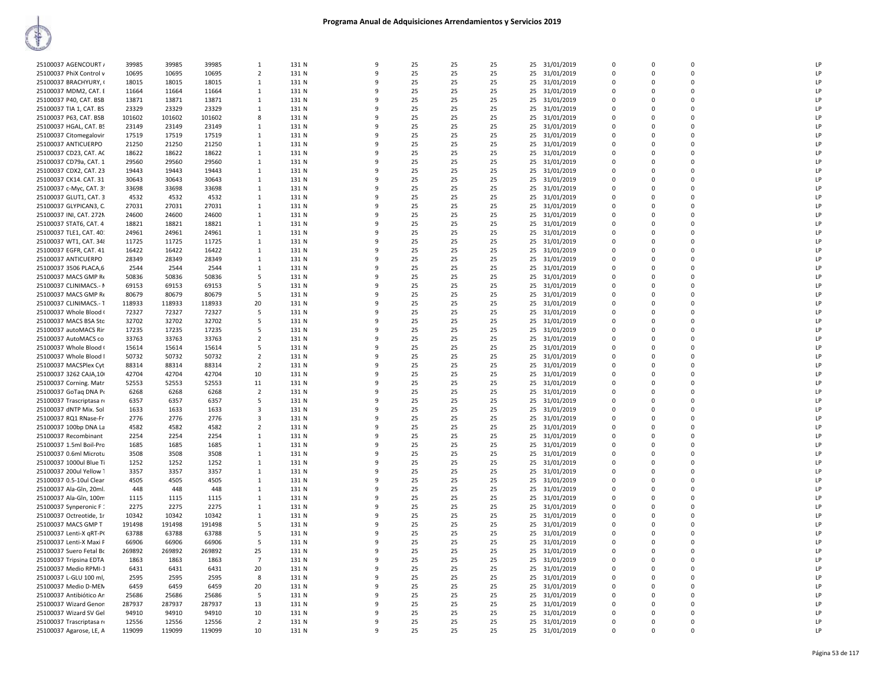# Programa Anual de Adquisiciones Arrendamientos y Servicios 2019

| | | | | | | | | | | | | | | | | |
|---|---|---|---|---|---|---|---|---|---|---|---|---|---|---|---|---|
| 25100037 AGENCOURT / | 39985 | 39985 | 39985 | 1 | 131 N | 9 | 25 | 25 | 25 | 25 | 31/01/2019 | 0 | 0 | 0 | | LP |
| 25100037 PhiX Control v | 10695 | 10695 | 10695 | 2 | 131 N | 9 | 25 | 25 | 25 | 25 | 31/01/2019 | 0 | 0 | 0 | | LP |
| 25100037 BRACHYURY, ( | 18015 | 18015 | 18015 | 1 | 131 N | 9 | 25 | 25 | 25 | 25 | 31/01/2019 | 0 | 0 | 0 | | LP |
| 25100037 MDM2, CAT. E | 11664 | 11664 | 11664 | 1 | 131 N | 9 | 25 | 25 | 25 | 25 | 31/01/2019 | 0 | 0 | 0 | | LP |
| 25100037 P40, CAT. BSB | 13871 | 13871 | 13871 | 1 | 131 N | 9 | 25 | 25 | 25 | 25 | 31/01/2019 | 0 | 0 | 0 | | LP |
| 25100037 TIA 1, CAT. BS | 23329 | 23329 | 23329 | 1 | 131 N | 9 | 25 | 25 | 25 | 25 | 31/01/2019 | 0 | 0 | 0 | | LP |
| 25100037 P63, CAT. BSB | 101602 | 101602 | 101602 | 8 | 131 N | 9 | 25 | 25 | 25 | 25 | 31/01/2019 | 0 | 0 | 0 | | LP |
| 25100037 HGAL, CAT. BS | 23149 | 23149 | 23149 | 1 | 131 N | 9 | 25 | 25 | 25 | 25 | 31/01/2019 | 0 | 0 | 0 | | LP |
| 25100037 Citomegalovir | 17519 | 17519 | 17519 | 1 | 131 N | 9 | 25 | 25 | 25 | 25 | 31/01/2019 | 0 | 0 | 0 | | LP |
| 25100037 ANTICUERPO | 21250 | 21250 | 21250 | 1 | 131 N | 9 | 25 | 25 | 25 | 25 | 31/01/2019 | 0 | 0 | 0 | | LP |
| 25100037 CD23, CAT. AC | 18622 | 18622 | 18622 | 1 | 131 N | 9 | 25 | 25 | 25 | 25 | 31/01/2019 | 0 | 0 | 0 | | LP |
| 25100037 CD79a, CAT. 1 | 29560 | 29560 | 29560 | 1 | 131 N | 9 | 25 | 25 | 25 | 25 | 31/01/2019 | 0 | 0 | 0 | | LP |
| 25100037 CDX2, CAT. 23 | 19443 | 19443 | 19443 | 1 | 131 N | 9 | 25 | 25 | 25 | 25 | 31/01/2019 | 0 | 0 | 0 | | LP |
| 25100037 CK14. CAT. 31 | 30643 | 30643 | 30643 | 1 | 131 N | 9 | 25 | 25 | 25 | 25 | 31/01/2019 | 0 | 0 | 0 | | LP |
| 25100037 c-Myc, CAT. 3! | 33698 | 33698 | 33698 | 1 | 131 N | 9 | 25 | 25 | 25 | 25 | 31/01/2019 | 0 | 0 | 0 | | LP |
| 25100037 GLUT1, CAT. 3 | 4532 | 4532 | 4532 | 1 | 131 N | 9 | 25 | 25 | 25 | 25 | 31/01/2019 | 0 | 0 | 0 | | LP |
| 25100037 GLYPICAN3, C. | 27031 | 27031 | 27031 | 1 | 131 N | 9 | 25 | 25 | 25 | 25 | 31/01/2019 | 0 | 0 | 0 | | LP |
| 25100037 INI, CAT. 272N | 24600 | 24600 | 24600 | 1 | 131 N | 9 | 25 | 25 | 25 | 25 | 31/01/2019 | 0 | 0 | 0 | | LP |
| 25100037 STAT6, CAT. 4 | 18821 | 18821 | 18821 | 1 | 131 N | 9 | 25 | 25 | 25 | 25 | 31/01/2019 | 0 | 0 | 0 | | LP |
| 25100037 TLE1, CAT. 40 | 24961 | 24961 | 24961 | 1 | 131 N | 9 | 25 | 25 | 25 | 25 | 31/01/2019 | 0 | 0 | 0 | | LP |
| 25100037 WT1, CAT. 348 | 11725 | 11725 | 11725 | 1 | 131 N | 9 | 25 | 25 | 25 | 25 | 31/01/2019 | 0 | 0 | 0 | | LP |
| 25100037 EGFR, CAT. 41 | 16422 | 16422 | 16422 | 1 | 131 N | 9 | 25 | 25 | 25 | 25 | 31/01/2019 | 0 | 0 | 0 | | LP |
| 25100037 ANTICUERPO | 28349 | 28349 | 28349 | 1 | 131 N | 9 | 25 | 25 | 25 | 25 | 31/01/2019 | 0 | 0 | 0 | | LP |
| 25100037 3506 PLACA,6 | 2544 | 2544 | 2544 | 1 | 131 N | 9 | 25 | 25 | 25 | 25 | 31/01/2019 | 0 | 0 | 0 | | LP |
| 25100037 MACS GMP Re | 50836 | 50836 | 50836 | 5 | 131 N | 9 | 25 | 25 | 25 | 25 | 31/01/2019 | 0 | 0 | 0 | | LP |
| 25100037 CLINIMACS.- I | 69153 | 69153 | 69153 | 5 | 131 N | 9 | 25 | 25 | 25 | 25 | 31/01/2019 | 0 | 0 | 0 | | LP |
| 25100037 MACS GMP Re | 80679 | 80679 | 80679 | 5 | 131 N | 9 | 25 | 25 | 25 | 25 | 31/01/2019 | 0 | 0 | 0 | | LP |
| 25100037 CLINIMACS.- T | 118933 | 118933 | 118933 | 20 | 131 N | 9 | 25 | 25 | 25 | 25 | 31/01/2019 | 0 | 0 | 0 | | LP |
| 25100037 Whole Blood ( | 72327 | 72327 | 72327 | 5 | 131 N | 9 | 25 | 25 | 25 | 25 | 31/01/2019 | 0 | 0 | 0 | | LP |
| 25100037 MACS BSA Sto | 32702 | 32702 | 32702 | 5 | 131 N | 9 | 25 | 25 | 25 | 25 | 31/01/2019 | 0 | 0 | 0 | | LP |
| 25100037 autoMACS Rir | 17235 | 17235 | 17235 | 5 | 131 N | 9 | 25 | 25 | 25 | 25 | 31/01/2019 | 0 | 0 | 0 | | LP |
| 25100037 AutoMACS co | 33763 | 33763 | 33763 | 2 | 131 N | 9 | 25 | 25 | 25 | 25 | 31/01/2019 | 0 | 0 | 0 | | LP |
| 25100037 Whole Blood ( | 15614 | 15614 | 15614 | 5 | 131 N | 9 | 25 | 25 | 25 | 25 | 31/01/2019 | 0 | 0 | 0 | | LP |
| 25100037 Whole Blood I | 50732 | 50732 | 50732 | 2 | 131 N | 9 | 25 | 25 | 25 | 25 | 31/01/2019 | 0 | 0 | 0 | | LP |
| 25100037 MACSPlex Cyt | 88314 | 88314 | 88314 | 2 | 131 N | 9 | 25 | 25 | 25 | 25 | 31/01/2019 | 0 | 0 | 0 | | LP |
| 25100037 3262 CAJA,10 | 42704 | 42704 | 42704 | 10 | 131 N | 9 | 25 | 25 | 25 | 25 | 31/01/2019 | 0 | 0 | 0 | | LP |
| 25100037 Corning. Matr | 52553 | 52553 | 52553 | 11 | 131 N | 9 | 25 | 25 | 25 | 25 | 31/01/2019 | 0 | 0 | 0 | | LP |
| 25100037 GoTaq DNA Po | 6268 | 6268 | 6268 | 2 | 131 N | 9 | 25 | 25 | 25 | 25 | 31/01/2019 | 0 | 0 | 0 | | LP |
| 25100037 Trascriptasa re | 6357 | 6357 | 6357 | 5 | 131 N | 9 | 25 | 25 | 25 | 25 | 31/01/2019 | 0 | 0 | 0 | | LP |
| 25100037 dNTP Mix. Sol | 1633 | 1633 | 1633 | 3 | 131 N | 9 | 25 | 25 | 25 | 25 | 31/01/2019 | 0 | 0 | 0 | | LP |
| 25100037 RQ1 RNase-Fr | 2776 | 2776 | 2776 | 3 | 131 N | 9 | 25 | 25 | 25 | 25 | 31/01/2019 | 0 | 0 | 0 | | LP |
| 25100037 100bp DNA La | 4582 | 4582 | 4582 | 2 | 131 N | 9 | 25 | 25 | 25 | 25 | 31/01/2019 | 0 | 0 | 0 | | LP |
| 25100037 Recombinant | 2254 | 2254 | 2254 | 1 | 131 N | 9 | 25 | 25 | 25 | 25 | 31/01/2019 | 0 | 0 | 0 | | LP |
| 25100037 1.5ml Boil-Pro | 1685 | 1685 | 1685 | 1 | 131 N | 9 | 25 | 25 | 25 | 25 | 31/01/2019 | 0 | 0 | 0 | | LP |
| 25100037 0.6ml Microtu | 3508 | 3508 | 3508 | 1 | 131 N | 9 | 25 | 25 | 25 | 25 | 31/01/2019 | 0 | 0 | 0 | | LP |
| 25100037 1000ul Blue Ti | 1252 | 1252 | 1252 | 1 | 131 N | 9 | 25 | 25 | 25 | 25 | 31/01/2019 | 0 | 0 | 0 | | LP |
| 25100037 200ul Yellow T | 3357 | 3357 | 3357 | 1 | 131 N | 9 | 25 | 25 | 25 | 25 | 31/01/2019 | 0 | 0 | 0 | | LP |
| 25100037 0.5-10ul Clear | 4505 | 4505 | 4505 | 1 | 131 N | 9 | 25 | 25 | 25 | 25 | 31/01/2019 | 0 | 0 | 0 | | LP |
| 25100037 Ala-Gln, 20ml. | 448 | 448 | 448 | 1 | 131 N | 9 | 25 | 25 | 25 | 25 | 31/01/2019 | 0 | 0 | 0 | | LP |
| 25100037 Ala-Gln, 100m | 1115 | 1115 | 1115 | 1 | 131 N | 9 | 25 | 25 | 25 | 25 | 31/01/2019 | 0 | 0 | 0 | | LP |
| 25100037 Synperonic F : | 2275 | 2275 | 2275 | 1 | 131 N | 9 | 25 | 25 | 25 | 25 | 31/01/2019 | 0 | 0 | 0 | | LP |
| 25100037 Octreotide, 1r | 10342 | 10342 | 10342 | 1 | 131 N | 9 | 25 | 25 | 25 | 25 | 31/01/2019 | 0 | 0 | 0 | | LP |
| 25100037 MACS GMP T | 191498 | 191498 | 191498 | 5 | 131 N | 9 | 25 | 25 | 25 | 25 | 31/01/2019 | 0 | 0 | 0 | | LP |
| 25100037 Lenti-X qRT-P( | 63788 | 63788 | 63788 | 5 | 131 N | 9 | 25 | 25 | 25 | 25 | 31/01/2019 | 0 | 0 | 0 | | LP |
| 25100037 Lenti-X Maxi F | 66906 | 66906 | 66906 | 5 | 131 N | 9 | 25 | 25 | 25 | 25 | 31/01/2019 | 0 | 0 | 0 | | LP |
| 25100037 Suero Fetal Bo | 269892 | 269892 | 269892 | 25 | 131 N | 9 | 25 | 25 | 25 | 25 | 31/01/2019 | 0 | 0 | 0 | | LP |
| 25100037 Tripsina EDTA | 1863 | 1863 | 1863 | 7 | 131 N | 9 | 25 | 25 | 25 | 25 | 31/01/2019 | 0 | 0 | 0 | | LP |
| 25100037 Medio RPMI-1 | 6431 | 6431 | 6431 | 20 | 131 N | 9 | 25 | 25 | 25 | 25 | 31/01/2019 | 0 | 0 | 0 | | LP |
| 25100037 L-GLU 100 ml, | 2595 | 2595 | 2595 | 8 | 131 N | 9 | 25 | 25 | 25 | 25 | 31/01/2019 | 0 | 0 | 0 | | LP |
| 25100037 Medio D-MEM | 6459 | 6459 | 6459 | 20 | 131 N | 9 | 25 | 25 | 25 | 25 | 31/01/2019 | 0 | 0 | 0 | | LP |
| 25100037 Antibiótico An | 25686 | 25686 | 25686 | 5 | 131 N | 9 | 25 | 25 | 25 | 25 | 31/01/2019 | 0 | 0 | 0 | | LP |
| 25100037 Wizard Genon | 287937 | 287937 | 287937 | 13 | 131 N | 9 | 25 | 25 | 25 | 25 | 31/01/2019 | 0 | 0 | 0 | | LP |
| 25100037 Wizard SV Gel | 94910 | 94910 | 94910 | 10 | 131 N | 9 | 25 | 25 | 25 | 25 | 31/01/2019 | 0 | 0 | 0 | | LP |
| 25100037 Trascriptasa re | 12556 | 12556 | 12556 | 2 | 131 N | 9 | 25 | 25 | 25 | 25 | 31/01/2019 | 0 | 0 | 0 | | LP |
| 25100037 Agarose, LE, A | 119099 | 119099 | 119099 | 10 | 131 N | 9 | 25 | 25 | 25 | 25 | 31/01/2019 | 0 | 0 | 0 | | LP |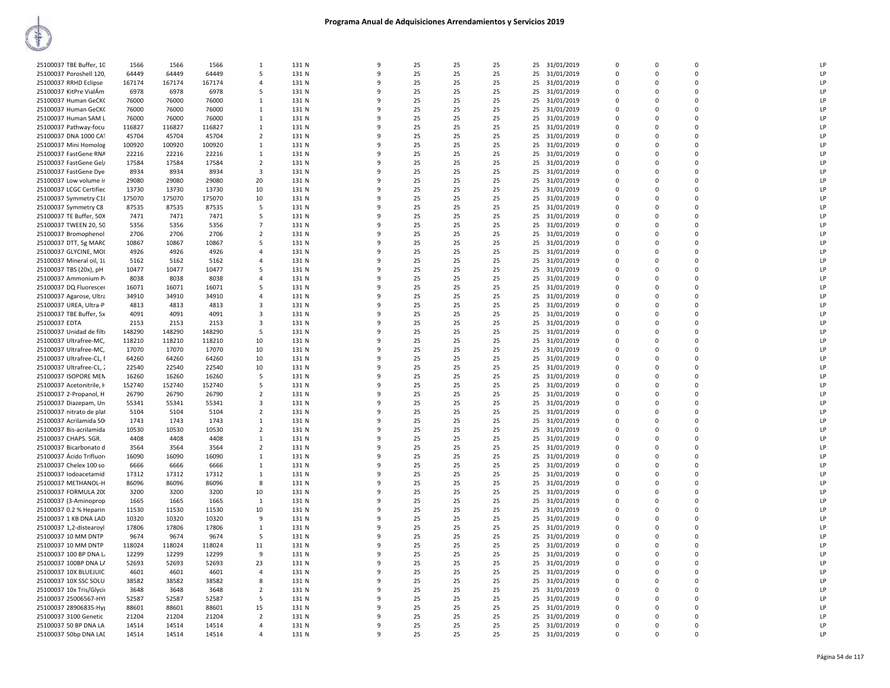# Programa Anual de Adquisiciones Arrendamientos y Servicios 2019

| | | | | | | | | | | | | | | | | |
|---|---|---|---|---|---|---|---|---|---|---|---|---|---|---|---|---|
| 25100037 TBE Buffer, 10 | 1566 | 1566 | 1566 | 1 | 131 N | 9 | 25 | 25 | 25 | 25 | 31/01/2019 | 0 | 0 | 0 | | LP |
| 25100037 Poroshell 120, | 64449 | 64449 | 64449 | 5 | 131 N | 9 | 25 | 25 | 25 | 25 | 31/01/2019 | 0 | 0 | 0 | | LP |
| 25100037 RRHD Eclipse | 167174 | 167174 | 167174 | 4 | 131 N | 9 | 25 | 25 | 25 | 25 | 31/01/2019 | 0 | 0 | 0 | | LP |
| 25100037 KitPre VialÁm | 6978 | 6978 | 6978 | 5 | 131 N | 9 | 25 | 25 | 25 | 25 | 31/01/2019 | 0 | 0 | 0 | | LP |
| 25100037 Human GeCKO | 76000 | 76000 | 76000 | 1 | 131 N | 9 | 25 | 25 | 25 | 25 | 31/01/2019 | 0 | 0 | 0 | | LP |
| 25100037 Human GeCKO | 76000 | 76000 | 76000 | 1 | 131 N | 9 | 25 | 25 | 25 | 25 | 31/01/2019 | 0 | 0 | 0 | | LP |
| 25100037 Human SAM L | 76000 | 76000 | 76000 | 1 | 131 N | 9 | 25 | 25 | 25 | 25 | 31/01/2019 | 0 | 0 | 0 | | LP |
| 25100037 Pathway-focu | 116827 | 116827 | 116827 | 1 | 131 N | 9 | 25 | 25 | 25 | 25 | 31/01/2019 | 0 | 0 | 0 | | LP |
| 25100037 DNA 1000 CA | 45704 | 45704 | 45704 | 2 | 131 N | 9 | 25 | 25 | 25 | 25 | 31/01/2019 | 0 | 0 | 0 | | LP |
| 25100037 Mini Homolog | 100920 | 100920 | 100920 | 1 | 131 N | 9 | 25 | 25 | 25 | 25 | 31/01/2019 | 0 | 0 | 0 | | LP |
| 25100037 FastGene RNA | 22216 | 22216 | 22216 | 1 | 131 N | 9 | 25 | 25 | 25 | 25 | 31/01/2019 | 0 | 0 | 0 | | LP |
| 25100037 FastGene Gel/ | 17584 | 17584 | 17584 | 2 | 131 N | 9 | 25 | 25 | 25 | 25 | 31/01/2019 | 0 | 0 | 0 | | LP |
| 25100037 FastGene Dye | 8934 | 8934 | 8934 | 3 | 131 N | 9 | 25 | 25 | 25 | 25 | 31/01/2019 | 0 | 0 | 0 | | LP |
| 25100037 Low volume ir | 29080 | 29080 | 29080 | 20 | 131 N | 9 | 25 | 25 | 25 | 25 | 31/01/2019 | 0 | 0 | 0 | | LP |
| 25100037 LCGC Certified | 13730 | 13730 | 13730 | 10 | 131 N | 9 | 25 | 25 | 25 | 25 | 31/01/2019 | 0 | 0 | 0 | | LP |
| 25100037 Symmetry C18 | 175070 | 175070 | 175070 | 10 | 131 N | 9 | 25 | 25 | 25 | 25 | 31/01/2019 | 0 | 0 | 0 | | LP |
| 25100037 Symmetry C8 | 87535 | 87535 | 87535 | 5 | 131 N | 9 | 25 | 25 | 25 | 25 | 31/01/2019 | 0 | 0 | 0 | | LP |
| 25100037 TE Buffer, 50X | 7471 | 7471 | 7471 | 5 | 131 N | 9 | 25 | 25 | 25 | 25 | 31/01/2019 | 0 | 0 | 0 | | LP |
| 25100037 TWEEN 20, 50 | 5356 | 5356 | 5356 | 7 | 131 N | 9 | 25 | 25 | 25 | 25 | 31/01/2019 | 0 | 0 | 0 | | LP |
| 25100037 Bromophenol | 2706 | 2706 | 2706 | 2 | 131 N | 9 | 25 | 25 | 25 | 25 | 31/01/2019 | 0 | 0 | 0 | | LP |
| 25100037 DTT, 5g MARC | 10867 | 10867 | 10867 | 5 | 131 N | 9 | 25 | 25 | 25 | 25 | 31/01/2019 | 0 | 0 | 0 | | LP |
| 25100037 GLYCINE, MOI | 4926 | 4926 | 4926 | 4 | 131 N | 9 | 25 | 25 | 25 | 25 | 31/01/2019 | 0 | 0 | 0 | | LP |
| 25100037 Mineral oil, 1L | 5162 | 5162 | 5162 | 4 | 131 N | 9 | 25 | 25 | 25 | 25 | 31/01/2019 | 0 | 0 | 0 | | LP |
| 25100037 TBS (20x), pH | 10477 | 10477 | 10477 | 5 | 131 N | 9 | 25 | 25 | 25 | 25 | 31/01/2019 | 0 | 0 | 0 | | LP |
| 25100037 Ammonium P | 8038 | 8038 | 8038 | 4 | 131 N | 9 | 25 | 25 | 25 | 25 | 31/01/2019 | 0 | 0 | 0 | | LP |
| 25100037 DQ Fluorescer | 16071 | 16071 | 16071 | 5 | 131 N | 9 | 25 | 25 | 25 | 25 | 31/01/2019 | 0 | 0 | 0 | | LP |
| 25100037 Agarose, Ultra | 34910 | 34910 | 34910 | 4 | 131 N | 9 | 25 | 25 | 25 | 25 | 31/01/2019 | 0 | 0 | 0 | | LP |
| 25100037 UREA, Ultra-P | 4813 | 4813 | 4813 | 3 | 131 N | 9 | 25 | 25 | 25 | 25 | 31/01/2019 | 0 | 0 | 0 | | LP |
| 25100037 TBE Buffer, 5x | 4091 | 4091 | 4091 | 3 | 131 N | 9 | 25 | 25 | 25 | 25 | 31/01/2019 | 0 | 0 | 0 | | LP |
| 25100037 EDTA | 2153 | 2153 | 2153 | 3 | 131 N | 9 | 25 | 25 | 25 | 25 | 31/01/2019 | 0 | 0 | 0 | | LP |
| 25100037 Unidad de filtr | 148290 | 148290 | 148290 | 5 | 131 N | 9 | 25 | 25 | 25 | 25 | 31/01/2019 | 0 | 0 | 0 | | LP |
| 25100037 Ultrafree-MC, | 118210 | 118210 | 118210 | 10 | 131 N | 9 | 25 | 25 | 25 | 25 | 31/01/2019 | 0 | 0 | 0 | | LP |
| 25100037 Ultrafree-MC, | 17070 | 17070 | 17070 | 10 | 131 N | 9 | 25 | 25 | 25 | 25 | 31/01/2019 | 0 | 0 | 0 | | LP |
| 25100037 Ultrafree-CL, f | 64260 | 64260 | 64260 | 10 | 131 N | 9 | 25 | 25 | 25 | 25 | 31/01/2019 | 0 | 0 | 0 | | LP |
| 25100037 Ultrafree-CL, 2 | 22540 | 22540 | 22540 | 10 | 131 N | 9 | 25 | 25 | 25 | 25 | 31/01/2019 | 0 | 0 | 0 | | LP |
| 25100037 ISOPORE MEN | 16260 | 16260 | 16260 | 5 | 131 N | 9 | 25 | 25 | 25 | 25 | 31/01/2019 | 0 | 0 | 0 | | LP |
| 25100037 Acetonitrile, H | 152740 | 152740 | 152740 | 5 | 131 N | 9 | 25 | 25 | 25 | 25 | 31/01/2019 | 0 | 0 | 0 | | LP |
| 25100037 2-Propanol, H | 26790 | 26790 | 26790 | 2 | 131 N | 9 | 25 | 25 | 25 | 25 | 31/01/2019 | 0 | 0 | 0 | | LP |
| 25100037 Diazepam, Un | 55341 | 55341 | 55341 | 3 | 131 N | 9 | 25 | 25 | 25 | 25 | 31/01/2019 | 0 | 0 | 0 | | LP |
| 25100037 nitrato de plat | 5104 | 5104 | 5104 | 2 | 131 N | 9 | 25 | 25 | 25 | 25 | 31/01/2019 | 0 | 0 | 0 | | LP |
| 25100037 Acrilamida 50 | 1743 | 1743 | 1743 | 1 | 131 N | 9 | 25 | 25 | 25 | 25 | 31/01/2019 | 0 | 0 | 0 | | LP |
| 25100037 Bis-acrilamida | 10530 | 10530 | 10530 | 2 | 131 N | 9 | 25 | 25 | 25 | 25 | 31/01/2019 | 0 | 0 | 0 | | LP |
| 25100037 CHAPS. 5GR. | 4408 | 4408 | 4408 | 1 | 131 N | 9 | 25 | 25 | 25 | 25 | 31/01/2019 | 0 | 0 | 0 | | LP |
| 25100037 Bicarbonato d | 3564 | 3564 | 3564 | 2 | 131 N | 9 | 25 | 25 | 25 | 25 | 31/01/2019 | 0 | 0 | 0 | | LP |
| 25100037 Ácido Trifluor | 16090 | 16090 | 16090 | 1 | 131 N | 9 | 25 | 25 | 25 | 25 | 31/01/2019 | 0 | 0 | 0 | | LP |
| 25100037 Chelex 100 so | 6666 | 6666 | 6666 | 1 | 131 N | 9 | 25 | 25 | 25 | 25 | 31/01/2019 | 0 | 0 | 0 | | LP |
| 25100037 Iodoacetamid | 17312 | 17312 | 17312 | 1 | 131 N | 9 | 25 | 25 | 25 | 25 | 31/01/2019 | 0 | 0 | 0 | | LP |
| 25100037 METHANOL-H | 86096 | 86096 | 86096 | 8 | 131 N | 9 | 25 | 25 | 25 | 25 | 31/01/2019 | 0 | 0 | 0 | | LP |
| 25100037 FORMULA 200 | 3200 | 3200 | 3200 | 10 | 131 N | 9 | 25 | 25 | 25 | 25 | 31/01/2019 | 0 | 0 | 0 | | LP |
| 25100037 (3-Aminoprop | 1665 | 1665 | 1665 | 1 | 131 N | 9 | 25 | 25 | 25 | 25 | 31/01/2019 | 0 | 0 | 0 | | LP |
| 25100037 0.2 % Heparin | 11530 | 11530 | 11530 | 10 | 131 N | 9 | 25 | 25 | 25 | 25 | 31/01/2019 | 0 | 0 | 0 | | LP |
| 25100037 1 KB DNA LAD | 10320 | 10320 | 10320 | 9 | 131 N | 9 | 25 | 25 | 25 | 25 | 31/01/2019 | 0 | 0 | 0 | | LP |
| 25100037 1,2-distearoyl | 17806 | 17806 | 17806 | 1 | 131 N | 9 | 25 | 25 | 25 | 25 | 31/01/2019 | 0 | 0 | 0 | | LP |
| 25100037 10 MM DNTP | 9674 | 9674 | 9674 | 5 | 131 N | 9 | 25 | 25 | 25 | 25 | 31/01/2019 | 0 | 0 | 0 | | LP |
| 25100037 10 MM DNTP | 118024 | 118024 | 118024 | 11 | 131 N | 9 | 25 | 25 | 25 | 25 | 31/01/2019 | 0 | 0 | 0 | | LP |
| 25100037 100 BP DNA L | 12299 | 12299 | 12299 | 9 | 131 N | 9 | 25 | 25 | 25 | 25 | 31/01/2019 | 0 | 0 | 0 | | LP |
| 25100037 100BP DNA LA | 52693 | 52693 | 52693 | 23 | 131 N | 9 | 25 | 25 | 25 | 25 | 31/01/2019 | 0 | 0 | 0 | | LP |
| 25100037 10X BLUEJUIC | 4601 | 4601 | 4601 | 4 | 131 N | 9 | 25 | 25 | 25 | 25 | 31/01/2019 | 0 | 0 | 0 | | LP |
| 25100037 10X SSC SOLU | 38582 | 38582 | 38582 | 8 | 131 N | 9 | 25 | 25 | 25 | 25 | 31/01/2019 | 0 | 0 | 0 | | LP |
| 25100037 10x Tris/Glycir | 3648 | 3648 | 3648 | 2 | 131 N | 9 | 25 | 25 | 25 | 25 | 31/01/2019 | 0 | 0 | 0 | | LP |
| 25100037 25006567-HYI | 52587 | 52587 | 52587 | 5 | 131 N | 9 | 25 | 25 | 25 | 25 | 31/01/2019 | 0 | 0 | 0 | | LP |
| 25100037 28906835-Hy | 88601 | 88601 | 88601 | 15 | 131 N | 9 | 25 | 25 | 25 | 25 | 31/01/2019 | 0 | 0 | 0 | | LP |
| 25100037 3100 Genetic | 21204 | 21204 | 21204 | 2 | 131 N | 9 | 25 | 25 | 25 | 25 | 31/01/2019 | 0 | 0 | 0 | | LP |
| 25100037 50 BP DNA LA | 14514 | 14514 | 14514 | 4 | 131 N | 9 | 25 | 25 | 25 | 25 | 31/01/2019 | 0 | 0 | 0 | | LP |
| 25100037 50bp DNA LAI | 14514 | 14514 | 14514 | 4 | 131 N | 9 | 25 | 25 | 25 | 25 | 31/01/2019 | 0 | 0 | 0 | | LP |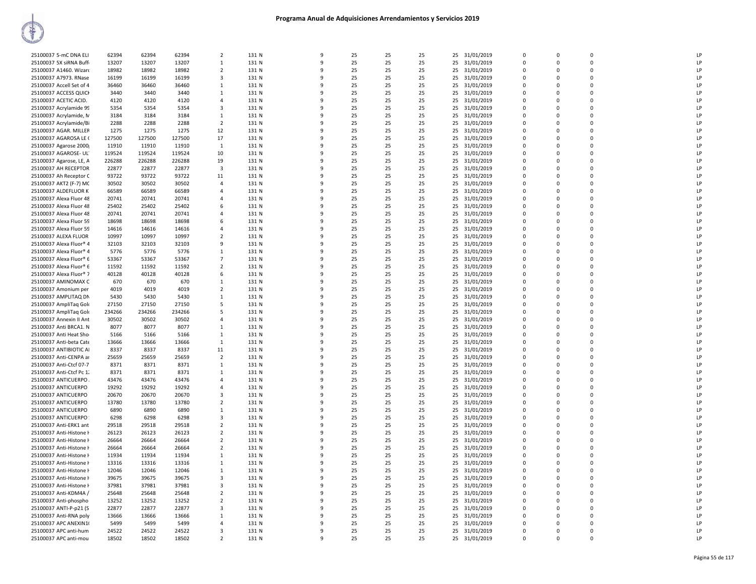# Programa Anual de Adquisiciones Arrendamientos y Servicios 2019

| | | | | | | | | | | | | | | | | |
|---|---|---|---|---|---|---|---|---|---|---|---|---|---|---|---|---|
| 25100037 5-mC DNA ELI | 62394 | 62394 | 62394 | 2 | 131 N | 9 | 25 | 25 | 25 | 25 | 31/01/2019 | 0 | 0 | 0 | | LP |
| 25100037 5X siRNA Buff | 13207 | 13207 | 13207 | 1 | 131 N | 9 | 25 | 25 | 25 | 25 | 31/01/2019 | 0 | 0 | 0 | | LP |
| 25100037 A1460. Wizard | 18982 | 18982 | 18982 | 2 | 131 N | 9 | 25 | 25 | 25 | 25 | 31/01/2019 | 0 | 0 | 0 | | LP |
| 25100037 A7973. RNase | 16199 | 16199 | 16199 | 3 | 131 N | 9 | 25 | 25 | 25 | 25 | 31/01/2019 | 0 | 0 | 0 | | LP |
| 25100037 Accell Set of 4 | 36460 | 36460 | 36460 | 1 | 131 N | 9 | 25 | 25 | 25 | 25 | 31/01/2019 | 0 | 0 | 0 | | LP |
| 25100037 ACCESS QUICK | 3440 | 3440 | 3440 | 1 | 131 N | 9 | 25 | 25 | 25 | 25 | 31/01/2019 | 0 | 0 | 0 | | LP |
| 25100037 ACETIC ACID. | 4120 | 4120 | 4120 | 4 | 131 N | 9 | 25 | 25 | 25 | 25 | 31/01/2019 | 0 | 0 | 0 | | LP |
| 25100037 Acrylamide 99 | 5354 | 5354 | 5354 | 3 | 131 N | 9 | 25 | 25 | 25 | 25 | 31/01/2019 | 0 | 0 | 0 | | LP |
| 25100037 Acrylamide, M | 3184 | 3184 | 3184 | 1 | 131 N | 9 | 25 | 25 | 25 | 25 | 31/01/2019 | 0 | 0 | 0 | | LP |
| 25100037 Acrylamide/Bi | 2288 | 2288 | 2288 | 2 | 131 N | 9 | 25 | 25 | 25 | 25 | 31/01/2019 | 0 | 0 | 0 | | LP |
| 25100037 AGAR. MILLER | 1275 | 1275 | 1275 | 12 | 131 N | 9 | 25 | 25 | 25 | 25 | 31/01/2019 | 0 | 0 | 0 | | LP |
| 25100037 AGAROSA LE ( | 127500 | 127500 | 127500 | 17 | 131 N | 9 | 25 | 25 | 25 | 25 | 31/01/2019 | 0 | 0 | 0 | | LP |
| 25100037 Agarose 2000 | 11910 | 11910 | 11910 | 1 | 131 N | 9 | 25 | 25 | 25 | 25 | 31/01/2019 | 0 | 0 | 0 | | LP |
| 25100037 AGAROSE- UL | 119524 | 119524 | 119524 | 10 | 131 N | 9 | 25 | 25 | 25 | 25 | 31/01/2019 | 0 | 0 | 0 | | LP |
| 25100037 Agarose, LE, A | 226288 | 226288 | 226288 | 19 | 131 N | 9 | 25 | 25 | 25 | 25 | 31/01/2019 | 0 | 0 | 0 | | LP |
| 25100037 AH RECEPTOR | 22877 | 22877 | 22877 | 3 | 131 N | 9 | 25 | 25 | 25 | 25 | 31/01/2019 | 0 | 0 | 0 | | LP |
| 25100037 Ah Receptor C | 93722 | 93722 | 93722 | 11 | 131 N | 9 | 25 | 25 | 25 | 25 | 31/01/2019 | 0 | 0 | 0 | | LP |
| 25100037 AKT2 (F-7) MC | 30502 | 30502 | 30502 | 4 | 131 N | 9 | 25 | 25 | 25 | 25 | 31/01/2019 | 0 | 0 | 0 | | LP |
| 25100037 ALDEFLUOR K | 66589 | 66589 | 66589 | 4 | 131 N | 9 | 25 | 25 | 25 | 25 | 31/01/2019 | 0 | 0 | 0 | | LP |
| 25100037 Alexa Fluor 48 | 20741 | 20741 | 20741 | 4 | 131 N | 9 | 25 | 25 | 25 | 25 | 31/01/2019 | 0 | 0 | 0 | | LP |
| 25100037 Alexa Fluor 48 | 25402 | 25402 | 25402 | 6 | 131 N | 9 | 25 | 25 | 25 | 25 | 31/01/2019 | 0 | 0 | 0 | | LP |
| 25100037 Alexa Fluor 48 | 20741 | 20741 | 20741 | 4 | 131 N | 9 | 25 | 25 | 25 | 25 | 31/01/2019 | 0 | 0 | 0 | | LP |
| 25100037 Alexa Fluor 59 | 18698 | 18698 | 18698 | 6 | 131 N | 9 | 25 | 25 | 25 | 25 | 31/01/2019 | 0 | 0 | 0 | | LP |
| 25100037 Alexa Fluor 59 | 14616 | 14616 | 14616 | 4 | 131 N | 9 | 25 | 25 | 25 | 25 | 31/01/2019 | 0 | 0 | 0 | | LP |
| 25100037 ALEXA FLUOR | 10997 | 10997 | 10997 | 2 | 131 N | 9 | 25 | 25 | 25 | 25 | 31/01/2019 | 0 | 0 | 0 | | LP |
| 25100037 Alexa Fluor® 4 | 32103 | 32103 | 32103 | 9 | 131 N | 9 | 25 | 25 | 25 | 25 | 31/01/2019 | 0 | 0 | 0 | | LP |
| 25100037 Alexa Fluor® 4 | 5776 | 5776 | 5776 | 1 | 131 N | 9 | 25 | 25 | 25 | 25 | 31/01/2019 | 0 | 0 | 0 | | LP |
| 25100037 Alexa Fluor® 6 | 53367 | 53367 | 53367 | 7 | 131 N | 9 | 25 | 25 | 25 | 25 | 31/01/2019 | 0 | 0 | 0 | | LP |
| 25100037 Alexa Fluor® 6 | 11592 | 11592 | 11592 | 2 | 131 N | 9 | 25 | 25 | 25 | 25 | 31/01/2019 | 0 | 0 | 0 | | LP |
| 25100037 Alexa Fluor® 7 | 40128 | 40128 | 40128 | 6 | 131 N | 9 | 25 | 25 | 25 | 25 | 31/01/2019 | 0 | 0 | 0 | | LP |
| 25100037 AMINOMAX C | 670 | 670 | 670 | 1 | 131 N | 9 | 25 | 25 | 25 | 25 | 31/01/2019 | 0 | 0 | 0 | | LP |
| 25100037 Amonium per | 4019 | 4019 | 4019 | 2 | 131 N | 9 | 25 | 25 | 25 | 25 | 31/01/2019 | 0 | 0 | 0 | | LP |
| 25100037 AMPLITAQ DN | 5430 | 5430 | 5430 | 1 | 131 N | 9 | 25 | 25 | 25 | 25 | 31/01/2019 | 0 | 0 | 0 | | LP |
| 25100037 AmpliTaq Gold | 27150 | 27150 | 27150 | 5 | 131 N | 9 | 25 | 25 | 25 | 25 | 31/01/2019 | 0 | 0 | 0 | | LP |
| 25100037 AmpliTaq Gold | 234266 | 234266 | 234266 | 5 | 131 N | 9 | 25 | 25 | 25 | 25 | 31/01/2019 | 0 | 0 | 0 | | LP |
| 25100037 Annexin II Ant | 30502 | 30502 | 30502 | 4 | 131 N | 9 | 25 | 25 | 25 | 25 | 31/01/2019 | 0 | 0 | 0 | | LP |
| 25100037 Anti BRCA1. N | 8077 | 8077 | 8077 | 1 | 131 N | 9 | 25 | 25 | 25 | 25 | 31/01/2019 | 0 | 0 | 0 | | LP |
| 25100037 Anti Heat Sho | 5166 | 5166 | 5166 | 1 | 131 N | 9 | 25 | 25 | 25 | 25 | 31/01/2019 | 0 | 0 | 0 | | LP |
| 25100037 Anti-beta Cate | 13666 | 13666 | 13666 | 1 | 131 N | 9 | 25 | 25 | 25 | 25 | 31/01/2019 | 0 | 0 | 0 | | LP |
| 25100037 ANTIBIOTIC AI | 8337 | 8337 | 8337 | 11 | 131 N | 9 | 25 | 25 | 25 | 25 | 31/01/2019 | 0 | 0 | 0 | | LP |
| 25100037 Anti-CENPA ar | 25659 | 25659 | 25659 | 2 | 131 N | 9 | 25 | 25 | 25 | 25 | 31/01/2019 | 0 | 0 | 0 | | LP |
| 25100037 Anti-Ctcf 07-7 | 8371 | 8371 | 8371 | 1 | 131 N | 9 | 25 | 25 | 25 | 25 | 31/01/2019 | 0 | 0 | 0 | | LP |
| 25100037 Anti-Ctcf Pc 1 | 8371 | 8371 | 8371 | 1 | 131 N | 9 | 25 | 25 | 25 | 25 | 31/01/2019 | 0 | 0 | 0 | | LP |
| 25100037 ANTICUERPO | 43476 | 43476 | 43476 | 4 | 131 N | 9 | 25 | 25 | 25 | 25 | 31/01/2019 | 0 | 0 | 0 | | LP |
| 25100037 ANTICUERPO | 19292 | 19292 | 19292 | 4 | 131 N | 9 | 25 | 25 | 25 | 25 | 31/01/2019 | 0 | 0 | 0 | | LP |
| 25100037 ANTICUERPO | 20670 | 20670 | 20670 | 3 | 131 N | 9 | 25 | 25 | 25 | 25 | 31/01/2019 | 0 | 0 | 0 | | LP |
| 25100037 ANTICUERPO | 13780 | 13780 | 13780 | 2 | 131 N | 9 | 25 | 25 | 25 | 25 | 31/01/2019 | 0 | 0 | 0 | | LP |
| 25100037 ANTICUERPO | 6890 | 6890 | 6890 | 1 | 131 N | 9 | 25 | 25 | 25 | 25 | 31/01/2019 | 0 | 0 | 0 | | LP |
| 25100037 ANTICUERPO | 6298 | 6298 | 6298 | 3 | 131 N | 9 | 25 | 25 | 25 | 25 | 31/01/2019 | 0 | 0 | 0 | | LP |
| 25100037 Anti-ERK1 ant | 29518 | 29518 | 29518 | 2 | 131 N | 9 | 25 | 25 | 25 | 25 | 31/01/2019 | 0 | 0 | 0 | | LP |
| 25100037 Anti-Histone H | 26123 | 26123 | 26123 | 2 | 131 N | 9 | 25 | 25 | 25 | 25 | 31/01/2019 | 0 | 0 | 0 | | LP |
| 25100037 Anti-Histone H | 26664 | 26664 | 26664 | 2 | 131 N | 9 | 25 | 25 | 25 | 25 | 31/01/2019 | 0 | 0 | 0 | | LP |
| 25100037 Anti-Histone H | 26664 | 26664 | 26664 | 2 | 131 N | 9 | 25 | 25 | 25 | 25 | 31/01/2019 | 0 | 0 | 0 | | LP |
| 25100037 Anti-Histone H | 11934 | 11934 | 11934 | 1 | 131 N | 9 | 25 | 25 | 25 | 25 | 31/01/2019 | 0 | 0 | 0 | | LP |
| 25100037 Anti-Histone H | 13316 | 13316 | 13316 | 1 | 131 N | 9 | 25 | 25 | 25 | 25 | 31/01/2019 | 0 | 0 | 0 | | LP |
| 25100037 Anti-Histone H | 12046 | 12046 | 12046 | 1 | 131 N | 9 | 25 | 25 | 25 | 25 | 31/01/2019 | 0 | 0 | 0 | | LP |
| 25100037 Anti-Histone H | 39675 | 39675 | 39675 | 3 | 131 N | 9 | 25 | 25 | 25 | 25 | 31/01/2019 | 0 | 0 | 0 | | LP |
| 25100037 Anti-Histone H | 37981 | 37981 | 37981 | 3 | 131 N | 9 | 25 | 25 | 25 | 25 | 31/01/2019 | 0 | 0 | 0 | | LP |
| 25100037 Anti-KDM4A / | 25648 | 25648 | 25648 | 2 | 131 N | 9 | 25 | 25 | 25 | 25 | 31/01/2019 | 0 | 0 | 0 | | LP |
| 25100037 Anti-phospho | 13252 | 13252 | 13252 | 2 | 131 N | 9 | 25 | 25 | 25 | 25 | 31/01/2019 | 0 | 0 | 0 | | LP |
| 25100037 ANTI-P-p21 (S | 22877 | 22877 | 22877 | 3 | 131 N | 9 | 25 | 25 | 25 | 25 | 31/01/2019 | 0 | 0 | 0 | | LP |
| 25100037 Anti-RNA poly | 13666 | 13666 | 13666 | 1 | 131 N | 9 | 25 | 25 | 25 | 25 | 31/01/2019 | 0 | 0 | 0 | | LP |
| 25100037 APC ANEXIN1 | 5499 | 5499 | 5499 | 4 | 131 N | 9 | 25 | 25 | 25 | 25 | 31/01/2019 | 0 | 0 | 0 | | LP |
| 25100037 APC anti-hum | 24522 | 24522 | 24522 | 3 | 131 N | 9 | 25 | 25 | 25 | 25 | 31/01/2019 | 0 | 0 | 0 | | LP |
| 25100037 APC anti-mou | 18502 | 18502 | 18502 | 2 | 131 N | 9 | 25 | 25 | 25 | 25 | 31/01/2019 | 0 | 0 | 0 | | LP |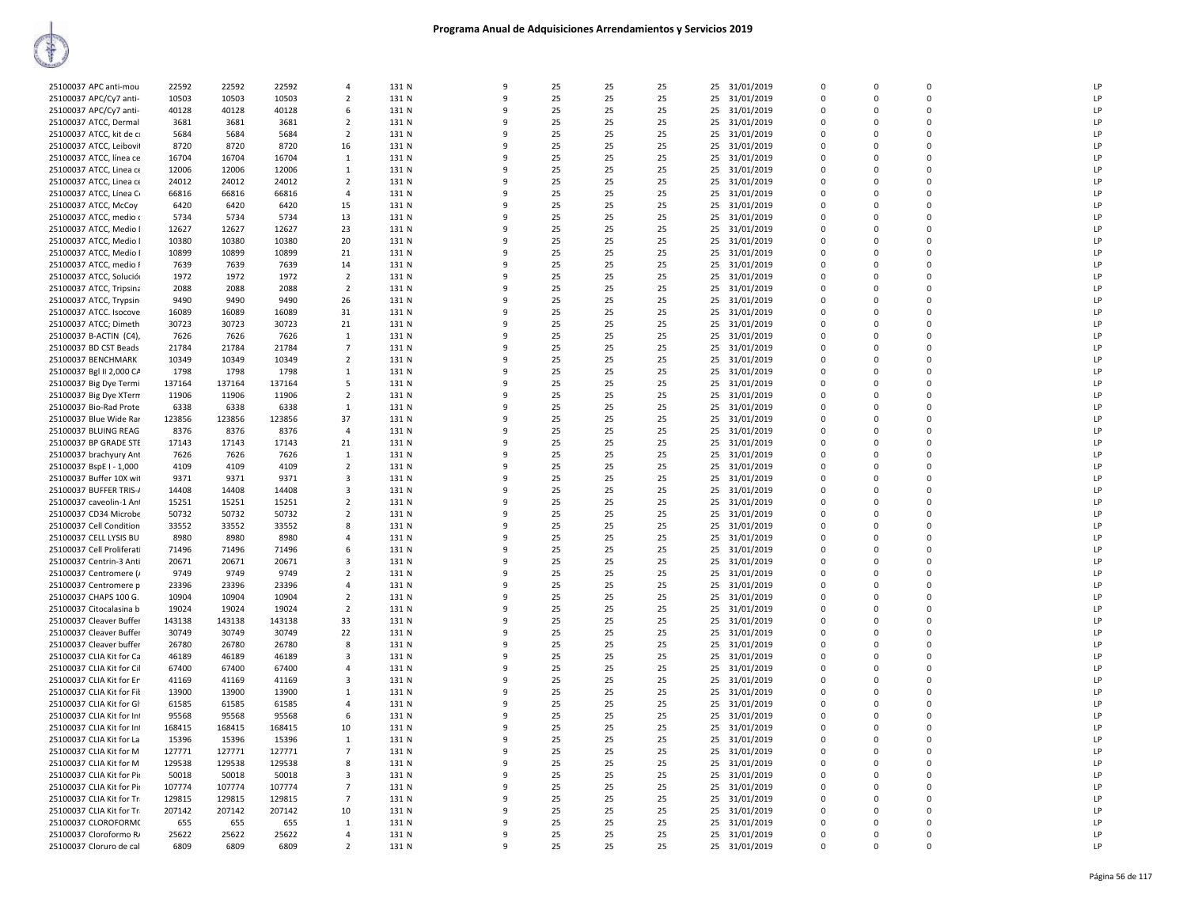# Programa Anual de Adquisiciones Arrendamientos y Servicios 2019

| | | | | | | | | | | | | | | | |
|---|---|---|---|---|---|---|---|---|---|---|---|---|---|---|---|
| 25100037 APC anti-mou | 22592 | 22592 | 22592 | 4 | 131 N | 9 | 25 | 25 | 25 | 25 | 31/01/2019 | 0 | 0 | 0 | LP |
| 25100037 APC/Cy7 anti- | 10503 | 10503 | 10503 | 2 | 131 N | 9 | 25 | 25 | 25 | 25 | 31/01/2019 | 0 | 0 | 0 | LP |
| 25100037 APC/Cy7 anti- | 40128 | 40128 | 40128 | 6 | 131 N | 9 | 25 | 25 | 25 | 25 | 31/01/2019 | 0 | 0 | 0 | LP |
| 25100037 ATCC, Dermal | 3681 | 3681 | 3681 | 2 | 131 N | 9 | 25 | 25 | 25 | 25 | 31/01/2019 | 0 | 0 | 0 | LP |
| 25100037 ATCC, kit de c | 5684 | 5684 | 5684 | 2 | 131 N | 9 | 25 | 25 | 25 | 25 | 31/01/2019 | 0 | 0 | 0 | LP |
| 25100037 ATCC, Leiboví | 8720 | 8720 | 8720 | 16 | 131 N | 9 | 25 | 25 | 25 | 25 | 31/01/2019 | 0 | 0 | 0 | LP |
| 25100037 ATCC, línea ce | 16704 | 16704 | 16704 | 1 | 131 N | 9 | 25 | 25 | 25 | 25 | 31/01/2019 | 0 | 0 | 0 | LP |
| 25100037 ATCC, Linea ce | 12006 | 12006 | 12006 | 1 | 131 N | 9 | 25 | 25 | 25 | 25 | 31/01/2019 | 0 | 0 | 0 | LP |
| 25100037 ATCC, Linea ce | 24012 | 24012 | 24012 | 2 | 131 N | 9 | 25 | 25 | 25 | 25 | 31/01/2019 | 0 | 0 | 0 | LP |
| 25100037 ATCC, Línea C | 66816 | 66816 | 66816 | 4 | 131 N | 9 | 25 | 25 | 25 | 25 | 31/01/2019 | 0 | 0 | 0 | LP |
| 25100037 ATCC, McCoy | 6420 | 6420 | 6420 | 15 | 131 N | 9 | 25 | 25 | 25 | 25 | 31/01/2019 | 0 | 0 | 0 | LP |
| 25100037 ATCC, medio c | 5734 | 5734 | 5734 | 13 | 131 N | 9 | 25 | 25 | 25 | 25 | 31/01/2019 | 0 | 0 | 0 | LP |
| 25100037 ATCC, Medio l | 12627 | 12627 | 12627 | 23 | 131 N | 9 | 25 | 25 | 25 | 25 | 31/01/2019 | 0 | 0 | 0 | LP |
| 25100037 ATCC, Medio l | 10380 | 10380 | 10380 | 20 | 131 N | 9 | 25 | 25 | 25 | 25 | 31/01/2019 | 0 | 0 | 0 | LP |
| 25100037 ATCC, Medio l | 10899 | 10899 | 10899 | 21 | 131 N | 9 | 25 | 25 | 25 | 25 | 31/01/2019 | 0 | 0 | 0 | LP |
| 25100037 ATCC, medio l | 7639 | 7639 | 7639 | 14 | 131 N | 9 | 25 | 25 | 25 | 25 | 31/01/2019 | 0 | 0 | 0 | LP |
| 25100037 ATCC, Solució | 1972 | 1972 | 1972 | 2 | 131 N | 9 | 25 | 25 | 25 | 25 | 31/01/2019 | 0 | 0 | 0 | LP |
| 25100037 ATCC, Tripsina | 2088 | 2088 | 2088 | 2 | 131 N | 9 | 25 | 25 | 25 | 25 | 31/01/2019 | 0 | 0 | 0 | LP |
| 25100037 ATCC, Trypsin | 9490 | 9490 | 9490 | 26 | 131 N | 9 | 25 | 25 | 25 | 25 | 31/01/2019 | 0 | 0 | 0 | LP |
| 25100037 ATCC. Isocove | 16089 | 16089 | 16089 | 31 | 131 N | 9 | 25 | 25 | 25 | 25 | 31/01/2019 | 0 | 0 | 0 | LP |
| 25100037 ATCC; Dimeth | 30723 | 30723 | 30723 | 21 | 131 N | 9 | 25 | 25 | 25 | 25 | 31/01/2019 | 0 | 0 | 0 | LP |
| 25100037 B-ACTIN (C4), | 7626 | 7626 | 7626 | 1 | 131 N | 9 | 25 | 25 | 25 | 25 | 31/01/2019 | 0 | 0 | 0 | LP |
| 25100037 BD CST Beads | 21784 | 21784 | 21784 | 7 | 131 N | 9 | 25 | 25 | 25 | 25 | 31/01/2019 | 0 | 0 | 0 | LP |
| 25100037 BENCHMARK | 10349 | 10349 | 10349 | 2 | 131 N | 9 | 25 | 25 | 25 | 25 | 31/01/2019 | 0 | 0 | 0 | LP |
| 25100037 Bgl II 2,000 CA | 1798 | 1798 | 1798 | 1 | 131 N | 9 | 25 | 25 | 25 | 25 | 31/01/2019 | 0 | 0 | 0 | LP |
| 25100037 Big Dye Termi | 137164 | 137164 | 137164 | 5 | 131 N | 9 | 25 | 25 | 25 | 25 | 31/01/2019 | 0 | 0 | 0 | LP |
| 25100037 Big Dye XTerm | 11906 | 11906 | 11906 | 2 | 131 N | 9 | 25 | 25 | 25 | 25 | 31/01/2019 | 0 | 0 | 0 | LP |
| 25100037 Bio-Rad Prote | 6338 | 6338 | 6338 | 1 | 131 N | 9 | 25 | 25 | 25 | 25 | 31/01/2019 | 0 | 0 | 0 | LP |
| 25100037 Blue Wide Rar | 123856 | 123856 | 123856 | 37 | 131 N | 9 | 25 | 25 | 25 | 25 | 31/01/2019 | 0 | 0 | 0 | LP |
| 25100037 BLUING REAG | 8376 | 8376 | 8376 | 4 | 131 N | 9 | 25 | 25 | 25 | 25 | 31/01/2019 | 0 | 0 | 0 | LP |
| 25100037 BP GRADE STE | 17143 | 17143 | 17143 | 21 | 131 N | 9 | 25 | 25 | 25 | 25 | 31/01/2019 | 0 | 0 | 0 | LP |
| 25100037 brachyury Ant | 7626 | 7626 | 7626 | 1 | 131 N | 9 | 25 | 25 | 25 | 25 | 31/01/2019 | 0 | 0 | 0 | LP |
| 25100037 BspE I - 1,000 | 4109 | 4109 | 4109 | 2 | 131 N | 9 | 25 | 25 | 25 | 25 | 31/01/2019 | 0 | 0 | 0 | LP |
| 25100037 Buffer 10X wi | 9371 | 9371 | 9371 | 3 | 131 N | 9 | 25 | 25 | 25 | 25 | 31/01/2019 | 0 | 0 | 0 | LP |
| 25100037 BUFFER TRIS-/ | 14408 | 14408 | 14408 | 3 | 131 N | 9 | 25 | 25 | 25 | 25 | 31/01/2019 | 0 | 0 | 0 | LP |
| 25100037 caveolin-1 Ant | 15251 | 15251 | 15251 | 2 | 131 N | 9 | 25 | 25 | 25 | 25 | 31/01/2019 | 0 | 0 | 0 | LP |
| 25100037 CD34 Microbe | 50732 | 50732 | 50732 | 2 | 131 N | 9 | 25 | 25 | 25 | 25 | 31/01/2019 | 0 | 0 | 0 | LP |
| 25100037 Cell Condition | 33552 | 33552 | 33552 | 8 | 131 N | 9 | 25 | 25 | 25 | 25 | 31/01/2019 | 0 | 0 | 0 | LP |
| 25100037 CELL LYSIS BU | 8980 | 8980 | 8980 | 4 | 131 N | 9 | 25 | 25 | 25 | 25 | 31/01/2019 | 0 | 0 | 0 | LP |
| 25100037 Cell Proliferati | 71496 | 71496 | 71496 | 6 | 131 N | 9 | 25 | 25 | 25 | 25 | 31/01/2019 | 0 | 0 | 0 | LP |
| 25100037 Centrin-3 Anti | 20671 | 20671 | 20671 | 3 | 131 N | 9 | 25 | 25 | 25 | 25 | 31/01/2019 | 0 | 0 | 0 | LP |
| 25100037 Centromere (/ | 9749 | 9749 | 9749 | 2 | 131 N | 9 | 25 | 25 | 25 | 25 | 31/01/2019 | 0 | 0 | 0 | LP |
| 25100037 Centromere p | 23396 | 23396 | 23396 | 4 | 131 N | 9 | 25 | 25 | 25 | 25 | 31/01/2019 | 0 | 0 | 0 | LP |
| 25100037 CHAPS 100 G. | 10904 | 10904 | 10904 | 2 | 131 N | 9 | 25 | 25 | 25 | 25 | 31/01/2019 | 0 | 0 | 0 | LP |
| 25100037 Citocalasina b | 19024 | 19024 | 19024 | 2 | 131 N | 9 | 25 | 25 | 25 | 25 | 31/01/2019 | 0 | 0 | 0 | LP |
| 25100037 Cleaver Buffer | 143138 | 143138 | 143138 | 33 | 131 N | 9 | 25 | 25 | 25 | 25 | 31/01/2019 | 0 | 0 | 0 | LP |
| 25100037 Cleaver Buffer | 30749 | 30749 | 30749 | 22 | 131 N | 9 | 25 | 25 | 25 | 25 | 31/01/2019 | 0 | 0 | 0 | LP |
| 25100037 Cleaver buffer | 26780 | 26780 | 26780 | 8 | 131 N | 9 | 25 | 25 | 25 | 25 | 31/01/2019 | 0 | 0 | 0 | LP |
| 25100037 CLIA Kit for Ca | 46189 | 46189 | 46189 | 3 | 131 N | 9 | 25 | 25 | 25 | 25 | 31/01/2019 | 0 | 0 | 0 | LP |
| 25100037 CLIA Kit for Cil | 67400 | 67400 | 67400 | 4 | 131 N | 9 | 25 | 25 | 25 | 25 | 31/01/2019 | 0 | 0 | 0 | LP |
| 25100037 CLIA Kit for Er | 41169 | 41169 | 41169 | 3 | 131 N | 9 | 25 | 25 | 25 | 25 | 31/01/2019 | 0 | 0 | 0 | LP |
| 25100037 CLIA Kit for Fil | 13900 | 13900 | 13900 | 1 | 131 N | 9 | 25 | 25 | 25 | 25 | 31/01/2019 | 0 | 0 | 0 | LP |
| 25100037 CLIA Kit for Gl | 61585 | 61585 | 61585 | 4 | 131 N | 9 | 25 | 25 | 25 | 25 | 31/01/2019 | 0 | 0 | 0 | LP |
| 25100037 CLIA Kit for Int | 95568 | 95568 | 95568 | 6 | 131 N | 9 | 25 | 25 | 25 | 25 | 31/01/2019 | 0 | 0 | 0 | LP |
| 25100037 CLIA Kit for Int | 168415 | 168415 | 168415 | 10 | 131 N | 9 | 25 | 25 | 25 | 25 | 31/01/2019 | 0 | 0 | 0 | LP |
| 25100037 CLIA Kit for La | 15396 | 15396 | 15396 | 1 | 131 N | 9 | 25 | 25 | 25 | 25 | 31/01/2019 | 0 | 0 | 0 | LP |
| 25100037 CLIA Kit for M | 127771 | 127771 | 127771 | 7 | 131 N | 9 | 25 | 25 | 25 | 25 | 31/01/2019 | 0 | 0 | 0 | LP |
| 25100037 CLIA Kit for M | 129538 | 129538 | 129538 | 8 | 131 N | 9 | 25 | 25 | 25 | 25 | 31/01/2019 | 0 | 0 | 0 | LP |
| 25100037 CLIA Kit for Pi | 50018 | 50018 | 50018 | 3 | 131 N | 9 | 25 | 25 | 25 | 25 | 31/01/2019 | 0 | 0 | 0 | LP |
| 25100037 CLIA Kit for Pi | 107774 | 107774 | 107774 | 7 | 131 N | 9 | 25 | 25 | 25 | 25 | 31/01/2019 | 0 | 0 | 0 | LP |
| 25100037 CLIA Kit for Tr | 129815 | 129815 | 129815 | 7 | 131 N | 9 | 25 | 25 | 25 | 25 | 31/01/2019 | 0 | 0 | 0 | LP |
| 25100037 CLIA Kit for Tr | 207142 | 207142 | 207142 | 10 | 131 N | 9 | 25 | 25 | 25 | 25 | 31/01/2019 | 0 | 0 | 0 | LP |
| 25100037 CLOROFORMO | 655 | 655 | 655 | 1 | 131 N | 9 | 25 | 25 | 25 | 25 | 31/01/2019 | 0 | 0 | 0 | LP |
| 25100037 Cloroformo R/ | 25622 | 25622 | 25622 | 4 | 131 N | 9 | 25 | 25 | 25 | 25 | 31/01/2019 | 0 | 0 | 0 | LP |
| 25100037 Cloruro de cal | 6809 | 6809 | 6809 | 2 | 131 N | 9 | 25 | 25 | 25 | 25 | 31/01/2019 | 0 | 0 | 0 | LP |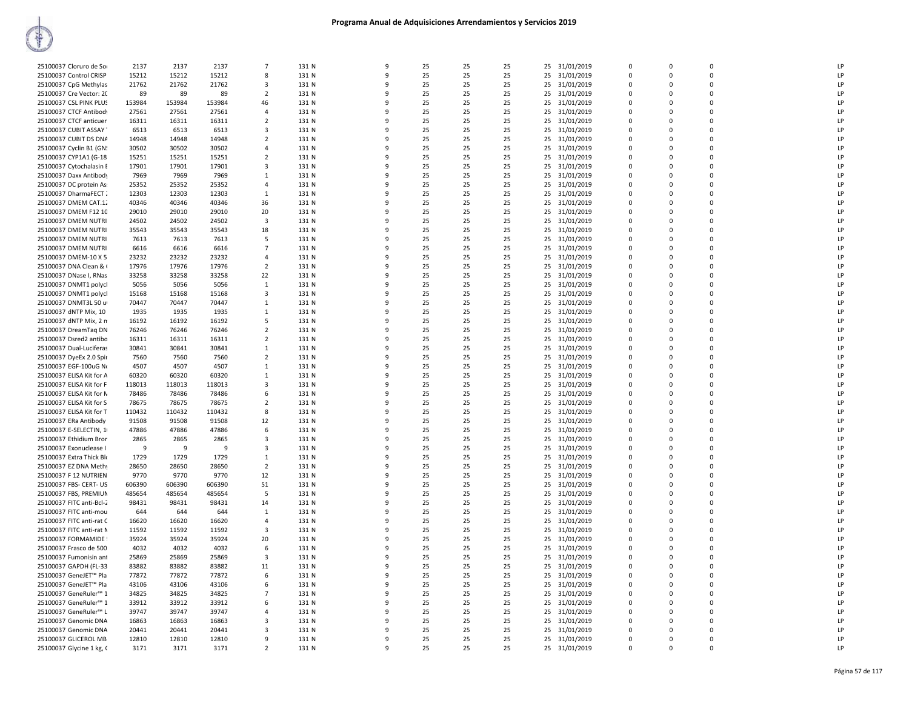# Programa Anual de Adquisiciones Arrendamientos y Servicios 2019

| | | | | | | | | | | | | | | | | |
|---|---|---|---|---|---|---|---|---|---|---|---|---|---|---|---|---|
| 25100037 Cloruro de Soı | 2137 | 2137 | 2137 | 7 | 131 N | 9 | 25 | 25 | 25 | 25 | 31/01/2019 | 0 | 0 | 0 | LP |
| 25100037 Control CRISP | 15212 | 15212 | 15212 | 8 | 131 N | 9 | 25 | 25 | 25 | 25 | 31/01/2019 | 0 | 0 | 0 | LP |
| 25100037 CpG Methylas | 21762 | 21762 | 21762 | 3 | 131 N | 9 | 25 | 25 | 25 | 25 | 31/01/2019 | 0 | 0 | 0 | LP |
| 25100037 Cre Vector: 2C | 89 | 89 | 89 | 2 | 131 N | 9 | 25 | 25 | 25 | 25 | 31/01/2019 | 0 | 0 | 0 | LP |
| 25100037 CSL PINK PLUS | 153984 | 153984 | 153984 | 46 | 131 N | 9 | 25 | 25 | 25 | 25 | 31/01/2019 | 0 | 0 | 0 | LP |
| 25100037 CTCF Antibody | 27561 | 27561 | 27561 | 4 | 131 N | 9 | 25 | 25 | 25 | 25 | 31/01/2019 | 0 | 0 | 0 | LP |
| 25100037 CTCF anticuer | 16311 | 16311 | 16311 | 2 | 131 N | 9 | 25 | 25 | 25 | 25 | 31/01/2019 | 0 | 0 | 0 | LP |
| 25100037 CUBIT ASSAY | 6513 | 6513 | 6513 | 3 | 131 N | 9 | 25 | 25 | 25 | 25 | 31/01/2019 | 0 | 0 | 0 | LP |
| 25100037 CUBIT DS DNA | 14948 | 14948 | 14948 | 2 | 131 N | 9 | 25 | 25 | 25 | 25 | 31/01/2019 | 0 | 0 | 0 | LP |
| 25100037 Cyclin B1 (GN | 30502 | 30502 | 30502 | 4 | 131 N | 9 | 25 | 25 | 25 | 25 | 31/01/2019 | 0 | 0 | 0 | LP |
| 25100037 CYP1A1 (G-18 | 15251 | 15251 | 15251 | 2 | 131 N | 9 | 25 | 25 | 25 | 25 | 31/01/2019 | 0 | 0 | 0 | LP |
| 25100037 Cytochalasin E | 17901 | 17901 | 17901 | 3 | 131 N | 9 | 25 | 25 | 25 | 25 | 31/01/2019 | 0 | 0 | 0 | LP |
| 25100037 Daxx Antibody | 7969 | 7969 | 7969 | 1 | 131 N | 9 | 25 | 25 | 25 | 25 | 31/01/2019 | 0 | 0 | 0 | LP |
| 25100037 DC protein As | 25352 | 25352 | 25352 | 4 | 131 N | 9 | 25 | 25 | 25 | 25 | 31/01/2019 | 0 | 0 | 0 | LP |
| 25100037 DharmaFECT | 12303 | 12303 | 12303 | 1 | 131 N | 9 | 25 | 25 | 25 | 25 | 31/01/2019 | 0 | 0 | 0 | LP |
| 25100037 DMEM CAT.1 | 40346 | 40346 | 40346 | 36 | 131 N | 9 | 25 | 25 | 25 | 25 | 31/01/2019 | 0 | 0 | 0 | LP |
| 25100037 DMEM F12 10 | 29010 | 29010 | 29010 | 20 | 131 N | 9 | 25 | 25 | 25 | 25 | 31/01/2019 | 0 | 0 | 0 | LP |
| 25100037 DMEM NUTRI | 24502 | 24502 | 24502 | 3 | 131 N | 9 | 25 | 25 | 25 | 25 | 31/01/2019 | 0 | 0 | 0 | LP |
| 25100037 DMEM NUTRI | 35543 | 35543 | 35543 | 18 | 131 N | 9 | 25 | 25 | 25 | 25 | 31/01/2019 | 0 | 0 | 0 | LP |
| 25100037 DMEM NUTRI | 7613 | 7613 | 7613 | 5 | 131 N | 9 | 25 | 25 | 25 | 25 | 31/01/2019 | 0 | 0 | 0 | LP |
| 25100037 DMEM NUTRI | 6616 | 6616 | 6616 | 7 | 131 N | 9 | 25 | 25 | 25 | 25 | 31/01/2019 | 0 | 0 | 0 | LP |
| 25100037 DMEM-10 X 5 | 23232 | 23232 | 23232 | 4 | 131 N | 9 | 25 | 25 | 25 | 25 | 31/01/2019 | 0 | 0 | 0 | LP |
| 25100037 DNA Clean & | 17976 | 17976 | 17976 | 2 | 131 N | 9 | 25 | 25 | 25 | 25 | 31/01/2019 | 0 | 0 | 0 | LP |
| 25100037 DNase I, RNas | 33258 | 33258 | 33258 | 22 | 131 N | 9 | 25 | 25 | 25 | 25 | 31/01/2019 | 0 | 0 | 0 | LP |
| 25100037 DNMT1 polycl | 5056 | 5056 | 5056 | 1 | 131 N | 9 | 25 | 25 | 25 | 25 | 31/01/2019 | 0 | 0 | 0 | LP |
| 25100037 DNMT1 polycl | 15168 | 15168 | 15168 | 3 | 131 N | 9 | 25 | 25 | 25 | 25 | 31/01/2019 | 0 | 0 | 0 | LP |
| 25100037 DNMT3L 50 u | 70447 | 70447 | 70447 | 1 | 131 N | 9 | 25 | 25 | 25 | 25 | 31/01/2019 | 0 | 0 | 0 | LP |
| 25100037 dNTP Mix, 10 | 1935 | 1935 | 1935 | 1 | 131 N | 9 | 25 | 25 | 25 | 25 | 31/01/2019 | 0 | 0 | 0 | LP |
| 25100037 dNTP Mix, 2 m | 16192 | 16192 | 16192 | 5 | 131 N | 9 | 25 | 25 | 25 | 25 | 31/01/2019 | 0 | 0 | 0 | LP |
| 25100037 DreamTaq DN | 76246 | 76246 | 76246 | 2 | 131 N | 9 | 25 | 25 | 25 | 25 | 31/01/2019 | 0 | 0 | 0 | LP |
| 25100037 Dsred2 antibo | 16311 | 16311 | 16311 | 2 | 131 N | 9 | 25 | 25 | 25 | 25 | 31/01/2019 | 0 | 0 | 0 | LP |
| 25100037 Dual-Luciferas | 30841 | 30841 | 30841 | 1 | 131 N | 9 | 25 | 25 | 25 | 25 | 31/01/2019 | 0 | 0 | 0 | LP |
| 25100037 DyeEx 2.0 Spir | 7560 | 7560 | 7560 | 2 | 131 N | 9 | 25 | 25 | 25 | 25 | 31/01/2019 | 0 | 0 | 0 | LP |
| 25100037 EGF-100uG N | 4507 | 4507 | 4507 | 1 | 131 N | 9 | 25 | 25 | 25 | 25 | 31/01/2019 | 0 | 0 | 0 | LP |
| 25100037 ELISA Kit for A | 60320 | 60320 | 60320 | 1 | 131 N | 9 | 25 | 25 | 25 | 25 | 31/01/2019 | 0 | 0 | 0 | LP |
| 25100037 ELISA Kit for F | 118013 | 118013 | 118013 | 3 | 131 N | 9 | 25 | 25 | 25 | 25 | 31/01/2019 | 0 | 0 | 0 | LP |
| 25100037 ELISA Kit for M | 78486 | 78486 | 78486 | 6 | 131 N | 9 | 25 | 25 | 25 | 25 | 31/01/2019 | 0 | 0 | 0 | LP |
| 25100037 ELISA Kit for S | 78675 | 78675 | 78675 | 2 | 131 N | 9 | 25 | 25 | 25 | 25 | 31/01/2019 | 0 | 0 | 0 | LP |
| 25100037 ELISA Kit for T | 110432 | 110432 | 110432 | 8 | 131 N | 9 | 25 | 25 | 25 | 25 | 31/01/2019 | 0 | 0 | 0 | LP |
| 25100037 ERa Antibody | 91508 | 91508 | 91508 | 12 | 131 N | 9 | 25 | 25 | 25 | 25 | 31/01/2019 | 0 | 0 | 0 | LP |
| 25100037 E-SELECTIN, 1 | 47886 | 47886 | 47886 | 6 | 131 N | 9 | 25 | 25 | 25 | 25 | 31/01/2019 | 0 | 0 | 0 | LP |
| 25100037 Ethidium Bror | 2865 | 2865 | 2865 | 3 | 131 N | 9 | 25 | 25 | 25 | 25 | 31/01/2019 | 0 | 0 | 0 | LP |
| 25100037 Exonuclease I | 9 | 9 | 9 | 3 | 131 N | 9 | 25 | 25 | 25 | 25 | 31/01/2019 | 0 | 0 | 0 | LP |
| 25100037 Extra Thick Bl | 1729 | 1729 | 1729 | 1 | 131 N | 9 | 25 | 25 | 25 | 25 | 31/01/2019 | 0 | 0 | 0 | LP |
| 25100037 EZ DNA Methy | 28650 | 28650 | 28650 | 2 | 131 N | 9 | 25 | 25 | 25 | 25 | 31/01/2019 | 0 | 0 | 0 | LP |
| 25100037 F 12 NUTRIEN | 9770 | 9770 | 9770 | 12 | 131 N | 9 | 25 | 25 | 25 | 25 | 31/01/2019 | 0 | 0 | 0 | LP |
| 25100037 FBS- CERT- US | 606390 | 606390 | 606390 | 51 | 131 N | 9 | 25 | 25 | 25 | 25 | 31/01/2019 | 0 | 0 | 0 | LP |
| 25100037 FBS, PREMIUM | 485654 | 485654 | 485654 | 5 | 131 N | 9 | 25 | 25 | 25 | 25 | 31/01/2019 | 0 | 0 | 0 | LP |
| 25100037 FITC anti-Bcl-2 | 98431 | 98431 | 98431 | 14 | 131 N | 9 | 25 | 25 | 25 | 25 | 31/01/2019 | 0 | 0 | 0 | LP |
| 25100037 FITC anti-mou | 644 | 644 | 644 | 1 | 131 N | 9 | 25 | 25 | 25 | 25 | 31/01/2019 | 0 | 0 | 0 | LP |
| 25100037 FITC anti-rat C | 16620 | 16620 | 16620 | 4 | 131 N | 9 | 25 | 25 | 25 | 25 | 31/01/2019 | 0 | 0 | 0 | LP |
| 25100037 FITC anti-rat N | 11592 | 11592 | 11592 | 3 | 131 N | 9 | 25 | 25 | 25 | 25 | 31/01/2019 | 0 | 0 | 0 | LP |
| 25100037 FORMAMIDE | 35924 | 35924 | 35924 | 20 | 131 N | 9 | 25 | 25 | 25 | 25 | 31/01/2019 | 0 | 0 | 0 | LP |
| 25100037 Frasco de 500 | 4032 | 4032 | 4032 | 6 | 131 N | 9 | 25 | 25 | 25 | 25 | 31/01/2019 | 0 | 0 | 0 | LP |
| 25100037 Fumonisin ant | 25869 | 25869 | 25869 | 3 | 131 N | 9 | 25 | 25 | 25 | 25 | 31/01/2019 | 0 | 0 | 0 | LP |
| 25100037 GAPDH (FL-33 | 83882 | 83882 | 83882 | 11 | 131 N | 9 | 25 | 25 | 25 | 25 | 31/01/2019 | 0 | 0 | 0 | LP |
| 25100037 GeneJET™ Pla | 77872 | 77872 | 77872 | 6 | 131 N | 9 | 25 | 25 | 25 | 25 | 31/01/2019 | 0 | 0 | 0 | LP |
| 25100037 GeneJET™ Pla | 43106 | 43106 | 43106 | 6 | 131 N | 9 | 25 | 25 | 25 | 25 | 31/01/2019 | 0 | 0 | 0 | LP |
| 25100037 GeneRuler™ 1 | 34825 | 34825 | 34825 | 7 | 131 N | 9 | 25 | 25 | 25 | 25 | 31/01/2019 | 0 | 0 | 0 | LP |
| 25100037 GeneRuler™ 1 | 33912 | 33912 | 33912 | 6 | 131 N | 9 | 25 | 25 | 25 | 25 | 31/01/2019 | 0 | 0 | 0 | LP |
| 25100037 GeneRuler™ L | 39747 | 39747 | 39747 | 4 | 131 N | 9 | 25 | 25 | 25 | 25 | 31/01/2019 | 0 | 0 | 0 | LP |
| 25100037 Genomic DNA | 16863 | 16863 | 16863 | 3 | 131 N | 9 | 25 | 25 | 25 | 25 | 31/01/2019 | 0 | 0 | 0 | LP |
| 25100037 Genomic DNA | 20441 | 20441 | 20441 | 3 | 131 N | 9 | 25 | 25 | 25 | 25 | 31/01/2019 | 0 | 0 | 0 | LP |
| 25100037 GLICEROL MB | 12810 | 12810 | 12810 | 9 | 131 N | 9 | 25 | 25 | 25 | 25 | 31/01/2019 | 0 | 0 | 0 | LP |
| 25100037 Glycine 1 kg, ( | 3171 | 3171 | 3171 | 2 | 131 N | 9 | 25 | 25 | 25 | 25 | 31/01/2019 | 0 | 0 | 0 | LP |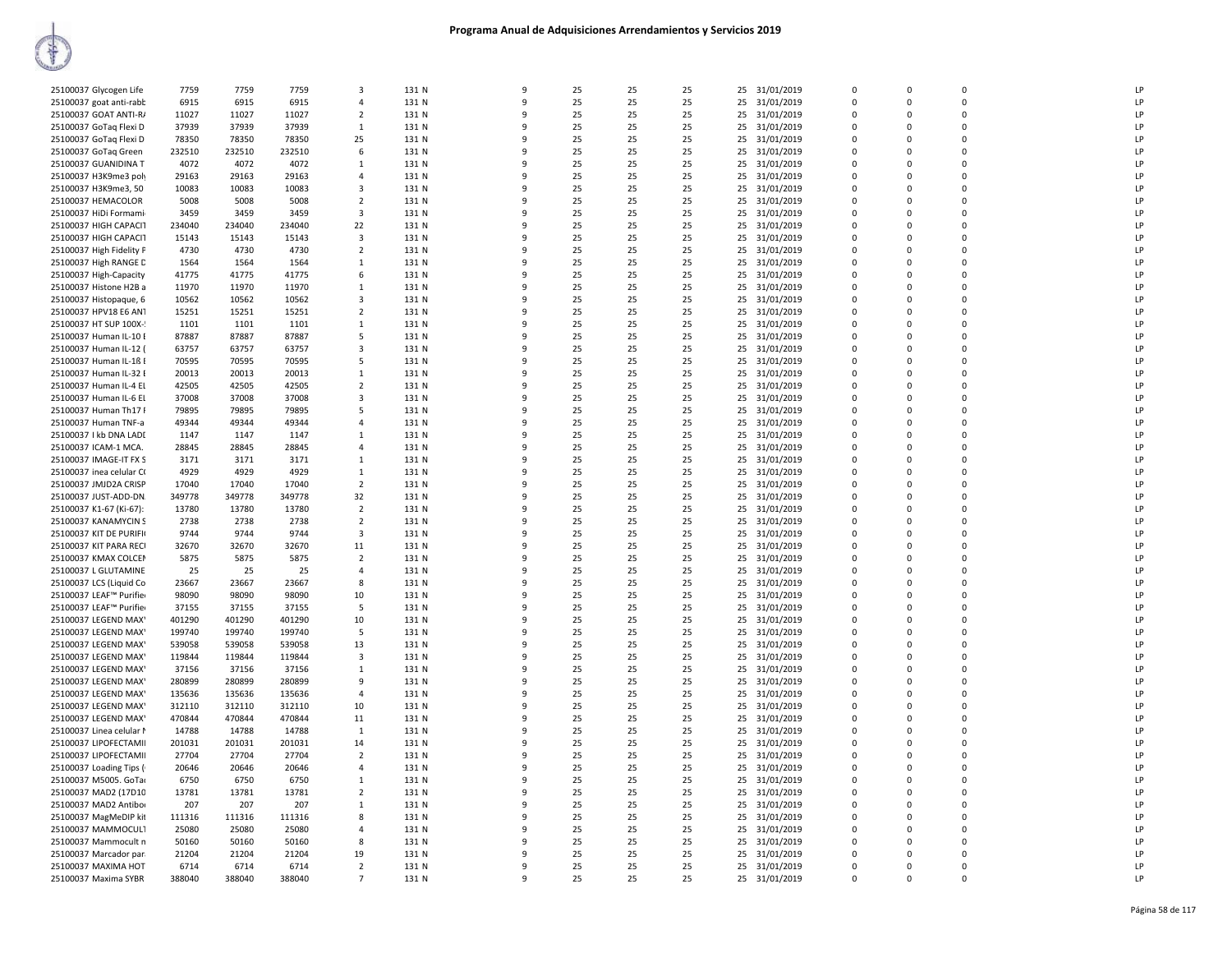# Programa Anual de Adquisiciones Arrendamientos y Servicios 2019

| | | | | | | | | | | | | | | | | |
|---|---|---|---|---|---|---|---|---|---|---|---|---|---|---|---|---|
| 25100037 Glycogen Life | 7759 | 7759 | 7759 | 3 | 131 N | 9 | 25 | 25 | 25 | 25 | 31/01/2019 | 0 | 0 | 0 | | LP |
| 25100037 goat anti-rabb | 6915 | 6915 | 6915 | 4 | 131 N | 9 | 25 | 25 | 25 | 25 | 31/01/2019 | 0 | 0 | 0 | | LP |
| 25100037 GOAT ANTI-R/ | 11027 | 11027 | 11027 | 2 | 131 N | 9 | 25 | 25 | 25 | 25 | 31/01/2019 | 0 | 0 | 0 | | LP |
| 25100037 GoTaq Flexi D | 37939 | 37939 | 37939 | 1 | 131 N | 9 | 25 | 25 | 25 | 25 | 31/01/2019 | 0 | 0 | 0 | | LP |
| 25100037 GoTaq Flexi D | 78350 | 78350 | 78350 | 25 | 131 N | 9 | 25 | 25 | 25 | 25 | 31/01/2019 | 0 | 0 | 0 | | LP |
| 25100037 GoTaq Green | 232510 | 232510 | 232510 | 6 | 131 N | 9 | 25 | 25 | 25 | 25 | 31/01/2019 | 0 | 0 | 0 | | LP |
| 25100037 GUANIDINA T | 4072 | 4072 | 4072 | 1 | 131 N | 9 | 25 | 25 | 25 | 25 | 31/01/2019 | 0 | 0 | 0 | | LP |
| 25100037 H3K9me3 poly | 29163 | 29163 | 29163 | 4 | 131 N | 9 | 25 | 25 | 25 | 25 | 31/01/2019 | 0 | 0 | 0 | | LP |
| 25100037 H3K9me3, 50 | 10083 | 10083 | 10083 | 3 | 131 N | 9 | 25 | 25 | 25 | 25 | 31/01/2019 | 0 | 0 | 0 | | LP |
| 25100037 HEMACOLOR | 5008 | 5008 | 5008 | 2 | 131 N | 9 | 25 | 25 | 25 | 25 | 31/01/2019 | 0 | 0 | 0 | | LP |
| 25100037 HiDi Formami | 3459 | 3459 | 3459 | 3 | 131 N | 9 | 25 | 25 | 25 | 25 | 31/01/2019 | 0 | 0 | 0 | | LP |
| 25100037 HIGH CAPACIT | 234040 | 234040 | 234040 | 22 | 131 N | 9 | 25 | 25 | 25 | 25 | 31/01/2019 | 0 | 0 | 0 | | LP |
| 25100037 HIGH CAPACIT | 15143 | 15143 | 15143 | 3 | 131 N | 9 | 25 | 25 | 25 | 25 | 31/01/2019 | 0 | 0 | 0 | | LP |
| 25100037 High Fidelity F | 4730 | 4730 | 4730 | 2 | 131 N | 9 | 25 | 25 | 25 | 25 | 31/01/2019 | 0 | 0 | 0 | | LP |
| 25100037 High RANGE D | 1564 | 1564 | 1564 | 1 | 131 N | 9 | 25 | 25 | 25 | 25 | 31/01/2019 | 0 | 0 | 0 | | LP |
| 25100037 High-Capacity | 41775 | 41775 | 41775 | 6 | 131 N | 9 | 25 | 25 | 25 | 25 | 31/01/2019 | 0 | 0 | 0 | | LP |
| 25100037 Histone H2B a | 11970 | 11970 | 11970 | 1 | 131 N | 9 | 25 | 25 | 25 | 25 | 31/01/2019 | 0 | 0 | 0 | | LP |
| 25100037 Histopaque, 6 | 10562 | 10562 | 10562 | 3 | 131 N | 9 | 25 | 25 | 25 | 25 | 31/01/2019 | 0 | 0 | 0 | | LP |
| 25100037 HPV18 E6 ANT | 15251 | 15251 | 15251 | 2 | 131 N | 9 | 25 | 25 | 25 | 25 | 31/01/2019 | 0 | 0 | 0 | | LP |
| 25100037 HT SUP 100X-! | 1101 | 1101 | 1101 | 1 | 131 N | 9 | 25 | 25 | 25 | 25 | 31/01/2019 | 0 | 0 | 0 | | LP |
| 25100037 Human IL-10 E | 87887 | 87887 | 87887 | 5 | 131 N | 9 | 25 | 25 | 25 | 25 | 31/01/2019 | 0 | 0 | 0 | | LP |
| 25100037 Human IL-12 ( | 63757 | 63757 | 63757 | 3 | 131 N | 9 | 25 | 25 | 25 | 25 | 31/01/2019 | 0 | 0 | 0 | | LP |
| 25100037 Human IL-18 E | 70595 | 70595 | 70595 | 5 | 131 N | 9 | 25 | 25 | 25 | 25 | 31/01/2019 | 0 | 0 | 0 | | LP |
| 25100037 Human IL-32 E | 20013 | 20013 | 20013 | 1 | 131 N | 9 | 25 | 25 | 25 | 25 | 31/01/2019 | 0 | 0 | 0 | | LP |
| 25100037 Human IL-4 EL | 42505 | 42505 | 42505 | 2 | 131 N | 9 | 25 | 25 | 25 | 25 | 31/01/2019 | 0 | 0 | 0 | | LP |
| 25100037 Human IL-6 EL | 37008 | 37008 | 37008 | 3 | 131 N | 9 | 25 | 25 | 25 | 25 | 31/01/2019 | 0 | 0 | 0 | | LP |
| 25100037 Human Th17 F | 79895 | 79895 | 79895 | 5 | 131 N | 9 | 25 | 25 | 25 | 25 | 31/01/2019 | 0 | 0 | 0 | | LP |
| 25100037 Human TNF-a | 49344 | 49344 | 49344 | 4 | 131 N | 9 | 25 | 25 | 25 | 25 | 31/01/2019 | 0 | 0 | 0 | | LP |
| 25100037 I kb DNA LADI | 1147 | 1147 | 1147 | 1 | 131 N | 9 | 25 | 25 | 25 | 25 | 31/01/2019 | 0 | 0 | 0 | | LP |
| 25100037 ICAM-1 MCA. | 28845 | 28845 | 28845 | 4 | 131 N | 9 | 25 | 25 | 25 | 25 | 31/01/2019 | 0 | 0 | 0 | | LP |
| 25100037 IMAGE-IT FX S | 3171 | 3171 | 3171 | 1 | 131 N | 9 | 25 | 25 | 25 | 25 | 31/01/2019 | 0 | 0 | 0 | | LP |
| 25100037 inea celular C( | 4929 | 4929 | 4929 | 1 | 131 N | 9 | 25 | 25 | 25 | 25 | 31/01/2019 | 0 | 0 | 0 | | LP |
| 25100037 JMJD2A CRISP | 17040 | 17040 | 17040 | 2 | 131 N | 9 | 25 | 25 | 25 | 25 | 31/01/2019 | 0 | 0 | 0 | | LP |
| 25100037 JUST-ADD-DN. | 349778 | 349778 | 349778 | 32 | 131 N | 9 | 25 | 25 | 25 | 25 | 31/01/2019 | 0 | 0 | 0 | | LP |
| 25100037 K1-67 (Ki-67): | 13780 | 13780 | 13780 | 2 | 131 N | 9 | 25 | 25 | 25 | 25 | 31/01/2019 | 0 | 0 | 0 | | LP |
| 25100037 KANAMYCIN S | 2738 | 2738 | 2738 | 2 | 131 N | 9 | 25 | 25 | 25 | 25 | 31/01/2019 | 0 | 0 | 0 | | LP |
| 25100037 KIT DE PURIFI( | 9744 | 9744 | 9744 | 3 | 131 N | 9 | 25 | 25 | 25 | 25 | 31/01/2019 | 0 | 0 | 0 | | LP |
| 25100037 KIT PARA RECI | 32670 | 32670 | 32670 | 11 | 131 N | 9 | 25 | 25 | 25 | 25 | 31/01/2019 | 0 | 0 | 0 | | LP |
| 25100037 KMAX COLCEN | 5875 | 5875 | 5875 | 2 | 131 N | 9 | 25 | 25 | 25 | 25 | 31/01/2019 | 0 | 0 | 0 | | LP |
| 25100037 L GLUTAMINE | 25 | 25 | 25 | 4 | 131 N | 9 | 25 | 25 | 25 | 25 | 31/01/2019 | 0 | 0 | 0 | | LP |
| 25100037 LCS (Liquid Co | 23667 | 23667 | 23667 | 8 | 131 N | 9 | 25 | 25 | 25 | 25 | 31/01/2019 | 0 | 0 | 0 | | LP |
| 25100037 LEAF™ Purifie | 98090 | 98090 | 98090 | 10 | 131 N | 9 | 25 | 25 | 25 | 25 | 31/01/2019 | 0 | 0 | 0 | | LP |
| 25100037 LEAF™ Purifie | 37155 | 37155 | 37155 | 5 | 131 N | 9 | 25 | 25 | 25 | 25 | 31/01/2019 | 0 | 0 | 0 | | LP |
| 25100037 LEGEND MAX' | 401290 | 401290 | 401290 | 10 | 131 N | 9 | 25 | 25 | 25 | 25 | 31/01/2019 | 0 | 0 | 0 | | LP |
| 25100037 LEGEND MAX' | 199740 | 199740 | 199740 | 5 | 131 N | 9 | 25 | 25 | 25 | 25 | 31/01/2019 | 0 | 0 | 0 | | LP |
| 25100037 LEGEND MAX' | 539058 | 539058 | 539058 | 13 | 131 N | 9 | 25 | 25 | 25 | 25 | 31/01/2019 | 0 | 0 | 0 | | LP |
| 25100037 LEGEND MAX' | 119844 | 119844 | 119844 | 3 | 131 N | 9 | 25 | 25 | 25 | 25 | 31/01/2019 | 0 | 0 | 0 | | LP |
| 25100037 LEGEND MAX' | 37156 | 37156 | 37156 | 1 | 131 N | 9 | 25 | 25 | 25 | 25 | 31/01/2019 | 0 | 0 | 0 | | LP |
| 25100037 LEGEND MAX' | 280899 | 280899 | 280899 | 9 | 131 N | 9 | 25 | 25 | 25 | 25 | 31/01/2019 | 0 | 0 | 0 | | LP |
| 25100037 LEGEND MAX' | 135636 | 135636 | 135636 | 4 | 131 N | 9 | 25 | 25 | 25 | 25 | 31/01/2019 | 0 | 0 | 0 | | LP |
| 25100037 LEGEND MAX' | 312110 | 312110 | 312110 | 10 | 131 N | 9 | 25 | 25 | 25 | 25 | 31/01/2019 | 0 | 0 | 0 | | LP |
| 25100037 LEGEND MAX' | 470844 | 470844 | 470844 | 11 | 131 N | 9 | 25 | 25 | 25 | 25 | 31/01/2019 | 0 | 0 | 0 | | LP |
| 25100037 Linea celular N | 14788 | 14788 | 14788 | 1 | 131 N | 9 | 25 | 25 | 25 | 25 | 31/01/2019 | 0 | 0 | 0 | | LP |
| 25100037 LIPOFECTAMII | 201031 | 201031 | 201031 | 14 | 131 N | 9 | 25 | 25 | 25 | 25 | 31/01/2019 | 0 | 0 | 0 | | LP |
| 25100037 LIPOFECTAMII | 27704 | 27704 | 27704 | 2 | 131 N | 9 | 25 | 25 | 25 | 25 | 31/01/2019 | 0 | 0 | 0 | | LP |
| 25100037 Loading Tips ( | 20646 | 20646 | 20646 | 4 | 131 N | 9 | 25 | 25 | 25 | 25 | 31/01/2019 | 0 | 0 | 0 | | LP |
| 25100037 M5005. GoTa( | 6750 | 6750 | 6750 | 1 | 131 N | 9 | 25 | 25 | 25 | 25 | 31/01/2019 | 0 | 0 | 0 | | LP |
| 25100037 MAD2 (17D10 | 13781 | 13781 | 13781 | 2 | 131 N | 9 | 25 | 25 | 25 | 25 | 31/01/2019 | 0 | 0 | 0 | | LP |
| 25100037 MAD2 Antibo | 207 | 207 | 207 | 1 | 131 N | 9 | 25 | 25 | 25 | 25 | 31/01/2019 | 0 | 0 | 0 | | LP |
| 25100037 MagMeDIP kit | 111316 | 111316 | 111316 | 8 | 131 N | 9 | 25 | 25 | 25 | 25 | 31/01/2019 | 0 | 0 | 0 | | LP |
| 25100037 MAMMOCULT | 25080 | 25080 | 25080 | 4 | 131 N | 9 | 25 | 25 | 25 | 25 | 31/01/2019 | 0 | 0 | 0 | | LP |
| 25100037 Mammocult n | 50160 | 50160 | 50160 | 8 | 131 N | 9 | 25 | 25 | 25 | 25 | 31/01/2019 | 0 | 0 | 0 | | LP |
| 25100037 Marcador par | 21204 | 21204 | 21204 | 19 | 131 N | 9 | 25 | 25 | 25 | 25 | 31/01/2019 | 0 | 0 | 0 | | LP |
| 25100037 MAXIMA HOT | 6714 | 6714 | 6714 | 2 | 131 N | 9 | 25 | 25 | 25 | 25 | 31/01/2019 | 0 | 0 | 0 | | LP |
| 25100037 Maxima SYBR | 388040 | 388040 | 388040 | 7 | 131 N | 9 | 25 | 25 | 25 | 25 | 31/01/2019 | 0 | 0 | 0 | | LP |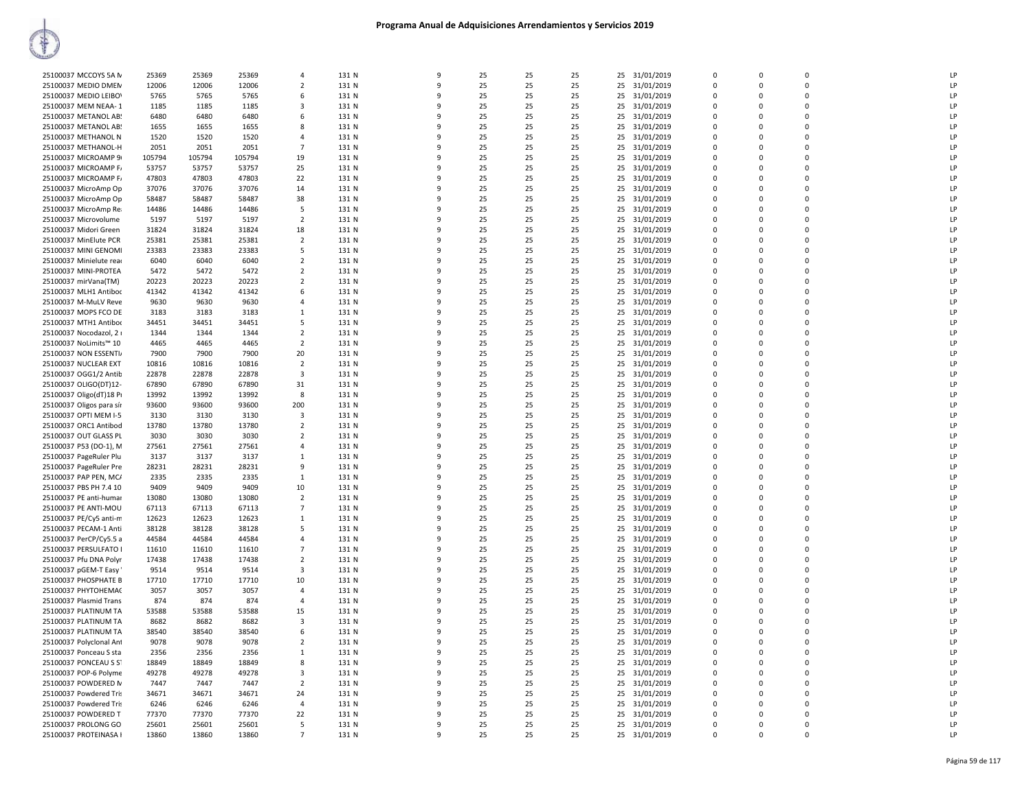| | | | | | | | | | | | | | | | | |
|---|---|---|---|---|---|---|---|---|---|---|---|---|---|---|---|---|
| 25100037 MCCOYS 5A M | 25369 | 25369 | 25369 | 4 | 131 N | 9 | 25 | 25 | 25 | 25 | 31/01/2019 | 0 | 0 | 0 | | LP |
| 25100037 MEDIO DMEM | 12006 | 12006 | 12006 | 2 | 131 N | 9 | 25 | 25 | 25 | 25 | 31/01/2019 | 0 | 0 | 0 | | LP |
| 25100037 MEDIO LEIBO\ | 5765 | 5765 | 5765 | 6 | 131 N | 9 | 25 | 25 | 25 | 25 | 31/01/2019 | 0 | 0 | 0 | | LP |
| 25100037 MEM NEAA- 1 | 1185 | 1185 | 1185 | 3 | 131 N | 9 | 25 | 25 | 25 | 25 | 31/01/2019 | 0 | 0 | 0 | | LP |
| 25100037 METANOL AB: | 6480 | 6480 | 6480 | 6 | 131 N | 9 | 25 | 25 | 25 | 25 | 31/01/2019 | 0 | 0 | 0 | | LP |
| 25100037 METANOL AB: | 1655 | 1655 | 1655 | 8 | 131 N | 9 | 25 | 25 | 25 | 25 | 31/01/2019 | 0 | 0 | 0 | | LP |
| 25100037 METHANOL N | 1520 | 1520 | 1520 | 4 | 131 N | 9 | 25 | 25 | 25 | 25 | 31/01/2019 | 0 | 0 | 0 | | LP |
| 25100037 METHANOL-H | 2051 | 2051 | 2051 | 7 | 131 N | 9 | 25 | 25 | 25 | 25 | 31/01/2019 | 0 | 0 | 0 | | LP |
| 25100037 MICROAMP 9 | 105794 | 105794 | 105794 | 19 | 131 N | 9 | 25 | 25 | 25 | 25 | 31/01/2019 | 0 | 0 | 0 | | LP |
| 25100037 MICROAMP F/ | 53757 | 53757 | 53757 | 25 | 131 N | 9 | 25 | 25 | 25 | 25 | 31/01/2019 | 0 | 0 | 0 | | LP |
| 25100037 MICROAMP F/ | 47803 | 47803 | 47803 | 22 | 131 N | 9 | 25 | 25 | 25 | 25 | 31/01/2019 | 0 | 0 | 0 | | LP |
| 25100037 MicroAmp Op | 37076 | 37076 | 37076 | 14 | 131 N | 9 | 25 | 25 | 25 | 25 | 31/01/2019 | 0 | 0 | 0 | | LP |
| 25100037 MicroAmp Op | 58487 | 58487 | 58487 | 38 | 131 N | 9 | 25 | 25 | 25 | 25 | 31/01/2019 | 0 | 0 | 0 | | LP |
| 25100037 MicroAmp Re | 14486 | 14486 | 14486 | 5 | 131 N | 9 | 25 | 25 | 25 | 25 | 31/01/2019 | 0 | 0 | 0 | | LP |
| 25100037 Microvolume | 5197 | 5197 | 5197 | 2 | 131 N | 9 | 25 | 25 | 25 | 25 | 31/01/2019 | 0 | 0 | 0 | | LP |
| 25100037 Midori Green | 31824 | 31824 | 31824 | 18 | 131 N | 9 | 25 | 25 | 25 | 25 | 31/01/2019 | 0 | 0 | 0 | | LP |
| 25100037 MinElute PCR | 25381 | 25381 | 25381 | 2 | 131 N | 9 | 25 | 25 | 25 | 25 | 31/01/2019 | 0 | 0 | 0 | | LP |
| 25100037 MINI GENOMI | 23383 | 23383 | 23383 | 5 | 131 N | 9 | 25 | 25 | 25 | 25 | 31/01/2019 | 0 | 0 | 0 | | LP |
| 25100037 Minielute rea | 6040 | 6040 | 6040 | 2 | 131 N | 9 | 25 | 25 | 25 | 25 | 31/01/2019 | 0 | 0 | 0 | | LP |
| 25100037 MINI-PROTEA | 5472 | 5472 | 5472 | 2 | 131 N | 9 | 25 | 25 | 25 | 25 | 31/01/2019 | 0 | 0 | 0 | | LP |
| 25100037 mirVana(TM) | 20223 | 20223 | 20223 | 2 | 131 N | 9 | 25 | 25 | 25 | 25 | 31/01/2019 | 0 | 0 | 0 | | LP |
| 25100037 MLH1 Antiboc | 41342 | 41342 | 41342 | 6 | 131 N | 9 | 25 | 25 | 25 | 25 | 31/01/2019 | 0 | 0 | 0 | | LP |
| 25100037 M-MuLV Reve | 9630 | 9630 | 9630 | 4 | 131 N | 9 | 25 | 25 | 25 | 25 | 31/01/2019 | 0 | 0 | 0 | | LP |
| 25100037 MOPS FCO DE | 3183 | 3183 | 3183 | 1 | 131 N | 9 | 25 | 25 | 25 | 25 | 31/01/2019 | 0 | 0 | 0 | | LP |
| 25100037 MTH1 Antiboc | 34451 | 34451 | 34451 | 5 | 131 N | 9 | 25 | 25 | 25 | 25 | 31/01/2019 | 0 | 0 | 0 | | LP |
| 25100037 Nocodazol, 2 | 1344 | 1344 | 1344 | 2 | 131 N | 9 | 25 | 25 | 25 | 25 | 31/01/2019 | 0 | 0 | 0 | | LP |
| 25100037 NoLimits™ 10 | 4465 | 4465 | 4465 | 2 | 131 N | 9 | 25 | 25 | 25 | 25 | 31/01/2019 | 0 | 0 | 0 | | LP |
| 25100037 NON ESSENTI/ | 7900 | 7900 | 7900 | 20 | 131 N | 9 | 25 | 25 | 25 | 25 | 31/01/2019 | 0 | 0 | 0 | | LP |
| 25100037 NUCLEAR EXT | 10816 | 10816 | 10816 | 2 | 131 N | 9 | 25 | 25 | 25 | 25 | 31/01/2019 | 0 | 0 | 0 | | LP |
| 25100037 OGG1/2 Antib | 22878 | 22878 | 22878 | 3 | 131 N | 9 | 25 | 25 | 25 | 25 | 31/01/2019 | 0 | 0 | 0 | | LP |
| 25100037 OLIGO(DT)12- | 67890 | 67890 | 67890 | 31 | 131 N | 9 | 25 | 25 | 25 | 25 | 31/01/2019 | 0 | 0 | 0 | | LP |
| 25100037 Oligo(dT)18 Pr | 13992 | 13992 | 13992 | 8 | 131 N | 9 | 25 | 25 | 25 | 25 | 31/01/2019 | 0 | 0 | 0 | | LP |
| 25100037 Oligos para sír | 93600 | 93600 | 93600 | 200 | 131 N | 9 | 25 | 25 | 25 | 25 | 31/01/2019 | 0 | 0 | 0 | | LP |
| 25100037 OPTI MEM I-5 | 3130 | 3130 | 3130 | 3 | 131 N | 9 | 25 | 25 | 25 | 25 | 31/01/2019 | 0 | 0 | 0 | | LP |
| 25100037 ORC1 Antibod | 13780 | 13780 | 13780 | 2 | 131 N | 9 | 25 | 25 | 25 | 25 | 31/01/2019 | 0 | 0 | 0 | | LP |
| 25100037 OUT GLASS PL | 3030 | 3030 | 3030 | 2 | 131 N | 9 | 25 | 25 | 25 | 25 | 31/01/2019 | 0 | 0 | 0 | | LP |
| 25100037 P53 (DO-1), M | 27561 | 27561 | 27561 | 4 | 131 N | 9 | 25 | 25 | 25 | 25 | 31/01/2019 | 0 | 0 | 0 | | LP |
| 25100037 PageRuler Plu | 3137 | 3137 | 3137 | 1 | 131 N | 9 | 25 | 25 | 25 | 25 | 31/01/2019 | 0 | 0 | 0 | | LP |
| 25100037 PageRuler Pre | 28231 | 28231 | 28231 | 9 | 131 N | 9 | 25 | 25 | 25 | 25 | 31/01/2019 | 0 | 0 | 0 | | LP |
| 25100037 PAP PEN, MC/ | 2335 | 2335 | 2335 | 1 | 131 N | 9 | 25 | 25 | 25 | 25 | 31/01/2019 | 0 | 0 | 0 | | LP |
| 25100037 PBS PH 7.4 10 | 9409 | 9409 | 9409 | 10 | 131 N | 9 | 25 | 25 | 25 | 25 | 31/01/2019 | 0 | 0 | 0 | | LP |
| 25100037 PE anti-humar | 13080 | 13080 | 13080 | 2 | 131 N | 9 | 25 | 25 | 25 | 25 | 31/01/2019 | 0 | 0 | 0 | | LP |
| 25100037 PE ANTI-MOU | 67113 | 67113 | 67113 | 7 | 131 N | 9 | 25 | 25 | 25 | 25 | 31/01/2019 | 0 | 0 | 0 | | LP |
| 25100037 PE/Cy5 anti-m | 12623 | 12623 | 12623 | 1 | 131 N | 9 | 25 | 25 | 25 | 25 | 31/01/2019 | 0 | 0 | 0 | | LP |
| 25100037 PECAM-1 Anti | 38128 | 38128 | 38128 | 5 | 131 N | 9 | 25 | 25 | 25 | 25 | 31/01/2019 | 0 | 0 | 0 | | LP |
| 25100037 PerCP/Cy5.5 a | 44584 | 44584 | 44584 | 4 | 131 N | 9 | 25 | 25 | 25 | 25 | 31/01/2019 | 0 | 0 | 0 | | LP |
| 25100037 PERSULFATO I | 11610 | 11610 | 11610 | 7 | 131 N | 9 | 25 | 25 | 25 | 25 | 31/01/2019 | 0 | 0 | 0 | | LP |
| 25100037 Pfu DNA Polyr | 17438 | 17438 | 17438 | 2 | 131 N | 9 | 25 | 25 | 25 | 25 | 31/01/2019 | 0 | 0 | 0 | | LP |
| 25100037 pGEM-T Easy | 9514 | 9514 | 9514 | 3 | 131 N | 9 | 25 | 25 | 25 | 25 | 31/01/2019 | 0 | 0 | 0 | | LP |
| 25100037 PHOSPHATE B | 17710 | 17710 | 17710 | 10 | 131 N | 9 | 25 | 25 | 25 | 25 | 31/01/2019 | 0 | 0 | 0 | | LP |
| 25100037 PHYTOHEMAC | 3057 | 3057 | 3057 | 4 | 131 N | 9 | 25 | 25 | 25 | 25 | 31/01/2019 | 0 | 0 | 0 | | LP |
| 25100037 Plasmid Trans | 874 | 874 | 874 | 4 | 131 N | 9 | 25 | 25 | 25 | 25 | 31/01/2019 | 0 | 0 | 0 | | LP |
| 25100037 PLATINUM TA | 53588 | 53588 | 53588 | 15 | 131 N | 9 | 25 | 25 | 25 | 25 | 31/01/2019 | 0 | 0 | 0 | | LP |
| 25100037 PLATINUM TA | 8682 | 8682 | 8682 | 3 | 131 N | 9 | 25 | 25 | 25 | 25 | 31/01/2019 | 0 | 0 | 0 | | LP |
| 25100037 PLATINUM TA | 38540 | 38540 | 38540 | 6 | 131 N | 9 | 25 | 25 | 25 | 25 | 31/01/2019 | 0 | 0 | 0 | | LP |
| 25100037 Polyclonal Ant | 9078 | 9078 | 9078 | 2 | 131 N | 9 | 25 | 25 | 25 | 25 | 31/01/2019 | 0 | 0 | 0 | | LP |
| 25100037 Ponceau S sta | 2356 | 2356 | 2356 | 1 | 131 N | 9 | 25 | 25 | 25 | 25 | 31/01/2019 | 0 | 0 | 0 | | LP |
| 25100037 PONCEAU S ST | 18849 | 18849 | 18849 | 8 | 131 N | 9 | 25 | 25 | 25 | 25 | 31/01/2019 | 0 | 0 | 0 | | LP |
| 25100037 POP-6 Polyme | 49278 | 49278 | 49278 | 3 | 131 N | 9 | 25 | 25 | 25 | 25 | 31/01/2019 | 0 | 0 | 0 | | LP |
| 25100037 POWDERED M | 7447 | 7447 | 7447 | 2 | 131 N | 9 | 25 | 25 | 25 | 25 | 31/01/2019 | 0 | 0 | 0 | | LP |
| 25100037 Powdered Tris | 34671 | 34671 | 34671 | 24 | 131 N | 9 | 25 | 25 | 25 | 25 | 31/01/2019 | 0 | 0 | 0 | | LP |
| 25100037 Powdered Tris | 6246 | 6246 | 6246 | 4 | 131 N | 9 | 25 | 25 | 25 | 25 | 31/01/2019 | 0 | 0 | 0 | | LP |
| 25100037 POWDERED T | 77370 | 77370 | 77370 | 22 | 131 N | 9 | 25 | 25 | 25 | 25 | 31/01/2019 | 0 | 0 | 0 | | LP |
| 25100037 PROLONG GO | 25601 | 25601 | 25601 | 5 | 131 N | 9 | 25 | 25 | 25 | 25 | 31/01/2019 | 0 | 0 | 0 | | LP |
| 25100037 PROTEINASA I | 13860 | 13860 | 13860 | 7 | 131 N | 9 | 25 | 25 | 25 | 25 | 31/01/2019 | 0 | 0 | 0 | | LP |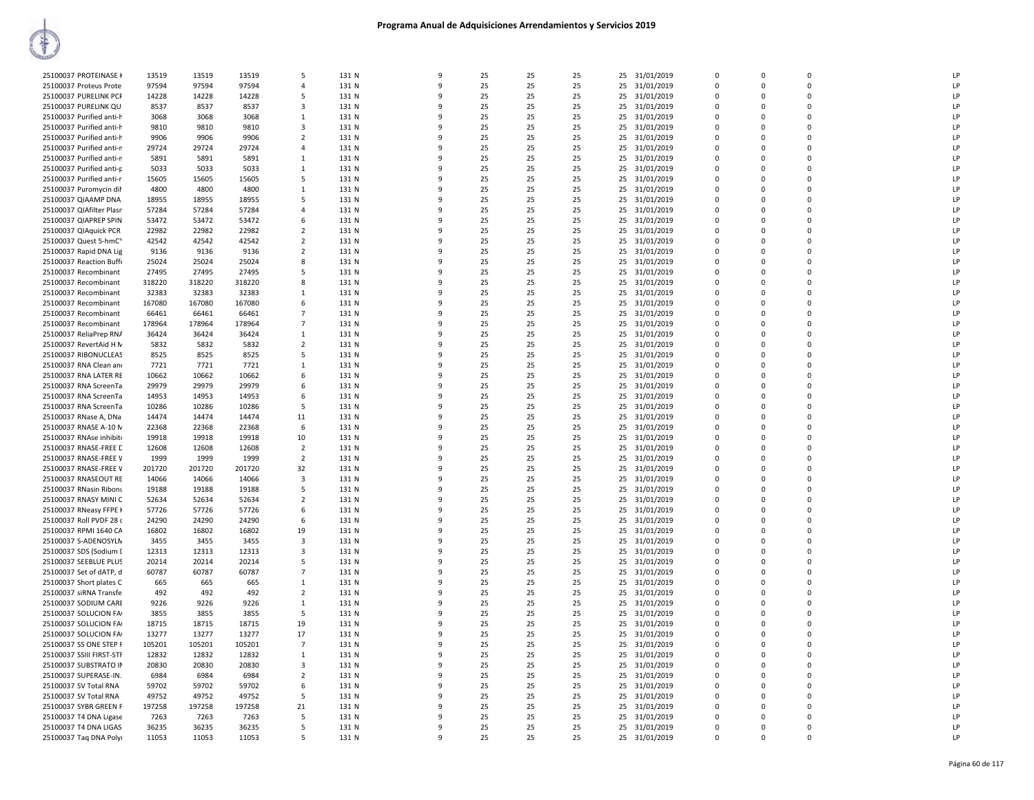# Programa Anual de Adquisiciones Arrendamientos y Servicios 2019

| | | | | | | | | | | | | | | | | |
|---|---|---|---|---|---|---|---|---|---|---|---|---|---|---|---|---|
| 25100037 PROTEINASE K | 13519 | 13519 | 13519 | 5 | 131 N | 9 | 25 | 25 | 25 | 25 | 31/01/2019 | 0 | 0 | 0 | | LP |
| 25100037 Proteus Prote | 97594 | 97594 | 97594 | 4 | 131 N | 9 | 25 | 25 | 25 | 25 | 31/01/2019 | 0 | 0 | 0 | | LP |
| 25100037 PURELINK PCF | 14228 | 14228 | 14228 | 5 | 131 N | 9 | 25 | 25 | 25 | 25 | 31/01/2019 | 0 | 0 | 0 | | LP |
| 25100037 PURELINK QU | 8537 | 8537 | 8537 | 3 | 131 N | 9 | 25 | 25 | 25 | 25 | 31/01/2019 | 0 | 0 | 0 | | LP |
| 25100037 Purified anti-h | 3068 | 3068 | 3068 | 1 | 131 N | 9 | 25 | 25 | 25 | 25 | 31/01/2019 | 0 | 0 | 0 | | LP |
| 25100037 Purified anti-h | 9810 | 9810 | 9810 | 3 | 131 N | 9 | 25 | 25 | 25 | 25 | 31/01/2019 | 0 | 0 | 0 | | LP |
| 25100037 Purified anti-h | 9906 | 9906 | 9906 | 2 | 131 N | 9 | 25 | 25 | 25 | 25 | 31/01/2019 | 0 | 0 | 0 | | LP |
| 25100037 Purified anti-n | 29724 | 29724 | 29724 | 4 | 131 N | 9 | 25 | 25 | 25 | 25 | 31/01/2019 | 0 | 0 | 0 | | LP |
| 25100037 Purified anti-n | 5891 | 5891 | 5891 | 1 | 131 N | 9 | 25 | 25 | 25 | 25 | 31/01/2019 | 0 | 0 | 0 | | LP |
| 25100037 Purified anti-p | 5033 | 5033 | 5033 | 1 | 131 N | 9 | 25 | 25 | 25 | 25 | 31/01/2019 | 0 | 0 | 0 | | LP |
| 25100037 Purified anti-r | 15605 | 15605 | 15605 | 5 | 131 N | 9 | 25 | 25 | 25 | 25 | 31/01/2019 | 0 | 0 | 0 | | LP |
| 25100037 Puromycin dih | 4800 | 4800 | 4800 | 1 | 131 N | 9 | 25 | 25 | 25 | 25 | 31/01/2019 | 0 | 0 | 0 | | LP |
| 25100037 QIAAMP DNA | 18955 | 18955 | 18955 | 5 | 131 N | 9 | 25 | 25 | 25 | 25 | 31/01/2019 | 0 | 0 | 0 | | LP |
| 25100037 QIAfilter Plasr | 57284 | 57284 | 57284 | 4 | 131 N | 9 | 25 | 25 | 25 | 25 | 31/01/2019 | 0 | 0 | 0 | | LP |
| 25100037 QIAPREP SPIN | 53472 | 53472 | 53472 | 6 | 131 N | 9 | 25 | 25 | 25 | 25 | 31/01/2019 | 0 | 0 | 0 | | LP |
| 25100037 QIAquick PCR | 22982 | 22982 | 22982 | 2 | 131 N | 9 | 25 | 25 | 25 | 25 | 31/01/2019 | 0 | 0 | 0 | | LP |
| 25100037 Quest 5-hmC" | 42542 | 42542 | 42542 | 2 | 131 N | 9 | 25 | 25 | 25 | 25 | 31/01/2019 | 0 | 0 | 0 | | LP |
| 25100037 Rapid DNA Lig | 9136 | 9136 | 9136 | 2 | 131 N | 9 | 25 | 25 | 25 | 25 | 31/01/2019 | 0 | 0 | 0 | | LP |
| 25100037 Reaction Buffe | 25024 | 25024 | 25024 | 8 | 131 N | 9 | 25 | 25 | 25 | 25 | 31/01/2019 | 0 | 0 | 0 | | LP |
| 25100037 Recombinant | 27495 | 27495 | 27495 | 5 | 131 N | 9 | 25 | 25 | 25 | 25 | 31/01/2019 | 0 | 0 | 0 | | LP |
| 25100037 Recombinant | 318220 | 318220 | 318220 | 8 | 131 N | 9 | 25 | 25 | 25 | 25 | 31/01/2019 | 0 | 0 | 0 | | LP |
| 25100037 Recombinant | 32383 | 32383 | 32383 | 1 | 131 N | 9 | 25 | 25 | 25 | 25 | 31/01/2019 | 0 | 0 | 0 | | LP |
| 25100037 Recombinant | 167080 | 167080 | 167080 | 6 | 131 N | 9 | 25 | 25 | 25 | 25 | 31/01/2019 | 0 | 0 | 0 | | LP |
| 25100037 Recombinant | 66461 | 66461 | 66461 | 7 | 131 N | 9 | 25 | 25 | 25 | 25 | 31/01/2019 | 0 | 0 | 0 | | LP |
| 25100037 Recombinant | 178964 | 178964 | 178964 | 7 | 131 N | 9 | 25 | 25 | 25 | 25 | 31/01/2019 | 0 | 0 | 0 | | LP |
| 25100037 ReliaPrep RNA | 36424 | 36424 | 36424 | 1 | 131 N | 9 | 25 | 25 | 25 | 25 | 31/01/2019 | 0 | 0 | 0 | | LP |
| 25100037 RevertAid H M | 5832 | 5832 | 5832 | 2 | 131 N | 9 | 25 | 25 | 25 | 25 | 31/01/2019 | 0 | 0 | 0 | | LP |
| 25100037 RIBONUCLEAS | 8525 | 8525 | 8525 | 5 | 131 N | 9 | 25 | 25 | 25 | 25 | 31/01/2019 | 0 | 0 | 0 | | LP |
| 25100037 RNA Clean and | 7721 | 7721 | 7721 | 1 | 131 N | 9 | 25 | 25 | 25 | 25 | 31/01/2019 | 0 | 0 | 0 | | LP |
| 25100037 RNA LATER RE | 10662 | 10662 | 10662 | 6 | 131 N | 9 | 25 | 25 | 25 | 25 | 31/01/2019 | 0 | 0 | 0 | | LP |
| 25100037 RNA ScreenTa | 29979 | 29979 | 29979 | 6 | 131 N | 9 | 25 | 25 | 25 | 25 | 31/01/2019 | 0 | 0 | 0 | | LP |
| 25100037 RNA ScreenTa | 14953 | 14953 | 14953 | 6 | 131 N | 9 | 25 | 25 | 25 | 25 | 31/01/2019 | 0 | 0 | 0 | | LP |
| 25100037 RNA ScreenTa | 10286 | 10286 | 10286 | 5 | 131 N | 9 | 25 | 25 | 25 | 25 | 31/01/2019 | 0 | 0 | 0 | | LP |
| 25100037 RNase A, DNa | 14474 | 14474 | 14474 | 11 | 131 N | 9 | 25 | 25 | 25 | 25 | 31/01/2019 | 0 | 0 | 0 | | LP |
| 25100037 RNASE A-10 M | 22368 | 22368 | 22368 | 6 | 131 N | 9 | 25 | 25 | 25 | 25 | 31/01/2019 | 0 | 0 | 0 | | LP |
| 25100037 RNAse inhibit | 19918 | 19918 | 19918 | 10 | 131 N | 9 | 25 | 25 | 25 | 25 | 31/01/2019 | 0 | 0 | 0 | | LP |
| 25100037 RNASE-FREE D | 12608 | 12608 | 12608 | 2 | 131 N | 9 | 25 | 25 | 25 | 25 | 31/01/2019 | 0 | 0 | 0 | | LP |
| 25100037 RNASE-FREE V | 1999 | 1999 | 1999 | 2 | 131 N | 9 | 25 | 25 | 25 | 25 | 31/01/2019 | 0 | 0 | 0 | | LP |
| 25100037 RNASE-FREE V | 201720 | 201720 | 201720 | 32 | 131 N | 9 | 25 | 25 | 25 | 25 | 31/01/2019 | 0 | 0 | 0 | | LP |
| 25100037 RNASEOUT RE | 14066 | 14066 | 14066 | 3 | 131 N | 9 | 25 | 25 | 25 | 25 | 31/01/2019 | 0 | 0 | 0 | | LP |
| 25100037 RNasin Ribonu | 19188 | 19188 | 19188 | 5 | 131 N | 9 | 25 | 25 | 25 | 25 | 31/01/2019 | 0 | 0 | 0 | | LP |
| 25100037 RNASY MINI C | 52634 | 52634 | 52634 | 2 | 131 N | 9 | 25 | 25 | 25 | 25 | 31/01/2019 | 0 | 0 | 0 | | LP |
| 25100037 RNeasy FFPE K | 57726 | 57726 | 57726 | 6 | 131 N | 9 | 25 | 25 | 25 | 25 | 31/01/2019 | 0 | 0 | 0 | | LP |
| 25100037 Roll PVDF 28 c | 24290 | 24290 | 24290 | 6 | 131 N | 9 | 25 | 25 | 25 | 25 | 31/01/2019 | 0 | 0 | 0 | | LP |
| 25100037 RPMI 1640 CA | 16802 | 16802 | 16802 | 19 | 131 N | 9 | 25 | 25 | 25 | 25 | 31/01/2019 | 0 | 0 | 0 | | LP |
| 25100037 S-ADENOSYLM | 3455 | 3455 | 3455 | 3 | 131 N | 9 | 25 | 25 | 25 | 25 | 31/01/2019 | 0 | 0 | 0 | | LP |
| 25100037 SDS (Sodium D | 12313 | 12313 | 12313 | 3 | 131 N | 9 | 25 | 25 | 25 | 25 | 31/01/2019 | 0 | 0 | 0 | | LP |
| 25100037 SEEBLUE PLUS | 20214 | 20214 | 20214 | 5 | 131 N | 9 | 25 | 25 | 25 | 25 | 31/01/2019 | 0 | 0 | 0 | | LP |
| 25100037 Set of dATP, d | 60787 | 60787 | 60787 | 7 | 131 N | 9 | 25 | 25 | 25 | 25 | 31/01/2019 | 0 | 0 | 0 | | LP |
| 25100037 Short plates C | 665 | 665 | 665 | 1 | 131 N | 9 | 25 | 25 | 25 | 25 | 31/01/2019 | 0 | 0 | 0 | | LP |
| 25100037 siRNA Transfe | 492 | 492 | 492 | 2 | 131 N | 9 | 25 | 25 | 25 | 25 | 31/01/2019 | 0 | 0 | 0 | | LP |
| 25100037 SODIUM CARE | 9226 | 9226 | 9226 | 1 | 131 N | 9 | 25 | 25 | 25 | 25 | 31/01/2019 | 0 | 0 | 0 | | LP |
| 25100037 SOLUCION FA | 3855 | 3855 | 3855 | 5 | 131 N | 9 | 25 | 25 | 25 | 25 | 31/01/2019 | 0 | 0 | 0 | | LP |
| 25100037 SOLUCION FA | 18715 | 18715 | 18715 | 19 | 131 N | 9 | 25 | 25 | 25 | 25 | 31/01/2019 | 0 | 0 | 0 | | LP |
| 25100037 SOLUCION FA | 13277 | 13277 | 13277 | 17 | 131 N | 9 | 25 | 25 | 25 | 25 | 31/01/2019 | 0 | 0 | 0 | | LP |
| 25100037 SS ONE STEP F | 105201 | 105201 | 105201 | 7 | 131 N | 9 | 25 | 25 | 25 | 25 | 31/01/2019 | 0 | 0 | 0 | | LP |
| 25100037 SSIII FIRST-STF | 12832 | 12832 | 12832 | 1 | 131 N | 9 | 25 | 25 | 25 | 25 | 31/01/2019 | 0 | 0 | 0 | | LP |
| 25100037 SUBSTRATO IN | 20830 | 20830 | 20830 | 3 | 131 N | 9 | 25 | 25 | 25 | 25 | 31/01/2019 | 0 | 0 | 0 | | LP |
| 25100037 SUPERASE-IN. | 6984 | 6984 | 6984 | 2 | 131 N | 9 | 25 | 25 | 25 | 25 | 31/01/2019 | 0 | 0 | 0 | | LP |
| 25100037 SV Total RNA | 59702 | 59702 | 59702 | 6 | 131 N | 9 | 25 | 25 | 25 | 25 | 31/01/2019 | 0 | 0 | 0 | | LP |
| 25100037 SV Total RNA | 49752 | 49752 | 49752 | 5 | 131 N | 9 | 25 | 25 | 25 | 25 | 31/01/2019 | 0 | 0 | 0 | | LP |
| 25100037 SYBR GREEN F | 197258 | 197258 | 197258 | 21 | 131 N | 9 | 25 | 25 | 25 | 25 | 31/01/2019 | 0 | 0 | 0 | | LP |
| 25100037 T4 DNA Ligase | 7263 | 7263 | 7263 | 5 | 131 N | 9 | 25 | 25 | 25 | 25 | 31/01/2019 | 0 | 0 | 0 | | LP |
| 25100037 T4 DNA LIGAS | 36235 | 36235 | 36235 | 5 | 131 N | 9 | 25 | 25 | 25 | 25 | 31/01/2019 | 0 | 0 | 0 | | LP |
| 25100037 Taq DNA Poly | 11053 | 11053 | 11053 | 5 | 131 N | 9 | 25 | 25 | 25 | 25 | 31/01/2019 | 0 | 0 | 0 | | LP |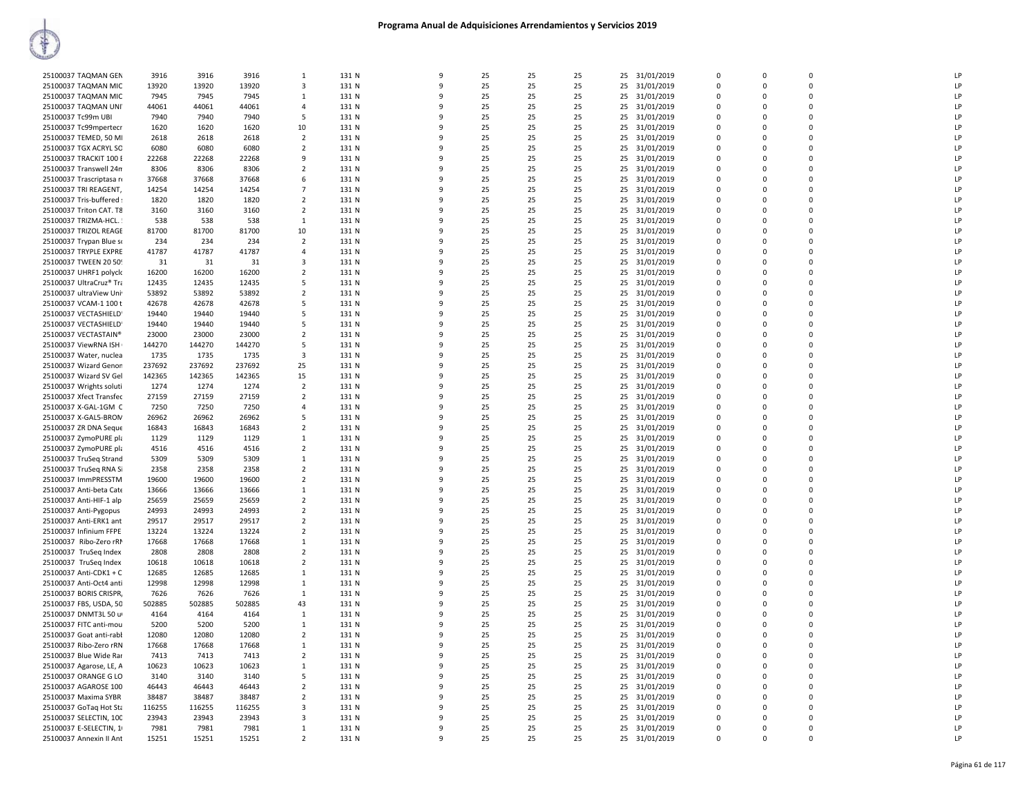# Programa Anual de Adquisiciones Arrendamientos y Servicios 2019

| | | | | | | | | | | | | | | | | |
|---|---|---|---|---|---|---|---|---|---|---|---|---|---|---|---|---|
| 25100037 TAQMAN GEN | 3916 | 3916 | 3916 | 1 | 131 N | 9 | 25 | 25 | 25 | 25 | 31/01/2019 | 0 | 0 | 0 | | LP |
| 25100037 TAQMAN MIC | 13920 | 13920 | 13920 | 3 | 131 N | 9 | 25 | 25 | 25 | 25 | 31/01/2019 | 0 | 0 | 0 | | LP |
| 25100037 TAQMAN MIC | 7945 | 7945 | 7945 | 1 | 131 N | 9 | 25 | 25 | 25 | 25 | 31/01/2019 | 0 | 0 | 0 | | LP |
| 25100037 TAQMAN UNI | 44061 | 44061 | 44061 | 4 | 131 N | 9 | 25 | 25 | 25 | 25 | 31/01/2019 | 0 | 0 | 0 | | LP |
| 25100037 Tc99m UBI | 7940 | 7940 | 7940 | 5 | 131 N | 9 | 25 | 25 | 25 | 25 | 31/01/2019 | 0 | 0 | 0 | | LP |
| 25100037 Tc99mpertecr | 1620 | 1620 | 1620 | 10 | 131 N | 9 | 25 | 25 | 25 | 25 | 31/01/2019 | 0 | 0 | 0 | | LP |
| 25100037 TEMED, 50 MI | 2618 | 2618 | 2618 | 2 | 131 N | 9 | 25 | 25 | 25 | 25 | 31/01/2019 | 0 | 0 | 0 | | LP |
| 25100037 TGX ACRYL SC | 6080 | 6080 | 6080 | 2 | 131 N | 9 | 25 | 25 | 25 | 25 | 31/01/2019 | 0 | 0 | 0 | | LP |
| 25100037 TRACKIT 100 E | 22268 | 22268 | 22268 | 9 | 131 N | 9 | 25 | 25 | 25 | 25 | 31/01/2019 | 0 | 0 | 0 | | LP |
| 25100037 Transwell 24n | 8306 | 8306 | 8306 | 2 | 131 N | 9 | 25 | 25 | 25 | 25 | 31/01/2019 | 0 | 0 | 0 | | LP |
| 25100037 Trascriptasa r | 37668 | 37668 | 37668 | 6 | 131 N | 9 | 25 | 25 | 25 | 25 | 31/01/2019 | 0 | 0 | 0 | | LP |
| 25100037 TRI REAGENT, | 14254 | 14254 | 14254 | 7 | 131 N | 9 | 25 | 25 | 25 | 25 | 31/01/2019 | 0 | 0 | 0 | | LP |
| 25100037 Tris-buffered | 1820 | 1820 | 1820 | 2 | 131 N | 9 | 25 | 25 | 25 | 25 | 31/01/2019 | 0 | 0 | 0 | | LP |
| 25100037 Triton CAT. T8 | 3160 | 3160 | 3160 | 2 | 131 N | 9 | 25 | 25 | 25 | 25 | 31/01/2019 | 0 | 0 | 0 | | LP |
| 25100037 TRIZMA-HCL. | 538 | 538 | 538 | 1 | 131 N | 9 | 25 | 25 | 25 | 25 | 31/01/2019 | 0 | 0 | 0 | | LP |
| 25100037 TRIZOL REAGE | 81700 | 81700 | 81700 | 10 | 131 N | 9 | 25 | 25 | 25 | 25 | 31/01/2019 | 0 | 0 | 0 | | LP |
| 25100037 Trypan Blue s | 234 | 234 | 234 | 2 | 131 N | 9 | 25 | 25 | 25 | 25 | 31/01/2019 | 0 | 0 | 0 | | LP |
| 25100037 TRYPLE EXPRE | 41787 | 41787 | 41787 | 4 | 131 N | 9 | 25 | 25 | 25 | 25 | 31/01/2019 | 0 | 0 | 0 | | LP |
| 25100037 TWEEN 20 50 | 31 | 31 | 31 | 3 | 131 N | 9 | 25 | 25 | 25 | 25 | 31/01/2019 | 0 | 0 | 0 | | LP |
| 25100037 UHRF1 polyclo | 16200 | 16200 | 16200 | 2 | 131 N | 9 | 25 | 25 | 25 | 25 | 31/01/2019 | 0 | 0 | 0 | | LP |
| 25100037 UltraCruz® Tra | 12435 | 12435 | 12435 | 5 | 131 N | 9 | 25 | 25 | 25 | 25 | 31/01/2019 | 0 | 0 | 0 | | LP |
| 25100037 ultraView Uni | 53892 | 53892 | 53892 | 2 | 131 N | 9 | 25 | 25 | 25 | 25 | 31/01/2019 | 0 | 0 | 0 | | LP |
| 25100037 VCAM-1 100 t | 42678 | 42678 | 42678 | 5 | 131 N | 9 | 25 | 25 | 25 | 25 | 31/01/2019 | 0 | 0 | 0 | | LP |
| 25100037 VECTASHIELD | 19440 | 19440 | 19440 | 5 | 131 N | 9 | 25 | 25 | 25 | 25 | 31/01/2019 | 0 | 0 | 0 | | LP |
| 25100037 VECTASHIELD | 19440 | 19440 | 19440 | 5 | 131 N | 9 | 25 | 25 | 25 | 25 | 31/01/2019 | 0 | 0 | 0 | | LP |
| 25100037 VECTASTAIN® | 23000 | 23000 | 23000 | 2 | 131 N | 9 | 25 | 25 | 25 | 25 | 31/01/2019 | 0 | 0 | 0 | | LP |
| 25100037 ViewRNA ISH | 144270 | 144270 | 144270 | 5 | 131 N | 9 | 25 | 25 | 25 | 25 | 31/01/2019 | 0 | 0 | 0 | | LP |
| 25100037 Water, nuclea | 1735 | 1735 | 1735 | 3 | 131 N | 9 | 25 | 25 | 25 | 25 | 31/01/2019 | 0 | 0 | 0 | | LP |
| 25100037 Wizard Genon | 237692 | 237692 | 237692 | 25 | 131 N | 9 | 25 | 25 | 25 | 25 | 31/01/2019 | 0 | 0 | 0 | | LP |
| 25100037 Wizard SV Gel | 142365 | 142365 | 142365 | 15 | 131 N | 9 | 25 | 25 | 25 | 25 | 31/01/2019 | 0 | 0 | 0 | | LP |
| 25100037 Wrights soluti | 1274 | 1274 | 1274 | 2 | 131 N | 9 | 25 | 25 | 25 | 25 | 31/01/2019 | 0 | 0 | 0 | | LP |
| 25100037 Xfect Transfec | 27159 | 27159 | 27159 | 2 | 131 N | 9 | 25 | 25 | 25 | 25 | 31/01/2019 | 0 | 0 | 0 | | LP |
| 25100037 X-GAL-1GM C | 7250 | 7250 | 7250 | 4 | 131 N | 9 | 25 | 25 | 25 | 25 | 31/01/2019 | 0 | 0 | 0 | | LP |
| 25100037 X-GAL5-BROM | 26962 | 26962 | 26962 | 5 | 131 N | 9 | 25 | 25 | 25 | 25 | 31/01/2019 | 0 | 0 | 0 | | LP |
| 25100037 ZR DNA Seque | 16843 | 16843 | 16843 | 2 | 131 N | 9 | 25 | 25 | 25 | 25 | 31/01/2019 | 0 | 0 | 0 | | LP |
| 25100037 ZymoPURE pl | 1129 | 1129 | 1129 | 1 | 131 N | 9 | 25 | 25 | 25 | 25 | 31/01/2019 | 0 | 0 | 0 | | LP |
| 25100037 ZymoPURE pl | 4516 | 4516 | 4516 | 2 | 131 N | 9 | 25 | 25 | 25 | 25 | 31/01/2019 | 0 | 0 | 0 | | LP |
| 25100037 TruSeq Strand | 5309 | 5309 | 5309 | 1 | 131 N | 9 | 25 | 25 | 25 | 25 | 31/01/2019 | 0 | 0 | 0 | | LP |
| 25100037 TruSeq RNA S | 2358 | 2358 | 2358 | 2 | 131 N | 9 | 25 | 25 | 25 | 25 | 31/01/2019 | 0 | 0 | 0 | | LP |
| 25100037 ImmPRESSTM | 19600 | 19600 | 19600 | 2 | 131 N | 9 | 25 | 25 | 25 | 25 | 31/01/2019 | 0 | 0 | 0 | | LP |
| 25100037 Anti-beta Cate | 13666 | 13666 | 13666 | 1 | 131 N | 9 | 25 | 25 | 25 | 25 | 31/01/2019 | 0 | 0 | 0 | | LP |
| 25100037 Anti-HIF-1 alp | 25659 | 25659 | 25659 | 2 | 131 N | 9 | 25 | 25 | 25 | 25 | 31/01/2019 | 0 | 0 | 0 | | LP |
| 25100037 Anti-Pygopus | 24993 | 24993 | 24993 | 2 | 131 N | 9 | 25 | 25 | 25 | 25 | 31/01/2019 | 0 | 0 | 0 | | LP |
| 25100037 Anti-ERK1 ant | 29517 | 29517 | 29517 | 2 | 131 N | 9 | 25 | 25 | 25 | 25 | 31/01/2019 | 0 | 0 | 0 | | LP |
| 25100037 Infinium FFPE | 13224 | 13224 | 13224 | 2 | 131 N | 9 | 25 | 25 | 25 | 25 | 31/01/2019 | 0 | 0 | 0 | | LP |
| 25100037 Ribo-Zero rR | 17668 | 17668 | 17668 | 1 | 131 N | 9 | 25 | 25 | 25 | 25 | 31/01/2019 | 0 | 0 | 0 | | LP |
| 25100037 TruSeq Index | 2808 | 2808 | 2808 | 2 | 131 N | 9 | 25 | 25 | 25 | 25 | 31/01/2019 | 0 | 0 | 0 | | LP |
| 25100037 TruSeq Index | 10618 | 10618 | 10618 | 2 | 131 N | 9 | 25 | 25 | 25 | 25 | 31/01/2019 | 0 | 0 | 0 | | LP |
| 25100037 Anti-CDK1 + C | 12685 | 12685 | 12685 | 1 | 131 N | 9 | 25 | 25 | 25 | 25 | 31/01/2019 | 0 | 0 | 0 | | LP |
| 25100037 Anti-Oct4 anti | 12998 | 12998 | 12998 | 1 | 131 N | 9 | 25 | 25 | 25 | 25 | 31/01/2019 | 0 | 0 | 0 | | LP |
| 25100037 BORIS CRISPR, | 7626 | 7626 | 7626 | 1 | 131 N | 9 | 25 | 25 | 25 | 25 | 31/01/2019 | 0 | 0 | 0 | | LP |
| 25100037 FBS, USDA, 50 | 502885 | 502885 | 502885 | 43 | 131 N | 9 | 25 | 25 | 25 | 25 | 31/01/2019 | 0 | 0 | 0 | | LP |
| 25100037 DNMT3L 50 u | 4164 | 4164 | 4164 | 1 | 131 N | 9 | 25 | 25 | 25 | 25 | 31/01/2019 | 0 | 0 | 0 | | LP |
| 25100037 FITC anti-mou | 5200 | 5200 | 5200 | 1 | 131 N | 9 | 25 | 25 | 25 | 25 | 31/01/2019 | 0 | 0 | 0 | | LP |
| 25100037 Goat anti-rabl | 12080 | 12080 | 12080 | 2 | 131 N | 9 | 25 | 25 | 25 | 25 | 31/01/2019 | 0 | 0 | 0 | | LP |
| 25100037 Ribo-Zero rRN | 17668 | 17668 | 17668 | 1 | 131 N | 9 | 25 | 25 | 25 | 25 | 31/01/2019 | 0 | 0 | 0 | | LP |
| 25100037 Blue Wide Rar | 7413 | 7413 | 7413 | 2 | 131 N | 9 | 25 | 25 | 25 | 25 | 31/01/2019 | 0 | 0 | 0 | | LP |
| 25100037 Agarose, LE, A | 10623 | 10623 | 10623 | 1 | 131 N | 9 | 25 | 25 | 25 | 25 | 31/01/2019 | 0 | 0 | 0 | | LP |
| 25100037 ORANGE G LO | 3140 | 3140 | 3140 | 5 | 131 N | 9 | 25 | 25 | 25 | 25 | 31/01/2019 | 0 | 0 | 0 | | LP |
| 25100037 AGAROSE 100 | 46443 | 46443 | 46443 | 2 | 131 N | 9 | 25 | 25 | 25 | 25 | 31/01/2019 | 0 | 0 | 0 | | LP |
| 25100037 Maxima SYBR | 38487 | 38487 | 38487 | 2 | 131 N | 9 | 25 | 25 | 25 | 25 | 31/01/2019 | 0 | 0 | 0 | | LP |
| 25100037 GoTaq Hot Sta | 116255 | 116255 | 116255 | 3 | 131 N | 9 | 25 | 25 | 25 | 25 | 31/01/2019 | 0 | 0 | 0 | | LP |
| 25100037 SELECTIN, 100 | 23943 | 23943 | 23943 | 3 | 131 N | 9 | 25 | 25 | 25 | 25 | 31/01/2019 | 0 | 0 | 0 | | LP |
| 25100037 E-SELECTIN, 1 | 7981 | 7981 | 7981 | 1 | 131 N | 9 | 25 | 25 | 25 | 25 | 31/01/2019 | 0 | 0 | 0 | | LP |
| 25100037 Annexin II Ant | 15251 | 15251 | 15251 | 2 | 131 N | 9 | 25 | 25 | 25 | 25 | 31/01/2019 | 0 | 0 | 0 | | LP |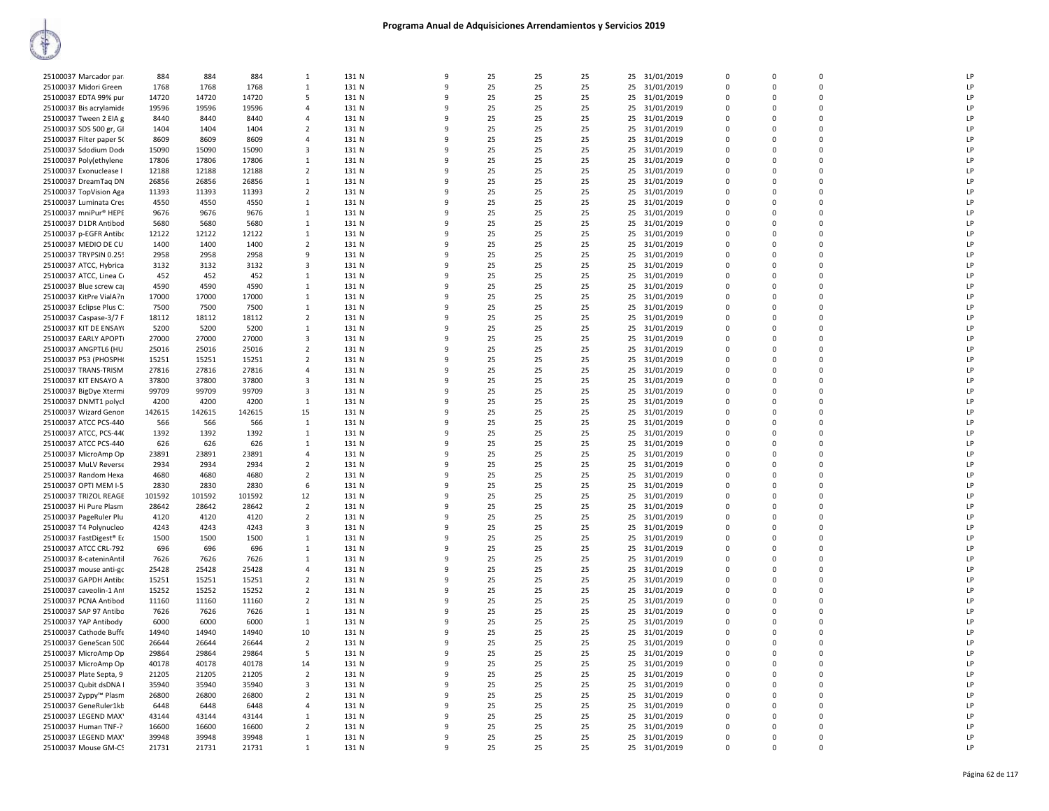# Programa Anual de Adquisiciones Arrendamientos y Servicios 2019

| | | | | | | | | | | | | | | | | |
|---|---|---|---|---|---|---|---|---|---|---|---|---|---|---|---|---|
| 25100037 Marcador par | 884 | 884 | 884 | 1 | 131 N | 9 | 25 | 25 | 25 | 25 | 31/01/2019 | 0 | 0 | 0 | | LP |
| 25100037 Midori Green | 1768 | 1768 | 1768 | 1 | 131 N | 9 | 25 | 25 | 25 | 25 | 31/01/2019 | 0 | 0 | 0 | | LP |
| 25100037 EDTA 99% pur | 14720 | 14720 | 14720 | 5 | 131 N | 9 | 25 | 25 | 25 | 25 | 31/01/2019 | 0 | 0 | 0 | | LP |
| 25100037 Bis acrylamide | 19596 | 19596 | 19596 | 4 | 131 N | 9 | 25 | 25 | 25 | 25 | 31/01/2019 | 0 | 0 | 0 | | LP |
| 25100037 Tween 2 EIA g | 8440 | 8440 | 8440 | 4 | 131 N | 9 | 25 | 25 | 25 | 25 | 31/01/2019 | 0 | 0 | 0 | | LP |
| 25100037 SDS 500 gr, GI | 1404 | 1404 | 1404 | 2 | 131 N | 9 | 25 | 25 | 25 | 25 | 31/01/2019 | 0 | 0 | 0 | | LP |
| 25100037 Filter paper 5( | 8609 | 8609 | 8609 | 4 | 131 N | 9 | 25 | 25 | 25 | 25 | 31/01/2019 | 0 | 0 | 0 | | LP |
| 25100037 Sdodium Dod | 15090 | 15090 | 15090 | 3 | 131 N | 9 | 25 | 25 | 25 | 25 | 31/01/2019 | 0 | 0 | 0 | | LP |
| 25100037 Poly(ethylene | 17806 | 17806 | 17806 | 1 | 131 N | 9 | 25 | 25 | 25 | 25 | 31/01/2019 | 0 | 0 | 0 | | LP |
| 25100037 Exonuclease I | 12188 | 12188 | 12188 | 2 | 131 N | 9 | 25 | 25 | 25 | 25 | 31/01/2019 | 0 | 0 | 0 | | LP |
| 25100037 DreamTaq DN | 26856 | 26856 | 26856 | 1 | 131 N | 9 | 25 | 25 | 25 | 25 | 31/01/2019 | 0 | 0 | 0 | | LP |
| 25100037 TopVision Aga | 11393 | 11393 | 11393 | 2 | 131 N | 9 | 25 | 25 | 25 | 25 | 31/01/2019 | 0 | 0 | 0 | | LP |
| 25100037 Luminata Cres | 4550 | 4550 | 4550 | 1 | 131 N | 9 | 25 | 25 | 25 | 25 | 31/01/2019 | 0 | 0 | 0 | | LP |
| 25100037 mniPur® HEPE | 9676 | 9676 | 9676 | 1 | 131 N | 9 | 25 | 25 | 25 | 25 | 31/01/2019 | 0 | 0 | 0 | | LP |
| 25100037 D1DR Antibod | 5680 | 5680 | 5680 | 1 | 131 N | 9 | 25 | 25 | 25 | 25 | 31/01/2019 | 0 | 0 | 0 | | LP |
| 25100037 p-EGFR Antibo | 12122 | 12122 | 12122 | 1 | 131 N | 9 | 25 | 25 | 25 | 25 | 31/01/2019 | 0 | 0 | 0 | | LP |
| 25100037 MEDIO DE CU | 1400 | 1400 | 1400 | 2 | 131 N | 9 | 25 | 25 | 25 | 25 | 31/01/2019 | 0 | 0 | 0 | | LP |
| 25100037 TRYPSIN 0.259 | 2958 | 2958 | 2958 | 9 | 131 N | 9 | 25 | 25 | 25 | 25 | 31/01/2019 | 0 | 0 | 0 | | LP |
| 25100037 ATCC, Hybrica | 3132 | 3132 | 3132 | 3 | 131 N | 9 | 25 | 25 | 25 | 25 | 31/01/2019 | 0 | 0 | 0 | | LP |
| 25100037 ATCC, Linea C | 452 | 452 | 452 | 1 | 131 N | 9 | 25 | 25 | 25 | 25 | 31/01/2019 | 0 | 0 | 0 | | LP |
| 25100037 Blue screw ca | 4590 | 4590 | 4590 | 1 | 131 N | 9 | 25 | 25 | 25 | 25 | 31/01/2019 | 0 | 0 | 0 | | LP |
| 25100037 KitPre VialA?n | 17000 | 17000 | 17000 | 1 | 131 N | 9 | 25 | 25 | 25 | 25 | 31/01/2019 | 0 | 0 | 0 | | LP |
| 25100037 Eclipse Plus C | 7500 | 7500 | 7500 | 1 | 131 N | 9 | 25 | 25 | 25 | 25 | 31/01/2019 | 0 | 0 | 0 | | LP |
| 25100037 Caspase-3/7 F | 18112 | 18112 | 18112 | 2 | 131 N | 9 | 25 | 25 | 25 | 25 | 31/01/2019 | 0 | 0 | 0 | | LP |
| 25100037 KIT DE ENSAY | 5200 | 5200 | 5200 | 1 | 131 N | 9 | 25 | 25 | 25 | 25 | 31/01/2019 | 0 | 0 | 0 | | LP |
| 25100037 EARLY APOPT | 27000 | 27000 | 27000 | 3 | 131 N | 9 | 25 | 25 | 25 | 25 | 31/01/2019 | 0 | 0 | 0 | | LP |
| 25100037 ANGPTL6 (HU | 25016 | 25016 | 25016 | 2 | 131 N | 9 | 25 | 25 | 25 | 25 | 31/01/2019 | 0 | 0 | 0 | | LP |
| 25100037 P53 (PHOSPH | 15251 | 15251 | 15251 | 2 | 131 N | 9 | 25 | 25 | 25 | 25 | 31/01/2019 | 0 | 0 | 0 | | LP |
| 25100037 TRANS-TRISM | 27816 | 27816 | 27816 | 4 | 131 N | 9 | 25 | 25 | 25 | 25 | 31/01/2019 | 0 | 0 | 0 | | LP |
| 25100037 KIT ENSAYO A | 37800 | 37800 | 37800 | 3 | 131 N | 9 | 25 | 25 | 25 | 25 | 31/01/2019 | 0 | 0 | 0 | | LP |
| 25100037 BigDye Xtermi | 99709 | 99709 | 99709 | 3 | 131 N | 9 | 25 | 25 | 25 | 25 | 31/01/2019 | 0 | 0 | 0 | | LP |
| 25100037 DNMT1 polycl | 4200 | 4200 | 4200 | 1 | 131 N | 9 | 25 | 25 | 25 | 25 | 31/01/2019 | 0 | 0 | 0 | | LP |
| 25100037 Wizard Genon | 142615 | 142615 | 142615 | 15 | 131 N | 9 | 25 | 25 | 25 | 25 | 31/01/2019 | 0 | 0 | 0 | | LP |
| 25100037 ATCC PCS-440 | 566 | 566 | 566 | 1 | 131 N | 9 | 25 | 25 | 25 | 25 | 31/01/2019 | 0 | 0 | 0 | | LP |
| 25100037 ATCC, PCS-44 | 1392 | 1392 | 1392 | 1 | 131 N | 9 | 25 | 25 | 25 | 25 | 31/01/2019 | 0 | 0 | 0 | | LP |
| 25100037 ATCC PCS-440 | 626 | 626 | 626 | 1 | 131 N | 9 | 25 | 25 | 25 | 25 | 31/01/2019 | 0 | 0 | 0 | | LP |
| 25100037 MicroAmp Op | 23891 | 23891 | 23891 | 4 | 131 N | 9 | 25 | 25 | 25 | 25 | 31/01/2019 | 0 | 0 | 0 | | LP |
| 25100037 MuLV Reverse | 2934 | 2934 | 2934 | 2 | 131 N | 9 | 25 | 25 | 25 | 25 | 31/01/2019 | 0 | 0 | 0 | | LP |
| 25100037 Random Hexa | 4680 | 4680 | 4680 | 2 | 131 N | 9 | 25 | 25 | 25 | 25 | 31/01/2019 | 0 | 0 | 0 | | LP |
| 25100037 OPTI MEM I-5 | 2830 | 2830 | 2830 | 6 | 131 N | 9 | 25 | 25 | 25 | 25 | 31/01/2019 | 0 | 0 | 0 | | LP |
| 25100037 TRIZOL REAGE | 101592 | 101592 | 101592 | 12 | 131 N | 9 | 25 | 25 | 25 | 25 | 31/01/2019 | 0 | 0 | 0 | | LP |
| 25100037 Hi Pure Plasm | 28642 | 28642 | 28642 | 2 | 131 N | 9 | 25 | 25 | 25 | 25 | 31/01/2019 | 0 | 0 | 0 | | LP |
| 25100037 PageRuler Plu | 4120 | 4120 | 4120 | 2 | 131 N | 9 | 25 | 25 | 25 | 25 | 31/01/2019 | 0 | 0 | 0 | | LP |
| 25100037 T4 Polynucleo | 4243 | 4243 | 4243 | 3 | 131 N | 9 | 25 | 25 | 25 | 25 | 31/01/2019 | 0 | 0 | 0 | | LP |
| 25100037 FastDigest® E | 1500 | 1500 | 1500 | 1 | 131 N | 9 | 25 | 25 | 25 | 25 | 31/01/2019 | 0 | 0 | 0 | | LP |
| 25100037 ATCC CRL-792 | 696 | 696 | 696 | 1 | 131 N | 9 | 25 | 25 | 25 | 25 | 31/01/2019 | 0 | 0 | 0 | | LP |
| 25100037 ß-cateninAntil | 7626 | 7626 | 7626 | 1 | 131 N | 9 | 25 | 25 | 25 | 25 | 31/01/2019 | 0 | 0 | 0 | | LP |
| 25100037 mouse anti-go | 25428 | 25428 | 25428 | 4 | 131 N | 9 | 25 | 25 | 25 | 25 | 31/01/2019 | 0 | 0 | 0 | | LP |
| 25100037 GAPDH Antibo | 15251 | 15251 | 15251 | 2 | 131 N | 9 | 25 | 25 | 25 | 25 | 31/01/2019 | 0 | 0 | 0 | | LP |
| 25100037 caveolin-1 Ant | 15252 | 15252 | 15252 | 2 | 131 N | 9 | 25 | 25 | 25 | 25 | 31/01/2019 | 0 | 0 | 0 | | LP |
| 25100037 PCNA Antibod | 11160 | 11160 | 11160 | 2 | 131 N | 9 | 25 | 25 | 25 | 25 | 31/01/2019 | 0 | 0 | 0 | | LP |
| 25100037 SAP 97 Antibo | 7626 | 7626 | 7626 | 1 | 131 N | 9 | 25 | 25 | 25 | 25 | 31/01/2019 | 0 | 0 | 0 | | LP |
| 25100037 YAP Antibody | 6000 | 6000 | 6000 | 1 | 131 N | 9 | 25 | 25 | 25 | 25 | 31/01/2019 | 0 | 0 | 0 | | LP |
| 25100037 Cathode Buffe | 14940 | 14940 | 14940 | 10 | 131 N | 9 | 25 | 25 | 25 | 25 | 31/01/2019 | 0 | 0 | 0 | | LP |
| 25100037 GeneScan 500 | 26644 | 26644 | 26644 | 2 | 131 N | 9 | 25 | 25 | 25 | 25 | 31/01/2019 | 0 | 0 | 0 | | LP |
| 25100037 MicroAmp Op | 29864 | 29864 | 29864 | 5 | 131 N | 9 | 25 | 25 | 25 | 25 | 31/01/2019 | 0 | 0 | 0 | | LP |
| 25100037 MicroAmp Op | 40178 | 40178 | 40178 | 14 | 131 N | 9 | 25 | 25 | 25 | 25 | 31/01/2019 | 0 | 0 | 0 | | LP |
| 25100037 Plate Septa, 9 | 21205 | 21205 | 21205 | 2 | 131 N | 9 | 25 | 25 | 25 | 25 | 31/01/2019 | 0 | 0 | 0 | | LP |
| 25100037 Qubit dsDNA | 35940 | 35940 | 35940 | 3 | 131 N | 9 | 25 | 25 | 25 | 25 | 31/01/2019 | 0 | 0 | 0 | | LP |
| 25100037 Zyppy™ Plasm | 26800 | 26800 | 26800 | 2 | 131 N | 9 | 25 | 25 | 25 | 25 | 31/01/2019 | 0 | 0 | 0 | | LP |
| 25100037 GeneRuler1kb | 6448 | 6448 | 6448 | 4 | 131 N | 9 | 25 | 25 | 25 | 25 | 31/01/2019 | 0 | 0 | 0 | | LP |
| 25100037 LEGEND MAX | 43144 | 43144 | 43144 | 1 | 131 N | 9 | 25 | 25 | 25 | 25 | 31/01/2019 | 0 | 0 | 0 | | LP |
| 25100037 Human TNF-? | 16600 | 16600 | 16600 | 2 | 131 N | 9 | 25 | 25 | 25 | 25 | 31/01/2019 | 0 | 0 | 0 | | LP |
| 25100037 LEGEND MAX | 39948 | 39948 | 39948 | 1 | 131 N | 9 | 25 | 25 | 25 | 25 | 31/01/2019 | 0 | 0 | 0 | | LP |
| 25100037 Mouse GM-CS | 21731 | 21731 | 21731 | 1 | 131 N | 9 | 25 | 25 | 25 | 25 | 31/01/2019 | 0 | 0 | 0 | | LP |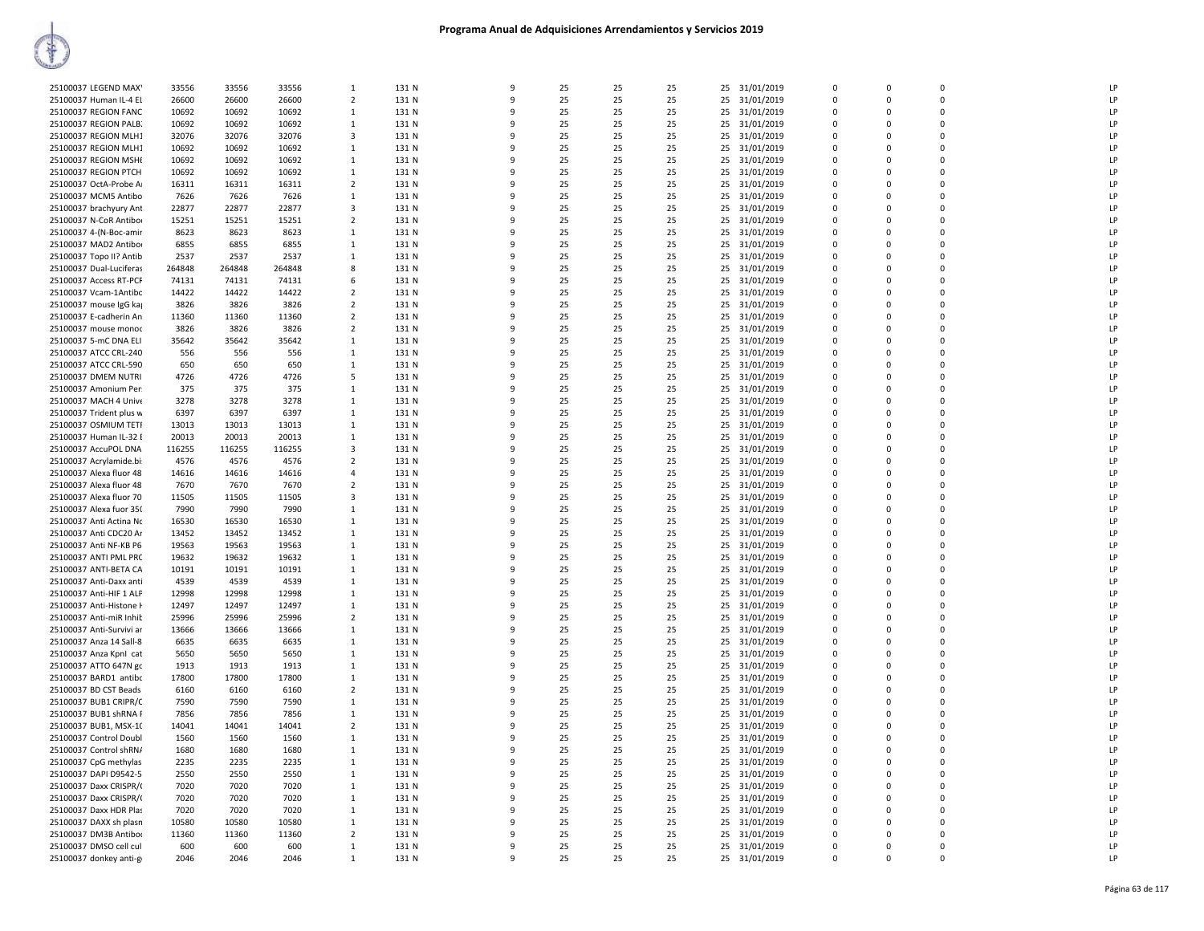# Programa Anual de Adquisiciones Arrendamientos y Servicios 2019

| | | | | | | | | | | | | | | | | |
|---|---|---|---|---|---|---|---|---|---|---|---|---|---|---|---|---|
| 25100037 LEGEND MAX' | 33556 | 33556 | 33556 | 1 | 131 N | 9 | 25 | 25 | 25 | 25 | 31/01/2019 | 0 | 0 | 0 | LP |
| 25100037 Human IL-4 EL | 26600 | 26600 | 26600 | 2 | 131 N | 9 | 25 | 25 | 25 | 25 | 31/01/2019 | 0 | 0 | 0 | LP |
| 25100037 REGION FANC | 10692 | 10692 | 10692 | 1 | 131 N | 9 | 25 | 25 | 25 | 25 | 31/01/2019 | 0 | 0 | 0 | LP |
| 25100037 REGION PALB | 10692 | 10692 | 10692 | 1 | 131 N | 9 | 25 | 25 | 25 | 25 | 31/01/2019 | 0 | 0 | 0 | LP |
| 25100037 REGION MLH1 | 32076 | 32076 | 32076 | 3 | 131 N | 9 | 25 | 25 | 25 | 25 | 31/01/2019 | 0 | 0 | 0 | LP |
| 25100037 REGION MLH1 | 10692 | 10692 | 10692 | 1 | 131 N | 9 | 25 | 25 | 25 | 25 | 31/01/2019 | 0 | 0 | 0 | LP |
| 25100037 REGION MSH6 | 10692 | 10692 | 10692 | 1 | 131 N | 9 | 25 | 25 | 25 | 25 | 31/01/2019 | 0 | 0 | 0 | LP |
| 25100037 REGION PTCH | 10692 | 10692 | 10692 | 1 | 131 N | 9 | 25 | 25 | 25 | 25 | 31/01/2019 | 0 | 0 | 0 | LP |
| 25100037 OctA-Probe A | 16311 | 16311 | 16311 | 2 | 131 N | 9 | 25 | 25 | 25 | 25 | 31/01/2019 | 0 | 0 | 0 | LP |
| 25100037 MCM5 Antibo | 7626 | 7626 | 7626 | 1 | 131 N | 9 | 25 | 25 | 25 | 25 | 31/01/2019 | 0 | 0 | 0 | LP |
| 25100037 brachyury Ant | 22877 | 22877 | 22877 | 3 | 131 N | 9 | 25 | 25 | 25 | 25 | 31/01/2019 | 0 | 0 | 0 | LP |
| 25100037 N-CoR Antibo | 15251 | 15251 | 15251 | 2 | 131 N | 9 | 25 | 25 | 25 | 25 | 31/01/2019 | 0 | 0 | 0 | LP |
| 25100037 4-(N-Boc-amir | 8623 | 8623 | 8623 | 1 | 131 N | 9 | 25 | 25 | 25 | 25 | 31/01/2019 | 0 | 0 | 0 | LP |
| 25100037 MAD2 Antibo | 6855 | 6855 | 6855 | 1 | 131 N | 9 | 25 | 25 | 25 | 25 | 31/01/2019 | 0 | 0 | 0 | LP |
| 25100037 Topo II? Antib | 2537 | 2537 | 2537 | 1 | 131 N | 9 | 25 | 25 | 25 | 25 | 31/01/2019 | 0 | 0 | 0 | LP |
| 25100037 Dual-Luciferas | 264848 | 264848 | 264848 | 8 | 131 N | 9 | 25 | 25 | 25 | 25 | 31/01/2019 | 0 | 0 | 0 | LP |
| 25100037 Access RT-PCF | 74131 | 74131 | 74131 | 6 | 131 N | 9 | 25 | 25 | 25 | 25 | 31/01/2019 | 0 | 0 | 0 | LP |
| 25100037 Vcam-1Antibo | 14422 | 14422 | 14422 | 2 | 131 N | 9 | 25 | 25 | 25 | 25 | 31/01/2019 | 0 | 0 | 0 | LP |
| 25100037 mouse IgG ka | 3826 | 3826 | 3826 | 2 | 131 N | 9 | 25 | 25 | 25 | 25 | 31/01/2019 | 0 | 0 | 0 | LP |
| 25100037 E-cadherin An | 11360 | 11360 | 11360 | 2 | 131 N | 9 | 25 | 25 | 25 | 25 | 31/01/2019 | 0 | 0 | 0 | LP |
| 25100037 mouse monoc | 3826 | 3826 | 3826 | 2 | 131 N | 9 | 25 | 25 | 25 | 25 | 31/01/2019 | 0 | 0 | 0 | LP |
| 25100037 5-mC DNA ELI | 35642 | 35642 | 35642 | 1 | 131 N | 9 | 25 | 25 | 25 | 25 | 31/01/2019 | 0 | 0 | 0 | LP |
| 25100037 ATCC CRL-240 | 556 | 556 | 556 | 1 | 131 N | 9 | 25 | 25 | 25 | 25 | 31/01/2019 | 0 | 0 | 0 | LP |
| 25100037 ATCC CRL-590 | 650 | 650 | 650 | 1 | 131 N | 9 | 25 | 25 | 25 | 25 | 31/01/2019 | 0 | 0 | 0 | LP |
| 25100037 DMEM NUTRI | 4726 | 4726 | 4726 | 5 | 131 N | 9 | 25 | 25 | 25 | 25 | 31/01/2019 | 0 | 0 | 0 | LP |
| 25100037 Amonium Per | 375 | 375 | 375 | 1 | 131 N | 9 | 25 | 25 | 25 | 25 | 31/01/2019 | 0 | 0 | 0 | LP |
| 25100037 MACH 4 Unive | 3278 | 3278 | 3278 | 1 | 131 N | 9 | 25 | 25 | 25 | 25 | 31/01/2019 | 0 | 0 | 0 | LP |
| 25100037 Trident plus w | 6397 | 6397 | 6397 | 1 | 131 N | 9 | 25 | 25 | 25 | 25 | 31/01/2019 | 0 | 0 | 0 | LP |
| 25100037 OSMIUM TETI | 13013 | 13013 | 13013 | 1 | 131 N | 9 | 25 | 25 | 25 | 25 | 31/01/2019 | 0 | 0 | 0 | LP |
| 25100037 Human IL-32 I | 20013 | 20013 | 20013 | 1 | 131 N | 9 | 25 | 25 | 25 | 25 | 31/01/2019 | 0 | 0 | 0 | LP |
| 25100037 AccuPOL DNA | 116255 | 116255 | 116255 | 3 | 131 N | 9 | 25 | 25 | 25 | 25 | 31/01/2019 | 0 | 0 | 0 | LP |
| 25100037 Acrylamide.bi | 4576 | 4576 | 4576 | 2 | 131 N | 9 | 25 | 25 | 25 | 25 | 31/01/2019 | 0 | 0 | 0 | LP |
| 25100037 Alexa fluor 48 | 14616 | 14616 | 14616 | 4 | 131 N | 9 | 25 | 25 | 25 | 25 | 31/01/2019 | 0 | 0 | 0 | LP |
| 25100037 Alexa fluor 48 | 7670 | 7670 | 7670 | 2 | 131 N | 9 | 25 | 25 | 25 | 25 | 31/01/2019 | 0 | 0 | 0 | LP |
| 25100037 Alexa fluor 70 | 11505 | 11505 | 11505 | 3 | 131 N | 9 | 25 | 25 | 25 | 25 | 31/01/2019 | 0 | 0 | 0 | LP |
| 25100037 Alexa fuor 35( | 7990 | 7990 | 7990 | 1 | 131 N | 9 | 25 | 25 | 25 | 25 | 31/01/2019 | 0 | 0 | 0 | LP |
| 25100037 Anti Actina Nc | 16530 | 16530 | 16530 | 1 | 131 N | 9 | 25 | 25 | 25 | 25 | 31/01/2019 | 0 | 0 | 0 | LP |
| 25100037 Anti CDC20 Ar | 13452 | 13452 | 13452 | 1 | 131 N | 9 | 25 | 25 | 25 | 25 | 31/01/2019 | 0 | 0 | 0 | LP |
| 25100037 Anti NF-KB P6 | 19563 | 19563 | 19563 | 1 | 131 N | 9 | 25 | 25 | 25 | 25 | 31/01/2019 | 0 | 0 | 0 | LP |
| 25100037 ANTI PML PRC | 19632 | 19632 | 19632 | 1 | 131 N | 9 | 25 | 25 | 25 | 25 | 31/01/2019 | 0 | 0 | 0 | LP |
| 25100037 ANTI-BETA CA | 10191 | 10191 | 10191 | 1 | 131 N | 9 | 25 | 25 | 25 | 25 | 31/01/2019 | 0 | 0 | 0 | LP |
| 25100037 Anti-Daxx anti | 4539 | 4539 | 4539 | 1 | 131 N | 9 | 25 | 25 | 25 | 25 | 31/01/2019 | 0 | 0 | 0 | LP |
| 25100037 Anti-HIF 1 ALF | 12998 | 12998 | 12998 | 1 | 131 N | 9 | 25 | 25 | 25 | 25 | 31/01/2019 | 0 | 0 | 0 | LP |
| 25100037 Anti-Histone I | 12497 | 12497 | 12497 | 1 | 131 N | 9 | 25 | 25 | 25 | 25 | 31/01/2019 | 0 | 0 | 0 | LP |
| 25100037 Anti-miR Inhib | 25996 | 25996 | 25996 | 2 | 131 N | 9 | 25 | 25 | 25 | 25 | 31/01/2019 | 0 | 0 | 0 | LP |
| 25100037 Anti-Survivi ar | 13666 | 13666 | 13666 | 1 | 131 N | 9 | 25 | 25 | 25 | 25 | 31/01/2019 | 0 | 0 | 0 | LP |
| 25100037 Anza 14 Sall-8 | 6635 | 6635 | 6635 | 1 | 131 N | 9 | 25 | 25 | 25 | 25 | 31/01/2019 | 0 | 0 | 0 | LP |
| 25100037 Anza KpnI cat | 5650 | 5650 | 5650 | 1 | 131 N | 9 | 25 | 25 | 25 | 25 | 31/01/2019 | 0 | 0 | 0 | LP |
| 25100037 ATTO 647N gc | 1913 | 1913 | 1913 | 1 | 131 N | 9 | 25 | 25 | 25 | 25 | 31/01/2019 | 0 | 0 | 0 | LP |
| 25100037 BARD1 antibc | 17800 | 17800 | 17800 | 1 | 131 N | 9 | 25 | 25 | 25 | 25 | 31/01/2019 | 0 | 0 | 0 | LP |
| 25100037 BD CST Beads | 6160 | 6160 | 6160 | 2 | 131 N | 9 | 25 | 25 | 25 | 25 | 31/01/2019 | 0 | 0 | 0 | LP |
| 25100037 BUB1 CRIPR/C | 7590 | 7590 | 7590 | 1 | 131 N | 9 | 25 | 25 | 25 | 25 | 31/01/2019 | 0 | 0 | 0 | LP |
| 25100037 BUB1 shRNA F | 7856 | 7856 | 7856 | 1 | 131 N | 9 | 25 | 25 | 25 | 25 | 31/01/2019 | 0 | 0 | 0 | LP |
| 25100037 BUB1, MSX-1( | 14041 | 14041 | 14041 | 2 | 131 N | 9 | 25 | 25 | 25 | 25 | 31/01/2019 | 0 | 0 | 0 | LP |
| 25100037 Control Doubl | 1560 | 1560 | 1560 | 1 | 131 N | 9 | 25 | 25 | 25 | 25 | 31/01/2019 | 0 | 0 | 0 | LP |
| 25100037 Control shRNA | 1680 | 1680 | 1680 | 1 | 131 N | 9 | 25 | 25 | 25 | 25 | 31/01/2019 | 0 | 0 | 0 | LP |
| 25100037 CpG methylas | 2235 | 2235 | 2235 | 1 | 131 N | 9 | 25 | 25 | 25 | 25 | 31/01/2019 | 0 | 0 | 0 | LP |
| 25100037 DAPI D9542-5 | 2550 | 2550 | 2550 | 1 | 131 N | 9 | 25 | 25 | 25 | 25 | 31/01/2019 | 0 | 0 | 0 | LP |
| 25100037 Daxx CRISPR/( | 7020 | 7020 | 7020 | 1 | 131 N | 9 | 25 | 25 | 25 | 25 | 31/01/2019 | 0 | 0 | 0 | LP |
| 25100037 Daxx CRISPR/( | 7020 | 7020 | 7020 | 1 | 131 N | 9 | 25 | 25 | 25 | 25 | 31/01/2019 | 0 | 0 | 0 | LP |
| 25100037 Daxx HDR Plas | 7020 | 7020 | 7020 | 1 | 131 N | 9 | 25 | 25 | 25 | 25 | 31/01/2019 | 0 | 0 | 0 | LP |
| 25100037 DAXX sh plasn | 10580 | 10580 | 10580 | 1 | 131 N | 9 | 25 | 25 | 25 | 25 | 31/01/2019 | 0 | 0 | 0 | LP |
| 25100037 DM3B Antibo | 11360 | 11360 | 11360 | 2 | 131 N | 9 | 25 | 25 | 25 | 25 | 31/01/2019 | 0 | 0 | 0 | LP |
| 25100037 DMSO cell cul | 600 | 600 | 600 | 1 | 131 N | 9 | 25 | 25 | 25 | 25 | 31/01/2019 | 0 | 0 | 0 | LP |
| 25100037 donkey anti-g | 2046 | 2046 | 2046 | 1 | 131 N | 9 | 25 | 25 | 25 | 25 | 31/01/2019 | 0 | 0 | 0 | LP |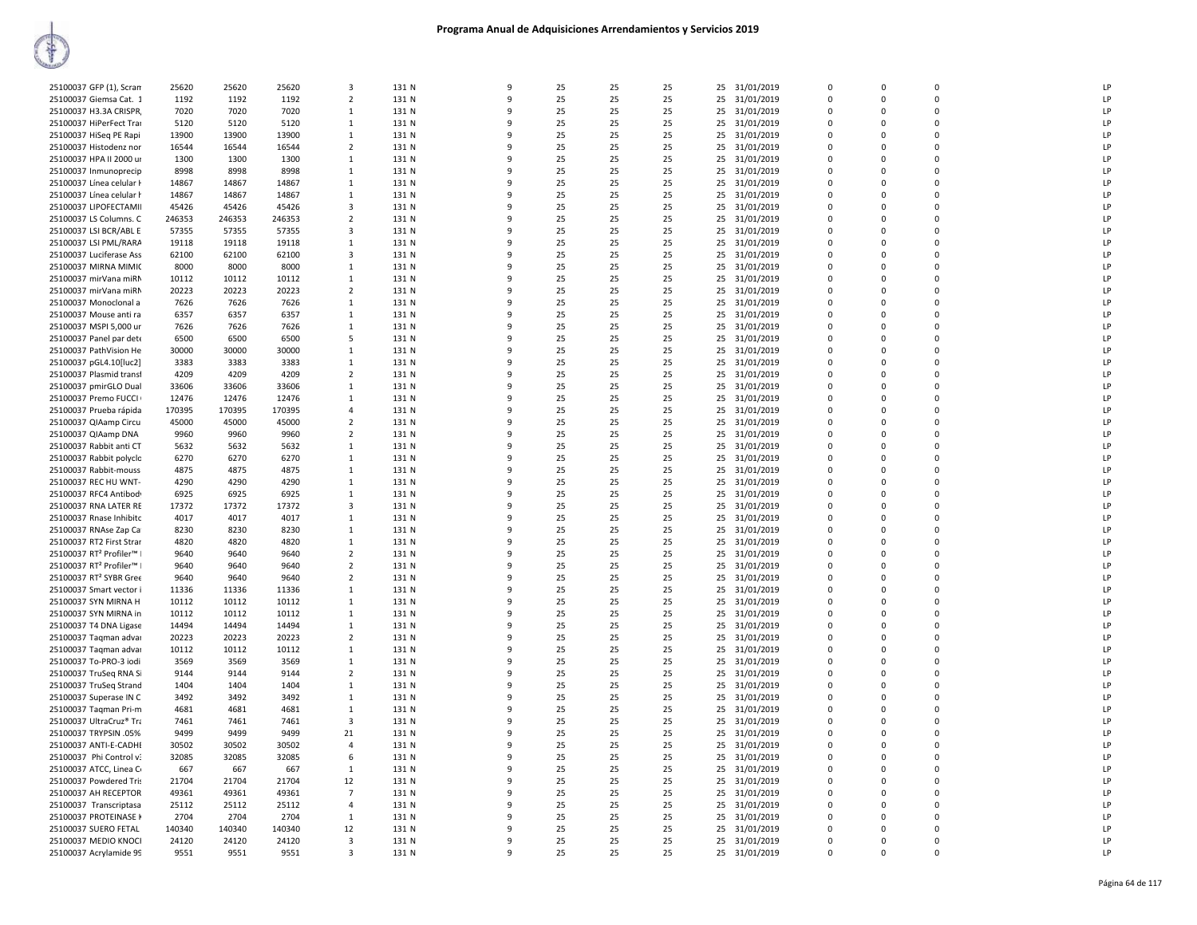# Programa Anual de Adquisiciones Arrendamientos y Servicios 2019

| | | | | | | | | | | | | | | | |
|---|---|---|---|---|---|---|---|---|---|---|---|---|---|---|---|
| 25100037 GFP (1), Scram | 25620 | 25620 | 25620 | 3 | 131 N | 9 | 25 | 25 | 25 | 25 | 31/01/2019 | 0 | 0 | 0 | LP |
| 25100037 Giemsa Cat. 1 | 1192 | 1192 | 1192 | 2 | 131 N | 9 | 25 | 25 | 25 | 25 | 31/01/2019 | 0 | 0 | 0 | LP |
| 25100037 H3.3A CRISPR, | 7020 | 7020 | 7020 | 1 | 131 N | 9 | 25 | 25 | 25 | 25 | 31/01/2019 | 0 | 0 | 0 | LP |
| 25100037 HiPerFect Trai | 5120 | 5120 | 5120 | 1 | 131 N | 9 | 25 | 25 | 25 | 25 | 31/01/2019 | 0 | 0 | 0 | LP |
| 25100037 HiSeq PE Rapi | 13900 | 13900 | 13900 | 1 | 131 N | 9 | 25 | 25 | 25 | 25 | 31/01/2019 | 0 | 0 | 0 | LP |
| 25100037 Histodenz nor | 16544 | 16544 | 16544 | 2 | 131 N | 9 | 25 | 25 | 25 | 25 | 31/01/2019 | 0 | 0 | 0 | LP |
| 25100037 HPA II 2000 ur | 1300 | 1300 | 1300 | 1 | 131 N | 9 | 25 | 25 | 25 | 25 | 31/01/2019 | 0 | 0 | 0 | LP |
| 25100037 Inmunoprecip | 8998 | 8998 | 8998 | 1 | 131 N | 9 | 25 | 25 | 25 | 25 | 31/01/2019 | 0 | 0 | 0 | LP |
| 25100037 Línea celular H | 14867 | 14867 | 14867 | 1 | 131 N | 9 | 25 | 25 | 25 | 25 | 31/01/2019 | 0 | 0 | 0 | LP |
| 25100037 Línea celular H | 14867 | 14867 | 14867 | 1 | 131 N | 9 | 25 | 25 | 25 | 25 | 31/01/2019 | 0 | 0 | 0 | LP |
| 25100037 LIPOFECTAMII | 45426 | 45426 | 45426 | 3 | 131 N | 9 | 25 | 25 | 25 | 25 | 31/01/2019 | 0 | 0 | 0 | LP |
| 25100037 LS Columns. C | 246353 | 246353 | 246353 | 2 | 131 N | 9 | 25 | 25 | 25 | 25 | 31/01/2019 | 0 | 0 | 0 | LP |
| 25100037 LSI BCR/ABL E | 57355 | 57355 | 57355 | 3 | 131 N | 9 | 25 | 25 | 25 | 25 | 31/01/2019 | 0 | 0 | 0 | LP |
| 25100037 LSI PML/RARA | 19118 | 19118 | 19118 | 1 | 131 N | 9 | 25 | 25 | 25 | 25 | 31/01/2019 | 0 | 0 | 0 | LP |
| 25100037 Luciferase Ass | 62100 | 62100 | 62100 | 3 | 131 N | 9 | 25 | 25 | 25 | 25 | 31/01/2019 | 0 | 0 | 0 | LP |
| 25100037 MIRNA MIMIC | 8000 | 8000 | 8000 | 1 | 131 N | 9 | 25 | 25 | 25 | 25 | 31/01/2019 | 0 | 0 | 0 | LP |
| 25100037 mirVana miRN | 10112 | 10112 | 10112 | 1 | 131 N | 9 | 25 | 25 | 25 | 25 | 31/01/2019 | 0 | 0 | 0 | LP |
| 25100037 mirVana miRN | 20223 | 20223 | 20223 | 2 | 131 N | 9 | 25 | 25 | 25 | 25 | 31/01/2019 | 0 | 0 | 0 | LP |
| 25100037 Monoclonal a | 7626 | 7626 | 7626 | 1 | 131 N | 9 | 25 | 25 | 25 | 25 | 31/01/2019 | 0 | 0 | 0 | LP |
| 25100037 Mouse anti ra | 6357 | 6357 | 6357 | 1 | 131 N | 9 | 25 | 25 | 25 | 25 | 31/01/2019 | 0 | 0 | 0 | LP |
| 25100037 MSPI 5,000 ur | 7626 | 7626 | 7626 | 1 | 131 N | 9 | 25 | 25 | 25 | 25 | 31/01/2019 | 0 | 0 | 0 | LP |
| 25100037 Panel par dete | 6500 | 6500 | 6500 | 5 | 131 N | 9 | 25 | 25 | 25 | 25 | 31/01/2019 | 0 | 0 | 0 | LP |
| 25100037 PathVision He | 30000 | 30000 | 30000 | 1 | 131 N | 9 | 25 | 25 | 25 | 25 | 31/01/2019 | 0 | 0 | 0 | LP |
| 25100037 pGL4.10[luc2] | 3383 | 3383 | 3383 | 1 | 131 N | 9 | 25 | 25 | 25 | 25 | 31/01/2019 | 0 | 0 | 0 | LP |
| 25100037 Plasmid transf | 4209 | 4209 | 4209 | 2 | 131 N | 9 | 25 | 25 | 25 | 25 | 31/01/2019 | 0 | 0 | 0 | LP |
| 25100037 pmirGLO Dual | 33606 | 33606 | 33606 | 1 | 131 N | 9 | 25 | 25 | 25 | 25 | 31/01/2019 | 0 | 0 | 0 | LP |
| 25100037 Premo FUCCI | 12476 | 12476 | 12476 | 1 | 131 N | 9 | 25 | 25 | 25 | 25 | 31/01/2019 | 0 | 0 | 0 | LP |
| 25100037 Prueba rápida | 170395 | 170395 | 170395 | 4 | 131 N | 9 | 25 | 25 | 25 | 25 | 31/01/2019 | 0 | 0 | 0 | LP |
| 25100037 QIAamp Circu | 45000 | 45000 | 45000 | 2 | 131 N | 9 | 25 | 25 | 25 | 25 | 31/01/2019 | 0 | 0 | 0 | LP |
| 25100037 QIAamp DNA | 9960 | 9960 | 9960 | 2 | 131 N | 9 | 25 | 25 | 25 | 25 | 31/01/2019 | 0 | 0 | 0 | LP |
| 25100037 Rabbit anti CT | 5632 | 5632 | 5632 | 1 | 131 N | 9 | 25 | 25 | 25 | 25 | 31/01/2019 | 0 | 0 | 0 | LP |
| 25100037 Rabbit polyclo | 6270 | 6270 | 6270 | 1 | 131 N | 9 | 25 | 25 | 25 | 25 | 31/01/2019 | 0 | 0 | 0 | LP |
| 25100037 Rabbit-mouss | 4875 | 4875 | 4875 | 1 | 131 N | 9 | 25 | 25 | 25 | 25 | 31/01/2019 | 0 | 0 | 0 | LP |
| 25100037 REC HU WNT- | 4290 | 4290 | 4290 | 1 | 131 N | 9 | 25 | 25 | 25 | 25 | 31/01/2019 | 0 | 0 | 0 | LP |
| 25100037 RFC4 Antibody | 6925 | 6925 | 6925 | 1 | 131 N | 9 | 25 | 25 | 25 | 25 | 31/01/2019 | 0 | 0 | 0 | LP |
| 25100037 RNA LATER RE | 17372 | 17372 | 17372 | 3 | 131 N | 9 | 25 | 25 | 25 | 25 | 31/01/2019 | 0 | 0 | 0 | LP |
| 25100037 Rnase Inhibito | 4017 | 4017 | 4017 | 1 | 131 N | 9 | 25 | 25 | 25 | 25 | 31/01/2019 | 0 | 0 | 0 | LP |
| 25100037 RNAse Zap Ca | 8230 | 8230 | 8230 | 1 | 131 N | 9 | 25 | 25 | 25 | 25 | 31/01/2019 | 0 | 0 | 0 | LP |
| 25100037 RT2 First Stran | 4820 | 4820 | 4820 | 1 | 131 N | 9 | 25 | 25 | 25 | 25 | 31/01/2019 | 0 | 0 | 0 | LP |
| 25100037 RT² Profiler™ | 9640 | 9640 | 9640 | 2 | 131 N | 9 | 25 | 25 | 25 | 25 | 31/01/2019 | 0 | 0 | 0 | LP |
| 25100037 RT² Profiler™ | 9640 | 9640 | 9640 | 2 | 131 N | 9 | 25 | 25 | 25 | 25 | 31/01/2019 | 0 | 0 | 0 | LP |
| 25100037 RT² SYBR Gree | 9640 | 9640 | 9640 | 2 | 131 N | 9 | 25 | 25 | 25 | 25 | 31/01/2019 | 0 | 0 | 0 | LP |
| 25100037 Smart vector i | 11336 | 11336 | 11336 | 1 | 131 N | 9 | 25 | 25 | 25 | 25 | 31/01/2019 | 0 | 0 | 0 | LP |
| 25100037 SYN MIRNA H | 10112 | 10112 | 10112 | 1 | 131 N | 9 | 25 | 25 | 25 | 25 | 31/01/2019 | 0 | 0 | 0 | LP |
| 25100037 SYN MIRNA in | 10112 | 10112 | 10112 | 1 | 131 N | 9 | 25 | 25 | 25 | 25 | 31/01/2019 | 0 | 0 | 0 | LP |
| 25100037 T4 DNA Ligase | 14494 | 14494 | 14494 | 1 | 131 N | 9 | 25 | 25 | 25 | 25 | 31/01/2019 | 0 | 0 | 0 | LP |
| 25100037 Taqman advar | 20223 | 20223 | 20223 | 2 | 131 N | 9 | 25 | 25 | 25 | 25 | 31/01/2019 | 0 | 0 | 0 | LP |
| 25100037 Taqman advar | 10112 | 10112 | 10112 | 1 | 131 N | 9 | 25 | 25 | 25 | 25 | 31/01/2019 | 0 | 0 | 0 | LP |
| 25100037 To-PRO-3 iodi | 3569 | 3569 | 3569 | 1 | 131 N | 9 | 25 | 25 | 25 | 25 | 31/01/2019 | 0 | 0 | 0 | LP |
| 25100037 TruSeq RNA Si | 9144 | 9144 | 9144 | 2 | 131 N | 9 | 25 | 25 | 25 | 25 | 31/01/2019 | 0 | 0 | 0 | LP |
| 25100037 TruSeq Strand | 1404 | 1404 | 1404 | 1 | 131 N | 9 | 25 | 25 | 25 | 25 | 31/01/2019 | 0 | 0 | 0 | LP |
| 25100037 Superase IN C | 3492 | 3492 | 3492 | 1 | 131 N | 9 | 25 | 25 | 25 | 25 | 31/01/2019 | 0 | 0 | 0 | LP |
| 25100037 Taqman Pri-m | 4681 | 4681 | 4681 | 1 | 131 N | 9 | 25 | 25 | 25 | 25 | 31/01/2019 | 0 | 0 | 0 | LP |
| 25100037 UltraCruz® Tra | 7461 | 7461 | 7461 | 3 | 131 N | 9 | 25 | 25 | 25 | 25 | 31/01/2019 | 0 | 0 | 0 | LP |
| 25100037 TRYPSIN .05% | 9499 | 9499 | 9499 | 21 | 131 N | 9 | 25 | 25 | 25 | 25 | 31/01/2019 | 0 | 0 | 0 | LP |
| 25100037 ANTI-E-CADHE | 30502 | 30502 | 30502 | 4 | 131 N | 9 | 25 | 25 | 25 | 25 | 31/01/2019 | 0 | 0 | 0 | LP |
| 25100037 Phi Control v3 | 32085 | 32085 | 32085 | 6 | 131 N | 9 | 25 | 25 | 25 | 25 | 31/01/2019 | 0 | 0 | 0 | LP |
| 25100037 ATCC, Linea Ce | 667 | 667 | 667 | 1 | 131 N | 9 | 25 | 25 | 25 | 25 | 31/01/2019 | 0 | 0 | 0 | LP |
| 25100037 Powdered Tris | 21704 | 21704 | 21704 | 12 | 131 N | 9 | 25 | 25 | 25 | 25 | 31/01/2019 | 0 | 0 | 0 | LP |
| 25100037 AH RECEPTOR | 49361 | 49361 | 49361 | 7 | 131 N | 9 | 25 | 25 | 25 | 25 | 31/01/2019 | 0 | 0 | 0 | LP |
| 25100037 Transcriptasa | 25112 | 25112 | 25112 | 4 | 131 N | 9 | 25 | 25 | 25 | 25 | 31/01/2019 | 0 | 0 | 0 | LP |
| 25100037 PROTEINASE K | 2704 | 2704 | 2704 | 1 | 131 N | 9 | 25 | 25 | 25 | 25 | 31/01/2019 | 0 | 0 | 0 | LP |
| 25100037 SUERO FETAL | 140340 | 140340 | 140340 | 12 | 131 N | 9 | 25 | 25 | 25 | 25 | 31/01/2019 | 0 | 0 | 0 | LP |
| 25100037 MEDIO KNOCI | 24120 | 24120 | 24120 | 3 | 131 N | 9 | 25 | 25 | 25 | 25 | 31/01/2019 | 0 | 0 | 0 | LP |
| 25100037 Acrylamide 99 | 9551 | 9551 | 9551 | 3 | 131 N | 9 | 25 | 25 | 25 | 25 | 31/01/2019 | 0 | 0 | 0 | LP |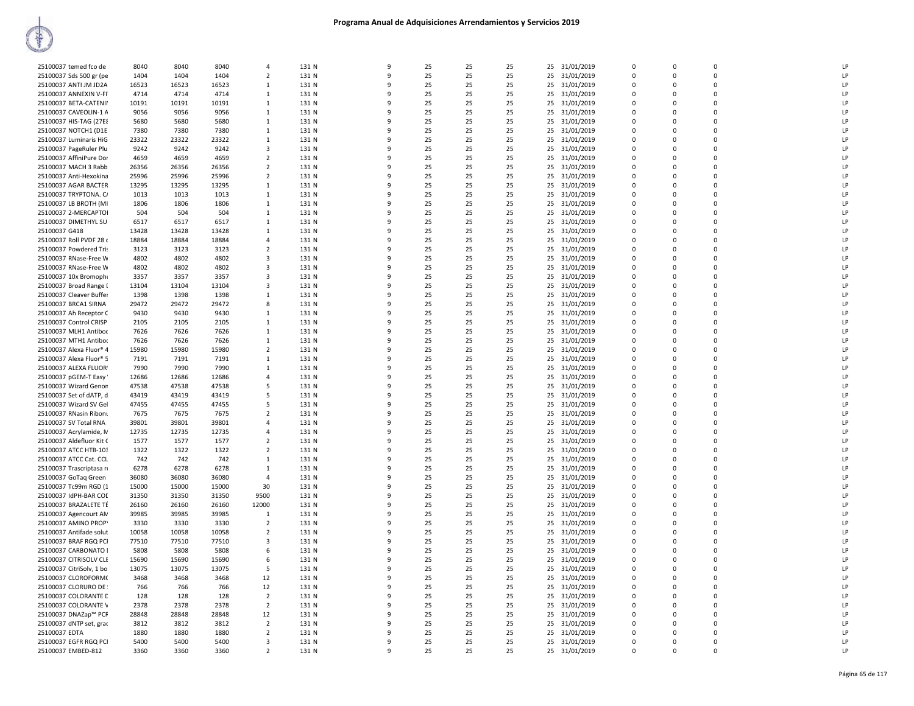# Programa Anual de Adquisiciones Arrendamientos y Servicios 2019

| | | | | | | | | | | | | | | | |
|---|---|---|---|---|---|---|---|---|---|---|---|---|---|---|---|
| 25100037 temed fco de | 8040 | 8040 | 8040 | 4 | 131 N | 9 | 25 | 25 | 25 | 25 | 31/01/2019 | 0 | 0 | 0 | LP |
| 25100037 Sds 500 gr (pe | 1404 | 1404 | 1404 | 2 | 131 N | 9 | 25 | 25 | 25 | 25 | 31/01/2019 | 0 | 0 | 0 | LP |
| 25100037 ANTI JM JD2A | 16523 | 16523 | 16523 | 1 | 131 N | 9 | 25 | 25 | 25 | 25 | 31/01/2019 | 0 | 0 | 0 | LP |
| 25100037 ANNEXIN V-FI | 4714 | 4714 | 4714 | 1 | 131 N | 9 | 25 | 25 | 25 | 25 | 31/01/2019 | 0 | 0 | 0 | LP |
| 25100037 BETA-CATENII | 10191 | 10191 | 10191 | 1 | 131 N | 9 | 25 | 25 | 25 | 25 | 31/01/2019 | 0 | 0 | 0 | LP |
| 25100037 CAVEOLIN-1 A | 9056 | 9056 | 9056 | 1 | 131 N | 9 | 25 | 25 | 25 | 25 | 31/01/2019 | 0 | 0 | 0 | LP |
| 25100037 HIS-TAG (27E8 | 5680 | 5680 | 5680 | 1 | 131 N | 9 | 25 | 25 | 25 | 25 | 31/01/2019 | 0 | 0 | 0 | LP |
| 25100037 NOTCH1 (D1E | 7380 | 7380 | 7380 | 1 | 131 N | 9 | 25 | 25 | 25 | 25 | 31/01/2019 | 0 | 0 | 0 | LP |
| 25100037 Luminaris HiG | 23322 | 23322 | 23322 | 1 | 131 N | 9 | 25 | 25 | 25 | 25 | 31/01/2019 | 0 | 0 | 0 | LP |
| 25100037 PageRuler Plu | 9242 | 9242 | 9242 | 3 | 131 N | 9 | 25 | 25 | 25 | 25 | 31/01/2019 | 0 | 0 | 0 | LP |
| 25100037 AffiniPure Dor | 4659 | 4659 | 4659 | 2 | 131 N | 9 | 25 | 25 | 25 | 25 | 31/01/2019 | 0 | 0 | 0 | LP |
| 25100037 MACH 3 Rabb | 26356 | 26356 | 26356 | 2 | 131 N | 9 | 25 | 25 | 25 | 25 | 31/01/2019 | 0 | 0 | 0 | LP |
| 25100037 Anti-Hexokina | 25996 | 25996 | 25996 | 2 | 131 N | 9 | 25 | 25 | 25 | 25 | 31/01/2019 | 0 | 0 | 0 | LP |
| 25100037 AGAR BACTER | 13295 | 13295 | 13295 | 1 | 131 N | 9 | 25 | 25 | 25 | 25 | 31/01/2019 | 0 | 0 | 0 | LP |
| 25100037 TRYPTONA. C/ | 1013 | 1013 | 1013 | 1 | 131 N | 9 | 25 | 25 | 25 | 25 | 31/01/2019 | 0 | 0 | 0 | LP |
| 25100037 LB BROTH (MI | 1806 | 1806 | 1806 | 1 | 131 N | 9 | 25 | 25 | 25 | 25 | 31/01/2019 | 0 | 0 | 0 | LP |
| 25100037 2-MERCAPTOI | 504 | 504 | 504 | 1 | 131 N | 9 | 25 | 25 | 25 | 25 | 31/01/2019 | 0 | 0 | 0 | LP |
| 25100037 DIMETHYL SU | 6517 | 6517 | 6517 | 1 | 131 N | 9 | 25 | 25 | 25 | 25 | 31/01/2019 | 0 | 0 | 0 | LP |
| 25100037 G418 | 13428 | 13428 | 13428 | 1 | 131 N | 9 | 25 | 25 | 25 | 25 | 31/01/2019 | 0 | 0 | 0 | LP |
| 25100037 Roll PVDF 28 c | 18884 | 18884 | 18884 | 4 | 131 N | 9 | 25 | 25 | 25 | 25 | 31/01/2019 | 0 | 0 | 0 | LP |
| 25100037 Powdered Tris | 3123 | 3123 | 3123 | 2 | 131 N | 9 | 25 | 25 | 25 | 25 | 31/01/2019 | 0 | 0 | 0 | LP |
| 25100037 RNase-Free W | 4802 | 4802 | 4802 | 3 | 131 N | 9 | 25 | 25 | 25 | 25 | 31/01/2019 | 0 | 0 | 0 | LP |
| 25100037 RNase-Free W | 4802 | 4802 | 4802 | 3 | 131 N | 9 | 25 | 25 | 25 | 25 | 31/01/2019 | 0 | 0 | 0 | LP |
| 25100037 10x Bromophe | 3357 | 3357 | 3357 | 3 | 131 N | 9 | 25 | 25 | 25 | 25 | 31/01/2019 | 0 | 0 | 0 | LP |
| 25100037 Broad Range I | 13104 | 13104 | 13104 | 3 | 131 N | 9 | 25 | 25 | 25 | 25 | 31/01/2019 | 0 | 0 | 0 | LP |
| 25100037 Cleaver Buffer | 1398 | 1398 | 1398 | 1 | 131 N | 9 | 25 | 25 | 25 | 25 | 31/01/2019 | 0 | 0 | 0 | LP |
| 25100037 BRCA1 SIRNA | 29472 | 29472 | 29472 | 8 | 131 N | 9 | 25 | 25 | 25 | 25 | 31/01/2019 | 0 | 0 | 0 | LP |
| 25100037 Ah Receptor C | 9430 | 9430 | 9430 | 1 | 131 N | 9 | 25 | 25 | 25 | 25 | 31/01/2019 | 0 | 0 | 0 | LP |
| 25100037 Control CRISP | 2105 | 2105 | 2105 | 1 | 131 N | 9 | 25 | 25 | 25 | 25 | 31/01/2019 | 0 | 0 | 0 | LP |
| 25100037 MLH1 Antiboc | 7626 | 7626 | 7626 | 1 | 131 N | 9 | 25 | 25 | 25 | 25 | 31/01/2019 | 0 | 0 | 0 | LP |
| 25100037 MTH1 Antiboc | 7626 | 7626 | 7626 | 1 | 131 N | 9 | 25 | 25 | 25 | 25 | 31/01/2019 | 0 | 0 | 0 | LP |
| 25100037 Alexa Fluor® 4 | 15980 | 15980 | 15980 | 2 | 131 N | 9 | 25 | 25 | 25 | 25 | 31/01/2019 | 0 | 0 | 0 | LP |
| 25100037 Alexa Fluor® 5 | 7191 | 7191 | 7191 | 1 | 131 N | 9 | 25 | 25 | 25 | 25 | 31/01/2019 | 0 | 0 | 0 | LP |
| 25100037 ALEXA FLUOR | 7990 | 7990 | 7990 | 1 | 131 N | 9 | 25 | 25 | 25 | 25 | 31/01/2019 | 0 | 0 | 0 | LP |
| 25100037 pGEM-T Easy | 12686 | 12686 | 12686 | 4 | 131 N | 9 | 25 | 25 | 25 | 25 | 31/01/2019 | 0 | 0 | 0 | LP |
| 25100037 Wizard Genon | 47538 | 47538 | 47538 | 5 | 131 N | 9 | 25 | 25 | 25 | 25 | 31/01/2019 | 0 | 0 | 0 | LP |
| 25100037 Set of dATP, d | 43419 | 43419 | 43419 | 5 | 131 N | 9 | 25 | 25 | 25 | 25 | 31/01/2019 | 0 | 0 | 0 | LP |
| 25100037 Wizard SV Gel | 47455 | 47455 | 47455 | 5 | 131 N | 9 | 25 | 25 | 25 | 25 | 31/01/2019 | 0 | 0 | 0 | LP |
| 25100037 RNasin Ribonu | 7675 | 7675 | 7675 | 2 | 131 N | 9 | 25 | 25 | 25 | 25 | 31/01/2019 | 0 | 0 | 0 | LP |
| 25100037 SV Total RNA | 39801 | 39801 | 39801 | 4 | 131 N | 9 | 25 | 25 | 25 | 25 | 31/01/2019 | 0 | 0 | 0 | LP |
| 25100037 Acrylamide, N | 12735 | 12735 | 12735 | 4 | 131 N | 9 | 25 | 25 | 25 | 25 | 31/01/2019 | 0 | 0 | 0 | LP |
| 25100037 Aldefluor Kit ( | 1577 | 1577 | 1577 | 2 | 131 N | 9 | 25 | 25 | 25 | 25 | 31/01/2019 | 0 | 0 | 0 | LP |
| 25100037 ATCC HTB-103 | 1322 | 1322 | 1322 | 2 | 131 N | 9 | 25 | 25 | 25 | 25 | 31/01/2019 | 0 | 0 | 0 | LP |
| 25100037 ATCC Cat. CCL | 742 | 742 | 742 | 1 | 131 N | 9 | 25 | 25 | 25 | 25 | 31/01/2019 | 0 | 0 | 0 | LP |
| 25100037 Trascriptasa r | 6278 | 6278 | 6278 | 1 | 131 N | 9 | 25 | 25 | 25 | 25 | 31/01/2019 | 0 | 0 | 0 | LP |
| 25100037 GoTaq Green | 36080 | 36080 | 36080 | 4 | 131 N | 9 | 25 | 25 | 25 | 25 | 31/01/2019 | 0 | 0 | 0 | LP |
| 25100037 Tc99m RGD (1 | 15000 | 15000 | 15000 | 30 | 131 N | 9 | 25 | 25 | 25 | 25 | 31/01/2019 | 0 | 0 | 0 | LP |
| 25100037 IdPH-BAR COD | 31350 | 31350 | 31350 | 9500 | 131 N | 9 | 25 | 25 | 25 | 25 | 31/01/2019 | 0 | 0 | 0 | LP |
| 25100037 BRAZALETE TÉ | 26160 | 26160 | 26160 | 12000 | 131 N | 9 | 25 | 25 | 25 | 25 | 31/01/2019 | 0 | 0 | 0 | LP |
| 25100037 Agencourt AN | 39985 | 39985 | 39985 | 1 | 131 N | 9 | 25 | 25 | 25 | 25 | 31/01/2019 | 0 | 0 | 0 | LP |
| 25100037 AMINO PROP | 3330 | 3330 | 3330 | 2 | 131 N | 9 | 25 | 25 | 25 | 25 | 31/01/2019 | 0 | 0 | 0 | LP |
| 25100037 Antifade solut | 10058 | 10058 | 10058 | 2 | 131 N | 9 | 25 | 25 | 25 | 25 | 31/01/2019 | 0 | 0 | 0 | LP |
| 25100037 BRAF RGQ PCI | 77510 | 77510 | 77510 | 3 | 131 N | 9 | 25 | 25 | 25 | 25 | 31/01/2019 | 0 | 0 | 0 | LP |
| 25100037 CARBONATO I | 5808 | 5808 | 5808 | 6 | 131 N | 9 | 25 | 25 | 25 | 25 | 31/01/2019 | 0 | 0 | 0 | LP |
| 25100037 CITRISOLV CLE | 15690 | 15690 | 15690 | 6 | 131 N | 9 | 25 | 25 | 25 | 25 | 31/01/2019 | 0 | 0 | 0 | LP |
| 25100037 CitriSolv, 1 bo | 13075 | 13075 | 13075 | 5 | 131 N | 9 | 25 | 25 | 25 | 25 | 31/01/2019 | 0 | 0 | 0 | LP |
| 25100037 CLOROFORMO | 3468 | 3468 | 3468 | 12 | 131 N | 9 | 25 | 25 | 25 | 25 | 31/01/2019 | 0 | 0 | 0 | LP |
| 25100037 CLORURO DE | 766 | 766 | 766 | 12 | 131 N | 9 | 25 | 25 | 25 | 25 | 31/01/2019 | 0 | 0 | 0 | LP |
| 25100037 COLORANTE D | 128 | 128 | 128 | 2 | 131 N | 9 | 25 | 25 | 25 | 25 | 31/01/2019 | 0 | 0 | 0 | LP |
| 25100037 COLORANTE V | 2378 | 2378 | 2378 | 2 | 131 N | 9 | 25 | 25 | 25 | 25 | 31/01/2019 | 0 | 0 | 0 | LP |
| 25100037 DNAZap™ PCF | 28848 | 28848 | 28848 | 12 | 131 N | 9 | 25 | 25 | 25 | 25 | 31/01/2019 | 0 | 0 | 0 | LP |
| 25100037 dNTP set, grac | 3812 | 3812 | 3812 | 2 | 131 N | 9 | 25 | 25 | 25 | 25 | 31/01/2019 | 0 | 0 | 0 | LP |
| 25100037 EDTA | 1880 | 1880 | 1880 | 2 | 131 N | 9 | 25 | 25 | 25 | 25 | 31/01/2019 | 0 | 0 | 0 | LP |
| 25100037 EGFR RGQ PCI | 5400 | 5400 | 5400 | 3 | 131 N | 9 | 25 | 25 | 25 | 25 | 31/01/2019 | 0 | 0 | 0 | LP |
| 25100037 EMBED-812 | 3360 | 3360 | 3360 | 2 | 131 N | 9 | 25 | 25 | 25 | 25 | 31/01/2019 | 0 | 0 | 0 | LP |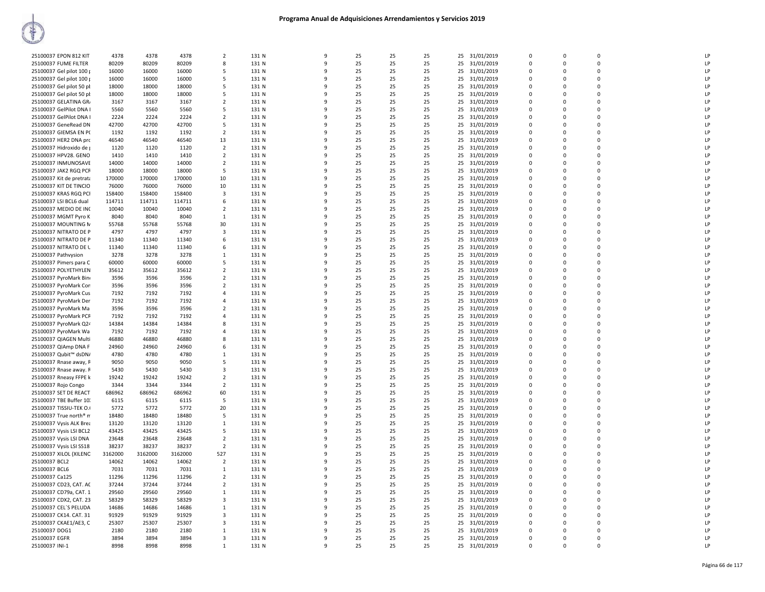# Programa Anual de Adquisiciones Arrendamientos y Servicios 2019

| | | | | | | | | | | | | | | | | |
|---|---|---|---|---|---|---|---|---|---|---|---|---|---|---|---|---|
| 25100037 EPON 812 KIT | 4378 | 4378 | 4378 | 2 | 131 N | 9 | 25 | 25 | 25 | 25 | 31/01/2019 | 0 | 0 | 0 | | LP |
| 25100037 FUME FILTER | 80209 | 80209 | 80209 | 8 | 131 N | 9 | 25 | 25 | 25 | 25 | 31/01/2019 | 0 | 0 | 0 | | LP |
| 25100037 Gel pilot 100 p | 16000 | 16000 | 16000 | 5 | 131 N | 9 | 25 | 25 | 25 | 25 | 31/01/2019 | 0 | 0 | 0 | | LP |
| 25100037 Gel pilot 100 p | 16000 | 16000 | 16000 | 5 | 131 N | 9 | 25 | 25 | 25 | 25 | 31/01/2019 | 0 | 0 | 0 | | LP |
| 25100037 Gel pilot 50 pl | 18000 | 18000 | 18000 | 5 | 131 N | 9 | 25 | 25 | 25 | 25 | 31/01/2019 | 0 | 0 | 0 | | LP |
| 25100037 Gel pilot 50 pl | 18000 | 18000 | 18000 | 5 | 131 N | 9 | 25 | 25 | 25 | 25 | 31/01/2019 | 0 | 0 | 0 | | LP |
| 25100037 GELATINA GR/ | 3167 | 3167 | 3167 | 2 | 131 N | 9 | 25 | 25 | 25 | 25 | 31/01/2019 | 0 | 0 | 0 | | LP |
| 25100037 GelPilot DNA I | 5560 | 5560 | 5560 | 5 | 131 N | 9 | 25 | 25 | 25 | 25 | 31/01/2019 | 0 | 0 | 0 | | LP |
| 25100037 GelPilot DNA I | 2224 | 2224 | 2224 | 2 | 131 N | 9 | 25 | 25 | 25 | 25 | 31/01/2019 | 0 | 0 | 0 | | LP |
| 25100037 GeneRead DN | 42700 | 42700 | 42700 | 5 | 131 N | 9 | 25 | 25 | 25 | 25 | 31/01/2019 | 0 | 0 | 0 | | LP |
| 25100037 GIEMSA EN P( | 1192 | 1192 | 1192 | 2 | 131 N | 9 | 25 | 25 | 25 | 25 | 31/01/2019 | 0 | 0 | 0 | | LP |
| 25100037 HER2 DNA prc | 46540 | 46540 | 46540 | 13 | 131 N | 9 | 25 | 25 | 25 | 25 | 31/01/2019 | 0 | 0 | 0 | | LP |
| 25100037 Hidroxido de p | 1120 | 1120 | 1120 | 2 | 131 N | 9 | 25 | 25 | 25 | 25 | 31/01/2019 | 0 | 0 | 0 | | LP |
| 25100037 HPV28. GENO | 1410 | 1410 | 1410 | 2 | 131 N | 9 | 25 | 25 | 25 | 25 | 31/01/2019 | 0 | 0 | 0 | | LP |
| 25100037 INMUNOSAVE | 14000 | 14000 | 14000 | 2 | 131 N | 9 | 25 | 25 | 25 | 25 | 31/01/2019 | 0 | 0 | 0 | | LP |
| 25100037 JAK2 RGQ PCF | 18000 | 18000 | 18000 | 5 | 131 N | 9 | 25 | 25 | 25 | 25 | 31/01/2019 | 0 | 0 | 0 | | LP |
| 25100037 Kit de pretrata | 170000 | 170000 | 170000 | 10 | 131 N | 9 | 25 | 25 | 25 | 25 | 31/01/2019 | 0 | 0 | 0 | | LP |
| 25100037 KIT DE TINCIO | 76000 | 76000 | 76000 | 10 | 131 N | 9 | 25 | 25 | 25 | 25 | 31/01/2019 | 0 | 0 | 0 | | LP |
| 25100037 KRAS RGQ PCI | 158400 | 158400 | 158400 | 3 | 131 N | 9 | 25 | 25 | 25 | 25 | 31/01/2019 | 0 | 0 | 0 | | LP |
| 25100037 LSI BCL6 dual | 114711 | 114711 | 114711 | 6 | 131 N | 9 | 25 | 25 | 25 | 25 | 31/01/2019 | 0 | 0 | 0 | | LP |
| 25100037 MEDIO DE INC | 10040 | 10040 | 10040 | 2 | 131 N | 9 | 25 | 25 | 25 | 25 | 31/01/2019 | 0 | 0 | 0 | | LP |
| 25100037 MGMT Pyro K | 8040 | 8040 | 8040 | 1 | 131 N | 9 | 25 | 25 | 25 | 25 | 31/01/2019 | 0 | 0 | 0 | | LP |
| 25100037 MOUNTING M | 55768 | 55768 | 55768 | 30 | 131 N | 9 | 25 | 25 | 25 | 25 | 31/01/2019 | 0 | 0 | 0 | | LP |
| 25100037 NITRATO DE P | 4797 | 4797 | 4797 | 3 | 131 N | 9 | 25 | 25 | 25 | 25 | 31/01/2019 | 0 | 0 | 0 | | LP |
| 25100037 NITRATO DE P | 11340 | 11340 | 11340 | 6 | 131 N | 9 | 25 | 25 | 25 | 25 | 31/01/2019 | 0 | 0 | 0 | | LP |
| 25100037 NITRATO DE L | 11340 | 11340 | 11340 | 6 | 131 N | 9 | 25 | 25 | 25 | 25 | 31/01/2019 | 0 | 0 | 0 | | LP |
| 25100037 Pathvysion | 3278 | 3278 | 3278 | 1 | 131 N | 9 | 25 | 25 | 25 | 25 | 31/01/2019 | 0 | 0 | 0 | | LP |
| 25100037 Pimers para C | 60000 | 60000 | 60000 | 5 | 131 N | 9 | 25 | 25 | 25 | 25 | 31/01/2019 | 0 | 0 | 0 | | LP |
| 25100037 POLYETHYLEN | 35612 | 35612 | 35612 | 2 | 131 N | 9 | 25 | 25 | 25 | 25 | 31/01/2019 | 0 | 0 | 0 | | LP |
| 25100037 PyroMark Bin | 3596 | 3596 | 3596 | 2 | 131 N | 9 | 25 | 25 | 25 | 25 | 31/01/2019 | 0 | 0 | 0 | | LP |
| 25100037 PyroMark Cor | 3596 | 3596 | 3596 | 2 | 131 N | 9 | 25 | 25 | 25 | 25 | 31/01/2019 | 0 | 0 | 0 | | LP |
| 25100037 PyroMark Cus | 7192 | 7192 | 7192 | 4 | 131 N | 9 | 25 | 25 | 25 | 25 | 31/01/2019 | 0 | 0 | 0 | | LP |
| 25100037 PyroMark Der | 7192 | 7192 | 7192 | 4 | 131 N | 9 | 25 | 25 | 25 | 25 | 31/01/2019 | 0 | 0 | 0 | | LP |
| 25100037 PyroMark Ma | 3596 | 3596 | 3596 | 2 | 131 N | 9 | 25 | 25 | 25 | 25 | 31/01/2019 | 0 | 0 | 0 | | LP |
| 25100037 PyroMark PCF | 7192 | 7192 | 7192 | 4 | 131 N | 9 | 25 | 25 | 25 | 25 | 31/01/2019 | 0 | 0 | 0 | | LP |
| 25100037 PyroMark Q24 | 14384 | 14384 | 14384 | 8 | 131 N | 9 | 25 | 25 | 25 | 25 | 31/01/2019 | 0 | 0 | 0 | | LP |
| 25100037 PyroMark Wa | 7192 | 7192 | 7192 | 4 | 131 N | 9 | 25 | 25 | 25 | 25 | 31/01/2019 | 0 | 0 | 0 | | LP |
| 25100037 QIAGEN Multi | 46880 | 46880 | 46880 | 8 | 131 N | 9 | 25 | 25 | 25 | 25 | 31/01/2019 | 0 | 0 | 0 | | LP |
| 25100037 QIAmp DNA F | 24960 | 24960 | 24960 | 6 | 131 N | 9 | 25 | 25 | 25 | 25 | 31/01/2019 | 0 | 0 | 0 | | LP |
| 25100037 Qubit™ dsDN/ | 4780 | 4780 | 4780 | 1 | 131 N | 9 | 25 | 25 | 25 | 25 | 31/01/2019 | 0 | 0 | 0 | | LP |
| 25100037 Rnase away, F | 9050 | 9050 | 9050 | 5 | 131 N | 9 | 25 | 25 | 25 | 25 | 31/01/2019 | 0 | 0 | 0 | | LP |
| 25100037 Rnase away. F | 5430 | 5430 | 5430 | 3 | 131 N | 9 | 25 | 25 | 25 | 25 | 31/01/2019 | 0 | 0 | 0 | | LP |
| 25100037 Rneasy FFPE k | 19242 | 19242 | 19242 | 2 | 131 N | 9 | 25 | 25 | 25 | 25 | 31/01/2019 | 0 | 0 | 0 | | LP |
| 25100037 Rojo Congo | 3344 | 3344 | 3344 | 2 | 131 N | 9 | 25 | 25 | 25 | 25 | 31/01/2019 | 0 | 0 | 0 | | LP |
| 25100037 SET DE REACT | 686962 | 686962 | 686962 | 60 | 131 N | 9 | 25 | 25 | 25 | 25 | 31/01/2019 | 0 | 0 | 0 | | LP |
| 25100037 TBE Buffer 10 | 6115 | 6115 | 6115 | 5 | 131 N | 9 | 25 | 25 | 25 | 25 | 31/01/2019 | 0 | 0 | 0 | | LP |
| 25100037 TISSIU-TEK O.( | 5772 | 5772 | 5772 | 20 | 131 N | 9 | 25 | 25 | 25 | 25 | 31/01/2019 | 0 | 0 | 0 | | LP |
| 25100037 True north® n | 18480 | 18480 | 18480 | 5 | 131 N | 9 | 25 | 25 | 25 | 25 | 31/01/2019 | 0 | 0 | 0 | | LP |
| 25100037 Vysis ALK Brea | 13120 | 13120 | 13120 | 1 | 131 N | 9 | 25 | 25 | 25 | 25 | 31/01/2019 | 0 | 0 | 0 | | LP |
| 25100037 Vysis LSI BCL2 | 43425 | 43425 | 43425 | 5 | 131 N | 9 | 25 | 25 | 25 | 25 | 31/01/2019 | 0 | 0 | 0 | | LP |
| 25100037 Vysis LSI DNA | 23648 | 23648 | 23648 | 2 | 131 N | 9 | 25 | 25 | 25 | 25 | 31/01/2019 | 0 | 0 | 0 | | LP |
| 25100037 Vysis LSI SS18 | 38237 | 38237 | 38237 | 2 | 131 N | 9 | 25 | 25 | 25 | 25 | 31/01/2019 | 0 | 0 | 0 | | LP |
| 25100037 XILOL (XILENC | 3162000 | 3162000 | 3162000 | 527 | 131 N | 9 | 25 | 25 | 25 | 25 | 31/01/2019 | 0 | 0 | 0 | | LP |
| 25100037 BCL2 | 14062 | 14062 | 14062 | 2 | 131 N | 9 | 25 | 25 | 25 | 25 | 31/01/2019 | 0 | 0 | 0 | | LP |
| 25100037 BCL6 | 7031 | 7031 | 7031 | 1 | 131 N | 9 | 25 | 25 | 25 | 25 | 31/01/2019 | 0 | 0 | 0 | | LP |
| 25100037 Ca125 | 11296 | 11296 | 11296 | 2 | 131 N | 9 | 25 | 25 | 25 | 25 | 31/01/2019 | 0 | 0 | 0 | | LP |
| 25100037 CD23, CAT. AC | 37244 | 37244 | 37244 | 2 | 131 N | 9 | 25 | 25 | 25 | 25 | 31/01/2019 | 0 | 0 | 0 | | LP |
| 25100037 CD79a, CAT. 1 | 29560 | 29560 | 29560 | 1 | 131 N | 9 | 25 | 25 | 25 | 25 | 31/01/2019 | 0 | 0 | 0 | | LP |
| 25100037 CDX2, CAT. 23 | 58329 | 58329 | 58329 | 3 | 131 N | 9 | 25 | 25 | 25 | 25 | 31/01/2019 | 0 | 0 | 0 | | LP |
| 25100037 CEL´S PELUDA | 14686 | 14686 | 14686 | 1 | 131 N | 9 | 25 | 25 | 25 | 25 | 31/01/2019 | 0 | 0 | 0 | | LP |
| 25100037 CK14. CAT. 31 | 91929 | 91929 | 91929 | 3 | 131 N | 9 | 25 | 25 | 25 | 25 | 31/01/2019 | 0 | 0 | 0 | | LP |
| 25100037 CKAE1/AE3, C | 25307 | 25307 | 25307 | 3 | 131 N | 9 | 25 | 25 | 25 | 25 | 31/01/2019 | 0 | 0 | 0 | | LP |
| 25100037 DOG1 | 2180 | 2180 | 2180 | 1 | 131 N | 9 | 25 | 25 | 25 | 25 | 31/01/2019 | 0 | 0 | 0 | | LP |
| 25100037 EGFR | 3894 | 3894 | 3894 | 3 | 131 N | 9 | 25 | 25 | 25 | 25 | 31/01/2019 | 0 | 0 | 0 | | LP |
| 25100037 INI-1 | 8998 | 8998 | 8998 | 1 | 131 N | 9 | 25 | 25 | 25 | 25 | 31/01/2019 | 0 | 0 | 0 | | LP |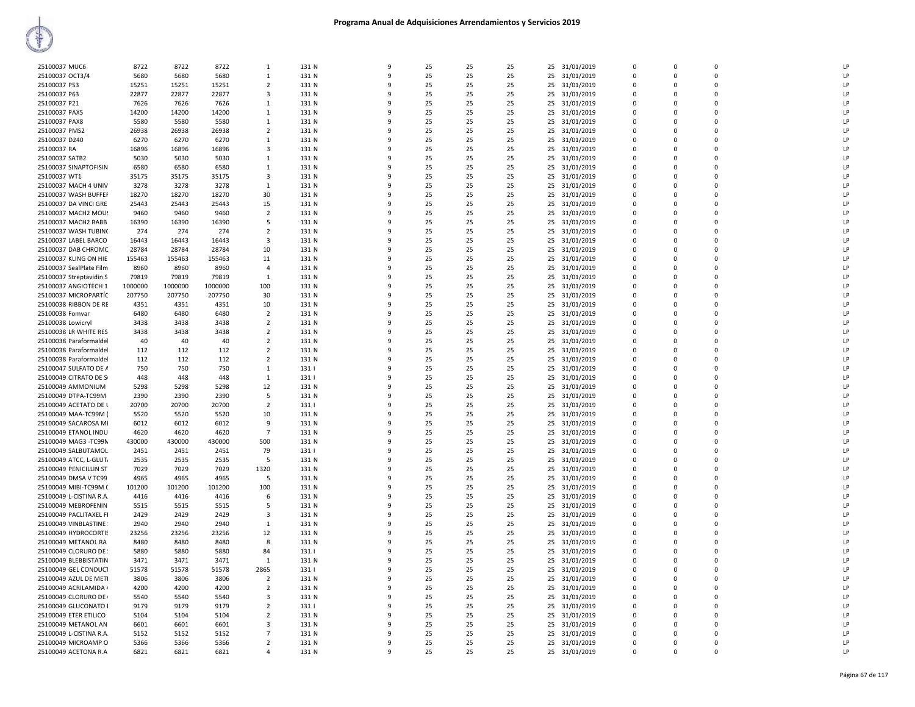# Programa Anual de Adquisiciones Arrendamientos y Servicios 2019

| | | | | | | | | | | | | | | | | | |
|---|---|---|---|---|---|---|---|---|---|---|---|---|---|---|---|---|---|
| 25100037 MUC6 | 8722 | 8722 | 8722 | 1 | 131 N | 9 | 25 | 25 | 25 | 25 | 31/01/2019 | 0 | 0 | 0 | | | LP |
| 25100037 OCT3/4 | 5680 | 5680 | 5680 | 1 | 131 N | 9 | 25 | 25 | 25 | 25 | 31/01/2019 | 0 | 0 | 0 | | | LP |
| 25100037 P53 | 15251 | 15251 | 15251 | 2 | 131 N | 9 | 25 | 25 | 25 | 25 | 31/01/2019 | 0 | 0 | 0 | | | LP |
| 25100037 P63 | 22877 | 22877 | 22877 | 3 | 131 N | 9 | 25 | 25 | 25 | 25 | 31/01/2019 | 0 | 0 | 0 | | | LP |
| 25100037 P21 | 7626 | 7626 | 7626 | 1 | 131 N | 9 | 25 | 25 | 25 | 25 | 31/01/2019 | 0 | 0 | 0 | | | LP |
| 25100037 PAX5 | 14200 | 14200 | 14200 | 1 | 131 N | 9 | 25 | 25 | 25 | 25 | 31/01/2019 | 0 | 0 | 0 | | | LP |
| 25100037 PAX8 | 5580 | 5580 | 5580 | 1 | 131 N | 9 | 25 | 25 | 25 | 25 | 31/01/2019 | 0 | 0 | 0 | | | LP |
| 25100037 PMS2 | 26938 | 26938 | 26938 | 2 | 131 N | 9 | 25 | 25 | 25 | 25 | 31/01/2019 | 0 | 0 | 0 | | | LP |
| 25100037 D240 | 6270 | 6270 | 6270 | 1 | 131 N | 9 | 25 | 25 | 25 | 25 | 31/01/2019 | 0 | 0 | 0 | | | LP |
| 25100037 RA | 16896 | 16896 | 16896 | 3 | 131 N | 9 | 25 | 25 | 25 | 25 | 31/01/2019 | 0 | 0 | 0 | | | LP |
| 25100037 SATB2 | 5030 | 5030 | 5030 | 1 | 131 N | 9 | 25 | 25 | 25 | 25 | 31/01/2019 | 0 | 0 | 0 | | | LP |
| 25100037 SINAPTOFISIN | 6580 | 6580 | 6580 | 1 | 131 N | 9 | 25 | 25 | 25 | 25 | 31/01/2019 | 0 | 0 | 0 | | | LP |
| 25100037 WT1 | 35175 | 35175 | 35175 | 3 | 131 N | 9 | 25 | 25 | 25 | 25 | 31/01/2019 | 0 | 0 | 0 | | | LP |
| 25100037 MACH 4 UNIV | 3278 | 3278 | 3278 | 1 | 131 N | 9 | 25 | 25 | 25 | 25 | 31/01/2019 | 0 | 0 | 0 | | | LP |
| 25100037 WASH BUFFEI | 18270 | 18270 | 18270 | 30 | 131 N | 9 | 25 | 25 | 25 | 25 | 31/01/2019 | 0 | 0 | 0 | | | LP |
| 25100037 DA VINCI GRE | 25443 | 25443 | 25443 | 15 | 131 N | 9 | 25 | 25 | 25 | 25 | 31/01/2019 | 0 | 0 | 0 | | | LP |
| 25100037 MACH2 MOUS | 9460 | 9460 | 9460 | 2 | 131 N | 9 | 25 | 25 | 25 | 25 | 31/01/2019 | 0 | 0 | 0 | | | LP |
| 25100037 MACH2 RABB | 16390 | 16390 | 16390 | 5 | 131 N | 9 | 25 | 25 | 25 | 25 | 31/01/2019 | 0 | 0 | 0 | | | LP |
| 25100037 WASH TUBINC | 274 | 274 | 274 | 2 | 131 N | 9 | 25 | 25 | 25 | 25 | 31/01/2019 | 0 | 0 | 0 | | | LP |
| 25100037 LABEL BARCO | 16443 | 16443 | 16443 | 3 | 131 N | 9 | 25 | 25 | 25 | 25 | 31/01/2019 | 0 | 0 | 0 | | | LP |
| 25100037 DAB CHROMC | 28784 | 28784 | 28784 | 10 | 131 N | 9 | 25 | 25 | 25 | 25 | 31/01/2019 | 0 | 0 | 0 | | | LP |
| 25100037 KLING ON HIE | 155463 | 155463 | 155463 | 11 | 131 N | 9 | 25 | 25 | 25 | 25 | 31/01/2019 | 0 | 0 | 0 | | | LP |
| 25100037 SealPlate Film | 8960 | 8960 | 8960 | 4 | 131 N | 9 | 25 | 25 | 25 | 25 | 31/01/2019 | 0 | 0 | 0 | | | LP |
| 25100037 Streptavidin S | 79819 | 79819 | 79819 | 1 | 131 N | 9 | 25 | 25 | 25 | 25 | 31/01/2019 | 0 | 0 | 0 | | | LP |
| 25100037 ANGIOTECH 1 | 1000000 | 1000000 | 1000000 | 100 | 131 N | 9 | 25 | 25 | 25 | 25 | 31/01/2019 | 0 | 0 | 0 | | | LP |
| 25100037 MICROPARTÍC | 207750 | 207750 | 207750 | 30 | 131 N | 9 | 25 | 25 | 25 | 25 | 31/01/2019 | 0 | 0 | 0 | | | LP |
| 25100038 RIBBON DE RE | 4351 | 4351 | 4351 | 10 | 131 N | 9 | 25 | 25 | 25 | 25 | 31/01/2019 | 0 | 0 | 0 | | | LP |
| 25100038 Fomvar | 6480 | 6480 | 6480 | 2 | 131 N | 9 | 25 | 25 | 25 | 25 | 31/01/2019 | 0 | 0 | 0 | | | LP |
| 25100038 Lowicryl | 3438 | 3438 | 3438 | 2 | 131 N | 9 | 25 | 25 | 25 | 25 | 31/01/2019 | 0 | 0 | 0 | | | LP |
| 25100038 LR WHITE RES | 3438 | 3438 | 3438 | 2 | 131 N | 9 | 25 | 25 | 25 | 25 | 31/01/2019 | 0 | 0 | 0 | | | LP |
| 25100038 Paraformaldel | 40 | 40 | 40 | 2 | 131 N | 9 | 25 | 25 | 25 | 25 | 31/01/2019 | 0 | 0 | 0 | | | LP |
| 25100038 Paraformaldel | 112 | 112 | 112 | 2 | 131 N | 9 | 25 | 25 | 25 | 25 | 31/01/2019 | 0 | 0 | 0 | | | LP |
| 25100038 Paraformaldel | 112 | 112 | 112 | 2 | 131 N | 9 | 25 | 25 | 25 | 25 | 31/01/2019 | 0 | 0 | 0 | | | LP |
| 25100047 SULFATO DE A | 750 | 750 | 750 | 1 | 131 I | 9 | 25 | 25 | 25 | 25 | 31/01/2019 | 0 | 0 | 0 | | | LP |
| 25100049 CITRATO DE S | 448 | 448 | 448 | 1 | 131 I | 9 | 25 | 25 | 25 | 25 | 31/01/2019 | 0 | 0 | 0 | | | LP |
| 25100049 AMMONIUM | 5298 | 5298 | 5298 | 12 | 131 N | 9 | 25 | 25 | 25 | 25 | 31/01/2019 | 0 | 0 | 0 | | | LP |
| 25100049 DTPA-TC99M | 2390 | 2390 | 2390 | 5 | 131 N | 9 | 25 | 25 | 25 | 25 | 31/01/2019 | 0 | 0 | 0 | | | LP |
| 25100049 ACETATO DE L | 20700 | 20700 | 20700 | 2 | 131 I | 9 | 25 | 25 | 25 | 25 | 31/01/2019 | 0 | 0 | 0 | | | LP |
| 25100049 MAA-TC99M ( | 5520 | 5520 | 5520 | 10 | 131 N | 9 | 25 | 25 | 25 | 25 | 31/01/2019 | 0 | 0 | 0 | | | LP |
| 25100049 SACAROSA MI | 6012 | 6012 | 6012 | 9 | 131 N | 9 | 25 | 25 | 25 | 25 | 31/01/2019 | 0 | 0 | 0 | | | LP |
| 25100049 ETANOL INDU | 4620 | 4620 | 4620 | 7 | 131 N | 9 | 25 | 25 | 25 | 25 | 31/01/2019 | 0 | 0 | 0 | | | LP |
| 25100049 MAG3 -TC99N | 430000 | 430000 | 430000 | 500 | 131 N | 9 | 25 | 25 | 25 | 25 | 31/01/2019 | 0 | 0 | 0 | | | LP |
| 25100049 SALBUTAMOL | 2451 | 2451 | 2451 | 79 | 131 I | 9 | 25 | 25 | 25 | 25 | 31/01/2019 | 0 | 0 | 0 | | | LP |
| 25100049 ATCC, L-GLUT | 2535 | 2535 | 2535 | 5 | 131 N | 9 | 25 | 25 | 25 | 25 | 31/01/2019 | 0 | 0 | 0 | | | LP |
| 25100049 PENICILLIN ST | 7029 | 7029 | 7029 | 1320 | 131 N | 9 | 25 | 25 | 25 | 25 | 31/01/2019 | 0 | 0 | 0 | | | LP |
| 25100049 DMSA V TC99 | 4965 | 4965 | 4965 | 5 | 131 N | 9 | 25 | 25 | 25 | 25 | 31/01/2019 | 0 | 0 | 0 | | | LP |
| 25100049 MIBI-TC99M ( | 101200 | 101200 | 101200 | 100 | 131 N | 9 | 25 | 25 | 25 | 25 | 31/01/2019 | 0 | 0 | 0 | | | LP |
| 25100049 L-CISTINA R.A. | 4416 | 4416 | 4416 | 6 | 131 N | 9 | 25 | 25 | 25 | 25 | 31/01/2019 | 0 | 0 | 0 | | | LP |
| 25100049 MEBROFENIN | 5515 | 5515 | 5515 | 5 | 131 N | 9 | 25 | 25 | 25 | 25 | 31/01/2019 | 0 | 0 | 0 | | | LP |
| 25100049 PACLITAXEL FI | 2429 | 2429 | 2429 | 3 | 131 N | 9 | 25 | 25 | 25 | 25 | 31/01/2019 | 0 | 0 | 0 | | | LP |
| 25100049 VINBLASTINE | 2940 | 2940 | 2940 | 1 | 131 N | 9 | 25 | 25 | 25 | 25 | 31/01/2019 | 0 | 0 | 0 | | | LP |
| 25100049 HYDROCORTIS | 23256 | 23256 | 23256 | 12 | 131 N | 9 | 25 | 25 | 25 | 25 | 31/01/2019 | 0 | 0 | 0 | | | LP |
| 25100049 METANOL RA | 8480 | 8480 | 8480 | 8 | 131 N | 9 | 25 | 25 | 25 | 25 | 31/01/2019 | 0 | 0 | 0 | | | LP |
| 25100049 CLORURO DE | 5880 | 5880 | 5880 | 84 | 131 I | 9 | 25 | 25 | 25 | 25 | 31/01/2019 | 0 | 0 | 0 | | | LP |
| 25100049 BLEBBISTATIN | 3471 | 3471 | 3471 | 1 | 131 N | 9 | 25 | 25 | 25 | 25 | 31/01/2019 | 0 | 0 | 0 | | | LP |
| 25100049 GEL CONDUCT | 51578 | 51578 | 51578 | 2865 | 131 I | 9 | 25 | 25 | 25 | 25 | 31/01/2019 | 0 | 0 | 0 | | | LP |
| 25100049 AZUL DE METI | 3806 | 3806 | 3806 | 2 | 131 N | 9 | 25 | 25 | 25 | 25 | 31/01/2019 | 0 | 0 | 0 | | | LP |
| 25100049 ACRILAMIDA | 4200 | 4200 | 4200 | 2 | 131 N | 9 | 25 | 25 | 25 | 25 | 31/01/2019 | 0 | 0 | 0 | | | LP |
| 25100049 CLORURO DE | 5540 | 5540 | 5540 | 3 | 131 N | 9 | 25 | 25 | 25 | 25 | 31/01/2019 | 0 | 0 | 0 | | | LP |
| 25100049 GLUCONATO | 9179 | 9179 | 9179 | 2 | 131 I | 9 | 25 | 25 | 25 | 25 | 31/01/2019 | 0 | 0 | 0 | | | LP |
| 25100049 ETER ETILICO | 5104 | 5104 | 5104 | 2 | 131 N | 9 | 25 | 25 | 25 | 25 | 31/01/2019 | 0 | 0 | 0 | | | LP |
| 25100049 METANOL AN | 6601 | 6601 | 6601 | 3 | 131 N | 9 | 25 | 25 | 25 | 25 | 31/01/2019 | 0 | 0 | 0 | | | LP |
| 25100049 L-CISTINA R.A. | 5152 | 5152 | 5152 | 7 | 131 N | 9 | 25 | 25 | 25 | 25 | 31/01/2019 | 0 | 0 | 0 | | | LP |
| 25100049 MICROAMP O | 5366 | 5366 | 5366 | 2 | 131 N | 9 | 25 | 25 | 25 | 25 | 31/01/2019 | 0 | 0 | 0 | | | LP |
| 25100049 ACETONA R.A | 6821 | 6821 | 6821 | 4 | 131 N | 9 | 25 | 25 | 25 | 25 | 31/01/2019 | 0 | 0 | 0 | | | LP |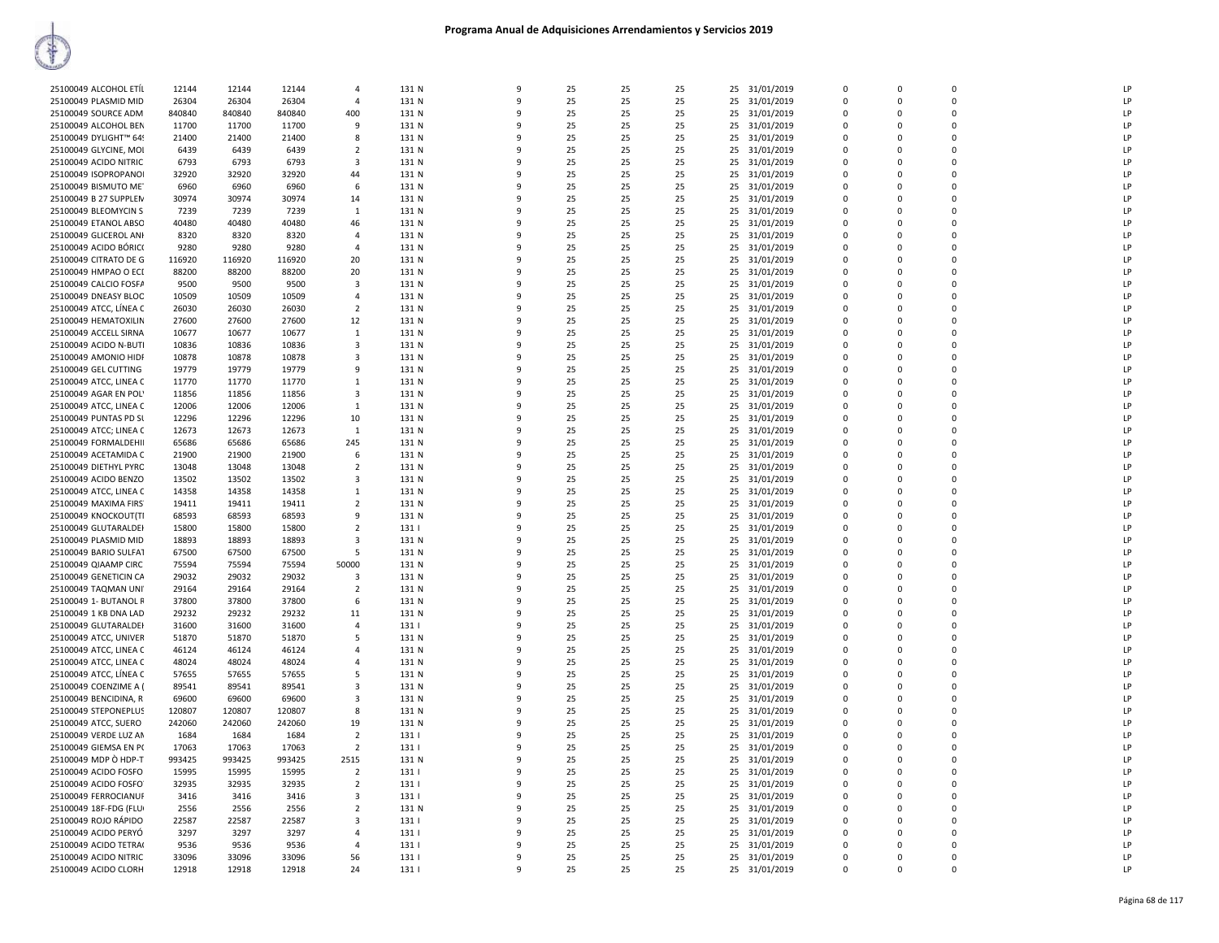# Programa Anual de Adquisiciones Arrendamientos y Servicios 2019

| | | | | | | | | | | | | | | | |
|---|---|---|---|---|---|---|---|---|---|---|---|---|---|---|---|
| 25100049 ALCOHOL ETÍL | 12144 | 12144 | 12144 | 4 | 131 N | 9 | 25 | 25 | 25 | 25 | 31/01/2019 | 0 | 0 | 0 | LP |
| 25100049 PLASMID MID | 26304 | 26304 | 26304 | 4 | 131 N | 9 | 25 | 25 | 25 | 25 | 31/01/2019 | 0 | 0 | 0 | LP |
| 25100049 SOURCE ADM | 840840 | 840840 | 840840 | 400 | 131 N | 9 | 25 | 25 | 25 | 25 | 31/01/2019 | 0 | 0 | 0 | LP |
| 25100049 ALCOHOL BEN | 11700 | 11700 | 11700 | 9 | 131 N | 9 | 25 | 25 | 25 | 25 | 31/01/2019 | 0 | 0 | 0 | LP |
| 25100049 DYLIGHT™ 64! | 21400 | 21400 | 21400 | 8 | 131 N | 9 | 25 | 25 | 25 | 25 | 31/01/2019 | 0 | 0 | 0 | LP |
| 25100049 GLYCINE, MOI | 6439 | 6439 | 6439 | 2 | 131 N | 9 | 25 | 25 | 25 | 25 | 31/01/2019 | 0 | 0 | 0 | LP |
| 25100049 ACIDO NITRIC | 6793 | 6793 | 6793 | 3 | 131 N | 9 | 25 | 25 | 25 | 25 | 31/01/2019 | 0 | 0 | 0 | LP |
| 25100049 ISOPROPANOI | 32920 | 32920 | 32920 | 44 | 131 N | 9 | 25 | 25 | 25 | 25 | 31/01/2019 | 0 | 0 | 0 | LP |
| 25100049 BISMUTO ME' | 6960 | 6960 | 6960 | 6 | 131 N | 9 | 25 | 25 | 25 | 25 | 31/01/2019 | 0 | 0 | 0 | LP |
| 25100049 B 27 SUPPLEM | 30974 | 30974 | 30974 | 14 | 131 N | 9 | 25 | 25 | 25 | 25 | 31/01/2019 | 0 | 0 | 0 | LP |
| 25100049 BLEOMYCIN S | 7239 | 7239 | 7239 | 1 | 131 N | 9 | 25 | 25 | 25 | 25 | 31/01/2019 | 0 | 0 | 0 | LP |
| 25100049 ETANOL ABSO | 40480 | 40480 | 40480 | 46 | 131 N | 9 | 25 | 25 | 25 | 25 | 31/01/2019 | 0 | 0 | 0 | LP |
| 25100049 GLICEROL ANI | 8320 | 8320 | 8320 | 4 | 131 N | 9 | 25 | 25 | 25 | 25 | 31/01/2019 | 0 | 0 | 0 | LP |
| 25100049 ACIDO BÓRIC | 9280 | 9280 | 9280 | 4 | 131 N | 9 | 25 | 25 | 25 | 25 | 31/01/2019 | 0 | 0 | 0 | LP |
| 25100049 CITRATO DE G | 116920 | 116920 | 116920 | 20 | 131 N | 9 | 25 | 25 | 25 | 25 | 31/01/2019 | 0 | 0 | 0 | LP |
| 25100049 HMPAO O ECI | 88200 | 88200 | 88200 | 20 | 131 N | 9 | 25 | 25 | 25 | 25 | 31/01/2019 | 0 | 0 | 0 | LP |
| 25100049 CALCIO FOSFA | 9500 | 9500 | 9500 | 3 | 131 N | 9 | 25 | 25 | 25 | 25 | 31/01/2019 | 0 | 0 | 0 | LP |
| 25100049 DNEASY BLOC | 10509 | 10509 | 10509 | 4 | 131 N | 9 | 25 | 25 | 25 | 25 | 31/01/2019 | 0 | 0 | 0 | LP |
| 25100049 ATCC, LÍNEA C | 26030 | 26030 | 26030 | 2 | 131 N | 9 | 25 | 25 | 25 | 25 | 31/01/2019 | 0 | 0 | 0 | LP |
| 25100049 HEMATOXILIN | 27600 | 27600 | 27600 | 12 | 131 N | 9 | 25 | 25 | 25 | 25 | 31/01/2019 | 0 | 0 | 0 | LP |
| 25100049 ACCELL SIRNA | 10677 | 10677 | 10677 | 1 | 131 N | 9 | 25 | 25 | 25 | 25 | 31/01/2019 | 0 | 0 | 0 | LP |
| 25100049 ACIDO N-BUTI | 10836 | 10836 | 10836 | 3 | 131 N | 9 | 25 | 25 | 25 | 25 | 31/01/2019 | 0 | 0 | 0 | LP |
| 25100049 AMONIO HIDI | 10878 | 10878 | 10878 | 3 | 131 N | 9 | 25 | 25 | 25 | 25 | 31/01/2019 | 0 | 0 | 0 | LP |
| 25100049 GEL CUTTING | 19779 | 19779 | 19779 | 9 | 131 N | 9 | 25 | 25 | 25 | 25 | 31/01/2019 | 0 | 0 | 0 | LP |
| 25100049 ATCC, LINEA C | 11770 | 11770 | 11770 | 1 | 131 N | 9 | 25 | 25 | 25 | 25 | 31/01/2019 | 0 | 0 | 0 | LP |
| 25100049 AGAR EN POL' | 11856 | 11856 | 11856 | 3 | 131 N | 9 | 25 | 25 | 25 | 25 | 31/01/2019 | 0 | 0 | 0 | LP |
| 25100049 ATCC, LINEA C | 12006 | 12006 | 12006 | 1 | 131 N | 9 | 25 | 25 | 25 | 25 | 31/01/2019 | 0 | 0 | 0 | LP |
| 25100049 PUNTAS PD SI | 12296 | 12296 | 12296 | 10 | 131 N | 9 | 25 | 25 | 25 | 25 | 31/01/2019 | 0 | 0 | 0 | LP |
| 25100049 ATCC; LINEA C | 12673 | 12673 | 12673 | 1 | 131 N | 9 | 25 | 25 | 25 | 25 | 31/01/2019 | 0 | 0 | 0 | LP |
| 25100049 FORMALDEHII | 65686 | 65686 | 65686 | 245 | 131 N | 9 | 25 | 25 | 25 | 25 | 31/01/2019 | 0 | 0 | 0 | LP |
| 25100049 ACETAMIDA C | 21900 | 21900 | 21900 | 6 | 131 N | 9 | 25 | 25 | 25 | 25 | 31/01/2019 | 0 | 0 | 0 | LP |
| 25100049 DIETHYL PYRC | 13048 | 13048 | 13048 | 2 | 131 N | 9 | 25 | 25 | 25 | 25 | 31/01/2019 | 0 | 0 | 0 | LP |
| 25100049 ACIDO BENZO | 13502 | 13502 | 13502 | 3 | 131 N | 9 | 25 | 25 | 25 | 25 | 31/01/2019 | 0 | 0 | 0 | LP |
| 25100049 ATCC, LINEA C | 14358 | 14358 | 14358 | 1 | 131 N | 9 | 25 | 25 | 25 | 25 | 31/01/2019 | 0 | 0 | 0 | LP |
| 25100049 MAXIMA FIRS | 19411 | 19411 | 19411 | 2 | 131 N | 9 | 25 | 25 | 25 | 25 | 31/01/2019 | 0 | 0 | 0 | LP |
| 25100049 KNOCKOUT(TI | 68593 | 68593 | 68593 | 9 | 131 N | 9 | 25 | 25 | 25 | 25 | 31/01/2019 | 0 | 0 | 0 | LP |
| 25100049 GLUTARALDEI | 15800 | 15800 | 15800 | 2 | 131 I | 9 | 25 | 25 | 25 | 25 | 31/01/2019 | 0 | 0 | 0 | LP |
| 25100049 PLASMID MID | 18893 | 18893 | 18893 | 3 | 131 N | 9 | 25 | 25 | 25 | 25 | 31/01/2019 | 0 | 0 | 0 | LP |
| 25100049 BARIO SULFAT | 67500 | 67500 | 67500 | 5 | 131 N | 9 | 25 | 25 | 25 | 25 | 31/01/2019 | 0 | 0 | 0 | LP |
| 25100049 QIAAMP CIRC | 75594 | 75594 | 75594 | 50000 | 131 N | 9 | 25 | 25 | 25 | 25 | 31/01/2019 | 0 | 0 | 0 | LP |
| 25100049 GENETICIN CA | 29032 | 29032 | 29032 | 3 | 131 N | 9 | 25 | 25 | 25 | 25 | 31/01/2019 | 0 | 0 | 0 | LP |
| 25100049 TAQMAN UNI | 29164 | 29164 | 29164 | 2 | 131 N | 9 | 25 | 25 | 25 | 25 | 31/01/2019 | 0 | 0 | 0 | LP |
| 25100049 1- BUTANOL F | 37800 | 37800 | 37800 | 6 | 131 N | 9 | 25 | 25 | 25 | 25 | 31/01/2019 | 0 | 0 | 0 | LP |
| 25100049 1 KB DNA LAD | 29232 | 29232 | 29232 | 11 | 131 N | 9 | 25 | 25 | 25 | 25 | 31/01/2019 | 0 | 0 | 0 | LP |
| 25100049 GLUTARALDEI | 31600 | 31600 | 31600 | 4 | 131 I | 9 | 25 | 25 | 25 | 25 | 31/01/2019 | 0 | 0 | 0 | LP |
| 25100049 ATCC, UNIVER | 51870 | 51870 | 51870 | 5 | 131 N | 9 | 25 | 25 | 25 | 25 | 31/01/2019 | 0 | 0 | 0 | LP |
| 25100049 ATCC, LINEA C | 46124 | 46124 | 46124 | 4 | 131 N | 9 | 25 | 25 | 25 | 25 | 31/01/2019 | 0 | 0 | 0 | LP |
| 25100049 ATCC, LINEA C | 48024 | 48024 | 48024 | 4 | 131 N | 9 | 25 | 25 | 25 | 25 | 31/01/2019 | 0 | 0 | 0 | LP |
| 25100049 ATCC, LÍNEA C | 57655 | 57655 | 57655 | 5 | 131 N | 9 | 25 | 25 | 25 | 25 | 31/01/2019 | 0 | 0 | 0 | LP |
| 25100049 COENZIME A ( | 89541 | 89541 | 89541 | 3 | 131 N | 9 | 25 | 25 | 25 | 25 | 31/01/2019 | 0 | 0 | 0 | LP |
| 25100049 BENCIDINA, R | 69600 | 69600 | 69600 | 3 | 131 N | 9 | 25 | 25 | 25 | 25 | 31/01/2019 | 0 | 0 | 0 | LP |
| 25100049 STEPONEPLUS | 120807 | 120807 | 120807 | 8 | 131 N | 9 | 25 | 25 | 25 | 25 | 31/01/2019 | 0 | 0 | 0 | LP |
| 25100049 ATCC, SUERO | 242060 | 242060 | 242060 | 19 | 131 N | 9 | 25 | 25 | 25 | 25 | 31/01/2019 | 0 | 0 | 0 | LP |
| 25100049 VERDE LUZ AN | 1684 | 1684 | 1684 | 2 | 131 I | 9 | 25 | 25 | 25 | 25 | 31/01/2019 | 0 | 0 | 0 | LP |
| 25100049 GIEMSA EN P( | 17063 | 17063 | 17063 | 2 | 131 I | 9 | 25 | 25 | 25 | 25 | 31/01/2019 | 0 | 0 | 0 | LP |
| 25100049 MDP Ò HDP-T | 993425 | 993425 | 993425 | 2515 | 131 N | 9 | 25 | 25 | 25 | 25 | 31/01/2019 | 0 | 0 | 0 | LP |
| 25100049 ACIDO FOSFO | 15995 | 15995 | 15995 | 2 | 131 I | 9 | 25 | 25 | 25 | 25 | 31/01/2019 | 0 | 0 | 0 | LP |
| 25100049 ACIDO FOSFO | 32935 | 32935 | 32935 | 2 | 131 I | 9 | 25 | 25 | 25 | 25 | 31/01/2019 | 0 | 0 | 0 | LP |
| 25100049 FERROCIANUF | 3416 | 3416 | 3416 | 3 | 131 I | 9 | 25 | 25 | 25 | 25 | 31/01/2019 | 0 | 0 | 0 | LP |
| 25100049 18F-FDG (FLU | 2556 | 2556 | 2556 | 2 | 131 N | 9 | 25 | 25 | 25 | 25 | 31/01/2019 | 0 | 0 | 0 | LP |
| 25100049 ROJO RÁPIDO | 22587 | 22587 | 22587 | 3 | 131 I | 9 | 25 | 25 | 25 | 25 | 31/01/2019 | 0 | 0 | 0 | LP |
| 25100049 ACIDO PERYÓ | 3297 | 3297 | 3297 | 4 | 131 I | 9 | 25 | 25 | 25 | 25 | 31/01/2019 | 0 | 0 | 0 | LP |
| 25100049 ACIDO TETRA( | 9536 | 9536 | 9536 | 4 | 131 I | 9 | 25 | 25 | 25 | 25 | 31/01/2019 | 0 | 0 | 0 | LP |
| 25100049 ACIDO NITRIC | 33096 | 33096 | 33096 | 56 | 131 I | 9 | 25 | 25 | 25 | 25 | 31/01/2019 | 0 | 0 | 0 | LP |
| 25100049 ACIDO CLORH | 12918 | 12918 | 12918 | 24 | 131 I | 9 | 25 | 25 | 25 | 25 | 31/01/2019 | 0 | 0 | 0 | LP |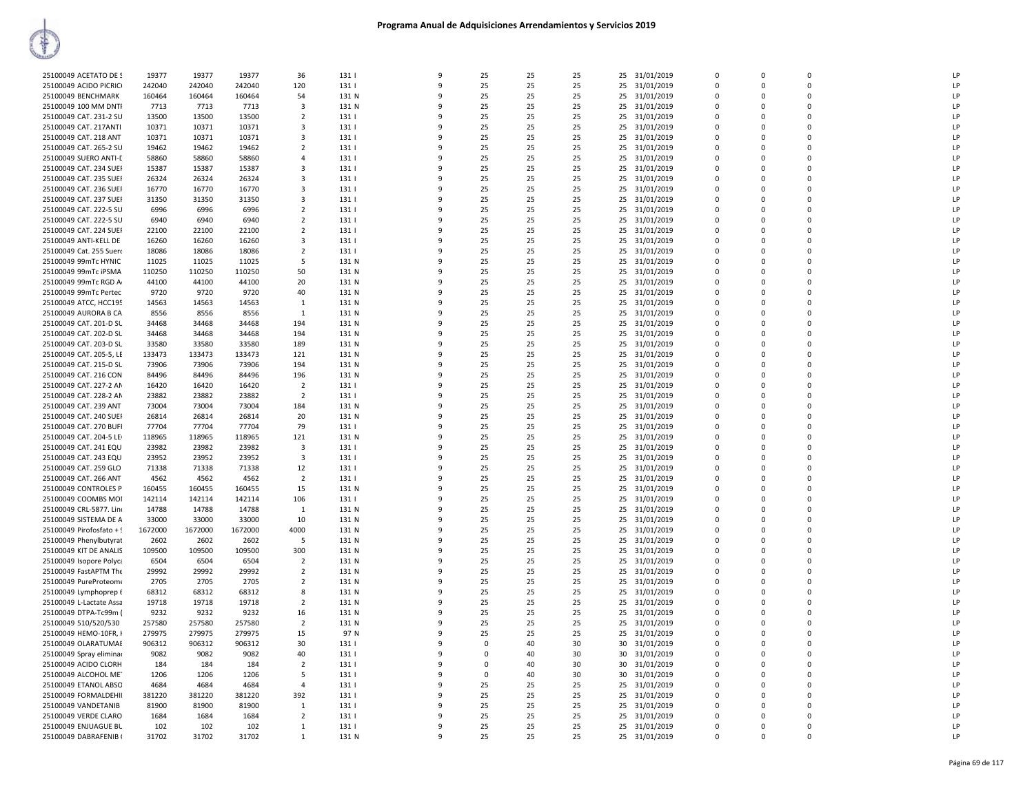# Programa Anual de Adquisiciones Arrendamientos y Servicios 2019

| | | | | | | | | | | | | | | | | |
|---|---|---|---|---|---|---|---|---|---|---|---|---|---|---|---|---|
| 25100049 ACETATO DE S | 19377 | 19377 | 19377 | 36 | 131 I | 9 | 25 | 25 | 25 | 25 | 31/01/2019 | 0 | 0 | 0 | | LP |
| 25100049 ACIDO PICRIC | 242040 | 242040 | 242040 | 120 | 131 I | 9 | 25 | 25 | 25 | 25 | 31/01/2019 | 0 | 0 | 0 | | LP |
| 25100049 BENCHMARK | 160464 | 160464 | 160464 | 54 | 131 N | 9 | 25 | 25 | 25 | 25 | 31/01/2019 | 0 | 0 | 0 | | LP |
| 25100049 100 MM DNTI | 7713 | 7713 | 7713 | 3 | 131 N | 9 | 25 | 25 | 25 | 25 | 31/01/2019 | 0 | 0 | 0 | | LP |
| 25100049 CAT. 231-2 SU | 13500 | 13500 | 13500 | 2 | 131 I | 9 | 25 | 25 | 25 | 25 | 31/01/2019 | 0 | 0 | 0 | | LP |
| 25100049 CAT. 217ANTI | 10371 | 10371 | 10371 | 3 | 131 I | 9 | 25 | 25 | 25 | 25 | 31/01/2019 | 0 | 0 | 0 | | LP |
| 25100049 CAT. 218 ANT | 10371 | 10371 | 10371 | 3 | 131 I | 9 | 25 | 25 | 25 | 25 | 31/01/2019 | 0 | 0 | 0 | | LP |
| 25100049 CAT. 265-2 SU | 19462 | 19462 | 19462 | 2 | 131 I | 9 | 25 | 25 | 25 | 25 | 31/01/2019 | 0 | 0 | 0 | | LP |
| 25100049 SUERO ANTI-D | 58860 | 58860 | 58860 | 4 | 131 I | 9 | 25 | 25 | 25 | 25 | 31/01/2019 | 0 | 0 | 0 | | LP |
| 25100049 CAT. 234 SUEI | 15387 | 15387 | 15387 | 3 | 131 I | 9 | 25 | 25 | 25 | 25 | 31/01/2019 | 0 | 0 | 0 | | LP |
| 25100049 CAT. 235 SUEI | 26324 | 26324 | 26324 | 3 | 131 I | 9 | 25 | 25 | 25 | 25 | 31/01/2019 | 0 | 0 | 0 | | LP |
| 25100049 CAT. 236 SUEI | 16770 | 16770 | 16770 | 3 | 131 I | 9 | 25 | 25 | 25 | 25 | 31/01/2019 | 0 | 0 | 0 | | LP |
| 25100049 CAT. 237 SUEI | 31350 | 31350 | 31350 | 3 | 131 I | 9 | 25 | 25 | 25 | 25 | 31/01/2019 | 0 | 0 | 0 | | LP |
| 25100049 CAT. 222-5 SU | 6996 | 6996 | 6996 | 2 | 131 I | 9 | 25 | 25 | 25 | 25 | 31/01/2019 | 0 | 0 | 0 | | LP |
| 25100049 CAT. 222-5 SU | 6940 | 6940 | 6940 | 2 | 131 I | 9 | 25 | 25 | 25 | 25 | 31/01/2019 | 0 | 0 | 0 | | LP |
| 25100049 CAT. 224 SUEI | 22100 | 22100 | 22100 | 2 | 131 I | 9 | 25 | 25 | 25 | 25 | 31/01/2019 | 0 | 0 | 0 | | LP |
| 25100049 ANTI-KELL DE | 16260 | 16260 | 16260 | 3 | 131 I | 9 | 25 | 25 | 25 | 25 | 31/01/2019 | 0 | 0 | 0 | | LP |
| 25100049 Cat. 255 Suero | 18086 | 18086 | 18086 | 2 | 131 I | 9 | 25 | 25 | 25 | 25 | 31/01/2019 | 0 | 0 | 0 | | LP |
| 25100049 99mTc HYNIC | 11025 | 11025 | 11025 | 5 | 131 N | 9 | 25 | 25 | 25 | 25 | 31/01/2019 | 0 | 0 | 0 | | LP |
| 25100049 99mTc iPSMA | 110250 | 110250 | 110250 | 50 | 131 N | 9 | 25 | 25 | 25 | 25 | 31/01/2019 | 0 | 0 | 0 | | LP |
| 25100049 99mTc RGD A | 44100 | 44100 | 44100 | 20 | 131 N | 9 | 25 | 25 | 25 | 25 | 31/01/2019 | 0 | 0 | 0 | | LP |
| 25100049 99mTc Pertec | 9720 | 9720 | 9720 | 40 | 131 N | 9 | 25 | 25 | 25 | 25 | 31/01/2019 | 0 | 0 | 0 | | LP |
| 25100049 ATCC, HCC195 | 14563 | 14563 | 14563 | 1 | 131 N | 9 | 25 | 25 | 25 | 25 | 31/01/2019 | 0 | 0 | 0 | | LP |
| 25100049 AURORA B CA | 8556 | 8556 | 8556 | 1 | 131 N | 9 | 25 | 25 | 25 | 25 | 31/01/2019 | 0 | 0 | 0 | | LP |
| 25100049 CAT. 201-D SL | 34468 | 34468 | 34468 | 194 | 131 N | 9 | 25 | 25 | 25 | 25 | 31/01/2019 | 0 | 0 | 0 | | LP |
| 25100049 CAT. 202-D SL | 34468 | 34468 | 34468 | 194 | 131 N | 9 | 25 | 25 | 25 | 25 | 31/01/2019 | 0 | 0 | 0 | | LP |
| 25100049 CAT. 203-D SL | 33580 | 33580 | 33580 | 189 | 131 N | 9 | 25 | 25 | 25 | 25 | 31/01/2019 | 0 | 0 | 0 | | LP |
| 25100049 CAT. 205-5, LE | 133473 | 133473 | 133473 | 121 | 131 N | 9 | 25 | 25 | 25 | 25 | 31/01/2019 | 0 | 0 | 0 | | LP |
| 25100049 CAT. 215-D SL | 73906 | 73906 | 73906 | 194 | 131 N | 9 | 25 | 25 | 25 | 25 | 31/01/2019 | 0 | 0 | 0 | | LP |
| 25100049 CAT. 216 CON | 84496 | 84496 | 84496 | 196 | 131 N | 9 | 25 | 25 | 25 | 25 | 31/01/2019 | 0 | 0 | 0 | | LP |
| 25100049 CAT. 227-2 AN | 16420 | 16420 | 16420 | 2 | 131 I | 9 | 25 | 25 | 25 | 25 | 31/01/2019 | 0 | 0 | 0 | | LP |
| 25100049 CAT. 228-2 AN | 23882 | 23882 | 23882 | 2 | 131 I | 9 | 25 | 25 | 25 | 25 | 31/01/2019 | 0 | 0 | 0 | | LP |
| 25100049 CAT. 239 ANT | 73004 | 73004 | 73004 | 184 | 131 N | 9 | 25 | 25 | 25 | 25 | 31/01/2019 | 0 | 0 | 0 | | LP |
| 25100049 CAT. 240 SUEI | 26814 | 26814 | 26814 | 20 | 131 N | 9 | 25 | 25 | 25 | 25 | 31/01/2019 | 0 | 0 | 0 | | LP |
| 25100049 CAT. 270 BUFI | 77704 | 77704 | 77704 | 79 | 131 I | 9 | 25 | 25 | 25 | 25 | 31/01/2019 | 0 | 0 | 0 | | LP |
| 25100049 CAT. 204-5 LE | 118965 | 118965 | 118965 | 121 | 131 N | 9 | 25 | 25 | 25 | 25 | 31/01/2019 | 0 | 0 | 0 | | LP |
| 25100049 CAT. 241 EQU | 23982 | 23982 | 23982 | 3 | 131 I | 9 | 25 | 25 | 25 | 25 | 31/01/2019 | 0 | 0 | 0 | | LP |
| 25100049 CAT. 243 EQU | 23952 | 23952 | 23952 | 3 | 131 I | 9 | 25 | 25 | 25 | 25 | 31/01/2019 | 0 | 0 | 0 | | LP |
| 25100049 CAT. 259 GLO | 71338 | 71338 | 71338 | 12 | 131 I | 9 | 25 | 25 | 25 | 25 | 31/01/2019 | 0 | 0 | 0 | | LP |
| 25100049 CAT. 266 ANT | 4562 | 4562 | 4562 | 2 | 131 I | 9 | 25 | 25 | 25 | 25 | 31/01/2019 | 0 | 0 | 0 | | LP |
| 25100049 CONTROLES P | 160455 | 160455 | 160455 | 15 | 131 N | 9 | 25 | 25 | 25 | 25 | 31/01/2019 | 0 | 0 | 0 | | LP |
| 25100049 COOMBS MOI | 142114 | 142114 | 142114 | 106 | 131 I | 9 | 25 | 25 | 25 | 25 | 31/01/2019 | 0 | 0 | 0 | | LP |
| 25100049 CRL-5877. Lin | 14788 | 14788 | 14788 | 1 | 131 N | 9 | 25 | 25 | 25 | 25 | 31/01/2019 | 0 | 0 | 0 | | LP |
| 25100049 SISTEMA DE A | 33000 | 33000 | 33000 | 10 | 131 N | 9 | 25 | 25 | 25 | 25 | 31/01/2019 | 0 | 0 | 0 | | LP |
| 25100049 Pirofosfato + S | 1672000 | 1672000 | 1672000 | 4000 | 131 N | 9 | 25 | 25 | 25 | 25 | 31/01/2019 | 0 | 0 | 0 | | LP |
| 25100049 Phenylbutyrat | 2602 | 2602 | 2602 | 5 | 131 N | 9 | 25 | 25 | 25 | 25 | 31/01/2019 | 0 | 0 | 0 | | LP |
| 25100049 KIT DE ANALIS | 109500 | 109500 | 109500 | 300 | 131 N | 9 | 25 | 25 | 25 | 25 | 31/01/2019 | 0 | 0 | 0 | | LP |
| 25100049 Isopore Polyca | 6504 | 6504 | 6504 | 2 | 131 N | 9 | 25 | 25 | 25 | 25 | 31/01/2019 | 0 | 0 | 0 | | LP |
| 25100049 FastAPTM The | 29992 | 29992 | 29992 | 2 | 131 N | 9 | 25 | 25 | 25 | 25 | 31/01/2019 | 0 | 0 | 0 | | LP |
| 25100049 PureProteome | 2705 | 2705 | 2705 | 2 | 131 N | 9 | 25 | 25 | 25 | 25 | 31/01/2019 | 0 | 0 | 0 | | LP |
| 25100049 Lymphoprep ( | 68312 | 68312 | 68312 | 8 | 131 N | 9 | 25 | 25 | 25 | 25 | 31/01/2019 | 0 | 0 | 0 | | LP |
| 25100049 L-Lactate Assa | 19718 | 19718 | 19718 | 2 | 131 N | 9 | 25 | 25 | 25 | 25 | 31/01/2019 | 0 | 0 | 0 | | LP |
| 25100049 DTPA-Tc99m ( | 9232 | 9232 | 9232 | 16 | 131 N | 9 | 25 | 25 | 25 | 25 | 31/01/2019 | 0 | 0 | 0 | | LP |
| 25100049 510/520/530 | 257580 | 257580 | 257580 | 2 | 131 N | 9 | 25 | 25 | 25 | 25 | 31/01/2019 | 0 | 0 | 0 | | LP |
| 25100049 HEMO-10FR, I | 279975 | 279975 | 279975 | 15 | 97 N | 9 | 25 | 25 | 25 | 25 | 31/01/2019 | 0 | 0 | 0 | | LP |
| 25100049 OLARATUMAE | 906312 | 906312 | 906312 | 30 | 131 I | 9 | 0 | 40 | 30 | 30 | 31/01/2019 | 0 | 0 | 0 | | LP |
| 25100049 Spray elimina | 9082 | 9082 | 9082 | 40 | 131 I | 9 | 0 | 40 | 30 | 30 | 31/01/2019 | 0 | 0 | 0 | | LP |
| 25100049 ACIDO CLORH | 184 | 184 | 184 | 2 | 131 I | 9 | 0 | 40 | 30 | 30 | 31/01/2019 | 0 | 0 | 0 | | LP |
| 25100049 ALCOHOL MET | 1206 | 1206 | 1206 | 5 | 131 I | 9 | 0 | 40 | 30 | 30 | 31/01/2019 | 0 | 0 | 0 | | LP |
| 25100049 ETANOL ABSO | 4684 | 4684 | 4684 | 4 | 131 I | 9 | 25 | 25 | 25 | 25 | 31/01/2019 | 0 | 0 | 0 | | LP |
| 25100049 FORMALDEHII | 381220 | 381220 | 381220 | 392 | 131 I | 9 | 25 | 25 | 25 | 25 | 31/01/2019 | 0 | 0 | 0 | | LP |
| 25100049 VANDETANIB | 81900 | 81900 | 81900 | 1 | 131 I | 9 | 25 | 25 | 25 | 25 | 31/01/2019 | 0 | 0 | 0 | | LP |
| 25100049 VERDE CLARO | 1684 | 1684 | 1684 | 2 | 131 I | 9 | 25 | 25 | 25 | 25 | 31/01/2019 | 0 | 0 | 0 | | LP |
| 25100049 ENJUAGUE BU | 102 | 102 | 102 | 1 | 131 I | 9 | 25 | 25 | 25 | 25 | 31/01/2019 | 0 | 0 | 0 | | LP |
| 25100049 DABRAFENIB ( | 31702 | 31702 | 31702 | 1 | 131 N | 9 | 25 | 25 | 25 | 25 | 31/01/2019 | 0 | 0 | 0 | | LP |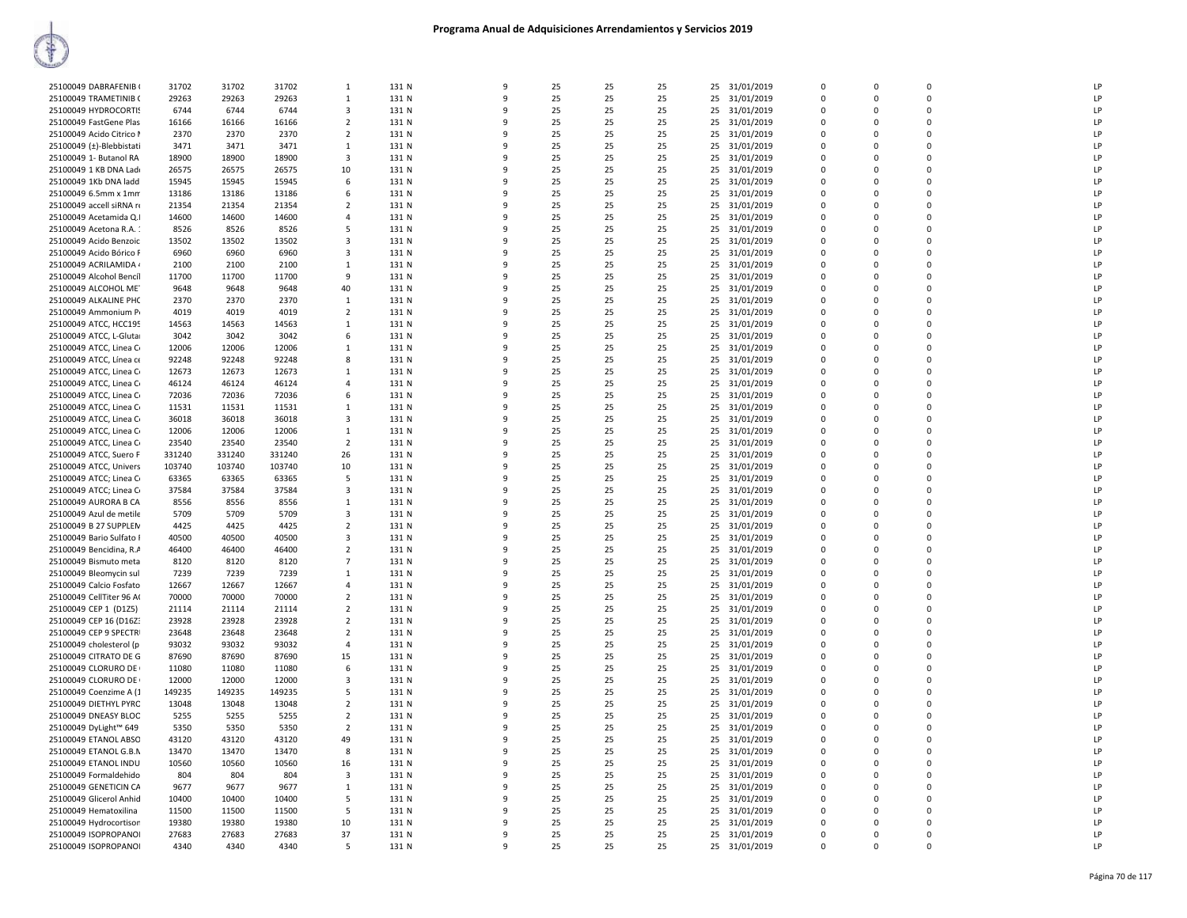# Programa Anual de Adquisiciones Arrendamientos y Servicios 2019

| | | | | | | | | | | | | | | | | |
|---|---|---|---|---|---|---|---|---|---|---|---|---|---|---|---|---|
| 25100049 DABRAFENIB ( | 31702 | 31702 | 31702 | 1 | 131 N | 9 | 25 | 25 | 25 | 25 | 31/01/2019 | 0 | 0 | 0 | | LP |
| 25100049 TRAMETINIB ( | 29263 | 29263 | 29263 | 1 | 131 N | 9 | 25 | 25 | 25 | 25 | 31/01/2019 | 0 | 0 | 0 | | LP |
| 25100049 HYDROCORTIS | 6744 | 6744 | 6744 | 3 | 131 N | 9 | 25 | 25 | 25 | 25 | 31/01/2019 | 0 | 0 | 0 | | LP |
| 25100049 FastGene Plas | 16166 | 16166 | 16166 | 2 | 131 N | 9 | 25 | 25 | 25 | 25 | 31/01/2019 | 0 | 0 | 0 | | LP |
| 25100049 Acido Citrico I | 2370 | 2370 | 2370 | 2 | 131 N | 9 | 25 | 25 | 25 | 25 | 31/01/2019 | 0 | 0 | 0 | | LP |
| 25100049 (±)-Blebbistati | 3471 | 3471 | 3471 | 1 | 131 N | 9 | 25 | 25 | 25 | 25 | 31/01/2019 | 0 | 0 | 0 | | LP |
| 25100049 1- Butanol RA | 18900 | 18900 | 18900 | 3 | 131 N | 9 | 25 | 25 | 25 | 25 | 31/01/2019 | 0 | 0 | 0 | | LP |
| 25100049 1 KB DNA Lad | 26575 | 26575 | 26575 | 10 | 131 N | 9 | 25 | 25 | 25 | 25 | 31/01/2019 | 0 | 0 | 0 | | LP |
| 25100049 1Kb DNA ladd | 15945 | 15945 | 15945 | 6 | 131 N | 9 | 25 | 25 | 25 | 25 | 31/01/2019 | 0 | 0 | 0 | | LP |
| 25100049 6.5mm x 1mm | 13186 | 13186 | 13186 | 6 | 131 N | 9 | 25 | 25 | 25 | 25 | 31/01/2019 | 0 | 0 | 0 | | LP |
| 25100049 accell siRNA r | 21354 | 21354 | 21354 | 2 | 131 N | 9 | 25 | 25 | 25 | 25 | 31/01/2019 | 0 | 0 | 0 | | LP |
| 25100049 Acetamida Q.I | 14600 | 14600 | 14600 | 4 | 131 N | 9 | 25 | 25 | 25 | 25 | 31/01/2019 | 0 | 0 | 0 | | LP |
| 25100049 Acetona R.A. | 8526 | 8526 | 8526 | 5 | 131 N | 9 | 25 | 25 | 25 | 25 | 31/01/2019 | 0 | 0 | 0 | | LP |
| 25100049 Acido Benzoic | 13502 | 13502 | 13502 | 3 | 131 N | 9 | 25 | 25 | 25 | 25 | 31/01/2019 | 0 | 0 | 0 | | LP |
| 25100049 Acido Bórico F | 6960 | 6960 | 6960 | 3 | 131 N | 9 | 25 | 25 | 25 | 25 | 31/01/2019 | 0 | 0 | 0 | | LP |
| 25100049 ACRILAMIDA | 2100 | 2100 | 2100 | 1 | 131 N | 9 | 25 | 25 | 25 | 25 | 31/01/2019 | 0 | 0 | 0 | | LP |
| 25100049 Alcohol Bencíl | 11700 | 11700 | 11700 | 9 | 131 N | 9 | 25 | 25 | 25 | 25 | 31/01/2019 | 0 | 0 | 0 | | LP |
| 25100049 ALCOHOL ME | 9648 | 9648 | 9648 | 40 | 131 N | 9 | 25 | 25 | 25 | 25 | 31/01/2019 | 0 | 0 | 0 | | LP |
| 25100049 ALKALINE PHO | 2370 | 2370 | 2370 | 1 | 131 N | 9 | 25 | 25 | 25 | 25 | 31/01/2019 | 0 | 0 | 0 | | LP |
| 25100049 Ammonium P | 4019 | 4019 | 4019 | 2 | 131 N | 9 | 25 | 25 | 25 | 25 | 31/01/2019 | 0 | 0 | 0 | | LP |
| 25100049 ATCC, HCC195 | 14563 | 14563 | 14563 | 1 | 131 N | 9 | 25 | 25 | 25 | 25 | 31/01/2019 | 0 | 0 | 0 | | LP |
| 25100049 ATCC, L-Gluta | 3042 | 3042 | 3042 | 6 | 131 N | 9 | 25 | 25 | 25 | 25 | 31/01/2019 | 0 | 0 | 0 | | LP |
| 25100049 ATCC, Linea C | 12006 | 12006 | 12006 | 1 | 131 N | 9 | 25 | 25 | 25 | 25 | 31/01/2019 | 0 | 0 | 0 | | LP |
| 25100049 ATCC, Línea ce | 92248 | 92248 | 92248 | 8 | 131 N | 9 | 25 | 25 | 25 | 25 | 31/01/2019 | 0 | 0 | 0 | | LP |
| 25100049 ATCC, Linea C | 12673 | 12673 | 12673 | 1 | 131 N | 9 | 25 | 25 | 25 | 25 | 31/01/2019 | 0 | 0 | 0 | | LP |
| 25100049 ATCC, Linea C | 46124 | 46124 | 46124 | 4 | 131 N | 9 | 25 | 25 | 25 | 25 | 31/01/2019 | 0 | 0 | 0 | | LP |
| 25100049 ATCC, Linea C | 72036 | 72036 | 72036 | 6 | 131 N | 9 | 25 | 25 | 25 | 25 | 31/01/2019 | 0 | 0 | 0 | | LP |
| 25100049 ATCC, Linea C | 11531 | 11531 | 11531 | 1 | 131 N | 9 | 25 | 25 | 25 | 25 | 31/01/2019 | 0 | 0 | 0 | | LP |
| 25100049 ATCC, Linea C | 36018 | 36018 | 36018 | 3 | 131 N | 9 | 25 | 25 | 25 | 25 | 31/01/2019 | 0 | 0 | 0 | | LP |
| 25100049 ATCC, Linea C | 12006 | 12006 | 12006 | 1 | 131 N | 9 | 25 | 25 | 25 | 25 | 31/01/2019 | 0 | 0 | 0 | | LP |
| 25100049 ATCC, Linea C | 23540 | 23540 | 23540 | 2 | 131 N | 9 | 25 | 25 | 25 | 25 | 31/01/2019 | 0 | 0 | 0 | | LP |
| 25100049 ATCC, Suero F | 331240 | 331240 | 331240 | 26 | 131 N | 9 | 25 | 25 | 25 | 25 | 31/01/2019 | 0 | 0 | 0 | | LP |
| 25100049 ATCC, Univers | 103740 | 103740 | 103740 | 10 | 131 N | 9 | 25 | 25 | 25 | 25 | 31/01/2019 | 0 | 0 | 0 | | LP |
| 25100049 ATCC; Linea C | 63365 | 63365 | 63365 | 5 | 131 N | 9 | 25 | 25 | 25 | 25 | 31/01/2019 | 0 | 0 | 0 | | LP |
| 25100049 ATCC; Linea C | 37584 | 37584 | 37584 | 3 | 131 N | 9 | 25 | 25 | 25 | 25 | 31/01/2019 | 0 | 0 | 0 | | LP |
| 25100049 AURORA B CA | 8556 | 8556 | 8556 | 1 | 131 N | 9 | 25 | 25 | 25 | 25 | 31/01/2019 | 0 | 0 | 0 | | LP |
| 25100049 Azul de metile | 5709 | 5709 | 5709 | 3 | 131 N | 9 | 25 | 25 | 25 | 25 | 31/01/2019 | 0 | 0 | 0 | | LP |
| 25100049 B 27 SUPPLEM | 4425 | 4425 | 4425 | 2 | 131 N | 9 | 25 | 25 | 25 | 25 | 31/01/2019 | 0 | 0 | 0 | | LP |
| 25100049 Bario Sulfato | 40500 | 40500 | 40500 | 3 | 131 N | 9 | 25 | 25 | 25 | 25 | 31/01/2019 | 0 | 0 | 0 | | LP |
| 25100049 Bencidina, R.A | 46400 | 46400 | 46400 | 2 | 131 N | 9 | 25 | 25 | 25 | 25 | 31/01/2019 | 0 | 0 | 0 | | LP |
| 25100049 Bismuto meta | 8120 | 8120 | 8120 | 7 | 131 N | 9 | 25 | 25 | 25 | 25 | 31/01/2019 | 0 | 0 | 0 | | LP |
| 25100049 Bleomycin sul | 7239 | 7239 | 7239 | 1 | 131 N | 9 | 25 | 25 | 25 | 25 | 31/01/2019 | 0 | 0 | 0 | | LP |
| 25100049 Calcio Fosfato | 12667 | 12667 | 12667 | 4 | 131 N | 9 | 25 | 25 | 25 | 25 | 31/01/2019 | 0 | 0 | 0 | | LP |
| 25100049 CellTiter 96 A | 70000 | 70000 | 70000 | 2 | 131 N | 9 | 25 | 25 | 25 | 25 | 31/01/2019 | 0 | 0 | 0 | | LP |
| 25100049 CEP 1 (D1Z5) | 21114 | 21114 | 21114 | 2 | 131 N | 9 | 25 | 25 | 25 | 25 | 31/01/2019 | 0 | 0 | 0 | | LP |
| 25100049 CEP 16 (D16Z | 23928 | 23928 | 23928 | 2 | 131 N | 9 | 25 | 25 | 25 | 25 | 31/01/2019 | 0 | 0 | 0 | | LP |
| 25100049 CEP 9 SPECTR | 23648 | 23648 | 23648 | 2 | 131 N | 9 | 25 | 25 | 25 | 25 | 31/01/2019 | 0 | 0 | 0 | | LP |
| 25100049 cholesterol (p | 93032 | 93032 | 93032 | 4 | 131 N | 9 | 25 | 25 | 25 | 25 | 31/01/2019 | 0 | 0 | 0 | | LP |
| 25100049 CITRATO DE G | 87690 | 87690 | 87690 | 15 | 131 N | 9 | 25 | 25 | 25 | 25 | 31/01/2019 | 0 | 0 | 0 | | LP |
| 25100049 CLORURO DE | 11080 | 11080 | 11080 | 6 | 131 N | 9 | 25 | 25 | 25 | 25 | 31/01/2019 | 0 | 0 | 0 | | LP |
| 25100049 CLORURO DE | 12000 | 12000 | 12000 | 3 | 131 N | 9 | 25 | 25 | 25 | 25 | 31/01/2019 | 0 | 0 | 0 | | LP |
| 25100049 Coenzime A (1 | 149235 | 149235 | 149235 | 5 | 131 N | 9 | 25 | 25 | 25 | 25 | 31/01/2019 | 0 | 0 | 0 | | LP |
| 25100049 DIETHYL PYRO | 13048 | 13048 | 13048 | 2 | 131 N | 9 | 25 | 25 | 25 | 25 | 31/01/2019 | 0 | 0 | 0 | | LP |
| 25100049 DNEASY BLOC | 5255 | 5255 | 5255 | 2 | 131 N | 9 | 25 | 25 | 25 | 25 | 31/01/2019 | 0 | 0 | 0 | | LP |
| 25100049 DyLight™ 649 | 5350 | 5350 | 5350 | 2 | 131 N | 9 | 25 | 25 | 25 | 25 | 31/01/2019 | 0 | 0 | 0 | | LP |
| 25100049 ETANOL ABSO | 43120 | 43120 | 43120 | 49 | 131 N | 9 | 25 | 25 | 25 | 25 | 31/01/2019 | 0 | 0 | 0 | | LP |
| 25100049 ETANOL G.B.N | 13470 | 13470 | 13470 | 8 | 131 N | 9 | 25 | 25 | 25 | 25 | 31/01/2019 | 0 | 0 | 0 | | LP |
| 25100049 ETANOL INDU | 10560 | 10560 | 10560 | 16 | 131 N | 9 | 25 | 25 | 25 | 25 | 31/01/2019 | 0 | 0 | 0 | | LP |
| 25100049 Formaldehido | 804 | 804 | 804 | 3 | 131 N | 9 | 25 | 25 | 25 | 25 | 31/01/2019 | 0 | 0 | 0 | | LP |
| 25100049 GENETICIN CA | 9677 | 9677 | 9677 | 1 | 131 N | 9 | 25 | 25 | 25 | 25 | 31/01/2019 | 0 | 0 | 0 | | LP |
| 25100049 Glicerol Anhid | 10400 | 10400 | 10400 | 5 | 131 N | 9 | 25 | 25 | 25 | 25 | 31/01/2019 | 0 | 0 | 0 | | LP |
| 25100049 Hematoxilina | 11500 | 11500 | 11500 | 5 | 131 N | 9 | 25 | 25 | 25 | 25 | 31/01/2019 | 0 | 0 | 0 | | LP |
| 25100049 Hydrocortison | 19380 | 19380 | 19380 | 10 | 131 N | 9 | 25 | 25 | 25 | 25 | 31/01/2019 | 0 | 0 | 0 | | LP |
| 25100049 ISOPROPANOI | 27683 | 27683 | 27683 | 37 | 131 N | 9 | 25 | 25 | 25 | 25 | 31/01/2019 | 0 | 0 | 0 | | LP |
| 25100049 ISOPROPANOI | 4340 | 4340 | 4340 | 5 | 131 N | 9 | 25 | 25 | 25 | 25 | 31/01/2019 | 0 | 0 | 0 | | LP |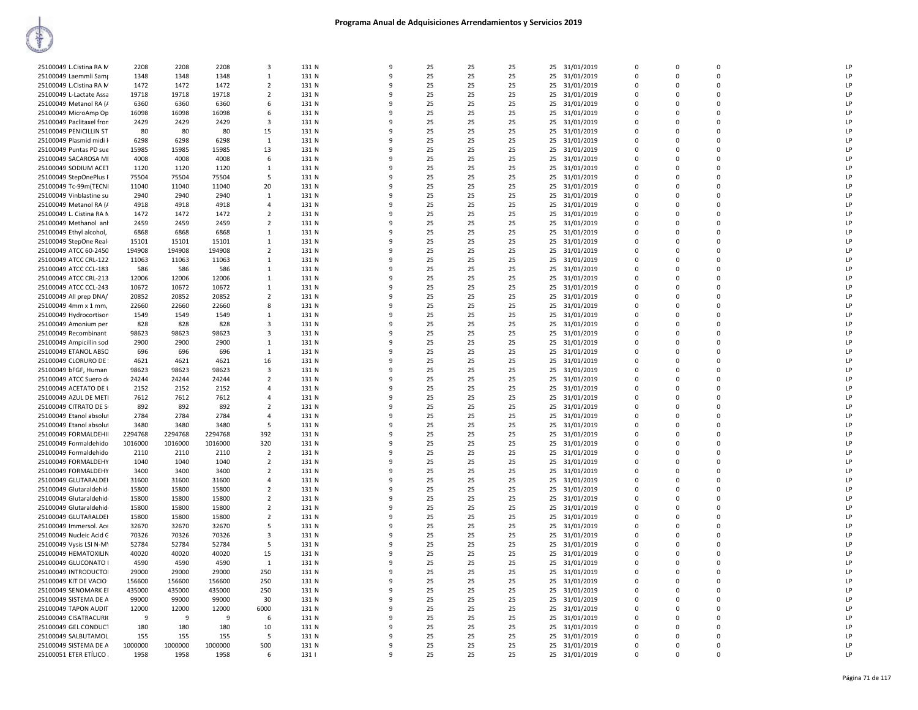# Programa Anual de Adquisiciones Arrendamientos y Servicios 2019

| | | | | | | | | | | | | | | | | |
|---|---|---|---|---|---|---|---|---|---|---|---|---|---|---|---|---|
| 25100049 L.Cistina RA M | 2208 | 2208 | 2208 | 3 | 131 N | 9 | 25 | 25 | 25 | 25 | 31/01/2019 | 0 | 0 | 0 | | LP |
| 25100049 Laemmli Samp | 1348 | 1348 | 1348 | 1 | 131 N | 9 | 25 | 25 | 25 | 25 | 31/01/2019 | 0 | 0 | 0 | | LP |
| 25100049 L.Cistina RA M | 1472 | 1472 | 1472 | 2 | 131 N | 9 | 25 | 25 | 25 | 25 | 31/01/2019 | 0 | 0 | 0 | | LP |
| 25100049 L-Lactate Assa | 19718 | 19718 | 19718 | 2 | 131 N | 9 | 25 | 25 | 25 | 25 | 31/01/2019 | 0 | 0 | 0 | | LP |
| 25100049 Metanol RA (A | 6360 | 6360 | 6360 | 6 | 131 N | 9 | 25 | 25 | 25 | 25 | 31/01/2019 | 0 | 0 | 0 | | LP |
| 25100049 MicroAmp Op | 16098 | 16098 | 16098 | 6 | 131 N | 9 | 25 | 25 | 25 | 25 | 31/01/2019 | 0 | 0 | 0 | | LP |
| 25100049 Paclitaxel fron | 2429 | 2429 | 2429 | 3 | 131 N | 9 | 25 | 25 | 25 | 25 | 31/01/2019 | 0 | 0 | 0 | | LP |
| 25100049 PENICILLIN ST | 80 | 80 | 80 | 15 | 131 N | 9 | 25 | 25 | 25 | 25 | 31/01/2019 | 0 | 0 | 0 | | LP |
| 25100049 Plasmid midi k | 6298 | 6298 | 6298 | 1 | 131 N | 9 | 25 | 25 | 25 | 25 | 31/01/2019 | 0 | 0 | 0 | | LP |
| 25100049 Puntas PD sue | 15985 | 15985 | 15985 | 13 | 131 N | 9 | 25 | 25 | 25 | 25 | 31/01/2019 | 0 | 0 | 0 | | LP |
| 25100049 SACAROSA MI | 4008 | 4008 | 4008 | 6 | 131 N | 9 | 25 | 25 | 25 | 25 | 31/01/2019 | 0 | 0 | 0 | | LP |
| 25100049 SODIUM ACET | 1120 | 1120 | 1120 | 1 | 131 N | 9 | 25 | 25 | 25 | 25 | 31/01/2019 | 0 | 0 | 0 | | LP |
| 25100049 StepOnePlus F | 75504 | 75504 | 75504 | 5 | 131 N | 9 | 25 | 25 | 25 | 25 | 31/01/2019 | 0 | 0 | 0 | | LP |
| 25100049 Tc-99m(TECNI | 11040 | 11040 | 11040 | 20 | 131 N | 9 | 25 | 25 | 25 | 25 | 31/01/2019 | 0 | 0 | 0 | | LP |
| 25100049 Vinblastine su | 2940 | 2940 | 2940 | 1 | 131 N | 9 | 25 | 25 | 25 | 25 | 31/01/2019 | 0 | 0 | 0 | | LP |
| 25100049 Metanol RA (A | 4918 | 4918 | 4918 | 4 | 131 N | 9 | 25 | 25 | 25 | 25 | 31/01/2019 | 0 | 0 | 0 | | LP |
| 25100049 L. Cistina RA M | 1472 | 1472 | 1472 | 2 | 131 N | 9 | 25 | 25 | 25 | 25 | 31/01/2019 | 0 | 0 | 0 | | LP |
| 25100049 Methanol anh | 2459 | 2459 | 2459 | 2 | 131 N | 9 | 25 | 25 | 25 | 25 | 31/01/2019 | 0 | 0 | 0 | | LP |
| 25100049 Ethyl alcohol, | 6868 | 6868 | 6868 | 1 | 131 N | 9 | 25 | 25 | 25 | 25 | 31/01/2019 | 0 | 0 | 0 | | LP |
| 25100049 StepOne Real- | 15101 | 15101 | 15101 | 1 | 131 N | 9 | 25 | 25 | 25 | 25 | 31/01/2019 | 0 | 0 | 0 | | LP |
| 25100049 ATCC 60-2450 | 194908 | 194908 | 194908 | 2 | 131 N | 9 | 25 | 25 | 25 | 25 | 31/01/2019 | 0 | 0 | 0 | | LP |
| 25100049 ATCC CRL-122 | 11063 | 11063 | 11063 | 1 | 131 N | 9 | 25 | 25 | 25 | 25 | 31/01/2019 | 0 | 0 | 0 | | LP |
| 25100049 ATCC CCL-183 | 586 | 586 | 586 | 1 | 131 N | 9 | 25 | 25 | 25 | 25 | 31/01/2019 | 0 | 0 | 0 | | LP |
| 25100049 ATCC CRL-213 | 12006 | 12006 | 12006 | 1 | 131 N | 9 | 25 | 25 | 25 | 25 | 31/01/2019 | 0 | 0 | 0 | | LP |
| 25100049 ATCC CCL-243 | 10672 | 10672 | 10672 | 1 | 131 N | 9 | 25 | 25 | 25 | 25 | 31/01/2019 | 0 | 0 | 0 | | LP |
| 25100049 All prep DNA/ | 20852 | 20852 | 20852 | 2 | 131 N | 9 | 25 | 25 | 25 | 25 | 31/01/2019 | 0 | 0 | 0 | | LP |
| 25100049 4mm x 1 mm, | 22660 | 22660 | 22660 | 8 | 131 N | 9 | 25 | 25 | 25 | 25 | 31/01/2019 | 0 | 0 | 0 | | LP |
| 25100049 Hydrocortison | 1549 | 1549 | 1549 | 1 | 131 N | 9 | 25 | 25 | 25 | 25 | 31/01/2019 | 0 | 0 | 0 | | LP |
| 25100049 Amonium per | 828 | 828 | 828 | 3 | 131 N | 9 | 25 | 25 | 25 | 25 | 31/01/2019 | 0 | 0 | 0 | | LP |
| 25100049 Recombinant | 98623 | 98623 | 98623 | 3 | 131 N | 9 | 25 | 25 | 25 | 25 | 31/01/2019 | 0 | 0 | 0 | | LP |
| 25100049 Ampicillin sod | 2900 | 2900 | 2900 | 1 | 131 N | 9 | 25 | 25 | 25 | 25 | 31/01/2019 | 0 | 0 | 0 | | LP |
| 25100049 ETANOL ABSO | 696 | 696 | 696 | 1 | 131 N | 9 | 25 | 25 | 25 | 25 | 31/01/2019 | 0 | 0 | 0 | | LP |
| 25100049 CLORURO DE | 4621 | 4621 | 4621 | 16 | 131 N | 9 | 25 | 25 | 25 | 25 | 31/01/2019 | 0 | 0 | 0 | | LP |
| 25100049 bFGF, Human | 98623 | 98623 | 98623 | 3 | 131 N | 9 | 25 | 25 | 25 | 25 | 31/01/2019 | 0 | 0 | 0 | | LP |
| 25100049 ATCC Suero de | 24244 | 24244 | 24244 | 2 | 131 N | 9 | 25 | 25 | 25 | 25 | 31/01/2019 | 0 | 0 | 0 | | LP |
| 25100049 ACETATO DE U | 2152 | 2152 | 2152 | 4 | 131 N | 9 | 25 | 25 | 25 | 25 | 31/01/2019 | 0 | 0 | 0 | | LP |
| 25100049 AZUL DE METI | 7612 | 7612 | 7612 | 4 | 131 N | 9 | 25 | 25 | 25 | 25 | 31/01/2019 | 0 | 0 | 0 | | LP |
| 25100049 CITRATO DE S | 892 | 892 | 892 | 2 | 131 N | 9 | 25 | 25 | 25 | 25 | 31/01/2019 | 0 | 0 | 0 | | LP |
| 25100049 Etanol absolut | 2784 | 2784 | 2784 | 4 | 131 N | 9 | 25 | 25 | 25 | 25 | 31/01/2019 | 0 | 0 | 0 | | LP |
| 25100049 Etanol absolut | 3480 | 3480 | 3480 | 5 | 131 N | 9 | 25 | 25 | 25 | 25 | 31/01/2019 | 0 | 0 | 0 | | LP |
| 25100049 FORMALDEHII | 2294768 | 2294768 | 2294768 | 392 | 131 N | 9 | 25 | 25 | 25 | 25 | 31/01/2019 | 0 | 0 | 0 | | LP |
| 25100049 Formaldehido | 1016000 | 1016000 | 1016000 | 320 | 131 N | 9 | 25 | 25 | 25 | 25 | 31/01/2019 | 0 | 0 | 0 | | LP |
| 25100049 Formaldehido | 2110 | 2110 | 2110 | 2 | 131 N | 9 | 25 | 25 | 25 | 25 | 31/01/2019 | 0 | 0 | 0 | | LP |
| 25100049 FORMALDEHY | 1040 | 1040 | 1040 | 2 | 131 N | 9 | 25 | 25 | 25 | 25 | 31/01/2019 | 0 | 0 | 0 | | LP |
| 25100049 FORMALDEHY | 3400 | 3400 | 3400 | 2 | 131 N | 9 | 25 | 25 | 25 | 25 | 31/01/2019 | 0 | 0 | 0 | | LP |
| 25100049 GLUTARALDEH | 31600 | 31600 | 31600 | 4 | 131 N | 9 | 25 | 25 | 25 | 25 | 31/01/2019 | 0 | 0 | 0 | | LP |
| 25100049 Glutaraldehid | 15800 | 15800 | 15800 | 2 | 131 N | 9 | 25 | 25 | 25 | 25 | 31/01/2019 | 0 | 0 | 0 | | LP |
| 25100049 Glutaraldehid | 15800 | 15800 | 15800 | 2 | 131 N | 9 | 25 | 25 | 25 | 25 | 31/01/2019 | 0 | 0 | 0 | | LP |
| 25100049 Glutaraldehid | 15800 | 15800 | 15800 | 2 | 131 N | 9 | 25 | 25 | 25 | 25 | 31/01/2019 | 0 | 0 | 0 | | LP |
| 25100049 GLUTARALDEH | 15800 | 15800 | 15800 | 2 | 131 N | 9 | 25 | 25 | 25 | 25 | 31/01/2019 | 0 | 0 | 0 | | LP |
| 25100049 Immersol. Ace | 32670 | 32670 | 32670 | 5 | 131 N | 9 | 25 | 25 | 25 | 25 | 31/01/2019 | 0 | 0 | 0 | | LP |
| 25100049 Nucleic Acid G | 70326 | 70326 | 70326 | 3 | 131 N | 9 | 25 | 25 | 25 | 25 | 31/01/2019 | 0 | 0 | 0 | | LP |
| 25100049 Vysis LSI N-MY | 52784 | 52784 | 52784 | 5 | 131 N | 9 | 25 | 25 | 25 | 25 | 31/01/2019 | 0 | 0 | 0 | | LP |
| 25100049 HEMATOXILIN | 40020 | 40020 | 40020 | 15 | 131 N | 9 | 25 | 25 | 25 | 25 | 31/01/2019 | 0 | 0 | 0 | | LP |
| 25100049 GLUCONATO I | 4590 | 4590 | 4590 | 1 | 131 N | 9 | 25 | 25 | 25 | 25 | 31/01/2019 | 0 | 0 | 0 | | LP |
| 25100049 INTRODUCTOI | 29000 | 29000 | 29000 | 250 | 131 N | 9 | 25 | 25 | 25 | 25 | 31/01/2019 | 0 | 0 | 0 | | LP |
| 25100049 KIT DE VACIO | 156600 | 156600 | 156600 | 250 | 131 N | 9 | 25 | 25 | 25 | 25 | 31/01/2019 | 0 | 0 | 0 | | LP |
| 25100049 SENOMARK EI | 435000 | 435000 | 435000 | 250 | 131 N | 9 | 25 | 25 | 25 | 25 | 31/01/2019 | 0 | 0 | 0 | | LP |
| 25100049 SISTEMA DE A | 99000 | 99000 | 99000 | 30 | 131 N | 9 | 25 | 25 | 25 | 25 | 31/01/2019 | 0 | 0 | 0 | | LP |
| 25100049 TAPON AUDIT | 12000 | 12000 | 12000 | 6000 | 131 N | 9 | 25 | 25 | 25 | 25 | 31/01/2019 | 0 | 0 | 0 | | LP |
| 25100049 CISATRACURI | 9 | 9 | 9 | 6 | 131 N | 9 | 25 | 25 | 25 | 25 | 31/01/2019 | 0 | 0 | 0 | | LP |
| 25100049 GEL CONDUCT | 180 | 180 | 180 | 10 | 131 N | 9 | 25 | 25 | 25 | 25 | 31/01/2019 | 0 | 0 | 0 | | LP |
| 25100049 SALBUTAMOL | 155 | 155 | 155 | 5 | 131 N | 9 | 25 | 25 | 25 | 25 | 31/01/2019 | 0 | 0 | 0 | | LP |
| 25100049 SISTEMA DE A | 1000000 | 1000000 | 1000000 | 500 | 131 N | 9 | 25 | 25 | 25 | 25 | 31/01/2019 | 0 | 0 | 0 | | LP |
| 25100051 ETER ETÍLICO | 1958 | 1958 | 1958 | 6 | 131 I | 9 | 25 | 25 | 25 | 25 | 31/01/2019 | 0 | 0 | 0 | | LP |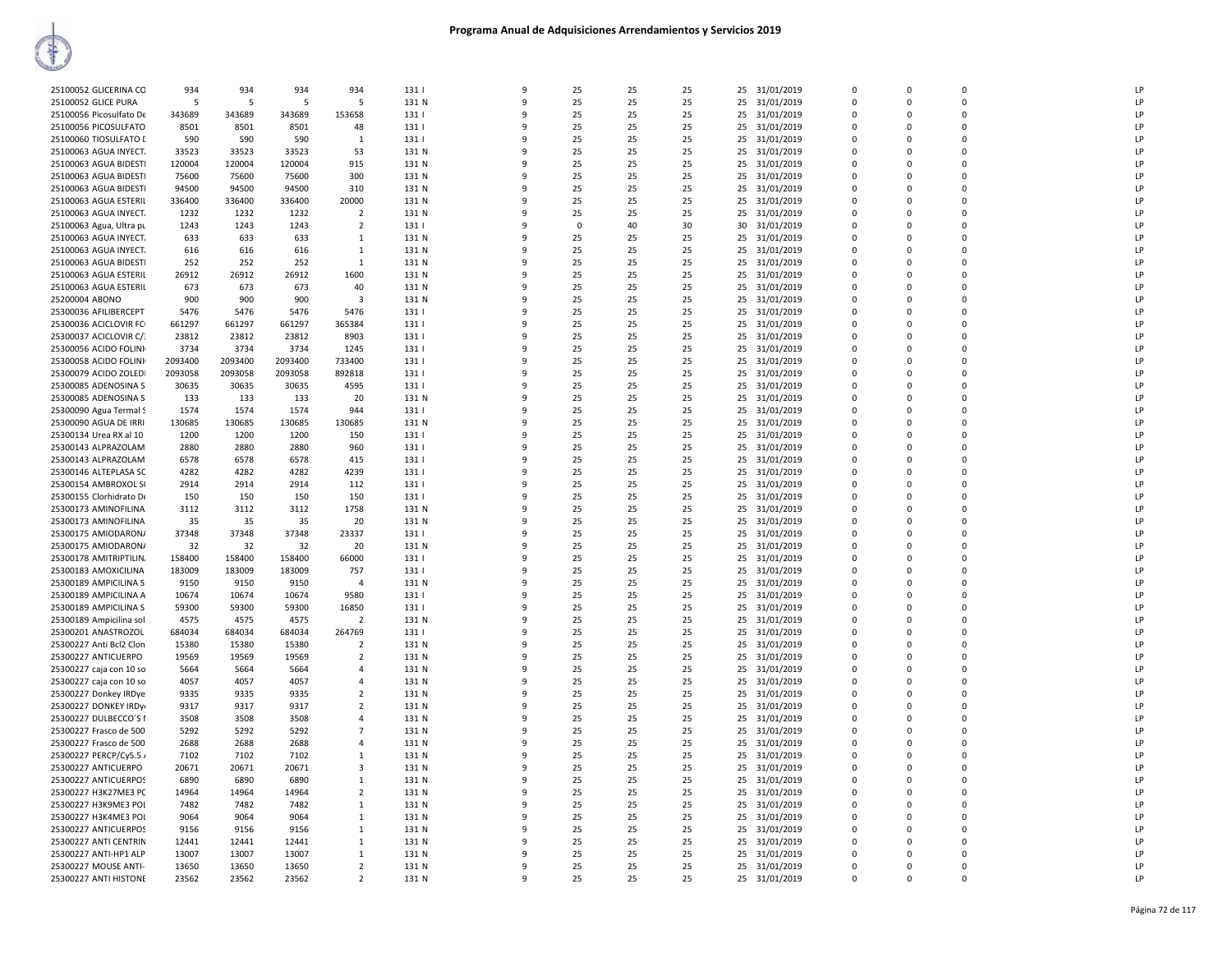# Programa Anual de Adquisiciones Arrendamientos y Servicios 2019

| | | | | | | | | | | | | | | | | |
|---|---|---|---|---|---|---|---|---|---|---|---|---|---|---|---|---|
| 25100052 GLICERINA CO | 934 | 934 | 934 | 934 | 131 I | 9 | 25 | 25 | 25 | 25 | 31/01/2019 | 0 | 0 | 0 | | LP |
| 25100052 GLICE PURA | 5 | 5 | 5 | 5 | 131 N | 9 | 25 | 25 | 25 | 25 | 31/01/2019 | 0 | 0 | 0 | | LP |
| 25100056 Picosulfato De | 343689 | 343689 | 343689 | 153658 | 131 I | 9 | 25 | 25 | 25 | 25 | 31/01/2019 | 0 | 0 | 0 | | LP |
| 25100056 PICOSULFATO | 8501 | 8501 | 8501 | 48 | 131 I | 9 | 25 | 25 | 25 | 25 | 31/01/2019 | 0 | 0 | 0 | | LP |
| 25100060 TIOSULFATO D | 590 | 590 | 590 | 1 | 131 I | 9 | 25 | 25 | 25 | 25 | 31/01/2019 | 0 | 0 | 0 | | LP |
| 25100063 AGUA INYECT. | 33523 | 33523 | 33523 | 53 | 131 N | 9 | 25 | 25 | 25 | 25 | 31/01/2019 | 0 | 0 | 0 | | LP |
| 25100063 AGUA BIDESTI | 120004 | 120004 | 120004 | 915 | 131 N | 9 | 25 | 25 | 25 | 25 | 31/01/2019 | 0 | 0 | 0 | | LP |
| 25100063 AGUA BIDESTI | 75600 | 75600 | 75600 | 300 | 131 N | 9 | 25 | 25 | 25 | 25 | 31/01/2019 | 0 | 0 | 0 | | LP |
| 25100063 AGUA BIDESTI | 94500 | 94500 | 94500 | 310 | 131 N | 9 | 25 | 25 | 25 | 25 | 31/01/2019 | 0 | 0 | 0 | | LP |
| 25100063 AGUA ESTERIL | 336400 | 336400 | 336400 | 20000 | 131 N | 9 | 25 | 25 | 25 | 25 | 31/01/2019 | 0 | 0 | 0 | | LP |
| 25100063 AGUA INYECT. | 1232 | 1232 | 1232 | 2 | 131 N | 9 | 25 | 25 | 25 | 25 | 31/01/2019 | 0 | 0 | 0 | | LP |
| 25100063 Agua, Ultra pu | 1243 | 1243 | 1243 | 2 | 131 I | 9 | 0 | 40 | 30 | 30 | 31/01/2019 | 0 | 0 | 0 | | LP |
| 25100063 AGUA INYECT. | 633 | 633 | 633 | 1 | 131 N | 9 | 25 | 25 | 25 | 25 | 31/01/2019 | 0 | 0 | 0 | | LP |
| 25100063 AGUA INYECT. | 616 | 616 | 616 | 1 | 131 N | 9 | 25 | 25 | 25 | 25 | 31/01/2019 | 0 | 0 | 0 | | LP |
| 25100063 AGUA BIDESTI | 252 | 252 | 252 | 1 | 131 N | 9 | 25 | 25 | 25 | 25 | 31/01/2019 | 0 | 0 | 0 | | LP |
| 25100063 AGUA ESTERIL | 26912 | 26912 | 26912 | 1600 | 131 N | 9 | 25 | 25 | 25 | 25 | 31/01/2019 | 0 | 0 | 0 | | LP |
| 25100063 AGUA ESTERIL | 673 | 673 | 673 | 40 | 131 N | 9 | 25 | 25 | 25 | 25 | 31/01/2019 | 0 | 0 | 0 | | LP |
| 25200004 ABONO | 900 | 900 | 900 | 3 | 131 N | 9 | 25 | 25 | 25 | 25 | 31/01/2019 | 0 | 0 | 0 | | LP |
| 25300036 AFILIBERCEPT | 5476 | 5476 | 5476 | 5476 | 131 I | 9 | 25 | 25 | 25 | 25 | 31/01/2019 | 0 | 0 | 0 | | LP |
| 25300036 ACICLOVIR FC | 661297 | 661297 | 661297 | 365384 | 131 I | 9 | 25 | 25 | 25 | 25 | 31/01/2019 | 0 | 0 | 0 | | LP |
| 25300037 ACICLOVIR C/: | 23812 | 23812 | 23812 | 8903 | 131 I | 9 | 25 | 25 | 25 | 25 | 31/01/2019 | 0 | 0 | 0 | | LP |
| 25300056 ACIDO FOLINI | 3734 | 3734 | 3734 | 1245 | 131 I | 9 | 25 | 25 | 25 | 25 | 31/01/2019 | 0 | 0 | 0 | | LP |
| 25300058 ACIDO FOLINI | 2093400 | 2093400 | 2093400 | 733400 | 131 I | 9 | 25 | 25 | 25 | 25 | 31/01/2019 | 0 | 0 | 0 | | LP |
| 25300079 ACIDO ZOLEDI | 2093058 | 2093058 | 2093058 | 892818 | 131 I | 9 | 25 | 25 | 25 | 25 | 31/01/2019 | 0 | 0 | 0 | | LP |
| 25300085 ADENOSINA S | 30635 | 30635 | 30635 | 4595 | 131 I | 9 | 25 | 25 | 25 | 25 | 31/01/2019 | 0 | 0 | 0 | | LP |
| 25300085 ADENOSINA S | 133 | 133 | 133 | 20 | 131 N | 9 | 25 | 25 | 25 | 25 | 31/01/2019 | 0 | 0 | 0 | | LP |
| 25300090 Agua Termal S | 1574 | 1574 | 1574 | 944 | 131 I | 9 | 25 | 25 | 25 | 25 | 31/01/2019 | 0 | 0 | 0 | | LP |
| 25300090 AGUA DE IRRI | 130685 | 130685 | 130685 | 130685 | 131 N | 9 | 25 | 25 | 25 | 25 | 31/01/2019 | 0 | 0 | 0 | | LP |
| 25300134 Urea RX al 10 | 1200 | 1200 | 1200 | 150 | 131 I | 9 | 25 | 25 | 25 | 25 | 31/01/2019 | 0 | 0 | 0 | | LP |
| 25300143 ALPRAZOLAM | 2880 | 2880 | 2880 | 960 | 131 I | 9 | 25 | 25 | 25 | 25 | 31/01/2019 | 0 | 0 | 0 | | LP |
| 25300143 ALPRAZOLAM | 6578 | 6578 | 6578 | 415 | 131 I | 9 | 25 | 25 | 25 | 25 | 31/01/2019 | 0 | 0 | 0 | | LP |
| 25300146 ALTEPLASA SC | 4282 | 4282 | 4282 | 4239 | 131 I | 9 | 25 | 25 | 25 | 25 | 31/01/2019 | 0 | 0 | 0 | | LP |
| 25300154 AMBROXOL S( | 2914 | 2914 | 2914 | 112 | 131 I | 9 | 25 | 25 | 25 | 25 | 31/01/2019 | 0 | 0 | 0 | | LP |
| 25300155 Clorhidrato De | 150 | 150 | 150 | 150 | 131 I | 9 | 25 | 25 | 25 | 25 | 31/01/2019 | 0 | 0 | 0 | | LP |
| 25300173 AMINOFILINA | 3112 | 3112 | 3112 | 1758 | 131 N | 9 | 25 | 25 | 25 | 25 | 31/01/2019 | 0 | 0 | 0 | | LP |
| 25300173 AMINOFILINA | 35 | 35 | 35 | 20 | 131 N | 9 | 25 | 25 | 25 | 25 | 31/01/2019 | 0 | 0 | 0 | | LP |
| 25300175 AMIODARONA | 37348 | 37348 | 37348 | 23337 | 131 I | 9 | 25 | 25 | 25 | 25 | 31/01/2019 | 0 | 0 | 0 | | LP |
| 25300175 AMIODARONA | 32 | 32 | 32 | 20 | 131 N | 9 | 25 | 25 | 25 | 25 | 31/01/2019 | 0 | 0 | 0 | | LP |
| 25300178 AMITRIPTILIN. | 158400 | 158400 | 158400 | 66000 | 131 I | 9 | 25 | 25 | 25 | 25 | 31/01/2019 | 0 | 0 | 0 | | LP |
| 25300183 AMOXICILINA | 183009 | 183009 | 183009 | 757 | 131 I | 9 | 25 | 25 | 25 | 25 | 31/01/2019 | 0 | 0 | 0 | | LP |
| 25300189 AMPICILINA S | 9150 | 9150 | 9150 | 4 | 131 N | 9 | 25 | 25 | 25 | 25 | 31/01/2019 | 0 | 0 | 0 | | LP |
| 25300189 AMPICILINA A | 10674 | 10674 | 10674 | 9580 | 131 I | 9 | 25 | 25 | 25 | 25 | 31/01/2019 | 0 | 0 | 0 | | LP |
| 25300189 AMPICILINA S | 59300 | 59300 | 59300 | 16850 | 131 I | 9 | 25 | 25 | 25 | 25 | 31/01/2019 | 0 | 0 | 0 | | LP |
| 25300189 Ampicilina sol | 4575 | 4575 | 4575 | 2 | 131 N | 9 | 25 | 25 | 25 | 25 | 31/01/2019 | 0 | 0 | 0 | | LP |
| 25300201 ANASTROZOL | 684034 | 684034 | 684034 | 264769 | 131 I | 9 | 25 | 25 | 25 | 25 | 31/01/2019 | 0 | 0 | 0 | | LP |
| 25300227 Anti Bcl2 Clon | 15380 | 15380 | 15380 | 2 | 131 N | 9 | 25 | 25 | 25 | 25 | 31/01/2019 | 0 | 0 | 0 | | LP |
| 25300227 ANTICUERPO | 19569 | 19569 | 19569 | 2 | 131 N | 9 | 25 | 25 | 25 | 25 | 31/01/2019 | 0 | 0 | 0 | | LP |
| 25300227 caja con 10 so | 5664 | 5664 | 5664 | 4 | 131 N | 9 | 25 | 25 | 25 | 25 | 31/01/2019 | 0 | 0 | 0 | | LP |
| 25300227 caja con 10 so | 4057 | 4057 | 4057 | 4 | 131 N | 9 | 25 | 25 | 25 | 25 | 31/01/2019 | 0 | 0 | 0 | | LP |
| 25300227 Donkey IRDye | 9335 | 9335 | 9335 | 2 | 131 N | 9 | 25 | 25 | 25 | 25 | 31/01/2019 | 0 | 0 | 0 | | LP |
| 25300227 DONKEY IRDy | 9317 | 9317 | 9317 | 2 | 131 N | 9 | 25 | 25 | 25 | 25 | 31/01/2019 | 0 | 0 | 0 | | LP |
| 25300227 DULBECCO´S I | 3508 | 3508 | 3508 | 4 | 131 N | 9 | 25 | 25 | 25 | 25 | 31/01/2019 | 0 | 0 | 0 | | LP |
| 25300227 Frasco de 500 | 5292 | 5292 | 5292 | 7 | 131 N | 9 | 25 | 25 | 25 | 25 | 31/01/2019 | 0 | 0 | 0 | | LP |
| 25300227 Frasco de 500 | 2688 | 2688 | 2688 | 4 | 131 N | 9 | 25 | 25 | 25 | 25 | 31/01/2019 | 0 | 0 | 0 | | LP |
| 25300227 PERCP/Cy5.5 / | 7102 | 7102 | 7102 | 1 | 131 N | 9 | 25 | 25 | 25 | 25 | 31/01/2019 | 0 | 0 | 0 | | LP |
| 25300227 ANTICUERPO | 20671 | 20671 | 20671 | 3 | 131 N | 9 | 25 | 25 | 25 | 25 | 31/01/2019 | 0 | 0 | 0 | | LP |
| 25300227 ANTICUERPOS | 6890 | 6890 | 6890 | 1 | 131 N | 9 | 25 | 25 | 25 | 25 | 31/01/2019 | 0 | 0 | 0 | | LP |
| 25300227 H3K27ME3 PC | 14964 | 14964 | 14964 | 2 | 131 N | 9 | 25 | 25 | 25 | 25 | 31/01/2019 | 0 | 0 | 0 | | LP |
| 25300227 H3K9ME3 POL | 7482 | 7482 | 7482 | 1 | 131 N | 9 | 25 | 25 | 25 | 25 | 31/01/2019 | 0 | 0 | 0 | | LP |
| 25300227 H3K4ME3 POL | 9064 | 9064 | 9064 | 1 | 131 N | 9 | 25 | 25 | 25 | 25 | 31/01/2019 | 0 | 0 | 0 | | LP |
| 25300227 ANTICUERPOS | 9156 | 9156 | 9156 | 1 | 131 N | 9 | 25 | 25 | 25 | 25 | 31/01/2019 | 0 | 0 | 0 | | LP |
| 25300227 ANTI CENTRIN | 12441 | 12441 | 12441 | 1 | 131 N | 9 | 25 | 25 | 25 | 25 | 31/01/2019 | 0 | 0 | 0 | | LP |
| 25300227 ANTI-HP1 ALP | 13007 | 13007 | 13007 | 1 | 131 N | 9 | 25 | 25 | 25 | 25 | 31/01/2019 | 0 | 0 | 0 | | LP |
| 25300227 MOUSE ANTI- | 13650 | 13650 | 13650 | 2 | 131 N | 9 | 25 | 25 | 25 | 25 | 31/01/2019 | 0 | 0 | 0 | | LP |
| 25300227 ANTI HISTONE | 23562 | 23562 | 23562 | 2 | 131 N | 9 | 25 | 25 | 25 | 25 | 31/01/2019 | 0 | 0 | 0 | | LP |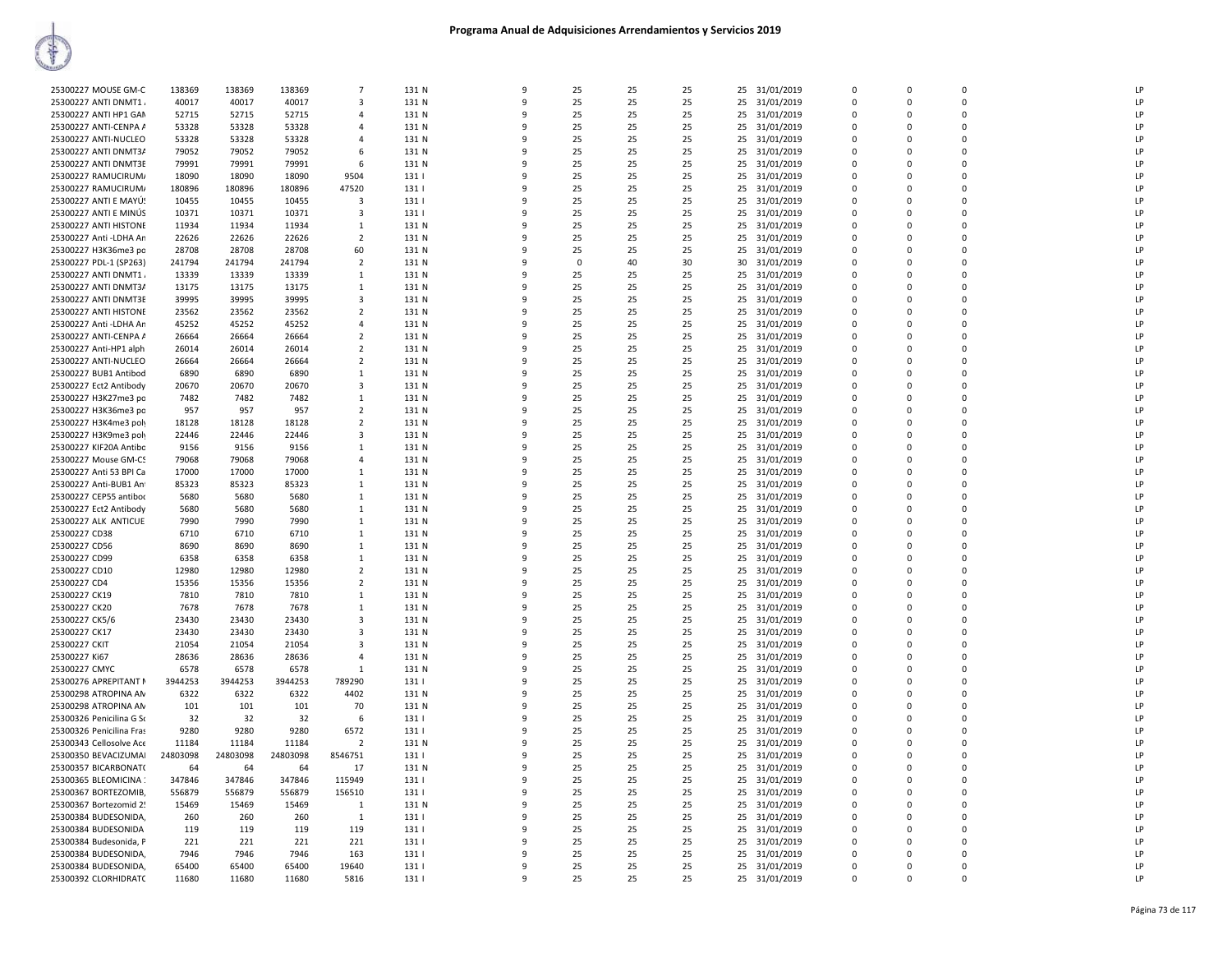# Programa Anual de Adquisiciones Arrendamientos y Servicios 2019

| | | | | | | | | | | | | | | | | |
|---|---|---|---|---|---|---|---|---|---|---|---|---|---|---|---|---|
| 25300227 MOUSE GM-C | 138369 | 138369 | 138369 | 7 | 131 N | 9 | 25 | 25 | 25 | 25 | 31/01/2019 | 0 | 0 | 0 | LP |
| 25300227 ANTI DNMT1 | 40017 | 40017 | 40017 | 3 | 131 N | 9 | 25 | 25 | 25 | 25 | 31/01/2019 | 0 | 0 | 0 | LP |
| 25300227 ANTI HP1 GAN | 52715 | 52715 | 52715 | 4 | 131 N | 9 | 25 | 25 | 25 | 25 | 31/01/2019 | 0 | 0 | 0 | LP |
| 25300227 ANTI-CENPA A | 53328 | 53328 | 53328 | 4 | 131 N | 9 | 25 | 25 | 25 | 25 | 31/01/2019 | 0 | 0 | 0 | LP |
| 25300227 ANTI-NUCLEO | 53328 | 53328 | 53328 | 4 | 131 N | 9 | 25 | 25 | 25 | 25 | 31/01/2019 | 0 | 0 | 0 | LP |
| 25300227 ANTI DNMT3A | 79052 | 79052 | 79052 | 6 | 131 N | 9 | 25 | 25 | 25 | 25 | 31/01/2019 | 0 | 0 | 0 | LP |
| 25300227 ANTI DNMT3E | 79991 | 79991 | 79991 | 6 | 131 N | 9 | 25 | 25 | 25 | 25 | 31/01/2019 | 0 | 0 | 0 | LP |
| 25300227 RAMUCIRUMA | 18090 | 18090 | 18090 | 9504 | 131 I | 9 | 25 | 25 | 25 | 25 | 31/01/2019 | 0 | 0 | 0 | LP |
| 25300227 RAMUCIRUMA | 180896 | 180896 | 180896 | 47520 | 131 I | 9 | 25 | 25 | 25 | 25 | 31/01/2019 | 0 | 0 | 0 | LP |
| 25300227 ANTI E MAYÚS | 10455 | 10455 | 10455 | 3 | 131 I | 9 | 25 | 25 | 25 | 25 | 31/01/2019 | 0 | 0 | 0 | LP |
| 25300227 ANTI E MINÚS | 10371 | 10371 | 10371 | 3 | 131 I | 9 | 25 | 25 | 25 | 25 | 31/01/2019 | 0 | 0 | 0 | LP |
| 25300227 ANTI HISTONE | 11934 | 11934 | 11934 | 1 | 131 N | 9 | 25 | 25 | 25 | 25 | 31/01/2019 | 0 | 0 | 0 | LP |
| 25300227 Anti -LDHA An | 22626 | 22626 | 22626 | 2 | 131 N | 9 | 25 | 25 | 25 | 25 | 31/01/2019 | 0 | 0 | 0 | LP |
| 25300227 H3K36me3 po | 28708 | 28708 | 28708 | 60 | 131 N | 9 | 25 | 25 | 25 | 25 | 31/01/2019 | 0 | 0 | 0 | LP |
| 25300227 PDL-1 (SP263) | 241794 | 241794 | 241794 | 2 | 131 N | 9 | 0 | 40 | 30 | 30 | 31/01/2019 | 0 | 0 | 0 | LP |
| 25300227 ANTI DNMT1 | 13339 | 13339 | 13339 | 1 | 131 N | 9 | 25 | 25 | 25 | 25 | 31/01/2019 | 0 | 0 | 0 | LP |
| 25300227 ANTI DNMT3A | 13175 | 13175 | 13175 | 1 | 131 N | 9 | 25 | 25 | 25 | 25 | 31/01/2019 | 0 | 0 | 0 | LP |
| 25300227 ANTI DNMT3E | 39995 | 39995 | 39995 | 3 | 131 N | 9 | 25 | 25 | 25 | 25 | 31/01/2019 | 0 | 0 | 0 | LP |
| 25300227 ANTI HISTONE | 23562 | 23562 | 23562 | 2 | 131 N | 9 | 25 | 25 | 25 | 25 | 31/01/2019 | 0 | 0 | 0 | LP |
| 25300227 Anti -LDHA An | 45252 | 45252 | 45252 | 4 | 131 N | 9 | 25 | 25 | 25 | 25 | 31/01/2019 | 0 | 0 | 0 | LP |
| 25300227 ANTI-CENPA A | 26664 | 26664 | 26664 | 2 | 131 N | 9 | 25 | 25 | 25 | 25 | 31/01/2019 | 0 | 0 | 0 | LP |
| 25300227 Anti-HP1 alph | 26014 | 26014 | 26014 | 2 | 131 N | 9 | 25 | 25 | 25 | 25 | 31/01/2019 | 0 | 0 | 0 | LP |
| 25300227 ANTI-NUCLEO | 26664 | 26664 | 26664 | 2 | 131 N | 9 | 25 | 25 | 25 | 25 | 31/01/2019 | 0 | 0 | 0 | LP |
| 25300227 BUB1 Antibod | 6890 | 6890 | 6890 | 1 | 131 N | 9 | 25 | 25 | 25 | 25 | 31/01/2019 | 0 | 0 | 0 | LP |
| 25300227 Ect2 Antibody | 20670 | 20670 | 20670 | 3 | 131 N | 9 | 25 | 25 | 25 | 25 | 31/01/2019 | 0 | 0 | 0 | LP |
| 25300227 H3K27me3 po | 7482 | 7482 | 7482 | 1 | 131 N | 9 | 25 | 25 | 25 | 25 | 31/01/2019 | 0 | 0 | 0 | LP |
| 25300227 H3K36me3 po | 957 | 957 | 957 | 2 | 131 N | 9 | 25 | 25 | 25 | 25 | 31/01/2019 | 0 | 0 | 0 | LP |
| 25300227 H3K4me3 poly | 18128 | 18128 | 18128 | 2 | 131 N | 9 | 25 | 25 | 25 | 25 | 31/01/2019 | 0 | 0 | 0 | LP |
| 25300227 H3K9me3 poly | 22446 | 22446 | 22446 | 3 | 131 N | 9 | 25 | 25 | 25 | 25 | 31/01/2019 | 0 | 0 | 0 | LP |
| 25300227 KIF20A Antibo | 9156 | 9156 | 9156 | 1 | 131 N | 9 | 25 | 25 | 25 | 25 | 31/01/2019 | 0 | 0 | 0 | LP |
| 25300227 Mouse GM-CS | 79068 | 79068 | 79068 | 4 | 131 N | 9 | 25 | 25 | 25 | 25 | 31/01/2019 | 0 | 0 | 0 | LP |
| 25300227 Anti 53 BPI Ca | 17000 | 17000 | 17000 | 1 | 131 N | 9 | 25 | 25 | 25 | 25 | 31/01/2019 | 0 | 0 | 0 | LP |
| 25300227 Anti-BUB1 An | 85323 | 85323 | 85323 | 1 | 131 N | 9 | 25 | 25 | 25 | 25 | 31/01/2019 | 0 | 0 | 0 | LP |
| 25300227 CEP55 antibod | 5680 | 5680 | 5680 | 1 | 131 N | 9 | 25 | 25 | 25 | 25 | 31/01/2019 | 0 | 0 | 0 | LP |
| 25300227 Ect2 Antibody | 5680 | 5680 | 5680 | 1 | 131 N | 9 | 25 | 25 | 25 | 25 | 31/01/2019 | 0 | 0 | 0 | LP |
| 25300227 ALK ANTICUE | 7990 | 7990 | 7990 | 1 | 131 N | 9 | 25 | 25 | 25 | 25 | 31/01/2019 | 0 | 0 | 0 | LP |
| 25300227 CD38 | 6710 | 6710 | 6710 | 1 | 131 N | 9 | 25 | 25 | 25 | 25 | 31/01/2019 | 0 | 0 | 0 | LP |
| 25300227 CD56 | 8690 | 8690 | 8690 | 1 | 131 N | 9 | 25 | 25 | 25 | 25 | 31/01/2019 | 0 | 0 | 0 | LP |
| 25300227 CD99 | 6358 | 6358 | 6358 | 1 | 131 N | 9 | 25 | 25 | 25 | 25 | 31/01/2019 | 0 | 0 | 0 | LP |
| 25300227 CD10 | 12980 | 12980 | 12980 | 2 | 131 N | 9 | 25 | 25 | 25 | 25 | 31/01/2019 | 0 | 0 | 0 | LP |
| 25300227 CD4 | 15356 | 15356 | 15356 | 2 | 131 N | 9 | 25 | 25 | 25 | 25 | 31/01/2019 | 0 | 0 | 0 | LP |
| 25300227 CK19 | 7810 | 7810 | 7810 | 1 | 131 N | 9 | 25 | 25 | 25 | 25 | 31/01/2019 | 0 | 0 | 0 | LP |
| 25300227 CK20 | 7678 | 7678 | 7678 | 1 | 131 N | 9 | 25 | 25 | 25 | 25 | 31/01/2019 | 0 | 0 | 0 | LP |
| 25300227 CK5/6 | 23430 | 23430 | 23430 | 3 | 131 N | 9 | 25 | 25 | 25 | 25 | 31/01/2019 | 0 | 0 | 0 | LP |
| 25300227 CK17 | 23430 | 23430 | 23430 | 3 | 131 N | 9 | 25 | 25 | 25 | 25 | 31/01/2019 | 0 | 0 | 0 | LP |
| 25300227 CKIT | 21054 | 21054 | 21054 | 3 | 131 N | 9 | 25 | 25 | 25 | 25 | 31/01/2019 | 0 | 0 | 0 | LP |
| 25300227 Ki67 | 28636 | 28636 | 28636 | 4 | 131 N | 9 | 25 | 25 | 25 | 25 | 31/01/2019 | 0 | 0 | 0 | LP |
| 25300227 CMYC | 6578 | 6578 | 6578 | 1 | 131 N | 9 | 25 | 25 | 25 | 25 | 31/01/2019 | 0 | 0 | 0 | LP |
| 25300276 APREPITANT M | 3944253 | 3944253 | 3944253 | 789290 | 131 I | 9 | 25 | 25 | 25 | 25 | 31/01/2019 | 0 | 0 | 0 | LP |
| 25300298 ATROPINA AN | 6322 | 6322 | 6322 | 4402 | 131 N | 9 | 25 | 25 | 25 | 25 | 31/01/2019 | 0 | 0 | 0 | LP |
| 25300298 ATROPINA AN | 101 | 101 | 101 | 70 | 131 N | 9 | 25 | 25 | 25 | 25 | 31/01/2019 | 0 | 0 | 0 | LP |
| 25300326 Penicilina G So | 32 | 32 | 32 | 6 | 131 I | 9 | 25 | 25 | 25 | 25 | 31/01/2019 | 0 | 0 | 0 | LP |
| 25300326 Penicilina Fras | 9280 | 9280 | 9280 | 6572 | 131 I | 9 | 25 | 25 | 25 | 25 | 31/01/2019 | 0 | 0 | 0 | LP |
| 25300343 Cellosolve Ace | 11184 | 11184 | 11184 | 2 | 131 N | 9 | 25 | 25 | 25 | 25 | 31/01/2019 | 0 | 0 | 0 | LP |
| 25300350 BEVACIZUMAI | 24803098 | 24803098 | 24803098 | 8546751 | 131 I | 9 | 25 | 25 | 25 | 25 | 31/01/2019 | 0 | 0 | 0 | LP |
| 25300357 BICARBONATO | 64 | 64 | 64 | 17 | 131 N | 9 | 25 | 25 | 25 | 25 | 31/01/2019 | 0 | 0 | 0 | LP |
| 25300365 BLEOMICINA | 347846 | 347846 | 347846 | 115949 | 131 I | 9 | 25 | 25 | 25 | 25 | 31/01/2019 | 0 | 0 | 0 | LP |
| 25300367 BORTEZOMIB, | 556879 | 556879 | 556879 | 156510 | 131 I | 9 | 25 | 25 | 25 | 25 | 31/01/2019 | 0 | 0 | 0 | LP |
| 25300367 Bortezomid 2! | 15469 | 15469 | 15469 | 1 | 131 N | 9 | 25 | 25 | 25 | 25 | 31/01/2019 | 0 | 0 | 0 | LP |
| 25300384 BUDESONIDA, | 260 | 260 | 260 | 1 | 131 I | 9 | 25 | 25 | 25 | 25 | 31/01/2019 | 0 | 0 | 0 | LP |
| 25300384 BUDESONIDA | 119 | 119 | 119 | 119 | 131 I | 9 | 25 | 25 | 25 | 25 | 31/01/2019 | 0 | 0 | 0 | LP |
| 25300384 Budesonida, P | 221 | 221 | 221 | 221 | 131 I | 9 | 25 | 25 | 25 | 25 | 31/01/2019 | 0 | 0 | 0 | LP |
| 25300384 BUDESONIDA, | 7946 | 7946 | 7946 | 163 | 131 I | 9 | 25 | 25 | 25 | 25 | 31/01/2019 | 0 | 0 | 0 | LP |
| 25300384 BUDESONIDA, | 65400 | 65400 | 65400 | 19640 | 131 I | 9 | 25 | 25 | 25 | 25 | 31/01/2019 | 0 | 0 | 0 | LP |
| 25300392 CLORHIDRATO | 11680 | 11680 | 11680 | 5816 | 131 I | 9 | 25 | 25 | 25 | 25 | 31/01/2019 | 0 | 0 | 0 | LP |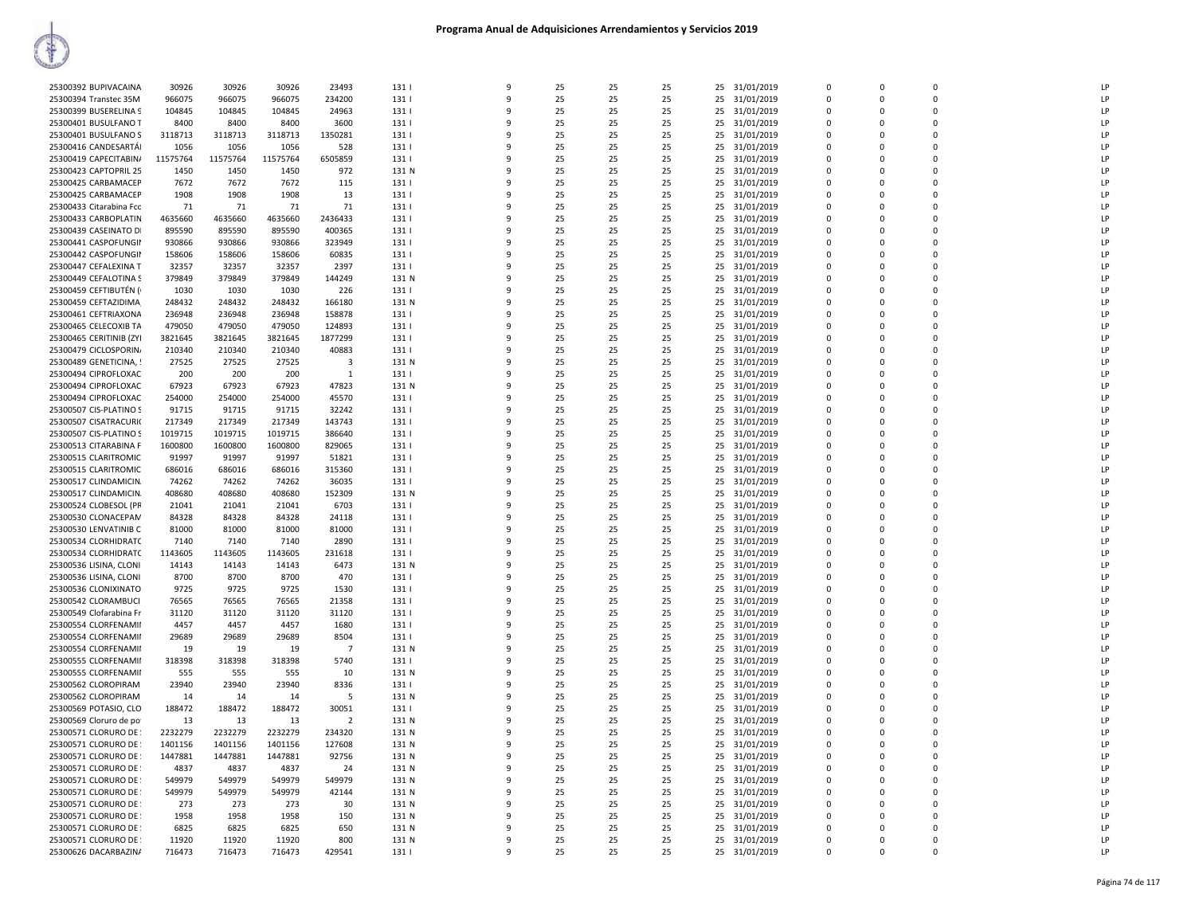# Programa Anual de Adquisiciones Arrendamientos y Servicios 2019

| | | | | | | | | | | | | | | | | |
|---|---|---|---|---|---|---|---|---|---|---|---|---|---|---|---|---|
| 25300392 BUPIVACAINA | 30926 | 30926 | 30926 | 23493 | 131 I | 9 | 25 | 25 | 25 | 25 | 31/01/2019 | 0 | 0 | 0 | | LP |
| 25300394 Transtec 35M | 966075 | 966075 | 966075 | 234200 | 131 I | 9 | 25 | 25 | 25 | 25 | 31/01/2019 | 0 | 0 | 0 | | LP |
| 25300399 BUSERELINA S | 104845 | 104845 | 104845 | 24963 | 131 I | 9 | 25 | 25 | 25 | 25 | 31/01/2019 | 0 | 0 | 0 | | LP |
| 25300401 BUSULFANO T | 8400 | 8400 | 8400 | 3600 | 131 I | 9 | 25 | 25 | 25 | 25 | 31/01/2019 | 0 | 0 | 0 | | LP |
| 25300401 BUSULFANO S | 3118713 | 3118713 | 3118713 | 1350281 | 131 I | 9 | 25 | 25 | 25 | 25 | 31/01/2019 | 0 | 0 | 0 | | LP |
| 25300416 CANDESARTÁ | 1056 | 1056 | 1056 | 528 | 131 I | 9 | 25 | 25 | 25 | 25 | 31/01/2019 | 0 | 0 | 0 | | LP |
| 25300419 CAPECITABIN/ | 11575764 | 11575764 | 11575764 | 6505859 | 131 I | 9 | 25 | 25 | 25 | 25 | 31/01/2019 | 0 | 0 | 0 | | LP |
| 25300423 CAPTOPRIL 25 | 1450 | 1450 | 1450 | 972 | 131 N | 9 | 25 | 25 | 25 | 25 | 31/01/2019 | 0 | 0 | 0 | | LP |
| 25300425 CARBAMACEP | 7672 | 7672 | 7672 | 115 | 131 I | 9 | 25 | 25 | 25 | 25 | 31/01/2019 | 0 | 0 | 0 | | LP |
| 25300425 CARBAMACEP | 1908 | 1908 | 1908 | 13 | 131 I | 9 | 25 | 25 | 25 | 25 | 31/01/2019 | 0 | 0 | 0 | | LP |
| 25300433 Citarabina Fcc | 71 | 71 | 71 | 71 | 131 I | 9 | 25 | 25 | 25 | 25 | 31/01/2019 | 0 | 0 | 0 | | LP |
| 25300433 CARBOPLATIN | 4635660 | 4635660 | 4635660 | 2436433 | 131 I | 9 | 25 | 25 | 25 | 25 | 31/01/2019 | 0 | 0 | 0 | | LP |
| 25300439 CASEINATO D | 895590 | 895590 | 895590 | 400365 | 131 I | 9 | 25 | 25 | 25 | 25 | 31/01/2019 | 0 | 0 | 0 | | LP |
| 25300441 CASPOFUNGII | 930866 | 930866 | 930866 | 323949 | 131 I | 9 | 25 | 25 | 25 | 25 | 31/01/2019 | 0 | 0 | 0 | | LP |
| 25300442 CASPOFUNGII | 158606 | 158606 | 158606 | 60835 | 131 I | 9 | 25 | 25 | 25 | 25 | 31/01/2019 | 0 | 0 | 0 | | LP |
| 25300447 CEFALEXINA T | 32357 | 32357 | 32357 | 2397 | 131 I | 9 | 25 | 25 | 25 | 25 | 31/01/2019 | 0 | 0 | 0 | | LP |
| 25300449 CEFALOTINA S | 379849 | 379849 | 379849 | 144249 | 131 N | 9 | 25 | 25 | 25 | 25 | 31/01/2019 | 0 | 0 | 0 | | LP |
| 25300459 CEFTIBUTÉN ( | 1030 | 1030 | 1030 | 226 | 131 I | 9 | 25 | 25 | 25 | 25 | 31/01/2019 | 0 | 0 | 0 | | LP |
| 25300459 CEFTAZIDIMA | 248432 | 248432 | 248432 | 166180 | 131 N | 9 | 25 | 25 | 25 | 25 | 31/01/2019 | 0 | 0 | 0 | | LP |
| 25300461 CEFTRIAXONA | 236948 | 236948 | 236948 | 158878 | 131 I | 9 | 25 | 25 | 25 | 25 | 31/01/2019 | 0 | 0 | 0 | | LP |
| 25300465 CELECOXIB TA | 479050 | 479050 | 479050 | 124893 | 131 I | 9 | 25 | 25 | 25 | 25 | 31/01/2019 | 0 | 0 | 0 | | LP |
| 25300465 CERITINIB (ZY | 3821645 | 3821645 | 3821645 | 1877299 | 131 I | 9 | 25 | 25 | 25 | 25 | 31/01/2019 | 0 | 0 | 0 | | LP |
| 25300479 CICLOSPORIN/ | 210340 | 210340 | 210340 | 40883 | 131 I | 9 | 25 | 25 | 25 | 25 | 31/01/2019 | 0 | 0 | 0 | | LP |
| 25300489 GENETICINA, ! | 27525 | 27525 | 27525 | 3 | 131 N | 9 | 25 | 25 | 25 | 25 | 31/01/2019 | 0 | 0 | 0 | | LP |
| 25300494 CIPROFLOXAC | 200 | 200 | 200 | 1 | 131 I | 9 | 25 | 25 | 25 | 25 | 31/01/2019 | 0 | 0 | 0 | | LP |
| 25300494 CIPROFLOXAC | 67923 | 67923 | 67923 | 47823 | 131 N | 9 | 25 | 25 | 25 | 25 | 31/01/2019 | 0 | 0 | 0 | | LP |
| 25300494 CIPROFLOXAC | 254000 | 254000 | 254000 | 45570 | 131 I | 9 | 25 | 25 | 25 | 25 | 31/01/2019 | 0 | 0 | 0 | | LP |
| 25300507 CIS-PLATINO S | 91715 | 91715 | 91715 | 32242 | 131 I | 9 | 25 | 25 | 25 | 25 | 31/01/2019 | 0 | 0 | 0 | | LP |
| 25300507 CISATRACURI | 217349 | 217349 | 217349 | 143743 | 131 I | 9 | 25 | 25 | 25 | 25 | 31/01/2019 | 0 | 0 | 0 | | LP |
| 25300507 CIS-PLATINO S | 1019715 | 1019715 | 1019715 | 386640 | 131 I | 9 | 25 | 25 | 25 | 25 | 31/01/2019 | 0 | 0 | 0 | | LP |
| 25300513 CITARABINA F | 1600800 | 1600800 | 1600800 | 829065 | 131 I | 9 | 25 | 25 | 25 | 25 | 31/01/2019 | 0 | 0 | 0 | | LP |
| 25300515 CLARITROMIC | 91997 | 91997 | 91997 | 51821 | 131 I | 9 | 25 | 25 | 25 | 25 | 31/01/2019 | 0 | 0 | 0 | | LP |
| 25300515 CLARITROMIC | 686016 | 686016 | 686016 | 315360 | 131 I | 9 | 25 | 25 | 25 | 25 | 31/01/2019 | 0 | 0 | 0 | | LP |
| 25300517 CLINDAMICIN | 74262 | 74262 | 74262 | 36035 | 131 I | 9 | 25 | 25 | 25 | 25 | 31/01/2019 | 0 | 0 | 0 | | LP |
| 25300517 CLINDAMICIN | 408680 | 408680 | 408680 | 152309 | 131 N | 9 | 25 | 25 | 25 | 25 | 31/01/2019 | 0 | 0 | 0 | | LP |
| 25300524 CLOBESOL (PF | 21041 | 21041 | 21041 | 6703 | 131 I | 9 | 25 | 25 | 25 | 25 | 31/01/2019 | 0 | 0 | 0 | | LP |
| 25300530 CLONACEPAM | 84328 | 84328 | 84328 | 24118 | 131 I | 9 | 25 | 25 | 25 | 25 | 31/01/2019 | 0 | 0 | 0 | | LP |
| 25300530 LENVATINIB C | 81000 | 81000 | 81000 | 81000 | 131 I | 9 | 25 | 25 | 25 | 25 | 31/01/2019 | 0 | 0 | 0 | | LP |
| 25300534 CLORHIDRATC | 7140 | 7140 | 7140 | 2890 | 131 I | 9 | 25 | 25 | 25 | 25 | 31/01/2019 | 0 | 0 | 0 | | LP |
| 25300534 CLORHIDRATC | 1143605 | 1143605 | 1143605 | 231618 | 131 I | 9 | 25 | 25 | 25 | 25 | 31/01/2019 | 0 | 0 | 0 | | LP |
| 25300536 LISINA, CLONI | 14143 | 14143 | 14143 | 6473 | 131 N | 9 | 25 | 25 | 25 | 25 | 31/01/2019 | 0 | 0 | 0 | | LP |
| 25300536 LISINA, CLONI | 8700 | 8700 | 8700 | 470 | 131 I | 9 | 25 | 25 | 25 | 25 | 31/01/2019 | 0 | 0 | 0 | | LP |
| 25300536 CLONIXINATO | 9725 | 9725 | 9725 | 1530 | 131 I | 9 | 25 | 25 | 25 | 25 | 31/01/2019 | 0 | 0 | 0 | | LP |
| 25300542 CLORAMBUCI | 76565 | 76565 | 76565 | 21358 | 131 I | 9 | 25 | 25 | 25 | 25 | 31/01/2019 | 0 | 0 | 0 | | LP |
| 25300549 Clofarabina Fr | 31120 | 31120 | 31120 | 31120 | 131 I | 9 | 25 | 25 | 25 | 25 | 31/01/2019 | 0 | 0 | 0 | | LP |
| 25300554 CLORFENAMII | 4457 | 4457 | 4457 | 1680 | 131 I | 9 | 25 | 25 | 25 | 25 | 31/01/2019 | 0 | 0 | 0 | | LP |
| 25300554 CLORFENAMII | 29689 | 29689 | 29689 | 8504 | 131 I | 9 | 25 | 25 | 25 | 25 | 31/01/2019 | 0 | 0 | 0 | | LP |
| 25300554 CLORFENAMII | 19 | 19 | 19 | 7 | 131 N | 9 | 25 | 25 | 25 | 25 | 31/01/2019 | 0 | 0 | 0 | | LP |
| 25300555 CLORFENAMII | 318398 | 318398 | 318398 | 5740 | 131 I | 9 | 25 | 25 | 25 | 25 | 31/01/2019 | 0 | 0 | 0 | | LP |
| 25300555 CLORFENAMII | 555 | 555 | 555 | 10 | 131 N | 9 | 25 | 25 | 25 | 25 | 31/01/2019 | 0 | 0 | 0 | | LP |
| 25300562 CLOROPIRAM | 23940 | 23940 | 23940 | 8336 | 131 I | 9 | 25 | 25 | 25 | 25 | 31/01/2019 | 0 | 0 | 0 | | LP |
| 25300562 CLOROPIRAM | 14 | 14 | 14 | 5 | 131 N | 9 | 25 | 25 | 25 | 25 | 31/01/2019 | 0 | 0 | 0 | | LP |
| 25300569 POTASIO, CLO | 188472 | 188472 | 188472 | 30051 | 131 I | 9 | 25 | 25 | 25 | 25 | 31/01/2019 | 0 | 0 | 0 | | LP |
| 25300569 Cloruro de po | 13 | 13 | 13 | 2 | 131 N | 9 | 25 | 25 | 25 | 25 | 31/01/2019 | 0 | 0 | 0 | | LP |
| 25300571 CLORURO DE | 2232279 | 2232279 | 2232279 | 234320 | 131 N | 9 | 25 | 25 | 25 | 25 | 31/01/2019 | 0 | 0 | 0 | | LP |
| 25300571 CLORURO DE | 1401156 | 1401156 | 1401156 | 127608 | 131 N | 9 | 25 | 25 | 25 | 25 | 31/01/2019 | 0 | 0 | 0 | | LP |
| 25300571 CLORURO DE | 1447881 | 1447881 | 1447881 | 92756 | 131 N | 9 | 25 | 25 | 25 | 25 | 31/01/2019 | 0 | 0 | 0 | | LP |
| 25300571 CLORURO DE | 4837 | 4837 | 4837 | 24 | 131 N | 9 | 25 | 25 | 25 | 25 | 31/01/2019 | 0 | 0 | 0 | | LP |
| 25300571 CLORURO DE | 549979 | 549979 | 549979 | 549979 | 131 N | 9 | 25 | 25 | 25 | 25 | 31/01/2019 | 0 | 0 | 0 | | LP |
| 25300571 CLORURO DE | 549979 | 549979 | 549979 | 42144 | 131 N | 9 | 25 | 25 | 25 | 25 | 31/01/2019 | 0 | 0 | 0 | | LP |
| 25300571 CLORURO DE | 273 | 273 | 273 | 30 | 131 N | 9 | 25 | 25 | 25 | 25 | 31/01/2019 | 0 | 0 | 0 | | LP |
| 25300571 CLORURO DE | 1958 | 1958 | 1958 | 150 | 131 N | 9 | 25 | 25 | 25 | 25 | 31/01/2019 | 0 | 0 | 0 | | LP |
| 25300571 CLORURO DE | 6825 | 6825 | 6825 | 650 | 131 N | 9 | 25 | 25 | 25 | 25 | 31/01/2019 | 0 | 0 | 0 | | LP |
| 25300571 CLORURO DE | 11920 | 11920 | 11920 | 800 | 131 N | 9 | 25 | 25 | 25 | 25 | 31/01/2019 | 0 | 0 | 0 | | LP |
| 25300626 DACARBAZIN/ | 716473 | 716473 | 716473 | 429541 | 131 I | 9 | 25 | 25 | 25 | 25 | 31/01/2019 | 0 | 0 | 0 | | LP |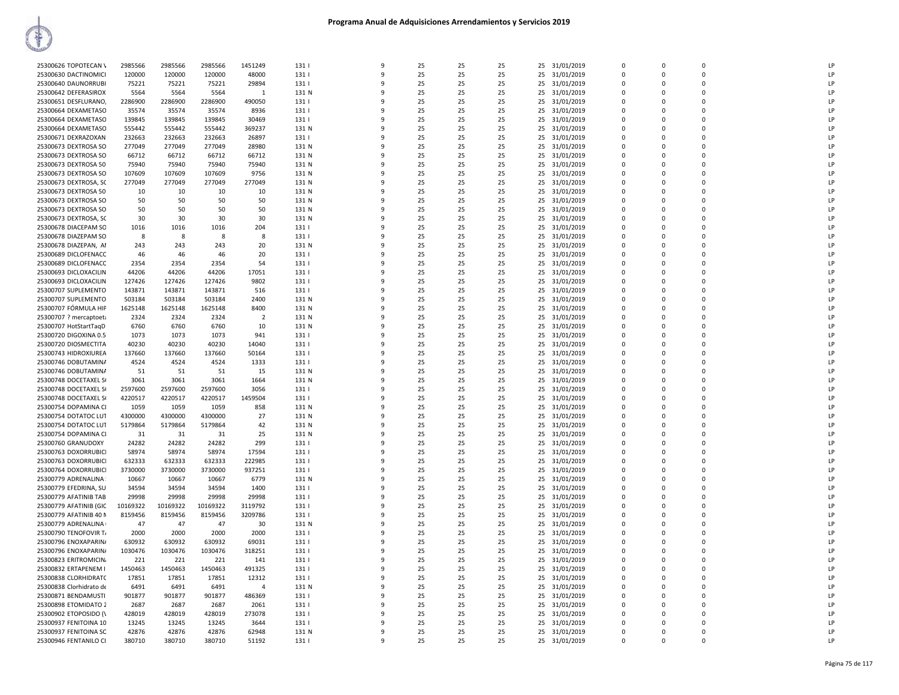# Programa Anual de Adquisiciones Arrendamientos y Servicios 2019

| | | | | | | | | | | | | | | | |
|---|---|---|---|---|---|---|---|---|---|---|---|---|---|---|---|
| 25300626 TOPOTECAN \ | 2985566 | 2985566 | 2985566 | 1451249 | 131 I | 9 | 25 | 25 | 25 | 25 | 31/01/2019 | 0 | 0 | 0 | LP |
| 25300630 DACTINOMICI | 120000 | 120000 | 120000 | 48000 | 131 I | 9 | 25 | 25 | 25 | 25 | 31/01/2019 | 0 | 0 | 0 | LP |
| 25300640 DAUNORRUBI | 75221 | 75221 | 75221 | 29894 | 131 I | 9 | 25 | 25 | 25 | 25 | 31/01/2019 | 0 | 0 | 0 | LP |
| 25300642 DEFERASIROX | 5564 | 5564 | 5564 | 1 | 131 N | 9 | 25 | 25 | 25 | 25 | 31/01/2019 | 0 | 0 | 0 | LP |
| 25300651 DESFLURANO, | 2286900 | 2286900 | 2286900 | 490050 | 131 I | 9 | 25 | 25 | 25 | 25 | 31/01/2019 | 0 | 0 | 0 | LP |
| 25300664 DEXAMETASO | 35574 | 35574 | 35574 | 8936 | 131 I | 9 | 25 | 25 | 25 | 25 | 31/01/2019 | 0 | 0 | 0 | LP |
| 25300664 DEXAMETASO | 139845 | 139845 | 139845 | 30469 | 131 I | 9 | 25 | 25 | 25 | 25 | 31/01/2019 | 0 | 0 | 0 | LP |
| 25300664 DEXAMETASO | 555442 | 555442 | 555442 | 369237 | 131 N | 9 | 25 | 25 | 25 | 25 | 31/01/2019 | 0 | 0 | 0 | LP |
| 25300671 DEXRAZOXAN | 232663 | 232663 | 232663 | 26897 | 131 I | 9 | 25 | 25 | 25 | 25 | 31/01/2019 | 0 | 0 | 0 | LP |
| 25300673 DEXTROSA SO | 277049 | 277049 | 277049 | 28980 | 131 N | 9 | 25 | 25 | 25 | 25 | 31/01/2019 | 0 | 0 | 0 | LP |
| 25300673 DEXTROSA SO | 66712 | 66712 | 66712 | 66712 | 131 N | 9 | 25 | 25 | 25 | 25 | 31/01/2019 | 0 | 0 | 0 | LP |
| 25300673 DEXTROSA 50 | 75940 | 75940 | 75940 | 75940 | 131 N | 9 | 25 | 25 | 25 | 25 | 31/01/2019 | 0 | 0 | 0 | LP |
| 25300673 DEXTROSA SO | 107609 | 107609 | 107609 | 9756 | 131 N | 9 | 25 | 25 | 25 | 25 | 31/01/2019 | 0 | 0 | 0 | LP |
| 25300673 DEXTROSA, SC | 277049 | 277049 | 277049 | 277049 | 131 N | 9 | 25 | 25 | 25 | 25 | 31/01/2019 | 0 | 0 | 0 | LP |
| 25300673 DEXTROSA 50 | 10 | 10 | 10 | 10 | 131 N | 9 | 25 | 25 | 25 | 25 | 31/01/2019 | 0 | 0 | 0 | LP |
| 25300673 DEXTROSA SO | 50 | 50 | 50 | 50 | 131 N | 9 | 25 | 25 | 25 | 25 | 31/01/2019 | 0 | 0 | 0 | LP |
| 25300673 DEXTROSA SO | 50 | 50 | 50 | 50 | 131 N | 9 | 25 | 25 | 25 | 25 | 31/01/2019 | 0 | 0 | 0 | LP |
| 25300673 DEXTROSA, SC | 30 | 30 | 30 | 30 | 131 N | 9 | 25 | 25 | 25 | 25 | 31/01/2019 | 0 | 0 | 0 | LP |
| 25300678 DIACEPAM SO | 1016 | 1016 | 1016 | 204 | 131 I | 9 | 25 | 25 | 25 | 25 | 31/01/2019 | 0 | 0 | 0 | LP |
| 25300678 DIAZEPAM SO | 8 | 8 | 8 | 8 | 131 I | 9 | 25 | 25 | 25 | 25 | 31/01/2019 | 0 | 0 | 0 | LP |
| 25300678 DIAZEPAN, AI | 243 | 243 | 243 | 20 | 131 N | 9 | 25 | 25 | 25 | 25 | 31/01/2019 | 0 | 0 | 0 | LP |
| 25300689 DICLOFENACC | 46 | 46 | 46 | 20 | 131 I | 9 | 25 | 25 | 25 | 25 | 31/01/2019 | 0 | 0 | 0 | LP |
| 25300689 DICLOFENACC | 2354 | 2354 | 2354 | 54 | 131 I | 9 | 25 | 25 | 25 | 25 | 31/01/2019 | 0 | 0 | 0 | LP |
| 25300693 DICLOXACILIN | 44206 | 44206 | 44206 | 17051 | 131 I | 9 | 25 | 25 | 25 | 25 | 31/01/2019 | 0 | 0 | 0 | LP |
| 25300693 DICLOXACILIN | 127426 | 127426 | 127426 | 9802 | 131 I | 9 | 25 | 25 | 25 | 25 | 31/01/2019 | 0 | 0 | 0 | LP |
| 25300707 SUPLEMENTO | 143871 | 143871 | 143871 | 516 | 131 I | 9 | 25 | 25 | 25 | 25 | 31/01/2019 | 0 | 0 | 0 | LP |
| 25300707 SUPLEMENTO | 503184 | 503184 | 503184 | 2400 | 131 N | 9 | 25 | 25 | 25 | 25 | 31/01/2019 | 0 | 0 | 0 | LP |
| 25300707 FÓRMULA HIF | 1625148 | 1625148 | 1625148 | 8400 | 131 N | 9 | 25 | 25 | 25 | 25 | 31/01/2019 | 0 | 0 | 0 | LP |
| 25300707 ? mercaptoeta | 2324 | 2324 | 2324 | 2 | 131 N | 9 | 25 | 25 | 25 | 25 | 31/01/2019 | 0 | 0 | 0 | LP |
| 25300707 HotStartTaqD | 6760 | 6760 | 6760 | 10 | 131 N | 9 | 25 | 25 | 25 | 25 | 31/01/2019 | 0 | 0 | 0 | LP |
| 25300720 DIGOXINA 0.5 | 1073 | 1073 | 1073 | 941 | 131 I | 9 | 25 | 25 | 25 | 25 | 31/01/2019 | 0 | 0 | 0 | LP |
| 25300720 DIOSMECTITA | 40230 | 40230 | 40230 | 14040 | 131 I | 9 | 25 | 25 | 25 | 25 | 31/01/2019 | 0 | 0 | 0 | LP |
| 25300743 HIDROXIUREA | 137660 | 137660 | 137660 | 50164 | 131 I | 9 | 25 | 25 | 25 | 25 | 31/01/2019 | 0 | 0 | 0 | LP |
| 25300746 DOBUTAMINA | 4524 | 4524 | 4524 | 1333 | 131 I | 9 | 25 | 25 | 25 | 25 | 31/01/2019 | 0 | 0 | 0 | LP |
| 25300746 DOBUTAMINA | 51 | 51 | 51 | 15 | 131 N | 9 | 25 | 25 | 25 | 25 | 31/01/2019 | 0 | 0 | 0 | LP |
| 25300748 DOCETAXEL SO | 3061 | 3061 | 3061 | 1664 | 131 N | 9 | 25 | 25 | 25 | 25 | 31/01/2019 | 0 | 0 | 0 | LP |
| 25300748 DOCETAXEL SO | 2597600 | 2597600 | 2597600 | 3056 | 131 I | 9 | 25 | 25 | 25 | 25 | 31/01/2019 | 0 | 0 | 0 | LP |
| 25300748 DOCETAXEL SO | 4220517 | 4220517 | 4220517 | 1459504 | 131 I | 9 | 25 | 25 | 25 | 25 | 31/01/2019 | 0 | 0 | 0 | LP |
| 25300754 DOPAMINA CI | 1059 | 1059 | 1059 | 858 | 131 N | 9 | 25 | 25 | 25 | 25 | 31/01/2019 | 0 | 0 | 0 | LP |
| 25300754 DOTATOC LUT | 4300000 | 4300000 | 4300000 | 27 | 131 N | 9 | 25 | 25 | 25 | 25 | 31/01/2019 | 0 | 0 | 0 | LP |
| 25300754 DOTATOC LUT | 5179864 | 5179864 | 5179864 | 42 | 131 N | 9 | 25 | 25 | 25 | 25 | 31/01/2019 | 0 | 0 | 0 | LP |
| 25300754 DOPAMINA CI | 31 | 31 | 31 | 25 | 131 N | 9 | 25 | 25 | 25 | 25 | 31/01/2019 | 0 | 0 | 0 | LP |
| 25300760 GRANUDOXY | 24282 | 24282 | 24282 | 299 | 131 I | 9 | 25 | 25 | 25 | 25 | 31/01/2019 | 0 | 0 | 0 | LP |
| 25300763 DOXORRUBICI | 58974 | 58974 | 58974 | 17594 | 131 I | 9 | 25 | 25 | 25 | 25 | 31/01/2019 | 0 | 0 | 0 | LP |
| 25300763 DOXORRUBICI | 632333 | 632333 | 632333 | 222985 | 131 I | 9 | 25 | 25 | 25 | 25 | 31/01/2019 | 0 | 0 | 0 | LP |
| 25300764 DOXORRUBICI | 3730000 | 3730000 | 3730000 | 937251 | 131 I | 9 | 25 | 25 | 25 | 25 | 31/01/2019 | 0 | 0 | 0 | LP |
| 25300779 ADRENALINA | 10667 | 10667 | 10667 | 6779 | 131 N | 9 | 25 | 25 | 25 | 25 | 31/01/2019 | 0 | 0 | 0 | LP |
| 25300779 EFEDRINA, SU | 34594 | 34594 | 34594 | 1400 | 131 I | 9 | 25 | 25 | 25 | 25 | 31/01/2019 | 0 | 0 | 0 | LP |
| 25300779 AFATINIB TAB | 29998 | 29998 | 29998 | 29998 | 131 I | 9 | 25 | 25 | 25 | 25 | 31/01/2019 | 0 | 0 | 0 | LP |
| 25300779 AFATINIB (GIC | 10169322 | 10169322 | 10169322 | 3119792 | 131 I | 9 | 25 | 25 | 25 | 25 | 31/01/2019 | 0 | 0 | 0 | LP |
| 25300779 AFATINIB 40 N | 8159456 | 8159456 | 8159456 | 3209786 | 131 I | 9 | 25 | 25 | 25 | 25 | 31/01/2019 | 0 | 0 | 0 | LP |
| 25300779 ADRENALINA | 47 | 47 | 47 | 30 | 131 N | 9 | 25 | 25 | 25 | 25 | 31/01/2019 | 0 | 0 | 0 | LP |
| 25300790 TENOFOVIR T | 2000 | 2000 | 2000 | 2000 | 131 I | 9 | 25 | 25 | 25 | 25 | 31/01/2019 | 0 | 0 | 0 | LP |
| 25300796 ENOXAPARINA | 630932 | 630932 | 630932 | 69031 | 131 I | 9 | 25 | 25 | 25 | 25 | 31/01/2019 | 0 | 0 | 0 | LP |
| 25300796 ENOXAPARINA | 1030476 | 1030476 | 1030476 | 318251 | 131 I | 9 | 25 | 25 | 25 | 25 | 31/01/2019 | 0 | 0 | 0 | LP |
| 25300823 ERITROMICINA | 221 | 221 | 221 | 141 | 131 I | 9 | 25 | 25 | 25 | 25 | 31/01/2019 | 0 | 0 | 0 | LP |
| 25300832 ERTAPENEM I | 1450463 | 1450463 | 1450463 | 491325 | 131 I | 9 | 25 | 25 | 25 | 25 | 31/01/2019 | 0 | 0 | 0 | LP |
| 25300838 CLORHIDRATO | 17851 | 17851 | 17851 | 12312 | 131 I | 9 | 25 | 25 | 25 | 25 | 31/01/2019 | 0 | 0 | 0 | LP |
| 25300838 Clorhidrato de | 6491 | 6491 | 6491 | 4 | 131 N | 9 | 25 | 25 | 25 | 25 | 31/01/2019 | 0 | 0 | 0 | LP |
| 25300871 BENDAMUSTI | 901877 | 901877 | 901877 | 486369 | 131 I | 9 | 25 | 25 | 25 | 25 | 31/01/2019 | 0 | 0 | 0 | LP |
| 25300898 ETOMIDATO 2 | 2687 | 2687 | 2687 | 2061 | 131 I | 9 | 25 | 25 | 25 | 25 | 31/01/2019 | 0 | 0 | 0 | LP |
| 25300902 ETOPOSIDO (\ | 428019 | 428019 | 428019 | 273078 | 131 I | 9 | 25 | 25 | 25 | 25 | 31/01/2019 | 0 | 0 | 0 | LP |
| 25300937 FENITOINA 10 | 13245 | 13245 | 13245 | 3644 | 131 I | 9 | 25 | 25 | 25 | 25 | 31/01/2019 | 0 | 0 | 0 | LP |
| 25300937 FENITOINA SC | 42876 | 42876 | 42876 | 62948 | 131 N | 9 | 25 | 25 | 25 | 25 | 31/01/2019 | 0 | 0 | 0 | LP |
| 25300946 FENTANILO CI | 380710 | 380710 | 380710 | 51192 | 131 I | 9 | 25 | 25 | 25 | 25 | 31/01/2019 | 0 | 0 | 0 | LP |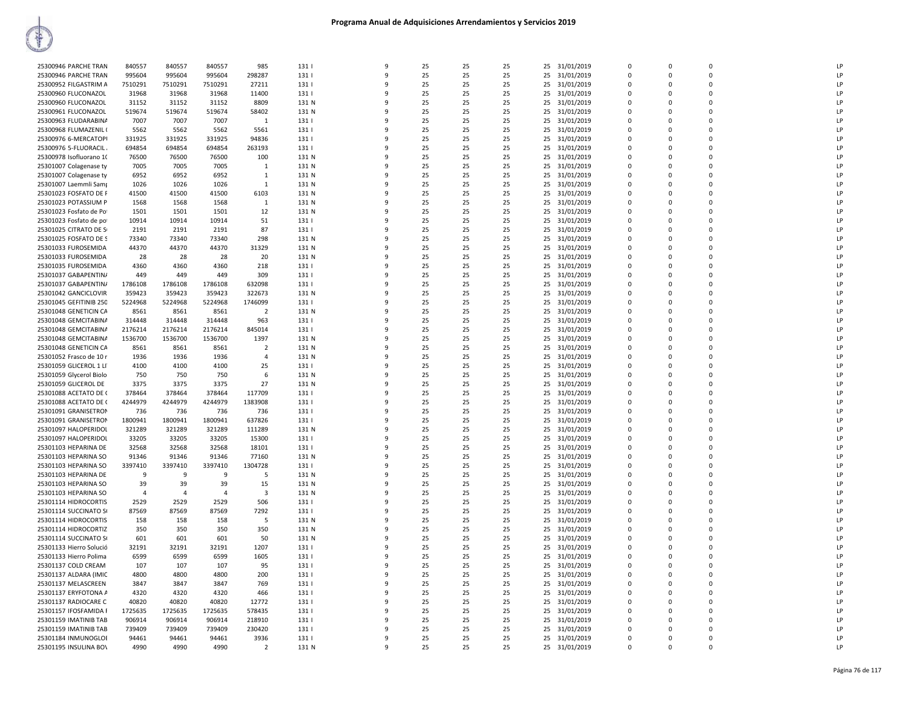# Programa Anual de Adquisiciones Arrendamientos y Servicios 2019

| | | | | | | | | | | | | | | | |
|---|---|---|---|---|---|---|---|---|---|---|---|---|---|---|---|
| 25300946 PARCHE TRAN | 840557 | 840557 | 840557 | 985 | 131 I | 9 | 25 | 25 | 25 | 25 | 31/01/2019 | 0 | 0 | 0 | LP |
| 25300946 PARCHE TRAN | 995604 | 995604 | 995604 | 298287 | 131 I | 9 | 25 | 25 | 25 | 25 | 31/01/2019 | 0 | 0 | 0 | LP |
| 25300952 FILGASTRIM A | 7510291 | 7510291 | 7510291 | 27211 | 131 I | 9 | 25 | 25 | 25 | 25 | 31/01/2019 | 0 | 0 | 0 | LP |
| 25300960 FLUCONAZOL | 31968 | 31968 | 31968 | 11400 | 131 I | 9 | 25 | 25 | 25 | 25 | 31/01/2019 | 0 | 0 | 0 | LP |
| 25300960 FLUCONAZOL | 31152 | 31152 | 31152 | 8809 | 131 N | 9 | 25 | 25 | 25 | 25 | 31/01/2019 | 0 | 0 | 0 | LP |
| 25300961 FLUCONAZOL | 519674 | 519674 | 519674 | 58402 | 131 N | 9 | 25 | 25 | 25 | 25 | 31/01/2019 | 0 | 0 | 0 | LP |
| 25300963 FLUDARABINA | 7007 | 7007 | 7007 | 1 | 131 I | 9 | 25 | 25 | 25 | 25 | 31/01/2019 | 0 | 0 | 0 | LP |
| 25300968 FLUMAZENIL ( | 5562 | 5562 | 5562 | 5561 | 131 I | 9 | 25 | 25 | 25 | 25 | 31/01/2019 | 0 | 0 | 0 | LP |
| 25300976 6-MERCATOPI | 331925 | 331925 | 331925 | 94836 | 131 I | 9 | 25 | 25 | 25 | 25 | 31/01/2019 | 0 | 0 | 0 | LP |
| 25300976 5-FLUORACIL | 694854 | 694854 | 694854 | 263193 | 131 I | 9 | 25 | 25 | 25 | 25 | 31/01/2019 | 0 | 0 | 0 | LP |
| 25300978 Isofluorano 1( | 76500 | 76500 | 76500 | 100 | 131 N | 9 | 25 | 25 | 25 | 25 | 31/01/2019 | 0 | 0 | 0 | LP |
| 25301007 Colagenase ty | 7005 | 7005 | 7005 | 1 | 131 N | 9 | 25 | 25 | 25 | 25 | 31/01/2019 | 0 | 0 | 0 | LP |
| 25301007 Colagenase ty | 6952 | 6952 | 6952 | 1 | 131 N | 9 | 25 | 25 | 25 | 25 | 31/01/2019 | 0 | 0 | 0 | LP |
| 25301007 Laemmli Samp | 1026 | 1026 | 1026 | 1 | 131 N | 9 | 25 | 25 | 25 | 25 | 31/01/2019 | 0 | 0 | 0 | LP |
| 25301023 FOSFATO DE F | 41500 | 41500 | 41500 | 6103 | 131 N | 9 | 25 | 25 | 25 | 25 | 31/01/2019 | 0 | 0 | 0 | LP |
| 25301023 POTASSIUM P | 1568 | 1568 | 1568 | 1 | 131 N | 9 | 25 | 25 | 25 | 25 | 31/01/2019 | 0 | 0 | 0 | LP |
| 25301023 Fosfato de Po | 1501 | 1501 | 1501 | 12 | 131 N | 9 | 25 | 25 | 25 | 25 | 31/01/2019 | 0 | 0 | 0 | LP |
| 25301023 Fosfato de po | 10914 | 10914 | 10914 | 51 | 131 I | 9 | 25 | 25 | 25 | 25 | 31/01/2019 | 0 | 0 | 0 | LP |
| 25301025 CITRATO DE S | 2191 | 2191 | 2191 | 87 | 131 I | 9 | 25 | 25 | 25 | 25 | 31/01/2019 | 0 | 0 | 0 | LP |
| 25301025 FOSFATO DE S | 73340 | 73340 | 73340 | 298 | 131 N | 9 | 25 | 25 | 25 | 25 | 31/01/2019 | 0 | 0 | 0 | LP |
| 25301033 FUROSEMIDA | 44370 | 44370 | 44370 | 31329 | 131 N | 9 | 25 | 25 | 25 | 25 | 31/01/2019 | 0 | 0 | 0 | LP |
| 25301033 FUROSEMIDA | 28 | 28 | 28 | 20 | 131 N | 9 | 25 | 25 | 25 | 25 | 31/01/2019 | 0 | 0 | 0 | LP |
| 25301035 FUROSEMIDA | 4360 | 4360 | 4360 | 218 | 131 I | 9 | 25 | 25 | 25 | 25 | 31/01/2019 | 0 | 0 | 0 | LP |
| 25301037 GABAPENTINA | 449 | 449 | 449 | 309 | 131 I | 9 | 25 | 25 | 25 | 25 | 31/01/2019 | 0 | 0 | 0 | LP |
| 25301037 GABAPENTINA | 1786108 | 1786108 | 1786108 | 632098 | 131 I | 9 | 25 | 25 | 25 | 25 | 31/01/2019 | 0 | 0 | 0 | LP |
| 25301042 GANCICLOVIR | 359423 | 359423 | 359423 | 322673 | 131 N | 9 | 25 | 25 | 25 | 25 | 31/01/2019 | 0 | 0 | 0 | LP |
| 25301045 GEFITINIB 250 | 5224968 | 5224968 | 5224968 | 1746099 | 131 I | 9 | 25 | 25 | 25 | 25 | 31/01/2019 | 0 | 0 | 0 | LP |
| 25301048 GENETICIN CA | 8561 | 8561 | 8561 | 2 | 131 N | 9 | 25 | 25 | 25 | 25 | 31/01/2019 | 0 | 0 | 0 | LP |
| 25301048 GEMCITABINA | 314448 | 314448 | 314448 | 963 | 131 I | 9 | 25 | 25 | 25 | 25 | 31/01/2019 | 0 | 0 | 0 | LP |
| 25301048 GEMCITABINA | 2176214 | 2176214 | 2176214 | 845014 | 131 I | 9 | 25 | 25 | 25 | 25 | 31/01/2019 | 0 | 0 | 0 | LP |
| 25301048 GEMCITABINA | 1536700 | 1536700 | 1536700 | 1397 | 131 N | 9 | 25 | 25 | 25 | 25 | 31/01/2019 | 0 | 0 | 0 | LP |
| 25301048 GENETICIN CA | 8561 | 8561 | 8561 | 2 | 131 N | 9 | 25 | 25 | 25 | 25 | 31/01/2019 | 0 | 0 | 0 | LP |
| 25301052 Frasco de 10 r | 1936 | 1936 | 1936 | 4 | 131 N | 9 | 25 | 25 | 25 | 25 | 31/01/2019 | 0 | 0 | 0 | LP |
| 25301059 GLICEROL 1 LI | 4100 | 4100 | 4100 | 25 | 131 I | 9 | 25 | 25 | 25 | 25 | 31/01/2019 | 0 | 0 | 0 | LP |
| 25301059 Glycerol Biolo | 750 | 750 | 750 | 6 | 131 N | 9 | 25 | 25 | 25 | 25 | 31/01/2019 | 0 | 0 | 0 | LP |
| 25301059 GLICEROL DE | 3375 | 3375 | 3375 | 27 | 131 N | 9 | 25 | 25 | 25 | 25 | 31/01/2019 | 0 | 0 | 0 | LP |
| 25301088 ACETATO DE ( | 378464 | 378464 | 378464 | 117709 | 131 I | 9 | 25 | 25 | 25 | 25 | 31/01/2019 | 0 | 0 | 0 | LP |
| 25301088 ACETATO DE ( | 4244979 | 4244979 | 4244979 | 1383908 | 131 I | 9 | 25 | 25 | 25 | 25 | 31/01/2019 | 0 | 0 | 0 | LP |
| 25301091 GRANISETRON | 736 | 736 | 736 | 736 | 131 I | 9 | 25 | 25 | 25 | 25 | 31/01/2019 | 0 | 0 | 0 | LP |
| 25301091 GRANISETRON | 1800941 | 1800941 | 1800941 | 637826 | 131 I | 9 | 25 | 25 | 25 | 25 | 31/01/2019 | 0 | 0 | 0 | LP |
| 25301097 HALOPERIDOL | 321289 | 321289 | 321289 | 111289 | 131 N | 9 | 25 | 25 | 25 | 25 | 31/01/2019 | 0 | 0 | 0 | LP |
| 25301097 HALOPERIDOL | 33205 | 33205 | 33205 | 15300 | 131 I | 9 | 25 | 25 | 25 | 25 | 31/01/2019 | 0 | 0 | 0 | LP |
| 25301103 HEPARINA DE | 32568 | 32568 | 32568 | 18101 | 131 I | 9 | 25 | 25 | 25 | 25 | 31/01/2019 | 0 | 0 | 0 | LP |
| 25301103 HEPARINA SO | 91346 | 91346 | 91346 | 77160 | 131 N | 9 | 25 | 25 | 25 | 25 | 31/01/2019 | 0 | 0 | 0 | LP |
| 25301103 HEPARINA SO | 3397410 | 3397410 | 3397410 | 1304728 | 131 I | 9 | 25 | 25 | 25 | 25 | 31/01/2019 | 0 | 0 | 0 | LP |
| 25301103 HEPARINA DE | 9 | 9 | 9 | 5 | 131 N | 9 | 25 | 25 | 25 | 25 | 31/01/2019 | 0 | 0 | 0 | LP |
| 25301103 HEPARINA SO | 39 | 39 | 39 | 15 | 131 N | 9 | 25 | 25 | 25 | 25 | 31/01/2019 | 0 | 0 | 0 | LP |
| 25301103 HEPARINA SO | 4 | 4 | 4 | 3 | 131 N | 9 | 25 | 25 | 25 | 25 | 31/01/2019 | 0 | 0 | 0 | LP |
| 25301114 HIDROCORTIS | 2529 | 2529 | 2529 | 506 | 131 I | 9 | 25 | 25 | 25 | 25 | 31/01/2019 | 0 | 0 | 0 | LP |
| 25301114 SUCCINATO S | 87569 | 87569 | 87569 | 7292 | 131 I | 9 | 25 | 25 | 25 | 25 | 31/01/2019 | 0 | 0 | 0 | LP |
| 25301114 HIDROCORTIS | 158 | 158 | 158 | 5 | 131 N | 9 | 25 | 25 | 25 | 25 | 31/01/2019 | 0 | 0 | 0 | LP |
| 25301114 HIDROCORTIZ | 350 | 350 | 350 | 350 | 131 N | 9 | 25 | 25 | 25 | 25 | 31/01/2019 | 0 | 0 | 0 | LP |
| 25301114 SUCCINATO S | 601 | 601 | 601 | 50 | 131 N | 9 | 25 | 25 | 25 | 25 | 31/01/2019 | 0 | 0 | 0 | LP |
| 25301133 Hierro Solució | 32191 | 32191 | 32191 | 1207 | 131 I | 9 | 25 | 25 | 25 | 25 | 31/01/2019 | 0 | 0 | 0 | LP |
| 25301133 Hierro Polima | 6599 | 6599 | 6599 | 1605 | 131 I | 9 | 25 | 25 | 25 | 25 | 31/01/2019 | 0 | 0 | 0 | LP |
| 25301137 COLD CREAM | 107 | 107 | 107 | 95 | 131 I | 9 | 25 | 25 | 25 | 25 | 31/01/2019 | 0 | 0 | 0 | LP |
| 25301137 ALDARA (IMIC | 4800 | 4800 | 4800 | 200 | 131 I | 9 | 25 | 25 | 25 | 25 | 31/01/2019 | 0 | 0 | 0 | LP |
| 25301137 MELASCREEN | 3847 | 3847 | 3847 | 769 | 131 I | 9 | 25 | 25 | 25 | 25 | 31/01/2019 | 0 | 0 | 0 | LP |
| 25301137 ERYFOTONA A | 4320 | 4320 | 4320 | 466 | 131 I | 9 | 25 | 25 | 25 | 25 | 31/01/2019 | 0 | 0 | 0 | LP |
| 25301137 RADIOCARE C | 40820 | 40820 | 40820 | 12772 | 131 I | 9 | 25 | 25 | 25 | 25 | 31/01/2019 | 0 | 0 | 0 | LP |
| 25301157 IFOSFAMIDA F | 1725635 | 1725635 | 1725635 | 578435 | 131 I | 9 | 25 | 25 | 25 | 25 | 31/01/2019 | 0 | 0 | 0 | LP |
| 25301159 IMATINIB TAB | 906914 | 906914 | 906914 | 218910 | 131 I | 9 | 25 | 25 | 25 | 25 | 31/01/2019 | 0 | 0 | 0 | LP |
| 25301159 IMATINIB TAB | 739409 | 739409 | 739409 | 230420 | 131 I | 9 | 25 | 25 | 25 | 25 | 31/01/2019 | 0 | 0 | 0 | LP |
| 25301184 INMUNOGLOI | 94461 | 94461 | 94461 | 3936 | 131 I | 9 | 25 | 25 | 25 | 25 | 31/01/2019 | 0 | 0 | 0 | LP |
| 25301195 INSULINA BOV | 4990 | 4990 | 4990 | 2 | 131 N | 9 | 25 | 25 | 25 | 25 | 31/01/2019 | 0 | 0 | 0 | LP |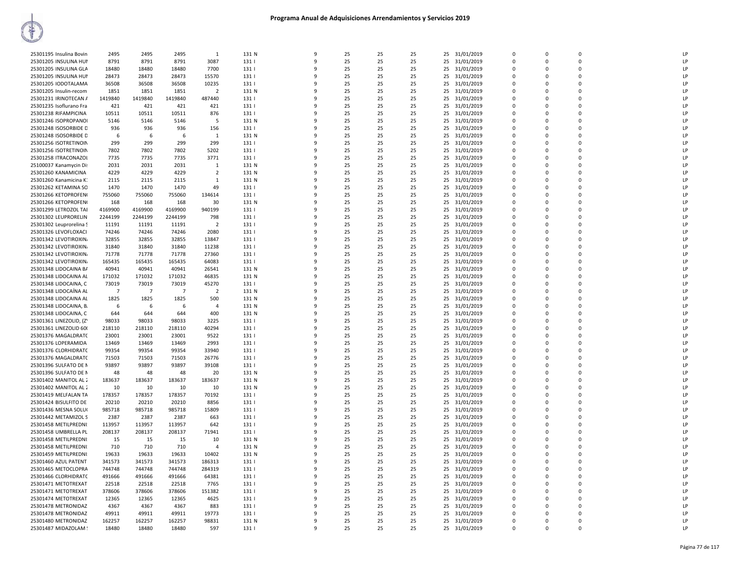# Programa Anual de Adquisiciones Arrendamientos y Servicios 2019

| | | | | | | | | | | | | | | | | | |
|---|---|---|---|---|---|---|---|---|---|---|---|---|---|---|---|---|---|
| 25301195 Insulina Bovin | 2495 | 2495 | 2495 | 1 | 131 N | 9 | 25 | 25 | 25 | 25 | 31/01/2019 | 0 | 0 | 0 | LP |
| 25301205 INSULINA HUI | 8791 | 8791 | 8791 | 3087 | 131 I | 9 | 25 | 25 | 25 | 25 | 31/01/2019 | 0 | 0 | 0 | LP |
| 25301205 INSULINA GLA | 18480 | 18480 | 18480 | 7700 | 131 I | 9 | 25 | 25 | 25 | 25 | 31/01/2019 | 0 | 0 | 0 | LP |
| 25301205 INSULINA HUI | 28473 | 28473 | 28473 | 15570 | 131 I | 9 | 25 | 25 | 25 | 25 | 31/01/2019 | 0 | 0 | 0 | LP |
| 25301205 IODOTALAMA | 36508 | 36508 | 36508 | 10235 | 131 I | 9 | 25 | 25 | 25 | 25 | 31/01/2019 | 0 | 0 | 0 | LP |
| 25301205 Insulin-recom | 1851 | 1851 | 1851 | 2 | 131 N | 9 | 25 | 25 | 25 | 25 | 31/01/2019 | 0 | 0 | 0 | LP |
| 25301231 IRINOTECAN A | 1419840 | 1419840 | 1419840 | 487440 | 131 I | 9 | 25 | 25 | 25 | 25 | 31/01/2019 | 0 | 0 | 0 | LP |
| 25301235 Isoflurano Fra | 421 | 421 | 421 | 421 | 131 I | 9 | 25 | 25 | 25 | 25 | 31/01/2019 | 0 | 0 | 0 | LP |
| 25301238 RIFAMPICINA | 10511 | 10511 | 10511 | 876 | 131 I | 9 | 25 | 25 | 25 | 25 | 31/01/2019 | 0 | 0 | 0 | LP |
| 25301246 ISOPROPANOI | 5146 | 5146 | 5146 | 5 | 131 N | 9 | 25 | 25 | 25 | 25 | 31/01/2019 | 0 | 0 | 0 | LP |
| 25301248 ISOSORBIDE D | 936 | 936 | 936 | 156 | 131 I | 9 | 25 | 25 | 25 | 25 | 31/01/2019 | 0 | 0 | 0 | LP |
| 25301248 ISOSORBIDE D | 6 | 6 | 6 | 1 | 131 N | 9 | 25 | 25 | 25 | 25 | 31/01/2019 | 0 | 0 | 0 | LP |
| 25301256 ISOTRETINOIN | 299 | 299 | 299 | 299 | 131 I | 9 | 25 | 25 | 25 | 25 | 31/01/2019 | 0 | 0 | 0 | LP |
| 25301256 ISOTRETINOIN | 7802 | 7802 | 7802 | 5202 | 131 I | 9 | 25 | 25 | 25 | 25 | 31/01/2019 | 0 | 0 | 0 | LP |
| 25301258 ITRACONAZOI | 7735 | 7735 | 7735 | 3771 | 131 I | 9 | 25 | 25 | 25 | 25 | 31/01/2019 | 0 | 0 | 0 | LP |
| 25100037 Kanamycin Di | 2031 | 2031 | 2031 | 1 | 131 N | 9 | 25 | 25 | 25 | 25 | 31/01/2019 | 0 | 0 | 0 | LP |
| 25301260 KANAMICINA | 4229 | 4229 | 4229 | 2 | 131 N | 9 | 25 | 25 | 25 | 25 | 31/01/2019 | 0 | 0 | 0 | LP |
| 25301260 Kanamicina K | 2115 | 2115 | 2115 | 1 | 131 N | 9 | 25 | 25 | 25 | 25 | 31/01/2019 | 0 | 0 | 0 | LP |
| 25301262 KETAMINA SO | 1470 | 1470 | 1470 | 49 | 131 I | 9 | 25 | 25 | 25 | 25 | 31/01/2019 | 0 | 0 | 0 | LP |
| 25301266 KETOPROFEN | 755060 | 755060 | 755060 | 134614 | 131 I | 9 | 25 | 25 | 25 | 25 | 31/01/2019 | 0 | 0 | 0 | LP |
| 25301266 KETOPROFEN | 168 | 168 | 168 | 30 | 131 N | 9 | 25 | 25 | 25 | 25 | 31/01/2019 | 0 | 0 | 0 | LP |
| 25301299 LETROZOL TAI | 4169900 | 4169900 | 4169900 | 940199 | 131 I | 9 | 25 | 25 | 25 | 25 | 31/01/2019 | 0 | 0 | 0 | LP |
| 25301302 LEUPRORELIN | 2244199 | 2244199 | 2244199 | 798 | 131 I | 9 | 25 | 25 | 25 | 25 | 31/01/2019 | 0 | 0 | 0 | LP |
| 25301302 Leuprorelina S | 11191 | 11191 | 11191 | 2 | 131 I | 9 | 25 | 25 | 25 | 25 | 31/01/2019 | 0 | 0 | 0 | LP |
| 25301326 LEVOFLOXACI | 74246 | 74246 | 74246 | 2080 | 131 I | 9 | 25 | 25 | 25 | 25 | 31/01/2019 | 0 | 0 | 0 | LP |
| 25301342 LEVOTIROXIN | 32855 | 32855 | 32855 | 13847 | 131 I | 9 | 25 | 25 | 25 | 25 | 31/01/2019 | 0 | 0 | 0 | LP |
| 25301342 LEVOTIROXIN | 31840 | 31840 | 31840 | 11238 | 131 I | 9 | 25 | 25 | 25 | 25 | 31/01/2019 | 0 | 0 | 0 | LP |
| 25301342 LEVOTIROXIN | 71778 | 71778 | 71778 | 27360 | 131 I | 9 | 25 | 25 | 25 | 25 | 31/01/2019 | 0 | 0 | 0 | LP |
| 25301342 LEVOTIROXIN | 165435 | 165435 | 165435 | 64083 | 131 I | 9 | 25 | 25 | 25 | 25 | 31/01/2019 | 0 | 0 | 0 | LP |
| 25301348 LIDOCAINA BA | 40941 | 40941 | 40941 | 26541 | 131 N | 9 | 25 | 25 | 25 | 25 | 31/01/2019 | 0 | 0 | 0 | LP |
| 25301348 LIDOCAINA AL | 171032 | 171032 | 171032 | 46835 | 131 N | 9 | 25 | 25 | 25 | 25 | 31/01/2019 | 0 | 0 | 0 | LP |
| 25301348 LIDOCAINA, C | 73019 | 73019 | 73019 | 45270 | 131 I | 9 | 25 | 25 | 25 | 25 | 31/01/2019 | 0 | 0 | 0 | LP |
| 25301348 LIDOCAÍNA AL | 7 | 7 | 7 | 2 | 131 N | 9 | 25 | 25 | 25 | 25 | 31/01/2019 | 0 | 0 | 0 | LP |
| 25301348 LIDOCAINA AL | 1825 | 1825 | 1825 | 500 | 131 N | 9 | 25 | 25 | 25 | 25 | 31/01/2019 | 0 | 0 | 0 | LP |
| 25301348 LIDOCAINA, B | 6 | 6 | 6 | 4 | 131 N | 9 | 25 | 25 | 25 | 25 | 31/01/2019 | 0 | 0 | 0 | LP |
| 25301348 LIDOCAINA, C | 644 | 644 | 644 | 400 | 131 N | 9 | 25 | 25 | 25 | 25 | 31/01/2019 | 0 | 0 | 0 | LP |
| 25301361 LINEZOLID, (Z | 98033 | 98033 | 98033 | 3225 | 131 I | 9 | 25 | 25 | 25 | 25 | 31/01/2019 | 0 | 0 | 0 | LP |
| 25301361 LINEZOLID 60 | 218110 | 218110 | 218110 | 40294 | 131 I | 9 | 25 | 25 | 25 | 25 | 31/01/2019 | 0 | 0 | 0 | LP |
| 25301376 MAGALDRATC | 23001 | 23001 | 23001 | 9522 | 131 I | 9 | 25 | 25 | 25 | 25 | 31/01/2019 | 0 | 0 | 0 | LP |
| 25301376 LOPERAMIDA | 13469 | 13469 | 13469 | 2993 | 131 I | 9 | 25 | 25 | 25 | 25 | 31/01/2019 | 0 | 0 | 0 | LP |
| 25301376 CLORHIDRATC | 99354 | 99354 | 99354 | 33940 | 131 I | 9 | 25 | 25 | 25 | 25 | 31/01/2019 | 0 | 0 | 0 | LP |
| 25301376 MAGALDRATC | 71503 | 71503 | 71503 | 26776 | 131 I | 9 | 25 | 25 | 25 | 25 | 31/01/2019 | 0 | 0 | 0 | LP |
| 25301396 SULFATO DE N | 93897 | 93897 | 93897 | 39108 | 131 I | 9 | 25 | 25 | 25 | 25 | 31/01/2019 | 0 | 0 | 0 | LP |
| 25301396 SULFATO DE N | 48 | 48 | 48 | 20 | 131 N | 9 | 25 | 25 | 25 | 25 | 31/01/2019 | 0 | 0 | 0 | LP |
| 25301402 MANITOL AL 2 | 183637 | 183637 | 183637 | 183637 | 131 N | 9 | 25 | 25 | 25 | 25 | 31/01/2019 | 0 | 0 | 0 | LP |
| 25301402 MANITOL AL 2 | 10 | 10 | 10 | 10 | 131 N | 9 | 25 | 25 | 25 | 25 | 31/01/2019 | 0 | 0 | 0 | LP |
| 25301419 MELFALAN TA | 178357 | 178357 | 178357 | 70192 | 131 I | 9 | 25 | 25 | 25 | 25 | 31/01/2019 | 0 | 0 | 0 | LP |
| 25301424 BISULFITO DE | 20210 | 20210 | 20210 | 8856 | 131 I | 9 | 25 | 25 | 25 | 25 | 31/01/2019 | 0 | 0 | 0 | LP |
| 25301436 MESNA SOLU | 985718 | 985718 | 985718 | 15809 | 131 I | 9 | 25 | 25 | 25 | 25 | 31/01/2019 | 0 | 0 | 0 | LP |
| 25301442 METAMIZOL S | 2387 | 2387 | 2387 | 663 | 131 I | 9 | 25 | 25 | 25 | 25 | 31/01/2019 | 0 | 0 | 0 | LP |
| 25301458 METILPREDNI | 113957 | 113957 | 113957 | 642 | 131 I | 9 | 25 | 25 | 25 | 25 | 31/01/2019 | 0 | 0 | 0 | LP |
| 25301458 UMBRELLA PL | 208137 | 208137 | 208137 | 71941 | 131 I | 9 | 25 | 25 | 25 | 25 | 31/01/2019 | 0 | 0 | 0 | LP |
| 25301458 METILPREDNI | 15 | 15 | 15 | 10 | 131 N | 9 | 25 | 25 | 25 | 25 | 31/01/2019 | 0 | 0 | 0 | LP |
| 25301458 METILPREDNI | 710 | 710 | 710 | 4 | 131 N | 9 | 25 | 25 | 25 | 25 | 31/01/2019 | 0 | 0 | 0 | LP |
| 25301459 METILPREDNI | 19633 | 19633 | 19633 | 10402 | 131 N | 9 | 25 | 25 | 25 | 25 | 31/01/2019 | 0 | 0 | 0 | LP |
| 25301460 AZUL PATENT | 341573 | 341573 | 341573 | 186313 | 131 I | 9 | 25 | 25 | 25 | 25 | 31/01/2019 | 0 | 0 | 0 | LP |
| 25301465 METOCLOPRA | 744748 | 744748 | 744748 | 284319 | 131 I | 9 | 25 | 25 | 25 | 25 | 31/01/2019 | 0 | 0 | 0 | LP |
| 25301466 CLORHIDRATC | 491666 | 491666 | 491666 | 64381 | 131 I | 9 | 25 | 25 | 25 | 25 | 31/01/2019 | 0 | 0 | 0 | LP |
| 25301471 METOTREXAT | 22518 | 22518 | 22518 | 7765 | 131 I | 9 | 25 | 25 | 25 | 25 | 31/01/2019 | 0 | 0 | 0 | LP |
| 25301471 METOTREXAT | 378606 | 378606 | 378606 | 151382 | 131 I | 9 | 25 | 25 | 25 | 25 | 31/01/2019 | 0 | 0 | 0 | LP |
| 25301474 METOTREXAT | 12365 | 12365 | 12365 | 4625 | 131 I | 9 | 25 | 25 | 25 | 25 | 31/01/2019 | 0 | 0 | 0 | LP |
| 25301478 METRONIDAZ | 4367 | 4367 | 4367 | 883 | 131 I | 9 | 25 | 25 | 25 | 25 | 31/01/2019 | 0 | 0 | 0 | LP |
| 25301478 METRONIDAZ | 49911 | 49911 | 49911 | 19773 | 131 I | 9 | 25 | 25 | 25 | 25 | 31/01/2019 | 0 | 0 | 0 | LP |
| 25301480 METRONIDAZ | 162257 | 162257 | 162257 | 98831 | 131 N | 9 | 25 | 25 | 25 | 25 | 31/01/2019 | 0 | 0 | 0 | LP |
| 25301487 MIDAZOLAM | 18480 | 18480 | 18480 | 597 | 131 I | 9 | 25 | 25 | 25 | 25 | 31/01/2019 | 0 | 0 | 0 | LP |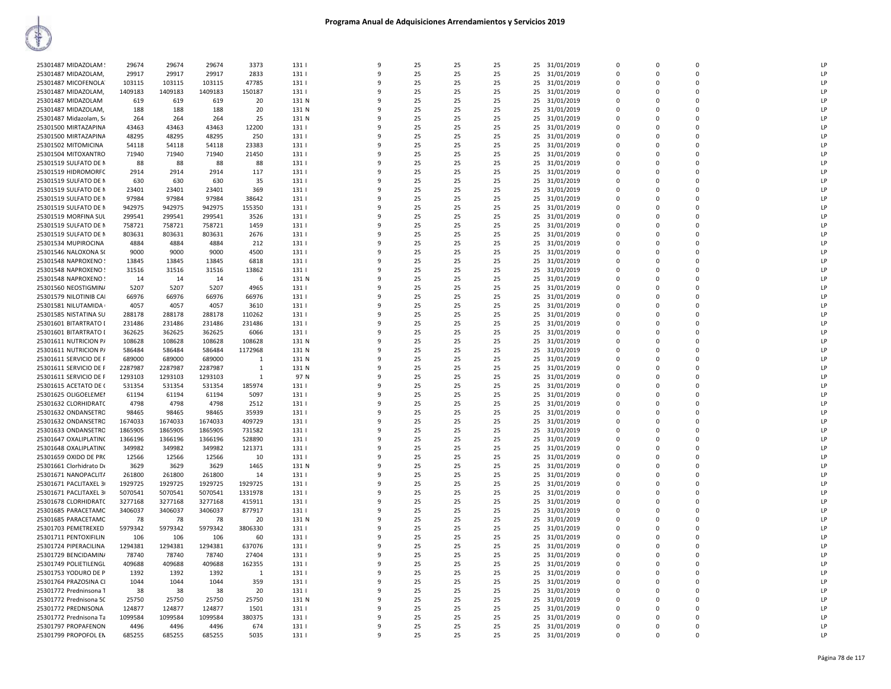# Programa Anual de Adquisiciones Arrendamientos y Servicios 2019

| | | | | | | | | | | | | | | | | |
|---|---|---|---|---|---|---|---|---|---|---|---|---|---|---|---|---|
| 25301487 MIDAZOLAM | 29674 | 29674 | 29674 | 3373 | 131 I | 9 | 25 | 25 | 25 | 25 | 31/01/2019 | 0 | 0 | 0 | | LP |
| 25301487 MIDAZOLAM, | 29917 | 29917 | 29917 | 2833 | 131 I | 9 | 25 | 25 | 25 | 25 | 31/01/2019 | 0 | 0 | 0 | | LP |
| 25301487 MICOFENOLA | 103115 | 103115 | 103115 | 47785 | 131 I | 9 | 25 | 25 | 25 | 25 | 31/01/2019 | 0 | 0 | 0 | | LP |
| 25301487 MIDAZOLAM, | 1409183 | 1409183 | 1409183 | 150187 | 131 I | 9 | 25 | 25 | 25 | 25 | 31/01/2019 | 0 | 0 | 0 | | LP |
| 25301487 MIDAZOLAM | 619 | 619 | 619 | 20 | 131 N | 9 | 25 | 25 | 25 | 25 | 31/01/2019 | 0 | 0 | 0 | | LP |
| 25301487 MIDAZOLAM, | 188 | 188 | 188 | 20 | 131 N | 9 | 25 | 25 | 25 | 25 | 31/01/2019 | 0 | 0 | 0 | | LP |
| 25301487 Midazolam, S | 264 | 264 | 264 | 25 | 131 N | 9 | 25 | 25 | 25 | 25 | 31/01/2019 | 0 | 0 | 0 | | LP |
| 25301500 MIRTAZAPINA | 43463 | 43463 | 43463 | 12200 | 131 I | 9 | 25 | 25 | 25 | 25 | 31/01/2019 | 0 | 0 | 0 | | LP |
| 25301500 MIRTAZAPINA | 48295 | 48295 | 48295 | 250 | 131 I | 9 | 25 | 25 | 25 | 25 | 31/01/2019 | 0 | 0 | 0 | | LP |
| 25301502 MITOMICINA | 54118 | 54118 | 54118 | 23383 | 131 I | 9 | 25 | 25 | 25 | 25 | 31/01/2019 | 0 | 0 | 0 | | LP |
| 25301504 MITOXANTRO | 71940 | 71940 | 71940 | 21450 | 131 I | 9 | 25 | 25 | 25 | 25 | 31/01/2019 | 0 | 0 | 0 | | LP |
| 25301519 SULFATO DE M | 88 | 88 | 88 | 88 | 131 I | 9 | 25 | 25 | 25 | 25 | 31/01/2019 | 0 | 0 | 0 | | LP |
| 25301519 HIDROMORFC | 2914 | 2914 | 2914 | 117 | 131 I | 9 | 25 | 25 | 25 | 25 | 31/01/2019 | 0 | 0 | 0 | | LP |
| 25301519 SULFATO DE M | 630 | 630 | 630 | 35 | 131 I | 9 | 25 | 25 | 25 | 25 | 31/01/2019 | 0 | 0 | 0 | | LP |
| 25301519 SULFATO DE M | 23401 | 23401 | 23401 | 369 | 131 I | 9 | 25 | 25 | 25 | 25 | 31/01/2019 | 0 | 0 | 0 | | LP |
| 25301519 SULFATO DE M | 97984 | 97984 | 97984 | 38642 | 131 I | 9 | 25 | 25 | 25 | 25 | 31/01/2019 | 0 | 0 | 0 | | LP |
| 25301519 SULFATO DE M | 942975 | 942975 | 942975 | 155350 | 131 I | 9 | 25 | 25 | 25 | 25 | 31/01/2019 | 0 | 0 | 0 | | LP |
| 25301519 MORFINA SUL | 299541 | 299541 | 299541 | 3526 | 131 I | 9 | 25 | 25 | 25 | 25 | 31/01/2019 | 0 | 0 | 0 | | LP |
| 25301519 SULFATO DE M | 758721 | 758721 | 758721 | 1459 | 131 I | 9 | 25 | 25 | 25 | 25 | 31/01/2019 | 0 | 0 | 0 | | LP |
| 25301519 SULFATO DE M | 803631 | 803631 | 803631 | 2676 | 131 I | 9 | 25 | 25 | 25 | 25 | 31/01/2019 | 0 | 0 | 0 | | LP |
| 25301534 MUPIROCINA | 4884 | 4884 | 4884 | 212 | 131 I | 9 | 25 | 25 | 25 | 25 | 31/01/2019 | 0 | 0 | 0 | | LP |
| 25301546 NALOXONA SO | 9000 | 9000 | 9000 | 4500 | 131 I | 9 | 25 | 25 | 25 | 25 | 31/01/2019 | 0 | 0 | 0 | | LP |
| 25301548 NAPROXENO | 13845 | 13845 | 13845 | 6818 | 131 I | 9 | 25 | 25 | 25 | 25 | 31/01/2019 | 0 | 0 | 0 | | LP |
| 25301548 NAPROXENO | 31516 | 31516 | 31516 | 13862 | 131 I | 9 | 25 | 25 | 25 | 25 | 31/01/2019 | 0 | 0 | 0 | | LP |
| 25301548 NAPROXENO | 14 | 14 | 14 | 6 | 131 N | 9 | 25 | 25 | 25 | 25 | 31/01/2019 | 0 | 0 | 0 | | LP |
| 25301560 NEOSTIGMINA | 5207 | 5207 | 5207 | 4965 | 131 I | 9 | 25 | 25 | 25 | 25 | 31/01/2019 | 0 | 0 | 0 | | LP |
| 25301579 NILOTINIB CA | 66976 | 66976 | 66976 | 66976 | 131 I | 9 | 25 | 25 | 25 | 25 | 31/01/2019 | 0 | 0 | 0 | | LP |
| 25301581 NILUTAMIDA | 4057 | 4057 | 4057 | 3610 | 131 I | 9 | 25 | 25 | 25 | 25 | 31/01/2019 | 0 | 0 | 0 | | LP |
| 25301585 NISTATINA SU | 288178 | 288178 | 288178 | 110262 | 131 I | 9 | 25 | 25 | 25 | 25 | 31/01/2019 | 0 | 0 | 0 | | LP |
| 25301601 BITARTRATO D | 231486 | 231486 | 231486 | 231486 | 131 I | 9 | 25 | 25 | 25 | 25 | 31/01/2019 | 0 | 0 | 0 | | LP |
| 25301601 BITARTRATO D | 362625 | 362625 | 362625 | 6066 | 131 I | 9 | 25 | 25 | 25 | 25 | 31/01/2019 | 0 | 0 | 0 | | LP |
| 25301611 NUTRICION PA | 108628 | 108628 | 108628 | 108628 | 131 N | 9 | 25 | 25 | 25 | 25 | 31/01/2019 | 0 | 0 | 0 | | LP |
| 25301611 NUTRICION PA | 586484 | 586484 | 586484 | 1172968 | 131 N | 9 | 25 | 25 | 25 | 25 | 31/01/2019 | 0 | 0 | 0 | | LP |
| 25301611 SERVICIO DE F | 689000 | 689000 | 689000 | 1 | 131 N | 9 | 25 | 25 | 25 | 25 | 31/01/2019 | 0 | 0 | 0 | | LP |
| 25301611 SERVICIO DE F | 2287987 | 2287987 | 2287987 | 1 | 131 N | 9 | 25 | 25 | 25 | 25 | 31/01/2019 | 0 | 0 | 0 | | LP |
| 25301611 SERVICIO DE F | 1293103 | 1293103 | 1293103 | 1 | 97 N | 9 | 25 | 25 | 25 | 25 | 31/01/2019 | 0 | 0 | 0 | | LP |
| 25301615 ACETATO DE C | 531354 | 531354 | 531354 | 185974 | 131 I | 9 | 25 | 25 | 25 | 25 | 31/01/2019 | 0 | 0 | 0 | | LP |
| 25301625 OLIGOELEMEN | 61194 | 61194 | 61194 | 5097 | 131 I | 9 | 25 | 25 | 25 | 25 | 31/01/2019 | 0 | 0 | 0 | | LP |
| 25301632 CLORHIDRATC | 4798 | 4798 | 4798 | 2512 | 131 I | 9 | 25 | 25 | 25 | 25 | 31/01/2019 | 0 | 0 | 0 | | LP |
| 25301632 ONDANSETRO | 98465 | 98465 | 98465 | 35939 | 131 I | 9 | 25 | 25 | 25 | 25 | 31/01/2019 | 0 | 0 | 0 | | LP |
| 25301632 ONDANSETRO | 1674033 | 1674033 | 1674033 | 409729 | 131 I | 9 | 25 | 25 | 25 | 25 | 31/01/2019 | 0 | 0 | 0 | | LP |
| 25301633 ONDANSETRO | 1865905 | 1865905 | 1865905 | 731582 | 131 I | 9 | 25 | 25 | 25 | 25 | 31/01/2019 | 0 | 0 | 0 | | LP |
| 25301647 OXALIPLATINC | 1366196 | 1366196 | 1366196 | 528890 | 131 I | 9 | 25 | 25 | 25 | 25 | 31/01/2019 | 0 | 0 | 0 | | LP |
| 25301648 OXALIPLATINC | 349982 | 349982 | 349982 | 121371 | 131 I | 9 | 25 | 25 | 25 | 25 | 31/01/2019 | 0 | 0 | 0 | | LP |
| 25301659 OXIDO DE PRC | 12566 | 12566 | 12566 | 10 | 131 I | 9 | 25 | 25 | 25 | 25 | 31/01/2019 | 0 | 0 | 0 | | LP |
| 25301661 Clorhidrato De | 3629 | 3629 | 3629 | 1465 | 131 N | 9 | 25 | 25 | 25 | 25 | 31/01/2019 | 0 | 0 | 0 | | LP |
| 25301671 NANOPACLITA | 261800 | 261800 | 261800 | 14 | 131 I | 9 | 25 | 25 | 25 | 25 | 31/01/2019 | 0 | 0 | 0 | | LP |
| 25301671 PACLITAXEL 3 | 1929725 | 1929725 | 1929725 | 1929725 | 131 I | 9 | 25 | 25 | 25 | 25 | 31/01/2019 | 0 | 0 | 0 | | LP |
| 25301671 PACLITAXEL 3 | 5070541 | 5070541 | 5070541 | 1331978 | 131 I | 9 | 25 | 25 | 25 | 25 | 31/01/2019 | 0 | 0 | 0 | | LP |
| 25301678 CLORHIDRATC | 3277168 | 3277168 | 3277168 | 415911 | 131 I | 9 | 25 | 25 | 25 | 25 | 31/01/2019 | 0 | 0 | 0 | | LP |
| 25301685 PARACETAMC | 3406037 | 3406037 | 3406037 | 877917 | 131 I | 9 | 25 | 25 | 25 | 25 | 31/01/2019 | 0 | 0 | 0 | | LP |
| 25301685 PARACETAMC | 78 | 78 | 78 | 20 | 131 N | 9 | 25 | 25 | 25 | 25 | 31/01/2019 | 0 | 0 | 0 | | LP |
| 25301703 PEMETREXED | 5979342 | 5979342 | 5979342 | 3806330 | 131 I | 9 | 25 | 25 | 25 | 25 | 31/01/2019 | 0 | 0 | 0 | | LP |
| 25301711 PENTOXIFILIN | 106 | 106 | 106 | 60 | 131 I | 9 | 25 | 25 | 25 | 25 | 31/01/2019 | 0 | 0 | 0 | | LP |
| 25301724 PIPERACILINA | 1294381 | 1294381 | 1294381 | 637076 | 131 I | 9 | 25 | 25 | 25 | 25 | 31/01/2019 | 0 | 0 | 0 | | LP |
| 25301729 BENCIDAMINA | 78740 | 78740 | 78740 | 27404 | 131 I | 9 | 25 | 25 | 25 | 25 | 31/01/2019 | 0 | 0 | 0 | | LP |
| 25301749 POLIETILENGL | 409688 | 409688 | 409688 | 162355 | 131 I | 9 | 25 | 25 | 25 | 25 | 31/01/2019 | 0 | 0 | 0 | | LP |
| 25301753 YODURO DE P | 1392 | 1392 | 1392 | 1 | 131 I | 9 | 25 | 25 | 25 | 25 | 31/01/2019 | 0 | 0 | 0 | | LP |
| 25301764 PRAZOSINA CI | 1044 | 1044 | 1044 | 359 | 131 I | 9 | 25 | 25 | 25 | 25 | 31/01/2019 | 0 | 0 | 0 | | LP |
| 25301772 Predninsona T | 38 | 38 | 38 | 20 | 131 I | 9 | 25 | 25 | 25 | 25 | 31/01/2019 | 0 | 0 | 0 | | LP |
| 25301772 Prednisona 50 | 25750 | 25750 | 25750 | 25750 | 131 N | 9 | 25 | 25 | 25 | 25 | 31/01/2019 | 0 | 0 | 0 | | LP |
| 25301772 PREDNISONA | 124877 | 124877 | 124877 | 1501 | 131 I | 9 | 25 | 25 | 25 | 25 | 31/01/2019 | 0 | 0 | 0 | | LP |
| 25301772 Prednisona Ta | 1099584 | 1099584 | 1099584 | 380375 | 131 I | 9 | 25 | 25 | 25 | 25 | 31/01/2019 | 0 | 0 | 0 | | LP |
| 25301797 PROPAFENON | 4496 | 4496 | 4496 | 674 | 131 I | 9 | 25 | 25 | 25 | 25 | 31/01/2019 | 0 | 0 | 0 | | LP |
| 25301799 PROPOFOL EN | 685255 | 685255 | 685255 | 5035 | 131 I | 9 | 25 | 25 | 25 | 25 | 31/01/2019 | 0 | 0 | 0 | | LP |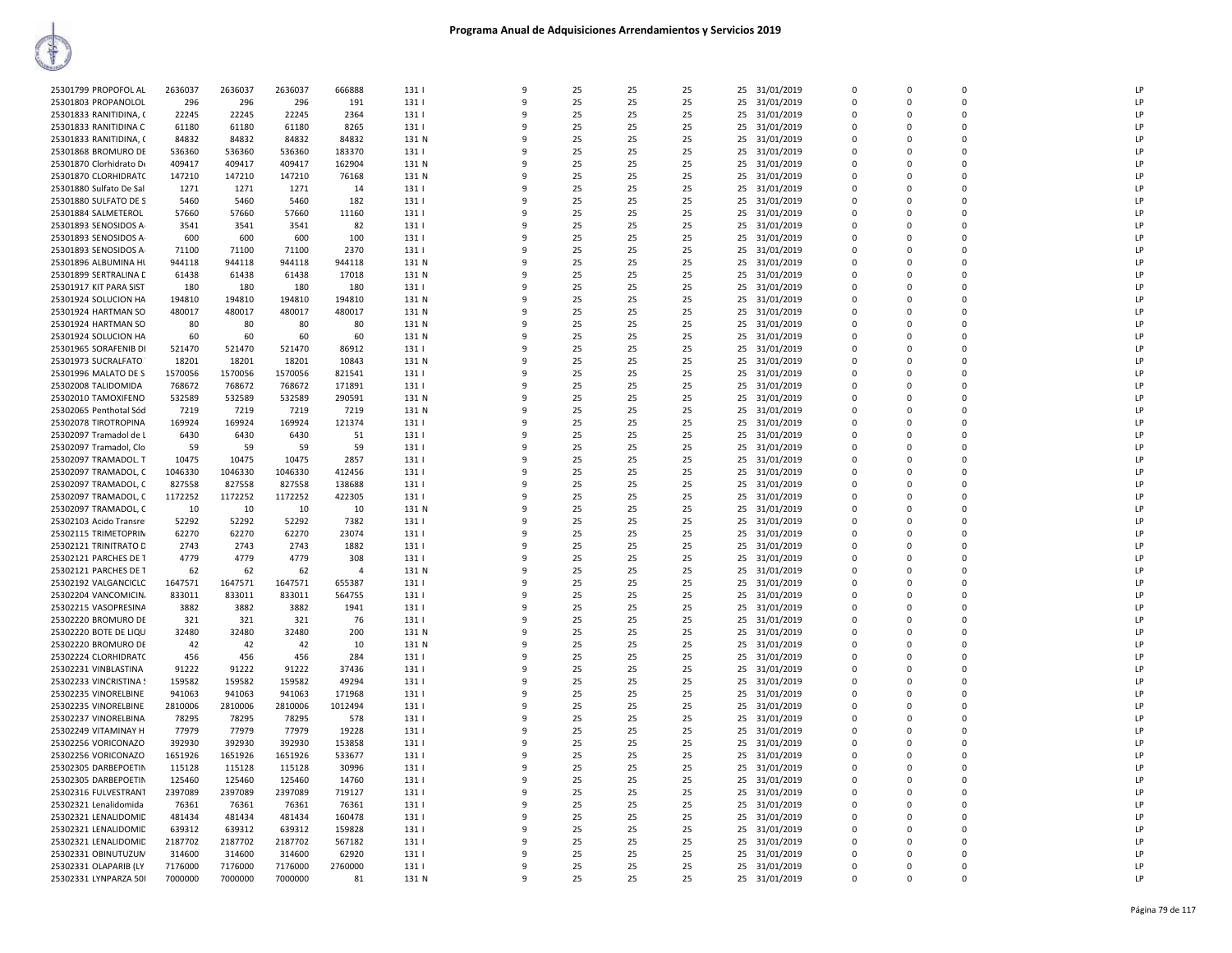# Programa Anual de Adquisiciones Arrendamientos y Servicios 2019

| | | | | | | | | | | | | | | | | |
|---|---|---|---|---|---|---|---|---|---|---|---|---|---|---|---|---|
| 25301799 PROPOFOL AL | 2636037 | 2636037 | 2636037 | 666888 | 131 I | 9 | 25 | 25 | 25 | 25 | 31/01/2019 | 0 | 0 | 0 | LP |
| 25301803 PROPANOLOL | 296 | 296 | 296 | 191 | 131 I | 9 | 25 | 25 | 25 | 25 | 31/01/2019 | 0 | 0 | 0 | LP |
| 25301833 RANITIDINA, ( | 22245 | 22245 | 22245 | 2364 | 131 I | 9 | 25 | 25 | 25 | 25 | 31/01/2019 | 0 | 0 | 0 | LP |
| 25301833 RANITIDINA C | 61180 | 61180 | 61180 | 8265 | 131 I | 9 | 25 | 25 | 25 | 25 | 31/01/2019 | 0 | 0 | 0 | LP |
| 25301833 RANITIDINA, ( | 84832 | 84832 | 84832 | 84832 | 131 N | 9 | 25 | 25 | 25 | 25 | 31/01/2019 | 0 | 0 | 0 | LP |
| 25301868 BROMURO DE | 536360 | 536360 | 536360 | 183370 | 131 I | 9 | 25 | 25 | 25 | 25 | 31/01/2019 | 0 | 0 | 0 | LP |
| 25301870 Clorhidrato De | 409417 | 409417 | 409417 | 162904 | 131 N | 9 | 25 | 25 | 25 | 25 | 31/01/2019 | 0 | 0 | 0 | LP |
| 25301870 CLORHIDRATC | 147210 | 147210 | 147210 | 76168 | 131 N | 9 | 25 | 25 | 25 | 25 | 31/01/2019 | 0 | 0 | 0 | LP |
| 25301880 Sulfato De Sal | 1271 | 1271 | 1271 | 14 | 131 I | 9 | 25 | 25 | 25 | 25 | 31/01/2019 | 0 | 0 | 0 | LP |
| 25301880 SULFATO DE S | 5460 | 5460 | 5460 | 182 | 131 I | 9 | 25 | 25 | 25 | 25 | 31/01/2019 | 0 | 0 | 0 | LP |
| 25301884 SALMETEROL | 57660 | 57660 | 57660 | 11160 | 131 I | 9 | 25 | 25 | 25 | 25 | 31/01/2019 | 0 | 0 | 0 | LP |
| 25301893 SENOSIDOS A | 3541 | 3541 | 3541 | 82 | 131 I | 9 | 25 | 25 | 25 | 25 | 31/01/2019 | 0 | 0 | 0 | LP |
| 25301893 SENOSIDOS A | 600 | 600 | 600 | 100 | 131 I | 9 | 25 | 25 | 25 | 25 | 31/01/2019 | 0 | 0 | 0 | LP |
| 25301893 SENOSIDOS A | 71100 | 71100 | 71100 | 2370 | 131 I | 9 | 25 | 25 | 25 | 25 | 31/01/2019 | 0 | 0 | 0 | LP |
| 25301896 ALBUMINA HU | 944118 | 944118 | 944118 | 944118 | 131 N | 9 | 25 | 25 | 25 | 25 | 31/01/2019 | 0 | 0 | 0 | LP |
| 25301899 SERTRALINA C | 61438 | 61438 | 61438 | 17018 | 131 N | 9 | 25 | 25 | 25 | 25 | 31/01/2019 | 0 | 0 | 0 | LP |
| 25301917 KIT PARA SIST | 180 | 180 | 180 | 180 | 131 I | 9 | 25 | 25 | 25 | 25 | 31/01/2019 | 0 | 0 | 0 | LP |
| 25301924 SOLUCION HA | 194810 | 194810 | 194810 | 194810 | 131 N | 9 | 25 | 25 | 25 | 25 | 31/01/2019 | 0 | 0 | 0 | LP |
| 25301924 HARTMAN SO | 480017 | 480017 | 480017 | 480017 | 131 N | 9 | 25 | 25 | 25 | 25 | 31/01/2019 | 0 | 0 | 0 | LP |
| 25301924 HARTMAN SO | 80 | 80 | 80 | 80 | 131 N | 9 | 25 | 25 | 25 | 25 | 31/01/2019 | 0 | 0 | 0 | LP |
| 25301924 SOLUCION HA | 60 | 60 | 60 | 60 | 131 N | 9 | 25 | 25 | 25 | 25 | 31/01/2019 | 0 | 0 | 0 | LP |
| 25301965 SORAFENIB DI | 521470 | 521470 | 521470 | 86912 | 131 I | 9 | 25 | 25 | 25 | 25 | 31/01/2019 | 0 | 0 | 0 | LP |
| 25301973 SUCRALFATO | 18201 | 18201 | 18201 | 10843 | 131 N | 9 | 25 | 25 | 25 | 25 | 31/01/2019 | 0 | 0 | 0 | LP |
| 25301996 MALATO DE S | 1570056 | 1570056 | 1570056 | 821541 | 131 I | 9 | 25 | 25 | 25 | 25 | 31/01/2019 | 0 | 0 | 0 | LP |
| 25302008 TALIDOMIDA | 768672 | 768672 | 768672 | 171891 | 131 I | 9 | 25 | 25 | 25 | 25 | 31/01/2019 | 0 | 0 | 0 | LP |
| 25302010 TAMOXIFENO | 532589 | 532589 | 532589 | 290591 | 131 N | 9 | 25 | 25 | 25 | 25 | 31/01/2019 | 0 | 0 | 0 | LP |
| 25302065 Penthotal Sód | 7219 | 7219 | 7219 | 7219 | 131 N | 9 | 25 | 25 | 25 | 25 | 31/01/2019 | 0 | 0 | 0 | LP |
| 25302078 TIROTROPINA | 169924 | 169924 | 169924 | 121374 | 131 I | 9 | 25 | 25 | 25 | 25 | 31/01/2019 | 0 | 0 | 0 | LP |
| 25302097 Tramadol de L | 6430 | 6430 | 6430 | 51 | 131 I | 9 | 25 | 25 | 25 | 25 | 31/01/2019 | 0 | 0 | 0 | LP |
| 25302097 Tramadol, Clo | 59 | 59 | 59 | 59 | 131 I | 9 | 25 | 25 | 25 | 25 | 31/01/2019 | 0 | 0 | 0 | LP |
| 25302097 TRAMADOL. T | 10475 | 10475 | 10475 | 2857 | 131 I | 9 | 25 | 25 | 25 | 25 | 31/01/2019 | 0 | 0 | 0 | LP |
| 25302097 TRAMADOL, C | 1046330 | 1046330 | 1046330 | 412456 | 131 I | 9 | 25 | 25 | 25 | 25 | 31/01/2019 | 0 | 0 | 0 | LP |
| 25302097 TRAMADOL, C | 827558 | 827558 | 827558 | 138688 | 131 I | 9 | 25 | 25 | 25 | 25 | 31/01/2019 | 0 | 0 | 0 | LP |
| 25302097 TRAMADOL, C | 1172252 | 1172252 | 1172252 | 422305 | 131 I | 9 | 25 | 25 | 25 | 25 | 31/01/2019 | 0 | 0 | 0 | LP |
| 25302097 TRAMADOL, C | 10 | 10 | 10 | 10 | 131 N | 9 | 25 | 25 | 25 | 25 | 31/01/2019 | 0 | 0 | 0 | LP |
| 25302103 Acido Transre | 52292 | 52292 | 52292 | 7382 | 131 I | 9 | 25 | 25 | 25 | 25 | 31/01/2019 | 0 | 0 | 0 | LP |
| 25302115 TRIMETOPRIN | 62270 | 62270 | 62270 | 23074 | 131 I | 9 | 25 | 25 | 25 | 25 | 31/01/2019 | 0 | 0 | 0 | LP |
| 25302121 TRINITRATO D | 2743 | 2743 | 2743 | 1882 | 131 I | 9 | 25 | 25 | 25 | 25 | 31/01/2019 | 0 | 0 | 0 | LP |
| 25302121 PARCHES DE T | 4779 | 4779 | 4779 | 308 | 131 I | 9 | 25 | 25 | 25 | 25 | 31/01/2019 | 0 | 0 | 0 | LP |
| 25302121 PARCHES DE T | 62 | 62 | 62 | 4 | 131 N | 9 | 25 | 25 | 25 | 25 | 31/01/2019 | 0 | 0 | 0 | LP |
| 25302192 VALGANCICLC | 1647571 | 1647571 | 1647571 | 655387 | 131 I | 9 | 25 | 25 | 25 | 25 | 31/01/2019 | 0 | 0 | 0 | LP |
| 25302204 VANCOMICIN. | 833011 | 833011 | 833011 | 564755 | 131 I | 9 | 25 | 25 | 25 | 25 | 31/01/2019 | 0 | 0 | 0 | LP |
| 25302215 VASOPRESINA | 3882 | 3882 | 3882 | 1941 | 131 I | 9 | 25 | 25 | 25 | 25 | 31/01/2019 | 0 | 0 | 0 | LP |
| 25302220 BROMURO DE | 321 | 321 | 321 | 76 | 131 I | 9 | 25 | 25 | 25 | 25 | 31/01/2019 | 0 | 0 | 0 | LP |
| 25302220 BOTE DE LIQU | 32480 | 32480 | 32480 | 200 | 131 N | 9 | 25 | 25 | 25 | 25 | 31/01/2019 | 0 | 0 | 0 | LP |
| 25302220 BROMURO DE | 42 | 42 | 42 | 10 | 131 N | 9 | 25 | 25 | 25 | 25 | 31/01/2019 | 0 | 0 | 0 | LP |
| 25302224 CLORHIDRATC | 456 | 456 | 456 | 284 | 131 I | 9 | 25 | 25 | 25 | 25 | 31/01/2019 | 0 | 0 | 0 | LP |
| 25302231 VINBLASTINA | 91222 | 91222 | 91222 | 37436 | 131 I | 9 | 25 | 25 | 25 | 25 | 31/01/2019 | 0 | 0 | 0 | LP |
| 25302233 VINCRISTINA S | 159582 | 159582 | 159582 | 49294 | 131 I | 9 | 25 | 25 | 25 | 25 | 31/01/2019 | 0 | 0 | 0 | LP |
| 25302235 VINORELBINE | 941063 | 941063 | 941063 | 171968 | 131 I | 9 | 25 | 25 | 25 | 25 | 31/01/2019 | 0 | 0 | 0 | LP |
| 25302235 VINORELBINE | 2810006 | 2810006 | 2810006 | 1012494 | 131 I | 9 | 25 | 25 | 25 | 25 | 31/01/2019 | 0 | 0 | 0 | LP |
| 25302237 VINORELBINA | 78295 | 78295 | 78295 | 578 | 131 I | 9 | 25 | 25 | 25 | 25 | 31/01/2019 | 0 | 0 | 0 | LP |
| 25302249 VITAMINAY H | 77979 | 77979 | 77979 | 19228 | 131 I | 9 | 25 | 25 | 25 | 25 | 31/01/2019 | 0 | 0 | 0 | LP |
| 25302256 VORICONAZO | 392930 | 392930 | 392930 | 153858 | 131 I | 9 | 25 | 25 | 25 | 25 | 31/01/2019 | 0 | 0 | 0 | LP |
| 25302256 VORICONAZO | 1651926 | 1651926 | 1651926 | 533677 | 131 I | 9 | 25 | 25 | 25 | 25 | 31/01/2019 | 0 | 0 | 0 | LP |
| 25302305 DARBEPOETIN | 115128 | 115128 | 115128 | 30996 | 131 I | 9 | 25 | 25 | 25 | 25 | 31/01/2019 | 0 | 0 | 0 | LP |
| 25302305 DARBEPOETIN | 125460 | 125460 | 125460 | 14760 | 131 I | 9 | 25 | 25 | 25 | 25 | 31/01/2019 | 0 | 0 | 0 | LP |
| 25302316 FULVESTRANT | 2397089 | 2397089 | 2397089 | 719127 | 131 I | 9 | 25 | 25 | 25 | 25 | 31/01/2019 | 0 | 0 | 0 | LP |
| 25302321 Lenalidomida | 76361 | 76361 | 76361 | 76361 | 131 I | 9 | 25 | 25 | 25 | 25 | 31/01/2019 | 0 | 0 | 0 | LP |
| 25302321 LENALIDOMID | 481434 | 481434 | 481434 | 160478 | 131 I | 9 | 25 | 25 | 25 | 25 | 31/01/2019 | 0 | 0 | 0 | LP |
| 25302321 LENALIDOMID | 639312 | 639312 | 639312 | 159828 | 131 I | 9 | 25 | 25 | 25 | 25 | 31/01/2019 | 0 | 0 | 0 | LP |
| 25302321 LENALIDOMID | 2187702 | 2187702 | 2187702 | 567182 | 131 I | 9 | 25 | 25 | 25 | 25 | 31/01/2019 | 0 | 0 | 0 | LP |
| 25302331 OBINUTUZUM | 314600 | 314600 | 314600 | 62920 | 131 I | 9 | 25 | 25 | 25 | 25 | 31/01/2019 | 0 | 0 | 0 | LP |
| 25302331 OLAPARIB (LY | 7176000 | 7176000 | 7176000 | 2760000 | 131 I | 9 | 25 | 25 | 25 | 25 | 31/01/2019 | 0 | 0 | 0 | LP |
| 25302331 LYNPARZA 50I | 7000000 | 7000000 | 7000000 | 81 | 131 N | 9 | 25 | 25 | 25 | 25 | 31/01/2019 | 0 | 0 | 0 | LP |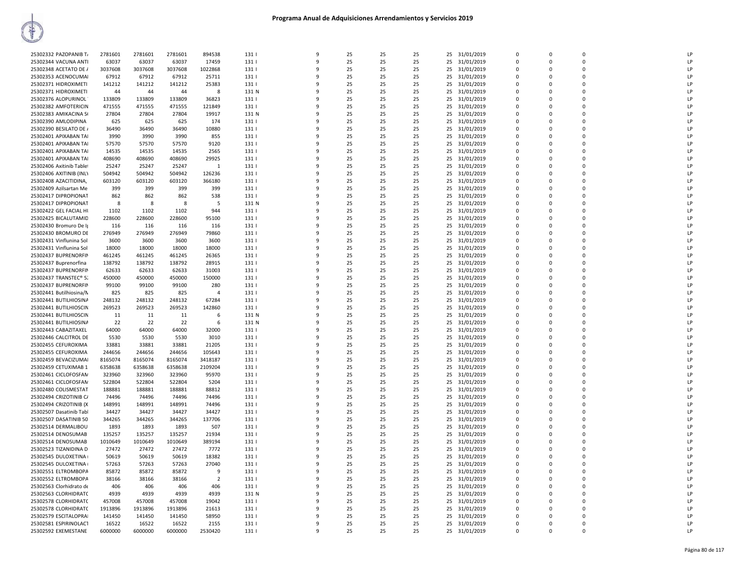# Programa Anual de Adquisiciones Arrendamientos y Servicios 2019

| | | | | | | | | | | | | | | | | |
|---|---|---|---|---|---|---|---|---|---|---|---|---|---|---|---|---|
| 25302332 PAZOPANIB T/ | 2781601 | 2781601 | 2781601 | 894538 | 131 I | 9 | 25 | 25 | 25 | 25 | 31/01/2019 | 0 | 0 | 0 | | LP |
| 25302344 VACUNA ANTI | 63037 | 63037 | 63037 | 17459 | 131 I | 9 | 25 | 25 | 25 | 25 | 31/01/2019 | 0 | 0 | 0 | | LP |
| 25302348 ACETATO DE / | 3037608 | 3037608 | 3037608 | 1022868 | 131 I | 9 | 25 | 25 | 25 | 25 | 31/01/2019 | 0 | 0 | 0 | | LP |
| 25302353 ACENOCUMAI | 67912 | 67912 | 67912 | 25711 | 131 I | 9 | 25 | 25 | 25 | 25 | 31/01/2019 | 0 | 0 | 0 | | LP |
| 25302371 HIDROXIMETI | 141212 | 141212 | 141212 | 25383 | 131 I | 9 | 25 | 25 | 25 | 25 | 31/01/2019 | 0 | 0 | 0 | | LP |
| 25302371 HIDROXIMETI | 44 | 44 | 44 | 8 | 131 N | 9 | 25 | 25 | 25 | 25 | 31/01/2019 | 0 | 0 | 0 | | LP |
| 25302376 ALOPURINOL | 133809 | 133809 | 133809 | 36823 | 131 I | 9 | 25 | 25 | 25 | 25 | 31/01/2019 | 0 | 0 | 0 | | LP |
| 25302382 AMFOTERICIN | 471555 | 471555 | 471555 | 121849 | 131 I | 9 | 25 | 25 | 25 | 25 | 31/01/2019 | 0 | 0 | 0 | | LP |
| 25302383 AMIKACINA S | 27804 | 27804 | 27804 | 19917 | 131 N | 9 | 25 | 25 | 25 | 25 | 31/01/2019 | 0 | 0 | 0 | | LP |
| 25302390 AMLODIPINA | 625 | 625 | 625 | 174 | 131 I | 9 | 25 | 25 | 25 | 25 | 31/01/2019 | 0 | 0 | 0 | | LP |
| 25302390 BESILATO DE / | 36490 | 36490 | 36490 | 10880 | 131 I | 9 | 25 | 25 | 25 | 25 | 31/01/2019 | 0 | 0 | 0 | | LP |
| 25302401 APIXABAN TAI | 3990 | 3990 | 3990 | 855 | 131 I | 9 | 25 | 25 | 25 | 25 | 31/01/2019 | 0 | 0 | 0 | | LP |
| 25302401 APIXABAN TAI | 57570 | 57570 | 57570 | 9120 | 131 I | 9 | 25 | 25 | 25 | 25 | 31/01/2019 | 0 | 0 | 0 | | LP |
| 25302401 APIXABAN TAI | 14535 | 14535 | 14535 | 2565 | 131 I | 9 | 25 | 25 | 25 | 25 | 31/01/2019 | 0 | 0 | 0 | | LP |
| 25302401 APIXABAN TAI | 408690 | 408690 | 408690 | 29925 | 131 I | 9 | 25 | 25 | 25 | 25 | 31/01/2019 | 0 | 0 | 0 | | LP |
| 25302406 Axitinib Table | 25247 | 25247 | 25247 | 1 | 131 I | 9 | 25 | 25 | 25 | 25 | 31/01/2019 | 0 | 0 | 0 | | LP |
| 25302406 AXITINIB (INLY | 504942 | 504942 | 504942 | 126236 | 131 I | 9 | 25 | 25 | 25 | 25 | 31/01/2019 | 0 | 0 | 0 | | LP |
| 25302408 AZACITIDINA, | 603120 | 603120 | 603120 | 366180 | 131 I | 9 | 25 | 25 | 25 | 25 | 31/01/2019 | 0 | 0 | 0 | | LP |
| 25302409 Azilsartan Me | 399 | 399 | 399 | 399 | 131 I | 9 | 25 | 25 | 25 | 25 | 31/01/2019 | 0 | 0 | 0 | | LP |
| 25302417 DIPROPIONAT | 862 | 862 | 862 | 538 | 131 I | 9 | 25 | 25 | 25 | 25 | 31/01/2019 | 0 | 0 | 0 | | LP |
| 25302417 DIPROPIONAT | 8 | 8 | 8 | 5 | 131 N | 9 | 25 | 25 | 25 | 25 | 31/01/2019 | 0 | 0 | 0 | | LP |
| 25302422 GEL FACIAL HI | 1102 | 1102 | 1102 | 944 | 131 I | 9 | 25 | 25 | 25 | 25 | 31/01/2019 | 0 | 0 | 0 | | LP |
| 25302425 BICALUTAMID | 228600 | 228600 | 228600 | 95100 | 131 I | 9 | 25 | 25 | 25 | 25 | 31/01/2019 | 0 | 0 | 0 | | LP |
| 25302430 Bromuro De I | 116 | 116 | 116 | 116 | 131 I | 9 | 25 | 25 | 25 | 25 | 31/01/2019 | 0 | 0 | 0 | | LP |
| 25302430 BROMURO DE | 276949 | 276949 | 276949 | 79860 | 131 I | 9 | 25 | 25 | 25 | 25 | 31/01/2019 | 0 | 0 | 0 | | LP |
| 25302431 Vinflunina Sol | 3600 | 3600 | 3600 | 3600 | 131 I | 9 | 25 | 25 | 25 | 25 | 31/01/2019 | 0 | 0 | 0 | | LP |
| 25302431 Vinflunina Sol | 18000 | 18000 | 18000 | 18000 | 131 I | 9 | 25 | 25 | 25 | 25 | 31/01/2019 | 0 | 0 | 0 | | LP |
| 25302437 BUPRENORFIN | 461245 | 461245 | 461245 | 26365 | 131 I | 9 | 25 | 25 | 25 | 25 | 31/01/2019 | 0 | 0 | 0 | | LP |
| 25302437 Buprenorfina | 138792 | 138792 | 138792 | 28915 | 131 I | 9 | 25 | 25 | 25 | 25 | 31/01/2019 | 0 | 0 | 0 | | LP |
| 25302437 BUPRENORFIN | 62633 | 62633 | 62633 | 31003 | 131 I | 9 | 25 | 25 | 25 | 25 | 31/01/2019 | 0 | 0 | 0 | | LP |
| 25302437 TRANSTEC® 5: | 450000 | 450000 | 450000 | 150000 | 131 I | 9 | 25 | 25 | 25 | 25 | 31/01/2019 | 0 | 0 | 0 | | LP |
| 25302437 BUPRENORFIN | 99100 | 99100 | 99100 | 280 | 131 I | 9 | 25 | 25 | 25 | 25 | 31/01/2019 | 0 | 0 | 0 | | LP |
| 25302441 Butilhiosina/N | 825 | 825 | 825 | 4 | 131 I | 9 | 25 | 25 | 25 | 25 | 31/01/2019 | 0 | 0 | 0 | | LP |
| 25302441 BUTILHIOSINA | 248132 | 248132 | 248132 | 67284 | 131 I | 9 | 25 | 25 | 25 | 25 | 31/01/2019 | 0 | 0 | 0 | | LP |
| 25302441 BUTILHIOSCIN | 269523 | 269523 | 269523 | 142860 | 131 I | 9 | 25 | 25 | 25 | 25 | 31/01/2019 | 0 | 0 | 0 | | LP |
| 25302441 BUTILHIOSCIN | 11 | 11 | 11 | 6 | 131 N | 9 | 25 | 25 | 25 | 25 | 31/01/2019 | 0 | 0 | 0 | | LP |
| 25302441 BUTILHIOSINA | 22 | 22 | 22 | 6 | 131 N | 9 | 25 | 25 | 25 | 25 | 31/01/2019 | 0 | 0 | 0 | | LP |
| 25302443 CABAZITAXEL | 64000 | 64000 | 64000 | 32000 | 131 I | 9 | 25 | 25 | 25 | 25 | 31/01/2019 | 0 | 0 | 0 | | LP |
| 25302446 CALCITROL DE | 5530 | 5530 | 5530 | 3010 | 131 I | 9 | 25 | 25 | 25 | 25 | 31/01/2019 | 0 | 0 | 0 | | LP |
| 25302455 CEFUROXIMA | 33881 | 33881 | 33881 | 21205 | 131 I | 9 | 25 | 25 | 25 | 25 | 31/01/2019 | 0 | 0 | 0 | | LP |
| 25302455 CEFUROXIMA | 244656 | 244656 | 244656 | 105643 | 131 I | 9 | 25 | 25 | 25 | 25 | 31/01/2019 | 0 | 0 | 0 | | LP |
| 25302459 BEVACIZUMAI | 8165074 | 8165074 | 8165074 | 3418187 | 131 I | 9 | 25 | 25 | 25 | 25 | 31/01/2019 | 0 | 0 | 0 | | LP |
| 25302459 CETUXIMAB 1 | 6358638 | 6358638 | 6358638 | 2109204 | 131 I | 9 | 25 | 25 | 25 | 25 | 31/01/2019 | 0 | 0 | 0 | | LP |
| 25302461 CICLOFOSFAN | 323960 | 323960 | 323960 | 95970 | 131 I | 9 | 25 | 25 | 25 | 25 | 31/01/2019 | 0 | 0 | 0 | | LP |
| 25302461 CICLOFOSFAN | 522804 | 522804 | 522804 | 5204 | 131 I | 9 | 25 | 25 | 25 | 25 | 31/01/2019 | 0 | 0 | 0 | | LP |
| 25302480 COLISMESTAT | 188881 | 188881 | 188881 | 88812 | 131 I | 9 | 25 | 25 | 25 | 25 | 31/01/2019 | 0 | 0 | 0 | | LP |
| 25302494 CRIZOTINIB C/ | 74496 | 74496 | 74496 | 74496 | 131 I | 9 | 25 | 25 | 25 | 25 | 31/01/2019 | 0 | 0 | 0 | | LP |
| 25302494 CRIZOTINIB (X | 148991 | 148991 | 148991 | 74496 | 131 I | 9 | 25 | 25 | 25 | 25 | 31/01/2019 | 0 | 0 | 0 | | LP |
| 25302507 Dasatinib Tabl | 34427 | 34427 | 34427 | 34427 | 131 I | 9 | 25 | 25 | 25 | 25 | 31/01/2019 | 0 | 0 | 0 | | LP |
| 25302507 DASATINIB 50 | 344265 | 344265 | 344265 | 137706 | 131 I | 9 | 25 | 25 | 25 | 25 | 31/01/2019 | 0 | 0 | 0 | | LP |
| 25302514 DERMALIBOU | 1893 | 1893 | 1893 | 507 | 131 I | 9 | 25 | 25 | 25 | 25 | 31/01/2019 | 0 | 0 | 0 | | LP |
| 25302514 DENOSUMAB | 135257 | 135257 | 135257 | 21934 | 131 I | 9 | 25 | 25 | 25 | 25 | 31/01/2019 | 0 | 0 | 0 | | LP |
| 25302514 DENOSUMAB | 1010649 | 1010649 | 1010649 | 389194 | 131 I | 9 | 25 | 25 | 25 | 25 | 31/01/2019 | 0 | 0 | 0 | | LP |
| 25302523 TIZANIDINA D | 27472 | 27472 | 27472 | 7772 | 131 I | 9 | 25 | 25 | 25 | 25 | 31/01/2019 | 0 | 0 | 0 | | LP |
| 25302545 DULOXETINA | 50619 | 50619 | 50619 | 18382 | 131 I | 9 | 25 | 25 | 25 | 25 | 31/01/2019 | 0 | 0 | 0 | | LP |
| 25302545 DULOXETINA | 57263 | 57263 | 57263 | 27040 | 131 I | 9 | 25 | 25 | 25 | 25 | 31/01/2019 | 0 | 0 | 0 | | LP |
| 25302551 ELTROMBOPA | 85872 | 85872 | 85872 | 9 | 131 I | 9 | 25 | 25 | 25 | 25 | 31/01/2019 | 0 | 0 | 0 | | LP |
| 25302552 ELTROMBOPA | 38166 | 38166 | 38166 | 2 | 131 I | 9 | 25 | 25 | 25 | 25 | 31/01/2019 | 0 | 0 | 0 | | LP |
| 25302563 Clorhidrato de | 406 | 406 | 406 | 406 | 131 I | 9 | 25 | 25 | 25 | 25 | 31/01/2019 | 0 | 0 | 0 | | LP |
| 25302563 CLORHIDRATC | 4939 | 4939 | 4939 | 4939 | 131 N | 9 | 25 | 25 | 25 | 25 | 31/01/2019 | 0 | 0 | 0 | | LP |
| 25302578 CLORHIDRATC | 457008 | 457008 | 457008 | 19042 | 131 I | 9 | 25 | 25 | 25 | 25 | 31/01/2019 | 0 | 0 | 0 | | LP |
| 25302578 CLORHIDRATC | 1913896 | 1913896 | 1913896 | 21613 | 131 I | 9 | 25 | 25 | 25 | 25 | 31/01/2019 | 0 | 0 | 0 | | LP |
| 25302579 ESCITALOPRA | 141450 | 141450 | 141450 | 58950 | 131 I | 9 | 25 | 25 | 25 | 25 | 31/01/2019 | 0 | 0 | 0 | | LP |
| 25302581 ESPIRINOLACT | 16522 | 16522 | 16522 | 2155 | 131 I | 9 | 25 | 25 | 25 | 25 | 31/01/2019 | 0 | 0 | 0 | | LP |
| 25302592 EXEMESTANE | 6000000 | 6000000 | 6000000 | 2530420 | 131 I | 9 | 25 | 25 | 25 | 25 | 31/01/2019 | 0 | 0 | 0 | | LP |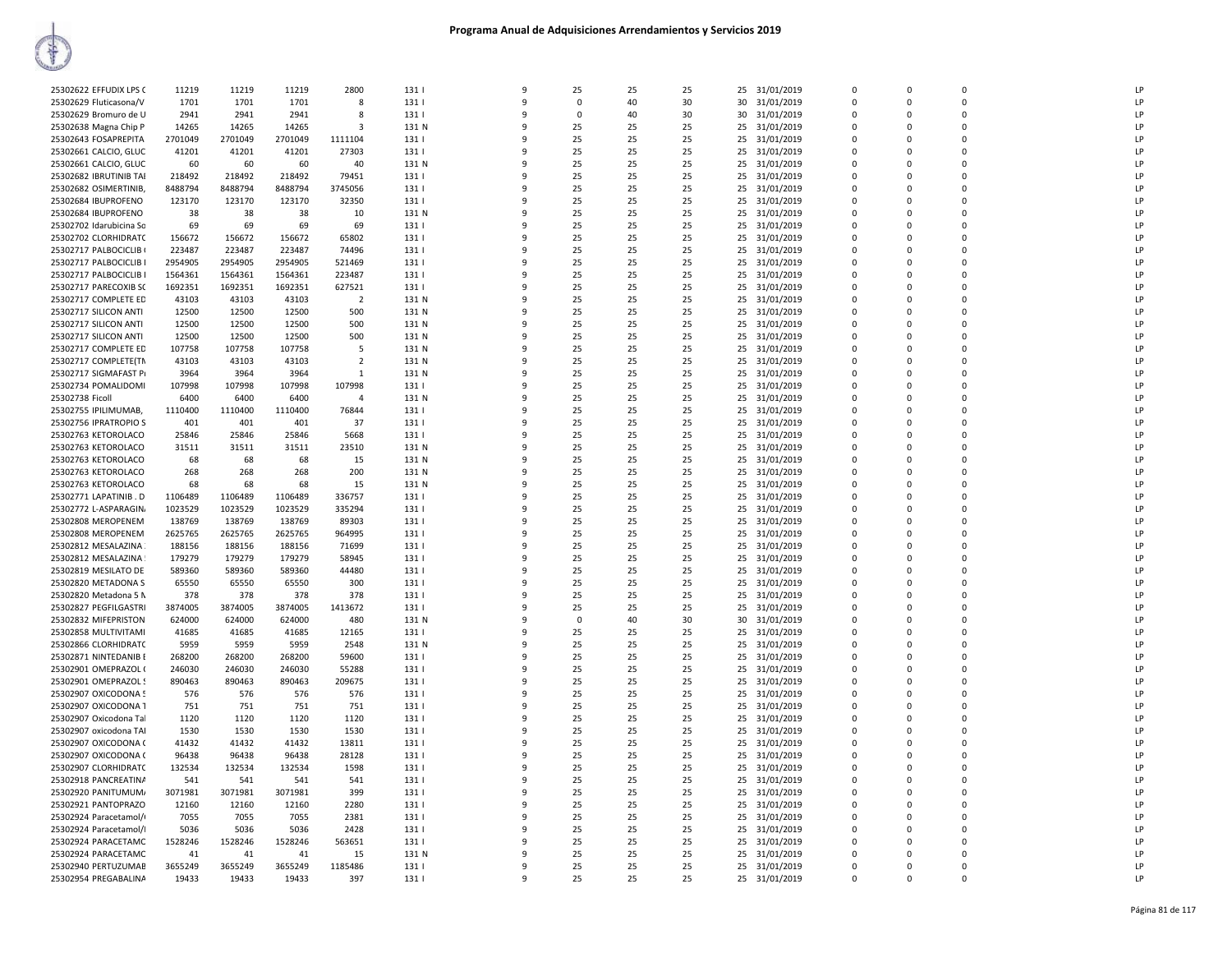# Programa Anual de Adquisiciones Arrendamientos y Servicios 2019

| | | | | | | | | | | | | | | | | | |
|---|---|---|---|---|---|---|---|---|---|---|---|---|---|---|---|---|---|
| 25302622 EFFUDIX LPS C | 11219 | 11219 | 11219 | 2800 | 131 I | 9 | 25 | 25 | 25 | 25 | 31/01/2019 | 0 | 0 | 0 | LP |
| 25302629 Fluticasona/V | 1701 | 1701 | 1701 | 8 | 131 I | 9 | 0 | 40 | 30 | 30 | 31/01/2019 | 0 | 0 | 0 | LP |
| 25302629 Bromuro de U | 2941 | 2941 | 2941 | 8 | 131 I | 9 | 0 | 40 | 30 | 30 | 31/01/2019 | 0 | 0 | 0 | LP |
| 25302638 Magna Chip P | 14265 | 14265 | 14265 | 3 | 131 N | 9 | 25 | 25 | 25 | 25 | 31/01/2019 | 0 | 0 | 0 | LP |
| 25302643 FOSAPREPITA | 2701049 | 2701049 | 2701049 | 1111104 | 131 I | 9 | 25 | 25 | 25 | 25 | 31/01/2019 | 0 | 0 | 0 | LP |
| 25302661 CALCIO, GLUC | 41201 | 41201 | 41201 | 27303 | 131 I | 9 | 25 | 25 | 25 | 25 | 31/01/2019 | 0 | 0 | 0 | LP |
| 25302661 CALCIO, GLUC | 60 | 60 | 60 | 40 | 131 N | 9 | 25 | 25 | 25 | 25 | 31/01/2019 | 0 | 0 | 0 | LP |
| 25302682 IBRUTINIB TAI | 218492 | 218492 | 218492 | 79451 | 131 I | 9 | 25 | 25 | 25 | 25 | 31/01/2019 | 0 | 0 | 0 | LP |
| 25302682 OSIMERTINIB, | 8488794 | 8488794 | 8488794 | 3745056 | 131 I | 9 | 25 | 25 | 25 | 25 | 31/01/2019 | 0 | 0 | 0 | LP |
| 25302684 IBUPROFENO | 123170 | 123170 | 123170 | 32350 | 131 I | 9 | 25 | 25 | 25 | 25 | 31/01/2019 | 0 | 0 | 0 | LP |
| 25302684 IBUPROFENO | 38 | 38 | 38 | 10 | 131 N | 9 | 25 | 25 | 25 | 25 | 31/01/2019 | 0 | 0 | 0 | LP |
| 25302702 Idarubicina So | 69 | 69 | 69 | 69 | 131 I | 9 | 25 | 25 | 25 | 25 | 31/01/2019 | 0 | 0 | 0 | LP |
| 25302702 CLORHIDRATC | 156672 | 156672 | 156672 | 65802 | 131 I | 9 | 25 | 25 | 25 | 25 | 31/01/2019 | 0 | 0 | 0 | LP |
| 25302717 PALBOCICLIB ( | 223487 | 223487 | 223487 | 74496 | 131 I | 9 | 25 | 25 | 25 | 25 | 31/01/2019 | 0 | 0 | 0 | LP |
| 25302717 PALBOCICLIB I | 2954905 | 2954905 | 2954905 | 521469 | 131 I | 9 | 25 | 25 | 25 | 25 | 31/01/2019 | 0 | 0 | 0 | LP |
| 25302717 PALBOCICLIB I | 1564361 | 1564361 | 1564361 | 223487 | 131 I | 9 | 25 | 25 | 25 | 25 | 31/01/2019 | 0 | 0 | 0 | LP |
| 25302717 PARECOXIB SC | 1692351 | 1692351 | 1692351 | 627521 | 131 I | 9 | 25 | 25 | 25 | 25 | 31/01/2019 | 0 | 0 | 0 | LP |
| 25302717 COMPLETE ED | 43103 | 43103 | 43103 | 2 | 131 N | 9 | 25 | 25 | 25 | 25 | 31/01/2019 | 0 | 0 | 0 | LP |
| 25302717 SILICON ANTI | 12500 | 12500 | 12500 | 500 | 131 N | 9 | 25 | 25 | 25 | 25 | 31/01/2019 | 0 | 0 | 0 | LP |
| 25302717 SILICON ANTI | 12500 | 12500 | 12500 | 500 | 131 N | 9 | 25 | 25 | 25 | 25 | 31/01/2019 | 0 | 0 | 0 | LP |
| 25302717 SILICON ANTI | 12500 | 12500 | 12500 | 500 | 131 N | 9 | 25 | 25 | 25 | 25 | 31/01/2019 | 0 | 0 | 0 | LP |
| 25302717 COMPLETE ED | 107758 | 107758 | 107758 | 5 | 131 N | 9 | 25 | 25 | 25 | 25 | 31/01/2019 | 0 | 0 | 0 | LP |
| 25302717 COMPLETE(TN | 43103 | 43103 | 43103 | 2 | 131 N | 9 | 25 | 25 | 25 | 25 | 31/01/2019 | 0 | 0 | 0 | LP |
| 25302717 SIGMAFAST P | 3964 | 3964 | 3964 | 1 | 131 N | 9 | 25 | 25 | 25 | 25 | 31/01/2019 | 0 | 0 | 0 | LP |
| 25302734 POMALIDOMI | 107998 | 107998 | 107998 | 107998 | 131 I | 9 | 25 | 25 | 25 | 25 | 31/01/2019 | 0 | 0 | 0 | LP |
| 25302738 Ficoll | 6400 | 6400 | 6400 | 4 | 131 N | 9 | 25 | 25 | 25 | 25 | 31/01/2019 | 0 | 0 | 0 | LP |
| 25302755 IPILIMUMAB, | 1110400 | 1110400 | 1110400 | 76844 | 131 I | 9 | 25 | 25 | 25 | 25 | 31/01/2019 | 0 | 0 | 0 | LP |
| 25302756 IPRATROPIO S | 401 | 401 | 401 | 37 | 131 I | 9 | 25 | 25 | 25 | 25 | 31/01/2019 | 0 | 0 | 0 | LP |
| 25302763 KETOROLACO | 25846 | 25846 | 25846 | 5668 | 131 I | 9 | 25 | 25 | 25 | 25 | 31/01/2019 | 0 | 0 | 0 | LP |
| 25302763 KETOROLACO | 31511 | 31511 | 31511 | 23510 | 131 N | 9 | 25 | 25 | 25 | 25 | 31/01/2019 | 0 | 0 | 0 | LP |
| 25302763 KETOROLACO | 68 | 68 | 68 | 15 | 131 N | 9 | 25 | 25 | 25 | 25 | 31/01/2019 | 0 | 0 | 0 | LP |
| 25302763 KETOROLACO | 268 | 268 | 268 | 200 | 131 N | 9 | 25 | 25 | 25 | 25 | 31/01/2019 | 0 | 0 | 0 | LP |
| 25302763 KETOROLACO | 68 | 68 | 68 | 15 | 131 N | 9 | 25 | 25 | 25 | 25 | 31/01/2019 | 0 | 0 | 0 | LP |
| 25302771 LAPATINIB . D | 1106489 | 1106489 | 1106489 | 336757 | 131 I | 9 | 25 | 25 | 25 | 25 | 31/01/2019 | 0 | 0 | 0 | LP |
| 25302772 L-ASPARAGIN | 1023529 | 1023529 | 1023529 | 335294 | 131 I | 9 | 25 | 25 | 25 | 25 | 31/01/2019 | 0 | 0 | 0 | LP |
| 25302808 MEROPENEM | 138769 | 138769 | 138769 | 89303 | 131 I | 9 | 25 | 25 | 25 | 25 | 31/01/2019 | 0 | 0 | 0 | LP |
| 25302808 MEROPENEM | 2625765 | 2625765 | 2625765 | 964995 | 131 I | 9 | 25 | 25 | 25 | 25 | 31/01/2019 | 0 | 0 | 0 | LP |
| 25302812 MESALAZINA | 188156 | 188156 | 188156 | 71699 | 131 I | 9 | 25 | 25 | 25 | 25 | 31/01/2019 | 0 | 0 | 0 | LP |
| 25302812 MESALAZINA | 179279 | 179279 | 179279 | 58945 | 131 I | 9 | 25 | 25 | 25 | 25 | 31/01/2019 | 0 | 0 | 0 | LP |
| 25302819 MESILATO DE | 589360 | 589360 | 589360 | 44480 | 131 I | 9 | 25 | 25 | 25 | 25 | 31/01/2019 | 0 | 0 | 0 | LP |
| 25302820 METADONA S | 65550 | 65550 | 65550 | 300 | 131 I | 9 | 25 | 25 | 25 | 25 | 31/01/2019 | 0 | 0 | 0 | LP |
| 25302820 Metadona 5 N | 378 | 378 | 378 | 378 | 131 I | 9 | 25 | 25 | 25 | 25 | 31/01/2019 | 0 | 0 | 0 | LP |
| 25302827 PEGFILGASTRI | 3874005 | 3874005 | 3874005 | 1413672 | 131 I | 9 | 25 | 25 | 25 | 25 | 31/01/2019 | 0 | 0 | 0 | LP |
| 25302832 MIFEPRISTON | 624000 | 624000 | 624000 | 480 | 131 N | 9 | 0 | 40 | 30 | 30 | 31/01/2019 | 0 | 0 | 0 | LP |
| 25302858 MULTIVITAMI | 41685 | 41685 | 41685 | 12165 | 131 I | 9 | 25 | 25 | 25 | 25 | 31/01/2019 | 0 | 0 | 0 | LP |
| 25302866 CLORHIDRATC | 5959 | 5959 | 5959 | 2548 | 131 N | 9 | 25 | 25 | 25 | 25 | 31/01/2019 | 0 | 0 | 0 | LP |
| 25302871 NINTEDANIB E | 268200 | 268200 | 268200 | 59600 | 131 I | 9 | 25 | 25 | 25 | 25 | 31/01/2019 | 0 | 0 | 0 | LP |
| 25302901 OMEPRAZOL ( | 246030 | 246030 | 246030 | 55288 | 131 I | 9 | 25 | 25 | 25 | 25 | 31/01/2019 | 0 | 0 | 0 | LP |
| 25302901 OMEPRAZOL S | 890463 | 890463 | 890463 | 209675 | 131 I | 9 | 25 | 25 | 25 | 25 | 31/01/2019 | 0 | 0 | 0 | LP |
| 25302907 OXICODONA 5 | 576 | 576 | 576 | 576 | 131 I | 9 | 25 | 25 | 25 | 25 | 31/01/2019 | 0 | 0 | 0 | LP |
| 25302907 OXICODONA 1 | 751 | 751 | 751 | 751 | 131 I | 9 | 25 | 25 | 25 | 25 | 31/01/2019 | 0 | 0 | 0 | LP |
| 25302907 Oxicodona Tal | 1120 | 1120 | 1120 | 1120 | 131 I | 9 | 25 | 25 | 25 | 25 | 31/01/2019 | 0 | 0 | 0 | LP |
| 25302907 oxicodona TAI | 1530 | 1530 | 1530 | 1530 | 131 I | 9 | 25 | 25 | 25 | 25 | 31/01/2019 | 0 | 0 | 0 | LP |
| 25302907 OXICODONA ( | 41432 | 41432 | 41432 | 13811 | 131 I | 9 | 25 | 25 | 25 | 25 | 31/01/2019 | 0 | 0 | 0 | LP |
| 25302907 OXICODONA ( | 96438 | 96438 | 96438 | 28128 | 131 I | 9 | 25 | 25 | 25 | 25 | 31/01/2019 | 0 | 0 | 0 | LP |
| 25302907 CLORHIDRATC | 132534 | 132534 | 132534 | 1598 | 131 I | 9 | 25 | 25 | 25 | 25 | 31/01/2019 | 0 | 0 | 0 | LP |
| 25302918 PANCREATINA | 541 | 541 | 541 | 541 | 131 I | 9 | 25 | 25 | 25 | 25 | 31/01/2019 | 0 | 0 | 0 | LP |
| 25302920 PANITUMUM | 3071981 | 3071981 | 3071981 | 399 | 131 I | 9 | 25 | 25 | 25 | 25 | 31/01/2019 | 0 | 0 | 0 | LP |
| 25302921 PANTOPRAZO | 12160 | 12160 | 12160 | 2280 | 131 I | 9 | 25 | 25 | 25 | 25 | 31/01/2019 | 0 | 0 | 0 | LP |
| 25302924 Paracetamol/ | 7055 | 7055 | 7055 | 2381 | 131 I | 9 | 25 | 25 | 25 | 25 | 31/01/2019 | 0 | 0 | 0 | LP |
| 25302924 Paracetamol/I | 5036 | 5036 | 5036 | 2428 | 131 I | 9 | 25 | 25 | 25 | 25 | 31/01/2019 | 0 | 0 | 0 | LP |
| 25302924 PARACETAMC | 1528246 | 1528246 | 1528246 | 563651 | 131 I | 9 | 25 | 25 | 25 | 25 | 31/01/2019 | 0 | 0 | 0 | LP |
| 25302924 PARACETAMC | 41 | 41 | 41 | 15 | 131 N | 9 | 25 | 25 | 25 | 25 | 31/01/2019 | 0 | 0 | 0 | LP |
| 25302940 PERTUZUMAB | 3655249 | 3655249 | 3655249 | 1185486 | 131 I | 9 | 25 | 25 | 25 | 25 | 31/01/2019 | 0 | 0 | 0 | LP |
| 25302954 PREGABALINA | 19433 | 19433 | 19433 | 397 | 131 I | 9 | 25 | 25 | 25 | 25 | 31/01/2019 | 0 | 0 | 0 | LP |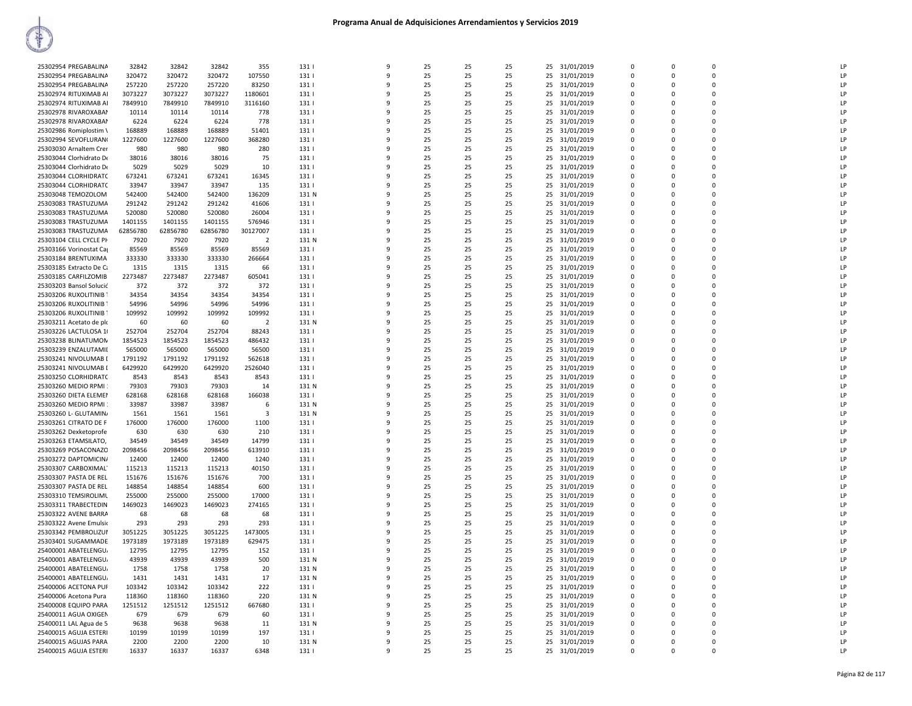# Programa Anual de Adquisiciones Arrendamientos y Servicios 2019

| | | | | | | | | | | | | | | | | |
|---|---|---|---|---|---|---|---|---|---|---|---|---|---|---|---|---|
| 25302954 PREGABALINA | 32842 | 32842 | 32842 | 355 | 131 I | 9 | 25 | 25 | 25 | 25 | 31/01/2019 | 0 | 0 | 0 | LP |
| 25302954 PREGABALINA | 320472 | 320472 | 320472 | 107550 | 131 I | 9 | 25 | 25 | 25 | 25 | 31/01/2019 | 0 | 0 | 0 | LP |
| 25302954 PREGABALINA | 257220 | 257220 | 257220 | 83250 | 131 I | 9 | 25 | 25 | 25 | 25 | 31/01/2019 | 0 | 0 | 0 | LP |
| 25302974 RITUXIMAB AI | 3073227 | 3073227 | 3073227 | 1180601 | 131 I | 9 | 25 | 25 | 25 | 25 | 31/01/2019 | 0 | 0 | 0 | LP |
| 25302974 RITUXIMAB AI | 7849910 | 7849910 | 7849910 | 3116160 | 131 I | 9 | 25 | 25 | 25 | 25 | 31/01/2019 | 0 | 0 | 0 | LP |
| 25302978 RIVAROXABAN | 10114 | 10114 | 10114 | 778 | 131 I | 9 | 25 | 25 | 25 | 25 | 31/01/2019 | 0 | 0 | 0 | LP |
| 25302978 RIVAROXABAN | 6224 | 6224 | 6224 | 778 | 131 I | 9 | 25 | 25 | 25 | 25 | 31/01/2019 | 0 | 0 | 0 | LP |
| 25302986 Romiplostim \ | 168889 | 168889 | 168889 | 51401 | 131 I | 9 | 25 | 25 | 25 | 25 | 31/01/2019 | 0 | 0 | 0 | LP |
| 25302994 SEVOFLURAN( | 1227600 | 1227600 | 1227600 | 368280 | 131 I | 9 | 25 | 25 | 25 | 25 | 31/01/2019 | 0 | 0 | 0 | LP |
| 25303030 Arnaltem Crer | 980 | 980 | 980 | 280 | 131 I | 9 | 25 | 25 | 25 | 25 | 31/01/2019 | 0 | 0 | 0 | LP |
| 25303044 Clorhidrato De | 38016 | 38016 | 38016 | 75 | 131 I | 9 | 25 | 25 | 25 | 25 | 31/01/2019 | 0 | 0 | 0 | LP |
| 25303044 Clorhidrato De | 5029 | 5029 | 5029 | 10 | 131 I | 9 | 25 | 25 | 25 | 25 | 31/01/2019 | 0 | 0 | 0 | LP |
| 25303044 CLORHIDRATC | 673241 | 673241 | 673241 | 16345 | 131 I | 9 | 25 | 25 | 25 | 25 | 31/01/2019 | 0 | 0 | 0 | LP |
| 25303044 CLORHIDRATC | 33947 | 33947 | 33947 | 135 | 131 I | 9 | 25 | 25 | 25 | 25 | 31/01/2019 | 0 | 0 | 0 | LP |
| 25303048 TEMOZOLOM | 542400 | 542400 | 542400 | 136209 | 131 N | 9 | 25 | 25 | 25 | 25 | 31/01/2019 | 0 | 0 | 0 | LP |
| 25303083 TRASTUZUMA | 291242 | 291242 | 291242 | 41606 | 131 I | 9 | 25 | 25 | 25 | 25 | 31/01/2019 | 0 | 0 | 0 | LP |
| 25303083 TRASTUZUMA | 520080 | 520080 | 520080 | 26004 | 131 I | 9 | 25 | 25 | 25 | 25 | 31/01/2019 | 0 | 0 | 0 | LP |
| 25303083 TRASTUZUMA | 1401155 | 1401155 | 1401155 | 576946 | 131 I | 9 | 25 | 25 | 25 | 25 | 31/01/2019 | 0 | 0 | 0 | LP |
| 25303083 TRASTUZUMA | 62856780 | 62856780 | 62856780 | 30127007 | 131 I | 9 | 25 | 25 | 25 | 25 | 31/01/2019 | 0 | 0 | 0 | LP |
| 25303104 CELL CYCLE PH | 7920 | 7920 | 7920 | 2 | 131 N | 9 | 25 | 25 | 25 | 25 | 31/01/2019 | 0 | 0 | 0 | LP |
| 25303166 Vorinostat Ca | 85569 | 85569 | 85569 | 85569 | 131 I | 9 | 25 | 25 | 25 | 25 | 31/01/2019 | 0 | 0 | 0 | LP |
| 25303184 BRENTUXIMA | 333330 | 333330 | 333330 | 266664 | 131 I | 9 | 25 | 25 | 25 | 25 | 31/01/2019 | 0 | 0 | 0 | LP |
| 25303185 Extracto De C | 1315 | 1315 | 1315 | 66 | 131 I | 9 | 25 | 25 | 25 | 25 | 31/01/2019 | 0 | 0 | 0 | LP |
| 25303185 CARFILZOMIB | 2273487 | 2273487 | 2273487 | 605041 | 131 I | 9 | 25 | 25 | 25 | 25 | 31/01/2019 | 0 | 0 | 0 | LP |
| 25303203 Bansol Solució | 372 | 372 | 372 | 372 | 131 I | 9 | 25 | 25 | 25 | 25 | 31/01/2019 | 0 | 0 | 0 | LP |
| 25303206 RUXOLITINIB | 34354 | 34354 | 34354 | 34354 | 131 I | 9 | 25 | 25 | 25 | 25 | 31/01/2019 | 0 | 0 | 0 | LP |
| 25303206 RUXOLITINIB | 54996 | 54996 | 54996 | 54996 | 131 I | 9 | 25 | 25 | 25 | 25 | 31/01/2019 | 0 | 0 | 0 | LP |
| 25303206 RUXOLITINIB | 109992 | 109992 | 109992 | 109992 | 131 I | 9 | 25 | 25 | 25 | 25 | 31/01/2019 | 0 | 0 | 0 | LP |
| 25303211 Acetato de plo | 60 | 60 | 60 | 2 | 131 N | 9 | 25 | 25 | 25 | 25 | 31/01/2019 | 0 | 0 | 0 | LP |
| 25303226 LACTULOSA 1( | 252704 | 252704 | 252704 | 88243 | 131 I | 9 | 25 | 25 | 25 | 25 | 31/01/2019 | 0 | 0 | 0 | LP |
| 25303238 BLINATUMON | 1854523 | 1854523 | 1854523 | 486432 | 131 I | 9 | 25 | 25 | 25 | 25 | 31/01/2019 | 0 | 0 | 0 | LP |
| 25303239 ENZALUTAMII | 565000 | 565000 | 565000 | 56500 | 131 I | 9 | 25 | 25 | 25 | 25 | 31/01/2019 | 0 | 0 | 0 | LP |
| 25303241 NIVOLUMAB I | 1791192 | 1791192 | 1791192 | 562618 | 131 I | 9 | 25 | 25 | 25 | 25 | 31/01/2019 | 0 | 0 | 0 | LP |
| 25303241 NIVOLUMAB I | 6429920 | 6429920 | 6429920 | 2526040 | 131 I | 9 | 25 | 25 | 25 | 25 | 31/01/2019 | 0 | 0 | 0 | LP |
| 25303250 CLORHIDRATC | 8543 | 8543 | 8543 | 8543 | 131 I | 9 | 25 | 25 | 25 | 25 | 31/01/2019 | 0 | 0 | 0 | LP |
| 25303260 MEDIO RPMI | 79303 | 79303 | 79303 | 14 | 131 N | 9 | 25 | 25 | 25 | 25 | 31/01/2019 | 0 | 0 | 0 | LP |
| 25303260 DIETA ELEMEI | 628168 | 628168 | 628168 | 166038 | 131 I | 9 | 25 | 25 | 25 | 25 | 31/01/2019 | 0 | 0 | 0 | LP |
| 25303260 MEDIO RPMI | 33987 | 33987 | 33987 | 6 | 131 N | 9 | 25 | 25 | 25 | 25 | 31/01/2019 | 0 | 0 | 0 | LP |
| 25303260 L- GLUTAMIN | 1561 | 1561 | 1561 | 3 | 131 N | 9 | 25 | 25 | 25 | 25 | 31/01/2019 | 0 | 0 | 0 | LP |
| 25303261 CITRATO DE F | 176000 | 176000 | 176000 | 1100 | 131 I | 9 | 25 | 25 | 25 | 25 | 31/01/2019 | 0 | 0 | 0 | LP |
| 25303262 Dexketoprofe | 630 | 630 | 630 | 210 | 131 I | 9 | 25 | 25 | 25 | 25 | 31/01/2019 | 0 | 0 | 0 | LP |
| 25303263 ETAMSILATO, | 34549 | 34549 | 34549 | 14799 | 131 I | 9 | 25 | 25 | 25 | 25 | 31/01/2019 | 0 | 0 | 0 | LP |
| 25303269 POSACONAZO | 2098456 | 2098456 | 2098456 | 613910 | 131 I | 9 | 25 | 25 | 25 | 25 | 31/01/2019 | 0 | 0 | 0 | LP |
| 25303272 DAPTOMICIN | 12400 | 12400 | 12400 | 1240 | 131 I | 9 | 25 | 25 | 25 | 25 | 31/01/2019 | 0 | 0 | 0 | LP |
| 25303307 CARBOXIMAL | 115213 | 115213 | 115213 | 40150 | 131 I | 9 | 25 | 25 | 25 | 25 | 31/01/2019 | 0 | 0 | 0 | LP |
| 25303307 PASTA DE REL | 151676 | 151676 | 151676 | 700 | 131 I | 9 | 25 | 25 | 25 | 25 | 31/01/2019 | 0 | 0 | 0 | LP |
| 25303307 PASTA DE REL | 148854 | 148854 | 148854 | 600 | 131 I | 9 | 25 | 25 | 25 | 25 | 31/01/2019 | 0 | 0 | 0 | LP |
| 25303310 TEMSIROLIMU | 255000 | 255000 | 255000 | 17000 | 131 I | 9 | 25 | 25 | 25 | 25 | 31/01/2019 | 0 | 0 | 0 | LP |
| 25303311 TRABECTEDIN | 1469023 | 1469023 | 1469023 | 274165 | 131 I | 9 | 25 | 25 | 25 | 25 | 31/01/2019 | 0 | 0 | 0 | LP |
| 25303322 AVENE BARRA | 68 | 68 | 68 | 68 | 131 I | 9 | 25 | 25 | 25 | 25 | 31/01/2019 | 0 | 0 | 0 | LP |
| 25303322 Avene Emulsi | 293 | 293 | 293 | 293 | 131 I | 9 | 25 | 25 | 25 | 25 | 31/01/2019 | 0 | 0 | 0 | LP |
| 25303342 PEMBROLIZUI | 3051225 | 3051225 | 3051225 | 1473005 | 131 I | 9 | 25 | 25 | 25 | 25 | 31/01/2019 | 0 | 0 | 0 | LP |
| 25303401 SUGAMMADE | 1973189 | 1973189 | 1973189 | 629475 | 131 I | 9 | 25 | 25 | 25 | 25 | 31/01/2019 | 0 | 0 | 0 | LP |
| 25400001 ABATELENGU | 12795 | 12795 | 12795 | 152 | 131 I | 9 | 25 | 25 | 25 | 25 | 31/01/2019 | 0 | 0 | 0 | LP |
| 25400001 ABATELENGU | 43939 | 43939 | 43939 | 500 | 131 N | 9 | 25 | 25 | 25 | 25 | 31/01/2019 | 0 | 0 | 0 | LP |
| 25400001 ABATELENGU | 1758 | 1758 | 1758 | 20 | 131 N | 9 | 25 | 25 | 25 | 25 | 31/01/2019 | 0 | 0 | 0 | LP |
| 25400001 ABATELENGU | 1431 | 1431 | 1431 | 17 | 131 N | 9 | 25 | 25 | 25 | 25 | 31/01/2019 | 0 | 0 | 0 | LP |
| 25400006 ACETONA PUF | 103342 | 103342 | 103342 | 222 | 131 I | 9 | 25 | 25 | 25 | 25 | 31/01/2019 | 0 | 0 | 0 | LP |
| 25400006 Acetona Pura | 118360 | 118360 | 118360 | 220 | 131 N | 9 | 25 | 25 | 25 | 25 | 31/01/2019 | 0 | 0 | 0 | LP |
| 25400008 EQUIPO PARA | 1251512 | 1251512 | 1251512 | 667680 | 131 I | 9 | 25 | 25 | 25 | 25 | 31/01/2019 | 0 | 0 | 0 | LP |
| 25400011 AGUA OXIGEN | 679 | 679 | 679 | 60 | 131 I | 9 | 25 | 25 | 25 | 25 | 31/01/2019 | 0 | 0 | 0 | LP |
| 25400011 LAL Agua de 5 | 9638 | 9638 | 9638 | 11 | 131 N | 9 | 25 | 25 | 25 | 25 | 31/01/2019 | 0 | 0 | 0 | LP |
| 25400015 AGUJA ESTERI | 10199 | 10199 | 10199 | 197 | 131 I | 9 | 25 | 25 | 25 | 25 | 31/01/2019 | 0 | 0 | 0 | LP |
| 25400015 AGUJAS PARA | 2200 | 2200 | 2200 | 10 | 131 N | 9 | 25 | 25 | 25 | 25 | 31/01/2019 | 0 | 0 | 0 | LP |
| 25400015 AGUJA ESTERI | 16337 | 16337 | 16337 | 6348 | 131 I | 9 | 25 | 25 | 25 | 25 | 31/01/2019 | 0 | 0 | 0 | LP |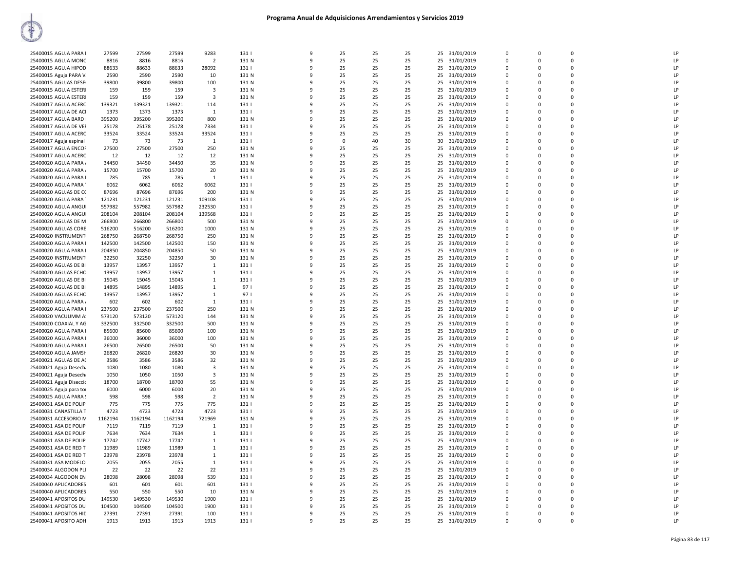# Programa Anual de Adquisiciones Arrendamientos y Servicios 2019

| | | | | | | | | | | | | | | | | |
|---|---|---|---|---|---|---|---|---|---|---|---|---|---|---|---|---|
| 25400015 AGUJA PARA I | 27599 | 27599 | 27599 | 9283 | 131 I | 9 | 25 | 25 | 25 | 25 | 31/01/2019 | 0 | 0 | 0 | | LP |
| 25400015 AGUJA MONC | 8816 | 8816 | 8816 | 2 | 131 N | 9 | 25 | 25 | 25 | 25 | 31/01/2019 | 0 | 0 | 0 | | LP |
| 25400015 AGUJA HIPOD | 88633 | 88633 | 88633 | 28092 | 131 I | 9 | 25 | 25 | 25 | 25 | 31/01/2019 | 0 | 0 | 0 | | LP |
| 25400015 Aguja PARA V. | 2590 | 2590 | 2590 | 10 | 131 N | 9 | 25 | 25 | 25 | 25 | 31/01/2019 | 0 | 0 | 0 | | LP |
| 25400015 AGUJAS DESE | 39800 | 39800 | 39800 | 100 | 131 N | 9 | 25 | 25 | 25 | 25 | 31/01/2019 | 0 | 0 | 0 | | LP |
| 25400015 AGUJA ESTERI | 159 | 159 | 159 | 3 | 131 N | 9 | 25 | 25 | 25 | 25 | 31/01/2019 | 0 | 0 | 0 | | LP |
| 25400015 AGUJA ESTERI | 159 | 159 | 159 | 3 | 131 N | 9 | 25 | 25 | 25 | 25 | 31/01/2019 | 0 | 0 | 0 | | LP |
| 25400017 AGUJA ACERO | 139321 | 139321 | 139321 | 114 | 131 I | 9 | 25 | 25 | 25 | 25 | 31/01/2019 | 0 | 0 | 0 | | LP |
| 25400017 AGUJA DE ACE | 1373 | 1373 | 1373 | 1 | 131 I | 9 | 25 | 25 | 25 | 25 | 31/01/2019 | 0 | 0 | 0 | | LP |
| 25400017 AGUJA BARD I | 395200 | 395200 | 395200 | 800 | 131 N | 9 | 25 | 25 | 25 | 25 | 31/01/2019 | 0 | 0 | 0 | | LP |
| 25400017 AGUJA DE VEF | 25178 | 25178 | 25178 | 7334 | 131 I | 9 | 25 | 25 | 25 | 25 | 31/01/2019 | 0 | 0 | 0 | | LP |
| 25400017 AGUJA ACERO | 33524 | 33524 | 33524 | 33524 | 131 I | 9 | 25 | 25 | 25 | 25 | 31/01/2019 | 0 | 0 | 0 | | LP |
| 25400017 Aguja espinal | 73 | 73 | 73 | 1 | 131 I | 9 | 0 | 40 | 30 | 30 | 31/01/2019 | 0 | 0 | 0 | | LP |
| 25400017 AGUJA ENCOF | 27500 | 27500 | 27500 | 250 | 131 N | 9 | 25 | 25 | 25 | 25 | 31/01/2019 | 0 | 0 | 0 | | LP |
| 25400017 AGUJA ACERO | 12 | 12 | 12 | 12 | 131 N | 9 | 25 | 25 | 25 | 25 | 31/01/2019 | 0 | 0 | 0 | | LP |
| 25400020 AGUJA PARA / | 34450 | 34450 | 34450 | 35 | 131 N | 9 | 25 | 25 | 25 | 25 | 31/01/2019 | 0 | 0 | 0 | | LP |
| 25400020 AGUJA PARA / | 15700 | 15700 | 15700 | 20 | 131 N | 9 | 25 | 25 | 25 | 25 | 31/01/2019 | 0 | 0 | 0 | | LP |
| 25400020 AGUJA PARA I | 785 | 785 | 785 | 1 | 131 I | 9 | 25 | 25 | 25 | 25 | 31/01/2019 | 0 | 0 | 0 | | LP |
| 25400020 AGUJA PARA 1 | 6062 | 6062 | 6062 | 6062 | 131 I | 9 | 25 | 25 | 25 | 25 | 31/01/2019 | 0 | 0 | 0 | | LP |
| 25400020 AGUJAS DE CC | 87696 | 87696 | 87696 | 200 | 131 N | 9 | 25 | 25 | 25 | 25 | 31/01/2019 | 0 | 0 | 0 | | LP |
| 25400020 AGUJA PARA 1 | 121231 | 121231 | 121231 | 109108 | 131 I | 9 | 25 | 25 | 25 | 25 | 31/01/2019 | 0 | 0 | 0 | | LP |
| 25400020 AGUJA ANGUI | 557982 | 557982 | 557982 | 232530 | 131 I | 9 | 25 | 25 | 25 | 25 | 31/01/2019 | 0 | 0 | 0 | | LP |
| 25400020 AGUJA ANGUI | 208104 | 208104 | 208104 | 139568 | 131 I | 9 | 25 | 25 | 25 | 25 | 31/01/2019 | 0 | 0 | 0 | | LP |
| 25400020 AGUJAS DE M | 266800 | 266800 | 266800 | 500 | 131 N | 9 | 25 | 25 | 25 | 25 | 31/01/2019 | 0 | 0 | 0 | | LP |
| 25400020 AGUJAS CORE | 516200 | 516200 | 516200 | 1000 | 131 N | 9 | 25 | 25 | 25 | 25 | 31/01/2019 | 0 | 0 | 0 | | LP |
| 25400020 INSTRUMENT | 268750 | 268750 | 268750 | 250 | 131 N | 9 | 25 | 25 | 25 | 25 | 31/01/2019 | 0 | 0 | 0 | | LP |
| 25400020 AGUJA PARA I | 142500 | 142500 | 142500 | 150 | 131 N | 9 | 25 | 25 | 25 | 25 | 31/01/2019 | 0 | 0 | 0 | | LP |
| 25400020 AGUJA PARA I | 204850 | 204850 | 204850 | 50 | 131 N | 9 | 25 | 25 | 25 | 25 | 31/01/2019 | 0 | 0 | 0 | | LP |
| 25400020 INSTRUMENT | 32250 | 32250 | 32250 | 30 | 131 N | 9 | 25 | 25 | 25 | 25 | 31/01/2019 | 0 | 0 | 0 | | LP |
| 25400020 AGUJAS DE BI | 13957 | 13957 | 13957 | 1 | 131 I | 9 | 25 | 25 | 25 | 25 | 31/01/2019 | 0 | 0 | 0 | | LP |
| 25400020 AGUJAS ECHO | 13957 | 13957 | 13957 | 1 | 131 I | 9 | 25 | 25 | 25 | 25 | 31/01/2019 | 0 | 0 | 0 | | LP |
| 25400020 AGUJAS DE BI | 15045 | 15045 | 15045 | 1 | 131 I | 9 | 25 | 25 | 25 | 25 | 31/01/2019 | 0 | 0 | 0 | | LP |
| 25400020 AGUJAS DE BI | 14895 | 14895 | 14895 | 1 | 97 I | 9 | 25 | 25 | 25 | 25 | 31/01/2019 | 0 | 0 | 0 | | LP |
| 25400020 AGUJAS ECHO | 13957 | 13957 | 13957 | 1 | 97 I | 9 | 25 | 25 | 25 | 25 | 31/01/2019 | 0 | 0 | 0 | | LP |
| 25400020 AGUJA PARA / | 602 | 602 | 602 | 1 | 131 I | 9 | 25 | 25 | 25 | 25 | 31/01/2019 | 0 | 0 | 0 | | LP |
| 25400020 AGUJA PARA I | 237500 | 237500 | 237500 | 250 | 131 N | 9 | 25 | 25 | 25 | 25 | 31/01/2019 | 0 | 0 | 0 | | LP |
| 25400020 VACUUMM A | 573120 | 573120 | 573120 | 144 | 131 N | 9 | 25 | 25 | 25 | 25 | 31/01/2019 | 0 | 0 | 0 | | LP |
| 25400020 COAXIAL Y AG | 332500 | 332500 | 332500 | 500 | 131 N | 9 | 25 | 25 | 25 | 25 | 31/01/2019 | 0 | 0 | 0 | | LP |
| 25400020 AGUJA PARA I | 85600 | 85600 | 85600 | 100 | 131 N | 9 | 25 | 25 | 25 | 25 | 31/01/2019 | 0 | 0 | 0 | | LP |
| 25400020 AGUJA PARA I | 36000 | 36000 | 36000 | 100 | 131 N | 9 | 25 | 25 | 25 | 25 | 31/01/2019 | 0 | 0 | 0 | | LP |
| 25400020 AGUJA PARA I | 26500 | 26500 | 26500 | 50 | 131 N | 9 | 25 | 25 | 25 | 25 | 31/01/2019 | 0 | 0 | 0 | | LP |
| 25400020 AGUJA JAMSH | 26820 | 26820 | 26820 | 30 | 131 N | 9 | 25 | 25 | 25 | 25 | 31/01/2019 | 0 | 0 | 0 | | LP |
| 25400021 AGUJAS DE AC | 3586 | 3586 | 3586 | 32 | 131 N | 9 | 25 | 25 | 25 | 25 | 31/01/2019 | 0 | 0 | 0 | | LP |
| 25400021 Aguja Desech | 1080 | 1080 | 1080 | 3 | 131 N | 9 | 25 | 25 | 25 | 25 | 31/01/2019 | 0 | 0 | 0 | | LP |
| 25400021 Aguja Desech | 1050 | 1050 | 1050 | 3 | 131 N | 9 | 25 | 25 | 25 | 25 | 31/01/2019 | 0 | 0 | 0 | | LP |
| 25400021 Aguja Diseccic | 18700 | 18700 | 18700 | 55 | 131 N | 9 | 25 | 25 | 25 | 25 | 31/01/2019 | 0 | 0 | 0 | | LP |
| 25400025 Aguja para tor | 6000 | 6000 | 6000 | 20 | 131 N | 9 | 25 | 25 | 25 | 25 | 31/01/2019 | 0 | 0 | 0 | | LP |
| 25400025 AGUJA PARA S | 598 | 598 | 598 | 2 | 131 N | 9 | 25 | 25 | 25 | 25 | 31/01/2019 | 0 | 0 | 0 | | LP |
| 25400031 ASA DE POLIP | 775 | 775 | 775 | 775 | 131 I | 9 | 25 | 25 | 25 | 25 | 31/01/2019 | 0 | 0 | 0 | | LP |
| 25400031 CANASTILLA T | 4723 | 4723 | 4723 | 4723 | 131 I | 9 | 25 | 25 | 25 | 25 | 31/01/2019 | 0 | 0 | 0 | | LP |
| 25400031 ACCESORIO M | 1162194 | 1162194 | 1162194 | 721969 | 131 N | 9 | 25 | 25 | 25 | 25 | 31/01/2019 | 0 | 0 | 0 | | LP |
| 25400031 ASA DE POLIP | 7119 | 7119 | 7119 | 1 | 131 I | 9 | 25 | 25 | 25 | 25 | 31/01/2019 | 0 | 0 | 0 | | LP |
| 25400031 ASA DE POLIP | 7634 | 7634 | 7634 | 1 | 131 I | 9 | 25 | 25 | 25 | 25 | 31/01/2019 | 0 | 0 | 0 | | LP |
| 25400031 ASA DE POLIP | 17742 | 17742 | 17742 | 1 | 131 I | 9 | 25 | 25 | 25 | 25 | 31/01/2019 | 0 | 0 | 0 | | LP |
| 25400031 ASA DE RED T | 11989 | 11989 | 11989 | 1 | 131 I | 9 | 25 | 25 | 25 | 25 | 31/01/2019 | 0 | 0 | 0 | | LP |
| 25400031 ASA DE RED T | 23978 | 23978 | 23978 | 1 | 131 I | 9 | 25 | 25 | 25 | 25 | 31/01/2019 | 0 | 0 | 0 | | LP |
| 25400031 ASA MODELO | 2055 | 2055 | 2055 | 1 | 131 I | 9 | 25 | 25 | 25 | 25 | 31/01/2019 | 0 | 0 | 0 | | LP |
| 25400034 ALGODON PLI | 22 | 22 | 22 | 22 | 131 I | 9 | 25 | 25 | 25 | 25 | 31/01/2019 | 0 | 0 | 0 | | LP |
| 25400034 ALGODON EN | 28098 | 28098 | 28098 | 539 | 131 I | 9 | 25 | 25 | 25 | 25 | 31/01/2019 | 0 | 0 | 0 | | LP |
| 25400040 APLICADORES | 601 | 601 | 601 | 601 | 131 I | 9 | 25 | 25 | 25 | 25 | 31/01/2019 | 0 | 0 | 0 | | LP |
| 25400040 APLICADORES | 550 | 550 | 550 | 10 | 131 N | 9 | 25 | 25 | 25 | 25 | 31/01/2019 | 0 | 0 | 0 | | LP |
| 25400041 APOSITOS DU | 149530 | 149530 | 149530 | 1900 | 131 I | 9 | 25 | 25 | 25 | 25 | 31/01/2019 | 0 | 0 | 0 | | LP |
| 25400041 APOSITOS DU | 104500 | 104500 | 104500 | 1900 | 131 I | 9 | 25 | 25 | 25 | 25 | 31/01/2019 | 0 | 0 | 0 | | LP |
| 25400041 APOSITOS HID | 27391 | 27391 | 27391 | 100 | 131 I | 9 | 25 | 25 | 25 | 25 | 31/01/2019 | 0 | 0 | 0 | | LP |
| 25400041 APOSITO ADH | 1913 | 1913 | 1913 | 1913 | 131 I | 9 | 25 | 25 | 25 | 25 | 31/01/2019 | 0 | 0 | 0 | | LP |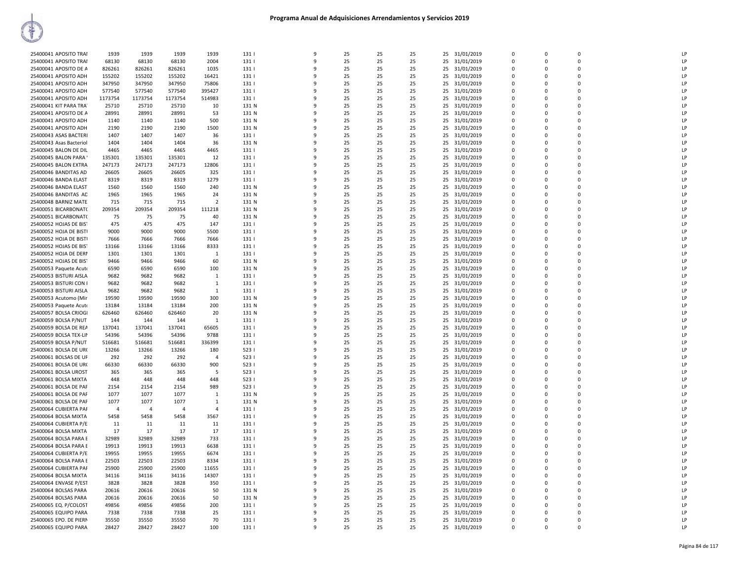# Programa Anual de Adquisiciones Arrendamientos y Servicios 2019

| | | | | | | | | | | | | | | | | |
|---|---|---|---|---|---|---|---|---|---|---|---|---|---|---|---|---|
| 25400041 APOSITO TRAI | 1939 | 1939 | 1939 | 1939 | 131 I | 9 | 25 | 25 | 25 | 25 | 31/01/2019 | 0 | 0 | 0 | | LP |
| 25400041 APOSITO TRAI | 68130 | 68130 | 68130 | 2004 | 131 I | 9 | 25 | 25 | 25 | 25 | 31/01/2019 | 0 | 0 | 0 | | LP |
| 25400041 APOSITO DE A | 826261 | 826261 | 826261 | 1035 | 131 I | 9 | 25 | 25 | 25 | 25 | 31/01/2019 | 0 | 0 | 0 | | LP |
| 25400041 APOSITO ADH | 155202 | 155202 | 155202 | 16421 | 131 I | 9 | 25 | 25 | 25 | 25 | 31/01/2019 | 0 | 0 | 0 | | LP |
| 25400041 APOSITO ADH | 347950 | 347950 | 347950 | 75806 | 131 I | 9 | 25 | 25 | 25 | 25 | 31/01/2019 | 0 | 0 | 0 | | LP |
| 25400041 APOSITO ADH | 577540 | 577540 | 577540 | 395427 | 131 I | 9 | 25 | 25 | 25 | 25 | 31/01/2019 | 0 | 0 | 0 | | LP |
| 25400041 APOSITO ADH | 1173754 | 1173754 | 1173754 | 514983 | 131 I | 9 | 25 | 25 | 25 | 25 | 31/01/2019 | 0 | 0 | 0 | | LP |
| 25400041 KIT PARA TRA | 25710 | 25710 | 25710 | 10 | 131 N | 9 | 25 | 25 | 25 | 25 | 31/01/2019 | 0 | 0 | 0 | | LP |
| 25400041 APOSITO DE A | 28991 | 28991 | 28991 | 53 | 131 N | 9 | 25 | 25 | 25 | 25 | 31/01/2019 | 0 | 0 | 0 | | LP |
| 25400041 APOSITO ADH | 1140 | 1140 | 1140 | 500 | 131 N | 9 | 25 | 25 | 25 | 25 | 31/01/2019 | 0 | 0 | 0 | | LP |
| 25400041 APOSITO ADH | 2190 | 2190 | 2190 | 1500 | 131 N | 9 | 25 | 25 | 25 | 25 | 31/01/2019 | 0 | 0 | 0 | | LP |
| 25400043 ASAS BACTERI | 1407 | 1407 | 1407 | 36 | 131 I | 9 | 25 | 25 | 25 | 25 | 31/01/2019 | 0 | 0 | 0 | | LP |
| 25400043 Asas Bacteriol | 1404 | 1404 | 1404 | 36 | 131 N | 9 | 25 | 25 | 25 | 25 | 31/01/2019 | 0 | 0 | 0 | | LP |
| 25400045 BALON DE DIL | 4465 | 4465 | 4465 | 4465 | 131 I | 9 | 25 | 25 | 25 | 25 | 31/01/2019 | 0 | 0 | 0 | | LP |
| 25400045 BALON PARA | 135301 | 135301 | 135301 | 12 | 131 I | 9 | 25 | 25 | 25 | 25 | 31/01/2019 | 0 | 0 | 0 | | LP |
| 25400045 BALON EXTRA | 247173 | 247173 | 247173 | 12806 | 131 I | 9 | 25 | 25 | 25 | 25 | 31/01/2019 | 0 | 0 | 0 | | LP |
| 25400046 BANDITAS AD | 26605 | 26605 | 26605 | 325 | 131 I | 9 | 25 | 25 | 25 | 25 | 31/01/2019 | 0 | 0 | 0 | | LP |
| 25400046 BANDA ELAST | 8319 | 8319 | 8319 | 1279 | 131 I | 9 | 25 | 25 | 25 | 25 | 31/01/2019 | 0 | 0 | 0 | | LP |
| 25400046 BANDA ELAST | 1560 | 1560 | 1560 | 240 | 131 N | 9 | 25 | 25 | 25 | 25 | 31/01/2019 | 0 | 0 | 0 | | LP |
| 25400046 BANDITAS AD | 1965 | 1965 | 1965 | 24 | 131 N | 9 | 25 | 25 | 25 | 25 | 31/01/2019 | 0 | 0 | 0 | | LP |
| 25400048 BARNIZ MATE | 715 | 715 | 715 | 2 | 131 N | 9 | 25 | 25 | 25 | 25 | 31/01/2019 | 0 | 0 | 0 | | LP |
| 25400051 BICARBONATO | 209354 | 209354 | 209354 | 111218 | 131 N | 9 | 25 | 25 | 25 | 25 | 31/01/2019 | 0 | 0 | 0 | | LP |
| 25400051 BICARBONATO | 75 | 75 | 75 | 40 | 131 N | 9 | 25 | 25 | 25 | 25 | 31/01/2019 | 0 | 0 | 0 | | LP |
| 25400052 HOJAS DE BIST | 475 | 475 | 475 | 147 | 131 I | 9 | 25 | 25 | 25 | 25 | 31/01/2019 | 0 | 0 | 0 | | LP |
| 25400052 HOJA DE BISTI | 9000 | 9000 | 9000 | 5500 | 131 I | 9 | 25 | 25 | 25 | 25 | 31/01/2019 | 0 | 0 | 0 | | LP |
| 25400052 HOJA DE BISTI | 7666 | 7666 | 7666 | 7666 | 131 I | 9 | 25 | 25 | 25 | 25 | 31/01/2019 | 0 | 0 | 0 | | LP |
| 25400052 HOJAS DE BIST | 13166 | 13166 | 13166 | 8333 | 131 I | 9 | 25 | 25 | 25 | 25 | 31/01/2019 | 0 | 0 | 0 | | LP |
| 25400052 HOJA DE DERI | 1301 | 1301 | 1301 | 1 | 131 I | 9 | 25 | 25 | 25 | 25 | 31/01/2019 | 0 | 0 | 0 | | LP |
| 25400052 HOJAS DE BIST | 9466 | 9466 | 9466 | 60 | 131 N | 9 | 25 | 25 | 25 | 25 | 31/01/2019 | 0 | 0 | 0 | | LP |
| 25400053 Paquete Acuto | 6590 | 6590 | 6590 | 100 | 131 N | 9 | 25 | 25 | 25 | 25 | 31/01/2019 | 0 | 0 | 0 | | LP |
| 25400053 BISTURI AISLA | 9682 | 9682 | 9682 | 1 | 131 I | 9 | 25 | 25 | 25 | 25 | 31/01/2019 | 0 | 0 | 0 | | LP |
| 25400053 BISTURI CON I | 9682 | 9682 | 9682 | 1 | 131 I | 9 | 25 | 25 | 25 | 25 | 31/01/2019 | 0 | 0 | 0 | | LP |
| 25400053 BISTURI AISLA | 9682 | 9682 | 9682 | 1 | 131 I | 9 | 25 | 25 | 25 | 25 | 31/01/2019 | 0 | 0 | 0 | | LP |
| 25400053 Acutomo (Mir | 19590 | 19590 | 19590 | 300 | 131 N | 9 | 25 | 25 | 25 | 25 | 31/01/2019 | 0 | 0 | 0 | | LP |
| 25400053 Paquete Acuto | 13184 | 13184 | 13184 | 200 | 131 N | 9 | 25 | 25 | 25 | 25 | 31/01/2019 | 0 | 0 | 0 | | LP |
| 25400057 BOLSA CRIOGI | 626460 | 626460 | 626460 | 20 | 131 N | 9 | 25 | 25 | 25 | 25 | 31/01/2019 | 0 | 0 | 0 | | LP |
| 25400059 BOLSA P/NUT | 144 | 144 | 144 | 1 | 131 I | 9 | 25 | 25 | 25 | 25 | 31/01/2019 | 0 | 0 | 0 | | LP |
| 25400059 BOLSA DE REA | 137041 | 137041 | 137041 | 65605 | 131 I | 9 | 25 | 25 | 25 | 25 | 31/01/2019 | 0 | 0 | 0 | | LP |
| 25400059 BOLSA TEX-LIN | 54396 | 54396 | 54396 | 9788 | 131 I | 9 | 25 | 25 | 25 | 25 | 31/01/2019 | 0 | 0 | 0 | | LP |
| 25400059 BOLSA P/NUT | 516681 | 516681 | 516681 | 336399 | 131 I | 9 | 25 | 25 | 25 | 25 | 31/01/2019 | 0 | 0 | 0 | | LP |
| 25400061 BOLSA DE URO | 13266 | 13266 | 13266 | 180 | 523 I | 9 | 25 | 25 | 25 | 25 | 31/01/2019 | 0 | 0 | 0 | | LP |
| 25400061 BOLSAS DE UF | 292 | 292 | 292 | 4 | 523 I | 9 | 25 | 25 | 25 | 25 | 31/01/2019 | 0 | 0 | 0 | | LP |
| 25400061 BOLSA DE URO | 66330 | 66330 | 66330 | 900 | 523 I | 9 | 25 | 25 | 25 | 25 | 31/01/2019 | 0 | 0 | 0 | | LP |
| 25400061 BOLSA UROST | 365 | 365 | 365 | 5 | 523 I | 9 | 25 | 25 | 25 | 25 | 31/01/2019 | 0 | 0 | 0 | | LP |
| 25400061 BOLSA MIXTA | 448 | 448 | 448 | 448 | 523 I | 9 | 25 | 25 | 25 | 25 | 31/01/2019 | 0 | 0 | 0 | | LP |
| 25400061 BOLSA DE PAF | 2154 | 2154 | 2154 | 989 | 523 I | 9 | 25 | 25 | 25 | 25 | 31/01/2019 | 0 | 0 | 0 | | LP |
| 25400061 BOLSA DE PAF | 1077 | 1077 | 1077 | 1 | 131 N | 9 | 25 | 25 | 25 | 25 | 31/01/2019 | 0 | 0 | 0 | | LP |
| 25400061 BOLSA DE PAF | 1077 | 1077 | 1077 | 1 | 131 N | 9 | 25 | 25 | 25 | 25 | 31/01/2019 | 0 | 0 | 0 | | LP |
| 25400064 CUBIERTA PAF | 4 | 4 | 4 | 4 | 131 I | 9 | 25 | 25 | 25 | 25 | 31/01/2019 | 0 | 0 | 0 | | LP |
| 25400064 BOLSA MIXTA | 5458 | 5458 | 5458 | 3567 | 131 I | 9 | 25 | 25 | 25 | 25 | 31/01/2019 | 0 | 0 | 0 | | LP |
| 25400064 CUBIERTA P/E | 11 | 11 | 11 | 11 | 131 I | 9 | 25 | 25 | 25 | 25 | 31/01/2019 | 0 | 0 | 0 | | LP |
| 25400064 BOLSA MIXTA | 17 | 17 | 17 | 17 | 131 I | 9 | 25 | 25 | 25 | 25 | 31/01/2019 | 0 | 0 | 0 | | LP |
| 25400064 BOLSA PARA E | 32989 | 32989 | 32989 | 733 | 131 I | 9 | 25 | 25 | 25 | 25 | 31/01/2019 | 0 | 0 | 0 | | LP |
| 25400064 BOLSA PARA E | 19913 | 19913 | 19913 | 6638 | 131 I | 9 | 25 | 25 | 25 | 25 | 31/01/2019 | 0 | 0 | 0 | | LP |
| 25400064 CUBIERTA P/E | 19955 | 19955 | 19955 | 6674 | 131 I | 9 | 25 | 25 | 25 | 25 | 31/01/2019 | 0 | 0 | 0 | | LP |
| 25400064 BOLSA PARA E | 22503 | 22503 | 22503 | 8334 | 131 I | 9 | 25 | 25 | 25 | 25 | 31/01/2019 | 0 | 0 | 0 | | LP |
| 25400064 CUBIERTA PAF | 25900 | 25900 | 25900 | 11655 | 131 I | 9 | 25 | 25 | 25 | 25 | 31/01/2019 | 0 | 0 | 0 | | LP |
| 25400064 BOLSA MIXTA | 34116 | 34116 | 34116 | 14307 | 131 I | 9 | 25 | 25 | 25 | 25 | 31/01/2019 | 0 | 0 | 0 | | LP |
| 25400064 ENVASE P/EST | 3828 | 3828 | 3828 | 350 | 131 I | 9 | 25 | 25 | 25 | 25 | 31/01/2019 | 0 | 0 | 0 | | LP |
| 25400064 BOLSAS PARA | 20616 | 20616 | 20616 | 50 | 131 N | 9 | 25 | 25 | 25 | 25 | 31/01/2019 | 0 | 0 | 0 | | LP |
| 25400064 BOLSAS PARA | 20616 | 20616 | 20616 | 50 | 131 N | 9 | 25 | 25 | 25 | 25 | 31/01/2019 | 0 | 0 | 0 | | LP |
| 25400065 EQ. P/COLOST | 49856 | 49856 | 49856 | 200 | 131 I | 9 | 25 | 25 | 25 | 25 | 31/01/2019 | 0 | 0 | 0 | | LP |
| 25400065 EQUIPO PARA | 7338 | 7338 | 7338 | 25 | 131 I | 9 | 25 | 25 | 25 | 25 | 31/01/2019 | 0 | 0 | 0 | | LP |
| 25400065 EPO. DE PIERN | 35550 | 35550 | 35550 | 70 | 131 I | 9 | 25 | 25 | 25 | 25 | 31/01/2019 | 0 | 0 | 0 | | LP |
| 25400065 EQUIPO PARA | 28427 | 28427 | 28427 | 100 | 131 I | 9 | 25 | 25 | 25 | 25 | 31/01/2019 | 0 | 0 | 0 | | LP |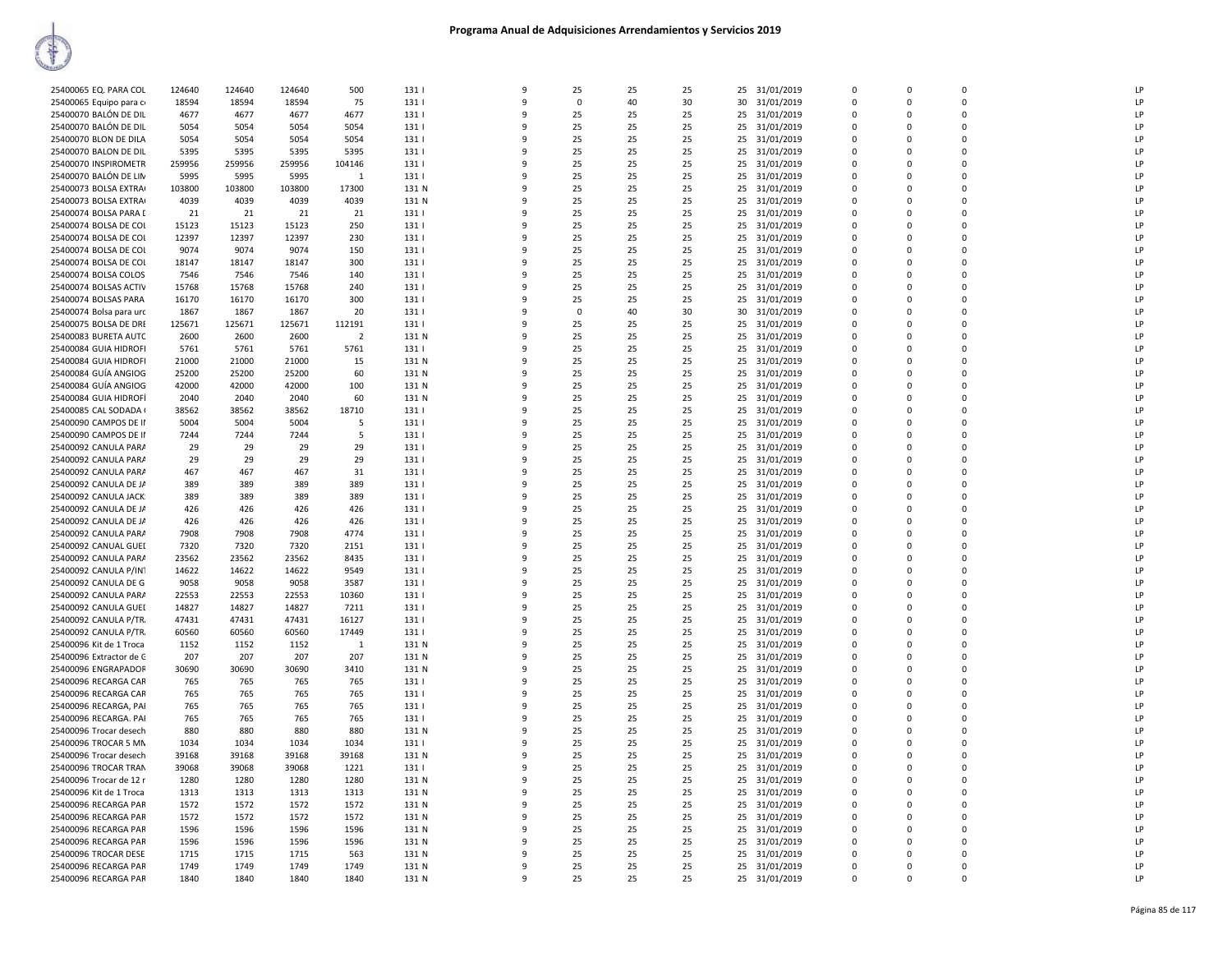# Programa Anual de Adquisiciones Arrendamientos y Servicios 2019

| | | | | | | | | | | | | | | | | |
|---|---|---|---|---|---|---|---|---|---|---|---|---|---|---|---|---|
| 25400065 EQ. PARA COL | 124640 | 124640 | 124640 | 500 | 131 I | 9 | 25 | 25 | 25 | 25 | 31/01/2019 | 0 | 0 | 0 | | LP |
| 25400065 Equipo para c | 18594 | 18594 | 18594 | 75 | 131 I | 9 | 0 | 40 | 30 | 30 | 31/01/2019 | 0 | 0 | 0 | | LP |
| 25400070 BALÓN DE DIL | 4677 | 4677 | 4677 | 4677 | 131 I | 9 | 25 | 25 | 25 | 25 | 31/01/2019 | 0 | 0 | 0 | | LP |
| 25400070 BALÓN DE DIL | 5054 | 5054 | 5054 | 5054 | 131 I | 9 | 25 | 25 | 25 | 25 | 31/01/2019 | 0 | 0 | 0 | | LP |
| 25400070 BLON DE DILA | 5054 | 5054 | 5054 | 5054 | 131 I | 9 | 25 | 25 | 25 | 25 | 31/01/2019 | 0 | 0 | 0 | | LP |
| 25400070 BALON DE DIL | 5395 | 5395 | 5395 | 5395 | 131 I | 9 | 25 | 25 | 25 | 25 | 31/01/2019 | 0 | 0 | 0 | | LP |
| 25400070 INSPIROMETR | 259956 | 259956 | 259956 | 104146 | 131 I | 9 | 25 | 25 | 25 | 25 | 31/01/2019 | 0 | 0 | 0 | | LP |
| 25400070 BALÓN DE LIN | 5995 | 5995 | 5995 | 1 | 131 I | 9 | 25 | 25 | 25 | 25 | 31/01/2019 | 0 | 0 | 0 | | LP |
| 25400073 BOLSA EXTRA | 103800 | 103800 | 103800 | 17300 | 131 N | 9 | 25 | 25 | 25 | 25 | 31/01/2019 | 0 | 0 | 0 | | LP |
| 25400073 BOLSA EXTRA | 4039 | 4039 | 4039 | 4039 | 131 N | 9 | 25 | 25 | 25 | 25 | 31/01/2019 | 0 | 0 | 0 | | LP |
| 25400074 BOLSA PARA I | 21 | 21 | 21 | 21 | 131 I | 9 | 25 | 25 | 25 | 25 | 31/01/2019 | 0 | 0 | 0 | | LP |
| 25400074 BOLSA DE COL | 15123 | 15123 | 15123 | 250 | 131 I | 9 | 25 | 25 | 25 | 25 | 31/01/2019 | 0 | 0 | 0 | | LP |
| 25400074 BOLSA DE COL | 12397 | 12397 | 12397 | 230 | 131 I | 9 | 25 | 25 | 25 | 25 | 31/01/2019 | 0 | 0 | 0 | | LP |
| 25400074 BOLSA DE COL | 9074 | 9074 | 9074 | 150 | 131 I | 9 | 25 | 25 | 25 | 25 | 31/01/2019 | 0 | 0 | 0 | | LP |
| 25400074 BOLSA DE COL | 18147 | 18147 | 18147 | 300 | 131 I | 9 | 25 | 25 | 25 | 25 | 31/01/2019 | 0 | 0 | 0 | | LP |
| 25400074 BOLSA COLOS | 7546 | 7546 | 7546 | 140 | 131 I | 9 | 25 | 25 | 25 | 25 | 31/01/2019 | 0 | 0 | 0 | | LP |
| 25400074 BOLSAS ACTIV | 15768 | 15768 | 15768 | 240 | 131 I | 9 | 25 | 25 | 25 | 25 | 31/01/2019 | 0 | 0 | 0 | | LP |
| 25400074 BOLSAS PARA | 16170 | 16170 | 16170 | 300 | 131 I | 9 | 25 | 25 | 25 | 25 | 31/01/2019 | 0 | 0 | 0 | | LP |
| 25400074 Bolsa para urc | 1867 | 1867 | 1867 | 20 | 131 I | 9 | 0 | 40 | 30 | 30 | 31/01/2019 | 0 | 0 | 0 | | LP |
| 25400075 BOLSA DE DRE | 125671 | 125671 | 125671 | 112191 | 131 I | 9 | 25 | 25 | 25 | 25 | 31/01/2019 | 0 | 0 | 0 | | LP |
| 25400083 BURETA AUTC | 2600 | 2600 | 2600 | 2 | 131 N | 9 | 25 | 25 | 25 | 25 | 31/01/2019 | 0 | 0 | 0 | | LP |
| 25400084 GUIA HIDROFI | 5761 | 5761 | 5761 | 5761 | 131 I | 9 | 25 | 25 | 25 | 25 | 31/01/2019 | 0 | 0 | 0 | | LP |
| 25400084 GUIA HIDROFI | 21000 | 21000 | 21000 | 15 | 131 N | 9 | 25 | 25 | 25 | 25 | 31/01/2019 | 0 | 0 | 0 | | LP |
| 25400084 GUÍA ANGIOG | 25200 | 25200 | 25200 | 60 | 131 N | 9 | 25 | 25 | 25 | 25 | 31/01/2019 | 0 | 0 | 0 | | LP |
| 25400084 GUÍA ANGIOG | 42000 | 42000 | 42000 | 100 | 131 N | 9 | 25 | 25 | 25 | 25 | 31/01/2019 | 0 | 0 | 0 | | LP |
| 25400084 GUIA HIDROFÍ | 2040 | 2040 | 2040 | 60 | 131 N | 9 | 25 | 25 | 25 | 25 | 31/01/2019 | 0 | 0 | 0 | | LP |
| 25400085 CAL SODADA | 38562 | 38562 | 38562 | 18710 | 131 I | 9 | 25 | 25 | 25 | 25 | 31/01/2019 | 0 | 0 | 0 | | LP |
| 25400090 CAMPOS DE II | 5004 | 5004 | 5004 | 5 | 131 I | 9 | 25 | 25 | 25 | 25 | 31/01/2019 | 0 | 0 | 0 | | LP |
| 25400090 CAMPOS DE II | 7244 | 7244 | 7244 | 5 | 131 I | 9 | 25 | 25 | 25 | 25 | 31/01/2019 | 0 | 0 | 0 | | LP |
| 25400092 CANULA PARA | 29 | 29 | 29 | 29 | 131 I | 9 | 25 | 25 | 25 | 25 | 31/01/2019 | 0 | 0 | 0 | | LP |
| 25400092 CANULA PARA | 29 | 29 | 29 | 29 | 131 I | 9 | 25 | 25 | 25 | 25 | 31/01/2019 | 0 | 0 | 0 | | LP |
| 25400092 CANULA PARA | 467 | 467 | 467 | 31 | 131 I | 9 | 25 | 25 | 25 | 25 | 31/01/2019 | 0 | 0 | 0 | | LP |
| 25400092 CANULA DE JA | 389 | 389 | 389 | 389 | 131 I | 9 | 25 | 25 | 25 | 25 | 31/01/2019 | 0 | 0 | 0 | | LP |
| 25400092 CANULA JACK | 389 | 389 | 389 | 389 | 131 I | 9 | 25 | 25 | 25 | 25 | 31/01/2019 | 0 | 0 | 0 | | LP |
| 25400092 CANULA DE JA | 426 | 426 | 426 | 426 | 131 I | 9 | 25 | 25 | 25 | 25 | 31/01/2019 | 0 | 0 | 0 | | LP |
| 25400092 CANULA DE JA | 426 | 426 | 426 | 426 | 131 I | 9 | 25 | 25 | 25 | 25 | 31/01/2019 | 0 | 0 | 0 | | LP |
| 25400092 CANULA PARA | 7908 | 7908 | 7908 | 4774 | 131 I | 9 | 25 | 25 | 25 | 25 | 31/01/2019 | 0 | 0 | 0 | | LP |
| 25400092 CANUAL GUEI | 7320 | 7320 | 7320 | 2151 | 131 I | 9 | 25 | 25 | 25 | 25 | 31/01/2019 | 0 | 0 | 0 | | LP |
| 25400092 CANULA PARA | 23562 | 23562 | 23562 | 8435 | 131 I | 9 | 25 | 25 | 25 | 25 | 31/01/2019 | 0 | 0 | 0 | | LP |
| 25400092 CANULA P/INT | 14622 | 14622 | 14622 | 9549 | 131 I | 9 | 25 | 25 | 25 | 25 | 31/01/2019 | 0 | 0 | 0 | | LP |
| 25400092 CANULA DE G | 9058 | 9058 | 9058 | 3587 | 131 I | 9 | 25 | 25 | 25 | 25 | 31/01/2019 | 0 | 0 | 0 | | LP |
| 25400092 CANULA PARA | 22553 | 22553 | 22553 | 10360 | 131 I | 9 | 25 | 25 | 25 | 25 | 31/01/2019 | 0 | 0 | 0 | | LP |
| 25400092 CANULA GUEI | 14827 | 14827 | 14827 | 7211 | 131 I | 9 | 25 | 25 | 25 | 25 | 31/01/2019 | 0 | 0 | 0 | | LP |
| 25400092 CANULA P/TR. | 47431 | 47431 | 47431 | 16127 | 131 I | 9 | 25 | 25 | 25 | 25 | 31/01/2019 | 0 | 0 | 0 | | LP |
| 25400092 CANULA P/TR. | 60560 | 60560 | 60560 | 17449 | 131 I | 9 | 25 | 25 | 25 | 25 | 31/01/2019 | 0 | 0 | 0 | | LP |
| 25400096 Kit de 1 Troca | 1152 | 1152 | 1152 | 1 | 131 N | 9 | 25 | 25 | 25 | 25 | 31/01/2019 | 0 | 0 | 0 | | LP |
| 25400096 Extractor de C | 207 | 207 | 207 | 207 | 131 N | 9 | 25 | 25 | 25 | 25 | 31/01/2019 | 0 | 0 | 0 | | LP |
| 25400096 ENGRAPADOR | 30690 | 30690 | 30690 | 3410 | 131 N | 9 | 25 | 25 | 25 | 25 | 31/01/2019 | 0 | 0 | 0 | | LP |
| 25400096 RECARGA CAR | 765 | 765 | 765 | 765 | 131 I | 9 | 25 | 25 | 25 | 25 | 31/01/2019 | 0 | 0 | 0 | | LP |
| 25400096 RECARGA CAR | 765 | 765 | 765 | 765 | 131 I | 9 | 25 | 25 | 25 | 25 | 31/01/2019 | 0 | 0 | 0 | | LP |
| 25400096 RECARGA, PAI | 765 | 765 | 765 | 765 | 131 I | 9 | 25 | 25 | 25 | 25 | 31/01/2019 | 0 | 0 | 0 | | LP |
| 25400096 RECARGA. PAI | 765 | 765 | 765 | 765 | 131 I | 9 | 25 | 25 | 25 | 25 | 31/01/2019 | 0 | 0 | 0 | | LP |
| 25400096 Trocar desech | 880 | 880 | 880 | 880 | 131 N | 9 | 25 | 25 | 25 | 25 | 31/01/2019 | 0 | 0 | 0 | | LP |
| 25400096 TROCAR 5 MN | 1034 | 1034 | 1034 | 1034 | 131 I | 9 | 25 | 25 | 25 | 25 | 31/01/2019 | 0 | 0 | 0 | | LP |
| 25400096 Trocar desech | 39168 | 39168 | 39168 | 39168 | 131 N | 9 | 25 | 25 | 25 | 25 | 31/01/2019 | 0 | 0 | 0 | | LP |
| 25400096 TROCAR TRAN | 39068 | 39068 | 39068 | 1221 | 131 I | 9 | 25 | 25 | 25 | 25 | 31/01/2019 | 0 | 0 | 0 | | LP |
| 25400096 Trocar de 12 r | 1280 | 1280 | 1280 | 1280 | 131 N | 9 | 25 | 25 | 25 | 25 | 31/01/2019 | 0 | 0 | 0 | | LP |
| 25400096 Kit de 1 Troca | 1313 | 1313 | 1313 | 1313 | 131 N | 9 | 25 | 25 | 25 | 25 | 31/01/2019 | 0 | 0 | 0 | | LP |
| 25400096 RECARGA PAR | 1572 | 1572 | 1572 | 1572 | 131 N | 9 | 25 | 25 | 25 | 25 | 31/01/2019 | 0 | 0 | 0 | | LP |
| 25400096 RECARGA PAR | 1572 | 1572 | 1572 | 1572 | 131 N | 9 | 25 | 25 | 25 | 25 | 31/01/2019 | 0 | 0 | 0 | | LP |
| 25400096 RECARGA PAR | 1596 | 1596 | 1596 | 1596 | 131 N | 9 | 25 | 25 | 25 | 25 | 31/01/2019 | 0 | 0 | 0 | | LP |
| 25400096 RECARGA PAR | 1596 | 1596 | 1596 | 1596 | 131 N | 9 | 25 | 25 | 25 | 25 | 31/01/2019 | 0 | 0 | 0 | | LP |
| 25400096 TROCAR DESE | 1715 | 1715 | 1715 | 563 | 131 N | 9 | 25 | 25 | 25 | 25 | 31/01/2019 | 0 | 0 | 0 | | LP |
| 25400096 RECARGA PAR | 1749 | 1749 | 1749 | 1749 | 131 N | 9 | 25 | 25 | 25 | 25 | 31/01/2019 | 0 | 0 | 0 | | LP |
| 25400096 RECARGA PAR | 1840 | 1840 | 1840 | 1840 | 131 N | 9 | 25 | 25 | 25 | 25 | 31/01/2019 | 0 | 0 | 0 | | LP |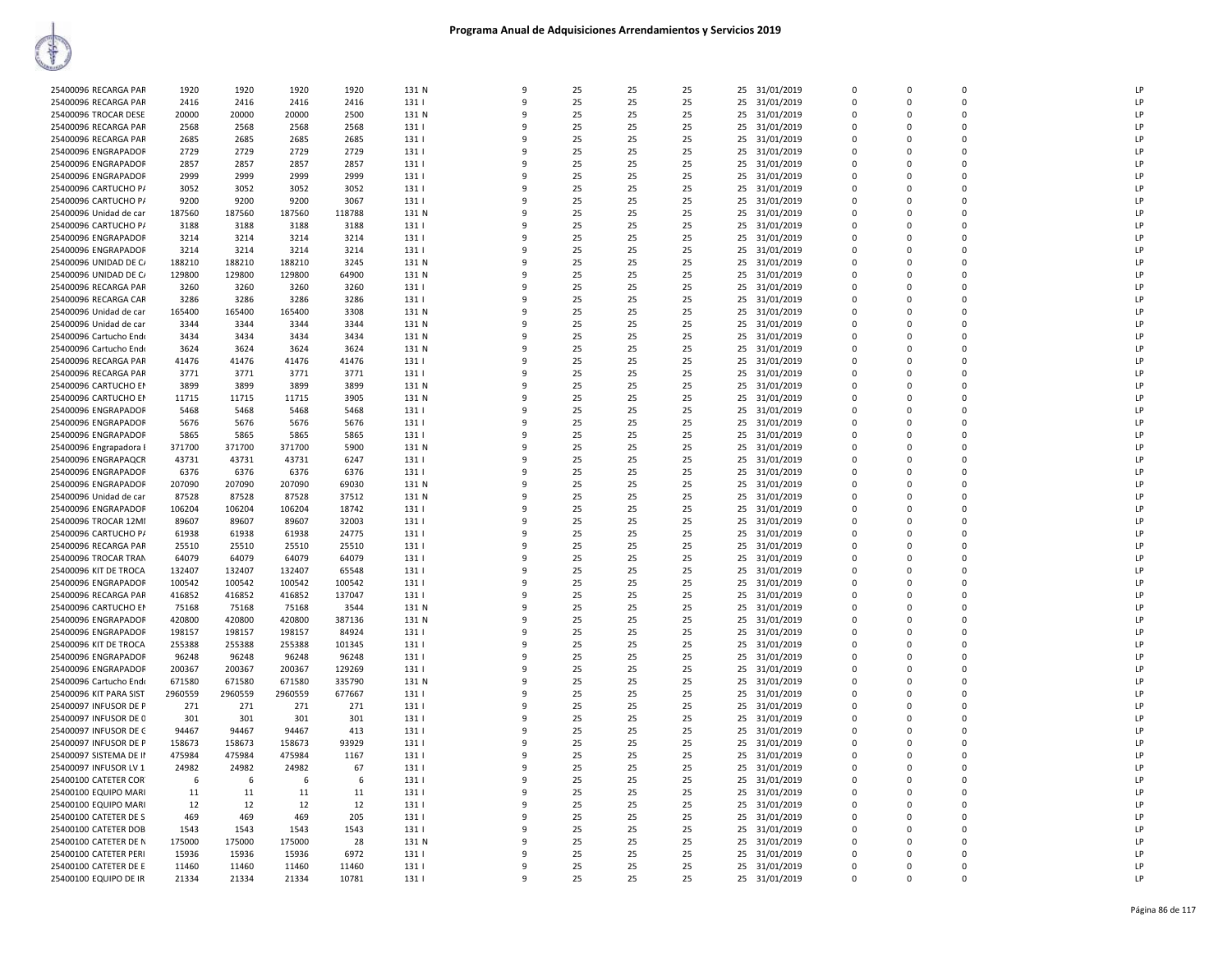# Programa Anual de Adquisiciones Arrendamientos y Servicios 2019

| | | | | | | | | | | | | | | | | |
|---|---|---|---|---|---|---|---|---|---|---|---|---|---|---|---|---|
| 25400096 RECARGA PAR | 1920 | 1920 | 1920 | 1920 | 131 N | 9 | 25 | 25 | 25 | 25 | 31/01/2019 | 0 | 0 | 0 | | LP |
| 25400096 RECARGA PAR | 2416 | 2416 | 2416 | 2416 | 131 I | 9 | 25 | 25 | 25 | 25 | 31/01/2019 | 0 | 0 | 0 | | LP |
| 25400096 TROCAR DESE | 20000 | 20000 | 20000 | 2500 | 131 N | 9 | 25 | 25 | 25 | 25 | 31/01/2019 | 0 | 0 | 0 | | LP |
| 25400096 RECARGA PAR | 2568 | 2568 | 2568 | 2568 | 131 I | 9 | 25 | 25 | 25 | 25 | 31/01/2019 | 0 | 0 | 0 | | LP |
| 25400096 RECARGA PAR | 2685 | 2685 | 2685 | 2685 | 131 I | 9 | 25 | 25 | 25 | 25 | 31/01/2019 | 0 | 0 | 0 | | LP |
| 25400096 ENGRAPADOR | 2729 | 2729 | 2729 | 2729 | 131 I | 9 | 25 | 25 | 25 | 25 | 31/01/2019 | 0 | 0 | 0 | | LP |
| 25400096 ENGRAPADOR | 2857 | 2857 | 2857 | 2857 | 131 I | 9 | 25 | 25 | 25 | 25 | 31/01/2019 | 0 | 0 | 0 | | LP |
| 25400096 ENGRAPADOR | 2999 | 2999 | 2999 | 2999 | 131 I | 9 | 25 | 25 | 25 | 25 | 31/01/2019 | 0 | 0 | 0 | | LP |
| 25400096 CARTUCHO PA | 3052 | 3052 | 3052 | 3052 | 131 I | 9 | 25 | 25 | 25 | 25 | 31/01/2019 | 0 | 0 | 0 | | LP |
| 25400096 CARTUCHO PA | 9200 | 9200 | 9200 | 3067 | 131 I | 9 | 25 | 25 | 25 | 25 | 31/01/2019 | 0 | 0 | 0 | | LP |
| 25400096 Unidad de car | 187560 | 187560 | 187560 | 118788 | 131 N | 9 | 25 | 25 | 25 | 25 | 31/01/2019 | 0 | 0 | 0 | | LP |
| 25400096 CARTUCHO PA | 3188 | 3188 | 3188 | 3188 | 131 I | 9 | 25 | 25 | 25 | 25 | 31/01/2019 | 0 | 0 | 0 | | LP |
| 25400096 ENGRAPADOR | 3214 | 3214 | 3214 | 3214 | 131 I | 9 | 25 | 25 | 25 | 25 | 31/01/2019 | 0 | 0 | 0 | | LP |
| 25400096 ENGRAPADOR | 3214 | 3214 | 3214 | 3214 | 131 I | 9 | 25 | 25 | 25 | 25 | 31/01/2019 | 0 | 0 | 0 | | LP |
| 25400096 UNIDAD DE CA | 188210 | 188210 | 188210 | 3245 | 131 N | 9 | 25 | 25 | 25 | 25 | 31/01/2019 | 0 | 0 | 0 | | LP |
| 25400096 UNIDAD DE CA | 129800 | 129800 | 129800 | 64900 | 131 N | 9 | 25 | 25 | 25 | 25 | 31/01/2019 | 0 | 0 | 0 | | LP |
| 25400096 RECARGA PAR | 3260 | 3260 | 3260 | 3260 | 131 I | 9 | 25 | 25 | 25 | 25 | 31/01/2019 | 0 | 0 | 0 | | LP |
| 25400096 RECARGA CAR | 3286 | 3286 | 3286 | 3286 | 131 I | 9 | 25 | 25 | 25 | 25 | 31/01/2019 | 0 | 0 | 0 | | LP |
| 25400096 Unidad de car | 165400 | 165400 | 165400 | 3308 | 131 N | 9 | 25 | 25 | 25 | 25 | 31/01/2019 | 0 | 0 | 0 | | LP |
| 25400096 Unidad de car | 3344 | 3344 | 3344 | 3344 | 131 N | 9 | 25 | 25 | 25 | 25 | 31/01/2019 | 0 | 0 | 0 | | LP |
| 25400096 Cartucho Endo | 3434 | 3434 | 3434 | 3434 | 131 N | 9 | 25 | 25 | 25 | 25 | 31/01/2019 | 0 | 0 | 0 | | LP |
| 25400096 Cartucho Endo | 3624 | 3624 | 3624 | 3624 | 131 N | 9 | 25 | 25 | 25 | 25 | 31/01/2019 | 0 | 0 | 0 | | LP |
| 25400096 RECARGA PAR | 41476 | 41476 | 41476 | 41476 | 131 I | 9 | 25 | 25 | 25 | 25 | 31/01/2019 | 0 | 0 | 0 | | LP |
| 25400096 RECARGA PAR | 3771 | 3771 | 3771 | 3771 | 131 I | 9 | 25 | 25 | 25 | 25 | 31/01/2019 | 0 | 0 | 0 | | LP |
| 25400096 CARTUCHO EN | 3899 | 3899 | 3899 | 3899 | 131 N | 9 | 25 | 25 | 25 | 25 | 31/01/2019 | 0 | 0 | 0 | | LP |
| 25400096 CARTUCHO EN | 11715 | 11715 | 11715 | 3905 | 131 N | 9 | 25 | 25 | 25 | 25 | 31/01/2019 | 0 | 0 | 0 | | LP |
| 25400096 ENGRAPADOR | 5468 | 5468 | 5468 | 5468 | 131 I | 9 | 25 | 25 | 25 | 25 | 31/01/2019 | 0 | 0 | 0 | | LP |
| 25400096 ENGRAPADOR | 5676 | 5676 | 5676 | 5676 | 131 I | 9 | 25 | 25 | 25 | 25 | 31/01/2019 | 0 | 0 | 0 | | LP |
| 25400096 ENGRAPADOR | 5865 | 5865 | 5865 | 5865 | 131 I | 9 | 25 | 25 | 25 | 25 | 31/01/2019 | 0 | 0 | 0 | | LP |
| 25400096 Engrapadora I | 371700 | 371700 | 371700 | 5900 | 131 N | 9 | 25 | 25 | 25 | 25 | 31/01/2019 | 0 | 0 | 0 | | LP |
| 25400096 ENGRAPAQCR | 43731 | 43731 | 43731 | 6247 | 131 I | 9 | 25 | 25 | 25 | 25 | 31/01/2019 | 0 | 0 | 0 | | LP |
| 25400096 ENGRAPADOR | 6376 | 6376 | 6376 | 6376 | 131 I | 9 | 25 | 25 | 25 | 25 | 31/01/2019 | 0 | 0 | 0 | | LP |
| 25400096 ENGRAPADOR | 207090 | 207090 | 207090 | 69030 | 131 N | 9 | 25 | 25 | 25 | 25 | 31/01/2019 | 0 | 0 | 0 | | LP |
| 25400096 Unidad de car | 87528 | 87528 | 87528 | 37512 | 131 N | 9 | 25 | 25 | 25 | 25 | 31/01/2019 | 0 | 0 | 0 | | LP |
| 25400096 ENGRAPADOR | 106204 | 106204 | 106204 | 18742 | 131 I | 9 | 25 | 25 | 25 | 25 | 31/01/2019 | 0 | 0 | 0 | | LP |
| 25400096 TROCAR 12MI | 89607 | 89607 | 89607 | 32003 | 131 I | 9 | 25 | 25 | 25 | 25 | 31/01/2019 | 0 | 0 | 0 | | LP |
| 25400096 CARTUCHO PA | 61938 | 61938 | 61938 | 24775 | 131 I | 9 | 25 | 25 | 25 | 25 | 31/01/2019 | 0 | 0 | 0 | | LP |
| 25400096 RECARGA PAR | 25510 | 25510 | 25510 | 25510 | 131 I | 9 | 25 | 25 | 25 | 25 | 31/01/2019 | 0 | 0 | 0 | | LP |
| 25400096 TROCAR TRAN | 64079 | 64079 | 64079 | 64079 | 131 I | 9 | 25 | 25 | 25 | 25 | 31/01/2019 | 0 | 0 | 0 | | LP |
| 25400096 KIT DE TROCA | 132407 | 132407 | 132407 | 65548 | 131 I | 9 | 25 | 25 | 25 | 25 | 31/01/2019 | 0 | 0 | 0 | | LP |
| 25400096 ENGRAPADOR | 100542 | 100542 | 100542 | 100542 | 131 I | 9 | 25 | 25 | 25 | 25 | 31/01/2019 | 0 | 0 | 0 | | LP |
| 25400096 RECARGA PAR | 416852 | 416852 | 416852 | 137047 | 131 I | 9 | 25 | 25 | 25 | 25 | 31/01/2019 | 0 | 0 | 0 | | LP |
| 25400096 CARTUCHO EN | 75168 | 75168 | 75168 | 3544 | 131 N | 9 | 25 | 25 | 25 | 25 | 31/01/2019 | 0 | 0 | 0 | | LP |
| 25400096 ENGRAPADOR | 420800 | 420800 | 420800 | 387136 | 131 N | 9 | 25 | 25 | 25 | 25 | 31/01/2019 | 0 | 0 | 0 | | LP |
| 25400096 ENGRAPADOR | 198157 | 198157 | 198157 | 84924 | 131 I | 9 | 25 | 25 | 25 | 25 | 31/01/2019 | 0 | 0 | 0 | | LP |
| 25400096 KIT DE TROCA | 255388 | 255388 | 255388 | 101345 | 131 I | 9 | 25 | 25 | 25 | 25 | 31/01/2019 | 0 | 0 | 0 | | LP |
| 25400096 ENGRAPADOR | 96248 | 96248 | 96248 | 96248 | 131 I | 9 | 25 | 25 | 25 | 25 | 31/01/2019 | 0 | 0 | 0 | | LP |
| 25400096 ENGRAPADOR | 200367 | 200367 | 200367 | 129269 | 131 I | 9 | 25 | 25 | 25 | 25 | 31/01/2019 | 0 | 0 | 0 | | LP |
| 25400096 Cartucho Endo | 671580 | 671580 | 671580 | 335790 | 131 N | 9 | 25 | 25 | 25 | 25 | 31/01/2019 | 0 | 0 | 0 | | LP |
| 25400096 KIT PARA SIST | 2960559 | 2960559 | 2960559 | 677667 | 131 I | 9 | 25 | 25 | 25 | 25 | 31/01/2019 | 0 | 0 | 0 | | LP |
| 25400097 INFUSOR DE P | 271 | 271 | 271 | 271 | 131 I | 9 | 25 | 25 | 25 | 25 | 31/01/2019 | 0 | 0 | 0 | | LP |
| 25400097 INFUSOR DE 0 | 301 | 301 | 301 | 301 | 131 I | 9 | 25 | 25 | 25 | 25 | 31/01/2019 | 0 | 0 | 0 | | LP |
| 25400097 INFUSOR DE G | 94467 | 94467 | 94467 | 413 | 131 I | 9 | 25 | 25 | 25 | 25 | 31/01/2019 | 0 | 0 | 0 | | LP |
| 25400097 INFUSOR DE P | 158673 | 158673 | 158673 | 93929 | 131 I | 9 | 25 | 25 | 25 | 25 | 31/01/2019 | 0 | 0 | 0 | | LP |
| 25400097 SISTEMA DE IN | 475984 | 475984 | 475984 | 1167 | 131 I | 9 | 25 | 25 | 25 | 25 | 31/01/2019 | 0 | 0 | 0 | | LP |
| 25400097 INFUSOR LV 1 | 24982 | 24982 | 24982 | 67 | 131 I | 9 | 25 | 25 | 25 | 25 | 31/01/2019 | 0 | 0 | 0 | | LP |
| 25400100 CATETER COR | 6 | 6 | 6 | 6 | 131 I | 9 | 25 | 25 | 25 | 25 | 31/01/2019 | 0 | 0 | 0 | | LP |
| 25400100 EQUIPO MARI | 11 | 11 | 11 | 11 | 131 I | 9 | 25 | 25 | 25 | 25 | 31/01/2019 | 0 | 0 | 0 | | LP |
| 25400100 EQUIPO MARI | 12 | 12 | 12 | 12 | 131 I | 9 | 25 | 25 | 25 | 25 | 31/01/2019 | 0 | 0 | 0 | | LP |
| 25400100 CATETER DE S | 469 | 469 | 469 | 205 | 131 I | 9 | 25 | 25 | 25 | 25 | 31/01/2019 | 0 | 0 | 0 | | LP |
| 25400100 CATETER DOB | 1543 | 1543 | 1543 | 1543 | 131 I | 9 | 25 | 25 | 25 | 25 | 31/01/2019 | 0 | 0 | 0 | | LP |
| 25400100 CATETER DE N | 175000 | 175000 | 175000 | 28 | 131 N | 9 | 25 | 25 | 25 | 25 | 31/01/2019 | 0 | 0 | 0 | | LP |
| 25400100 CATETER PERI | 15936 | 15936 | 15936 | 6972 | 131 I | 9 | 25 | 25 | 25 | 25 | 31/01/2019 | 0 | 0 | 0 | | LP |
| 25400100 CATETER DE E | 11460 | 11460 | 11460 | 11460 | 131 I | 9 | 25 | 25 | 25 | 25 | 31/01/2019 | 0 | 0 | 0 | | LP |
| 25400100 EQUIPO DE IR | 21334 | 21334 | 21334 | 10781 | 131 I | 9 | 25 | 25 | 25 | 25 | 31/01/2019 | 0 | 0 | 0 | | LP |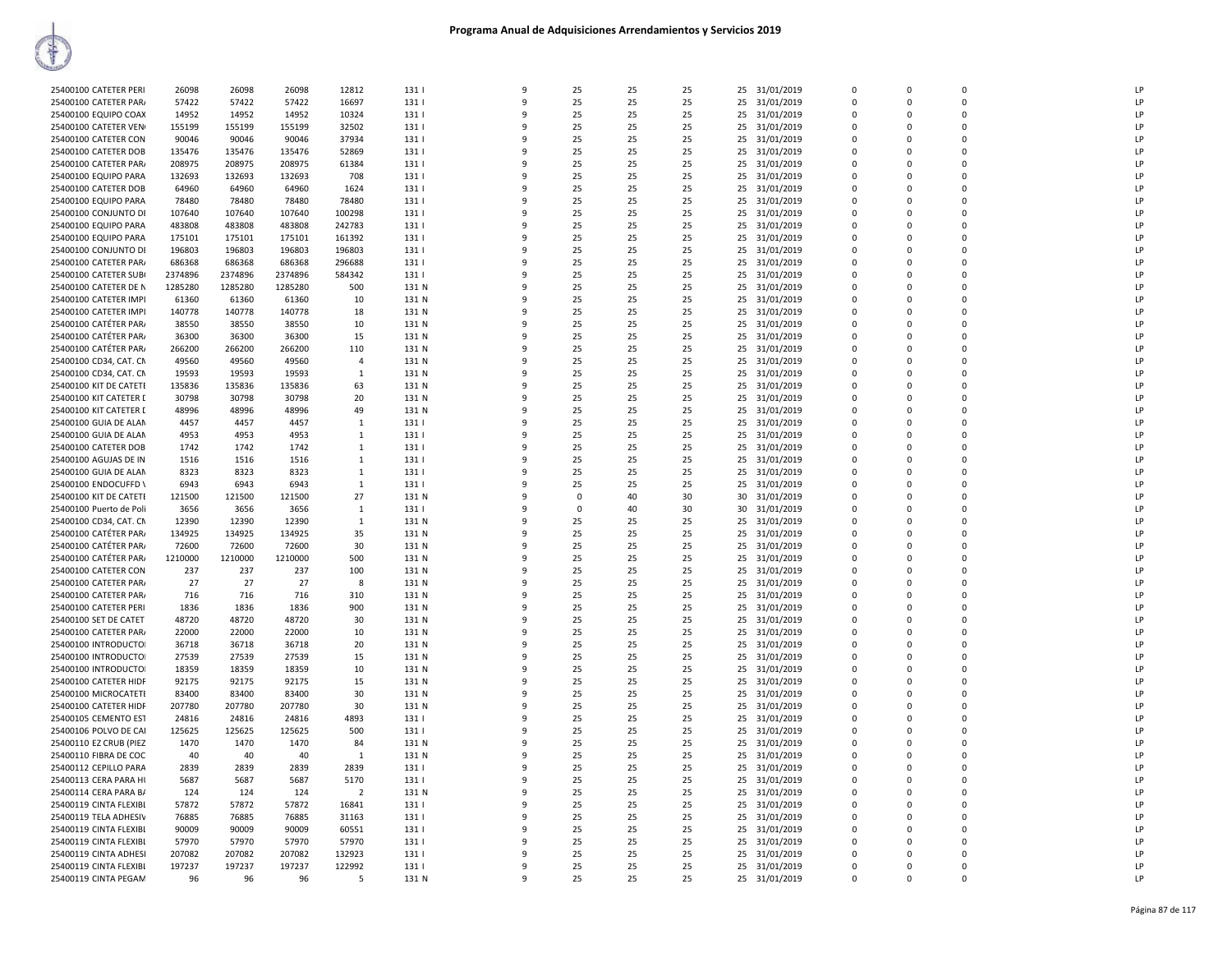# Programa Anual de Adquisiciones Arrendamientos y Servicios 2019

| | | | | | | | | | | | | | | | | |
|---|---|---|---|---|---|---|---|---|---|---|---|---|---|---|---|---|
| 25400100 CATETER PERI | 26098 | 26098 | 26098 | 12812 | 131 I | 9 | 25 | 25 | 25 | 25 | 31/01/2019 | 0 | 0 | 0 | | LP |
| 25400100 CATETER PAR/ | 57422 | 57422 | 57422 | 16697 | 131 I | 9 | 25 | 25 | 25 | 25 | 31/01/2019 | 0 | 0 | 0 | | LP |
| 25400100 EQUIPO COAX | 14952 | 14952 | 14952 | 10324 | 131 I | 9 | 25 | 25 | 25 | 25 | 31/01/2019 | 0 | 0 | 0 | | LP |
| 25400100 CATETER VEN | 155199 | 155199 | 155199 | 32502 | 131 I | 9 | 25 | 25 | 25 | 25 | 31/01/2019 | 0 | 0 | 0 | | LP |
| 25400100 CATETER CON | 90046 | 90046 | 90046 | 37934 | 131 I | 9 | 25 | 25 | 25 | 25 | 31/01/2019 | 0 | 0 | 0 | | LP |
| 25400100 CATETER DOB | 135476 | 135476 | 135476 | 52869 | 131 I | 9 | 25 | 25 | 25 | 25 | 31/01/2019 | 0 | 0 | 0 | | LP |
| 25400100 CATETER PAR/ | 208975 | 208975 | 208975 | 61384 | 131 I | 9 | 25 | 25 | 25 | 25 | 31/01/2019 | 0 | 0 | 0 | | LP |
| 25400100 EQUIPO PARA | 132693 | 132693 | 132693 | 708 | 131 I | 9 | 25 | 25 | 25 | 25 | 31/01/2019 | 0 | 0 | 0 | | LP |
| 25400100 CATETER DOB | 64960 | 64960 | 64960 | 1624 | 131 I | 9 | 25 | 25 | 25 | 25 | 31/01/2019 | 0 | 0 | 0 | | LP |
| 25400100 EQUIPO PARA | 78480 | 78480 | 78480 | 78480 | 131 I | 9 | 25 | 25 | 25 | 25 | 31/01/2019 | 0 | 0 | 0 | | LP |
| 25400100 CONJUNTO DI | 107640 | 107640 | 107640 | 100298 | 131 I | 9 | 25 | 25 | 25 | 25 | 31/01/2019 | 0 | 0 | 0 | | LP |
| 25400100 EQUIPO PARA | 483808 | 483808 | 483808 | 242783 | 131 I | 9 | 25 | 25 | 25 | 25 | 31/01/2019 | 0 | 0 | 0 | | LP |
| 25400100 EQUIPO PARA | 175101 | 175101 | 175101 | 161392 | 131 I | 9 | 25 | 25 | 25 | 25 | 31/01/2019 | 0 | 0 | 0 | | LP |
| 25400100 CONJUNTO DI | 196803 | 196803 | 196803 | 196803 | 131 I | 9 | 25 | 25 | 25 | 25 | 31/01/2019 | 0 | 0 | 0 | | LP |
| 25400100 CATETER PAR/ | 686368 | 686368 | 686368 | 296688 | 131 I | 9 | 25 | 25 | 25 | 25 | 31/01/2019 | 0 | 0 | 0 | | LP |
| 25400100 CATETER SUB | 2374896 | 2374896 | 2374896 | 584342 | 131 I | 9 | 25 | 25 | 25 | 25 | 31/01/2019 | 0 | 0 | 0 | | LP |
| 25400100 CATETER DE N | 1285280 | 1285280 | 1285280 | 500 | 131 N | 9 | 25 | 25 | 25 | 25 | 31/01/2019 | 0 | 0 | 0 | | LP |
| 25400100 CATETER IMPI | 61360 | 61360 | 61360 | 10 | 131 N | 9 | 25 | 25 | 25 | 25 | 31/01/2019 | 0 | 0 | 0 | | LP |
| 25400100 CATETER IMPI | 140778 | 140778 | 140778 | 18 | 131 N | 9 | 25 | 25 | 25 | 25 | 31/01/2019 | 0 | 0 | 0 | | LP |
| 25400100 CATÉTER PAR/ | 38550 | 38550 | 38550 | 10 | 131 N | 9 | 25 | 25 | 25 | 25 | 31/01/2019 | 0 | 0 | 0 | | LP |
| 25400100 CATÉTER PAR/ | 36300 | 36300 | 36300 | 15 | 131 N | 9 | 25 | 25 | 25 | 25 | 31/01/2019 | 0 | 0 | 0 | | LP |
| 25400100 CATÉTER PAR/ | 266200 | 266200 | 266200 | 110 | 131 N | 9 | 25 | 25 | 25 | 25 | 31/01/2019 | 0 | 0 | 0 | | LP |
| 25400100 CD34, CAT. CN | 49560 | 49560 | 49560 | 4 | 131 N | 9 | 25 | 25 | 25 | 25 | 31/01/2019 | 0 | 0 | 0 | | LP |
| 25400100 CD34, CAT. CN | 19593 | 19593 | 19593 | 1 | 131 N | 9 | 25 | 25 | 25 | 25 | 31/01/2019 | 0 | 0 | 0 | | LP |
| 25400100 KIT DE CATETI | 135836 | 135836 | 135836 | 63 | 131 N | 9 | 25 | 25 | 25 | 25 | 31/01/2019 | 0 | 0 | 0 | | LP |
| 25400100 KIT CATETER D | 30798 | 30798 | 30798 | 20 | 131 N | 9 | 25 | 25 | 25 | 25 | 31/01/2019 | 0 | 0 | 0 | | LP |
| 25400100 KIT CATETER D | 48996 | 48996 | 48996 | 49 | 131 N | 9 | 25 | 25 | 25 | 25 | 31/01/2019 | 0 | 0 | 0 | | LP |
| 25400100 GUIA DE ALAN | 4457 | 4457 | 4457 | 1 | 131 I | 9 | 25 | 25 | 25 | 25 | 31/01/2019 | 0 | 0 | 0 | | LP |
| 25400100 GUIA DE ALAN | 4953 | 4953 | 4953 | 1 | 131 I | 9 | 25 | 25 | 25 | 25 | 31/01/2019 | 0 | 0 | 0 | | LP |
| 25400100 CATETER DOB | 1742 | 1742 | 1742 | 1 | 131 I | 9 | 25 | 25 | 25 | 25 | 31/01/2019 | 0 | 0 | 0 | | LP |
| 25400100 AGUJAS DE IN | 1516 | 1516 | 1516 | 1 | 131 I | 9 | 25 | 25 | 25 | 25 | 31/01/2019 | 0 | 0 | 0 | | LP |
| 25400100 GUIA DE ALAN | 8323 | 8323 | 8323 | 1 | 131 I | 9 | 25 | 25 | 25 | 25 | 31/01/2019 | 0 | 0 | 0 | | LP |
| 25400100 ENDOCUFFD \ | 6943 | 6943 | 6943 | 1 | 131 I | 9 | 25 | 25 | 25 | 25 | 31/01/2019 | 0 | 0 | 0 | | LP |
| 25400100 KIT DE CATETI | 121500 | 121500 | 121500 | 27 | 131 N | 9 | 0 | 40 | 30 | 30 | 31/01/2019 | 0 | 0 | 0 | | LP |
| 25400100 Puerto de Poli | 3656 | 3656 | 3656 | 1 | 131 I | 9 | 0 | 40 | 30 | 30 | 31/01/2019 | 0 | 0 | 0 | | LP |
| 25400100 CD34, CAT. CN | 12390 | 12390 | 12390 | 1 | 131 N | 9 | 25 | 25 | 25 | 25 | 31/01/2019 | 0 | 0 | 0 | | LP |
| 25400100 CATÉTER PAR/ | 134925 | 134925 | 134925 | 35 | 131 N | 9 | 25 | 25 | 25 | 25 | 31/01/2019 | 0 | 0 | 0 | | LP |
| 25400100 CATÉTER PAR/ | 72600 | 72600 | 72600 | 30 | 131 N | 9 | 25 | 25 | 25 | 25 | 31/01/2019 | 0 | 0 | 0 | | LP |
| 25400100 CATÉTER PAR/ | 1210000 | 1210000 | 1210000 | 500 | 131 N | 9 | 25 | 25 | 25 | 25 | 31/01/2019 | 0 | 0 | 0 | | LP |
| 25400100 CATETER CON | 237 | 237 | 237 | 100 | 131 N | 9 | 25 | 25 | 25 | 25 | 31/01/2019 | 0 | 0 | 0 | | LP |
| 25400100 CATETER PAR/ | 27 | 27 | 27 | 8 | 131 N | 9 | 25 | 25 | 25 | 25 | 31/01/2019 | 0 | 0 | 0 | | LP |
| 25400100 CATETER PAR/ | 716 | 716 | 716 | 310 | 131 N | 9 | 25 | 25 | 25 | 25 | 31/01/2019 | 0 | 0 | 0 | | LP |
| 25400100 CATETER PERI | 1836 | 1836 | 1836 | 900 | 131 N | 9 | 25 | 25 | 25 | 25 | 31/01/2019 | 0 | 0 | 0 | | LP |
| 25400100 SET DE CATET | 48720 | 48720 | 48720 | 30 | 131 N | 9 | 25 | 25 | 25 | 25 | 31/01/2019 | 0 | 0 | 0 | | LP |
| 25400100 CATETER PAR/ | 22000 | 22000 | 22000 | 10 | 131 N | 9 | 25 | 25 | 25 | 25 | 31/01/2019 | 0 | 0 | 0 | | LP |
| 25400100 INTRODUCTO | 36718 | 36718 | 36718 | 20 | 131 N | 9 | 25 | 25 | 25 | 25 | 31/01/2019 | 0 | 0 | 0 | | LP |
| 25400100 INTRODUCTO | 27539 | 27539 | 27539 | 15 | 131 N | 9 | 25 | 25 | 25 | 25 | 31/01/2019 | 0 | 0 | 0 | | LP |
| 25400100 INTRODUCTO | 18359 | 18359 | 18359 | 10 | 131 N | 9 | 25 | 25 | 25 | 25 | 31/01/2019 | 0 | 0 | 0 | | LP |
| 25400100 CATETER HIDF | 92175 | 92175 | 92175 | 15 | 131 N | 9 | 25 | 25 | 25 | 25 | 31/01/2019 | 0 | 0 | 0 | | LP |
| 25400100 MICROCATETI | 83400 | 83400 | 83400 | 30 | 131 N | 9 | 25 | 25 | 25 | 25 | 31/01/2019 | 0 | 0 | 0 | | LP |
| 25400100 CATETER HIDF | 207780 | 207780 | 207780 | 30 | 131 N | 9 | 25 | 25 | 25 | 25 | 31/01/2019 | 0 | 0 | 0 | | LP |
| 25400105 CEMENTO EST | 24816 | 24816 | 24816 | 4893 | 131 I | 9 | 25 | 25 | 25 | 25 | 31/01/2019 | 0 | 0 | 0 | | LP |
| 25400106 POLVO DE CAI | 125625 | 125625 | 125625 | 500 | 131 I | 9 | 25 | 25 | 25 | 25 | 31/01/2019 | 0 | 0 | 0 | | LP |
| 25400110 EZ CRUB (PIEZ | 1470 | 1470 | 1470 | 84 | 131 N | 9 | 25 | 25 | 25 | 25 | 31/01/2019 | 0 | 0 | 0 | | LP |
| 25400110 FIBRA DE COC | 40 | 40 | 40 | 1 | 131 N | 9 | 25 | 25 | 25 | 25 | 31/01/2019 | 0 | 0 | 0 | | LP |
| 25400112 CEPILLO PARA | 2839 | 2839 | 2839 | 2839 | 131 I | 9 | 25 | 25 | 25 | 25 | 31/01/2019 | 0 | 0 | 0 | | LP |
| 25400113 CERA PARA HI | 5687 | 5687 | 5687 | 5170 | 131 I | 9 | 25 | 25 | 25 | 25 | 31/01/2019 | 0 | 0 | 0 | | LP |
| 25400114 CERA PARA B/ | 124 | 124 | 124 | 2 | 131 N | 9 | 25 | 25 | 25 | 25 | 31/01/2019 | 0 | 0 | 0 | | LP |
| 25400119 CINTA FLEXIBI | 57872 | 57872 | 57872 | 16841 | 131 I | 9 | 25 | 25 | 25 | 25 | 31/01/2019 | 0 | 0 | 0 | | LP |
| 25400119 TELA ADHESIV | 76885 | 76885 | 76885 | 31163 | 131 I | 9 | 25 | 25 | 25 | 25 | 31/01/2019 | 0 | 0 | 0 | | LP |
| 25400119 CINTA FLEXIBI | 90009 | 90009 | 90009 | 60551 | 131 I | 9 | 25 | 25 | 25 | 25 | 31/01/2019 | 0 | 0 | 0 | | LP |
| 25400119 CINTA FLEXIBI | 57970 | 57970 | 57970 | 57970 | 131 I | 9 | 25 | 25 | 25 | 25 | 31/01/2019 | 0 | 0 | 0 | | LP |
| 25400119 CINTA ADHESI | 207082 | 207082 | 207082 | 132923 | 131 I | 9 | 25 | 25 | 25 | 25 | 31/01/2019 | 0 | 0 | 0 | | LP |
| 25400119 CINTA FLEXIBI | 197237 | 197237 | 197237 | 122992 | 131 I | 9 | 25 | 25 | 25 | 25 | 31/01/2019 | 0 | 0 | 0 | | LP |
| 25400119 CINTA PEGAM | 96 | 96 | 96 | 5 | 131 N | 9 | 25 | 25 | 25 | 25 | 31/01/2019 | 0 | 0 | 0 | | LP |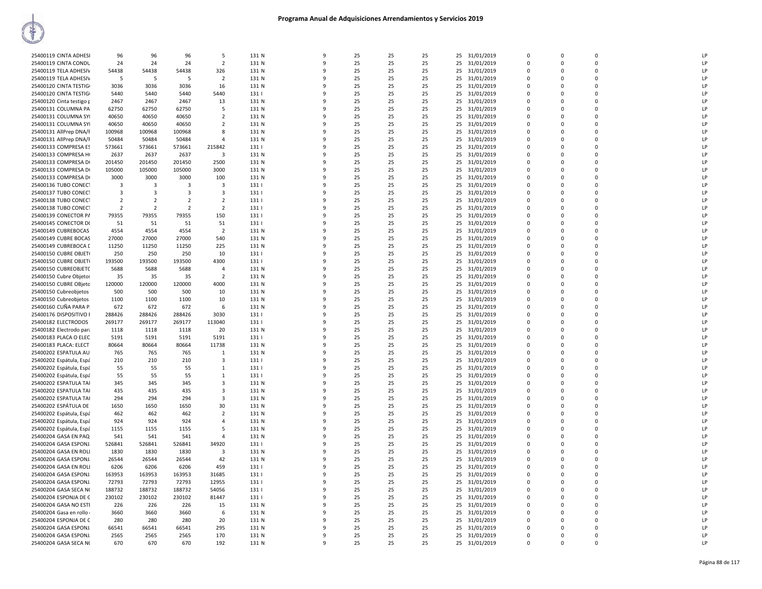# Programa Anual de Adquisiciones Arrendamientos y Servicios 2019

| | | | | | | | | | | | | | | | | |
|---|---|---|---|---|---|---|---|---|---|---|---|---|---|---|---|---|
| 25400119 CINTA ADHESI | 96 | 96 | 96 | 5 | 131 N | 9 | 25 | 25 | 25 | 25 | 31/01/2019 | 0 | 0 | 0 | | LP |
| 25400119 CINTA CONDU | 24 | 24 | 24 | 2 | 131 N | 9 | 25 | 25 | 25 | 25 | 31/01/2019 | 0 | 0 | 0 | | LP |
| 25400119 TELA ADHESIV | 54438 | 54438 | 54438 | 326 | 131 N | 9 | 25 | 25 | 25 | 25 | 31/01/2019 | 0 | 0 | 0 | | LP |
| 25400119 TELA ADHESIV | 5 | 5 | 5 | 2 | 131 N | 9 | 25 | 25 | 25 | 25 | 31/01/2019 | 0 | 0 | 0 | | LP |
| 25400120 CINTA TESTIG | 3036 | 3036 | 3036 | 16 | 131 N | 9 | 25 | 25 | 25 | 25 | 31/01/2019 | 0 | 0 | 0 | | LP |
| 25400120 CINTA TESTIG | 5440 | 5440 | 5440 | 5440 | 131 I | 9 | 25 | 25 | 25 | 25 | 31/01/2019 | 0 | 0 | 0 | | LP |
| 25400120 Cinta testigo p | 2467 | 2467 | 2467 | 13 | 131 N | 9 | 25 | 25 | 25 | 25 | 31/01/2019 | 0 | 0 | 0 | | LP |
| 25400131 COLUMNA PA | 62750 | 62750 | 62750 | 5 | 131 N | 9 | 25 | 25 | 25 | 25 | 31/01/2019 | 0 | 0 | 0 | | LP |
| 25400131 COLUMNA SY | 40650 | 40650 | 40650 | 2 | 131 N | 9 | 25 | 25 | 25 | 25 | 31/01/2019 | 0 | 0 | 0 | | LP |
| 25400131 COLUMNA SY | 40650 | 40650 | 40650 | 2 | 131 N | 9 | 25 | 25 | 25 | 25 | 31/01/2019 | 0 | 0 | 0 | | LP |
| 25400131 AllPrep DNA/F | 100968 | 100968 | 100968 | 8 | 131 N | 9 | 25 | 25 | 25 | 25 | 31/01/2019 | 0 | 0 | 0 | | LP |
| 25400131 AllPrep DNA/F | 50484 | 50484 | 50484 | 4 | 131 N | 9 | 25 | 25 | 25 | 25 | 31/01/2019 | 0 | 0 | 0 | | LP |
| 25400133 COMPRESA ES | 573661 | 573661 | 573661 | 215842 | 131 I | 9 | 25 | 25 | 25 | 25 | 31/01/2019 | 0 | 0 | 0 | | LP |
| 25400133 COMPRESA H | 2637 | 2637 | 2637 | 3 | 131 N | 9 | 25 | 25 | 25 | 25 | 31/01/2019 | 0 | 0 | 0 | | LP |
| 25400133 COMPRESA D | 201450 | 201450 | 201450 | 2500 | 131 N | 9 | 25 | 25 | 25 | 25 | 31/01/2019 | 0 | 0 | 0 | | LP |
| 25400133 COMPRESA D | 105000 | 105000 | 105000 | 3000 | 131 N | 9 | 25 | 25 | 25 | 25 | 31/01/2019 | 0 | 0 | 0 | | LP |
| 25400133 COMPRESA D | 3000 | 3000 | 3000 | 100 | 131 N | 9 | 25 | 25 | 25 | 25 | 31/01/2019 | 0 | 0 | 0 | | LP |
| 25400136 TUBO CONECT | 3 | 3 | 3 | 3 | 131 I | 9 | 25 | 25 | 25 | 25 | 31/01/2019 | 0 | 0 | 0 | | LP |
| 25400137 TUBO CONECT | 3 | 3 | 3 | 3 | 131 I | 9 | 25 | 25 | 25 | 25 | 31/01/2019 | 0 | 0 | 0 | | LP |
| 25400138 TUBO CONECT | 2 | 2 | 2 | 2 | 131 I | 9 | 25 | 25 | 25 | 25 | 31/01/2019 | 0 | 0 | 0 | | LP |
| 25400138 TUBO CONECT | 2 | 2 | 2 | 2 | 131 I | 9 | 25 | 25 | 25 | 25 | 31/01/2019 | 0 | 0 | 0 | | LP |
| 25400139 CONECTOR PA | 79355 | 79355 | 79355 | 150 | 131 I | 9 | 25 | 25 | 25 | 25 | 31/01/2019 | 0 | 0 | 0 | | LP |
| 25400145 CONECTOR D | 51 | 51 | 51 | 51 | 131 I | 9 | 25 | 25 | 25 | 25 | 31/01/2019 | 0 | 0 | 0 | | LP |
| 25400149 CUBREBOCAS | 4554 | 4554 | 4554 | 2 | 131 N | 9 | 25 | 25 | 25 | 25 | 31/01/2019 | 0 | 0 | 0 | | LP |
| 25400149 CUBRE BOCAS | 27000 | 27000 | 27000 | 540 | 131 N | 9 | 25 | 25 | 25 | 25 | 31/01/2019 | 0 | 0 | 0 | | LP |
| 25400149 CUBREBOCA D | 11250 | 11250 | 11250 | 225 | 131 N | 9 | 25 | 25 | 25 | 25 | 31/01/2019 | 0 | 0 | 0 | | LP |
| 25400150 CUBRE OBJET | 250 | 250 | 250 | 10 | 131 I | 9 | 25 | 25 | 25 | 25 | 31/01/2019 | 0 | 0 | 0 | | LP |
| 25400150 CUBRE OBJET | 193500 | 193500 | 193500 | 4300 | 131 I | 9 | 25 | 25 | 25 | 25 | 31/01/2019 | 0 | 0 | 0 | | LP |
| 25400150 CUBREOBJETO | 5688 | 5688 | 5688 | 4 | 131 N | 9 | 25 | 25 | 25 | 25 | 31/01/2019 | 0 | 0 | 0 | | LP |
| 25400150 Cubre Objetos | 35 | 35 | 35 | 2 | 131 N | 9 | 25 | 25 | 25 | 25 | 31/01/2019 | 0 | 0 | 0 | | LP |
| 25400150 CUBRE OBjeto | 120000 | 120000 | 120000 | 4000 | 131 N | 9 | 25 | 25 | 25 | 25 | 31/01/2019 | 0 | 0 | 0 | | LP |
| 25400150 Cubreobjetos | 500 | 500 | 500 | 10 | 131 N | 9 | 25 | 25 | 25 | 25 | 31/01/2019 | 0 | 0 | 0 | | LP |
| 25400150 Cubreobjetos | 1100 | 1100 | 1100 | 10 | 131 N | 9 | 25 | 25 | 25 | 25 | 31/01/2019 | 0 | 0 | 0 | | LP |
| 25400160 CUÑA PARA P | 672 | 672 | 672 | 6 | 131 N | 9 | 25 | 25 | 25 | 25 | 31/01/2019 | 0 | 0 | 0 | | LP |
| 25400176 DISPOSITIVO I | 288426 | 288426 | 288426 | 3030 | 131 I | 9 | 25 | 25 | 25 | 25 | 31/01/2019 | 0 | 0 | 0 | | LP |
| 25400182 ELECTRODOS | 269177 | 269177 | 269177 | 113040 | 131 I | 9 | 25 | 25 | 25 | 25 | 31/01/2019 | 0 | 0 | 0 | | LP |
| 25400182 Electrodo para | 1118 | 1118 | 1118 | 20 | 131 N | 9 | 25 | 25 | 25 | 25 | 31/01/2019 | 0 | 0 | 0 | | LP |
| 25400183 PLACA O ELEC | 5191 | 5191 | 5191 | 5191 | 131 I | 9 | 25 | 25 | 25 | 25 | 31/01/2019 | 0 | 0 | 0 | | LP |
| 25400183 PLACA: ELECT | 80664 | 80664 | 80664 | 11738 | 131 N | 9 | 25 | 25 | 25 | 25 | 31/01/2019 | 0 | 0 | 0 | | LP |
| 25400202 ESPATULA AU | 765 | 765 | 765 | 1 | 131 N | 9 | 25 | 25 | 25 | 25 | 31/01/2019 | 0 | 0 | 0 | | LP |
| 25400202 Espátula, Espá | 210 | 210 | 210 | 3 | 131 I | 9 | 25 | 25 | 25 | 25 | 31/01/2019 | 0 | 0 | 0 | | LP |
| 25400202 Espátula, Espá | 55 | 55 | 55 | 1 | 131 I | 9 | 25 | 25 | 25 | 25 | 31/01/2019 | 0 | 0 | 0 | | LP |
| 25400202 Espátula, Espá | 55 | 55 | 55 | 1 | 131 I | 9 | 25 | 25 | 25 | 25 | 31/01/2019 | 0 | 0 | 0 | | LP |
| 25400202 ESPATULA TAI | 345 | 345 | 345 | 3 | 131 N | 9 | 25 | 25 | 25 | 25 | 31/01/2019 | 0 | 0 | 0 | | LP |
| 25400202 ESPATULA TAI | 435 | 435 | 435 | 3 | 131 N | 9 | 25 | 25 | 25 | 25 | 31/01/2019 | 0 | 0 | 0 | | LP |
| 25400202 ESPATULA TAI | 294 | 294 | 294 | 3 | 131 N | 9 | 25 | 25 | 25 | 25 | 31/01/2019 | 0 | 0 | 0 | | LP |
| 25400202 ESPÁTULA DE | 1650 | 1650 | 1650 | 30 | 131 N | 9 | 25 | 25 | 25 | 25 | 31/01/2019 | 0 | 0 | 0 | | LP |
| 25400202 Espátula, Espá | 462 | 462 | 462 | 2 | 131 N | 9 | 25 | 25 | 25 | 25 | 31/01/2019 | 0 | 0 | 0 | | LP |
| 25400202 Espátula, Espá | 924 | 924 | 924 | 4 | 131 N | 9 | 25 | 25 | 25 | 25 | 31/01/2019 | 0 | 0 | 0 | | LP |
| 25400202 Espátula, Espá | 1155 | 1155 | 1155 | 5 | 131 N | 9 | 25 | 25 | 25 | 25 | 31/01/2019 | 0 | 0 | 0 | | LP |
| 25400204 GASA EN PAQ | 541 | 541 | 541 | 4 | 131 N | 9 | 25 | 25 | 25 | 25 | 31/01/2019 | 0 | 0 | 0 | | LP |
| 25400204 GASA ESPONJ | 526841 | 526841 | 526841 | 34920 | 131 I | 9 | 25 | 25 | 25 | 25 | 31/01/2019 | 0 | 0 | 0 | | LP |
| 25400204 GASA EN ROLI | 1830 | 1830 | 1830 | 3 | 131 N | 9 | 25 | 25 | 25 | 25 | 31/01/2019 | 0 | 0 | 0 | | LP |
| 25400204 GASA ESPONJ | 26544 | 26544 | 26544 | 42 | 131 N | 9 | 25 | 25 | 25 | 25 | 31/01/2019 | 0 | 0 | 0 | | LP |
| 25400204 GASA EN ROLI | 6206 | 6206 | 6206 | 459 | 131 I | 9 | 25 | 25 | 25 | 25 | 31/01/2019 | 0 | 0 | 0 | | LP |
| 25400204 GASA ESPONJ | 163953 | 163953 | 163953 | 31685 | 131 I | 9 | 25 | 25 | 25 | 25 | 31/01/2019 | 0 | 0 | 0 | | LP |
| 25400204 GASA ESPONJ | 72793 | 72793 | 72793 | 12955 | 131 I | 9 | 25 | 25 | 25 | 25 | 31/01/2019 | 0 | 0 | 0 | | LP |
| 25400204 GASA SECA NO | 188732 | 188732 | 188732 | 54056 | 131 I | 9 | 25 | 25 | 25 | 25 | 31/01/2019 | 0 | 0 | 0 | | LP |
| 25400204 ESPONJA DE G | 230102 | 230102 | 230102 | 81447 | 131 I | 9 | 25 | 25 | 25 | 25 | 31/01/2019 | 0 | 0 | 0 | | LP |
| 25400204 GASA NO ESTI | 226 | 226 | 226 | 15 | 131 N | 9 | 25 | 25 | 25 | 25 | 31/01/2019 | 0 | 0 | 0 | | LP |
| 25400204 Gasa en rollo | 3660 | 3660 | 3660 | 6 | 131 N | 9 | 25 | 25 | 25 | 25 | 31/01/2019 | 0 | 0 | 0 | | LP |
| 25400204 ESPONJA DE C | 280 | 280 | 280 | 20 | 131 N | 9 | 25 | 25 | 25 | 25 | 31/01/2019 | 0 | 0 | 0 | | LP |
| 25400204 GASA ESPONJ | 66541 | 66541 | 66541 | 295 | 131 N | 9 | 25 | 25 | 25 | 25 | 31/01/2019 | 0 | 0 | 0 | | LP |
| 25400204 GASA ESPONJ | 2565 | 2565 | 2565 | 170 | 131 N | 9 | 25 | 25 | 25 | 25 | 31/01/2019 | 0 | 0 | 0 | | LP |
| 25400204 GASA SECA NO | 670 | 670 | 670 | 192 | 131 N | 9 | 25 | 25 | 25 | 25 | 31/01/2019 | 0 | 0 | 0 | | LP |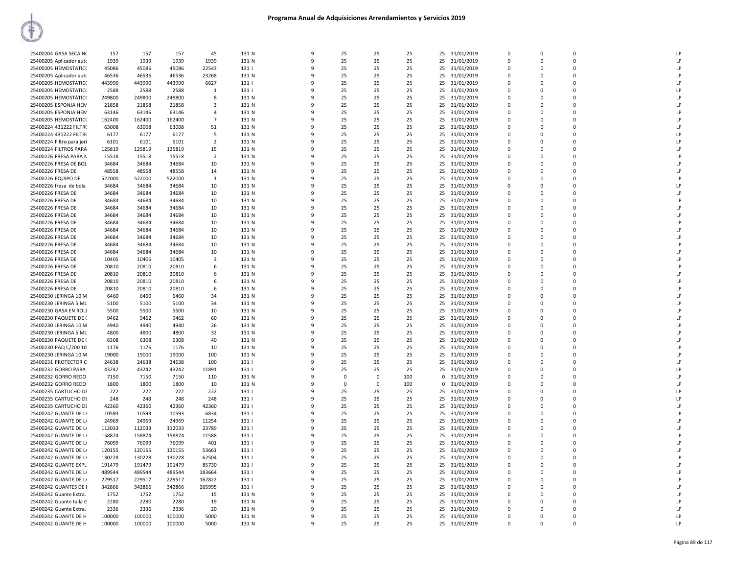# Programa Anual de Adquisiciones Arrendamientos y Servicios 2019

| | | | | | | | | | | | | | | | | |
|---|---|---|---|---|---|---|---|---|---|---|---|---|---|---|---|---|
| 25400204 GASA SECA N( | 157 | 157 | 157 | 45 | 131 N | 9 | 25 | 25 | 25 | 25 | 31/01/2019 | 0 | 0 | 0 | | LP |
| 25400205 Aplicador aut( | 1939 | 1939 | 1939 | 1939 | 131 N | 9 | 25 | 25 | 25 | 25 | 31/01/2019 | 0 | 0 | 0 | | LP |
| 25400205 HEMOSTATIC( | 45086 | 45086 | 45086 | 22543 | 131 I | 9 | 25 | 25 | 25 | 25 | 31/01/2019 | 0 | 0 | 0 | | LP |
| 25400205 Aplicador aut( | 46536 | 46536 | 46536 | 23268 | 131 N | 9 | 25 | 25 | 25 | 25 | 31/01/2019 | 0 | 0 | 0 | | LP |
| 25400205 HEMOSTATIC( | 443990 | 443990 | 443990 | 6627 | 131 I | 9 | 25 | 25 | 25 | 25 | 31/01/2019 | 0 | 0 | 0 | | LP |
| 25400205 HEMOSTATIC( | 2588 | 2588 | 2588 | 1 | 131 I | 9 | 25 | 25 | 25 | 25 | 31/01/2019 | 0 | 0 | 0 | | LP |
| 25400205 HEMOSTÁTIC( | 249800 | 249800 | 249800 | 8 | 131 N | 9 | 25 | 25 | 25 | 25 | 31/01/2019 | 0 | 0 | 0 | | LP |
| 25400205 ESPONJA HEN | 21858 | 21858 | 21858 | 3 | 131 N | 9 | 25 | 25 | 25 | 25 | 31/01/2019 | 0 | 0 | 0 | | LP |
| 25400205 ESPONJA HEN | 63146 | 63146 | 63146 | 4 | 131 N | 9 | 25 | 25 | 25 | 25 | 31/01/2019 | 0 | 0 | 0 | | LP |
| 25400205 HEMOSTÁTIC( | 162400 | 162400 | 162400 | 7 | 131 N | 9 | 25 | 25 | 25 | 25 | 31/01/2019 | 0 | 0 | 0 | | LP |
| 25400224 431222 FILTR( | 63008 | 63008 | 63008 | 51 | 131 N | 9 | 25 | 25 | 25 | 25 | 31/01/2019 | 0 | 0 | 0 | | LP |
| 25400224 431222 FILTR( | 6177 | 6177 | 6177 | 5 | 131 N | 9 | 25 | 25 | 25 | 25 | 31/01/2019 | 0 | 0 | 0 | | LP |
| 25400224 Filtro para jeri | 6101 | 6101 | 6101 | 2 | 131 N | 9 | 25 | 25 | 25 | 25 | 31/01/2019 | 0 | 0 | 0 | | LP |
| 25400224 FILTROS PARA | 125819 | 125819 | 125819 | 15 | 131 N | 9 | 25 | 25 | 25 | 25 | 31/01/2019 | 0 | 0 | 0 | | LP |
| 25400226 FRESA PARA N | 15518 | 15518 | 15518 | 2 | 131 N | 9 | 25 | 25 | 25 | 25 | 31/01/2019 | 0 | 0 | 0 | | LP |
| 25400226 FRESA DE BOL | 34684 | 34684 | 34684 | 10 | 131 N | 9 | 25 | 25 | 25 | 25 | 31/01/2019 | 0 | 0 | 0 | | LP |
| 25400226 FRESA DE | 48558 | 48558 | 48558 | 14 | 131 N | 9 | 25 | 25 | 25 | 25 | 31/01/2019 | 0 | 0 | 0 | | LP |
| 25400226 EQUIPO DE | 522000 | 522000 | 522000 | 1 | 131 N | 9 | 25 | 25 | 25 | 25 | 31/01/2019 | 0 | 0 | 0 | | LP |
| 25400226 fresa de bola | 34684 | 34684 | 34684 | 10 | 131 N | 9 | 25 | 25 | 25 | 25 | 31/01/2019 | 0 | 0 | 0 | | LP |
| 25400226 FRESA DE | 34684 | 34684 | 34684 | 10 | 131 N | 9 | 25 | 25 | 25 | 25 | 31/01/2019 | 0 | 0 | 0 | | LP |
| 25400226 FRESA DE | 34684 | 34684 | 34684 | 10 | 131 N | 9 | 25 | 25 | 25 | 25 | 31/01/2019 | 0 | 0 | 0 | | LP |
| 25400226 FRESA DE | 34684 | 34684 | 34684 | 10 | 131 N | 9 | 25 | 25 | 25 | 25 | 31/01/2019 | 0 | 0 | 0 | | LP |
| 25400226 FRESA DE | 34684 | 34684 | 34684 | 10 | 131 N | 9 | 25 | 25 | 25 | 25 | 31/01/2019 | 0 | 0 | 0 | | LP |
| 25400226 FRESA DE | 34684 | 34684 | 34684 | 10 | 131 N | 9 | 25 | 25 | 25 | 25 | 31/01/2019 | 0 | 0 | 0 | | LP |
| 25400226 FRESA DE | 34684 | 34684 | 34684 | 10 | 131 N | 9 | 25 | 25 | 25 | 25 | 31/01/2019 | 0 | 0 | 0 | | LP |
| 25400226 FRESA DE | 34684 | 34684 | 34684 | 10 | 131 N | 9 | 25 | 25 | 25 | 25 | 31/01/2019 | 0 | 0 | 0 | | LP |
| 25400226 FRESA DE | 34684 | 34684 | 34684 | 10 | 131 N | 9 | 25 | 25 | 25 | 25 | 31/01/2019 | 0 | 0 | 0 | | LP |
| 25400226 FRESA DE | 34684 | 34684 | 34684 | 10 | 131 N | 9 | 25 | 25 | 25 | 25 | 31/01/2019 | 0 | 0 | 0 | | LP |
| 25400226 FRESA DE | 10405 | 10405 | 10405 | 3 | 131 N | 9 | 25 | 25 | 25 | 25 | 31/01/2019 | 0 | 0 | 0 | | LP |
| 25400226 FRESA DE | 20810 | 20810 | 20810 | 6 | 131 N | 9 | 25 | 25 | 25 | 25 | 31/01/2019 | 0 | 0 | 0 | | LP |
| 25400226 FRESA DE | 20810 | 20810 | 20810 | 6 | 131 N | 9 | 25 | 25 | 25 | 25 | 31/01/2019 | 0 | 0 | 0 | | LP |
| 25400226 FRESA DE | 20810 | 20810 | 20810 | 6 | 131 N | 9 | 25 | 25 | 25 | 25 | 31/01/2019 | 0 | 0 | 0 | | LP |
| 25400226 FRESA DE | 20810 | 20810 | 20810 | 6 | 131 N | 9 | 25 | 25 | 25 | 25 | 31/01/2019 | 0 | 0 | 0 | | LP |
| 25400230 JERINGA 10 M | 6460 | 6460 | 6460 | 34 | 131 N | 9 | 25 | 25 | 25 | 25 | 31/01/2019 | 0 | 0 | 0 | | LP |
| 25400230 JERINGA 5 ML | 5100 | 5100 | 5100 | 34 | 131 N | 9 | 25 | 25 | 25 | 25 | 31/01/2019 | 0 | 0 | 0 | | LP |
| 25400230 GASA EN ROLI | 5500 | 5500 | 5500 | 10 | 131 N | 9 | 25 | 25 | 25 | 25 | 31/01/2019 | 0 | 0 | 0 | | LP |
| 25400230 PAQUETE DE ( | 9462 | 9462 | 9462 | 60 | 131 N | 9 | 25 | 25 | 25 | 25 | 31/01/2019 | 0 | 0 | 0 | | LP |
| 25400230 JERINGA 10 M | 4940 | 4940 | 4940 | 26 | 131 N | 9 | 25 | 25 | 25 | 25 | 31/01/2019 | 0 | 0 | 0 | | LP |
| 25400230 JERINGA 5 ML | 4800 | 4800 | 4800 | 32 | 131 N | 9 | 25 | 25 | 25 | 25 | 31/01/2019 | 0 | 0 | 0 | | LP |
| 25400230 PAQUETE DE ( | 6308 | 6308 | 6308 | 40 | 131 N | 9 | 25 | 25 | 25 | 25 | 31/01/2019 | 0 | 0 | 0 | | LP |
| 25400230 PAQ C/200 10 | 1176 | 1176 | 1176 | 10 | 131 N | 9 | 25 | 25 | 25 | 25 | 31/01/2019 | 0 | 0 | 0 | | LP |
| 25400230 JERINGA 10 M | 19000 | 19000 | 19000 | 100 | 131 N | 9 | 25 | 25 | 25 | 25 | 31/01/2019 | 0 | 0 | 0 | | LP |
| 25400231 PROTECTOR C | 24638 | 24638 | 24638 | 100 | 131 I | 9 | 25 | 25 | 25 | 25 | 31/01/2019 | 0 | 0 | 0 | | LP |
| 25400232 GORRO PARA | 43242 | 43242 | 43242 | 11891 | 131 I | 9 | 25 | 25 | 25 | 25 | 31/01/2019 | 0 | 0 | 0 | | LP |
| 25400232 GORRO REDO | 7150 | 7150 | 7150 | 110 | 131 N | 9 | 0 | 0 | 100 | 0 | 31/01/2019 | 0 | 0 | 0 | | LP |
| 25400232 GORRO REDO | 1800 | 1800 | 1800 | 10 | 131 N | 9 | 0 | 0 | 100 | 0 | 31/01/2019 | 0 | 0 | 0 | | LP |
| 25400235 CARTUCHO DI | 222 | 222 | 222 | 222 | 131 I | 9 | 25 | 25 | 25 | 25 | 31/01/2019 | 0 | 0 | 0 | | LP |
| 25400235 CARTUCHO DI | 248 | 248 | 248 | 248 | 131 I | 9 | 25 | 25 | 25 | 25 | 31/01/2019 | 0 | 0 | 0 | | LP |
| 25400235 CARTUCHO DI | 42360 | 42360 | 42360 | 42360 | 131 I | 9 | 25 | 25 | 25 | 25 | 31/01/2019 | 0 | 0 | 0 | | LP |
| 25400242 GUANTE DE L/ | 10593 | 10593 | 10593 | 6834 | 131 I | 9 | 25 | 25 | 25 | 25 | 31/01/2019 | 0 | 0 | 0 | | LP |
| 25400242 GUANTE DE L/ | 24969 | 24969 | 24969 | 11254 | 131 I | 9 | 25 | 25 | 25 | 25 | 31/01/2019 | 0 | 0 | 0 | | LP |
| 25400242 GUANTE DE L/ | 112033 | 112033 | 112033 | 23789 | 131 I | 9 | 25 | 25 | 25 | 25 | 31/01/2019 | 0 | 0 | 0 | | LP |
| 25400242 GUANTE DE L/ | 158874 | 158874 | 158874 | 11588 | 131 I | 9 | 25 | 25 | 25 | 25 | 31/01/2019 | 0 | 0 | 0 | | LP |
| 25400242 GUANTE DE L/ | 76099 | 76099 | 76099 | 401 | 131 I | 9 | 25 | 25 | 25 | 25 | 31/01/2019 | 0 | 0 | 0 | | LP |
| 25400242 GUANTE DE L/ | 120155 | 120155 | 120155 | 53661 | 131 I | 9 | 25 | 25 | 25 | 25 | 31/01/2019 | 0 | 0 | 0 | | LP |
| 25400242 GUANTE DE L/ | 130228 | 130228 | 130228 | 62504 | 131 I | 9 | 25 | 25 | 25 | 25 | 31/01/2019 | 0 | 0 | 0 | | LP |
| 25400242 GUANTE EXPL | 191479 | 191479 | 191479 | 85730 | 131 I | 9 | 25 | 25 | 25 | 25 | 31/01/2019 | 0 | 0 | 0 | | LP |
| 25400242 GUANTE DE L/ | 489544 | 489544 | 489544 | 183664 | 131 I | 9 | 25 | 25 | 25 | 25 | 31/01/2019 | 0 | 0 | 0 | | LP |
| 25400242 GUANTE DE L/ | 229517 | 229517 | 229517 | 162822 | 131 I | 9 | 25 | 25 | 25 | 25 | 31/01/2019 | 0 | 0 | 0 | | LP |
| 25400242 GUANTES DE I | 342866 | 342866 | 342866 | 265995 | 131 I | 9 | 25 | 25 | 25 | 25 | 31/01/2019 | 0 | 0 | 0 | | LP |
| 25400242 Guante Extra. | 1752 | 1752 | 1752 | 15 | 131 N | 9 | 25 | 25 | 25 | 25 | 31/01/2019 | 0 | 0 | 0 | | LP |
| 25400242 Guante talla G | 2280 | 2280 | 2280 | 19 | 131 N | 9 | 25 | 25 | 25 | 25 | 31/01/2019 | 0 | 0 | 0 | | LP |
| 25400242 Guante Extra. | 2336 | 2336 | 2336 | 20 | 131 N | 9 | 25 | 25 | 25 | 25 | 31/01/2019 | 0 | 0 | 0 | | LP |
| 25400242 GUANTE DE H | 100000 | 100000 | 100000 | 5000 | 131 N | 9 | 25 | 25 | 25 | 25 | 31/01/2019 | 0 | 0 | 0 | | LP |
| 25400242 GUANTE DE H | 100000 | 100000 | 100000 | 5000 | 131 N | 9 | 25 | 25 | 25 | 25 | 31/01/2019 | 0 | 0 | 0 | | LP |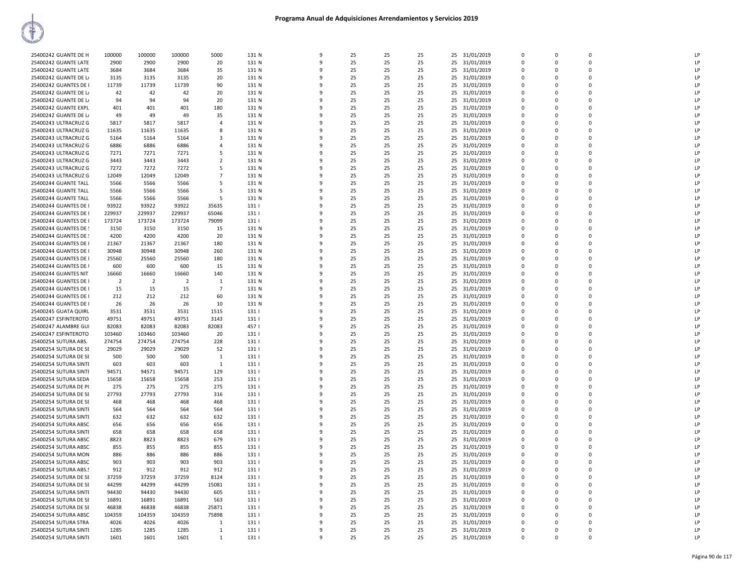# Programa Anual de Adquisiciones Arrendamientos y Servicios 2019

| | | | | | | | | | | | | | | | |
|---|---|---|---|---|---|---|---|---|---|---|---|---|---|---|---|
| 25400242 GUANTE DE H | 100000 | 100000 | 100000 | 5000 | 131 N | 9 | 25 | 25 | 25 | 25 31/01/2019 | 0 | 0 | 0 | | LP |
| 25400242 GUANTE LATE | 2900 | 2900 | 2900 | 20 | 131 N | 9 | 25 | 25 | 25 | 25 31/01/2019 | 0 | 0 | 0 | | LP |
| 25400242 GUANTE LATE | 3684 | 3684 | 3684 | 35 | 131 N | 9 | 25 | 25 | 25 | 25 31/01/2019 | 0 | 0 | 0 | | LP |
| 25400242 GUANTE DE L/ | 3135 | 3135 | 3135 | 20 | 131 N | 9 | 25 | 25 | 25 | 25 31/01/2019 | 0 | 0 | 0 | | LP |
| 25400242 GUANTES DE I | 11739 | 11739 | 11739 | 90 | 131 N | 9 | 25 | 25 | 25 | 25 31/01/2019 | 0 | 0 | 0 | | LP |
| 25400242 GUANTE DE L/ | 42 | 42 | 42 | 20 | 131 N | 9 | 25 | 25 | 25 | 25 31/01/2019 | 0 | 0 | 0 | | LP |
| 25400242 GUANTE DE L/ | 94 | 94 | 94 | 20 | 131 N | 9 | 25 | 25 | 25 | 25 31/01/2019 | 0 | 0 | 0 | | LP |
| 25400242 GUANTE EXPL | 401 | 401 | 401 | 180 | 131 N | 9 | 25 | 25 | 25 | 25 31/01/2019 | 0 | 0 | 0 | | LP |
| 25400242 GUANTE DE L/ | 49 | 49 | 49 | 35 | 131 N | 9 | 25 | 25 | 25 | 25 31/01/2019 | 0 | 0 | 0 | | LP |
| 25400243 ULTRACRUZ G | 5817 | 5817 | 5817 | 4 | 131 N | 9 | 25 | 25 | 25 | 25 31/01/2019 | 0 | 0 | 0 | | LP |
| 25400243 ULTRACRUZ G | 11635 | 11635 | 11635 | 8 | 131 N | 9 | 25 | 25 | 25 | 25 31/01/2019 | 0 | 0 | 0 | | LP |
| 25400243 ULTRACRUZ G | 5164 | 5164 | 5164 | 3 | 131 N | 9 | 25 | 25 | 25 | 25 31/01/2019 | 0 | 0 | 0 | | LP |
| 25400243 ULTRACRUZ G | 6886 | 6886 | 6886 | 4 | 131 N | 9 | 25 | 25 | 25 | 25 31/01/2019 | 0 | 0 | 0 | | LP |
| 25400243 ULTRACRUZ G | 7271 | 7271 | 7271 | 5 | 131 N | 9 | 25 | 25 | 25 | 25 31/01/2019 | 0 | 0 | 0 | | LP |
| 25400243 ULTRACRUZ G | 3443 | 3443 | 3443 | 2 | 131 N | 9 | 25 | 25 | 25 | 25 31/01/2019 | 0 | 0 | 0 | | LP |
| 25400243 ULTRACRUZ G | 7272 | 7272 | 7272 | 5 | 131 N | 9 | 25 | 25 | 25 | 25 31/01/2019 | 0 | 0 | 0 | | LP |
| 25400243 ULTRACRUZ G | 12049 | 12049 | 12049 | 7 | 131 N | 9 | 25 | 25 | 25 | 25 31/01/2019 | 0 | 0 | 0 | | LP |
| 25400244 GUANTE TALL | 5566 | 5566 | 5566 | 5 | 131 N | 9 | 25 | 25 | 25 | 25 31/01/2019 | 0 | 0 | 0 | | LP |
| 25400244 GUANTE TALL | 5566 | 5566 | 5566 | 5 | 131 N | 9 | 25 | 25 | 25 | 25 31/01/2019 | 0 | 0 | 0 | | LP |
| 25400244 GUANTE TALL | 5566 | 5566 | 5566 | 5 | 131 N | 9 | 25 | 25 | 25 | 25 31/01/2019 | 0 | 0 | 0 | | LP |
| 25400244 GUANTES DE I | 93922 | 93922 | 93922 | 35635 | 131 I | 9 | 25 | 25 | 25 | 25 31/01/2019 | 0 | 0 | 0 | | LP |
| 25400244 GUANTES DE I | 229937 | 229937 | 229937 | 65046 | 131 I | 9 | 25 | 25 | 25 | 25 31/01/2019 | 0 | 0 | 0 | | LP |
| 25400244 GUANTES DE I | 173724 | 173724 | 173724 | 79099 | 131 I | 9 | 25 | 25 | 25 | 25 31/01/2019 | 0 | 0 | 0 | | LP |
| 25400244 GUANTES DE ! | 3150 | 3150 | 3150 | 15 | 131 N | 9 | 25 | 25 | 25 | 25 31/01/2019 | 0 | 0 | 0 | | LP |
| 25400244 GUANTES DE ! | 4200 | 4200 | 4200 | 20 | 131 N | 9 | 25 | 25 | 25 | 25 31/01/2019 | 0 | 0 | 0 | | LP |
| 25400244 GUANTES DE I | 21367 | 21367 | 21367 | 180 | 131 N | 9 | 25 | 25 | 25 | 25 31/01/2019 | 0 | 0 | 0 | | LP |
| 25400244 GUANTES DE I | 30948 | 30948 | 30948 | 260 | 131 N | 9 | 25 | 25 | 25 | 25 31/01/2019 | 0 | 0 | 0 | | LP |
| 25400244 GUANTES DE I | 25560 | 25560 | 25560 | 180 | 131 N | 9 | 25 | 25 | 25 | 25 31/01/2019 | 0 | 0 | 0 | | LP |
| 25400244 GUANTES DE I | 600 | 600 | 600 | 15 | 131 N | 9 | 25 | 25 | 25 | 25 31/01/2019 | 0 | 0 | 0 | | LP |
| 25400244 GUANTES NIT | 16660 | 16660 | 16660 | 140 | 131 N | 9 | 25 | 25 | 25 | 25 31/01/2019 | 0 | 0 | 0 | | LP |
| 25400244 GUANTES DE I | 2 | 2 | 2 | 1 | 131 N | 9 | 25 | 25 | 25 | 25 31/01/2019 | 0 | 0 | 0 | | LP |
| 25400244 GUANTES DE I | 15 | 15 | 15 | 7 | 131 N | 9 | 25 | 25 | 25 | 25 31/01/2019 | 0 | 0 | 0 | | LP |
| 25400244 GUANTES DE I | 212 | 212 | 212 | 60 | 131 N | 9 | 25 | 25 | 25 | 25 31/01/2019 | 0 | 0 | 0 | | LP |
| 25400244 GUANTES DE I | 26 | 26 | 26 | 10 | 131 N | 9 | 25 | 25 | 25 | 25 31/01/2019 | 0 | 0 | 0 | | LP |
| 25400245 GUATA QUIRU | 3531 | 3531 | 3531 | 1515 | 131 I | 9 | 25 | 25 | 25 | 25 31/01/2019 | 0 | 0 | 0 | | LP |
| 25400247 ESFINTEROTO | 49751 | 49751 | 49751 | 3143 | 131 I | 9 | 25 | 25 | 25 | 25 31/01/2019 | 0 | 0 | 0 | | LP |
| 25400247 ALAMBRE GUI | 82083 | 82083 | 82083 | 82083 | 457 I | 9 | 25 | 25 | 25 | 25 31/01/2019 | 0 | 0 | 0 | | LP |
| 25400247 ESFINTEROTO | 103460 | 103460 | 103460 | 20 | 131 I | 9 | 25 | 25 | 25 | 25 31/01/2019 | 0 | 0 | 0 | | LP |
| 25400254 SUTURA ABS. | 274754 | 274754 | 274754 | 228 | 131 I | 9 | 25 | 25 | 25 | 25 31/01/2019 | 0 | 0 | 0 | | LP |
| 25400254 SUTURA DE SI | 29029 | 29029 | 29029 | 52 | 131 I | 9 | 25 | 25 | 25 | 25 31/01/2019 | 0 | 0 | 0 | | LP |
| 25400254 SUTURA DE SI | 500 | 500 | 500 | 1 | 131 I | 9 | 25 | 25 | 25 | 25 31/01/2019 | 0 | 0 | 0 | | LP |
| 25400254 SUTURA SINTI | 603 | 603 | 603 | 1 | 131 I | 9 | 25 | 25 | 25 | 25 31/01/2019 | 0 | 0 | 0 | | LP |
| 25400254 SUTURA SINTI | 94571 | 94571 | 94571 | 129 | 131 I | 9 | 25 | 25 | 25 | 25 31/01/2019 | 0 | 0 | 0 | | LP |
| 25400254 SUTURA SEDA | 15658 | 15658 | 15658 | 253 | 131 I | 9 | 25 | 25 | 25 | 25 31/01/2019 | 0 | 0 | 0 | | LP |
| 25400254 SUTURA DE P( | 275 | 275 | 275 | 275 | 131 I | 9 | 25 | 25 | 25 | 25 31/01/2019 | 0 | 0 | 0 | | LP |
| 25400254 SUTURA DE SI | 27793 | 27793 | 27793 | 316 | 131 I | 9 | 25 | 25 | 25 | 25 31/01/2019 | 0 | 0 | 0 | | LP |
| 25400254 SUTURA DE SI | 468 | 468 | 468 | 468 | 131 I | 9 | 25 | 25 | 25 | 25 31/01/2019 | 0 | 0 | 0 | | LP |
| 25400254 SUTURA SINTI | 564 | 564 | 564 | 564 | 131 I | 9 | 25 | 25 | 25 | 25 31/01/2019 | 0 | 0 | 0 | | LP |
| 25400254 SUTURA SINTI | 632 | 632 | 632 | 632 | 131 I | 9 | 25 | 25 | 25 | 25 31/01/2019 | 0 | 0 | 0 | | LP |
| 25400254 SUTURA ABSC | 656 | 656 | 656 | 656 | 131 I | 9 | 25 | 25 | 25 | 25 31/01/2019 | 0 | 0 | 0 | | LP |
| 25400254 SUTURA SINTI | 658 | 658 | 658 | 658 | 131 I | 9 | 25 | 25 | 25 | 25 31/01/2019 | 0 | 0 | 0 | | LP |
| 25400254 SUTURA ABSC | 8823 | 8823 | 8823 | 679 | 131 I | 9 | 25 | 25 | 25 | 25 31/01/2019 | 0 | 0 | 0 | | LP |
| 25400254 SUTURA ABSC | 855 | 855 | 855 | 855 | 131 I | 9 | 25 | 25 | 25 | 25 31/01/2019 | 0 | 0 | 0 | | LP |
| 25400254 SUTURA MON | 886 | 886 | 886 | 886 | 131 I | 9 | 25 | 25 | 25 | 25 31/01/2019 | 0 | 0 | 0 | | LP |
| 25400254 SUTURA ABSC | 903 | 903 | 903 | 903 | 131 I | 9 | 25 | 25 | 25 | 25 31/01/2019 | 0 | 0 | 0 | | LP |
| 25400254 SUTURA ABS.! | 912 | 912 | 912 | 912 | 131 I | 9 | 25 | 25 | 25 | 25 31/01/2019 | 0 | 0 | 0 | | LP |
| 25400254 SUTURA DE SI | 37259 | 37259 | 37259 | 8124 | 131 I | 9 | 25 | 25 | 25 | 25 31/01/2019 | 0 | 0 | 0 | | LP |
| 25400254 SUTURA DE SI | 44299 | 44299 | 44299 | 15081 | 131 I | 9 | 25 | 25 | 25 | 25 31/01/2019 | 0 | 0 | 0 | | LP |
| 25400254 SUTURA SINTI | 94430 | 94430 | 94430 | 605 | 131 I | 9 | 25 | 25 | 25 | 25 31/01/2019 | 0 | 0 | 0 | | LP |
| 25400254 SUTURA DE SI | 16891 | 16891 | 16891 | 563 | 131 I | 9 | 25 | 25 | 25 | 25 31/01/2019 | 0 | 0 | 0 | | LP |
| 25400254 SUTURA DE SI | 46838 | 46838 | 46838 | 25871 | 131 I | 9 | 25 | 25 | 25 | 25 31/01/2019 | 0 | 0 | 0 | | LP |
| 25400254 SUTURA ABSC | 104359 | 104359 | 104359 | 75898 | 131 I | 9 | 25 | 25 | 25 | 25 31/01/2019 | 0 | 0 | 0 | | LP |
| 25400254 SUTURA STRA | 4026 | 4026 | 4026 | 1 | 131 I | 9 | 25 | 25 | 25 | 25 31/01/2019 | 0 | 0 | 0 | | LP |
| 25400254 SUTURA SINTI | 1285 | 1285 | 1285 | 1 | 131 I | 9 | 25 | 25 | 25 | 25 31/01/2019 | 0 | 0 | 0 | | LP |
| 25400254 SUTURA SINTI | 1601 | 1601 | 1601 | 1 | 131 I | 9 | 25 | 25 | 25 | 25 31/01/2019 | 0 | 0 | 0 | | LP |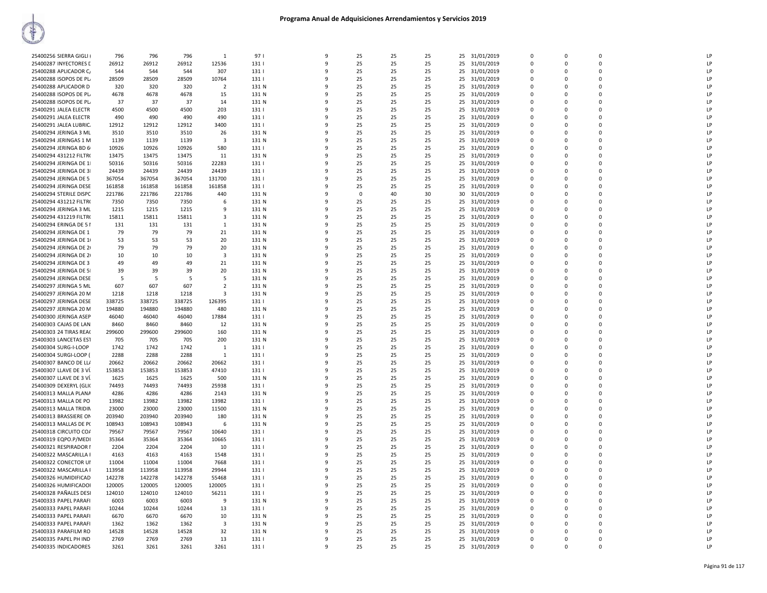# Programa Anual de Adquisiciones Arrendamientos y Servicios 2019

| | | | | | | | | | | | | | | | |
|---|---|---|---|---|---|---|---|---|---|---|---|---|---|---|---|
| 25400256 SIERRA GIGLI | 796 | 796 | 796 | 1 | 97 I | 9 | 25 | 25 | 25 | 25 | 31/01/2019 | 0 | 0 | 0 | LP |
| 25400287 INYECTORES D | 26912 | 26912 | 26912 | 12536 | 131 I | 9 | 25 | 25 | 25 | 25 | 31/01/2019 | 0 | 0 | 0 | LP |
| 25400288 APLICADOR C/ | 544 | 544 | 544 | 307 | 131 I | 9 | 25 | 25 | 25 | 25 | 31/01/2019 | 0 | 0 | 0 | LP |
| 25400288 ISOPOS DE PL | 28509 | 28509 | 28509 | 10764 | 131 I | 9 | 25 | 25 | 25 | 25 | 31/01/2019 | 0 | 0 | 0 | LP |
| 25400288 APLICADOR D | 320 | 320 | 320 | 2 | 131 N | 9 | 25 | 25 | 25 | 25 | 31/01/2019 | 0 | 0 | 0 | LP |
| 25400288 ISOPOS DE PL | 4678 | 4678 | 4678 | 15 | 131 N | 9 | 25 | 25 | 25 | 25 | 31/01/2019 | 0 | 0 | 0 | LP |
| 25400288 ISOPOS DE PL | 37 | 37 | 37 | 14 | 131 N | 9 | 25 | 25 | 25 | 25 | 31/01/2019 | 0 | 0 | 0 | LP |
| 25400291 JALEA ELECTR | 4500 | 4500 | 4500 | 203 | 131 I | 9 | 25 | 25 | 25 | 25 | 31/01/2019 | 0 | 0 | 0 | LP |
| 25400291 JALEA ELECTR | 490 | 490 | 490 | 490 | 131 I | 9 | 25 | 25 | 25 | 25 | 31/01/2019 | 0 | 0 | 0 | LP |
| 25400291 JALEA LUBRIC | 12912 | 12912 | 12912 | 3400 | 131 I | 9 | 25 | 25 | 25 | 25 | 31/01/2019 | 0 | 0 | 0 | LP |
| 25400294 JERINGA 3 ML | 3510 | 3510 | 3510 | 26 | 131 N | 9 | 25 | 25 | 25 | 25 | 31/01/2019 | 0 | 0 | 0 | LP |
| 25400294 JERINGAS 1 M | 1139 | 1139 | 1139 | 3 | 131 N | 9 | 25 | 25 | 25 | 25 | 31/01/2019 | 0 | 0 | 0 | LP |
| 25400294 JERINGA BD 6 | 10926 | 10926 | 10926 | 580 | 131 I | 9 | 25 | 25 | 25 | 25 | 31/01/2019 | 0 | 0 | 0 | LP |
| 25400294 431212 FILTR | 13475 | 13475 | 13475 | 11 | 131 N | 9 | 25 | 25 | 25 | 25 | 31/01/2019 | 0 | 0 | 0 | LP |
| 25400294 JERINGA DE 1 | 50316 | 50316 | 50316 | 22283 | 131 I | 9 | 25 | 25 | 25 | 25 | 31/01/2019 | 0 | 0 | 0 | LP |
| 25400294 JERINGA DE 3 | 24439 | 24439 | 24439 | 24439 | 131 I | 9 | 25 | 25 | 25 | 25 | 31/01/2019 | 0 | 0 | 0 | LP |
| 25400294 JERINGA DE 5 | 367054 | 367054 | 367054 | 131700 | 131 I | 9 | 25 | 25 | 25 | 25 | 31/01/2019 | 0 | 0 | 0 | LP |
| 25400294 JERINGA DESE | 161858 | 161858 | 161858 | 161858 | 131 I | 9 | 25 | 25 | 25 | 25 | 31/01/2019 | 0 | 0 | 0 | LP |
| 25400294 STERILE DISPC | 221786 | 221786 | 221786 | 440 | 131 N | 9 | 0 | 40 | 30 | 30 | 31/01/2019 | 0 | 0 | 0 | LP |
| 25400294 431212 FILTR | 7350 | 7350 | 7350 | 6 | 131 N | 9 | 25 | 25 | 25 | 25 | 31/01/2019 | 0 | 0 | 0 | LP |
| 25400294 JERINGA 3 ML | 1215 | 1215 | 1215 | 9 | 131 N | 9 | 25 | 25 | 25 | 25 | 31/01/2019 | 0 | 0 | 0 | LP |
| 25400294 431219 FILTR | 15811 | 15811 | 15811 | 3 | 131 N | 9 | 25 | 25 | 25 | 25 | 31/01/2019 | 0 | 0 | 0 | LP |
| 25400294 ERINGA DE 5 I | 131 | 131 | 131 | 1 | 131 N | 9 | 25 | 25 | 25 | 25 | 31/01/2019 | 0 | 0 | 0 | LP |
| 25400294 JERINGA DE 1 | 79 | 79 | 79 | 21 | 131 N | 9 | 25 | 25 | 25 | 25 | 31/01/2019 | 0 | 0 | 0 | LP |
| 25400294 JERINGA DE 1 | 53 | 53 | 53 | 20 | 131 N | 9 | 25 | 25 | 25 | 25 | 31/01/2019 | 0 | 0 | 0 | LP |
| 25400294 JERINGA DE 2 | 79 | 79 | 79 | 20 | 131 N | 9 | 25 | 25 | 25 | 25 | 31/01/2019 | 0 | 0 | 0 | LP |
| 25400294 JERINGA DE 2 | 10 | 10 | 10 | 3 | 131 N | 9 | 25 | 25 | 25 | 25 | 31/01/2019 | 0 | 0 | 0 | LP |
| 25400294 JERINGA DE 3 | 49 | 49 | 49 | 21 | 131 N | 9 | 25 | 25 | 25 | 25 | 31/01/2019 | 0 | 0 | 0 | LP |
| 25400294 JERINGA DE 5 | 39 | 39 | 39 | 20 | 131 N | 9 | 25 | 25 | 25 | 25 | 31/01/2019 | 0 | 0 | 0 | LP |
| 25400294 JERINGA DESE | 5 | 5 | 5 | 5 | 131 N | 9 | 25 | 25 | 25 | 25 | 31/01/2019 | 0 | 0 | 0 | LP |
| 25400297 JERINGA 5 ML | 607 | 607 | 607 | 2 | 131 N | 9 | 25 | 25 | 25 | 25 | 31/01/2019 | 0 | 0 | 0 | LP |
| 25400297 JERINGA 20 M | 1218 | 1218 | 1218 | 3 | 131 N | 9 | 25 | 25 | 25 | 25 | 31/01/2019 | 0 | 0 | 0 | LP |
| 25400297 JERINGA DESE | 338725 | 338725 | 338725 | 126395 | 131 I | 9 | 25 | 25 | 25 | 25 | 31/01/2019 | 0 | 0 | 0 | LP |
| 25400297 JERINGA 20 M | 194880 | 194880 | 194880 | 480 | 131 N | 9 | 25 | 25 | 25 | 25 | 31/01/2019 | 0 | 0 | 0 | LP |
| 25400300 JERINGA ASEP | 46040 | 46040 | 46040 | 17884 | 131 I | 9 | 25 | 25 | 25 | 25 | 31/01/2019 | 0 | 0 | 0 | LP |
| 25400303 CAJAS DE LAN | 8460 | 8460 | 8460 | 12 | 131 N | 9 | 25 | 25 | 25 | 25 | 31/01/2019 | 0 | 0 | 0 | LP |
| 25400303 24 TIRAS REA | 299600 | 299600 | 299600 | 160 | 131 N | 9 | 25 | 25 | 25 | 25 | 31/01/2019 | 0 | 0 | 0 | LP |
| 25400303 LANCETAS EST | 705 | 705 | 705 | 200 | 131 N | 9 | 25 | 25 | 25 | 25 | 31/01/2019 | 0 | 0 | 0 | LP |
| 25400304 SURG-I-LOOP | 1742 | 1742 | 1742 | 1 | 131 I | 9 | 25 | 25 | 25 | 25 | 31/01/2019 | 0 | 0 | 0 | LP |
| 25400304 SURGI-LOOP ( | 2288 | 2288 | 2288 | 1 | 131 I | 9 | 25 | 25 | 25 | 25 | 31/01/2019 | 0 | 0 | 0 | LP |
| 25400307 BANCO DE LL | 20662 | 20662 | 20662 | 20662 | 131 I | 9 | 25 | 25 | 25 | 25 | 31/01/2019 | 0 | 0 | 0 | LP |
| 25400307 LLAVE DE 3 VÍ | 153853 | 153853 | 153853 | 47410 | 131 I | 9 | 25 | 25 | 25 | 25 | 31/01/2019 | 0 | 0 | 0 | LP |
| 25400307 LLAVE DE 3 VÍ | 1625 | 1625 | 1625 | 500 | 131 N | 9 | 25 | 25 | 25 | 25 | 31/01/2019 | 0 | 0 | 0 | LP |
| 25400309 DEXERYL (GLI | 74493 | 74493 | 74493 | 25938 | 131 I | 9 | 25 | 25 | 25 | 25 | 31/01/2019 | 0 | 0 | 0 | LP |
| 25400313 MALLA PLANA | 4286 | 4286 | 4286 | 2143 | 131 N | 9 | 25 | 25 | 25 | 25 | 31/01/2019 | 0 | 0 | 0 | LP |
| 25400313 MALLA DE PO | 13982 | 13982 | 13982 | 13982 | 131 I | 9 | 25 | 25 | 25 | 25 | 31/01/2019 | 0 | 0 | 0 | LP |
| 25400313 MALLA TRIDIM | 23000 | 23000 | 23000 | 11500 | 131 N | 9 | 25 | 25 | 25 | 25 | 31/01/2019 | 0 | 0 | 0 | LP |
| 25400313 BRASSIERE ON | 203940 | 203940 | 203940 | 180 | 131 N | 9 | 25 | 25 | 25 | 25 | 31/01/2019 | 0 | 0 | 0 | LP |
| 25400313 MALLAS DE P | 108943 | 108943 | 108943 | 6 | 131 N | 9 | 25 | 25 | 25 | 25 | 31/01/2019 | 0 | 0 | 0 | LP |
| 25400318 CIRCUITO CO | 79567 | 79567 | 79567 | 10640 | 131 I | 9 | 25 | 25 | 25 | 25 | 31/01/2019 | 0 | 0 | 0 | LP |
| 25400319 EQPO.P/MEDI | 35364 | 35364 | 35364 | 10665 | 131 I | 9 | 25 | 25 | 25 | 25 | 31/01/2019 | 0 | 0 | 0 | LP |
| 25400321 RESPIRADOR | 2204 | 2204 | 2204 | 10 | 131 I | 9 | 25 | 25 | 25 | 25 | 31/01/2019 | 0 | 0 | 0 | LP |
| 25400322 MASCARILLA | 4163 | 4163 | 4163 | 1548 | 131 I | 9 | 25 | 25 | 25 | 25 | 31/01/2019 | 0 | 0 | 0 | LP |
| 25400322 CONECTOR UI | 11004 | 11004 | 11004 | 7668 | 131 I | 9 | 25 | 25 | 25 | 25 | 31/01/2019 | 0 | 0 | 0 | LP |
| 25400322 MASCARILLA | 113958 | 113958 | 113958 | 29944 | 131 I | 9 | 25 | 25 | 25 | 25 | 31/01/2019 | 0 | 0 | 0 | LP |
| 25400326 HUMIDIFICAD | 142278 | 142278 | 142278 | 55468 | 131 I | 9 | 25 | 25 | 25 | 25 | 31/01/2019 | 0 | 0 | 0 | LP |
| 25400326 HUMIFICADO | 120005 | 120005 | 120005 | 120005 | 131 I | 9 | 25 | 25 | 25 | 25 | 31/01/2019 | 0 | 0 | 0 | LP |
| 25400328 PAÑALES DESI | 124010 | 124010 | 124010 | 56211 | 131 I | 9 | 25 | 25 | 25 | 25 | 31/01/2019 | 0 | 0 | 0 | LP |
| 25400333 PAPEL PARAFI | 6003 | 6003 | 6003 | 9 | 131 N | 9 | 25 | 25 | 25 | 25 | 31/01/2019 | 0 | 0 | 0 | LP |
| 25400333 PAPEL PARAFI | 10244 | 10244 | 10244 | 13 | 131 I | 9 | 25 | 25 | 25 | 25 | 31/01/2019 | 0 | 0 | 0 | LP |
| 25400333 PAPEL PARAFI | 6670 | 6670 | 6670 | 10 | 131 N | 9 | 25 | 25 | 25 | 25 | 31/01/2019 | 0 | 0 | 0 | LP |
| 25400333 PAPEL PARAFI | 1362 | 1362 | 1362 | 3 | 131 N | 9 | 25 | 25 | 25 | 25 | 31/01/2019 | 0 | 0 | 0 | LP |
| 25400333 PARAFILM RO | 14528 | 14528 | 14528 | 32 | 131 N | 9 | 25 | 25 | 25 | 25 | 31/01/2019 | 0 | 0 | 0 | LP |
| 25400335 PAPEL PH IND | 2769 | 2769 | 2769 | 13 | 131 I | 9 | 25 | 25 | 25 | 25 | 31/01/2019 | 0 | 0 | 0 | LP |
| 25400335 INDICADORES | 3261 | 3261 | 3261 | 3261 | 131 I | 9 | 25 | 25 | 25 | 25 | 31/01/2019 | 0 | 0 | 0 | LP |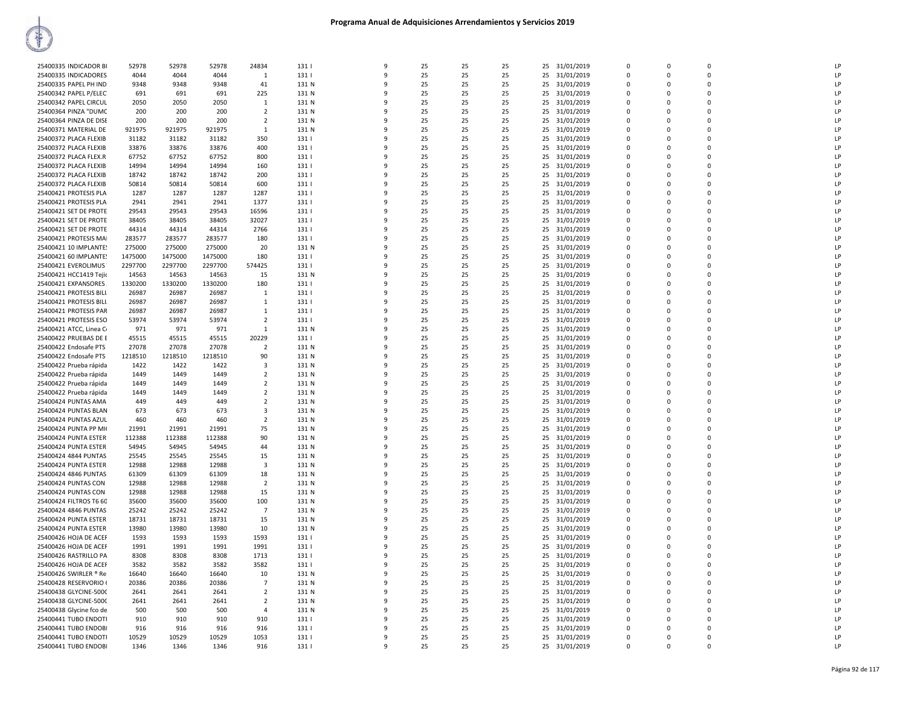# Programa Anual de Adquisiciones Arrendamientos y Servicios 2019

| | | | | | | | | | | | | | | | |
|---|---|---|---|---|---|---|---|---|---|---|---|---|---|---|---|
| 25400335 INDICADOR BI | 52978 | 52978 | 52978 | 24834 | 131 I | 9 | 25 | 25 | 25 | 25 | 31/01/2019 | 0 | 0 | 0 | LP |
| 25400335 INDICADORES | 4044 | 4044 | 4044 | 1 | 131 I | 9 | 25 | 25 | 25 | 25 | 31/01/2019 | 0 | 0 | 0 | LP |
| 25400335 PAPEL PH IND | 9348 | 9348 | 9348 | 41 | 131 N | 9 | 25 | 25 | 25 | 25 | 31/01/2019 | 0 | 0 | 0 | LP |
| 25400342 PAPEL P/ELEC | 691 | 691 | 691 | 225 | 131 N | 9 | 25 | 25 | 25 | 25 | 31/01/2019 | 0 | 0 | 0 | LP |
| 25400342 PAPEL CIRCUL | 2050 | 2050 | 2050 | 1 | 131 N | 9 | 25 | 25 | 25 | 25 | 31/01/2019 | 0 | 0 | 0 | LP |
| 25400364 PINZA "DUMC | 200 | 200 | 200 | 2 | 131 N | 9 | 25 | 25 | 25 | 25 | 31/01/2019 | 0 | 0 | 0 | LP |
| 25400364 PINZA DE DISE | 200 | 200 | 200 | 2 | 131 N | 9 | 25 | 25 | 25 | 25 | 31/01/2019 | 0 | 0 | 0 | LP |
| 25400371 MATERIAL DE | 921975 | 921975 | 921975 | 1 | 131 N | 9 | 25 | 25 | 25 | 25 | 31/01/2019 | 0 | 0 | 0 | LP |
| 25400372 PLACA FLEXIB | 31182 | 31182 | 31182 | 350 | 131 I | 9 | 25 | 25 | 25 | 25 | 31/01/2019 | 0 | 0 | 0 | LP |
| 25400372 PLACA FLEXIB | 33876 | 33876 | 33876 | 400 | 131 I | 9 | 25 | 25 | 25 | 25 | 31/01/2019 | 0 | 0 | 0 | LP |
| 25400372 PLACA FLEX.R | 67752 | 67752 | 67752 | 800 | 131 I | 9 | 25 | 25 | 25 | 25 | 31/01/2019 | 0 | 0 | 0 | LP |
| 25400372 PLACA FLEXIB | 14994 | 14994 | 14994 | 160 | 131 I | 9 | 25 | 25 | 25 | 25 | 31/01/2019 | 0 | 0 | 0 | LP |
| 25400372 PLACA FLEXIB | 18742 | 18742 | 18742 | 200 | 131 I | 9 | 25 | 25 | 25 | 25 | 31/01/2019 | 0 | 0 | 0 | LP |
| 25400372 PLACA FLEXIB | 50814 | 50814 | 50814 | 600 | 131 I | 9 | 25 | 25 | 25 | 25 | 31/01/2019 | 0 | 0 | 0 | LP |
| 25400421 PROTESIS PLA | 1287 | 1287 | 1287 | 1287 | 131 I | 9 | 25 | 25 | 25 | 25 | 31/01/2019 | 0 | 0 | 0 | LP |
| 25400421 PROTESIS PLA | 2941 | 2941 | 2941 | 1377 | 131 I | 9 | 25 | 25 | 25 | 25 | 31/01/2019 | 0 | 0 | 0 | LP |
| 25400421 SET DE PROTE | 29543 | 29543 | 29543 | 16596 | 131 I | 9 | 25 | 25 | 25 | 25 | 31/01/2019 | 0 | 0 | 0 | LP |
| 25400421 SET DE PROTE | 38405 | 38405 | 38405 | 32027 | 131 I | 9 | 25 | 25 | 25 | 25 | 31/01/2019 | 0 | 0 | 0 | LP |
| 25400421 SET DE PROTE | 44314 | 44314 | 44314 | 2766 | 131 I | 9 | 25 | 25 | 25 | 25 | 31/01/2019 | 0 | 0 | 0 | LP |
| 25400421 PROTESIS MA | 283577 | 283577 | 283577 | 180 | 131 I | 9 | 25 | 25 | 25 | 25 | 31/01/2019 | 0 | 0 | 0 | LP |
| 25400421 10 IMPLANTE | 275000 | 275000 | 275000 | 20 | 131 N | 9 | 25 | 25 | 25 | 25 | 31/01/2019 | 0 | 0 | 0 | LP |
| 25400421 60 IMPLANTE | 1475000 | 1475000 | 1475000 | 180 | 131 I | 9 | 25 | 25 | 25 | 25 | 31/01/2019 | 0 | 0 | 0 | LP |
| 25400421 EVEROLIMUS | 2297700 | 2297700 | 2297700 | 574425 | 131 I | 9 | 25 | 25 | 25 | 25 | 31/01/2019 | 0 | 0 | 0 | LP |
| 25400421 HCC1419 Tejio | 14563 | 14563 | 14563 | 15 | 131 N | 9 | 25 | 25 | 25 | 25 | 31/01/2019 | 0 | 0 | 0 | LP |
| 25400421 EXPANSORES | 1330200 | 1330200 | 1330200 | 180 | 131 I | 9 | 25 | 25 | 25 | 25 | 31/01/2019 | 0 | 0 | 0 | LP |
| 25400421 PROTESIS BILI | 26987 | 26987 | 26987 | 1 | 131 I | 9 | 25 | 25 | 25 | 25 | 31/01/2019 | 0 | 0 | 0 | LP |
| 25400421 PROTESIS BILI | 26987 | 26987 | 26987 | 1 | 131 I | 9 | 25 | 25 | 25 | 25 | 31/01/2019 | 0 | 0 | 0 | LP |
| 25400421 PROTESIS PAR | 26987 | 26987 | 26987 | 1 | 131 I | 9 | 25 | 25 | 25 | 25 | 31/01/2019 | 0 | 0 | 0 | LP |
| 25400421 PROTESIS ESO | 53974 | 53974 | 53974 | 2 | 131 I | 9 | 25 | 25 | 25 | 25 | 31/01/2019 | 0 | 0 | 0 | LP |
| 25400421 ATCC, Linea C | 971 | 971 | 971 | 1 | 131 N | 9 | 25 | 25 | 25 | 25 | 31/01/2019 | 0 | 0 | 0 | LP |
| 25400422 PRUEBAS DE E | 45515 | 45515 | 45515 | 20229 | 131 I | 9 | 25 | 25 | 25 | 25 | 31/01/2019 | 0 | 0 | 0 | LP |
| 25400422 Endosafe PTS | 27078 | 27078 | 27078 | 2 | 131 N | 9 | 25 | 25 | 25 | 25 | 31/01/2019 | 0 | 0 | 0 | LP |
| 25400422 Endosafe PTS | 1218510 | 1218510 | 1218510 | 90 | 131 N | 9 | 25 | 25 | 25 | 25 | 31/01/2019 | 0 | 0 | 0 | LP |
| 25400422 Prueba rápida | 1422 | 1422 | 1422 | 3 | 131 N | 9 | 25 | 25 | 25 | 25 | 31/01/2019 | 0 | 0 | 0 | LP |
| 25400422 Prueba rápida | 1449 | 1449 | 1449 | 2 | 131 N | 9 | 25 | 25 | 25 | 25 | 31/01/2019 | 0 | 0 | 0 | LP |
| 25400422 Prueba rápida | 1449 | 1449 | 1449 | 2 | 131 N | 9 | 25 | 25 | 25 | 25 | 31/01/2019 | 0 | 0 | 0 | LP |
| 25400422 Prueba rápida | 1449 | 1449 | 1449 | 2 | 131 N | 9 | 25 | 25 | 25 | 25 | 31/01/2019 | 0 | 0 | 0 | LP |
| 25400424 PUNTAS AMA | 449 | 449 | 449 | 2 | 131 N | 9 | 25 | 25 | 25 | 25 | 31/01/2019 | 0 | 0 | 0 | LP |
| 25400424 PUNTAS BLAN | 673 | 673 | 673 | 3 | 131 N | 9 | 25 | 25 | 25 | 25 | 31/01/2019 | 0 | 0 | 0 | LP |
| 25400424 PUNTAS AZUL | 460 | 460 | 460 | 2 | 131 N | 9 | 25 | 25 | 25 | 25 | 31/01/2019 | 0 | 0 | 0 | LP |
| 25400424 PUNTA PP MI | 21991 | 21991 | 21991 | 75 | 131 N | 9 | 25 | 25 | 25 | 25 | 31/01/2019 | 0 | 0 | 0 | LP |
| 25400424 PUNTA ESTER | 112388 | 112388 | 112388 | 90 | 131 N | 9 | 25 | 25 | 25 | 25 | 31/01/2019 | 0 | 0 | 0 | LP |
| 25400424 PUNTA ESTER | 54945 | 54945 | 54945 | 44 | 131 N | 9 | 25 | 25 | 25 | 25 | 31/01/2019 | 0 | 0 | 0 | LP |
| 25400424 4844 PUNTAS | 25545 | 25545 | 25545 | 15 | 131 N | 9 | 25 | 25 | 25 | 25 | 31/01/2019 | 0 | 0 | 0 | LP |
| 25400424 PUNTA ESTER | 12988 | 12988 | 12988 | 3 | 131 N | 9 | 25 | 25 | 25 | 25 | 31/01/2019 | 0 | 0 | 0 | LP |
| 25400424 4846 PUNTAS | 61309 | 61309 | 61309 | 18 | 131 N | 9 | 25 | 25 | 25 | 25 | 31/01/2019 | 0 | 0 | 0 | LP |
| 25400424 PUNTAS CON | 12988 | 12988 | 12988 | 2 | 131 N | 9 | 25 | 25 | 25 | 25 | 31/01/2019 | 0 | 0 | 0 | LP |
| 25400424 PUNTAS CON | 12988 | 12988 | 12988 | 15 | 131 N | 9 | 25 | 25 | 25 | 25 | 31/01/2019 | 0 | 0 | 0 | LP |
| 25400424 FILTROS T6 60 | 35600 | 35600 | 35600 | 100 | 131 N | 9 | 25 | 25 | 25 | 25 | 31/01/2019 | 0 | 0 | 0 | LP |
| 25400424 4846 PUNTAS | 25242 | 25242 | 25242 | 7 | 131 N | 9 | 25 | 25 | 25 | 25 | 31/01/2019 | 0 | 0 | 0 | LP |
| 25400424 PUNTA ESTER | 18731 | 18731 | 18731 | 15 | 131 N | 9 | 25 | 25 | 25 | 25 | 31/01/2019 | 0 | 0 | 0 | LP |
| 25400424 PUNTA ESTER | 13980 | 13980 | 13980 | 10 | 131 N | 9 | 25 | 25 | 25 | 25 | 31/01/2019 | 0 | 0 | 0 | LP |
| 25400426 HOJA DE ACEF | 1593 | 1593 | 1593 | 1593 | 131 I | 9 | 25 | 25 | 25 | 25 | 31/01/2019 | 0 | 0 | 0 | LP |
| 25400426 HOJA DE ACEF | 1991 | 1991 | 1991 | 1991 | 131 I | 9 | 25 | 25 | 25 | 25 | 31/01/2019 | 0 | 0 | 0 | LP |
| 25400426 RASTRILLO PA | 8308 | 8308 | 8308 | 1713 | 131 I | 9 | 25 | 25 | 25 | 25 | 31/01/2019 | 0 | 0 | 0 | LP |
| 25400426 HOJA DE ACEF | 3582 | 3582 | 3582 | 3582 | 131 I | 9 | 25 | 25 | 25 | 25 | 31/01/2019 | 0 | 0 | 0 | LP |
| 25400426 SWIRLER ® Re | 16640 | 16640 | 16640 | 10 | 131 N | 9 | 25 | 25 | 25 | 25 | 31/01/2019 | 0 | 0 | 0 | LP |
| 25400428 RESERVORIO ( | 20386 | 20386 | 20386 | 7 | 131 N | 9 | 25 | 25 | 25 | 25 | 31/01/2019 | 0 | 0 | 0 | LP |
| 25400438 GLYCINE-500( | 2641 | 2641 | 2641 | 2 | 131 N | 9 | 25 | 25 | 25 | 25 | 31/01/2019 | 0 | 0 | 0 | LP |
| 25400438 GLYCINE-500( | 2641 | 2641 | 2641 | 2 | 131 N | 9 | 25 | 25 | 25 | 25 | 31/01/2019 | 0 | 0 | 0 | LP |
| 25400438 Glycine fco de | 500 | 500 | 500 | 4 | 131 N | 9 | 25 | 25 | 25 | 25 | 31/01/2019 | 0 | 0 | 0 | LP |
| 25400441 TUBO ENDOTI | 910 | 910 | 910 | 910 | 131 I | 9 | 25 | 25 | 25 | 25 | 31/01/2019 | 0 | 0 | 0 | LP |
| 25400441 TUBO ENDOBI | 916 | 916 | 916 | 916 | 131 I | 9 | 25 | 25 | 25 | 25 | 31/01/2019 | 0 | 0 | 0 | LP |
| 25400441 TUBO ENDOTI | 10529 | 10529 | 10529 | 1053 | 131 I | 9 | 25 | 25 | 25 | 25 | 31/01/2019 | 0 | 0 | 0 | LP |
| 25400441 TUBO ENDOBI | 1346 | 1346 | 1346 | 916 | 131 I | 9 | 25 | 25 | 25 | 25 | 31/01/2019 | 0 | 0 | 0 | LP |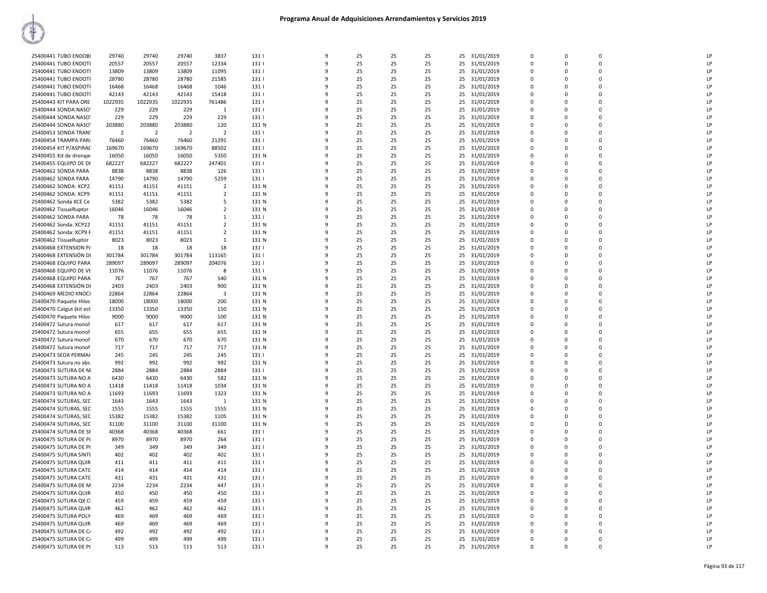# Programa Anual de Adquisiciones Arrendamientos y Servicios 2019

| | | | | | | | | | | | | | | | | |
|---|---|---|---|---|---|---|---|---|---|---|---|---|---|---|---|---|
| 25400441 TUBO ENDOBI | 29740 | 29740 | 29740 | 3837 | 131 I | 9 | 25 | 25 | 25 | 25 | 31/01/2019 | 0 | 0 | 0 | | LP |
| 25400441 TUBO ENDOTI | 20557 | 20557 | 20557 | 12334 | 131 I | 9 | 25 | 25 | 25 | 25 | 31/01/2019 | 0 | 0 | 0 | | LP |
| 25400441 TUBO ENDOTI | 13809 | 13809 | 13809 | 11095 | 131 I | 9 | 25 | 25 | 25 | 25 | 31/01/2019 | 0 | 0 | 0 | | LP |
| 25400441 TUBO ENDOTI | 28780 | 28780 | 28780 | 21585 | 131 I | 9 | 25 | 25 | 25 | 25 | 31/01/2019 | 0 | 0 | 0 | | LP |
| 25400441 TUBO ENDOTI | 16468 | 16468 | 16468 | 1046 | 131 I | 9 | 25 | 25 | 25 | 25 | 31/01/2019 | 0 | 0 | 0 | | LP |
| 25400441 TUBO ENDOTI | 42143 | 42143 | 42143 | 15418 | 131 I | 9 | 25 | 25 | 25 | 25 | 31/01/2019 | 0 | 0 | 0 | | LP |
| 25400443 KIT PARA DRE | 1022935 | 1022935 | 1022935 | 761486 | 131 I | 9 | 25 | 25 | 25 | 25 | 31/01/2019 | 0 | 0 | 0 | | LP |
| 25400444 SONDA NASO' | 229 | 229 | 229 | 1 | 131 I | 9 | 25 | 25 | 25 | 25 | 31/01/2019 | 0 | 0 | 0 | | LP |
| 25400444 SONDA NASO' | 229 | 229 | 229 | 229 | 131 I | 9 | 25 | 25 | 25 | 25 | 31/01/2019 | 0 | 0 | 0 | | LP |
| 25400444 SONDA NASO' | 203880 | 203880 | 203880 | 120 | 131 N | 9 | 25 | 25 | 25 | 25 | 31/01/2019 | 0 | 0 | 0 | | LP |
| 25400453 SONDA TRANS | 2 | 2 | 2 | 2 | 131 I | 9 | 25 | 25 | 25 | 25 | 31/01/2019 | 0 | 0 | 0 | | LP |
| 25400454 TRAMPA PARA | 76460 | 76460 | 76460 | 21291 | 131 I | 9 | 25 | 25 | 25 | 25 | 31/01/2019 | 0 | 0 | 0 | | LP |
| 25400454 KIT P/ASPIRAC | 169670 | 169670 | 169670 | 88502 | 131 I | 9 | 25 | 25 | 25 | 25 | 31/01/2019 | 0 | 0 | 0 | | LP |
| 25400455 Kit de drenaje | 16050 | 16050 | 16050 | 5350 | 131 N | 9 | 25 | 25 | 25 | 25 | 31/01/2019 | 0 | 0 | 0 | | LP |
| 25400455 EQUIPO DE DI | 682227 | 682227 | 682227 | 247401 | 131 I | 9 | 25 | 25 | 25 | 25 | 31/01/2019 | 0 | 0 | 0 | | LP |
| 25400462 SONDA PARA | 8838 | 8838 | 8838 | 126 | 131 I | 9 | 25 | 25 | 25 | 25 | 31/01/2019 | 0 | 0 | 0 | | LP |
| 25400462 SONDA PARA | 14790 | 14790 | 14790 | 5259 | 131 I | 9 | 25 | 25 | 25 | 25 | 31/01/2019 | 0 | 0 | 0 | | LP |
| 25400462 SONDA: XCP2 | 41151 | 41151 | 41151 | 2 | 131 N | 9 | 25 | 25 | 25 | 25 | 31/01/2019 | 0 | 0 | 0 | | LP |
| 25400462 SONDA: XCP9 | 41151 | 41151 | 41151 | 2 | 131 N | 9 | 25 | 25 | 25 | 25 | 31/01/2019 | 0 | 0 | 0 | | LP |
| 25400462 Sonda XCE Ce | 5382 | 5382 | 5382 | 5 | 131 N | 9 | 25 | 25 | 25 | 25 | 31/01/2019 | 0 | 0 | 0 | | LP |
| 25400462 TissueRuptor | 16046 | 16046 | 16046 | 2 | 131 N | 9 | 25 | 25 | 25 | 25 | 31/01/2019 | 0 | 0 | 0 | | LP |
| 25400462 SONDA PARA | 78 | 78 | 78 | 1 | 131 I | 9 | 25 | 25 | 25 | 25 | 31/01/2019 | 0 | 0 | 0 | | LP |
| 25400462 Sonda: XCP22 | 41151 | 41151 | 41151 | 2 | 131 N | 9 | 25 | 25 | 25 | 25 | 31/01/2019 | 0 | 0 | 0 | | LP |
| 25400462 Sonda: XCP9 F | 41151 | 41151 | 41151 | 2 | 131 N | 9 | 25 | 25 | 25 | 25 | 31/01/2019 | 0 | 0 | 0 | | LP |
| 25400462 TissueRuptor | 8023 | 8023 | 8023 | 1 | 131 N | 9 | 25 | 25 | 25 | 25 | 31/01/2019 | 0 | 0 | 0 | | LP |
| 25400468 EXTENSION PA | 18 | 18 | 18 | 18 | 131 I | 9 | 25 | 25 | 25 | 25 | 31/01/2019 | 0 | 0 | 0 | | LP |
| 25400468 EXTENSIÓN DI | 301784 | 301784 | 301784 | 113165 | 131 I | 9 | 25 | 25 | 25 | 25 | 31/01/2019 | 0 | 0 | 0 | | LP |
| 25400468 EQUIPO PARA | 289097 | 289097 | 289097 | 204076 | 131 I | 9 | 25 | 25 | 25 | 25 | 31/01/2019 | 0 | 0 | 0 | | LP |
| 25400468 EQUIPO DE VE | 11076 | 11076 | 11076 | 8 | 131 I | 9 | 25 | 25 | 25 | 25 | 31/01/2019 | 0 | 0 | 0 | | LP |
| 25400468 EQUIPO PARA | 767 | 767 | 767 | 540 | 131 N | 9 | 25 | 25 | 25 | 25 | 31/01/2019 | 0 | 0 | 0 | | LP |
| 25400468 EXTENSIÓN DI | 2403 | 2403 | 2403 | 900 | 131 N | 9 | 25 | 25 | 25 | 25 | 31/01/2019 | 0 | 0 | 0 | | LP |
| 25400469 MEDIO KNOCI | 22864 | 22864 | 22864 | 3 | 131 N | 9 | 25 | 25 | 25 | 25 | 31/01/2019 | 0 | 0 | 0 | | LP |
| 25400470 Paquete Hiloc | 18000 | 18000 | 18000 | 200 | 131 N | 9 | 25 | 25 | 25 | 25 | 31/01/2019 | 0 | 0 | 0 | | LP |
| 25400470 Catgut (kit est | 13350 | 13350 | 13350 | 150 | 131 N | 9 | 25 | 25 | 25 | 25 | 31/01/2019 | 0 | 0 | 0 | | LP |
| 25400470 Paquete Hiloc | 9000 | 9000 | 9000 | 100 | 131 N | 9 | 25 | 25 | 25 | 25 | 31/01/2019 | 0 | 0 | 0 | | LP |
| 25400472 Sutura monof | 617 | 617 | 617 | 617 | 131 N | 9 | 25 | 25 | 25 | 25 | 31/01/2019 | 0 | 0 | 0 | | LP |
| 25400472 Sutura monof | 655 | 655 | 655 | 655 | 131 N | 9 | 25 | 25 | 25 | 25 | 31/01/2019 | 0 | 0 | 0 | | LP |
| 25400472 Sutura monof | 670 | 670 | 670 | 670 | 131 N | 9 | 25 | 25 | 25 | 25 | 31/01/2019 | 0 | 0 | 0 | | LP |
| 25400472 Sutura monof | 717 | 717 | 717 | 717 | 131 N | 9 | 25 | 25 | 25 | 25 | 31/01/2019 | 0 | 0 | 0 | | LP |
| 25400473 SEDA PERMAH | 245 | 245 | 245 | 245 | 131 I | 9 | 25 | 25 | 25 | 25 | 31/01/2019 | 0 | 0 | 0 | | LP |
| 25400473 Sutura no abs | 992 | 992 | 992 | 992 | 131 N | 9 | 25 | 25 | 25 | 25 | 31/01/2019 | 0 | 0 | 0 | | LP |
| 25400473 SUTURA DE M | 2884 | 2884 | 2884 | 2884 | 131 I | 9 | 25 | 25 | 25 | 25 | 31/01/2019 | 0 | 0 | 0 | | LP |
| 25400473 SUTURA NO A | 6430 | 6430 | 6430 | 582 | 131 N | 9 | 25 | 25 | 25 | 25 | 31/01/2019 | 0 | 0 | 0 | | LP |
| 25400473 SUTURA NO A | 11418 | 11418 | 11418 | 1034 | 131 N | 9 | 25 | 25 | 25 | 25 | 31/01/2019 | 0 | 0 | 0 | | LP |
| 25400473 SUTURA NO A | 11693 | 11693 | 11693 | 1323 | 131 N | 9 | 25 | 25 | 25 | 25 | 31/01/2019 | 0 | 0 | 0 | | LP |
| 25400474 SUTURAS, SEL | 1643 | 1643 | 1643 | 1 | 131 N | 9 | 25 | 25 | 25 | 25 | 31/01/2019 | 0 | 0 | 0 | | LP |
| 25400474 SUTURAS, SEL | 1555 | 1555 | 1555 | 1555 | 131 N | 9 | 25 | 25 | 25 | 25 | 31/01/2019 | 0 | 0 | 0 | | LP |
| 25400474 SUTURAS, SEL | 15382 | 15382 | 15382 | 1105 | 131 N | 9 | 25 | 25 | 25 | 25 | 31/01/2019 | 0 | 0 | 0 | | LP |
| 25400474 SUTURAS, SEL | 31100 | 31100 | 31100 | 31100 | 131 N | 9 | 25 | 25 | 25 | 25 | 31/01/2019 | 0 | 0 | 0 | | LP |
| 25400474 SUTURA DE SE | 40368 | 40368 | 40368 | 661 | 131 I | 9 | 25 | 25 | 25 | 25 | 31/01/2019 | 0 | 0 | 0 | | LP |
| 25400475 SUTURA DE PO | 8970 | 8970 | 8970 | 264 | 131 I | 9 | 25 | 25 | 25 | 25 | 31/01/2019 | 0 | 0 | 0 | | LP |
| 25400475 SUTURA DE PO | 349 | 349 | 349 | 349 | 131 I | 9 | 25 | 25 | 25 | 25 | 31/01/2019 | 0 | 0 | 0 | | LP |
| 25400475 SUTURA SINTE | 402 | 402 | 402 | 402 | 131 I | 9 | 25 | 25 | 25 | 25 | 31/01/2019 | 0 | 0 | 0 | | LP |
| 25400475 SUTURA QUIR | 411 | 411 | 411 | 411 | 131 I | 9 | 25 | 25 | 25 | 25 | 31/01/2019 | 0 | 0 | 0 | | LP |
| 25400475 SUTURA CATG | 414 | 414 | 414 | 414 | 131 I | 9 | 25 | 25 | 25 | 25 | 31/01/2019 | 0 | 0 | 0 | | LP |
| 25400475 SUTURA CATG | 431 | 431 | 431 | 431 | 131 I | 9 | 25 | 25 | 25 | 25 | 31/01/2019 | 0 | 0 | 0 | | LP |
| 25400475 SUTURA DE M | 2234 | 2234 | 2234 | 447 | 131 I | 9 | 25 | 25 | 25 | 25 | 31/01/2019 | 0 | 0 | 0 | | LP |
| 25400475 SUTURA QUIR | 450 | 450 | 450 | 450 | 131 I | 9 | 25 | 25 | 25 | 25 | 31/01/2019 | 0 | 0 | 0 | | LP |
| 25400475 SUTURA QX CI | 459 | 459 | 459 | 459 | 131 I | 9 | 25 | 25 | 25 | 25 | 31/01/2019 | 0 | 0 | 0 | | LP |
| 25400475 SUTURA QUIR | 462 | 462 | 462 | 462 | 131 I | 9 | 25 | 25 | 25 | 25 | 31/01/2019 | 0 | 0 | 0 | | LP |
| 25400475 SUTURA POLY | 469 | 469 | 469 | 469 | 131 I | 9 | 25 | 25 | 25 | 25 | 31/01/2019 | 0 | 0 | 0 | | LP |
| 25400475 SUTURA QUIR | 469 | 469 | 469 | 469 | 131 I | 9 | 25 | 25 | 25 | 25 | 31/01/2019 | 0 | 0 | 0 | | LP |
| 25400475 SUTURA DE CA | 492 | 492 | 492 | 492 | 131 I | 9 | 25 | 25 | 25 | 25 | 31/01/2019 | 0 | 0 | 0 | | LP |
| 25400475 SUTURA DE CA | 499 | 499 | 499 | 499 | 131 I | 9 | 25 | 25 | 25 | 25 | 31/01/2019 | 0 | 0 | 0 | | LP |
| 25400475 SUTURA DE PO | 513 | 513 | 513 | 513 | 131 I | 9 | 25 | 25 | 25 | 25 | 31/01/2019 | 0 | 0 | 0 | | LP |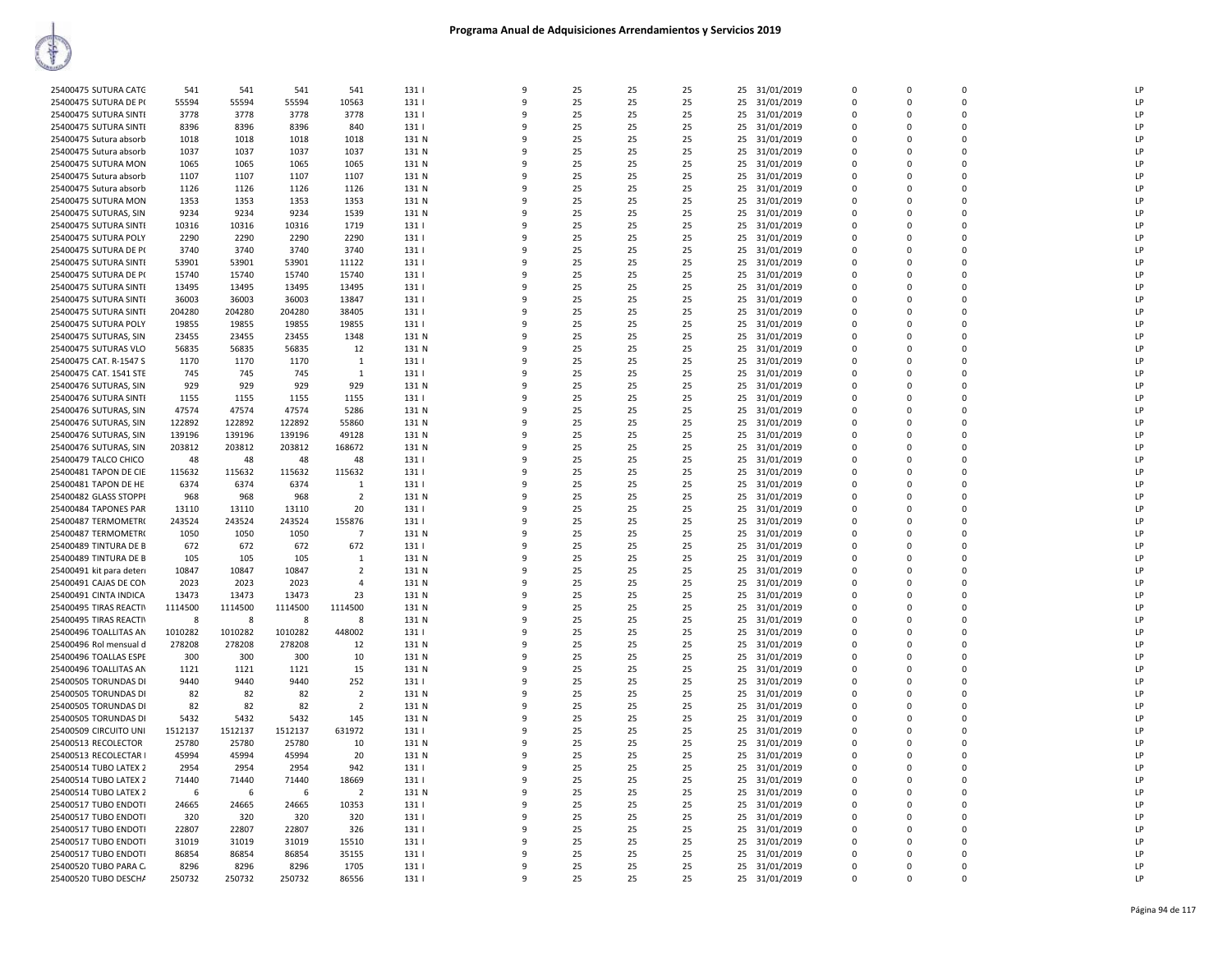# Programa Anual de Adquisiciones Arrendamientos y Servicios 2019

| | | | | | | | | | | | | | | | | |
|---|---|---|---|---|---|---|---|---|---|---|---|---|---|---|---|---|
| 25400475 SUTURA CATG | 541 | 541 | 541 | 541 | 131 I | 9 | 25 | 25 | 25 | 25 | 31/01/2019 | 0 | 0 | 0 | | LP |
| 25400475 SUTURA DE P( | 55594 | 55594 | 55594 | 10563 | 131 I | 9 | 25 | 25 | 25 | 25 | 31/01/2019 | 0 | 0 | 0 | | LP |
| 25400475 SUTURA SINTI | 3778 | 3778 | 3778 | 3778 | 131 I | 9 | 25 | 25 | 25 | 25 | 31/01/2019 | 0 | 0 | 0 | | LP |
| 25400475 SUTURA SINTI | 8396 | 8396 | 8396 | 840 | 131 I | 9 | 25 | 25 | 25 | 25 | 31/01/2019 | 0 | 0 | 0 | | LP |
| 25400475 Sutura absorb | 1018 | 1018 | 1018 | 1018 | 131 N | 9 | 25 | 25 | 25 | 25 | 31/01/2019 | 0 | 0 | 0 | | LP |
| 25400475 Sutura absorb | 1037 | 1037 | 1037 | 1037 | 131 N | 9 | 25 | 25 | 25 | 25 | 31/01/2019 | 0 | 0 | 0 | | LP |
| 25400475 SUTURA MON | 1065 | 1065 | 1065 | 1065 | 131 N | 9 | 25 | 25 | 25 | 25 | 31/01/2019 | 0 | 0 | 0 | | LP |
| 25400475 Sutura absorb | 1107 | 1107 | 1107 | 1107 | 131 N | 9 | 25 | 25 | 25 | 25 | 31/01/2019 | 0 | 0 | 0 | | LP |
| 25400475 Sutura absorb | 1126 | 1126 | 1126 | 1126 | 131 N | 9 | 25 | 25 | 25 | 25 | 31/01/2019 | 0 | 0 | 0 | | LP |
| 25400475 SUTURA MON | 1353 | 1353 | 1353 | 1353 | 131 N | 9 | 25 | 25 | 25 | 25 | 31/01/2019 | 0 | 0 | 0 | | LP |
| 25400475 SUTURAS, SIN | 9234 | 9234 | 9234 | 1539 | 131 N | 9 | 25 | 25 | 25 | 25 | 31/01/2019 | 0 | 0 | 0 | | LP |
| 25400475 SUTURA SINTI | 10316 | 10316 | 10316 | 1719 | 131 I | 9 | 25 | 25 | 25 | 25 | 31/01/2019 | 0 | 0 | 0 | | LP |
| 25400475 SUTURA POLY | 2290 | 2290 | 2290 | 2290 | 131 I | 9 | 25 | 25 | 25 | 25 | 31/01/2019 | 0 | 0 | 0 | | LP |
| 25400475 SUTURA DE P( | 3740 | 3740 | 3740 | 3740 | 131 I | 9 | 25 | 25 | 25 | 25 | 31/01/2019 | 0 | 0 | 0 | | LP |
| 25400475 SUTURA SINTI | 53901 | 53901 | 53901 | 11122 | 131 I | 9 | 25 | 25 | 25 | 25 | 31/01/2019 | 0 | 0 | 0 | | LP |
| 25400475 SUTURA DE P( | 15740 | 15740 | 15740 | 15740 | 131 I | 9 | 25 | 25 | 25 | 25 | 31/01/2019 | 0 | 0 | 0 | | LP |
| 25400475 SUTURA SINTI | 13495 | 13495 | 13495 | 13495 | 131 I | 9 | 25 | 25 | 25 | 25 | 31/01/2019 | 0 | 0 | 0 | | LP |
| 25400475 SUTURA SINTI | 36003 | 36003 | 36003 | 13847 | 131 I | 9 | 25 | 25 | 25 | 25 | 31/01/2019 | 0 | 0 | 0 | | LP |
| 25400475 SUTURA SINTI | 204280 | 204280 | 204280 | 38405 | 131 I | 9 | 25 | 25 | 25 | 25 | 31/01/2019 | 0 | 0 | 0 | | LP |
| 25400475 SUTURA POLY | 19855 | 19855 | 19855 | 19855 | 131 I | 9 | 25 | 25 | 25 | 25 | 31/01/2019 | 0 | 0 | 0 | | LP |
| 25400475 SUTURAS, SIN | 23455 | 23455 | 23455 | 1348 | 131 N | 9 | 25 | 25 | 25 | 25 | 31/01/2019 | 0 | 0 | 0 | | LP |
| 25400475 SUTURAS VLO | 56835 | 56835 | 56835 | 12 | 131 N | 9 | 25 | 25 | 25 | 25 | 31/01/2019 | 0 | 0 | 0 | | LP |
| 25400475 CAT. R-1547 S | 1170 | 1170 | 1170 | 1 | 131 I | 9 | 25 | 25 | 25 | 25 | 31/01/2019 | 0 | 0 | 0 | | LP |
| 25400475 CAT. 1541 STE | 745 | 745 | 745 | 1 | 131 I | 9 | 25 | 25 | 25 | 25 | 31/01/2019 | 0 | 0 | 0 | | LP |
| 25400476 SUTURAS, SIN | 929 | 929 | 929 | 929 | 131 N | 9 | 25 | 25 | 25 | 25 | 31/01/2019 | 0 | 0 | 0 | | LP |
| 25400476 SUTURA SINTI | 1155 | 1155 | 1155 | 1155 | 131 I | 9 | 25 | 25 | 25 | 25 | 31/01/2019 | 0 | 0 | 0 | | LP |
| 25400476 SUTURAS, SIN | 47574 | 47574 | 47574 | 5286 | 131 N | 9 | 25 | 25 | 25 | 25 | 31/01/2019 | 0 | 0 | 0 | | LP |
| 25400476 SUTURAS, SIN | 122892 | 122892 | 122892 | 55860 | 131 N | 9 | 25 | 25 | 25 | 25 | 31/01/2019 | 0 | 0 | 0 | | LP |
| 25400476 SUTURAS, SIN | 139196 | 139196 | 139196 | 49128 | 131 N | 9 | 25 | 25 | 25 | 25 | 31/01/2019 | 0 | 0 | 0 | | LP |
| 25400476 SUTURAS, SIN | 203812 | 203812 | 203812 | 168672 | 131 N | 9 | 25 | 25 | 25 | 25 | 31/01/2019 | 0 | 0 | 0 | | LP |
| 25400479 TALCO CHICO | 48 | 48 | 48 | 48 | 131 I | 9 | 25 | 25 | 25 | 25 | 31/01/2019 | 0 | 0 | 0 | | LP |
| 25400481 TAPON DE CIE | 115632 | 115632 | 115632 | 115632 | 131 I | 9 | 25 | 25 | 25 | 25 | 31/01/2019 | 0 | 0 | 0 | | LP |
| 25400481 TAPON DE HE | 6374 | 6374 | 6374 | 1 | 131 I | 9 | 25 | 25 | 25 | 25 | 31/01/2019 | 0 | 0 | 0 | | LP |
| 25400482 GLASS STOPPI | 968 | 968 | 968 | 2 | 131 N | 9 | 25 | 25 | 25 | 25 | 31/01/2019 | 0 | 0 | 0 | | LP |
| 25400484 TAPONES PAR | 13110 | 13110 | 13110 | 20 | 131 I | 9 | 25 | 25 | 25 | 25 | 31/01/2019 | 0 | 0 | 0 | | LP |
| 25400487 TERMOMETR( | 243524 | 243524 | 243524 | 155876 | 131 I | 9 | 25 | 25 | 25 | 25 | 31/01/2019 | 0 | 0 | 0 | | LP |
| 25400487 TERMOMETR( | 1050 | 1050 | 1050 | 7 | 131 N | 9 | 25 | 25 | 25 | 25 | 31/01/2019 | 0 | 0 | 0 | | LP |
| 25400489 TINTURA DE B | 672 | 672 | 672 | 672 | 131 I | 9 | 25 | 25 | 25 | 25 | 31/01/2019 | 0 | 0 | 0 | | LP |
| 25400489 TINTURA DE B | 105 | 105 | 105 | 1 | 131 N | 9 | 25 | 25 | 25 | 25 | 31/01/2019 | 0 | 0 | 0 | | LP |
| 25400491 kit para deteri | 10847 | 10847 | 10847 | 2 | 131 N | 9 | 25 | 25 | 25 | 25 | 31/01/2019 | 0 | 0 | 0 | | LP |
| 25400491 CAJAS DE CON | 2023 | 2023 | 2023 | 4 | 131 N | 9 | 25 | 25 | 25 | 25 | 31/01/2019 | 0 | 0 | 0 | | LP |
| 25400491 CINTA INDICA | 13473 | 13473 | 13473 | 23 | 131 N | 9 | 25 | 25 | 25 | 25 | 31/01/2019 | 0 | 0 | 0 | | LP |
| 25400495 TIRAS REACTI\ | 1114500 | 1114500 | 1114500 | 1114500 | 131 N | 9 | 25 | 25 | 25 | 25 | 31/01/2019 | 0 | 0 | 0 | | LP |
| 25400495 TIRAS REACTI\ | 8 | 8 | 8 | 8 | 131 N | 9 | 25 | 25 | 25 | 25 | 31/01/2019 | 0 | 0 | 0 | | LP |
| 25400496 TOALLITAS AN | 1010282 | 1010282 | 1010282 | 448002 | 131 I | 9 | 25 | 25 | 25 | 25 | 31/01/2019 | 0 | 0 | 0 | | LP |
| 25400496 Rol mensual d | 278208 | 278208 | 278208 | 12 | 131 N | 9 | 25 | 25 | 25 | 25 | 31/01/2019 | 0 | 0 | 0 | | LP |
| 25400496 TOALLAS ESPE | 300 | 300 | 300 | 10 | 131 N | 9 | 25 | 25 | 25 | 25 | 31/01/2019 | 0 | 0 | 0 | | LP |
| 25400496 TOALLITAS AN | 1121 | 1121 | 1121 | 15 | 131 N | 9 | 25 | 25 | 25 | 25 | 31/01/2019 | 0 | 0 | 0 | | LP |
| 25400505 TORUNDAS DI | 9440 | 9440 | 9440 | 252 | 131 I | 9 | 25 | 25 | 25 | 25 | 31/01/2019 | 0 | 0 | 0 | | LP |
| 25400505 TORUNDAS DI | 82 | 82 | 82 | 2 | 131 N | 9 | 25 | 25 | 25 | 25 | 31/01/2019 | 0 | 0 | 0 | | LP |
| 25400505 TORUNDAS DI | 82 | 82 | 82 | 2 | 131 N | 9 | 25 | 25 | 25 | 25 | 31/01/2019 | 0 | 0 | 0 | | LP |
| 25400505 TORUNDAS DI | 5432 | 5432 | 5432 | 145 | 131 N | 9 | 25 | 25 | 25 | 25 | 31/01/2019 | 0 | 0 | 0 | | LP |
| 25400509 CIRCUITO UNI | 1512137 | 1512137 | 1512137 | 631972 | 131 I | 9 | 25 | 25 | 25 | 25 | 31/01/2019 | 0 | 0 | 0 | | LP |
| 25400513 RECOLECTOR | 25780 | 25780 | 25780 | 10 | 131 N | 9 | 25 | 25 | 25 | 25 | 31/01/2019 | 0 | 0 | 0 | | LP |
| 25400513 RECOLECTAR I | 45994 | 45994 | 45994 | 20 | 131 N | 9 | 25 | 25 | 25 | 25 | 31/01/2019 | 0 | 0 | 0 | | LP |
| 25400514 TUBO LATEX 2 | 2954 | 2954 | 2954 | 942 | 131 I | 9 | 25 | 25 | 25 | 25 | 31/01/2019 | 0 | 0 | 0 | | LP |
| 25400514 TUBO LATEX 2 | 71440 | 71440 | 71440 | 18669 | 131 I | 9 | 25 | 25 | 25 | 25 | 31/01/2019 | 0 | 0 | 0 | | LP |
| 25400514 TUBO LATEX 2 | 6 | 6 | 6 | 2 | 131 N | 9 | 25 | 25 | 25 | 25 | 31/01/2019 | 0 | 0 | 0 | | LP |
| 25400517 TUBO ENDOTI | 24665 | 24665 | 24665 | 10353 | 131 I | 9 | 25 | 25 | 25 | 25 | 31/01/2019 | 0 | 0 | 0 | | LP |
| 25400517 TUBO ENDOTI | 320 | 320 | 320 | 320 | 131 I | 9 | 25 | 25 | 25 | 25 | 31/01/2019 | 0 | 0 | 0 | | LP |
| 25400517 TUBO ENDOTI | 22807 | 22807 | 22807 | 326 | 131 I | 9 | 25 | 25 | 25 | 25 | 31/01/2019 | 0 | 0 | 0 | | LP |
| 25400517 TUBO ENDOTI | 31019 | 31019 | 31019 | 15510 | 131 I | 9 | 25 | 25 | 25 | 25 | 31/01/2019 | 0 | 0 | 0 | | LP |
| 25400517 TUBO ENDOTI | 86854 | 86854 | 86854 | 35155 | 131 I | 9 | 25 | 25 | 25 | 25 | 31/01/2019 | 0 | 0 | 0 | | LP |
| 25400520 TUBO PARA C. | 8296 | 8296 | 8296 | 1705 | 131 I | 9 | 25 | 25 | 25 | 25 | 31/01/2019 | 0 | 0 | 0 | | LP |
| 25400520 TUBO DESCHA | 250732 | 250732 | 250732 | 86556 | 131 I | 9 | 25 | 25 | 25 | 25 | 31/01/2019 | 0 | 0 | 0 | | LP |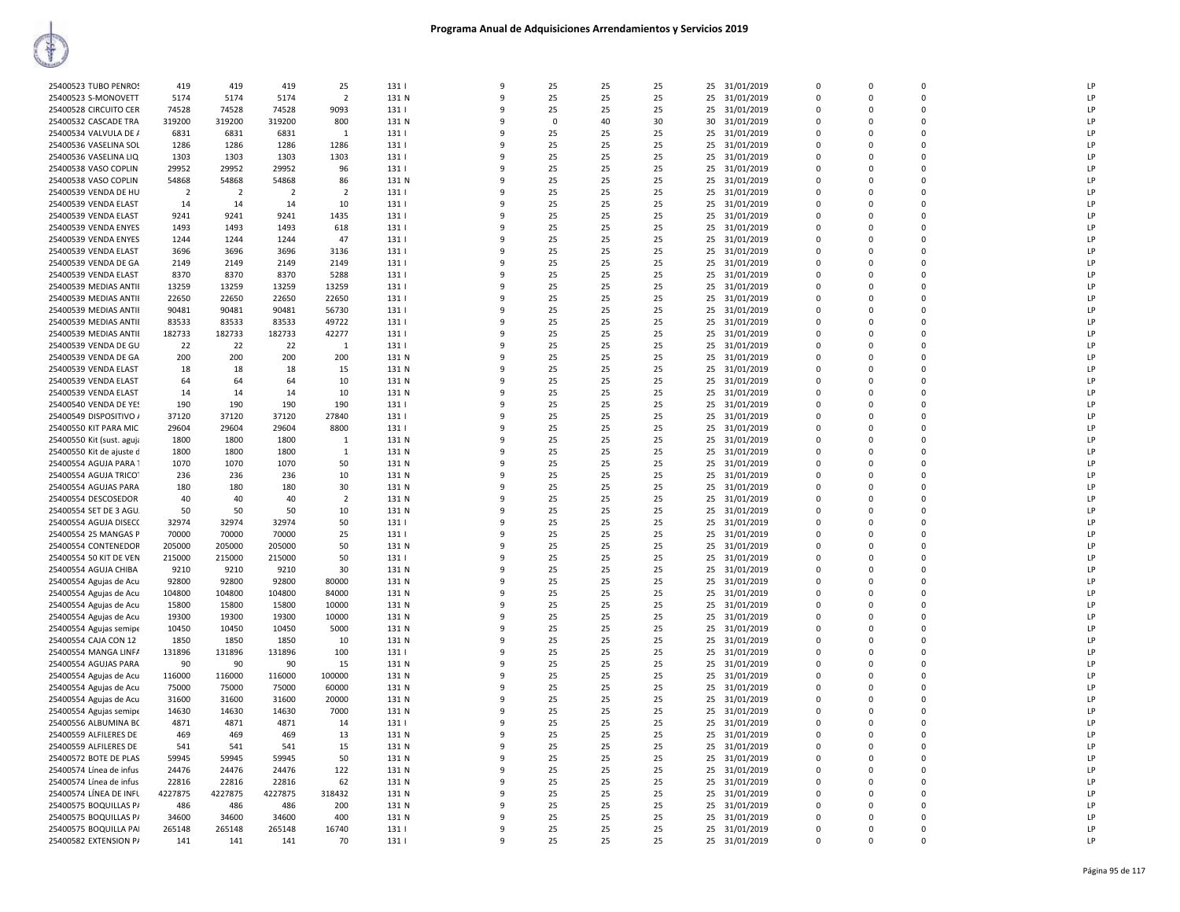# Programa Anual de Adquisiciones Arrendamientos y Servicios 2019

| | | | | | | | | | | | | | | | |
|---|---|---|---|---|---|---|---|---|---|---|---|---|---|---|---|
| 25400523 TUBO PENROS | 419 | 419 | 419 | 25 | 131 I | 9 | 25 | 25 | 25 | 25 | 31/01/2019 | 0 | 0 | 0 | LP |
| 25400523 S-MONOVETT | 5174 | 5174 | 5174 | 2 | 131 N | 9 | 25 | 25 | 25 | 25 | 31/01/2019 | 0 | 0 | 0 | LP |
| 25400528 CIRCUITO CER | 74528 | 74528 | 74528 | 9093 | 131 I | 9 | 25 | 25 | 25 | 25 | 31/01/2019 | 0 | 0 | 0 | LP |
| 25400532 CASCADE TRA | 319200 | 319200 | 319200 | 800 | 131 N | 9 | 0 | 40 | 30 | 30 | 31/01/2019 | 0 | 0 | 0 | LP |
| 25400534 VALVULA DE / | 6831 | 6831 | 6831 | 1 | 131 I | 9 | 25 | 25 | 25 | 25 | 31/01/2019 | 0 | 0 | 0 | LP |
| 25400536 VASELINA SOL | 1286 | 1286 | 1286 | 1286 | 131 I | 9 | 25 | 25 | 25 | 25 | 31/01/2019 | 0 | 0 | 0 | LP |
| 25400536 VASELINA LIQ | 1303 | 1303 | 1303 | 1303 | 131 I | 9 | 25 | 25 | 25 | 25 | 31/01/2019 | 0 | 0 | 0 | LP |
| 25400538 VASO COPLIN | 29952 | 29952 | 29952 | 96 | 131 I | 9 | 25 | 25 | 25 | 25 | 31/01/2019 | 0 | 0 | 0 | LP |
| 25400538 VASO COPLIN | 54868 | 54868 | 54868 | 86 | 131 N | 9 | 25 | 25 | 25 | 25 | 31/01/2019 | 0 | 0 | 0 | LP |
| 25400539 VENDA DE HU | 2 | 2 | 2 | 2 | 131 I | 9 | 25 | 25 | 25 | 25 | 31/01/2019 | 0 | 0 | 0 | LP |
| 25400539 VENDA ELAST | 14 | 14 | 14 | 10 | 131 I | 9 | 25 | 25 | 25 | 25 | 31/01/2019 | 0 | 0 | 0 | LP |
| 25400539 VENDA ELAST | 9241 | 9241 | 9241 | 1435 | 131 I | 9 | 25 | 25 | 25 | 25 | 31/01/2019 | 0 | 0 | 0 | LP |
| 25400539 VENDA ENYES | 1493 | 1493 | 1493 | 618 | 131 I | 9 | 25 | 25 | 25 | 25 | 31/01/2019 | 0 | 0 | 0 | LP |
| 25400539 VENDA ENYES | 1244 | 1244 | 1244 | 47 | 131 I | 9 | 25 | 25 | 25 | 25 | 31/01/2019 | 0 | 0 | 0 | LP |
| 25400539 VENDA ELAST | 3696 | 3696 | 3696 | 3136 | 131 I | 9 | 25 | 25 | 25 | 25 | 31/01/2019 | 0 | 0 | 0 | LP |
| 25400539 VENDA DE GA | 2149 | 2149 | 2149 | 2149 | 131 I | 9 | 25 | 25 | 25 | 25 | 31/01/2019 | 0 | 0 | 0 | LP |
| 25400539 VENDA ELAST | 8370 | 8370 | 8370 | 5288 | 131 I | 9 | 25 | 25 | 25 | 25 | 31/01/2019 | 0 | 0 | 0 | LP |
| 25400539 MEDIAS ANTII | 13259 | 13259 | 13259 | 13259 | 131 I | 9 | 25 | 25 | 25 | 25 | 31/01/2019 | 0 | 0 | 0 | LP |
| 25400539 MEDIAS ANTII | 22650 | 22650 | 22650 | 22650 | 131 I | 9 | 25 | 25 | 25 | 25 | 31/01/2019 | 0 | 0 | 0 | LP |
| 25400539 MEDIAS ANTII | 90481 | 90481 | 90481 | 56730 | 131 I | 9 | 25 | 25 | 25 | 25 | 31/01/2019 | 0 | 0 | 0 | LP |
| 25400539 MEDIAS ANTII | 83533 | 83533 | 83533 | 49722 | 131 I | 9 | 25 | 25 | 25 | 25 | 31/01/2019 | 0 | 0 | 0 | LP |
| 25400539 MEDIAS ANTII | 182733 | 182733 | 182733 | 42277 | 131 I | 9 | 25 | 25 | 25 | 25 | 31/01/2019 | 0 | 0 | 0 | LP |
| 25400539 VENDA DE GU | 22 | 22 | 22 | 1 | 131 I | 9 | 25 | 25 | 25 | 25 | 31/01/2019 | 0 | 0 | 0 | LP |
| 25400539 VENDA DE GA | 200 | 200 | 200 | 200 | 131 N | 9 | 25 | 25 | 25 | 25 | 31/01/2019 | 0 | 0 | 0 | LP |
| 25400539 VENDA ELAST | 18 | 18 | 18 | 15 | 131 N | 9 | 25 | 25 | 25 | 25 | 31/01/2019 | 0 | 0 | 0 | LP |
| 25400539 VENDA ELAST | 64 | 64 | 64 | 10 | 131 N | 9 | 25 | 25 | 25 | 25 | 31/01/2019 | 0 | 0 | 0 | LP |
| 25400539 VENDA ELAST | 14 | 14 | 14 | 10 | 131 N | 9 | 25 | 25 | 25 | 25 | 31/01/2019 | 0 | 0 | 0 | LP |
| 25400540 VENDA DE YES | 190 | 190 | 190 | 190 | 131 I | 9 | 25 | 25 | 25 | 25 | 31/01/2019 | 0 | 0 | 0 | LP |
| 25400549 DISPOSITIVO / | 37120 | 37120 | 37120 | 27840 | 131 I | 9 | 25 | 25 | 25 | 25 | 31/01/2019 | 0 | 0 | 0 | LP |
| 25400550 KIT PARA MIC | 29604 | 29604 | 29604 | 8800 | 131 I | 9 | 25 | 25 | 25 | 25 | 31/01/2019 | 0 | 0 | 0 | LP |
| 25400550 Kit (sust. aguja | 1800 | 1800 | 1800 | 1 | 131 N | 9 | 25 | 25 | 25 | 25 | 31/01/2019 | 0 | 0 | 0 | LP |
| 25400550 Kit de ajuste d | 1800 | 1800 | 1800 | 1 | 131 N | 9 | 25 | 25 | 25 | 25 | 31/01/2019 | 0 | 0 | 0 | LP |
| 25400554 AGUJA PARA 1 | 1070 | 1070 | 1070 | 50 | 131 N | 9 | 25 | 25 | 25 | 25 | 31/01/2019 | 0 | 0 | 0 | LP |
| 25400554 AGUJA TRICOT | 236 | 236 | 236 | 10 | 131 N | 9 | 25 | 25 | 25 | 25 | 31/01/2019 | 0 | 0 | 0 | LP |
| 25400554 AGUJAS PARA | 180 | 180 | 180 | 30 | 131 N | 9 | 25 | 25 | 25 | 25 | 31/01/2019 | 0 | 0 | 0 | LP |
| 25400554 DESCOSEDOR | 40 | 40 | 40 | 2 | 131 N | 9 | 25 | 25 | 25 | 25 | 31/01/2019 | 0 | 0 | 0 | LP |
| 25400554 SET DE 3 AGU. | 50 | 50 | 50 | 10 | 131 N | 9 | 25 | 25 | 25 | 25 | 31/01/2019 | 0 | 0 | 0 | LP |
| 25400554 AGUJA DISECC | 32974 | 32974 | 32974 | 50 | 131 I | 9 | 25 | 25 | 25 | 25 | 31/01/2019 | 0 | 0 | 0 | LP |
| 25400554 25 MANGAS P | 70000 | 70000 | 70000 | 25 | 131 I | 9 | 25 | 25 | 25 | 25 | 31/01/2019 | 0 | 0 | 0 | LP |
| 25400554 CONTENEDOR | 205000 | 205000 | 205000 | 50 | 131 N | 9 | 25 | 25 | 25 | 25 | 31/01/2019 | 0 | 0 | 0 | LP |
| 25400554 50 KIT DE VEN | 215000 | 215000 | 215000 | 50 | 131 I | 9 | 25 | 25 | 25 | 25 | 31/01/2019 | 0 | 0 | 0 | LP |
| 25400554 AGUJA CHIBA | 9210 | 9210 | 9210 | 30 | 131 N | 9 | 25 | 25 | 25 | 25 | 31/01/2019 | 0 | 0 | 0 | LP |
| 25400554 Agujas de Acu | 92800 | 92800 | 92800 | 80000 | 131 N | 9 | 25 | 25 | 25 | 25 | 31/01/2019 | 0 | 0 | 0 | LP |
| 25400554 Agujas de Acu | 104800 | 104800 | 104800 | 84000 | 131 N | 9 | 25 | 25 | 25 | 25 | 31/01/2019 | 0 | 0 | 0 | LP |
| 25400554 Agujas de Acu | 15800 | 15800 | 15800 | 10000 | 131 N | 9 | 25 | 25 | 25 | 25 | 31/01/2019 | 0 | 0 | 0 | LP |
| 25400554 Agujas de Acu | 19300 | 19300 | 19300 | 10000 | 131 N | 9 | 25 | 25 | 25 | 25 | 31/01/2019 | 0 | 0 | 0 | LP |
| 25400554 Agujas semipe | 10450 | 10450 | 10450 | 5000 | 131 N | 9 | 25 | 25 | 25 | 25 | 31/01/2019 | 0 | 0 | 0 | LP |
| 25400554 CAJA CON 12 | 1850 | 1850 | 1850 | 10 | 131 N | 9 | 25 | 25 | 25 | 25 | 31/01/2019 | 0 | 0 | 0 | LP |
| 25400554 MANGA LINFA | 131896 | 131896 | 131896 | 100 | 131 I | 9 | 25 | 25 | 25 | 25 | 31/01/2019 | 0 | 0 | 0 | LP |
| 25400554 AGUJAS PARA | 90 | 90 | 90 | 15 | 131 N | 9 | 25 | 25 | 25 | 25 | 31/01/2019 | 0 | 0 | 0 | LP |
| 25400554 Agujas de Acu | 116000 | 116000 | 116000 | 100000 | 131 N | 9 | 25 | 25 | 25 | 25 | 31/01/2019 | 0 | 0 | 0 | LP |
| 25400554 Agujas de Acu | 75000 | 75000 | 75000 | 60000 | 131 N | 9 | 25 | 25 | 25 | 25 | 31/01/2019 | 0 | 0 | 0 | LP |
| 25400554 Agujas de Acu | 31600 | 31600 | 31600 | 20000 | 131 N | 9 | 25 | 25 | 25 | 25 | 31/01/2019 | 0 | 0 | 0 | LP |
| 25400554 Agujas semipe | 14630 | 14630 | 14630 | 7000 | 131 N | 9 | 25 | 25 | 25 | 25 | 31/01/2019 | 0 | 0 | 0 | LP |
| 25400556 ALBUMINA BC | 4871 | 4871 | 4871 | 14 | 131 I | 9 | 25 | 25 | 25 | 25 | 31/01/2019 | 0 | 0 | 0 | LP |
| 25400559 ALFILERES DE | 469 | 469 | 469 | 13 | 131 N | 9 | 25 | 25 | 25 | 25 | 31/01/2019 | 0 | 0 | 0 | LP |
| 25400559 ALFILERES DE | 541 | 541 | 541 | 15 | 131 N | 9 | 25 | 25 | 25 | 25 | 31/01/2019 | 0 | 0 | 0 | LP |
| 25400572 BOTE DE PLAS | 59945 | 59945 | 59945 | 50 | 131 N | 9 | 25 | 25 | 25 | 25 | 31/01/2019 | 0 | 0 | 0 | LP |
| 25400574 Línea de infus | 24476 | 24476 | 24476 | 122 | 131 N | 9 | 25 | 25 | 25 | 25 | 31/01/2019 | 0 | 0 | 0 | LP |
| 25400574 Línea de infus | 22816 | 22816 | 22816 | 62 | 131 N | 9 | 25 | 25 | 25 | 25 | 31/01/2019 | 0 | 0 | 0 | LP |
| 25400574 LÍNEA DE INFU | 4227875 | 4227875 | 4227875 | 318432 | 131 N | 9 | 25 | 25 | 25 | 25 | 31/01/2019 | 0 | 0 | 0 | LP |
| 25400575 BOQUILLAS P/ | 486 | 486 | 486 | 200 | 131 N | 9 | 25 | 25 | 25 | 25 | 31/01/2019 | 0 | 0 | 0 | LP |
| 25400575 BOQUILLAS P/ | 34600 | 34600 | 34600 | 400 | 131 N | 9 | 25 | 25 | 25 | 25 | 31/01/2019 | 0 | 0 | 0 | LP |
| 25400575 BOQUILLA PAI | 265148 | 265148 | 265148 | 16740 | 131 I | 9 | 25 | 25 | 25 | 25 | 31/01/2019 | 0 | 0 | 0 | LP |
| 25400582 EXTENSION P/ | 141 | 141 | 141 | 70 | 131 I | 9 | 25 | 25 | 25 | 25 | 31/01/2019 | 0 | 0 | 0 | LP |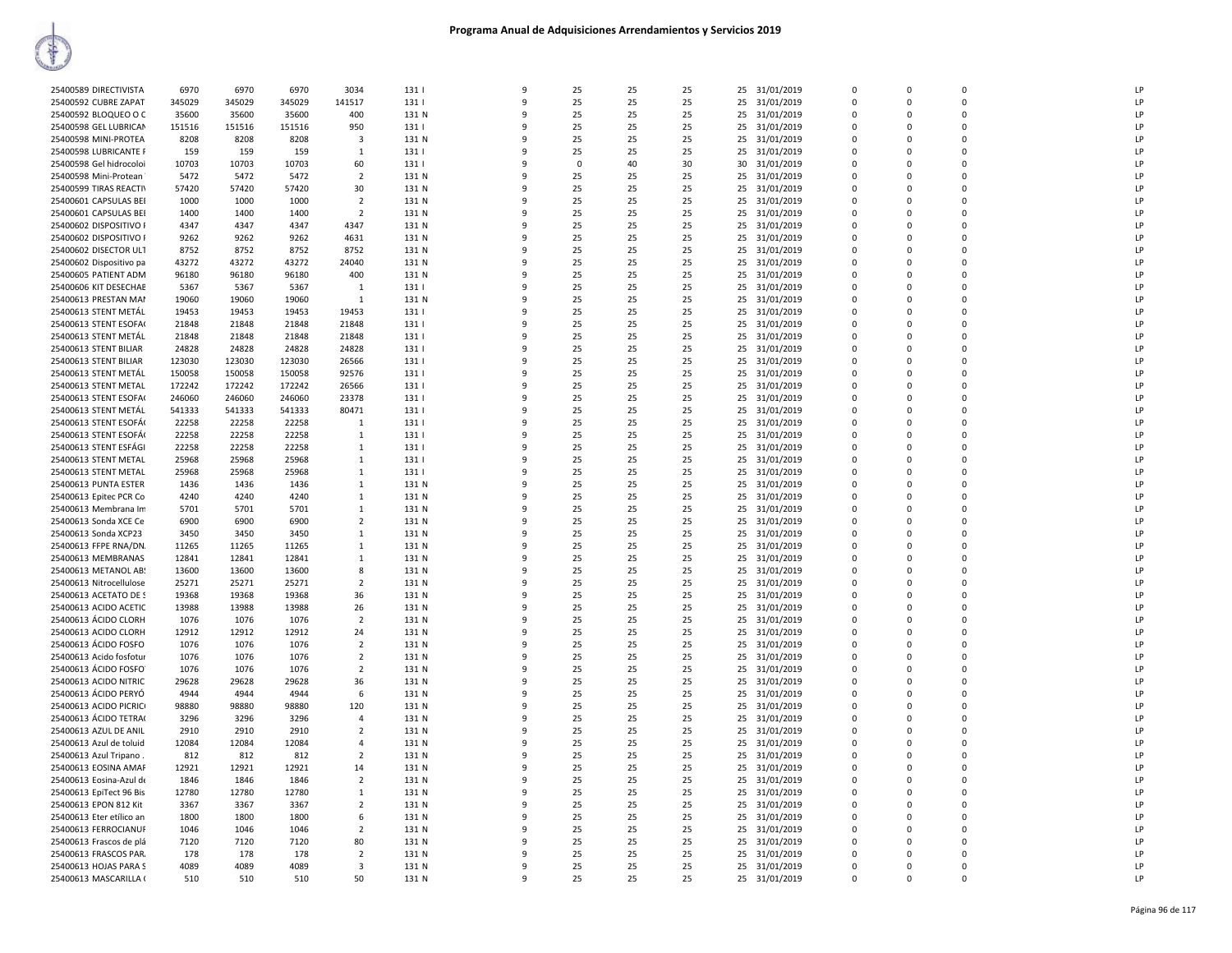# Programa Anual de Adquisiciones Arrendamientos y Servicios 2019

| | | | | | | | | | | | | | | | | |
|---|---|---|---|---|---|---|---|---|---|---|---|---|---|---|---|---|
| 25400589 DIRECTIVISTA | 6970 | 6970 | 6970 | 3034 | 131 I | 9 | 25 | 25 | 25 | 25 | 31/01/2019 | 0 | 0 | 0 | | LP |
| 25400592 CUBRE ZAPAT | 345029 | 345029 | 345029 | 141517 | 131 I | 9 | 25 | 25 | 25 | 25 | 31/01/2019 | 0 | 0 | 0 | | LP |
| 25400592 BLOQUEO O C | 35600 | 35600 | 35600 | 400 | 131 N | 9 | 25 | 25 | 25 | 25 | 31/01/2019 | 0 | 0 | 0 | | LP |
| 25400598 GEL LUBRICAN | 151516 | 151516 | 151516 | 950 | 131 I | 9 | 25 | 25 | 25 | 25 | 31/01/2019 | 0 | 0 | 0 | | LP |
| 25400598 MINI-PROTEA | 8208 | 8208 | 8208 | 3 | 131 N | 9 | 25 | 25 | 25 | 25 | 31/01/2019 | 0 | 0 | 0 | | LP |
| 25400598 LUBRICANTE F | 159 | 159 | 159 | 1 | 131 I | 9 | 25 | 25 | 25 | 25 | 31/01/2019 | 0 | 0 | 0 | | LP |
| 25400598 Gel hidrocoloi | 10703 | 10703 | 10703 | 60 | 131 I | 9 | 0 | 40 | 30 | 30 | 31/01/2019 | 0 | 0 | 0 | | LP |
| 25400598 Mini-Protean | 5472 | 5472 | 5472 | 2 | 131 N | 9 | 25 | 25 | 25 | 25 | 31/01/2019 | 0 | 0 | 0 | | LP |
| 25400599 TIRAS REACTIV | 57420 | 57420 | 57420 | 30 | 131 N | 9 | 25 | 25 | 25 | 25 | 31/01/2019 | 0 | 0 | 0 | | LP |
| 25400601 CAPSULAS BEI | 1000 | 1000 | 1000 | 2 | 131 N | 9 | 25 | 25 | 25 | 25 | 31/01/2019 | 0 | 0 | 0 | | LP |
| 25400601 CAPSULAS BEI | 1400 | 1400 | 1400 | 2 | 131 N | 9 | 25 | 25 | 25 | 25 | 31/01/2019 | 0 | 0 | 0 | | LP |
| 25400602 DISPOSITIVO I | 4347 | 4347 | 4347 | 4347 | 131 N | 9 | 25 | 25 | 25 | 25 | 31/01/2019 | 0 | 0 | 0 | | LP |
| 25400602 DISPOSITIVO I | 9262 | 9262 | 9262 | 4631 | 131 N | 9 | 25 | 25 | 25 | 25 | 31/01/2019 | 0 | 0 | 0 | | LP |
| 25400602 DISECTOR ULT | 8752 | 8752 | 8752 | 8752 | 131 N | 9 | 25 | 25 | 25 | 25 | 31/01/2019 | 0 | 0 | 0 | | LP |
| 25400602 Dispositivo pa | 43272 | 43272 | 43272 | 24040 | 131 N | 9 | 25 | 25 | 25 | 25 | 31/01/2019 | 0 | 0 | 0 | | LP |
| 25400605 PATIENT ADM | 96180 | 96180 | 96180 | 400 | 131 N | 9 | 25 | 25 | 25 | 25 | 31/01/2019 | 0 | 0 | 0 | | LP |
| 25400606 KIT DESECHAE | 5367 | 5367 | 5367 | 1 | 131 I | 9 | 25 | 25 | 25 | 25 | 31/01/2019 | 0 | 0 | 0 | | LP |
| 25400613 PRESTAN MAI | 19060 | 19060 | 19060 | 1 | 131 N | 9 | 25 | 25 | 25 | 25 | 31/01/2019 | 0 | 0 | 0 | | LP |
| 25400613 STENT METÁL | 19453 | 19453 | 19453 | 19453 | 131 I | 9 | 25 | 25 | 25 | 25 | 31/01/2019 | 0 | 0 | 0 | | LP |
| 25400613 STENT ESOFA( | 21848 | 21848 | 21848 | 21848 | 131 I | 9 | 25 | 25 | 25 | 25 | 31/01/2019 | 0 | 0 | 0 | | LP |
| 25400613 STENT METÁL | 21848 | 21848 | 21848 | 21848 | 131 I | 9 | 25 | 25 | 25 | 25 | 31/01/2019 | 0 | 0 | 0 | | LP |
| 25400613 STENT BILIAR | 24828 | 24828 | 24828 | 24828 | 131 I | 9 | 25 | 25 | 25 | 25 | 31/01/2019 | 0 | 0 | 0 | | LP |
| 25400613 STENT BILIAR | 123030 | 123030 | 123030 | 26566 | 131 I | 9 | 25 | 25 | 25 | 25 | 31/01/2019 | 0 | 0 | 0 | | LP |
| 25400613 STENT METÁL | 150058 | 150058 | 150058 | 92576 | 131 I | 9 | 25 | 25 | 25 | 25 | 31/01/2019 | 0 | 0 | 0 | | LP |
| 25400613 STENT METAL | 172242 | 172242 | 172242 | 26566 | 131 I | 9 | 25 | 25 | 25 | 25 | 31/01/2019 | 0 | 0 | 0 | | LP |
| 25400613 STENT ESOFA( | 246060 | 246060 | 246060 | 23378 | 131 I | 9 | 25 | 25 | 25 | 25 | 31/01/2019 | 0 | 0 | 0 | | LP |
| 25400613 STENT METÁL | 541333 | 541333 | 541333 | 80471 | 131 I | 9 | 25 | 25 | 25 | 25 | 31/01/2019 | 0 | 0 | 0 | | LP |
| 25400613 STENT ESOFÁ( | 22258 | 22258 | 22258 | 1 | 131 I | 9 | 25 | 25 | 25 | 25 | 31/01/2019 | 0 | 0 | 0 | | LP |
| 25400613 STENT ESOFÁ( | 22258 | 22258 | 22258 | 1 | 131 I | 9 | 25 | 25 | 25 | 25 | 31/01/2019 | 0 | 0 | 0 | | LP |
| 25400613 STENT ESFÁGI | 22258 | 22258 | 22258 | 1 | 131 I | 9 | 25 | 25 | 25 | 25 | 31/01/2019 | 0 | 0 | 0 | | LP |
| 25400613 STENT METAL | 25968 | 25968 | 25968 | 1 | 131 I | 9 | 25 | 25 | 25 | 25 | 31/01/2019 | 0 | 0 | 0 | | LP |
| 25400613 STENT METAL | 25968 | 25968 | 25968 | 1 | 131 I | 9 | 25 | 25 | 25 | 25 | 31/01/2019 | 0 | 0 | 0 | | LP |
| 25400613 PUNTA ESTER | 1436 | 1436 | 1436 | 1 | 131 N | 9 | 25 | 25 | 25 | 25 | 31/01/2019 | 0 | 0 | 0 | | LP |
| 25400613 Epitec PCR Co | 4240 | 4240 | 4240 | 1 | 131 N | 9 | 25 | 25 | 25 | 25 | 31/01/2019 | 0 | 0 | 0 | | LP |
| 25400613 Membrana Im | 5701 | 5701 | 5701 | 1 | 131 N | 9 | 25 | 25 | 25 | 25 | 31/01/2019 | 0 | 0 | 0 | | LP |
| 25400613 Sonda XCE Ce | 6900 | 6900 | 6900 | 2 | 131 N | 9 | 25 | 25 | 25 | 25 | 31/01/2019 | 0 | 0 | 0 | | LP |
| 25400613 Sonda XCP23 | 3450 | 3450 | 3450 | 1 | 131 N | 9 | 25 | 25 | 25 | 25 | 31/01/2019 | 0 | 0 | 0 | | LP |
| 25400613 FFPE RNA/DN. | 11265 | 11265 | 11265 | 1 | 131 N | 9 | 25 | 25 | 25 | 25 | 31/01/2019 | 0 | 0 | 0 | | LP |
| 25400613 MEMBRANAS | 12841 | 12841 | 12841 | 1 | 131 N | 9 | 25 | 25 | 25 | 25 | 31/01/2019 | 0 | 0 | 0 | | LP |
| 25400613 METANOL AB: | 13600 | 13600 | 13600 | 8 | 131 N | 9 | 25 | 25 | 25 | 25 | 31/01/2019 | 0 | 0 | 0 | | LP |
| 25400613 Nitrocellulose | 25271 | 25271 | 25271 | 2 | 131 N | 9 | 25 | 25 | 25 | 25 | 31/01/2019 | 0 | 0 | 0 | | LP |
| 25400613 ACETATO DE S | 19368 | 19368 | 19368 | 36 | 131 N | 9 | 25 | 25 | 25 | 25 | 31/01/2019 | 0 | 0 | 0 | | LP |
| 25400613 ACIDO ACETIC | 13988 | 13988 | 13988 | 26 | 131 N | 9 | 25 | 25 | 25 | 25 | 31/01/2019 | 0 | 0 | 0 | | LP |
| 25400613 ÁCIDO CLORH | 1076 | 1076 | 1076 | 2 | 131 N | 9 | 25 | 25 | 25 | 25 | 31/01/2019 | 0 | 0 | 0 | | LP |
| 25400613 ACIDO CLORH | 12912 | 12912 | 12912 | 24 | 131 N | 9 | 25 | 25 | 25 | 25 | 31/01/2019 | 0 | 0 | 0 | | LP |
| 25400613 ÁCIDO FOSFO | 1076 | 1076 | 1076 | 2 | 131 N | 9 | 25 | 25 | 25 | 25 | 31/01/2019 | 0 | 0 | 0 | | LP |
| 25400613 Acido fosfotur | 1076 | 1076 | 1076 | 2 | 131 N | 9 | 25 | 25 | 25 | 25 | 31/01/2019 | 0 | 0 | 0 | | LP |
| 25400613 ÁCIDO FOSFO | 1076 | 1076 | 1076 | 2 | 131 N | 9 | 25 | 25 | 25 | 25 | 31/01/2019 | 0 | 0 | 0 | | LP |
| 25400613 ACIDO NITRIC | 29628 | 29628 | 29628 | 36 | 131 N | 9 | 25 | 25 | 25 | 25 | 31/01/2019 | 0 | 0 | 0 | | LP |
| 25400613 ÁCIDO PERYÓ | 4944 | 4944 | 4944 | 6 | 131 N | 9 | 25 | 25 | 25 | 25 | 31/01/2019 | 0 | 0 | 0 | | LP |
| 25400613 ACIDO PICRIC | 98880 | 98880 | 98880 | 120 | 131 N | 9 | 25 | 25 | 25 | 25 | 31/01/2019 | 0 | 0 | 0 | | LP |
| 25400613 ÁCIDO TETRA( | 3296 | 3296 | 3296 | 4 | 131 N | 9 | 25 | 25 | 25 | 25 | 31/01/2019 | 0 | 0 | 0 | | LP |
| 25400613 AZUL DE ANIL | 2910 | 2910 | 2910 | 2 | 131 N | 9 | 25 | 25 | 25 | 25 | 31/01/2019 | 0 | 0 | 0 | | LP |
| 25400613 Azul de toluid | 12084 | 12084 | 12084 | 4 | 131 N | 9 | 25 | 25 | 25 | 25 | 31/01/2019 | 0 | 0 | 0 | | LP |
| 25400613 Azul Tripano . | 812 | 812 | 812 | 2 | 131 N | 9 | 25 | 25 | 25 | 25 | 31/01/2019 | 0 | 0 | 0 | | LP |
| 25400613 EOSINA AMAF | 12921 | 12921 | 12921 | 14 | 131 N | 9 | 25 | 25 | 25 | 25 | 31/01/2019 | 0 | 0 | 0 | | LP |
| 25400613 Eosina-Azul de | 1846 | 1846 | 1846 | 2 | 131 N | 9 | 25 | 25 | 25 | 25 | 31/01/2019 | 0 | 0 | 0 | | LP |
| 25400613 EpiTect 96 Bis | 12780 | 12780 | 12780 | 1 | 131 N | 9 | 25 | 25 | 25 | 25 | 31/01/2019 | 0 | 0 | 0 | | LP |
| 25400613 EPON 812 Kit | 3367 | 3367 | 3367 | 2 | 131 N | 9 | 25 | 25 | 25 | 25 | 31/01/2019 | 0 | 0 | 0 | | LP |
| 25400613 Eter etílico an | 1800 | 1800 | 1800 | 6 | 131 N | 9 | 25 | 25 | 25 | 25 | 31/01/2019 | 0 | 0 | 0 | | LP |
| 25400613 FERROCIANUF | 1046 | 1046 | 1046 | 2 | 131 N | 9 | 25 | 25 | 25 | 25 | 31/01/2019 | 0 | 0 | 0 | | LP |
| 25400613 Frascos de plá | 7120 | 7120 | 7120 | 80 | 131 N | 9 | 25 | 25 | 25 | 25 | 31/01/2019 | 0 | 0 | 0 | | LP |
| 25400613 FRASCOS PAR. | 178 | 178 | 178 | 2 | 131 N | 9 | 25 | 25 | 25 | 25 | 31/01/2019 | 0 | 0 | 0 | | LP |
| 25400613 HOJAS PARA S | 4089 | 4089 | 4089 | 3 | 131 N | 9 | 25 | 25 | 25 | 25 | 31/01/2019 | 0 | 0 | 0 | | LP |
| 25400613 MASCARILLA ( | 510 | 510 | 510 | 50 | 131 N | 9 | 25 | 25 | 25 | 25 | 31/01/2019 | 0 | 0 | 0 | | LP |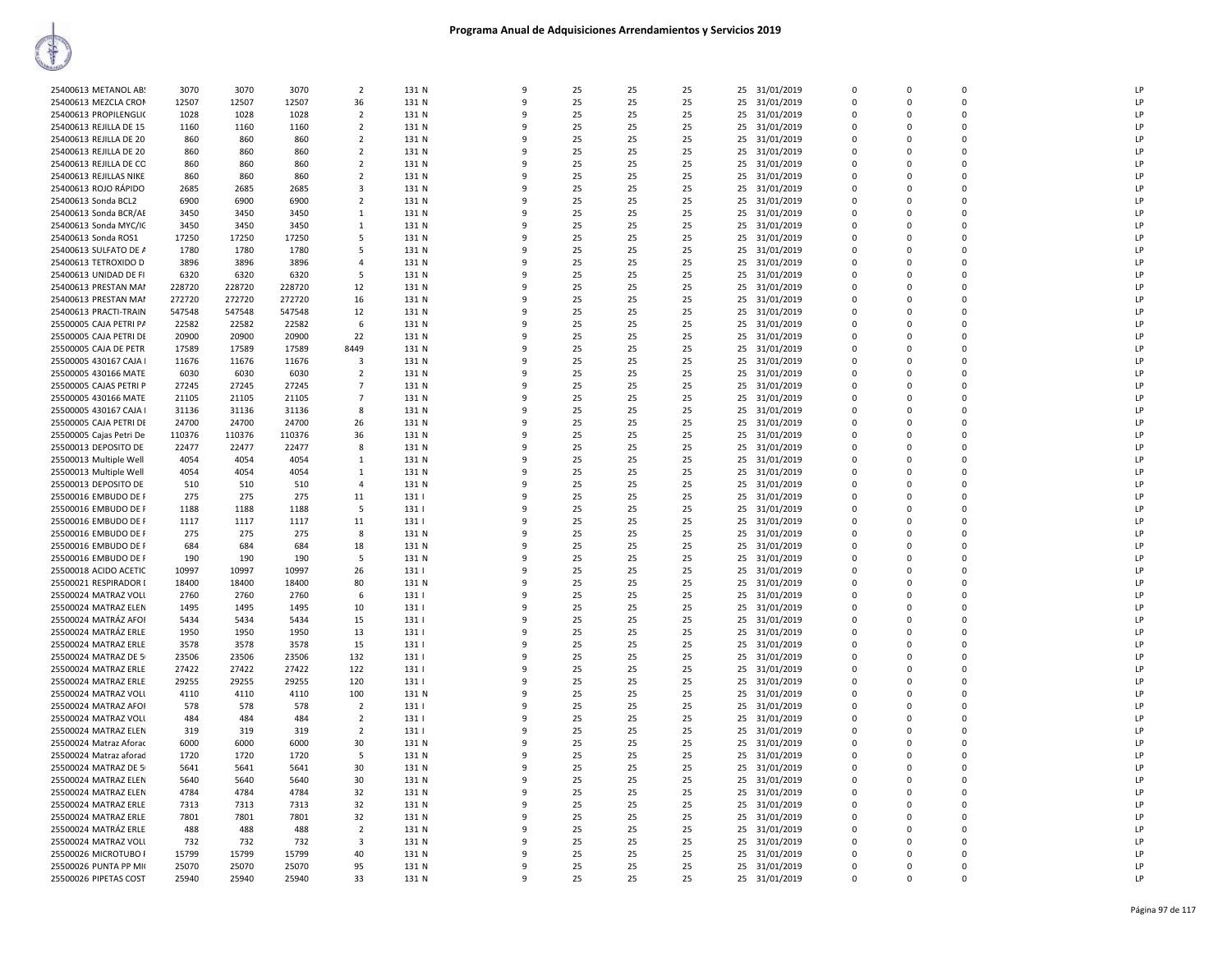# Programa Anual de Adquisiciones Arrendamientos y Servicios 2019

| | | | | | | | | | | | | | | | | |
|---|---|---|---|---|---|---|---|---|---|---|---|---|---|---|---|---|
| 25400613 METANOL AB! | 3070 | 3070 | 3070 | 2 | 131 N | 9 | 25 | 25 | 25 | 25 | 31/01/2019 | 0 | 0 | 0 | | LP |
| 25400613 MEZCLA CRON | 12507 | 12507 | 12507 | 36 | 131 N | 9 | 25 | 25 | 25 | 25 | 31/01/2019 | 0 | 0 | 0 | | LP |
| 25400613 PROPILENGLI( | 1028 | 1028 | 1028 | 2 | 131 N | 9 | 25 | 25 | 25 | 25 | 31/01/2019 | 0 | 0 | 0 | | LP |
| 25400613 REJILLA DE 15 | 1160 | 1160 | 1160 | 2 | 131 N | 9 | 25 | 25 | 25 | 25 | 31/01/2019 | 0 | 0 | 0 | | LP |
| 25400613 REJILLA DE 20 | 860 | 860 | 860 | 2 | 131 N | 9 | 25 | 25 | 25 | 25 | 31/01/2019 | 0 | 0 | 0 | | LP |
| 25400613 REJILLA DE 20 | 860 | 860 | 860 | 2 | 131 N | 9 | 25 | 25 | 25 | 25 | 31/01/2019 | 0 | 0 | 0 | | LP |
| 25400613 REJILLA DE CO | 860 | 860 | 860 | 2 | 131 N | 9 | 25 | 25 | 25 | 25 | 31/01/2019 | 0 | 0 | 0 | | LP |
| 25400613 REJILLAS NIKE | 860 | 860 | 860 | 2 | 131 N | 9 | 25 | 25 | 25 | 25 | 31/01/2019 | 0 | 0 | 0 | | LP |
| 25400613 ROJO RÁPIDO | 2685 | 2685 | 2685 | 3 | 131 N | 9 | 25 | 25 | 25 | 25 | 31/01/2019 | 0 | 0 | 0 | | LP |
| 25400613 Sonda BCL2 | 6900 | 6900 | 6900 | 2 | 131 N | 9 | 25 | 25 | 25 | 25 | 31/01/2019 | 0 | 0 | 0 | | LP |
| 25400613 Sonda BCR/AE | 3450 | 3450 | 3450 | 1 | 131 N | 9 | 25 | 25 | 25 | 25 | 31/01/2019 | 0 | 0 | 0 | | LP |
| 25400613 Sonda MYC/IG | 3450 | 3450 | 3450 | 1 | 131 N | 9 | 25 | 25 | 25 | 25 | 31/01/2019 | 0 | 0 | 0 | | LP |
| 25400613 Sonda ROS1 | 17250 | 17250 | 17250 | 5 | 131 N | 9 | 25 | 25 | 25 | 25 | 31/01/2019 | 0 | 0 | 0 | | LP |
| 25400613 SULFATO DE A | 1780 | 1780 | 1780 | 5 | 131 N | 9 | 25 | 25 | 25 | 25 | 31/01/2019 | 0 | 0 | 0 | | LP |
| 25400613 TETROXIDO D | 3896 | 3896 | 3896 | 4 | 131 N | 9 | 25 | 25 | 25 | 25 | 31/01/2019 | 0 | 0 | 0 | | LP |
| 25400613 UNIDAD DE FI | 6320 | 6320 | 6320 | 5 | 131 N | 9 | 25 | 25 | 25 | 25 | 31/01/2019 | 0 | 0 | 0 | | LP |
| 25400613 PRESTAN MAI | 228720 | 228720 | 228720 | 12 | 131 N | 9 | 25 | 25 | 25 | 25 | 31/01/2019 | 0 | 0 | 0 | | LP |
| 25400613 PRESTAN MAI | 272720 | 272720 | 272720 | 16 | 131 N | 9 | 25 | 25 | 25 | 25 | 31/01/2019 | 0 | 0 | 0 | | LP |
| 25400613 PRACTI-TRAIN | 547548 | 547548 | 547548 | 12 | 131 N | 9 | 25 | 25 | 25 | 25 | 31/01/2019 | 0 | 0 | 0 | | LP |
| 25500005 CAJA PETRI PA | 22582 | 22582 | 22582 | 6 | 131 N | 9 | 25 | 25 | 25 | 25 | 31/01/2019 | 0 | 0 | 0 | | LP |
| 25500005 CAJA PETRI DE | 20900 | 20900 | 20900 | 22 | 131 N | 9 | 25 | 25 | 25 | 25 | 31/01/2019 | 0 | 0 | 0 | | LP |
| 25500005 CAJA DE PETR | 17589 | 17589 | 17589 | 8449 | 131 N | 9 | 25 | 25 | 25 | 25 | 31/01/2019 | 0 | 0 | 0 | | LP |
| 25500005 430167 CAJA I | 11676 | 11676 | 11676 | 3 | 131 N | 9 | 25 | 25 | 25 | 25 | 31/01/2019 | 0 | 0 | 0 | | LP |
| 25500005 430166 MATE | 6030 | 6030 | 6030 | 2 | 131 N | 9 | 25 | 25 | 25 | 25 | 31/01/2019 | 0 | 0 | 0 | | LP |
| 25500005 CAJAS PETRI P | 27245 | 27245 | 27245 | 7 | 131 N | 9 | 25 | 25 | 25 | 25 | 31/01/2019 | 0 | 0 | 0 | | LP |
| 25500005 430166 MATE | 21105 | 21105 | 21105 | 7 | 131 N | 9 | 25 | 25 | 25 | 25 | 31/01/2019 | 0 | 0 | 0 | | LP |
| 25500005 430167 CAJA I | 31136 | 31136 | 31136 | 8 | 131 N | 9 | 25 | 25 | 25 | 25 | 31/01/2019 | 0 | 0 | 0 | | LP |
| 25500005 CAJA PETRI DE | 24700 | 24700 | 24700 | 26 | 131 N | 9 | 25 | 25 | 25 | 25 | 31/01/2019 | 0 | 0 | 0 | | LP |
| 25500005 Cajas Petri De | 110376 | 110376 | 110376 | 36 | 131 N | 9 | 25 | 25 | 25 | 25 | 31/01/2019 | 0 | 0 | 0 | | LP |
| 25500013 DEPOSITO DE | 22477 | 22477 | 22477 | 8 | 131 N | 9 | 25 | 25 | 25 | 25 | 31/01/2019 | 0 | 0 | 0 | | LP |
| 25500013 Multiple Well | 4054 | 4054 | 4054 | 1 | 131 N | 9 | 25 | 25 | 25 | 25 | 31/01/2019 | 0 | 0 | 0 | | LP |
| 25500013 Multiple Well | 4054 | 4054 | 4054 | 1 | 131 N | 9 | 25 | 25 | 25 | 25 | 31/01/2019 | 0 | 0 | 0 | | LP |
| 25500013 DEPOSITO DE | 510 | 510 | 510 | 4 | 131 N | 9 | 25 | 25 | 25 | 25 | 31/01/2019 | 0 | 0 | 0 | | LP |
| 25500016 EMBUDO DE F | 275 | 275 | 275 | 11 | 131 I | 9 | 25 | 25 | 25 | 25 | 31/01/2019 | 0 | 0 | 0 | | LP |
| 25500016 EMBUDO DE F | 1188 | 1188 | 1188 | 5 | 131 I | 9 | 25 | 25 | 25 | 25 | 31/01/2019 | 0 | 0 | 0 | | LP |
| 25500016 EMBUDO DE F | 1117 | 1117 | 1117 | 11 | 131 I | 9 | 25 | 25 | 25 | 25 | 31/01/2019 | 0 | 0 | 0 | | LP |
| 25500016 EMBUDO DE F | 275 | 275 | 275 | 8 | 131 N | 9 | 25 | 25 | 25 | 25 | 31/01/2019 | 0 | 0 | 0 | | LP |
| 25500016 EMBUDO DE F | 684 | 684 | 684 | 18 | 131 N | 9 | 25 | 25 | 25 | 25 | 31/01/2019 | 0 | 0 | 0 | | LP |
| 25500016 EMBUDO DE F | 190 | 190 | 190 | 5 | 131 N | 9 | 25 | 25 | 25 | 25 | 31/01/2019 | 0 | 0 | 0 | | LP |
| 25500018 ACIDO ACETIC | 10997 | 10997 | 10997 | 26 | 131 I | 9 | 25 | 25 | 25 | 25 | 31/01/2019 | 0 | 0 | 0 | | LP |
| 25500021 RESPIRADOR I | 18400 | 18400 | 18400 | 80 | 131 N | 9 | 25 | 25 | 25 | 25 | 31/01/2019 | 0 | 0 | 0 | | LP |
| 25500024 MATRAZ VOLU | 2760 | 2760 | 2760 | 6 | 131 I | 9 | 25 | 25 | 25 | 25 | 31/01/2019 | 0 | 0 | 0 | | LP |
| 25500024 MATRAZ ELEN | 1495 | 1495 | 1495 | 10 | 131 I | 9 | 25 | 25 | 25 | 25 | 31/01/2019 | 0 | 0 | 0 | | LP |
| 25500024 MATRÁZ AFOI | 5434 | 5434 | 5434 | 15 | 131 I | 9 | 25 | 25 | 25 | 25 | 31/01/2019 | 0 | 0 | 0 | | LP |
| 25500024 MATRÁZ ERLE | 1950 | 1950 | 1950 | 13 | 131 I | 9 | 25 | 25 | 25 | 25 | 31/01/2019 | 0 | 0 | 0 | | LP |
| 25500024 MATRAZ ERLE | 3578 | 3578 | 3578 | 15 | 131 I | 9 | 25 | 25 | 25 | 25 | 31/01/2019 | 0 | 0 | 0 | | LP |
| 25500024 MATRAZ DE 5 | 23506 | 23506 | 23506 | 132 | 131 I | 9 | 25 | 25 | 25 | 25 | 31/01/2019 | 0 | 0 | 0 | | LP |
| 25500024 MATRAZ ERLE | 27422 | 27422 | 27422 | 122 | 131 I | 9 | 25 | 25 | 25 | 25 | 31/01/2019 | 0 | 0 | 0 | | LP |
| 25500024 MATRAZ ERLE | 29255 | 29255 | 29255 | 120 | 131 I | 9 | 25 | 25 | 25 | 25 | 31/01/2019 | 0 | 0 | 0 | | LP |
| 25500024 MATRAZ VOLU | 4110 | 4110 | 4110 | 100 | 131 N | 9 | 25 | 25 | 25 | 25 | 31/01/2019 | 0 | 0 | 0 | | LP |
| 25500024 MATRAZ AFOI | 578 | 578 | 578 | 2 | 131 I | 9 | 25 | 25 | 25 | 25 | 31/01/2019 | 0 | 0 | 0 | | LP |
| 25500024 MATRAZ VOLU | 484 | 484 | 484 | 2 | 131 I | 9 | 25 | 25 | 25 | 25 | 31/01/2019 | 0 | 0 | 0 | | LP |
| 25500024 MATRAZ ELEN | 319 | 319 | 319 | 2 | 131 I | 9 | 25 | 25 | 25 | 25 | 31/01/2019 | 0 | 0 | 0 | | LP |
| 25500024 Matraz Aforac | 6000 | 6000 | 6000 | 30 | 131 N | 9 | 25 | 25 | 25 | 25 | 31/01/2019 | 0 | 0 | 0 | | LP |
| 25500024 Matraz aforad | 1720 | 1720 | 1720 | 5 | 131 N | 9 | 25 | 25 | 25 | 25 | 31/01/2019 | 0 | 0 | 0 | | LP |
| 25500024 MATRAZ DE 5 | 5641 | 5641 | 5641 | 30 | 131 N | 9 | 25 | 25 | 25 | 25 | 31/01/2019 | 0 | 0 | 0 | | LP |
| 25500024 MATRAZ ELEN | 5640 | 5640 | 5640 | 30 | 131 N | 9 | 25 | 25 | 25 | 25 | 31/01/2019 | 0 | 0 | 0 | | LP |
| 25500024 MATRAZ ELEN | 4784 | 4784 | 4784 | 32 | 131 N | 9 | 25 | 25 | 25 | 25 | 31/01/2019 | 0 | 0 | 0 | | LP |
| 25500024 MATRAZ ERLE | 7313 | 7313 | 7313 | 32 | 131 N | 9 | 25 | 25 | 25 | 25 | 31/01/2019 | 0 | 0 | 0 | | LP |
| 25500024 MATRAZ ERLE | 7801 | 7801 | 7801 | 32 | 131 N | 9 | 25 | 25 | 25 | 25 | 31/01/2019 | 0 | 0 | 0 | | LP |
| 25500024 MATRÁZ ERLE | 488 | 488 | 488 | 2 | 131 N | 9 | 25 | 25 | 25 | 25 | 31/01/2019 | 0 | 0 | 0 | | LP |
| 25500024 MATRAZ VOLU | 732 | 732 | 732 | 3 | 131 N | 9 | 25 | 25 | 25 | 25 | 31/01/2019 | 0 | 0 | 0 | | LP |
| 25500026 MICROTUBO I | 15799 | 15799 | 15799 | 40 | 131 N | 9 | 25 | 25 | 25 | 25 | 31/01/2019 | 0 | 0 | 0 | | LP |
| 25500026 PUNTA PP MI( | 25070 | 25070 | 25070 | 95 | 131 N | 9 | 25 | 25 | 25 | 25 | 31/01/2019 | 0 | 0 | 0 | | LP |
| 25500026 PIPETAS COST | 25940 | 25940 | 25940 | 33 | 131 N | 9 | 25 | 25 | 25 | 25 | 31/01/2019 | 0 | 0 | 0 | | LP |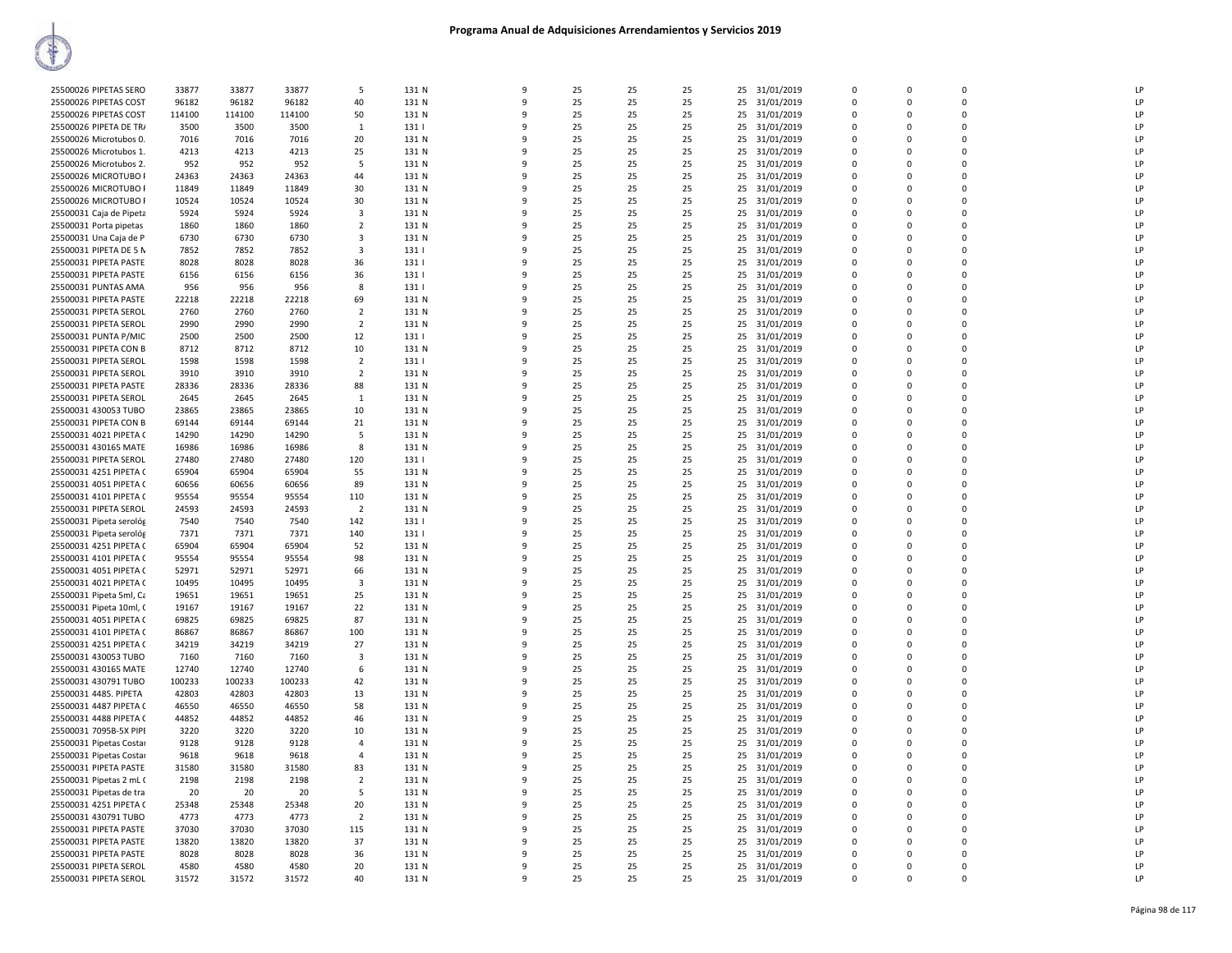# Programa Anual de Adquisiciones Arrendamientos y Servicios 2019

| | | | | | | | | | | | | | | | |
|---|---|---|---|---|---|---|---|---|---|---|---|---|---|---|---|
| 25500026 PIPETAS SERO | 33877 | 33877 | 33877 | 5 | 131 N | 9 | 25 | 25 | 25 | 25 | 31/01/2019 | 0 | 0 | 0 | LP |
| 25500026 PIPETAS COST | 96182 | 96182 | 96182 | 40 | 131 N | 9 | 25 | 25 | 25 | 25 | 31/01/2019 | 0 | 0 | 0 | LP |
| 25500026 PIPETAS COST | 114100 | 114100 | 114100 | 50 | 131 N | 9 | 25 | 25 | 25 | 25 | 31/01/2019 | 0 | 0 | 0 | LP |
| 25500026 PIPETA DE TR/ | 3500 | 3500 | 3500 | 1 | 131 I | 9 | 25 | 25 | 25 | 25 | 31/01/2019 | 0 | 0 | 0 | LP |
| 25500026 Microtubos 0. | 7016 | 7016 | 7016 | 20 | 131 N | 9 | 25 | 25 | 25 | 25 | 31/01/2019 | 0 | 0 | 0 | LP |
| 25500026 Microtubos 1. | 4213 | 4213 | 4213 | 25 | 131 N | 9 | 25 | 25 | 25 | 25 | 31/01/2019 | 0 | 0 | 0 | LP |
| 25500026 Microtubos 2. | 952 | 952 | 952 | 5 | 131 N | 9 | 25 | 25 | 25 | 25 | 31/01/2019 | 0 | 0 | 0 | LP |
| 25500026 MICROTUBO I | 24363 | 24363 | 24363 | 44 | 131 N | 9 | 25 | 25 | 25 | 25 | 31/01/2019 | 0 | 0 | 0 | LP |
| 25500026 MICROTUBO I | 11849 | 11849 | 11849 | 30 | 131 N | 9 | 25 | 25 | 25 | 25 | 31/01/2019 | 0 | 0 | 0 | LP |
| 25500026 MICROTUBO I | 10524 | 10524 | 10524 | 30 | 131 N | 9 | 25 | 25 | 25 | 25 | 31/01/2019 | 0 | 0 | 0 | LP |
| 25500031 Caja de Pipeta | 5924 | 5924 | 5924 | 3 | 131 N | 9 | 25 | 25 | 25 | 25 | 31/01/2019 | 0 | 0 | 0 | LP |
| 25500031 Porta pipetas | 1860 | 1860 | 1860 | 2 | 131 N | 9 | 25 | 25 | 25 | 25 | 31/01/2019 | 0 | 0 | 0 | LP |
| 25500031 Una Caja de P | 6730 | 6730 | 6730 | 3 | 131 N | 9 | 25 | 25 | 25 | 25 | 31/01/2019 | 0 | 0 | 0 | LP |
| 25500031 PIPETA DE 5 N | 7852 | 7852 | 7852 | 3 | 131 I | 9 | 25 | 25 | 25 | 25 | 31/01/2019 | 0 | 0 | 0 | LP |
| 25500031 PIPETA PASTE | 8028 | 8028 | 8028 | 36 | 131 I | 9 | 25 | 25 | 25 | 25 | 31/01/2019 | 0 | 0 | 0 | LP |
| 25500031 PIPETA PASTE | 6156 | 6156 | 6156 | 36 | 131 I | 9 | 25 | 25 | 25 | 25 | 31/01/2019 | 0 | 0 | 0 | LP |
| 25500031 PUNTAS AMA | 956 | 956 | 956 | 8 | 131 I | 9 | 25 | 25 | 25 | 25 | 31/01/2019 | 0 | 0 | 0 | LP |
| 25500031 PIPETA PASTE | 22218 | 22218 | 22218 | 69 | 131 N | 9 | 25 | 25 | 25 | 25 | 31/01/2019 | 0 | 0 | 0 | LP |
| 25500031 PIPETA SEROL | 2760 | 2760 | 2760 | 2 | 131 N | 9 | 25 | 25 | 25 | 25 | 31/01/2019 | 0 | 0 | 0 | LP |
| 25500031 PIPETA SEROL | 2990 | 2990 | 2990 | 2 | 131 N | 9 | 25 | 25 | 25 | 25 | 31/01/2019 | 0 | 0 | 0 | LP |
| 25500031 PUNTA P/MIC | 2500 | 2500 | 2500 | 12 | 131 I | 9 | 25 | 25 | 25 | 25 | 31/01/2019 | 0 | 0 | 0 | LP |
| 25500031 PIPETA CON B | 8712 | 8712 | 8712 | 10 | 131 N | 9 | 25 | 25 | 25 | 25 | 31/01/2019 | 0 | 0 | 0 | LP |
| 25500031 PIPETA SEROL | 1598 | 1598 | 1598 | 2 | 131 I | 9 | 25 | 25 | 25 | 25 | 31/01/2019 | 0 | 0 | 0 | LP |
| 25500031 PIPETA SEROL | 3910 | 3910 | 3910 | 2 | 131 N | 9 | 25 | 25 | 25 | 25 | 31/01/2019 | 0 | 0 | 0 | LP |
| 25500031 PIPETA PASTE | 28336 | 28336 | 28336 | 88 | 131 N | 9 | 25 | 25 | 25 | 25 | 31/01/2019 | 0 | 0 | 0 | LP |
| 25500031 PIPETA SEROL | 2645 | 2645 | 2645 | 1 | 131 N | 9 | 25 | 25 | 25 | 25 | 31/01/2019 | 0 | 0 | 0 | LP |
| 25500031 430053 TUBO | 23865 | 23865 | 23865 | 10 | 131 N | 9 | 25 | 25 | 25 | 25 | 31/01/2019 | 0 | 0 | 0 | LP |
| 25500031 PIPETA CON B | 69144 | 69144 | 69144 | 21 | 131 N | 9 | 25 | 25 | 25 | 25 | 31/01/2019 | 0 | 0 | 0 | LP |
| 25500031 4021 PIPETA ( | 14290 | 14290 | 14290 | 5 | 131 N | 9 | 25 | 25 | 25 | 25 | 31/01/2019 | 0 | 0 | 0 | LP |
| 25500031 430165 MATE | 16986 | 16986 | 16986 | 8 | 131 N | 9 | 25 | 25 | 25 | 25 | 31/01/2019 | 0 | 0 | 0 | LP |
| 25500031 PIPETA SEROL | 27480 | 27480 | 27480 | 120 | 131 I | 9 | 25 | 25 | 25 | 25 | 31/01/2019 | 0 | 0 | 0 | LP |
| 25500031 4251 PIPETA ( | 65904 | 65904 | 65904 | 55 | 131 N | 9 | 25 | 25 | 25 | 25 | 31/01/2019 | 0 | 0 | 0 | LP |
| 25500031 4051 PIPETA ( | 60656 | 60656 | 60656 | 89 | 131 N | 9 | 25 | 25 | 25 | 25 | 31/01/2019 | 0 | 0 | 0 | LP |
| 25500031 4101 PIPETA ( | 95554 | 95554 | 95554 | 110 | 131 N | 9 | 25 | 25 | 25 | 25 | 31/01/2019 | 0 | 0 | 0 | LP |
| 25500031 PIPETA SEROL | 24593 | 24593 | 24593 | 2 | 131 N | 9 | 25 | 25 | 25 | 25 | 31/01/2019 | 0 | 0 | 0 | LP |
| 25500031 Pipeta serológ | 7540 | 7540 | 7540 | 142 | 131 I | 9 | 25 | 25 | 25 | 25 | 31/01/2019 | 0 | 0 | 0 | LP |
| 25500031 Pipeta serológ | 7371 | 7371 | 7371 | 140 | 131 I | 9 | 25 | 25 | 25 | 25 | 31/01/2019 | 0 | 0 | 0 | LP |
| 25500031 4251 PIPETA ( | 65904 | 65904 | 65904 | 52 | 131 N | 9 | 25 | 25 | 25 | 25 | 31/01/2019 | 0 | 0 | 0 | LP |
| 25500031 4101 PIPETA ( | 95554 | 95554 | 95554 | 98 | 131 N | 9 | 25 | 25 | 25 | 25 | 31/01/2019 | 0 | 0 | 0 | LP |
| 25500031 4051 PIPETA ( | 52971 | 52971 | 52971 | 66 | 131 N | 9 | 25 | 25 | 25 | 25 | 31/01/2019 | 0 | 0 | 0 | LP |
| 25500031 4021 PIPETA ( | 10495 | 10495 | 10495 | 3 | 131 N | 9 | 25 | 25 | 25 | 25 | 31/01/2019 | 0 | 0 | 0 | LP |
| 25500031 Pipeta 5ml, Ca | 19651 | 19651 | 19651 | 25 | 131 N | 9 | 25 | 25 | 25 | 25 | 31/01/2019 | 0 | 0 | 0 | LP |
| 25500031 Pipeta 10ml, ( | 19167 | 19167 | 19167 | 22 | 131 N | 9 | 25 | 25 | 25 | 25 | 31/01/2019 | 0 | 0 | 0 | LP |
| 25500031 4051 PIPETA ( | 69825 | 69825 | 69825 | 87 | 131 N | 9 | 25 | 25 | 25 | 25 | 31/01/2019 | 0 | 0 | 0 | LP |
| 25500031 4101 PIPETA ( | 86867 | 86867 | 86867 | 100 | 131 N | 9 | 25 | 25 | 25 | 25 | 31/01/2019 | 0 | 0 | 0 | LP |
| 25500031 4251 PIPETA ( | 34219 | 34219 | 34219 | 27 | 131 N | 9 | 25 | 25 | 25 | 25 | 31/01/2019 | 0 | 0 | 0 | LP |
| 25500031 430053 TUBO | 7160 | 7160 | 7160 | 3 | 131 N | 9 | 25 | 25 | 25 | 25 | 31/01/2019 | 0 | 0 | 0 | LP |
| 25500031 430165 MATE | 12740 | 12740 | 12740 | 6 | 131 N | 9 | 25 | 25 | 25 | 25 | 31/01/2019 | 0 | 0 | 0 | LP |
| 25500031 430791 TUBO | 100233 | 100233 | 100233 | 42 | 131 N | 9 | 25 | 25 | 25 | 25 | 31/01/2019 | 0 | 0 | 0 | LP |
| 25500031 4485. PIPETA | 42803 | 42803 | 42803 | 13 | 131 N | 9 | 25 | 25 | 25 | 25 | 31/01/2019 | 0 | 0 | 0 | LP |
| 25500031 4487 PIPETA ( | 46550 | 46550 | 46550 | 58 | 131 N | 9 | 25 | 25 | 25 | 25 | 31/01/2019 | 0 | 0 | 0 | LP |
| 25500031 4488 PIPETA ( | 44852 | 44852 | 44852 | 46 | 131 N | 9 | 25 | 25 | 25 | 25 | 31/01/2019 | 0 | 0 | 0 | LP |
| 25500031 7095B-5X PIPI | 3220 | 3220 | 3220 | 10 | 131 N | 9 | 25 | 25 | 25 | 25 | 31/01/2019 | 0 | 0 | 0 | LP |
| 25500031 Pipetas Costar | 9128 | 9128 | 9128 | 4 | 131 N | 9 | 25 | 25 | 25 | 25 | 31/01/2019 | 0 | 0 | 0 | LP |
| 25500031 Pipetas Costar | 9618 | 9618 | 9618 | 4 | 131 N | 9 | 25 | 25 | 25 | 25 | 31/01/2019 | 0 | 0 | 0 | LP |
| 25500031 PIPETA PASTE | 31580 | 31580 | 31580 | 83 | 131 N | 9 | 25 | 25 | 25 | 25 | 31/01/2019 | 0 | 0 | 0 | LP |
| 25500031 Pipetas 2 mL ( | 2198 | 2198 | 2198 | 2 | 131 N | 9 | 25 | 25 | 25 | 25 | 31/01/2019 | 0 | 0 | 0 | LP |
| 25500031 Pipetas de tra | 20 | 20 | 20 | 5 | 131 N | 9 | 25 | 25 | 25 | 25 | 31/01/2019 | 0 | 0 | 0 | LP |
| 25500031 4251 PIPETA ( | 25348 | 25348 | 25348 | 20 | 131 N | 9 | 25 | 25 | 25 | 25 | 31/01/2019 | 0 | 0 | 0 | LP |
| 25500031 430791 TUBO | 4773 | 4773 | 4773 | 2 | 131 N | 9 | 25 | 25 | 25 | 25 | 31/01/2019 | 0 | 0 | 0 | LP |
| 25500031 PIPETA PASTE | 37030 | 37030 | 37030 | 115 | 131 N | 9 | 25 | 25 | 25 | 25 | 31/01/2019 | 0 | 0 | 0 | LP |
| 25500031 PIPETA PASTE | 13820 | 13820 | 13820 | 37 | 131 N | 9 | 25 | 25 | 25 | 25 | 31/01/2019 | 0 | 0 | 0 | LP |
| 25500031 PIPETA PASTE | 8028 | 8028 | 8028 | 36 | 131 N | 9 | 25 | 25 | 25 | 25 | 31/01/2019 | 0 | 0 | 0 | LP |
| 25500031 PIPETA SEROL | 4580 | 4580 | 4580 | 20 | 131 N | 9 | 25 | 25 | 25 | 25 | 31/01/2019 | 0 | 0 | 0 | LP |
| 25500031 PIPETA SEROL | 31572 | 31572 | 31572 | 40 | 131 N | 9 | 25 | 25 | 25 | 25 | 31/01/2019 | 0 | 0 | 0 | LP |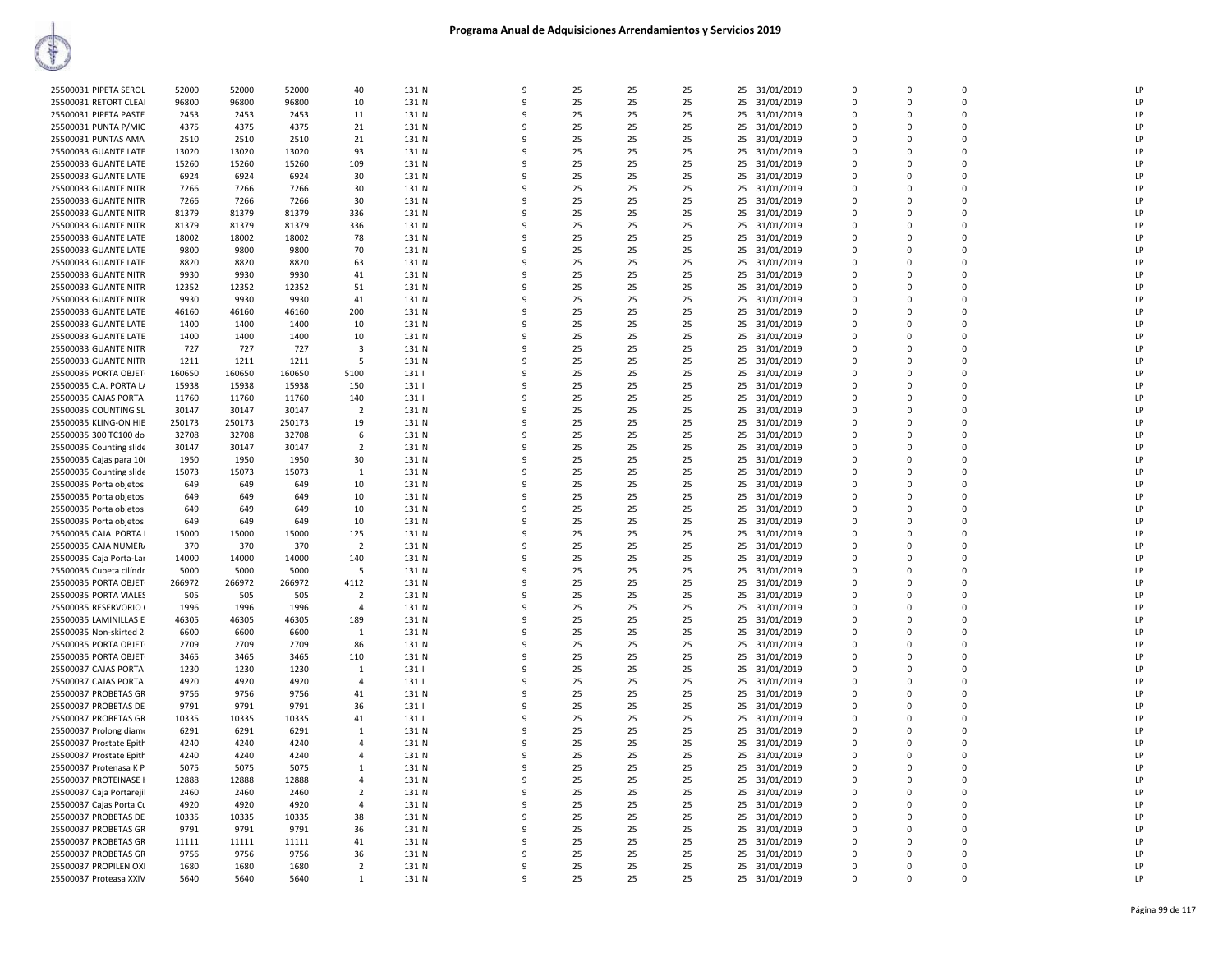# Programa Anual de Adquisiciones Arrendamientos y Servicios 2019

| | | | | | | | | | | | | | | | | |
|---|---|---|---|---|---|---|---|---|---|---|---|---|---|---|---|---|
| 25500031 PIPETA SEROL | 52000 | 52000 | 52000 | 40 | 131 N | 9 | 25 | 25 | 25 | 25 | 31/01/2019 | 0 | 0 | 0 | | LP |
| 25500031 RETORT CLEAI | 96800 | 96800 | 96800 | 10 | 131 N | 9 | 25 | 25 | 25 | 25 | 31/01/2019 | 0 | 0 | 0 | | LP |
| 25500031 PIPETA PASTE | 2453 | 2453 | 2453 | 11 | 131 N | 9 | 25 | 25 | 25 | 25 | 31/01/2019 | 0 | 0 | 0 | | LP |
| 25500031 PUNTA P/MIC | 4375 | 4375 | 4375 | 21 | 131 N | 9 | 25 | 25 | 25 | 25 | 31/01/2019 | 0 | 0 | 0 | | LP |
| 25500031 PUNTAS AMA | 2510 | 2510 | 2510 | 21 | 131 N | 9 | 25 | 25 | 25 | 25 | 31/01/2019 | 0 | 0 | 0 | | LP |
| 25500033 GUANTE LATE | 13020 | 13020 | 13020 | 93 | 131 N | 9 | 25 | 25 | 25 | 25 | 31/01/2019 | 0 | 0 | 0 | | LP |
| 25500033 GUANTE LATE | 15260 | 15260 | 15260 | 109 | 131 N | 9 | 25 | 25 | 25 | 25 | 31/01/2019 | 0 | 0 | 0 | | LP |
| 25500033 GUANTE LATE | 6924 | 6924 | 6924 | 30 | 131 N | 9 | 25 | 25 | 25 | 25 | 31/01/2019 | 0 | 0 | 0 | | LP |
| 25500033 GUANTE NITR | 7266 | 7266 | 7266 | 30 | 131 N | 9 | 25 | 25 | 25 | 25 | 31/01/2019 | 0 | 0 | 0 | | LP |
| 25500033 GUANTE NITR | 7266 | 7266 | 7266 | 30 | 131 N | 9 | 25 | 25 | 25 | 25 | 31/01/2019 | 0 | 0 | 0 | | LP |
| 25500033 GUANTE NITR | 81379 | 81379 | 81379 | 336 | 131 N | 9 | 25 | 25 | 25 | 25 | 31/01/2019 | 0 | 0 | 0 | | LP |
| 25500033 GUANTE NITR | 81379 | 81379 | 81379 | 336 | 131 N | 9 | 25 | 25 | 25 | 25 | 31/01/2019 | 0 | 0 | 0 | | LP |
| 25500033 GUANTE LATE | 18002 | 18002 | 18002 | 78 | 131 N | 9 | 25 | 25 | 25 | 25 | 31/01/2019 | 0 | 0 | 0 | | LP |
| 25500033 GUANTE LATE | 9800 | 9800 | 9800 | 70 | 131 N | 9 | 25 | 25 | 25 | 25 | 31/01/2019 | 0 | 0 | 0 | | LP |
| 25500033 GUANTE LATE | 8820 | 8820 | 8820 | 63 | 131 N | 9 | 25 | 25 | 25 | 25 | 31/01/2019 | 0 | 0 | 0 | | LP |
| 25500033 GUANTE NITR | 9930 | 9930 | 9930 | 41 | 131 N | 9 | 25 | 25 | 25 | 25 | 31/01/2019 | 0 | 0 | 0 | | LP |
| 25500033 GUANTE NITR | 12352 | 12352 | 12352 | 51 | 131 N | 9 | 25 | 25 | 25 | 25 | 31/01/2019 | 0 | 0 | 0 | | LP |
| 25500033 GUANTE NITR | 9930 | 9930 | 9930 | 41 | 131 N | 9 | 25 | 25 | 25 | 25 | 31/01/2019 | 0 | 0 | 0 | | LP |
| 25500033 GUANTE LATE | 46160 | 46160 | 46160 | 200 | 131 N | 9 | 25 | 25 | 25 | 25 | 31/01/2019 | 0 | 0 | 0 | | LP |
| 25500033 GUANTE LATE | 1400 | 1400 | 1400 | 10 | 131 N | 9 | 25 | 25 | 25 | 25 | 31/01/2019 | 0 | 0 | 0 | | LP |
| 25500033 GUANTE LATE | 1400 | 1400 | 1400 | 10 | 131 N | 9 | 25 | 25 | 25 | 25 | 31/01/2019 | 0 | 0 | 0 | | LP |
| 25500033 GUANTE NITR | 727 | 727 | 727 | 3 | 131 N | 9 | 25 | 25 | 25 | 25 | 31/01/2019 | 0 | 0 | 0 | | LP |
| 25500033 GUANTE NITR | 1211 | 1211 | 1211 | 5 | 131 N | 9 | 25 | 25 | 25 | 25 | 31/01/2019 | 0 | 0 | 0 | | LP |
| 25500035 PORTA OBJET | 160650 | 160650 | 160650 | 5100 | 131 I | 9 | 25 | 25 | 25 | 25 | 31/01/2019 | 0 | 0 | 0 | | LP |
| 25500035 CJA. PORTA LA | 15938 | 15938 | 15938 | 150 | 131 I | 9 | 25 | 25 | 25 | 25 | 31/01/2019 | 0 | 0 | 0 | | LP |
| 25500035 CAJAS PORTA | 11760 | 11760 | 11760 | 140 | 131 I | 9 | 25 | 25 | 25 | 25 | 31/01/2019 | 0 | 0 | 0 | | LP |
| 25500035 COUNTING SL | 30147 | 30147 | 30147 | 2 | 131 N | 9 | 25 | 25 | 25 | 25 | 31/01/2019 | 0 | 0 | 0 | | LP |
| 25500035 KLING-ON HIE | 250173 | 250173 | 250173 | 19 | 131 N | 9 | 25 | 25 | 25 | 25 | 31/01/2019 | 0 | 0 | 0 | | LP |
| 25500035 300 TC100 do | 32708 | 32708 | 32708 | 6 | 131 N | 9 | 25 | 25 | 25 | 25 | 31/01/2019 | 0 | 0 | 0 | | LP |
| 25500035 Counting slide | 30147 | 30147 | 30147 | 2 | 131 N | 9 | 25 | 25 | 25 | 25 | 31/01/2019 | 0 | 0 | 0 | | LP |
| 25500035 Cajas para 10( | 1950 | 1950 | 1950 | 30 | 131 N | 9 | 25 | 25 | 25 | 25 | 31/01/2019 | 0 | 0 | 0 | | LP |
| 25500035 Counting slide | 15073 | 15073 | 15073 | 1 | 131 N | 9 | 25 | 25 | 25 | 25 | 31/01/2019 | 0 | 0 | 0 | | LP |
| 25500035 Porta objetos | 649 | 649 | 649 | 10 | 131 N | 9 | 25 | 25 | 25 | 25 | 31/01/2019 | 0 | 0 | 0 | | LP |
| 25500035 Porta objetos | 649 | 649 | 649 | 10 | 131 N | 9 | 25 | 25 | 25 | 25 | 31/01/2019 | 0 | 0 | 0 | | LP |
| 25500035 Porta objetos | 649 | 649 | 649 | 10 | 131 N | 9 | 25 | 25 | 25 | 25 | 31/01/2019 | 0 | 0 | 0 | | LP |
| 25500035 Porta objetos | 649 | 649 | 649 | 10 | 131 N | 9 | 25 | 25 | 25 | 25 | 31/01/2019 | 0 | 0 | 0 | | LP |
| 25500035 CAJA PORTA I | 15000 | 15000 | 15000 | 125 | 131 N | 9 | 25 | 25 | 25 | 25 | 31/01/2019 | 0 | 0 | 0 | | LP |
| 25500035 CAJA NUMERA | 370 | 370 | 370 | 2 | 131 N | 9 | 25 | 25 | 25 | 25 | 31/01/2019 | 0 | 0 | 0 | | LP |
| 25500035 Caja Porta-Lar | 14000 | 14000 | 14000 | 140 | 131 N | 9 | 25 | 25 | 25 | 25 | 31/01/2019 | 0 | 0 | 0 | | LP |
| 25500035 Cubeta cilíndr | 5000 | 5000 | 5000 | 5 | 131 N | 9 | 25 | 25 | 25 | 25 | 31/01/2019 | 0 | 0 | 0 | | LP |
| 25500035 PORTA OBJET | 266972 | 266972 | 266972 | 4112 | 131 N | 9 | 25 | 25 | 25 | 25 | 31/01/2019 | 0 | 0 | 0 | | LP |
| 25500035 PORTA VIALES | 505 | 505 | 505 | 2 | 131 N | 9 | 25 | 25 | 25 | 25 | 31/01/2019 | 0 | 0 | 0 | | LP |
| 25500035 RESERVORIO ( | 1996 | 1996 | 1996 | 4 | 131 N | 9 | 25 | 25 | 25 | 25 | 31/01/2019 | 0 | 0 | 0 | | LP |
| 25500035 LAMINILLAS E | 46305 | 46305 | 46305 | 189 | 131 N | 9 | 25 | 25 | 25 | 25 | 31/01/2019 | 0 | 0 | 0 | | LP |
| 25500035 Non-skirted 2 | 6600 | 6600 | 6600 | 1 | 131 N | 9 | 25 | 25 | 25 | 25 | 31/01/2019 | 0 | 0 | 0 | | LP |
| 25500035 PORTA OBJET | 2709 | 2709 | 2709 | 86 | 131 N | 9 | 25 | 25 | 25 | 25 | 31/01/2019 | 0 | 0 | 0 | | LP |
| 25500035 PORTA OBJET | 3465 | 3465 | 3465 | 110 | 131 N | 9 | 25 | 25 | 25 | 25 | 31/01/2019 | 0 | 0 | 0 | | LP |
| 25500037 CAJAS PORTA | 1230 | 1230 | 1230 | 1 | 131 I | 9 | 25 | 25 | 25 | 25 | 31/01/2019 | 0 | 0 | 0 | | LP |
| 25500037 CAJAS PORTA | 4920 | 4920 | 4920 | 4 | 131 I | 9 | 25 | 25 | 25 | 25 | 31/01/2019 | 0 | 0 | 0 | | LP |
| 25500037 PROBETAS GR | 9756 | 9756 | 9756 | 41 | 131 N | 9 | 25 | 25 | 25 | 25 | 31/01/2019 | 0 | 0 | 0 | | LP |
| 25500037 PROBETAS DE | 9791 | 9791 | 9791 | 36 | 131 I | 9 | 25 | 25 | 25 | 25 | 31/01/2019 | 0 | 0 | 0 | | LP |
| 25500037 PROBETAS GR | 10335 | 10335 | 10335 | 41 | 131 I | 9 | 25 | 25 | 25 | 25 | 31/01/2019 | 0 | 0 | 0 | | LP |
| 25500037 Prolong diamo | 6291 | 6291 | 6291 | 1 | 131 N | 9 | 25 | 25 | 25 | 25 | 31/01/2019 | 0 | 0 | 0 | | LP |
| 25500037 Prostate Epith | 4240 | 4240 | 4240 | 4 | 131 N | 9 | 25 | 25 | 25 | 25 | 31/01/2019 | 0 | 0 | 0 | | LP |
| 25500037 Prostate Epith | 4240 | 4240 | 4240 | 4 | 131 N | 9 | 25 | 25 | 25 | 25 | 31/01/2019 | 0 | 0 | 0 | | LP |
| 25500037 Protenasa K P | 5075 | 5075 | 5075 | 1 | 131 N | 9 | 25 | 25 | 25 | 25 | 31/01/2019 | 0 | 0 | 0 | | LP |
| 25500037 PROTEINASE K | 12888 | 12888 | 12888 | 4 | 131 N | 9 | 25 | 25 | 25 | 25 | 31/01/2019 | 0 | 0 | 0 | | LP |
| 25500037 Caja Portarejil | 2460 | 2460 | 2460 | 2 | 131 N | 9 | 25 | 25 | 25 | 25 | 31/01/2019 | 0 | 0 | 0 | | LP |
| 25500037 Cajas Porta Cu | 4920 | 4920 | 4920 | 4 | 131 N | 9 | 25 | 25 | 25 | 25 | 31/01/2019 | 0 | 0 | 0 | | LP |
| 25500037 PROBETAS DE | 10335 | 10335 | 10335 | 38 | 131 N | 9 | 25 | 25 | 25 | 25 | 31/01/2019 | 0 | 0 | 0 | | LP |
| 25500037 PROBETAS GR | 9791 | 9791 | 9791 | 36 | 131 N | 9 | 25 | 25 | 25 | 25 | 31/01/2019 | 0 | 0 | 0 | | LP |
| 25500037 PROBETAS GR | 11111 | 11111 | 11111 | 41 | 131 N | 9 | 25 | 25 | 25 | 25 | 31/01/2019 | 0 | 0 | 0 | | LP |
| 25500037 PROBETAS GR | 9756 | 9756 | 9756 | 36 | 131 N | 9 | 25 | 25 | 25 | 25 | 31/01/2019 | 0 | 0 | 0 | | LP |
| 25500037 PROPILEN OXI | 1680 | 1680 | 1680 | 2 | 131 N | 9 | 25 | 25 | 25 | 25 | 31/01/2019 | 0 | 0 | 0 | | LP |
| 25500037 Proteasa XXIV | 5640 | 5640 | 5640 | 1 | 131 N | 9 | 25 | 25 | 25 | 25 | 31/01/2019 | 0 | 0 | 0 | | LP |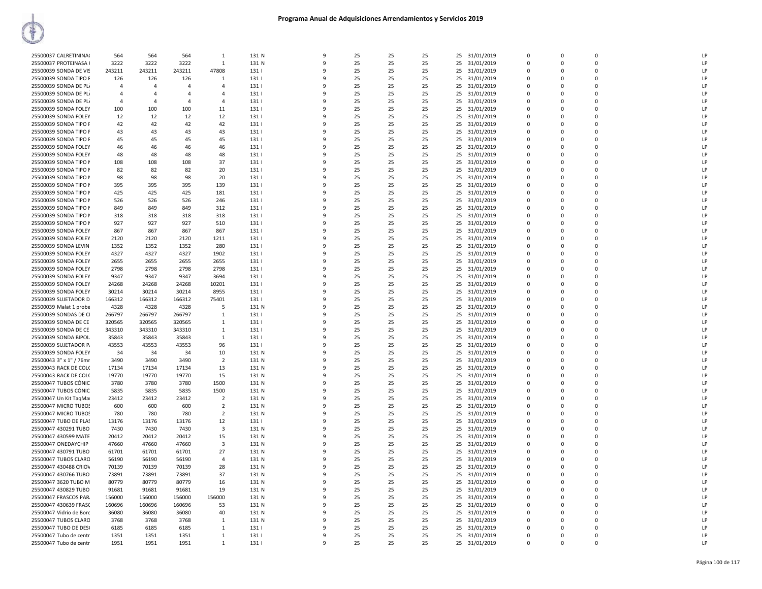# Programa Anual de Adquisiciones Arrendamientos y Servicios 2019

| | | | | | | | | | | | | | | | | |
|---|---|---|---|---|---|---|---|---|---|---|---|---|---|---|---|---|
| 25500037 CALRETININA( | 564 | 564 | 564 | 1 | 131 N | 9 | 25 | 25 | 25 | 25 | 31/01/2019 | 0 | 0 | 0 | | LP |
| 25500037 PROTEINASA I | 3222 | 3222 | 3222 | 1 | 131 N | 9 | 25 | 25 | 25 | 25 | 31/01/2019 | 0 | 0 | 0 | | LP |
| 25500039 SONDA DE VIS | 243211 | 243211 | 243211 | 47808 | 131 I | 9 | 25 | 25 | 25 | 25 | 31/01/2019 | 0 | 0 | 0 | | LP |
| 25500039 SONDA TIPO F | 126 | 126 | 126 | 1 | 131 I | 9 | 25 | 25 | 25 | 25 | 31/01/2019 | 0 | 0 | 0 | | LP |
| 25500039 SONDA DE PL/ | 4 | 4 | 4 | 4 | 131 I | 9 | 25 | 25 | 25 | 25 | 31/01/2019 | 0 | 0 | 0 | | LP |
| 25500039 SONDA DE PL/ | 4 | 4 | 4 | 4 | 131 I | 9 | 25 | 25 | 25 | 25 | 31/01/2019 | 0 | 0 | 0 | | LP |
| 25500039 SONDA DE PL/ | 4 | 4 | 4 | 4 | 131 I | 9 | 25 | 25 | 25 | 25 | 31/01/2019 | 0 | 0 | 0 | | LP |
| 25500039 SONDA FOLEY | 100 | 100 | 100 | 11 | 131 I | 9 | 25 | 25 | 25 | 25 | 31/01/2019 | 0 | 0 | 0 | | LP |
| 25500039 SONDA FOLEY | 12 | 12 | 12 | 12 | 131 I | 9 | 25 | 25 | 25 | 25 | 31/01/2019 | 0 | 0 | 0 | | LP |
| 25500039 SONDA TIPO F | 42 | 42 | 42 | 42 | 131 I | 9 | 25 | 25 | 25 | 25 | 31/01/2019 | 0 | 0 | 0 | | LP |
| 25500039 SONDA TIPO F | 43 | 43 | 43 | 43 | 131 I | 9 | 25 | 25 | 25 | 25 | 31/01/2019 | 0 | 0 | 0 | | LP |
| 25500039 SONDA TIPO F | 45 | 45 | 45 | 45 | 131 I | 9 | 25 | 25 | 25 | 25 | 31/01/2019 | 0 | 0 | 0 | | LP |
| 25500039 SONDA FOLEY | 46 | 46 | 46 | 46 | 131 I | 9 | 25 | 25 | 25 | 25 | 31/01/2019 | 0 | 0 | 0 | | LP |
| 25500039 SONDA FOLEY | 48 | 48 | 48 | 48 | 131 I | 9 | 25 | 25 | 25 | 25 | 31/01/2019 | 0 | 0 | 0 | | LP |
| 25500039 SONDA TIPO N | 108 | 108 | 108 | 37 | 131 I | 9 | 25 | 25 | 25 | 25 | 31/01/2019 | 0 | 0 | 0 | | LP |
| 25500039 SONDA TIPO N | 82 | 82 | 82 | 20 | 131 I | 9 | 25 | 25 | 25 | 25 | 31/01/2019 | 0 | 0 | 0 | | LP |
| 25500039 SONDA TIPO N | 98 | 98 | 98 | 20 | 131 I | 9 | 25 | 25 | 25 | 25 | 31/01/2019 | 0 | 0 | 0 | | LP |
| 25500039 SONDA TIPO N | 395 | 395 | 395 | 139 | 131 I | 9 | 25 | 25 | 25 | 25 | 31/01/2019 | 0 | 0 | 0 | | LP |
| 25500039 SONDA TIPO N | 425 | 425 | 425 | 181 | 131 I | 9 | 25 | 25 | 25 | 25 | 31/01/2019 | 0 | 0 | 0 | | LP |
| 25500039 SONDA TIPO N | 526 | 526 | 526 | 246 | 131 I | 9 | 25 | 25 | 25 | 25 | 31/01/2019 | 0 | 0 | 0 | | LP |
| 25500039 SONDA TIPO N | 849 | 849 | 849 | 312 | 131 I | 9 | 25 | 25 | 25 | 25 | 31/01/2019 | 0 | 0 | 0 | | LP |
| 25500039 SONDA TIPO N | 318 | 318 | 318 | 318 | 131 I | 9 | 25 | 25 | 25 | 25 | 31/01/2019 | 0 | 0 | 0 | | LP |
| 25500039 SONDA TIPO N | 927 | 927 | 927 | 510 | 131 I | 9 | 25 | 25 | 25 | 25 | 31/01/2019 | 0 | 0 | 0 | | LP |
| 25500039 SONDA FOLEY | 867 | 867 | 867 | 867 | 131 I | 9 | 25 | 25 | 25 | 25 | 31/01/2019 | 0 | 0 | 0 | | LP |
| 25500039 SONDA FOLEY | 2120 | 2120 | 2120 | 1211 | 131 I | 9 | 25 | 25 | 25 | 25 | 31/01/2019 | 0 | 0 | 0 | | LP |
| 25500039 SONDA LEVIN | 1352 | 1352 | 1352 | 280 | 131 I | 9 | 25 | 25 | 25 | 25 | 31/01/2019 | 0 | 0 | 0 | | LP |
| 25500039 SONDA FOLEY | 4327 | 4327 | 4327 | 1902 | 131 I | 9 | 25 | 25 | 25 | 25 | 31/01/2019 | 0 | 0 | 0 | | LP |
| 25500039 SONDA FOLEY | 2655 | 2655 | 2655 | 2655 | 131 I | 9 | 25 | 25 | 25 | 25 | 31/01/2019 | 0 | 0 | 0 | | LP |
| 25500039 SONDA FOLEY | 2798 | 2798 | 2798 | 2798 | 131 I | 9 | 25 | 25 | 25 | 25 | 31/01/2019 | 0 | 0 | 0 | | LP |
| 25500039 SONDA FOLEY | 9347 | 9347 | 9347 | 3694 | 131 I | 9 | 25 | 25 | 25 | 25 | 31/01/2019 | 0 | 0 | 0 | | LP |
| 25500039 SONDA FOLEY | 24268 | 24268 | 24268 | 10201 | 131 I | 9 | 25 | 25 | 25 | 25 | 31/01/2019 | 0 | 0 | 0 | | LP |
| 25500039 SONDA FOLEY | 30214 | 30214 | 30214 | 8955 | 131 I | 9 | 25 | 25 | 25 | 25 | 31/01/2019 | 0 | 0 | 0 | | LP |
| 25500039 SUJETADOR D | 166312 | 166312 | 166312 | 75401 | 131 I | 9 | 25 | 25 | 25 | 25 | 31/01/2019 | 0 | 0 | 0 | | LP |
| 25500039 Malat 1 probe | 4328 | 4328 | 4328 | 5 | 131 N | 9 | 25 | 25 | 25 | 25 | 31/01/2019 | 0 | 0 | 0 | | LP |
| 25500039 SONDAS DE CI | 266797 | 266797 | 266797 | 1 | 131 I | 9 | 25 | 25 | 25 | 25 | 31/01/2019 | 0 | 0 | 0 | | LP |
| 25500039 SONDA DE CE | 320565 | 320565 | 320565 | 1 | 131 I | 9 | 25 | 25 | 25 | 25 | 31/01/2019 | 0 | 0 | 0 | | LP |
| 25500039 SONDA DE CE | 343310 | 343310 | 343310 | 1 | 131 I | 9 | 25 | 25 | 25 | 25 | 31/01/2019 | 0 | 0 | 0 | | LP |
| 25500039 SONDA BIPOL | 35843 | 35843 | 35843 | 1 | 131 I | 9 | 25 | 25 | 25 | 25 | 31/01/2019 | 0 | 0 | 0 | | LP |
| 25500039 SUJETADOR P. | 43553 | 43553 | 43553 | 96 | 131 I | 9 | 25 | 25 | 25 | 25 | 31/01/2019 | 0 | 0 | 0 | | LP |
| 25500039 SONDA FOLEY | 34 | 34 | 34 | 10 | 131 N | 9 | 25 | 25 | 25 | 25 | 31/01/2019 | 0 | 0 | 0 | | LP |
| 25500043 3" x 1" / 76mr | 3490 | 3490 | 3490 | 2 | 131 N | 9 | 25 | 25 | 25 | 25 | 31/01/2019 | 0 | 0 | 0 | | LP |
| 25500043 RACK DE COL( | 17134 | 17134 | 17134 | 13 | 131 N | 9 | 25 | 25 | 25 | 25 | 31/01/2019 | 0 | 0 | 0 | | LP |
| 25500043 RACK DE COL( | 19770 | 19770 | 19770 | 15 | 131 N | 9 | 25 | 25 | 25 | 25 | 31/01/2019 | 0 | 0 | 0 | | LP |
| 25500047 TUBOS CÓNIC | 3780 | 3780 | 3780 | 1500 | 131 N | 9 | 25 | 25 | 25 | 25 | 31/01/2019 | 0 | 0 | 0 | | LP |
| 25500047 TUBOS CÓNIC | 5835 | 5835 | 5835 | 1500 | 131 N | 9 | 25 | 25 | 25 | 25 | 31/01/2019 | 0 | 0 | 0 | | LP |
| 25500047 Un Kit TaqMa | 23412 | 23412 | 23412 | 2 | 131 N | 9 | 25 | 25 | 25 | 25 | 31/01/2019 | 0 | 0 | 0 | | LP |
| 25500047 MICRO TUBOS | 600 | 600 | 600 | 2 | 131 N | 9 | 25 | 25 | 25 | 25 | 31/01/2019 | 0 | 0 | 0 | | LP |
| 25500047 MICRO TUBOS | 780 | 780 | 780 | 2 | 131 N | 9 | 25 | 25 | 25 | 25 | 31/01/2019 | 0 | 0 | 0 | | LP |
| 25500047 TUBO DE PLAS | 13176 | 13176 | 13176 | 12 | 131 I | 9 | 25 | 25 | 25 | 25 | 31/01/2019 | 0 | 0 | 0 | | LP |
| 25500047 430291 TUBO | 7430 | 7430 | 7430 | 3 | 131 N | 9 | 25 | 25 | 25 | 25 | 31/01/2019 | 0 | 0 | 0 | | LP |
| 25500047 430599 MATE | 20412 | 20412 | 20412 | 15 | 131 N | 9 | 25 | 25 | 25 | 25 | 31/01/2019 | 0 | 0 | 0 | | LP |
| 25500047 ONEDAYCHIP | 47660 | 47660 | 47660 | 3 | 131 N | 9 | 25 | 25 | 25 | 25 | 31/01/2019 | 0 | 0 | 0 | | LP |
| 25500047 430791 TUBO | 61701 | 61701 | 61701 | 27 | 131 N | 9 | 25 | 25 | 25 | 25 | 31/01/2019 | 0 | 0 | 0 | | LP |
| 25500047 TUBOS CLARO | 56190 | 56190 | 56190 | 4 | 131 N | 9 | 25 | 25 | 25 | 25 | 31/01/2019 | 0 | 0 | 0 | | LP |
| 25500047 430488 CRIOV | 70139 | 70139 | 70139 | 28 | 131 N | 9 | 25 | 25 | 25 | 25 | 31/01/2019 | 0 | 0 | 0 | | LP |
| 25500047 430766 TUBO | 73891 | 73891 | 73891 | 37 | 131 N | 9 | 25 | 25 | 25 | 25 | 31/01/2019 | 0 | 0 | 0 | | LP |
| 25500047 3620 TUBO M | 80779 | 80779 | 80779 | 16 | 131 N | 9 | 25 | 25 | 25 | 25 | 31/01/2019 | 0 | 0 | 0 | | LP |
| 25500047 430829 TUBO | 91681 | 91681 | 91681 | 19 | 131 N | 9 | 25 | 25 | 25 | 25 | 31/01/2019 | 0 | 0 | 0 | | LP |
| 25500047 FRASCOS PAR. | 156000 | 156000 | 156000 | 156000 | 131 N | 9 | 25 | 25 | 25 | 25 | 31/01/2019 | 0 | 0 | 0 | | LP |
| 25500047 430639 FRASC | 160696 | 160696 | 160696 | 53 | 131 N | 9 | 25 | 25 | 25 | 25 | 31/01/2019 | 0 | 0 | 0 | | LP |
| 25500047 Vidrio de Borc | 36080 | 36080 | 36080 | 40 | 131 N | 9 | 25 | 25 | 25 | 25 | 31/01/2019 | 0 | 0 | 0 | | LP |
| 25500047 TUBOS CLARO | 3768 | 3768 | 3768 | 1 | 131 N | 9 | 25 | 25 | 25 | 25 | 31/01/2019 | 0 | 0 | 0 | | LP |
| 25500047 TUBO DE DES( | 6185 | 6185 | 6185 | 1 | 131 I | 9 | 25 | 25 | 25 | 25 | 31/01/2019 | 0 | 0 | 0 | | LP |
| 25500047 Tubo de centr | 1351 | 1351 | 1351 | 1 | 131 I | 9 | 25 | 25 | 25 | 25 | 31/01/2019 | 0 | 0 | 0 | | LP |
| 25500047 Tubo de centr | 1951 | 1951 | 1951 | 1 | 131 I | 9 | 25 | 25 | 25 | 25 | 31/01/2019 | 0 | 0 | 0 | | LP |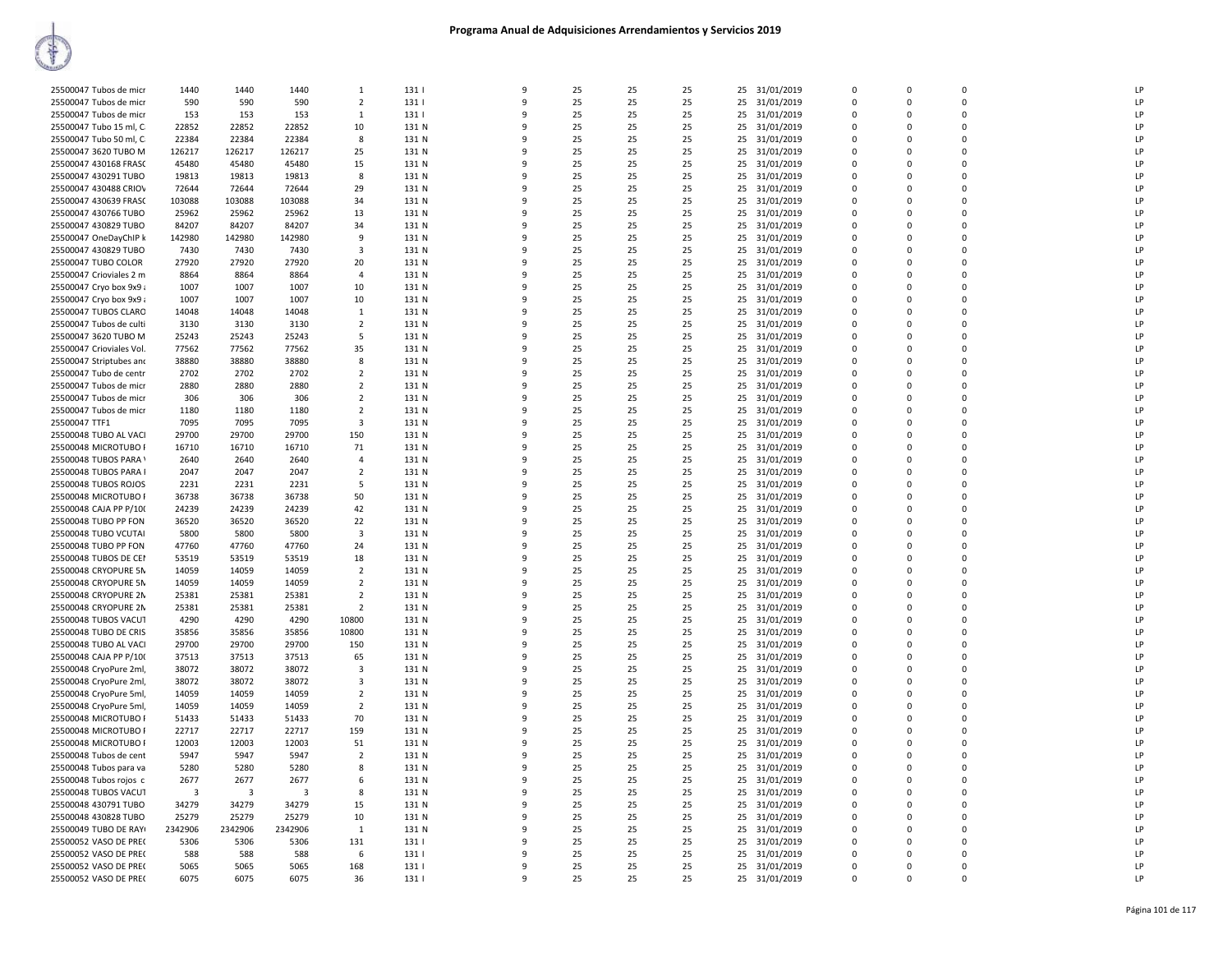# Programa Anual de Adquisiciones Arrendamientos y Servicios 2019

| | | | | | | | | | | | | | | | |
|---|---|---|---|---|---|---|---|---|---|---|---|---|---|---|---|
| 25500047 Tubos de micr | 1440 | 1440 | 1440 | 1 | 131 I | 9 | 25 | 25 | 25 | 25 | 31/01/2019 | 0 | 0 | 0 | LP |
| 25500047 Tubos de micr | 590 | 590 | 590 | 2 | 131 I | 9 | 25 | 25 | 25 | 25 | 31/01/2019 | 0 | 0 | 0 | LP |
| 25500047 Tubos de micr | 153 | 153 | 153 | 1 | 131 I | 9 | 25 | 25 | 25 | 25 | 31/01/2019 | 0 | 0 | 0 | LP |
| 25500047 Tubo 15 ml, C | 22852 | 22852 | 22852 | 10 | 131 N | 9 | 25 | 25 | 25 | 25 | 31/01/2019 | 0 | 0 | 0 | LP |
| 25500047 Tubo 50 ml, C | 22384 | 22384 | 22384 | 8 | 131 N | 9 | 25 | 25 | 25 | 25 | 31/01/2019 | 0 | 0 | 0 | LP |
| 25500047 3620 TUBO M | 126217 | 126217 | 126217 | 25 | 131 N | 9 | 25 | 25 | 25 | 25 | 31/01/2019 | 0 | 0 | 0 | LP |
| 25500047 430168 FRASC | 45480 | 45480 | 45480 | 15 | 131 N | 9 | 25 | 25 | 25 | 25 | 31/01/2019 | 0 | 0 | 0 | LP |
| 25500047 430291 TUBO | 19813 | 19813 | 19813 | 8 | 131 N | 9 | 25 | 25 | 25 | 25 | 31/01/2019 | 0 | 0 | 0 | LP |
| 25500047 430488 CRIOV | 72644 | 72644 | 72644 | 29 | 131 N | 9 | 25 | 25 | 25 | 25 | 31/01/2019 | 0 | 0 | 0 | LP |
| 25500047 430639 FRASC | 103088 | 103088 | 103088 | 34 | 131 N | 9 | 25 | 25 | 25 | 25 | 31/01/2019 | 0 | 0 | 0 | LP |
| 25500047 430766 TUBO | 25962 | 25962 | 25962 | 13 | 131 N | 9 | 25 | 25 | 25 | 25 | 31/01/2019 | 0 | 0 | 0 | LP |
| 25500047 430829 TUBO | 84207 | 84207 | 84207 | 34 | 131 N | 9 | 25 | 25 | 25 | 25 | 31/01/2019 | 0 | 0 | 0 | LP |
| 25500047 OneDayChIP k | 142980 | 142980 | 142980 | 9 | 131 N | 9 | 25 | 25 | 25 | 25 | 31/01/2019 | 0 | 0 | 0 | LP |
| 25500047 430829 TUBO | 7430 | 7430 | 7430 | 3 | 131 N | 9 | 25 | 25 | 25 | 25 | 31/01/2019 | 0 | 0 | 0 | LP |
| 25500047 TUBO COLOR | 27920 | 27920 | 27920 | 20 | 131 N | 9 | 25 | 25 | 25 | 25 | 31/01/2019 | 0 | 0 | 0 | LP |
| 25500047 Crioviales 2 m | 8864 | 8864 | 8864 | 4 | 131 N | 9 | 25 | 25 | 25 | 25 | 31/01/2019 | 0 | 0 | 0 | LP |
| 25500047 Cryo box 9x9 a | 1007 | 1007 | 1007 | 10 | 131 N | 9 | 25 | 25 | 25 | 25 | 31/01/2019 | 0 | 0 | 0 | LP |
| 25500047 Cryo box 9x9 a | 1007 | 1007 | 1007 | 10 | 131 N | 9 | 25 | 25 | 25 | 25 | 31/01/2019 | 0 | 0 | 0 | LP |
| 25500047 TUBOS CLARO | 14048 | 14048 | 14048 | 1 | 131 N | 9 | 25 | 25 | 25 | 25 | 31/01/2019 | 0 | 0 | 0 | LP |
| 25500047 Tubos de culti | 3130 | 3130 | 3130 | 2 | 131 N | 9 | 25 | 25 | 25 | 25 | 31/01/2019 | 0 | 0 | 0 | LP |
| 25500047 3620 TUBO M | 25243 | 25243 | 25243 | 5 | 131 N | 9 | 25 | 25 | 25 | 25 | 31/01/2019 | 0 | 0 | 0 | LP |
| 25500047 Crioviales Vol. | 77562 | 77562 | 77562 | 35 | 131 N | 9 | 25 | 25 | 25 | 25 | 31/01/2019 | 0 | 0 | 0 | LP |
| 25500047 Striptubes and | 38880 | 38880 | 38880 | 8 | 131 N | 9 | 25 | 25 | 25 | 25 | 31/01/2019 | 0 | 0 | 0 | LP |
| 25500047 Tubo de centr | 2702 | 2702 | 2702 | 2 | 131 N | 9 | 25 | 25 | 25 | 25 | 31/01/2019 | 0 | 0 | 0 | LP |
| 25500047 Tubos de micr | 2880 | 2880 | 2880 | 2 | 131 N | 9 | 25 | 25 | 25 | 25 | 31/01/2019 | 0 | 0 | 0 | LP |
| 25500047 Tubos de micr | 306 | 306 | 306 | 2 | 131 N | 9 | 25 | 25 | 25 | 25 | 31/01/2019 | 0 | 0 | 0 | LP |
| 25500047 Tubos de micr | 1180 | 1180 | 1180 | 2 | 131 N | 9 | 25 | 25 | 25 | 25 | 31/01/2019 | 0 | 0 | 0 | LP |
| 25500047 TTF1 | 7095 | 7095 | 7095 | 3 | 131 N | 9 | 25 | 25 | 25 | 25 | 31/01/2019 | 0 | 0 | 0 | LP |
| 25500048 TUBO AL VACI | 29700 | 29700 | 29700 | 150 | 131 N | 9 | 25 | 25 | 25 | 25 | 31/01/2019 | 0 | 0 | 0 | LP |
| 25500048 MICROTUBO I | 16710 | 16710 | 16710 | 71 | 131 N | 9 | 25 | 25 | 25 | 25 | 31/01/2019 | 0 | 0 | 0 | LP |
| 25500048 TUBOS PARA V | 2640 | 2640 | 2640 | 4 | 131 N | 9 | 25 | 25 | 25 | 25 | 31/01/2019 | 0 | 0 | 0 | LP |
| 25500048 TUBOS PARA I | 2047 | 2047 | 2047 | 2 | 131 N | 9 | 25 | 25 | 25 | 25 | 31/01/2019 | 0 | 0 | 0 | LP |
| 25500048 TUBOS ROJOS | 2231 | 2231 | 2231 | 5 | 131 N | 9 | 25 | 25 | 25 | 25 | 31/01/2019 | 0 | 0 | 0 | LP |
| 25500048 MICROTUBO I | 36738 | 36738 | 36738 | 50 | 131 N | 9 | 25 | 25 | 25 | 25 | 31/01/2019 | 0 | 0 | 0 | LP |
| 25500048 CAJA PP P/10( | 24239 | 24239 | 24239 | 42 | 131 N | 9 | 25 | 25 | 25 | 25 | 31/01/2019 | 0 | 0 | 0 | LP |
| 25500048 TUBO PP FON | 36520 | 36520 | 36520 | 22 | 131 N | 9 | 25 | 25 | 25 | 25 | 31/01/2019 | 0 | 0 | 0 | LP |
| 25500048 TUBO VCUTAI | 5800 | 5800 | 5800 | 3 | 131 N | 9 | 25 | 25 | 25 | 25 | 31/01/2019 | 0 | 0 | 0 | LP |
| 25500048 TUBO PP FON | 47760 | 47760 | 47760 | 24 | 131 N | 9 | 25 | 25 | 25 | 25 | 31/01/2019 | 0 | 0 | 0 | LP |
| 25500048 TUBOS DE CEI | 53519 | 53519 | 53519 | 18 | 131 N | 9 | 25 | 25 | 25 | 25 | 31/01/2019 | 0 | 0 | 0 | LP |
| 25500048 CRYOPURE 5N | 14059 | 14059 | 14059 | 2 | 131 N | 9 | 25 | 25 | 25 | 25 | 31/01/2019 | 0 | 0 | 0 | LP |
| 25500048 CRYOPURE 5N | 14059 | 14059 | 14059 | 2 | 131 N | 9 | 25 | 25 | 25 | 25 | 31/01/2019 | 0 | 0 | 0 | LP |
| 25500048 CRYOPURE 2N | 25381 | 25381 | 25381 | 2 | 131 N | 9 | 25 | 25 | 25 | 25 | 31/01/2019 | 0 | 0 | 0 | LP |
| 25500048 CRYOPURE 2N | 25381 | 25381 | 25381 | 2 | 131 N | 9 | 25 | 25 | 25 | 25 | 31/01/2019 | 0 | 0 | 0 | LP |
| 25500048 TUBOS VACUT | 4290 | 4290 | 4290 | 10800 | 131 N | 9 | 25 | 25 | 25 | 25 | 31/01/2019 | 0 | 0 | 0 | LP |
| 25500048 TUBO DE CRIS | 35856 | 35856 | 35856 | 10800 | 131 N | 9 | 25 | 25 | 25 | 25 | 31/01/2019 | 0 | 0 | 0 | LP |
| 25500048 TUBO AL VACI | 29700 | 29700 | 29700 | 150 | 131 N | 9 | 25 | 25 | 25 | 25 | 31/01/2019 | 0 | 0 | 0 | LP |
| 25500048 CAJA PP P/10( | 37513 | 37513 | 37513 | 65 | 131 N | 9 | 25 | 25 | 25 | 25 | 31/01/2019 | 0 | 0 | 0 | LP |
| 25500048 CryoPure 2ml, | 38072 | 38072 | 38072 | 3 | 131 N | 9 | 25 | 25 | 25 | 25 | 31/01/2019 | 0 | 0 | 0 | LP |
| 25500048 CryoPure 2ml, | 38072 | 38072 | 38072 | 3 | 131 N | 9 | 25 | 25 | 25 | 25 | 31/01/2019 | 0 | 0 | 0 | LP |
| 25500048 CryoPure 5ml, | 14059 | 14059 | 14059 | 2 | 131 N | 9 | 25 | 25 | 25 | 25 | 31/01/2019 | 0 | 0 | 0 | LP |
| 25500048 CryoPure 5ml, | 14059 | 14059 | 14059 | 2 | 131 N | 9 | 25 | 25 | 25 | 25 | 31/01/2019 | 0 | 0 | 0 | LP |
| 25500048 MICROTUBO I | 51433 | 51433 | 51433 | 70 | 131 N | 9 | 25 | 25 | 25 | 25 | 31/01/2019 | 0 | 0 | 0 | LP |
| 25500048 MICROTUBO I | 22717 | 22717 | 22717 | 159 | 131 N | 9 | 25 | 25 | 25 | 25 | 31/01/2019 | 0 | 0 | 0 | LP |
| 25500048 MICROTUBO I | 12003 | 12003 | 12003 | 51 | 131 N | 9 | 25 | 25 | 25 | 25 | 31/01/2019 | 0 | 0 | 0 | LP |
| 25500048 Tubos de cent | 5947 | 5947 | 5947 | 2 | 131 N | 9 | 25 | 25 | 25 | 25 | 31/01/2019 | 0 | 0 | 0 | LP |
| 25500048 Tubos para va | 5280 | 5280 | 5280 | 8 | 131 N | 9 | 25 | 25 | 25 | 25 | 31/01/2019 | 0 | 0 | 0 | LP |
| 25500048 Tubos rojos c | 2677 | 2677 | 2677 | 6 | 131 N | 9 | 25 | 25 | 25 | 25 | 31/01/2019 | 0 | 0 | 0 | LP |
| 25500048 TUBOS VACUT | 3 | 3 | 3 | 8 | 131 N | 9 | 25 | 25 | 25 | 25 | 31/01/2019 | 0 | 0 | 0 | LP |
| 25500048 430791 TUBO | 34279 | 34279 | 34279 | 15 | 131 N | 9 | 25 | 25 | 25 | 25 | 31/01/2019 | 0 | 0 | 0 | LP |
| 25500048 430828 TUBO | 25279 | 25279 | 25279 | 10 | 131 N | 9 | 25 | 25 | 25 | 25 | 31/01/2019 | 0 | 0 | 0 | LP |
| 25500049 TUBO DE RAY | 2342906 | 2342906 | 2342906 | 1 | 131 N | 9 | 25 | 25 | 25 | 25 | 31/01/2019 | 0 | 0 | 0 | LP |
| 25500052 VASO DE PRE( | 5306 | 5306 | 5306 | 131 | 131 I | 9 | 25 | 25 | 25 | 25 | 31/01/2019 | 0 | 0 | 0 | LP |
| 25500052 VASO DE PRE( | 588 | 588 | 588 | 6 | 131 I | 9 | 25 | 25 | 25 | 25 | 31/01/2019 | 0 | 0 | 0 | LP |
| 25500052 VASO DE PRE( | 5065 | 5065 | 5065 | 168 | 131 I | 9 | 25 | 25 | 25 | 25 | 31/01/2019 | 0 | 0 | 0 | LP |
| 25500052 VASO DE PRE( | 6075 | 6075 | 6075 | 36 | 131 I | 9 | 25 | 25 | 25 | 25 | 31/01/2019 | 0 | 0 | 0 | LP |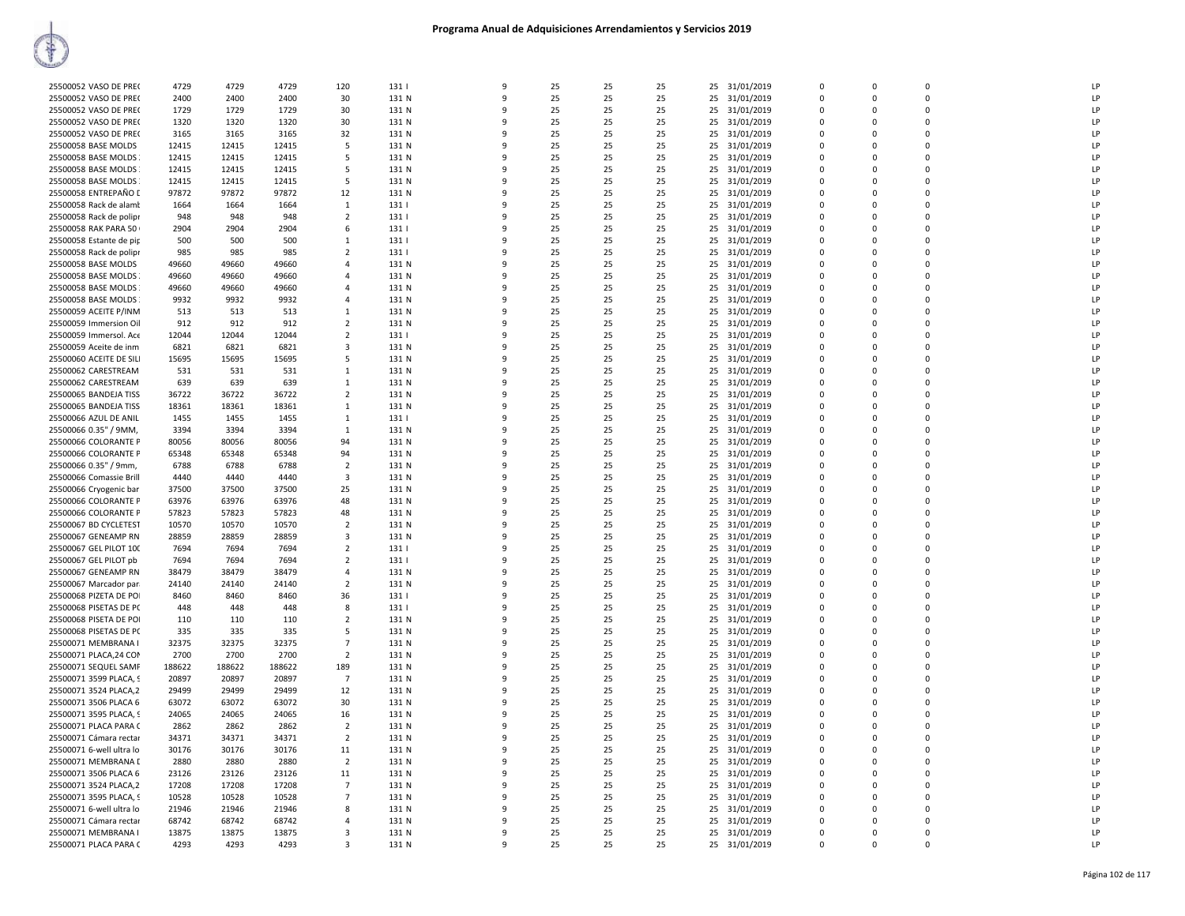# Programa Anual de Adquisiciones Arrendamientos y Servicios 2019

| | | | | | | | | | | | | | | | |
|---|---|---|---|---|---|---|---|---|---|---|---|---|---|---|---|
| 25500052 VASO DE PRE( | 4729 | 4729 | 4729 | 120 | 131 I | 9 | 25 | 25 | 25 | 25 | 31/01/2019 | 0 | 0 | 0 | LP |
| 25500052 VASO DE PRE( | 2400 | 2400 | 2400 | 30 | 131 N | 9 | 25 | 25 | 25 | 25 | 31/01/2019 | 0 | 0 | 0 | LP |
| 25500052 VASO DE PRE( | 1729 | 1729 | 1729 | 30 | 131 N | 9 | 25 | 25 | 25 | 25 | 31/01/2019 | 0 | 0 | 0 | LP |
| 25500052 VASO DE PRE( | 1320 | 1320 | 1320 | 30 | 131 N | 9 | 25 | 25 | 25 | 25 | 31/01/2019 | 0 | 0 | 0 | LP |
| 25500052 VASO DE PRE( | 3165 | 3165 | 3165 | 32 | 131 N | 9 | 25 | 25 | 25 | 25 | 31/01/2019 | 0 | 0 | 0 | LP |
| 25500058 BASE MOLDS | 12415 | 12415 | 12415 | 5 | 131 N | 9 | 25 | 25 | 25 | 25 | 31/01/2019 | 0 | 0 | 0 | LP |
| 25500058 BASE MOLDS : | 12415 | 12415 | 12415 | 5 | 131 N | 9 | 25 | 25 | 25 | 25 | 31/01/2019 | 0 | 0 | 0 | LP |
| 25500058 BASE MOLDS : | 12415 | 12415 | 12415 | 5 | 131 N | 9 | 25 | 25 | 25 | 25 | 31/01/2019 | 0 | 0 | 0 | LP |
| 25500058 BASE MOLDS : | 12415 | 12415 | 12415 | 5 | 131 N | 9 | 25 | 25 | 25 | 25 | 31/01/2019 | 0 | 0 | 0 | LP |
| 25500058 ENTREPAÑO D | 97872 | 97872 | 97872 | 12 | 131 N | 9 | 25 | 25 | 25 | 25 | 31/01/2019 | 0 | 0 | 0 | LP |
| 25500058 Rack de alamb | 1664 | 1664 | 1664 | 1 | 131 I | 9 | 25 | 25 | 25 | 25 | 31/01/2019 | 0 | 0 | 0 | LP |
| 25500058 Rack de polipr | 948 | 948 | 948 | 2 | 131 I | 9 | 25 | 25 | 25 | 25 | 31/01/2019 | 0 | 0 | 0 | LP |
| 25500058 RAK PARA 50 | 2904 | 2904 | 2904 | 6 | 131 I | 9 | 25 | 25 | 25 | 25 | 31/01/2019 | 0 | 0 | 0 | LP |
| 25500058 Estante de pip | 500 | 500 | 500 | 1 | 131 I | 9 | 25 | 25 | 25 | 25 | 31/01/2019 | 0 | 0 | 0 | LP |
| 25500058 Rack de polipr | 985 | 985 | 985 | 2 | 131 I | 9 | 25 | 25 | 25 | 25 | 31/01/2019 | 0 | 0 | 0 | LP |
| 25500058 BASE MOLDS | 49660 | 49660 | 49660 | 4 | 131 N | 9 | 25 | 25 | 25 | 25 | 31/01/2019 | 0 | 0 | 0 | LP |
| 25500058 BASE MOLDS : | 49660 | 49660 | 49660 | 4 | 131 N | 9 | 25 | 25 | 25 | 25 | 31/01/2019 | 0 | 0 | 0 | LP |
| 25500058 BASE MOLDS : | 49660 | 49660 | 49660 | 4 | 131 N | 9 | 25 | 25 | 25 | 25 | 31/01/2019 | 0 | 0 | 0 | LP |
| 25500058 BASE MOLDS : | 9932 | 9932 | 9932 | 4 | 131 N | 9 | 25 | 25 | 25 | 25 | 31/01/2019 | 0 | 0 | 0 | LP |
| 25500059 ACEITE P/INM | 513 | 513 | 513 | 1 | 131 N | 9 | 25 | 25 | 25 | 25 | 31/01/2019 | 0 | 0 | 0 | LP |
| 25500059 Immersion Oil | 912 | 912 | 912 | 2 | 131 N | 9 | 25 | 25 | 25 | 25 | 31/01/2019 | 0 | 0 | 0 | LP |
| 25500059 Immersol. Ace | 12044 | 12044 | 12044 | 2 | 131 I | 9 | 25 | 25 | 25 | 25 | 31/01/2019 | 0 | 0 | 0 | LP |
| 25500059 Aceite de inm | 6821 | 6821 | 6821 | 3 | 131 N | 9 | 25 | 25 | 25 | 25 | 31/01/2019 | 0 | 0 | 0 | LP |
| 25500060 ACEITE DE SILI | 15695 | 15695 | 15695 | 5 | 131 N | 9 | 25 | 25 | 25 | 25 | 31/01/2019 | 0 | 0 | 0 | LP |
| 25500062 CARESTREAM | 531 | 531 | 531 | 1 | 131 N | 9 | 25 | 25 | 25 | 25 | 31/01/2019 | 0 | 0 | 0 | LP |
| 25500062 CARESTREAM | 639 | 639 | 639 | 1 | 131 N | 9 | 25 | 25 | 25 | 25 | 31/01/2019 | 0 | 0 | 0 | LP |
| 25500065 BANDEJA TISS | 36722 | 36722 | 36722 | 2 | 131 N | 9 | 25 | 25 | 25 | 25 | 31/01/2019 | 0 | 0 | 0 | LP |
| 25500065 BANDEJA TISS | 18361 | 18361 | 18361 | 1 | 131 N | 9 | 25 | 25 | 25 | 25 | 31/01/2019 | 0 | 0 | 0 | LP |
| 25500066 AZUL DE ANIL | 1455 | 1455 | 1455 | 1 | 131 I | 9 | 25 | 25 | 25 | 25 | 31/01/2019 | 0 | 0 | 0 | LP |
| 25500066 0.35" / 9MM, | 3394 | 3394 | 3394 | 1 | 131 N | 9 | 25 | 25 | 25 | 25 | 31/01/2019 | 0 | 0 | 0 | LP |
| 25500066 COLORANTE P | 80056 | 80056 | 80056 | 94 | 131 N | 9 | 25 | 25 | 25 | 25 | 31/01/2019 | 0 | 0 | 0 | LP |
| 25500066 COLORANTE P | 65348 | 65348 | 65348 | 94 | 131 N | 9 | 25 | 25 | 25 | 25 | 31/01/2019 | 0 | 0 | 0 | LP |
| 25500066 0.35" / 9mm, | 6788 | 6788 | 6788 | 2 | 131 N | 9 | 25 | 25 | 25 | 25 | 31/01/2019 | 0 | 0 | 0 | LP |
| 25500066 Comassie Brill | 4440 | 4440 | 4440 | 3 | 131 N | 9 | 25 | 25 | 25 | 25 | 31/01/2019 | 0 | 0 | 0 | LP |
| 25500066 Cryogenic bar | 37500 | 37500 | 37500 | 25 | 131 N | 9 | 25 | 25 | 25 | 25 | 31/01/2019 | 0 | 0 | 0 | LP |
| 25500066 COLORANTE P | 63976 | 63976 | 63976 | 48 | 131 N | 9 | 25 | 25 | 25 | 25 | 31/01/2019 | 0 | 0 | 0 | LP |
| 25500066 COLORANTE P | 57823 | 57823 | 57823 | 48 | 131 N | 9 | 25 | 25 | 25 | 25 | 31/01/2019 | 0 | 0 | 0 | LP |
| 25500067 BD CYCLETEST | 10570 | 10570 | 10570 | 2 | 131 N | 9 | 25 | 25 | 25 | 25 | 31/01/2019 | 0 | 0 | 0 | LP |
| 25500067 GENEAMP RN | 28859 | 28859 | 28859 | 3 | 131 N | 9 | 25 | 25 | 25 | 25 | 31/01/2019 | 0 | 0 | 0 | LP |
| 25500067 GEL PILOT 100 | 7694 | 7694 | 7694 | 2 | 131 I | 9 | 25 | 25 | 25 | 25 | 31/01/2019 | 0 | 0 | 0 | LP |
| 25500067 GEL PILOT pb | 7694 | 7694 | 7694 | 2 | 131 I | 9 | 25 | 25 | 25 | 25 | 31/01/2019 | 0 | 0 | 0 | LP |
| 25500067 GENEAMP RN | 38479 | 38479 | 38479 | 4 | 131 N | 9 | 25 | 25 | 25 | 25 | 31/01/2019 | 0 | 0 | 0 | LP |
| 25500067 Marcador par | 24140 | 24140 | 24140 | 2 | 131 N | 9 | 25 | 25 | 25 | 25 | 31/01/2019 | 0 | 0 | 0 | LP |
| 25500068 PIZETA DE POI | 8460 | 8460 | 8460 | 36 | 131 I | 9 | 25 | 25 | 25 | 25 | 31/01/2019 | 0 | 0 | 0 | LP |
| 25500068 PISETAS DE PC | 448 | 448 | 448 | 8 | 131 I | 9 | 25 | 25 | 25 | 25 | 31/01/2019 | 0 | 0 | 0 | LP |
| 25500068 PISETA DE POI | 110 | 110 | 110 | 2 | 131 N | 9 | 25 | 25 | 25 | 25 | 31/01/2019 | 0 | 0 | 0 | LP |
| 25500068 PISETAS DE PC | 335 | 335 | 335 | 5 | 131 N | 9 | 25 | 25 | 25 | 25 | 31/01/2019 | 0 | 0 | 0 | LP |
| 25500071 MEMBRANA I | 32375 | 32375 | 32375 | 7 | 131 N | 9 | 25 | 25 | 25 | 25 | 31/01/2019 | 0 | 0 | 0 | LP |
| 25500071 PLACA,24 CON | 2700 | 2700 | 2700 | 2 | 131 N | 9 | 25 | 25 | 25 | 25 | 31/01/2019 | 0 | 0 | 0 | LP |
| 25500071 SEQUEL SAMF | 188622 | 188622 | 188622 | 189 | 131 N | 9 | 25 | 25 | 25 | 25 | 31/01/2019 | 0 | 0 | 0 | LP |
| 25500071 3599 PLACA, 9 | 20897 | 20897 | 20897 | 7 | 131 N | 9 | 25 | 25 | 25 | 25 | 31/01/2019 | 0 | 0 | 0 | LP |
| 25500071 3524 PLACA,2 | 29499 | 29499 | 29499 | 12 | 131 N | 9 | 25 | 25 | 25 | 25 | 31/01/2019 | 0 | 0 | 0 | LP |
| 25500071 3506 PLACA 6 | 63072 | 63072 | 63072 | 30 | 131 N | 9 | 25 | 25 | 25 | 25 | 31/01/2019 | 0 | 0 | 0 | LP |
| 25500071 3595 PLACA, 9 | 24065 | 24065 | 24065 | 16 | 131 N | 9 | 25 | 25 | 25 | 25 | 31/01/2019 | 0 | 0 | 0 | LP |
| 25500071 PLACA PARA C | 2862 | 2862 | 2862 | 2 | 131 N | 9 | 25 | 25 | 25 | 25 | 31/01/2019 | 0 | 0 | 0 | LP |
| 25500071 Cámara rectar | 34371 | 34371 | 34371 | 2 | 131 N | 9 | 25 | 25 | 25 | 25 | 31/01/2019 | 0 | 0 | 0 | LP |
| 25500071 6-well ultra lo | 30176 | 30176 | 30176 | 11 | 131 N | 9 | 25 | 25 | 25 | 25 | 31/01/2019 | 0 | 0 | 0 | LP |
| 25500071 MEMBRANA D | 2880 | 2880 | 2880 | 2 | 131 N | 9 | 25 | 25 | 25 | 25 | 31/01/2019 | 0 | 0 | 0 | LP |
| 25500071 3506 PLACA 6 | 23126 | 23126 | 23126 | 11 | 131 N | 9 | 25 | 25 | 25 | 25 | 31/01/2019 | 0 | 0 | 0 | LP |
| 25500071 3524 PLACA,2 | 17208 | 17208 | 17208 | 7 | 131 N | 9 | 25 | 25 | 25 | 25 | 31/01/2019 | 0 | 0 | 0 | LP |
| 25500071 3595 PLACA, 9 | 10528 | 10528 | 10528 | 7 | 131 N | 9 | 25 | 25 | 25 | 25 | 31/01/2019 | 0 | 0 | 0 | LP |
| 25500071 6-well ultra lo | 21946 | 21946 | 21946 | 8 | 131 N | 9 | 25 | 25 | 25 | 25 | 31/01/2019 | 0 | 0 | 0 | LP |
| 25500071 Cámara rectar | 68742 | 68742 | 68742 | 4 | 131 N | 9 | 25 | 25 | 25 | 25 | 31/01/2019 | 0 | 0 | 0 | LP |
| 25500071 MEMBRANA I | 13875 | 13875 | 13875 | 3 | 131 N | 9 | 25 | 25 | 25 | 25 | 31/01/2019 | 0 | 0 | 0 | LP |
| 25500071 PLACA PARA C | 4293 | 4293 | 4293 | 3 | 131 N | 9 | 25 | 25 | 25 | 25 | 31/01/2019 | 0 | 0 | 0 | LP |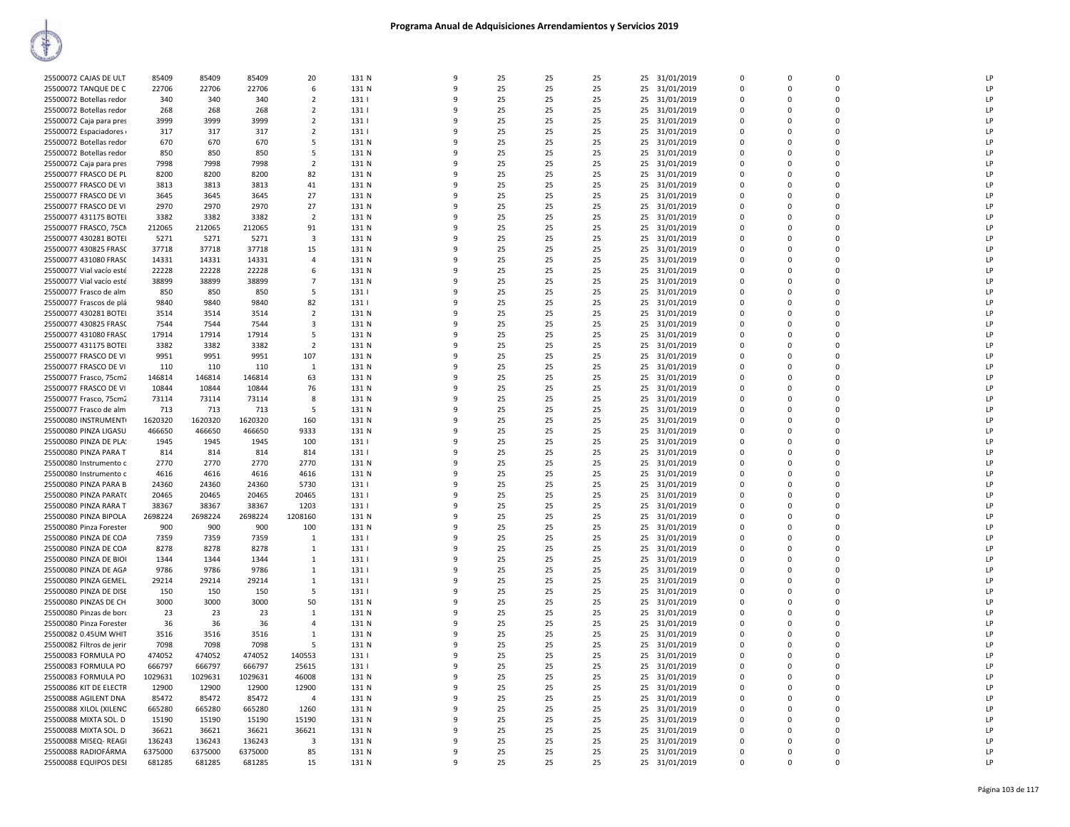# Programa Anual de Adquisiciones Arrendamientos y Servicios 2019

| | | | | | | | | | | | | | | | | |
|---|---|---|---|---|---|---|---|---|---|---|---|---|---|---|---|---|
| 25500072 CAJAS DE ULT | 85409 | 85409 | 85409 | 20 | 131 N | 9 | 25 | 25 | 25 | 25 | 31/01/2019 | 0 | 0 | 0 | | LP |
| 25500072 TANQUE DE C | 22706 | 22706 | 22706 | 6 | 131 N | 9 | 25 | 25 | 25 | 25 | 31/01/2019 | 0 | 0 | 0 | | LP |
| 25500072 Botellas redor | 340 | 340 | 340 | 2 | 131 I | 9 | 25 | 25 | 25 | 25 | 31/01/2019 | 0 | 0 | 0 | | LP |
| 25500072 Botellas redor | 268 | 268 | 268 | 2 | 131 I | 9 | 25 | 25 | 25 | 25 | 31/01/2019 | 0 | 0 | 0 | | LP |
| 25500072 Caja para pres | 3999 | 3999 | 3999 | 2 | 131 I | 9 | 25 | 25 | 25 | 25 | 31/01/2019 | 0 | 0 | 0 | | LP |
| 25500072 Espaciadores | 317 | 317 | 317 | 2 | 131 I | 9 | 25 | 25 | 25 | 25 | 31/01/2019 | 0 | 0 | 0 | | LP |
| 25500072 Botellas redor | 670 | 670 | 670 | 5 | 131 N | 9 | 25 | 25 | 25 | 25 | 31/01/2019 | 0 | 0 | 0 | | LP |
| 25500072 Botellas redor | 850 | 850 | 850 | 5 | 131 N | 9 | 25 | 25 | 25 | 25 | 31/01/2019 | 0 | 0 | 0 | | LP |
| 25500072 Caja para pres | 7998 | 7998 | 7998 | 2 | 131 N | 9 | 25 | 25 | 25 | 25 | 31/01/2019 | 0 | 0 | 0 | | LP |
| 25500077 FRASCO DE PL | 8200 | 8200 | 8200 | 82 | 131 N | 9 | 25 | 25 | 25 | 25 | 31/01/2019 | 0 | 0 | 0 | | LP |
| 25500077 FRASCO DE VI | 3813 | 3813 | 3813 | 41 | 131 N | 9 | 25 | 25 | 25 | 25 | 31/01/2019 | 0 | 0 | 0 | | LP |
| 25500077 FRASCO DE VI | 3645 | 3645 | 3645 | 27 | 131 N | 9 | 25 | 25 | 25 | 25 | 31/01/2019 | 0 | 0 | 0 | | LP |
| 25500077 FRASCO DE VI | 2970 | 2970 | 2970 | 27 | 131 N | 9 | 25 | 25 | 25 | 25 | 31/01/2019 | 0 | 0 | 0 | | LP |
| 25500077 431175 BOTEI | 3382 | 3382 | 3382 | 2 | 131 N | 9 | 25 | 25 | 25 | 25 | 31/01/2019 | 0 | 0 | 0 | | LP |
| 25500077 FRASCO, 75CM | 212065 | 212065 | 212065 | 91 | 131 N | 9 | 25 | 25 | 25 | 25 | 31/01/2019 | 0 | 0 | 0 | | LP |
| 25500077 430281 BOTEI | 5271 | 5271 | 5271 | 3 | 131 N | 9 | 25 | 25 | 25 | 25 | 31/01/2019 | 0 | 0 | 0 | | LP |
| 25500077 430825 FRASC | 37718 | 37718 | 37718 | 15 | 131 N | 9 | 25 | 25 | 25 | 25 | 31/01/2019 | 0 | 0 | 0 | | LP |
| 25500077 431080 FRASC | 14331 | 14331 | 14331 | 4 | 131 N | 9 | 25 | 25 | 25 | 25 | 31/01/2019 | 0 | 0 | 0 | | LP |
| 25500077 Vial vacío esté | 22228 | 22228 | 22228 | 6 | 131 N | 9 | 25 | 25 | 25 | 25 | 31/01/2019 | 0 | 0 | 0 | | LP |
| 25500077 Vial vacío esté | 38899 | 38899 | 38899 | 7 | 131 N | 9 | 25 | 25 | 25 | 25 | 31/01/2019 | 0 | 0 | 0 | | LP |
| 25500077 Frasco de alm | 850 | 850 | 850 | 5 | 131 I | 9 | 25 | 25 | 25 | 25 | 31/01/2019 | 0 | 0 | 0 | | LP |
| 25500077 Frascos de plá | 9840 | 9840 | 9840 | 82 | 131 I | 9 | 25 | 25 | 25 | 25 | 31/01/2019 | 0 | 0 | 0 | | LP |
| 25500077 430281 BOTEI | 3514 | 3514 | 3514 | 2 | 131 N | 9 | 25 | 25 | 25 | 25 | 31/01/2019 | 0 | 0 | 0 | | LP |
| 25500077 430825 FRASC | 7544 | 7544 | 7544 | 3 | 131 N | 9 | 25 | 25 | 25 | 25 | 31/01/2019 | 0 | 0 | 0 | | LP |
| 25500077 431080 FRASC | 17914 | 17914 | 17914 | 5 | 131 N | 9 | 25 | 25 | 25 | 25 | 31/01/2019 | 0 | 0 | 0 | | LP |
| 25500077 431175 BOTEI | 3382 | 3382 | 3382 | 2 | 131 N | 9 | 25 | 25 | 25 | 25 | 31/01/2019 | 0 | 0 | 0 | | LP |
| 25500077 FRASCO DE VI | 9951 | 9951 | 9951 | 107 | 131 N | 9 | 25 | 25 | 25 | 25 | 31/01/2019 | 0 | 0 | 0 | | LP |
| 25500077 FRASCO DE VI | 110 | 110 | 110 | 1 | 131 N | 9 | 25 | 25 | 25 | 25 | 31/01/2019 | 0 | 0 | 0 | | LP |
| 25500077 Frasco, 75cm2 | 146814 | 146814 | 146814 | 63 | 131 N | 9 | 25 | 25 | 25 | 25 | 31/01/2019 | 0 | 0 | 0 | | LP |
| 25500077 FRASCO DE VI | 10844 | 10844 | 10844 | 76 | 131 N | 9 | 25 | 25 | 25 | 25 | 31/01/2019 | 0 | 0 | 0 | | LP |
| 25500077 Frasco, 75cm2 | 73114 | 73114 | 73114 | 8 | 131 N | 9 | 25 | 25 | 25 | 25 | 31/01/2019 | 0 | 0 | 0 | | LP |
| 25500077 Frasco de alm | 713 | 713 | 713 | 5 | 131 N | 9 | 25 | 25 | 25 | 25 | 31/01/2019 | 0 | 0 | 0 | | LP |
| 25500080 INSTRUMENT | 1620320 | 1620320 | 1620320 | 160 | 131 N | 9 | 25 | 25 | 25 | 25 | 31/01/2019 | 0 | 0 | 0 | | LP |
| 25500080 PINZA LIGASU | 466650 | 466650 | 466650 | 9333 | 131 N | 9 | 25 | 25 | 25 | 25 | 31/01/2019 | 0 | 0 | 0 | | LP |
| 25500080 PINZA DE PLA | 1945 | 1945 | 1945 | 100 | 131 I | 9 | 25 | 25 | 25 | 25 | 31/01/2019 | 0 | 0 | 0 | | LP |
| 25500080 PINZA PARA T | 814 | 814 | 814 | 814 | 131 I | 9 | 25 | 25 | 25 | 25 | 31/01/2019 | 0 | 0 | 0 | | LP |
| 25500080 Instrumento c | 2770 | 2770 | 2770 | 2770 | 131 N | 9 | 25 | 25 | 25 | 25 | 31/01/2019 | 0 | 0 | 0 | | LP |
| 25500080 Instrumento c | 4616 | 4616 | 4616 | 4616 | 131 N | 9 | 25 | 25 | 25 | 25 | 31/01/2019 | 0 | 0 | 0 | | LP |
| 25500080 PINZA PARA B | 24360 | 24360 | 24360 | 5730 | 131 I | 9 | 25 | 25 | 25 | 25 | 31/01/2019 | 0 | 0 | 0 | | LP |
| 25500080 PINZA PARAT | 20465 | 20465 | 20465 | 20465 | 131 I | 9 | 25 | 25 | 25 | 25 | 31/01/2019 | 0 | 0 | 0 | | LP |
| 25500080 PINZA RARA T | 38367 | 38367 | 38367 | 1203 | 131 I | 9 | 25 | 25 | 25 | 25 | 31/01/2019 | 0 | 0 | 0 | | LP |
| 25500080 PINZA BIPOLA | 2698224 | 2698224 | 2698224 | 1208160 | 131 N | 9 | 25 | 25 | 25 | 25 | 31/01/2019 | 0 | 0 | 0 | | LP |
| 25500080 Pinza Forester | 900 | 900 | 900 | 100 | 131 N | 9 | 25 | 25 | 25 | 25 | 31/01/2019 | 0 | 0 | 0 | | LP |
| 25500080 PINZA DE COA | 7359 | 7359 | 7359 | 1 | 131 I | 9 | 25 | 25 | 25 | 25 | 31/01/2019 | 0 | 0 | 0 | | LP |
| 25500080 PINZA DE COA | 8278 | 8278 | 8278 | 1 | 131 I | 9 | 25 | 25 | 25 | 25 | 31/01/2019 | 0 | 0 | 0 | | LP |
| 25500080 PINZA DE BIOI | 1344 | 1344 | 1344 | 1 | 131 I | 9 | 25 | 25 | 25 | 25 | 31/01/2019 | 0 | 0 | 0 | | LP |
| 25500080 PINZA DE AGA | 9786 | 9786 | 9786 | 1 | 131 I | 9 | 25 | 25 | 25 | 25 | 31/01/2019 | 0 | 0 | 0 | | LP |
| 25500080 PINZA GEMEL | 29214 | 29214 | 29214 | 1 | 131 I | 9 | 25 | 25 | 25 | 25 | 31/01/2019 | 0 | 0 | 0 | | LP |
| 25500080 PINZA DE DISE | 150 | 150 | 150 | 5 | 131 I | 9 | 25 | 25 | 25 | 25 | 31/01/2019 | 0 | 0 | 0 | | LP |
| 25500080 PINZAS DE CH | 3000 | 3000 | 3000 | 50 | 131 N | 9 | 25 | 25 | 25 | 25 | 31/01/2019 | 0 | 0 | 0 | | LP |
| 25500080 Pinzas de bor | 23 | 23 | 23 | 1 | 131 N | 9 | 25 | 25 | 25 | 25 | 31/01/2019 | 0 | 0 | 0 | | LP |
| 25500080 Pinza Forester | 36 | 36 | 36 | 4 | 131 N | 9 | 25 | 25 | 25 | 25 | 31/01/2019 | 0 | 0 | 0 | | LP |
| 25500082 0.45UM WHIT | 3516 | 3516 | 3516 | 1 | 131 N | 9 | 25 | 25 | 25 | 25 | 31/01/2019 | 0 | 0 | 0 | | LP |
| 25500082 Filtros de jerir | 7098 | 7098 | 7098 | 5 | 131 N | 9 | 25 | 25 | 25 | 25 | 31/01/2019 | 0 | 0 | 0 | | LP |
| 25500083 FORMULA PO | 474052 | 474052 | 474052 | 140553 | 131 I | 9 | 25 | 25 | 25 | 25 | 31/01/2019 | 0 | 0 | 0 | | LP |
| 25500083 FORMULA PO | 666797 | 666797 | 666797 | 25615 | 131 I | 9 | 25 | 25 | 25 | 25 | 31/01/2019 | 0 | 0 | 0 | | LP |
| 25500083 FORMULA PO | 1029631 | 1029631 | 1029631 | 46008 | 131 N | 9 | 25 | 25 | 25 | 25 | 31/01/2019 | 0 | 0 | 0 | | LP |
| 25500086 KIT DE ELECTR | 12900 | 12900 | 12900 | 12900 | 131 N | 9 | 25 | 25 | 25 | 25 | 31/01/2019 | 0 | 0 | 0 | | LP |
| 25500088 AGILENT DNA | 85472 | 85472 | 85472 | 4 | 131 N | 9 | 25 | 25 | 25 | 25 | 31/01/2019 | 0 | 0 | 0 | | LP |
| 25500088 XILOL (XILENC | 665280 | 665280 | 665280 | 1260 | 131 N | 9 | 25 | 25 | 25 | 25 | 31/01/2019 | 0 | 0 | 0 | | LP |
| 25500088 MIXTA SOL. D | 15190 | 15190 | 15190 | 15190 | 131 N | 9 | 25 | 25 | 25 | 25 | 31/01/2019 | 0 | 0 | 0 | | LP |
| 25500088 MIXTA SOL. D | 36621 | 36621 | 36621 | 36621 | 131 N | 9 | 25 | 25 | 25 | 25 | 31/01/2019 | 0 | 0 | 0 | | LP |
| 25500088 MISEQ- REAGI | 136243 | 136243 | 136243 | 3 | 131 N | 9 | 25 | 25 | 25 | 25 | 31/01/2019 | 0 | 0 | 0 | | LP |
| 25500088 RADIOFÁRMA | 6375000 | 6375000 | 6375000 | 85 | 131 N | 9 | 25 | 25 | 25 | 25 | 31/01/2019 | 0 | 0 | 0 | | LP |
| 25500088 EQUIPOS DESI | 681285 | 681285 | 681285 | 15 | 131 N | 9 | 25 | 25 | 25 | 25 | 31/01/2019 | 0 | 0 | 0 | | LP |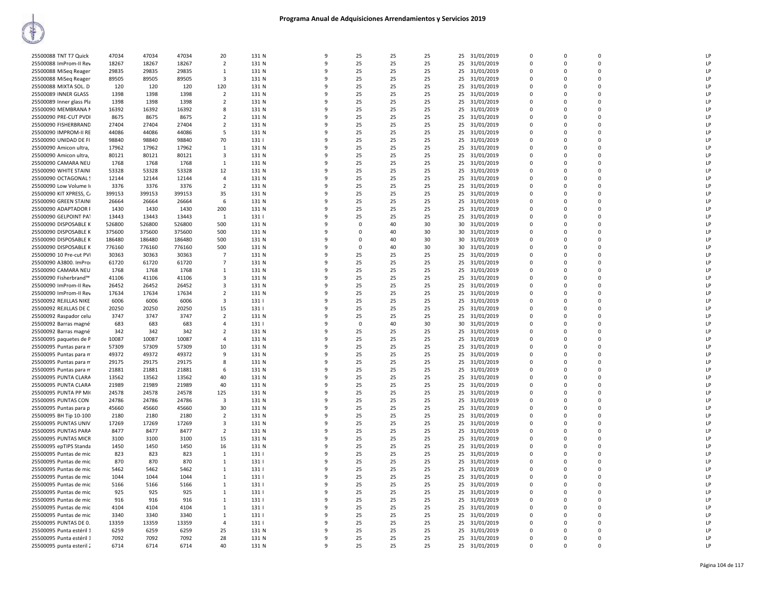# Programa Anual de Adquisiciones Arrendamientos y Servicios 2019

| | | | | | | | | | | | | | | | | |
|---|---|---|---|---|---|---|---|---|---|---|---|---|---|---|---|---|
| 25500088 TNT T7 Quick | 47034 | 47034 | 47034 | 20 | 131 N | 9 | 25 | 25 | 25 | 25 | 31/01/2019 | 0 | 0 | 0 | | LP |
| 25500088 ImProm-II Rev | 18267 | 18267 | 18267 | 2 | 131 N | 9 | 25 | 25 | 25 | 25 | 31/01/2019 | 0 | 0 | 0 | | LP |
| 25500088 MiSeq Reager | 29835 | 29835 | 29835 | 1 | 131 N | 9 | 25 | 25 | 25 | 25 | 31/01/2019 | 0 | 0 | 0 | | LP |
| 25500088 MiSeq Reager | 89505 | 89505 | 89505 | 3 | 131 N | 9 | 25 | 25 | 25 | 25 | 31/01/2019 | 0 | 0 | 0 | | LP |
| 25500088 MIXTA SOL. D | 120 | 120 | 120 | 120 | 131 N | 9 | 25 | 25 | 25 | 25 | 31/01/2019 | 0 | 0 | 0 | | LP |
| 25500089 INNER GLASS | 1398 | 1398 | 1398 | 2 | 131 N | 9 | 25 | 25 | 25 | 25 | 31/01/2019 | 0 | 0 | 0 | | LP |
| 25500089 Inner glass Pla | 1398 | 1398 | 1398 | 2 | 131 N | 9 | 25 | 25 | 25 | 25 | 31/01/2019 | 0 | 0 | 0 | | LP |
| 25500090 MEMBRANA N | 16392 | 16392 | 16392 | 8 | 131 N | 9 | 25 | 25 | 25 | 25 | 31/01/2019 | 0 | 0 | 0 | | LP |
| 25500090 PRE-CUT PVDI | 8675 | 8675 | 8675 | 2 | 131 N | 9 | 25 | 25 | 25 | 25 | 31/01/2019 | 0 | 0 | 0 | | LP |
| 25500090 FISHERBRAND | 27404 | 27404 | 27404 | 2 | 131 N | 9 | 25 | 25 | 25 | 25 | 31/01/2019 | 0 | 0 | 0 | | LP |
| 25500090 IMPROM-II RE | 44086 | 44086 | 44086 | 5 | 131 N | 9 | 25 | 25 | 25 | 25 | 31/01/2019 | 0 | 0 | 0 | | LP |
| 25500090 UNIDAD DE FI | 98840 | 98840 | 98840 | 70 | 131 I | 9 | 25 | 25 | 25 | 25 | 31/01/2019 | 0 | 0 | 0 | | LP |
| 25500090 Amicon ultra, | 17962 | 17962 | 17962 | 1 | 131 N | 9 | 25 | 25 | 25 | 25 | 31/01/2019 | 0 | 0 | 0 | | LP |
| 25500090 Amicon ultra, | 80121 | 80121 | 80121 | 3 | 131 N | 9 | 25 | 25 | 25 | 25 | 31/01/2019 | 0 | 0 | 0 | | LP |
| 25500090 CAMARA NEU | 1768 | 1768 | 1768 | 1 | 131 N | 9 | 25 | 25 | 25 | 25 | 31/01/2019 | 0 | 0 | 0 | | LP |
| 25500090 WHITE STAINI | 53328 | 53328 | 53328 | 12 | 131 N | 9 | 25 | 25 | 25 | 25 | 31/01/2019 | 0 | 0 | 0 | | LP |
| 25500090 OCTAGONAL S | 12144 | 12144 | 12144 | 4 | 131 N | 9 | 25 | 25 | 25 | 25 | 31/01/2019 | 0 | 0 | 0 | | LP |
| 25500090 Low Volume I | 3376 | 3376 | 3376 | 2 | 131 N | 9 | 25 | 25 | 25 | 25 | 31/01/2019 | 0 | 0 | 0 | | LP |
| 25500090 KIT XPRESS, C | 399153 | 399153 | 399153 | 35 | 131 N | 9 | 25 | 25 | 25 | 25 | 31/01/2019 | 0 | 0 | 0 | | LP |
| 25500090 GREEN STAINI | 26664 | 26664 | 26664 | 6 | 131 N | 9 | 25 | 25 | 25 | 25 | 31/01/2019 | 0 | 0 | 0 | | LP |
| 25500090 ADAPTADOR I | 1430 | 1430 | 1430 | 200 | 131 N | 9 | 25 | 25 | 25 | 25 | 31/01/2019 | 0 | 0 | 0 | | LP |
| 25500090 GELPOINT PAT | 13443 | 13443 | 13443 | 1 | 131 I | 9 | 25 | 25 | 25 | 25 | 31/01/2019 | 0 | 0 | 0 | | LP |
| 25500090 DISPOSABLE K | 526800 | 526800 | 526800 | 500 | 131 N | 9 | 0 | 40 | 30 | 30 | 31/01/2019 | 0 | 0 | 0 | | LP |
| 25500090 DISPOSABLE K | 375600 | 375600 | 375600 | 500 | 131 N | 9 | 0 | 40 | 30 | 30 | 31/01/2019 | 0 | 0 | 0 | | LP |
| 25500090 DISPOSABLE K | 186480 | 186480 | 186480 | 500 | 131 N | 9 | 0 | 40 | 30 | 30 | 31/01/2019 | 0 | 0 | 0 | | LP |
| 25500090 DISPOSABLE K | 776160 | 776160 | 776160 | 500 | 131 N | 9 | 0 | 40 | 30 | 30 | 31/01/2019 | 0 | 0 | 0 | | LP |
| 25500090 10 Pre-cut PVI | 30363 | 30363 | 30363 | 7 | 131 N | 9 | 25 | 25 | 25 | 25 | 31/01/2019 | 0 | 0 | 0 | | LP |
| 25500090 A3800. ImPro | 61720 | 61720 | 61720 | 7 | 131 N | 9 | 25 | 25 | 25 | 25 | 31/01/2019 | 0 | 0 | 0 | | LP |
| 25500090 CAMARA NEU | 1768 | 1768 | 1768 | 1 | 131 N | 9 | 25 | 25 | 25 | 25 | 31/01/2019 | 0 | 0 | 0 | | LP |
| 25500090 Fisherbrand™ | 41106 | 41106 | 41106 | 3 | 131 N | 9 | 25 | 25 | 25 | 25 | 31/01/2019 | 0 | 0 | 0 | | LP |
| 25500090 ImProm-II Rev | 26452 | 26452 | 26452 | 3 | 131 N | 9 | 25 | 25 | 25 | 25 | 31/01/2019 | 0 | 0 | 0 | | LP |
| 25500090 ImProm-II Rev | 17634 | 17634 | 17634 | 2 | 131 N | 9 | 25 | 25 | 25 | 25 | 31/01/2019 | 0 | 0 | 0 | | LP |
| 25500092 REJILLAS NIKE | 6006 | 6006 | 6006 | 3 | 131 I | 9 | 25 | 25 | 25 | 25 | 31/01/2019 | 0 | 0 | 0 | | LP |
| 25500092 REJILLAS DE C | 20250 | 20250 | 20250 | 15 | 131 I | 9 | 25 | 25 | 25 | 25 | 31/01/2019 | 0 | 0 | 0 | | LP |
| 25500092 Raspador celu | 3747 | 3747 | 3747 | 2 | 131 N | 9 | 25 | 25 | 25 | 25 | 31/01/2019 | 0 | 0 | 0 | | LP |
| 25500092 Barras magné | 683 | 683 | 683 | 4 | 131 I | 9 | 0 | 40 | 30 | 30 | 31/01/2019 | 0 | 0 | 0 | | LP |
| 25500092 Barras magné | 342 | 342 | 342 | 2 | 131 N | 9 | 25 | 25 | 25 | 25 | 31/01/2019 | 0 | 0 | 0 | | LP |
| 25500095 paquetes de P | 10087 | 10087 | 10087 | 4 | 131 N | 9 | 25 | 25 | 25 | 25 | 31/01/2019 | 0 | 0 | 0 | | LP |
| 25500095 Puntas para m | 57309 | 57309 | 57309 | 10 | 131 N | 9 | 25 | 25 | 25 | 25 | 31/01/2019 | 0 | 0 | 0 | | LP |
| 25500095 Puntas para m | 49372 | 49372 | 49372 | 9 | 131 N | 9 | 25 | 25 | 25 | 25 | 31/01/2019 | 0 | 0 | 0 | | LP |
| 25500095 Puntas para m | 29175 | 29175 | 29175 | 8 | 131 N | 9 | 25 | 25 | 25 | 25 | 31/01/2019 | 0 | 0 | 0 | | LP |
| 25500095 Puntas para m | 21881 | 21881 | 21881 | 6 | 131 N | 9 | 25 | 25 | 25 | 25 | 31/01/2019 | 0 | 0 | 0 | | LP |
| 25500095 PUNTA CLARA | 13562 | 13562 | 13562 | 40 | 131 N | 9 | 25 | 25 | 25 | 25 | 31/01/2019 | 0 | 0 | 0 | | LP |
| 25500095 PUNTA CLARA | 21989 | 21989 | 21989 | 40 | 131 N | 9 | 25 | 25 | 25 | 25 | 31/01/2019 | 0 | 0 | 0 | | LP |
| 25500095 PUNTA PP MI | 24578 | 24578 | 24578 | 125 | 131 N | 9 | 25 | 25 | 25 | 25 | 31/01/2019 | 0 | 0 | 0 | | LP |
| 25500095 PUNTAS CON | 24786 | 24786 | 24786 | 3 | 131 N | 9 | 25 | 25 | 25 | 25 | 31/01/2019 | 0 | 0 | 0 | | LP |
| 25500095 Puntas para p | 45660 | 45660 | 45660 | 30 | 131 N | 9 | 25 | 25 | 25 | 25 | 31/01/2019 | 0 | 0 | 0 | | LP |
| 25500095 BH Tip 10-100 | 2180 | 2180 | 2180 | 2 | 131 N | 9 | 25 | 25 | 25 | 25 | 31/01/2019 | 0 | 0 | 0 | | LP |
| 25500095 PUNTAS UNIV | 17269 | 17269 | 17269 | 3 | 131 N | 9 | 25 | 25 | 25 | 25 | 31/01/2019 | 0 | 0 | 0 | | LP |
| 25500095 PUNTAS PARA | 8477 | 8477 | 8477 | 2 | 131 N | 9 | 25 | 25 | 25 | 25 | 31/01/2019 | 0 | 0 | 0 | | LP |
| 25500095 PUNTAS MICR | 3100 | 3100 | 3100 | 15 | 131 N | 9 | 25 | 25 | 25 | 25 | 31/01/2019 | 0 | 0 | 0 | | LP |
| 25500095 epTIPS Standa | 1450 | 1450 | 1450 | 16 | 131 N | 9 | 25 | 25 | 25 | 25 | 31/01/2019 | 0 | 0 | 0 | | LP |
| 25500095 Puntas de mic | 823 | 823 | 823 | 1 | 131 I | 9 | 25 | 25 | 25 | 25 | 31/01/2019 | 0 | 0 | 0 | | LP |
| 25500095 Puntas de mic | 870 | 870 | 870 | 1 | 131 I | 9 | 25 | 25 | 25 | 25 | 31/01/2019 | 0 | 0 | 0 | | LP |
| 25500095 Puntas de mic | 5462 | 5462 | 5462 | 1 | 131 I | 9 | 25 | 25 | 25 | 25 | 31/01/2019 | 0 | 0 | 0 | | LP |
| 25500095 Puntas de mic | 1044 | 1044 | 1044 | 1 | 131 I | 9 | 25 | 25 | 25 | 25 | 31/01/2019 | 0 | 0 | 0 | | LP |
| 25500095 Puntas de mic | 5166 | 5166 | 5166 | 1 | 131 I | 9 | 25 | 25 | 25 | 25 | 31/01/2019 | 0 | 0 | 0 | | LP |
| 25500095 Puntas de mic | 925 | 925 | 925 | 1 | 131 I | 9 | 25 | 25 | 25 | 25 | 31/01/2019 | 0 | 0 | 0 | | LP |
| 25500095 Puntas de mic | 916 | 916 | 916 | 1 | 131 I | 9 | 25 | 25 | 25 | 25 | 31/01/2019 | 0 | 0 | 0 | | LP |
| 25500095 Puntas de mic | 4104 | 4104 | 4104 | 1 | 131 I | 9 | 25 | 25 | 25 | 25 | 31/01/2019 | 0 | 0 | 0 | | LP |
| 25500095 Puntas de mic | 3340 | 3340 | 3340 | 1 | 131 I | 9 | 25 | 25 | 25 | 25 | 31/01/2019 | 0 | 0 | 0 | | LP |
| 25500095 PUNTAS DE 0. | 13359 | 13359 | 13359 | 4 | 131 I | 9 | 25 | 25 | 25 | 25 | 31/01/2019 | 0 | 0 | 0 | | LP |
| 25500095 Punta estéril 1 | 6259 | 6259 | 6259 | 25 | 131 N | 9 | 25 | 25 | 25 | 25 | 31/01/2019 | 0 | 0 | 0 | | LP |
| 25500095 Punta estéril 1 | 7092 | 7092 | 7092 | 28 | 131 N | 9 | 25 | 25 | 25 | 25 | 31/01/2019 | 0 | 0 | 0 | | LP |
| 25500095 punta esteril 2 | 6714 | 6714 | 6714 | 40 | 131 N | 9 | 25 | 25 | 25 | 25 | 31/01/2019 | 0 | 0 | 0 | | LP |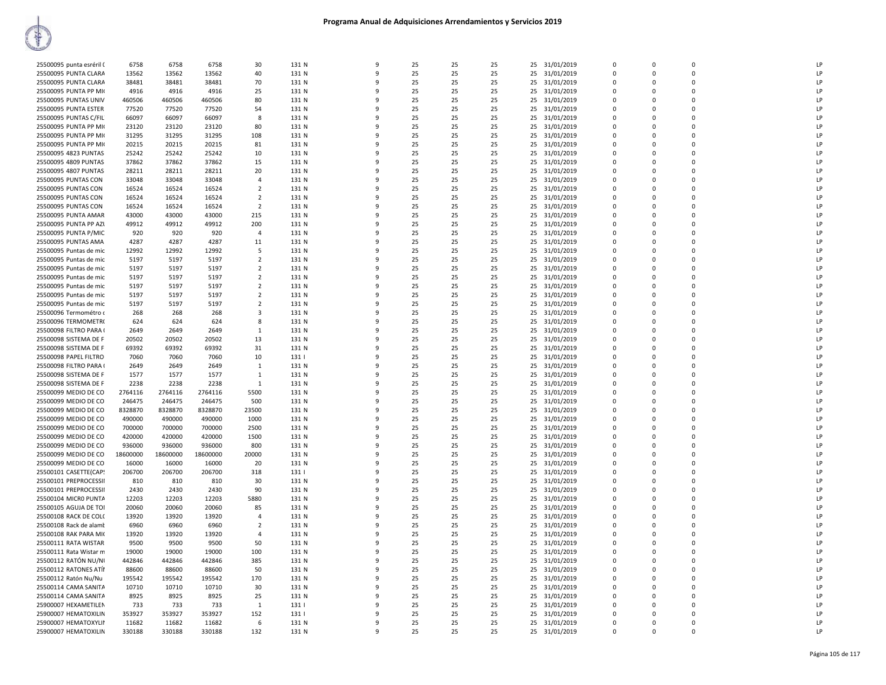# Programa Anual de Adquisiciones Arrendamientos y Servicios 2019

| | | | | | | | | | | | | | | | |
|---|---|---|---|---|---|---|---|---|---|---|---|---|---|---|---|
| 25500095 punta esréril ( | 6758 | 6758 | 6758 | 30 | 131 N | 9 | 25 | 25 | 25 | 25 | 31/01/2019 | 0 | 0 | 0 | LP |
| 25500095 PUNTA CLARA | 13562 | 13562 | 13562 | 40 | 131 N | 9 | 25 | 25 | 25 | 25 | 31/01/2019 | 0 | 0 | 0 | LP |
| 25500095 PUNTA CLARA | 38481 | 38481 | 38481 | 70 | 131 N | 9 | 25 | 25 | 25 | 25 | 31/01/2019 | 0 | 0 | 0 | LP |
| 25500095 PUNTA PP MI( | 4916 | 4916 | 4916 | 25 | 131 N | 9 | 25 | 25 | 25 | 25 | 31/01/2019 | 0 | 0 | 0 | LP |
| 25500095 PUNTAS UNIV | 460506 | 460506 | 460506 | 80 | 131 N | 9 | 25 | 25 | 25 | 25 | 31/01/2019 | 0 | 0 | 0 | LP |
| 25500095 PUNTA ESTER | 77520 | 77520 | 77520 | 54 | 131 N | 9 | 25 | 25 | 25 | 25 | 31/01/2019 | 0 | 0 | 0 | LP |
| 25500095 PUNTAS C/FIL | 66097 | 66097 | 66097 | 8 | 131 N | 9 | 25 | 25 | 25 | 25 | 31/01/2019 | 0 | 0 | 0 | LP |
| 25500095 PUNTA PP MI( | 23120 | 23120 | 23120 | 80 | 131 N | 9 | 25 | 25 | 25 | 25 | 31/01/2019 | 0 | 0 | 0 | LP |
| 25500095 PUNTA PP MI( | 31295 | 31295 | 31295 | 108 | 131 N | 9 | 25 | 25 | 25 | 25 | 31/01/2019 | 0 | 0 | 0 | LP |
| 25500095 PUNTA PP MI( | 20215 | 20215 | 20215 | 81 | 131 N | 9 | 25 | 25 | 25 | 25 | 31/01/2019 | 0 | 0 | 0 | LP |
| 25500095 4823 PUNTAS | 25242 | 25242 | 25242 | 10 | 131 N | 9 | 25 | 25 | 25 | 25 | 31/01/2019 | 0 | 0 | 0 | LP |
| 25500095 4809 PUNTAS | 37862 | 37862 | 37862 | 15 | 131 N | 9 | 25 | 25 | 25 | 25 | 31/01/2019 | 0 | 0 | 0 | LP |
| 25500095 4807 PUNTAS | 28211 | 28211 | 28211 | 20 | 131 N | 9 | 25 | 25 | 25 | 25 | 31/01/2019 | 0 | 0 | 0 | LP |
| 25500095 PUNTAS CON | 33048 | 33048 | 33048 | 4 | 131 N | 9 | 25 | 25 | 25 | 25 | 31/01/2019 | 0 | 0 | 0 | LP |
| 25500095 PUNTAS CON | 16524 | 16524 | 16524 | 2 | 131 N | 9 | 25 | 25 | 25 | 25 | 31/01/2019 | 0 | 0 | 0 | LP |
| 25500095 PUNTAS CON | 16524 | 16524 | 16524 | 2 | 131 N | 9 | 25 | 25 | 25 | 25 | 31/01/2019 | 0 | 0 | 0 | LP |
| 25500095 PUNTAS CON | 16524 | 16524 | 16524 | 2 | 131 N | 9 | 25 | 25 | 25 | 25 | 31/01/2019 | 0 | 0 | 0 | LP |
| 25500095 PUNTA AMAR | 43000 | 43000 | 43000 | 215 | 131 N | 9 | 25 | 25 | 25 | 25 | 31/01/2019 | 0 | 0 | 0 | LP |
| 25500095 PUNTA PP AZI | 49912 | 49912 | 49912 | 200 | 131 N | 9 | 25 | 25 | 25 | 25 | 31/01/2019 | 0 | 0 | 0 | LP |
| 25500095 PUNTA P/MIC | 920 | 920 | 920 | 4 | 131 N | 9 | 25 | 25 | 25 | 25 | 31/01/2019 | 0 | 0 | 0 | LP |
| 25500095 PUNTAS AMA | 4287 | 4287 | 4287 | 11 | 131 N | 9 | 25 | 25 | 25 | 25 | 31/01/2019 | 0 | 0 | 0 | LP |
| 25500095 Puntas de mic | 12992 | 12992 | 12992 | 5 | 131 N | 9 | 25 | 25 | 25 | 25 | 31/01/2019 | 0 | 0 | 0 | LP |
| 25500095 Puntas de mic | 5197 | 5197 | 5197 | 2 | 131 N | 9 | 25 | 25 | 25 | 25 | 31/01/2019 | 0 | 0 | 0 | LP |
| 25500095 Puntas de mic | 5197 | 5197 | 5197 | 2 | 131 N | 9 | 25 | 25 | 25 | 25 | 31/01/2019 | 0 | 0 | 0 | LP |
| 25500095 Puntas de mic | 5197 | 5197 | 5197 | 2 | 131 N | 9 | 25 | 25 | 25 | 25 | 31/01/2019 | 0 | 0 | 0 | LP |
| 25500095 Puntas de mic | 5197 | 5197 | 5197 | 2 | 131 N | 9 | 25 | 25 | 25 | 25 | 31/01/2019 | 0 | 0 | 0 | LP |
| 25500095 Puntas de mic | 5197 | 5197 | 5197 | 2 | 131 N | 9 | 25 | 25 | 25 | 25 | 31/01/2019 | 0 | 0 | 0 | LP |
| 25500095 Puntas de mic | 5197 | 5197 | 5197 | 2 | 131 N | 9 | 25 | 25 | 25 | 25 | 31/01/2019 | 0 | 0 | 0 | LP |
| 25500096 Termométro ( | 268 | 268 | 268 | 3 | 131 N | 9 | 25 | 25 | 25 | 25 | 31/01/2019 | 0 | 0 | 0 | LP |
| 25500096 TERMOMETR( | 624 | 624 | 624 | 8 | 131 N | 9 | 25 | 25 | 25 | 25 | 31/01/2019 | 0 | 0 | 0 | LP |
| 25500098 FILTRO PARA ( | 2649 | 2649 | 2649 | 1 | 131 N | 9 | 25 | 25 | 25 | 25 | 31/01/2019 | 0 | 0 | 0 | LP |
| 25500098 SISTEMA DE F | 20502 | 20502 | 20502 | 13 | 131 N | 9 | 25 | 25 | 25 | 25 | 31/01/2019 | 0 | 0 | 0 | LP |
| 25500098 SISTEMA DE F | 69392 | 69392 | 69392 | 31 | 131 N | 9 | 25 | 25 | 25 | 25 | 31/01/2019 | 0 | 0 | 0 | LP |
| 25500098 PAPEL FILTRO | 7060 | 7060 | 7060 | 10 | 131 I | 9 | 25 | 25 | 25 | 25 | 31/01/2019 | 0 | 0 | 0 | LP |
| 25500098 FILTRO PARA ( | 2649 | 2649 | 2649 | 1 | 131 N | 9 | 25 | 25 | 25 | 25 | 31/01/2019 | 0 | 0 | 0 | LP |
| 25500098 SISTEMA DE F | 1577 | 1577 | 1577 | 1 | 131 N | 9 | 25 | 25 | 25 | 25 | 31/01/2019 | 0 | 0 | 0 | LP |
| 25500098 SISTEMA DE F | 2238 | 2238 | 2238 | 1 | 131 N | 9 | 25 | 25 | 25 | 25 | 31/01/2019 | 0 | 0 | 0 | LP |
| 25500099 MEDIO DE CO | 2764116 | 2764116 | 2764116 | 5500 | 131 N | 9 | 25 | 25 | 25 | 25 | 31/01/2019 | 0 | 0 | 0 | LP |
| 25500099 MEDIO DE CO | 246475 | 246475 | 246475 | 500 | 131 N | 9 | 25 | 25 | 25 | 25 | 31/01/2019 | 0 | 0 | 0 | LP |
| 25500099 MEDIO DE CO | 8328870 | 8328870 | 8328870 | 23500 | 131 N | 9 | 25 | 25 | 25 | 25 | 31/01/2019 | 0 | 0 | 0 | LP |
| 25500099 MEDIO DE CO | 490000 | 490000 | 490000 | 1000 | 131 N | 9 | 25 | 25 | 25 | 25 | 31/01/2019 | 0 | 0 | 0 | LP |
| 25500099 MEDIO DE CO | 700000 | 700000 | 700000 | 2500 | 131 N | 9 | 25 | 25 | 25 | 25 | 31/01/2019 | 0 | 0 | 0 | LP |
| 25500099 MEDIO DE CO | 420000 | 420000 | 420000 | 1500 | 131 N | 9 | 25 | 25 | 25 | 25 | 31/01/2019 | 0 | 0 | 0 | LP |
| 25500099 MEDIO DE CO | 936000 | 936000 | 936000 | 800 | 131 N | 9 | 25 | 25 | 25 | 25 | 31/01/2019 | 0 | 0 | 0 | LP |
| 25500099 MEDIO DE CO | 18600000 | 18600000 | 18600000 | 20000 | 131 N | 9 | 25 | 25 | 25 | 25 | 31/01/2019 | 0 | 0 | 0 | LP |
| 25500099 MEDIO DE CO | 16000 | 16000 | 16000 | 20 | 131 N | 9 | 25 | 25 | 25 | 25 | 31/01/2019 | 0 | 0 | 0 | LP |
| 25500101 CASETTE(CAP! | 206700 | 206700 | 206700 | 318 | 131 I | 9 | 25 | 25 | 25 | 25 | 31/01/2019 | 0 | 0 | 0 | LP |
| 25500101 PREPROCESSII | 810 | 810 | 810 | 30 | 131 N | 9 | 25 | 25 | 25 | 25 | 31/01/2019 | 0 | 0 | 0 | LP |
| 25500101 PREPROCESSII | 2430 | 2430 | 2430 | 90 | 131 N | 9 | 25 | 25 | 25 | 25 | 31/01/2019 | 0 | 0 | 0 | LP |
| 25500104 MICR0 PUNTA | 12203 | 12203 | 12203 | 5880 | 131 N | 9 | 25 | 25 | 25 | 25 | 31/01/2019 | 0 | 0 | 0 | LP |
| 25500105 AGUJA DE TOI | 20060 | 20060 | 20060 | 85 | 131 N | 9 | 25 | 25 | 25 | 25 | 31/01/2019 | 0 | 0 | 0 | LP |
| 25500108 RACK DE COL( | 13920 | 13920 | 13920 | 4 | 131 N | 9 | 25 | 25 | 25 | 25 | 31/01/2019 | 0 | 0 | 0 | LP |
| 25500108 Rack de alaml | 6960 | 6960 | 6960 | 2 | 131 N | 9 | 25 | 25 | 25 | 25 | 31/01/2019 | 0 | 0 | 0 | LP |
| 25500108 RAK PARA MI( | 13920 | 13920 | 13920 | 4 | 131 N | 9 | 25 | 25 | 25 | 25 | 31/01/2019 | 0 | 0 | 0 | LP |
| 25500111 RATA WISTAR | 9500 | 9500 | 9500 | 50 | 131 N | 9 | 25 | 25 | 25 | 25 | 31/01/2019 | 0 | 0 | 0 | LP |
| 25500111 Rata Wistar m | 19000 | 19000 | 19000 | 100 | 131 N | 9 | 25 | 25 | 25 | 25 | 31/01/2019 | 0 | 0 | 0 | LP |
| 25500112 RATÓN NU/NI | 442846 | 442846 | 442846 | 385 | 131 N | 9 | 25 | 25 | 25 | 25 | 31/01/2019 | 0 | 0 | 0 | LP |
| 25500112 RATONES ATÍI | 88600 | 88600 | 88600 | 50 | 131 N | 9 | 25 | 25 | 25 | 25 | 31/01/2019 | 0 | 0 | 0 | LP |
| 25500112 Ratón Nu/Nu | 195542 | 195542 | 195542 | 170 | 131 N | 9 | 25 | 25 | 25 | 25 | 31/01/2019 | 0 | 0 | 0 | LP |
| 25500114 CAMA SANITA | 10710 | 10710 | 10710 | 30 | 131 N | 9 | 25 | 25 | 25 | 25 | 31/01/2019 | 0 | 0 | 0 | LP |
| 25500114 CAMA SANITA | 8925 | 8925 | 8925 | 25 | 131 N | 9 | 25 | 25 | 25 | 25 | 31/01/2019 | 0 | 0 | 0 | LP |
| 25900007 HEXAMETILEN | 733 | 733 | 733 | 1 | 131 I | 9 | 25 | 25 | 25 | 25 | 31/01/2019 | 0 | 0 | 0 | LP |
| 25900007 HEMATOXILIN | 353927 | 353927 | 353927 | 152 | 131 I | 9 | 25 | 25 | 25 | 25 | 31/01/2019 | 0 | 0 | 0 | LP |
| 25900007 HEMATOXYLII | 11682 | 11682 | 11682 | 6 | 131 N | 9 | 25 | 25 | 25 | 25 | 31/01/2019 | 0 | 0 | 0 | LP |
| 25900007 HEMATOXILIN | 330188 | 330188 | 330188 | 132 | 131 N | 9 | 25 | 25 | 25 | 25 | 31/01/2019 | 0 | 0 | 0 | LP |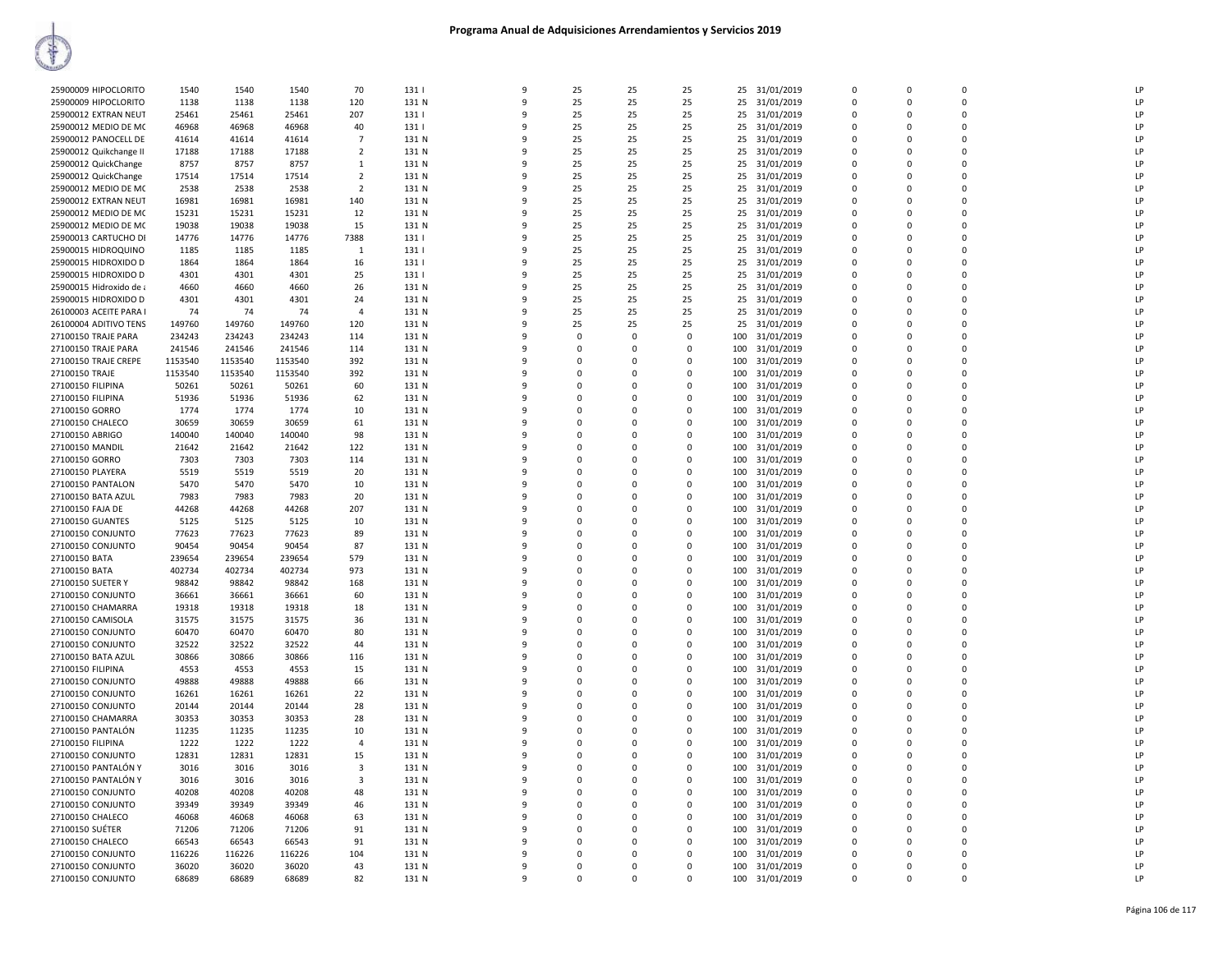# Programa Anual de Adquisiciones Arrendamientos y Servicios 2019

| | | | | | | | | | | | | | | | | |
|---|---|---|---|---|---|---|---|---|---|---|---|---|---|---|---|---|
| 25900009 HIPOCLORITO | 1540 | 1540 | 1540 | 70 | 131 I | 9 | 25 | 25 | 25 | 25 | 31/01/2019 | 0 | 0 | 0 | | LP |
| 25900009 HIPOCLORITO | 1138 | 1138 | 1138 | 120 | 131 N | 9 | 25 | 25 | 25 | 25 | 31/01/2019 | 0 | 0 | 0 | | LP |
| 25900012 EXTRAN NEUT | 25461 | 25461 | 25461 | 207 | 131 I | 9 | 25 | 25 | 25 | 25 | 31/01/2019 | 0 | 0 | 0 | | LP |
| 25900012 MEDIO DE MC | 46968 | 46968 | 46968 | 40 | 131 I | 9 | 25 | 25 | 25 | 25 | 31/01/2019 | 0 | 0 | 0 | | LP |
| 25900012 PANOCELL DE | 41614 | 41614 | 41614 | 7 | 131 N | 9 | 25 | 25 | 25 | 25 | 31/01/2019 | 0 | 0 | 0 | | LP |
| 25900012 Quikchange II | 17188 | 17188 | 17188 | 2 | 131 N | 9 | 25 | 25 | 25 | 25 | 31/01/2019 | 0 | 0 | 0 | | LP |
| 25900012 QuickChange | 8757 | 8757 | 8757 | 1 | 131 N | 9 | 25 | 25 | 25 | 25 | 31/01/2019 | 0 | 0 | 0 | | LP |
| 25900012 QuickChange | 17514 | 17514 | 17514 | 2 | 131 N | 9 | 25 | 25 | 25 | 25 | 31/01/2019 | 0 | 0 | 0 | | LP |
| 25900012 MEDIO DE MC | 2538 | 2538 | 2538 | 2 | 131 N | 9 | 25 | 25 | 25 | 25 | 31/01/2019 | 0 | 0 | 0 | | LP |
| 25900012 EXTRAN NEUT | 16981 | 16981 | 16981 | 140 | 131 N | 9 | 25 | 25 | 25 | 25 | 31/01/2019 | 0 | 0 | 0 | | LP |
| 25900012 MEDIO DE MC | 15231 | 15231 | 15231 | 12 | 131 N | 9 | 25 | 25 | 25 | 25 | 31/01/2019 | 0 | 0 | 0 | | LP |
| 25900012 MEDIO DE MC | 19038 | 19038 | 19038 | 15 | 131 N | 9 | 25 | 25 | 25 | 25 | 31/01/2019 | 0 | 0 | 0 | | LP |
| 25900013 CARTUCHO DI | 14776 | 14776 | 14776 | 7388 | 131 I | 9 | 25 | 25 | 25 | 25 | 31/01/2019 | 0 | 0 | 0 | | LP |
| 25900015 HIDROQUINO | 1185 | 1185 | 1185 | 1 | 131 I | 9 | 25 | 25 | 25 | 25 | 31/01/2019 | 0 | 0 | 0 | | LP |
| 25900015 HIDROXIDO D | 1864 | 1864 | 1864 | 16 | 131 I | 9 | 25 | 25 | 25 | 25 | 31/01/2019 | 0 | 0 | 0 | | LP |
| 25900015 HIDROXIDO D | 4301 | 4301 | 4301 | 25 | 131 I | 9 | 25 | 25 | 25 | 25 | 31/01/2019 | 0 | 0 | 0 | | LP |
| 25900015 Hidroxido de a | 4660 | 4660 | 4660 | 26 | 131 N | 9 | 25 | 25 | 25 | 25 | 31/01/2019 | 0 | 0 | 0 | | LP |
| 25900015 HIDROXIDO D | 4301 | 4301 | 4301 | 24 | 131 N | 9 | 25 | 25 | 25 | 25 | 31/01/2019 | 0 | 0 | 0 | | LP |
| 26100003 ACEITE PARA I | 74 | 74 | 74 | 4 | 131 N | 9 | 25 | 25 | 25 | 25 | 31/01/2019 | 0 | 0 | 0 | | LP |
| 26100004 ADITIVO TENS | 149760 | 149760 | 149760 | 120 | 131 N | 9 | 25 | 25 | 25 | 25 | 31/01/2019 | 0 | 0 | 0 | | LP |
| 27100150 TRAJE PARA | 234243 | 234243 | 234243 | 114 | 131 N | 9 | 0 | 0 | 0 | 100 | 31/01/2019 | 0 | 0 | 0 | | LP |
| 27100150 TRAJE PARA | 241546 | 241546 | 241546 | 114 | 131 N | 9 | 0 | 0 | 0 | 100 | 31/01/2019 | 0 | 0 | 0 | | LP |
| 27100150 TRAJE CREPE | 1153540 | 1153540 | 1153540 | 392 | 131 N | 9 | 0 | 0 | 0 | 100 | 31/01/2019 | 0 | 0 | 0 | | LP |
| 27100150 TRAJE | 1153540 | 1153540 | 1153540 | 392 | 131 N | 9 | 0 | 0 | 0 | 100 | 31/01/2019 | 0 | 0 | 0 | | LP |
| 27100150 FILIPINA | 50261 | 50261 | 50261 | 60 | 131 N | 9 | 0 | 0 | 0 | 100 | 31/01/2019 | 0 | 0 | 0 | | LP |
| 27100150 FILIPINA | 51936 | 51936 | 51936 | 62 | 131 N | 9 | 0 | 0 | 0 | 100 | 31/01/2019 | 0 | 0 | 0 | | LP |
| 27100150 GORRO | 1774 | 1774 | 1774 | 10 | 131 N | 9 | 0 | 0 | 0 | 100 | 31/01/2019 | 0 | 0 | 0 | | LP |
| 27100150 CHALECO | 30659 | 30659 | 30659 | 61 | 131 N | 9 | 0 | 0 | 0 | 100 | 31/01/2019 | 0 | 0 | 0 | | LP |
| 27100150 ABRIGO | 140040 | 140040 | 140040 | 98 | 131 N | 9 | 0 | 0 | 0 | 100 | 31/01/2019 | 0 | 0 | 0 | | LP |
| 27100150 MANDIL | 21642 | 21642 | 21642 | 122 | 131 N | 9 | 0 | 0 | 0 | 100 | 31/01/2019 | 0 | 0 | 0 | | LP |
| 27100150 GORRO | 7303 | 7303 | 7303 | 114 | 131 N | 9 | 0 | 0 | 0 | 100 | 31/01/2019 | 0 | 0 | 0 | | LP |
| 27100150 PLAYERA | 5519 | 5519 | 5519 | 20 | 131 N | 9 | 0 | 0 | 0 | 100 | 31/01/2019 | 0 | 0 | 0 | | LP |
| 27100150 PANTALON | 5470 | 5470 | 5470 | 10 | 131 N | 9 | 0 | 0 | 0 | 100 | 31/01/2019 | 0 | 0 | 0 | | LP |
| 27100150 BATA AZUL | 7983 | 7983 | 7983 | 20 | 131 N | 9 | 0 | 0 | 0 | 100 | 31/01/2019 | 0 | 0 | 0 | | LP |
| 27100150 FAJA DE | 44268 | 44268 | 44268 | 207 | 131 N | 9 | 0 | 0 | 0 | 100 | 31/01/2019 | 0 | 0 | 0 | | LP |
| 27100150 GUANTES | 5125 | 5125 | 5125 | 10 | 131 N | 9 | 0 | 0 | 0 | 100 | 31/01/2019 | 0 | 0 | 0 | | LP |
| 27100150 CONJUNTO | 77623 | 77623 | 77623 | 89 | 131 N | 9 | 0 | 0 | 0 | 100 | 31/01/2019 | 0 | 0 | 0 | | LP |
| 27100150 CONJUNTO | 90454 | 90454 | 90454 | 87 | 131 N | 9 | 0 | 0 | 0 | 100 | 31/01/2019 | 0 | 0 | 0 | | LP |
| 27100150 BATA | 239654 | 239654 | 239654 | 579 | 131 N | 9 | 0 | 0 | 0 | 100 | 31/01/2019 | 0 | 0 | 0 | | LP |
| 27100150 BATA | 402734 | 402734 | 402734 | 973 | 131 N | 9 | 0 | 0 | 0 | 100 | 31/01/2019 | 0 | 0 | 0 | | LP |
| 27100150 SUETER Y | 98842 | 98842 | 98842 | 168 | 131 N | 9 | 0 | 0 | 0 | 100 | 31/01/2019 | 0 | 0 | 0 | | LP |
| 27100150 CONJUNTO | 36661 | 36661 | 36661 | 60 | 131 N | 9 | 0 | 0 | 0 | 100 | 31/01/2019 | 0 | 0 | 0 | | LP |
| 27100150 CHAMARRA | 19318 | 19318 | 19318 | 18 | 131 N | 9 | 0 | 0 | 0 | 100 | 31/01/2019 | 0 | 0 | 0 | | LP |
| 27100150 CAMISOLA | 31575 | 31575 | 31575 | 36 | 131 N | 9 | 0 | 0 | 0 | 100 | 31/01/2019 | 0 | 0 | 0 | | LP |
| 27100150 CONJUNTO | 60470 | 60470 | 60470 | 80 | 131 N | 9 | 0 | 0 | 0 | 100 | 31/01/2019 | 0 | 0 | 0 | | LP |
| 27100150 CONJUNTO | 32522 | 32522 | 32522 | 44 | 131 N | 9 | 0 | 0 | 0 | 100 | 31/01/2019 | 0 | 0 | 0 | | LP |
| 27100150 BATA AZUL | 30866 | 30866 | 30866 | 116 | 131 N | 9 | 0 | 0 | 0 | 100 | 31/01/2019 | 0 | 0 | 0 | | LP |
| 27100150 FILIPINA | 4553 | 4553 | 4553 | 15 | 131 N | 9 | 0 | 0 | 0 | 100 | 31/01/2019 | 0 | 0 | 0 | | LP |
| 27100150 CONJUNTO | 49888 | 49888 | 49888 | 66 | 131 N | 9 | 0 | 0 | 0 | 100 | 31/01/2019 | 0 | 0 | 0 | | LP |
| 27100150 CONJUNTO | 16261 | 16261 | 16261 | 22 | 131 N | 9 | 0 | 0 | 0 | 100 | 31/01/2019 | 0 | 0 | 0 | | LP |
| 27100150 CONJUNTO | 20144 | 20144 | 20144 | 28 | 131 N | 9 | 0 | 0 | 0 | 100 | 31/01/2019 | 0 | 0 | 0 | | LP |
| 27100150 CHAMARRA | 30353 | 30353 | 30353 | 28 | 131 N | 9 | 0 | 0 | 0 | 100 | 31/01/2019 | 0 | 0 | 0 | | LP |
| 27100150 PANTALÓN | 11235 | 11235 | 11235 | 10 | 131 N | 9 | 0 | 0 | 0 | 100 | 31/01/2019 | 0 | 0 | 0 | | LP |
| 27100150 FILIPINA | 1222 | 1222 | 1222 | 4 | 131 N | 9 | 0 | 0 | 0 | 100 | 31/01/2019 | 0 | 0 | 0 | | LP |
| 27100150 CONJUNTO | 12831 | 12831 | 12831 | 15 | 131 N | 9 | 0 | 0 | 0 | 100 | 31/01/2019 | 0 | 0 | 0 | | LP |
| 27100150 PANTALÓN Y | 3016 | 3016 | 3016 | 3 | 131 N | 9 | 0 | 0 | 0 | 100 | 31/01/2019 | 0 | 0 | 0 | | LP |
| 27100150 PANTALÓN Y | 3016 | 3016 | 3016 | 3 | 131 N | 9 | 0 | 0 | 0 | 100 | 31/01/2019 | 0 | 0 | 0 | | LP |
| 27100150 CONJUNTO | 40208 | 40208 | 40208 | 48 | 131 N | 9 | 0 | 0 | 0 | 100 | 31/01/2019 | 0 | 0 | 0 | | LP |
| 27100150 CONJUNTO | 39349 | 39349 | 39349 | 46 | 131 N | 9 | 0 | 0 | 0 | 100 | 31/01/2019 | 0 | 0 | 0 | | LP |
| 27100150 CHALECO | 46068 | 46068 | 46068 | 63 | 131 N | 9 | 0 | 0 | 0 | 100 | 31/01/2019 | 0 | 0 | 0 | | LP |
| 27100150 SUÉTER | 71206 | 71206 | 71206 | 91 | 131 N | 9 | 0 | 0 | 0 | 100 | 31/01/2019 | 0 | 0 | 0 | | LP |
| 27100150 CHALECO | 66543 | 66543 | 66543 | 91 | 131 N | 9 | 0 | 0 | 0 | 100 | 31/01/2019 | 0 | 0 | 0 | | LP |
| 27100150 CONJUNTO | 116226 | 116226 | 116226 | 104 | 131 N | 9 | 0 | 0 | 0 | 100 | 31/01/2019 | 0 | 0 | 0 | | LP |
| 27100150 CONJUNTO | 36020 | 36020 | 36020 | 43 | 131 N | 9 | 0 | 0 | 0 | 100 | 31/01/2019 | 0 | 0 | 0 | | LP |
| 27100150 CONJUNTO | 68689 | 68689 | 68689 | 82 | 131 N | 9 | 0 | 0 | 0 | 100 | 31/01/2019 | 0 | 0 | 0 | | LP |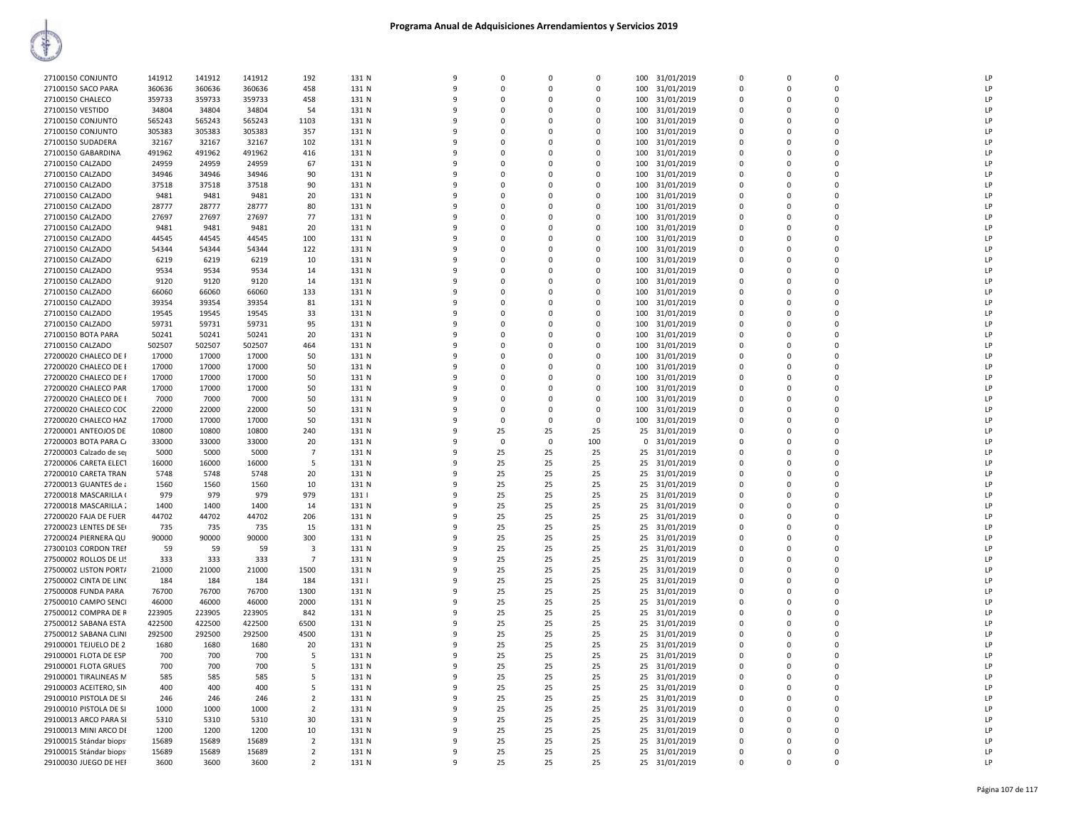# Programa Anual de Adquisiciones Arrendamientos y Servicios 2019

| | | | | | | | | | | | | | | | | |
|---|---|---|---|---|---|---|---|---|---|---|---|---|---|---|---|---|
| 27100150 CONJUNTO | 141912 | 141912 | 141912 | 192 | 131 N | 9 | 0 | 0 | 0 | 100 | 31/01/2019 | 0 | 0 | 0 | | LP |
| 27100150 SACO PARA | 360636 | 360636 | 360636 | 458 | 131 N | 9 | 0 | 0 | 0 | 100 | 31/01/2019 | 0 | 0 | 0 | | LP |
| 27100150 CHALECO | 359733 | 359733 | 359733 | 458 | 131 N | 9 | 0 | 0 | 0 | 100 | 31/01/2019 | 0 | 0 | 0 | | LP |
| 27100150 VESTIDO | 34804 | 34804 | 34804 | 54 | 131 N | 9 | 0 | 0 | 0 | 100 | 31/01/2019 | 0 | 0 | 0 | | LP |
| 27100150 CONJUNTO | 565243 | 565243 | 565243 | 1103 | 131 N | 9 | 0 | 0 | 0 | 100 | 31/01/2019 | 0 | 0 | 0 | | LP |
| 27100150 CONJUNTO | 305383 | 305383 | 305383 | 357 | 131 N | 9 | 0 | 0 | 0 | 100 | 31/01/2019 | 0 | 0 | 0 | | LP |
| 27100150 SUDADERA | 32167 | 32167 | 32167 | 102 | 131 N | 9 | 0 | 0 | 0 | 100 | 31/01/2019 | 0 | 0 | 0 | | LP |
| 27100150 GABARDINA | 491962 | 491962 | 491962 | 416 | 131 N | 9 | 0 | 0 | 0 | 100 | 31/01/2019 | 0 | 0 | 0 | | LP |
| 27100150 CALZADO | 24959 | 24959 | 24959 | 67 | 131 N | 9 | 0 | 0 | 0 | 100 | 31/01/2019 | 0 | 0 | 0 | | LP |
| 27100150 CALZADO | 34946 | 34946 | 34946 | 90 | 131 N | 9 | 0 | 0 | 0 | 100 | 31/01/2019 | 0 | 0 | 0 | | LP |
| 27100150 CALZADO | 37518 | 37518 | 37518 | 90 | 131 N | 9 | 0 | 0 | 0 | 100 | 31/01/2019 | 0 | 0 | 0 | | LP |
| 27100150 CALZADO | 9481 | 9481 | 9481 | 20 | 131 N | 9 | 0 | 0 | 0 | 100 | 31/01/2019 | 0 | 0 | 0 | | LP |
| 27100150 CALZADO | 28777 | 28777 | 28777 | 80 | 131 N | 9 | 0 | 0 | 0 | 100 | 31/01/2019 | 0 | 0 | 0 | | LP |
| 27100150 CALZADO | 27697 | 27697 | 27697 | 77 | 131 N | 9 | 0 | 0 | 0 | 100 | 31/01/2019 | 0 | 0 | 0 | | LP |
| 27100150 CALZADO | 9481 | 9481 | 9481 | 20 | 131 N | 9 | 0 | 0 | 0 | 100 | 31/01/2019 | 0 | 0 | 0 | | LP |
| 27100150 CALZADO | 44545 | 44545 | 44545 | 100 | 131 N | 9 | 0 | 0 | 0 | 100 | 31/01/2019 | 0 | 0 | 0 | | LP |
| 27100150 CALZADO | 54344 | 54344 | 54344 | 122 | 131 N | 9 | 0 | 0 | 0 | 100 | 31/01/2019 | 0 | 0 | 0 | | LP |
| 27100150 CALZADO | 6219 | 6219 | 6219 | 10 | 131 N | 9 | 0 | 0 | 0 | 100 | 31/01/2019 | 0 | 0 | 0 | | LP |
| 27100150 CALZADO | 9534 | 9534 | 9534 | 14 | 131 N | 9 | 0 | 0 | 0 | 100 | 31/01/2019 | 0 | 0 | 0 | | LP |
| 27100150 CALZADO | 9120 | 9120 | 9120 | 14 | 131 N | 9 | 0 | 0 | 0 | 100 | 31/01/2019 | 0 | 0 | 0 | | LP |
| 27100150 CALZADO | 66060 | 66060 | 66060 | 133 | 131 N | 9 | 0 | 0 | 0 | 100 | 31/01/2019 | 0 | 0 | 0 | | LP |
| 27100150 CALZADO | 39354 | 39354 | 39354 | 81 | 131 N | 9 | 0 | 0 | 0 | 100 | 31/01/2019 | 0 | 0 | 0 | | LP |
| 27100150 CALZADO | 19545 | 19545 | 19545 | 33 | 131 N | 9 | 0 | 0 | 0 | 100 | 31/01/2019 | 0 | 0 | 0 | | LP |
| 27100150 CALZADO | 59731 | 59731 | 59731 | 95 | 131 N | 9 | 0 | 0 | 0 | 100 | 31/01/2019 | 0 | 0 | 0 | | LP |
| 27100150 BOTA PARA | 50241 | 50241 | 50241 | 20 | 131 N | 9 | 0 | 0 | 0 | 100 | 31/01/2019 | 0 | 0 | 0 | | LP |
| 27100150 CALZADO | 502507 | 502507 | 502507 | 464 | 131 N | 9 | 0 | 0 | 0 | 100 | 31/01/2019 | 0 | 0 | 0 | | LP |
| 27200020 CHALECO DE I | 17000 | 17000 | 17000 | 50 | 131 N | 9 | 0 | 0 | 0 | 100 | 31/01/2019 | 0 | 0 | 0 | | LP |
| 27200020 CHALECO DE I | 17000 | 17000 | 17000 | 50 | 131 N | 9 | 0 | 0 | 0 | 100 | 31/01/2019 | 0 | 0 | 0 | | LP |
| 27200020 CHALECO DE I | 17000 | 17000 | 17000 | 50 | 131 N | 9 | 0 | 0 | 0 | 100 | 31/01/2019 | 0 | 0 | 0 | | LP |
| 27200020 CHALECO PAR | 17000 | 17000 | 17000 | 50 | 131 N | 9 | 0 | 0 | 0 | 100 | 31/01/2019 | 0 | 0 | 0 | | LP |
| 27200020 CHALECO DE I | 7000 | 7000 | 7000 | 50 | 131 N | 9 | 0 | 0 | 0 | 100 | 31/01/2019 | 0 | 0 | 0 | | LP |
| 27200020 CHALECO COC | 22000 | 22000 | 22000 | 50 | 131 N | 9 | 0 | 0 | 0 | 100 | 31/01/2019 | 0 | 0 | 0 | | LP |
| 27200020 CHALECO HAZ | 17000 | 17000 | 17000 | 50 | 131 N | 9 | 0 | 0 | 0 | 100 | 31/01/2019 | 0 | 0 | 0 | | LP |
| 27200001 ANTEOJOS DE | 10800 | 10800 | 10800 | 240 | 131 N | 9 | 25 | 25 | 25 | 25 | 31/01/2019 | 0 | 0 | 0 | | LP |
| 27200003 BOTA PARA C/ | 33000 | 33000 | 33000 | 20 | 131 N | 9 | 0 | 0 | 100 | 0 | 31/01/2019 | 0 | 0 | 0 | | LP |
| 27200003 Calzado de se | 5000 | 5000 | 5000 | 7 | 131 N | 9 | 25 | 25 | 25 | 25 | 31/01/2019 | 0 | 0 | 0 | | LP |
| 27200006 CARETA ELECT | 16000 | 16000 | 16000 | 5 | 131 N | 9 | 25 | 25 | 25 | 25 | 31/01/2019 | 0 | 0 | 0 | | LP |
| 27200010 CARETA TRAN | 5748 | 5748 | 5748 | 20 | 131 N | 9 | 25 | 25 | 25 | 25 | 31/01/2019 | 0 | 0 | 0 | | LP |
| 27200013 GUANTES de a | 1560 | 1560 | 1560 | 10 | 131 N | 9 | 25 | 25 | 25 | 25 | 31/01/2019 | 0 | 0 | 0 | | LP |
| 27200018 MASCARILLA ( | 979 | 979 | 979 | 979 | 131 I | 9 | 25 | 25 | 25 | 25 | 31/01/2019 | 0 | 0 | 0 | | LP |
| 27200018 MASCARILLA : | 1400 | 1400 | 1400 | 14 | 131 N | 9 | 25 | 25 | 25 | 25 | 31/01/2019 | 0 | 0 | 0 | | LP |
| 27200020 FAJA DE FUER | 44702 | 44702 | 44702 | 206 | 131 N | 9 | 25 | 25 | 25 | 25 | 31/01/2019 | 0 | 0 | 0 | | LP |
| 27200023 LENTES DE SE | 735 | 735 | 735 | 15 | 131 N | 9 | 25 | 25 | 25 | 25 | 31/01/2019 | 0 | 0 | 0 | | LP |
| 27200024 PIERNERA QU | 90000 | 90000 | 90000 | 300 | 131 N | 9 | 25 | 25 | 25 | 25 | 31/01/2019 | 0 | 0 | 0 | | LP |
| 27300103 CORDON TREI | 59 | 59 | 59 | 3 | 131 N | 9 | 25 | 25 | 25 | 25 | 31/01/2019 | 0 | 0 | 0 | | LP |
| 27500002 ROLLOS DE LIS | 333 | 333 | 333 | 7 | 131 N | 9 | 25 | 25 | 25 | 25 | 31/01/2019 | 0 | 0 | 0 | | LP |
| 27500002 LISTON PORT/ | 21000 | 21000 | 21000 | 1500 | 131 N | 9 | 25 | 25 | 25 | 25 | 31/01/2019 | 0 | 0 | 0 | | LP |
| 27500002 CINTA DE LINC | 184 | 184 | 184 | 184 | 131 I | 9 | 25 | 25 | 25 | 25 | 31/01/2019 | 0 | 0 | 0 | | LP |
| 27500008 FUNDA PARA | 76700 | 76700 | 76700 | 1300 | 131 N | 9 | 25 | 25 | 25 | 25 | 31/01/2019 | 0 | 0 | 0 | | LP |
| 27500010 CAMPO SENCI | 46000 | 46000 | 46000 | 2000 | 131 N | 9 | 25 | 25 | 25 | 25 | 31/01/2019 | 0 | 0 | 0 | | LP |
| 27500012 COMPRA DE R | 223905 | 223905 | 223905 | 842 | 131 N | 9 | 25 | 25 | 25 | 25 | 31/01/2019 | 0 | 0 | 0 | | LP |
| 27500012 SABANA ESTA | 422500 | 422500 | 422500 | 6500 | 131 N | 9 | 25 | 25 | 25 | 25 | 31/01/2019 | 0 | 0 | 0 | | LP |
| 27500012 SABANA CLINI | 292500 | 292500 | 292500 | 4500 | 131 N | 9 | 25 | 25 | 25 | 25 | 31/01/2019 | 0 | 0 | 0 | | LP |
| 29100001 TEJUELO DE 2 | 1680 | 1680 | 1680 | 20 | 131 N | 9 | 25 | 25 | 25 | 25 | 31/01/2019 | 0 | 0 | 0 | | LP |
| 29100001 FLOTA DE ESP | 700 | 700 | 700 | 5 | 131 N | 9 | 25 | 25 | 25 | 25 | 31/01/2019 | 0 | 0 | 0 | | LP |
| 29100001 FLOTA GRUES | 700 | 700 | 700 | 5 | 131 N | 9 | 25 | 25 | 25 | 25 | 31/01/2019 | 0 | 0 | 0 | | LP |
| 29100001 TIRALINEAS M | 585 | 585 | 585 | 5 | 131 N | 9 | 25 | 25 | 25 | 25 | 31/01/2019 | 0 | 0 | 0 | | LP |
| 29100003 ACEITERO, SIN | 400 | 400 | 400 | 5 | 131 N | 9 | 25 | 25 | 25 | 25 | 31/01/2019 | 0 | 0 | 0 | | LP |
| 29100010 PISTOLA DE SI | 246 | 246 | 246 | 2 | 131 N | 9 | 25 | 25 | 25 | 25 | 31/01/2019 | 0 | 0 | 0 | | LP |
| 29100010 PISTOLA DE SI | 1000 | 1000 | 1000 | 2 | 131 N | 9 | 25 | 25 | 25 | 25 | 31/01/2019 | 0 | 0 | 0 | | LP |
| 29100013 ARCO PARA SI | 5310 | 5310 | 5310 | 30 | 131 N | 9 | 25 | 25 | 25 | 25 | 31/01/2019 | 0 | 0 | 0 | | LP |
| 29100013 MINI ARCO DE | 1200 | 1200 | 1200 | 10 | 131 N | 9 | 25 | 25 | 25 | 25 | 31/01/2019 | 0 | 0 | 0 | | LP |
| 29100015 Stándar biops | 15689 | 15689 | 15689 | 2 | 131 N | 9 | 25 | 25 | 25 | 25 | 31/01/2019 | 0 | 0 | 0 | | LP |
| 29100015 Stándar biops | 15689 | 15689 | 15689 | 2 | 131 N | 9 | 25 | 25 | 25 | 25 | 31/01/2019 | 0 | 0 | 0 | | LP |
| 29100030 JUEGO DE HEI | 3600 | 3600 | 3600 | 2 | 131 N | 9 | 25 | 25 | 25 | 25 | 31/01/2019 | 0 | 0 | 0 | | LP |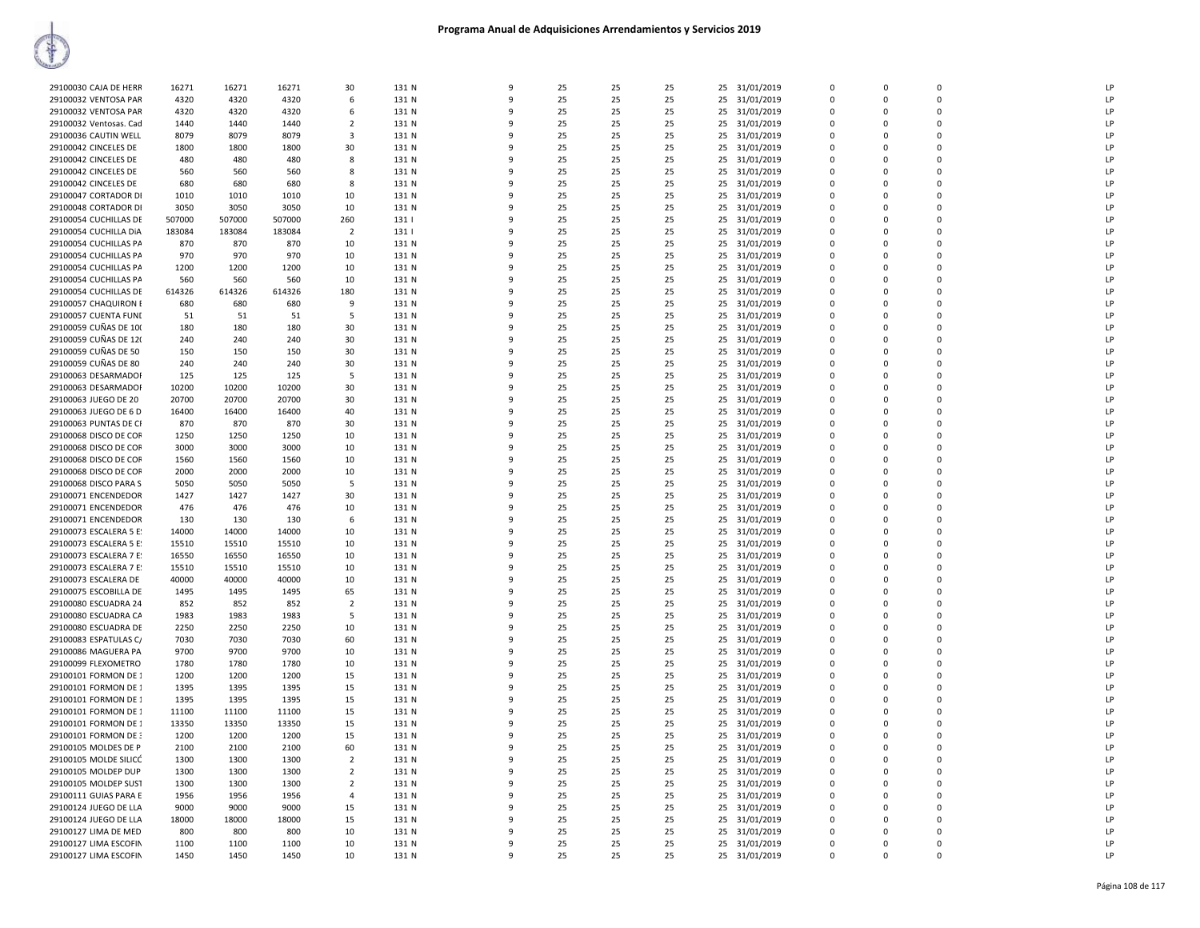# Programa Anual de Adquisiciones Arrendamientos y Servicios 2019

| | | | | | | | | | | | | | | | |
|---|---|---|---|---|---|---|---|---|---|---|---|---|---|---|---|
| 29100030 CAJA DE HERR | 16271 | 16271 | 16271 | 30 | 131 N | 9 | 25 | 25 | 25 | 25 | 31/01/2019 | 0 | 0 | 0 | LP |
| 29100032 VENTOSA PAR | 4320 | 4320 | 4320 | 6 | 131 N | 9 | 25 | 25 | 25 | 25 | 31/01/2019 | 0 | 0 | 0 | LP |
| 29100032 VENTOSA PAR | 4320 | 4320 | 4320 | 6 | 131 N | 9 | 25 | 25 | 25 | 25 | 31/01/2019 | 0 | 0 | 0 | LP |
| 29100032 Ventosas. Cad | 1440 | 1440 | 1440 | 2 | 131 N | 9 | 25 | 25 | 25 | 25 | 31/01/2019 | 0 | 0 | 0 | LP |
| 29100036 CAUTIN WELL | 8079 | 8079 | 8079 | 3 | 131 N | 9 | 25 | 25 | 25 | 25 | 31/01/2019 | 0 | 0 | 0 | LP |
| 29100042 CINCELES DE | 1800 | 1800 | 1800 | 30 | 131 N | 9 | 25 | 25 | 25 | 25 | 31/01/2019 | 0 | 0 | 0 | LP |
| 29100042 CINCELES DE | 480 | 480 | 480 | 8 | 131 N | 9 | 25 | 25 | 25 | 25 | 31/01/2019 | 0 | 0 | 0 | LP |
| 29100042 CINCELES DE | 560 | 560 | 560 | 8 | 131 N | 9 | 25 | 25 | 25 | 25 | 31/01/2019 | 0 | 0 | 0 | LP |
| 29100042 CINCELES DE | 680 | 680 | 680 | 8 | 131 N | 9 | 25 | 25 | 25 | 25 | 31/01/2019 | 0 | 0 | 0 | LP |
| 29100047 CORTADOR DI | 1010 | 1010 | 1010 | 10 | 131 N | 9 | 25 | 25 | 25 | 25 | 31/01/2019 | 0 | 0 | 0 | LP |
| 29100048 CORTADOR DI | 3050 | 3050 | 3050 | 10 | 131 N | 9 | 25 | 25 | 25 | 25 | 31/01/2019 | 0 | 0 | 0 | LP |
| 29100054 CUCHILLAS DE | 507000 | 507000 | 507000 | 260 | 131 I | 9 | 25 | 25 | 25 | 25 | 31/01/2019 | 0 | 0 | 0 | LP |
| 29100054 CUCHILLA DIA | 183084 | 183084 | 183084 | 2 | 131 I | 9 | 25 | 25 | 25 | 25 | 31/01/2019 | 0 | 0 | 0 | LP |
| 29100054 CUCHILLAS PA | 870 | 870 | 870 | 10 | 131 N | 9 | 25 | 25 | 25 | 25 | 31/01/2019 | 0 | 0 | 0 | LP |
| 29100054 CUCHILLAS PA | 970 | 970 | 970 | 10 | 131 N | 9 | 25 | 25 | 25 | 25 | 31/01/2019 | 0 | 0 | 0 | LP |
| 29100054 CUCHILLAS PA | 1200 | 1200 | 1200 | 10 | 131 N | 9 | 25 | 25 | 25 | 25 | 31/01/2019 | 0 | 0 | 0 | LP |
| 29100054 CUCHILLAS PA | 560 | 560 | 560 | 10 | 131 N | 9 | 25 | 25 | 25 | 25 | 31/01/2019 | 0 | 0 | 0 | LP |
| 29100054 CUCHILLAS DE | 614326 | 614326 | 614326 | 180 | 131 N | 9 | 25 | 25 | 25 | 25 | 31/01/2019 | 0 | 0 | 0 | LP |
| 29100057 CHAQUIRON E | 680 | 680 | 680 | 9 | 131 N | 9 | 25 | 25 | 25 | 25 | 31/01/2019 | 0 | 0 | 0 | LP |
| 29100057 CUENTA FUNI | 51 | 51 | 51 | 5 | 131 N | 9 | 25 | 25 | 25 | 25 | 31/01/2019 | 0 | 0 | 0 | LP |
| 29100059 CUÑAS DE 10( | 180 | 180 | 180 | 30 | 131 N | 9 | 25 | 25 | 25 | 25 | 31/01/2019 | 0 | 0 | 0 | LP |
| 29100059 CUÑAS DE 12( | 240 | 240 | 240 | 30 | 131 N | 9 | 25 | 25 | 25 | 25 | 31/01/2019 | 0 | 0 | 0 | LP |
| 29100059 CUÑAS DE 50 | 150 | 150 | 150 | 30 | 131 N | 9 | 25 | 25 | 25 | 25 | 31/01/2019 | 0 | 0 | 0 | LP |
| 29100059 CUÑAS DE 80 | 240 | 240 | 240 | 30 | 131 N | 9 | 25 | 25 | 25 | 25 | 31/01/2019 | 0 | 0 | 0 | LP |
| 29100063 DESARMADOI | 125 | 125 | 125 | 5 | 131 N | 9 | 25 | 25 | 25 | 25 | 31/01/2019 | 0 | 0 | 0 | LP |
| 29100063 DESARMADOI | 10200 | 10200 | 10200 | 30 | 131 N | 9 | 25 | 25 | 25 | 25 | 31/01/2019 | 0 | 0 | 0 | LP |
| 29100063 JUEGO DE 20 | 20700 | 20700 | 20700 | 30 | 131 N | 9 | 25 | 25 | 25 | 25 | 31/01/2019 | 0 | 0 | 0 | LP |
| 29100063 JUEGO DE 6 D | 16400 | 16400 | 16400 | 40 | 131 N | 9 | 25 | 25 | 25 | 25 | 31/01/2019 | 0 | 0 | 0 | LP |
| 29100063 PUNTAS DE CI | 870 | 870 | 870 | 30 | 131 N | 9 | 25 | 25 | 25 | 25 | 31/01/2019 | 0 | 0 | 0 | LP |
| 29100068 DISCO DE COF | 1250 | 1250 | 1250 | 10 | 131 N | 9 | 25 | 25 | 25 | 25 | 31/01/2019 | 0 | 0 | 0 | LP |
| 29100068 DISCO DE COF | 3000 | 3000 | 3000 | 10 | 131 N | 9 | 25 | 25 | 25 | 25 | 31/01/2019 | 0 | 0 | 0 | LP |
| 29100068 DISCO DE COF | 1560 | 1560 | 1560 | 10 | 131 N | 9 | 25 | 25 | 25 | 25 | 31/01/2019 | 0 | 0 | 0 | LP |
| 29100068 DISCO DE COF | 2000 | 2000 | 2000 | 10 | 131 N | 9 | 25 | 25 | 25 | 25 | 31/01/2019 | 0 | 0 | 0 | LP |
| 29100068 DISCO PARA S | 5050 | 5050 | 5050 | 5 | 131 N | 9 | 25 | 25 | 25 | 25 | 31/01/2019 | 0 | 0 | 0 | LP |
| 29100071 ENCENDEDOR | 1427 | 1427 | 1427 | 30 | 131 N | 9 | 25 | 25 | 25 | 25 | 31/01/2019 | 0 | 0 | 0 | LP |
| 29100071 ENCENDEDOR | 476 | 476 | 476 | 10 | 131 N | 9 | 25 | 25 | 25 | 25 | 31/01/2019 | 0 | 0 | 0 | LP |
| 29100071 ENCENDEDOR | 130 | 130 | 130 | 6 | 131 N | 9 | 25 | 25 | 25 | 25 | 31/01/2019 | 0 | 0 | 0 | LP |
| 29100073 ESCALERA 5 E! | 14000 | 14000 | 14000 | 10 | 131 N | 9 | 25 | 25 | 25 | 25 | 31/01/2019 | 0 | 0 | 0 | LP |
| 29100073 ESCALERA 5 E! | 15510 | 15510 | 15510 | 10 | 131 N | 9 | 25 | 25 | 25 | 25 | 31/01/2019 | 0 | 0 | 0 | LP |
| 29100073 ESCALERA 7 E! | 16550 | 16550 | 16550 | 10 | 131 N | 9 | 25 | 25 | 25 | 25 | 31/01/2019 | 0 | 0 | 0 | LP |
| 29100073 ESCALERA 7 E! | 15510 | 15510 | 15510 | 10 | 131 N | 9 | 25 | 25 | 25 | 25 | 31/01/2019 | 0 | 0 | 0 | LP |
| 29100073 ESCALERA DE | 40000 | 40000 | 40000 | 10 | 131 N | 9 | 25 | 25 | 25 | 25 | 31/01/2019 | 0 | 0 | 0 | LP |
| 29100075 ESCOBILLA DE | 1495 | 1495 | 1495 | 65 | 131 N | 9 | 25 | 25 | 25 | 25 | 31/01/2019 | 0 | 0 | 0 | LP |
| 29100080 ESCUADRA 24 | 852 | 852 | 852 | 2 | 131 N | 9 | 25 | 25 | 25 | 25 | 31/01/2019 | 0 | 0 | 0 | LP |
| 29100080 ESCUADRA CA | 1983 | 1983 | 1983 | 5 | 131 N | 9 | 25 | 25 | 25 | 25 | 31/01/2019 | 0 | 0 | 0 | LP |
| 29100080 ESCUADRA DE | 2250 | 2250 | 2250 | 10 | 131 N | 9 | 25 | 25 | 25 | 25 | 31/01/2019 | 0 | 0 | 0 | LP |
| 29100083 ESPATULAS C/ | 7030 | 7030 | 7030 | 60 | 131 N | 9 | 25 | 25 | 25 | 25 | 31/01/2019 | 0 | 0 | 0 | LP |
| 29100086 MAGUERA PA | 9700 | 9700 | 9700 | 10 | 131 N | 9 | 25 | 25 | 25 | 25 | 31/01/2019 | 0 | 0 | 0 | LP |
| 29100099 FLEXOMETRO | 1780 | 1780 | 1780 | 10 | 131 N | 9 | 25 | 25 | 25 | 25 | 31/01/2019 | 0 | 0 | 0 | LP |
| 29100101 FORMON DE 1 | 1200 | 1200 | 1200 | 15 | 131 N | 9 | 25 | 25 | 25 | 25 | 31/01/2019 | 0 | 0 | 0 | LP |
| 29100101 FORMON DE 1 | 1395 | 1395 | 1395 | 15 | 131 N | 9 | 25 | 25 | 25 | 25 | 31/01/2019 | 0 | 0 | 0 | LP |
| 29100101 FORMON DE 1 | 1395 | 1395 | 1395 | 15 | 131 N | 9 | 25 | 25 | 25 | 25 | 31/01/2019 | 0 | 0 | 0 | LP |
| 29100101 FORMON DE 1 | 11100 | 11100 | 11100 | 15 | 131 N | 9 | 25 | 25 | 25 | 25 | 31/01/2019 | 0 | 0 | 0 | LP |
| 29100101 FORMON DE 1 | 13350 | 13350 | 13350 | 15 | 131 N | 9 | 25 | 25 | 25 | 25 | 31/01/2019 | 0 | 0 | 0 | LP |
| 29100101 FORMON DE 3 | 1200 | 1200 | 1200 | 15 | 131 N | 9 | 25 | 25 | 25 | 25 | 31/01/2019 | 0 | 0 | 0 | LP |
| 29100105 MOLDES DE P | 2100 | 2100 | 2100 | 60 | 131 N | 9 | 25 | 25 | 25 | 25 | 31/01/2019 | 0 | 0 | 0 | LP |
| 29100105 MOLDE SILICÓ | 1300 | 1300 | 1300 | 2 | 131 N | 9 | 25 | 25 | 25 | 25 | 31/01/2019 | 0 | 0 | 0 | LP |
| 29100105 MOLDEP DUP | 1300 | 1300 | 1300 | 2 | 131 N | 9 | 25 | 25 | 25 | 25 | 31/01/2019 | 0 | 0 | 0 | LP |
| 29100105 MOLDEP SUST | 1300 | 1300 | 1300 | 2 | 131 N | 9 | 25 | 25 | 25 | 25 | 31/01/2019 | 0 | 0 | 0 | LP |
| 29100111 GUIAS PARA E | 1956 | 1956 | 1956 | 4 | 131 N | 9 | 25 | 25 | 25 | 25 | 31/01/2019 | 0 | 0 | 0 | LP |
| 29100124 JUEGO DE LLA | 9000 | 9000 | 9000 | 15 | 131 N | 9 | 25 | 25 | 25 | 25 | 31/01/2019 | 0 | 0 | 0 | LP |
| 29100124 JUEGO DE LLA | 18000 | 18000 | 18000 | 15 | 131 N | 9 | 25 | 25 | 25 | 25 | 31/01/2019 | 0 | 0 | 0 | LP |
| 29100127 LIMA DE MED | 800 | 800 | 800 | 10 | 131 N | 9 | 25 | 25 | 25 | 25 | 31/01/2019 | 0 | 0 | 0 | LP |
| 29100127 LIMA ESCOFIN | 1100 | 1100 | 1100 | 10 | 131 N | 9 | 25 | 25 | 25 | 25 | 31/01/2019 | 0 | 0 | 0 | LP |
| 29100127 LIMA ESCOFIN | 1450 | 1450 | 1450 | 10 | 131 N | 9 | 25 | 25 | 25 | 25 | 31/01/2019 | 0 | 0 | 0 | LP |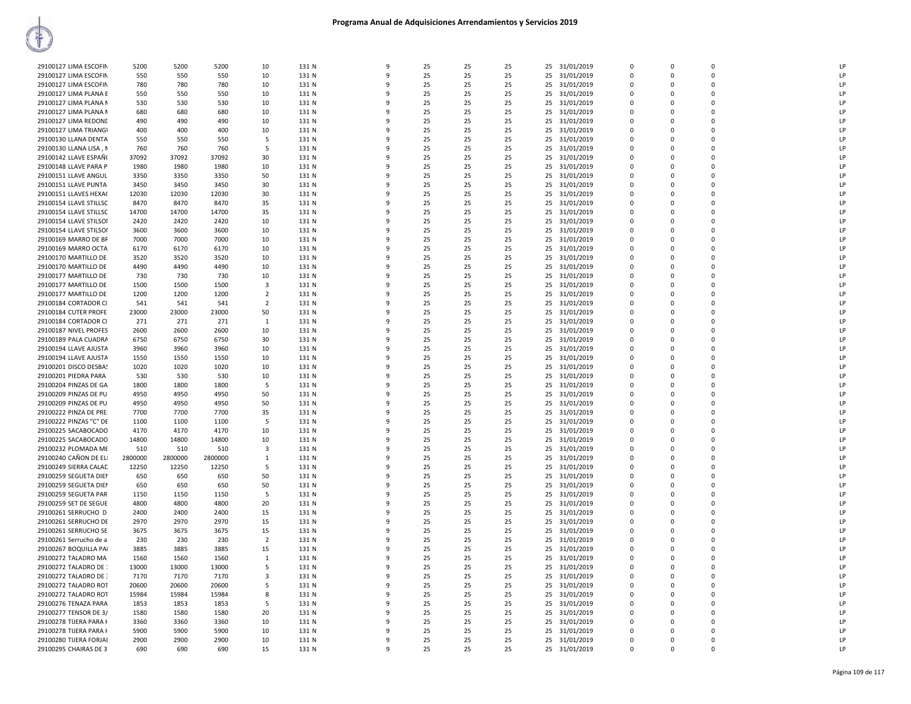# Programa Anual de Adquisiciones Arrendamientos y Servicios 2019

| | | | | | | | | | | | | | | | | |
|---|---|---|---|---|---|---|---|---|---|---|---|---|---|---|---|---|
| 29100127 LIMA ESCOFIN | 5200 | 5200 | 5200 | 10 | 131 N | 9 | 25 | 25 | 25 | 25 | 31/01/2019 | 0 | 0 | 0 | | LP |
| 29100127 LIMA ESCOFIN | 550 | 550 | 550 | 10 | 131 N | 9 | 25 | 25 | 25 | 25 | 31/01/2019 | 0 | 0 | 0 | | LP |
| 29100127 LIMA ESCOFIN | 780 | 780 | 780 | 10 | 131 N | 9 | 25 | 25 | 25 | 25 | 31/01/2019 | 0 | 0 | 0 | | LP |
| 29100127 LIMA PLANA E | 550 | 550 | 550 | 10 | 131 N | 9 | 25 | 25 | 25 | 25 | 31/01/2019 | 0 | 0 | 0 | | LP |
| 29100127 LIMA PLANA M | 530 | 530 | 530 | 10 | 131 N | 9 | 25 | 25 | 25 | 25 | 31/01/2019 | 0 | 0 | 0 | | LP |
| 29100127 LIMA PLANA M | 680 | 680 | 680 | 10 | 131 N | 9 | 25 | 25 | 25 | 25 | 31/01/2019 | 0 | 0 | 0 | | LP |
| 29100127 LIMA REDOND | 490 | 490 | 490 | 10 | 131 N | 9 | 25 | 25 | 25 | 25 | 31/01/2019 | 0 | 0 | 0 | | LP |
| 29100127 LIMA TRIANGU | 400 | 400 | 400 | 10 | 131 N | 9 | 25 | 25 | 25 | 25 | 31/01/2019 | 0 | 0 | 0 | | LP |
| 29100130 LLANA DENTA | 550 | 550 | 550 | 5 | 131 N | 9 | 25 | 25 | 25 | 25 | 31/01/2019 | 0 | 0 | 0 | | LP |
| 29100130 LLANA LISA , M | 760 | 760 | 760 | 5 | 131 N | 9 | 25 | 25 | 25 | 25 | 31/01/2019 | 0 | 0 | 0 | | LP |
| 29100142 LLAVE ESPAÑO | 37092 | 37092 | 37092 | 30 | 131 N | 9 | 25 | 25 | 25 | 25 | 31/01/2019 | 0 | 0 | 0 | | LP |
| 29100148 LLAVE PARA P | 1980 | 1980 | 1980 | 10 | 131 N | 9 | 25 | 25 | 25 | 25 | 31/01/2019 | 0 | 0 | 0 | | LP |
| 29100151 LLAVE ANGUL | 3350 | 3350 | 3350 | 50 | 131 N | 9 | 25 | 25 | 25 | 25 | 31/01/2019 | 0 | 0 | 0 | | LP |
| 29100151 LLAVE PUNTA | 3450 | 3450 | 3450 | 30 | 131 N | 9 | 25 | 25 | 25 | 25 | 31/01/2019 | 0 | 0 | 0 | | LP |
| 29100151 LLAVES HEXAG | 12030 | 12030 | 12030 | 30 | 131 N | 9 | 25 | 25 | 25 | 25 | 31/01/2019 | 0 | 0 | 0 | | LP |
| 29100154 LLAVE STILLSC | 8470 | 8470 | 8470 | 35 | 131 N | 9 | 25 | 25 | 25 | 25 | 31/01/2019 | 0 | 0 | 0 | | LP |
| 29100154 LLAVE STILLSC | 14700 | 14700 | 14700 | 35 | 131 N | 9 | 25 | 25 | 25 | 25 | 31/01/2019 | 0 | 0 | 0 | | LP |
| 29100154 LLAVE STILSOI | 2420 | 2420 | 2420 | 10 | 131 N | 9 | 25 | 25 | 25 | 25 | 31/01/2019 | 0 | 0 | 0 | | LP |
| 29100154 LLAVE STILSOI | 3600 | 3600 | 3600 | 10 | 131 N | 9 | 25 | 25 | 25 | 25 | 31/01/2019 | 0 | 0 | 0 | | LP |
| 29100169 MARRO DE BF | 7000 | 7000 | 7000 | 10 | 131 N | 9 | 25 | 25 | 25 | 25 | 31/01/2019 | 0 | 0 | 0 | | LP |
| 29100169 MARRO OCTA | 6170 | 6170 | 6170 | 10 | 131 N | 9 | 25 | 25 | 25 | 25 | 31/01/2019 | 0 | 0 | 0 | | LP |
| 29100170 MARTILLO DE | 3520 | 3520 | 3520 | 10 | 131 N | 9 | 25 | 25 | 25 | 25 | 31/01/2019 | 0 | 0 | 0 | | LP |
| 29100170 MARTILLO DE | 4490 | 4490 | 4490 | 10 | 131 N | 9 | 25 | 25 | 25 | 25 | 31/01/2019 | 0 | 0 | 0 | | LP |
| 29100177 MARTILLO DE | 730 | 730 | 730 | 10 | 131 N | 9 | 25 | 25 | 25 | 25 | 31/01/2019 | 0 | 0 | 0 | | LP |
| 29100177 MARTILLO DE | 1500 | 1500 | 1500 | 3 | 131 N | 9 | 25 | 25 | 25 | 25 | 31/01/2019 | 0 | 0 | 0 | | LP |
| 29100177 MARTILLO DE | 1200 | 1200 | 1200 | 2 | 131 N | 9 | 25 | 25 | 25 | 25 | 31/01/2019 | 0 | 0 | 0 | | LP |
| 29100184 CORTADOR CI | 541 | 541 | 541 | 2 | 131 N | 9 | 25 | 25 | 25 | 25 | 31/01/2019 | 0 | 0 | 0 | | LP |
| 29100184 CUTER PROFE | 23000 | 23000 | 23000 | 50 | 131 N | 9 | 25 | 25 | 25 | 25 | 31/01/2019 | 0 | 0 | 0 | | LP |
| 29100184 CORTADOR CI | 271 | 271 | 271 | 1 | 131 N | 9 | 25 | 25 | 25 | 25 | 31/01/2019 | 0 | 0 | 0 | | LP |
| 29100187 NIVEL PROFES | 2600 | 2600 | 2600 | 10 | 131 N | 9 | 25 | 25 | 25 | 25 | 31/01/2019 | 0 | 0 | 0 | | LP |
| 29100189 PALA CUADRA | 6750 | 6750 | 6750 | 30 | 131 N | 9 | 25 | 25 | 25 | 25 | 31/01/2019 | 0 | 0 | 0 | | LP |
| 29100194 LLAVE AJUSTA | 3960 | 3960 | 3960 | 10 | 131 N | 9 | 25 | 25 | 25 | 25 | 31/01/2019 | 0 | 0 | 0 | | LP |
| 29100194 LLAVE AJUSTA | 1550 | 1550 | 1550 | 10 | 131 N | 9 | 25 | 25 | 25 | 25 | 31/01/2019 | 0 | 0 | 0 | | LP |
| 29100201 DISCO DESBAS | 1020 | 1020 | 1020 | 10 | 131 N | 9 | 25 | 25 | 25 | 25 | 31/01/2019 | 0 | 0 | 0 | | LP |
| 29100201 PIEDRA PARA | 530 | 530 | 530 | 10 | 131 N | 9 | 25 | 25 | 25 | 25 | 31/01/2019 | 0 | 0 | 0 | | LP |
| 29100204 PINZAS DE GA | 1800 | 1800 | 1800 | 5 | 131 N | 9 | 25 | 25 | 25 | 25 | 31/01/2019 | 0 | 0 | 0 | | LP |
| 29100209 PINZAS DE PU | 4950 | 4950 | 4950 | 50 | 131 N | 9 | 25 | 25 | 25 | 25 | 31/01/2019 | 0 | 0 | 0 | | LP |
| 29100209 PINZAS DE PU | 4950 | 4950 | 4950 | 50 | 131 N | 9 | 25 | 25 | 25 | 25 | 31/01/2019 | 0 | 0 | 0 | | LP |
| 29100222 PINZA DE PRE | 7700 | 7700 | 7700 | 35 | 131 N | 9 | 25 | 25 | 25 | 25 | 31/01/2019 | 0 | 0 | 0 | | LP |
| 29100222 PINZAS "C" DE | 1100 | 1100 | 1100 | 5 | 131 N | 9 | 25 | 25 | 25 | 25 | 31/01/2019 | 0 | 0 | 0 | | LP |
| 29100225 SACABOCADO | 4170 | 4170 | 4170 | 10 | 131 N | 9 | 25 | 25 | 25 | 25 | 31/01/2019 | 0 | 0 | 0 | | LP |
| 29100225 SACABOCADO | 14800 | 14800 | 14800 | 10 | 131 N | 9 | 25 | 25 | 25 | 25 | 31/01/2019 | 0 | 0 | 0 | | LP |
| 29100232 PLOMADA ME | 510 | 510 | 510 | 3 | 131 N | 9 | 25 | 25 | 25 | 25 | 31/01/2019 | 0 | 0 | 0 | | LP |
| 29100240 CAÑON DE ELI | 2800000 | 2800000 | 2800000 | 1 | 131 N | 9 | 25 | 25 | 25 | 25 | 31/01/2019 | 0 | 0 | 0 | | LP |
| 29100249 SIERRA CALAD | 12250 | 12250 | 12250 | 5 | 131 N | 9 | 25 | 25 | 25 | 25 | 31/01/2019 | 0 | 0 | 0 | | LP |
| 29100259 SEGUETA DIEN | 650 | 650 | 650 | 50 | 131 N | 9 | 25 | 25 | 25 | 25 | 31/01/2019 | 0 | 0 | 0 | | LP |
| 29100259 SEGUETA DIEN | 650 | 650 | 650 | 50 | 131 N | 9 | 25 | 25 | 25 | 25 | 31/01/2019 | 0 | 0 | 0 | | LP |
| 29100259 SEGUETA PAR | 1150 | 1150 | 1150 | 5 | 131 N | 9 | 25 | 25 | 25 | 25 | 31/01/2019 | 0 | 0 | 0 | | LP |
| 29100259 SET DE SEGUE | 4800 | 4800 | 4800 | 20 | 131 N | 9 | 25 | 25 | 25 | 25 | 31/01/2019 | 0 | 0 | 0 | | LP |
| 29100261 SERRUCHO D | 2400 | 2400 | 2400 | 15 | 131 N | 9 | 25 | 25 | 25 | 25 | 31/01/2019 | 0 | 0 | 0 | | LP |
| 29100261 SERRUCHO DE | 2970 | 2970 | 2970 | 15 | 131 N | 9 | 25 | 25 | 25 | 25 | 31/01/2019 | 0 | 0 | 0 | | LP |
| 29100261 SERRUCHO SE | 3675 | 3675 | 3675 | 15 | 131 N | 9 | 25 | 25 | 25 | 25 | 31/01/2019 | 0 | 0 | 0 | | LP |
| 29100261 Serrucho de a | 230 | 230 | 230 | 2 | 131 N | 9 | 25 | 25 | 25 | 25 | 31/01/2019 | 0 | 0 | 0 | | LP |
| 29100267 BOQUILLA PAI | 3885 | 3885 | 3885 | 15 | 131 N | 9 | 25 | 25 | 25 | 25 | 31/01/2019 | 0 | 0 | 0 | | LP |
| 29100272 TALADRO MA | 1560 | 1560 | 1560 | 1 | 131 N | 9 | 25 | 25 | 25 | 25 | 31/01/2019 | 0 | 0 | 0 | | LP |
| 29100272 TALADRO DE : | 13000 | 13000 | 13000 | 5 | 131 N | 9 | 25 | 25 | 25 | 25 | 31/01/2019 | 0 | 0 | 0 | | LP |
| 29100272 TALADRO DE : | 7170 | 7170 | 7170 | 3 | 131 N | 9 | 25 | 25 | 25 | 25 | 31/01/2019 | 0 | 0 | 0 | | LP |
| 29100272 TALADRO ROT | 20600 | 20600 | 20600 | 5 | 131 N | 9 | 25 | 25 | 25 | 25 | 31/01/2019 | 0 | 0 | 0 | | LP |
| 29100272 TALADRO ROT | 15984 | 15984 | 15984 | 8 | 131 N | 9 | 25 | 25 | 25 | 25 | 31/01/2019 | 0 | 0 | 0 | | LP |
| 29100276 TENAZA PARA | 1853 | 1853 | 1853 | 5 | 131 N | 9 | 25 | 25 | 25 | 25 | 31/01/2019 | 0 | 0 | 0 | | LP |
| 29100277 TENSOR DE 3/ | 1580 | 1580 | 1580 | 20 | 131 N | 9 | 25 | 25 | 25 | 25 | 31/01/2019 | 0 | 0 | 0 | | LP |
| 29100278 TIJERA PARA H | 3360 | 3360 | 3360 | 10 | 131 N | 9 | 25 | 25 | 25 | 25 | 31/01/2019 | 0 | 0 | 0 | | LP |
| 29100278 TIJERA PARA H | 5900 | 5900 | 5900 | 10 | 131 N | 9 | 25 | 25 | 25 | 25 | 31/01/2019 | 0 | 0 | 0 | | LP |
| 29100280 TIJERA FORJAI | 2900 | 2900 | 2900 | 10 | 131 N | 9 | 25 | 25 | 25 | 25 | 31/01/2019 | 0 | 0 | 0 | | LP |
| 29100295 CHAIRAS DE 3 | 690 | 690 | 690 | 15 | 131 N | 9 | 25 | 25 | 25 | 25 | 31/01/2019 | 0 | 0 | 0 | | LP |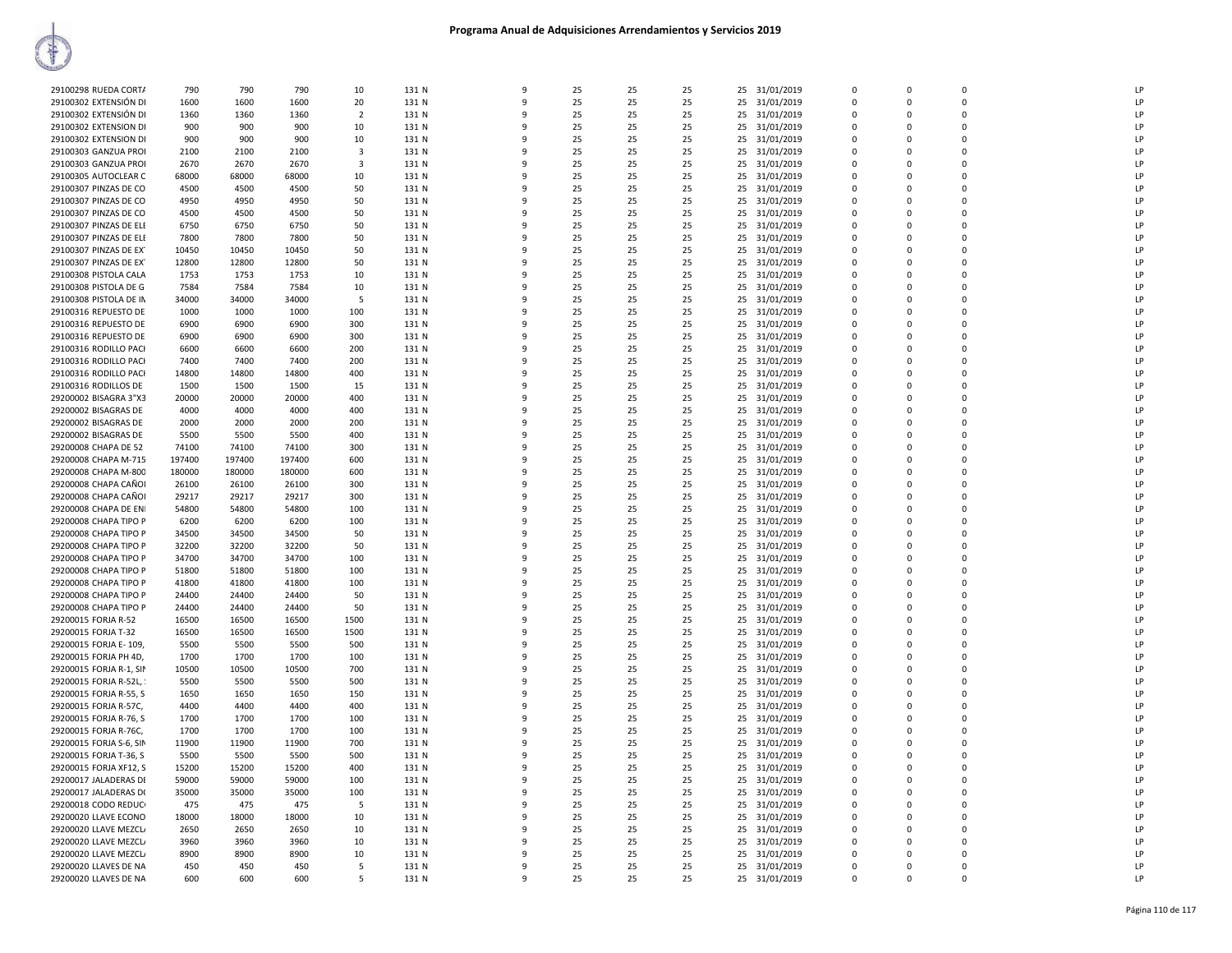# Programa Anual de Adquisiciones Arrendamientos y Servicios 2019

| | | | | | | | | | | | | | | | | |
|---|---|---|---|---|---|---|---|---|---|---|---|---|---|---|---|---|
| 29100298 RUEDA CORTA | 790 | 790 | 790 | 10 | 131 N | 9 | 25 | 25 | 25 | 25 | 31/01/2019 | 0 | 0 | 0 | | LP |
| 29100302 EXTENSIÓN DI | 1600 | 1600 | 1600 | 20 | 131 N | 9 | 25 | 25 | 25 | 25 | 31/01/2019 | 0 | 0 | 0 | | LP |
| 29100302 EXTENSIÓN DI | 1360 | 1360 | 1360 | 2 | 131 N | 9 | 25 | 25 | 25 | 25 | 31/01/2019 | 0 | 0 | 0 | | LP |
| 29100302 EXTENSION DI | 900 | 900 | 900 | 10 | 131 N | 9 | 25 | 25 | 25 | 25 | 31/01/2019 | 0 | 0 | 0 | | LP |
| 29100302 EXTENSION DI | 900 | 900 | 900 | 10 | 131 N | 9 | 25 | 25 | 25 | 25 | 31/01/2019 | 0 | 0 | 0 | | LP |
| 29100303 GANZUA PROI | 2100 | 2100 | 2100 | 3 | 131 N | 9 | 25 | 25 | 25 | 25 | 31/01/2019 | 0 | 0 | 0 | | LP |
| 29100303 GANZUA PROI | 2670 | 2670 | 2670 | 3 | 131 N | 9 | 25 | 25 | 25 | 25 | 31/01/2019 | 0 | 0 | 0 | | LP |
| 29100305 AUTOCLEAR C | 68000 | 68000 | 68000 | 10 | 131 N | 9 | 25 | 25 | 25 | 25 | 31/01/2019 | 0 | 0 | 0 | | LP |
| 29100307 PINZAS DE CO | 4500 | 4500 | 4500 | 50 | 131 N | 9 | 25 | 25 | 25 | 25 | 31/01/2019 | 0 | 0 | 0 | | LP |
| 29100307 PINZAS DE CO | 4950 | 4950 | 4950 | 50 | 131 N | 9 | 25 | 25 | 25 | 25 | 31/01/2019 | 0 | 0 | 0 | | LP |
| 29100307 PINZAS DE CO | 4500 | 4500 | 4500 | 50 | 131 N | 9 | 25 | 25 | 25 | 25 | 31/01/2019 | 0 | 0 | 0 | | LP |
| 29100307 PINZAS DE ELE | 6750 | 6750 | 6750 | 50 | 131 N | 9 | 25 | 25 | 25 | 25 | 31/01/2019 | 0 | 0 | 0 | | LP |
| 29100307 PINZAS DE ELE | 7800 | 7800 | 7800 | 50 | 131 N | 9 | 25 | 25 | 25 | 25 | 31/01/2019 | 0 | 0 | 0 | | LP |
| 29100307 PINZAS DE EX | 10450 | 10450 | 10450 | 50 | 131 N | 9 | 25 | 25 | 25 | 25 | 31/01/2019 | 0 | 0 | 0 | | LP |
| 29100307 PINZAS DE EX | 12800 | 12800 | 12800 | 50 | 131 N | 9 | 25 | 25 | 25 | 25 | 31/01/2019 | 0 | 0 | 0 | | LP |
| 29100308 PISTOLA CALA | 1753 | 1753 | 1753 | 10 | 131 N | 9 | 25 | 25 | 25 | 25 | 31/01/2019 | 0 | 0 | 0 | | LP |
| 29100308 PISTOLA DE G | 7584 | 7584 | 7584 | 10 | 131 N | 9 | 25 | 25 | 25 | 25 | 31/01/2019 | 0 | 0 | 0 | | LP |
| 29100308 PISTOLA DE IN | 34000 | 34000 | 34000 | 5 | 131 N | 9 | 25 | 25 | 25 | 25 | 31/01/2019 | 0 | 0 | 0 | | LP |
| 29100316 REPUESTO DE | 1000 | 1000 | 1000 | 100 | 131 N | 9 | 25 | 25 | 25 | 25 | 31/01/2019 | 0 | 0 | 0 | | LP |
| 29100316 REPUESTO DE | 6900 | 6900 | 6900 | 300 | 131 N | 9 | 25 | 25 | 25 | 25 | 31/01/2019 | 0 | 0 | 0 | | LP |
| 29100316 REPUESTO DE | 6900 | 6900 | 6900 | 300 | 131 N | 9 | 25 | 25 | 25 | 25 | 31/01/2019 | 0 | 0 | 0 | | LP |
| 29100316 RODILLO PACI | 6600 | 6600 | 6600 | 200 | 131 N | 9 | 25 | 25 | 25 | 25 | 31/01/2019 | 0 | 0 | 0 | | LP |
| 29100316 RODILLO PACI | 7400 | 7400 | 7400 | 200 | 131 N | 9 | 25 | 25 | 25 | 25 | 31/01/2019 | 0 | 0 | 0 | | LP |
| 29100316 RODILLO PACI | 14800 | 14800 | 14800 | 400 | 131 N | 9 | 25 | 25 | 25 | 25 | 31/01/2019 | 0 | 0 | 0 | | LP |
| 29100316 RODILLOS DE | 1500 | 1500 | 1500 | 15 | 131 N | 9 | 25 | 25 | 25 | 25 | 31/01/2019 | 0 | 0 | 0 | | LP |
| 29200002 BISAGRA 3"X3 | 20000 | 20000 | 20000 | 400 | 131 N | 9 | 25 | 25 | 25 | 25 | 31/01/2019 | 0 | 0 | 0 | | LP |
| 29200002 BISAGRAS DE | 4000 | 4000 | 4000 | 400 | 131 N | 9 | 25 | 25 | 25 | 25 | 31/01/2019 | 0 | 0 | 0 | | LP |
| 29200002 BISAGRAS DE | 2000 | 2000 | 2000 | 200 | 131 N | 9 | 25 | 25 | 25 | 25 | 31/01/2019 | 0 | 0 | 0 | | LP |
| 29200002 BISAGRAS DE | 5500 | 5500 | 5500 | 400 | 131 N | 9 | 25 | 25 | 25 | 25 | 31/01/2019 | 0 | 0 | 0 | | LP |
| 29200008 CHAPA DE 52 | 74100 | 74100 | 74100 | 300 | 131 N | 9 | 25 | 25 | 25 | 25 | 31/01/2019 | 0 | 0 | 0 | | LP |
| 29200008 CHAPA M-715 | 197400 | 197400 | 197400 | 600 | 131 N | 9 | 25 | 25 | 25 | 25 | 31/01/2019 | 0 | 0 | 0 | | LP |
| 29200008 CHAPA M-800 | 180000 | 180000 | 180000 | 600 | 131 N | 9 | 25 | 25 | 25 | 25 | 31/01/2019 | 0 | 0 | 0 | | LP |
| 29200008 CHAPA CAÑOI | 26100 | 26100 | 26100 | 300 | 131 N | 9 | 25 | 25 | 25 | 25 | 31/01/2019 | 0 | 0 | 0 | | LP |
| 29200008 CHAPA CAÑOI | 29217 | 29217 | 29217 | 300 | 131 N | 9 | 25 | 25 | 25 | 25 | 31/01/2019 | 0 | 0 | 0 | | LP |
| 29200008 CHAPA DE ENI | 54800 | 54800 | 54800 | 100 | 131 N | 9 | 25 | 25 | 25 | 25 | 31/01/2019 | 0 | 0 | 0 | | LP |
| 29200008 CHAPA TIPO P | 6200 | 6200 | 6200 | 100 | 131 N | 9 | 25 | 25 | 25 | 25 | 31/01/2019 | 0 | 0 | 0 | | LP |
| 29200008 CHAPA TIPO P | 34500 | 34500 | 34500 | 50 | 131 N | 9 | 25 | 25 | 25 | 25 | 31/01/2019 | 0 | 0 | 0 | | LP |
| 29200008 CHAPA TIPO P | 32200 | 32200 | 32200 | 50 | 131 N | 9 | 25 | 25 | 25 | 25 | 31/01/2019 | 0 | 0 | 0 | | LP |
| 29200008 CHAPA TIPO P | 34700 | 34700 | 34700 | 100 | 131 N | 9 | 25 | 25 | 25 | 25 | 31/01/2019 | 0 | 0 | 0 | | LP |
| 29200008 CHAPA TIPO P | 51800 | 51800 | 51800 | 100 | 131 N | 9 | 25 | 25 | 25 | 25 | 31/01/2019 | 0 | 0 | 0 | | LP |
| 29200008 CHAPA TIPO P | 41800 | 41800 | 41800 | 100 | 131 N | 9 | 25 | 25 | 25 | 25 | 31/01/2019 | 0 | 0 | 0 | | LP |
| 29200008 CHAPA TIPO P | 24400 | 24400 | 24400 | 50 | 131 N | 9 | 25 | 25 | 25 | 25 | 31/01/2019 | 0 | 0 | 0 | | LP |
| 29200008 CHAPA TIPO P | 24400 | 24400 | 24400 | 50 | 131 N | 9 | 25 | 25 | 25 | 25 | 31/01/2019 | 0 | 0 | 0 | | LP |
| 29200015 FORJA R-52 | 16500 | 16500 | 16500 | 1500 | 131 N | 9 | 25 | 25 | 25 | 25 | 31/01/2019 | 0 | 0 | 0 | | LP |
| 29200015 FORJA T-32 | 16500 | 16500 | 16500 | 1500 | 131 N | 9 | 25 | 25 | 25 | 25 | 31/01/2019 | 0 | 0 | 0 | | LP |
| 29200015 FORJA E- 109, | 5500 | 5500 | 5500 | 500 | 131 N | 9 | 25 | 25 | 25 | 25 | 31/01/2019 | 0 | 0 | 0 | | LP |
| 29200015 FORJA PH 4D, | 1700 | 1700 | 1700 | 100 | 131 N | 9 | 25 | 25 | 25 | 25 | 31/01/2019 | 0 | 0 | 0 | | LP |
| 29200015 FORJA R-1, SIN | 10500 | 10500 | 10500 | 700 | 131 N | 9 | 25 | 25 | 25 | 25 | 31/01/2019 | 0 | 0 | 0 | | LP |
| 29200015 FORJA R-52L, | 5500 | 5500 | 5500 | 500 | 131 N | 9 | 25 | 25 | 25 | 25 | 31/01/2019 | 0 | 0 | 0 | | LP |
| 29200015 FORJA R-55, S | 1650 | 1650 | 1650 | 150 | 131 N | 9 | 25 | 25 | 25 | 25 | 31/01/2019 | 0 | 0 | 0 | | LP |
| 29200015 FORJA R-57C, | 4400 | 4400 | 4400 | 400 | 131 N | 9 | 25 | 25 | 25 | 25 | 31/01/2019 | 0 | 0 | 0 | | LP |
| 29200015 FORJA R-76, S | 1700 | 1700 | 1700 | 100 | 131 N | 9 | 25 | 25 | 25 | 25 | 31/01/2019 | 0 | 0 | 0 | | LP |
| 29200015 FORJA R-76C, | 1700 | 1700 | 1700 | 100 | 131 N | 9 | 25 | 25 | 25 | 25 | 31/01/2019 | 0 | 0 | 0 | | LP |
| 29200015 FORJA S-6, SIN | 11900 | 11900 | 11900 | 700 | 131 N | 9 | 25 | 25 | 25 | 25 | 31/01/2019 | 0 | 0 | 0 | | LP |
| 29200015 FORJA T-36, S | 5500 | 5500 | 5500 | 500 | 131 N | 9 | 25 | 25 | 25 | 25 | 31/01/2019 | 0 | 0 | 0 | | LP |
| 29200015 FORJA XF12, S | 15200 | 15200 | 15200 | 400 | 131 N | 9 | 25 | 25 | 25 | 25 | 31/01/2019 | 0 | 0 | 0 | | LP |
| 29200017 JALADERAS DI | 59000 | 59000 | 59000 | 100 | 131 N | 9 | 25 | 25 | 25 | 25 | 31/01/2019 | 0 | 0 | 0 | | LP |
| 29200017 JALADERAS D( | 35000 | 35000 | 35000 | 100 | 131 N | 9 | 25 | 25 | 25 | 25 | 31/01/2019 | 0 | 0 | 0 | | LP |
| 29200018 CODO REDUC | 475 | 475 | 475 | 5 | 131 N | 9 | 25 | 25 | 25 | 25 | 31/01/2019 | 0 | 0 | 0 | | LP |
| 29200020 LLAVE ECONO | 18000 | 18000 | 18000 | 10 | 131 N | 9 | 25 | 25 | 25 | 25 | 31/01/2019 | 0 | 0 | 0 | | LP |
| 29200020 LLAVE MEZCL | 2650 | 2650 | 2650 | 10 | 131 N | 9 | 25 | 25 | 25 | 25 | 31/01/2019 | 0 | 0 | 0 | | LP |
| 29200020 LLAVE MEZCL | 3960 | 3960 | 3960 | 10 | 131 N | 9 | 25 | 25 | 25 | 25 | 31/01/2019 | 0 | 0 | 0 | | LP |
| 29200020 LLAVE MEZCL | 8900 | 8900 | 8900 | 10 | 131 N | 9 | 25 | 25 | 25 | 25 | 31/01/2019 | 0 | 0 | 0 | | LP |
| 29200020 LLAVES DE NA | 450 | 450 | 450 | 5 | 131 N | 9 | 25 | 25 | 25 | 25 | 31/01/2019 | 0 | 0 | 0 | | LP |
| 29200020 LLAVES DE NA | 600 | 600 | 600 | 5 | 131 N | 9 | 25 | 25 | 25 | 25 | 31/01/2019 | 0 | 0 | 0 | | LP |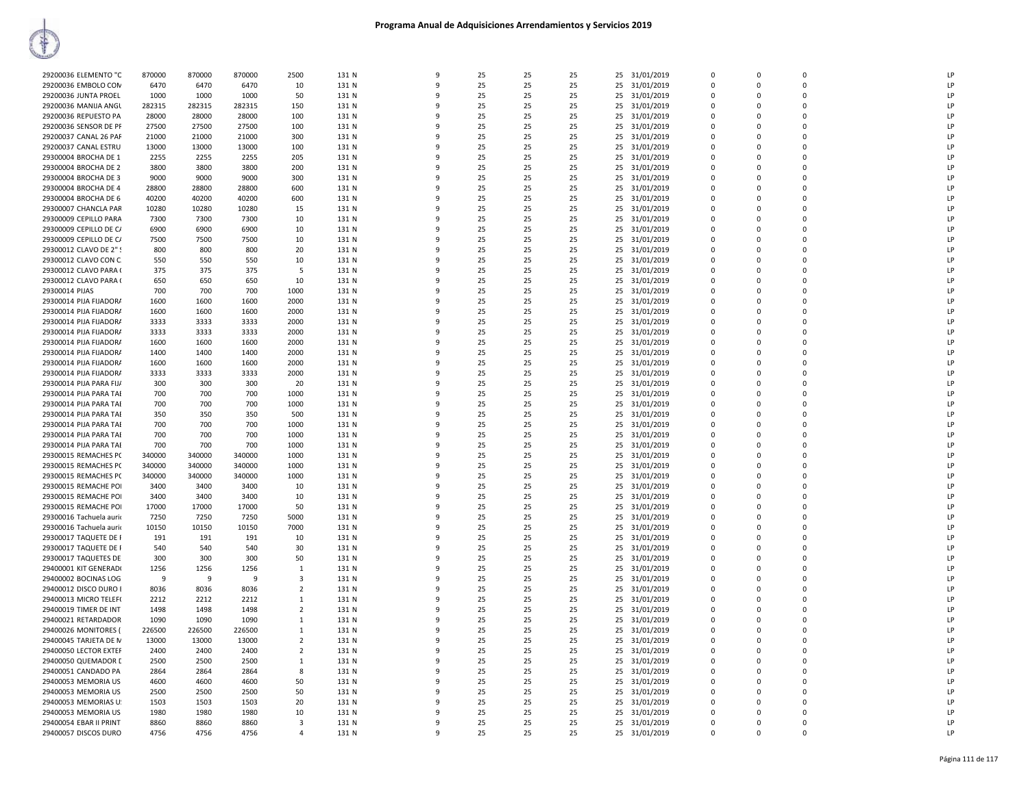# Programa Anual de Adquisiciones Arrendamientos y Servicios 2019

| | | | | | | | | | | | | | | | | |
|---|---|---|---|---|---|---|---|---|---|---|---|---|---|---|---|---|
| 29200036 ELEMENTO "C | 870000 | 870000 | 870000 | 2500 | 131 N | 9 | 25 | 25 | 25 | 25 | 31/01/2019 | 0 | 0 | 0 | | LP |
| 29200036 EMBOLO CON | 6470 | 6470 | 6470 | 10 | 131 N | 9 | 25 | 25 | 25 | 25 | 31/01/2019 | 0 | 0 | 0 | | LP |
| 29200036 JUNTA PROEL | 1000 | 1000 | 1000 | 50 | 131 N | 9 | 25 | 25 | 25 | 25 | 31/01/2019 | 0 | 0 | 0 | | LP |
| 29200036 MANIJA ANGL | 282315 | 282315 | 282315 | 150 | 131 N | 9 | 25 | 25 | 25 | 25 | 31/01/2019 | 0 | 0 | 0 | | LP |
| 29200036 REPUESTO PA | 28000 | 28000 | 28000 | 100 | 131 N | 9 | 25 | 25 | 25 | 25 | 31/01/2019 | 0 | 0 | 0 | | LP |
| 29200036 SENSOR DE PF | 27500 | 27500 | 27500 | 100 | 131 N | 9 | 25 | 25 | 25 | 25 | 31/01/2019 | 0 | 0 | 0 | | LP |
| 29200037 CANAL 26 PAF | 21000 | 21000 | 21000 | 300 | 131 N | 9 | 25 | 25 | 25 | 25 | 31/01/2019 | 0 | 0 | 0 | | LP |
| 29200037 CANAL ESTRU | 13000 | 13000 | 13000 | 100 | 131 N | 9 | 25 | 25 | 25 | 25 | 31/01/2019 | 0 | 0 | 0 | | LP |
| 29300004 BROCHA DE 1 | 2255 | 2255 | 2255 | 205 | 131 N | 9 | 25 | 25 | 25 | 25 | 31/01/2019 | 0 | 0 | 0 | | LP |
| 29300004 BROCHA DE 2 | 3800 | 3800 | 3800 | 200 | 131 N | 9 | 25 | 25 | 25 | 25 | 31/01/2019 | 0 | 0 | 0 | | LP |
| 29300004 BROCHA DE 3 | 9000 | 9000 | 9000 | 300 | 131 N | 9 | 25 | 25 | 25 | 25 | 31/01/2019 | 0 | 0 | 0 | | LP |
| 29300004 BROCHA DE 4 | 28800 | 28800 | 28800 | 600 | 131 N | 9 | 25 | 25 | 25 | 25 | 31/01/2019 | 0 | 0 | 0 | | LP |
| 29300004 BROCHA DE 6 | 40200 | 40200 | 40200 | 600 | 131 N | 9 | 25 | 25 | 25 | 25 | 31/01/2019 | 0 | 0 | 0 | | LP |
| 29300007 CHANCLA PAR | 10280 | 10280 | 10280 | 15 | 131 N | 9 | 25 | 25 | 25 | 25 | 31/01/2019 | 0 | 0 | 0 | | LP |
| 29300009 CEPILLO PARA | 7300 | 7300 | 7300 | 10 | 131 N | 9 | 25 | 25 | 25 | 25 | 31/01/2019 | 0 | 0 | 0 | | LP |
| 29300009 CEPILLO DE C/ | 6900 | 6900 | 6900 | 10 | 131 N | 9 | 25 | 25 | 25 | 25 | 31/01/2019 | 0 | 0 | 0 | | LP |
| 29300009 CEPILLO DE C/ | 7500 | 7500 | 7500 | 10 | 131 N | 9 | 25 | 25 | 25 | 25 | 31/01/2019 | 0 | 0 | 0 | | LP |
| 29300012 CLAVO DE 2" S | 800 | 800 | 800 | 20 | 131 N | 9 | 25 | 25 | 25 | 25 | 31/01/2019 | 0 | 0 | 0 | | LP |
| 29300012 CLAVO CON C | 550 | 550 | 550 | 10 | 131 N | 9 | 25 | 25 | 25 | 25 | 31/01/2019 | 0 | 0 | 0 | | LP |
| 29300012 CLAVO PARA ( | 375 | 375 | 375 | 5 | 131 N | 9 | 25 | 25 | 25 | 25 | 31/01/2019 | 0 | 0 | 0 | | LP |
| 29300012 CLAVO PARA ( | 650 | 650 | 650 | 10 | 131 N | 9 | 25 | 25 | 25 | 25 | 31/01/2019 | 0 | 0 | 0 | | LP |
| 29300014 PIJAS | 700 | 700 | 700 | 1000 | 131 N | 9 | 25 | 25 | 25 | 25 | 31/01/2019 | 0 | 0 | 0 | | LP |
| 29300014 PIJA FIJADOR/ | 1600 | 1600 | 1600 | 2000 | 131 N | 9 | 25 | 25 | 25 | 25 | 31/01/2019 | 0 | 0 | 0 | | LP |
| 29300014 PIJA FIJADOR/ | 1600 | 1600 | 1600 | 2000 | 131 N | 9 | 25 | 25 | 25 | 25 | 31/01/2019 | 0 | 0 | 0 | | LP |
| 29300014 PIJA FIJADOR/ | 3333 | 3333 | 3333 | 2000 | 131 N | 9 | 25 | 25 | 25 | 25 | 31/01/2019 | 0 | 0 | 0 | | LP |
| 29300014 PIJA FIJADOR/ | 3333 | 3333 | 3333 | 2000 | 131 N | 9 | 25 | 25 | 25 | 25 | 31/01/2019 | 0 | 0 | 0 | | LP |
| 29300014 PIJA FIJADOR/ | 1600 | 1600 | 1600 | 2000 | 131 N | 9 | 25 | 25 | 25 | 25 | 31/01/2019 | 0 | 0 | 0 | | LP |
| 29300014 PIJA FIJADOR/ | 1400 | 1400 | 1400 | 2000 | 131 N | 9 | 25 | 25 | 25 | 25 | 31/01/2019 | 0 | 0 | 0 | | LP |
| 29300014 PIJA FIJADOR/ | 1600 | 1600 | 1600 | 2000 | 131 N | 9 | 25 | 25 | 25 | 25 | 31/01/2019 | 0 | 0 | 0 | | LP |
| 29300014 PIJA FIJADOR/ | 3333 | 3333 | 3333 | 2000 | 131 N | 9 | 25 | 25 | 25 | 25 | 31/01/2019 | 0 | 0 | 0 | | LP |
| 29300014 PIJA PARA FIJ/ | 300 | 300 | 300 | 20 | 131 N | 9 | 25 | 25 | 25 | 25 | 31/01/2019 | 0 | 0 | 0 | | LP |
| 29300014 PIJA PARA TAE | 700 | 700 | 700 | 1000 | 131 N | 9 | 25 | 25 | 25 | 25 | 31/01/2019 | 0 | 0 | 0 | | LP |
| 29300014 PIJA PARA TAE | 700 | 700 | 700 | 1000 | 131 N | 9 | 25 | 25 | 25 | 25 | 31/01/2019 | 0 | 0 | 0 | | LP |
| 29300014 PIJA PARA TAE | 350 | 350 | 350 | 500 | 131 N | 9 | 25 | 25 | 25 | 25 | 31/01/2019 | 0 | 0 | 0 | | LP |
| 29300014 PIJA PARA TAE | 700 | 700 | 700 | 1000 | 131 N | 9 | 25 | 25 | 25 | 25 | 31/01/2019 | 0 | 0 | 0 | | LP |
| 29300014 PIJA PARA TAE | 700 | 700 | 700 | 1000 | 131 N | 9 | 25 | 25 | 25 | 25 | 31/01/2019 | 0 | 0 | 0 | | LP |
| 29300014 PIJA PARA TAE | 700 | 700 | 700 | 1000 | 131 N | 9 | 25 | 25 | 25 | 25 | 31/01/2019 | 0 | 0 | 0 | | LP |
| 29300015 REMACHES PC | 340000 | 340000 | 340000 | 1000 | 131 N | 9 | 25 | 25 | 25 | 25 | 31/01/2019 | 0 | 0 | 0 | | LP |
| 29300015 REMACHES PC | 340000 | 340000 | 340000 | 1000 | 131 N | 9 | 25 | 25 | 25 | 25 | 31/01/2019 | 0 | 0 | 0 | | LP |
| 29300015 REMACHES PC | 340000 | 340000 | 340000 | 1000 | 131 N | 9 | 25 | 25 | 25 | 25 | 31/01/2019 | 0 | 0 | 0 | | LP |
| 29300015 REMACHE POI | 3400 | 3400 | 3400 | 10 | 131 N | 9 | 25 | 25 | 25 | 25 | 31/01/2019 | 0 | 0 | 0 | | LP |
| 29300015 REMACHE POI | 3400 | 3400 | 3400 | 10 | 131 N | 9 | 25 | 25 | 25 | 25 | 31/01/2019 | 0 | 0 | 0 | | LP |
| 29300015 REMACHE POI | 17000 | 17000 | 17000 | 50 | 131 N | 9 | 25 | 25 | 25 | 25 | 31/01/2019 | 0 | 0 | 0 | | LP |
| 29300016 Tachuela auri | 7250 | 7250 | 7250 | 5000 | 131 N | 9 | 25 | 25 | 25 | 25 | 31/01/2019 | 0 | 0 | 0 | | LP |
| 29300016 Tachuela auri | 10150 | 10150 | 10150 | 7000 | 131 N | 9 | 25 | 25 | 25 | 25 | 31/01/2019 | 0 | 0 | 0 | | LP |
| 29300017 TAQUETE DE F | 191 | 191 | 191 | 10 | 131 N | 9 | 25 | 25 | 25 | 25 | 31/01/2019 | 0 | 0 | 0 | | LP |
| 29300017 TAQUETE DE F | 540 | 540 | 540 | 30 | 131 N | 9 | 25 | 25 | 25 | 25 | 31/01/2019 | 0 | 0 | 0 | | LP |
| 29300017 TAQUETES DE | 300 | 300 | 300 | 50 | 131 N | 9 | 25 | 25 | 25 | 25 | 31/01/2019 | 0 | 0 | 0 | | LP |
| 29400001 KIT GENERAD( | 1256 | 1256 | 1256 | 1 | 131 N | 9 | 25 | 25 | 25 | 25 | 31/01/2019 | 0 | 0 | 0 | | LP |
| 29400002 BOCINAS LOG | 9 | 9 | 9 | 3 | 131 N | 9 | 25 | 25 | 25 | 25 | 31/01/2019 | 0 | 0 | 0 | | LP |
| 29400012 DISCO DURO I | 8036 | 8036 | 8036 | 2 | 131 N | 9 | 25 | 25 | 25 | 25 | 31/01/2019 | 0 | 0 | 0 | | LP |
| 29400013 MICRO TELEF( | 2212 | 2212 | 2212 | 1 | 131 N | 9 | 25 | 25 | 25 | 25 | 31/01/2019 | 0 | 0 | 0 | | LP |
| 29400019 TIMER DE INT | 1498 | 1498 | 1498 | 2 | 131 N | 9 | 25 | 25 | 25 | 25 | 31/01/2019 | 0 | 0 | 0 | | LP |
| 29400021 RETARDADOR | 1090 | 1090 | 1090 | 1 | 131 N | 9 | 25 | 25 | 25 | 25 | 31/01/2019 | 0 | 0 | 0 | | LP |
| 29400026 MONITORES ( | 226500 | 226500 | 226500 | 1 | 131 N | 9 | 25 | 25 | 25 | 25 | 31/01/2019 | 0 | 0 | 0 | | LP |
| 29400045 TARJETA DE M | 13000 | 13000 | 13000 | 2 | 131 N | 9 | 25 | 25 | 25 | 25 | 31/01/2019 | 0 | 0 | 0 | | LP |
| 29400050 LECTOR EXTEF | 2400 | 2400 | 2400 | 2 | 131 N | 9 | 25 | 25 | 25 | 25 | 31/01/2019 | 0 | 0 | 0 | | LP |
| 29400050 QUEMADOR D | 2500 | 2500 | 2500 | 1 | 131 N | 9 | 25 | 25 | 25 | 25 | 31/01/2019 | 0 | 0 | 0 | | LP |
| 29400051 CANDADO PA | 2864 | 2864 | 2864 | 8 | 131 N | 9 | 25 | 25 | 25 | 25 | 31/01/2019 | 0 | 0 | 0 | | LP |
| 29400053 MEMORIA US | 4600 | 4600 | 4600 | 50 | 131 N | 9 | 25 | 25 | 25 | 25 | 31/01/2019 | 0 | 0 | 0 | | LP |
| 29400053 MEMORIA US | 2500 | 2500 | 2500 | 50 | 131 N | 9 | 25 | 25 | 25 | 25 | 31/01/2019 | 0 | 0 | 0 | | LP |
| 29400053 MEMORIAS U: | 1503 | 1503 | 1503 | 20 | 131 N | 9 | 25 | 25 | 25 | 25 | 31/01/2019 | 0 | 0 | 0 | | LP |
| 29400053 MEMORIA US | 1980 | 1980 | 1980 | 10 | 131 N | 9 | 25 | 25 | 25 | 25 | 31/01/2019 | 0 | 0 | 0 | | LP |
| 29400054 EBAR II PRINT | 8860 | 8860 | 8860 | 3 | 131 N | 9 | 25 | 25 | 25 | 25 | 31/01/2019 | 0 | 0 | 0 | | LP |
| 29400057 DISCOS DURO | 4756 | 4756 | 4756 | 4 | 131 N | 9 | 25 | 25 | 25 | 25 | 31/01/2019 | 0 | 0 | 0 | | LP |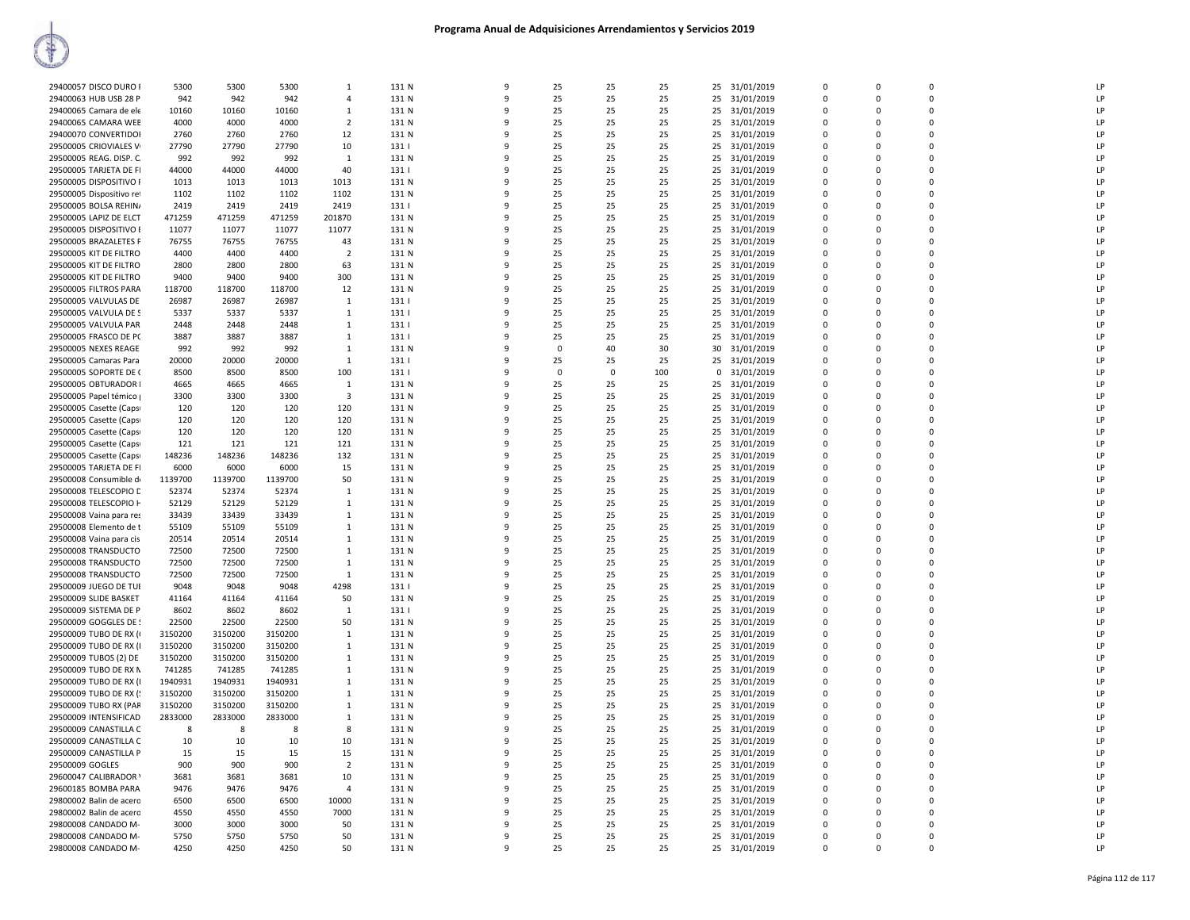# Programa Anual de Adquisiciones Arrendamientos y Servicios 2019

| | | | | | | | | | | | | | | | | |
|---|---|---|---|---|---|---|---|---|---|---|---|---|---|---|---|---|
| 29400057 DISCO DURO I | 5300 | 5300 | 5300 | 1 | 131 N | 9 | 25 | 25 | 25 | 25 | 31/01/2019 | 0 | 0 | 0 | LP |
| 29400063 HUB USB 28 P | 942 | 942 | 942 | 4 | 131 N | 9 | 25 | 25 | 25 | 25 | 31/01/2019 | 0 | 0 | 0 | LP |
| 29400065 Camara de ele | 10160 | 10160 | 10160 | 1 | 131 N | 9 | 25 | 25 | 25 | 25 | 31/01/2019 | 0 | 0 | 0 | LP |
| 29400065 CAMARA WEE | 4000 | 4000 | 4000 | 2 | 131 N | 9 | 25 | 25 | 25 | 25 | 31/01/2019 | 0 | 0 | 0 | LP |
| 29400070 CONVERTIDOI | 2760 | 2760 | 2760 | 12 | 131 N | 9 | 25 | 25 | 25 | 25 | 31/01/2019 | 0 | 0 | 0 | LP |
| 29500005 CRIOVIALES V | 27790 | 27790 | 27790 | 10 | 131 I | 9 | 25 | 25 | 25 | 25 | 31/01/2019 | 0 | 0 | 0 | LP |
| 29500005 REAG. DISP. C. | 992 | 992 | 992 | 1 | 131 N | 9 | 25 | 25 | 25 | 25 | 31/01/2019 | 0 | 0 | 0 | LP |
| 29500005 TARJETA DE FI | 44000 | 44000 | 44000 | 40 | 131 I | 9 | 25 | 25 | 25 | 25 | 31/01/2019 | 0 | 0 | 0 | LP |
| 29500005 DISPOSITIVO I | 1013 | 1013 | 1013 | 1013 | 131 N | 9 | 25 | 25 | 25 | 25 | 31/01/2019 | 0 | 0 | 0 | LP |
| 29500005 Dispositivo re | 1102 | 1102 | 1102 | 1102 | 131 N | 9 | 25 | 25 | 25 | 25 | 31/01/2019 | 0 | 0 | 0 | LP |
| 29500005 BOLSA REHIN/ | 2419 | 2419 | 2419 | 2419 | 131 I | 9 | 25 | 25 | 25 | 25 | 31/01/2019 | 0 | 0 | 0 | LP |
| 29500005 LAPIZ DE ELCT | 471259 | 471259 | 471259 | 201870 | 131 N | 9 | 25 | 25 | 25 | 25 | 31/01/2019 | 0 | 0 | 0 | LP |
| 29500005 DISPOSITIVO E | 11077 | 11077 | 11077 | 11077 | 131 N | 9 | 25 | 25 | 25 | 25 | 31/01/2019 | 0 | 0 | 0 | LP |
| 29500005 BRAZALETES F | 76755 | 76755 | 76755 | 43 | 131 N | 9 | 25 | 25 | 25 | 25 | 31/01/2019 | 0 | 0 | 0 | LP |
| 29500005 KIT DE FILTRO | 4400 | 4400 | 4400 | 2 | 131 N | 9 | 25 | 25 | 25 | 25 | 31/01/2019 | 0 | 0 | 0 | LP |
| 29500005 KIT DE FILTRO | 2800 | 2800 | 2800 | 63 | 131 N | 9 | 25 | 25 | 25 | 25 | 31/01/2019 | 0 | 0 | 0 | LP |
| 29500005 KIT DE FILTRO | 9400 | 9400 | 9400 | 300 | 131 N | 9 | 25 | 25 | 25 | 25 | 31/01/2019 | 0 | 0 | 0 | LP |
| 29500005 FILTROS PARA | 118700 | 118700 | 118700 | 12 | 131 N | 9 | 25 | 25 | 25 | 25 | 31/01/2019 | 0 | 0 | 0 | LP |
| 29500005 VALVULAS DE | 26987 | 26987 | 26987 | 1 | 131 I | 9 | 25 | 25 | 25 | 25 | 31/01/2019 | 0 | 0 | 0 | LP |
| 29500005 VALVULA DE S | 5337 | 5337 | 5337 | 1 | 131 I | 9 | 25 | 25 | 25 | 25 | 31/01/2019 | 0 | 0 | 0 | LP |
| 29500005 VALVULA PAR | 2448 | 2448 | 2448 | 1 | 131 I | 9 | 25 | 25 | 25 | 25 | 31/01/2019 | 0 | 0 | 0 | LP |
| 29500005 FRASCO DE PC | 3887 | 3887 | 3887 | 1 | 131 I | 9 | 25 | 25 | 25 | 25 | 31/01/2019 | 0 | 0 | 0 | LP |
| 29500005 NEXES REAGE | 992 | 992 | 992 | 1 | 131 N | 9 | 0 | 40 | 30 | 30 | 31/01/2019 | 0 | 0 | 0 | LP |
| 29500005 Camaras Para | 20000 | 20000 | 20000 | 1 | 131 I | 9 | 25 | 25 | 25 | 25 | 31/01/2019 | 0 | 0 | 0 | LP |
| 29500005 SOPORTE DE ( | 8500 | 8500 | 8500 | 100 | 131 I | 9 | 0 | 0 | 100 | 0 | 31/01/2019 | 0 | 0 | 0 | LP |
| 29500005 OBTURADOR I | 4665 | 4665 | 4665 | 1 | 131 N | 9 | 25 | 25 | 25 | 25 | 31/01/2019 | 0 | 0 | 0 | LP |
| 29500005 Papel témico | 3300 | 3300 | 3300 | 3 | 131 N | 9 | 25 | 25 | 25 | 25 | 31/01/2019 | 0 | 0 | 0 | LP |
| 29500005 Casette (Caps | 120 | 120 | 120 | 120 | 131 N | 9 | 25 | 25 | 25 | 25 | 31/01/2019 | 0 | 0 | 0 | LP |
| 29500005 Casette (Caps | 120 | 120 | 120 | 120 | 131 N | 9 | 25 | 25 | 25 | 25 | 31/01/2019 | 0 | 0 | 0 | LP |
| 29500005 Casette (Caps | 120 | 120 | 120 | 120 | 131 N | 9 | 25 | 25 | 25 | 25 | 31/01/2019 | 0 | 0 | 0 | LP |
| 29500005 Casette (Caps | 121 | 121 | 121 | 121 | 131 N | 9 | 25 | 25 | 25 | 25 | 31/01/2019 | 0 | 0 | 0 | LP |
| 29500005 Casette (Caps | 148236 | 148236 | 148236 | 132 | 131 N | 9 | 25 | 25 | 25 | 25 | 31/01/2019 | 0 | 0 | 0 | LP |
| 29500005 TARJETA DE FI | 6000 | 6000 | 6000 | 15 | 131 N | 9 | 25 | 25 | 25 | 25 | 31/01/2019 | 0 | 0 | 0 | LP |
| 29500008 Consumible d | 1139700 | 1139700 | 1139700 | 50 | 131 N | 9 | 25 | 25 | 25 | 25 | 31/01/2019 | 0 | 0 | 0 | LP |
| 29500008 TELESCOPIO D | 52374 | 52374 | 52374 | 1 | 131 N | 9 | 25 | 25 | 25 | 25 | 31/01/2019 | 0 | 0 | 0 | LP |
| 29500008 TELESCOPIO H | 52129 | 52129 | 52129 | 1 | 131 N | 9 | 25 | 25 | 25 | 25 | 31/01/2019 | 0 | 0 | 0 | LP |
| 29500008 Vaina para res | 33439 | 33439 | 33439 | 1 | 131 N | 9 | 25 | 25 | 25 | 25 | 31/01/2019 | 0 | 0 | 0 | LP |
| 29500008 Elemento de t | 55109 | 55109 | 55109 | 1 | 131 N | 9 | 25 | 25 | 25 | 25 | 31/01/2019 | 0 | 0 | 0 | LP |
| 29500008 Vaina para cis | 20514 | 20514 | 20514 | 1 | 131 N | 9 | 25 | 25 | 25 | 25 | 31/01/2019 | 0 | 0 | 0 | LP |
| 29500008 TRANSDUCTO | 72500 | 72500 | 72500 | 1 | 131 N | 9 | 25 | 25 | 25 | 25 | 31/01/2019 | 0 | 0 | 0 | LP |
| 29500008 TRANSDUCTO | 72500 | 72500 | 72500 | 1 | 131 N | 9 | 25 | 25 | 25 | 25 | 31/01/2019 | 0 | 0 | 0 | LP |
| 29500008 TRANSDUCTO | 72500 | 72500 | 72500 | 1 | 131 N | 9 | 25 | 25 | 25 | 25 | 31/01/2019 | 0 | 0 | 0 | LP |
| 29500009 JUEGO DE TUI | 9048 | 9048 | 9048 | 4298 | 131 I | 9 | 25 | 25 | 25 | 25 | 31/01/2019 | 0 | 0 | 0 | LP |
| 29500009 SLIDE BASKET | 41164 | 41164 | 41164 | 50 | 131 N | 9 | 25 | 25 | 25 | 25 | 31/01/2019 | 0 | 0 | 0 | LP |
| 29500009 SISTEMA DE P | 8602 | 8602 | 8602 | 1 | 131 I | 9 | 25 | 25 | 25 | 25 | 31/01/2019 | 0 | 0 | 0 | LP |
| 29500009 GOGGLES DE | 22500 | 22500 | 22500 | 50 | 131 N | 9 | 25 | 25 | 25 | 25 | 31/01/2019 | 0 | 0 | 0 | LP |
| 29500009 TUBO DE RX ( | 3150200 | 3150200 | 3150200 | 1 | 131 N | 9 | 25 | 25 | 25 | 25 | 31/01/2019 | 0 | 0 | 0 | LP |
| 29500009 TUBO DE RX (I | 3150200 | 3150200 | 3150200 | 1 | 131 N | 9 | 25 | 25 | 25 | 25 | 31/01/2019 | 0 | 0 | 0 | LP |
| 29500009 TUBOS (2) DE | 3150200 | 3150200 | 3150200 | 1 | 131 N | 9 | 25 | 25 | 25 | 25 | 31/01/2019 | 0 | 0 | 0 | LP |
| 29500009 TUBO DE RX N | 741285 | 741285 | 741285 | 1 | 131 N | 9 | 25 | 25 | 25 | 25 | 31/01/2019 | 0 | 0 | 0 | LP |
| 29500009 TUBO DE RX (I | 1940931 | 1940931 | 1940931 | 1 | 131 N | 9 | 25 | 25 | 25 | 25 | 31/01/2019 | 0 | 0 | 0 | LP |
| 29500009 TUBO DE RX (! | 3150200 | 3150200 | 3150200 | 1 | 131 N | 9 | 25 | 25 | 25 | 25 | 31/01/2019 | 0 | 0 | 0 | LP |
| 29500009 TUBO RX (PAR | 3150200 | 3150200 | 3150200 | 1 | 131 N | 9 | 25 | 25 | 25 | 25 | 31/01/2019 | 0 | 0 | 0 | LP |
| 29500009 INTENSIFICAD | 2833000 | 2833000 | 2833000 | 1 | 131 N | 9 | 25 | 25 | 25 | 25 | 31/01/2019 | 0 | 0 | 0 | LP |
| 29500009 CANASTILLA C | 8 | 8 | 8 | 8 | 131 N | 9 | 25 | 25 | 25 | 25 | 31/01/2019 | 0 | 0 | 0 | LP |
| 29500009 CANASTILLA C | 10 | 10 | 10 | 10 | 131 N | 9 | 25 | 25 | 25 | 25 | 31/01/2019 | 0 | 0 | 0 | LP |
| 29500009 CANASTILLA P | 15 | 15 | 15 | 15 | 131 N | 9 | 25 | 25 | 25 | 25 | 31/01/2019 | 0 | 0 | 0 | LP |
| 29500009 GOGLES | 900 | 900 | 900 | 2 | 131 N | 9 | 25 | 25 | 25 | 25 | 31/01/2019 | 0 | 0 | 0 | LP |
| 29600047 CALIBRADOR | 3681 | 3681 | 3681 | 10 | 131 N | 9 | 25 | 25 | 25 | 25 | 31/01/2019 | 0 | 0 | 0 | LP |
| 29600185 BOMBA PARA | 9476 | 9476 | 9476 | 4 | 131 N | 9 | 25 | 25 | 25 | 25 | 31/01/2019 | 0 | 0 | 0 | LP |
| 29800002 Balin de acero | 6500 | 6500 | 6500 | 10000 | 131 N | 9 | 25 | 25 | 25 | 25 | 31/01/2019 | 0 | 0 | 0 | LP |
| 29800002 Balin de acero | 4550 | 4550 | 4550 | 7000 | 131 N | 9 | 25 | 25 | 25 | 25 | 31/01/2019 | 0 | 0 | 0 | LP |
| 29800008 CANDADO M- | 3000 | 3000 | 3000 | 50 | 131 N | 9 | 25 | 25 | 25 | 25 | 31/01/2019 | 0 | 0 | 0 | LP |
| 29800008 CANDADO M- | 5750 | 5750 | 5750 | 50 | 131 N | 9 | 25 | 25 | 25 | 25 | 31/01/2019 | 0 | 0 | 0 | LP |
| 29800008 CANDADO M- | 4250 | 4250 | 4250 | 50 | 131 N | 9 | 25 | 25 | 25 | 25 | 31/01/2019 | 0 | 0 | 0 | LP |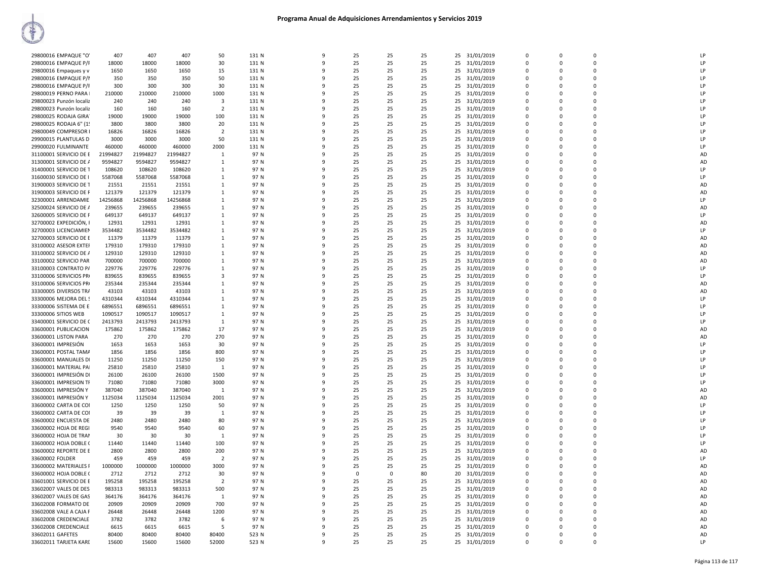# Programa Anual de Adquisiciones Arrendamientos y Servicios 2019

| | | | | | | | | | | | | | | | |
|---|---|---|---|---|---|---|---|---|---|---|---|---|---|---|---|
| 29800016 EMPAQUE "O' | 407 | 407 | 407 | 50 | 131 N | 9 | 25 | 25 | 25 | 25 | 31/01/2019 | 0 | 0 | 0 | LP |
| 29800016 EMPAQUE P/I | 18000 | 18000 | 18000 | 30 | 131 N | 9 | 25 | 25 | 25 | 25 | 31/01/2019 | 0 | 0 | 0 | LP |
| 29800016 Empaques y v | 1650 | 1650 | 1650 | 15 | 131 N | 9 | 25 | 25 | 25 | 25 | 31/01/2019 | 0 | 0 | 0 | LP |
| 29800016 EMPAQUE P/I | 350 | 350 | 350 | 50 | 131 N | 9 | 25 | 25 | 25 | 25 | 31/01/2019 | 0 | 0 | 0 | LP |
| 29800016 EMPAQUE P/I | 300 | 300 | 300 | 30 | 131 N | 9 | 25 | 25 | 25 | 25 | 31/01/2019 | 0 | 0 | 0 | LP |
| 29800019 PERNO PARA I | 210000 | 210000 | 210000 | 1000 | 131 N | 9 | 25 | 25 | 25 | 25 | 31/01/2019 | 0 | 0 | 0 | LP |
| 29800023 Punzón localiz | 240 | 240 | 240 | 3 | 131 N | 9 | 25 | 25 | 25 | 25 | 31/01/2019 | 0 | 0 | 0 | LP |
| 29800023 Punzón localiz | 160 | 160 | 160 | 2 | 131 N | 9 | 25 | 25 | 25 | 25 | 31/01/2019 | 0 | 0 | 0 | LP |
| 29800025 RODAJA GIRA | 19000 | 19000 | 19000 | 100 | 131 N | 9 | 25 | 25 | 25 | 25 | 31/01/2019 | 0 | 0 | 0 | LP |
| 29800025 RODAJA 6" (1! | 3800 | 3800 | 3800 | 20 | 131 N | 9 | 25 | 25 | 25 | 25 | 31/01/2019 | 0 | 0 | 0 | LP |
| 29800049 COMPRESOR I | 16826 | 16826 | 16826 | 2 | 131 N | 9 | 25 | 25 | 25 | 25 | 31/01/2019 | 0 | 0 | 0 | LP |
| 29900015 PLANTULAS D | 3000 | 3000 | 3000 | 50 | 131 N | 9 | 25 | 25 | 25 | 25 | 31/01/2019 | 0 | 0 | 0 | LP |
| 29900020 FULMINANTE | 460000 | 460000 | 460000 | 2000 | 131 N | 9 | 25 | 25 | 25 | 25 | 31/01/2019 | 0 | 0 | 0 | LP |
| 31100001 SERVICIO DE E | 21994827 | 21994827 | 21994827 | 1 | 97 N | 9 | 25 | 25 | 25 | 25 | 31/01/2019 | 0 | 0 | 0 | AD |
| 31300001 SERVICIO DE A | 9594827 | 9594827 | 9594827 | 1 | 97 N | 9 | 25 | 25 | 25 | 25 | 31/01/2019 | 0 | 0 | 0 | AD |
| 31400001 SERVICIO DE T | 108620 | 108620 | 108620 | 1 | 97 N | 9 | 25 | 25 | 25 | 25 | 31/01/2019 | 0 | 0 | 0 | LP |
| 31600030 SERVICIO DE I | 5587068 | 5587068 | 5587068 | 1 | 97 N | 9 | 25 | 25 | 25 | 25 | 31/01/2019 | 0 | 0 | 0 | LP |
| 31900003 SERVICIO DE T | 21551 | 21551 | 21551 | 1 | 97 N | 9 | 25 | 25 | 25 | 25 | 31/01/2019 | 0 | 0 | 0 | AD |
| 31900003 SERVICIO DE F | 121379 | 121379 | 121379 | 1 | 97 N | 9 | 25 | 25 | 25 | 25 | 31/01/2019 | 0 | 0 | 0 | AD |
| 32300001 ARRENDAMIE | 14256868 | 14256868 | 14256868 | 1 | 97 N | 9 | 25 | 25 | 25 | 25 | 31/01/2019 | 0 | 0 | 0 | LP |
| 32500024 SERVICIO DE A | 239655 | 239655 | 239655 | 1 | 97 N | 9 | 25 | 25 | 25 | 25 | 31/01/2019 | 0 | 0 | 0 | AD |
| 32600005 SERVICIO DE F | 649137 | 649137 | 649137 | 1 | 97 N | 9 | 25 | 25 | 25 | 25 | 31/01/2019 | 0 | 0 | 0 | LP |
| 32700002 EXPEDICIÓN, I | 12931 | 12931 | 12931 | 1 | 97 N | 9 | 25 | 25 | 25 | 25 | 31/01/2019 | 0 | 0 | 0 | AD |
| 32700003 LICENCIAMIEN | 3534482 | 3534482 | 3534482 | 1 | 97 N | 9 | 25 | 25 | 25 | 25 | 31/01/2019 | 0 | 0 | 0 | LP |
| 32700003 SERVICIO DE E | 11379 | 11379 | 11379 | 1 | 97 N | 9 | 25 | 25 | 25 | 25 | 31/01/2019 | 0 | 0 | 0 | AD |
| 33100002 ASESOR EXTEI | 179310 | 179310 | 179310 | 1 | 97 N | 9 | 25 | 25 | 25 | 25 | 31/01/2019 | 0 | 0 | 0 | AD |
| 33100002 SERVICIO DE A | 129310 | 129310 | 129310 | 1 | 97 N | 9 | 25 | 25 | 25 | 25 | 31/01/2019 | 0 | 0 | 0 | AD |
| 33100002 SERVICIO PAR | 700000 | 700000 | 700000 | 1 | 97 N | 9 | 25 | 25 | 25 | 25 | 31/01/2019 | 0 | 0 | 0 | AD |
| 33100003 CONTRATO PA | 229776 | 229776 | 229776 | 1 | 97 N | 9 | 25 | 25 | 25 | 25 | 31/01/2019 | 0 | 0 | 0 | LP |
| 33100006 SERVICIOS PR | 839655 | 839655 | 839655 | 3 | 97 N | 9 | 25 | 25 | 25 | 25 | 31/01/2019 | 0 | 0 | 0 | LP |
| 33100006 SERVICIOS PR | 235344 | 235344 | 235344 | 1 | 97 N | 9 | 25 | 25 | 25 | 25 | 31/01/2019 | 0 | 0 | 0 | AD |
| 33300005 DIVERSOS TRA | 43103 | 43103 | 43103 | 1 | 97 N | 9 | 25 | 25 | 25 | 25 | 31/01/2019 | 0 | 0 | 0 | AD |
| 33300006 MEJORA DEL S | 4310344 | 4310344 | 4310344 | 1 | 97 N | 9 | 25 | 25 | 25 | 25 | 31/01/2019 | 0 | 0 | 0 | LP |
| 33300006 SISTEMA DE E | 6896551 | 6896551 | 6896551 | 1 | 97 N | 9 | 25 | 25 | 25 | 25 | 31/01/2019 | 0 | 0 | 0 | LP |
| 33300006 SITIOS WEB | 1090517 | 1090517 | 1090517 | 1 | 97 N | 9 | 25 | 25 | 25 | 25 | 31/01/2019 | 0 | 0 | 0 | LP |
| 33400001 SERVICIO DE C | 2413793 | 2413793 | 2413793 | 1 | 97 N | 9 | 25 | 25 | 25 | 25 | 31/01/2019 | 0 | 0 | 0 | LP |
| 33600001 PUBLICACION | 175862 | 175862 | 175862 | 17 | 97 N | 9 | 25 | 25 | 25 | 25 | 31/01/2019 | 0 | 0 | 0 | AD |
| 33600001 LISTON PARA | 270 | 270 | 270 | 270 | 97 N | 9 | 25 | 25 | 25 | 25 | 31/01/2019 | 0 | 0 | 0 | AD |
| 33600001 IMPRESIÓN | 1653 | 1653 | 1653 | 30 | 97 N | 9 | 25 | 25 | 25 | 25 | 31/01/2019 | 0 | 0 | 0 | LP |
| 33600001 POSTAL TAMA | 1856 | 1856 | 1856 | 800 | 97 N | 9 | 25 | 25 | 25 | 25 | 31/01/2019 | 0 | 0 | 0 | LP |
| 33600001 MANUALES DI | 11250 | 11250 | 11250 | 150 | 97 N | 9 | 25 | 25 | 25 | 25 | 31/01/2019 | 0 | 0 | 0 | LP |
| 33600001 MATERIAL PA | 25810 | 25810 | 25810 | 1 | 97 N | 9 | 25 | 25 | 25 | 25 | 31/01/2019 | 0 | 0 | 0 | LP |
| 33600001 IMPRESIÓN DI | 26100 | 26100 | 26100 | 1500 | 97 N | 9 | 25 | 25 | 25 | 25 | 31/01/2019 | 0 | 0 | 0 | LP |
| 33600001 IMPRESION TI | 71080 | 71080 | 71080 | 3000 | 97 N | 9 | 25 | 25 | 25 | 25 | 31/01/2019 | 0 | 0 | 0 | LP |
| 33600001 IMPRESIÓN Y | 387040 | 387040 | 387040 | 1 | 97 N | 9 | 25 | 25 | 25 | 25 | 31/01/2019 | 0 | 0 | 0 | AD |
| 33600001 IMPRESIÓN Y | 1125034 | 1125034 | 1125034 | 2001 | 97 N | 9 | 25 | 25 | 25 | 25 | 31/01/2019 | 0 | 0 | 0 | AD |
| 33600002 CARTA DE CO | 1250 | 1250 | 1250 | 50 | 97 N | 9 | 25 | 25 | 25 | 25 | 31/01/2019 | 0 | 0 | 0 | LP |
| 33600002 CARTA DE CO | 39 | 39 | 39 | 1 | 97 N | 9 | 25 | 25 | 25 | 25 | 31/01/2019 | 0 | 0 | 0 | LP |
| 33600002 ENCUESTA DE | 2480 | 2480 | 2480 | 80 | 97 N | 9 | 25 | 25 | 25 | 25 | 31/01/2019 | 0 | 0 | 0 | LP |
| 33600002 HOJA DE REGI | 9540 | 9540 | 9540 | 60 | 97 N | 9 | 25 | 25 | 25 | 25 | 31/01/2019 | 0 | 0 | 0 | LP |
| 33600002 HOJA DE TRAI | 30 | 30 | 30 | 1 | 97 N | 9 | 25 | 25 | 25 | 25 | 31/01/2019 | 0 | 0 | 0 | LP |
| 33600002 HOJA DOBLE ( | 11440 | 11440 | 11440 | 100 | 97 N | 9 | 25 | 25 | 25 | 25 | 31/01/2019 | 0 | 0 | 0 | LP |
| 33600002 REPORTE DE E | 2800 | 2800 | 2800 | 200 | 97 N | 9 | 25 | 25 | 25 | 25 | 31/01/2019 | 0 | 0 | 0 | AD |
| 33600002 FOLDER | 459 | 459 | 459 | 2 | 97 N | 9 | 25 | 25 | 25 | 25 | 31/01/2019 | 0 | 0 | 0 | LP |
| 33600002 MATERIALES I | 1000000 | 1000000 | 1000000 | 3000 | 97 N | 9 | 25 | 25 | 25 | 25 | 31/01/2019 | 0 | 0 | 0 | AD |
| 33600002 HOJA DOBLE ( | 2712 | 2712 | 2712 | 30 | 97 N | 9 | 0 | 0 | 80 | 20 | 31/01/2019 | 0 | 0 | 0 | AD |
| 33601001 SERVICIO DE E | 195258 | 195258 | 195258 | 2 | 97 N | 9 | 25 | 25 | 25 | 25 | 31/01/2019 | 0 | 0 | 0 | AD |
| 33602007 VALES DE DES | 983313 | 983313 | 983313 | 500 | 97 N | 9 | 25 | 25 | 25 | 25 | 31/01/2019 | 0 | 0 | 0 | AD |
| 33602007 VALES DE GAS | 364176 | 364176 | 364176 | 1 | 97 N | 9 | 25 | 25 | 25 | 25 | 31/01/2019 | 0 | 0 | 0 | AD |
| 33602008 FORMATO DE | 20909 | 20909 | 20909 | 700 | 97 N | 9 | 25 | 25 | 25 | 25 | 31/01/2019 | 0 | 0 | 0 | AD |
| 33602008 VALE A CAJA F | 26448 | 26448 | 26448 | 1200 | 97 N | 9 | 25 | 25 | 25 | 25 | 31/01/2019 | 0 | 0 | 0 | AD |
| 33602008 CREDENCIALE | 3782 | 3782 | 3782 | 6 | 97 N | 9 | 25 | 25 | 25 | 25 | 31/01/2019 | 0 | 0 | 0 | AD |
| 33602008 CREDENCIALE | 6615 | 6615 | 6615 | 5 | 97 N | 9 | 25 | 25 | 25 | 25 | 31/01/2019 | 0 | 0 | 0 | AD |
| 33602011 GAFETES | 80400 | 80400 | 80400 | 80400 | 523 N | 9 | 25 | 25 | 25 | 25 | 31/01/2019 | 0 | 0 | 0 | AD |
| 33602011 TARJETA KARI | 15600 | 15600 | 15600 | 52000 | 523 N | 9 | 25 | 25 | 25 | 25 | 31/01/2019 | 0 | 0 | 0 | LP |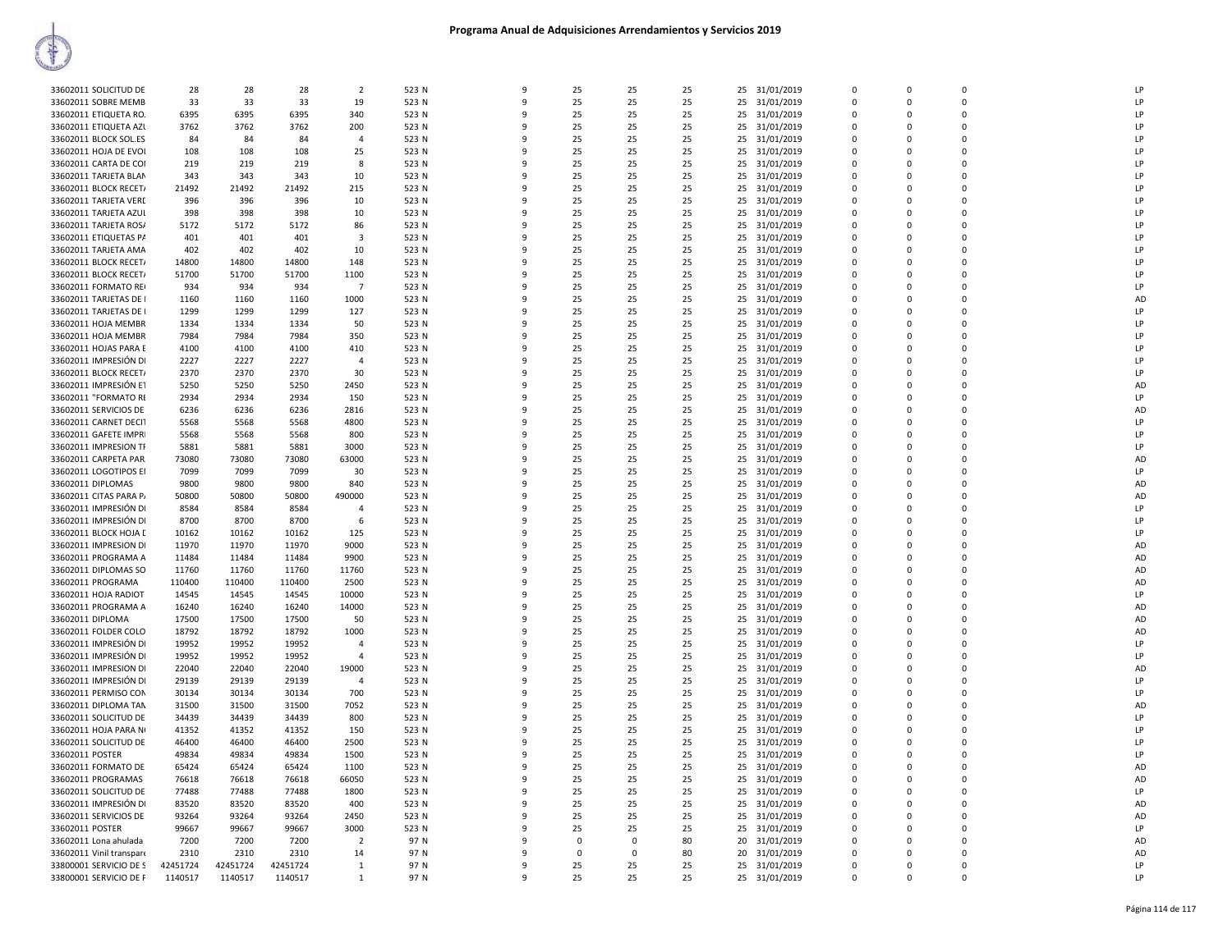# Programa Anual de Adquisiciones Arrendamientos y Servicios 2019

| | | | | | | | | | | | | | | | | | |
|---|---|---|---|---|---|---|---|---|---|---|---|---|---|---|---|---|---|
| 33602011 SOLICITUD DE | 28 | 28 | 28 | 2 | 523 N | 9 | 25 | 25 | 25 | 25 | 31/01/2019 | 0 | 0 | 0 | LP |
| 33602011 SOBRE MEMB | 33 | 33 | 33 | 19 | 523 N | 9 | 25 | 25 | 25 | 25 | 31/01/2019 | 0 | 0 | 0 | LP |
| 33602011 ETIQUETA RO. | 6395 | 6395 | 6395 | 340 | 523 N | 9 | 25 | 25 | 25 | 25 | 31/01/2019 | 0 | 0 | 0 | LP |
| 33602011 ETIQUETA AZU | 3762 | 3762 | 3762 | 200 | 523 N | 9 | 25 | 25 | 25 | 25 | 31/01/2019 | 0 | 0 | 0 | LP |
| 33602011 BLOCK SOL.ES | 84 | 84 | 84 | 4 | 523 N | 9 | 25 | 25 | 25 | 25 | 31/01/2019 | 0 | 0 | 0 | LP |
| 33602011 HOJA DE EVOI | 108 | 108 | 108 | 25 | 523 N | 9 | 25 | 25 | 25 | 25 | 31/01/2019 | 0 | 0 | 0 | LP |
| 33602011 CARTA DE COI | 219 | 219 | 219 | 8 | 523 N | 9 | 25 | 25 | 25 | 25 | 31/01/2019 | 0 | 0 | 0 | LP |
| 33602011 TARJETA BLAN | 343 | 343 | 343 | 10 | 523 N | 9 | 25 | 25 | 25 | 25 | 31/01/2019 | 0 | 0 | 0 | LP |
| 33602011 BLOCK RECET/ | 21492 | 21492 | 21492 | 215 | 523 N | 9 | 25 | 25 | 25 | 25 | 31/01/2019 | 0 | 0 | 0 | LP |
| 33602011 TARJETA VERI | 396 | 396 | 396 | 10 | 523 N | 9 | 25 | 25 | 25 | 25 | 31/01/2019 | 0 | 0 | 0 | LP |
| 33602011 TARJETA AZUL | 398 | 398 | 398 | 10 | 523 N | 9 | 25 | 25 | 25 | 25 | 31/01/2019 | 0 | 0 | 0 | LP |
| 33602011 TARJETA ROS/ | 5172 | 5172 | 5172 | 86 | 523 N | 9 | 25 | 25 | 25 | 25 | 31/01/2019 | 0 | 0 | 0 | LP |
| 33602011 ETIQUETAS PA | 401 | 401 | 401 | 3 | 523 N | 9 | 25 | 25 | 25 | 25 | 31/01/2019 | 0 | 0 | 0 | LP |
| 33602011 TARJETA AMA | 402 | 402 | 402 | 10 | 523 N | 9 | 25 | 25 | 25 | 25 | 31/01/2019 | 0 | 0 | 0 | LP |
| 33602011 BLOCK RECET/ | 14800 | 14800 | 14800 | 148 | 523 N | 9 | 25 | 25 | 25 | 25 | 31/01/2019 | 0 | 0 | 0 | LP |
| 33602011 BLOCK RECET/ | 51700 | 51700 | 51700 | 1100 | 523 N | 9 | 25 | 25 | 25 | 25 | 31/01/2019 | 0 | 0 | 0 | LP |
| 33602011 FORMATO RE | 934 | 934 | 934 | 7 | 523 N | 9 | 25 | 25 | 25 | 25 | 31/01/2019 | 0 | 0 | 0 | LP |
| 33602011 TARJETAS DE | 1160 | 1160 | 1160 | 1000 | 523 N | 9 | 25 | 25 | 25 | 25 | 31/01/2019 | 0 | 0 | 0 | AD |
| 33602011 TARJETAS DE | 1299 | 1299 | 1299 | 127 | 523 N | 9 | 25 | 25 | 25 | 25 | 31/01/2019 | 0 | 0 | 0 | LP |
| 33602011 HOJA MEMBR | 1334 | 1334 | 1334 | 50 | 523 N | 9 | 25 | 25 | 25 | 25 | 31/01/2019 | 0 | 0 | 0 | LP |
| 33602011 HOJA MEMBR | 7984 | 7984 | 7984 | 350 | 523 N | 9 | 25 | 25 | 25 | 25 | 31/01/2019 | 0 | 0 | 0 | LP |
| 33602011 HOJAS PARA E | 4100 | 4100 | 4100 | 410 | 523 N | 9 | 25 | 25 | 25 | 25 | 31/01/2019 | 0 | 0 | 0 | LP |
| 33602011 IMPRESIÓN DI | 2227 | 2227 | 2227 | 4 | 523 N | 9 | 25 | 25 | 25 | 25 | 31/01/2019 | 0 | 0 | 0 | LP |
| 33602011 BLOCK RECET/ | 2370 | 2370 | 2370 | 30 | 523 N | 9 | 25 | 25 | 25 | 25 | 31/01/2019 | 0 | 0 | 0 | LP |
| 33602011 IMPRESIÓN ET | 5250 | 5250 | 5250 | 2450 | 523 N | 9 | 25 | 25 | 25 | 25 | 31/01/2019 | 0 | 0 | 0 | AD |
| 33602011 "FORMATO RI | 2934 | 2934 | 2934 | 150 | 523 N | 9 | 25 | 25 | 25 | 25 | 31/01/2019 | 0 | 0 | 0 | LP |
| 33602011 SERVICIOS DE | 6236 | 6236 | 6236 | 2816 | 523 N | 9 | 25 | 25 | 25 | 25 | 31/01/2019 | 0 | 0 | 0 | AD |
| 33602011 CARNET DECIT | 5568 | 5568 | 5568 | 4800 | 523 N | 9 | 25 | 25 | 25 | 25 | 31/01/2019 | 0 | 0 | 0 | LP |
| 33602011 GAFETE IMPRI | 5568 | 5568 | 5568 | 800 | 523 N | 9 | 25 | 25 | 25 | 25 | 31/01/2019 | 0 | 0 | 0 | LP |
| 33602011 IMPRESION TI | 5881 | 5881 | 5881 | 3000 | 523 N | 9 | 25 | 25 | 25 | 25 | 31/01/2019 | 0 | 0 | 0 | LP |
| 33602011 CARPETA PAR | 73080 | 73080 | 73080 | 63000 | 523 N | 9 | 25 | 25 | 25 | 25 | 31/01/2019 | 0 | 0 | 0 | AD |
| 33602011 LOGOTIPOS EI | 7099 | 7099 | 7099 | 30 | 523 N | 9 | 25 | 25 | 25 | 25 | 31/01/2019 | 0 | 0 | 0 | LP |
| 33602011 DIPLOMAS | 9800 | 9800 | 9800 | 840 | 523 N | 9 | 25 | 25 | 25 | 25 | 31/01/2019 | 0 | 0 | 0 | AD |
| 33602011 CITAS PARA P/ | 50800 | 50800 | 50800 | 490000 | 523 N | 9 | 25 | 25 | 25 | 25 | 31/01/2019 | 0 | 0 | 0 | AD |
| 33602011 IMPRESIÓN DI | 8584 | 8584 | 8584 | 4 | 523 N | 9 | 25 | 25 | 25 | 25 | 31/01/2019 | 0 | 0 | 0 | LP |
| 33602011 IMPRESIÓN DI | 8700 | 8700 | 8700 | 6 | 523 N | 9 | 25 | 25 | 25 | 25 | 31/01/2019 | 0 | 0 | 0 | LP |
| 33602011 BLOCK HOJA D | 10162 | 10162 | 10162 | 125 | 523 N | 9 | 25 | 25 | 25 | 25 | 31/01/2019 | 0 | 0 | 0 | LP |
| 33602011 IMPRESION DI | 11970 | 11970 | 11970 | 9000 | 523 N | 9 | 25 | 25 | 25 | 25 | 31/01/2019 | 0 | 0 | 0 | AD |
| 33602011 PROGRAMA A | 11484 | 11484 | 11484 | 9900 | 523 N | 9 | 25 | 25 | 25 | 25 | 31/01/2019 | 0 | 0 | 0 | AD |
| 33602011 DIPLOMAS SO | 11760 | 11760 | 11760 | 11760 | 523 N | 9 | 25 | 25 | 25 | 25 | 31/01/2019 | 0 | 0 | 0 | AD |
| 33602011 PROGRAMA | 110400 | 110400 | 110400 | 2500 | 523 N | 9 | 25 | 25 | 25 | 25 | 31/01/2019 | 0 | 0 | 0 | AD |
| 33602011 HOJA RADIOT | 14545 | 14545 | 14545 | 10000 | 523 N | 9 | 25 | 25 | 25 | 25 | 31/01/2019 | 0 | 0 | 0 | LP |
| 33602011 PROGRAMA A | 16240 | 16240 | 16240 | 14000 | 523 N | 9 | 25 | 25 | 25 | 25 | 31/01/2019 | 0 | 0 | 0 | AD |
| 33602011 DIPLOMA | 17500 | 17500 | 17500 | 50 | 523 N | 9 | 25 | 25 | 25 | 25 | 31/01/2019 | 0 | 0 | 0 | AD |
| 33602011 FOLDER COLO | 18792 | 18792 | 18792 | 1000 | 523 N | 9 | 25 | 25 | 25 | 25 | 31/01/2019 | 0 | 0 | 0 | AD |
| 33602011 IMPRESIÓN DI | 19952 | 19952 | 19952 | 4 | 523 N | 9 | 25 | 25 | 25 | 25 | 31/01/2019 | 0 | 0 | 0 | LP |
| 33602011 IMPRESIÓN DI | 19952 | 19952 | 19952 | 4 | 523 N | 9 | 25 | 25 | 25 | 25 | 31/01/2019 | 0 | 0 | 0 | LP |
| 33602011 IMPRESION DI | 22040 | 22040 | 22040 | 19000 | 523 N | 9 | 25 | 25 | 25 | 25 | 31/01/2019 | 0 | 0 | 0 | AD |
| 33602011 IMPRESIÓN DI | 29139 | 29139 | 29139 | 4 | 523 N | 9 | 25 | 25 | 25 | 25 | 31/01/2019 | 0 | 0 | 0 | LP |
| 33602011 PERMISO CON | 30134 | 30134 | 30134 | 700 | 523 N | 9 | 25 | 25 | 25 | 25 | 31/01/2019 | 0 | 0 | 0 | LP |
| 33602011 DIPLOMA TAN | 31500 | 31500 | 31500 | 7052 | 523 N | 9 | 25 | 25 | 25 | 25 | 31/01/2019 | 0 | 0 | 0 | AD |
| 33602011 SOLICITUD DE | 34439 | 34439 | 34439 | 800 | 523 N | 9 | 25 | 25 | 25 | 25 | 31/01/2019 | 0 | 0 | 0 | LP |
| 33602011 HOJA PARA N | 41352 | 41352 | 41352 | 150 | 523 N | 9 | 25 | 25 | 25 | 25 | 31/01/2019 | 0 | 0 | 0 | LP |
| 33602011 SOLICITUD DE | 46400 | 46400 | 46400 | 2500 | 523 N | 9 | 25 | 25 | 25 | 25 | 31/01/2019 | 0 | 0 | 0 | LP |
| 33602011 POSTER | 49834 | 49834 | 49834 | 1500 | 523 N | 9 | 25 | 25 | 25 | 25 | 31/01/2019 | 0 | 0 | 0 | LP |
| 33602011 FORMATO DE | 65424 | 65424 | 65424 | 1100 | 523 N | 9 | 25 | 25 | 25 | 25 | 31/01/2019 | 0 | 0 | 0 | AD |
| 33602011 PROGRAMAS | 76618 | 76618 | 76618 | 66050 | 523 N | 9 | 25 | 25 | 25 | 25 | 31/01/2019 | 0 | 0 | 0 | AD |
| 33602011 SOLICITUD DE | 77488 | 77488 | 77488 | 1800 | 523 N | 9 | 25 | 25 | 25 | 25 | 31/01/2019 | 0 | 0 | 0 | LP |
| 33602011 IMPRESIÓN DI | 83520 | 83520 | 83520 | 400 | 523 N | 9 | 25 | 25 | 25 | 25 | 31/01/2019 | 0 | 0 | 0 | AD |
| 33602011 SERVICIOS DE | 93264 | 93264 | 93264 | 2450 | 523 N | 9 | 25 | 25 | 25 | 25 | 31/01/2019 | 0 | 0 | 0 | AD |
| 33602011 POSTER | 99667 | 99667 | 99667 | 3000 | 523 N | 9 | 25 | 25 | 25 | 25 | 31/01/2019 | 0 | 0 | 0 | LP |
| 33602011 Lona ahulada | 7200 | 7200 | 7200 | 2 | 97 N | 9 | 0 | 0 | 80 | 20 | 31/01/2019 | 0 | 0 | 0 | AD |
| 33602011 Vinil transpare | 2310 | 2310 | 2310 | 14 | 97 N | 9 | 0 | 0 | 80 | 20 | 31/01/2019 | 0 | 0 | 0 | AD |
| 33800001 SERVICIO DE S | 42451724 | 42451724 | 42451724 | 1 | 97 N | 9 | 25 | 25 | 25 | 25 | 31/01/2019 | 0 | 0 | 0 | LP |
| 33800001 SERVICIO DE F | 1140517 | 1140517 | 1140517 | 1 | 97 N | 9 | 25 | 25 | 25 | 25 | 31/01/2019 | 0 | 0 | 0 | LP |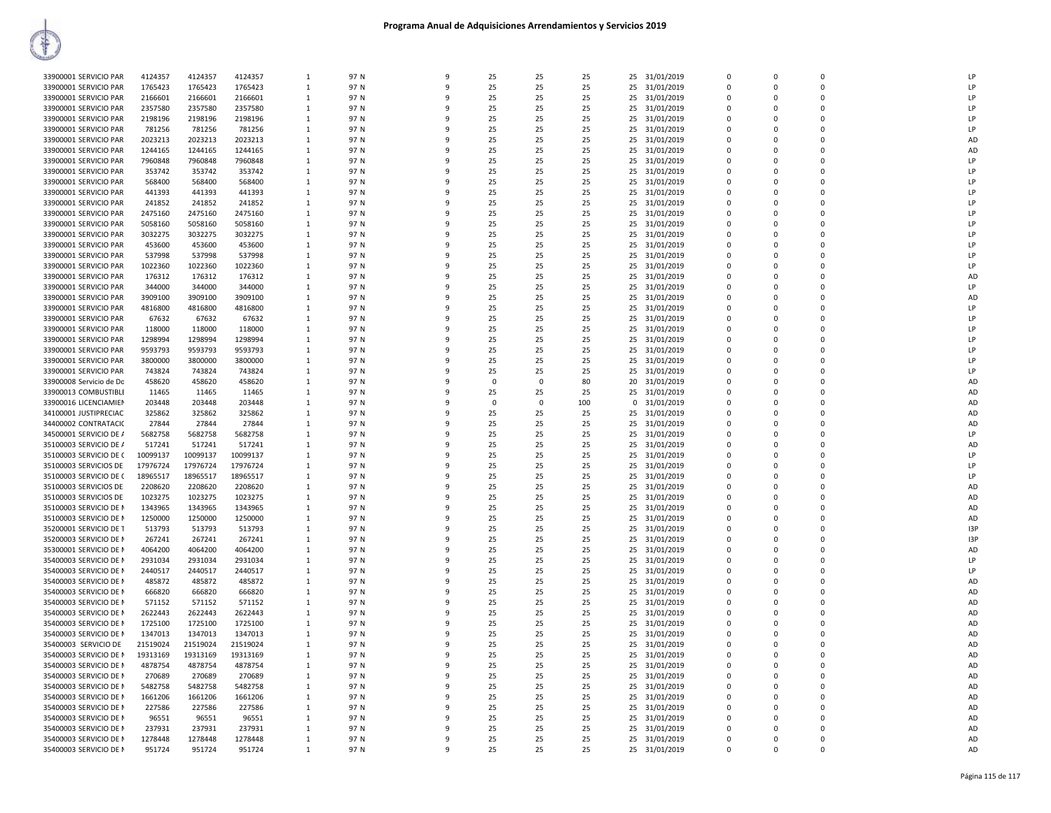# Programa Anual de Adquisiciones Arrendamientos y Servicios 2019

| | | | | | | | | | | | | | | | | |
|---|---|---|---|---|---|---|---|---|---|---|---|---|---|---|---|---|
| 33900001 SERVICIO PAR | 4124357 | 4124357 | 4124357 | 1 | 97 N | 9 | 25 | 25 | 25 | 25 | 31/01/2019 | 0 | 0 | 0 | | LP |
| 33900001 SERVICIO PAR | 1765423 | 1765423 | 1765423 | 1 | 97 N | 9 | 25 | 25 | 25 | 25 | 31/01/2019 | 0 | 0 | 0 | | LP |
| 33900001 SERVICIO PAR | 2166601 | 2166601 | 2166601 | 1 | 97 N | 9 | 25 | 25 | 25 | 25 | 31/01/2019 | 0 | 0 | 0 | | LP |
| 33900001 SERVICIO PAR | 2357580 | 2357580 | 2357580 | 1 | 97 N | 9 | 25 | 25 | 25 | 25 | 31/01/2019 | 0 | 0 | 0 | | LP |
| 33900001 SERVICIO PAR | 2198196 | 2198196 | 2198196 | 1 | 97 N | 9 | 25 | 25 | 25 | 25 | 31/01/2019 | 0 | 0 | 0 | | LP |
| 33900001 SERVICIO PAR | 781256 | 781256 | 781256 | 1 | 97 N | 9 | 25 | 25 | 25 | 25 | 31/01/2019 | 0 | 0 | 0 | | LP |
| 33900001 SERVICIO PAR | 2023213 | 2023213 | 2023213 | 1 | 97 N | 9 | 25 | 25 | 25 | 25 | 31/01/2019 | 0 | 0 | 0 | | AD |
| 33900001 SERVICIO PAR | 1244165 | 1244165 | 1244165 | 1 | 97 N | 9 | 25 | 25 | 25 | 25 | 31/01/2019 | 0 | 0 | 0 | | AD |
| 33900001 SERVICIO PAR | 7960848 | 7960848 | 7960848 | 1 | 97 N | 9 | 25 | 25 | 25 | 25 | 31/01/2019 | 0 | 0 | 0 | | LP |
| 33900001 SERVICIO PAR | 353742 | 353742 | 353742 | 1 | 97 N | 9 | 25 | 25 | 25 | 25 | 31/01/2019 | 0 | 0 | 0 | | LP |
| 33900001 SERVICIO PAR | 568400 | 568400 | 568400 | 1 | 97 N | 9 | 25 | 25 | 25 | 25 | 31/01/2019 | 0 | 0 | 0 | | LP |
| 33900001 SERVICIO PAR | 441393 | 441393 | 441393 | 1 | 97 N | 9 | 25 | 25 | 25 | 25 | 31/01/2019 | 0 | 0 | 0 | | LP |
| 33900001 SERVICIO PAR | 241852 | 241852 | 241852 | 1 | 97 N | 9 | 25 | 25 | 25 | 25 | 31/01/2019 | 0 | 0 | 0 | | LP |
| 33900001 SERVICIO PAR | 2475160 | 2475160 | 2475160 | 1 | 97 N | 9 | 25 | 25 | 25 | 25 | 31/01/2019 | 0 | 0 | 0 | | LP |
| 33900001 SERVICIO PAR | 5058160 | 5058160 | 5058160 | 1 | 97 N | 9 | 25 | 25 | 25 | 25 | 31/01/2019 | 0 | 0 | 0 | | LP |
| 33900001 SERVICIO PAR | 3032275 | 3032275 | 3032275 | 1 | 97 N | 9 | 25 | 25 | 25 | 25 | 31/01/2019 | 0 | 0 | 0 | | LP |
| 33900001 SERVICIO PAR | 453600 | 453600 | 453600 | 1 | 97 N | 9 | 25 | 25 | 25 | 25 | 31/01/2019 | 0 | 0 | 0 | | LP |
| 33900001 SERVICIO PAR | 537998 | 537998 | 537998 | 1 | 97 N | 9 | 25 | 25 | 25 | 25 | 31/01/2019 | 0 | 0 | 0 | | LP |
| 33900001 SERVICIO PAR | 1022360 | 1022360 | 1022360 | 1 | 97 N | 9 | 25 | 25 | 25 | 25 | 31/01/2019 | 0 | 0 | 0 | | LP |
| 33900001 SERVICIO PAR | 176312 | 176312 | 176312 | 1 | 97 N | 9 | 25 | 25 | 25 | 25 | 31/01/2019 | 0 | 0 | 0 | | AD |
| 33900001 SERVICIO PAR | 344000 | 344000 | 344000 | 1 | 97 N | 9 | 25 | 25 | 25 | 25 | 31/01/2019 | 0 | 0 | 0 | | LP |
| 33900001 SERVICIO PAR | 3909100 | 3909100 | 3909100 | 1 | 97 N | 9 | 25 | 25 | 25 | 25 | 31/01/2019 | 0 | 0 | 0 | | AD |
| 33900001 SERVICIO PAR | 4816800 | 4816800 | 4816800 | 1 | 97 N | 9 | 25 | 25 | 25 | 25 | 31/01/2019 | 0 | 0 | 0 | | LP |
| 33900001 SERVICIO PAR | 67632 | 67632 | 67632 | 1 | 97 N | 9 | 25 | 25 | 25 | 25 | 31/01/2019 | 0 | 0 | 0 | | LP |
| 33900001 SERVICIO PAR | 118000 | 118000 | 118000 | 1 | 97 N | 9 | 25 | 25 | 25 | 25 | 31/01/2019 | 0 | 0 | 0 | | LP |
| 33900001 SERVICIO PAR | 1298994 | 1298994 | 1298994 | 1 | 97 N | 9 | 25 | 25 | 25 | 25 | 31/01/2019 | 0 | 0 | 0 | | LP |
| 33900001 SERVICIO PAR | 9593793 | 9593793 | 9593793 | 1 | 97 N | 9 | 25 | 25 | 25 | 25 | 31/01/2019 | 0 | 0 | 0 | | LP |
| 33900001 SERVICIO PAR | 3800000 | 3800000 | 3800000 | 1 | 97 N | 9 | 25 | 25 | 25 | 25 | 31/01/2019 | 0 | 0 | 0 | | LP |
| 33900001 SERVICIO PAR | 743824 | 743824 | 743824 | 1 | 97 N | 9 | 25 | 25 | 25 | 25 | 31/01/2019 | 0 | 0 | 0 | | LP |
| 33900008 Servicio de Do | 458620 | 458620 | 458620 | 1 | 97 N | 9 | 0 | 0 | 80 | 20 | 31/01/2019 | 0 | 0 | 0 | | AD |
| 33900013 COMBUSTIBLE | 11465 | 11465 | 11465 | 1 | 97 N | 9 | 25 | 25 | 25 | 25 | 31/01/2019 | 0 | 0 | 0 | | AD |
| 33900016 LICENCIAMIEN | 203448 | 203448 | 203448 | 1 | 97 N | 9 | 0 | 0 | 100 | 0 | 31/01/2019 | 0 | 0 | 0 | | AD |
| 34100001 JUSTIPRECIAC | 325862 | 325862 | 325862 | 1 | 97 N | 9 | 25 | 25 | 25 | 25 | 31/01/2019 | 0 | 0 | 0 | | AD |
| 34400002 CONTRATACIO | 27844 | 27844 | 27844 | 1 | 97 N | 9 | 25 | 25 | 25 | 25 | 31/01/2019 | 0 | 0 | 0 | | AD |
| 34500001 SERVICIO DE A | 5682758 | 5682758 | 5682758 | 1 | 97 N | 9 | 25 | 25 | 25 | 25 | 31/01/2019 | 0 | 0 | 0 | | LP |
| 35100003 SERVICIO DE A | 517241 | 517241 | 517241 | 1 | 97 N | 9 | 25 | 25 | 25 | 25 | 31/01/2019 | 0 | 0 | 0 | | AD |
| 35100003 SERVICIO DE C | 10099137 | 10099137 | 10099137 | 1 | 97 N | 9 | 25 | 25 | 25 | 25 | 31/01/2019 | 0 | 0 | 0 | | LP |
| 35100003 SERVICIOS DE | 17976724 | 17976724 | 17976724 | 1 | 97 N | 9 | 25 | 25 | 25 | 25 | 31/01/2019 | 0 | 0 | 0 | | LP |
| 35100003 SERVICIO DE C | 18965517 | 18965517 | 18965517 | 1 | 97 N | 9 | 25 | 25 | 25 | 25 | 31/01/2019 | 0 | 0 | 0 | | LP |
| 35100003 SERVICIOS DE | 2208620 | 2208620 | 2208620 | 1 | 97 N | 9 | 25 | 25 | 25 | 25 | 31/01/2019 | 0 | 0 | 0 | | AD |
| 35100003 SERVICIOS DE | 1023275 | 1023275 | 1023275 | 1 | 97 N | 9 | 25 | 25 | 25 | 25 | 31/01/2019 | 0 | 0 | 0 | | AD |
| 35100003 SERVICIO DE M | 1343965 | 1343965 | 1343965 | 1 | 97 N | 9 | 25 | 25 | 25 | 25 | 31/01/2019 | 0 | 0 | 0 | | AD |
| 35100003 SERVICIO DE M | 1250000 | 1250000 | 1250000 | 1 | 97 N | 9 | 25 | 25 | 25 | 25 | 31/01/2019 | 0 | 0 | 0 | | AD |
| 35200001 SERVICIO DE T | 513793 | 513793 | 513793 | 1 | 97 N | 9 | 25 | 25 | 25 | 25 | 31/01/2019 | 0 | 0 | 0 | | I3P |
| 35200003 SERVICIO DE M | 267241 | 267241 | 267241 | 1 | 97 N | 9 | 25 | 25 | 25 | 25 | 31/01/2019 | 0 | 0 | 0 | | I3P |
| 35300001 SERVICIO DE M | 4064200 | 4064200 | 4064200 | 1 | 97 N | 9 | 25 | 25 | 25 | 25 | 31/01/2019 | 0 | 0 | 0 | | AD |
| 35400003 SERVICIO DE M | 2931034 | 2931034 | 2931034 | 1 | 97 N | 9 | 25 | 25 | 25 | 25 | 31/01/2019 | 0 | 0 | 0 | | LP |
| 35400003 SERVICIO DE M | 2440517 | 2440517 | 2440517 | 1 | 97 N | 9 | 25 | 25 | 25 | 25 | 31/01/2019 | 0 | 0 | 0 | | LP |
| 35400003 SERVICIO DE M | 485872 | 485872 | 485872 | 1 | 97 N | 9 | 25 | 25 | 25 | 25 | 31/01/2019 | 0 | 0 | 0 | | AD |
| 35400003 SERVICIO DE M | 666820 | 666820 | 666820 | 1 | 97 N | 9 | 25 | 25 | 25 | 25 | 31/01/2019 | 0 | 0 | 0 | | AD |
| 35400003 SERVICIO DE M | 571152 | 571152 | 571152 | 1 | 97 N | 9 | 25 | 25 | 25 | 25 | 31/01/2019 | 0 | 0 | 0 | | AD |
| 35400003 SERVICIO DE M | 2622443 | 2622443 | 2622443 | 1 | 97 N | 9 | 25 | 25 | 25 | 25 | 31/01/2019 | 0 | 0 | 0 | | AD |
| 35400003 SERVICIO DE M | 1725100 | 1725100 | 1725100 | 1 | 97 N | 9 | 25 | 25 | 25 | 25 | 31/01/2019 | 0 | 0 | 0 | | AD |
| 35400003 SERVICIO DE M | 1347013 | 1347013 | 1347013 | 1 | 97 N | 9 | 25 | 25 | 25 | 25 | 31/01/2019 | 0 | 0 | 0 | | AD |
| 35400003 SERVICIO DE | 21519024 | 21519024 | 21519024 | 1 | 97 N | 9 | 25 | 25 | 25 | 25 | 31/01/2019 | 0 | 0 | 0 | | AD |
| 35400003 SERVICIO DE M | 19313169 | 19313169 | 19313169 | 1 | 97 N | 9 | 25 | 25 | 25 | 25 | 31/01/2019 | 0 | 0 | 0 | | AD |
| 35400003 SERVICIO DE M | 4878754 | 4878754 | 4878754 | 1 | 97 N | 9 | 25 | 25 | 25 | 25 | 31/01/2019 | 0 | 0 | 0 | | AD |
| 35400003 SERVICIO DE M | 270689 | 270689 | 270689 | 1 | 97 N | 9 | 25 | 25 | 25 | 25 | 31/01/2019 | 0 | 0 | 0 | | AD |
| 35400003 SERVICIO DE M | 5482758 | 5482758 | 5482758 | 1 | 97 N | 9 | 25 | 25 | 25 | 25 | 31/01/2019 | 0 | 0 | 0 | | AD |
| 35400003 SERVICIO DE M | 1661206 | 1661206 | 1661206 | 1 | 97 N | 9 | 25 | 25 | 25 | 25 | 31/01/2019 | 0 | 0 | 0 | | AD |
| 35400003 SERVICIO DE M | 227586 | 227586 | 227586 | 1 | 97 N | 9 | 25 | 25 | 25 | 25 | 31/01/2019 | 0 | 0 | 0 | | AD |
| 35400003 SERVICIO DE M | 96551 | 96551 | 96551 | 1 | 97 N | 9 | 25 | 25 | 25 | 25 | 31/01/2019 | 0 | 0 | 0 | | AD |
| 35400003 SERVICIO DE M | 237931 | 237931 | 237931 | 1 | 97 N | 9 | 25 | 25 | 25 | 25 | 31/01/2019 | 0 | 0 | 0 | | AD |
| 35400003 SERVICIO DE M | 1278448 | 1278448 | 1278448 | 1 | 97 N | 9 | 25 | 25 | 25 | 25 | 31/01/2019 | 0 | 0 | 0 | | AD |
| 35400003 SERVICIO DE M | 951724 | 951724 | 951724 | 1 | 97 N | 9 | 25 | 25 | 25 | 25 | 31/01/2019 | 0 | 0 | 0 | | AD |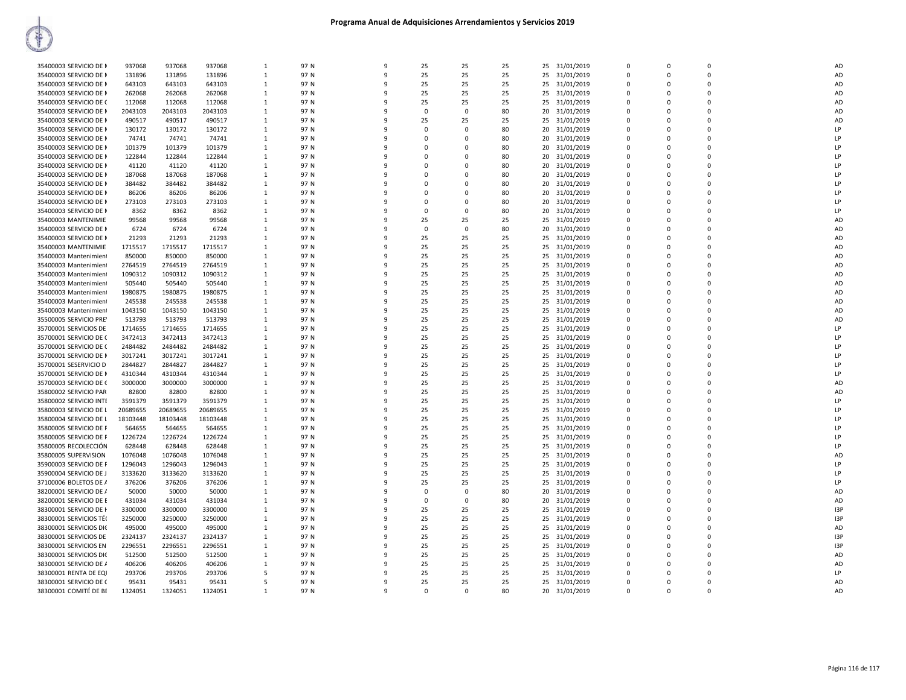# Programa Anual de Adquisiciones Arrendamientos y Servicios 2019

| | | | | | | | | | | | | | | | | |
|---|---|---|---|---|---|---|---|---|---|---|---|---|---|---|---|---|
| 35400003 SERVICIO DE N | 937068 | 937068 | 937068 | 1 | 97 N | 9 | 25 | 25 | 25 | 25 | 31/01/2019 | 0 | 0 | 0 | | AD |
| 35400003 SERVICIO DE N | 131896 | 131896 | 131896 | 1 | 97 N | 9 | 25 | 25 | 25 | 25 | 31/01/2019 | 0 | 0 | 0 | | AD |
| 35400003 SERVICIO DE N | 643103 | 643103 | 643103 | 1 | 97 N | 9 | 25 | 25 | 25 | 25 | 31/01/2019 | 0 | 0 | 0 | | AD |
| 35400003 SERVICIO DE N | 262068 | 262068 | 262068 | 1 | 97 N | 9 | 25 | 25 | 25 | 25 | 31/01/2019 | 0 | 0 | 0 | | AD |
| 35400003 SERVICIO DE C | 112068 | 112068 | 112068 | 1 | 97 N | 9 | 25 | 25 | 25 | 25 | 31/01/2019 | 0 | 0 | 0 | | AD |
| 35400003 SERVICIO DE N | 2043103 | 2043103 | 2043103 | 1 | 97 N | 9 | 0 | 0 | 80 | 20 | 31/01/2019 | 0 | 0 | 0 | | AD |
| 35400003 SERVICIO DE N | 490517 | 490517 | 490517 | 1 | 97 N | 9 | 25 | 25 | 25 | 25 | 31/01/2019 | 0 | 0 | 0 | | AD |
| 35400003 SERVICIO DE N | 130172 | 130172 | 130172 | 1 | 97 N | 9 | 0 | 0 | 80 | 20 | 31/01/2019 | 0 | 0 | 0 | | LP |
| 35400003 SERVICIO DE N | 74741 | 74741 | 74741 | 1 | 97 N | 9 | 0 | 0 | 80 | 20 | 31/01/2019 | 0 | 0 | 0 | | LP |
| 35400003 SERVICIO DE N | 101379 | 101379 | 101379 | 1 | 97 N | 9 | 0 | 0 | 80 | 20 | 31/01/2019 | 0 | 0 | 0 | | LP |
| 35400003 SERVICIO DE N | 122844 | 122844 | 122844 | 1 | 97 N | 9 | 0 | 0 | 80 | 20 | 31/01/2019 | 0 | 0 | 0 | | LP |
| 35400003 SERVICIO DE N | 41120 | 41120 | 41120 | 1 | 97 N | 9 | 0 | 0 | 80 | 20 | 31/01/2019 | 0 | 0 | 0 | | LP |
| 35400003 SERVICIO DE N | 187068 | 187068 | 187068 | 1 | 97 N | 9 | 0 | 0 | 80 | 20 | 31/01/2019 | 0 | 0 | 0 | | LP |
| 35400003 SERVICIO DE N | 384482 | 384482 | 384482 | 1 | 97 N | 9 | 0 | 0 | 80 | 20 | 31/01/2019 | 0 | 0 | 0 | | LP |
| 35400003 SERVICIO DE N | 86206 | 86206 | 86206 | 1 | 97 N | 9 | 0 | 0 | 80 | 20 | 31/01/2019 | 0 | 0 | 0 | | LP |
| 35400003 SERVICIO DE N | 273103 | 273103 | 273103 | 1 | 97 N | 9 | 0 | 0 | 80 | 20 | 31/01/2019 | 0 | 0 | 0 | | LP |
| 35400003 SERVICIO DE N | 8362 | 8362 | 8362 | 1 | 97 N | 9 | 0 | 0 | 80 | 20 | 31/01/2019 | 0 | 0 | 0 | | LP |
| 35400003 MANTENIMIE | 99568 | 99568 | 99568 | 1 | 97 N | 9 | 25 | 25 | 25 | 25 | 31/01/2019 | 0 | 0 | 0 | | AD |
| 35400003 SERVICIO DE N | 6724 | 6724 | 6724 | 1 | 97 N | 9 | 0 | 0 | 80 | 20 | 31/01/2019 | 0 | 0 | 0 | | AD |
| 35400003 SERVICIO DE N | 21293 | 21293 | 21293 | 1 | 97 N | 9 | 25 | 25 | 25 | 25 | 31/01/2019 | 0 | 0 | 0 | | AD |
| 35400003 MANTENIMIE | 1715517 | 1715517 | 1715517 | 1 | 97 N | 9 | 25 | 25 | 25 | 25 | 31/01/2019 | 0 | 0 | 0 | | AD |
| 35400003 Mantenimient | 850000 | 850000 | 850000 | 1 | 97 N | 9 | 25 | 25 | 25 | 25 | 31/01/2019 | 0 | 0 | 0 | | AD |
| 35400003 Mantenimient | 2764519 | 2764519 | 2764519 | 1 | 97 N | 9 | 25 | 25 | 25 | 25 | 31/01/2019 | 0 | 0 | 0 | | AD |
| 35400003 Mantenimient | 1090312 | 1090312 | 1090312 | 1 | 97 N | 9 | 25 | 25 | 25 | 25 | 31/01/2019 | 0 | 0 | 0 | | AD |
| 35400003 Mantenimient | 505440 | 505440 | 505440 | 1 | 97 N | 9 | 25 | 25 | 25 | 25 | 31/01/2019 | 0 | 0 | 0 | | AD |
| 35400003 Mantenimient | 1980875 | 1980875 | 1980875 | 1 | 97 N | 9 | 25 | 25 | 25 | 25 | 31/01/2019 | 0 | 0 | 0 | | AD |
| 35400003 Mantenimient | 245538 | 245538 | 245538 | 1 | 97 N | 9 | 25 | 25 | 25 | 25 | 31/01/2019 | 0 | 0 | 0 | | AD |
| 35400003 Mantenimient | 1043150 | 1043150 | 1043150 | 1 | 97 N | 9 | 25 | 25 | 25 | 25 | 31/01/2019 | 0 | 0 | 0 | | AD |
| 35500005 SERVICIO PRE' | 513793 | 513793 | 513793 | 1 | 97 N | 9 | 25 | 25 | 25 | 25 | 31/01/2019 | 0 | 0 | 0 | | AD |
| 35700001 SERVICIOS DE | 1714655 | 1714655 | 1714655 | 1 | 97 N | 9 | 25 | 25 | 25 | 25 | 31/01/2019 | 0 | 0 | 0 | | LP |
| 35700001 SERVICIO DE C | 3472413 | 3472413 | 3472413 | 1 | 97 N | 9 | 25 | 25 | 25 | 25 | 31/01/2019 | 0 | 0 | 0 | | LP |
| 35700001 SERVICIO DE C | 2484482 | 2484482 | 2484482 | 1 | 97 N | 9 | 25 | 25 | 25 | 25 | 31/01/2019 | 0 | 0 | 0 | | LP |
| 35700001 SERVICIO DE N | 3017241 | 3017241 | 3017241 | 1 | 97 N | 9 | 25 | 25 | 25 | 25 | 31/01/2019 | 0 | 0 | 0 | | LP |
| 35700001 SESERVICIO D | 2844827 | 2844827 | 2844827 | 1 | 97 N | 9 | 25 | 25 | 25 | 25 | 31/01/2019 | 0 | 0 | 0 | | LP |
| 35700001 SERVICIO DE N | 4310344 | 4310344 | 4310344 | 1 | 97 N | 9 | 25 | 25 | 25 | 25 | 31/01/2019 | 0 | 0 | 0 | | LP |
| 35700003 SERVICIO DE C | 3000000 | 3000000 | 3000000 | 1 | 97 N | 9 | 25 | 25 | 25 | 25 | 31/01/2019 | 0 | 0 | 0 | | AD |
| 35800002 SERVICIO PAR | 82800 | 82800 | 82800 | 1 | 97 N | 9 | 25 | 25 | 25 | 25 | 31/01/2019 | 0 | 0 | 0 | | AD |
| 35800002 SERVICIO INTE | 3591379 | 3591379 | 3591379 | 1 | 97 N | 9 | 25 | 25 | 25 | 25 | 31/01/2019 | 0 | 0 | 0 | | LP |
| 35800003 SERVICIO DE L | 20689655 | 20689655 | 20689655 | 1 | 97 N | 9 | 25 | 25 | 25 | 25 | 31/01/2019 | 0 | 0 | 0 | | LP |
| 35800004 SERVICIO DE L | 18103448 | 18103448 | 18103448 | 1 | 97 N | 9 | 25 | 25 | 25 | 25 | 31/01/2019 | 0 | 0 | 0 | | LP |
| 35800005 SERVICIO DE F | 564655 | 564655 | 564655 | 1 | 97 N | 9 | 25 | 25 | 25 | 25 | 31/01/2019 | 0 | 0 | 0 | | LP |
| 35800005 SERVICIO DE F | 1226724 | 1226724 | 1226724 | 1 | 97 N | 9 | 25 | 25 | 25 | 25 | 31/01/2019 | 0 | 0 | 0 | | LP |
| 35800005 RECOLECCIÓN | 628448 | 628448 | 628448 | 1 | 97 N | 9 | 25 | 25 | 25 | 25 | 31/01/2019 | 0 | 0 | 0 | | LP |
| 35800005 SUPERVISION | 1076048 | 1076048 | 1076048 | 1 | 97 N | 9 | 25 | 25 | 25 | 25 | 31/01/2019 | 0 | 0 | 0 | | AD |
| 35900003 SERVICIO DE F | 1296043 | 1296043 | 1296043 | 1 | 97 N | 9 | 25 | 25 | 25 | 25 | 31/01/2019 | 0 | 0 | 0 | | LP |
| 35900004 SERVICIO DE J | 3133620 | 3133620 | 3133620 | 1 | 97 N | 9 | 25 | 25 | 25 | 25 | 31/01/2019 | 0 | 0 | 0 | | LP |
| 37100006 BOLETOS DE A | 376206 | 376206 | 376206 | 1 | 97 N | 9 | 25 | 25 | 25 | 25 | 31/01/2019 | 0 | 0 | 0 | | LP |
| 38200001 SERVICIO DE A | 50000 | 50000 | 50000 | 1 | 97 N | 9 | 0 | 0 | 80 | 20 | 31/01/2019 | 0 | 0 | 0 | | AD |
| 38200001 SERVICIO DE E | 431034 | 431034 | 431034 | 1 | 97 N | 9 | 0 | 0 | 80 | 20 | 31/01/2019 | 0 | 0 | 0 | | AD |
| 38300001 SERVICIO DE H | 3300000 | 3300000 | 3300000 | 1 | 97 N | 9 | 25 | 25 | 25 | 25 | 31/01/2019 | 0 | 0 | 0 | | I3P |
| 38300001 SERVICIOS TÉ( | 3250000 | 3250000 | 3250000 | 1 | 97 N | 9 | 25 | 25 | 25 | 25 | 31/01/2019 | 0 | 0 | 0 | | I3P |
| 38300001 SERVICIOS DI( | 495000 | 495000 | 495000 | 1 | 97 N | 9 | 25 | 25 | 25 | 25 | 31/01/2019 | 0 | 0 | 0 | | AD |
| 38300001 SERVICIOS DE | 2324137 | 2324137 | 2324137 | 1 | 97 N | 9 | 25 | 25 | 25 | 25 | 31/01/2019 | 0 | 0 | 0 | | I3P |
| 38300001 SERVICIOS EN | 2296551 | 2296551 | 2296551 | 1 | 97 N | 9 | 25 | 25 | 25 | 25 | 31/01/2019 | 0 | 0 | 0 | | I3P |
| 38300001 SERVICIOS DI( | 512500 | 512500 | 512500 | 1 | 97 N | 9 | 25 | 25 | 25 | 25 | 31/01/2019 | 0 | 0 | 0 | | AD |
| 38300001 SERVICIO DE A | 406206 | 406206 | 406206 | 1 | 97 N | 9 | 25 | 25 | 25 | 25 | 31/01/2019 | 0 | 0 | 0 | | AD |
| 38300001 RENTA DE EQI | 293706 | 293706 | 293706 | 5 | 97 N | 9 | 25 | 25 | 25 | 25 | 31/01/2019 | 0 | 0 | 0 | | LP |
| 38300001 SERVICIO DE C | 95431 | 95431 | 95431 | 5 | 97 N | 9 | 25 | 25 | 25 | 25 | 31/01/2019 | 0 | 0 | 0 | | AD |
| 38300001 COMITÉ DE BE | 1324051 | 1324051 | 1324051 | 1 | 97 N | 9 | 0 | 0 | 80 | 20 | 31/01/2019 | 0 | 0 | 0 | | AD |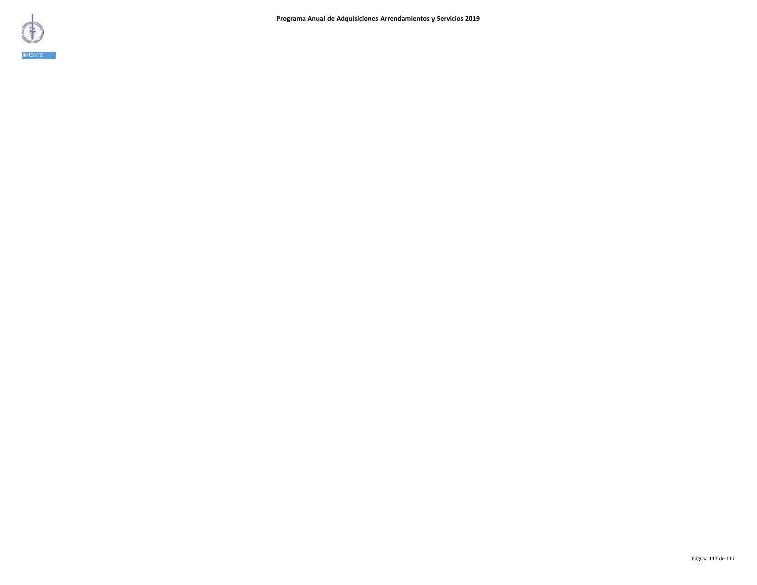IMIENTO